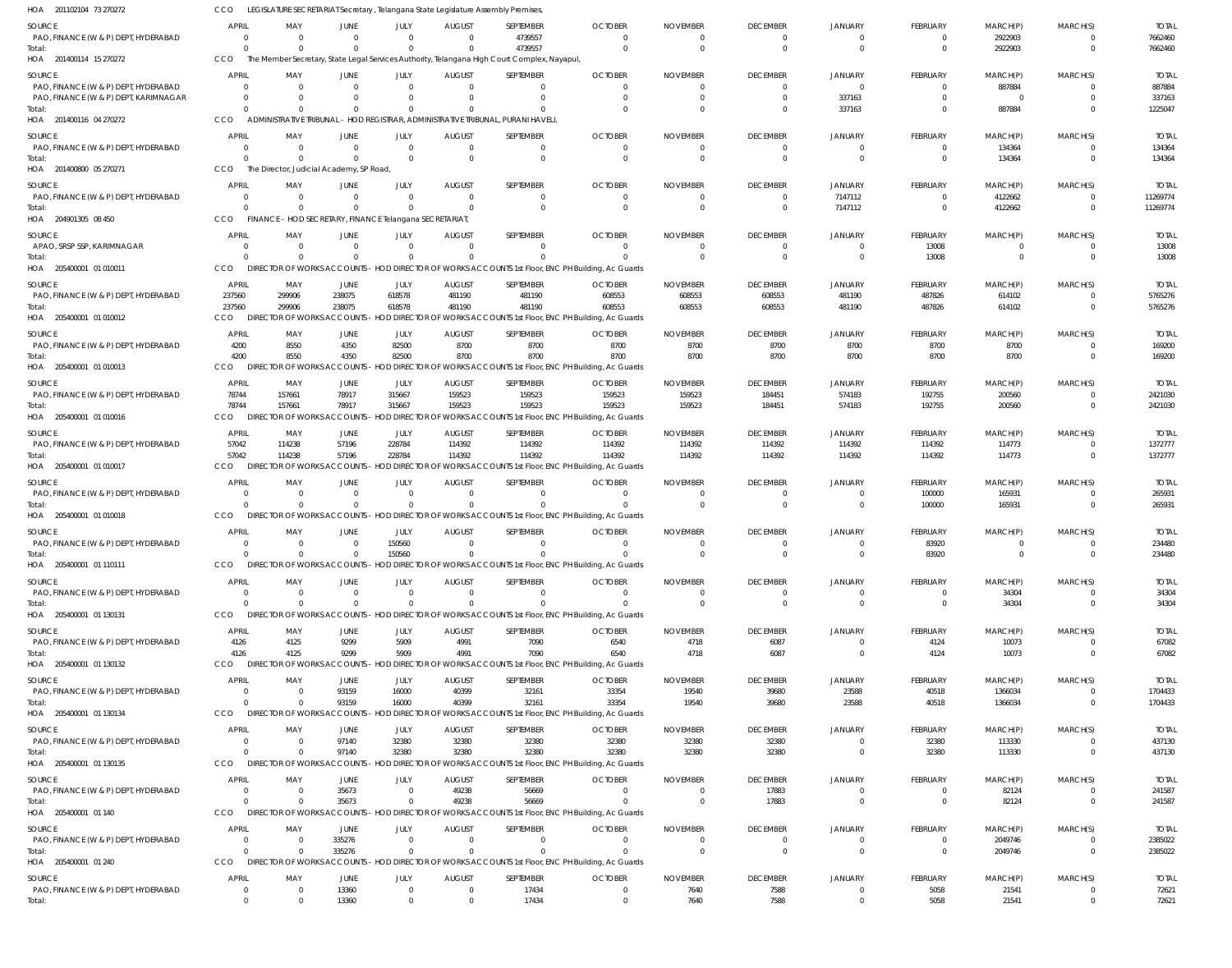HOA 201102104 73 270272 CCO LEGISLATURE SECRETARIAT Secretary, Telangana State Legislature Assembly Premises,

| SOURCE | APRIL | MAY | JUNE | JULY | AUGUST | SEPTEMBER | OCTOBER | NOVEMBER | DECEMBER | JANUARY | FEBRUARY | MARCH(P) | MARCH(S) | TOTAL |
|---|---|---|---|---|---|---|---|---|---|---|---|---|---|---|
| PAO, FINANCE (W & P) DEPT, HYDERABAD | 0 | 0 | 0 | 0 | 0 | 4739557 | 0 | 0 | 0 | 0 | 0 | 2922903 | 0 | 7662460 |
| Total: | 0 | 0 | 0 | 0 | 0 | 4739557 | 0 | 0 | 0 | 0 | 0 | 2922903 | 0 | 7662460 |

HOA 201400114 15 270272 CCO The Member Secretary, State Legal Services Authority, Telangana High Court Complex, Nayapul,

| SOURCE | APRIL | MAY | JUNE | JULY | AUGUST | SEPTEMBER | OCTOBER | NOVEMBER | DECEMBER | JANUARY | FEBRUARY | MARCH(P) | MARCH(S) | TOTAL |
|---|---|---|---|---|---|---|---|---|---|---|---|---|---|---|
| PAO, FINANCE (W & P) DEPT, HYDERABAD | 0 | 0 | 0 | 0 | 0 | 0 | 0 | 0 | 0 | 0 | 0 | 887884 | 0 | 887884 |
| PAO, FINANCE (W & P) DEPT, KARIMNAGAR | 0 | 0 | 0 | 0 | 0 | 0 | 0 | 0 | 0 | 337163 | 0 | 0 | 0 | 337163 |
| Total: | 0 | 0 | 0 | 0 | 0 | 0 | 0 | 0 | 0 | 337163 | 0 | 887884 | 0 | 1225047 |

HOA 201400116 04 270272 CCO ADMINISTRATIVE TRIBUNAL - HOD REGISTRAR, ADMINISTRATIVE TRIBUNAL, PURANI HAVELI,

| SOURCE | APRIL | MAY | JUNE | JULY | AUGUST | SEPTEMBER | OCTOBER | NOVEMBER | DECEMBER | JANUARY | FEBRUARY | MARCH(P) | MARCH(S) | TOTAL |
|---|---|---|---|---|---|---|---|---|---|---|---|---|---|---|
| PAO, FINANCE (W & P) DEPT, HYDERABAD | 0 | 0 | 0 | 0 | 0 | 0 | 0 | 0 | 0 | 0 | 0 | 134364 | 0 | 134364 |
| Total: | 0 | 0 | 0 | 0 | 0 | 0 | 0 | 0 | 0 | 0 | 0 | 134364 | 0 | 134364 |

HOA 201400800 05 270271 CCO The Director, Judicial Academy, SP Road,

| SOURCE | APRIL | MAY | JUNE | JULY | AUGUST | SEPTEMBER | OCTOBER | NOVEMBER | DECEMBER | JANUARY | FEBRUARY | MARCH(P) | MARCH(S) | TOTAL |
|---|---|---|---|---|---|---|---|---|---|---|---|---|---|---|
| PAO, FINANCE (W & P) DEPT, HYDERABAD | 0 | 0 | 0 | 0 | 0 | 0 | 0 | 0 | 0 | 7147112 | 0 | 4122662 | 0 | 11269774 |
| Total: | 0 | 0 | 0 | 0 | 0 | 0 | 0 | 0 | 0 | 7147112 | 0 | 4122662 | 0 | 11269774 |

HOA 204901305 08 450 CCO FINANCE - HOD SECRETARY, FINANCE Telangana SECRETARIAT,

| SOURCE | APRIL | MAY | JUNE | JULY | AUGUST | SEPTEMBER | OCTOBER | NOVEMBER | DECEMBER | JANUARY | FEBRUARY | MARCH(P) | MARCH(S) | TOTAL |
|---|---|---|---|---|---|---|---|---|---|---|---|---|---|---|
| APAO, SRSP SSP, KARIMNAGAR | 0 | 0 | 0 | 0 | 0 | 0 | 0 | 0 | 0 | 0 | 13008 | 0 | 0 | 13008 |
| Total: | 0 | 0 | 0 | 0 | 0 | 0 | 0 | 0 | 0 | 0 | 13008 | 0 | 0 | 13008 |

HOA 205400001 01 010011 CCO DIRECTOR OF WORKS ACCOUNTS - HOD DIRECTOR OF WORKS ACCOUNTS 1st Floor, ENC PH Building, Ac Guards

| SOURCE | APRIL | MAY | JUNE | JULY | AUGUST | SEPTEMBER | OCTOBER | NOVEMBER | DECEMBER | JANUARY | FEBRUARY | MARCH(P) | MARCH(S) | TOTAL |
|---|---|---|---|---|---|---|---|---|---|---|---|---|---|---|
| PAO, FINANCE (W & P) DEPT, HYDERABAD | 237560 | 299906 | 238075 | 618578 | 481190 | 481190 | 608553 | 608553 | 608553 | 481190 | 487826 | 614102 | 0 | 5765276 |
| Total: | 237560 | 299906 | 238075 | 618578 | 481190 | 481190 | 608553 | 608553 | 608553 | 481190 | 487826 | 614102 | 0 | 5765276 |

HOA 205400001 01 010012 CCO DIRECTOR OF WORKS ACCOUNTS - HOD DIRECTOR OF WORKS ACCOUNTS 1st Floor, ENC PH Building, Ac Guards

| SOURCE | APRIL | MAY | JUNE | JULY | AUGUST | SEPTEMBER | OCTOBER | NOVEMBER | DECEMBER | JANUARY | FEBRUARY | MARCH(P) | MARCH(S) | TOTAL |
|---|---|---|---|---|---|---|---|---|---|---|---|---|---|---|
| PAO, FINANCE (W & P) DEPT, HYDERABAD | 4200 | 8550 | 4350 | 82500 | 8700 | 8700 | 8700 | 8700 | 8700 | 8700 | 8700 | 8700 | 0 | 169200 |
| Total: | 4200 | 8550 | 4350 | 82500 | 8700 | 8700 | 8700 | 8700 | 8700 | 8700 | 8700 | 8700 | 0 | 169200 |

HOA 205400001 01 010013 CCO DIRECTOR OF WORKS ACCOUNTS - HOD DIRECTOR OF WORKS ACCOUNTS 1st Floor, ENC PH Building, Ac Guards

| SOURCE | APRIL | MAY | JUNE | JULY | AUGUST | SEPTEMBER | OCTOBER | NOVEMBER | DECEMBER | JANUARY | FEBRUARY | MARCH(P) | MARCH(S) | TOTAL |
|---|---|---|---|---|---|---|---|---|---|---|---|---|---|---|
| PAO, FINANCE (W & P) DEPT, HYDERABAD | 78744 | 157661 | 78917 | 315667 | 159523 | 159523 | 159523 | 159523 | 184451 | 574183 | 192755 | 200560 | 0 | 2421030 |
| Total: | 78744 | 157661 | 78917 | 315667 | 159523 | 159523 | 159523 | 159523 | 184451 | 574183 | 192755 | 200560 | 0 | 2421030 |

HOA 205400001 01 010016 CCO DIRECTOR OF WORKS ACCOUNTS - HOD DIRECTOR OF WORKS ACCOUNTS 1st Floor, ENC PH Building, Ac Guards

| SOURCE | APRIL | MAY | JUNE | JULY | AUGUST | SEPTEMBER | OCTOBER | NOVEMBER | DECEMBER | JANUARY | FEBRUARY | MARCH(P) | MARCH(S) | TOTAL |
|---|---|---|---|---|---|---|---|---|---|---|---|---|---|---|
| PAO, FINANCE (W & P) DEPT, HYDERABAD | 57042 | 114238 | 57196 | 228784 | 114392 | 114392 | 114392 | 114392 | 114392 | 114392 | 114392 | 114773 | 0 | 1372777 |
| Total: | 57042 | 114238 | 57196 | 228784 | 114392 | 114392 | 114392 | 114392 | 114392 | 114392 | 114392 | 114773 | 0 | 1372777 |

HOA 205400001 01 010017 CCO DIRECTOR OF WORKS ACCOUNTS - HOD DIRECTOR OF WORKS ACCOUNTS 1st Floor, ENC PH Building, Ac Guards

| SOURCE | APRIL | MAY | JUNE | JULY | AUGUST | SEPTEMBER | OCTOBER | NOVEMBER | DECEMBER | JANUARY | FEBRUARY | MARCH(P) | MARCH(S) | TOTAL |
|---|---|---|---|---|---|---|---|---|---|---|---|---|---|---|
| PAO, FINANCE (W & P) DEPT, HYDERABAD | 0 | 0 | 0 | 0 | 0 | 0 | 0 | 0 | 0 | 0 | 100000 | 165931 | 0 | 265931 |
| Total: | 0 | 0 | 0 | 0 | 0 | 0 | 0 | 0 | 0 | 0 | 100000 | 165931 | 0 | 265931 |

HOA 205400001 01 010018 CCO DIRECTOR OF WORKS ACCOUNTS - HOD DIRECTOR OF WORKS ACCOUNTS 1st Floor, ENC PH Building, Ac Guards

| SOURCE | APRIL | MAY | JUNE | JULY | AUGUST | SEPTEMBER | OCTOBER | NOVEMBER | DECEMBER | JANUARY | FEBRUARY | MARCH(P) | MARCH(S) | TOTAL |
|---|---|---|---|---|---|---|---|---|---|---|---|---|---|---|
| PAO, FINANCE (W & P) DEPT, HYDERABAD | 0 | 0 | 0 | 150560 | 0 | 0 | 0 | 0 | 0 | 0 | 83920 | 0 | 0 | 234480 |
| Total: | 0 | 0 | 0 | 150560 | 0 | 0 | 0 | 0 | 0 | 0 | 83920 | 0 | 0 | 234480 |

HOA 205400001 01 110111 CCO DIRECTOR OF WORKS ACCOUNTS - HOD DIRECTOR OF WORKS ACCOUNTS 1st Floor, ENC PH Building, Ac Guards

| SOURCE | APRIL | MAY | JUNE | JULY | AUGUST | SEPTEMBER | OCTOBER | NOVEMBER | DECEMBER | JANUARY | FEBRUARY | MARCH(P) | MARCH(S) | TOTAL |
|---|---|---|---|---|---|---|---|---|---|---|---|---|---|---|
| PAO, FINANCE (W & P) DEPT, HYDERABAD | 0 | 0 | 0 | 0 | 0 | 0 | 0 | 0 | 0 | 0 | 0 | 34304 | 0 | 34304 |
| Total: | 0 | 0 | 0 | 0 | 0 | 0 | 0 | 0 | 0 | 0 | 0 | 34304 | 0 | 34304 |

HOA 205400001 01 130131 CCO DIRECTOR OF WORKS ACCOUNTS - HOD DIRECTOR OF WORKS ACCOUNTS 1st Floor, ENC PH Building, Ac Guards

| SOURCE | APRIL | MAY | JUNE | JULY | AUGUST | SEPTEMBER | OCTOBER | NOVEMBER | DECEMBER | JANUARY | FEBRUARY | MARCH(P) | MARCH(S) | TOTAL |
|---|---|---|---|---|---|---|---|---|---|---|---|---|---|---|
| PAO, FINANCE (W & P) DEPT, HYDERABAD | 4126 | 4125 | 9299 | 5909 | 4991 | 7090 | 6540 | 4718 | 6087 | 0 | 4124 | 10073 | 0 | 67082 |
| Total: | 4126 | 4125 | 9299 | 5909 | 4991 | 7090 | 6540 | 4718 | 6087 | 0 | 4124 | 10073 | 0 | 67082 |

HOA 205400001 01 130132 CCO DIRECTOR OF WORKS ACCOUNTS - HOD DIRECTOR OF WORKS ACCOUNTS 1st Floor, ENC PH Building, Ac Guards

| SOURCE | APRIL | MAY | JUNE | JULY | AUGUST | SEPTEMBER | OCTOBER | NOVEMBER | DECEMBER | JANUARY | FEBRUARY | MARCH(P) | MARCH(S) | TOTAL |
|---|---|---|---|---|---|---|---|---|---|---|---|---|---|---|
| PAO, FINANCE (W & P) DEPT, HYDERABAD | 0 | 0 | 93159 | 16000 | 40399 | 32161 | 33354 | 19540 | 39680 | 23588 | 40518 | 1366034 | 0 | 1704433 |
| Total: | 0 | 0 | 93159 | 16000 | 40399 | 32161 | 33354 | 19540 | 39680 | 23588 | 40518 | 1366034 | 0 | 1704433 |

HOA 205400001 01 130134 CCO DIRECTOR OF WORKS ACCOUNTS - HOD DIRECTOR OF WORKS ACCOUNTS 1st Floor, ENC PH Building, Ac Guards

| SOURCE | APRIL | MAY | JUNE | JULY | AUGUST | SEPTEMBER | OCTOBER | NOVEMBER | DECEMBER | JANUARY | FEBRUARY | MARCH(P) | MARCH(S) | TOTAL |
|---|---|---|---|---|---|---|---|---|---|---|---|---|---|---|
| PAO, FINANCE (W & P) DEPT, HYDERABAD | 0 | 0 | 97140 | 32380 | 32380 | 32380 | 32380 | 32380 | 32380 | 0 | 32380 | 113330 | 0 | 437130 |
| Total: | 0 | 0 | 97140 | 32380 | 32380 | 32380 | 32380 | 32380 | 32380 | 0 | 32380 | 113330 | 0 | 437130 |

HOA 205400001 01 130135 CCO DIRECTOR OF WORKS ACCOUNTS - HOD DIRECTOR OF WORKS ACCOUNTS 1st Floor, ENC PH Building, Ac Guards

| SOURCE | APRIL | MAY | JUNE | JULY | AUGUST | SEPTEMBER | OCTOBER | NOVEMBER | DECEMBER | JANUARY | FEBRUARY | MARCH(P) | MARCH(S) | TOTAL |
|---|---|---|---|---|---|---|---|---|---|---|---|---|---|---|
| PAO, FINANCE (W & P) DEPT, HYDERABAD | 0 | 0 | 35673 | 0 | 49238 | 56669 | 0 | 0 | 17883 | 0 | 0 | 82124 | 0 | 241587 |
| Total: | 0 | 0 | 35673 | 0 | 49238 | 56669 | 0 | 0 | 17883 | 0 | 0 | 82124 | 0 | 241587 |

HOA 205400001 01 140 CCO DIRECTOR OF WORKS ACCOUNTS - HOD DIRECTOR OF WORKS ACCOUNTS 1st Floor, ENC PH Building, Ac Guards

| SOURCE | APRIL | MAY | JUNE | JULY | AUGUST | SEPTEMBER | OCTOBER | NOVEMBER | DECEMBER | JANUARY | FEBRUARY | MARCH(P) | MARCH(S) | TOTAL |
|---|---|---|---|---|---|---|---|---|---|---|---|---|---|---|
| PAO, FINANCE (W & P) DEPT, HYDERABAD | 0 | 0 | 335276 | 0 | 0 | 0 | 0 | 0 | 0 | 0 | 0 | 2049746 | 0 | 2385022 |
| Total: | 0 | 0 | 335276 | 0 | 0 | 0 | 0 | 0 | 0 | 0 | 0 | 2049746 | 0 | 2385022 |

HOA 205400001 01 240 CCO DIRECTOR OF WORKS ACCOUNTS - HOD DIRECTOR OF WORKS ACCOUNTS 1st Floor, ENC PH Building, Ac Guards

| SOURCE | APRIL | MAY | JUNE | JULY | AUGUST | SEPTEMBER | OCTOBER | NOVEMBER | DECEMBER | JANUARY | FEBRUARY | MARCH(P) | MARCH(S) | TOTAL |
|---|---|---|---|---|---|---|---|---|---|---|---|---|---|---|
| PAO, FINANCE (W & P) DEPT, HYDERABAD | 0 | 0 | 13360 | 0 | 0 | 17434 | 0 | 7640 | 7588 | 0 | 5058 | 21541 | 0 | 72621 |
| Total: | 0 | 0 | 13360 | 0 | 0 | 17434 | 0 | 7640 | 7588 | 0 | 5058 | 21541 | 0 | 72621 |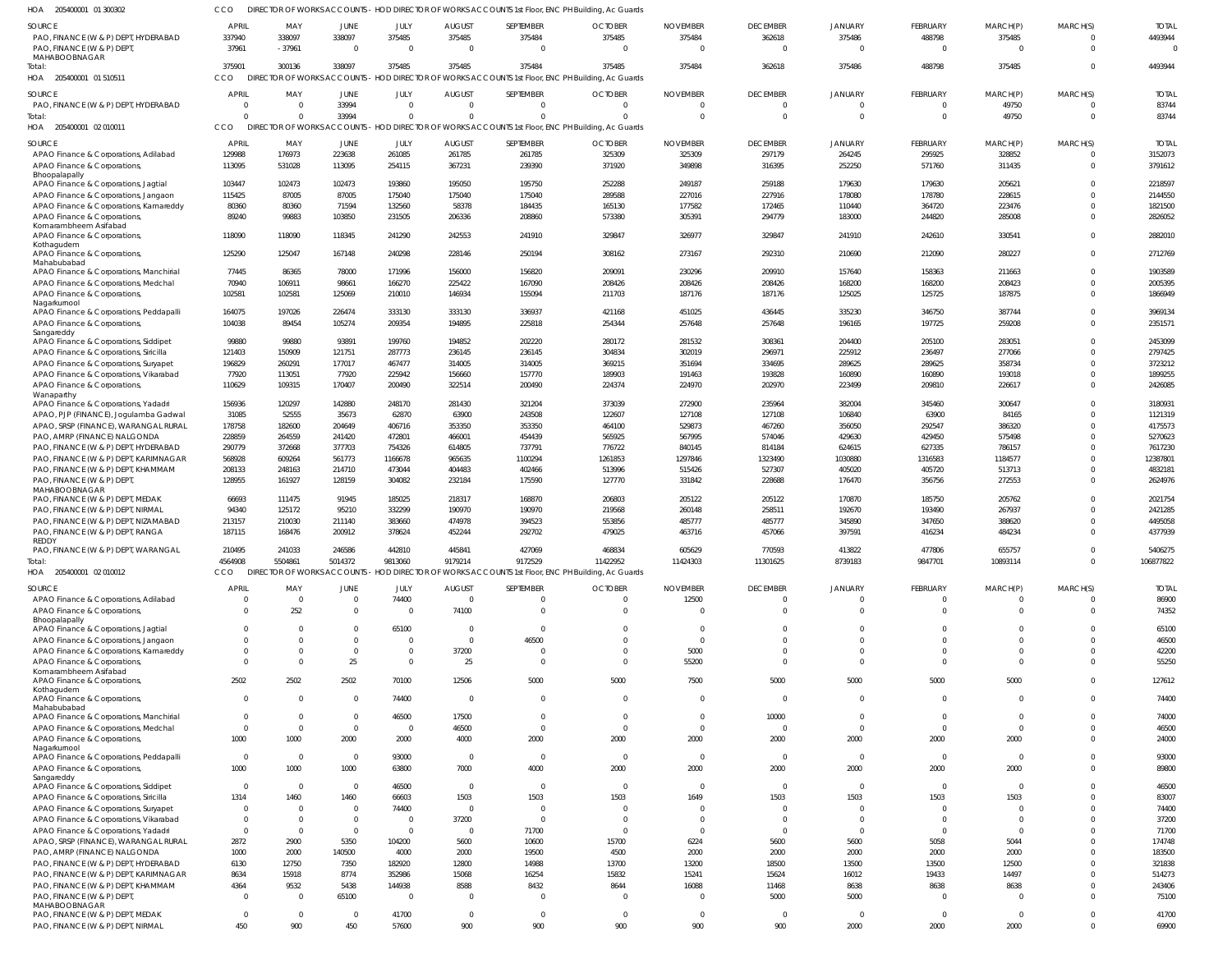HOA 205400001 01 300302 CCO DIRECTOR OF WORKS ACCOUNTS - HOD DIRECTOR OF WORKS ACCOUNTS 1st Floor, ENC PH Building, Ac Guards

| SOURCE | APRIL | MAY | JUNE | JULY | AUGUST | SEPTEMBER | OCTOBER | NOVEMBER | DECEMBER | JANUARY | FEBRUARY | MARCH(P) | MARCH(S) | TOTAL |
|---|---|---|---|---|---|---|---|---|---|---|---|---|---|---|
| PAO, FINANCE (W & P) DEPT, HYDERABAD | 337940 | 338097 | 338097 | 375485 | 375485 | 375484 | 375485 | 375484 | 362618 | 375486 | 488798 | 375485 | 0 | 4493944 |
| PAO, FINANCE (W & P) DEPT, MAHABOOBNAGAR | 37961 | -37961 | 0 | 0 | 0 | 0 | 0 | 0 | 0 | 0 | 0 | 0 | 0 | 0 |
| Total: | 375901 | 300136 | 338097 | 375485 | 375485 | 375484 | 375485 | 375484 | 362618 | 375486 | 488798 | 375485 | 0 | 4493944 |

HOA 205400001 01 510511 CCO DIRECTOR OF WORKS ACCOUNTS - HOD DIRECTOR OF WORKS ACCOUNTS 1st Floor, ENC PH Building, Ac Guards

| SOURCE | APRIL | MAY | JUNE | JULY | AUGUST | SEPTEMBER | OCTOBER | NOVEMBER | DECEMBER | JANUARY | FEBRUARY | MARCH(P) | MARCH(S) | TOTAL |
|---|---|---|---|---|---|---|---|---|---|---|---|---|---|---|
| PAO, FINANCE (W & P) DEPT, HYDERABAD | 0 | 0 | 33994 | 0 | 0 | 0 | 0 | 0 | 0 | 0 | 0 | 49750 | 0 | 83744 |
| Total: | 0 | 0 | 33994 | 0 | 0 | 0 | 0 | 0 | 0 | 0 | 0 | 49750 | 0 | 83744 |

HOA 205400001 02 010011 CCO DIRECTOR OF WORKS ACCOUNTS - HOD DIRECTOR OF WORKS ACCOUNTS 1st Floor, ENC PH Building, Ac Guards

| SOURCE | APRIL | MAY | JUNE | JULY | AUGUST | SEPTEMBER | OCTOBER | NOVEMBER | DECEMBER | JANUARY | FEBRUARY | MARCH(P) | MARCH(S) | TOTAL |
|---|---|---|---|---|---|---|---|---|---|---|---|---|---|---|
| APAO Finance & Corporations, Adilabad | 129988 | 176973 | 223638 | 261085 | 261785 | 261785 | 325309 | 325309 | 297179 | 264245 | 295925 | 328852 | 0 | 3152073 |
| APAO Finance & Corporations, Bhoopalapally | 113095 | 531028 | 113095 | 254115 | 367231 | 239390 | 371920 | 349898 | 316395 | 252250 | 571760 | 311435 | 0 | 3791612 |
| APAO Finance & Corporations, Jagtial | 103447 | 102473 | 102473 | 193860 | 195050 | 195750 | 252288 | 249187 | 259188 | 179630 | 179630 | 205621 | 0 | 2218597 |
| APAO Finance & Corporations, Jangaon | 115425 | 87005 | 87005 | 175040 | 175040 | 175040 | 289588 | 227016 | 227916 | 178080 | 178780 | 228615 | 0 | 2144550 |
| APAO Finance & Corporations, Kamareddy | 80360 | 80360 | 71594 | 132560 | 58378 | 184435 | 165130 | 177582 | 172465 | 110440 | 364720 | 223476 | 0 | 1821500 |
| APAO Finance & Corporations, Komarambheem Asifabad | 89240 | 99883 | 103850 | 231505 | 206336 | 208860 | 573380 | 305391 | 294779 | 183000 | 244820 | 285008 | 0 | 2826052 |
| APAO Finance & Corporations, Kothagudem | 118090 | 118090 | 118345 | 241290 | 242553 | 241910 | 329847 | 326977 | 329847 | 241910 | 242610 | 330541 | 0 | 2882010 |
| APAO Finance & Corporations, Mahabubabad | 125290 | 125047 | 167148 | 240298 | 228146 | 250194 | 308162 | 273167 | 292310 | 210690 | 212090 | 280227 | 0 | 2712769 |
| APAO Finance & Corporations, Manchirial | 77445 | 86365 | 78000 | 171996 | 156000 | 156820 | 209091 | 230296 | 209910 | 157640 | 158363 | 211663 | 0 | 1903589 |
| APAO Finance & Corporations, Medchal | 70940 | 106911 | 98661 | 166270 | 225422 | 167090 | 208426 | 208426 | 208426 | 168200 | 168200 | 208423 | 0 | 2005395 |
| APAO Finance & Corporations, Nagarkurnool | 102581 | 102581 | 125069 | 210010 | 146934 | 155094 | 211703 | 187176 | 187176 | 125025 | 125725 | 187875 | 0 | 1866949 |
| APAO Finance & Corporations, Peddapalli | 164075 | 197026 | 226474 | 333130 | 333130 | 336937 | 421168 | 451025 | 436445 | 335230 | 346750 | 387744 | 0 | 3969134 |
| APAO Finance & Corporations, Sangareddy | 104038 | 89454 | 105274 | 209354 | 194895 | 225818 | 254344 | 257648 | 257648 | 196165 | 197725 | 259208 | 0 | 2351571 |
| APAO Finance & Corporations, Siddipet | 99880 | 99880 | 93891 | 199760 | 194852 | 202220 | 280172 | 281532 | 308361 | 204400 | 205100 | 283051 | 0 | 2453099 |
| APAO Finance & Corporations, Siricilla | 121403 | 150909 | 121751 | 287773 | 236145 | 236145 | 304834 | 302019 | 296971 | 225912 | 236497 | 277066 | 0 | 2797425 |
| APAO Finance & Corporations, Suryapet | 196829 | 260291 | 177017 | 467477 | 314005 | 314005 | 369215 | 351694 | 334695 | 289625 | 289625 | 358734 | 0 | 3723212 |
| APAO Finance & Corporations, Vikarabad | 77920 | 113051 | 77920 | 225942 | 156660 | 157770 | 189903 | 191463 | 193828 | 160890 | 160890 | 193018 | 0 | 1899255 |
| APAO Finance & Corporations, Wanaparthy | 110629 | 109315 | 170407 | 200490 | 322514 | 200490 | 224374 | 224970 | 202970 | 223499 | 209810 | 226617 | 0 | 2426085 |
| APAO Finance & Corporations, Yadadri | 156936 | 120297 | 142880 | 248170 | 281430 | 321204 | 373039 | 272900 | 235964 | 382004 | 345460 | 300647 | 0 | 3180931 |
| APAO, PJP (FINANCE), Jogulamba Gadwal | 31085 | 52555 | 35673 | 62870 | 63900 | 243508 | 122607 | 127108 | 127108 | 106840 | 63900 | 84165 | 0 | 1121319 |
| APAO, SRSP (FINANCE), WARANGAL RURAL | 178758 | 182600 | 204649 | 406716 | 353350 | 353350 | 464100 | 529873 | 467260 | 356050 | 292547 | 386320 | 0 | 4175573 |
| PAO, AMRP (FINANCE) NALGONDA | 228859 | 264559 | 241420 | 472801 | 466001 | 454439 | 565925 | 567995 | 574046 | 429630 | 429450 | 575498 | 0 | 5270623 |
| PAO, FINANCE (W & P) DEPT, HYDERABAD | 290779 | 372668 | 377703 | 754326 | 614805 | 737791 | 776722 | 840145 | 814184 | 624615 | 627335 | 786157 | 0 | 7617230 |
| PAO, FINANCE (W & P) DEPT, KARIMNAGAR | 568928 | 609264 | 561773 | 1166678 | 965635 | 1100294 | 1261853 | 1297846 | 1323490 | 1030880 | 1316583 | 1184577 | 0 | 12387801 |
| PAO, FINANCE (W & P) DEPT, KHAMMAM | 208133 | 248163 | 214710 | 473044 | 404483 | 402466 | 513996 | 515426 | 527307 | 405020 | 405720 | 513713 | 0 | 4832181 |
| PAO, FINANCE (W & P) DEPT, MAHABOOBNAGAR | 128955 | 161927 | 128159 | 304082 | 232184 | 175590 | 127770 | 331842 | 228688 | 176470 | 356756 | 272553 | 0 | 2624976 |
| PAO, FINANCE (W & P) DEPT, MEDAK | 66693 | 111475 | 91945 | 185025 | 218317 | 168870 | 206803 | 205122 | 205122 | 170870 | 185750 | 205762 | 0 | 2021754 |
| PAO, FINANCE (W & P) DEPT, NIRMAL | 94340 | 125172 | 95210 | 332299 | 190970 | 190970 | 219568 | 260148 | 258511 | 192670 | 193490 | 267937 | 0 | 2421285 |
| PAO, FINANCE (W & P) DEPT, NIZAMABAD | 213157 | 210030 | 211140 | 383660 | 474978 | 394523 | 553856 | 485777 | 485777 | 345890 | 347650 | 388620 | 0 | 4495058 |
| PAO, FINANCE (W & P) DEPT, RANGA REDDY | 187115 | 168476 | 200912 | 378624 | 452244 | 292702 | 479025 | 463716 | 457066 | 397591 | 416234 | 484234 | 0 | 4377939 |
| PAO, FINANCE (W & P) DEPT, WARANGAL | 210495 | 241033 | 246586 | 442810 | 445841 | 427069 | 468834 | 605629 | 770593 | 413822 | 477806 | 655757 | 0 | 5406275 |
| Total: | 4564908 | 5504861 | 5014372 | 9813060 | 9179214 | 9172529 | 11422952 | 11424303 | 11301625 | 8739183 | 9847701 | 10893114 | 0 | 106877822 |

HOA 205400001 02 010012 CCO DIRECTOR OF WORKS ACCOUNTS - HOD DIRECTOR OF WORKS ACCOUNTS 1st Floor, ENC PH Building, Ac Guards

| SOURCE | APRIL | MAY | JUNE | JULY | AUGUST | SEPTEMBER | OCTOBER | NOVEMBER | DECEMBER | JANUARY | FEBRUARY | MARCH(P) | MARCH(S) | TOTAL |
|---|---|---|---|---|---|---|---|---|---|---|---|---|---|---|
| APAO Finance & Corporations, Adilabad | 0 | 0 | 0 | 74400 | 0 | 0 | 0 | 12500 | 0 | 0 | 0 | 0 | 0 | 86900 |
| APAO Finance & Corporations, Bhoopalapally | 0 | 252 | 0 | 0 | 74100 | 0 | 0 | 0 | 0 | 0 | 0 | 0 | 0 | 74352 |
| APAO Finance & Corporations, Jagtial | 0 | 0 | 0 | 65100 | 0 | 0 | 0 | 0 | 0 | 0 | 0 | 0 | 0 | 65100 |
| APAO Finance & Corporations, Jangaon | 0 | 0 | 0 | 0 | 0 | 46500 | 0 | 0 | 0 | 0 | 0 | 0 | 0 | 46500 |
| APAO Finance & Corporations, Kamareddy | 0 | 0 | 0 | 0 | 37200 | 0 | 0 | 5000 | 0 | 0 | 0 | 0 | 0 | 42200 |
| APAO Finance & Corporations, Komarambheem Asifabad | 0 | 0 | 25 | 0 | 25 | 0 | 0 | 55200 | 0 | 0 | 0 | 0 | 0 | 55250 |
| APAO Finance & Corporations, Kothagudem | 2502 | 2502 | 2502 | 70100 | 12506 | 5000 | 5000 | 7500 | 5000 | 5000 | 5000 | 5000 | 0 | 127612 |
| APAO Finance & Corporations, Mahabubabad | 0 | 0 | 0 | 74400 | 0 | 0 | 0 | 0 | 0 | 0 | 0 | 0 | 0 | 74400 |
| APAO Finance & Corporations, Manchirial | 0 | 0 | 0 | 46500 | 17500 | 0 | 0 | 0 | 10000 | 0 | 0 | 0 | 0 | 74000 |
| APAO Finance & Corporations, Medchal | 0 | 0 | 0 | 0 | 46500 | 0 | 0 | 0 | 0 | 0 | 0 | 0 | 0 | 46500 |
| APAO Finance & Corporations, Nagarkurnool | 1000 | 1000 | 2000 | 2000 | 4000 | 2000 | 2000 | 2000 | 2000 | 2000 | 2000 | 2000 | 0 | 24000 |
| APAO Finance & Corporations, Peddapalli | 0 | 0 | 0 | 93000 | 0 | 0 | 0 | 0 | 0 | 0 | 0 | 0 | 0 | 93000 |
| APAO Finance & Corporations, Sangareddy | 1000 | 1000 | 1000 | 63800 | 7000 | 4000 | 2000 | 2000 | 2000 | 2000 | 2000 | 2000 | 0 | 89800 |
| APAO Finance & Corporations, Siddipet | 0 | 0 | 0 | 46500 | 0 | 0 | 0 | 0 | 0 | 0 | 0 | 0 | 0 | 46500 |
| APAO Finance & Corporations, Siricilla | 1314 | 1460 | 1460 | 66603 | 1503 | 1503 | 1503 | 1649 | 1503 | 1503 | 1503 | 1503 | 0 | 83007 |
| APAO Finance & Corporations, Suryapet | 0 | 0 | 0 | 74400 | 0 | 0 | 0 | 0 | 0 | 0 | 0 | 0 | 0 | 74400 |
| APAO Finance & Corporations, Vikarabad | 0 | 0 | 0 | 0 | 37200 | 0 | 0 | 0 | 0 | 0 | 0 | 0 | 0 | 37200 |
| APAO Finance & Corporations, Yadadri | 0 | 0 | 0 | 0 | 0 | 71700 | 0 | 0 | 0 | 0 | 0 | 0 | 0 | 71700 |
| APAO, SRSP (FINANCE), WARANGAL RURAL | 2872 | 2900 | 5350 | 104200 | 5600 | 10600 | 15700 | 6224 | 5600 | 5600 | 5058 | 5044 | 0 | 174748 |
| PAO, AMRP (FINANCE) NALGONDA | 1000 | 2000 | 140500 | 4000 | 2000 | 19500 | 4500 | 2000 | 2000 | 2000 | 2000 | 2000 | 0 | 183500 |
| PAO, FINANCE (W & P) DEPT, HYDERABAD | 6130 | 12750 | 7350 | 182920 | 12800 | 14988 | 13700 | 13200 | 18500 | 13500 | 13500 | 12500 | 0 | 321838 |
| PAO, FINANCE (W & P) DEPT, KARIMNAGAR | 8634 | 15918 | 8774 | 352986 | 15068 | 16254 | 15832 | 15241 | 15624 | 16012 | 19433 | 14497 | 0 | 514273 |
| PAO, FINANCE (W & P) DEPT, KHAMMAM | 4364 | 9532 | 5438 | 144938 | 8588 | 8432 | 8644 | 16088 | 11468 | 8638 | 8638 | 8638 | 0 | 243406 |
| PAO, FINANCE (W & P) DEPT, MAHABOOBNAGAR | 0 | 0 | 65100 | 0 | 0 | 0 | 0 | 0 | 5000 | 5000 | 0 | 0 | 0 | 75100 |
| PAO, FINANCE (W & P) DEPT, MEDAK | 0 | 0 | 0 | 41700 | 0 | 0 | 0 | 0 | 0 | 0 | 0 | 0 | 0 | 41700 |
| PAO, FINANCE (W & P) DEPT, NIRMAL | 450 | 900 | 450 | 57600 | 900 | 900 | 900 | 900 | 900 | 2000 | 2000 | 2000 | 0 | 69900 |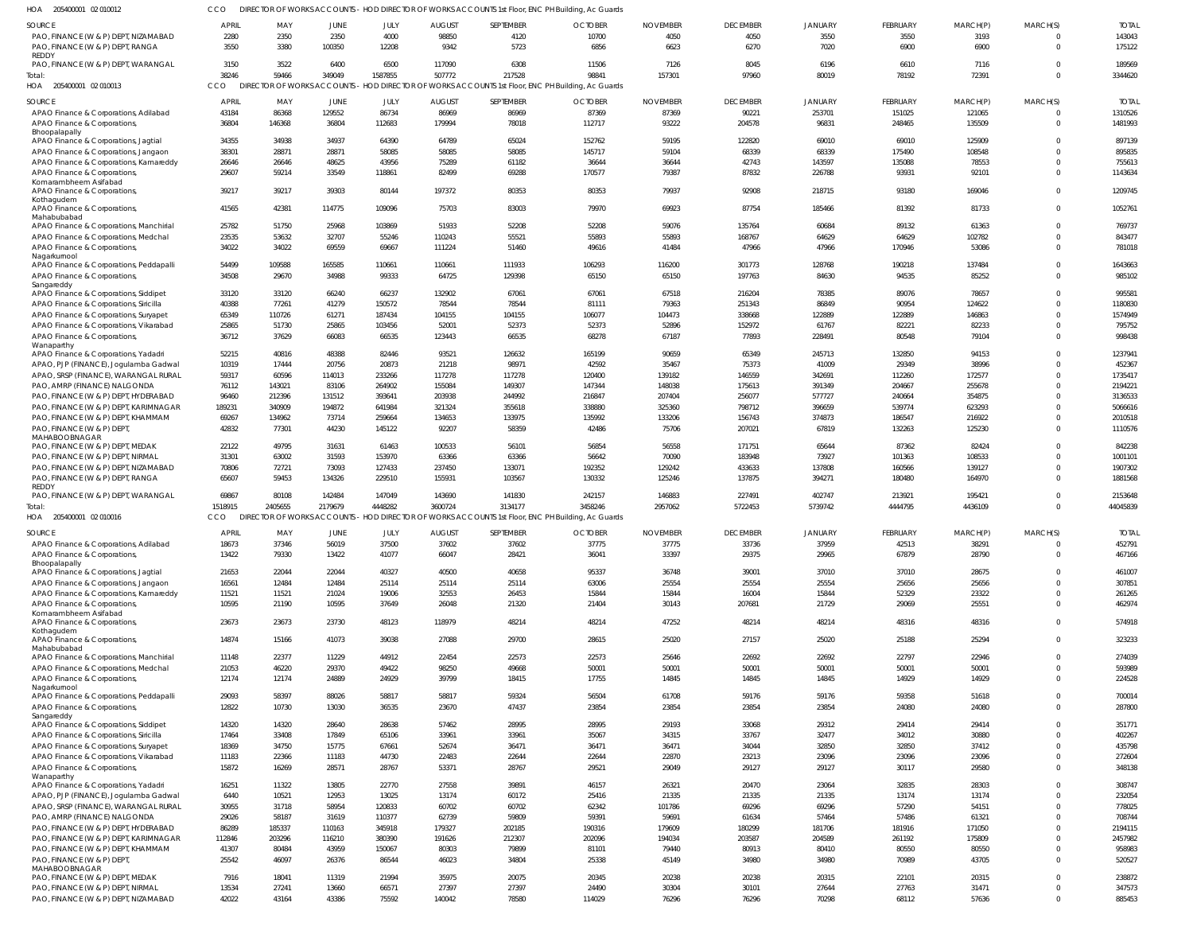HOA 205400001 02 010012 CCO DIRECTOR OF WORKS ACCOUNTS - HOD DIRECTOR OF WORKS ACCOUNTS 1st Floor, ENC PH Building, Ac Guards

| SOURCE | APRIL | MAY | JUNE | JULY | AUGUST | SEPTEMBER | OCTOBER | NOVEMBER | DECEMBER | JANUARY | FEBRUARY | MARCH(P) | MARCH(S) | TOTAL |
|---|---|---|---|---|---|---|---|---|---|---|---|---|---|---|
| PAO, FINANCE (W & P) DEPT, NIZAMABAD | 2280 | 2350 | 2350 | 4000 | 98850 | 4120 | 10700 | 4050 | 4050 | 3550 | 3550 | 3193 | 0 | 143043 |
| PAO, FINANCE (W & P) DEPT, RANGA REDDY | 3550 | 3380 | 100350 | 12208 | 9342 | 5723 | 6856 | 6623 | 6270 | 7020 | 6900 | 6900 | 0 | 175122 |
| PAO, FINANCE (W & P) DEPT, WARANGAL | 3150 | 3522 | 6400 | 6500 | 117090 | 6308 | 11506 | 7126 | 8045 | 6196 | 6610 | 7116 | 0 | 189569 |
| Total: | 38246 | 59466 | 349049 | 1587855 | 507772 | 217528 | 98841 | 157301 | 97960 | 80019 | 78192 | 72391 | 0 | 3344620 |

HOA 205400001 02 010013 CCO DIRECTOR OF WORKS ACCOUNTS - HOD DIRECTOR OF WORKS ACCOUNTS 1st Floor, ENC PH Building, Ac Guards

| SOURCE | APRIL | MAY | JUNE | JULY | AUGUST | SEPTEMBER | OCTOBER | NOVEMBER | DECEMBER | JANUARY | FEBRUARY | MARCH(P) | MARCH(S) | TOTAL |
|---|---|---|---|---|---|---|---|---|---|---|---|---|---|---|
| APAO Finance & Corporations, Adilabad | 43184 | 86368 | 129552 | 86734 | 86969 | 86969 | 87369 | 87369 | 90221 | 253701 | 151025 | 121065 | 0 | 1310526 |
| APAO Finance & Corporations, Bhoopalapally | 36804 | 146368 | 36804 | 112683 | 179994 | 78018 | 112717 | 93222 | 204578 | 96831 | 248465 | 135509 | 0 | 1481993 |
| APAO Finance & Corporations, Jagtial | 34355 | 34938 | 34937 | 64390 | 64789 | 65024 | 152762 | 59195 | 122820 | 69010 | 69010 | 125909 | 0 | 897139 |
| APAO Finance & Corporations, Jangaon | 38301 | 28871 | 28871 | 58085 | 58085 | 58085 | 145717 | 59104 | 68339 | 68339 | 175490 | 108548 | 0 | 895835 |
| APAO Finance & Corporations, Kamareddy | 26646 | 26646 | 48625 | 43956 | 75289 | 61182 | 36644 | 36644 | 42743 | 143597 | 135088 | 78553 | 0 | 755613 |
| APAO Finance & Corporations, Komarambheem Asifabad | 29607 | 59214 | 33549 | 118861 | 82499 | 69288 | 170577 | 79387 | 87832 | 226788 | 93931 | 92101 | 0 | 1143634 |
| APAO Finance & Corporations, Kothagudem | 39217 | 39217 | 39303 | 80144 | 197372 | 80353 | 80353 | 79937 | 92908 | 218715 | 93180 | 169046 | 0 | 1209745 |
| APAO Finance & Corporations, Mahabubabad | 41565 | 42381 | 114775 | 109096 | 75703 | 83003 | 79970 | 69923 | 87754 | 185466 | 81392 | 81733 | 0 | 1052761 |
| APAO Finance & Corporations, Manchirial | 25782 | 51750 | 25968 | 103869 | 51933 | 52208 | 52208 | 59076 | 135764 | 60684 | 89132 | 61363 | 0 | 769737 |
| APAO Finance & Corporations, Medchal | 23535 | 53632 | 32707 | 55246 | 110243 | 55521 | 55893 | 55893 | 168767 | 64629 | 64629 | 102782 | 0 | 843477 |
| APAO Finance & Corporations, Nagarkurnool | 34022 | 34022 | 69559 | 69667 | 111224 | 51460 | 49616 | 41484 | 47966 | 47966 | 170946 | 53086 | 0 | 781018 |
| APAO Finance & Corporations, Peddapalli | 54499 | 109588 | 165585 | 110661 | 110661 | 111933 | 106293 | 116200 | 301773 | 128768 | 190218 | 137484 | 0 | 1643663 |
| APAO Finance & Corporations, Sangareddy | 34508 | 29670 | 34988 | 99333 | 64725 | 129398 | 65150 | 65150 | 197763 | 84630 | 94535 | 85252 | 0 | 985102 |
| APAO Finance & Corporations, Siddipet | 33120 | 33120 | 66240 | 66237 | 132902 | 67061 | 67061 | 67518 | 216204 | 78385 | 89076 | 78657 | 0 | 995581 |
| APAO Finance & Corporations, Siricilla | 40388 | 77261 | 41279 | 150572 | 78544 | 78544 | 81111 | 79363 | 251343 | 86849 | 90954 | 124622 | 0 | 1180830 |
| APAO Finance & Corporations, Suryapet | 65349 | 110726 | 61271 | 187434 | 104155 | 104155 | 106077 | 104473 | 338668 | 122889 | 122889 | 146863 | 0 | 1574949 |
| APAO Finance & Corporations, Vikarabad | 25865 | 51730 | 25865 | 103456 | 52001 | 52373 | 52373 | 52896 | 152972 | 61767 | 82221 | 82233 | 0 | 795752 |
| APAO Finance & Corporations, Wanaparthy | 36712 | 37629 | 66083 | 66535 | 123443 | 66535 | 68278 | 67187 | 77893 | 228491 | 80548 | 79104 | 0 | 998438 |
| APAO Finance & Corporations, Yadadri | 52215 | 40816 | 48388 | 82446 | 93521 | 126632 | 165199 | 90659 | 65349 | 245713 | 132850 | 94153 | 0 | 1237941 |
| APAO, PJP (FINANCE), Jogulamba Gadwal | 10319 | 17444 | 20756 | 20873 | 21218 | 98971 | 42592 | 35467 | 75373 | 41009 | 29349 | 38996 | 0 | 452367 |
| APAO, SRSP (FINANCE), WARANGAL RURAL | 59317 | 60596 | 114013 | 233266 | 117278 | 117278 | 120400 | 139182 | 146559 | 342691 | 112260 | 172577 | 0 | 1735417 |
| PAO, AMRP (FINANCE) NALGONDA | 76112 | 143021 | 83106 | 264902 | 155084 | 149307 | 147344 | 148038 | 175613 | 391349 | 204667 | 255678 | 0 | 2194221 |
| PAO, FINANCE (W & P) DEPT, HYDERABAD | 96460 | 212396 | 131512 | 393641 | 203938 | 244992 | 216847 | 207404 | 256077 | 577727 | 240664 | 354875 | 0 | 3136533 |
| PAO, FINANCE (W & P) DEPT, KARIMNAGAR | 189231 | 340909 | 194872 | 641984 | 321324 | 355618 | 338880 | 325360 | 798712 | 396659 | 539774 | 623293 | 0 | 5066616 |
| PAO, FINANCE (W & P) DEPT, KHAMMAM | 69267 | 134962 | 73714 | 259664 | 134653 | 133975 | 135992 | 133206 | 156743 | 374873 | 186547 | 216922 | 0 | 2010518 |
| PAO, FINANCE (W & P) DEPT, MAHABOOBNAGAR | 42832 | 77301 | 44230 | 145122 | 92207 | 58359 | 42486 | 75706 | 207021 | 67819 | 132263 | 125230 | 0 | 1110576 |
| PAO, FINANCE (W & P) DEPT, MEDAK | 22122 | 49795 | 31631 | 61463 | 100533 | 56101 | 56854 | 56558 | 171751 | 65644 | 87362 | 82424 | 0 | 842238 |
| PAO, FINANCE (W & P) DEPT, NIRMAL | 31301 | 63002 | 31593 | 153970 | 63366 | 63366 | 56642 | 70090 | 183948 | 73927 | 101363 | 108533 | 0 | 1001101 |
| PAO, FINANCE (W & P) DEPT, NIZAMABAD | 70806 | 72721 | 73093 | 127433 | 237450 | 133071 | 192352 | 129242 | 433633 | 137808 | 160566 | 139127 | 0 | 1907302 |
| PAO, FINANCE (W & P) DEPT, RANGA REDDY | 65607 | 59453 | 134326 | 229510 | 155931 | 103567 | 130332 | 125246 | 137875 | 394271 | 180480 | 164970 | 0 | 1881568 |
| PAO, FINANCE (W & P) DEPT, WARANGAL | 69867 | 80108 | 142484 | 147049 | 143690 | 141830 | 242157 | 146883 | 227491 | 402747 | 213921 | 195421 | 0 | 2153648 |
| Total: | 1518915 | 2405655 | 2179679 | 4448282 | 3600724 | 3134177 | 3458246 | 2957062 | 5722453 | 5739742 | 4444795 | 4436109 | 0 | 44045839 |

HOA 205400001 02 010016 CCO DIRECTOR OF WORKS ACCOUNTS - HOD DIRECTOR OF WORKS ACCOUNTS 1st Floor, ENC PH Building, Ac Guards

| SOURCE | APRIL | MAY | JUNE | JULY | AUGUST | SEPTEMBER | OCTOBER | NOVEMBER | DECEMBER | JANUARY | FEBRUARY | MARCH(P) | MARCH(S) | TOTAL |
|---|---|---|---|---|---|---|---|---|---|---|---|---|---|---|
| APAO Finance & Corporations, Adilabad | 18673 | 37346 | 56019 | 37500 | 37602 | 37602 | 37775 | 37775 | 33736 | 37959 | 42513 | 38291 | 0 | 452791 |
| APAO Finance & Corporations, Bhoopalapally | 13422 | 79330 | 13422 | 41077 | 66047 | 28421 | 36041 | 33397 | 29375 | 29965 | 67879 | 28790 | 0 | 467166 |
| APAO Finance & Corporations, Jagtial | 21653 | 22044 | 22044 | 40327 | 40500 | 40658 | 95337 | 36748 | 39001 | 37010 | 37010 | 28675 | 0 | 461007 |
| APAO Finance & Corporations, Jangaon | 16561 | 12484 | 12484 | 25114 | 25114 | 25114 | 63006 | 25554 | 25554 | 25554 | 25656 | 25656 | 0 | 307851 |
| APAO Finance & Corporations, Kamareddy | 11521 | 11521 | 21024 | 19006 | 32553 | 26453 | 15844 | 15844 | 16004 | 15844 | 52329 | 23322 | 0 | 261265 |
| APAO Finance & Corporations, Komarambheem Asifabad | 10595 | 21190 | 10595 | 37649 | 26048 | 21320 | 21404 | 30143 | 207681 | 21729 | 29069 | 25551 | 0 | 462974 |
| APAO Finance & Corporations, Kothagudem | 23673 | 23673 | 23730 | 48123 | 118979 | 48214 | 48214 | 47252 | 48214 | 48214 | 48316 | 48316 | 0 | 574918 |
| APAO Finance & Corporations, Mahabubabad | 14874 | 15166 | 41073 | 39038 | 27088 | 29700 | 28615 | 25020 | 27157 | 25020 | 25188 | 25294 | 0 | 323233 |
| APAO Finance & Corporations, Manchirial | 11148 | 22377 | 11229 | 44912 | 22454 | 22573 | 22573 | 25646 | 22692 | 22692 | 22797 | 22946 | 0 | 274039 |
| APAO Finance & Corporations, Medchal | 21053 | 46220 | 29370 | 49422 | 98250 | 49668 | 50001 | 50001 | 50001 | 50001 | 50001 | 50001 | 0 | 593989 |
| APAO Finance & Corporations, Nagarkurnool | 12174 | 12174 | 24889 | 24929 | 39799 | 18415 | 17755 | 14845 | 14845 | 14845 | 14929 | 14929 | 0 | 224528 |
| APAO Finance & Corporations, Peddapalli | 29093 | 58397 | 88026 | 58817 | 58817 | 59324 | 56504 | 61708 | 59176 | 59176 | 59358 | 51618 | 0 | 700014 |
| APAO Finance & Corporations, Sangareddy | 12822 | 10730 | 13030 | 36535 | 23670 | 47437 | 23854 | 23854 | 23854 | 23854 | 24080 | 24080 | 0 | 287800 |
| APAO Finance & Corporations, Siddipet | 14320 | 14320 | 28640 | 28638 | 57462 | 28995 | 28995 | 29193 | 33068 | 29312 | 29414 | 29414 | 0 | 351771 |
| APAO Finance & Corporations, Siricilla | 17464 | 33408 | 17849 | 65106 | 33961 | 33961 | 35067 | 34315 | 33767 | 32477 | 34012 | 30880 | 0 | 402267 |
| APAO Finance & Corporations, Suryapet | 18369 | 34750 | 15775 | 67661 | 52674 | 36471 | 36471 | 36471 | 34044 | 32850 | 32850 | 37412 | 0 | 435798 |
| APAO Finance & Corporations, Vikarabad | 11183 | 22366 | 11183 | 44730 | 22483 | 22644 | 22644 | 22870 | 23213 | 23096 | 23096 | 23096 | 0 | 272604 |
| APAO Finance & Corporations, Wanaparthy | 15872 | 16269 | 28571 | 28767 | 53371 | 28767 | 29521 | 29049 | 29127 | 29127 | 30117 | 29580 | 0 | 348138 |
| APAO Finance & Corporations, Yadadri | 16251 | 11322 | 13805 | 22770 | 27558 | 39891 | 46157 | 26321 | 20470 | 23064 | 32835 | 28303 | 0 | 308747 |
| APAO, PJP (FINANCE), Jogulamba Gadwal | 6440 | 10521 | 12953 | 13025 | 13174 | 60172 | 25416 | 21335 | 21335 | 21335 | 13174 | 13174 | 0 | 232054 |
| APAO, SRSP (FINANCE), WARANGAL RURAL | 30955 | 31718 | 58954 | 120833 | 60702 | 60702 | 62342 | 101786 | 69296 | 69296 | 57290 | 54151 | 0 | 778025 |
| PAO, AMRP (FINANCE) NALGONDA | 29026 | 58187 | 31619 | 110377 | 62739 | 59809 | 59391 | 59691 | 61634 | 57464 | 57486 | 61321 | 0 | 708744 |
| PAO, FINANCE (W & P) DEPT, HYDERABAD | 86289 | 185337 | 110163 | 345918 | 179327 | 202185 | 190316 | 179609 | 180299 | 181706 | 181916 | 171050 | 0 | 2194115 |
| PAO, FINANCE (W & P) DEPT, KARIMNAGAR | 112846 | 203296 | 116210 | 380390 | 191626 | 212307 | 202096 | 194034 | 203587 | 204589 | 261192 | 175809 | 0 | 2457982 |
| PAO, FINANCE (W & P) DEPT, KHAMMAM | 41307 | 80484 | 43959 | 150067 | 80303 | 79899 | 81101 | 79440 | 80913 | 80410 | 80550 | 80550 | 0 | 958983 |
| PAO, FINANCE (W & P) DEPT, MAHABOOBNAGAR | 25542 | 46097 | 26376 | 86544 | 46023 | 34804 | 25338 | 45149 | 34980 | 34980 | 70989 | 43705 | 0 | 520527 |
| PAO, FINANCE (W & P) DEPT, MEDAK | 7916 | 18041 | 11319 | 21994 | 35975 | 20075 | 20345 | 20238 | 20238 | 20315 | 22101 | 20315 | 0 | 238872 |
| PAO, FINANCE (W & P) DEPT, NIRMAL | 13534 | 27241 | 13660 | 66571 | 27397 | 27397 | 24490 | 30304 | 30101 | 27644 | 27763 | 31471 | 0 | 347573 |
| PAO, FINANCE (W & P) DEPT, NIZAMABAD | 42022 | 43164 | 43386 | 75592 | 140042 | 78580 | 114029 | 76296 | 76296 | 70298 | 68112 | 57636 | 0 | 885453 |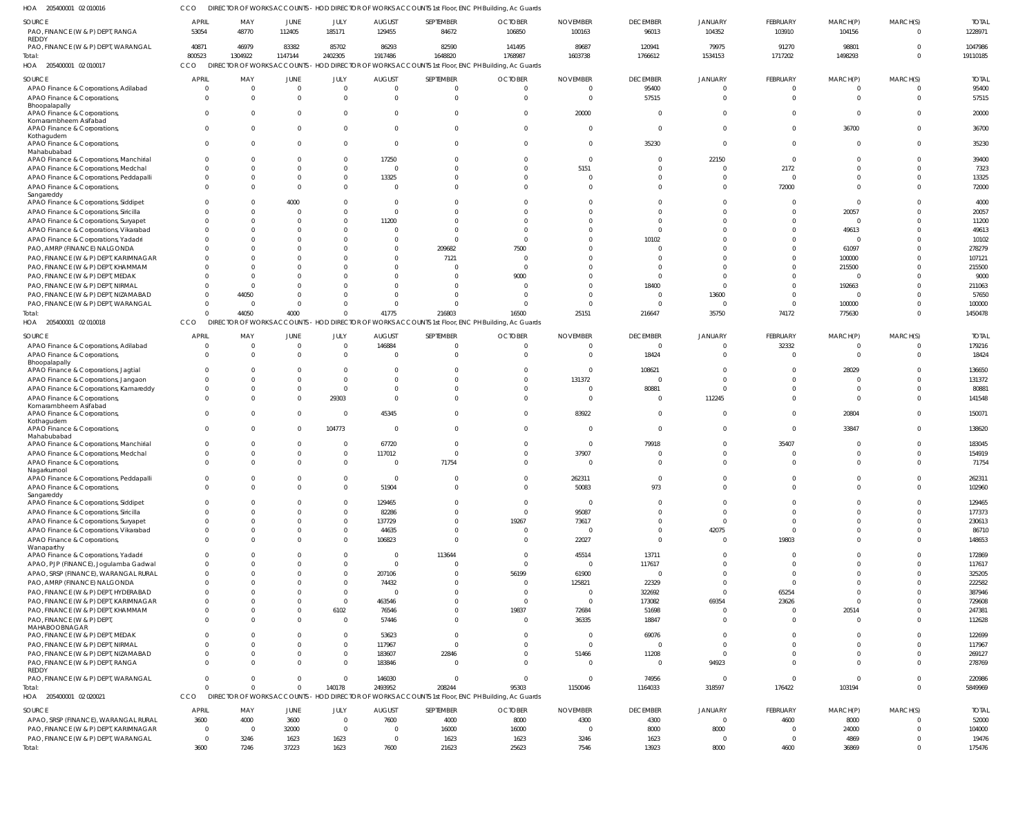HOA 205400001 02 010016 | CCO | DIRECTOR OF WORKS ACCOUNTS - HOD DIRECTOR OF WORKS ACCOUNTS 1st Floor, ENC PH Building, Ac Guards

| SOURCE | APRIL | MAY | JUNE | JULY | AUGUST | SEPTEMBER | OCTOBER | NOVEMBER | DECEMBER | JANUARY | FEBRUARY | MARCH(P) | MARCH(S) | TOTAL |
|---|---|---|---|---|---|---|---|---|---|---|---|---|---|---|
| PAO, FINANCE (W & P) DEPT, RANGA REDDY | 53054 | 48770 | 112405 | 185171 | 129455 | 84672 | 106850 | 100163 | 96013 | 104352 | 103910 | 104156 | 0 | 1228971 |
| PAO, FINANCE (W & P) DEPT, WARANGAL | 40871 | 46979 | 83382 | 85702 | 86293 | 82590 | 141495 | 89687 | 120941 | 79975 | 91270 | 98801 | 0 | 1047986 |
| Total: | 800523 | 1304922 | 1147144 | 2402305 | 1917486 | 1648820 | 1768987 | 1603738 | 1766612 | 1534153 | 1717202 | 1498293 | 0 | 19110185 |

HOA 205400001 02 010017 | CCO | DIRECTOR OF WORKS ACCOUNTS - HOD DIRECTOR OF WORKS ACCOUNTS 1st Floor, ENC PH Building, Ac Guards

| SOURCE | APRIL | MAY | JUNE | JULY | AUGUST | SEPTEMBER | OCTOBER | NOVEMBER | DECEMBER | JANUARY | FEBRUARY | MARCH(P) | MARCH(S) | TOTAL |
|---|---|---|---|---|---|---|---|---|---|---|---|---|---|---|
| APAO Finance & Corporations, Adilabad | 0 | 0 | 0 | 0 | 0 | 0 | 0 | 0 | 95400 | 0 | 0 | 0 | 0 | 95400 |
| APAO Finance & Corporations, Bhoopalapally | 0 | 0 | 0 | 0 | 0 | 0 | 0 | 0 | 57515 | 0 | 0 | 0 | 0 | 57515 |
| APAO Finance & Corporations, Komarambheem Asifabad | 0 | 0 | 0 | 0 | 0 | 0 | 0 | 20000 | 0 | 0 | 0 | 0 | 0 | 20000 |
| APAO Finance & Corporations, Kothagudem | 0 | 0 | 0 | 0 | 0 | 0 | 0 | 0 | 0 | 0 | 0 | 36700 | 0 | 36700 |
| APAO Finance & Corporations, Mahabubabad | 0 | 0 | 0 | 0 | 0 | 0 | 0 | 0 | 35230 | 0 | 0 | 0 | 0 | 35230 |
| APAO Finance & Corporations, Manchirial | 0 | 0 | 0 | 0 | 17250 | 0 | 0 | 0 | 0 | 22150 | 0 | 0 | 0 | 39400 |
| APAO Finance & Corporations, Medchal | 0 | 0 | 0 | 0 | 0 | 0 | 0 | 5151 | 0 | 0 | 2172 | 0 | 0 | 7323 |
| APAO Finance & Corporations, Peddapalli | 0 | 0 | 0 | 0 | 13325 | 0 | 0 | 0 | 0 | 0 | 0 | 0 | 0 | 13325 |
| APAO Finance & Corporations, Sangareddy | 0 | 0 | 0 | 0 | 0 | 0 | 0 | 0 | 0 | 0 | 72000 | 0 | 0 | 72000 |
| APAO Finance & Corporations, Siddipet | 0 | 0 | 4000 | 0 | 0 | 0 | 0 | 0 | 0 | 0 | 0 | 0 | 0 | 4000 |
| APAO Finance & Corporations, Siricilla | 0 | 0 | 0 | 0 | 0 | 0 | 0 | 0 | 0 | 0 | 0 | 20057 | 0 | 20057 |
| APAO Finance & Corporations, Suryapet | 0 | 0 | 0 | 0 | 11200 | 0 | 0 | 0 | 0 | 0 | 0 | 0 | 0 | 11200 |
| APAO Finance & Corporations, Vikarabad | 0 | 0 | 0 | 0 | 0 | 0 | 0 | 0 | 0 | 0 | 0 | 49613 | 0 | 49613 |
| APAO Finance & Corporations, Yadadri | 0 | 0 | 0 | 0 | 0 | 0 | 0 | 0 | 10102 | 0 | 0 | 0 | 0 | 10102 |
| PAO, AMRP (FINANCE) NALGONDA | 0 | 0 | 0 | 0 | 0 | 209682 | 7500 | 0 | 0 | 0 | 0 | 61097 | 0 | 278279 |
| PAO, FINANCE (W & P) DEPT, KARIMNAGAR | 0 | 0 | 0 | 0 | 0 | 7121 | 0 | 0 | 0 | 0 | 0 | 100000 | 0 | 107121 |
| PAO, FINANCE (W & P) DEPT, KHAMMAM | 0 | 0 | 0 | 0 | 0 | 0 | 0 | 0 | 0 | 0 | 0 | 215500 | 0 | 215500 |
| PAO, FINANCE (W & P) DEPT, MEDAK | 0 | 0 | 0 | 0 | 0 | 0 | 9000 | 0 | 0 | 0 | 0 | 0 | 0 | 9000 |
| PAO, FINANCE (W & P) DEPT, NIRMAL | 0 | 0 | 0 | 0 | 0 | 0 | 0 | 0 | 18400 | 0 | 0 | 192663 | 0 | 211063 |
| PAO, FINANCE (W & P) DEPT, NIZAMABAD | 0 | 44050 | 0 | 0 | 0 | 0 | 0 | 0 | 0 | 13600 | 0 | 0 | 0 | 57650 |
| PAO, FINANCE (W & P) DEPT, WARANGAL | 0 | 0 | 0 | 0 | 0 | 0 | 0 | 0 | 0 | 0 | 0 | 100000 | 0 | 100000 |
| Total: | 0 | 44050 | 4000 | 0 | 41775 | 216803 | 16500 | 25151 | 216647 | 35750 | 74172 | 775630 | 0 | 1450478 |

HOA 205400001 02 010018 | CCO | DIRECTOR OF WORKS ACCOUNTS - HOD DIRECTOR OF WORKS ACCOUNTS 1st Floor, ENC PH Building, Ac Guards

| SOURCE | APRIL | MAY | JUNE | JULY | AUGUST | SEPTEMBER | OCTOBER | NOVEMBER | DECEMBER | JANUARY | FEBRUARY | MARCH(P) | MARCH(S) | TOTAL |
|---|---|---|---|---|---|---|---|---|---|---|---|---|---|---|
| APAO Finance & Corporations, Adilabad | 0 | 0 | 0 | 0 | 146884 | 0 | 0 | 0 | 0 | 0 | 32332 | 0 | 0 | 179216 |
| APAO Finance & Corporations, Bhoopalapally | 0 | 0 | 0 | 0 | 0 | 0 | 0 | 0 | 18424 | 0 | 0 | 0 | 0 | 18424 |
| APAO Finance & Corporations, Jagtial | 0 | 0 | 0 | 0 | 0 | 0 | 0 | 0 | 108621 | 0 | 0 | 28029 | 0 | 136650 |
| APAO Finance & Corporations, Jangaon | 0 | 0 | 0 | 0 | 0 | 0 | 0 | 131372 | 0 | 0 | 0 | 0 | 0 | 131372 |
| APAO Finance & Corporations, Kamareddy | 0 | 0 | 0 | 0 | 0 | 0 | 0 | 0 | 80881 | 0 | 0 | 0 | 0 | 80881 |
| APAO Finance & Corporations, Komarambheem Asifabad | 0 | 0 | 0 | 29303 | 0 | 0 | 0 | 0 | 0 | 112245 | 0 | 0 | 0 | 141548 |
| APAO Finance & Corporations, Kothagudem | 0 | 0 | 0 | 0 | 45345 | 0 | 0 | 83922 | 0 | 0 | 0 | 20804 | 0 | 150071 |
| APAO Finance & Corporations, Mahabubabad | 0 | 0 | 0 | 104773 | 0 | 0 | 0 | 0 | 0 | 0 | 0 | 33847 | 0 | 138620 |
| APAO Finance & Corporations, Manchirial | 0 | 0 | 0 | 0 | 67720 | 0 | 0 | 0 | 79918 | 0 | 35407 | 0 | 0 | 183045 |
| APAO Finance & Corporations, Medchal | 0 | 0 | 0 | 0 | 117012 | 0 | 0 | 37907 | 0 | 0 | 0 | 0 | 0 | 154919 |
| APAO Finance & Corporations, Nagarkurnool | 0 | 0 | 0 | 0 | 0 | 71754 | 0 | 0 | 0 | 0 | 0 | 0 | 0 | 71754 |
| APAO Finance & Corporations, Peddapalli | 0 | 0 | 0 | 0 | 0 | 0 | 0 | 262311 | 0 | 0 | 0 | 0 | 0 | 262311 |
| APAO Finance & Corporations, Sangareddy | 0 | 0 | 0 | 0 | 51904 | 0 | 0 | 50083 | 973 | 0 | 0 | 0 | 0 | 102960 |
| APAO Finance & Corporations, Siddipet | 0 | 0 | 0 | 0 | 129465 | 0 | 0 | 0 | 0 | 0 | 0 | 0 | 0 | 129465 |
| APAO Finance & Corporations, Siricilla | 0 | 0 | 0 | 0 | 82286 | 0 | 0 | 95087 | 0 | 0 | 0 | 0 | 0 | 177373 |
| APAO Finance & Corporations, Suryapet | 0 | 0 | 0 | 0 | 137729 | 0 | 19267 | 73617 | 0 | 0 | 0 | 0 | 0 | 230613 |
| APAO Finance & Corporations, Vikarabad | 0 | 0 | 0 | 0 | 44635 | 0 | 0 | 0 | 0 | 42075 | 0 | 0 | 0 | 86710 |
| APAO Finance & Corporations, Wanaparthy | 0 | 0 | 0 | 0 | 106823 | 0 | 0 | 22027 | 0 | 0 | 19803 | 0 | 0 | 148653 |
| APAO Finance & Corporations, Yadadri | 0 | 0 | 0 | 0 | 0 | 113644 | 0 | 45514 | 13711 | 0 | 0 | 0 | 0 | 172869 |
| APAO, PJP (FINANCE), Jogulamba Gadwal | 0 | 0 | 0 | 0 | 0 | 0 | 0 | 0 | 117617 | 0 | 0 | 0 | 0 | 117617 |
| APAO, SRSP (FINANCE), WARANGAL RURAL | 0 | 0 | 0 | 0 | 207106 | 0 | 56199 | 61900 | 0 | 0 | 0 | 0 | 0 | 325205 |
| PAO, AMRP (FINANCE) NALGONDA | 0 | 0 | 0 | 0 | 74432 | 0 | 0 | 125821 | 22329 | 0 | 0 | 0 | 0 | 222582 |
| PAO, FINANCE (W & P) DEPT, HYDERABAD | 0 | 0 | 0 | 0 | 0 | 0 | 0 | 0 | 322692 | 0 | 65254 | 0 | 0 | 387946 |
| PAO, FINANCE (W & P) DEPT, KARIMNAGAR | 0 | 0 | 0 | 0 | 463546 | 0 | 0 | 0 | 173082 | 69354 | 23626 | 0 | 0 | 729608 |
| PAO, FINANCE (W & P) DEPT, KHAMMAM | 0 | 0 | 0 | 6102 | 76546 | 0 | 19837 | 72684 | 51698 | 0 | 0 | 20514 | 0 | 247381 |
| PAO, FINANCE (W & P) DEPT, MAHABOOBNAGAR | 0 | 0 | 0 | 0 | 57446 | 0 | 0 | 36335 | 18847 | 0 | 0 | 0 | 0 | 112628 |
| PAO, FINANCE (W & P) DEPT, MEDAK | 0 | 0 | 0 | 0 | 53623 | 0 | 0 | 0 | 69076 | 0 | 0 | 0 | 0 | 122699 |
| PAO, FINANCE (W & P) DEPT, NIRMAL | 0 | 0 | 0 | 0 | 117967 | 0 | 0 | 0 | 0 | 0 | 0 | 0 | 0 | 117967 |
| PAO, FINANCE (W & P) DEPT, NIZAMABAD | 0 | 0 | 0 | 0 | 183607 | 22846 | 0 | 51466 | 11208 | 0 | 0 | 0 | 0 | 269127 |
| PAO, FINANCE (W & P) DEPT, RANGA REDDY | 0 | 0 | 0 | 0 | 183846 | 0 | 0 | 0 | 0 | 94923 | 0 | 0 | 0 | 278769 |
| PAO, FINANCE (W & P) DEPT, WARANGAL | 0 | 0 | 0 | 0 | 146030 | 0 | 0 | 0 | 74956 | 0 | 0 | 0 | 0 | 220986 |
| Total: | 0 | 0 | 0 | 140178 | 2493952 | 208244 | 95303 | 1150046 | 1164033 | 318597 | 176422 | 103194 | 0 | 5849969 |

HOA 205400001 02 020021 | CCO | DIRECTOR OF WORKS ACCOUNTS - HOD DIRECTOR OF WORKS ACCOUNTS 1st Floor, ENC PH Building, Ac Guards

| SOURCE | APRIL | MAY | JUNE | JULY | AUGUST | SEPTEMBER | OCTOBER | NOVEMBER | DECEMBER | JANUARY | FEBRUARY | MARCH(P) | MARCH(S) | TOTAL |
|---|---|---|---|---|---|---|---|---|---|---|---|---|---|---|
| APAO, SRSP (FINANCE), WARANGAL RURAL | 3600 | 4000 | 3600 | 0 | 7600 | 4000 | 8000 | 4300 | 4300 | 0 | 4600 | 8000 | 0 | 52000 |
| PAO, FINANCE (W & P) DEPT, KARIMNAGAR | 0 | 0 | 32000 | 0 | 0 | 16000 | 16000 | 0 | 8000 | 8000 | 0 | 24000 | 0 | 104000 |
| PAO, FINANCE (W & P) DEPT, WARANGAL | 0 | 3246 | 1623 | 1623 | 0 | 1623 | 1623 | 3246 | 1623 | 0 | 0 | 4869 | 0 | 19476 |
| Total: | 3600 | 7246 | 37223 | 1623 | 7600 | 21623 | 25623 | 7546 | 13923 | 8000 | 4600 | 36869 | 0 | 175476 |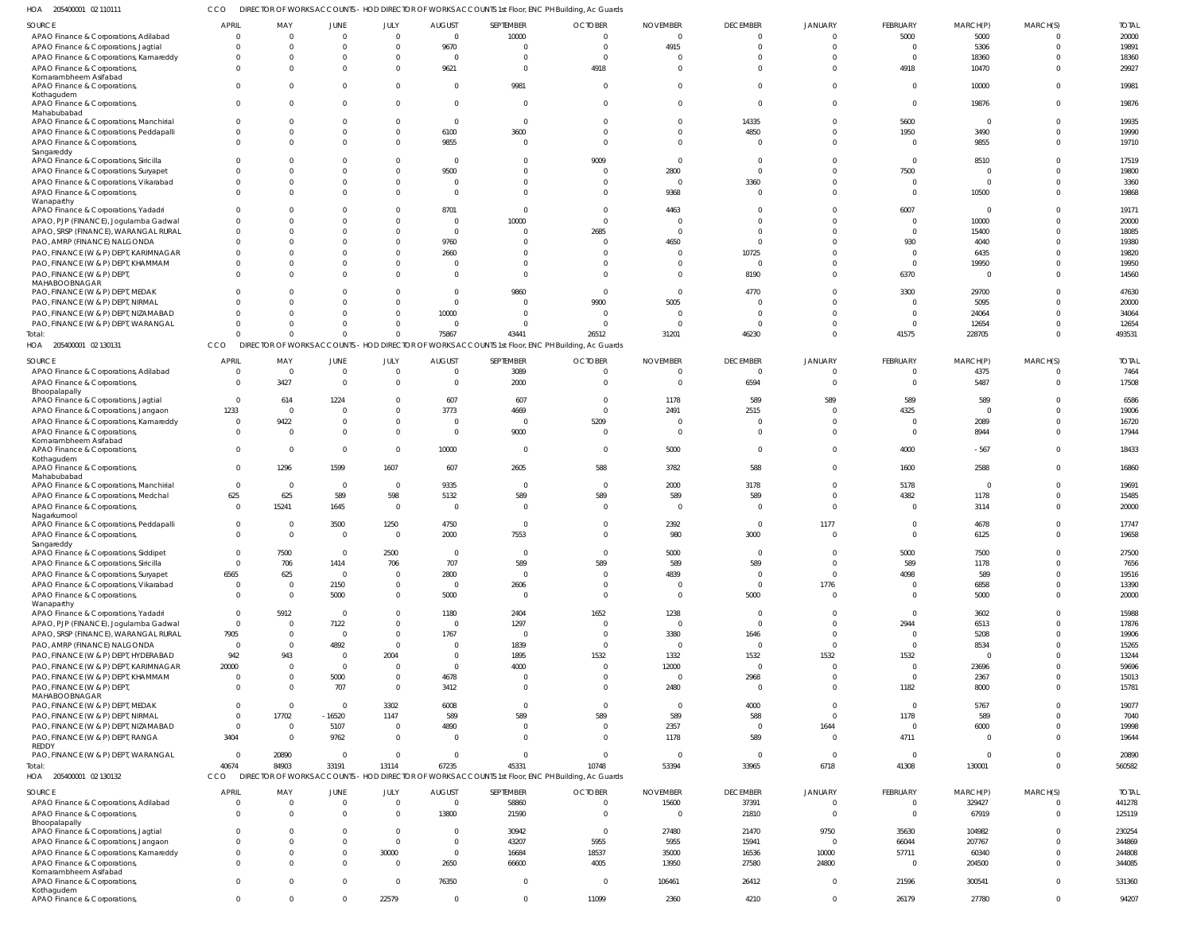HOA 205400001 02 110111 CCO DIRECTOR OF WORKS ACCOUNTS - HOD DIRECTOR OF WORKS ACCOUNTS 1st Floor, ENC PH Building, Ac Guards

| SOURCE | APRIL | MAY | JUNE | JULY | AUGUST | SEPTEMBER | OCTOBER | NOVEMBER | DECEMBER | JANUARY | FEBRUARY | MARCH(P) | MARCH(S) | TOTAL |
|---|---|---|---|---|---|---|---|---|---|---|---|---|---|---|
| APAO Finance & Corporations, Adilabad | 0 | 0 | 0 | 0 | 0 | 10000 | 0 | 0 | 0 | 0 | 5000 | 5000 | 0 | 20000 |
| APAO Finance & Corporations, Jagtial | 0 | 0 | 0 | 0 | 9670 | 0 | 0 | 4915 | 0 | 0 | 0 | 5306 | 0 | 19891 |
| APAO Finance & Corporations, Kamareddy | 0 | 0 | 0 | 0 | 0 | 0 | 0 | 0 | 0 | 0 | 0 | 18360 | 0 | 18360 |
| APAO Finance & Corporations, Komarambheem Asifabad | 0 | 0 | 0 | 0 | 9621 | 0 | 4918 | 0 | 0 | 0 | 4918 | 10470 | 0 | 29927 |
| APAO Finance & Corporations, Kothagudem | 0 | 0 | 0 | 0 | 0 | 9981 | 0 | 0 | 0 | 0 | 0 | 10000 | 0 | 19981 |
| APAO Finance & Corporations, Mahabubabad | 0 | 0 | 0 | 0 | 0 | 0 | 0 | 0 | 0 | 0 | 0 | 19876 | 0 | 19876 |
| APAO Finance & Corporations, Manchirial | 0 | 0 | 0 | 0 | 0 | 0 | 0 | 0 | 14335 | 0 | 5600 | 0 | 0 | 19935 |
| APAO Finance & Corporations, Peddapalli | 0 | 0 | 0 | 0 | 6100 | 3600 | 0 | 0 | 4850 | 0 | 1950 | 3490 | 0 | 19990 |
| APAO Finance & Corporations, Sangareddy | 0 | 0 | 0 | 0 | 9855 | 0 | 0 | 0 | 0 | 0 | 0 | 9855 | 0 | 19710 |
| APAO Finance & Corporations, Siricilla | 0 | 0 | 0 | 0 | 0 | 0 | 9009 | 0 | 0 | 0 | 0 | 8510 | 0 | 17519 |
| APAO Finance & Corporations, Suryapet | 0 | 0 | 0 | 0 | 9500 | 0 | 0 | 2800 | 0 | 0 | 7500 | 0 | 0 | 19800 |
| APAO Finance & Corporations, Vikarabad | 0 | 0 | 0 | 0 | 0 | 0 | 0 | 0 | 3360 | 0 | 0 | 0 | 0 | 3360 |
| APAO Finance & Corporations, Wanaparthy | 0 | 0 | 0 | 0 | 0 | 0 | 0 | 9368 | 0 | 0 | 0 | 10500 | 0 | 19868 |
| APAO Finance & Corporations, Yadadri | 0 | 0 | 0 | 0 | 8701 | 0 | 0 | 4463 | 0 | 0 | 6007 | 0 | 0 | 19171 |
| APAO, PJP (FINANCE), Jogulamba Gadwal | 0 | 0 | 0 | 0 | 0 | 10000 | 0 | 0 | 0 | 0 | 0 | 10000 | 0 | 20000 |
| APAO, SRSP (FINANCE), WARANGAL RURAL | 0 | 0 | 0 | 0 | 0 | 0 | 2685 | 0 | 0 | 0 | 0 | 15400 | 0 | 18085 |
| PAO, AMRP (FINANCE) NALGONDA | 0 | 0 | 0 | 0 | 9760 | 0 | 0 | 4650 | 0 | 0 | 930 | 4040 | 0 | 19380 |
| PAO, FINANCE (W & P) DEPT, KARIMNAGAR | 0 | 0 | 0 | 0 | 2660 | 0 | 0 | 0 | 10725 | 0 | 0 | 6435 | 0 | 19820 |
| PAO, FINANCE (W & P) DEPT, KHAMMAM | 0 | 0 | 0 | 0 | 0 | 0 | 0 | 0 | 0 | 0 | 0 | 19950 | 0 | 19950 |
| PAO, FINANCE (W & P) DEPT, MAHABOOBNAGAR | 0 | 0 | 0 | 0 | 0 | 0 | 0 | 0 | 8190 | 0 | 6370 | 0 | 0 | 14560 |
| PAO, FINANCE (W & P) DEPT, MEDAK | 0 | 0 | 0 | 0 | 0 | 9860 | 0 | 0 | 4770 | 0 | 3300 | 29700 | 0 | 47630 |
| PAO, FINANCE (W & P) DEPT, NIRMAL | 0 | 0 | 0 | 0 | 0 | 0 | 9900 | 5005 | 0 | 0 | 0 | 5095 | 0 | 20000 |
| PAO, FINANCE (W & P) DEPT, NIZAMABAD | 0 | 0 | 0 | 0 | 10000 | 0 | 0 | 0 | 0 | 0 | 0 | 24064 | 0 | 34064 |
| PAO, FINANCE (W & P) DEPT, WARANGAL | 0 | 0 | 0 | 0 | 0 | 0 | 0 | 0 | 0 | 0 | 0 | 12654 | 0 | 12654 |
| Total: | 0 | 0 | 0 | 0 | 75867 | 43441 | 26512 | 31201 | 46230 | 0 | 41575 | 228705 | 0 | 493531 |

HOA 205400001 02 130131 CCO DIRECTOR OF WORKS ACCOUNTS - HOD DIRECTOR OF WORKS ACCOUNTS 1st Floor, ENC PH Building, Ac Guards

| SOURCE | APRIL | MAY | JUNE | JULY | AUGUST | SEPTEMBER | OCTOBER | NOVEMBER | DECEMBER | JANUARY | FEBRUARY | MARCH(P) | MARCH(S) | TOTAL |
|---|---|---|---|---|---|---|---|---|---|---|---|---|---|---|
| APAO Finance & Corporations, Adilabad | 0 | 0 | 0 | 0 | 0 | 3089 | 0 | 0 | 0 | 0 | 0 | 4375 | 0 | 7464 |
| APAO Finance & Corporations, Bhoopalapally | 0 | 3427 | 0 | 0 | 0 | 2000 | 0 | 0 | 6594 | 0 | 0 | 5487 | 0 | 17508 |
| APAO Finance & Corporations, Jagtial | 0 | 614 | 1224 | 0 | 607 | 607 | 0 | 1178 | 589 | 589 | 589 | 589 | 0 | 6586 |
| APAO Finance & Corporations, Jangaon | 1233 | 0 | 0 | 0 | 3773 | 4669 | 0 | 2491 | 2515 | 0 | 4325 | 0 | 0 | 19006 |
| APAO Finance & Corporations, Kamareddy | 0 | 9422 | 0 | 0 | 0 | 0 | 5209 | 0 | 0 | 0 | 0 | 2089 | 0 | 16720 |
| APAO Finance & Corporations, Komarambheem Asifabad | 0 | 0 | 0 | 0 | 0 | 9000 | 0 | 0 | 0 | 0 | 0 | 8944 | 0 | 17944 |
| APAO Finance & Corporations, Kothagudem | 0 | 0 | 0 | 0 | 10000 | 0 | 0 | 5000 | 0 | 0 | 4000 | -567 | 0 | 18433 |
| APAO Finance & Corporations, Mahabubabad | 0 | 1296 | 1599 | 1607 | 607 | 2605 | 588 | 3782 | 588 | 0 | 1600 | 2588 | 0 | 16860 |
| APAO Finance & Corporations, Manchirial | 0 | 0 | 0 | 0 | 9335 | 0 | 0 | 2000 | 3178 | 0 | 5178 | 0 | 0 | 19691 |
| APAO Finance & Corporations, Medchal | 625 | 625 | 589 | 598 | 5132 | 589 | 589 | 589 | 589 | 0 | 4382 | 1178 | 0 | 15485 |
| APAO Finance & Corporations, Nagarkurnool | 0 | 15241 | 1645 | 0 | 0 | 0 | 0 | 0 | 0 | 0 | 0 | 3114 | 0 | 20000 |
| APAO Finance & Corporations, Peddapalli | 0 | 0 | 3500 | 1250 | 4750 | 0 | 0 | 2392 | 0 | 1177 | 0 | 4678 | 0 | 17747 |
| APAO Finance & Corporations, Sangareddy | 0 | 0 | 0 | 0 | 2000 | 7553 | 0 | 980 | 3000 | 0 | 0 | 6125 | 0 | 19658 |
| APAO Finance & Corporations, Siddipet | 0 | 7500 | 0 | 2500 | 0 | 0 | 0 | 5000 | 0 | 0 | 5000 | 7500 | 0 | 27500 |
| APAO Finance & Corporations, Siricilla | 0 | 706 | 1414 | 706 | 707 | 589 | 589 | 589 | 589 | 0 | 589 | 1178 | 0 | 7656 |
| APAO Finance & Corporations, Suryapet | 6565 | 625 | 0 | 0 | 2800 | 0 | 0 | 4839 | 0 | 0 | 4098 | 589 | 0 | 19516 |
| APAO Finance & Corporations, Vikarabad | 0 | 0 | 2150 | 0 | 0 | 2606 | 0 | 0 | 0 | 1776 | 0 | 6858 | 0 | 13390 |
| APAO Finance & Corporations, Wanaparthy | 0 | 0 | 5000 | 0 | 5000 | 0 | 0 | 0 | 5000 | 0 | 0 | 5000 | 0 | 20000 |
| APAO Finance & Corporations, Yadadri | 0 | 5912 | 0 | 0 | 1180 | 2404 | 1652 | 1238 | 0 | 0 | 0 | 3602 | 0 | 15988 |
| APAO, PJP (FINANCE), Jogulamba Gadwal | 0 | 0 | 7122 | 0 | 0 | 1297 | 0 | 0 | 0 | 0 | 2944 | 6513 | 0 | 17876 |
| APAO, SRSP (FINANCE), WARANGAL RURAL | 7905 | 0 | 0 | 0 | 1767 | 0 | 0 | 3380 | 1646 | 0 | 0 | 5208 | 0 | 19906 |
| PAO, AMRP (FINANCE) NALGONDA | 0 | 0 | 4892 | 0 | 0 | 1839 | 0 | 0 | 0 | 0 | 0 | 8534 | 0 | 15265 |
| PAO, FINANCE (W & P) DEPT, HYDERABAD | 942 | 943 | 0 | 2004 | 0 | 1895 | 1532 | 1332 | 1532 | 1532 | 1532 | 0 | 0 | 13244 |
| PAO, FINANCE (W & P) DEPT, KARIMNAGAR | 20000 | 0 | 0 | 0 | 0 | 4000 | 0 | 12000 | 0 | 0 | 0 | 23696 | 0 | 59696 |
| PAO, FINANCE (W & P) DEPT, KHAMMAM | 0 | 0 | 5000 | 0 | 4678 | 0 | 0 | 0 | 2968 | 0 | 0 | 2367 | 0 | 15013 |
| PAO, FINANCE (W & P) DEPT, MAHABOOBNAGAR | 0 | 0 | 707 | 0 | 3412 | 0 | 0 | 2480 | 0 | 0 | 1182 | 8000 | 0 | 15781 |
| PAO, FINANCE (W & P) DEPT, MEDAK | 0 | 0 | 0 | 3302 | 6008 | 0 | 0 | 0 | 4000 | 0 | 0 | 5767 | 0 | 19077 |
| PAO, FINANCE (W & P) DEPT, NIRMAL | 0 | 17702 | -16520 | 1147 | 589 | 589 | 589 | 589 | 588 | 0 | 1178 | 589 | 0 | 7040 |
| PAO, FINANCE (W & P) DEPT, NIZAMABAD | 0 | 0 | 5107 | 0 | 4890 | 0 | 0 | 2357 | 0 | 1644 | 0 | 6000 | 0 | 19998 |
| PAO, FINANCE (W & P) DEPT, RANGA REDDY | 3404 | 0 | 9762 | 0 | 0 | 0 | 0 | 1178 | 589 | 0 | 4711 | 0 | 0 | 19644 |
| PAO, FINANCE (W & P) DEPT, WARANGAL | 0 | 20890 | 0 | 0 | 0 | 0 | 0 | 0 | 0 | 0 | 0 | 0 | 0 | 20890 |
| Total: | 40674 | 84903 | 33191 | 13114 | 67235 | 45331 | 10748 | 53394 | 33965 | 6718 | 41308 | 130001 | 0 | 560582 |

HOA 205400001 02 130132 CCO DIRECTOR OF WORKS ACCOUNTS - HOD DIRECTOR OF WORKS ACCOUNTS 1st Floor, ENC PH Building, Ac Guards

| SOURCE | APRIL | MAY | JUNE | JULY | AUGUST | SEPTEMBER | OCTOBER | NOVEMBER | DECEMBER | JANUARY | FEBRUARY | MARCH(P) | MARCH(S) | TOTAL |
|---|---|---|---|---|---|---|---|---|---|---|---|---|---|---|
| APAO Finance & Corporations, Adilabad | 0 | 0 | 0 | 0 | 0 | 58860 | 0 | 15600 | 37391 | 0 | 0 | 329427 | 0 | 441278 |
| APAO Finance & Corporations, Bhoopalapally | 0 | 0 | 0 | 0 | 13800 | 21590 | 0 | 0 | 21810 | 0 | 0 | 67919 | 0 | 125119 |
| APAO Finance & Corporations, Jagtial | 0 | 0 | 0 | 0 | 0 | 30942 | 0 | 27480 | 21470 | 9750 | 35630 | 104982 | 0 | 230254 |
| APAO Finance & Corporations, Jangaon | 0 | 0 | 0 | 0 | 0 | 43207 | 5955 | 5955 | 15941 | 0 | 66044 | 207767 | 0 | 344869 |
| APAO Finance & Corporations, Kamareddy | 0 | 0 | 0 | 30000 | 0 | 16684 | 18537 | 35000 | 16536 | 10000 | 57711 | 60340 | 0 | 244808 |
| APAO Finance & Corporations, Komarambheem Asifabad | 0 | 0 | 0 | 0 | 2650 | 66600 | 4005 | 13950 | 27580 | 24800 | 0 | 204500 | 0 | 344085 |
| APAO Finance & Corporations, Kothagudem | 0 | 0 | 0 | 0 | 76350 | 0 | 0 | 106461 | 26412 | 0 | 21596 | 300541 | 0 | 531360 |
| APAO Finance & Corporations, | 0 | 0 | 0 | 22579 | 0 | 0 | 11099 | 2360 | 4210 | 0 | 26179 | 27780 | 0 | 94207 |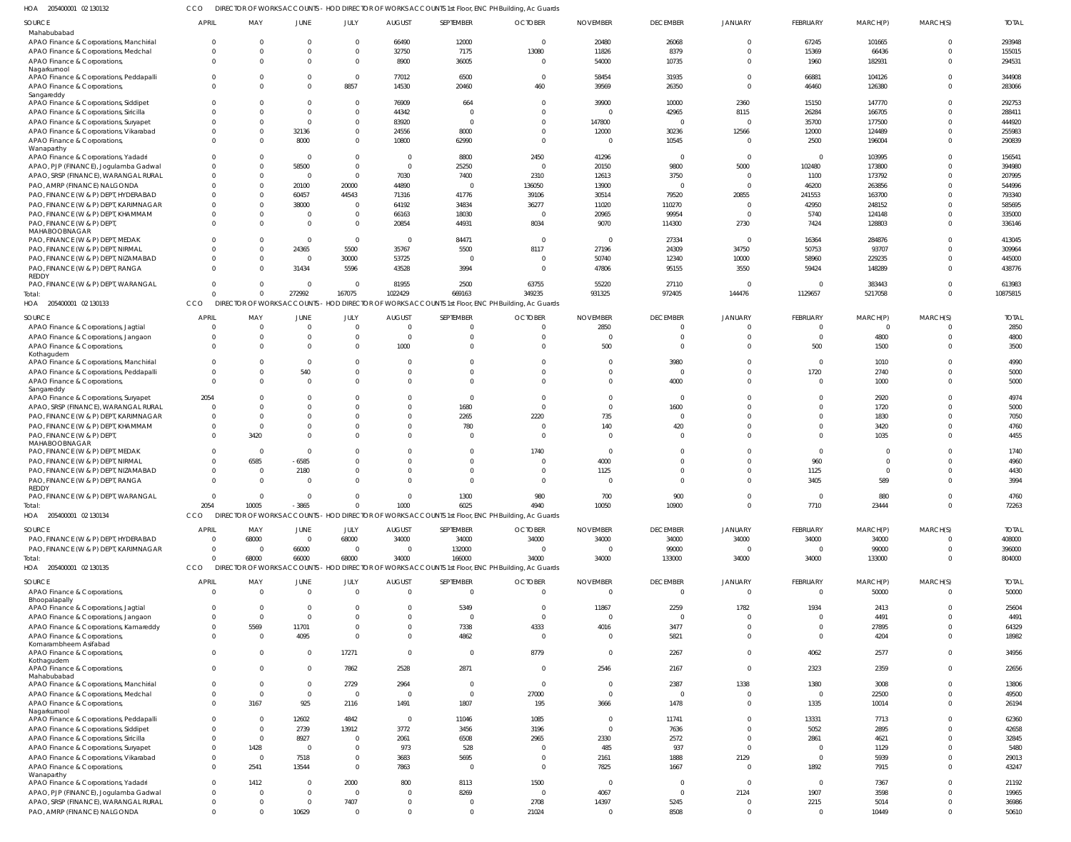HOA 205400001 02 130132 CCO DIRECTOR OF WORKS ACCOUNTS - HOD DIRECTOR OF WORKS ACCOUNTS 1st Floor, ENC PH Building, Ac Guards

| SOURCE | APRIL | MAY | JUNE | JULY | AUGUST | SEPTEMBER | OCTOBER | NOVEMBER | DECEMBER | JANUARY | FEBRUARY | MARCH(P) | MARCH(S) | TOTAL |
|---|---|---|---|---|---|---|---|---|---|---|---|---|---|---|
| Mahabubabad | | | | | | | | | | | | | | |
| APAO Finance & Corporations, Manchirial | 0 | 0 | 0 | 0 | 66490 | 12000 | 0 | 20480 | 26068 | 0 | 67245 | 101665 | 0 | 293948 |
| APAO Finance & Corporations, Medchal | 0 | 0 | 0 | 0 | 32750 | 7175 | 13080 | 11826 | 8379 | 0 | 15369 | 66436 | 0 | 155015 |
| APAO Finance & Corporations, Nagarkurnool | 0 | 0 | 0 | 0 | 8900 | 36005 | 0 | 54000 | 10735 | 0 | 1960 | 182931 | 0 | 294531 |
| APAO Finance & Corporations, Peddapalli | 0 | 0 | 0 | 0 | 77012 | 6500 | 0 | 58454 | 31935 | 0 | 66881 | 104126 | 0 | 344908 |
| APAO Finance & Corporations, Sangareddy | 0 | 0 | 0 | 8857 | 14530 | 20460 | 460 | 39569 | 26350 | 0 | 46460 | 126380 | 0 | 283066 |
| APAO Finance & Corporations, Siddipet | 0 | 0 | 0 | 0 | 76909 | 664 | 0 | 39900 | 10000 | 2360 | 15150 | 147770 | 0 | 292753 |
| APAO Finance & Corporations, Siricilla | 0 | 0 | 0 | 0 | 44342 | 0 | 0 | 0 | 42965 | 8115 | 26284 | 166705 | 0 | 288411 |
| APAO Finance & Corporations, Suryapet | 0 | 0 | 0 | 0 | 83920 | 0 | 0 | 147800 | 0 | 0 | 35700 | 177500 | 0 | 444920 |
| APAO Finance & Corporations, Vikarabad | 0 | 0 | 32136 | 0 | 24556 | 8000 | 0 | 12000 | 30236 | 12566 | 12000 | 124489 | 0 | 255983 |
| APAO Finance & Corporations, Wanaparthy | 0 | 0 | 8000 | 0 | 10800 | 62990 | 0 | 0 | 10545 | 0 | 2500 | 196004 | 0 | 290839 |
| APAO Finance & Corporations, Yadadri | 0 | 0 | 0 | 0 | 0 | 8800 | 2450 | 41296 | 0 | 0 | 0 | 103995 | 0 | 156541 |
| APAO, PJP (FINANCE), Jogulamba Gadwal | 0 | 0 | 58500 | 0 | 0 | 25250 | 0 | 20150 | 9800 | 5000 | 102480 | 173800 | 0 | 394980 |
| APAO, SRSP (FINANCE), WARANGAL RURAL | 0 | 0 | 0 | 0 | 7030 | 7400 | 2310 | 12613 | 3750 | 0 | 1100 | 173792 | 0 | 207995 |
| PAO, AMRP (FINANCE) NALGONDA | 0 | 0 | 20100 | 20000 | 44890 | 0 | 136050 | 13900 | 0 | 0 | 46200 | 263856 | 0 | 544996 |
| PAO, FINANCE (W & P) DEPT, HYDERABAD | 0 | 0 | 60457 | 44543 | 71316 | 41776 | 39106 | 30514 | 79520 | 20855 | 241553 | 163700 | 0 | 793340 |
| PAO, FINANCE (W & P) DEPT, KARIMNAGAR | 0 | 0 | 38000 | 0 | 64192 | 34834 | 36277 | 11020 | 110270 | 0 | 42950 | 248152 | 0 | 585695 |
| PAO, FINANCE (W & P) DEPT, KHAMMAM | 0 | 0 | 0 | 0 | 66163 | 18030 | 0 | 20965 | 99954 | 0 | 5740 | 124148 | 0 | 335000 |
| PAO, FINANCE (W & P) DEPT, MAHABOOBNAGAR | 0 | 0 | 0 | 0 | 20854 | 44931 | 8034 | 9070 | 114300 | 2730 | 7424 | 128803 | 0 | 336146 |
| PAO, FINANCE (W & P) DEPT, MEDAK | 0 | 0 | 0 | 0 | 0 | 84471 | 0 | 0 | 27334 | 0 | 16364 | 284876 | 0 | 413045 |
| PAO, FINANCE (W & P) DEPT, NIRMAL | 0 | 0 | 24365 | 5500 | 35767 | 5500 | 8117 | 27196 | 24309 | 34750 | 50753 | 93707 | 0 | 309964 |
| PAO, FINANCE (W & P) DEPT, NIZAMABAD | 0 | 0 | 0 | 30000 | 53725 | 0 | 0 | 50740 | 12340 | 10000 | 58960 | 229235 | 0 | 445000 |
| PAO, FINANCE (W & P) DEPT, RANGA REDDY | 0 | 0 | 31434 | 5596 | 43528 | 3994 | 0 | 47806 | 95155 | 3550 | 59424 | 148289 | 0 | 438776 |
| PAO, FINANCE (W & P) DEPT, WARANGAL | 0 | 0 | 0 | 0 | 81955 | 2500 | 63755 | 55220 | 27110 | 0 | 0 | 383443 | 0 | 613983 |
| Total: | 0 | 0 | 272992 | 167075 | 1022429 | 669163 | 349235 | 931325 | 972405 | 144476 | 1129657 | 5217058 | 0 | 10875815 |

HOA 205400001 02 130133 CCO DIRECTOR OF WORKS ACCOUNTS - HOD DIRECTOR OF WORKS ACCOUNTS 1st Floor, ENC PH Building, Ac Guards

| SOURCE | APRIL | MAY | JUNE | JULY | AUGUST | SEPTEMBER | OCTOBER | NOVEMBER | DECEMBER | JANUARY | FEBRUARY | MARCH(P) | MARCH(S) | TOTAL |
|---|---|---|---|---|---|---|---|---|---|---|---|---|---|---|
| APAO Finance & Corporations, Jagtial | 0 | 0 | 0 | 0 | 0 | 0 | 0 | 2850 | 0 | 0 | 0 | 0 | 0 | 2850 |
| APAO Finance & Corporations, Jangaon | 0 | 0 | 0 | 0 | 0 | 0 | 0 | 0 | 0 | 0 | 0 | 4800 | 0 | 4800 |
| APAO Finance & Corporations, Kothagudem | 0 | 0 | 0 | 0 | 1000 | 0 | 0 | 500 | 0 | 0 | 500 | 1500 | 0 | 3500 |
| APAO Finance & Corporations, Manchirial | 0 | 0 | 0 | 0 | 0 | 0 | 0 | 0 | 3980 | 0 | 0 | 1010 | 0 | 4990 |
| APAO Finance & Corporations, Peddapalli | 0 | 0 | 540 | 0 | 0 | 0 | 0 | 0 | 0 | 0 | 1720 | 2740 | 0 | 5000 |
| APAO Finance & Corporations, Sangareddy | 0 | 0 | 0 | 0 | 0 | 0 | 0 | 0 | 4000 | 0 | 0 | 1000 | 0 | 5000 |
| APAO Finance & Corporations, Suryapet | 2054 | 0 | 0 | 0 | 0 | 0 | 0 | 0 | 0 | 0 | 0 | 2920 | 0 | 4974 |
| APAO, SRSP (FINANCE), WARANGAL RURAL | 0 | 0 | 0 | 0 | 0 | 1680 | 0 | 0 | 1600 | 0 | 0 | 1720 | 0 | 5000 |
| PAO, FINANCE (W & P) DEPT, KARIMNAGAR | 0 | 0 | 0 | 0 | 0 | 2265 | 2220 | 735 | 0 | 0 | 0 | 1830 | 0 | 7050 |
| PAO, FINANCE (W & P) DEPT, KHAMMAM | 0 | 0 | 0 | 0 | 0 | 780 | 0 | 140 | 420 | 0 | 0 | 3420 | 0 | 4760 |
| PAO, FINANCE (W & P) DEPT, MAHABOOBNAGAR | 0 | 3420 | 0 | 0 | 0 | 0 | 0 | 0 | 0 | 0 | 0 | 1035 | 0 | 4455 |
| PAO, FINANCE (W & P) DEPT, MEDAK | 0 | 0 | 0 | 0 | 0 | 0 | 1740 | 0 | 0 | 0 | 0 | 0 | 0 | 1740 |
| PAO, FINANCE (W & P) DEPT, NIRMAL | 0 | 6585 | -6585 | 0 | 0 | 0 | 0 | 4000 | 0 | 0 | 960 | 0 | 0 | 4960 |
| PAO, FINANCE (W & P) DEPT, NIZAMABAD | 0 | 0 | 2180 | 0 | 0 | 0 | 0 | 1125 | 0 | 0 | 1125 | 0 | 0 | 4430 |
| PAO, FINANCE (W & P) DEPT, RANGA REDDY | 0 | 0 | 0 | 0 | 0 | 0 | 0 | 0 | 0 | 0 | 3405 | 589 | 0 | 3994 |
| PAO, FINANCE (W & P) DEPT, WARANGAL | 0 | 0 | 0 | 0 | 0 | 1300 | 980 | 700 | 900 | 0 | 0 | 880 | 0 | 4760 |
| Total: | 2054 | 10005 | -3865 | 0 | 1000 | 6025 | 4940 | 10050 | 10900 | 0 | 7710 | 23444 | 0 | 72263 |

HOA 205400001 02 130134 CCO DIRECTOR OF WORKS ACCOUNTS - HOD DIRECTOR OF WORKS ACCOUNTS 1st Floor, ENC PH Building, Ac Guards

| SOURCE | APRIL | MAY | JUNE | JULY | AUGUST | SEPTEMBER | OCTOBER | NOVEMBER | DECEMBER | JANUARY | FEBRUARY | MARCH(P) | MARCH(S) | TOTAL |
|---|---|---|---|---|---|---|---|---|---|---|---|---|---|---|
| PAO, FINANCE (W & P) DEPT, HYDERABAD | 0 | 68000 | 0 | 68000 | 34000 | 34000 | 34000 | 34000 | 34000 | 34000 | 34000 | 34000 | 0 | 408000 |
| PAO, FINANCE (W & P) DEPT, KARIMNAGAR | 0 | 0 | 66000 | 0 | 0 | 132000 | 0 | 0 | 99000 | 0 | 0 | 99000 | 0 | 396000 |
| Total: | 0 | 68000 | 66000 | 68000 | 34000 | 166000 | 34000 | 34000 | 133000 | 34000 | 34000 | 133000 | 0 | 804000 |

HOA 205400001 02 130135 CCO DIRECTOR OF WORKS ACCOUNTS - HOD DIRECTOR OF WORKS ACCOUNTS 1st Floor, ENC PH Building, Ac Guards

| SOURCE | APRIL | MAY | JUNE | JULY | AUGUST | SEPTEMBER | OCTOBER | NOVEMBER | DECEMBER | JANUARY | FEBRUARY | MARCH(P) | MARCH(S) | TOTAL |
|---|---|---|---|---|---|---|---|---|---|---|---|---|---|---|
| APAO Finance & Corporations, Bhoopalapally | 0 | 0 | 0 | 0 | 0 | 0 | 0 | 0 | 0 | 0 | 0 | 50000 | 0 | 50000 |
| APAO Finance & Corporations, Jagtial | 0 | 0 | 0 | 0 | 0 | 5349 | 0 | 11867 | 2259 | 1782 | 1934 | 2413 | 0 | 25604 |
| APAO Finance & Corporations, Jangaon | 0 | 0 | 0 | 0 | 0 | 0 | 0 | 0 | 0 | 0 | 0 | 4491 | 0 | 4491 |
| APAO Finance & Corporations, Kamareddy | 0 | 5569 | 11701 | 0 | 0 | 7338 | 4333 | 4016 | 3477 | 0 | 0 | 27895 | 0 | 64329 |
| APAO Finance & Corporations, Komarambheem Asifabad | 0 | 0 | 4095 | 0 | 0 | 4862 | 0 | 0 | 5821 | 0 | 0 | 4204 | 0 | 18982 |
| APAO Finance & Corporations, Kothagudem | 0 | 0 | 0 | 17271 | 0 | 0 | 8779 | 0 | 2267 | 0 | 4062 | 2577 | 0 | 34956 |
| APAO Finance & Corporations, Mahabubabad | 0 | 0 | 0 | 7862 | 2528 | 2871 | 0 | 2546 | 2167 | 0 | 2323 | 2359 | 0 | 22656 |
| APAO Finance & Corporations, Manchirial | 0 | 0 | 0 | 2729 | 2964 | 0 | 0 | 0 | 2387 | 1338 | 1380 | 3008 | 0 | 13806 |
| APAO Finance & Corporations, Medchal | 0 | 0 | 0 | 0 | 0 | 0 | 27000 | 0 | 0 | 0 | 0 | 22500 | 0 | 49500 |
| APAO Finance & Corporations, Nagarkurnool | 0 | 3167 | 925 | 2116 | 1491 | 1807 | 195 | 3666 | 1478 | 0 | 1335 | 10014 | 0 | 26194 |
| APAO Finance & Corporations, Peddapalli | 0 | 0 | 12602 | 4842 | 0 | 11046 | 1085 | 0 | 11741 | 0 | 13331 | 7713 | 0 | 62360 |
| APAO Finance & Corporations, Siddipet | 0 | 0 | 2739 | 13912 | 3772 | 3456 | 3196 | 0 | 7636 | 0 | 5052 | 2895 | 0 | 42658 |
| APAO Finance & Corporations, Siricilla | 0 | 0 | 8927 | 0 | 2061 | 6508 | 2965 | 2330 | 2572 | 0 | 2861 | 4621 | 0 | 32845 |
| APAO Finance & Corporations, Suryapet | 0 | 1428 | 0 | 0 | 973 | 528 | 0 | 485 | 937 | 0 | 0 | 1129 | 0 | 5480 |
| APAO Finance & Corporations, Vikarabad | 0 | 0 | 7518 | 0 | 3683 | 5695 | 0 | 2161 | 1888 | 2129 | 0 | 5939 | 0 | 29013 |
| APAO Finance & Corporations, Wanaparthy | 0 | 2541 | 13544 | 0 | 7863 | 0 | 0 | 7825 | 1667 | 0 | 1892 | 7915 | 0 | 43247 |
| APAO Finance & Corporations, Yadadri | 0 | 1412 | 0 | 2000 | 800 | 8113 | 1500 | 0 | 0 | 0 | 0 | 7367 | 0 | 21192 |
| APAO, PJP (FINANCE), Jogulamba Gadwal | 0 | 0 | 0 | 0 | 0 | 8269 | 0 | 4067 | 0 | 2124 | 1907 | 3598 | 0 | 19965 |
| APAO, SRSP (FINANCE), WARANGAL RURAL | 0 | 0 | 0 | 7407 | 0 | 0 | 2708 | 14397 | 5245 | 0 | 2215 | 5014 | 0 | 36986 |
| PAO, AMRP (FINANCE) NALGONDA | 0 | 0 | 10629 | 0 | 0 | 0 | 21024 | 0 | 8508 | 0 | 0 | 10449 | 0 | 50610 |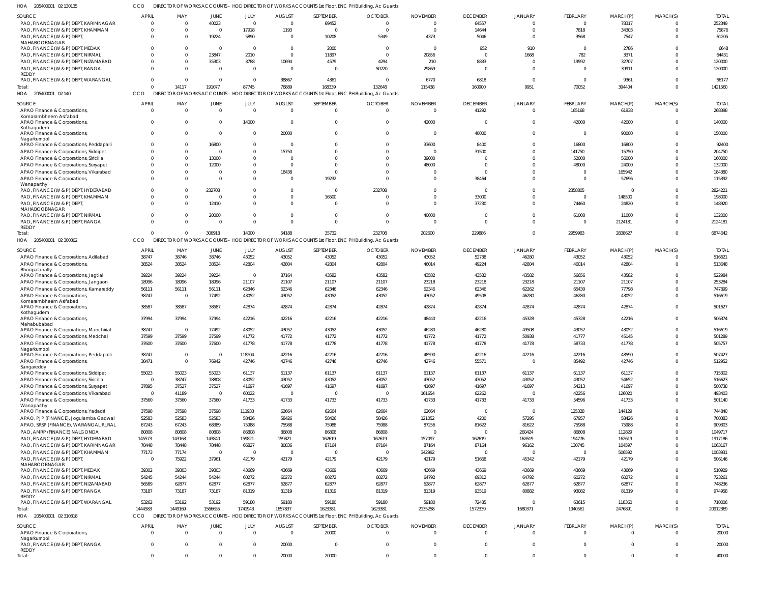HOA 205400001 02 130135 CCO DIRECTOR OF WORKS ACCOUNTS - HOD DIRECTOR OF WORKS ACCOUNTS 1st Floor, ENC PH Building, Ac Guards

| SOURCE | APRIL | MAY | JUNE | JULY | AUGUST | SEPTEMBER | OCTOBER | NOVEMBER | DECEMBER | JANUARY | FEBRUARY | MARCH(P) | MARCH(S) | TOTAL |
|---|---|---|---|---|---|---|---|---|---|---|---|---|---|---|
| PAO, FINANCE (W & P) DEPT, KARIMNAGAR | 0 | 0 | 40023 | 0 | 0 | 69452 | 0 | 0 | 64557 | 0 | 0 | 78317 | 0 | 252349 |
| PAO, FINANCE (W & P) DEPT, KHAMMAM | 0 | 0 | 0 | 17918 | 1193 | 0 | 0 | 0 | 14644 | 0 | 7818 | 34303 | 0 | 75876 |
| PAO, FINANCE (W & P) DEPT, MAHABOOBNAGAR | 0 | 0 | 19224 | 5890 | 0 | 10208 | 5349 | 4373 | 5046 | 0 | 3568 | 7547 | 0 | 61205 |
| PAO, FINANCE (W & P) DEPT, MEDAK | 0 | 0 | 0 | 0 | 0 | 2000 | 0 | 0 | 952 | 910 | 0 | 2786 | 0 | 6648 |
| PAO, FINANCE (W & P) DEPT, NIRMAL | 0 | 0 | 23847 | 2010 | 0 | 11897 | 0 | 20856 | 0 | 1668 | 782 | 3371 | 0 | 64431 |
| PAO, FINANCE (W & P) DEPT, NIZAMABAD | 0 | 0 | 35303 | 3788 | 10694 | 4579 | 4294 | 210 | 8833 | 0 | 19592 | 32707 | 0 | 120000 |
| PAO, FINANCE (W & P) DEPT, RANGA REDDY | 0 | 0 | 0 | 0 | 0 | 0 | 50220 | 29869 | 0 | 0 | 0 | 39911 | 0 | 120000 |
| PAO, FINANCE (W & P) DEPT, WARANGAL | 0 | 0 | 0 | 0 | 38867 | 4361 | 0 | 6770 | 6818 | 0 | 0 | 9361 | 0 | 66177 |
| Total: | 0 | 14117 | 191077 | 87745 | 76889 | 168339 | 132648 | 115438 | 160900 | 9951 | 70052 | 394404 | 0 | 1421560 |

HOA 205400001 02 140 CCO DIRECTOR OF WORKS ACCOUNTS - HOD DIRECTOR OF WORKS ACCOUNTS 1st Floor, ENC PH Building, Ac Guards

| SOURCE | APRIL | MAY | JUNE | JULY | AUGUST | SEPTEMBER | OCTOBER | NOVEMBER | DECEMBER | JANUARY | FEBRUARY | MARCH(P) | MARCH(S) | TOTAL |
|---|---|---|---|---|---|---|---|---|---|---|---|---|---|---|
| APAO Finance & Corporations, Komarambheem Asifabad | 0 | 0 | 0 | 0 | 0 | 0 | 0 | 0 | 41292 | 0 | 165168 | 61938 | 0 | 268398 |
| APAO Finance & Corporations, Kothagudem | 0 | 0 | 0 | 14000 | 0 | 0 | 0 | 42000 | 0 | 0 | 42000 | 42000 | 0 | 140000 |
| APAO Finance & Corporations, Nagarkurnool | 0 | 0 | 0 | 0 | 20000 | 0 | 0 | 0 | 40000 | 0 | 0 | 90000 | 0 | 150000 |
| APAO Finance & Corporations, Peddapalli | 0 | 0 | 16800 | 0 | 0 | 0 | 0 | 33600 | 8400 | 0 | 16800 | 16800 | 0 | 92400 |
| APAO Finance & Corporations, Siddipet | 0 | 0 | 0 | 0 | 15750 | 0 | 0 | 0 | 31500 | 0 | 141750 | 15750 | 0 | 204750 |
| APAO Finance & Corporations, Siricilla | 0 | 0 | 13000 | 0 | 0 | 0 | 0 | 39000 | 0 | 0 | 52000 | 56000 | 0 | 160000 |
| APAO Finance & Corporations, Suryapet | 0 | 0 | 12000 | 0 | 0 | 0 | 0 | 48000 | 0 | 0 | 48000 | 24000 | 0 | 132000 |
| APAO Finance & Corporations, Vikarabad | 0 | 0 | 0 | 0 | 18438 | 0 | 0 | 0 | 0 | 0 | 0 | 165942 | 0 | 184380 |
| APAO Finance & Corporations, Wanaparthy | 0 | 0 | 0 | 0 | 0 | 19232 | 0 | 0 | 38464 | 0 | 0 | 57696 | 0 | 115392 |
| PAO, FINANCE (W & P) DEPT, HYDERABAD | 0 | 0 | 232708 | 0 | 0 | 0 | 232708 | 0 | 0 | 0 | 2358805 | 0 | 0 | 2824221 |
| PAO, FINANCE (W & P) DEPT, KHAMMAM | 0 | 0 | 0 | 0 | 0 | 16500 | 0 | 0 | 33000 | 0 | 0 | 148500 | 0 | 198000 |
| PAO, FINANCE (W & P) DEPT, MAHABOOBNAGAR | 0 | 0 | 12410 | 0 | 0 | 0 | 0 | 0 | 37230 | 0 | 74460 | 24820 | 0 | 148920 |
| PAO, FINANCE (W & P) DEPT, NIRMAL | 0 | 0 | 20000 | 0 | 0 | 0 | 0 | 40000 | 0 | 0 | 61000 | 11000 | 0 | 132000 |
| PAO, FINANCE (W & P) DEPT, RANGA REDDY | 0 | 0 | 0 | 0 | 0 | 0 | 0 | 0 | 0 | 0 | 0 | 2124181 | 0 | 2124181 |
| Total: | 0 | 0 | 306918 | 14000 | 54188 | 35732 | 232708 | 202600 | 229886 | 0 | 2959983 | 2838627 | 0 | 6874642 |

HOA 205400001 02 300302 CCO DIRECTOR OF WORKS ACCOUNTS - HOD DIRECTOR OF WORKS ACCOUNTS 1st Floor, ENC PH Building, Ac Guards

| SOURCE | APRIL | MAY | JUNE | JULY | AUGUST | SEPTEMBER | OCTOBER | NOVEMBER | DECEMBER | JANUARY | FEBRUARY | MARCH(P) | MARCH(S) | TOTAL |
|---|---|---|---|---|---|---|---|---|---|---|---|---|---|---|
| APAO Finance & Corporations, Adilabad | 38747 | 38746 | 38746 | 43052 | 43052 | 43052 | 43052 | 43052 | 52738 | 46280 | 43052 | 43052 | 0 | 516621 |
| APAO Finance & Corporations, Bhoopalapally | 38524 | 38524 | 38524 | 42804 | 42804 | 42804 | 42804 | 46014 | 49224 | 42804 | 46014 | 42804 | 0 | 513648 |
| APAO Finance & Corporations, Jagtial | 39224 | 39224 | 39224 | 0 | 87164 | 43582 | 43582 | 43582 | 43582 | 43582 | 56656 | 43582 | 0 | 522984 |
| APAO Finance & Corporations, Jangaon | 18996 | 18996 | 18996 | 21107 | 21107 | 21107 | 21107 | 23218 | 23218 | 23218 | 21107 | 21107 | 0 | 253284 |
| APAO Finance & Corporations, Kamareddy | 56111 | 56111 | 56111 | 62346 | 62346 | 62346 | 62346 | 62346 | 62346 | 62262 | 65430 | 77798 | 0 | 747899 |
| APAO Finance & Corporations, Komarambheem Asifabad | 38747 | 0 | 77492 | 43052 | 43052 | 43052 | 43052 | 43052 | 49508 | 46280 | 46280 | 43052 | 0 | 516619 |
| APAO Finance & Corporations, Kothagudem | 38587 | 38587 | 38587 | 42874 | 42874 | 42874 | 42874 | 42874 | 42874 | 42874 | 42874 | 42874 | 0 | 501627 |
| APAO Finance & Corporations, Mahabubabad | 37994 | 37994 | 37994 | 42216 | 42216 | 42216 | 42216 | 48440 | 42216 | 45328 | 45328 | 42216 | 0 | 506374 |
| APAO Finance & Corporations, Manchirial | 38747 | 0 | 77492 | 43052 | 43052 | 43052 | 43052 | 46280 | 46280 | 49508 | 43052 | 43052 | 0 | 516619 |
| APAO Finance & Corporations, Medchal | 37599 | 37599 | 37599 | 41772 | 41772 | 41772 | 41772 | 41772 | 41772 | 50938 | 41777 | 45145 | 0 | 501289 |
| APAO Finance & Corporations, Nagarkurnool | 37600 | 37600 | 37600 | 41778 | 41778 | 41778 | 41778 | 41778 | 41778 | 41778 | 58733 | 41778 | 0 | 505757 |
| APAO Finance & Corporations, Peddapalli | 38747 | 0 | 0 | 118204 | 42216 | 42216 | 42216 | 48590 | 42216 | 42216 | 42216 | 48590 | 0 | 507427 |
| APAO Finance & Corporations, Sangareddy | 38471 | 0 | 76942 | 42746 | 42746 | 42746 | 42746 | 42746 | 55571 | 0 | 85492 | 42746 | 0 | 512952 |
| APAO Finance & Corporations, Siddipet | 55023 | 55023 | 55023 | 61137 | 61137 | 61137 | 61137 | 61137 | 61137 | 61137 | 61137 | 61137 | 0 | 715302 |
| APAO Finance & Corporations, Siricilla | 0 | 38747 | 78808 | 43052 | 43052 | 43052 | 43052 | 43052 | 43052 | 43052 | 43052 | 54652 | 0 | 516623 |
| APAO Finance & Corporations, Suryapet | 37895 | 37527 | 37527 | 41697 | 41697 | 41697 | 41697 | 41697 | 41697 | 41697 | 54213 | 41697 | 0 | 500738 |
| APAO Finance & Corporations, Vikarabad | 0 | 41189 | 0 | 60022 | 0 | 0 | 0 | 161654 | 62262 | 0 | 42256 | 126020 | 0 | 493403 |
| APAO Finance & Corporations, Wanaparthy | 37560 | 37560 | 37560 | 41733 | 41733 | 41733 | 41733 | 41733 | 41733 | 41733 | 54596 | 41733 | 0 | 501140 |
| APAO Finance & Corporations, Yadadri | 37598 | 37598 | 37598 | 111933 | 62664 | 62664 | 62664 | 62664 | 0 | 0 | 125328 | 144129 | 0 | 744840 |
| APAO, PJP (FINANCE), Jogulamba Gadwal | 52583 | 52583 | 52583 | 58426 | 58426 | 58426 | 58426 | 121052 | 4200 | 57295 | 67957 | 58426 | 0 | 700383 |
| APAO, SRSP (FINANCE), WARANGAL RURAL | 67243 | 67243 | 68389 | 75988 | 75988 | 75988 | 75988 | 87256 | 81622 | 81622 | 75988 | 75988 | 0 | 909303 |
| PAO, AMRP (FINANCE) NALGONDA | 80808 | 80808 | 80808 | 86808 | 86808 | 86808 | 86808 | 0 | 0 | 260424 | 86808 | 112829 | 0 | 1049717 |
| PAO, FINANCE (W & P) DEPT, HYDERABAD | 145573 | 143163 | 143840 | 159821 | 159821 | 162619 | 162619 | 157097 | 162619 | 162619 | 194776 | 162619 | 0 | 1917186 |
| PAO, FINANCE (W & P) DEPT, KARIMNAGAR | 78448 | 78448 | 78448 | 66827 | 80836 | 87164 | 87164 | 87164 | 87164 | 96162 | 130745 | 104597 | 0 | 1063167 |
| PAO, FINANCE (W & P) DEPT, KHAMMAM | 77173 | 77174 | 0 | 0 | 0 | 0 | 0 | 342992 | 0 | 0 | 0 | 506592 | 0 | 1003931 |
| PAO, FINANCE (W & P) DEPT, MAHABOOBNAGAR | 0 | 75922 | 37961 | 42179 | 42179 | 42179 | 42179 | 42179 | 51668 | 45342 | 42179 | 42179 | 0 | 506146 |
| PAO, FINANCE (W & P) DEPT, MEDAK | 39302 | 39303 | 39303 | 43669 | 43669 | 43669 | 43669 | 43669 | 43669 | 43669 | 43669 | 43669 | 0 | 510929 |
| PAO, FINANCE (W & P) DEPT, NIRMAL | 54245 | 54244 | 54244 | 60272 | 60272 | 60272 | 60272 | 64792 | 69312 | 64792 | 60272 | 60272 | 0 | 723261 |
| PAO, FINANCE (W & P) DEPT, NIZAMABAD | 56589 | 62877 | 62877 | 62877 | 62877 | 62877 | 62877 | 62877 | 62877 | 62877 | 62877 | 62877 | 0 | 748236 |
| PAO, FINANCE (W & P) DEPT, RANGA REDDY | 73187 | 73187 | 73187 | 81319 | 81319 | 81319 | 81319 | 81319 | 93519 | 80882 | 93082 | 81319 | 0 | 974958 |
| PAO, FINANCE (W & P) DEPT, WARANGAL | 53262 | 53192 | 53192 | 59180 | 59180 | 59180 | 59180 | 59180 | 72485 | 0 | 63615 | 118360 | 0 | 710006 |
| Total: | 1444583 | 1449169 | 1566655 | 1741943 | 1657837 | 1623381 | 1623381 | 2135258 | 1572339 | 1680371 | 1940561 | 2476891 | 0 | 20912369 |

HOA 205400001 02 310318 CCO DIRECTOR OF WORKS ACCOUNTS - HOD DIRECTOR OF WORKS ACCOUNTS 1st Floor, ENC PH Building, Ac Guards

| SOURCE | APRIL | MAY | JUNE | JULY | AUGUST | SEPTEMBER | OCTOBER | NOVEMBER | DECEMBER | JANUARY | FEBRUARY | MARCH(P) | MARCH(S) | TOTAL |
|---|---|---|---|---|---|---|---|---|---|---|---|---|---|---|
| APAO Finance & Corporations, Nagarkurnool | 0 | 0 | 0 | 0 | 0 | 20000 | 0 | 0 | 0 | 0 | 0 | 0 | 0 | 20000 |
| PAO, FINANCE (W & P) DEPT, RANGA REDDY | 0 | 0 | 0 | 0 | 20000 | 0 | 0 | 0 | 0 | 0 | 0 | 0 | 0 | 20000 |
| Total: | 0 | 0 | 0 | 0 | 20000 | 20000 | 0 | 0 | 0 | 0 | 0 | 0 | 0 | 40000 |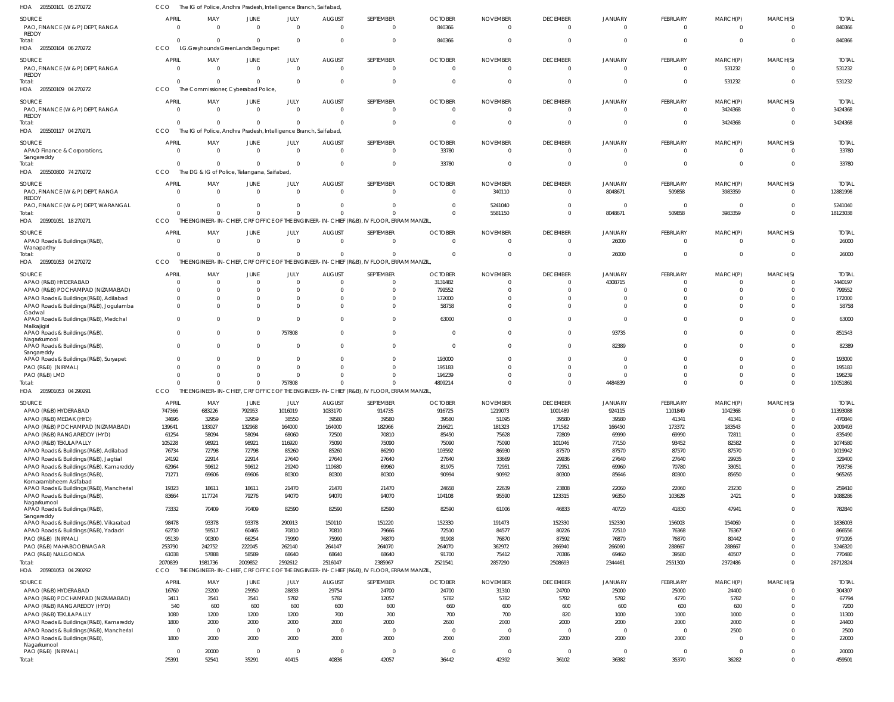HOA 205500101 05 270272 CCO The IG of Police, Andhra Pradesh, Intelligence Branch, Saifabad,

| SOURCE | APRIL | MAY | JUNE | JULY | AUGUST | SEPTEMBER | OCTOBER | NOVEMBER | DECEMBER | JANUARY | FEBRUARY | MARCH(P) | MARCH(S) | TOTAL |
|---|---|---|---|---|---|---|---|---|---|---|---|---|---|---|
| PAO, FINANCE (W & P) DEPT, RANGA REDDY | 0 | 0 | 0 | 0 | 0 | 0 | 840366 | 0 | 0 | 0 | 0 | 0 | 0 | 840366 |
| Total: | 0 | 0 | 0 | 0 | 0 | 0 | 840366 | 0 | 0 | 0 | 0 | 0 | 0 | 840366 |

HOA 205500104 06 270272 CCO I.G.Greyhounds GreenLands Begumpet

| SOURCE | APRIL | MAY | JUNE | JULY | AUGUST | SEPTEMBER | OCTOBER | NOVEMBER | DECEMBER | JANUARY | FEBRUARY | MARCH(P) | MARCH(S) | TOTAL |
|---|---|---|---|---|---|---|---|---|---|---|---|---|---|---|
| PAO, FINANCE (W & P) DEPT, RANGA REDDY | 0 | 0 | 0 | 0 | 0 | 0 | 0 | 0 | 0 | 0 | 0 | 531232 | 0 | 531232 |
| Total: | 0 | 0 | 0 | 0 | 0 | 0 | 0 | 0 | 0 | 0 | 0 | 531232 | 0 | 531232 |

HOA 205500109 04 270272 CCO The Commissioner, Cyberabad Police,

| SOURCE | APRIL | MAY | JUNE | JULY | AUGUST | SEPTEMBER | OCTOBER | NOVEMBER | DECEMBER | JANUARY | FEBRUARY | MARCH(P) | MARCH(S) | TOTAL |
|---|---|---|---|---|---|---|---|---|---|---|---|---|---|---|
| PAO, FINANCE (W & P) DEPT, RANGA REDDY | 0 | 0 | 0 | 0 | 0 | 0 | 0 | 0 | 0 | 0 | 0 | 3424368 | 0 | 3424368 |
| Total: | 0 | 0 | 0 | 0 | 0 | 0 | 0 | 0 | 0 | 0 | 0 | 3424368 | 0 | 3424368 |

HOA 205500117 04 270271 CCO The IG of Police, Andhra Pradesh, Intelligence Branch, Saifabad,

| SOURCE | APRIL | MAY | JUNE | JULY | AUGUST | SEPTEMBER | OCTOBER | NOVEMBER | DECEMBER | JANUARY | FEBRUARY | MARCH(P) | MARCH(S) | TOTAL |
|---|---|---|---|---|---|---|---|---|---|---|---|---|---|---|
| APAO Finance & Corporations, Sangareddy | 0 | 0 | 0 | 0 | 0 | 0 | 33780 | 0 | 0 | 0 | 0 | 0 | 0 | 33780 |
| Total: | 0 | 0 | 0 | 0 | 0 | 0 | 33780 | 0 | 0 | 0 | 0 | 0 | 0 | 33780 |

HOA 205500800 74 270272 CCO The DG & IG of Police, Telangana, Saifabad,

| SOURCE | APRIL | MAY | JUNE | JULY | AUGUST | SEPTEMBER | OCTOBER | NOVEMBER | DECEMBER | JANUARY | FEBRUARY | MARCH(P) | MARCH(S) | TOTAL |
|---|---|---|---|---|---|---|---|---|---|---|---|---|---|---|
| PAO, FINANCE (W & P) DEPT, RANGA REDDY | 0 | 0 | 0 | 0 | 0 | 0 | 0 | 340110 | 0 | 8048671 | 509858 | 3983359 | 0 | 12881998 |
| PAO, FINANCE (W & P) DEPT, WARANGAL | 0 | 0 | 0 | 0 | 0 | 0 | 0 | 5241040 | 0 | 0 | 0 | 0 | 0 | 5241040 |
| Total: | 0 | 0 | 0 | 0 | 0 | 0 | 0 | 5581150 | 0 | 8048671 | 509858 | 3983359 | 0 | 18123038 |

HOA 205901051 18 270271 CCO THE ENGINEER-IN-CHIEF, CRF OFFICE OF THE ENGINEER-IN-CHIEF (R&B), IV FLOOR, ERRAM MANZIL,

| SOURCE | APRIL | MAY | JUNE | JULY | AUGUST | SEPTEMBER | OCTOBER | NOVEMBER | DECEMBER | JANUARY | FEBRUARY | MARCH(P) | MARCH(S) | TOTAL |
|---|---|---|---|---|---|---|---|---|---|---|---|---|---|---|
| APAO Roads & Buildings (R&B), Wanaparthy | 0 | 0 | 0 | 0 | 0 | 0 | 0 | 0 | 0 | 26000 | 0 | 0 | 0 | 26000 |
| Total: | 0 | 0 | 0 | 0 | 0 | 0 | 0 | 0 | 0 | 26000 | 0 | 0 | 0 | 26000 |

HOA 205901053 04 270272 CCO THE ENGINEER-IN-CHIEF, CRF OFFICE OF THE ENGINEER-IN-CHIEF (R&B), IV FLOOR, ERRAM MANZIL,

| SOURCE | APRIL | MAY | JUNE | JULY | AUGUST | SEPTEMBER | OCTOBER | NOVEMBER | DECEMBER | JANUARY | FEBRUARY | MARCH(P) | MARCH(S) | TOTAL |
|---|---|---|---|---|---|---|---|---|---|---|---|---|---|---|
| APAO (R&B) HYDERABAD | 0 | 0 | 0 | 0 | 0 | 0 | 3131482 | 0 | 0 | 4308715 | 0 | 0 | 0 | 7440197 |
| APAO (R&B) POCHAMPAD (NIZAMABAD) | 0 | 0 | 0 | 0 | 0 | 0 | 799552 | 0 | 0 | 0 | 0 | 0 | 0 | 799552 |
| APAO Roads & Buildings (R&B), Adilabad | 0 | 0 | 0 | 0 | 0 | 0 | 172000 | 0 | 0 | 0 | 0 | 0 | 0 | 172000 |
| APAO Roads & Buildings (R&B), Jogulamba Gadwal | 0 | 0 | 0 | 0 | 0 | 0 | 58758 | 0 | 0 | 0 | 0 | 0 | 0 | 58758 |
| APAO Roads & Buildings (R&B), Medchal Malkajigiri | 0 | 0 | 0 | 0 | 0 | 0 | 63000 | 0 | 0 | 0 | 0 | 0 | 0 | 63000 |
| APAO Roads & Buildings (R&B), Nagarkurnool | 0 | 0 | 0 | 757808 | 0 | 0 | 0 | 0 | 0 | 93735 | 0 | 0 | 0 | 851543 |
| APAO Roads & Buildings (R&B), Sangareddy | 0 | 0 | 0 | 0 | 0 | 0 | 0 | 0 | 0 | 82389 | 0 | 0 | 0 | 82389 |
| APAO Roads & Buildings (R&B), Suryapet | 0 | 0 | 0 | 0 | 0 | 0 | 193000 | 0 | 0 | 0 | 0 | 0 | 0 | 193000 |
| PAO (R&B) (NIRMAL) | 0 | 0 | 0 | 0 | 0 | 0 | 195183 | 0 | 0 | 0 | 0 | 0 | 0 | 195183 |
| PAO (R&B) LMD | 0 | 0 | 0 | 0 | 0 | 0 | 196239 | 0 | 0 | 0 | 0 | 0 | 0 | 196239 |
| Total: | 0 | 0 | 0 | 757808 | 0 | 0 | 4809214 | 0 | 0 | 4484839 | 0 | 0 | 0 | 10051861 |

HOA 205901053 04 290291 CCO THE ENGINEER-IN-CHIEF, CRF OFFICE OF THE ENGINEER-IN-CHIEF (R&B), IV FLOOR, ERRAM MANZIL,

| SOURCE | APRIL | MAY | JUNE | JULY | AUGUST | SEPTEMBER | OCTOBER | NOVEMBER | DECEMBER | JANUARY | FEBRUARY | MARCH(P) | MARCH(S) | TOTAL |
|---|---|---|---|---|---|---|---|---|---|---|---|---|---|---|
| APAO (R&B) HYDERABAD | 747366 | 683226 | 792953 | 1016019 | 1033170 | 914735 | 916725 | 1219073 | 1001489 | 924115 | 1101849 | 1042368 | 0 | 11393088 |
| APAO (R&B) MEDAK (HYD) | 34695 | 32959 | 32959 | 38550 | 39580 | 39580 | 39580 | 51095 | 39580 | 39580 | 41341 | 41341 | 0 | 470840 |
| APAO (R&B) POCHAMPAD (NIZAMABAD) | 139641 | 133027 | 132968 | 164000 | 164000 | 182966 | 216621 | 181323 | 171582 | 166450 | 173372 | 183543 | 0 | 2009493 |
| APAO (R&B) RANGAREDDY (HYD) | 61254 | 58094 | 58094 | 68060 | 72500 | 70810 | 85450 | 75628 | 72809 | 69990 | 69990 | 72811 | 0 | 835490 |
| APAO (R&B) TEKULAPALLY | 105228 | 98921 | 98921 | 116920 | 75090 | 75090 | 75090 | 75090 | 101046 | 77150 | 93452 | 82582 | 0 | 1074580 |
| APAO Roads & Buildings (R&B), Adilabad | 76734 | 72798 | 72798 | 85260 | 85260 | 86290 | 103592 | 86930 | 87570 | 87570 | 87570 | 87570 | 0 | 1019942 |
| APAO Roads & Buildings (R&B), Jagtial | 24192 | 22914 | 22914 | 27640 | 27640 | 27640 | 27640 | 33669 | 29936 | 27640 | 27640 | 29935 | 0 | 329400 |
| APAO Roads & Buildings (R&B), Kamareddy | 62964 | 59612 | 59612 | 29240 | 110680 | 69960 | 81975 | 72951 | 72951 | 69960 | 70780 | 33051 | 0 | 793736 |
| APAO Roads & Buildings (R&B), Komarambheem Asifabad | 71271 | 69606 | 69606 | 80300 | 80300 | 80300 | 90994 | 90992 | 80300 | 85646 | 80300 | 85650 | 0 | 965265 |
| APAO Roads & Buildings (R&B), Mancherial | 19323 | 18611 | 18611 | 21470 | 21470 | 21470 | 24658 | 22639 | 23808 | 22060 | 22060 | 23230 | 0 | 259410 |
| APAO Roads & Buildings (R&B), Nagarkurnool | 83664 | 117724 | 79276 | 94070 | 94070 | 94070 | 104108 | 95590 | 123315 | 96350 | 103628 | 2421 | 0 | 1088286 |
| APAO Roads & Buildings (R&B), Sangareddy | 73332 | 70409 | 70409 | 82590 | 82590 | 82590 | 82590 | 61006 | 46833 | 40720 | 41830 | 47941 | 0 | 782840 |
| APAO Roads & Buildings (R&B), Vikarabad | 98478 | 93378 | 93378 | 290913 | 150110 | 151220 | 152330 | 191473 | 152330 | 152330 | 156003 | 154060 | 0 | 1836003 |
| APAO Roads & Buildings (R&B), Yadadri | 62730 | 59517 | 60465 | 70810 | 70810 | 79666 | 72510 | 84577 | 80226 | 72510 | 76368 | 76367 | 0 | 866556 |
| PAO (R&B) (NIRMAL) | 95139 | 90300 | 66254 | 75990 | 75990 | 76870 | 91908 | 76870 | 87592 | 76870 | 76870 | 80442 | 0 | 971095 |
| PAO (R&B) MAHABOOBNAGAR | 253790 | 242752 | 222045 | 262140 | 264147 | 264070 | 264070 | 362972 | 266940 | 266060 | 288667 | 288667 | 0 | 3246320 |
| PAO (R&B) NALGONDA | 61038 | 57888 | 58589 | 68640 | 68640 | 68640 | 91700 | 75412 | 70386 | 69460 | 39580 | 40507 | 0 | 770480 |
| Total: | 2070839 | 1981736 | 2009852 | 2592612 | 2516047 | 2385967 | 2521541 | 2857290 | 2508693 | 2344461 | 2551300 | 2372486 | 0 | 28712824 |

HOA 205901053 04 290292 CCO THE ENGINEER-IN-CHIEF, CRF OFFICE OF THE ENGINEER-IN-CHIEF (R&B), IV FLOOR, ERRAM MANZIL,

| SOURCE | APRIL | MAY | JUNE | JULY | AUGUST | SEPTEMBER | OCTOBER | NOVEMBER | DECEMBER | JANUARY | FEBRUARY | MARCH(P) | MARCH(S) | TOTAL |
|---|---|---|---|---|---|---|---|---|---|---|---|---|---|---|
| APAO (R&B) HYDERABAD | 16760 | 23200 | 25950 | 28833 | 29754 | 24700 | 24700 | 31310 | 24700 | 25000 | 25000 | 24400 | 0 | 304307 |
| APAO (R&B) POCHAMPAD (NIZAMABAD) | 3411 | 3541 | 3541 | 5782 | 5782 | 12057 | 5782 | 5782 | 5782 | 5782 | 4770 | 5782 | 0 | 67794 |
| APAO (R&B) RANGAREDDY (HYD) | 540 | 600 | 600 | 600 | 600 | 600 | 660 | 600 | 600 | 600 | 600 | 600 | 0 | 7200 |
| APAO (R&B) TEKULAPALLY | 1080 | 1200 | 1200 | 1200 | 700 | 700 | 700 | 700 | 820 | 1000 | 1000 | 1000 | 0 | 11300 |
| APAO Roads & Buildings (R&B), Kamareddy | 1800 | 2000 | 2000 | 2000 | 2000 | 2000 | 2600 | 2000 | 2000 | 2000 | 2000 | 2000 | 0 | 24400 |
| APAO Roads & Buildings (R&B), Mancherial | 0 | 0 | 0 | 0 | 0 | 0 | 0 | 0 | 0 | 0 | 0 | 2500 | 0 | 2500 |
| APAO Roads & Buildings (R&B), Nagarkurnool | 1800 | 2000 | 2000 | 2000 | 2000 | 2000 | 2000 | 2000 | 2200 | 2000 | 2000 | 0 | 0 | 22000 |
| PAO (R&B) (NIRMAL) | 0 | 20000 | 0 | 0 | 0 | 0 | 0 | 0 | 0 | 0 | 0 | 0 | 0 | 20000 |
| Total: | 25391 | 52541 | 35291 | 40415 | 40836 | 42057 | 36442 | 42392 | 36102 | 36382 | 35370 | 36282 | 0 | 459501 |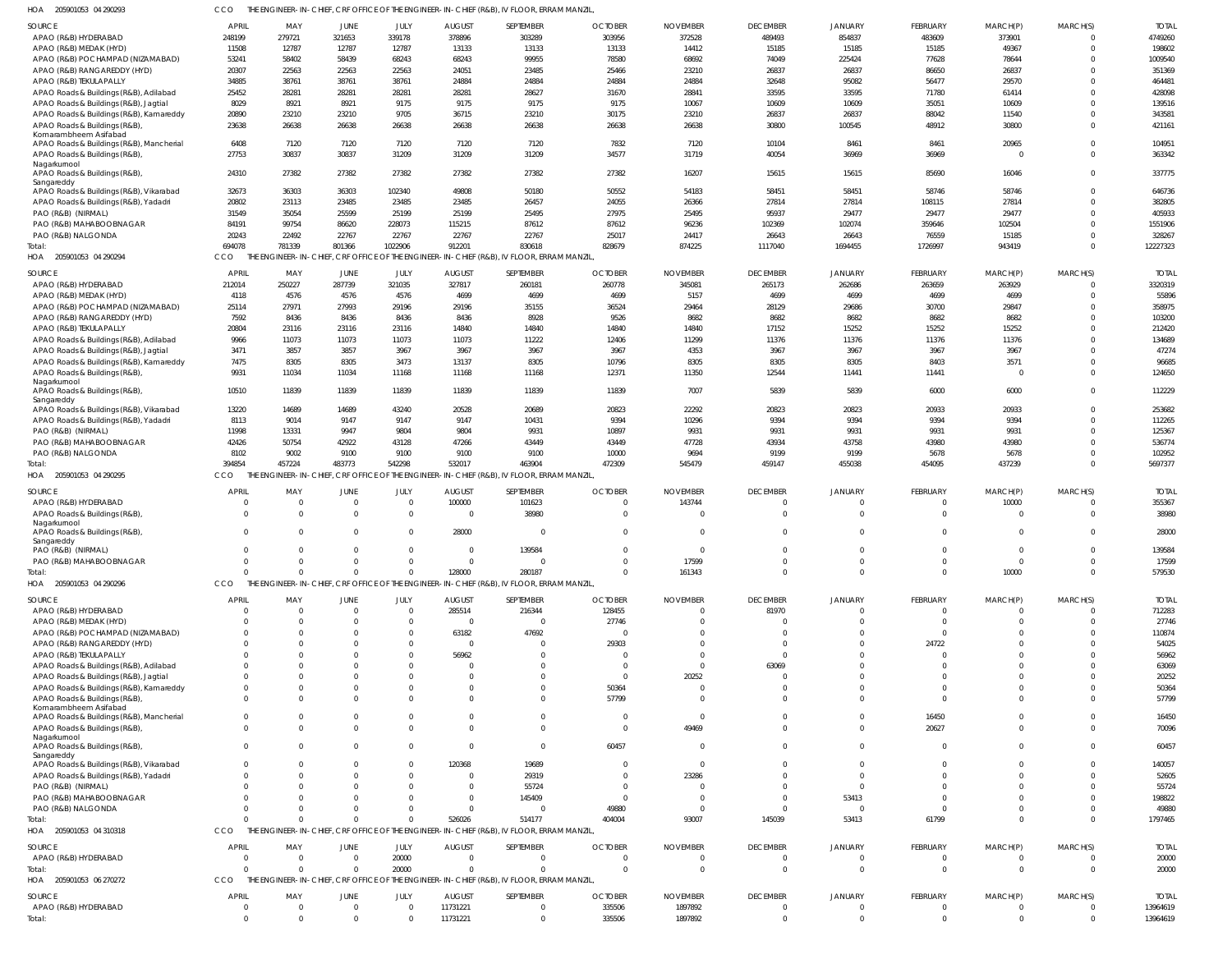HOA 205901053 04 290293 CCO THE ENGINEER-IN-CHIEF, CRF OFFICE OF THE ENGINEER-IN-CHIEF (R&B), IV FLOOR, ERRAM MANZIL,

| SOURCE | APRIL | MAY | JUNE | JULY | AUGUST | SEPTEMBER | OCTOBER | NOVEMBER | DECEMBER | JANUARY | FEBRUARY | MARCH(P) | MARCH(S) | TOTAL |
|---|---|---|---|---|---|---|---|---|---|---|---|---|---|---|
| APAO (R&B) HYDERABAD | 248199 | 279721 | 321653 | 339178 | 378896 | 303289 | 303956 | 372528 | 489493 | 854837 | 483609 | 373901 | 0 | 4749260 |
| APAO (R&B) MEDAK (HYD) | 11508 | 12787 | 12787 | 12787 | 13133 | 13133 | 13133 | 14412 | 15185 | 15185 | 15185 | 49367 | 0 | 198602 |
| APAO (R&B) POCHAMPAD (NIZAMABAD) | 53241 | 58402 | 58439 | 68243 | 68243 | 99955 | 78580 | 68692 | 74049 | 225424 | 77628 | 78644 | 0 | 1009540 |
| APAO (R&B) RANGAREDDY (HYD) | 20307 | 22563 | 22563 | 22563 | 24051 | 23485 | 25466 | 23210 | 26837 | 26837 | 86650 | 26837 | 0 | 351369 |
| APAO (R&B) TEKULAPALLY | 34885 | 38761 | 38761 | 38761 | 24884 | 24884 | 24884 | 24884 | 32648 | 95082 | 56477 | 29570 | 0 | 464481 |
| APAO Roads & Buildings (R&B), Adilabad | 25452 | 28281 | 28281 | 28281 | 28281 | 28627 | 31670 | 28841 | 33595 | 33595 | 71780 | 61414 | 0 | 428098 |
| APAO Roads & Buildings (R&B), Jagtial | 8029 | 8921 | 8921 | 9175 | 9175 | 9175 | 9175 | 10067 | 10609 | 10609 | 35051 | 10609 | 0 | 139516 |
| APAO Roads & Buildings (R&B), Kamareddy | 20890 | 23210 | 23210 | 9705 | 36715 | 23210 | 30175 | 23210 | 26837 | 26837 | 88042 | 11540 | 0 | 343581 |
| APAO Roads & Buildings (R&B), Komarambheem Asifabad | 23638 | 26638 | 26638 | 26638 | 26638 | 26638 | 26638 | 26638 | 30800 | 100545 | 48912 | 30800 | 0 | 421161 |
| APAO Roads & Buildings (R&B), Mancherial | 6408 | 7120 | 7120 | 7120 | 7120 | 7120 | 7832 | 7120 | 10104 | 8461 | 8461 | 20965 | 0 | 104951 |
| APAO Roads & Buildings (R&B), Nagarkurnool | 27753 | 30837 | 30837 | 31209 | 31209 | 31209 | 34577 | 31719 | 40054 | 36969 | 36969 | 0 | 0 | 363342 |
| APAO Roads & Buildings (R&B), Sangareddy | 24310 | 27382 | 27382 | 27382 | 27382 | 27382 | 27382 | 16207 | 15615 | 15615 | 85690 | 16046 | 0 | 337775 |
| APAO Roads & Buildings (R&B), Vikarabad | 32673 | 36303 | 36303 | 102340 | 49808 | 50180 | 50552 | 54183 | 58451 | 58451 | 58746 | 58746 | 0 | 646736 |
| APAO Roads & Buildings (R&B), Yadadri | 20802 | 23113 | 23485 | 23485 | 23485 | 26457 | 24055 | 26366 | 27814 | 27814 | 108115 | 27814 | 0 | 382805 |
| PAO (R&B) (NIRMAL) | 31549 | 35054 | 25599 | 25199 | 25199 | 25495 | 27975 | 25495 | 95937 | 29477 | 29477 | 29477 | 0 | 405933 |
| PAO (R&B) MAHABOOBNAGAR | 84191 | 99754 | 86620 | 228073 | 115215 | 87612 | 87612 | 96236 | 102369 | 102074 | 359646 | 102504 | 0 | 1551906 |
| PAO (R&B) NALGONDA | 20243 | 22492 | 22767 | 22767 | 22767 | 22767 | 25017 | 24417 | 26643 | 26643 | 76559 | 15185 | 0 | 328267 |
| Total: | 694078 | 781339 | 801366 | 1022906 | 912201 | 830618 | 828679 | 874225 | 1117040 | 1694455 | 1726997 | 943419 | 0 | 12227323 |

HOA 205901053 04 290294 CCO THE ENGINEER-IN-CHIEF, CRF OFFICE OF THE ENGINEER-IN-CHIEF (R&B), IV FLOOR, ERRAM MANZIL,

| SOURCE | APRIL | MAY | JUNE | JULY | AUGUST | SEPTEMBER | OCTOBER | NOVEMBER | DECEMBER | JANUARY | FEBRUARY | MARCH(P) | MARCH(S) | TOTAL |
|---|---|---|---|---|---|---|---|---|---|---|---|---|---|---|
| APAO (R&B) HYDERABAD | 212014 | 250227 | 287739 | 321035 | 327817 | 260181 | 260778 | 345081 | 265173 | 262686 | 263659 | 263929 | 0 | 3320319 |
| APAO (R&B) MEDAK (HYD) | 4118 | 4576 | 4576 | 4576 | 4699 | 4699 | 4699 | 5157 | 4699 | 4699 | 4699 | 4699 | 0 | 55896 |
| APAO (R&B) POCHAMPAD (NIZAMABAD) | 25114 | 27971 | 27993 | 29196 | 29196 | 35155 | 36524 | 29464 | 28129 | 29686 | 30700 | 29847 | 0 | 358975 |
| APAO (R&B) RANGAREDDY (HYD) | 7592 | 8436 | 8436 | 8436 | 8436 | 8928 | 9526 | 8682 | 8682 | 8682 | 8682 | 8682 | 0 | 103200 |
| APAO (R&B) TEKULAPALLY | 20804 | 23116 | 23116 | 23116 | 14840 | 14840 | 14840 | 14840 | 17152 | 15252 | 15252 | 15252 | 0 | 212420 |
| APAO Roads & Buildings (R&B), Adilabad | 9966 | 11073 | 11073 | 11073 | 11073 | 11222 | 12406 | 11299 | 11376 | 11376 | 11376 | 11376 | 0 | 134689 |
| APAO Roads & Buildings (R&B), Jagtial | 3471 | 3857 | 3857 | 3967 | 3967 | 3967 | 3967 | 4353 | 3967 | 3967 | 3967 | 3967 | 0 | 47274 |
| APAO Roads & Buildings (R&B), Kamareddy | 7475 | 8305 | 8305 | 3473 | 13137 | 8305 | 10796 | 8305 | 8305 | 8305 | 8403 | 3571 | 0 | 96685 |
| APAO Roads & Buildings (R&B), Nagarkurnool | 9931 | 11034 | 11034 | 11168 | 11168 | 11168 | 12371 | 11350 | 12544 | 11441 | 11441 | 0 | 0 | 124650 |
| APAO Roads & Buildings (R&B), Sangareddy | 10510 | 11839 | 11839 | 11839 | 11839 | 11839 | 11839 | 7007 | 5839 | 5839 | 6000 | 6000 | 0 | 112229 |
| APAO Roads & Buildings (R&B), Vikarabad | 13220 | 14689 | 14689 | 43240 | 20528 | 20689 | 20823 | 22292 | 20823 | 20823 | 20933 | 20933 | 0 | 253682 |
| APAO Roads & Buildings (R&B), Yadadri | 8113 | 9014 | 9147 | 9147 | 9147 | 10431 | 9394 | 10296 | 9394 | 9394 | 9394 | 9394 | 0 | 112265 |
| PAO (R&B) (NIRMAL) | 11998 | 13331 | 9947 | 9804 | 9804 | 9931 | 10897 | 9931 | 9931 | 9931 | 9931 | 9931 | 0 | 125367 |
| PAO (R&B) MAHABOOBNAGAR | 42426 | 50754 | 42922 | 43128 | 47266 | 43449 | 43449 | 47728 | 43934 | 43758 | 43980 | 43980 | 0 | 536774 |
| PAO (R&B) NALGONDA | 8102 | 9002 | 9100 | 9100 | 9100 | 9100 | 10000 | 9694 | 9199 | 9199 | 5678 | 5678 | 0 | 102952 |
| Total: | 394854 | 457224 | 483773 | 542298 | 532017 | 463904 | 472309 | 545479 | 459147 | 455038 | 454095 | 437239 | 0 | 5697377 |

HOA 205901053 04 290295 CCO THE ENGINEER-IN-CHIEF, CRF OFFICE OF THE ENGINEER-IN-CHIEF (R&B), IV FLOOR, ERRAM MANZIL,

| SOURCE | APRIL | MAY | JUNE | JULY | AUGUST | SEPTEMBER | OCTOBER | NOVEMBER | DECEMBER | JANUARY | FEBRUARY | MARCH(P) | MARCH(S) | TOTAL |
|---|---|---|---|---|---|---|---|---|---|---|---|---|---|---|
| APAO (R&B) HYDERABAD | 0 | 0 | 0 | 0 | 100000 | 101623 | 0 | 143744 | 0 | 0 | 0 | 10000 | 0 | 355367 |
| APAO Roads & Buildings (R&B), Nagarkurnool | 0 | 0 | 0 | 0 | 0 | 38980 | 0 | 0 | 0 | 0 | 0 | 0 | 0 | 38980 |
| APAO Roads & Buildings (R&B), Sangareddy | 0 | 0 | 0 | 0 | 28000 | 0 | 0 | 0 | 0 | 0 | 0 | 0 | 0 | 28000 |
| PAO (R&B) (NIRMAL) | 0 | 0 | 0 | 0 | 0 | 139584 | 0 | 0 | 0 | 0 | 0 | 0 | 0 | 139584 |
| PAO (R&B) MAHABOOBNAGAR | 0 | 0 | 0 | 0 | 0 | 0 | 0 | 17599 | 0 | 0 | 0 | 0 | 0 | 17599 |
| Total: | 0 | 0 | 0 | 0 | 128000 | 280187 | 0 | 161343 | 0 | 0 | 0 | 10000 | 0 | 579530 |

HOA 205901053 04 290296 CCO THE ENGINEER-IN-CHIEF, CRF OFFICE OF THE ENGINEER-IN-CHIEF (R&B), IV FLOOR, ERRAM MANZIL,

| SOURCE | APRIL | MAY | JUNE | JULY | AUGUST | SEPTEMBER | OCTOBER | NOVEMBER | DECEMBER | JANUARY | FEBRUARY | MARCH(P) | MARCH(S) | TOTAL |
|---|---|---|---|---|---|---|---|---|---|---|---|---|---|---|
| APAO (R&B) HYDERABAD | 0 | 0 | 0 | 0 | 285514 | 216344 | 128455 | 0 | 81970 | 0 | 0 | 0 | 0 | 712283 |
| APAO (R&B) MEDAK (HYD) | 0 | 0 | 0 | 0 | 0 | 0 | 27746 | 0 | 0 | 0 | 0 | 0 | 0 | 27746 |
| APAO (R&B) POCHAMPAD (NIZAMABAD) | 0 | 0 | 0 | 0 | 63182 | 47692 | 0 | 0 | 0 | 0 | 0 | 0 | 0 | 110874 |
| APAO (R&B) RANGAREDDY (HYD) | 0 | 0 | 0 | 0 | 0 | 0 | 29303 | 0 | 0 | 0 | 24722 | 0 | 0 | 54025 |
| APAO (R&B) TEKULAPALLY | 0 | 0 | 0 | 0 | 56962 | 0 | 0 | 0 | 0 | 0 | 0 | 0 | 0 | 56962 |
| APAO Roads & Buildings (R&B), Adilabad | 0 | 0 | 0 | 0 | 0 | 0 | 0 | 0 | 63069 | 0 | 0 | 0 | 0 | 63069 |
| APAO Roads & Buildings (R&B), Jagtial | 0 | 0 | 0 | 0 | 0 | 0 | 0 | 20252 | 0 | 0 | 0 | 0 | 0 | 20252 |
| APAO Roads & Buildings (R&B), Kamareddy | 0 | 0 | 0 | 0 | 0 | 0 | 50364 | 0 | 0 | 0 | 0 | 0 | 0 | 50364 |
| APAO Roads & Buildings (R&B), Komarambheem Asifabad | 0 | 0 | 0 | 0 | 0 | 0 | 57799 | 0 | 0 | 0 | 0 | 0 | 0 | 57799 |
| APAO Roads & Buildings (R&B), Mancherial | 0 | 0 | 0 | 0 | 0 | 0 | 0 | 0 | 0 | 0 | 16450 | 0 | 0 | 16450 |
| APAO Roads & Buildings (R&B), Nagarkurnool | 0 | 0 | 0 | 0 | 0 | 0 | 0 | 49469 | 0 | 0 | 20627 | 0 | 0 | 70096 |
| APAO Roads & Buildings (R&B), Sangareddy | 0 | 0 | 0 | 0 | 0 | 0 | 60457 | 0 | 0 | 0 | 0 | 0 | 0 | 60457 |
| APAO Roads & Buildings (R&B), Vikarabad | 0 | 0 | 0 | 0 | 120368 | 19689 | 0 | 0 | 0 | 0 | 0 | 0 | 0 | 140057 |
| APAO Roads & Buildings (R&B), Yadadri | 0 | 0 | 0 | 0 | 0 | 29319 | 0 | 23286 | 0 | 0 | 0 | 0 | 0 | 52605 |
| PAO (R&B) (NIRMAL) | 0 | 0 | 0 | 0 | 0 | 55724 | 0 | 0 | 0 | 0 | 0 | 0 | 0 | 55724 |
| PAO (R&B) MAHABOOBNAGAR | 0 | 0 | 0 | 0 | 0 | 145409 | 0 | 0 | 0 | 53413 | 0 | 0 | 0 | 198822 |
| PAO (R&B) NALGONDA | 0 | 0 | 0 | 0 | 0 | 0 | 49880 | 0 | 0 | 0 | 0 | 0 | 0 | 49880 |
| Total: | 0 | 0 | 0 | 0 | 526026 | 514177 | 404004 | 93007 | 145039 | 53413 | 61799 | 0 | 0 | 1797465 |

HOA 205901053 04 310318 CCO THE ENGINEER-IN-CHIEF, CRF OFFICE OF THE ENGINEER-IN-CHIEF (R&B), IV FLOOR, ERRAM MANZIL,

| SOURCE | APRIL | MAY | JUNE | JULY | AUGUST | SEPTEMBER | OCTOBER | NOVEMBER | DECEMBER | JANUARY | FEBRUARY | MARCH(P) | MARCH(S) | TOTAL |
|---|---|---|---|---|---|---|---|---|---|---|---|---|---|---|
| APAO (R&B) HYDERABAD | 0 | 0 | 0 | 20000 | 0 | 0 | 0 | 0 | 0 | 0 | 0 | 0 | 0 | 20000 |
| Total: | 0 | 0 | 0 | 20000 | 0 | 0 | 0 | 0 | 0 | 0 | 0 | 0 | 0 | 20000 |

HOA 205901053 06 270272 CCO THE ENGINEER-IN-CHIEF, CRF OFFICE OF THE ENGINEER-IN-CHIEF (R&B), IV FLOOR, ERRAM MANZIL,

| SOURCE | APRIL | MAY | JUNE | JULY | AUGUST | SEPTEMBER | OCTOBER | NOVEMBER | DECEMBER | JANUARY | FEBRUARY | MARCH(P) | MARCH(S) | TOTAL |
|---|---|---|---|---|---|---|---|---|---|---|---|---|---|---|
| APAO (R&B) HYDERABAD | 0 | 0 | 0 | 0 | 11731221 | 0 | 335506 | 1897892 | 0 | 0 | 0 | 0 | 0 | 13964619 |
| Total: | 0 | 0 | 0 | 0 | 11731221 | 0 | 335506 | 1897892 | 0 | 0 | 0 | 0 | 0 | 13964619 |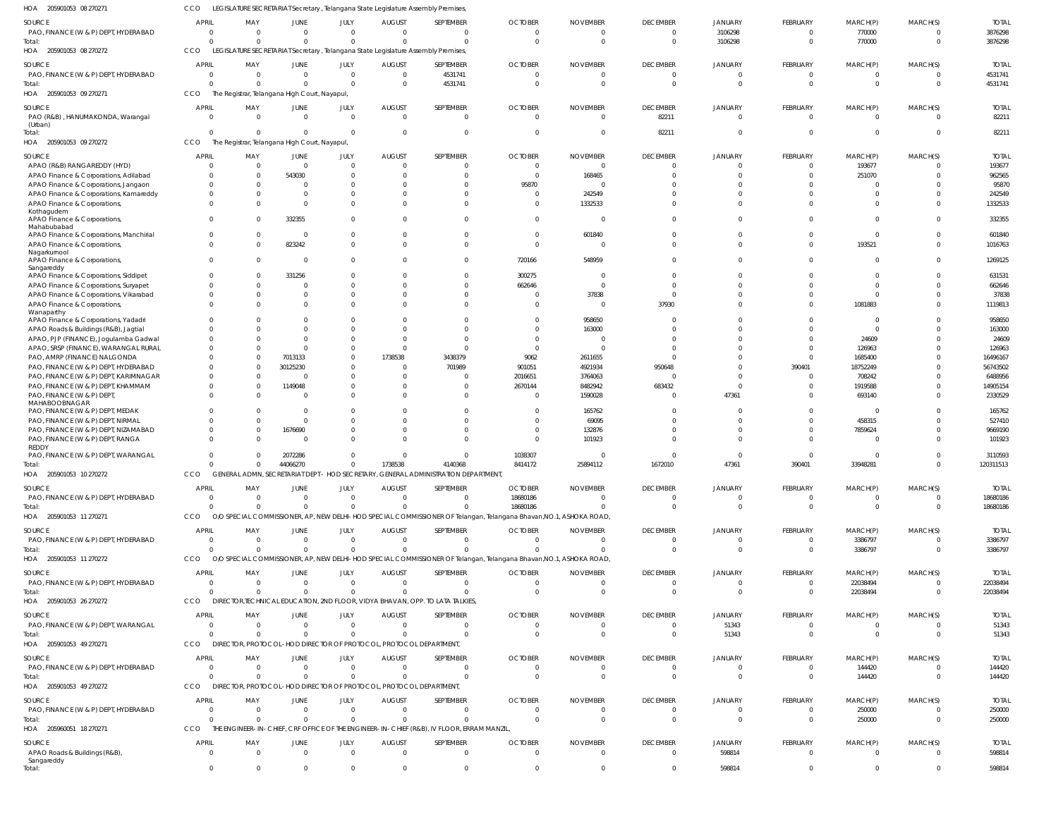HOA 205901053 08 270271 CCO LEGISLATURE SECRETARIAT Secretary , Telangana State Legislature Assembly Premises,

| SOURCE | APRIL | MAY | JUNE | JULY | AUGUST | SEPTEMBER | OCTOBER | NOVEMBER | DECEMBER | JANUARY | FEBRUARY | MARCH(P) | MARCH(S) | TOTAL |
|---|---|---|---|---|---|---|---|---|---|---|---|---|---|---|
| PAO, FINANCE (W & P) DEPT, HYDERABAD | 0 | 0 | 0 | 0 | 0 | 0 | 0 | 0 | 0 | 3106298 | 0 | 770000 | 0 | 3876298 |
| Total: | 0 | 0 | 0 | 0 | 0 | 0 | 0 | 0 | 0 | 3106298 | 0 | 770000 | 0 | 3876298 |

HOA 205901053 08 270272 CCO LEGISLATURE SECRETARIAT Secretary , Telangana State Legislature Assembly Premises,

| SOURCE | APRIL | MAY | JUNE | JULY | AUGUST | SEPTEMBER | OCTOBER | NOVEMBER | DECEMBER | JANUARY | FEBRUARY | MARCH(P) | MARCH(S) | TOTAL |
|---|---|---|---|---|---|---|---|---|---|---|---|---|---|---|
| PAO, FINANCE (W & P) DEPT, HYDERABAD | 0 | 0 | 0 | 0 | 0 | 4531741 | 0 | 0 | 0 | 0 | 0 | 0 | 0 | 4531741 |
| Total: | 0 | 0 | 0 | 0 | 0 | 4531741 | 0 | 0 | 0 | 0 | 0 | 0 | 0 | 4531741 |

HOA 205901053 09 270271 CCO The Registrar, Telangana High Court, Nayapul,

| SOURCE | APRIL | MAY | JUNE | JULY | AUGUST | SEPTEMBER | OCTOBER | NOVEMBER | DECEMBER | JANUARY | FEBRUARY | MARCH(P) | MARCH(S) | TOTAL |
|---|---|---|---|---|---|---|---|---|---|---|---|---|---|---|
| PAO (R&B) , HANUMAKONDA, Warangal (Urban) | 0 | 0 | 0 | 0 | 0 | 0 | 0 | 0 | 82211 | 0 | 0 | 0 | 0 | 82211 |
| Total: | 0 | 0 | 0 | 0 | 0 | 0 | 0 | 0 | 82211 | 0 | 0 | 0 | 0 | 82211 |

HOA 205901053 09 270272 CCO The Registrar, Telangana High Court, Nayapul,

| SOURCE | APRIL | MAY | JUNE | JULY | AUGUST | SEPTEMBER | OCTOBER | NOVEMBER | DECEMBER | JANUARY | FEBRUARY | MARCH(P) | MARCH(S) | TOTAL |
|---|---|---|---|---|---|---|---|---|---|---|---|---|---|---|
| APAO (R&B) RANGAREDDY (HYD) | 0 | 0 | 0 | 0 | 0 | 0 | 0 | 0 | 0 | 0 | 0 | 193677 | 0 | 193677 |
| APAO Finance & Corporations, Adilabad | 0 | 0 | 543030 | 0 | 0 | 0 | 0 | 168465 | 0 | 0 | 0 | 251070 | 0 | 962565 |
| APAO Finance & Corporations, Jangaon | 0 | 0 | 0 | 0 | 0 | 0 | 95870 | 0 | 0 | 0 | 0 | 0 | 0 | 95870 |
| APAO Finance & Corporations, Kamareddy | 0 | 0 | 0 | 0 | 0 | 0 | 0 | 242549 | 0 | 0 | 0 | 0 | 0 | 242549 |
| APAO Finance & Corporations, Kothagudem | 0 | 0 | 0 | 0 | 0 | 0 | 0 | 1332533 | 0 | 0 | 0 | 0 | 0 | 1332533 |
| APAO Finance & Corporations, Mahabubabad | 0 | 0 | 332355 | 0 | 0 | 0 | 0 | 0 | 0 | 0 | 0 | 0 | 0 | 332355 |
| APAO Finance & Corporations, Manchirial | 0 | 0 | 0 | 0 | 0 | 0 | 0 | 601840 | 0 | 0 | 0 | 0 | 0 | 601840 |
| APAO Finance & Corporations, Nagarkurnool | 0 | 0 | 823242 | 0 | 0 | 0 | 0 | 0 | 0 | 0 | 0 | 193521 | 0 | 1016763 |
| APAO Finance & Corporations, Sangareddy | 0 | 0 | 0 | 0 | 0 | 0 | 720166 | 548959 | 0 | 0 | 0 | 0 | 0 | 1269125 |
| APAO Finance & Corporations, Siddipet | 0 | 0 | 331256 | 0 | 0 | 0 | 300275 | 0 | 0 | 0 | 0 | 0 | 0 | 631531 |
| APAO Finance & Corporations, Suryapet | 0 | 0 | 0 | 0 | 0 | 0 | 662646 | 0 | 0 | 0 | 0 | 0 | 0 | 662646 |
| APAO Finance & Corporations, Vikarabad | 0 | 0 | 0 | 0 | 0 | 0 | 0 | 37838 | 0 | 0 | 0 | 0 | 0 | 37838 |
| APAO Finance & Corporations, Wanaparthy | 0 | 0 | 0 | 0 | 0 | 0 | 0 | 0 | 37930 | 0 | 0 | 1081883 | 0 | 1119813 |
| APAO Finance & Corporations, Yadadri | 0 | 0 | 0 | 0 | 0 | 0 | 0 | 958650 | 0 | 0 | 0 | 0 | 0 | 958650 |
| APAO Roads & Buildings (R&B), Jagtial | 0 | 0 | 0 | 0 | 0 | 0 | 0 | 163000 | 0 | 0 | 0 | 0 | 0 | 163000 |
| APAO, PJP (FINANCE), Jogulamba Gadwal | 0 | 0 | 0 | 0 | 0 | 0 | 0 | 0 | 0 | 0 | 0 | 24609 | 0 | 24609 |
| APAO, SRSP (FINANCE), WARANGAL RURAL | 0 | 0 | 0 | 0 | 0 | 0 | 0 | 0 | 0 | 0 | 0 | 126963 | 0 | 126963 |
| PAO, AMRP (FINANCE) NALGONDA | 0 | 0 | 7013133 | 0 | 1738538 | 3438379 | 9062 | 2611655 | 0 | 0 | 0 | 1685400 | 0 | 16496167 |
| PAO, FINANCE (W & P) DEPT, HYDERABAD | 0 | 0 | 30125230 | 0 | 0 | 701989 | 901051 | 4921934 | 950648 | 0 | 390401 | 18752249 | 0 | 56743502 |
| PAO, FINANCE (W & P) DEPT, KARIMNAGAR | 0 | 0 | 0 | 0 | 0 | 0 | 2016651 | 3764063 | 0 | 0 | 0 | 708242 | 0 | 6488956 |
| PAO, FINANCE (W & P) DEPT, KHAMMAM | 0 | 0 | 1149048 | 0 | 0 | 0 | 2670144 | 8482942 | 683432 | 0 | 0 | 1919588 | 0 | 14905154 |
| PAO, FINANCE (W & P) DEPT, MAHABOOBNAGAR | 0 | 0 | 0 | 0 | 0 | 0 | 0 | 1590028 | 0 | 47361 | 0 | 693140 | 0 | 2330529 |
| PAO, FINANCE (W & P) DEPT, MEDAK | 0 | 0 | 0 | 0 | 0 | 0 | 0 | 165762 | 0 | 0 | 0 | 0 | 0 | 165762 |
| PAO, FINANCE (W & P) DEPT, NIRMAL | 0 | 0 | 0 | 0 | 0 | 0 | 0 | 69095 | 0 | 0 | 0 | 458315 | 0 | 527410 |
| PAO, FINANCE (W & P) DEPT, NIZAMABAD | 0 | 0 | 1676690 | 0 | 0 | 0 | 0 | 132876 | 0 | 0 | 0 | 7859624 | 0 | 9669190 |
| PAO, FINANCE (W & P) DEPT, RANGA REDDY | 0 | 0 | 0 | 0 | 0 | 0 | 0 | 101923 | 0 | 0 | 0 | 0 | 0 | 101923 |
| PAO, FINANCE (W & P) DEPT, WARANGAL | 0 | 0 | 2072286 | 0 | 0 | 0 | 1038307 | 0 | 0 | 0 | 0 | 0 | 0 | 3110593 |
| Total: | 0 | 0 | 44066270 | 0 | 1738538 | 4140368 | 8414172 | 25894112 | 1672010 | 47361 | 390401 | 33948281 | 0 | 120311513 |

HOA 205901053 10 270272 CCO GENERAL ADMN, SECRETARIAT DEPT - HOD SECRETARY, GENERAL ADMINISTRATION DEPARTMENT,

| SOURCE | APRIL | MAY | JUNE | JULY | AUGUST | SEPTEMBER | OCTOBER | NOVEMBER | DECEMBER | JANUARY | FEBRUARY | MARCH(P) | MARCH(S) | TOTAL |
|---|---|---|---|---|---|---|---|---|---|---|---|---|---|---|
| PAO, FINANCE (W & P) DEPT, HYDERABAD | 0 | 0 | 0 | 0 | 0 | 0 | 18680186 | 0 | 0 | 0 | 0 | 0 | 0 | 18680186 |
| Total: | 0 | 0 | 0 | 0 | 0 | 0 | 18680186 | 0 | 0 | 0 | 0 | 0 | 0 | 18680186 |

HOA 205901053 11 270271 CCO O/O SPECIAL COMMISSIONER, AP, NEW DELHI- HOD SPECIAL COMMISSIONER OF Telangan, Telangana Bhavan,NO.1, ASHOKA ROAD,

| SOURCE | APRIL | MAY | JUNE | JULY | AUGUST | SEPTEMBER | OCTOBER | NOVEMBER | DECEMBER | JANUARY | FEBRUARY | MARCH(P) | MARCH(S) | TOTAL |
|---|---|---|---|---|---|---|---|---|---|---|---|---|---|---|
| PAO, FINANCE (W & P) DEPT, HYDERABAD | 0 | 0 | 0 | 0 | 0 | 0 | 0 | 0 | 0 | 0 | 0 | 3386797 | 0 | 3386797 |
| Total: | 0 | 0 | 0 | 0 | 0 | 0 | 0 | 0 | 0 | 0 | 0 | 3386797 | 0 | 3386797 |

HOA 205901053 11 270272 CCO O/O SPECIAL COMMISSIONER, AP, NEW DELHI- HOD SPECIAL COMMISSIONER OF Telangan, Telangana Bhavan,NO.1, ASHOKA ROAD,

| SOURCE | APRIL | MAY | JUNE | JULY | AUGUST | SEPTEMBER | OCTOBER | NOVEMBER | DECEMBER | JANUARY | FEBRUARY | MARCH(P) | MARCH(S) | TOTAL |
|---|---|---|---|---|---|---|---|---|---|---|---|---|---|---|
| PAO, FINANCE (W & P) DEPT, HYDERABAD | 0 | 0 | 0 | 0 | 0 | 0 | 0 | 0 | 0 | 0 | 0 | 22038494 | 0 | 22038494 |
| Total: | 0 | 0 | 0 | 0 | 0 | 0 | 0 | 0 | 0 | 0 | 0 | 22038494 | 0 | 22038494 |

HOA 205901053 26 270272 CCO DIRECTOR,TECHNICAL EDUCATION, 2ND FLOOR, VIDYA BHAVAN, OPP. TO LATA TALKIES,

| SOURCE | APRIL | MAY | JUNE | JULY | AUGUST | SEPTEMBER | OCTOBER | NOVEMBER | DECEMBER | JANUARY | FEBRUARY | MARCH(P) | MARCH(S) | TOTAL |
|---|---|---|---|---|---|---|---|---|---|---|---|---|---|---|
| PAO, FINANCE (W & P) DEPT, WARANGAL | 0 | 0 | 0 | 0 | 0 | 0 | 0 | 0 | 0 | 51343 | 0 | 0 | 0 | 51343 |
| Total: | 0 | 0 | 0 | 0 | 0 | 0 | 0 | 0 | 0 | 51343 | 0 | 0 | 0 | 51343 |

HOA 205901053 49 270271 CCO DIRECTOR, PROTOCOL- HOD DIRECTOR OF PROTOCOL, PROTOCOL DEPARTMENT,

| SOURCE | APRIL | MAY | JUNE | JULY | AUGUST | SEPTEMBER | OCTOBER | NOVEMBER | DECEMBER | JANUARY | FEBRUARY | MARCH(P) | MARCH(S) | TOTAL |
|---|---|---|---|---|---|---|---|---|---|---|---|---|---|---|
| PAO, FINANCE (W & P) DEPT, HYDERABAD | 0 | 0 | 0 | 0 | 0 | 0 | 0 | 0 | 0 | 0 | 0 | 144420 | 0 | 144420 |
| Total: | 0 | 0 | 0 | 0 | 0 | 0 | 0 | 0 | 0 | 0 | 0 | 144420 | 0 | 144420 |

HOA 205901053 49 270272 CCO DIRECTOR, PROTOCOL- HOD DIRECTOR OF PROTOCOL, PROTOCOL DEPARTMENT,

| SOURCE | APRIL | MAY | JUNE | JULY | AUGUST | SEPTEMBER | OCTOBER | NOVEMBER | DECEMBER | JANUARY | FEBRUARY | MARCH(P) | MARCH(S) | TOTAL |
|---|---|---|---|---|---|---|---|---|---|---|---|---|---|---|
| PAO, FINANCE (W & P) DEPT, HYDERABAD | 0 | 0 | 0 | 0 | 0 | 0 | 0 | 0 | 0 | 0 | 0 | 250000 | 0 | 250000 |
| Total: | 0 | 0 | 0 | 0 | 0 | 0 | 0 | 0 | 0 | 0 | 0 | 250000 | 0 | 250000 |

HOA 205960051 18 270271 CCO THE ENGINEER-IN-CHIEF, CRF OFFICE OF THE ENGINEER-IN-CHIEF (R&B), IV FLOOR, ERRAM MANZIL,

| SOURCE | APRIL | MAY | JUNE | JULY | AUGUST | SEPTEMBER | OCTOBER | NOVEMBER | DECEMBER | JANUARY | FEBRUARY | MARCH(P) | MARCH(S) | TOTAL |
|---|---|---|---|---|---|---|---|---|---|---|---|---|---|---|
| APAO Roads & Buildings (R&B), Sangareddy | 0 | 0 | 0 | 0 | 0 | 0 | 0 | 0 | 0 | 598814 | 0 | 0 | 0 | 598814 |
| Total: | 0 | 0 | 0 | 0 | 0 | 0 | 0 | 0 | 0 | 598814 | 0 | 0 | 0 | 598814 |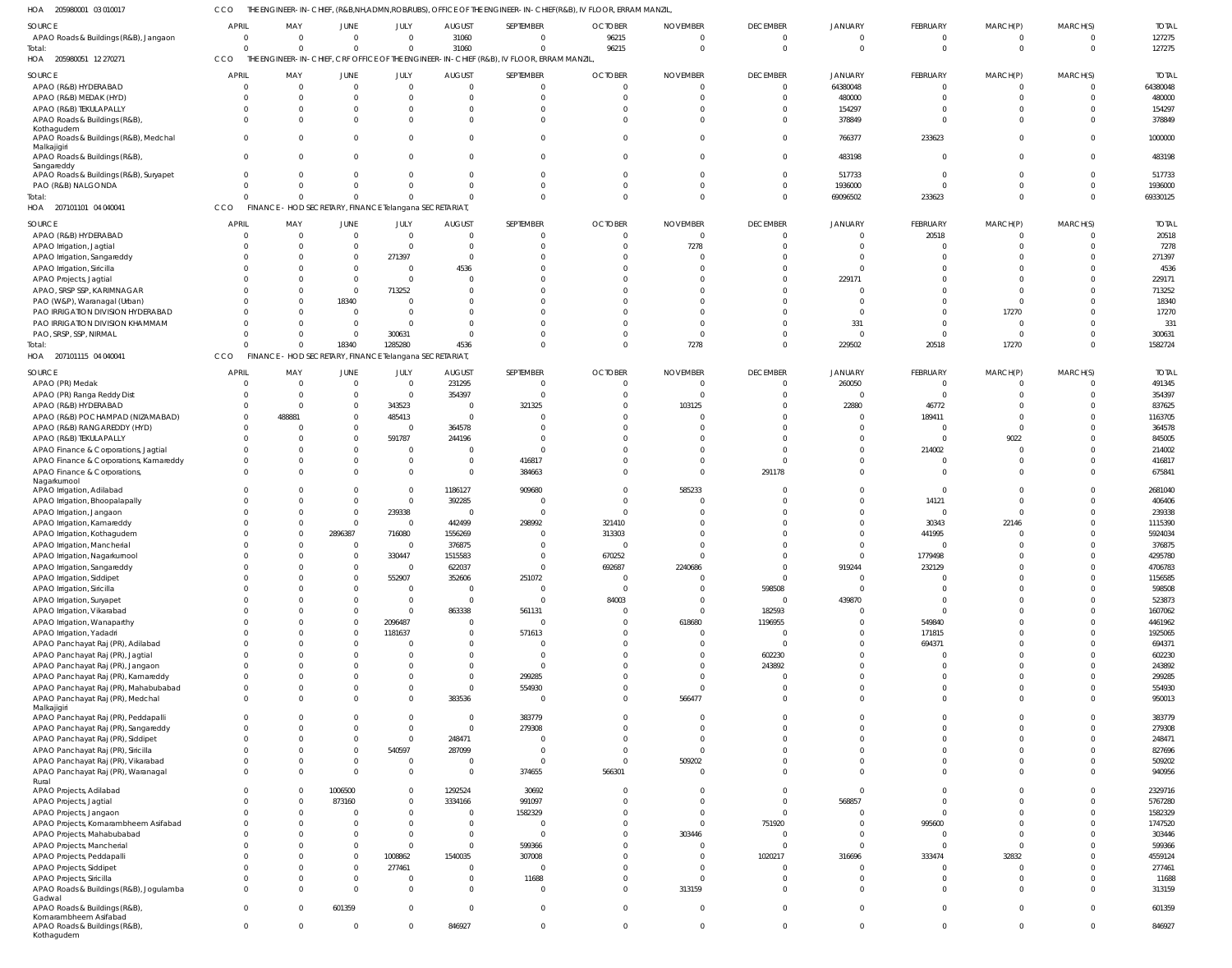HOA 205980001 03 010017 CCO THE ENGINEER-IN-CHIEF, (R&B,NH,ADMN,ROB/RUBS), OFFICE OF THE ENGINEER-IN-CHIEF(R&B), IV FLOOR, ERRAM MANZIL,

| SOURCE | APRIL | MAY | JUNE | JULY | AUGUST | SEPTEMBER | OCTOBER | NOVEMBER | DECEMBER | JANUARY | FEBRUARY | MARCH(P) | MARCH(S) | TOTAL |
|---|---|---|---|---|---|---|---|---|---|---|---|---|---|---|
| APAO Roads & Buildings (R&B), Jangaon | 0 | 0 | 0 | 0 | 31060 | 0 | 96215 | 0 | 0 | 0 | 0 | 0 | 0 | 127275 |
| Total: | 0 | 0 | 0 | 0 | 31060 | 0 | 96215 | 0 | 0 | 0 | 0 | 0 | 0 | 127275 |

HOA 205980051 12 270271 CCO THE ENGINEER-IN-CHIEF, CRF OFFICE OF THE ENGINEER-IN-CHIEF (R&B), IV FLOOR, ERRAM MANZIL,

| SOURCE | APRIL | MAY | JUNE | JULY | AUGUST | SEPTEMBER | OCTOBER | NOVEMBER | DECEMBER | JANUARY | FEBRUARY | MARCH(P) | MARCH(S) | TOTAL |
|---|---|---|---|---|---|---|---|---|---|---|---|---|---|---|
| APAO (R&B) HYDERABAD | 0 | 0 | 0 | 0 | 0 | 0 | 0 | 0 | 0 | 64380048 | 0 | 0 | 0 | 64380048 |
| APAO (R&B) MEDAK (HYD) | 0 | 0 | 0 | 0 | 0 | 0 | 0 | 0 | 0 | 480000 | 0 | 0 | 0 | 480000 |
| APAO (R&B) TEKULAPALLY | 0 | 0 | 0 | 0 | 0 | 0 | 0 | 0 | 0 | 154297 | 0 | 0 | 0 | 154297 |
| APAO Roads & Buildings (R&B), Kothagudem | 0 | 0 | 0 | 0 | 0 | 0 | 0 | 0 | 0 | 378849 | 0 | 0 | 0 | 378849 |
| APAO Roads & Buildings (R&B), Medchal Malkajigiri | 0 | 0 | 0 | 0 | 0 | 0 | 0 | 0 | 0 | 766377 | 233623 | 0 | 0 | 1000000 |
| APAO Roads & Buildings (R&B), Sangareddy | 0 | 0 | 0 | 0 | 0 | 0 | 0 | 0 | 0 | 483198 | 0 | 0 | 0 | 483198 |
| APAO Roads & Buildings (R&B), Suryapet | 0 | 0 | 0 | 0 | 0 | 0 | 0 | 0 | 0 | 517733 | 0 | 0 | 0 | 517733 |
| PAO (R&B) NALGONDA | 0 | 0 | 0 | 0 | 0 | 0 | 0 | 0 | 0 | 1936000 | 0 | 0 | 0 | 1936000 |
| Total: | 0 | 0 | 0 | 0 | 0 | 0 | 0 | 0 | 0 | 69096502 | 233623 | 0 | 0 | 69330125 |

HOA 207101101 04 040041 CCO FINANCE - HOD SECRETARY, FINANCE Telangana SECRETARIAT,

| SOURCE | APRIL | MAY | JUNE | JULY | AUGUST | SEPTEMBER | OCTOBER | NOVEMBER | DECEMBER | JANUARY | FEBRUARY | MARCH(P) | MARCH(S) | TOTAL |
|---|---|---|---|---|---|---|---|---|---|---|---|---|---|---|
| APAO (R&B) HYDERABAD | 0 | 0 | 0 | 0 | 0 | 0 | 0 | 0 | 0 | 0 | 20518 | 0 | 0 | 20518 |
| APAO Irrigation, Jagtial | 0 | 0 | 0 | 0 | 0 | 0 | 0 | 7278 | 0 | 0 | 0 | 0 | 0 | 7278 |
| APAO Irrigation, Sangareddy | 0 | 0 | 0 | 271397 | 0 | 0 | 0 | 0 | 0 | 0 | 0 | 0 | 0 | 271397 |
| APAO Irrigation, Siricilla | 0 | 0 | 0 | 0 | 4536 | 0 | 0 | 0 | 0 | 0 | 0 | 0 | 0 | 4536 |
| APAO Projects, Jagtial | 0 | 0 | 0 | 0 | 0 | 0 | 0 | 0 | 0 | 229171 | 0 | 0 | 0 | 229171 |
| APAO, SRSP SSP, KARIMNAGAR | 0 | 0 | 0 | 713252 | 0 | 0 | 0 | 0 | 0 | 0 | 0 | 0 | 0 | 713252 |
| PAO (W&P), Waranagal (Urban) | 0 | 0 | 18340 | 0 | 0 | 0 | 0 | 0 | 0 | 0 | 0 | 0 | 0 | 18340 |
| PAO IRRIGATION DIVISION HYDERABAD | 0 | 0 | 0 | 0 | 0 | 0 | 0 | 0 | 0 | 0 | 0 | 17270 | 0 | 17270 |
| PAO IRRIGATION DIVISION KHAMMAM | 0 | 0 | 0 | 0 | 0 | 0 | 0 | 0 | 0 | 331 | 0 | 0 | 0 | 331 |
| PAO, SRSP, SSP, NIRMAL | 0 | 0 | 0 | 300631 | 0 | 0 | 0 | 0 | 0 | 0 | 0 | 0 | 0 | 300631 |
| Total: | 0 | 0 | 18340 | 1285280 | 4536 | 0 | 0 | 7278 | 0 | 229502 | 20518 | 17270 | 0 | 1582724 |

HOA 207101115 04 040041 CCO FINANCE - HOD SECRETARY, FINANCE Telangana SECRETARIAT,

| SOURCE | APRIL | MAY | JUNE | JULY | AUGUST | SEPTEMBER | OCTOBER | NOVEMBER | DECEMBER | JANUARY | FEBRUARY | MARCH(P) | MARCH(S) | TOTAL |
|---|---|---|---|---|---|---|---|---|---|---|---|---|---|---|
| APAO (PR) Medak | 0 | 0 | 0 | 0 | 231295 | 0 | 0 | 0 | 0 | 260050 | 0 | 0 | 0 | 491345 |
| APAO (PR) Ranga Reddy Dist | 0 | 0 | 0 | 0 | 354397 | 0 | 0 | 0 | 0 | 0 | 0 | 0 | 0 | 354397 |
| APAO (R&B) HYDERABAD | 0 | 0 | 0 | 343523 | 0 | 321325 | 0 | 103125 | 0 | 22880 | 46772 | 0 | 0 | 837625 |
| APAO (R&B) POCHAMPAD (NIZAMABAD) | 0 | 488881 | 0 | 485413 | 0 | 0 | 0 | 0 | 0 | 0 | 189411 | 0 | 0 | 1163705 |
| APAO (R&B) RANGAREDDY (HYD) | 0 | 0 | 0 | 0 | 364578 | 0 | 0 | 0 | 0 | 0 | 0 | 0 | 0 | 364578 |
| APAO (R&B) TEKULAPALLY | 0 | 0 | 0 | 591787 | 244196 | 0 | 0 | 0 | 0 | 0 | 0 | 9022 | 0 | 845005 |
| APAO Finance & Corporations, Jagtial | 0 | 0 | 0 | 0 | 0 | 0 | 0 | 0 | 0 | 0 | 214002 | 0 | 0 | 214002 |
| APAO Finance & Corporations, Kamareddy | 0 | 0 | 0 | 0 | 0 | 416817 | 0 | 0 | 0 | 0 | 0 | 0 | 0 | 416817 |
| APAO Finance & Corporations, Nagarkurnool | 0 | 0 | 0 | 0 | 0 | 384663 | 0 | 0 | 291178 | 0 | 0 | 0 | 0 | 675841 |
| APAO Irrigation, Adilabad | 0 | 0 | 0 | 0 | 1186127 | 909680 | 0 | 585233 | 0 | 0 | 0 | 0 | 0 | 2681040 |
| APAO Irrigation, Bhoopalapally | 0 | 0 | 0 | 0 | 392285 | 0 | 0 | 0 | 0 | 0 | 14121 | 0 | 0 | 406406 |
| APAO Irrigation, Jangaon | 0 | 0 | 0 | 239338 | 0 | 0 | 0 | 0 | 0 | 0 | 0 | 0 | 0 | 239338 |
| APAO Irrigation, Kamareddy | 0 | 0 | 0 | 0 | 442499 | 298992 | 321410 | 0 | 0 | 0 | 30343 | 22146 | 0 | 1115390 |
| APAO Irrigation, Kothagudem | 0 | 0 | 2896387 | 716080 | 1556269 | 0 | 313303 | 0 | 0 | 0 | 441995 | 0 | 0 | 5924034 |
| APAO Irrigation, Mancherial | 0 | 0 | 0 | 0 | 376875 | 0 | 0 | 0 | 0 | 0 | 0 | 0 | 0 | 376875 |
| APAO Irrigation, Nagarkurnool | 0 | 0 | 0 | 330447 | 1515583 | 0 | 670252 | 0 | 0 | 0 | 1779498 | 0 | 0 | 4295780 |
| APAO Irrigation, Sangareddy | 0 | 0 | 0 | 0 | 622037 | 0 | 692687 | 2240686 | 0 | 919244 | 232129 | 0 | 0 | 4706783 |
| APAO Irrigation, Siddipet | 0 | 0 | 0 | 552907 | 352606 | 251072 | 0 | 0 | 0 | 0 | 0 | 0 | 0 | 1156585 |
| APAO Irrigation, Siricilla | 0 | 0 | 0 | 0 | 0 | 0 | 0 | 0 | 598508 | 0 | 0 | 0 | 0 | 598508 |
| APAO Irrigation, Suryapet | 0 | 0 | 0 | 0 | 0 | 0 | 84003 | 0 | 0 | 439870 | 0 | 0 | 0 | 523873 |
| APAO Irrigation, Vikarabad | 0 | 0 | 0 | 0 | 863338 | 561131 | 0 | 0 | 182593 | 0 | 0 | 0 | 0 | 1607062 |
| APAO Irrigation, Wanaparthy | 0 | 0 | 0 | 2096487 | 0 | 0 | 0 | 618680 | 1196955 | 0 | 549840 | 0 | 0 | 4461962 |
| APAO Irrigation, Yadadri | 0 | 0 | 0 | 1181637 | 0 | 571613 | 0 | 0 | 0 | 0 | 171815 | 0 | 0 | 1925065 |
| APAO Panchayat Raj (PR), Adilabad | 0 | 0 | 0 | 0 | 0 | 0 | 0 | 0 | 0 | 0 | 694371 | 0 | 0 | 694371 |
| APAO Panchayat Raj (PR), Jagtial | 0 | 0 | 0 | 0 | 0 | 0 | 0 | 0 | 602230 | 0 | 0 | 0 | 0 | 602230 |
| APAO Panchayat Raj (PR), Jangaon | 0 | 0 | 0 | 0 | 0 | 0 | 0 | 0 | 243892 | 0 | 0 | 0 | 0 | 243892 |
| APAO Panchayat Raj (PR), Kamareddy | 0 | 0 | 0 | 0 | 0 | 299285 | 0 | 0 | 0 | 0 | 0 | 0 | 0 | 299285 |
| APAO Panchayat Raj (PR), Mahabubabad | 0 | 0 | 0 | 0 | 0 | 554930 | 0 | 0 | 0 | 0 | 0 | 0 | 0 | 554930 |
| APAO Panchayat Raj (PR), Medchal Malkajigiri | 0 | 0 | 0 | 0 | 383536 | 0 | 0 | 566477 | 0 | 0 | 0 | 0 | 0 | 950013 |
| APAO Panchayat Raj (PR), Peddapalli | 0 | 0 | 0 | 0 | 0 | 383779 | 0 | 0 | 0 | 0 | 0 | 0 | 0 | 383779 |
| APAO Panchayat Raj (PR), Sangareddy | 0 | 0 | 0 | 0 | 0 | 279308 | 0 | 0 | 0 | 0 | 0 | 0 | 0 | 279308 |
| APAO Panchayat Raj (PR), Siddipet | 0 | 0 | 0 | 0 | 248471 | 0 | 0 | 0 | 0 | 0 | 0 | 0 | 0 | 248471 |
| APAO Panchayat Raj (PR), Siricilla | 0 | 0 | 0 | 540597 | 287099 | 0 | 0 | 0 | 0 | 0 | 0 | 0 | 0 | 827696 |
| APAO Panchayat Raj (PR), Vikarabad | 0 | 0 | 0 | 0 | 0 | 0 | 0 | 509202 | 0 | 0 | 0 | 0 | 0 | 509202 |
| APAO Panchayat Raj (PR), Waranagal Rural | 0 | 0 | 0 | 0 | 0 | 374655 | 566301 | 0 | 0 | 0 | 0 | 0 | 0 | 940956 |
| APAO Projects, Adilabad | 0 | 0 | 1006500 | 0 | 1292524 | 30692 | 0 | 0 | 0 | 0 | 0 | 0 | 0 | 2329716 |
| APAO Projects, Jagtial | 0 | 0 | 873160 | 0 | 3334166 | 991097 | 0 | 0 | 0 | 568857 | 0 | 0 | 0 | 5767280 |
| APAO Projects, Jangaon | 0 | 0 | 0 | 0 | 0 | 1582329 | 0 | 0 | 0 | 0 | 0 | 0 | 0 | 1582329 |
| APAO Projects, Komarambheem Asifabad | 0 | 0 | 0 | 0 | 0 | 0 | 0 | 0 | 751920 | 0 | 995600 | 0 | 0 | 1747520 |
| APAO Projects, Mahabubabad | 0 | 0 | 0 | 0 | 0 | 0 | 0 | 303446 | 0 | 0 | 0 | 0 | 0 | 303446 |
| APAO Projects, Mancherial | 0 | 0 | 0 | 0 | 0 | 599366 | 0 | 0 | 0 | 0 | 0 | 0 | 0 | 599366 |
| APAO Projects, Peddapalli | 0 | 0 | 0 | 1008862 | 1540035 | 307008 | 0 | 0 | 1020217 | 316696 | 333474 | 32832 | 0 | 4559124 |
| APAO Projects, Siddipet | 0 | 0 | 0 | 277461 | 0 | 0 | 0 | 0 | 0 | 0 | 0 | 0 | 0 | 277461 |
| APAO Projects, Siricilla | 0 | 0 | 0 | 0 | 0 | 11688 | 0 | 0 | 0 | 0 | 0 | 0 | 0 | 11688 |
| APAO Roads & Buildings (R&B), Jogulamba Gadwal | 0 | 0 | 0 | 0 | 0 | 0 | 0 | 313159 | 0 | 0 | 0 | 0 | 0 | 313159 |
| APAO Roads & Buildings (R&B), Komarambheem Asifabad | 0 | 0 | 601359 | 0 | 0 | 0 | 0 | 0 | 0 | 0 | 0 | 0 | 0 | 601359 |
| APAO Roads & Buildings (R&B), Kothagudem | 0 | 0 | 0 | 0 | 846927 | 0 | 0 | 0 | 0 | 0 | 0 | 0 | 0 | 846927 |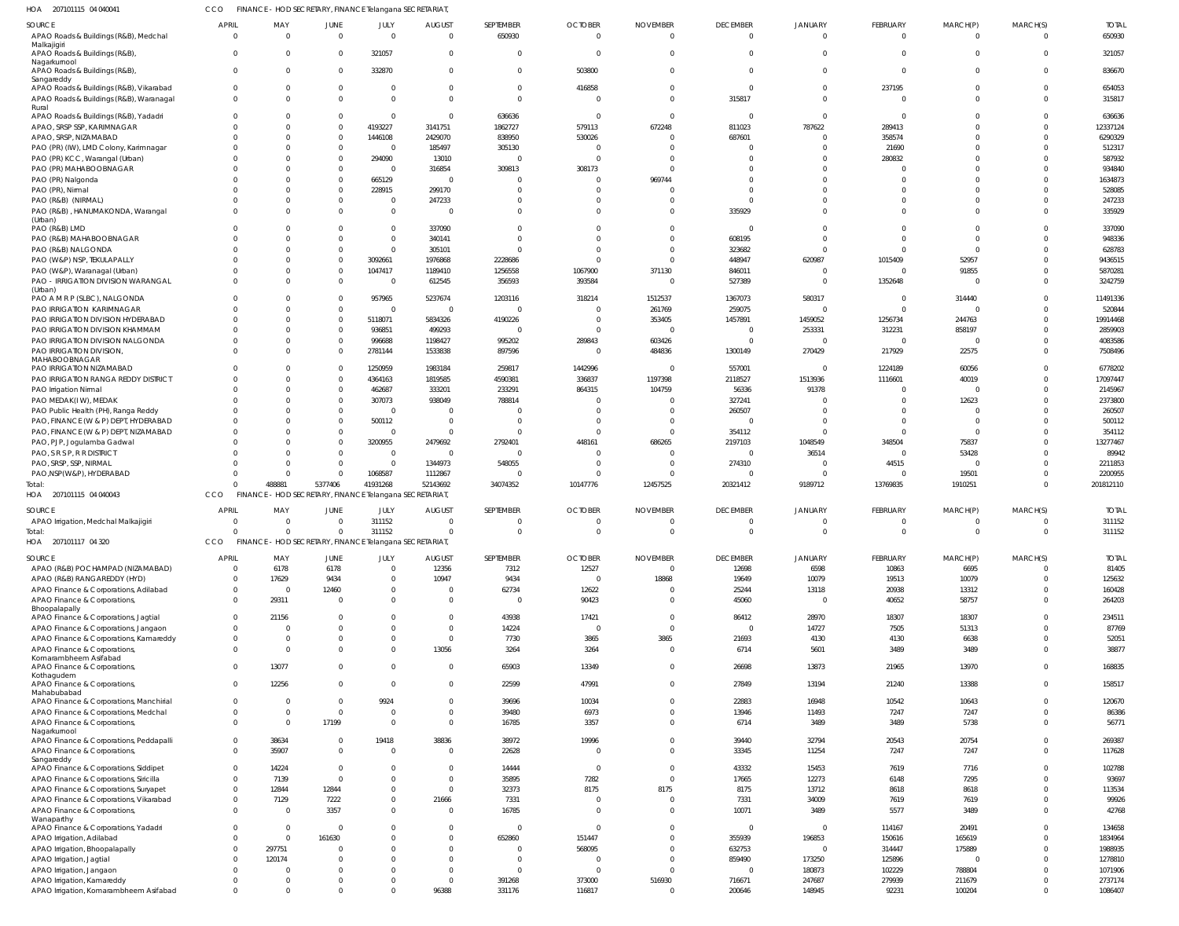HOA 207101115 04 040041 CCO FINANCE - HOD SECRETARY, FINANCE Telangana SECRETARIAT,

| SOURCE | APRIL | MAY | JUNE | JULY | AUGUST | SEPTEMBER | OCTOBER | NOVEMBER | DECEMBER | JANUARY | FEBRUARY | MARCH(P) | MARCH(S) | TOTAL |
|---|---|---|---|---|---|---|---|---|---|---|---|---|---|---|
| APAO Roads & Buildings (R&B), Medchal Malkajigiri | 0 | 0 | 0 | 0 | 0 | 650930 | 0 | 0 | 0 | 0 | 0 | 0 | 0 | 650930 |
| APAO Roads & Buildings (R&B), Nagarkurnool | 0 | 0 | 0 | 321057 | 0 | 0 | 0 | 0 | 0 | 0 | 0 | 0 | 0 | 321057 |
| APAO Roads & Buildings (R&B), Sangareddy | 0 | 0 | 0 | 332870 | 0 | 0 | 503800 | 0 | 0 | 0 | 0 | 0 | 0 | 836670 |
| APAO Roads & Buildings (R&B), Vikarabad | 0 | 0 | 0 | 0 | 0 | 0 | 416858 | 0 | 0 | 0 | 237195 | 0 | 0 | 654053 |
| APAO Roads & Buildings (R&B), Waranagal Rural | 0 | 0 | 0 | 0 | 0 | 0 | 0 | 0 | 315817 | 0 | 0 | 0 | 0 | 315817 |
| APAO Roads & Buildings (R&B), Yadadri | 0 | 0 | 0 | 0 | 0 | 636636 | 0 | 0 | 0 | 0 | 0 | 0 | 0 | 636636 |
| APAO, SRSP SSP, KARIMNAGAR | 0 | 0 | 0 | 4193227 | 3141751 | 1862727 | 579113 | 672248 | 811023 | 787622 | 289413 | 0 | 0 | 12337124 |
| APAO, SRSP, NIZAMABAD | 0 | 0 | 0 | 1446108 | 2429070 | 838950 | 530026 | 0 | 687601 | 0 | 358574 | 0 | 0 | 6290329 |
| PAO (PR) (IW), LMD Colony, Karimnagar | 0 | 0 | 0 | 0 | 185497 | 305130 | 0 | 0 | 0 | 0 | 21690 | 0 | 0 | 512317 |
| PAO (PR) KCC, Warangal (Urban) | 0 | 0 | 0 | 294090 | 13010 | 0 | 0 | 0 | 0 | 0 | 280832 | 0 | 0 | 587932 |
| PAO (PR) MAHABOOBNAGAR | 0 | 0 | 0 | 0 | 316854 | 309813 | 308173 | 0 | 0 | 0 | 0 | 0 | 0 | 934840 |
| PAO (PR) Nalgonda | 0 | 0 | 0 | 665129 | 0 | 0 | 0 | 969744 | 0 | 0 | 0 | 0 | 0 | 1634873 |
| PAO (PR), Nirmal | 0 | 0 | 0 | 228915 | 299170 | 0 | 0 | 0 | 0 | 0 | 0 | 0 | 0 | 528085 |
| PAO (R&B) (NIRMAL) | 0 | 0 | 0 | 0 | 247233 | 0 | 0 | 0 | 0 | 0 | 0 | 0 | 0 | 247233 |
| PAO (R&B), HANUMAKONDA, Warangal (Urban) | 0 | 0 | 0 | 0 | 0 | 0 | 0 | 0 | 335929 | 0 | 0 | 0 | 0 | 335929 |
| PAO (R&B) LMD | 0 | 0 | 0 | 0 | 337090 | 0 | 0 | 0 | 0 | 0 | 0 | 0 | 0 | 337090 |
| PAO (R&B) MAHABOOBNAGAR | 0 | 0 | 0 | 0 | 340141 | 0 | 0 | 0 | 608195 | 0 | 0 | 0 | 0 | 948336 |
| PAO (R&B) NALGONDA | 0 | 0 | 0 | 0 | 305101 | 0 | 0 | 0 | 323682 | 0 | 0 | 0 | 0 | 628783 |
| PAO (W&P) NSP, TEKULAPALLY | 0 | 0 | 0 | 3092661 | 1976868 | 2228686 | 0 | 0 | 448947 | 620987 | 1015409 | 52957 | 0 | 9436515 |
| PAO (W&P), Waranagal (Urban) | 0 | 0 | 0 | 1047417 | 1189410 | 1256558 | 1067900 | 371130 | 846011 | 0 | 0 | 91855 | 0 | 5870281 |
| PAO - IRRIGATION DIVISION WARANGAL (Urban) | 0 | 0 | 0 | 0 | 612545 | 356593 | 393584 | 0 | 527389 | 0 | 1352648 | 0 | 0 | 3242759 |
| PAO A M R P (SLBC), NALGONDA | 0 | 0 | 0 | 957965 | 5237674 | 1203116 | 318214 | 1512537 | 1367073 | 580317 | 0 | 314440 | 0 | 11491336 |
| PAO IRRIGATION KARIMNAGAR | 0 | 0 | 0 | 0 | 0 | 0 | 0 | 261769 | 259075 | 0 | 0 | 0 | 0 | 520844 |
| PAO IRRIGATION DIVISION HYDERABAD | 0 | 0 | 0 | 5118071 | 5834326 | 4190226 | 0 | 353405 | 1457891 | 1459052 | 1256734 | 244763 | 0 | 19914468 |
| PAO IRRIGATION DIVISION KHAMMAM | 0 | 0 | 0 | 936851 | 499293 | 0 | 0 | 0 | 0 | 253331 | 312231 | 858197 | 0 | 2859903 |
| PAO IRRIGATION DIVISION NALGONDA | 0 | 0 | 0 | 996688 | 1198427 | 995202 | 289843 | 603426 | 0 | 0 | 0 | 0 | 0 | 4083586 |
| PAO IRRIGATION DIVISION, MAHABOOBNAGAR | 0 | 0 | 0 | 2781144 | 1533838 | 897596 | 0 | 484836 | 1300149 | 270429 | 217929 | 22575 | 0 | 7508496 |
| PAO IRRIGATION NIZAMABAD | 0 | 0 | 0 | 1250959 | 1983184 | 259817 | 1442996 | 0 | 557001 | 0 | 1224189 | 60056 | 0 | 6778202 |
| PAO IRRIGATION RANGA REDDY DISTRICT | 0 | 0 | 0 | 4364163 | 1819585 | 4590381 | 336837 | 1197398 | 2118527 | 1513936 | 1116601 | 40019 | 0 | 17097447 |
| PAO Irrigation Nirmal | 0 | 0 | 0 | 462687 | 333201 | 233291 | 864315 | 104759 | 56336 | 91378 | 0 | 0 | 0 | 2145967 |
| PAO MEDAK(IW), MEDAK | 0 | 0 | 0 | 307073 | 938049 | 788814 | 0 | 0 | 327241 | 0 | 0 | 12623 | 0 | 2373800 |
| PAO Public Health (PH), Ranga Reddy | 0 | 0 | 0 | 0 | 0 | 0 | 0 | 0 | 260507 | 0 | 0 | 0 | 0 | 260507 |
| PAO, FINANCE (W & P) DEPT, HYDERABAD | 0 | 0 | 0 | 500112 | 0 | 0 | 0 | 0 | 0 | 0 | 0 | 0 | 0 | 500112 |
| PAO, FINANCE (W & P) DEPT, NIZAMABAD | 0 | 0 | 0 | 0 | 0 | 0 | 0 | 0 | 354112 | 0 | 0 | 0 | 0 | 354112 |
| PAO, PJP, Jogulamba Gadwal | 0 | 0 | 0 | 3200955 | 2479692 | 2792401 | 448161 | 686265 | 2197103 | 1048549 | 348504 | 75837 | 0 | 13277467 |
| PAO, S R S P, R R DISTRICT | 0 | 0 | 0 | 0 | 0 | 0 | 0 | 0 | 0 | 36514 | 0 | 53428 | 0 | 89942 |
| PAO, SRSP, SSP, NIRMAL | 0 | 0 | 0 | 0 | 1344973 | 548055 | 0 | 0 | 274310 | 0 | 44515 | 0 | 0 | 2211853 |
| PAO,NSP(W&P), HYDERABAD | 0 | 0 | 0 | 1068587 | 1112867 | 0 | 0 | 0 | 0 | 0 | 0 | 19501 | 0 | 2200955 |
| Total: | 0 | 488881 | 5377406 | 41931268 | 52143692 | 34074352 | 10147776 | 12457525 | 20321412 | 9189712 | 13769835 | 1910251 | 0 | 201812110 |

HOA 207101115 04 040043 CCO FINANCE - HOD SECRETARY, FINANCE Telangana SECRETARIAT,

| SOURCE | APRIL | MAY | JUNE | JULY | AUGUST | SEPTEMBER | OCTOBER | NOVEMBER | DECEMBER | JANUARY | FEBRUARY | MARCH(P) | MARCH(S) | TOTAL |
|---|---|---|---|---|---|---|---|---|---|---|---|---|---|---|
| APAO Irrigation, Medchal Malkajigiri | 0 | 0 | 0 | 311152 | 0 | 0 | 0 | 0 | 0 | 0 | 0 | 0 | 0 | 311152 |
| Total: | 0 | 0 | 0 | 311152 | 0 | 0 | 0 | 0 | 0 | 0 | 0 | 0 | 0 | 311152 |

HOA 207101117 04 320 CCO FINANCE - HOD SECRETARY, FINANCE Telangana SECRETARIAT,

| SOURCE | APRIL | MAY | JUNE | JULY | AUGUST | SEPTEMBER | OCTOBER | NOVEMBER | DECEMBER | JANUARY | FEBRUARY | MARCH(P) | MARCH(S) | TOTAL |
|---|---|---|---|---|---|---|---|---|---|---|---|---|---|---|
| APAO (R&B) POCHAMPAD (NIZAMABAD) | 0 | 6178 | 6178 | 0 | 12356 | 7312 | 12527 | 0 | 12698 | 6598 | 10863 | 6695 | 0 | 81405 |
| APAO (R&B) RANGAREDDY (HYD) | 0 | 17629 | 9434 | 0 | 10947 | 9434 | 0 | 18868 | 19649 | 10079 | 19513 | 10079 | 0 | 125632 |
| APAO Finance & Corporations, Adilabad | 0 | 0 | 12460 | 0 | 0 | 62734 | 12622 | 0 | 25244 | 13118 | 20938 | 13312 | 0 | 160428 |
| APAO Finance & Corporations, Bhoopalapally | 0 | 29311 | 0 | 0 | 0 | 0 | 90423 | 0 | 45060 | 0 | 40652 | 58757 | 0 | 264203 |
| APAO Finance & Corporations, Jagtial | 0 | 21156 | 0 | 0 | 0 | 43938 | 17421 | 0 | 86412 | 28970 | 18307 | 18307 | 0 | 234511 |
| APAO Finance & Corporations, Jangaon | 0 | 0 | 0 | 0 | 0 | 14224 | 0 | 0 | 0 | 14727 | 7505 | 51313 | 0 | 87769 |
| APAO Finance & Corporations, Kamareddy | 0 | 0 | 0 | 0 | 0 | 7730 | 3865 | 3865 | 21693 | 4130 | 4130 | 6638 | 0 | 52051 |
| APAO Finance & Corporations, Komarambheem Asifabad | 0 | 0 | 0 | 0 | 13056 | 3264 | 3264 | 0 | 6714 | 5601 | 3489 | 3489 | 0 | 38877 |
| APAO Finance & Corporations, Kothagudem | 0 | 13077 | 0 | 0 | 0 | 65903 | 13349 | 0 | 26698 | 13873 | 21965 | 13970 | 0 | 168835 |
| APAO Finance & Corporations, Mahabubabad | 0 | 12256 | 0 | 0 | 0 | 22599 | 47991 | 0 | 27849 | 13194 | 21240 | 13388 | 0 | 158517 |
| APAO Finance & Corporations, Manchirial | 0 | 0 | 0 | 9924 | 0 | 39696 | 10034 | 0 | 22883 | 16948 | 10542 | 10643 | 0 | 120670 |
| APAO Finance & Corporations, Medchal | 0 | 0 | 0 | 0 | 0 | 39480 | 6973 | 0 | 13946 | 11493 | 7247 | 7247 | 0 | 86386 |
| APAO Finance & Corporations, Nagarkurnool | 0 | 0 | 17199 | 0 | 0 | 16785 | 3357 | 0 | 6714 | 3489 | 3489 | 5738 | 0 | 56771 |
| APAO Finance & Corporations, Peddapalli | 0 | 38634 | 0 | 19418 | 38836 | 38972 | 19996 | 0 | 39440 | 32794 | 20543 | 20754 | 0 | 269387 |
| APAO Finance & Corporations, Sangareddy | 0 | 35907 | 0 | 0 | 0 | 22628 | 0 | 0 | 33345 | 11254 | 7247 | 7247 | 0 | 117628 |
| APAO Finance & Corporations, Siddipet | 0 | 14224 | 0 | 0 | 0 | 14444 | 0 | 0 | 43332 | 15453 | 7619 | 7716 | 0 | 102788 |
| APAO Finance & Corporations, Siricilla | 0 | 7139 | 0 | 0 | 0 | 35895 | 7282 | 0 | 17665 | 12273 | 6148 | 7295 | 0 | 93697 |
| APAO Finance & Corporations, Suryapet | 0 | 12844 | 12844 | 0 | 0 | 32373 | 8175 | 8175 | 8175 | 13712 | 8618 | 8618 | 0 | 113534 |
| APAO Finance & Corporations, Vikarabad | 0 | 7129 | 7222 | 0 | 21666 | 7331 | 0 | 0 | 7331 | 34009 | 7619 | 7619 | 0 | 99926 |
| APAO Finance & Corporations, Wanaparthy | 0 | 0 | 3357 | 0 | 0 | 16785 | 0 | 0 | 10071 | 3489 | 5577 | 3489 | 0 | 42768 |
| APAO Finance & Corporations, Yadadri | 0 | 0 | 0 | 0 | 0 | 0 | 0 | 0 | 0 | 0 | 114167 | 20491 | 0 | 134658 |
| APAO Irrigation, Adilabad | 0 | 0 | 161630 | 0 | 0 | 652860 | 151447 | 0 | 355939 | 196853 | 150616 | 165619 | 0 | 1834964 |
| APAO Irrigation, Bhoopalapally | 0 | 297751 | 0 | 0 | 0 | 0 | 568095 | 0 | 632753 | 0 | 314447 | 175889 | 0 | 1988935 |
| APAO Irrigation, Jagtial | 0 | 120174 | 0 | 0 | 0 | 0 | 0 | 0 | 859490 | 173250 | 125896 | 0 | 0 | 1278810 |
| APAO Irrigation, Jangaon | 0 | 0 | 0 | 0 | 0 | 0 | 0 | 0 | 0 | 180873 | 102229 | 788804 | 0 | 1071906 |
| APAO Irrigation, Kamareddy | 0 | 0 | 0 | 0 | 0 | 391268 | 373000 | 516930 | 716671 | 247687 | 279939 | 211679 | 0 | 2737174 |
| APAO Irrigation, Komarambheem Asifabad | 0 | 0 | 0 | 0 | 96388 | 331176 | 116817 | 0 | 200646 | 148945 | 92231 | 100204 | 0 | 1086407 |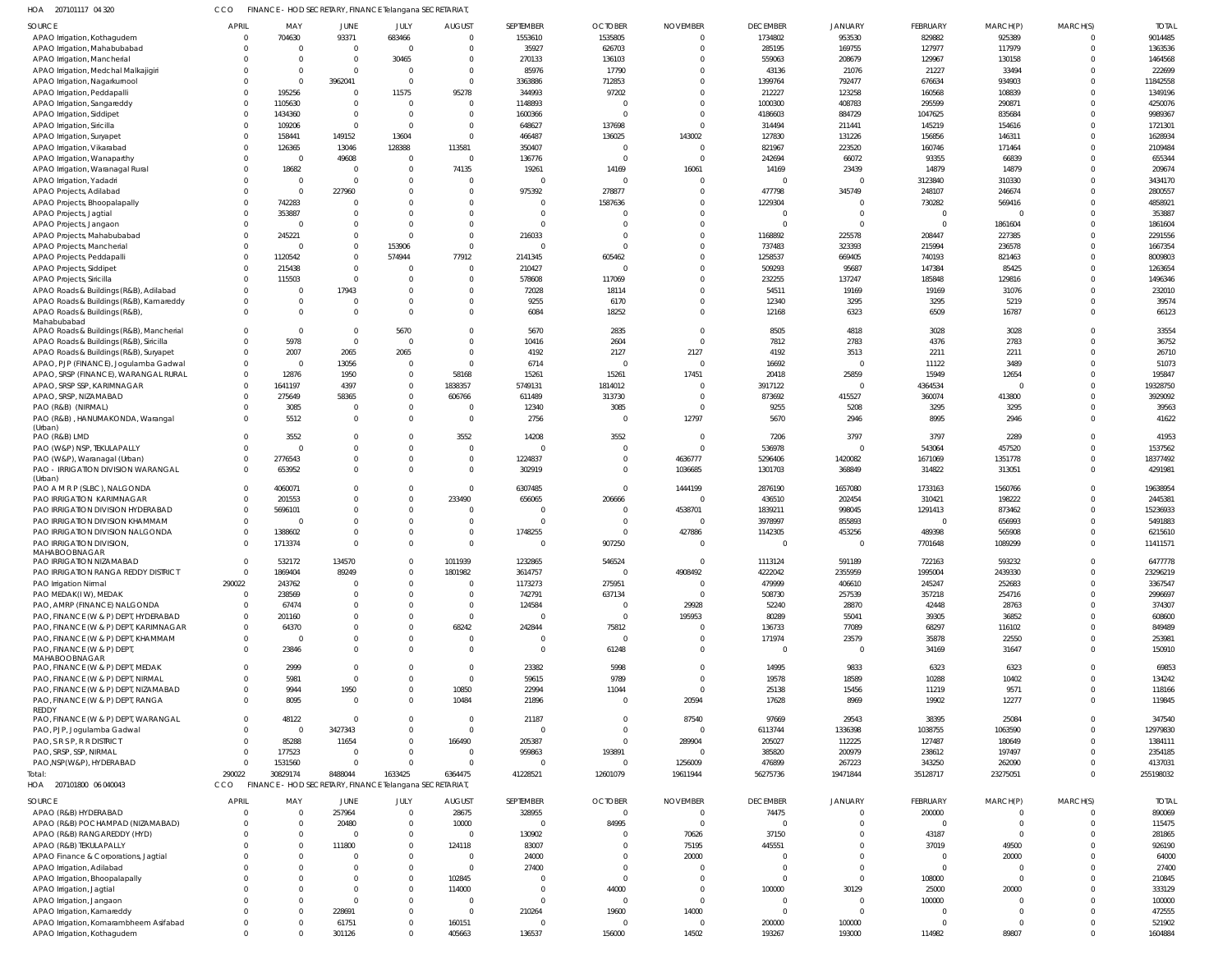HOA 207101117 04 320 CCO FINANCE - HOD SECRETARY, FINANCE Telangana SECRETARIAT,

| SOURCE | APRIL | MAY | JUNE | JULY | AUGUST | SEPTEMBER | OCTOBER | NOVEMBER | DECEMBER | JANUARY | FEBRUARY | MARCH(P) | MARCH(S) | TOTAL |
|---|---|---|---|---|---|---|---|---|---|---|---|---|---|---|
| APAO Irrigation, Kothagudem | 0 | 704630 | 93371 | 683466 | 0 | 1553610 | 1535805 | 0 | 1734802 | 953530 | 829882 | 925389 | 0 | 9014485 |
| APAO Irrigation, Mahabubabad | 0 | 0 | 0 | 0 | 0 | 35927 | 626703 | 0 | 285195 | 169755 | 127977 | 117979 | 0 | 1363536 |
| APAO Irrigation, Mancherial | 0 | 0 | 0 | 30465 | 0 | 270133 | 136103 | 0 | 559063 | 208679 | 129967 | 130158 | 0 | 1464568 |
| APAO Irrigation, Medchal Malkajigiri | 0 | 0 | 0 | 0 | 0 | 85976 | 17790 | 0 | 43136 | 21076 | 21227 | 33494 | 0 | 222699 |
| APAO Irrigation, Nagarkurnool | 0 | 0 | 3962041 | 0 | 0 | 3363886 | 712853 | 0 | 1399764 | 792477 | 676634 | 934903 | 0 | 11842558 |
| APAO Irrigation, Peddapalli | 0 | 195256 | 0 | 11575 | 95278 | 344993 | 97202 | 0 | 212227 | 123258 | 160568 | 108839 | 0 | 1349196 |
| APAO Irrigation, Sangareddy | 0 | 1105630 | 0 | 0 | 0 | 1148893 | 0 | 0 | 1000300 | 408783 | 295599 | 290871 | 0 | 4250076 |
| APAO Irrigation, Siddipet | 0 | 1434360 | 0 | 0 | 0 | 1600366 | 0 | 0 | 4186603 | 884729 | 1047625 | 835684 | 0 | 9989367 |
| APAO Irrigation, Siricilla | 0 | 109206 | 0 | 0 | 0 | 648627 | 137698 | 0 | 314494 | 211441 | 145219 | 154616 | 0 | 1721301 |
| APAO Irrigation, Suryapet | 0 | 158441 | 149152 | 13604 | 0 | 466487 | 136025 | 143002 | 127830 | 131226 | 156856 | 146311 | 0 | 1628934 |
| APAO Irrigation, Vikarabad | 0 | 126365 | 13046 | 128388 | 113581 | 350407 | 0 | 0 | 821967 | 223520 | 160746 | 171464 | 0 | 2109484 |
| APAO Irrigation, Wanaparthy | 0 | 0 | 49608 | 0 | 0 | 136776 | 0 | 0 | 242694 | 66072 | 93355 | 66839 | 0 | 655344 |
| APAO Irrigation, Waranagal Rural | 0 | 18682 | 0 | 0 | 74135 | 19261 | 14169 | 16061 | 14169 | 23439 | 14879 | 14879 | 0 | 209674 |
| APAO Irrigation, Yadadri | 0 | 0 | 0 | 0 | 0 | 0 | 0 | 0 | 0 | 0 | 3123840 | 310330 | 0 | 3434170 |
| APAO Projects, Adilabad | 0 | 0 | 227960 | 0 | 0 | 975392 | 278877 | 0 | 477798 | 345749 | 248107 | 246674 | 0 | 2800557 |
| APAO Projects, Bhoopalapally | 0 | 742283 | 0 | 0 | 0 | 0 | 1587636 | 0 | 1229304 | 0 | 730282 | 569416 | 0 | 4858921 |
| APAO Projects, Jagtial | 0 | 353887 | 0 | 0 | 0 | 0 | 0 | 0 | 0 | 0 | 0 | 0 | 0 | 353887 |
| APAO Projects, Jangaon | 0 | 0 | 0 | 0 | 0 | 0 | 0 | 0 | 0 | 0 | 0 | 1861604 | 0 | 1861604 |
| APAO Projects, Mahabubabad | 0 | 245221 | 0 | 0 | 0 | 216033 | 0 | 0 | 1168892 | 225578 | 208447 | 227385 | 0 | 2291556 |
| APAO Projects, Mancherial | 0 | 0 | 0 | 153906 | 0 | 0 | 0 | 0 | 737483 | 323393 | 215994 | 236578 | 0 | 1667354 |
| APAO Projects, Peddapalli | 0 | 1120542 | 0 | 574944 | 77912 | 2141345 | 605462 | 0 | 1258537 | 669405 | 740193 | 821463 | 0 | 8009803 |
| APAO Projects, Siddipet | 0 | 215438 | 0 | 0 | 0 | 210427 | 0 | 0 | 509293 | 95687 | 147384 | 85425 | 0 | 1263654 |
| APAO Projects, Siricilla | 0 | 115503 | 0 | 0 | 0 | 578608 | 117069 | 0 | 232255 | 137247 | 185848 | 129816 | 0 | 1496346 |
| APAO Roads & Buildings (R&B), Adilabad | 0 | 0 | 17943 | 0 | 0 | 72028 | 18114 | 0 | 54511 | 19169 | 19169 | 31076 | 0 | 232010 |
| APAO Roads & Buildings (R&B), Kamareddy | 0 | 0 | 0 | 0 | 0 | 9255 | 6170 | 0 | 12340 | 3295 | 3295 | 5219 | 0 | 39574 |
| APAO Roads & Buildings (R&B), Mahabubabad | 0 | 0 | 0 | 0 | 0 | 6084 | 18252 | 0 | 12168 | 6323 | 6509 | 16787 | 0 | 66123 |
| APAO Roads & Buildings (R&B), Mancherial | 0 | 0 | 0 | 5670 | 0 | 5670 | 2835 | 0 | 8505 | 4818 | 3028 | 3028 | 0 | 33554 |
| APAO Roads & Buildings (R&B), Siricilla | 0 | 5978 | 0 | 0 | 0 | 10416 | 2604 | 0 | 7812 | 2783 | 4376 | 2783 | 0 | 36752 |
| APAO Roads & Buildings (R&B), Suryapet | 0 | 2007 | 2065 | 2065 | 0 | 4192 | 2127 | 2127 | 4192 | 3513 | 2211 | 2211 | 0 | 26710 |
| APAO, PJP (FINANCE), Jogulamba Gadwal | 0 | 0 | 13056 | 0 | 0 | 6714 | 0 | 0 | 16692 | 0 | 11122 | 3489 | 0 | 51073 |
| APAO, SRSP (FINANCE), WARANGAL RURAL | 0 | 12876 | 1950 | 0 | 58168 | 15261 | 15261 | 17451 | 20418 | 25859 | 15949 | 12654 | 0 | 195847 |
| APAO, SRSP SSP, KARIMNAGAR | 0 | 1641197 | 4397 | 0 | 1838357 | 5749131 | 1814012 | 0 | 3917122 | 0 | 4364534 | 0 | 0 | 19328750 |
| APAO, SRSP, NIZAMABAD | 0 | 275649 | 58365 | 0 | 606766 | 611489 | 313730 | 0 | 873692 | 415527 | 360074 | 413800 | 0 | 3929092 |
| PAO (R&B) (NIRMAL) | 0 | 3085 | 0 | 0 | 0 | 12340 | 3085 | 0 | 9255 | 5208 | 3295 | 3295 | 0 | 39563 |
| PAO (R&B), HANUMAKONDA, Warangal (Urban) | 0 | 5512 | 0 | 0 | 0 | 2756 | 0 | 12797 | 5670 | 2946 | 8995 | 2946 | 0 | 41622 |
| PAO (R&B) LMD | 0 | 3552 | 0 | 0 | 3552 | 14208 | 3552 | 0 | 7206 | 3797 | 3797 | 2289 | 0 | 41953 |
| PAO (W&P) NSP, TEKULAPALLY | 0 | 0 | 0 | 0 | 0 | 0 | 0 | 0 | 536978 | 0 | 543064 | 457520 | 0 | 1537562 |
| PAO (W&P), Waranagal (Urban) | 0 | 2776543 | 0 | 0 | 0 | 1224837 | 0 | 4636777 | 5296406 | 1420082 | 1671069 | 1351778 | 0 | 18377492 |
| PAO - IRRIGATION DIVISION WARANGAL (Urban) | 0 | 653952 | 0 | 0 | 0 | 302919 | 0 | 1036685 | 1301703 | 368849 | 314822 | 313051 | 0 | 4291981 |
| PAO A M R P (SLBC), NALGONDA | 0 | 4060071 | 0 | 0 | 0 | 6307485 | 0 | 1444199 | 2876190 | 1657080 | 1733163 | 1560766 | 0 | 19638954 |
| PAO IRRIGATION KARIMNAGAR | 0 | 201553 | 0 | 0 | 233490 | 656065 | 206666 | 0 | 436510 | 202454 | 310421 | 198222 | 0 | 2445381 |
| PAO IRRIGATION DIVISION HYDERABAD | 0 | 5696101 | 0 | 0 | 0 | 0 | 0 | 4538701 | 1839211 | 998045 | 1291413 | 873462 | 0 | 15236933 |
| PAO IRRIGATION DIVISION KHAMMAM | 0 | 0 | 0 | 0 | 0 | 0 | 0 | 0 | 3978997 | 855893 | 0 | 656993 | 0 | 5491883 |
| PAO IRRIGATION DIVISION NALGONDA | 0 | 1388602 | 0 | 0 | 0 | 1748255 | 0 | 427886 | 1142305 | 453256 | 489398 | 565908 | 0 | 6215610 |
| PAO IRRIGATION DIVISION, MAHABOOBNAGAR | 0 | 1713374 | 0 | 0 | 0 | 0 | 907250 | 0 | 0 | 0 | 7701648 | 1089299 | 0 | 11411571 |
| PAO IRRIGATION NIZAMABAD | 0 | 532172 | 134570 | 0 | 1011939 | 1232865 | 546524 | 0 | 1113124 | 591189 | 722163 | 593232 | 0 | 6477778 |
| PAO IRRIGATION RANGA REDDY DISTRICT | 0 | 1869404 | 89249 | 0 | 1801982 | 3614757 | 0 | 4908492 | 4222042 | 2355959 | 1995004 | 2439330 | 0 | 23296219 |
| PAO Irrigation Nirmal | 290022 | 243762 | 0 | 0 | 0 | 1173273 | 275951 | 0 | 479999 | 406610 | 245247 | 252683 | 0 | 3367547 |
| PAO MEDAK(IW), MEDAK | 0 | 238569 | 0 | 0 | 0 | 742791 | 637134 | 0 | 508730 | 257539 | 357218 | 254716 | 0 | 2996697 |
| PAO, AMRP (FINANCE) NALGONDA | 0 | 67474 | 0 | 0 | 0 | 124584 | 0 | 29928 | 52240 | 28870 | 42448 | 28763 | 0 | 374307 |
| PAO, FINANCE (W & P) DEPT, HYDERABAD | 0 | 201160 | 0 | 0 | 0 | 0 | 0 | 195953 | 80289 | 55041 | 39305 | 36852 | 0 | 608600 |
| PAO, FINANCE (W & P) DEPT, KARIMNAGAR | 0 | 64370 | 0 | 0 | 68242 | 242844 | 75812 | 0 | 136733 | 77089 | 68297 | 116102 | 0 | 849489 |
| PAO, FINANCE (W & P) DEPT, KHAMMAM | 0 | 0 | 0 | 0 | 0 | 0 | 0 | 0 | 171974 | 23579 | 35878 | 22550 | 0 | 253981 |
| PAO, FINANCE (W & P) DEPT, MAHABOOBNAGAR | 0 | 23846 | 0 | 0 | 0 | 0 | 61248 | 0 | 0 | 0 | 34169 | 31647 | 0 | 150910 |
| PAO, FINANCE (W & P) DEPT, MEDAK | 0 | 2999 | 0 | 0 | 0 | 23382 | 5998 | 0 | 14995 | 9833 | 6323 | 6323 | 0 | 69853 |
| PAO, FINANCE (W & P) DEPT, NIRMAL | 0 | 5981 | 0 | 0 | 0 | 59615 | 9789 | 0 | 19578 | 18589 | 10288 | 10402 | 0 | 134242 |
| PAO, FINANCE (W & P) DEPT, NIZAMABAD | 0 | 9944 | 1950 | 0 | 10850 | 22994 | 11044 | 0 | 25138 | 15456 | 11219 | 9571 | 0 | 118166 |
| PAO, FINANCE (W & P) DEPT, RANGA REDDY | 0 | 8095 | 0 | 0 | 10484 | 21896 | 0 | 20594 | 17628 | 8969 | 19902 | 12277 | 0 | 119845 |
| PAO, FINANCE (W & P) DEPT, WARANGAL | 0 | 48122 | 0 | 0 | 0 | 21187 | 0 | 87540 | 97669 | 29543 | 38395 | 25084 | 0 | 347540 |
| PAO, PJP, Jogulamba Gadwal | 0 | 0 | 3427343 | 0 | 0 | 0 | 0 | 0 | 6113744 | 1336398 | 1038755 | 1063590 | 0 | 12979830 |
| PAO, S R S P, R R DISTRICT | 0 | 85288 | 11654 | 0 | 166490 | 205387 | 0 | 289904 | 205027 | 112225 | 127487 | 180649 | 0 | 1384111 |
| PAO, SRSP, SSP, NIRMAL | 0 | 177523 | 0 | 0 | 0 | 959863 | 193891 | 0 | 385820 | 200979 | 238612 | 197497 | 0 | 2354185 |
| PAO,NSP(W&P), HYDERABAD | 0 | 1531560 | 0 | 0 | 0 | 0 | 0 | 1256009 | 476899 | 267223 | 343250 | 262090 | 0 | 4137031 |
| Total: | 290022 | 30829174 | 8488044 | 1633425 | 6364475 | 41228521 | 12601079 | 19611944 | 56275736 | 19471844 | 35128717 | 23275051 | 0 | 255198032 |

HOA 207101800 06 040043 CCO FINANCE - HOD SECRETARY, FINANCE Telangana SECRETARIAT,

| SOURCE | APRIL | MAY | JUNE | JULY | AUGUST | SEPTEMBER | OCTOBER | NOVEMBER | DECEMBER | JANUARY | FEBRUARY | MARCH(P) | MARCH(S) | TOTAL |
|---|---|---|---|---|---|---|---|---|---|---|---|---|---|---|
| APAO (R&B) HYDERABAD | 0 | 0 | 257964 | 0 | 28675 | 328955 | 0 | 0 | 74475 | 0 | 200000 | 0 | 0 | 890069 |
| APAO (R&B) POCHAMPAD (NIZAMABAD) | 0 | 0 | 20480 | 0 | 10000 | 0 | 84995 | 0 | 0 | 0 | 0 | 0 | 0 | 115475 |
| APAO (R&B) RANGAREDDY (HYD) | 0 | 0 | 0 | 0 | 0 | 130902 | 0 | 70626 | 37150 | 0 | 43187 | 0 | 0 | 281865 |
| APAO (R&B) TEKULAPALLY | 0 | 0 | 111800 | 0 | 124118 | 83007 | 0 | 75195 | 445551 | 0 | 37019 | 49500 | 0 | 926190 |
| APAO Finance & Corporations, Jagtial | 0 | 0 | 0 | 0 | 0 | 24000 | 0 | 20000 | 0 | 0 | 0 | 20000 | 0 | 64000 |
| APAO Irrigation, Adilabad | 0 | 0 | 0 | 0 | 0 | 27400 | 0 | 0 | 0 | 0 | 0 | 0 | 0 | 27400 |
| APAO Irrigation, Bhoopalapally | 0 | 0 | 0 | 0 | 102845 | 0 | 0 | 0 | 0 | 0 | 108000 | 0 | 0 | 210845 |
| APAO Irrigation, Jagtial | 0 | 0 | 0 | 0 | 114000 | 0 | 44000 | 0 | 100000 | 30129 | 25000 | 20000 | 0 | 333129 |
| APAO Irrigation, Jangaon | 0 | 0 | 0 | 0 | 0 | 0 | 0 | 0 | 0 | 0 | 100000 | 0 | 0 | 100000 |
| APAO Irrigation, Kamareddy | 0 | 0 | 228691 | 0 | 0 | 210264 | 19600 | 14000 | 0 | 0 | 0 | 0 | 0 | 472555 |
| APAO Irrigation, Komarambheem Asifabad | 0 | 0 | 61751 | 0 | 160151 | 0 | 0 | 0 | 200000 | 100000 | 0 | 0 | 0 | 521902 |
| APAO Irrigation, Kothagudem | 0 | 0 | 301126 | 0 | 405663 | 136537 | 156000 | 14502 | 193267 | 193000 | 114982 | 89807 | 0 | 1604884 |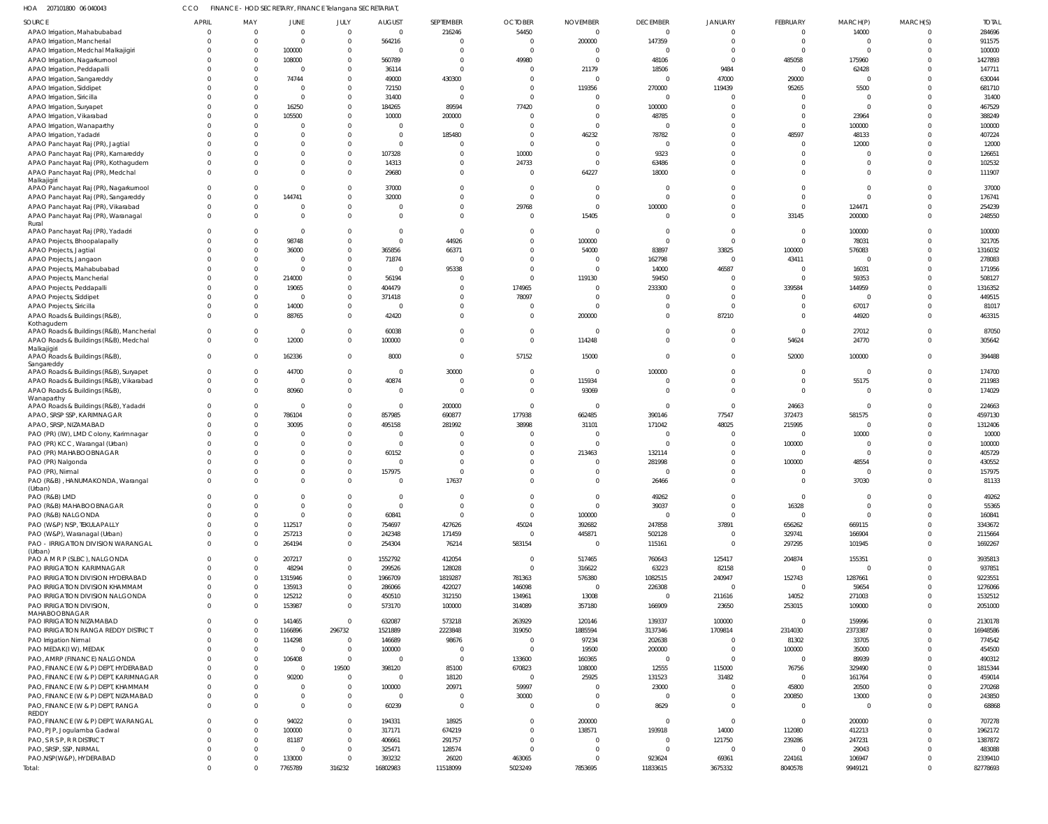HOA 207101800 06 040043 CCO FINANCE - HOD SECRETARY, FINANCE Telangana SECRETARIAT,

| SOURCE | APRIL | MAY | JUNE | JULY | AUGUST | SEPTEMBER | OCTOBER | NOVEMBER | DECEMBER | JANUARY | FEBRUARY | MARCH(P) | MARCH(S) | TOTAL |
|---|---|---|---|---|---|---|---|---|---|---|---|---|---|---|
| APAO Irrigation, Mahabubabad | 0 | 0 | 0 | 0 | 0 | 216246 | 54450 | 0 | 0 | 0 | 0 | 14000 | 0 | 284696 |
| APAO Irrigation, Mancherial | 0 | 0 | 0 | 0 | 564216 | 0 | 0 | 200000 | 147359 | 0 | 0 | 0 | 0 | 911575 |
| APAO Irrigation, Medchal Malkajigiri | 0 | 0 | 100000 | 0 | 0 | 0 | 0 | 0 | 0 | 0 | 0 | 0 | 0 | 100000 |
| APAO Irrigation, Nagarkurnool | 0 | 0 | 108000 | 0 | 560789 | 0 | 49980 | 0 | 48106 | 0 | 485058 | 175960 | 0 | 1427893 |
| APAO Irrigation, Peddapalli | 0 | 0 | 0 | 0 | 36114 | 0 | 0 | 21179 | 18506 | 9484 | 0 | 62428 | 0 | 147711 |
| APAO Irrigation, Sangareddy | 0 | 0 | 74744 | 0 | 49000 | 430300 | 0 | 0 | 0 | 47000 | 29000 | 0 | 0 | 630044 |
| APAO Irrigation, Siddipet | 0 | 0 | 0 | 0 | 72150 | 0 | 0 | 119356 | 270000 | 119439 | 95265 | 5500 | 0 | 681710 |
| APAO Irrigation, Siricilla | 0 | 0 | 0 | 0 | 31400 | 0 | 0 | 0 | 0 | 0 | 0 | 0 | 0 | 31400 |
| APAO Irrigation, Suryapet | 0 | 0 | 16250 | 0 | 184265 | 89594 | 77420 | 0 | 100000 | 0 | 0 | 0 | 0 | 467529 |
| APAO Irrigation, Vikarabad | 0 | 0 | 105500 | 0 | 10000 | 200000 | 0 | 0 | 48785 | 0 | 0 | 23964 | 0 | 388249 |
| APAO Irrigation, Wanaparthy | 0 | 0 | 0 | 0 | 0 | 0 | 0 | 0 | 0 | 0 | 0 | 100000 | 0 | 100000 |
| APAO Irrigation, Yadadri | 0 | 0 | 0 | 0 | 0 | 185480 | 0 | 46232 | 78782 | 0 | 48597 | 48133 | 0 | 407224 |
| APAO Panchayat Raj (PR), Jagtial | 0 | 0 | 0 | 0 | 0 | 0 | 0 | 0 | 0 | 0 | 0 | 12000 | 0 | 12000 |
| APAO Panchayat Raj (PR), Kamareddy | 0 | 0 | 0 | 0 | 107328 | 0 | 10000 | 0 | 9323 | 0 | 0 | 0 | 0 | 126651 |
| APAO Panchayat Raj (PR), Kothagudem | 0 | 0 | 0 | 0 | 14313 | 0 | 24733 | 0 | 63486 | 0 | 0 | 0 | 0 | 102532 |
| APAO Panchayat Raj (PR), Medchal Malkajigiri | 0 | 0 | 0 | 0 | 29680 | 0 | 0 | 64227 | 18000 | 0 | 0 | 0 | 0 | 111907 |
| APAO Panchayat Raj (PR), Nagarkurnool | 0 | 0 | 0 | 0 | 37000 | 0 | 0 | 0 | 0 | 0 | 0 | 0 | 0 | 37000 |
| APAO Panchayat Raj (PR), Sangareddy | 0 | 0 | 144741 | 0 | 32000 | 0 | 0 | 0 | 0 | 0 | 0 | 0 | 0 | 176741 |
| APAO Panchayat Raj (PR), Vikarabad | 0 | 0 | 0 | 0 | 0 | 0 | 29768 | 0 | 100000 | 0 | 0 | 124471 | 0 | 254239 |
| APAO Panchayat Raj (PR), Waranagal Rural | 0 | 0 | 0 | 0 | 0 | 0 | 0 | 15405 | 0 | 0 | 33145 | 200000 | 0 | 248550 |
| APAO Panchayat Raj (PR), Yadadri | 0 | 0 | 0 | 0 | 0 | 0 | 0 | 0 | 0 | 0 | 0 | 100000 | 0 | 100000 |
| APAO Projects, Bhoopalapally | 0 | 0 | 98748 | 0 | 0 | 44926 | 0 | 100000 | 0 | 0 | 0 | 78031 | 0 | 321705 |
| APAO Projects, Jagtial | 0 | 0 | 36000 | 0 | 365856 | 66371 | 0 | 54000 | 83897 | 33825 | 100000 | 576083 | 0 | 1316032 |
| APAO Projects, Jangaon | 0 | 0 | 0 | 0 | 71874 | 0 | 0 | 0 | 162798 | 0 | 43411 | 0 | 0 | 278083 |
| APAO Projects, Mahabubabad | 0 | 0 | 0 | 0 | 0 | 95338 | 0 | 0 | 14000 | 46587 | 0 | 16031 | 0 | 171956 |
| APAO Projects, Mancherial | 0 | 0 | 214000 | 0 | 56194 | 0 | 0 | 119130 | 59450 | 0 | 0 | 59353 | 0 | 508127 |
| APAO Projects, Peddapalli | 0 | 0 | 19065 | 0 | 404479 | 0 | 174965 | 0 | 233300 | 0 | 339584 | 144959 | 0 | 1316352 |
| APAO Projects, Siddipet | 0 | 0 | 0 | 0 | 371418 | 0 | 78097 | 0 | 0 | 0 | 0 | 0 | 0 | 449515 |
| APAO Projects, Siricilla | 0 | 0 | 14000 | 0 | 0 | 0 | 0 | 0 | 0 | 0 | 0 | 67017 | 0 | 81017 |
| APAO Roads & Buildings (R&B), Kothagudem | 0 | 0 | 88765 | 0 | 42420 | 0 | 0 | 200000 | 0 | 87210 | 0 | 44920 | 0 | 463315 |
| APAO Roads & Buildings (R&B), Mancherial | 0 | 0 | 0 | 0 | 60038 | 0 | 0 | 0 | 0 | 0 | 0 | 27012 | 0 | 87050 |
| APAO Roads & Buildings (R&B), Medchal Malkajigiri | 0 | 0 | 12000 | 0 | 100000 | 0 | 0 | 114248 | 0 | 0 | 54624 | 24770 | 0 | 305642 |
| APAO Roads & Buildings (R&B), Sangareddy | 0 | 0 | 162336 | 0 | 8000 | 0 | 57152 | 15000 | 0 | 0 | 52000 | 100000 | 0 | 394488 |
| APAO Roads & Buildings (R&B), Suryapet | 0 | 0 | 44700 | 0 | 0 | 30000 | 0 | 0 | 100000 | 0 | 0 | 0 | 0 | 174700 |
| APAO Roads & Buildings (R&B), Vikarabad | 0 | 0 | 0 | 0 | 40874 | 0 | 0 | 115934 | 0 | 0 | 0 | 55175 | 0 | 211983 |
| APAO Roads & Buildings (R&B), Wanaparthy | 0 | 0 | 80960 | 0 | 0 | 0 | 0 | 93069 | 0 | 0 | 0 | 0 | 0 | 174029 |
| APAO Roads & Buildings (R&B), Yadadri | 0 | 0 | 0 | 0 | 0 | 200000 | 0 | 0 | 0 | 0 | 24663 | 0 | 0 | 224663 |
| APAO, SRSP SSP, KARIMNAGAR | 0 | 0 | 786104 | 0 | 857985 | 690877 | 177938 | 662485 | 390146 | 77547 | 372473 | 581575 | 0 | 4597130 |
| APAO, SRSP, NIZAMABAD | 0 | 0 | 30095 | 0 | 495158 | 281992 | 38998 | 31101 | 171042 | 48025 | 215995 | 0 | 0 | 1312406 |
| PAO (PR) (IW), LMD Colony, Karimnagar | 0 | 0 | 0 | 0 | 0 | 0 | 0 | 0 | 0 | 0 | 0 | 10000 | 0 | 10000 |
| PAO (PR) KCC, Warangal (Urban) | 0 | 0 | 0 | 0 | 0 | 0 | 0 | 0 | 0 | 0 | 100000 | 0 | 0 | 100000 |
| PAO (PR) MAHABOOBNAGAR | 0 | 0 | 0 | 0 | 60152 | 0 | 0 | 213463 | 132114 | 0 | 0 | 0 | 0 | 405729 |
| PAO (PR) Nalgonda | 0 | 0 | 0 | 0 | 0 | 0 | 0 | 0 | 281998 | 0 | 100000 | 48554 | 0 | 430552 |
| PAO (PR), Nirmal | 0 | 0 | 0 | 0 | 157975 | 0 | 0 | 0 | 0 | 0 | 0 | 0 | 0 | 157975 |
| PAO (R&B), HANUMAKONDA, Warangal (Urban) | 0 | 0 | 0 | 0 | 0 | 17637 | 0 | 0 | 26466 | 0 | 0 | 37030 | 0 | 81133 |
| PAO (R&B) LMD | 0 | 0 | 0 | 0 | 0 | 0 | 0 | 0 | 49262 | 0 | 0 | 0 | 0 | 49262 |
| PAO (R&B) MAHABOOBNAGAR | 0 | 0 | 0 | 0 | 0 | 0 | 0 | 0 | 39037 | 0 | 16328 | 0 | 0 | 55365 |
| PAO (R&B) NALGONDA | 0 | 0 | 0 | 0 | 60841 | 0 | 0 | 100000 | 0 | 0 | 0 | 0 | 0 | 160841 |
| PAO (W&P) NSP, TEKULAPALLY | 0 | 0 | 112517 | 0 | 754697 | 427626 | 45024 | 392682 | 247858 | 37891 | 656262 | 669115 | 0 | 3343672 |
| PAO (W&P), Waranagal (Urban) | 0 | 0 | 257213 | 0 | 242348 | 171459 | 0 | 445871 | 502128 | 0 | 329741 | 166904 | 0 | 2115664 |
| PAO - IRRIGATION DIVISION WARANGAL (Urban) | 0 | 0 | 264194 | 0 | 254304 | 76214 | 583154 | 0 | 115161 | 0 | 297295 | 101945 | 0 | 1692267 |
| PAO A M R P (SLBC), NALGONDA | 0 | 0 | 207217 | 0 | 1552792 | 412054 | 0 | 517465 | 760643 | 125417 | 204874 | 155351 | 0 | 3935813 |
| PAO IRRIGATION KARIMNAGAR | 0 | 0 | 48294 | 0 | 299526 | 128028 | 0 | 316622 | 63223 | 82158 | 0 | 0 | 0 | 937851 |
| PAO IRRIGATION DIVISION HYDERABAD | 0 | 0 | 1315946 | 0 | 1966709 | 1819287 | 781363 | 576380 | 1082515 | 240947 | 152743 | 1287661 | 0 | 9223551 |
| PAO IRRIGATION DIVISION KHAMMAM | 0 | 0 | 135913 | 0 | 286066 | 422027 | 146098 | 0 | 226308 | 0 | 0 | 59654 | 0 | 1276066 |
| PAO IRRIGATION DIVISION NALGONDA | 0 | 0 | 125212 | 0 | 450510 | 312150 | 134961 | 13008 | 0 | 211616 | 14052 | 271003 | 0 | 1532512 |
| PAO IRRIGATION DIVISION, MAHABOOBNAGAR | 0 | 0 | 153987 | 0 | 573170 | 100000 | 314089 | 357180 | 166909 | 23650 | 253015 | 109000 | 0 | 2051000 |
| PAO IRRIGATION NIZAMABAD | 0 | 0 | 141465 | 0 | 632087 | 573218 | 263929 | 120146 | 139337 | 100000 | 0 | 159996 | 0 | 2130178 |
| PAO IRRIGATION RANGA REDDY DISTRICT | 0 | 0 | 1166896 | 296732 | 1521889 | 2223848 | 319050 | 1885594 | 3137346 | 1709814 | 2314030 | 2373387 | 0 | 16948586 |
| PAO Irrigation Nirmal | 0 | 0 | 114298 | 0 | 146689 | 98676 | 0 | 97234 | 202638 | 0 | 81302 | 33705 | 0 | 774542 |
| PAO MEDAK(IW), MEDAK | 0 | 0 | 0 | 0 | 100000 | 0 | 0 | 19500 | 200000 | 0 | 100000 | 35000 | 0 | 454500 |
| PAO, AMRP (FINANCE) NALGONDA | 0 | 0 | 106408 | 0 | 0 | 0 | 133600 | 160365 | 0 | 0 | 0 | 89939 | 0 | 490312 |
| PAO, FINANCE (W & P) DEPT, HYDERABAD | 0 | 0 | 0 | 19500 | 398120 | 85100 | 670823 | 108000 | 12555 | 115000 | 76756 | 329490 | 0 | 1815344 |
| PAO, FINANCE (W & P) DEPT, KARIMNAGAR | 0 | 0 | 90200 | 0 | 0 | 18120 | 0 | 25925 | 131523 | 31482 | 0 | 161764 | 0 | 459014 |
| PAO, FINANCE (W & P) DEPT, KHAMMAM | 0 | 0 | 0 | 0 | 100000 | 20971 | 59997 | 0 | 23000 | 0 | 45800 | 20500 | 0 | 270268 |
| PAO, FINANCE (W & P) DEPT, NIZAMABAD | 0 | 0 | 0 | 0 | 0 | 0 | 30000 | 0 | 0 | 0 | 200850 | 13000 | 0 | 243850 |
| PAO, FINANCE (W & P) DEPT, RANGA REDDY | 0 | 0 | 0 | 0 | 60239 | 0 | 0 | 0 | 8629 | 0 | 0 | 0 | 0 | 68868 |
| PAO, FINANCE (W & P) DEPT, WARANGAL | 0 | 0 | 94022 | 0 | 194331 | 18925 | 0 | 200000 | 0 | 0 | 0 | 200000 | 0 | 707278 |
| PAO, PJP, Jogulamba Gadwal | 0 | 0 | 100000 | 0 | 317171 | 674219 | 0 | 138571 | 193918 | 14000 | 112080 | 412213 | 0 | 1962172 |
| PAO, S R S P, R R DISTRICT | 0 | 0 | 81187 | 0 | 406661 | 291757 | 0 | 0 | 0 | 121750 | 239286 | 247231 | 0 | 1387872 |
| PAO, SRSP, SSP, NIRMAL | 0 | 0 | 0 | 0 | 325471 | 128574 | 0 | 0 | 0 | 0 | 0 | 29043 | 0 | 483088 |
| PAO,NSP(W&P), HYDERABAD | 0 | 0 | 133000 | 0 | 393232 | 26020 | 463065 | 0 | 923624 | 69361 | 224161 | 106947 | 0 | 2339410 |
| Total: | 0 | 0 | 7765789 | 316232 | 16802983 | 11518099 | 5023249 | 7853695 | 11833615 | 3675332 | 8040578 | 9949121 | 0 | 82778693 |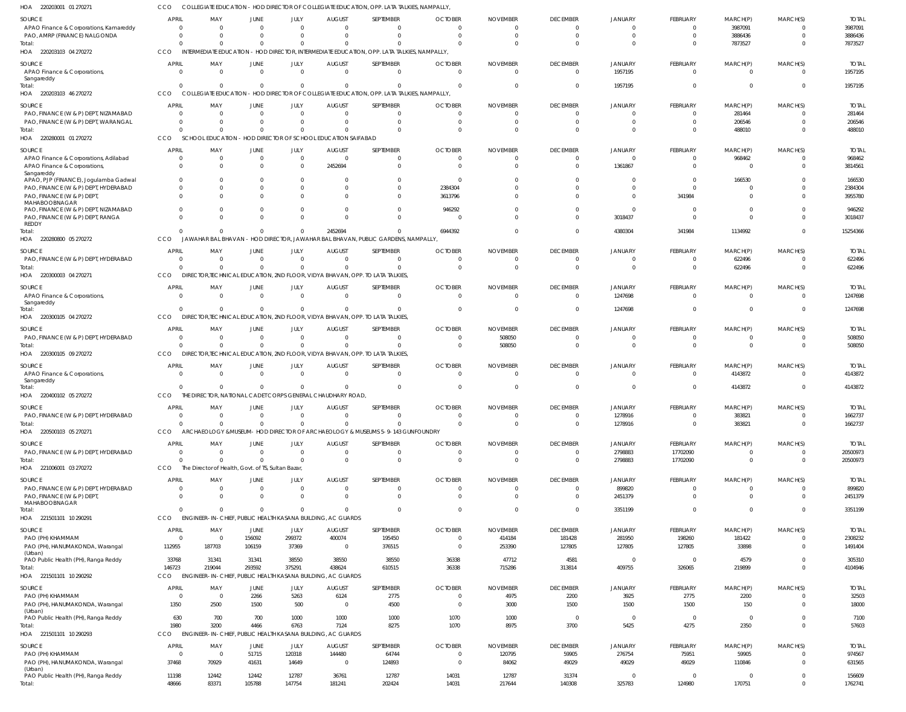HOA 220203001 01 270271 CCO COLLEGIATE EDUCATION - HOD DIRECTOR OF COLLEGIATE EDUCATION, OPP. LATA TALKIES, NAMPALLY,

| SOURCE | APRIL | MAY | JUNE | JULY | AUGUST | SEPTEMBER | OCTOBER | NOVEMBER | DECEMBER | JANUARY | FEBRUARY | MARCH(P) | MARCH(S) | TOTAL |
|---|---|---|---|---|---|---|---|---|---|---|---|---|---|---|
| APAO Finance & Corporations, Kamareddy | 0 | 0 | 0 | 0 | 0 | 0 | 0 | 0 | 0 | 0 | 0 | 3987091 | 0 | 3987091 |
| PAO, AMRP (FINANCE) NALGONDA | 0 | 0 | 0 | 0 | 0 | 0 | 0 | 0 | 0 | 0 | 0 | 3886436 | 0 | 3886436 |
| Total: | 0 | 0 | 0 | 0 | 0 | 0 | 0 | 0 | 0 | 0 | 0 | 7873527 | 0 | 7873527 |

HOA 220203103 04 270272 CCO INTERMEDIATE EDUCATION - HOD DIRECTOR, INTERMEDIATE EDUCATION, OPP. LATA TALKIES, NAMPALLY,

| SOURCE | APRIL | MAY | JUNE | JULY | AUGUST | SEPTEMBER | OCTOBER | NOVEMBER | DECEMBER | JANUARY | FEBRUARY | MARCH(P) | MARCH(S) | TOTAL |
|---|---|---|---|---|---|---|---|---|---|---|---|---|---|---|
| APAO Finance & Corporations, Sangareddy | 0 | 0 | 0 | 0 | 0 | 0 | 0 | 0 | 0 | 1957195 | 0 | 0 | 0 | 1957195 |
| Total: | 0 | 0 | 0 | 0 | 0 | 0 | 0 | 0 | 0 | 1957195 | 0 | 0 | 0 | 1957195 |

HOA 220203103 46 270272 CCO COLLEGIATE EDUCATION - HOD DIRECTOR OF COLLEGIATE EDUCATION, OPP. LATA TALKIES, NAMPALLY,

| SOURCE | APRIL | MAY | JUNE | JULY | AUGUST | SEPTEMBER | OCTOBER | NOVEMBER | DECEMBER | JANUARY | FEBRUARY | MARCH(P) | MARCH(S) | TOTAL |
|---|---|---|---|---|---|---|---|---|---|---|---|---|---|---|
| PAO, FINANCE (W & P) DEPT, NIZAMABAD | 0 | 0 | 0 | 0 | 0 | 0 | 0 | 0 | 0 | 0 | 0 | 281464 | 0 | 281464 |
| PAO, FINANCE (W & P) DEPT, WARANGAL | 0 | 0 | 0 | 0 | 0 | 0 | 0 | 0 | 0 | 0 | 0 | 206546 | 0 | 206546 |
| Total: | 0 | 0 | 0 | 0 | 0 | 0 | 0 | 0 | 0 | 0 | 0 | 488010 | 0 | 488010 |

HOA 220280001 01 270272 CCO SCHOOL EDUCATION - HOD DIRECTOR OF SCHOOL EDUCATION SAIFABAD

| SOURCE | APRIL | MAY | JUNE | JULY | AUGUST | SEPTEMBER | OCTOBER | NOVEMBER | DECEMBER | JANUARY | FEBRUARY | MARCH(P) | MARCH(S) | TOTAL |
|---|---|---|---|---|---|---|---|---|---|---|---|---|---|---|
| APAO Finance & Corporations, Adilabad | 0 | 0 | 0 | 0 | 0 | 0 | 0 | 0 | 0 | 0 | 0 | 968462 | 0 | 968462 |
| APAO Finance & Corporations, Sangareddy | 0 | 0 | 0 | 0 | 2452694 | 0 | 0 | 0 | 0 | 1361867 | 0 | 0 | 0 | 3814561 |
| APAO, PJP (FINANCE), Jogulamba Gadwal | 0 | 0 | 0 | 0 | 0 | 0 | 0 | 0 | 0 | 0 | 0 | 166530 | 0 | 166530 |
| PAO, FINANCE (W & P) DEPT, HYDERABAD | 0 | 0 | 0 | 0 | 0 | 0 | 2384304 | 0 | 0 | 0 | 0 | 0 | 0 | 2384304 |
| PAO, FINANCE (W & P) DEPT, MAHABOOBNAGAR | 0 | 0 | 0 | 0 | 0 | 0 | 3613796 | 0 | 0 | 0 | 341984 | 0 | 0 | 3955780 |
| PAO, FINANCE (W & P) DEPT, NIZAMABAD | 0 | 0 | 0 | 0 | 0 | 0 | 946292 | 0 | 0 | 0 | 0 | 0 | 0 | 946292 |
| PAO, FINANCE (W & P) DEPT, RANGA REDDY | 0 | 0 | 0 | 0 | 0 | 0 | 0 | 0 | 0 | 3018437 | 0 | 0 | 0 | 3018437 |
| Total: | 0 | 0 | 0 | 0 | 2452694 | 0 | 6944392 | 0 | 0 | 4380304 | 341984 | 1134992 | 0 | 15254366 |

HOA 220280800 05 270272 CCO JAWAHAR BAL BHAVAN - HOD DIRECTOR, JAWAHAR BAL BHAVAN, PUBLIC GARDENS, NAMPALLY,

| SOURCE | APRIL | MAY | JUNE | JULY | AUGUST | SEPTEMBER | OCTOBER | NOVEMBER | DECEMBER | JANUARY | FEBRUARY | MARCH(P) | MARCH(S) | TOTAL |
|---|---|---|---|---|---|---|---|---|---|---|---|---|---|---|
| PAO, FINANCE (W & P) DEPT, HYDERABAD | 0 | 0 | 0 | 0 | 0 | 0 | 0 | 0 | 0 | 0 | 0 | 622496 | 0 | 622496 |
| Total: | 0 | 0 | 0 | 0 | 0 | 0 | 0 | 0 | 0 | 0 | 0 | 622496 | 0 | 622496 |

HOA 220300003 04 270271 CCO DIRECTOR,TECHNICAL EDUCATION, 2ND FLOOR, VIDYA BHAVAN, OPP. TO LATA TALKIES,

| SOURCE | APRIL | MAY | JUNE | JULY | AUGUST | SEPTEMBER | OCTOBER | NOVEMBER | DECEMBER | JANUARY | FEBRUARY | MARCH(P) | MARCH(S) | TOTAL |
|---|---|---|---|---|---|---|---|---|---|---|---|---|---|---|
| APAO Finance & Corporations, Sangareddy | 0 | 0 | 0 | 0 | 0 | 0 | 0 | 0 | 0 | 1247698 | 0 | 0 | 0 | 1247698 |
| Total: | 0 | 0 | 0 | 0 | 0 | 0 | 0 | 0 | 0 | 1247698 | 0 | 0 | 0 | 1247698 |

HOA 220300105 04 270272 CCO DIRECTOR,TECHNICAL EDUCATION, 2ND FLOOR, VIDYA BHAVAN, OPP. TO LATA TALKIES,

| SOURCE | APRIL | MAY | JUNE | JULY | AUGUST | SEPTEMBER | OCTOBER | NOVEMBER | DECEMBER | JANUARY | FEBRUARY | MARCH(P) | MARCH(S) | TOTAL |
|---|---|---|---|---|---|---|---|---|---|---|---|---|---|---|
| PAO, FINANCE (W & P) DEPT, HYDERABAD | 0 | 0 | 0 | 0 | 0 | 0 | 0 | 508050 | 0 | 0 | 0 | 0 | 0 | 508050 |
| Total: | 0 | 0 | 0 | 0 | 0 | 0 | 0 | 508050 | 0 | 0 | 0 | 0 | 0 | 508050 |

HOA 220300105 09 270272 CCO DIRECTOR,TECHNICAL EDUCATION, 2ND FLOOR, VIDYA BHAVAN, OPP. TO LATA TALKIES,

| SOURCE | APRIL | MAY | JUNE | JULY | AUGUST | SEPTEMBER | OCTOBER | NOVEMBER | DECEMBER | JANUARY | FEBRUARY | MARCH(P) | MARCH(S) | TOTAL |
|---|---|---|---|---|---|---|---|---|---|---|---|---|---|---|
| APAO Finance & Corporations, Sangareddy | 0 | 0 | 0 | 0 | 0 | 0 | 0 | 0 | 0 | 0 | 0 | 4143872 | 0 | 4143872 |
| Total: | 0 | 0 | 0 | 0 | 0 | 0 | 0 | 0 | 0 | 0 | 0 | 4143872 | 0 | 4143872 |

HOA 220400102 05 270272 CCO THE DIRECTOR, NATIONAL CADET CORPS GENERAL CHAUDHARY ROAD,

| SOURCE | APRIL | MAY | JUNE | JULY | AUGUST | SEPTEMBER | OCTOBER | NOVEMBER | DECEMBER | JANUARY | FEBRUARY | MARCH(P) | MARCH(S) | TOTAL |
|---|---|---|---|---|---|---|---|---|---|---|---|---|---|---|
| PAO, FINANCE (W & P) DEPT, HYDERABAD | 0 | 0 | 0 | 0 | 0 | 0 | 0 | 0 | 0 | 1278916 | 0 | 383821 | 0 | 1662737 |
| Total: | 0 | 0 | 0 | 0 | 0 | 0 | 0 | 0 | 0 | 1278916 | 0 | 383821 | 0 | 1662737 |

HOA 220500103 05 270271 CCO ARCHAEOLOGY & MUSEUM - HOD DIRECTOR OF ARCHAEOLOGY & MUSEUMS 5-9-143 GUNFOUNDRY

| SOURCE | APRIL | MAY | JUNE | JULY | AUGUST | SEPTEMBER | OCTOBER | NOVEMBER | DECEMBER | JANUARY | FEBRUARY | MARCH(P) | MARCH(S) | TOTAL |
|---|---|---|---|---|---|---|---|---|---|---|---|---|---|---|
| PAO, FINANCE (W & P) DEPT, HYDERABAD | 0 | 0 | 0 | 0 | 0 | 0 | 0 | 0 | 0 | 2798883 | 17702090 | 0 | 0 | 20500973 |
| Total: | 0 | 0 | 0 | 0 | 0 | 0 | 0 | 0 | 0 | 2798883 | 17702090 | 0 | 0 | 20500973 |

HOA 221006001 03 270272 CCO The Director of Health, Govt. of TS, Sultan Bazar,

| SOURCE | APRIL | MAY | JUNE | JULY | AUGUST | SEPTEMBER | OCTOBER | NOVEMBER | DECEMBER | JANUARY | FEBRUARY | MARCH(P) | MARCH(S) | TOTAL |
|---|---|---|---|---|---|---|---|---|---|---|---|---|---|---|
| PAO, FINANCE (W & P) DEPT, HYDERABAD | 0 | 0 | 0 | 0 | 0 | 0 | 0 | 0 | 0 | 899820 | 0 | 0 | 0 | 899820 |
| PAO, FINANCE (W & P) DEPT, MAHABOOBNAGAR | 0 | 0 | 0 | 0 | 0 | 0 | 0 | 0 | 0 | 2451379 | 0 | 0 | 0 | 2451379 |
| Total: | 0 | 0 | 0 | 0 | 0 | 0 | 0 | 0 | 0 | 3351199 | 0 | 0 | 0 | 3351199 |

HOA 221501101 10 290291 CCO ENGINEER-IN-CHIEF, PUBLIC HEALTH KASANA BUILDING, AC GUARDS

| SOURCE | APRIL | MAY | JUNE | JULY | AUGUST | SEPTEMBER | OCTOBER | NOVEMBER | DECEMBER | JANUARY | FEBRUARY | MARCH(P) | MARCH(S) | TOTAL |
|---|---|---|---|---|---|---|---|---|---|---|---|---|---|---|
| PAO (PH) KHAMMAM | 0 | 0 | 156092 | 299372 | 400074 | 195450 | 0 | 414184 | 181428 | 281950 | 198260 | 181422 | 0 | 2308232 |
| PAO (PH), HANUMAKONDA, Warangal (Urban) | 112955 | 187703 | 106159 | 37369 | 0 | 376515 | 0 | 253390 | 127805 | 127805 | 127805 | 33898 | 0 | 1491404 |
| PAO Public Health (PH), Ranga Reddy | 33768 | 31341 | 31341 | 38550 | 38550 | 38550 | 36338 | 47712 | 4581 | 0 | 0 | 4579 | 0 | 305310 |
| Total: | 146723 | 219044 | 293592 | 375291 | 438624 | 610515 | 36338 | 715286 | 313814 | 409755 | 326065 | 219899 | 0 | 4104946 |

HOA 221501101 10 290292 CCO ENGINEER-IN-CHIEF, PUBLIC HEALTH KASANA BUILDING, AC GUARDS

| SOURCE | APRIL | MAY | JUNE | JULY | AUGUST | SEPTEMBER | OCTOBER | NOVEMBER | DECEMBER | JANUARY | FEBRUARY | MARCH(P) | MARCH(S) | TOTAL |
|---|---|---|---|---|---|---|---|---|---|---|---|---|---|---|
| PAO (PH) KHAMMAM | 0 | 0 | 2266 | 5263 | 6124 | 2775 | 0 | 4975 | 2200 | 3925 | 2775 | 2200 | 0 | 32503 |
| PAO (PH), HANUMAKONDA, Warangal (Urban) | 1350 | 2500 | 1500 | 500 | 0 | 4500 | 0 | 3000 | 1500 | 1500 | 1500 | 150 | 0 | 18000 |
| PAO Public Health (PH), Ranga Reddy | 630 | 700 | 700 | 1000 | 1000 | 1000 | 1070 | 1000 | 0 | 0 | 0 | 0 | 0 | 7100 |
| Total: | 1980 | 3200 | 4466 | 6763 | 7124 | 8275 | 1070 | 8975 | 3700 | 5425 | 4275 | 2350 | 0 | 57603 |

HOA 221501101 10 290293 CCO ENGINEER-IN-CHIEF, PUBLIC HEALTH KASANA BUILDING, AC GUARDS

| SOURCE | APRIL | MAY | JUNE | JULY | AUGUST | SEPTEMBER | OCTOBER | NOVEMBER | DECEMBER | JANUARY | FEBRUARY | MARCH(P) | MARCH(S) | TOTAL |
|---|---|---|---|---|---|---|---|---|---|---|---|---|---|---|
| PAO (PH) KHAMMAM | 0 | 0 | 51715 | 120318 | 144480 | 64744 | 0 | 120795 | 59905 | 276754 | 75951 | 59905 | 0 | 974567 |
| PAO (PH), HANUMAKONDA, Warangal (Urban) | 37468 | 70929 | 41631 | 14649 | 0 | 124893 | 0 | 84062 | 49029 | 49029 | 49029 | 110846 | 0 | 631565 |
| PAO Public Health (PH), Ranga Reddy | 11198 | 12442 | 12442 | 12787 | 36761 | 12787 | 14031 | 12787 | 31374 | 0 | 0 | 0 | 0 | 156609 |
| Total: | 48666 | 83371 | 105788 | 147754 | 181241 | 202424 | 14031 | 217644 | 140308 | 325783 | 124980 | 170751 | 0 | 1762741 |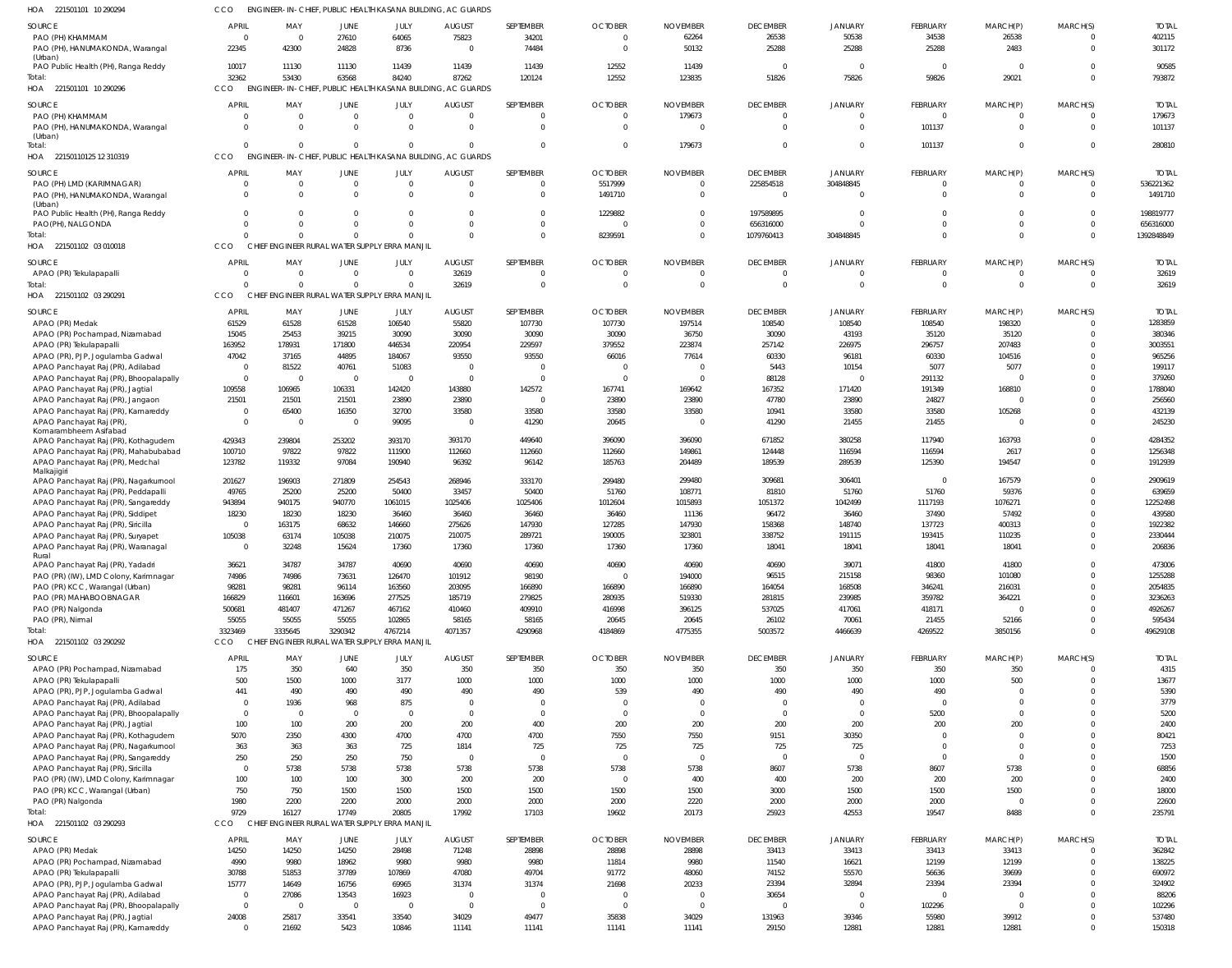HOA 221501101 10 290294 CCO ENGINEER-IN-CHIEF, PUBLIC HEALTH KASANA BUILDING, AC GUARDS

| SOURCE | APRIL | MAY | JUNE | JULY | AUGUST | SEPTEMBER | OCTOBER | NOVEMBER | DECEMBER | JANUARY | FEBRUARY | MARCH(P) | MARCH(S) | TOTAL |
|---|---|---|---|---|---|---|---|---|---|---|---|---|---|---|
| PAO (PH) KHAMMAM | 0 | 0 | 27610 | 64065 | 75823 | 34201 | 0 | 62264 | 26538 | 50538 | 34538 | 26538 | 0 | 402115 |
| PAO (PH), HANUMAKONDA, Warangal (Urban) | 22345 | 42300 | 24828 | 8736 | 0 | 74484 | 0 | 50132 | 25288 | 25288 | 25288 | 2483 | 0 | 301172 |
| PAO Public Health (PH), Ranga Reddy | 10017 | 11130 | 11130 | 11439 | 11439 | 11439 | 12552 | 11439 | 0 | 0 | 0 | 0 | 0 | 90585 |
| Total: | 32362 | 53430 | 63568 | 84240 | 87262 | 120124 | 12552 | 123835 | 51826 | 75826 | 59826 | 29021 | 0 | 793872 |

HOA 221501101 10 290296 CCO ENGINEER-IN-CHIEF, PUBLIC HEALTH KASANA BUILDING, AC GUARDS

| SOURCE | APRIL | MAY | JUNE | JULY | AUGUST | SEPTEMBER | OCTOBER | NOVEMBER | DECEMBER | JANUARY | FEBRUARY | MARCH(P) | MARCH(S) | TOTAL |
|---|---|---|---|---|---|---|---|---|---|---|---|---|---|---|
| PAO (PH) KHAMMAM | 0 | 0 | 0 | 0 | 0 | 0 | 0 | 179673 | 0 | 0 | 0 | 0 | 0 | 179673 |
| PAO (PH), HANUMAKONDA, Warangal (Urban) | 0 | 0 | 0 | 0 | 0 | 0 | 0 | 0 | 0 | 0 | 101137 | 0 | 0 | 101137 |
| Total: | 0 | 0 | 0 | 0 | 0 | 0 | 0 | 179673 | 0 | 0 | 101137 | 0 | 0 | 280810 |

HOA 22150110125 12 310319 CCO ENGINEER-IN-CHIEF, PUBLIC HEALTH KASANA BUILDING, AC GUARDS

| SOURCE | APRIL | MAY | JUNE | JULY | AUGUST | SEPTEMBER | OCTOBER | NOVEMBER | DECEMBER | JANUARY | FEBRUARY | MARCH(P) | MARCH(S) | TOTAL |
|---|---|---|---|---|---|---|---|---|---|---|---|---|---|---|
| PAO (PH) LMD (KARIMNAGAR) | 0 | 0 | 0 | 0 | 0 | 0 | 5517999 | 0 | 225854518 | 304848845 | 0 | 0 | 0 | 536221362 |
| PAO (PH), HANUMAKONDA, Warangal (Urban) | 0 | 0 | 0 | 0 | 0 | 0 | 1491710 | 0 | 0 | 0 | 0 | 0 | 0 | 1491710 |
| PAO Public Health (PH), Ranga Reddy | 0 | 0 | 0 | 0 | 0 | 0 | 1229882 | 0 | 197589895 | 0 | 0 | 0 | 0 | 198819777 |
| PAO(PH), NALGONDA | 0 | 0 | 0 | 0 | 0 | 0 | 0 | 0 | 656316000 | 0 | 0 | 0 | 0 | 656316000 |
| Total: | 0 | 0 | 0 | 0 | 0 | 0 | 8239591 | 0 | 1079760413 | 304848845 | 0 | 0 | 0 | 1392848849 |

HOA 221501102 03 010018 CCO CHIEF ENGINEER RURAL WATER SUPPLY ERRA MANJIL

| SOURCE | APRIL | MAY | JUNE | JULY | AUGUST | SEPTEMBER | OCTOBER | NOVEMBER | DECEMBER | JANUARY | FEBRUARY | MARCH(P) | MARCH(S) | TOTAL |
|---|---|---|---|---|---|---|---|---|---|---|---|---|---|---|
| APAO (PR) Tekulapapalli | 0 | 0 | 0 | 0 | 32619 | 0 | 0 | 0 | 0 | 0 | 0 | 0 | 0 | 32619 |
| Total: | 0 | 0 | 0 | 0 | 32619 | 0 | 0 | 0 | 0 | 0 | 0 | 0 | 0 | 32619 |

HOA 221501102 03 290291 CCO CHIEF ENGINEER RURAL WATER SUPPLY ERRA MANJIL

| SOURCE | APRIL | MAY | JUNE | JULY | AUGUST | SEPTEMBER | OCTOBER | NOVEMBER | DECEMBER | JANUARY | FEBRUARY | MARCH(P) | MARCH(S) | TOTAL |
|---|---|---|---|---|---|---|---|---|---|---|---|---|---|---|
| APAO (PR) Medak | 61529 | 61528 | 61528 | 106540 | 55820 | 107730 | 107730 | 197514 | 108540 | 108540 | 108540 | 198320 | 0 | 1283859 |
| APAO (PR) Pochampad, Nizamabad | 15045 | 25453 | 39215 | 30090 | 30090 | 30090 | 30090 | 36750 | 30090 | 43193 | 35120 | 35120 | 0 | 380346 |
| APAO (PR) Tekulapapalli | 163952 | 178931 | 171800 | 446534 | 220954 | 229597 | 379552 | 223874 | 257142 | 226975 | 296757 | 207483 | 0 | 3003551 |
| APAO (PR), PJP, Jogulamba Gadwal | 47042 | 37165 | 44895 | 184067 | 93550 | 93550 | 66016 | 77614 | 60330 | 96181 | 60330 | 104516 | 0 | 965256 |
| APAO Panchayat Raj (PR), Adilabad | 0 | 81522 | 40761 | 51083 | 0 | 0 | 0 | 0 | 5443 | 10154 | 5077 | 5077 | 0 | 199117 |
| APAO Panchayat Raj (PR), Bhoopalapally | 0 | 0 | 0 | 0 | 0 | 0 | 0 | 0 | 88128 | 0 | 291132 | 0 | 0 | 379260 |
| APAO Panchayat Raj (PR), Jagtial | 109558 | 106965 | 106331 | 142420 | 143880 | 142572 | 167741 | 169642 | 167352 | 171420 | 191349 | 168810 | 0 | 1788040 |
| APAO Panchayat Raj (PR), Jangaon | 21501 | 21501 | 21501 | 23890 | 23890 | 0 | 23890 | 23890 | 47780 | 23890 | 24827 | 0 | 0 | 256560 |
| APAO Panchayat Raj (PR), Kamareddy | 0 | 65400 | 16350 | 32700 | 33580 | 33580 | 33580 | 33580 | 10941 | 33580 | 33580 | 105268 | 0 | 432139 |
| APAO Panchayat Raj (PR), Komarambheem Asifabad | 0 | 0 | 0 | 99095 | 0 | 41290 | 20645 | 0 | 41290 | 21455 | 21455 | 0 | 0 | 245230 |
| APAO Panchayat Raj (PR), Kothagudem | 429343 | 239804 | 253202 | 393170 | 393170 | 449640 | 396090 | 396090 | 671852 | 380258 | 117940 | 163793 | 0 | 4284352 |
| APAO Panchayat Raj (PR), Mahabubabad | 100710 | 97822 | 97822 | 111900 | 112660 | 112660 | 112660 | 149861 | 124448 | 116594 | 116594 | 2617 | 0 | 1256348 |
| APAO Panchayat Raj (PR), Medchal Malkajigiri | 123782 | 119332 | 97084 | 190940 | 96392 | 96142 | 185763 | 204489 | 189539 | 289539 | 125390 | 194547 | 0 | 1912939 |
| APAO Panchayat Raj (PR), Nagarkurnool | 201627 | 196903 | 271809 | 254543 | 268946 | 333170 | 299480 | 299480 | 309681 | 306401 | 0 | 167579 | 0 | 2909619 |
| APAO Panchayat Raj (PR), Peddapalli | 49765 | 25200 | 25200 | 50400 | 33457 | 50400 | 51760 | 108771 | 81810 | 51760 | 51760 | 59376 | 0 | 639659 |
| APAO Panchayat Raj (PR), Sangareddy | 943894 | 940175 | 940770 | 1061015 | 1025406 | 1025406 | 1012604 | 1015893 | 1051372 | 1042499 | 1117193 | 1076271 | 0 | 12252498 |
| APAO Panchayat Raj (PR), Siddipet | 18230 | 18230 | 18230 | 36460 | 36460 | 36460 | 36460 | 11136 | 96472 | 36460 | 37490 | 57492 | 0 | 439580 |
| APAO Panchayat Raj (PR), Siricilla | 0 | 163175 | 68632 | 146660 | 275626 | 147930 | 127285 | 147930 | 158368 | 148740 | 137723 | 400313 | 0 | 1922382 |
| APAO Panchayat Raj (PR), Suryapet | 105038 | 63174 | 105038 | 210075 | 210075 | 289721 | 190005 | 323801 | 338752 | 191115 | 193415 | 110235 | 0 | 2330444 |
| APAO Panchayat Raj (PR), Waranagal Rural | 0 | 32248 | 15624 | 17360 | 17360 | 17360 | 17360 | 17360 | 18041 | 18041 | 18041 | 18041 | 0 | 206836 |
| APAO Panchayat Raj (PR), Yadadri | 36621 | 34787 | 34787 | 40690 | 40690 | 40690 | 40690 | 40690 | 40690 | 39071 | 41800 | 41800 | 0 | 473006 |
| PAO (PR) (IW), LMD Colony, Karimnagar | 74986 | 74986 | 73631 | 126470 | 101912 | 98190 | 0 | 194000 | 96515 | 215158 | 98360 | 101080 | 0 | 1255288 |
| PAO (PR) KCC, Warangal (Urban) | 98281 | 98281 | 96114 | 163560 | 203095 | 166890 | 166890 | 166890 | 164054 | 168508 | 346241 | 216031 | 0 | 2054835 |
| PAO (PR) MAHABOOBNAGAR | 166829 | 116601 | 163696 | 277525 | 185719 | 279825 | 280935 | 519330 | 281815 | 239985 | 359782 | 364221 | 0 | 3236263 |
| PAO (PR) Nalgonda | 500681 | 481407 | 471267 | 467162 | 410460 | 409910 | 416998 | 396125 | 537025 | 417061 | 418171 | 0 | 0 | 4926267 |
| PAO (PR), Nirmal | 55055 | 55055 | 55055 | 102865 | 58165 | 58165 | 20645 | 20645 | 26102 | 70061 | 21455 | 52166 | 0 | 595434 |
| Total: | 3323469 | 3335645 | 3290342 | 4767214 | 4071357 | 4290968 | 4184869 | 4775355 | 5003572 | 4466639 | 4269522 | 3850156 | 0 | 49629108 |

HOA 221501102 03 290292 CCO CHIEF ENGINEER RURAL WATER SUPPLY ERRA MANJIL

| SOURCE | APRIL | MAY | JUNE | JULY | AUGUST | SEPTEMBER | OCTOBER | NOVEMBER | DECEMBER | JANUARY | FEBRUARY | MARCH(P) | MARCH(S) | TOTAL |
|---|---|---|---|---|---|---|---|---|---|---|---|---|---|---|
| APAO (PR) Pochampad, Nizamabad | 175 | 350 | 640 | 350 | 350 | 350 | 350 | 350 | 350 | 350 | 350 | 350 | 0 | 4315 |
| APAO (PR) Tekulapapalli | 500 | 1500 | 1000 | 3177 | 1000 | 1000 | 1000 | 1000 | 1000 | 1000 | 1000 | 500 | 0 | 13677 |
| APAO (PR), PJP, Jogulamba Gadwal | 441 | 490 | 490 | 490 | 490 | 490 | 539 | 490 | 490 | 490 | 490 | 0 | 0 | 5390 |
| APAO Panchayat Raj (PR), Adilabad | 0 | 1936 | 968 | 875 | 0 | 0 | 0 | 0 | 0 | 0 | 0 | 0 | 0 | 3779 |
| APAO Panchayat Raj (PR), Bhoopalapally | 0 | 0 | 0 | 0 | 0 | 0 | 0 | 0 | 0 | 0 | 5200 | 0 | 0 | 5200 |
| APAO Panchayat Raj (PR), Jagtial | 100 | 100 | 200 | 200 | 200 | 400 | 200 | 200 | 200 | 200 | 200 | 200 | 0 | 2400 |
| APAO Panchayat Raj (PR), Kothagudem | 5070 | 2350 | 4300 | 4700 | 4700 | 4700 | 7550 | 7550 | 9151 | 30350 | 0 | 0 | 0 | 80421 |
| APAO Panchayat Raj (PR), Nagarkurnool | 363 | 363 | 363 | 725 | 1814 | 725 | 725 | 725 | 725 | 725 | 0 | 0 | 0 | 7253 |
| APAO Panchayat Raj (PR), Sangareddy | 250 | 250 | 250 | 750 | 0 | 0 | 0 | 0 | 0 | 0 | 0 | 0 | 0 | 1500 |
| APAO Panchayat Raj (PR), Siricilla | 0 | 5738 | 5738 | 5738 | 5738 | 5738 | 5738 | 5738 | 8607 | 5738 | 8607 | 5738 | 0 | 68856 |
| PAO (PR) (IW), LMD Colony, Karimnagar | 100 | 100 | 100 | 300 | 200 | 200 | 0 | 400 | 400 | 200 | 200 | 200 | 0 | 2400 |
| PAO (PR) KCC, Warangal (Urban) | 750 | 750 | 1500 | 1500 | 1500 | 1500 | 1500 | 1500 | 3000 | 1500 | 1500 | 1500 | 0 | 18000 |
| PAO (PR) Nalgonda | 1980 | 2200 | 2200 | 2000 | 2000 | 2000 | 2000 | 2220 | 2000 | 2000 | 2000 | 0 | 0 | 22600 |
| Total: | 9729 | 16127 | 17749 | 20805 | 17992 | 17103 | 19602 | 20173 | 25923 | 42553 | 19547 | 8488 | 0 | 235791 |

HOA 221501102 03 290293 CCO CHIEF ENGINEER RURAL WATER SUPPLY ERRA MANJIL

| SOURCE | APRIL | MAY | JUNE | JULY | AUGUST | SEPTEMBER | OCTOBER | NOVEMBER | DECEMBER | JANUARY | FEBRUARY | MARCH(P) | MARCH(S) | TOTAL |
|---|---|---|---|---|---|---|---|---|---|---|---|---|---|---|
| APAO (PR) Medak | 14250 | 14250 | 14250 | 28498 | 71248 | 28898 | 28898 | 28898 | 33413 | 33413 | 33413 | 33413 | 0 | 362842 |
| APAO (PR) Pochampad, Nizamabad | 4990 | 9980 | 18962 | 9980 | 9980 | 9980 | 11814 | 9980 | 11540 | 16621 | 12199 | 12199 | 0 | 138225 |
| APAO (PR) Tekulapapalli | 30788 | 51853 | 37789 | 107869 | 47080 | 49704 | 91772 | 48060 | 74152 | 55570 | 56636 | 39699 | 0 | 690972 |
| APAO (PR), PJP, Jogulamba Gadwal | 15777 | 14649 | 16756 | 69965 | 31374 | 31374 | 21698 | 20233 | 23394 | 32894 | 23394 | 23394 | 0 | 324902 |
| APAO Panchayat Raj (PR), Adilabad | 0 | 27086 | 13543 | 16923 | 0 | 0 | 0 | 0 | 30654 | 0 | 0 | 0 | 0 | 88206 |
| APAO Panchayat Raj (PR), Bhoopalapally | 0 | 0 | 0 | 0 | 0 | 0 | 0 | 0 | 0 | 0 | 102296 | 0 | 0 | 102296 |
| APAO Panchayat Raj (PR), Jagtial | 24008 | 25817 | 33541 | 33540 | 34029 | 49477 | 35838 | 34029 | 131963 | 39346 | 55980 | 39912 | 0 | 537480 |
| APAO Panchayat Raj (PR), Kamareddy | 0 | 21692 | 5423 | 10846 | 11141 | 11141 | 11141 | 11141 | 29150 | 12881 | 12881 | 12881 | 0 | 150318 |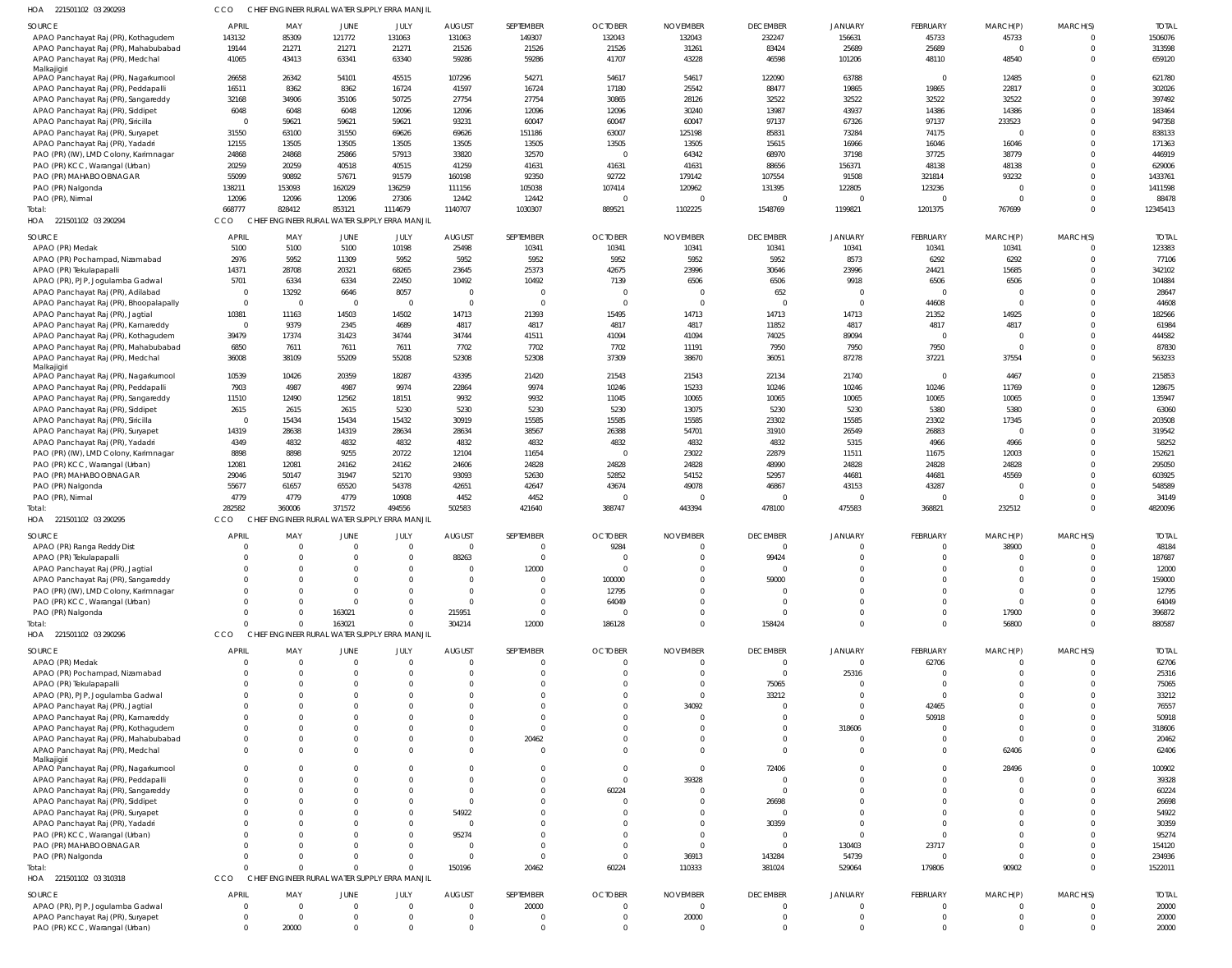HOA 221501102 03 290293 CCO CHIEF ENGINEER RURAL WATER SUPPLY ERRA MANJIL

| SOURCE | APRIL | MAY | JUNE | JULY | AUGUST | SEPTEMBER | OCTOBER | NOVEMBER | DECEMBER | JANUARY | FEBRUARY | MARCH(P) | MARCH(S) | TOTAL |
|---|---|---|---|---|---|---|---|---|---|---|---|---|---|---|
| APAO Panchayat Raj (PR), Kothagudem | 143132 | 85309 | 121772 | 131063 | 131063 | 149307 | 132043 | 132043 | 232247 | 156631 | 45733 | 45733 | 0 | 1506076 |
| APAO Panchayat Raj (PR), Mahabubabad | 19144 | 21271 | 21271 | 21271 | 21526 | 21526 | 21526 | 31261 | 83424 | 25689 | 25689 | 0 | 0 | 313598 |
| APAO Panchayat Raj (PR), Medchal Malkajigiri | 41065 | 43413 | 63341 | 63340 | 59286 | 59286 | 41707 | 43228 | 46598 | 101206 | 48110 | 48540 | 0 | 659120 |
| APAO Panchayat Raj (PR), Nagarkurnool | 26658 | 26342 | 54101 | 45515 | 107296 | 54271 | 54617 | 54617 | 122090 | 63788 | 0 | 12485 | 0 | 621780 |
| APAO Panchayat Raj (PR), Peddapalli | 16511 | 8362 | 8362 | 16724 | 41597 | 16724 | 17180 | 25542 | 88477 | 19865 | 19865 | 22817 | 0 | 302026 |
| APAO Panchayat Raj (PR), Sangareddy | 32168 | 34906 | 35106 | 50725 | 27754 | 27754 | 30865 | 28126 | 32522 | 32522 | 32522 | 32522 | 0 | 397492 |
| APAO Panchayat Raj (PR), Siddipet | 6048 | 6048 | 6048 | 12096 | 12096 | 12096 | 12096 | 30240 | 13987 | 43937 | 14386 | 14386 | 0 | 183464 |
| APAO Panchayat Raj (PR), Siricilla | 0 | 59621 | 59621 | 59621 | 93231 | 60047 | 60047 | 60047 | 97137 | 67326 | 97137 | 233523 | 0 | 947358 |
| APAO Panchayat Raj (PR), Suryapet | 31550 | 63100 | 31550 | 69626 | 69626 | 151186 | 63007 | 125198 | 85831 | 73284 | 74175 | 0 | 0 | 838133 |
| APAO Panchayat Raj (PR), Yadadri | 12155 | 13505 | 13505 | 13505 | 13505 | 13505 | 13505 | 13505 | 15615 | 16966 | 16046 | 16046 | 0 | 171363 |
| PAO (PR) (IW), LMD Colony, Karimnagar | 24868 | 24868 | 25866 | 57913 | 33820 | 32570 | 0 | 64342 | 68970 | 37198 | 37725 | 38779 | 0 | 446919 |
| PAO (PR) KCC, Warangal (Urban) | 20259 | 20259 | 40518 | 40515 | 41259 | 41631 | 41631 | 41631 | 88656 | 156371 | 48138 | 48138 | 0 | 629006 |
| PAO (PR) MAHABOOBNAGAR | 55099 | 90892 | 57671 | 91579 | 160198 | 92350 | 92722 | 179142 | 107554 | 91508 | 321814 | 93232 | 0 | 1433761 |
| PAO (PR) Nalgonda | 138211 | 153093 | 162029 | 136259 | 111156 | 105038 | 107414 | 120962 | 131395 | 122805 | 123236 | 0 | 0 | 1411598 |
| PAO (PR), Nirmal | 12096 | 12096 | 12096 | 27306 | 12442 | 12442 | 0 | 0 | 0 | 0 | 0 | 0 | 0 | 88478 |
| Total: | 668777 | 828412 | 853121 | 1114679 | 1140707 | 1030307 | 889521 | 1102225 | 1548769 | 1199821 | 1201375 | 767699 | 0 | 12345413 |

HOA 221501102 03 290294 CCO CHIEF ENGINEER RURAL WATER SUPPLY ERRA MANJIL

| SOURCE | APRIL | MAY | JUNE | JULY | AUGUST | SEPTEMBER | OCTOBER | NOVEMBER | DECEMBER | JANUARY | FEBRUARY | MARCH(P) | MARCH(S) | TOTAL |
|---|---|---|---|---|---|---|---|---|---|---|---|---|---|---|
| APAO (PR) Medak | 5100 | 5100 | 5100 | 10198 | 25498 | 10341 | 10341 | 10341 | 10341 | 10341 | 10341 | 10341 | 0 | 123383 |
| APAO (PR) Pochampad, Nizamabad | 2976 | 5952 | 11309 | 5952 | 5952 | 5952 | 5952 | 5952 | 5952 | 8573 | 6292 | 6292 | 0 | 77106 |
| APAO (PR) Tekulapalli | 14371 | 28708 | 20321 | 68265 | 23645 | 25373 | 42675 | 23996 | 30646 | 23996 | 24421 | 15685 | 0 | 342102 |
| APAO (PR), PJP, Jogulamba Gadwal | 5701 | 6334 | 6334 | 22450 | 10492 | 10492 | 7139 | 6506 | 6506 | 9918 | 6506 | 6506 | 0 | 104884 |
| APAO Panchayat Raj (PR), Adilabad | 0 | 13292 | 6646 | 8057 | 0 | 0 | 0 | 0 | 652 | 0 | 0 | 0 | 0 | 28647 |
| APAO Panchayat Raj (PR), Bhoopalapally | 0 | 0 | 0 | 0 | 0 | 0 | 0 | 0 | 0 | 0 | 44608 | 0 | 0 | 44608 |
| APAO Panchayat Raj (PR), Jagtial | 10381 | 11163 | 14503 | 14502 | 14713 | 21393 | 15495 | 14713 | 14713 | 14713 | 21352 | 14925 | 0 | 182566 |
| APAO Panchayat Raj (PR), Kamareddy | 0 | 9379 | 2345 | 4689 | 4817 | 4817 | 4817 | 4817 | 11852 | 4817 | 4817 | 4817 | 0 | 61984 |
| APAO Panchayat Raj (PR), Kothagudem | 39479 | 17374 | 31423 | 34744 | 34744 | 41511 | 41094 | 41094 | 74025 | 89094 | 0 | 0 | 0 | 444582 |
| APAO Panchayat Raj (PR), Mahabubabad | 6850 | 7611 | 7611 | 7611 | 7702 | 7702 | 7702 | 11191 | 7950 | 7950 | 7950 | 0 | 0 | 87830 |
| APAO Panchayat Raj (PR), Medchal Malkajigiri | 36008 | 38109 | 55209 | 55208 | 52308 | 52308 | 37309 | 38670 | 36051 | 87278 | 37221 | 37554 | 0 | 563233 |
| APAO Panchayat Raj (PR), Nagarkurnool | 10539 | 10426 | 20359 | 18287 | 43395 | 21420 | 21543 | 21543 | 22134 | 21740 | 0 | 4467 | 0 | 215853 |
| APAO Panchayat Raj (PR), Peddapalli | 7903 | 4987 | 4987 | 9974 | 22864 | 9974 | 10246 | 15233 | 10246 | 10246 | 10246 | 11769 | 0 | 128675 |
| APAO Panchayat Raj (PR), Sangareddy | 11510 | 12490 | 12562 | 18151 | 9932 | 9932 | 11045 | 10065 | 10065 | 10065 | 10065 | 10065 | 0 | 135947 |
| APAO Panchayat Raj (PR), Siddipet | 2615 | 2615 | 2615 | 5230 | 5230 | 5230 | 5230 | 13075 | 5230 | 5230 | 5380 | 5380 | 0 | 63060 |
| APAO Panchayat Raj (PR), Siricilla | 0 | 15434 | 15434 | 15432 | 30919 | 15585 | 15585 | 15585 | 23302 | 15585 | 23302 | 17345 | 0 | 203508 |
| APAO Panchayat Raj (PR), Suryapet | 14319 | 28638 | 14319 | 28634 | 28634 | 38567 | 26388 | 54701 | 31910 | 26549 | 26883 | 0 | 0 | 319542 |
| APAO Panchayat Raj (PR), Yadadri | 4349 | 4832 | 4832 | 4832 | 4832 | 4832 | 4832 | 4832 | 4832 | 5315 | 4966 | 4966 | 0 | 58252 |
| PAO (PR) (IW), LMD Colony, Karimnagar | 8898 | 8898 | 9255 | 20722 | 12104 | 11654 | 0 | 23022 | 22879 | 11511 | 11675 | 12003 | 0 | 152621 |
| PAO (PR) KCC, Warangal (Urban) | 12081 | 12081 | 24162 | 24162 | 24606 | 24828 | 24828 | 24828 | 48990 | 24828 | 24828 | 24828 | 0 | 295050 |
| PAO (PR) MAHABOOBNAGAR | 29046 | 50147 | 31947 | 52170 | 93093 | 52630 | 52852 | 54152 | 52957 | 44681 | 44681 | 45569 | 0 | 603925 |
| PAO (PR) Nalgonda | 55677 | 61657 | 65520 | 54378 | 42651 | 42647 | 43674 | 49078 | 46867 | 43153 | 43287 | 0 | 0 | 548589 |
| PAO (PR), Nirmal | 4779 | 4779 | 4779 | 10908 | 4452 | 4452 | 0 | 0 | 0 | 0 | 0 | 0 | 0 | 34149 |
| Total: | 282582 | 360006 | 371572 | 494556 | 502583 | 421640 | 388747 | 443394 | 478100 | 475583 | 368821 | 232512 | 0 | 4820096 |

HOA 221501102 03 290295 CCO CHIEF ENGINEER RURAL WATER SUPPLY ERRA MANJIL

| SOURCE | APRIL | MAY | JUNE | JULY | AUGUST | SEPTEMBER | OCTOBER | NOVEMBER | DECEMBER | JANUARY | FEBRUARY | MARCH(P) | MARCH(S) | TOTAL |
|---|---|---|---|---|---|---|---|---|---|---|---|---|---|---|
| APAO (PR) Ranga Reddy Dist | 0 | 0 | 0 | 0 | 0 | 0 | 9284 | 0 | 0 | 0 | 0 | 38900 | 0 | 48184 |
| APAO (PR) Tekulapalli | 0 | 0 | 0 | 0 | 88263 | 0 | 0 | 0 | 99424 | 0 | 0 | 0 | 0 | 187687 |
| APAO Panchayat Raj (PR), Jagtial | 0 | 0 | 0 | 0 | 0 | 12000 | 0 | 0 | 0 | 0 | 0 | 0 | 0 | 12000 |
| APAO Panchayat Raj (PR), Sangareddy | 0 | 0 | 0 | 0 | 0 | 0 | 100000 | 0 | 59000 | 0 | 0 | 0 | 0 | 159000 |
| PAO (PR) (IW), LMD Colony, Karimnagar | 0 | 0 | 0 | 0 | 0 | 0 | 12795 | 0 | 0 | 0 | 0 | 0 | 0 | 12795 |
| PAO (PR) KCC, Warangal (Urban) | 0 | 0 | 0 | 0 | 0 | 0 | 64049 | 0 | 0 | 0 | 0 | 0 | 0 | 64049 |
| PAO (PR) Nalgonda | 0 | 0 | 163021 | 0 | 215951 | 0 | 0 | 0 | 0 | 0 | 0 | 17900 | 0 | 396872 |
| Total: | 0 | 0 | 163021 | 0 | 304214 | 12000 | 186128 | 0 | 158424 | 0 | 0 | 56800 | 0 | 880587 |

HOA 221501102 03 290296 CCO CHIEF ENGINEER RURAL WATER SUPPLY ERRA MANJIL

| SOURCE | APRIL | MAY | JUNE | JULY | AUGUST | SEPTEMBER | OCTOBER | NOVEMBER | DECEMBER | JANUARY | FEBRUARY | MARCH(P) | MARCH(S) | TOTAL |
|---|---|---|---|---|---|---|---|---|---|---|---|---|---|---|
| APAO (PR) Medak | 0 | 0 | 0 | 0 | 0 | 0 | 0 | 0 | 0 | 0 | 62706 | 0 | 0 | 62706 |
| APAO (PR) Pochampad, Nizamabad | 0 | 0 | 0 | 0 | 0 | 0 | 0 | 0 | 0 | 25316 | 0 | 0 | 0 | 25316 |
| APAO (PR) Tekulapalli | 0 | 0 | 0 | 0 | 0 | 0 | 0 | 0 | 75065 | 0 | 0 | 0 | 0 | 75065 |
| APAO (PR), PJP, Jogulamba Gadwal | 0 | 0 | 0 | 0 | 0 | 0 | 0 | 0 | 33212 | 0 | 0 | 0 | 0 | 33212 |
| APAO Panchayat Raj (PR), Jagtial | 0 | 0 | 0 | 0 | 0 | 0 | 0 | 34092 | 0 | 0 | 42465 | 0 | 0 | 76557 |
| APAO Panchayat Raj (PR), Kamareddy | 0 | 0 | 0 | 0 | 0 | 0 | 0 | 0 | 0 | 0 | 50918 | 0 | 0 | 50918 |
| APAO Panchayat Raj (PR), Kothagudem | 0 | 0 | 0 | 0 | 0 | 0 | 0 | 0 | 0 | 318606 | 0 | 0 | 0 | 318606 |
| APAO Panchayat Raj (PR), Mahabubabad | 0 | 0 | 0 | 0 | 0 | 20462 | 0 | 0 | 0 | 0 | 0 | 0 | 0 | 20462 |
| APAO Panchayat Raj (PR), Medchal Malkajigiri | 0 | 0 | 0 | 0 | 0 | 0 | 0 | 0 | 0 | 0 | 0 | 62406 | 0 | 62406 |
| APAO Panchayat Raj (PR), Nagarkurnool | 0 | 0 | 0 | 0 | 0 | 0 | 0 | 0 | 72406 | 0 | 0 | 28496 | 0 | 100902 |
| APAO Panchayat Raj (PR), Peddapalli | 0 | 0 | 0 | 0 | 0 | 0 | 0 | 39328 | 0 | 0 | 0 | 0 | 0 | 39328 |
| APAO Panchayat Raj (PR), Sangareddy | 0 | 0 | 0 | 0 | 0 | 0 | 60224 | 0 | 0 | 0 | 0 | 0 | 0 | 60224 |
| APAO Panchayat Raj (PR), Siddipet | 0 | 0 | 0 | 0 | 0 | 0 | 0 | 0 | 26698 | 0 | 0 | 0 | 0 | 26698 |
| APAO Panchayat Raj (PR), Suryapet | 0 | 0 | 0 | 0 | 54922 | 0 | 0 | 0 | 0 | 0 | 0 | 0 | 0 | 54922 |
| APAO Panchayat Raj (PR), Yadadri | 0 | 0 | 0 | 0 | 0 | 0 | 0 | 0 | 30359 | 0 | 0 | 0 | 0 | 30359 |
| PAO (PR) KCC, Warangal (Urban) | 0 | 0 | 0 | 0 | 95274 | 0 | 0 | 0 | 0 | 0 | 0 | 0 | 0 | 95274 |
| PAO (PR) MAHABOOBNAGAR | 0 | 0 | 0 | 0 | 0 | 0 | 0 | 0 | 0 | 130403 | 23717 | 0 | 0 | 154120 |
| PAO (PR) Nalgonda | 0 | 0 | 0 | 0 | 0 | 0 | 0 | 36913 | 143284 | 54739 | 0 | 0 | 0 | 234936 |
| Total: | 0 | 0 | 0 | 0 | 150196 | 20462 | 60224 | 110333 | 381024 | 529064 | 179806 | 90902 | 0 | 1522011 |

HOA 221501102 03 310318 CCO CHIEF ENGINEER RURAL WATER SUPPLY ERRA MANJIL

| SOURCE | APRIL | MAY | JUNE | JULY | AUGUST | SEPTEMBER | OCTOBER | NOVEMBER | DECEMBER | JANUARY | FEBRUARY | MARCH(P) | MARCH(S) | TOTAL |
|---|---|---|---|---|---|---|---|---|---|---|---|---|---|---|
| APAO (PR), PJP, Jogulamba Gadwal | 0 | 0 | 0 | 0 | 0 | 20000 | 0 | 0 | 0 | 0 | 0 | 0 | 0 | 20000 |
| APAO Panchayat Raj (PR), Suryapet | 0 | 0 | 0 | 0 | 0 | 0 | 0 | 20000 | 0 | 0 | 0 | 0 | 0 | 20000 |
| PAO (PR) KCC, Warangal (Urban) | 0 | 20000 | 0 | 0 | 0 | 0 | 0 | 0 | 0 | 0 | 0 | 0 | 0 | 20000 |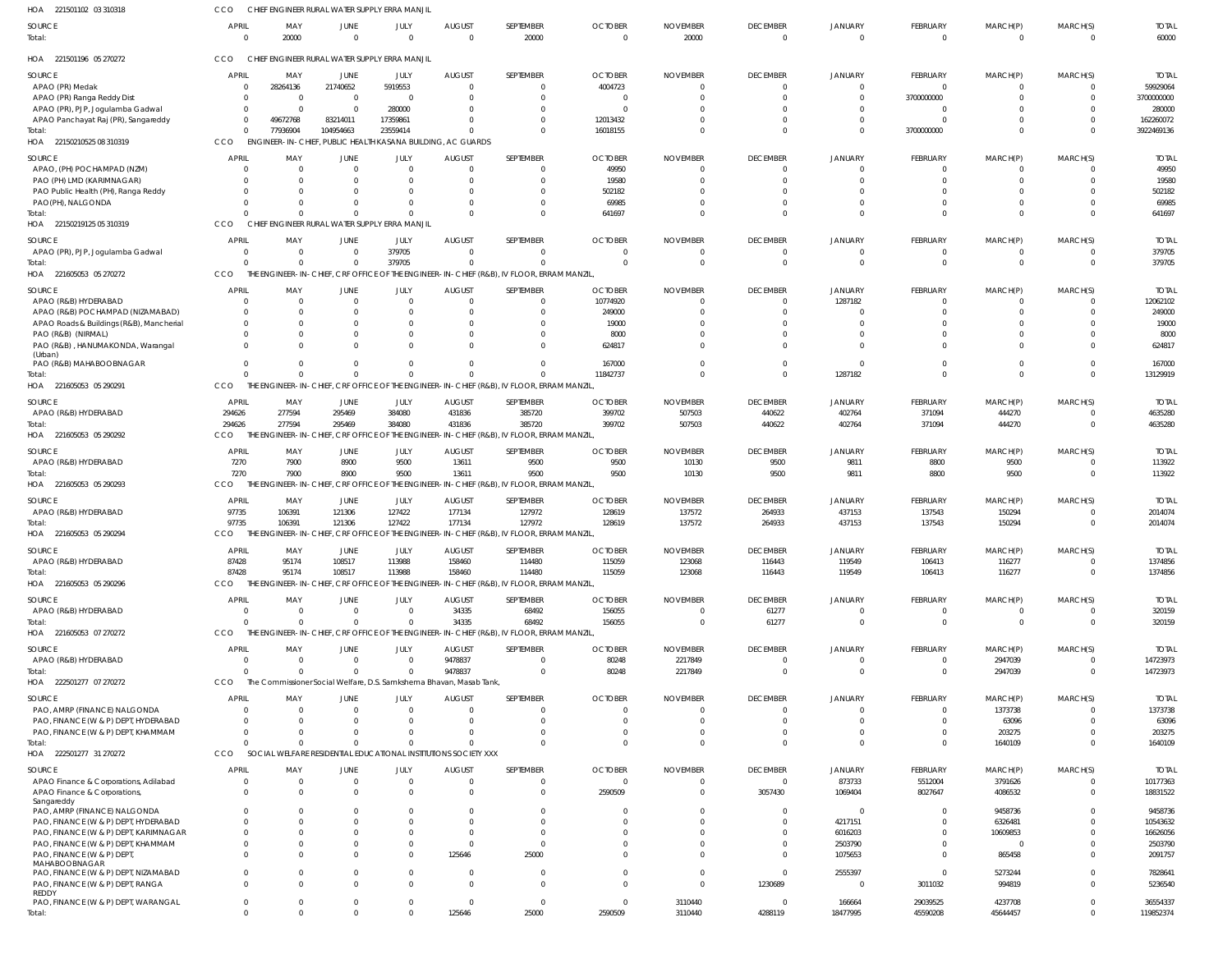HOA 221501102 03 310318 CCO CHIEF ENGINEER RURAL WATER SUPPLY ERRA MANJIL

| SOURCE | APRIL | MAY | JUNE | JULY | AUGUST | SEPTEMBER | OCTOBER | NOVEMBER | DECEMBER | JANUARY | FEBRUARY | MARCH(P) | MARCH(S) | TOTAL |
|---|---|---|---|---|---|---|---|---|---|---|---|---|---|---|
| Total: | 0 | 20000 | 0 | 0 | 0 | 20000 | 0 | 20000 | 0 | 0 | 0 | 0 | 0 | 60000 |

HOA 221501196 05 270272 CCO CHIEF ENGINEER RURAL WATER SUPPLY ERRA MANJIL

| SOURCE | APRIL | MAY | JUNE | JULY | AUGUST | SEPTEMBER | OCTOBER | NOVEMBER | DECEMBER | JANUARY | FEBRUARY | MARCH(P) | MARCH(S) | TOTAL |
|---|---|---|---|---|---|---|---|---|---|---|---|---|---|---|
| APAO (PR) Medak | 0 | 28264136 | 21740652 | 5919553 | 0 | 0 | 4004723 | 0 | 0 | 0 | 0 | 0 | 0 | 59929064 |
| APAO (PR) Ranga Reddy Dist | 0 | 0 | 0 | 0 | 0 | 0 | 0 | 0 | 0 | 0 | 3700000000 | 0 | 0 | 3700000000 |
| APAO (PR), PJP, Jogulamba Gadwal | 0 | 0 | 0 | 280000 | 0 | 0 | 0 | 0 | 0 | 0 | 0 | 0 | 0 | 280000 |
| APAO Panchayat Raj (PR), Sangareddy | 0 | 49672768 | 83214011 | 17359861 | 0 | 0 | 12013432 | 0 | 0 | 0 | 0 | 0 | 0 | 162260072 |
| Total: | 0 | 77936904 | 104954663 | 23559414 | 0 | 0 | 16018155 | 0 | 0 | 0 | 3700000000 | 0 | 0 | 3922469136 |

HOA 221502105 25 08 310319 CCO ENGINEER-IN-CHIEF, PUBLIC HEALTH KASANA BUILDING, AC GUARDS

| SOURCE | APRIL | MAY | JUNE | JULY | AUGUST | SEPTEMBER | OCTOBER | NOVEMBER | DECEMBER | JANUARY | FEBRUARY | MARCH(P) | MARCH(S) | TOTAL |
|---|---|---|---|---|---|---|---|---|---|---|---|---|---|---|
| APAO, (PH) POCHAMPAD (NZM) | 0 | 0 | 0 | 0 | 0 | 0 | 49950 | 0 | 0 | 0 | 0 | 0 | 0 | 49950 |
| PAO (PH) LMD (KARIMNAGAR) | 0 | 0 | 0 | 0 | 0 | 0 | 19580 | 0 | 0 | 0 | 0 | 0 | 0 | 19580 |
| PAO Public Health (PH), Ranga Reddy | 0 | 0 | 0 | 0 | 0 | 0 | 502182 | 0 | 0 | 0 | 0 | 0 | 0 | 502182 |
| PAO(PH), NALGONDA | 0 | 0 | 0 | 0 | 0 | 0 | 69985 | 0 | 0 | 0 | 0 | 0 | 0 | 69985 |
| Total: | 0 | 0 | 0 | 0 | 0 | 0 | 641697 | 0 | 0 | 0 | 0 | 0 | 0 | 641697 |

HOA 221502191 25 05 310319 CCO CHIEF ENGINEER RURAL WATER SUPPLY ERRA MANJIL

| SOURCE | APRIL | MAY | JUNE | JULY | AUGUST | SEPTEMBER | OCTOBER | NOVEMBER | DECEMBER | JANUARY | FEBRUARY | MARCH(P) | MARCH(S) | TOTAL |
|---|---|---|---|---|---|---|---|---|---|---|---|---|---|---|
| APAO (PR), PJP, Jogulamba Gadwal | 0 | 0 | 0 | 379705 | 0 | 0 | 0 | 0 | 0 | 0 | 0 | 0 | 0 | 379705 |
| Total: | 0 | 0 | 0 | 379705 | 0 | 0 | 0 | 0 | 0 | 0 | 0 | 0 | 0 | 379705 |

HOA 221605053 05 270272 CCO THE ENGINEER-IN-CHIEF, CRF OFFICE OF THE ENGINEER-IN-CHIEF (R&B), IV FLOOR, ERRAM MANZIL,

| SOURCE | APRIL | MAY | JUNE | JULY | AUGUST | SEPTEMBER | OCTOBER | NOVEMBER | DECEMBER | JANUARY | FEBRUARY | MARCH(P) | MARCH(S) | TOTAL |
|---|---|---|---|---|---|---|---|---|---|---|---|---|---|---|
| APAO (R&B) HYDERABAD | 0 | 0 | 0 | 0 | 0 | 0 | 10774920 | 0 | 0 | 1287182 | 0 | 0 | 0 | 12062102 |
| APAO (R&B) POCHAMPAD (NIZAMABAD) | 0 | 0 | 0 | 0 | 0 | 0 | 249000 | 0 | 0 | 0 | 0 | 0 | 0 | 249000 |
| APAO Roads & Buildings (R&B), Mancherial | 0 | 0 | 0 | 0 | 0 | 0 | 19000 | 0 | 0 | 0 | 0 | 0 | 0 | 19000 |
| PAO (R&B) (NIRMAL) | 0 | 0 | 0 | 0 | 0 | 0 | 8000 | 0 | 0 | 0 | 0 | 0 | 0 | 8000 |
| PAO (R&B), HANUMAKONDA, Warangal (Urban) | 0 | 0 | 0 | 0 | 0 | 0 | 624817 | 0 | 0 | 0 | 0 | 0 | 0 | 624817 |
| PAO (R&B) MAHABOOBNAGAR | 0 | 0 | 0 | 0 | 0 | 0 | 167000 | 0 | 0 | 0 | 0 | 0 | 0 | 167000 |
| Total: | 0 | 0 | 0 | 0 | 0 | 0 | 11842737 | 0 | 0 | 1287182 | 0 | 0 | 0 | 13129919 |

HOA 221605053 05 290291 CCO THE ENGINEER-IN-CHIEF, CRF OFFICE OF THE ENGINEER-IN-CHIEF (R&B), IV FLOOR, ERRAM MANZIL,

| SOURCE | APRIL | MAY | JUNE | JULY | AUGUST | SEPTEMBER | OCTOBER | NOVEMBER | DECEMBER | JANUARY | FEBRUARY | MARCH(P) | MARCH(S) | TOTAL |
|---|---|---|---|---|---|---|---|---|---|---|---|---|---|---|
| APAO (R&B) HYDERABAD | 294626 | 277594 | 295469 | 384080 | 431836 | 385720 | 399702 | 507503 | 440622 | 402764 | 371094 | 444270 | 0 | 4635280 |
| Total: | 294626 | 277594 | 295469 | 384080 | 431836 | 385720 | 399702 | 507503 | 440622 | 402764 | 371094 | 444270 | 0 | 4635280 |

HOA 221605053 05 290292 CCO THE ENGINEER-IN-CHIEF, CRF OFFICE OF THE ENGINEER-IN-CHIEF (R&B), IV FLOOR, ERRAM MANZIL,

| SOURCE | APRIL | MAY | JUNE | JULY | AUGUST | SEPTEMBER | OCTOBER | NOVEMBER | DECEMBER | JANUARY | FEBRUARY | MARCH(P) | MARCH(S) | TOTAL |
|---|---|---|---|---|---|---|---|---|---|---|---|---|---|---|
| APAO (R&B) HYDERABAD | 7270 | 7900 | 8900 | 9500 | 13611 | 9500 | 9500 | 10130 | 9500 | 9811 | 8800 | 9500 | 0 | 113922 |
| Total: | 7270 | 7900 | 8900 | 9500 | 13611 | 9500 | 9500 | 10130 | 9500 | 9811 | 8800 | 9500 | 0 | 113922 |

HOA 221605053 05 290293 CCO THE ENGINEER-IN-CHIEF, CRF OFFICE OF THE ENGINEER-IN-CHIEF (R&B), IV FLOOR, ERRAM MANZIL,

| SOURCE | APRIL | MAY | JUNE | JULY | AUGUST | SEPTEMBER | OCTOBER | NOVEMBER | DECEMBER | JANUARY | FEBRUARY | MARCH(P) | MARCH(S) | TOTAL |
|---|---|---|---|---|---|---|---|---|---|---|---|---|---|---|
| APAO (R&B) HYDERABAD | 97735 | 106391 | 121306 | 127422 | 177134 | 127972 | 128619 | 137572 | 264933 | 437153 | 137543 | 150294 | 0 | 2014074 |
| Total: | 97735 | 106391 | 121306 | 127422 | 177134 | 127972 | 128619 | 137572 | 264933 | 437153 | 137543 | 150294 | 0 | 2014074 |

HOA 221605053 05 290294 CCO THE ENGINEER-IN-CHIEF, CRF OFFICE OF THE ENGINEER-IN-CHIEF (R&B), IV FLOOR, ERRAM MANZIL,

| SOURCE | APRIL | MAY | JUNE | JULY | AUGUST | SEPTEMBER | OCTOBER | NOVEMBER | DECEMBER | JANUARY | FEBRUARY | MARCH(P) | MARCH(S) | TOTAL |
|---|---|---|---|---|---|---|---|---|---|---|---|---|---|---|
| APAO (R&B) HYDERABAD | 87428 | 95174 | 108517 | 113988 | 158460 | 114480 | 115059 | 123068 | 116443 | 119549 | 106413 | 116277 | 0 | 1374856 |
| Total: | 87428 | 95174 | 108517 | 113988 | 158460 | 114480 | 115059 | 123068 | 116443 | 119549 | 106413 | 116277 | 0 | 1374856 |

HOA 221605053 05 290296 CCO THE ENGINEER-IN-CHIEF, CRF OFFICE OF THE ENGINEER-IN-CHIEF (R&B), IV FLOOR, ERRAM MANZIL,

| SOURCE | APRIL | MAY | JUNE | JULY | AUGUST | SEPTEMBER | OCTOBER | NOVEMBER | DECEMBER | JANUARY | FEBRUARY | MARCH(P) | MARCH(S) | TOTAL |
|---|---|---|---|---|---|---|---|---|---|---|---|---|---|---|
| APAO (R&B) HYDERABAD | 0 | 0 | 0 | 0 | 34335 | 68492 | 156055 | 0 | 61277 | 0 | 0 | 0 | 0 | 320159 |
| Total: | 0 | 0 | 0 | 0 | 34335 | 68492 | 156055 | 0 | 61277 | 0 | 0 | 0 | 0 | 320159 |

HOA 221605053 07 270272 CCO THE ENGINEER-IN-CHIEF, CRF OFFICE OF THE ENGINEER-IN-CHIEF (R&B), IV FLOOR, ERRAM MANZIL,

| SOURCE | APRIL | MAY | JUNE | JULY | AUGUST | SEPTEMBER | OCTOBER | NOVEMBER | DECEMBER | JANUARY | FEBRUARY | MARCH(P) | MARCH(S) | TOTAL |
|---|---|---|---|---|---|---|---|---|---|---|---|---|---|---|
| APAO (R&B) HYDERABAD | 0 | 0 | 0 | 0 | 9478837 | 0 | 80248 | 2217849 | 0 | 0 | 0 | 2947039 | 0 | 14723973 |
| Total: | 0 | 0 | 0 | 0 | 9478837 | 0 | 80248 | 2217849 | 0 | 0 | 0 | 2947039 | 0 | 14723973 |

HOA 222501277 07 270272 CCO The Commissioner Social Welfare, D.S. Samkshema Bhavan, Masab Tank,

| SOURCE | APRIL | MAY | JUNE | JULY | AUGUST | SEPTEMBER | OCTOBER | NOVEMBER | DECEMBER | JANUARY | FEBRUARY | MARCH(P) | MARCH(S) | TOTAL |
|---|---|---|---|---|---|---|---|---|---|---|---|---|---|---|
| PAO, AMRP (FINANCE) NALGONDA | 0 | 0 | 0 | 0 | 0 | 0 | 0 | 0 | 0 | 0 | 0 | 1373738 | 0 | 1373738 |
| PAO, FINANCE (W & P) DEPT, HYDERABAD | 0 | 0 | 0 | 0 | 0 | 0 | 0 | 0 | 0 | 0 | 0 | 63096 | 0 | 63096 |
| PAO, FINANCE (W & P) DEPT, KHAMMAM | 0 | 0 | 0 | 0 | 0 | 0 | 0 | 0 | 0 | 0 | 0 | 203275 | 0 | 203275 |
| Total: | 0 | 0 | 0 | 0 | 0 | 0 | 0 | 0 | 0 | 0 | 0 | 1640109 | 0 | 1640109 |

HOA 222501277 31 270272 CCO SOCIAL WELFARE RESIDENTIAL EDUCATIONAL INSTITUTIONS SOCIETY XXX

| SOURCE | APRIL | MAY | JUNE | JULY | AUGUST | SEPTEMBER | OCTOBER | NOVEMBER | DECEMBER | JANUARY | FEBRUARY | MARCH(P) | MARCH(S) | TOTAL |
|---|---|---|---|---|---|---|---|---|---|---|---|---|---|---|
| APAO Finance & Corporations, Adilabad | 0 | 0 | 0 | 0 | 0 | 0 | 0 | 0 | 0 | 873733 | 5512004 | 3791626 | 0 | 10177363 |
| APAO Finance & Corporations, Sangareddy | 0 | 0 | 0 | 0 | 0 | 0 | 2590509 | 0 | 3057430 | 1069404 | 8027647 | 4086532 | 0 | 18831522 |
| PAO, AMRP (FINANCE) NALGONDA | 0 | 0 | 0 | 0 | 0 | 0 | 0 | 0 | 0 | 0 | 0 | 9458736 | 0 | 9458736 |
| PAO, FINANCE (W & P) DEPT, HYDERABAD | 0 | 0 | 0 | 0 | 0 | 0 | 0 | 0 | 0 | 4217151 | 0 | 6326481 | 0 | 10543632 |
| PAO, FINANCE (W & P) DEPT, KARIMNAGAR | 0 | 0 | 0 | 0 | 0 | 0 | 0 | 0 | 0 | 6016203 | 0 | 10609853 | 0 | 16626056 |
| PAO, FINANCE (W & P) DEPT, KHAMMAM | 0 | 0 | 0 | 0 | 0 | 0 | 0 | 0 | 0 | 2503790 | 0 | 0 | 0 | 2503790 |
| PAO, FINANCE (W & P) DEPT, MAHABOOBNAGAR | 0 | 0 | 0 | 0 | 125646 | 25000 | 0 | 0 | 0 | 1075653 | 0 | 865458 | 0 | 2091757 |
| PAO, FINANCE (W & P) DEPT, NIZAMABAD | 0 | 0 | 0 | 0 | 0 | 0 | 0 | 0 | 0 | 2555397 | 0 | 5273244 | 0 | 7828641 |
| PAO, FINANCE (W & P) DEPT, RANGA REDDY | 0 | 0 | 0 | 0 | 0 | 0 | 0 | 0 | 1230689 | 0 | 3011032 | 994819 | 0 | 5236540 |
| PAO, FINANCE (W & P) DEPT, WARANGAL | 0 | 0 | 0 | 0 | 0 | 0 | 0 | 3110440 | 0 | 166664 | 29039525 | 4237708 | 0 | 36554337 |
| Total: | 0 | 0 | 0 | 0 | 125646 | 25000 | 2590509 | 3110440 | 4288119 | 18477995 | 45590208 | 45644457 | 0 | 119852374 |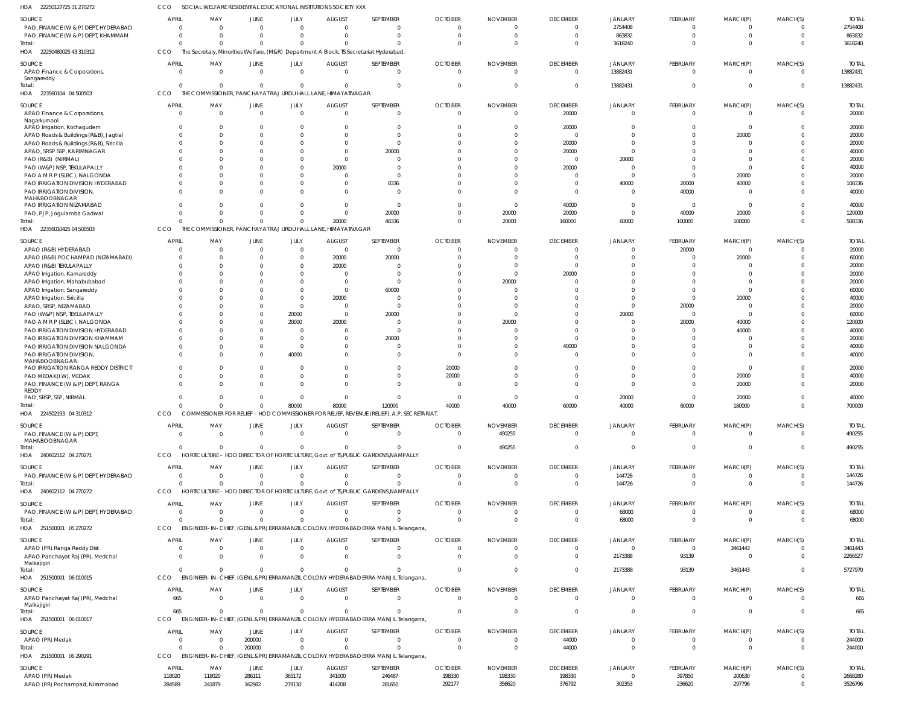HOA 22250127725 31 270272 CCO SOCIAL WELFARE RESIDENTIAL EDUCATIONAL INSTITUTIONS SOCIETY XXX

| SOURCE | APRIL | MAY | JUNE | JULY | AUGUST | SEPTEMBER | OCTOBER | NOVEMBER | DECEMBER | JANUARY | FEBRUARY | MARCH(P) | MARCH(S) | TOTAL |
|---|---|---|---|---|---|---|---|---|---|---|---|---|---|---|
| PAO, FINANCE (W & P) DEPT, HYDERABAD | 0 | 0 | 0 | 0 | 0 | 0 | 0 | 0 | 0 | 2754408 | 0 | 0 | 0 | 2754408 |
| PAO, FINANCE (W & P) DEPT, KHAMMAM | 0 | 0 | 0 | 0 | 0 | 0 | 0 | 0 | 0 | 863832 | 0 | 0 | 0 | 863832 |
| Total: | 0 | 0 | 0 | 0 | 0 | 0 | 0 | 0 | 0 | 3618240 | 0 | 0 | 0 | 3618240 |

HOA 22250480025 43 310312 CCO The Secretary, Minorities Welfare, (M&R) Department A Block, TS Secretariat Hyderabad.

| SOURCE | APRIL | MAY | JUNE | JULY | AUGUST | SEPTEMBER | OCTOBER | NOVEMBER | DECEMBER | JANUARY | FEBRUARY | MARCH(P) | MARCH(S) | TOTAL |
|---|---|---|---|---|---|---|---|---|---|---|---|---|---|---|
| APAO Finance & Corporations, Sangareddy | 0 | 0 | 0 | 0 | 0 | 0 | 0 | 0 | 0 | 13882431 | 0 | 0 | 0 | 13882431 |
| Total: | 0 | 0 | 0 | 0 | 0 | 0 | 0 | 0 | 0 | 13882431 | 0 | 0 | 0 | 13882431 |

HOA 223560104 04 500503 CCO THE COMMISSIONER, PANCHAYAT RAJ URDU HALL LANE, HIMAYATNAGAR

| SOURCE | APRIL | MAY | JUNE | JULY | AUGUST | SEPTEMBER | OCTOBER | NOVEMBER | DECEMBER | JANUARY | FEBRUARY | MARCH(P) | MARCH(S) | TOTAL |
|---|---|---|---|---|---|---|---|---|---|---|---|---|---|---|
| APAO Finance & Corporations, Nagarkurnool | 0 | 0 | 0 | 0 | 0 | 0 | 0 | 0 | 20000 | 0 | 0 | 0 | 0 | 20000 |
| APAO Irrigation, Kothagudem | 0 | 0 | 0 | 0 | 0 | 0 | 0 | 0 | 20000 | 0 | 0 | 0 | 0 | 20000 |
| APAO Roads & Buildings (R&B), Jagtial | 0 | 0 | 0 | 0 | 0 | 0 | 0 | 0 | 0 | 0 | 0 | 20000 | 0 | 20000 |
| APAO Roads & Buildings (R&B), Siricilla | 0 | 0 | 0 | 0 | 0 | 0 | 0 | 0 | 20000 | 0 | 0 | 0 | 0 | 20000 |
| APAO, SRSP SSP, KARIMNAGAR | 0 | 0 | 0 | 0 | 0 | 20000 | 0 | 0 | 20000 | 0 | 0 | 0 | 0 | 40000 |
| PAO (R&B) (NIRMAL) | 0 | 0 | 0 | 0 | 0 | 0 | 0 | 0 | 0 | 20000 | 0 | 0 | 0 | 20000 |
| PAO (W&P) NSP, TEKULAPALLY | 0 | 0 | 0 | 0 | 20000 | 0 | 0 | 0 | 20000 | 0 | 0 | 0 | 0 | 40000 |
| PAO A M R P (SLBC), NALGONDA | 0 | 0 | 0 | 0 | 0 | 0 | 0 | 0 | 0 | 0 | 0 | 20000 | 0 | 20000 |
| PAO IRRIGATION DIVISION HYDERABAD | 0 | 0 | 0 | 0 | 0 | 8336 | 0 | 0 | 0 | 40000 | 20000 | 40000 | 0 | 108336 |
| PAO IRRIGATION DIVISION, MAHABOOBNAGAR | 0 | 0 | 0 | 0 | 0 | 0 | 0 | 0 | 0 | 0 | 40000 | 0 | 0 | 40000 |
| PAO IRRIGATION NIZAMABAD | 0 | 0 | 0 | 0 | 0 | 0 | 0 | 0 | 40000 | 0 | 0 | 0 | 0 | 40000 |
| PAO, PJP, Jogulamba Gadwal | 0 | 0 | 0 | 0 | 0 | 20000 | 0 | 20000 | 20000 | 0 | 40000 | 20000 | 0 | 120000 |
| Total: | 0 | 0 | 0 | 0 | 20000 | 48336 | 0 | 20000 | 160000 | 60000 | 100000 | 100000 | 0 | 508336 |

HOA 22356010425 04 500503 CCO THE COMMISSIONER, PANCHAYAT RAJ URDU HALL LANE, HIMAYATNAGAR

| SOURCE | APRIL | MAY | JUNE | JULY | AUGUST | SEPTEMBER | OCTOBER | NOVEMBER | DECEMBER | JANUARY | FEBRUARY | MARCH(P) | MARCH(S) | TOTAL |
|---|---|---|---|---|---|---|---|---|---|---|---|---|---|---|
| APAO (R&B) HYDERABAD | 0 | 0 | 0 | 0 | 0 | 0 | 0 | 0 | 0 | 0 | 20000 | 0 | 0 | 20000 |
| APAO (R&B) POCHAMPAD (NIZAMABAD) | 0 | 0 | 0 | 0 | 20000 | 20000 | 0 | 0 | 0 | 0 | 0 | 20000 | 0 | 60000 |
| APAO (R&B) TEKULAPALLY | 0 | 0 | 0 | 0 | 20000 | 0 | 0 | 0 | 0 | 0 | 0 | 0 | 0 | 20000 |
| APAO Irrigation, Kamareddy | 0 | 0 | 0 | 0 | 0 | 0 | 0 | 0 | 20000 | 0 | 0 | 0 | 0 | 20000 |
| APAO Irrigation, Mahabubabad | 0 | 0 | 0 | 0 | 0 | 0 | 0 | 20000 | 0 | 0 | 0 | 0 | 0 | 20000 |
| APAO Irrigation, Sangareddy | 0 | 0 | 0 | 0 | 0 | 60000 | 0 | 0 | 0 | 0 | 0 | 0 | 0 | 60000 |
| APAO Irrigation, Siricilla | 0 | 0 | 0 | 0 | 20000 | 0 | 0 | 0 | 0 | 0 | 0 | 20000 | 0 | 40000 |
| APAO, SRSP, NIZAMABAD | 0 | 0 | 0 | 0 | 0 | 0 | 0 | 0 | 0 | 0 | 20000 | 0 | 0 | 20000 |
| PAO (W&P) NSP, TEKULAPALLY | 0 | 0 | 0 | 20000 | 0 | 20000 | 0 | 0 | 0 | 20000 | 0 | 0 | 0 | 60000 |
| PAO A M R P (SLBC), NALGONDA | 0 | 0 | 0 | 20000 | 20000 | 0 | 0 | 20000 | 0 | 0 | 20000 | 40000 | 0 | 120000 |
| PAO IRRIGATION DIVISION HYDERABAD | 0 | 0 | 0 | 0 | 0 | 0 | 0 | 0 | 0 | 0 | 0 | 40000 | 0 | 40000 |
| PAO IRRIGATION DIVISION KHAMMAM | 0 | 0 | 0 | 0 | 0 | 20000 | 0 | 0 | 0 | 0 | 0 | 0 | 0 | 20000 |
| PAO IRRIGATION DIVISION NALGONDA | 0 | 0 | 0 | 0 | 0 | 0 | 0 | 0 | 40000 | 0 | 0 | 0 | 0 | 40000 |
| PAO IRRIGATION DIVISION, MAHABOOBNAGAR | 0 | 0 | 0 | 40000 | 0 | 0 | 0 | 0 | 0 | 0 | 0 | 0 | 0 | 40000 |
| PAO IRRIGATION RANGA REDDY DISTRICT | 0 | 0 | 0 | 0 | 0 | 0 | 20000 | 0 | 0 | 0 | 0 | 0 | 0 | 20000 |
| PAO MEDAK(IW), MEDAK | 0 | 0 | 0 | 0 | 0 | 0 | 20000 | 0 | 0 | 0 | 0 | 20000 | 0 | 40000 |
| PAO, FINANCE (W & P) DEPT, RANGA REDDY | 0 | 0 | 0 | 0 | 0 | 0 | 0 | 0 | 0 | 0 | 0 | 20000 | 0 | 20000 |
| PAO, SRSP, SSP, NIRMAL | 0 | 0 | 0 | 0 | 0 | 0 | 0 | 0 | 0 | 20000 | 0 | 20000 | 0 | 40000 |
| Total: | 0 | 0 | 0 | 80000 | 80000 | 120000 | 40000 | 40000 | 60000 | 40000 | 60000 | 180000 | 0 | 700000 |

HOA 224502193 04 310312 CCO COMMISSIONER FOR RELIEF - HOD COMMISSIONER FOR RELIEF, REVENUE (RELIEF), A.P. SECRETARIAT,

| SOURCE | APRIL | MAY | JUNE | JULY | AUGUST | SEPTEMBER | OCTOBER | NOVEMBER | DECEMBER | JANUARY | FEBRUARY | MARCH(P) | MARCH(S) | TOTAL |
|---|---|---|---|---|---|---|---|---|---|---|---|---|---|---|
| PAO, FINANCE (W & P) DEPT, MAHABOOBNAGAR | 0 | 0 | 0 | 0 | 0 | 0 | 0 | 490255 | 0 | 0 | 0 | 0 | 0 | 490255 |
| Total: | 0 | 0 | 0 | 0 | 0 | 0 | 0 | 490255 | 0 | 0 | 0 | 0 | 0 | 490255 |

HOA 240602112 04 270271 CCO HORTICULTURE - HOD DIRECTOR OF HORTICULTURE, Govt. of TS,PUBLIC GARDENS,NAMPALLY

| SOURCE | APRIL | MAY | JUNE | JULY | AUGUST | SEPTEMBER | OCTOBER | NOVEMBER | DECEMBER | JANUARY | FEBRUARY | MARCH(P) | MARCH(S) | TOTAL |
|---|---|---|---|---|---|---|---|---|---|---|---|---|---|---|
| PAO, FINANCE (W & P) DEPT, HYDERABAD | 0 | 0 | 0 | 0 | 0 | 0 | 0 | 0 | 0 | 144726 | 0 | 0 | 0 | 144726 |
| Total: | 0 | 0 | 0 | 0 | 0 | 0 | 0 | 0 | 0 | 144726 | 0 | 0 | 0 | 144726 |

HOA 240602112 04 270272 CCO HORTICULTURE - HOD DIRECTOR OF HORTICULTURE, Govt. of TS,PUBLIC GARDENS,NAMPALLY

| SOURCE | APRIL | MAY | JUNE | JULY | AUGUST | SEPTEMBER | OCTOBER | NOVEMBER | DECEMBER | JANUARY | FEBRUARY | MARCH(P) | MARCH(S) | TOTAL |
|---|---|---|---|---|---|---|---|---|---|---|---|---|---|---|
| PAO, FINANCE (W & P) DEPT, HYDERABAD | 0 | 0 | 0 | 0 | 0 | 0 | 0 | 0 | 0 | 68000 | 0 | 0 | 0 | 68000 |
| Total: | 0 | 0 | 0 | 0 | 0 | 0 | 0 | 0 | 0 | 68000 | 0 | 0 | 0 | 68000 |

HOA 251500001 05 270272 CCO ENGINEER-IN-CHIEF, (GENL.&PR) ERRAMANZIL COLONY HYDERABAD ERRA MANJIL Telangana,

| SOURCE | APRIL | MAY | JUNE | JULY | AUGUST | SEPTEMBER | OCTOBER | NOVEMBER | DECEMBER | JANUARY | FEBRUARY | MARCH(P) | MARCH(S) | TOTAL |
|---|---|---|---|---|---|---|---|---|---|---|---|---|---|---|
| APAO (PR) Ranga Reddy Dist | 0 | 0 | 0 | 0 | 0 | 0 | 0 | 0 | 0 | 0 | 0 | 3461443 | 0 | 3461443 |
| APAO Panchayat Raj (PR), Medchal Malkajigiri | 0 | 0 | 0 | 0 | 0 | 0 | 0 | 0 | 0 | 2173388 | 93139 | 0 | 0 | 2266527 |
| Total: | 0 | 0 | 0 | 0 | 0 | 0 | 0 | 0 | 0 | 2173388 | 93139 | 3461443 | 0 | 5727970 |

HOA 251500001 06 010015 CCO ENGINEER-IN-CHIEF, (GENL.&PR) ERRAMANZIL COLONY HYDERABAD ERRA MANJIL Telangana,

| SOURCE | APRIL | MAY | JUNE | JULY | AUGUST | SEPTEMBER | OCTOBER | NOVEMBER | DECEMBER | JANUARY | FEBRUARY | MARCH(P) | MARCH(S) | TOTAL |
|---|---|---|---|---|---|---|---|---|---|---|---|---|---|---|
| APAO Panchayat Raj (PR), Medchal Malkajigiri | 665 | 0 | 0 | 0 | 0 | 0 | 0 | 0 | 0 | 0 | 0 | 0 | 0 | 665 |
| Total: | 665 | 0 | 0 | 0 | 0 | 0 | 0 | 0 | 0 | 0 | 0 | 0 | 0 | 665 |

HOA 251500001 06 010017 CCO ENGINEER-IN-CHIEF, (GENL.&PR) ERRAMANZIL COLONY HYDERABAD ERRA MANJIL Telangana,

| SOURCE | APRIL | MAY | JUNE | JULY | AUGUST | SEPTEMBER | OCTOBER | NOVEMBER | DECEMBER | JANUARY | FEBRUARY | MARCH(P) | MARCH(S) | TOTAL |
|---|---|---|---|---|---|---|---|---|---|---|---|---|---|---|
| APAO (PR) Medak | 0 | 0 | 200000 | 0 | 0 | 0 | 0 | 0 | 44000 | 0 | 0 | 0 | 0 | 244000 |
| Total: | 0 | 0 | 200000 | 0 | 0 | 0 | 0 | 0 | 44000 | 0 | 0 | 0 | 0 | 244000 |

HOA 251500001 06 290291 CCO ENGINEER-IN-CHIEF, (GENL.&PR) ERRAMANZIL COLONY HYDERABAD ERRA MANJIL Telangana,

| SOURCE | APRIL | MAY | JUNE | JULY | AUGUST | SEPTEMBER | OCTOBER | NOVEMBER | DECEMBER | JANUARY | FEBRUARY | MARCH(P) | MARCH(S) | TOTAL |
|---|---|---|---|---|---|---|---|---|---|---|---|---|---|---|
| APAO (PR) Medak | 118020 | 118020 | 286111 | 365172 | 341000 | 246487 | 198330 | 198330 | 198330 | 0 | 397850 | 200630 | 0 | 2668280 |
| APAO (PR) Pochampad, Nizamabad | 284589 | 241879 | 162982 | 279130 | 414208 | 281650 | 292177 | 356620 | 376792 | 302353 | 236620 | 297796 | 0 | 3526796 |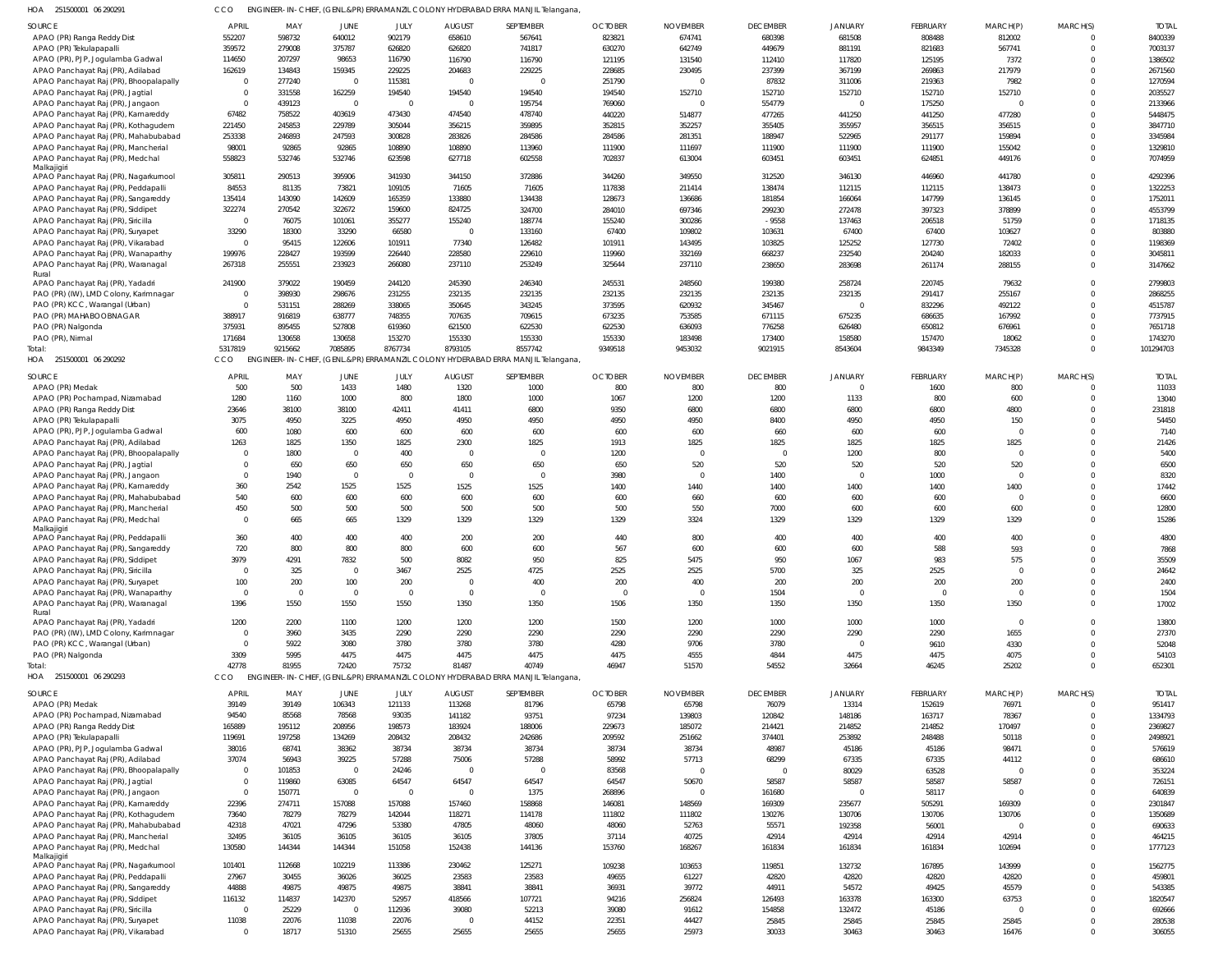HOA 251500001 06 290291 CCO ENGINEER-IN-CHIEF, (GENL.&PR) ERRAMANZIL COLONY HYDERABAD ERRA MANJIL Telangana,

| SOURCE | APRIL | MAY | JUNE | JULY | AUGUST | SEPTEMBER | OCTOBER | NOVEMBER | DECEMBER | JANUARY | FEBRUARY | MARCH(P) | MARCH(S) | TOTAL |
|---|---|---|---|---|---|---|---|---|---|---|---|---|---|---|
| APAO (PR) Ranga Reddy Dist | 552207 | 598732 | 640012 | 902179 | 658610 | 567641 | 823821 | 674741 | 680398 | 681508 | 808488 | 812002 | 0 | 8400339 |
| APAO (PR) Tekulapapalli | 359572 | 279008 | 375787 | 626820 | 626820 | 741817 | 630270 | 642749 | 449679 | 881191 | 821683 | 567741 | 0 | 7003137 |
| APAO (PR), PJP, Jogulamba Gadwal | 114650 | 207297 | 98653 | 116790 | 116790 | 116790 | 121195 | 131540 | 112410 | 117820 | 125195 | 7372 | 0 | 1386502 |
| APAO Panchayat Raj (PR), Adilabad | 162619 | 134843 | 159345 | 229225 | 204683 | 229225 | 228685 | 230495 | 237399 | 367199 | 269863 | 217979 | 0 | 2671560 |
| APAO Panchayat Raj (PR), Bhoopalapally | 0 | 277240 | 0 | 115381 | 0 | 0 | 251790 | 0 | 87832 | 311006 | 219363 | 7982 | 0 | 1270594 |
| APAO Panchayat Raj (PR), Jagtial | 0 | 331558 | 162259 | 194540 | 194540 | 194540 | 194540 | 152710 | 152710 | 152710 | 152710 | 152710 | 0 | 2035527 |
| APAO Panchayat Raj (PR), Jangaon | 0 | 439123 | 0 | 0 | 0 | 195754 | 769060 | 0 | 554779 | 0 | 175250 | 0 | 0 | 2133966 |
| APAO Panchayat Raj (PR), Kamareddy | 67482 | 758522 | 403619 | 473430 | 474540 | 478740 | 440220 | 514877 | 477265 | 441250 | 441250 | 477280 | 0 | 5448475 |
| APAO Panchayat Raj (PR), Kothagudem | 221450 | 245853 | 229789 | 305044 | 356215 | 359895 | 352815 | 352257 | 355405 | 355957 | 356515 | 356515 | 0 | 3847710 |
| APAO Panchayat Raj (PR), Mahabubabad | 253338 | 246893 | 247593 | 300828 | 283826 | 284586 | 284586 | 281351 | 188947 | 522965 | 291177 | 159894 | 0 | 3345984 |
| APAO Panchayat Raj (PR), Mancherial | 98001 | 92865 | 92865 | 108890 | 108890 | 113960 | 111900 | 111697 | 111900 | 111900 | 111900 | 155042 | 0 | 1329810 |
| APAO Panchayat Raj (PR), Medchal Malkajigiri | 558823 | 532746 | 532746 | 623598 | 627718 | 602558 | 702837 | 613004 | 603451 | 603451 | 624851 | 449176 | 0 | 7074959 |
| APAO Panchayat Raj (PR), Nagarkurnool | 305811 | 290513 | 395906 | 341930 | 344150 | 372886 | 344260 | 349550 | 312520 | 346130 | 446960 | 441780 | 0 | 4292396 |
| APAO Panchayat Raj (PR), Peddapalli | 84553 | 81135 | 73821 | 109105 | 71605 | 71605 | 117838 | 211414 | 138474 | 112115 | 112115 | 138473 | 0 | 1322253 |
| APAO Panchayat Raj (PR), Sangareddy | 135414 | 143090 | 142609 | 165359 | 133880 | 134438 | 128673 | 136686 | 181854 | 166064 | 147799 | 136145 | 0 | 1752011 |
| APAO Panchayat Raj (PR), Siddipet | 322274 | 270542 | 322672 | 159600 | 824725 | 324700 | 284010 | 697346 | 299230 | 272478 | 397323 | 378899 | 0 | 4553799 |
| APAO Panchayat Raj (PR), Siricilla | 0 | 76075 | 101061 | 355277 | 155240 | 188774 | 155240 | 300286 | -9558 | 137463 | 206518 | 51759 | 0 | 1718135 |
| APAO Panchayat Raj (PR), Suryapet | 33290 | 18300 | 33290 | 66580 | 0 | 133160 | 67400 | 109802 | 103631 | 67400 | 67400 | 103627 | 0 | 803880 |
| APAO Panchayat Raj (PR), Vikarabad | 0 | 95415 | 122606 | 101911 | 77340 | 126482 | 101911 | 143495 | 103825 | 125252 | 127730 | 72402 | 0 | 1198369 |
| APAO Panchayat Raj (PR), Wanaparthy | 199976 | 228427 | 193599 | 226440 | 228580 | 229610 | 119960 | 332169 | 668237 | 232540 | 204240 | 182033 | 0 | 3045811 |
| APAO Panchayat Raj (PR), Waranagal Rural | 267318 | 255551 | 233923 | 266080 | 237110 | 253249 | 325644 | 237110 | 238650 | 283698 | 261174 | 288155 | 0 | 3147662 |
| APAO Panchayat Raj (PR), Yadadri | 241900 | 379022 | 190459 | 244120 | 245390 | 246340 | 245531 | 248560 | 199380 | 258724 | 220745 | 79632 | 0 | 2799803 |
| PAO (PR) (IW), LMD Colony, Karimnagar | 0 | 398930 | 298676 | 231255 | 232135 | 232135 | 232135 | 232135 | 232135 | 232135 | 291417 | 255167 | 0 | 2868255 |
| PAO (PR) KCC, Warangal (Urban) | 0 | 531151 | 288269 | 338065 | 350645 | 343245 | 373595 | 620932 | 345467 | 0 | 832296 | 492122 | 0 | 4515787 |
| PAO (PR) MAHABOOBNAGAR | 388917 | 916819 | 638777 | 748355 | 707635 | 709615 | 673235 | 753585 | 671115 | 675235 | 686635 | 167992 | 0 | 7737915 |
| PAO (PR) Nalgonda | 375931 | 895455 | 527808 | 619960 | 621500 | 622530 | 622530 | 636093 | 776258 | 626480 | 650812 | 676961 | 0 | 7651718 |
| PAO (PR), Nirmal | 171684 | 130658 | 130658 | 153270 | 155330 | 155330 | 155330 | 183498 | 173400 | 158580 | 157470 | 18062 | 0 | 1743270 |
| Total: | 5317819 | 9215662 | 7085895 | 8767734 | 8793105 | 8557742 | 9349518 | 9453032 | 9021915 | 8543604 | 9843349 | 7345328 | 0 | 101294703 |

HOA 251500001 06 290292 CCO ENGINEER-IN-CHIEF, (GENL.&PR) ERRAMANZIL COLONY HYDERABAD ERRA MANJIL Telangana,

| SOURCE | APRIL | MAY | JUNE | JULY | AUGUST | SEPTEMBER | OCTOBER | NOVEMBER | DECEMBER | JANUARY | FEBRUARY | MARCH(P) | MARCH(S) | TOTAL |
|---|---|---|---|---|---|---|---|---|---|---|---|---|---|---|
| APAO (PR) Medak | 500 | 500 | 1433 | 1480 | 1320 | 1000 | 800 | 800 | 800 | 0 | 1600 | 800 | 0 | 11033 |
| APAO (PR) Pochampad, Nizamabad | 1280 | 1160 | 1000 | 800 | 1800 | 1000 | 1067 | 1200 | 1200 | 1133 | 800 | 600 | 0 | 13040 |
| APAO (PR) Ranga Reddy Dist | 23646 | 38100 | 38100 | 42411 | 41411 | 6800 | 9350 | 6800 | 6800 | 6800 | 6800 | 4800 | 0 | 231818 |
| APAO (PR) Tekulapapalli | 3075 | 4950 | 3225 | 4950 | 4950 | 4950 | 4950 | 4950 | 8400 | 4950 | 4950 | 150 | 0 | 54450 |
| APAO (PR), PJP, Jogulamba Gadwal | 600 | 1080 | 600 | 600 | 600 | 600 | 600 | 600 | 660 | 600 | 600 | 0 | 0 | 7140 |
| APAO Panchayat Raj (PR), Adilabad | 1263 | 1825 | 1350 | 1825 | 2300 | 1825 | 1913 | 1825 | 1825 | 1825 | 1825 | 1825 | 0 | 21426 |
| APAO Panchayat Raj (PR), Bhoopalapally | 0 | 1800 | 0 | 400 | 0 | 0 | 1200 | 0 | 0 | 1200 | 800 | 0 | 0 | 5400 |
| APAO Panchayat Raj (PR), Jagtial | 0 | 650 | 650 | 650 | 650 | 650 | 650 | 520 | 520 | 520 | 520 | 520 | 0 | 6500 |
| APAO Panchayat Raj (PR), Jangaon | 0 | 1940 | 0 | 0 | 0 | 0 | 3980 | 0 | 1400 | 0 | 1000 | 0 | 0 | 8320 |
| APAO Panchayat Raj (PR), Kamareddy | 360 | 2542 | 1525 | 1525 | 1525 | 1525 | 1400 | 1440 | 1400 | 1400 | 1400 | 1400 | 0 | 17442 |
| APAO Panchayat Raj (PR), Mahabubabad | 540 | 600 | 600 | 600 | 600 | 600 | 600 | 660 | 600 | 600 | 600 | 0 | 0 | 6600 |
| APAO Panchayat Raj (PR), Mancherial | 450 | 500 | 500 | 500 | 500 | 500 | 500 | 550 | 7000 | 600 | 600 | 600 | 0 | 12800 |
| APAO Panchayat Raj (PR), Medchal Malkajigiri | 0 | 665 | 665 | 1329 | 1329 | 1329 | 1329 | 3324 | 1329 | 1329 | 1329 | 1329 | 0 | 15286 |
| APAO Panchayat Raj (PR), Peddapalli | 360 | 400 | 400 | 400 | 200 | 200 | 440 | 800 | 400 | 400 | 400 | 400 | 0 | 4800 |
| APAO Panchayat Raj (PR), Sangareddy | 720 | 800 | 800 | 800 | 600 | 600 | 567 | 600 | 600 | 600 | 588 | 593 | 0 | 7868 |
| APAO Panchayat Raj (PR), Siddipet | 3979 | 4291 | 7832 | 500 | 8082 | 950 | 825 | 5475 | 950 | 1067 | 983 | 575 | 0 | 35509 |
| APAO Panchayat Raj (PR), Siricilla | 0 | 325 | 0 | 3467 | 2525 | 4725 | 2525 | 2525 | 5700 | 325 | 2525 | 0 | 0 | 24642 |
| APAO Panchayat Raj (PR), Suryapet | 100 | 200 | 100 | 200 | 0 | 400 | 200 | 400 | 200 | 200 | 200 | 200 | 0 | 2400 |
| APAO Panchayat Raj (PR), Wanaparthy | 0 | 0 | 0 | 0 | 0 | 0 | 0 | 0 | 1504 | 0 | 0 | 0 | 0 | 1504 |
| APAO Panchayat Raj (PR), Waranagal Rural | 1396 | 1550 | 1550 | 1550 | 1350 | 1350 | 1506 | 1350 | 1350 | 1350 | 1350 | 1350 | 0 | 17002 |
| APAO Panchayat Raj (PR), Yadadri | 1200 | 2200 | 1100 | 1200 | 1200 | 1200 | 1500 | 1200 | 1000 | 1000 | 1000 | 0 | 0 | 13800 |
| PAO (PR) (IW), LMD Colony, Karimnagar | 0 | 3960 | 3435 | 2290 | 2290 | 2290 | 2290 | 2290 | 2290 | 2290 | 2290 | 1655 | 0 | 27370 |
| PAO (PR) KCC, Warangal (Urban) | 0 | 5922 | 3080 | 3780 | 3780 | 3780 | 4280 | 9706 | 3780 | 0 | 9610 | 4330 | 0 | 52048 |
| PAO (PR) Nalgonda | 3309 | 5995 | 4475 | 4475 | 4475 | 4475 | 4475 | 4555 | 4844 | 4475 | 4475 | 4075 | 0 | 54103 |
| Total: | 42778 | 81955 | 72420 | 75732 | 81487 | 40749 | 46947 | 51570 | 54552 | 32664 | 46245 | 25202 | 0 | 652301 |

HOA 251500001 06 290293 CCO ENGINEER-IN-CHIEF, (GENL.&PR) ERRAMANZIL COLONY HYDERABAD ERRA MANJIL Telangana,

| SOURCE | APRIL | MAY | JUNE | JULY | AUGUST | SEPTEMBER | OCTOBER | NOVEMBER | DECEMBER | JANUARY | FEBRUARY | MARCH(P) | MARCH(S) | TOTAL |
|---|---|---|---|---|---|---|---|---|---|---|---|---|---|---|
| APAO (PR) Medak | 39149 | 39149 | 106343 | 121133 | 113268 | 81796 | 65798 | 65798 | 76079 | 13314 | 152619 | 76971 | 0 | 951417 |
| APAO (PR) Pochampad, Nizamabad | 94540 | 85568 | 78568 | 93035 | 141182 | 93751 | 97234 | 139803 | 120842 | 148186 | 163717 | 78367 | 0 | 1334793 |
| APAO (PR) Ranga Reddy Dist | 165889 | 195112 | 208956 | 198573 | 183924 | 188006 | 229673 | 185072 | 214421 | 214852 | 214852 | 170497 | 0 | 2369827 |
| APAO (PR) Tekulapapalli | 119691 | 197258 | 134269 | 208432 | 208432 | 242686 | 209592 | 251662 | 374401 | 253892 | 248488 | 50118 | 0 | 2498921 |
| APAO (PR), PJP, Jogulamba Gadwal | 38016 | 68741 | 38362 | 38734 | 38734 | 38734 | 38734 | 38734 | 48987 | 45186 | 45186 | 98471 | 0 | 576619 |
| APAO Panchayat Raj (PR), Adilabad | 37074 | 56943 | 39225 | 57288 | 75006 | 57288 | 58992 | 57713 | 68299 | 67335 | 67335 | 44112 | 0 | 686610 |
| APAO Panchayat Raj (PR), Bhoopalapally | 0 | 101853 | 0 | 24246 | 0 | 0 | 83568 | 0 | 0 | 80029 | 63528 | 0 | 0 | 353224 |
| APAO Panchayat Raj (PR), Jagtial | 0 | 119860 | 63085 | 64547 | 64547 | 64547 | 64547 | 50670 | 58587 | 58587 | 58587 | 58587 | 0 | 726151 |
| APAO Panchayat Raj (PR), Jangaon | 0 | 150771 | 0 | 0 | 0 | 1375 | 268896 | 0 | 161680 | 0 | 58117 | 0 | 0 | 640839 |
| APAO Panchayat Raj (PR), Kamareddy | 22396 | 274711 | 155088 | 157088 | 157460 | 158868 | 146081 | 148569 | 169309 | 235677 | 505291 | 169309 | 0 | 2301847 |
| APAO Panchayat Raj (PR), Kothagudem | 73640 | 78279 | 78279 | 142044 | 118271 | 114178 | 111802 | 111802 | 130276 | 130706 | 130706 | 130706 | 0 | 1350689 |
| APAO Panchayat Raj (PR), Mahabubabad | 42318 | 47021 | 47296 | 53380 | 47805 | 48060 | 48060 | 52763 | 55571 | 192358 | 56001 | 0 | 0 | 690633 |
| APAO Panchayat Raj (PR), Mancherial | 32495 | 36105 | 36105 | 36105 | 36105 | 37805 | 37114 | 40725 | 42914 | 42914 | 42914 | 42914 | 0 | 464215 |
| APAO Panchayat Raj (PR), Medchal Malkajigiri | 130580 | 144344 | 144344 | 151058 | 152438 | 144136 | 153760 | 168267 | 161834 | 161834 | 161834 | 102694 | 0 | 1777123 |
| APAO Panchayat Raj (PR), Nagarkurnool | 101401 | 112668 | 102219 | 113386 | 230462 | 125271 | 109238 | 103653 | 119851 | 132732 | 167895 | 143999 | 0 | 1562775 |
| APAO Panchayat Raj (PR), Peddapalli | 27967 | 30455 | 36026 | 36025 | 23583 | 23583 | 49655 | 61227 | 42820 | 42820 | 42820 | 42820 | 0 | 459801 |
| APAO Panchayat Raj (PR), Sangareddy | 44888 | 49875 | 49875 | 49875 | 38841 | 38841 | 36931 | 39772 | 44911 | 54572 | 49425 | 45579 | 0 | 543385 |
| APAO Panchayat Raj (PR), Siddipet | 116132 | 114837 | 142370 | 52957 | 418566 | 107721 | 94216 | 256824 | 126493 | 163378 | 163300 | 63753 | 0 | 1820547 |
| APAO Panchayat Raj (PR), Siricilla | 0 | 25229 | 0 | 112936 | 39080 | 52213 | 39080 | 91612 | 154858 | 132472 | 45186 | 0 | 0 | 692666 |
| APAO Panchayat Raj (PR), Suryapet | 11038 | 22076 | 11038 | 22076 | 0 | 44152 | 22351 | 44427 | 25845 | 25845 | 25845 | 25845 | 0 | 280538 |
| APAO Panchayat Raj (PR), Vikarabad | 0 | 18717 | 51310 | 25655 | 25655 | 25655 | 25655 | 25973 | 30033 | 30463 | 30463 | 16476 | 0 | 306055 |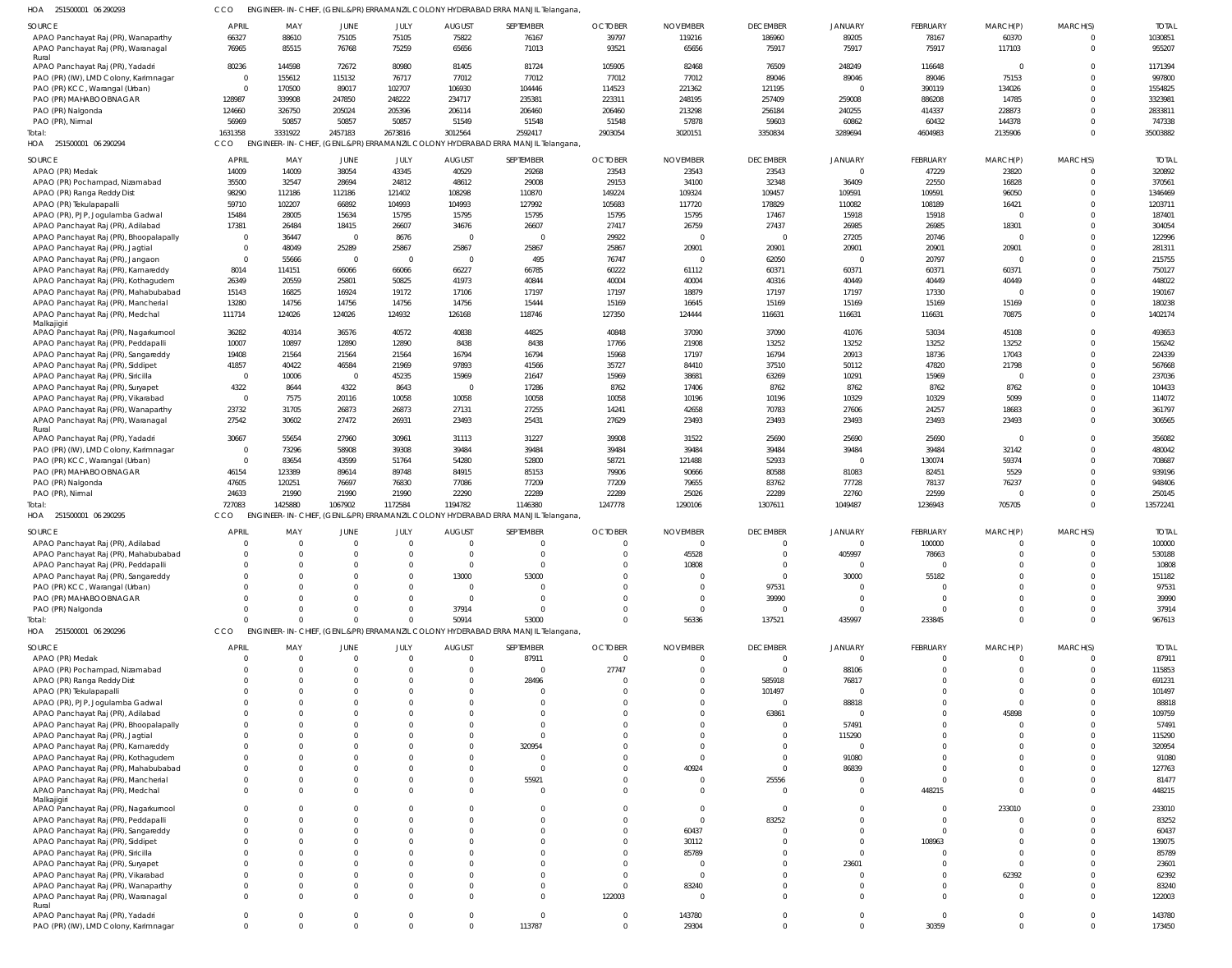HOA 251500001 06 290293 CCO ENGINEER-IN-CHIEF, (GENL.&PR) ERRAMANZIL COLONY HYDERABAD ERRA MANJIL Telangana,

| SOURCE | APRIL | MAY | JUNE | JULY | AUGUST | SEPTEMBER | OCTOBER | NOVEMBER | DECEMBER | JANUARY | FEBRUARY | MARCH(P) | MARCH(S) | TOTAL |
|---|---|---|---|---|---|---|---|---|---|---|---|---|---|---|
| APAO Panchayat Raj (PR), Wanaparthy | 66327 | 88610 | 75105 | 75105 | 75822 | 76167 | 39797 | 119216 | 186960 | 89205 | 78167 | 60370 | 0 | 1030851 |
| APAO Panchayat Raj (PR), Waranagal Rural | 76965 | 85515 | 76768 | 75259 | 65656 | 71013 | 93521 | 65656 | 75917 | 75917 | 75917 | 117103 | 0 | 955207 |
| APAO Panchayat Raj (PR), Yadadri | 80236 | 144598 | 72672 | 80980 | 81405 | 81724 | 105905 | 82468 | 76509 | 248249 | 116648 | 0 | 0 | 1171394 |
| PAO (PR) (IW), LMD Colony, Karimnagar | 0 | 155612 | 115132 | 76717 | 77012 | 77012 | 77012 | 77012 | 89046 | 89046 | 89046 | 75153 | 0 | 997800 |
| PAO (PR) KCC, Warangal (Urban) | 0 | 170500 | 89017 | 102707 | 106930 | 104446 | 114523 | 221362 | 121195 | 0 | 390119 | 134026 | 0 | 1554825 |
| PAO (PR) MAHABOOBNAGAR | 128987 | 339908 | 247850 | 248222 | 234717 | 235381 | 223311 | 248195 | 257409 | 259008 | 886208 | 14785 | 0 | 3323981 |
| PAO (PR) Nalgonda | 124660 | 326750 | 205024 | 205396 | 206114 | 206460 | 206460 | 213298 | 256184 | 240255 | 414337 | 228873 | 0 | 2833811 |
| PAO (PR), Nirmal | 56969 | 50857 | 50857 | 50857 | 51549 | 51548 | 51548 | 57878 | 59603 | 60862 | 60432 | 144378 | 0 | 747338 |
| Total: | 1631358 | 3331922 | 2457183 | 2673816 | 3012564 | 2592417 | 2903054 | 3020151 | 3350834 | 3289694 | 4604983 | 2135906 | 0 | 35003882 |

HOA 251500001 06 290294 CCO ENGINEER-IN-CHIEF, (GENL.&PR) ERRAMANZIL COLONY HYDERABAD ERRA MANJIL Telangana,

| SOURCE | APRIL | MAY | JUNE | JULY | AUGUST | SEPTEMBER | OCTOBER | NOVEMBER | DECEMBER | JANUARY | FEBRUARY | MARCH(P) | MARCH(S) | TOTAL |
|---|---|---|---|---|---|---|---|---|---|---|---|---|---|---|
| APAO (PR) Medak | 14009 | 14009 | 38054 | 43345 | 40529 | 29268 | 23543 | 23543 | 23543 | 0 | 47229 | 23820 | 0 | 320892 |
| APAO (PR) Pochampad, Nizamabad | 35500 | 32547 | 28694 | 24812 | 48612 | 29008 | 29153 | 34100 | 32348 | 36409 | 22550 | 16828 | 0 | 370561 |
| APAO (PR) Ranga Reddy Dist | 98290 | 112186 | 112186 | 121402 | 108298 | 110870 | 149224 | 109324 | 109457 | 109591 | 109591 | 96050 | 0 | 1346469 |
| APAO (PR) Tekulapalli | 59710 | 102207 | 66892 | 104993 | 104993 | 127992 | 105683 | 117720 | 178829 | 110082 | 108189 | 16421 | 0 | 1203711 |
| APAO (PR), PJP, Jogulamba Gadwal | 15484 | 28005 | 15634 | 15795 | 15795 | 15795 | 15795 | 15795 | 17467 | 15918 | 15918 | 0 | 0 | 187401 |
| APAO Panchayat Raj (PR), Adilabad | 17381 | 26484 | 18415 | 26607 | 34676 | 26607 | 27417 | 26759 | 27437 | 26985 | 26985 | 18301 | 0 | 304054 |
| APAO Panchayat Raj (PR), Bhoopalapally | 0 | 36447 | 0 | 8676 | 0 | 0 | 29922 | 0 | 0 | 27205 | 20746 | 0 | 0 | 122996 |
| APAO Panchayat Raj (PR), Jagtial | 0 | 48049 | 25289 | 25867 | 25867 | 25867 | 25867 | 20901 | 20901 | 20901 | 20901 | 20901 | 0 | 281311 |
| APAO Panchayat Raj (PR), Jangaon | 0 | 55666 | 0 | 0 | 0 | 495 | 76747 | 0 | 62050 | 0 | 20797 | 0 | 0 | 215755 |
| APAO Panchayat Raj (PR), Kamareddy | 8014 | 114151 | 66066 | 66066 | 66227 | 66785 | 60222 | 61112 | 60371 | 60371 | 60371 | 60371 | 0 | 750127 |
| APAO Panchayat Raj (PR), Kothagudem | 26349 | 20559 | 25801 | 50825 | 41973 | 40844 | 40004 | 40004 | 40316 | 40449 | 40449 | 40449 | 0 | 448022 |
| APAO Panchayat Raj (PR), Mahabubabad | 15143 | 16825 | 16924 | 19172 | 17106 | 17197 | 17197 | 18879 | 17197 | 17197 | 17330 | 0 | 0 | 190167 |
| APAO Panchayat Raj (PR), Mancherial | 13280 | 14756 | 14756 | 14756 | 14756 | 15444 | 15169 | 16645 | 15169 | 15169 | 15169 | 15169 | 0 | 180238 |
| APAO Panchayat Raj (PR), Medchal Malkajigiri | 111714 | 124026 | 124026 | 124932 | 126168 | 118746 | 127350 | 124444 | 116631 | 116631 | 116631 | 70875 | 0 | 1402174 |
| APAO Panchayat Raj (PR), Nagarkurnool | 36282 | 40314 | 36576 | 40572 | 40838 | 44825 | 40848 | 37090 | 37090 | 41076 | 53034 | 45108 | 0 | 493653 |
| APAO Panchayat Raj (PR), Peddapalli | 10007 | 10897 | 12890 | 12890 | 8438 | 8438 | 17766 | 21908 | 13252 | 13252 | 13252 | 13252 | 0 | 156242 |
| APAO Panchayat Raj (PR), Sangareddy | 19408 | 21564 | 21564 | 21564 | 16794 | 16794 | 15968 | 17197 | 16794 | 20913 | 18736 | 17043 | 0 | 224339 |
| APAO Panchayat Raj (PR), Siddipet | 41857 | 40422 | 46584 | 21969 | 97893 | 41566 | 35727 | 84410 | 37510 | 50112 | 47820 | 21798 | 0 | 567668 |
| APAO Panchayat Raj (PR), Siricilla | 0 | 10006 | 0 | 45235 | 15969 | 21647 | 15969 | 38681 | 63269 | 10291 | 15969 | 0 | 0 | 237036 |
| APAO Panchayat Raj (PR), Suryapet | 4322 | 8644 | 4322 | 8643 | 0 | 17286 | 8762 | 17406 | 8762 | 8762 | 8762 | 8762 | 0 | 104433 |
| APAO Panchayat Raj (PR), Vikarabad | 0 | 7575 | 20116 | 10058 | 10058 | 10058 | 10058 | 10196 | 10196 | 10329 | 10329 | 5099 | 0 | 114072 |
| APAO Panchayat Raj (PR), Wanaparthy | 23732 | 31705 | 26873 | 26873 | 27131 | 27255 | 14241 | 42658 | 70783 | 27606 | 24257 | 18683 | 0 | 361797 |
| APAO Panchayat Raj (PR), Waranagal Rural | 27542 | 30602 | 27472 | 26931 | 23493 | 25431 | 27629 | 23493 | 23493 | 23493 | 23493 | 23493 | 0 | 306565 |
| APAO Panchayat Raj (PR), Yadadri | 30667 | 55654 | 27960 | 30961 | 31113 | 31227 | 39908 | 31522 | 25690 | 25690 | 25690 | 0 | 0 | 356082 |
| PAO (PR) (IW), LMD Colony, Karimnagar | 0 | 73296 | 58908 | 39308 | 39484 | 39484 | 39484 | 39484 | 39484 | 39484 | 39484 | 32142 | 0 | 480042 |
| PAO (PR) KCC, Warangal (Urban) | 0 | 83654 | 43599 | 51764 | 54280 | 52800 | 58721 | 121488 | 52933 | 0 | 130074 | 59374 | 0 | 708687 |
| PAO (PR) MAHABOOBNAGAR | 46154 | 123389 | 89614 | 89748 | 84915 | 85153 | 79906 | 90666 | 80588 | 81083 | 82451 | 5529 | 0 | 939196 |
| PAO (PR) Nalgonda | 47605 | 120251 | 76697 | 76830 | 77086 | 77209 | 77209 | 79655 | 83762 | 77728 | 78137 | 76237 | 0 | 948406 |
| PAO (PR), Nirmal | 24633 | 21990 | 21990 | 21990 | 22290 | 22289 | 22289 | 25026 | 22289 | 22760 | 22599 | 0 | 0 | 250145 |
| Total: | 727083 | 1425880 | 1067902 | 1172584 | 1194782 | 1146380 | 1247778 | 1290106 | 1307611 | 1049487 | 1236943 | 705705 | 0 | 13572241 |

HOA 251500001 06 290295 CCO ENGINEER-IN-CHIEF, (GENL.&PR) ERRAMANZIL COLONY HYDERABAD ERRA MANJIL Telangana,

| SOURCE | APRIL | MAY | JUNE | JULY | AUGUST | SEPTEMBER | OCTOBER | NOVEMBER | DECEMBER | JANUARY | FEBRUARY | MARCH(P) | MARCH(S) | TOTAL |
|---|---|---|---|---|---|---|---|---|---|---|---|---|---|---|
| APAO Panchayat Raj (PR), Adilabad | 0 | 0 | 0 | 0 | 0 | 0 | 0 | 0 | 0 | 0 | 100000 | 0 | 0 | 100000 |
| APAO Panchayat Raj (PR), Mahabubabad | 0 | 0 | 0 | 0 | 0 | 0 | 0 | 45528 | 0 | 405997 | 78663 | 0 | 0 | 530188 |
| APAO Panchayat Raj (PR), Peddapalli | 0 | 0 | 0 | 0 | 0 | 0 | 0 | 10808 | 0 | 0 | 0 | 0 | 0 | 10808 |
| APAO Panchayat Raj (PR), Sangareddy | 0 | 0 | 0 | 0 | 13000 | 53000 | 0 | 0 | 0 | 30000 | 55182 | 0 | 0 | 151182 |
| PAO (PR) KCC, Warangal (Urban) | 0 | 0 | 0 | 0 | 0 | 0 | 0 | 0 | 97531 | 0 | 0 | 0 | 0 | 97531 |
| PAO (PR) MAHABOOBNAGAR | 0 | 0 | 0 | 0 | 0 | 0 | 0 | 0 | 39990 | 0 | 0 | 0 | 0 | 39990 |
| PAO (PR) Nalgonda | 0 | 0 | 0 | 0 | 37914 | 0 | 0 | 0 | 0 | 0 | 0 | 0 | 0 | 37914 |
| Total: | 0 | 0 | 0 | 0 | 50914 | 53000 | 0 | 56336 | 137521 | 435997 | 233845 | 0 | 0 | 967613 |

HOA 251500001 06 290296 CCO ENGINEER-IN-CHIEF, (GENL.&PR) ERRAMANZIL COLONY HYDERABAD ERRA MANJIL Telangana,

| SOURCE | APRIL | MAY | JUNE | JULY | AUGUST | SEPTEMBER | OCTOBER | NOVEMBER | DECEMBER | JANUARY | FEBRUARY | MARCH(P) | MARCH(S) | TOTAL |
|---|---|---|---|---|---|---|---|---|---|---|---|---|---|---|
| APAO (PR) Medak | 0 | 0 | 0 | 0 | 0 | 87911 | 0 | 0 | 0 | 0 | 0 | 0 | 0 | 87911 |
| APAO (PR) Pochampad, Nizamabad | 0 | 0 | 0 | 0 | 0 | 0 | 27747 | 0 | 0 | 88106 | 0 | 0 | 0 | 115853 |
| APAO (PR) Ranga Reddy Dist | 0 | 0 | 0 | 0 | 0 | 28496 | 0 | 0 | 585918 | 76817 | 0 | 0 | 0 | 691231 |
| APAO (PR) Tekulapalli | 0 | 0 | 0 | 0 | 0 | 0 | 0 | 0 | 101497 | 0 | 0 | 0 | 0 | 101497 |
| APAO (PR), PJP, Jogulamba Gadwal | 0 | 0 | 0 | 0 | 0 | 0 | 0 | 0 | 0 | 88818 | 0 | 0 | 0 | 88818 |
| APAO Panchayat Raj (PR), Adilabad | 0 | 0 | 0 | 0 | 0 | 0 | 0 | 0 | 63861 | 0 | 0 | 45898 | 0 | 109759 |
| APAO Panchayat Raj (PR), Bhoopalapally | 0 | 0 | 0 | 0 | 0 | 0 | 0 | 0 | 0 | 57491 | 0 | 0 | 0 | 57491 |
| APAO Panchayat Raj (PR), Jagtial | 0 | 0 | 0 | 0 | 0 | 0 | 0 | 0 | 0 | 115290 | 0 | 0 | 0 | 115290 |
| APAO Panchayat Raj (PR), Kamareddy | 0 | 0 | 0 | 0 | 0 | 320954 | 0 | 0 | 0 | 0 | 0 | 0 | 0 | 320954 |
| APAO Panchayat Raj (PR), Kothagudem | 0 | 0 | 0 | 0 | 0 | 0 | 0 | 0 | 0 | 91080 | 0 | 0 | 0 | 91080 |
| APAO Panchayat Raj (PR), Mahabubabad | 0 | 0 | 0 | 0 | 0 | 0 | 0 | 40924 | 0 | 86839 | 0 | 0 | 0 | 127763 |
| APAO Panchayat Raj (PR), Mancherial | 0 | 0 | 0 | 0 | 0 | 55921 | 0 | 0 | 25556 | 0 | 0 | 0 | 0 | 81477 |
| APAO Panchayat Raj (PR), Medchal Malkajigiri | 0 | 0 | 0 | 0 | 0 | 0 | 0 | 0 | 0 | 0 | 448215 | 0 | 0 | 448215 |
| APAO Panchayat Raj (PR), Nagarkurnool | 0 | 0 | 0 | 0 | 0 | 0 | 0 | 0 | 0 | 0 | 0 | 233010 | 0 | 233010 |
| APAO Panchayat Raj (PR), Peddapalli | 0 | 0 | 0 | 0 | 0 | 0 | 0 | 0 | 83252 | 0 | 0 | 0 | 0 | 83252 |
| APAO Panchayat Raj (PR), Sangareddy | 0 | 0 | 0 | 0 | 0 | 0 | 0 | 60437 | 0 | 0 | 0 | 0 | 0 | 60437 |
| APAO Panchayat Raj (PR), Siddipet | 0 | 0 | 0 | 0 | 0 | 0 | 0 | 30112 | 0 | 0 | 108963 | 0 | 0 | 139075 |
| APAO Panchayat Raj (PR), Siricilla | 0 | 0 | 0 | 0 | 0 | 0 | 0 | 85789 | 0 | 0 | 0 | 0 | 0 | 85789 |
| APAO Panchayat Raj (PR), Suryapet | 0 | 0 | 0 | 0 | 0 | 0 | 0 | 0 | 0 | 23601 | 0 | 0 | 0 | 23601 |
| APAO Panchayat Raj (PR), Vikarabad | 0 | 0 | 0 | 0 | 0 | 0 | 0 | 0 | 0 | 0 | 0 | 62392 | 0 | 62392 |
| APAO Panchayat Raj (PR), Wanaparthy | 0 | 0 | 0 | 0 | 0 | 0 | 0 | 83240 | 0 | 0 | 0 | 0 | 0 | 83240 |
| APAO Panchayat Raj (PR), Waranagal Rural | 0 | 0 | 0 | 0 | 0 | 0 | 122003 | 0 | 0 | 0 | 0 | 0 | 0 | 122003 |
| APAO Panchayat Raj (PR), Yadadri | 0 | 0 | 0 | 0 | 0 | 0 | 0 | 143780 | 0 | 0 | 0 | 0 | 0 | 143780 |
| PAO (PR) (IW), LMD Colony, Karimnagar | 0 | 0 | 0 | 0 | 0 | 113787 | 0 | 29304 | 0 | 0 | 30359 | 0 | 0 | 173450 |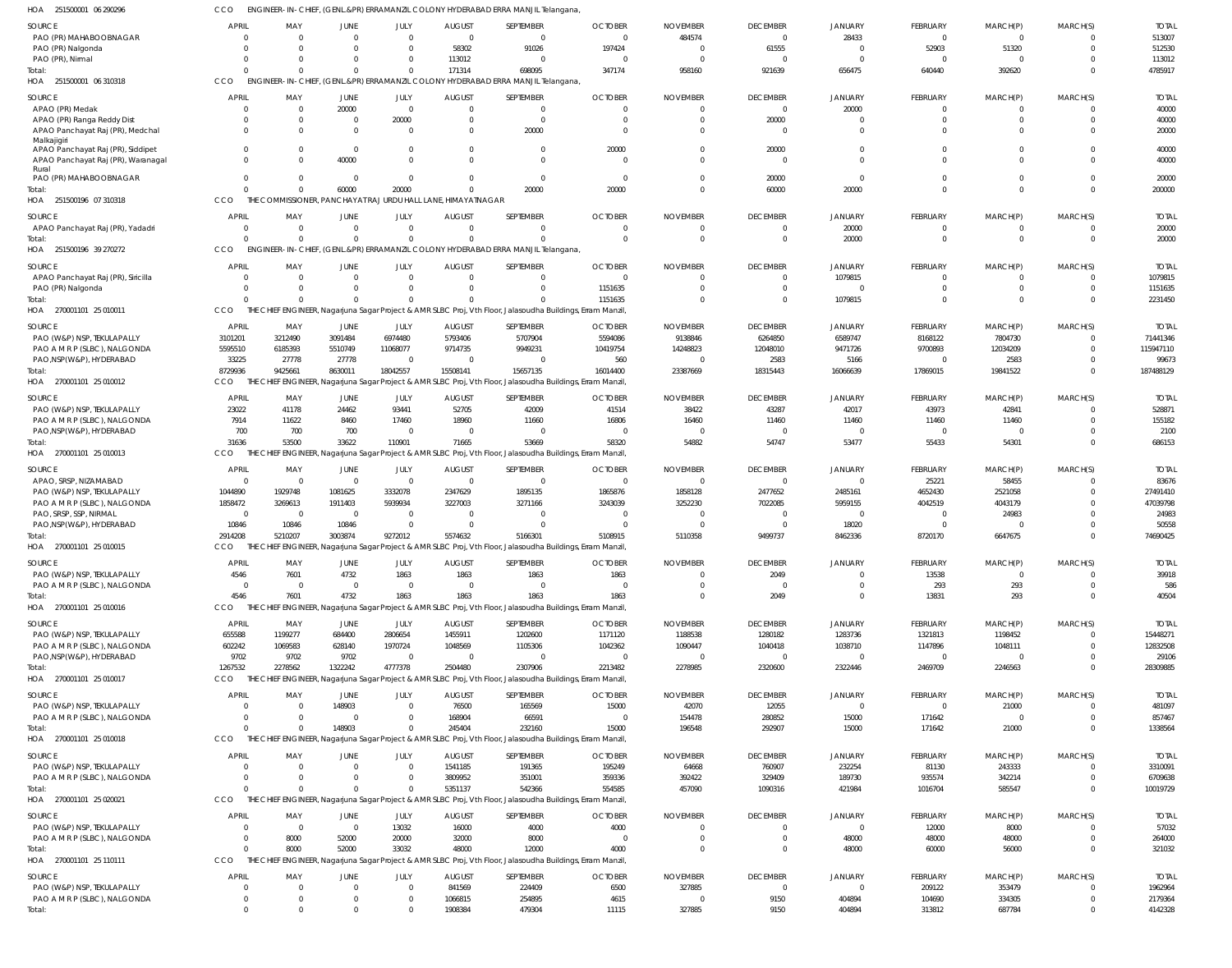HOA 251500001 06 290296 CCO ENGINEER- IN- CHIEF, (GENL.&PR) ERRAMANZIL COLONY HYDERABAD ERRA MANJIL Telangana,

| SOURCE | APRIL | MAY | JUNE | JULY | AUGUST | SEPTEMBER | OCTOBER | NOVEMBER | DECEMBER | JANUARY | FEBRUARY | MARCH(P) | MARCH(S) | TOTAL |
|---|---|---|---|---|---|---|---|---|---|---|---|---|---|---|
| PAO (PR) MAHABOOBNAGAR | 0 | 0 | 0 | 0 | 0 | 0 | 0 | 484574 | 0 | 28433 | 0 | 0 | 0 | 513007 |
| PAO (PR) Nalgonda | 0 | 0 | 0 | 0 | 58302 | 91026 | 197424 | 0 | 61555 | 0 | 52903 | 51320 | 0 | 512530 |
| PAO (PR), Nirmal | 0 | 0 | 0 | 0 | 113012 | 0 | 0 | 0 | 0 | 0 | 0 | 0 | 0 | 113012 |
| Total: | 0 | 0 | 0 | 0 | 171314 | 698095 | 347174 | 958160 | 921639 | 656475 | 640440 | 392620 | 0 | 4785917 |

HOA 251500001 06 310318 CCO ENGINEER- IN- CHIEF, (GENL.&PR) ERRAMANZIL COLONY HYDERABAD ERRA MANJIL Telangana,

| SOURCE | APRIL | MAY | JUNE | JULY | AUGUST | SEPTEMBER | OCTOBER | NOVEMBER | DECEMBER | JANUARY | FEBRUARY | MARCH(P) | MARCH(S) | TOTAL |
|---|---|---|---|---|---|---|---|---|---|---|---|---|---|---|
| APAO (PR) Medak | 0 | 0 | 20000 | 0 | 0 | 0 | 0 | 0 | 0 | 20000 | 0 | 0 | 0 | 40000 |
| APAO (PR) Ranga Reddy Dist | 0 | 0 | 0 | 20000 | 0 | 0 | 0 | 0 | 20000 | 0 | 0 | 0 | 0 | 40000 |
| APAO Panchayat Raj (PR), Medchal Malkajigiri | 0 | 0 | 0 | 0 | 0 | 20000 | 0 | 0 | 0 | 0 | 0 | 0 | 0 | 20000 |
| APAO Panchayat Raj (PR), Siddipet | 0 | 0 | 0 | 0 | 0 | 0 | 20000 | 0 | 20000 | 0 | 0 | 0 | 0 | 40000 |
| APAO Panchayat Raj (PR), Waranagal Rural | 0 | 0 | 40000 | 0 | 0 | 0 | 0 | 0 | 0 | 0 | 0 | 0 | 0 | 40000 |
| PAO (PR) MAHABOOBNAGAR | 0 | 0 | 0 | 0 | 0 | 0 | 0 | 0 | 20000 | 0 | 0 | 0 | 0 | 20000 |
| Total: | 0 | 0 | 60000 | 20000 | 0 | 20000 | 20000 | 0 | 60000 | 20000 | 0 | 0 | 0 | 200000 |

HOA 251500196 07 310318 CCO THE COMMISSIONER, PANCHAYAT RAJ URDU HALL LANE, HIMAYATNAGAR

| SOURCE | APRIL | MAY | JUNE | JULY | AUGUST | SEPTEMBER | OCTOBER | NOVEMBER | DECEMBER | JANUARY | FEBRUARY | MARCH(P) | MARCH(S) | TOTAL |
|---|---|---|---|---|---|---|---|---|---|---|---|---|---|---|
| APAO Panchayat Raj (PR), Yadadri | 0 | 0 | 0 | 0 | 0 | 0 | 0 | 0 | 0 | 20000 | 0 | 0 | 0 | 20000 |
| Total: | 0 | 0 | 0 | 0 | 0 | 0 | 0 | 0 | 0 | 20000 | 0 | 0 | 0 | 20000 |

HOA 251500196 39 270272 CCO ENGINEER- IN- CHIEF, (GENL.&PR) ERRAMANZIL COLONY HYDERABAD ERRA MANJIL Telangana,

| SOURCE | APRIL | MAY | JUNE | JULY | AUGUST | SEPTEMBER | OCTOBER | NOVEMBER | DECEMBER | JANUARY | FEBRUARY | MARCH(P) | MARCH(S) | TOTAL |
|---|---|---|---|---|---|---|---|---|---|---|---|---|---|---|
| APAO Panchayat Raj (PR), Siricilla | 0 | 0 | 0 | 0 | 0 | 0 | 0 | 0 | 0 | 1079815 | 0 | 0 | 0 | 1079815 |
| PAO (PR) Nalgonda | 0 | 0 | 0 | 0 | 0 | 0 | 1151635 | 0 | 0 | 0 | 0 | 0 | 0 | 1151635 |
| Total: | 0 | 0 | 0 | 0 | 0 | 0 | 1151635 | 0 | 0 | 1079815 | 0 | 0 | 0 | 2231450 |

HOA 270001101 25 010011 CCO THE CHIEF ENGINEER, Nagarjuna Sagar Project & AMRSLBC Proj, Vth Floor, Jalasoudha Buildings, Erram Manzil,

| SOURCE | APRIL | MAY | JUNE | JULY | AUGUST | SEPTEMBER | OCTOBER | NOVEMBER | DECEMBER | JANUARY | FEBRUARY | MARCH(P) | MARCH(S) | TOTAL |
|---|---|---|---|---|---|---|---|---|---|---|---|---|---|---|
| PAO (W&P) NSP, TEKULAPALLY | 3101201 | 3212490 | 3091484 | 6974480 | 5793406 | 5707904 | 5594086 | 9138846 | 6264850 | 6589747 | 8168122 | 7804730 | 0 | 71441346 |
| PAO A M R P (SLBC), NALGONDA | 5595510 | 6185393 | 5510749 | 11068077 | 9714735 | 9949231 | 10419754 | 14248823 | 12048010 | 9471726 | 9700893 | 12034209 | 0 | 115947110 |
| PAO,NSP(W&P), HYDERABAD | 33225 | 27778 | 27778 | 0 | 0 | 0 | 560 | 0 | 2583 | 5166 | 0 | 2583 | 0 | 99673 |
| Total: | 8729936 | 9425661 | 8630011 | 18042557 | 15508141 | 15657135 | 16014400 | 23387669 | 18315443 | 16066639 | 17869015 | 19841522 | 0 | 187488129 |

HOA 270001101 25 010012 CCO THE CHIEF ENGINEER, Nagarjuna Sagar Project & AMRSLBC Proj, Vth Floor, Jalasoudha Buildings, Erram Manzil,

| SOURCE | APRIL | MAY | JUNE | JULY | AUGUST | SEPTEMBER | OCTOBER | NOVEMBER | DECEMBER | JANUARY | FEBRUARY | MARCH(P) | MARCH(S) | TOTAL |
|---|---|---|---|---|---|---|---|---|---|---|---|---|---|---|
| PAO (W&P) NSP, TEKULAPALLY | 23022 | 41178 | 24462 | 93441 | 52705 | 42009 | 41514 | 38422 | 43287 | 42017 | 43973 | 42841 | 0 | 528871 |
| PAO A M R P (SLBC), NALGONDA | 7914 | 11622 | 8460 | 17460 | 18960 | 11660 | 16806 | 16460 | 11460 | 11460 | 11460 | 11460 | 0 | 155182 |
| PAO,NSP(W&P), HYDERABAD | 700 | 700 | 700 | 0 | 0 | 0 | 0 | 0 | 0 | 0 | 0 | 0 | 0 | 2100 |
| Total: | 31636 | 53500 | 33622 | 110901 | 71665 | 53669 | 58320 | 54882 | 54747 | 53477 | 55433 | 54301 | 0 | 686153 |

HOA 270001101 25 010013 CCO THE CHIEF ENGINEER, Nagarjuna Sagar Project & AMRSLBC Proj, Vth Floor, Jalasoudha Buildings, Erram Manzil,

| SOURCE | APRIL | MAY | JUNE | JULY | AUGUST | SEPTEMBER | OCTOBER | NOVEMBER | DECEMBER | JANUARY | FEBRUARY | MARCH(P) | MARCH(S) | TOTAL |
|---|---|---|---|---|---|---|---|---|---|---|---|---|---|---|
| APAO, SRSP, NIZAMABAD | 0 | 0 | 0 | 0 | 0 | 0 | 0 | 0 | 0 | 0 | 25221 | 58455 | 0 | 83676 |
| PAO (W&P) NSP, TEKULAPALLY | 1044890 | 1929748 | 1081625 | 3332078 | 2347629 | 1895135 | 1865876 | 1858128 | 2477652 | 2485161 | 4652430 | 2521058 | 0 | 27491410 |
| PAO A M R P (SLBC), NALGONDA | 1858472 | 3269613 | 1911403 | 5939934 | 3227003 | 3271166 | 3243039 | 3252230 | 7022085 | 5959155 | 4042519 | 4043179 | 0 | 47039798 |
| PAO, SRSP, SSP, NIRMAL | 0 | 0 | 0 | 0 | 0 | 0 | 0 | 0 | 0 | 0 | 0 | 24983 | 0 | 24983 |
| PAO,NSP(W&P), HYDERABAD | 10846 | 10846 | 10846 | 0 | 0 | 0 | 0 | 0 | 0 | 18020 | 0 | 0 | 0 | 50558 |
| Total: | 2914208 | 5210207 | 3003874 | 9272012 | 5574632 | 5166301 | 5108915 | 5110358 | 9499737 | 8462336 | 8720170 | 6647675 | 0 | 74690425 |

HOA 270001101 25 010015 CCO THE CHIEF ENGINEER, Nagarjuna Sagar Project & AMRSLBC Proj, Vth Floor, Jalasoudha Buildings, Erram Manzil,

| SOURCE | APRIL | MAY | JUNE | JULY | AUGUST | SEPTEMBER | OCTOBER | NOVEMBER | DECEMBER | JANUARY | FEBRUARY | MARCH(P) | MARCH(S) | TOTAL |
|---|---|---|---|---|---|---|---|---|---|---|---|---|---|---|
| PAO (W&P) NSP, TEKULAPALLY | 4546 | 7601 | 4732 | 1863 | 1863 | 1863 | 1863 | 0 | 2049 | 0 | 13538 | 0 | 0 | 39918 |
| PAO A M R P (SLBC), NALGONDA | 0 | 0 | 0 | 0 | 0 | 0 | 0 | 0 | 0 | 0 | 293 | 293 | 0 | 586 |
| Total: | 4546 | 7601 | 4732 | 1863 | 1863 | 1863 | 1863 | 0 | 2049 | 0 | 13831 | 293 | 0 | 40504 |

HOA 270001101 25 010016 CCO THE CHIEF ENGINEER, Nagarjuna Sagar Project & AMRSLBC Proj, Vth Floor, Jalasoudha Buildings, Erram Manzil,

| SOURCE | APRIL | MAY | JUNE | JULY | AUGUST | SEPTEMBER | OCTOBER | NOVEMBER | DECEMBER | JANUARY | FEBRUARY | MARCH(P) | MARCH(S) | TOTAL |
|---|---|---|---|---|---|---|---|---|---|---|---|---|---|---|
| PAO (W&P) NSP, TEKULAPALLY | 655588 | 1199277 | 684400 | 2806654 | 1455911 | 1202600 | 1171120 | 1188538 | 1280182 | 1283736 | 1321813 | 1198452 | 0 | 15448271 |
| PAO A M R P (SLBC), NALGONDA | 602242 | 1069583 | 628140 | 1970724 | 1048569 | 1105306 | 1042362 | 1090447 | 1040418 | 1038710 | 1147896 | 1048111 | 0 | 12832508 |
| PAO,NSP(W&P), HYDERABAD | 9702 | 9702 | 9702 | 0 | 0 | 0 | 0 | 0 | 0 | 0 | 0 | 0 | 0 | 29106 |
| Total: | 1267532 | 2278562 | 1322242 | 4777378 | 2504480 | 2307906 | 2213482 | 2278985 | 2320600 | 2322446 | 2469709 | 2246563 | 0 | 28309885 |

HOA 270001101 25 010017 CCO THE CHIEF ENGINEER, Nagarjuna Sagar Project & AMRSLBC Proj, Vth Floor, Jalasoudha Buildings, Erram Manzil,

| SOURCE | APRIL | MAY | JUNE | JULY | AUGUST | SEPTEMBER | OCTOBER | NOVEMBER | DECEMBER | JANUARY | FEBRUARY | MARCH(P) | MARCH(S) | TOTAL |
|---|---|---|---|---|---|---|---|---|---|---|---|---|---|---|
| PAO (W&P) NSP, TEKULAPALLY | 0 | 0 | 148903 | 0 | 76500 | 165569 | 15000 | 42070 | 12055 | 0 | 0 | 21000 | 0 | 481097 |
| PAO A M R P (SLBC), NALGONDA | 0 | 0 | 0 | 0 | 168904 | 66591 | 0 | 154478 | 280852 | 15000 | 171642 | 0 | 0 | 857467 |
| Total: | 0 | 0 | 148903 | 0 | 245404 | 232160 | 15000 | 196548 | 292907 | 15000 | 171642 | 21000 | 0 | 1338564 |

HOA 270001101 25 010018 CCO THE CHIEF ENGINEER, Nagarjuna Sagar Project & AMRSLBC Proj, Vth Floor, Jalasoudha Buildings, Erram Manzil,

| SOURCE | APRIL | MAY | JUNE | JULY | AUGUST | SEPTEMBER | OCTOBER | NOVEMBER | DECEMBER | JANUARY | FEBRUARY | MARCH(P) | MARCH(S) | TOTAL |
|---|---|---|---|---|---|---|---|---|---|---|---|---|---|---|
| PAO (W&P) NSP, TEKULAPALLY | 0 | 0 | 0 | 0 | 1541185 | 191365 | 195249 | 64668 | 760907 | 232254 | 81130 | 243333 | 0 | 3310091 |
| PAO A M R P (SLBC), NALGONDA | 0 | 0 | 0 | 0 | 3809952 | 351001 | 359336 | 392422 | 329409 | 189730 | 935574 | 342214 | 0 | 6709638 |
| Total: | 0 | 0 | 0 | 0 | 5351137 | 542366 | 554585 | 457090 | 1090316 | 421984 | 1016704 | 585547 | 0 | 10019729 |

HOA 270001101 25 020021 CCO THE CHIEF ENGINEER, Nagarjuna Sagar Project & AMRSLBC Proj, Vth Floor, Jalasoudha Buildings, Erram Manzil,

| SOURCE | APRIL | MAY | JUNE | JULY | AUGUST | SEPTEMBER | OCTOBER | NOVEMBER | DECEMBER | JANUARY | FEBRUARY | MARCH(P) | MARCH(S) | TOTAL |
|---|---|---|---|---|---|---|---|---|---|---|---|---|---|---|
| PAO (W&P) NSP, TEKULAPALLY | 0 | 0 | 0 | 13032 | 16000 | 4000 | 4000 | 0 | 0 | 0 | 12000 | 8000 | 0 | 57032 |
| PAO A M R P (SLBC), NALGONDA | 0 | 8000 | 52000 | 20000 | 32000 | 8000 | 0 | 0 | 0 | 48000 | 48000 | 48000 | 0 | 264000 |
| Total: | 0 | 8000 | 52000 | 33032 | 48000 | 12000 | 4000 | 0 | 0 | 48000 | 60000 | 56000 | 0 | 321032 |

HOA 270001101 25 110111 CCO THE CHIEF ENGINEER, Nagarjuna Sagar Project & AMRSLBC Proj, Vth Floor, Jalasoudha Buildings, Erram Manzil,

| SOURCE | APRIL | MAY | JUNE | JULY | AUGUST | SEPTEMBER | OCTOBER | NOVEMBER | DECEMBER | JANUARY | FEBRUARY | MARCH(P) | MARCH(S) | TOTAL |
|---|---|---|---|---|---|---|---|---|---|---|---|---|---|---|
| PAO (W&P) NSP, TEKULAPALLY | 0 | 0 | 0 | 0 | 841569 | 224409 | 6500 | 327885 | 0 | 0 | 209122 | 353479 | 0 | 1962964 |
| PAO A M R P (SLBC), NALGONDA | 0 | 0 | 0 | 0 | 1066815 | 254895 | 4615 | 0 | 9150 | 404894 | 104690 | 334305 | 0 | 2179364 |
| Total: | 0 | 0 | 0 | 0 | 1908384 | 479304 | 11115 | 327885 | 9150 | 404894 | 313812 | 687784 | 0 | 4142328 |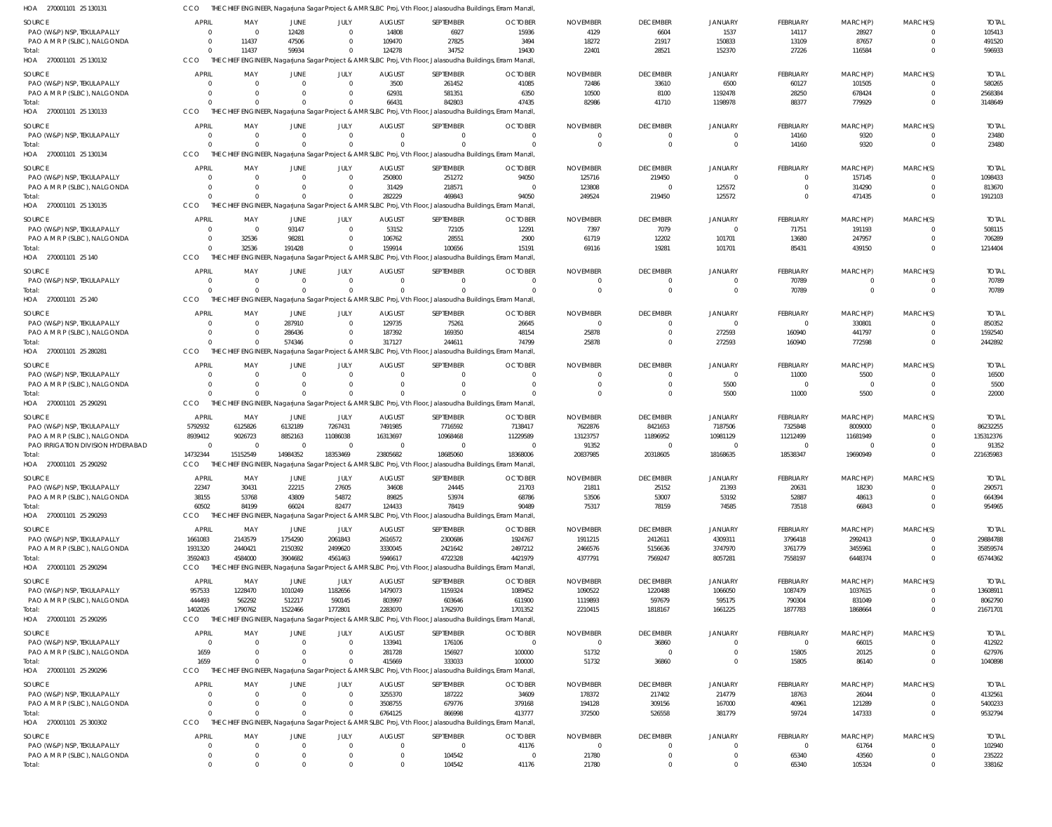HOA 270001101 25 130131 CCO THE CHIEF ENGINEER, Nagarjuna Sagar Project & AMR SLBC Proj, Vth Floor, Jalasoudha Buildings, Erram Manzil,

| SOURCE | APRIL | MAY | JUNE | JULY | AUGUST | SEPTEMBER | OCTOBER | NOVEMBER | DECEMBER | JANUARY | FEBRUARY | MARCH(P) | MARCH(S) | TOTAL |
|---|---|---|---|---|---|---|---|---|---|---|---|---|---|---|
| PAO (W&P) NSP, TEKULAPALLY | 0 | 0 | 12428 | 0 | 14808 | 6927 | 15936 | 4129 | 6604 | 1537 | 14117 | 28927 | 0 | 105413 |
| PAO A M R P (SLBC), NALGONDA | 0 | 11437 | 47506 | 0 | 109470 | 27825 | 3494 | 18272 | 21917 | 150833 | 13109 | 87657 | 0 | 491520 |
| Total: | 0 | 11437 | 59934 | 0 | 124278 | 34752 | 19430 | 22401 | 28521 | 152370 | 27226 | 116584 | 0 | 596933 |

HOA 270001101 25 130132 CCO THE CHIEF ENGINEER, Nagarjuna Sagar Project & AMR SLBC Proj, Vth Floor, Jalasoudha Buildings, Erram Manzil,

| SOURCE | APRIL | MAY | JUNE | JULY | AUGUST | SEPTEMBER | OCTOBER | NOVEMBER | DECEMBER | JANUARY | FEBRUARY | MARCH(P) | MARCH(S) | TOTAL |
|---|---|---|---|---|---|---|---|---|---|---|---|---|---|---|
| PAO (W&P) NSP, TEKULAPALLY | 0 | 0 | 0 | 0 | 3500 | 261452 | 41085 | 72486 | 33610 | 6500 | 60127 | 101505 | 0 | 580265 |
| PAO A M R P (SLBC), NALGONDA | 0 | 0 | 0 | 0 | 62931 | 581351 | 6350 | 10500 | 8100 | 1192478 | 28250 | 678424 | 0 | 2568384 |
| Total: | 0 | 0 | 0 | 0 | 66431 | 842803 | 47435 | 82986 | 41710 | 1198978 | 88377 | 779929 | 0 | 3148649 |

HOA 270001101 25 130133 CCO THE CHIEF ENGINEER, Nagarjuna Sagar Project & AMR SLBC Proj, Vth Floor, Jalasoudha Buildings, Erram Manzil,

| SOURCE | APRIL | MAY | JUNE | JULY | AUGUST | SEPTEMBER | OCTOBER | NOVEMBER | DECEMBER | JANUARY | FEBRUARY | MARCH(P) | MARCH(S) | TOTAL |
|---|---|---|---|---|---|---|---|---|---|---|---|---|---|---|
| PAO (W&P) NSP, TEKULAPALLY | 0 | 0 | 0 | 0 | 0 | 0 | 0 | 0 | 0 | 0 | 14160 | 9320 | 0 | 23480 |
| Total: | 0 | 0 | 0 | 0 | 0 | 0 | 0 | 0 | 0 | 0 | 14160 | 9320 | 0 | 23480 |

HOA 270001101 25 130134 CCO THE CHIEF ENGINEER, Nagarjuna Sagar Project & AMR SLBC Proj, Vth Floor, Jalasoudha Buildings, Erram Manzil,

| SOURCE | APRIL | MAY | JUNE | JULY | AUGUST | SEPTEMBER | OCTOBER | NOVEMBER | DECEMBER | JANUARY | FEBRUARY | MARCH(P) | MARCH(S) | TOTAL |
|---|---|---|---|---|---|---|---|---|---|---|---|---|---|---|
| PAO (W&P) NSP, TEKULAPALLY | 0 | 0 | 0 | 0 | 250800 | 251272 | 94050 | 125716 | 219450 | 0 | 0 | 157145 | 0 | 1098433 |
| PAO A M R P (SLBC), NALGONDA | 0 | 0 | 0 | 0 | 31429 | 218571 | 0 | 123808 | 0 | 125572 | 0 | 314290 | 0 | 813670 |
| Total: | 0 | 0 | 0 | 0 | 282229 | 469843 | 94050 | 249524 | 219450 | 125572 | 0 | 471435 | 0 | 1912103 |

HOA 270001101 25 130135 CCO THE CHIEF ENGINEER, Nagarjuna Sagar Project & AMR SLBC Proj, Vth Floor, Jalasoudha Buildings, Erram Manzil,

| SOURCE | APRIL | MAY | JUNE | JULY | AUGUST | SEPTEMBER | OCTOBER | NOVEMBER | DECEMBER | JANUARY | FEBRUARY | MARCH(P) | MARCH(S) | TOTAL |
|---|---|---|---|---|---|---|---|---|---|---|---|---|---|---|
| PAO (W&P) NSP, TEKULAPALLY | 0 | 0 | 93147 | 0 | 53152 | 72105 | 12291 | 7397 | 7079 | 0 | 71751 | 191193 | 0 | 508115 |
| PAO A M R P (SLBC), NALGONDA | 0 | 32536 | 98281 | 0 | 106762 | 28551 | 2900 | 61719 | 12202 | 101701 | 13680 | 247957 | 0 | 706289 |
| Total: | 0 | 32536 | 191428 | 0 | 159914 | 100656 | 15191 | 69116 | 19281 | 101701 | 85431 | 439150 | 0 | 1214404 |

HOA 270001101 25 140 CCO THE CHIEF ENGINEER, Nagarjuna Sagar Project & AMR SLBC Proj, Vth Floor, Jalasoudha Buildings, Erram Manzil,

| SOURCE | APRIL | MAY | JUNE | JULY | AUGUST | SEPTEMBER | OCTOBER | NOVEMBER | DECEMBER | JANUARY | FEBRUARY | MARCH(P) | MARCH(S) | TOTAL |
|---|---|---|---|---|---|---|---|---|---|---|---|---|---|---|
| PAO (W&P) NSP, TEKULAPALLY | 0 | 0 | 0 | 0 | 0 | 0 | 0 | 0 | 0 | 0 | 70789 | 0 | 0 | 70789 |
| Total: | 0 | 0 | 0 | 0 | 0 | 0 | 0 | 0 | 0 | 0 | 70789 | 0 | 0 | 70789 |

HOA 270001101 25 240 CCO THE CHIEF ENGINEER, Nagarjuna Sagar Project & AMR SLBC Proj, Vth Floor, Jalasoudha Buildings, Erram Manzil,

| SOURCE | APRIL | MAY | JUNE | JULY | AUGUST | SEPTEMBER | OCTOBER | NOVEMBER | DECEMBER | JANUARY | FEBRUARY | MARCH(P) | MARCH(S) | TOTAL |
|---|---|---|---|---|---|---|---|---|---|---|---|---|---|---|
| PAO (W&P) NSP, TEKULAPALLY | 0 | 0 | 287910 | 0 | 129735 | 75261 | 26645 | 0 | 0 | 0 | 0 | 330801 | 0 | 850352 |
| PAO A M R P (SLBC), NALGONDA | 0 | 0 | 286436 | 0 | 187392 | 169350 | 48154 | 25878 | 0 | 272593 | 160940 | 441797 | 0 | 1592540 |
| Total: | 0 | 0 | 574346 | 0 | 317127 | 244611 | 74799 | 25878 | 0 | 272593 | 160940 | 772598 | 0 | 2442892 |

HOA 270001101 25 280281 CCO THE CHIEF ENGINEER, Nagarjuna Sagar Project & AMR SLBC Proj, Vth Floor, Jalasoudha Buildings, Erram Manzil,

| SOURCE | APRIL | MAY | JUNE | JULY | AUGUST | SEPTEMBER | OCTOBER | NOVEMBER | DECEMBER | JANUARY | FEBRUARY | MARCH(P) | MARCH(S) | TOTAL |
|---|---|---|---|---|---|---|---|---|---|---|---|---|---|---|
| PAO (W&P) NSP, TEKULAPALLY | 0 | 0 | 0 | 0 | 0 | 0 | 0 | 0 | 0 | 0 | 11000 | 5500 | 0 | 16500 |
| PAO A M R P (SLBC), NALGONDA | 0 | 0 | 0 | 0 | 0 | 0 | 0 | 0 | 0 | 5500 | 0 | 0 | 0 | 5500 |
| Total: | 0 | 0 | 0 | 0 | 0 | 0 | 0 | 0 | 0 | 5500 | 11000 | 5500 | 0 | 22000 |

HOA 270001101 25 290291 CCO THE CHIEF ENGINEER, Nagarjuna Sagar Project & AMR SLBC Proj, Vth Floor, Jalasoudha Buildings, Erram Manzil,

| SOURCE | APRIL | MAY | JUNE | JULY | AUGUST | SEPTEMBER | OCTOBER | NOVEMBER | DECEMBER | JANUARY | FEBRUARY | MARCH(P) | MARCH(S) | TOTAL |
|---|---|---|---|---|---|---|---|---|---|---|---|---|---|---|
| PAO (W&P) NSP, TEKULAPALLY | 5792932 | 6125826 | 6132189 | 7267431 | 7491985 | 7716592 | 7138417 | 7622876 | 8421653 | 7187506 | 7325848 | 8009000 | 0 | 86232255 |
| PAO A M R P (SLBC), NALGONDA | 8939412 | 9026723 | 8852163 | 11086038 | 16313697 | 10968468 | 11229589 | 13123757 | 11896952 | 10981129 | 11212499 | 11681949 | 0 | 135312376 |
| PAO IRRIGATION DIVISION HYDERABAD | 0 | 0 | 0 | 0 | 0 | 0 | 0 | 91352 | 0 | 0 | 0 | 0 | 0 | 91352 |
| Total: | 14732344 | 15152549 | 14984352 | 18353469 | 23805682 | 18685060 | 18368006 | 20837985 | 20318605 | 18168635 | 18538347 | 19690949 | 0 | 221635983 |

HOA 270001101 25 290292 CCO THE CHIEF ENGINEER, Nagarjuna Sagar Project & AMR SLBC Proj, Vth Floor, Jalasoudha Buildings, Erram Manzil,

| SOURCE | APRIL | MAY | JUNE | JULY | AUGUST | SEPTEMBER | OCTOBER | NOVEMBER | DECEMBER | JANUARY | FEBRUARY | MARCH(P) | MARCH(S) | TOTAL |
|---|---|---|---|---|---|---|---|---|---|---|---|---|---|---|
| PAO (W&P) NSP, TEKULAPALLY | 22347 | 30431 | 22215 | 27605 | 34608 | 24445 | 21703 | 21811 | 25152 | 21393 | 20631 | 18230 | 0 | 290571 |
| PAO A M R P (SLBC), NALGONDA | 38155 | 53768 | 43809 | 54872 | 89825 | 53974 | 68786 | 53506 | 53007 | 53192 | 52887 | 48613 | 0 | 664394 |
| Total: | 60502 | 84199 | 66024 | 82477 | 124433 | 78419 | 90489 | 75317 | 78159 | 74585 | 73518 | 66843 | 0 | 954965 |

HOA 270001101 25 290293 CCO THE CHIEF ENGINEER, Nagarjuna Sagar Project & AMR SLBC Proj, Vth Floor, Jalasoudha Buildings, Erram Manzil,

| SOURCE | APRIL | MAY | JUNE | JULY | AUGUST | SEPTEMBER | OCTOBER | NOVEMBER | DECEMBER | JANUARY | FEBRUARY | MARCH(P) | MARCH(S) | TOTAL |
|---|---|---|---|---|---|---|---|---|---|---|---|---|---|---|
| PAO (W&P) NSP, TEKULAPALLY | 1661083 | 2143579 | 1754290 | 2061843 | 2616572 | 2300686 | 1924767 | 1911215 | 2412611 | 4309311 | 3796418 | 2992413 | 0 | 29884788 |
| PAO A M R P (SLBC), NALGONDA | 1931320 | 2440421 | 2150392 | 2499620 | 3330045 | 2421642 | 2497212 | 2466576 | 5156636 | 3747970 | 3761779 | 3455961 | 0 | 35859574 |
| Total: | 3592403 | 4584000 | 3904682 | 4561463 | 5946617 | 4722328 | 4421979 | 4377791 | 7569247 | 8057281 | 7558197 | 6448374 | 0 | 65744362 |

HOA 270001101 25 290294 CCO THE CHIEF ENGINEER, Nagarjuna Sagar Project & AMR SLBC Proj, Vth Floor, Jalasoudha Buildings, Erram Manzil,

| SOURCE | APRIL | MAY | JUNE | JULY | AUGUST | SEPTEMBER | OCTOBER | NOVEMBER | DECEMBER | JANUARY | FEBRUARY | MARCH(P) | MARCH(S) | TOTAL |
|---|---|---|---|---|---|---|---|---|---|---|---|---|---|---|
| PAO (W&P) NSP, TEKULAPALLY | 957533 | 1228470 | 1010249 | 1182656 | 1479073 | 1159324 | 1089452 | 1090522 | 1220488 | 1066050 | 1087479 | 1037615 | 0 | 13608911 |
| PAO A M R P (SLBC), NALGONDA | 444493 | 562292 | 512217 | 590145 | 803997 | 603646 | 611900 | 1119893 | 597679 | 595175 | 790304 | 831049 | 0 | 8062790 |
| Total: | 1402026 | 1790762 | 1522466 | 1772801 | 2283070 | 1762970 | 1701352 | 2210415 | 1818167 | 1661225 | 1877783 | 1868664 | 0 | 21671701 |

HOA 270001101 25 290295 CCO THE CHIEF ENGINEER, Nagarjuna Sagar Project & AMR SLBC Proj, Vth Floor, Jalasoudha Buildings, Erram Manzil,

| SOURCE | APRIL | MAY | JUNE | JULY | AUGUST | SEPTEMBER | OCTOBER | NOVEMBER | DECEMBER | JANUARY | FEBRUARY | MARCH(P) | MARCH(S) | TOTAL |
|---|---|---|---|---|---|---|---|---|---|---|---|---|---|---|
| PAO (W&P) NSP, TEKULAPALLY | 0 | 0 | 0 | 0 | 133941 | 176106 | 0 | 0 | 36860 | 0 | 0 | 66015 | 0 | 412922 |
| PAO A M R P (SLBC), NALGONDA | 1659 | 0 | 0 | 0 | 281728 | 156927 | 100000 | 51732 | 0 | 0 | 15805 | 20125 | 0 | 627976 |
| Total: | 1659 | 0 | 0 | 0 | 415669 | 333033 | 100000 | 51732 | 36860 | 0 | 15805 | 86140 | 0 | 1040898 |

HOA 270001101 25 290296 CCO THE CHIEF ENGINEER, Nagarjuna Sagar Project & AMR SLBC Proj, Vth Floor, Jalasoudha Buildings, Erram Manzil,

| SOURCE | APRIL | MAY | JUNE | JULY | AUGUST | SEPTEMBER | OCTOBER | NOVEMBER | DECEMBER | JANUARY | FEBRUARY | MARCH(P) | MARCH(S) | TOTAL |
|---|---|---|---|---|---|---|---|---|---|---|---|---|---|---|
| PAO (W&P) NSP, TEKULAPALLY | 0 | 0 | 0 | 0 | 3255370 | 187222 | 34609 | 178372 | 217402 | 214779 | 18763 | 26044 | 0 | 4132561 |
| PAO A M R P (SLBC), NALGONDA | 0 | 0 | 0 | 0 | 3508755 | 679776 | 379168 | 194128 | 309156 | 167000 | 40961 | 121289 | 0 | 5400233 |
| Total: | 0 | 0 | 0 | 0 | 6764125 | 866998 | 413777 | 372500 | 526558 | 381779 | 59724 | 147333 | 0 | 9532794 |

HOA 270001101 25 300302 CCO THE CHIEF ENGINEER, Nagarjuna Sagar Project & AMR SLBC Proj, Vth Floor, Jalasoudha Buildings, Erram Manzil,

| SOURCE | APRIL | MAY | JUNE | JULY | AUGUST | SEPTEMBER | OCTOBER | NOVEMBER | DECEMBER | JANUARY | FEBRUARY | MARCH(P) | MARCH(S) | TOTAL |
|---|---|---|---|---|---|---|---|---|---|---|---|---|---|---|
| PAO (W&P) NSP, TEKULAPALLY | 0 | 0 | 0 | 0 | 0 | 0 | 41176 | 0 | 0 | 0 | 0 | 61764 | 0 | 102940 |
| PAO A M R P (SLBC), NALGONDA | 0 | 0 | 0 | 0 | 0 | 104542 | 0 | 21780 | 0 | 0 | 65340 | 43560 | 0 | 235222 |
| Total: | 0 | 0 | 0 | 0 | 0 | 104542 | 41176 | 21780 | 0 | 0 | 65340 | 105324 | 0 | 338162 |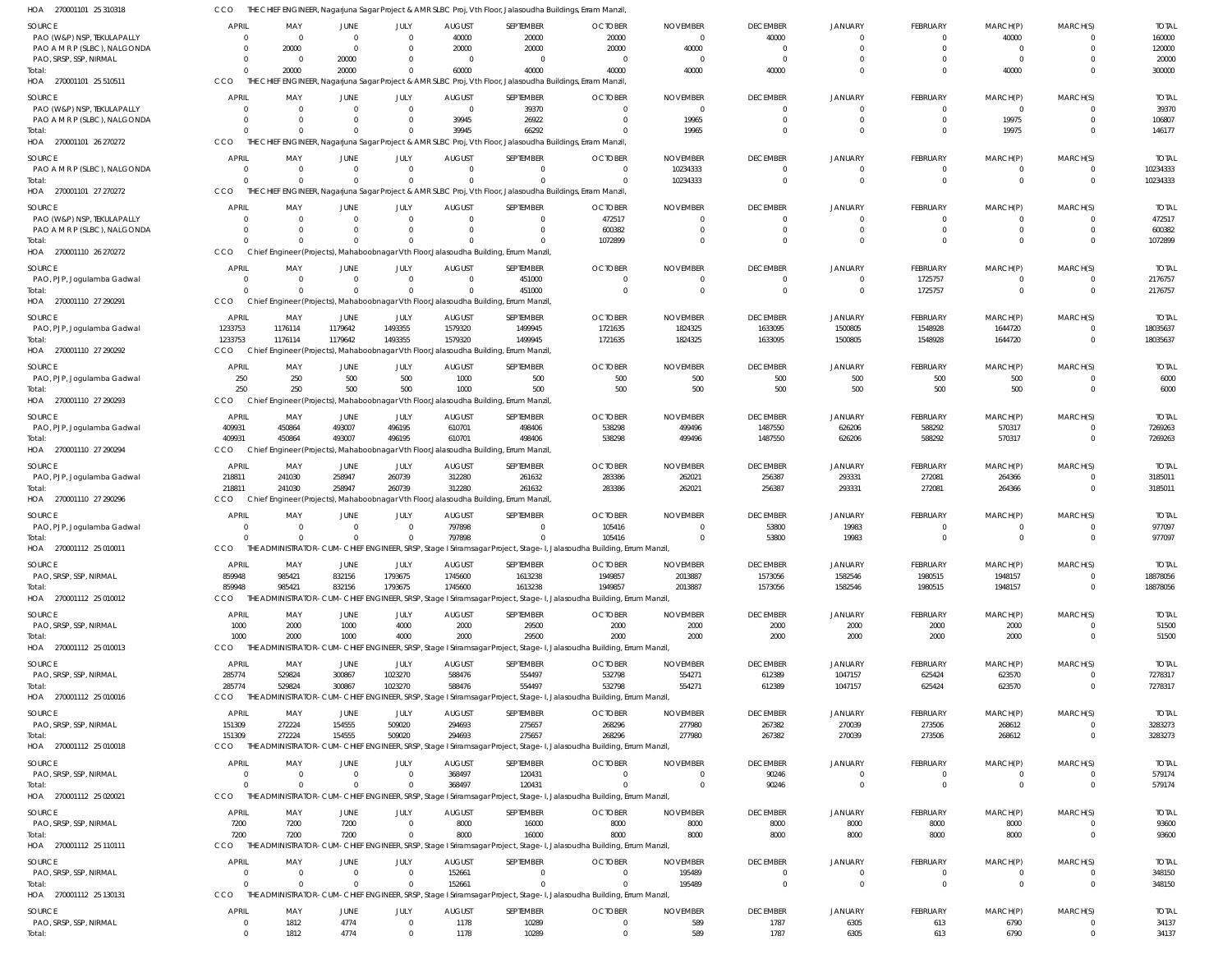HOA 270001101 25 310318 CCO THE CHIEF ENGINEER, Nagarjuna Sagar Project & AMR SLBC Proj, Vth Floor, Jalasoudha Buildings, Erram Manzil,

| SOURCE | APRIL | MAY | JUNE | JULY | AUGUST | SEPTEMBER | OCTOBER | NOVEMBER | DECEMBER | JANUARY | FEBRUARY | MARCH(P) | MARCH(S) | TOTAL |
|---|---|---|---|---|---|---|---|---|---|---|---|---|---|---|
| PAO (W&P) NSP, TEKULAPALLY | 0 | 0 | 0 | 0 | 40000 | 20000 | 20000 | 0 | 40000 | 0 | 0 | 40000 | 0 | 160000 |
| PAO A M R P (SLBC), NALGONDA | 0 | 20000 | 0 | 0 | 20000 | 20000 | 20000 | 40000 | 0 | 0 | 0 | 0 | 0 | 120000 |
| PAO, SRSP, SSP, NIRMAL | 0 | 0 | 20000 | 0 | 0 | 0 | 0 | 0 | 0 | 0 | 0 | 0 | 0 | 20000 |
| Total: | 0 | 20000 | 20000 | 0 | 60000 | 40000 | 40000 | 40000 | 40000 | 0 | 0 | 40000 | 0 | 300000 |

HOA 270001101 25 510511 CCO THE CHIEF ENGINEER, Nagarjuna Sagar Project & AMR SLBC Proj, Vth Floor, Jalasoudha Buildings, Erram Manzil,

| SOURCE | APRIL | MAY | JUNE | JULY | AUGUST | SEPTEMBER | OCTOBER | NOVEMBER | DECEMBER | JANUARY | FEBRUARY | MARCH(P) | MARCH(S) | TOTAL |
|---|---|---|---|---|---|---|---|---|---|---|---|---|---|---|
| PAO (W&P) NSP, TEKULAPALLY | 0 | 0 | 0 | 0 | 0 | 39370 | 0 | 0 | 0 | 0 | 0 | 0 | 0 | 39370 |
| PAO A M R P (SLBC), NALGONDA | 0 | 0 | 0 | 0 | 39945 | 26922 | 0 | 19965 | 0 | 0 | 0 | 19975 | 0 | 106807 |
| Total: | 0 | 0 | 0 | 0 | 39945 | 66292 | 0 | 19965 | 0 | 0 | 0 | 19975 | 0 | 146177 |

HOA 270001101 26 270272 CCO THE CHIEF ENGINEER, Nagarjuna Sagar Project & AMR SLBC Proj, Vth Floor, Jalasoudha Buildings, Erram Manzil,

| SOURCE | APRIL | MAY | JUNE | JULY | AUGUST | SEPTEMBER | OCTOBER | NOVEMBER | DECEMBER | JANUARY | FEBRUARY | MARCH(P) | MARCH(S) | TOTAL |
|---|---|---|---|---|---|---|---|---|---|---|---|---|---|---|
| PAO A M R P (SLBC), NALGONDA | 0 | 0 | 0 | 0 | 0 | 0 | 0 | 10234333 | 0 | 0 | 0 | 0 | 0 | 10234333 |
| Total: | 0 | 0 | 0 | 0 | 0 | 0 | 0 | 10234333 | 0 | 0 | 0 | 0 | 0 | 10234333 |

HOA 270001101 27 270272 CCO THE CHIEF ENGINEER, Nagarjuna Sagar Project & AMR SLBC Proj, Vth Floor, Jalasoudha Buildings, Erram Manzil,

| SOURCE | APRIL | MAY | JUNE | JULY | AUGUST | SEPTEMBER | OCTOBER | NOVEMBER | DECEMBER | JANUARY | FEBRUARY | MARCH(P) | MARCH(S) | TOTAL |
|---|---|---|---|---|---|---|---|---|---|---|---|---|---|---|
| PAO (W&P) NSP, TEKULAPALLY | 0 | 0 | 0 | 0 | 0 | 0 | 472517 | 0 | 0 | 0 | 0 | 0 | 0 | 472517 |
| PAO A M R P (SLBC), NALGONDA | 0 | 0 | 0 | 0 | 0 | 0 | 600382 | 0 | 0 | 0 | 0 | 0 | 0 | 600382 |
| Total: | 0 | 0 | 0 | 0 | 0 | 0 | 1072899 | 0 | 0 | 0 | 0 | 0 | 0 | 1072899 |

HOA 270001110 26 270272 CCO Chief Engineer(Projects), Mahaboobnagar Vth Floor,Jalasoudha Building, Errum Manzil,

| SOURCE | APRIL | MAY | JUNE | JULY | AUGUST | SEPTEMBER | OCTOBER | NOVEMBER | DECEMBER | JANUARY | FEBRUARY | MARCH(P) | MARCH(S) | TOTAL |
|---|---|---|---|---|---|---|---|---|---|---|---|---|---|---|
| PAO, PJP, Jogulamba Gadwal | 0 | 0 | 0 | 0 | 0 | 451000 | 0 | 0 | 0 | 0 | 1725757 | 0 | 0 | 2176757 |
| Total: | 0 | 0 | 0 | 0 | 0 | 451000 | 0 | 0 | 0 | 0 | 1725757 | 0 | 0 | 2176757 |

HOA 270001110 27 290291 CCO Chief Engineer(Projects), Mahaboobnagar Vth Floor,Jalasoudha Building, Errum Manzil,

| SOURCE | APRIL | MAY | JUNE | JULY | AUGUST | SEPTEMBER | OCTOBER | NOVEMBER | DECEMBER | JANUARY | FEBRUARY | MARCH(P) | MARCH(S) | TOTAL |
|---|---|---|---|---|---|---|---|---|---|---|---|---|---|---|
| PAO, PJP, Jogulamba Gadwal | 1233753 | 1176114 | 1179642 | 1493355 | 1579320 | 1499945 | 1721635 | 1824325 | 1633095 | 1500805 | 1548928 | 1644720 | 0 | 18035637 |
| Total: | 1233753 | 1176114 | 1179642 | 1493355 | 1579320 | 1499945 | 1721635 | 1824325 | 1633095 | 1500805 | 1548928 | 1644720 | 0 | 18035637 |

HOA 270001110 27 290292 CCO Chief Engineer(Projects), Mahaboobnagar Vth Floor,Jalasoudha Building, Errum Manzil,

| SOURCE | APRIL | MAY | JUNE | JULY | AUGUST | SEPTEMBER | OCTOBER | NOVEMBER | DECEMBER | JANUARY | FEBRUARY | MARCH(P) | MARCH(S) | TOTAL |
|---|---|---|---|---|---|---|---|---|---|---|---|---|---|---|
| PAO, PJP, Jogulamba Gadwal | 250 | 250 | 500 | 500 | 1000 | 500 | 500 | 500 | 500 | 500 | 500 | 500 | 0 | 6000 |
| Total: | 250 | 250 | 500 | 500 | 1000 | 500 | 500 | 500 | 500 | 500 | 500 | 500 | 0 | 6000 |

HOA 270001110 27 290293 CCO Chief Engineer(Projects), Mahaboobnagar Vth Floor,Jalasoudha Building, Errum Manzil,

| SOURCE | APRIL | MAY | JUNE | JULY | AUGUST | SEPTEMBER | OCTOBER | NOVEMBER | DECEMBER | JANUARY | FEBRUARY | MARCH(P) | MARCH(S) | TOTAL |
|---|---|---|---|---|---|---|---|---|---|---|---|---|---|---|
| PAO, PJP, Jogulamba Gadwal | 409931 | 450864 | 493007 | 496195 | 610701 | 498406 | 538298 | 499496 | 1487550 | 626206 | 588292 | 570317 | 0 | 7269263 |
| Total: | 409931 | 450864 | 493007 | 496195 | 610701 | 498406 | 538298 | 499496 | 1487550 | 626206 | 588292 | 570317 | 0 | 7269263 |

HOA 270001110 27 290294 CCO Chief Engineer(Projects), Mahaboobnagar Vth Floor,Jalasoudha Building, Errum Manzil,

| SOURCE | APRIL | MAY | JUNE | JULY | AUGUST | SEPTEMBER | OCTOBER | NOVEMBER | DECEMBER | JANUARY | FEBRUARY | MARCH(P) | MARCH(S) | TOTAL |
|---|---|---|---|---|---|---|---|---|---|---|---|---|---|---|
| PAO, PJP, Jogulamba Gadwal | 218811 | 241030 | 258947 | 260739 | 312280 | 261632 | 283386 | 262021 | 256387 | 293331 | 272081 | 264366 | 0 | 3185011 |
| Total: | 218811 | 241030 | 258947 | 260739 | 312280 | 261632 | 283386 | 262021 | 256387 | 293331 | 272081 | 264366 | 0 | 3185011 |

HOA 270001110 27 290296 CCO Chief Engineer(Projects), Mahaboobnagar Vth Floor,Jalasoudha Building, Errum Manzil,

| SOURCE | APRIL | MAY | JUNE | JULY | AUGUST | SEPTEMBER | OCTOBER | NOVEMBER | DECEMBER | JANUARY | FEBRUARY | MARCH(P) | MARCH(S) | TOTAL |
|---|---|---|---|---|---|---|---|---|---|---|---|---|---|---|
| PAO, PJP, Jogulamba Gadwal | 0 | 0 | 0 | 0 | 797898 | 0 | 105416 | 0 | 53800 | 19983 | 0 | 0 | 0 | 977097 |
| Total: | 0 | 0 | 0 | 0 | 797898 | 0 | 105416 | 0 | 53800 | 19983 | 0 | 0 | 0 | 977097 |

HOA 270001112 25 010011 CCO THE ADMINISTRATOR-CUM-CHIEF ENGINEER, SRSP, Stage I Sriramsagar Project, Stage-I, Jalasoudha Building, Errum Manzil,

| SOURCE | APRIL | MAY | JUNE | JULY | AUGUST | SEPTEMBER | OCTOBER | NOVEMBER | DECEMBER | JANUARY | FEBRUARY | MARCH(P) | MARCH(S) | TOTAL |
|---|---|---|---|---|---|---|---|---|---|---|---|---|---|---|
| PAO, SRSP, SSP, NIRMAL | 859948 | 985421 | 832156 | 1793675 | 1745600 | 1613238 | 1949857 | 2013887 | 1573056 | 1582546 | 1980515 | 1948157 | 0 | 18878056 |
| Total: | 859948 | 985421 | 832156 | 1793675 | 1745600 | 1613238 | 1949857 | 2013887 | 1573056 | 1582546 | 1980515 | 1948157 | 0 | 18878056 |

HOA 270001112 25 010012 CCO THE ADMINISTRATOR-CUM-CHIEF ENGINEER, SRSP, Stage I Sriramsagar Project, Stage-I, Jalasoudha Building, Errum Manzil,

| SOURCE | APRIL | MAY | JUNE | JULY | AUGUST | SEPTEMBER | OCTOBER | NOVEMBER | DECEMBER | JANUARY | FEBRUARY | MARCH(P) | MARCH(S) | TOTAL |
|---|---|---|---|---|---|---|---|---|---|---|---|---|---|---|
| PAO, SRSP, SSP, NIRMAL | 1000 | 2000 | 1000 | 4000 | 2000 | 29500 | 2000 | 2000 | 2000 | 2000 | 2000 | 2000 | 0 | 51500 |
| Total: | 1000 | 2000 | 1000 | 4000 | 2000 | 29500 | 2000 | 2000 | 2000 | 2000 | 2000 | 2000 | 0 | 51500 |

HOA 270001112 25 010013 CCO THE ADMINISTRATOR-CUM-CHIEF ENGINEER, SRSP, Stage I Sriramsagar Project, Stage-I, Jalasoudha Building, Errum Manzil,

| SOURCE | APRIL | MAY | JUNE | JULY | AUGUST | SEPTEMBER | OCTOBER | NOVEMBER | DECEMBER | JANUARY | FEBRUARY | MARCH(P) | MARCH(S) | TOTAL |
|---|---|---|---|---|---|---|---|---|---|---|---|---|---|---|
| PAO, SRSP, SSP, NIRMAL | 285774 | 529824 | 300867 | 1023270 | 588476 | 554497 | 532798 | 554271 | 612389 | 1047157 | 625424 | 623570 | 0 | 7278317 |
| Total: | 285774 | 529824 | 300867 | 1023270 | 588476 | 554497 | 532798 | 554271 | 612389 | 1047157 | 625424 | 623570 | 0 | 7278317 |

HOA 270001112 25 010016 CCO THE ADMINISTRATOR-CUM-CHIEF ENGINEER, SRSP, Stage I Sriramsagar Project, Stage-I, Jalasoudha Building, Errum Manzil,

| SOURCE | APRIL | MAY | JUNE | JULY | AUGUST | SEPTEMBER | OCTOBER | NOVEMBER | DECEMBER | JANUARY | FEBRUARY | MARCH(P) | MARCH(S) | TOTAL |
|---|---|---|---|---|---|---|---|---|---|---|---|---|---|---|
| PAO, SRSP, SSP, NIRMAL | 151309 | 272224 | 154555 | 509020 | 294693 | 275657 | 268296 | 277980 | 267382 | 270039 | 273506 | 268612 | 0 | 3283273 |
| Total: | 151309 | 272224 | 154555 | 509020 | 294693 | 275657 | 268296 | 277980 | 267382 | 270039 | 273506 | 268612 | 0 | 3283273 |

HOA 270001112 25 010018 CCO THE ADMINISTRATOR-CUM-CHIEF ENGINEER, SRSP, Stage I Sriramsagar Project, Stage-I, Jalasoudha Building, Errum Manzil,

| SOURCE | APRIL | MAY | JUNE | JULY | AUGUST | SEPTEMBER | OCTOBER | NOVEMBER | DECEMBER | JANUARY | FEBRUARY | MARCH(P) | MARCH(S) | TOTAL |
|---|---|---|---|---|---|---|---|---|---|---|---|---|---|---|
| PAO, SRSP, SSP, NIRMAL | 0 | 0 | 0 | 0 | 368497 | 120431 | 0 | 0 | 90246 | 0 | 0 | 0 | 0 | 579174 |
| Total: | 0 | 0 | 0 | 0 | 368497 | 120431 | 0 | 0 | 90246 | 0 | 0 | 0 | 0 | 579174 |

HOA 270001112 25 020021 CCO THE ADMINISTRATOR-CUM-CHIEF ENGINEER, SRSP, Stage I Sriramsagar Project, Stage-I, Jalasoudha Building, Errum Manzil,

| SOURCE | APRIL | MAY | JUNE | JULY | AUGUST | SEPTEMBER | OCTOBER | NOVEMBER | DECEMBER | JANUARY | FEBRUARY | MARCH(P) | MARCH(S) | TOTAL |
|---|---|---|---|---|---|---|---|---|---|---|---|---|---|---|
| PAO, SRSP, SSP, NIRMAL | 7200 | 7200 | 7200 | 0 | 8000 | 16000 | 8000 | 8000 | 8000 | 8000 | 8000 | 8000 | 0 | 93600 |
| Total: | 7200 | 7200 | 7200 | 0 | 8000 | 16000 | 8000 | 8000 | 8000 | 8000 | 8000 | 8000 | 0 | 93600 |

HOA 270001112 25 110111 CCO THE ADMINISTRATOR-CUM-CHIEF ENGINEER, SRSP, Stage I Sriramsagar Project, Stage-I, Jalasoudha Building, Errum Manzil,

| SOURCE | APRIL | MAY | JUNE | JULY | AUGUST | SEPTEMBER | OCTOBER | NOVEMBER | DECEMBER | JANUARY | FEBRUARY | MARCH(P) | MARCH(S) | TOTAL |
|---|---|---|---|---|---|---|---|---|---|---|---|---|---|---|
| PAO, SRSP, SSP, NIRMAL | 0 | 0 | 0 | 0 | 152661 | 0 | 0 | 195489 | 0 | 0 | 0 | 0 | 0 | 348150 |
| Total: | 0 | 0 | 0 | 0 | 152661 | 0 | 0 | 195489 | 0 | 0 | 0 | 0 | 0 | 348150 |

HOA 270001112 25 130131 CCO THE ADMINISTRATOR-CUM-CHIEF ENGINEER, SRSP, Stage I Sriramsagar Project, Stage-I, Jalasoudha Building, Errum Manzil,

| SOURCE | APRIL | MAY | JUNE | JULY | AUGUST | SEPTEMBER | OCTOBER | NOVEMBER | DECEMBER | JANUARY | FEBRUARY | MARCH(P) | MARCH(S) | TOTAL |
|---|---|---|---|---|---|---|---|---|---|---|---|---|---|---|
| PAO, SRSP, SSP, NIRMAL | 0 | 1812 | 4774 | 0 | 1178 | 10289 | 0 | 589 | 1787 | 6305 | 613 | 6790 | 0 | 34137 |
| Total: | 0 | 1812 | 4774 | 0 | 1178 | 10289 | 0 | 589 | 1787 | 6305 | 613 | 6790 | 0 | 34137 |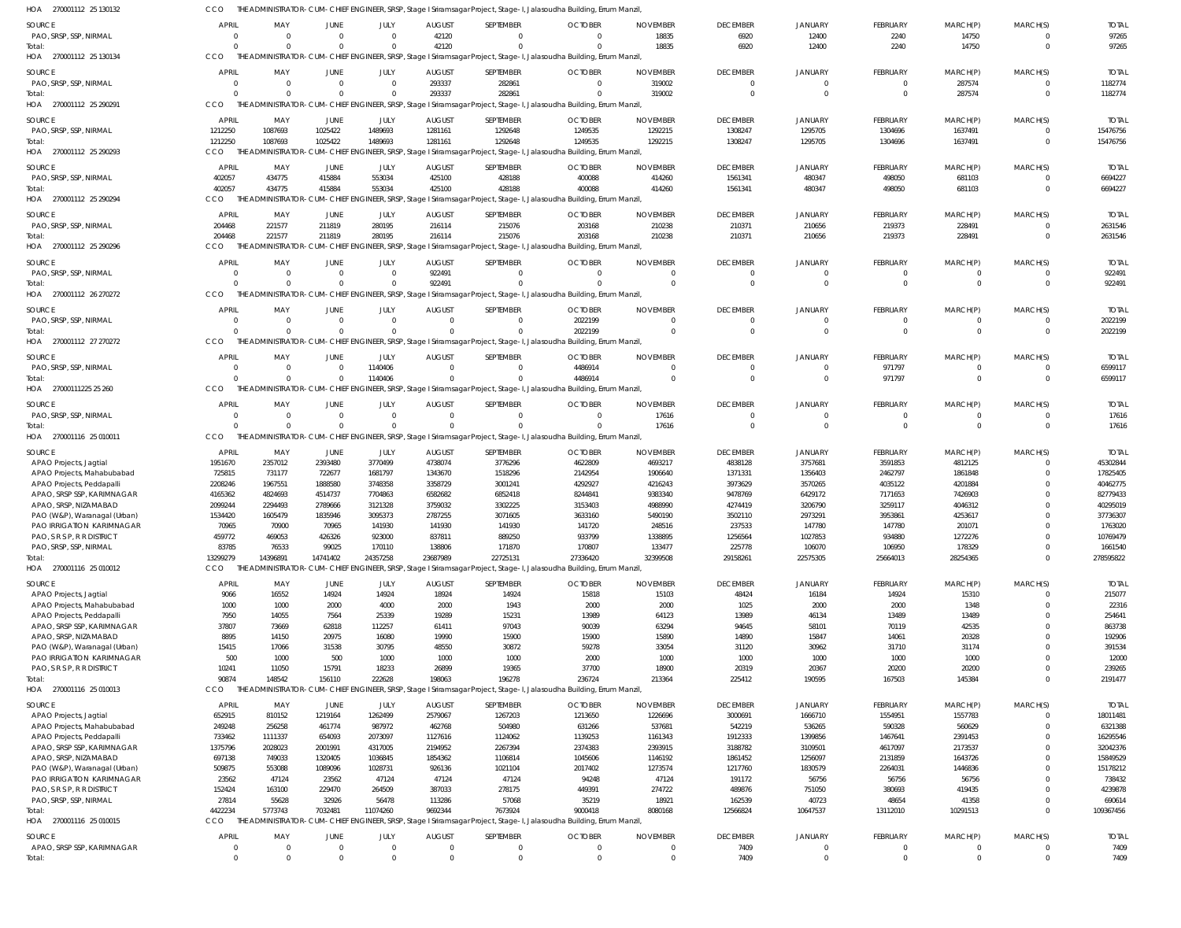HOA 270001112 25 130132 CCO THE ADMINISTRATOR-CUM-CHIEF ENGINEER, SRSP, Stage I Sriramsagar Project, Stage - I, Jalasoudha Building, Errum Manzil,

| SOURCE | APRIL | MAY | JUNE | JULY | AUGUST | SEPTEMBER | OCTOBER | NOVEMBER | DECEMBER | JANUARY | FEBRUARY | MARCH(P) | MARCH(S) | TOTAL |
|---|---|---|---|---|---|---|---|---|---|---|---|---|---|---|
| PAO, SRSP, SSP, NIRMAL | 0 | 0 | 0 | 0 | 42120 | 0 | 0 | 18835 | 6920 | 12400 | 2240 | 14750 | 0 | 97265 |
| Total: | 0 | 0 | 0 | 0 | 42120 | 0 | 0 | 18835 | 6920 | 12400 | 2240 | 14750 | 0 | 97265 |

HOA 270001112 25 130134 CCO THE ADMINISTRATOR-CUM-CHIEF ENGINEER, SRSP, Stage I Sriramsagar Project, Stage - I, Jalasoudha Building, Errum Manzil,

| SOURCE | APRIL | MAY | JUNE | JULY | AUGUST | SEPTEMBER | OCTOBER | NOVEMBER | DECEMBER | JANUARY | FEBRUARY | MARCH(P) | MARCH(S) | TOTAL |
|---|---|---|---|---|---|---|---|---|---|---|---|---|---|---|
| PAO, SRSP, SSP, NIRMAL | 0 | 0 | 0 | 0 | 293337 | 282861 | 0 | 319002 | 0 | 0 | 0 | 287574 | 0 | 1182774 |
| Total: | 0 | 0 | 0 | 0 | 293337 | 282861 | 0 | 319002 | 0 | 0 | 0 | 287574 | 0 | 1182774 |

HOA 270001112 25 290291 CCO THE ADMINISTRATOR-CUM-CHIEF ENGINEER, SRSP, Stage I Sriramsagar Project, Stage - I, Jalasoudha Building, Errum Manzil,

| SOURCE | APRIL | MAY | JUNE | JULY | AUGUST | SEPTEMBER | OCTOBER | NOVEMBER | DECEMBER | JANUARY | FEBRUARY | MARCH(P) | MARCH(S) | TOTAL |
|---|---|---|---|---|---|---|---|---|---|---|---|---|---|---|
| PAO, SRSP, SSP, NIRMAL | 1212250 | 1087693 | 1025422 | 1489693 | 1281161 | 1292648 | 1249535 | 1292215 | 1308247 | 1295705 | 1304696 | 1637491 | 0 | 15476756 |
| Total: | 1212250 | 1087693 | 1025422 | 1489693 | 1281161 | 1292648 | 1249535 | 1292215 | 1308247 | 1295705 | 1304696 | 1637491 | 0 | 15476756 |

HOA 270001112 25 290293 CCO THE ADMINISTRATOR-CUM-CHIEF ENGINEER, SRSP, Stage I Sriramsagar Project, Stage - I, Jalasoudha Building, Errum Manzil,

| SOURCE | APRIL | MAY | JUNE | JULY | AUGUST | SEPTEMBER | OCTOBER | NOVEMBER | DECEMBER | JANUARY | FEBRUARY | MARCH(P) | MARCH(S) | TOTAL |
|---|---|---|---|---|---|---|---|---|---|---|---|---|---|---|
| PAO, SRSP, SSP, NIRMAL | 402057 | 434775 | 415884 | 553034 | 425100 | 428188 | 400088 | 414260 | 1561341 | 480347 | 498050 | 681103 | 0 | 6694227 |
| Total: | 402057 | 434775 | 415884 | 553034 | 425100 | 428188 | 400088 | 414260 | 1561341 | 480347 | 498050 | 681103 | 0 | 6694227 |

HOA 270001112 25 290294 CCO THE ADMINISTRATOR-CUM-CHIEF ENGINEER, SRSP, Stage I Sriramsagar Project, Stage - I, Jalasoudha Building, Errum Manzil,

| SOURCE | APRIL | MAY | JUNE | JULY | AUGUST | SEPTEMBER | OCTOBER | NOVEMBER | DECEMBER | JANUARY | FEBRUARY | MARCH(P) | MARCH(S) | TOTAL |
|---|---|---|---|---|---|---|---|---|---|---|---|---|---|---|
| PAO, SRSP, SSP, NIRMAL | 204468 | 221577 | 211819 | 280195 | 216114 | 215076 | 203168 | 210238 | 210371 | 210656 | 219373 | 228491 | 0 | 2631546 |
| Total: | 204468 | 221577 | 211819 | 280195 | 216114 | 215076 | 203168 | 210238 | 210371 | 210656 | 219373 | 228491 | 0 | 2631546 |

HOA 270001112 25 290296 CCO THE ADMINISTRATOR-CUM-CHIEF ENGINEER, SRSP, Stage I Sriramsagar Project, Stage - I, Jalasoudha Building, Errum Manzil,

| SOURCE | APRIL | MAY | JUNE | JULY | AUGUST | SEPTEMBER | OCTOBER | NOVEMBER | DECEMBER | JANUARY | FEBRUARY | MARCH(P) | MARCH(S) | TOTAL |
|---|---|---|---|---|---|---|---|---|---|---|---|---|---|---|
| PAO, SRSP, SSP, NIRMAL | 0 | 0 | 0 | 0 | 922491 | 0 | 0 | 0 | 0 | 0 | 0 | 0 | 0 | 922491 |
| Total: | 0 | 0 | 0 | 0 | 922491 | 0 | 0 | 0 | 0 | 0 | 0 | 0 | 0 | 922491 |

HOA 270001112 26 270272 CCO THE ADMINISTRATOR-CUM-CHIEF ENGINEER, SRSP, Stage I Sriramsagar Project, Stage - I, Jalasoudha Building, Errum Manzil,

| SOURCE | APRIL | MAY | JUNE | JULY | AUGUST | SEPTEMBER | OCTOBER | NOVEMBER | DECEMBER | JANUARY | FEBRUARY | MARCH(P) | MARCH(S) | TOTAL |
|---|---|---|---|---|---|---|---|---|---|---|---|---|---|---|
| PAO, SRSP, SSP, NIRMAL | 0 | 0 | 0 | 0 | 0 | 0 | 2022199 | 0 | 0 | 0 | 0 | 0 | 0 | 2022199 |
| Total: | 0 | 0 | 0 | 0 | 0 | 0 | 2022199 | 0 | 0 | 0 | 0 | 0 | 0 | 2022199 |

HOA 270001112 27 270272 CCO THE ADMINISTRATOR-CUM-CHIEF ENGINEER, SRSP, Stage I Sriramsagar Project, Stage - I, Jalasoudha Building, Errum Manzil,

| SOURCE | APRIL | MAY | JUNE | JULY | AUGUST | SEPTEMBER | OCTOBER | NOVEMBER | DECEMBER | JANUARY | FEBRUARY | MARCH(P) | MARCH(S) | TOTAL |
|---|---|---|---|---|---|---|---|---|---|---|---|---|---|---|
| PAO, SRSP, SSP, NIRMAL | 0 | 0 | 0 | 1140406 | 0 | 0 | 4486914 | 0 | 0 | 0 | 971797 | 0 | 0 | 6599117 |
| Total: | 0 | 0 | 0 | 1140406 | 0 | 0 | 4486914 | 0 | 0 | 0 | 971797 | 0 | 0 | 6599117 |

HOA 27000111225 25 260 CCO THE ADMINISTRATOR-CUM-CHIEF ENGINEER, SRSP, Stage I Sriramsagar Project, Stage - I, Jalasoudha Building, Errum Manzil,

| SOURCE | APRIL | MAY | JUNE | JULY | AUGUST | SEPTEMBER | OCTOBER | NOVEMBER | DECEMBER | JANUARY | FEBRUARY | MARCH(P) | MARCH(S) | TOTAL |
|---|---|---|---|---|---|---|---|---|---|---|---|---|---|---|
| PAO, SRSP, SSP, NIRMAL | 0 | 0 | 0 | 0 | 0 | 0 | 0 | 17616 | 0 | 0 | 0 | 0 | 0 | 17616 |
| Total: | 0 | 0 | 0 | 0 | 0 | 0 | 0 | 17616 | 0 | 0 | 0 | 0 | 0 | 17616 |

HOA 270001116 25 010011 CCO THE ADMINISTRATOR-CUM-CHIEF ENGINEER, SRSP, Stage I Sriramsagar Project, Stage - I, Jalasoudha Building, Errum Manzil,

| SOURCE | APRIL | MAY | JUNE | JULY | AUGUST | SEPTEMBER | OCTOBER | NOVEMBER | DECEMBER | JANUARY | FEBRUARY | MARCH(P) | MARCH(S) | TOTAL |
|---|---|---|---|---|---|---|---|---|---|---|---|---|---|---|
| APAO Projects, Jagtial | 1951670 | 2357012 | 2393480 | 3770499 | 4738074 | 3776296 | 4622809 | 4693217 | 4838128 | 3757681 | 3591853 | 4812125 | 0 | 45302844 |
| APAO Projects, Mahabubabad | 725815 | 731177 | 722677 | 1681797 | 1343670 | 1518296 | 2142954 | 1906640 | 1371331 | 1356403 | 2462797 | 1861848 | 0 | 17825405 |
| APAO Projects, Peddapalli | 2208246 | 1967551 | 1888580 | 3748358 | 3358729 | 3001241 | 4292927 | 4216243 | 3973629 | 3570265 | 4035122 | 4201884 | 0 | 40462775 |
| APAO, SRSP SSP, KARIMNAGAR | 4165362 | 4824693 | 4514737 | 7704863 | 6582682 | 6852418 | 8244841 | 9383340 | 9478769 | 6429172 | 7171653 | 7426903 | 0 | 82779433 |
| APAO, SRSP, NIZAMABAD | 2099244 | 2294493 | 2789666 | 3121328 | 3759032 | 3302225 | 3153403 | 4988990 | 4274419 | 3206790 | 3259117 | 4046312 | 0 | 40295019 |
| PAO (W&P), Waranagal (Urban) | 1534420 | 1605479 | 1835946 | 3095373 | 2787255 | 3071605 | 3633160 | 5490190 | 3502110 | 2973291 | 3953861 | 4253617 | 0 | 37736307 |
| PAO IRRIGATION KARIMNAGAR | 70965 | 70900 | 70965 | 141930 | 141930 | 141930 | 141720 | 248516 | 237533 | 147780 | 147780 | 201071 | 0 | 1763020 |
| PAO, S R S P, R R DISTRICT | 459772 | 469053 | 426326 | 923000 | 837811 | 889250 | 933799 | 1338895 | 1256564 | 1027853 | 934880 | 1272276 | 0 | 10769479 |
| PAO, SRSP, SSP, NIRMAL | 83785 | 76533 | 99025 | 170110 | 138806 | 171870 | 170807 | 133477 | 225778 | 106070 | 106950 | 178329 | 0 | 1661540 |
| Total: | 13299279 | 14396891 | 14741402 | 24357258 | 23687989 | 22725131 | 27336420 | 32399508 | 29158261 | 22575305 | 25664013 | 28254365 | 0 | 278595822 |

HOA 270001116 25 010012 CCO THE ADMINISTRATOR-CUM-CHIEF ENGINEER, SRSP, Stage I Sriramsagar Project, Stage - I, Jalasoudha Building, Errum Manzil,

| SOURCE | APRIL | MAY | JUNE | JULY | AUGUST | SEPTEMBER | OCTOBER | NOVEMBER | DECEMBER | JANUARY | FEBRUARY | MARCH(P) | MARCH(S) | TOTAL |
|---|---|---|---|---|---|---|---|---|---|---|---|---|---|---|
| APAO Projects, Jagtial | 9066 | 16552 | 14924 | 14924 | 18924 | 14924 | 15818 | 15103 | 48424 | 16184 | 14924 | 15310 | 0 | 215077 |
| APAO Projects, Mahabubabad | 1000 | 1000 | 2000 | 4000 | 2000 | 1943 | 2000 | 2000 | 1025 | 2000 | 2000 | 1348 | 0 | 22316 |
| APAO Projects, Peddapalli | 7950 | 14055 | 7564 | 25339 | 19289 | 15231 | 13989 | 64123 | 13989 | 46134 | 13489 | 13489 | 0 | 254641 |
| APAO, SRSP SSP, KARIMNAGAR | 37807 | 73669 | 62818 | 112257 | 61411 | 97043 | 90039 | 63294 | 94645 | 58101 | 70119 | 42535 | 0 | 863738 |
| APAO, SRSP, NIZAMABAD | 8895 | 14150 | 20975 | 16080 | 19990 | 15900 | 15900 | 15890 | 14890 | 15847 | 14061 | 20328 | 0 | 192906 |
| PAO (W&P), Waranagal (Urban) | 15415 | 17066 | 31538 | 30795 | 48550 | 30872 | 59278 | 33054 | 31120 | 30962 | 31710 | 31174 | 0 | 391534 |
| PAO IRRIGATION KARIMNAGAR | 500 | 1000 | 500 | 1000 | 1000 | 1000 | 2000 | 1000 | 1000 | 1000 | 1000 | 1000 | 0 | 12000 |
| PAO, S R S P, R R DISTRICT | 10241 | 11050 | 15791 | 18233 | 26899 | 19365 | 37700 | 18900 | 20319 | 20367 | 20200 | 20200 | 0 | 239265 |
| Total: | 90874 | 148542 | 156110 | 222628 | 198063 | 196278 | 236724 | 213364 | 225412 | 190595 | 167503 | 145384 | 0 | 2191477 |

HOA 270001116 25 010013 CCO THE ADMINISTRATOR-CUM-CHIEF ENGINEER, SRSP, Stage I Sriramsagar Project, Stage - I, Jalasoudha Building, Errum Manzil,

| SOURCE | APRIL | MAY | JUNE | JULY | AUGUST | SEPTEMBER | OCTOBER | NOVEMBER | DECEMBER | JANUARY | FEBRUARY | MARCH(P) | MARCH(S) | TOTAL |
|---|---|---|---|---|---|---|---|---|---|---|---|---|---|---|
| APAO Projects, Jagtial | 652915 | 810152 | 1219164 | 1262499 | 2579067 | 1267203 | 1213650 | 1226696 | 3000691 | 1666710 | 1554951 | 1557783 | 0 | 18011481 |
| APAO Projects, Mahabubabad | 249248 | 256258 | 461774 | 987972 | 462768 | 504980 | 631266 | 537681 | 542219 | 536265 | 590328 | 560629 | 0 | 6321388 |
| APAO Projects, Peddapalli | 733462 | 1111337 | 654093 | 2073097 | 1127616 | 1124062 | 1139253 | 1161343 | 1912333 | 1399856 | 1467641 | 2391453 | 0 | 16295546 |
| APAO, SRSP SSP, KARIMNAGAR | 1375796 | 2028023 | 2001991 | 4317005 | 2194952 | 2267394 | 2374383 | 2393915 | 3188782 | 3109501 | 4617097 | 2173537 | 0 | 32042376 |
| APAO, SRSP, NIZAMABAD | 697138 | 749033 | 1320405 | 1036845 | 1854362 | 1106814 | 1045606 | 1146192 | 1861452 | 1256097 | 2131859 | 1643726 | 0 | 15849529 |
| PAO (W&P), Waranagal (Urban) | 509875 | 553088 | 1089096 | 1028731 | 926136 | 1021104 | 2017402 | 1273574 | 1217760 | 1830579 | 2264031 | 1446836 | 0 | 15178212 |
| PAO IRRIGATION KARIMNAGAR | 23562 | 47124 | 23562 | 47124 | 47124 | 47124 | 94248 | 47124 | 191172 | 56756 | 56756 | 56756 | 0 | 738432 |
| PAO, S R S P, R R DISTRICT | 152424 | 163100 | 229470 | 264509 | 387033 | 278175 | 449391 | 274722 | 489876 | 751050 | 380693 | 419435 | 0 | 4239878 |
| PAO, SRSP, SSP, NIRMAL | 27814 | 55628 | 32926 | 56478 | 113286 | 57068 | 35219 | 18921 | 162539 | 40723 | 48654 | 41358 | 0 | 690614 |
| Total: | 4422234 | 5773743 | 7032481 | 11074260 | 9692344 | 7673924 | 9000418 | 8080168 | 12566824 | 10647537 | 13112010 | 10291513 | 0 | 109367456 |

HOA 270001116 25 010015 CCO THE ADMINISTRATOR-CUM-CHIEF ENGINEER, SRSP, Stage I Sriramsagar Project, Stage - I, Jalasoudha Building, Errum Manzil,

| SOURCE | APRIL | MAY | JUNE | JULY | AUGUST | SEPTEMBER | OCTOBER | NOVEMBER | DECEMBER | JANUARY | FEBRUARY | MARCH(P) | MARCH(S) | TOTAL |
|---|---|---|---|---|---|---|---|---|---|---|---|---|---|---|
| APAO, SRSP SSP, KARIMNAGAR | 0 | 0 | 0 | 0 | 0 | 0 | 0 | 0 | 7409 | 0 | 0 | 0 | 0 | 7409 |
| Total: | 0 | 0 | 0 | 0 | 0 | 0 | 0 | 0 | 7409 | 0 | 0 | 0 | 0 | 7409 |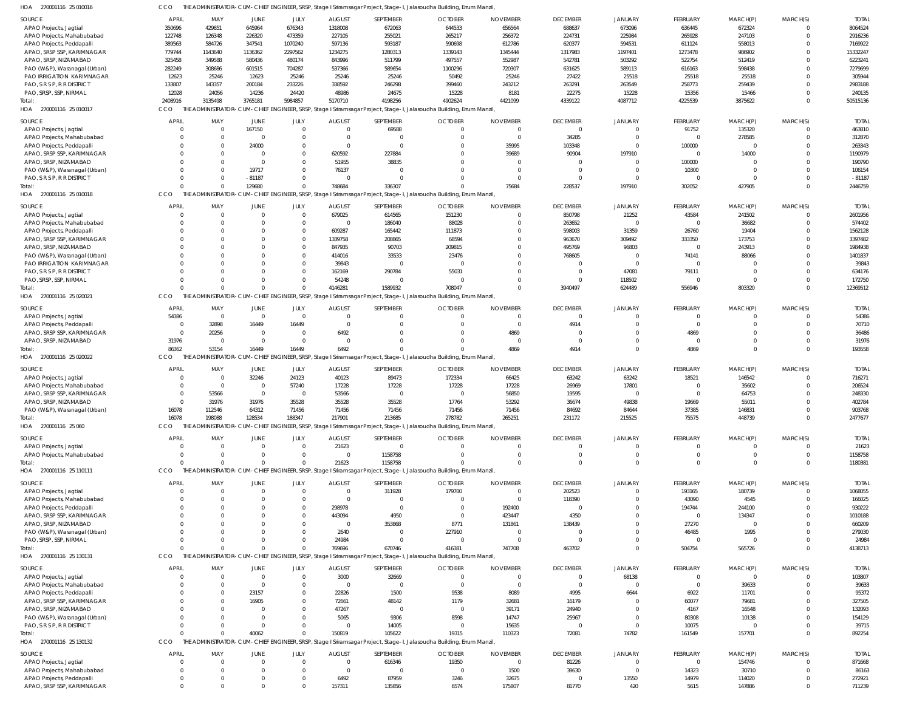HOA 270001116 25 010016 CCO THE ADMINISTRATOR-CUM-CHIEF ENGINEER, SRSP, Stage I Sriramsagar Project, Stage-I, Jalasoudha Building, Errum Manzil,

| SOURCE | APRIL | MAY | JUNE | JULY | AUGUST | SEPTEMBER | OCTOBER | NOVEMBER | DECEMBER | JANUARY | FEBRUARY | MARCH(P) | MARCH(S) | TOTAL |
|---|---|---|---|---|---|---|---|---|---|---|---|---|---|---|
| APAO Projects, Jagtial | 350696 | 429851 | 645964 | 676343 | 1318008 | 672063 | 644533 | 656564 | 688637 | 673096 | 636445 | 672324 | 0 | 8064524 |
| APAO Projects, Mahabubabad | 122748 | 126348 | 226320 | 473359 | 227105 | 255021 | 265217 | 256372 | 224731 | 225984 | 265928 | 247103 | 0 | 2916236 |
| APAO Projects, Peddapalli | 389563 | 584726 | 347541 | 1070240 | 597136 | 593187 | 590698 | 612786 | 620377 | 594531 | 611124 | 558013 | 0 | 7169922 |
| APAO, SRSP SSP, KARIMNAGAR | 779744 | 1143640 | 1136362 | 2297562 | 1234275 | 1280313 | 1339143 | 1345444 | 1317983 | 1197401 | 1273478 | 986902 | 0 | 15332247 |
| APAO, SRSP, NIZAMABAD | 325458 | 349588 | 580436 | 480174 | 843996 | 511799 | 497557 | 552987 | 542781 | 503292 | 522754 | 512419 | 0 | 6223241 |
| PAO (W&P), Waranagal (Urban) | 282249 | 308686 | 601515 | 704287 | 537366 | 589654 | 1100296 | 720307 | 631625 | 589113 | 616163 | 598438 | 0 | 7279699 |
| PAO IRRIGATION KARIMNAGAR | 12623 | 25246 | 12623 | 25246 | 25246 | 25246 | 50492 | 25246 | 27422 | 25518 | 25518 | 25518 | 0 | 305944 |
| PAO, S R S P, R R DISTRICT | 133807 | 143357 | 200184 | 233226 | 338592 | 246298 | 399460 | 243212 | 263291 | 263549 | 258773 | 259439 | 0 | 2983188 |
| PAO, SRSP, SSP, NIRMAL | 12028 | 24056 | 14236 | 24420 | 48986 | 24675 | 15228 | 8181 | 22275 | 15228 | 15356 | 15466 | 0 | 240135 |
| Total: | 2408916 | 3135498 | 3765181 | 5984857 | 5170710 | 4198256 | 4902624 | 4421099 | 4339122 | 4087712 | 4225539 | 3875622 | 0 | 50515136 |

HOA 270001116 25 010017 CCO THE ADMINISTRATOR-CUM-CHIEF ENGINEER, SRSP, Stage I Sriramsagar Project, Stage-I, Jalasoudha Building, Errum Manzil,

| SOURCE | APRIL | MAY | JUNE | JULY | AUGUST | SEPTEMBER | OCTOBER | NOVEMBER | DECEMBER | JANUARY | FEBRUARY | MARCH(P) | MARCH(S) | TOTAL |
|---|---|---|---|---|---|---|---|---|---|---|---|---|---|---|
| APAO Projects, Jagtial | 0 | 0 | 167150 | 0 | 0 | 69588 | 0 | 0 | 0 | 0 | 91752 | 135320 | 0 | 463810 |
| APAO Projects, Mahabubabad | 0 | 0 | 0 | 0 | 0 | 0 | 0 | 0 | 34285 | 0 | 0 | 278585 | 0 | 312870 |
| APAO Projects, Peddapalli | 0 | 0 | 24000 | 0 | 0 | 0 | 0 | 35995 | 103348 | 0 | 100000 | 0 | 0 | 263343 |
| APAO, SRSP SSP, KARIMNAGAR | 0 | 0 | 0 | 0 | 620592 | 227884 | 0 | 39689 | 90904 | 197910 | 0 | 14000 | 0 | 1190979 |
| APAO, SRSP, NIZAMABAD | 0 | 0 | 0 | 0 | 51955 | 38835 | 0 | 0 | 0 | 0 | 100000 | 0 | 0 | 190790 |
| PAO (W&P), Waranagal (Urban) | 0 | 0 | 19717 | 0 | 76137 | 0 | 0 | 0 | 0 | 0 | 10300 | 0 | 0 | 106154 |
| PAO, S R S P, R R DISTRICT | 0 | 0 | -81187 | 0 | 0 | 0 | 0 | 0 | 0 | 0 | 0 | 0 | 0 | -81187 |
| Total: | 0 | 0 | 129680 | 0 | 748684 | 336307 | 0 | 75684 | 228537 | 197910 | 302052 | 427905 | 0 | 2446759 |

HOA 270001116 25 010018 CCO THE ADMINISTRATOR-CUM-CHIEF ENGINEER, SRSP, Stage I Sriramsagar Project, Stage-I, Jalasoudha Building, Errum Manzil,

| SOURCE | APRIL | MAY | JUNE | JULY | AUGUST | SEPTEMBER | OCTOBER | NOVEMBER | DECEMBER | JANUARY | FEBRUARY | MARCH(P) | MARCH(S) | TOTAL |
|---|---|---|---|---|---|---|---|---|---|---|---|---|---|---|
| APAO Projects, Jagtial | 0 | 0 | 0 | 0 | 679025 | 614565 | 151230 | 0 | 850798 | 21252 | 43584 | 241502 | 0 | 2601956 |
| APAO Projects, Mahabubabad | 0 | 0 | 0 | 0 | 0 | 186040 | 88028 | 0 | 263652 | 0 | 0 | 36682 | 0 | 574402 |
| APAO Projects, Peddapalli | 0 | 0 | 0 | 0 | 609287 | 165442 | 111873 | 0 | 598003 | 31359 | 26760 | 19404 | 0 | 1562128 |
| APAO, SRSP SSP, KARIMNAGAR | 0 | 0 | 0 | 0 | 1339758 | 208865 | 68594 | 0 | 963670 | 309492 | 333350 | 173753 | 0 | 3397482 |
| APAO, SRSP, NIZAMABAD | 0 | 0 | 0 | 0 | 847935 | 90703 | 209815 | 0 | 495769 | 96803 | 0 | 243913 | 0 | 1984938 |
| PAO (W&P), Waranagal (Urban) | 0 | 0 | 0 | 0 | 414016 | 33533 | 23476 | 0 | 768605 | 0 | 74141 | 88066 | 0 | 1401837 |
| PAO IRRIGATION KARIMNAGAR | 0 | 0 | 0 | 0 | 39843 | 0 | 0 | 0 | 0 | 0 | 0 | 0 | 0 | 39843 |
| PAO, S R S P, R R DISTRICT | 0 | 0 | 0 | 0 | 162169 | 290784 | 55031 | 0 | 0 | 47081 | 79111 | 0 | 0 | 634176 |
| PAO, SRSP, SSP, NIRMAL | 0 | 0 | 0 | 0 | 54248 | 0 | 0 | 0 | 0 | 118502 | 0 | 0 | 0 | 172750 |
| Total: | 0 | 0 | 0 | 0 | 4146281 | 1589932 | 708047 | 0 | 3940497 | 624489 | 556946 | 803320 | 0 | 12369512 |

HOA 270001116 25 020021 CCO THE ADMINISTRATOR-CUM-CHIEF ENGINEER, SRSP, Stage I Sriramsagar Project, Stage-I, Jalasoudha Building, Errum Manzil,

| SOURCE | APRIL | MAY | JUNE | JULY | AUGUST | SEPTEMBER | OCTOBER | NOVEMBER | DECEMBER | JANUARY | FEBRUARY | MARCH(P) | MARCH(S) | TOTAL |
|---|---|---|---|---|---|---|---|---|---|---|---|---|---|---|
| APAO Projects, Jagtial | 54386 | 0 | 0 | 0 | 0 | 0 | 0 | 0 | 0 | 0 | 0 | 0 | 0 | 54386 |
| APAO Projects, Peddapalli | 0 | 32898 | 16449 | 16449 | 0 | 0 | 0 | 0 | 4914 | 0 | 0 | 0 | 0 | 70710 |
| APAO, SRSP SSP, KARIMNAGAR | 0 | 20256 | 0 | 0 | 6492 | 0 | 0 | 4869 | 0 | 0 | 4869 | 0 | 0 | 36486 |
| APAO, SRSP, NIZAMABAD | 31976 | 0 | 0 | 0 | 0 | 0 | 0 | 0 | 0 | 0 | 0 | 0 | 0 | 31976 |
| Total: | 86362 | 53154 | 16449 | 16449 | 6492 | 0 | 0 | 4869 | 4914 | 0 | 4869 | 0 | 0 | 193558 |

HOA 270001116 25 020022 CCO THE ADMINISTRATOR-CUM-CHIEF ENGINEER, SRSP, Stage I Sriramsagar Project, Stage-I, Jalasoudha Building, Errum Manzil,

| SOURCE | APRIL | MAY | JUNE | JULY | AUGUST | SEPTEMBER | OCTOBER | NOVEMBER | DECEMBER | JANUARY | FEBRUARY | MARCH(P) | MARCH(S) | TOTAL |
|---|---|---|---|---|---|---|---|---|---|---|---|---|---|---|
| APAO Projects, Jagtial | 0 | 0 | 32246 | 24123 | 40123 | 89473 | 172334 | 66425 | 63242 | 63242 | 18521 | 146542 | 0 | 716271 |
| APAO Projects, Mahabubabad | 0 | 0 | 0 | 57240 | 17228 | 17228 | 17228 | 17228 | 26969 | 17801 | 0 | 35602 | 0 | 206524 |
| APAO, SRSP SSP, KARIMNAGAR | 0 | 53566 | 0 | 0 | 53566 | 0 | 0 | 56850 | 19595 | 0 | 0 | 64753 | 0 | 248330 |
| APAO, SRSP, NIZAMABAD | 0 | 31976 | 31976 | 35528 | 35528 | 35528 | 17764 | 53292 | 36674 | 49838 | 19669 | 55011 | 0 | 402784 |
| PAO (W&P), Waranagal (Urban) | 16078 | 112546 | 64312 | 71456 | 71456 | 71456 | 71456 | 71456 | 84692 | 84644 | 37385 | 146831 | 0 | 903768 |
| Total: | 16078 | 198088 | 128534 | 188347 | 217901 | 213685 | 278782 | 265251 | 231172 | 215525 | 75575 | 448739 | 0 | 2477677 |

HOA 270001116 25 060 CCO THE ADMINISTRATOR-CUM-CHIEF ENGINEER, SRSP, Stage I Sriramsagar Project, Stage-I, Jalasoudha Building, Errum Manzil,

| SOURCE | APRIL | MAY | JUNE | JULY | AUGUST | SEPTEMBER | OCTOBER | NOVEMBER | DECEMBER | JANUARY | FEBRUARY | MARCH(P) | MARCH(S) | TOTAL |
|---|---|---|---|---|---|---|---|---|---|---|---|---|---|---|
| APAO Projects, Jagtial | 0 | 0 | 0 | 0 | 21623 | 0 | 0 | 0 | 0 | 0 | 0 | 0 | 0 | 21623 |
| APAO Projects, Mahabubabad | 0 | 0 | 0 | 0 | 0 | 1158758 | 0 | 0 | 0 | 0 | 0 | 0 | 0 | 1158758 |
| Total: | 0 | 0 | 0 | 0 | 21623 | 1158758 | 0 | 0 | 0 | 0 | 0 | 0 | 0 | 1180381 |

HOA 270001116 25 110111 CCO THE ADMINISTRATOR-CUM-CHIEF ENGINEER, SRSP, Stage I Sriramsagar Project, Stage-I, Jalasoudha Building, Errum Manzil,

| SOURCE | APRIL | MAY | JUNE | JULY | AUGUST | SEPTEMBER | OCTOBER | NOVEMBER | DECEMBER | JANUARY | FEBRUARY | MARCH(P) | MARCH(S) | TOTAL |
|---|---|---|---|---|---|---|---|---|---|---|---|---|---|---|
| APAO Projects, Jagtial | 0 | 0 | 0 | 0 | 0 | 311928 | 179700 | 0 | 202523 | 0 | 193165 | 180739 | 0 | 1068055 |
| APAO Projects, Mahabubabad | 0 | 0 | 0 | 0 | 0 | 0 | 0 | 0 | 118390 | 0 | 43090 | 4545 | 0 | 166025 |
| APAO Projects, Peddapalli | 0 | 0 | 0 | 0 | 298978 | 0 | 0 | 192400 | 0 | 0 | 194744 | 244100 | 0 | 930222 |
| APAO, SRSP SSP, KARIMNAGAR | 0 | 0 | 0 | 0 | 443094 | 4950 | 0 | 423447 | 4350 | 0 | 0 | 134347 | 0 | 1010188 |
| APAO, SRSP, NIZAMABAD | 0 | 0 | 0 | 0 | 0 | 353868 | 8771 | 131861 | 138439 | 0 | 27270 | 0 | 0 | 660209 |
| PAO (W&P), Waranagal (Urban) | 0 | 0 | 0 | 0 | 2640 | 0 | 227910 | 0 | 0 | 0 | 46485 | 1995 | 0 | 279030 |
| PAO, SRSP, SSP, NIRMAL | 0 | 0 | 0 | 0 | 24984 | 0 | 0 | 0 | 0 | 0 | 0 | 0 | 0 | 24984 |
| Total: | 0 | 0 | 0 | 0 | 769696 | 670746 | 416381 | 747708 | 463702 | 0 | 504754 | 565726 | 0 | 4138713 |

HOA 270001116 25 130131 CCO THE ADMINISTRATOR-CUM-CHIEF ENGINEER, SRSP, Stage I Sriramsagar Project, Stage-I, Jalasoudha Building, Errum Manzil,

| SOURCE | APRIL | MAY | JUNE | JULY | AUGUST | SEPTEMBER | OCTOBER | NOVEMBER | DECEMBER | JANUARY | FEBRUARY | MARCH(P) | MARCH(S) | TOTAL |
|---|---|---|---|---|---|---|---|---|---|---|---|---|---|---|
| APAO Projects, Jagtial | 0 | 0 | 0 | 0 | 3000 | 32669 | 0 | 0 | 0 | 68138 | 0 | 0 | 0 | 103807 |
| APAO Projects, Mahabubabad | 0 | 0 | 0 | 0 | 0 | 0 | 0 | 0 | 0 | 0 | 0 | 39633 | 0 | 39633 |
| APAO Projects, Peddapalli | 0 | 0 | 23157 | 0 | 22826 | 1500 | 9538 | 8089 | 4995 | 6644 | 6922 | 11701 | 0 | 95372 |
| APAO, SRSP SSP, KARIMNAGAR | 0 | 0 | 16905 | 0 | 72661 | 48142 | 1179 | 32681 | 16179 | 0 | 60077 | 79681 | 0 | 327505 |
| APAO, SRSP, NIZAMABAD | 0 | 0 | 0 | 0 | 47267 | 0 | 0 | 39171 | 24940 | 0 | 4167 | 16548 | 0 | 132093 |
| PAO (W&P), Waranagal (Urban) | 0 | 0 | 0 | 0 | 5065 | 9306 | 8598 | 14747 | 25967 | 0 | 80308 | 10138 | 0 | 154129 |
| PAO, S R S P, R R DISTRICT | 0 | 0 | 0 | 0 | 0 | 14005 | 0 | 15635 | 0 | 0 | 10075 | 0 | 0 | 39715 |
| Total: | 0 | 0 | 40062 | 0 | 150819 | 105622 | 19315 | 110323 | 72081 | 74782 | 161549 | 157701 | 0 | 892254 |

HOA 270001116 25 130132 CCO THE ADMINISTRATOR-CUM-CHIEF ENGINEER, SRSP, Stage I Sriramsagar Project, Stage-I, Jalasoudha Building, Errum Manzil,

| SOURCE | APRIL | MAY | JUNE | JULY | AUGUST | SEPTEMBER | OCTOBER | NOVEMBER | DECEMBER | JANUARY | FEBRUARY | MARCH(P) | MARCH(S) | TOTAL |
|---|---|---|---|---|---|---|---|---|---|---|---|---|---|---|
| APAO Projects, Jagtial | 0 | 0 | 0 | 0 | 0 | 616346 | 19350 | 0 | 81226 | 0 | 0 | 154746 | 0 | 871668 |
| APAO Projects, Mahabubabad | 0 | 0 | 0 | 0 | 0 | 0 | 0 | 1500 | 39630 | 0 | 14323 | 30710 | 0 | 86163 |
| APAO Projects, Peddapalli | 0 | 0 | 0 | 0 | 6492 | 87959 | 3246 | 32675 | 0 | 13550 | 14979 | 114020 | 0 | 272921 |
| APAO, SRSP SSP, KARIMNAGAR | 0 | 0 | 0 | 0 | 157311 | 135856 | 6574 | 175807 | 81770 | 420 | 5615 | 147886 | 0 | 711239 |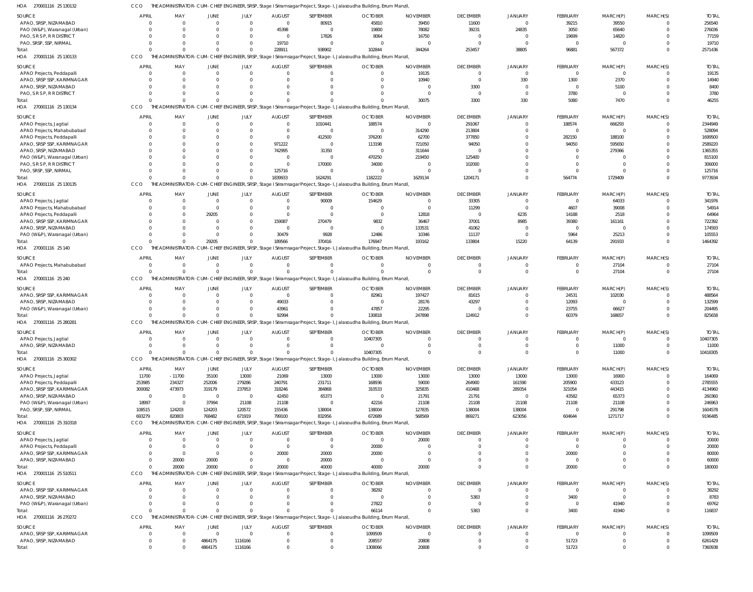HOA 270001116 25 130132 CCO THE ADMINISTRATOR-CUM-CHIEF ENGINEER, SRSP, Stage I Sriramsagar Project, Stage-I, Jalasoudha Building, Errum Manzil,

| SOURCE | APRIL | MAY | JUNE | JULY | AUGUST | SEPTEMBER | OCTOBER | NOVEMBER | DECEMBER | JANUARY | FEBRUARY | MARCH(P) | MARCH(S) | TOTAL |
|---|---|---|---|---|---|---|---|---|---|---|---|---|---|---|
| APAO, SRSP, NIZAMABAD | 0 | 0 | 0 | 0 | 0 | 80915 | 45810 | 39450 | 11600 | 0 | 39215 | 39550 | 0 | 256540 |
| PAO (W&P), Waranagal (Urban) | 0 | 0 | 0 | 0 | 45398 | 0 | 19800 | 78082 | 39231 | 24835 | 3050 | 65640 | 0 | 276036 |
| PAO, S R S P, R R DISTRICT | 0 | 0 | 0 | 0 | 0 | 17826 | 8064 | 16750 | 0 | 0 | 19699 | 14820 | 0 | 77159 |
| PAO, SRSP, SSP, NIRMAL | 0 | 0 | 0 | 0 | 19710 | 0 | 0 | 0 | 0 | 0 | 0 | 0 | 0 | 19710 |
| Total: | 0 | 0 | 0 | 0 | 228911 | 938902 | 102844 | 344264 | 253457 | 38805 | 96881 | 567372 | 0 | 2571436 |

HOA 270001116 25 130133 CCO THE ADMINISTRATOR-CUM-CHIEF ENGINEER, SRSP, Stage I Sriramsagar Project, Stage-I, Jalasoudha Building, Errum Manzil,

| SOURCE | APRIL | MAY | JUNE | JULY | AUGUST | SEPTEMBER | OCTOBER | NOVEMBER | DECEMBER | JANUARY | FEBRUARY | MARCH(P) | MARCH(S) | TOTAL |
|---|---|---|---|---|---|---|---|---|---|---|---|---|---|---|
| APAO Projects, Peddapalli | 0 | 0 | 0 | 0 | 0 | 0 | 0 | 19135 | 0 | 0 | 0 | 0 | 0 | 19135 |
| APAO, SRSP SSP, KARIMNAGAR | 0 | 0 | 0 | 0 | 0 | 0 | 0 | 10940 | 0 | 330 | 1300 | 2370 | 0 | 14940 |
| APAO, SRSP, NIZAMABAD | 0 | 0 | 0 | 0 | 0 | 0 | 0 | 0 | 3300 | 0 | 0 | 5100 | 0 | 8400 |
| PAO, S R S P, R R DISTRICT | 0 | 0 | 0 | 0 | 0 | 0 | 0 | 0 | 0 | 0 | 3780 | 0 | 0 | 3780 |
| Total: | 0 | 0 | 0 | 0 | 0 | 0 | 0 | 30075 | 3300 | 330 | 5080 | 7470 | 0 | 46255 |

HOA 270001116 25 130134 CCO THE ADMINISTRATOR-CUM-CHIEF ENGINEER, SRSP, Stage I Sriramsagar Project, Stage-I, Jalasoudha Building, Errum Manzil,

| SOURCE | APRIL | MAY | JUNE | JULY | AUGUST | SEPTEMBER | OCTOBER | NOVEMBER | DECEMBER | JANUARY | FEBRUARY | MARCH(P) | MARCH(S) | TOTAL |
|---|---|---|---|---|---|---|---|---|---|---|---|---|---|---|
| APAO Projects, Jagtial | 0 | 0 | 0 | 0 | 0 | 1010441 | 188574 | 0 | 291067 | 0 | 188574 | 666293 | 0 | 2344949 |
| APAO Projects, Mahabubabad | 0 | 0 | 0 | 0 | 0 | 0 | 0 | 314290 | 213804 | 0 | 0 | 0 | 0 | 528094 |
| APAO Projects, Peddapalli | 0 | 0 | 0 | 0 | 0 | 412500 | 376200 | 62700 | 377850 | 0 | 282150 | 188100 | 0 | 1699500 |
| APAO, SRSP SSP, KARIMNAGAR | 0 | 0 | 0 | 0 | 971222 | 0 | 113198 | 721050 | 94050 | 0 | 94050 | 595650 | 0 | 2589220 |
| APAO, SRSP, NIZAMABAD | 0 | 0 | 0 | 0 | 742995 | 31350 | 0 | 311644 | 0 | 0 | 0 | 279366 | 0 | 1365355 |
| PAO (W&P), Waranagal (Urban) | 0 | 0 | 0 | 0 | 0 | 0 | 470250 | 219450 | 125400 | 0 | 0 | 0 | 0 | 815100 |
| PAO, S R S P, R R DISTRICT | 0 | 0 | 0 | 0 | 0 | 170000 | 34000 | 0 | 102000 | 0 | 0 | 0 | 0 | 306000 |
| PAO, SRSP, SSP, NIRMAL | 0 | 0 | 0 | 0 | 125716 | 0 | 0 | 0 | 0 | 0 | 0 | 0 | 0 | 125716 |
| Total: | 0 | 0 | 0 | 0 | 1839933 | 1624291 | 1182222 | 1629134 | 1204171 | 0 | 564774 | 1729409 | 0 | 9773934 |

HOA 270001116 25 130135 CCO THE ADMINISTRATOR-CUM-CHIEF ENGINEER, SRSP, Stage I Sriramsagar Project, Stage-I, Jalasoudha Building, Errum Manzil,

| SOURCE | APRIL | MAY | JUNE | JULY | AUGUST | SEPTEMBER | OCTOBER | NOVEMBER | DECEMBER | JANUARY | FEBRUARY | MARCH(P) | MARCH(S) | TOTAL |
|---|---|---|---|---|---|---|---|---|---|---|---|---|---|---|
| APAO Projects, Jagtial | 0 | 0 | 0 | 0 | 0 | 90009 | 154629 | 0 | 33305 | 0 | 0 | 64033 | 0 | 341976 |
| APAO Projects, Mahabubabad | 0 | 0 | 0 | 0 | 0 | 0 | 0 | 0 | 11299 | 0 | 4607 | 39008 | 0 | 54914 |
| APAO Projects, Peddapalli | 0 | 0 | 29205 | 0 | 0 | 0 | 0 | 12818 | 0 | 6235 | 14188 | 2518 | 0 | 64964 |
| APAO, SRSP SSP, KARIMNAGAR | 0 | 0 | 0 | 0 | 159087 | 270479 | 9832 | 36467 | 37001 | 8985 | 39380 | 161161 | 0 | 722392 |
| APAO, SRSP, NIZAMABAD | 0 | 0 | 0 | 0 | 0 | 0 | 0 | 133531 | 41062 | 0 | 0 | 0 | 0 | 174593 |
| PAO (W&P), Waranagal (Urban) | 0 | 0 | 0 | 0 | 30479 | 9928 | 12486 | 10346 | 11137 | 0 | 5964 | 25213 | 0 | 105553 |
| Total: | 0 | 0 | 29205 | 0 | 189566 | 370416 | 176947 | 193162 | 133804 | 15220 | 64139 | 291933 | 0 | 1464392 |

HOA 270001116 25 140 CCO THE ADMINISTRATOR-CUM-CHIEF ENGINEER, SRSP, Stage I Sriramsagar Project, Stage-I, Jalasoudha Building, Errum Manzil,

| SOURCE | APRIL | MAY | JUNE | JULY | AUGUST | SEPTEMBER | OCTOBER | NOVEMBER | DECEMBER | JANUARY | FEBRUARY | MARCH(P) | MARCH(S) | TOTAL |
|---|---|---|---|---|---|---|---|---|---|---|---|---|---|---|
| APAO Projects, Mahabubabad | 0 | 0 | 0 | 0 | 0 | 0 | 0 | 0 | 0 | 0 | 0 | 27104 | 0 | 27104 |
| Total: | 0 | 0 | 0 | 0 | 0 | 0 | 0 | 0 | 0 | 0 | 0 | 27104 | 0 | 27104 |

HOA 270001116 25 240 CCO THE ADMINISTRATOR-CUM-CHIEF ENGINEER, SRSP, Stage I Sriramsagar Project, Stage-I, Jalasoudha Building, Errum Manzil,

| SOURCE | APRIL | MAY | JUNE | JULY | AUGUST | SEPTEMBER | OCTOBER | NOVEMBER | DECEMBER | JANUARY | FEBRUARY | MARCH(P) | MARCH(S) | TOTAL |
|---|---|---|---|---|---|---|---|---|---|---|---|---|---|---|
| APAO, SRSP SSP, KARIMNAGAR | 0 | 0 | 0 | 0 | 0 | 0 | 82961 | 197427 | 81615 | 0 | 24531 | 102030 | 0 | 488564 |
| APAO, SRSP, NIZAMABAD | 0 | 0 | 0 | 0 | 49033 | 0 | 0 | 28176 | 43297 | 0 | 12093 | 0 | 0 | 132599 |
| PAO (W&P), Waranagal (Urban) | 0 | 0 | 0 | 0 | 43961 | 0 | 47857 | 22295 | 0 | 0 | 23755 | 66627 | 0 | 204495 |
| Total: | 0 | 0 | 0 | 0 | 92994 | 0 | 130818 | 247898 | 124912 | 0 | 60379 | 168657 | 0 | 825658 |

HOA 270001116 25 280281 CCO THE ADMINISTRATOR-CUM-CHIEF ENGINEER, SRSP, Stage I Sriramsagar Project, Stage-I, Jalasoudha Building, Errum Manzil,

| SOURCE | APRIL | MAY | JUNE | JULY | AUGUST | SEPTEMBER | OCTOBER | NOVEMBER | DECEMBER | JANUARY | FEBRUARY | MARCH(P) | MARCH(S) | TOTAL |
|---|---|---|---|---|---|---|---|---|---|---|---|---|---|---|
| APAO Projects, Jagtial | 0 | 0 | 0 | 0 | 0 | 0 | 10407305 | 0 | 0 | 0 | 0 | 0 | 0 | 10407305 |
| APAO, SRSP, NIZAMABAD | 0 | 0 | 0 | 0 | 0 | 0 | 0 | 0 | 0 | 0 | 0 | 11000 | 0 | 11000 |
| Total: | 0 | 0 | 0 | 0 | 0 | 0 | 10407305 | 0 | 0 | 0 | 0 | 11000 | 0 | 10418305 |

HOA 270001116 25 300302 CCO THE ADMINISTRATOR-CUM-CHIEF ENGINEER, SRSP, Stage I Sriramsagar Project, Stage-I, Jalasoudha Building, Errum Manzil,

| SOURCE | APRIL | MAY | JUNE | JULY | AUGUST | SEPTEMBER | OCTOBER | NOVEMBER | DECEMBER | JANUARY | FEBRUARY | MARCH(P) | MARCH(S) | TOTAL |
|---|---|---|---|---|---|---|---|---|---|---|---|---|---|---|
| APAO Projects, Jagtial | 11700 | -11700 | 35100 | 13000 | 21069 | 13000 | 13000 | 13000 | 13000 | 13000 | 13000 | 16900 | 0 | 164069 |
| APAO Projects, Peddapalli | 253985 | 234327 | 252006 | 279286 | 240791 | 231711 | 168936 | 59000 | 264900 | 161590 | 205900 | 433123 | 0 | 2785555 |
| APAO, SRSP SSP, KARIMNAGAR | 300082 | 473973 | 319179 | 237953 | 318246 | 384868 | 310533 | 325835 | 410468 | 289354 | 321054 | 443415 | 0 | 4134960 |
| APAO, SRSP, NIZAMABAD | 0 | 0 | 0 | 0 | 42450 | 65373 | 0 | 21791 | 21791 | 0 | 43582 | 65373 | 0 | 260360 |
| PAO (W&P), Waranagal (Urban) | 18997 | 0 | 37994 | 21108 | 21108 | 0 | 42216 | 21108 | 21108 | 21108 | 21108 | 21108 | 0 | 246963 |
| PAO, SRSP, SSP, NIRMAL | 108515 | 124203 | 124203 | 120572 | 155436 | 138004 | 138004 | 127835 | 138004 | 138004 | 0 | 291798 | 0 | 1604578 |
| Total: | 693279 | 820803 | 768482 | 671919 | 799100 | 832956 | 672689 | 568569 | 869271 | 623056 | 604644 | 1271717 | 0 | 9196485 |

HOA 270001116 25 310318 CCO THE ADMINISTRATOR-CUM-CHIEF ENGINEER, SRSP, Stage I Sriramsagar Project, Stage-I, Jalasoudha Building, Errum Manzil,

| SOURCE | APRIL | MAY | JUNE | JULY | AUGUST | SEPTEMBER | OCTOBER | NOVEMBER | DECEMBER | JANUARY | FEBRUARY | MARCH(P) | MARCH(S) | TOTAL |
|---|---|---|---|---|---|---|---|---|---|---|---|---|---|---|
| APAO Projects, Jagtial | 0 | 0 | 0 | 0 | 0 | 0 | 0 | 20000 | 0 | 0 | 0 | 0 | 0 | 20000 |
| APAO Projects, Peddapalli | 0 | 0 | 0 | 0 | 0 | 0 | 20000 | 0 | 0 | 0 | 0 | 0 | 0 | 20000 |
| APAO, SRSP SSP, KARIMNAGAR | 0 | 0 | 0 | 0 | 20000 | 20000 | 20000 | 0 | 0 | 0 | 20000 | 0 | 0 | 80000 |
| APAO, SRSP, NIZAMABAD | 0 | 20000 | 20000 | 0 | 0 | 20000 | 0 | 0 | 0 | 0 | 0 | 0 | 0 | 60000 |
| Total: | 0 | 20000 | 20000 | 0 | 20000 | 40000 | 40000 | 20000 | 0 | 0 | 20000 | 0 | 0 | 180000 |

HOA 270001116 25 510511 CCO THE ADMINISTRATOR-CUM-CHIEF ENGINEER, SRSP, Stage I Sriramsagar Project, Stage-I, Jalasoudha Building, Errum Manzil,

| SOURCE | APRIL | MAY | JUNE | JULY | AUGUST | SEPTEMBER | OCTOBER | NOVEMBER | DECEMBER | JANUARY | FEBRUARY | MARCH(P) | MARCH(S) | TOTAL |
|---|---|---|---|---|---|---|---|---|---|---|---|---|---|---|
| APAO, SRSP SSP, KARIMNAGAR | 0 | 0 | 0 | 0 | 0 | 0 | 38292 | 0 | 0 | 0 | 0 | 0 | 0 | 38292 |
| APAO, SRSP, NIZAMABAD | 0 | 0 | 0 | 0 | 0 | 0 | 0 | 0 | 5383 | 0 | 3400 | 0 | 0 | 8783 |
| PAO (W&P), Waranagal (Urban) | 0 | 0 | 0 | 0 | 0 | 0 | 27822 | 0 | 0 | 0 | 0 | 41940 | 0 | 69762 |
| Total: | 0 | 0 | 0 | 0 | 0 | 0 | 66114 | 0 | 5383 | 0 | 3400 | 41940 | 0 | 116837 |

HOA 270001116 26 270272 CCO THE ADMINISTRATOR-CUM-CHIEF ENGINEER, SRSP, Stage I Sriramsagar Project, Stage-I, Jalasoudha Building, Errum Manzil,

| SOURCE | APRIL | MAY | JUNE | JULY | AUGUST | SEPTEMBER | OCTOBER | NOVEMBER | DECEMBER | JANUARY | FEBRUARY | MARCH(P) | MARCH(S) | TOTAL |
|---|---|---|---|---|---|---|---|---|---|---|---|---|---|---|
| APAO, SRSP SSP, KARIMNAGAR | 0 | 0 | 0 | 0 | 0 | 0 | 1099509 | 0 | 0 | 0 | 0 | 0 | 0 | 1099509 |
| APAO, SRSP, NIZAMABAD | 0 | 0 | 4864175 | 1116166 | 0 | 0 | 208557 | 20808 | 0 | 0 | 51723 | 0 | 0 | 6261429 |
| Total: | 0 | 0 | 4864175 | 1116166 | 0 | 0 | 1308066 | 20808 | 0 | 0 | 51723 | 0 | 0 | 7360938 |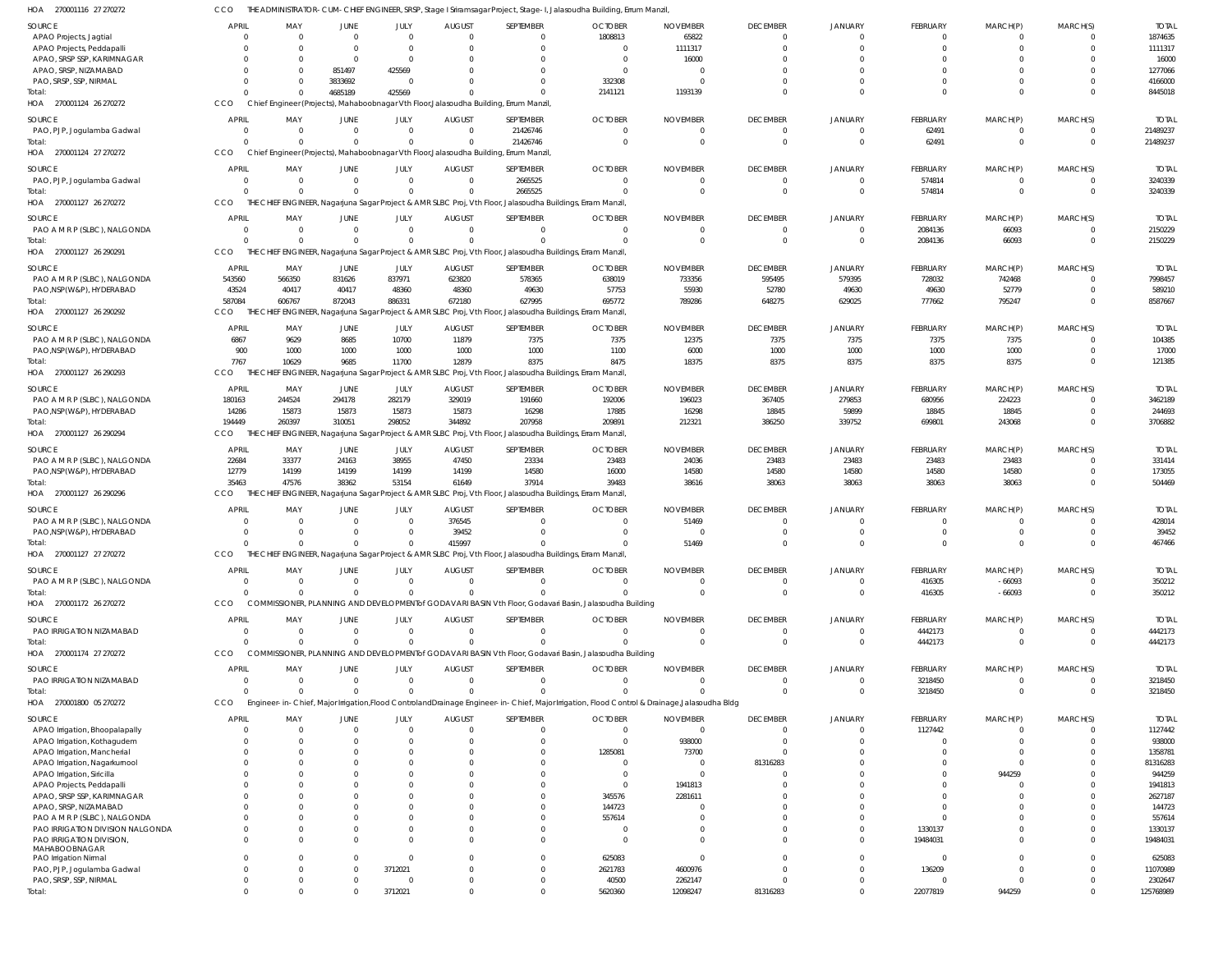HOA 270001116 27 270272 CCO THE ADMINISTRATOR-CUM-CHIEF ENGINEER, SRSP, Stage I Sriramsagar Project, Stage-I, Jalasoudha Building, Errum Manzil,

| SOURCE | APRIL | MAY | JUNE | JULY | AUGUST | SEPTEMBER | OCTOBER | NOVEMBER | DECEMBER | JANUARY | FEBRUARY | MARCH(P) | MARCH(S) | TOTAL |
|---|---|---|---|---|---|---|---|---|---|---|---|---|---|---|
| APAO Projects, Jagtial | 0 | 0 | 0 | 0 | 0 | 0 | 1808813 | 65822 | 0 | 0 | 0 | 0 | 0 | 1874635 |
| APAO Projects, Peddapalli | 0 | 0 | 0 | 0 | 0 | 0 | 0 | 1111317 | 0 | 0 | 0 | 0 | 0 | 1111317 |
| APAO, SRSP SSP, KARIMNAGAR | 0 | 0 | 0 | 0 | 0 | 0 | 0 | 16000 | 0 | 0 | 0 | 0 | 0 | 16000 |
| APAO, SRSP, NIZAMABAD | 0 | 0 | 851497 | 425569 | 0 | 0 | 0 | 0 | 0 | 0 | 0 | 0 | 0 | 1277066 |
| PAO, SRSP, SSP, NIRMAL | 0 | 0 | 3833692 | 0 | 0 | 0 | 332308 | 0 | 0 | 0 | 0 | 0 | 0 | 4166000 |
| Total: | 0 | 0 | 4685189 | 425569 | 0 | 0 | 2141121 | 1193139 | 0 | 0 | 0 | 0 | 0 | 8445018 |

HOA 270001124 26 270272 CCO Chief Engineer(Projects), Mahaboobnagar Vth Floor,Jalasoudha Building, Errum Manzil,

| SOURCE | APRIL | MAY | JUNE | JULY | AUGUST | SEPTEMBER | OCTOBER | NOVEMBER | DECEMBER | JANUARY | FEBRUARY | MARCH(P) | MARCH(S) | TOTAL |
|---|---|---|---|---|---|---|---|---|---|---|---|---|---|---|
| PAO, PJP, Jogulamba Gadwal | 0 | 0 | 0 | 0 | 0 | 21426746 | 0 | 0 | 0 | 0 | 62491 | 0 | 0 | 21489237 |
| Total: | 0 | 0 | 0 | 0 | 0 | 21426746 | 0 | 0 | 0 | 0 | 62491 | 0 | 0 | 21489237 |

HOA 270001124 27 270272 CCO Chief Engineer(Projects), Mahaboobnagar Vth Floor,Jalasoudha Building, Errum Manzil,

| SOURCE | APRIL | MAY | JUNE | JULY | AUGUST | SEPTEMBER | OCTOBER | NOVEMBER | DECEMBER | JANUARY | FEBRUARY | MARCH(P) | MARCH(S) | TOTAL |
|---|---|---|---|---|---|---|---|---|---|---|---|---|---|---|
| PAO, PJP, Jogulamba Gadwal | 0 | 0 | 0 | 0 | 0 | 2665525 | 0 | 0 | 0 | 0 | 574814 | 0 | 0 | 3240339 |
| Total: | 0 | 0 | 0 | 0 | 0 | 2665525 | 0 | 0 | 0 | 0 | 574814 | 0 | 0 | 3240339 |

HOA 270001127 26 270272 CCO THE CHIEF ENGINEER, Nagarjuna Sagar Project & AMR SLBC Proj, Vth Floor, Jalasoudha Buildings, Erram Manzil,

| SOURCE | APRIL | MAY | JUNE | JULY | AUGUST | SEPTEMBER | OCTOBER | NOVEMBER | DECEMBER | JANUARY | FEBRUARY | MARCH(P) | MARCH(S) | TOTAL |
|---|---|---|---|---|---|---|---|---|---|---|---|---|---|---|
| PAO A M R P (SLBC), NALGONDA | 0 | 0 | 0 | 0 | 0 | 0 | 0 | 0 | 0 | 0 | 2084136 | 66093 | 0 | 2150229 |
| Total: | 0 | 0 | 0 | 0 | 0 | 0 | 0 | 0 | 0 | 0 | 2084136 | 66093 | 0 | 2150229 |

HOA 270001127 26 290291 CCO THE CHIEF ENGINEER, Nagarjuna Sagar Project & AMR SLBC Proj, Vth Floor, Jalasoudha Buildings, Erram Manzil,

| SOURCE | APRIL | MAY | JUNE | JULY | AUGUST | SEPTEMBER | OCTOBER | NOVEMBER | DECEMBER | JANUARY | FEBRUARY | MARCH(P) | MARCH(S) | TOTAL |
|---|---|---|---|---|---|---|---|---|---|---|---|---|---|---|
| PAO A M R P (SLBC), NALGONDA | 543560 | 566350 | 831626 | 837971 | 623820 | 578365 | 638019 | 733356 | 595495 | 579395 | 728032 | 742468 | 0 | 7998457 |
| PAO,NSP(W&P), HYDERABAD | 43524 | 40417 | 40417 | 48360 | 48360 | 49630 | 57753 | 55930 | 52780 | 49630 | 49630 | 52779 | 0 | 589210 |
| Total: | 587084 | 606767 | 872043 | 886331 | 672180 | 627995 | 695772 | 789286 | 648275 | 629025 | 777662 | 795247 | 0 | 8587667 |

HOA 270001127 26 290292 CCO THE CHIEF ENGINEER, Nagarjuna Sagar Project & AMR SLBC Proj, Vth Floor, Jalasoudha Buildings, Erram Manzil,

| SOURCE | APRIL | MAY | JUNE | JULY | AUGUST | SEPTEMBER | OCTOBER | NOVEMBER | DECEMBER | JANUARY | FEBRUARY | MARCH(P) | MARCH(S) | TOTAL |
|---|---|---|---|---|---|---|---|---|---|---|---|---|---|---|
| PAO A M R P (SLBC), NALGONDA | 6867 | 9629 | 8685 | 10700 | 11879 | 7375 | 7375 | 12375 | 7375 | 7375 | 7375 | 7375 | 0 | 104385 |
| PAO,NSP(W&P), HYDERABAD | 900 | 1000 | 1000 | 1000 | 1000 | 1000 | 1100 | 6000 | 1000 | 1000 | 1000 | 1000 | 0 | 17000 |
| Total: | 7767 | 10629 | 9685 | 11700 | 12879 | 8375 | 8475 | 18375 | 8375 | 8375 | 8375 | 8375 | 0 | 121385 |

HOA 270001127 26 290293 CCO THE CHIEF ENGINEER, Nagarjuna Sagar Project & AMR SLBC Proj, Vth Floor, Jalasoudha Buildings, Erram Manzil,

| SOURCE | APRIL | MAY | JUNE | JULY | AUGUST | SEPTEMBER | OCTOBER | NOVEMBER | DECEMBER | JANUARY | FEBRUARY | MARCH(P) | MARCH(S) | TOTAL |
|---|---|---|---|---|---|---|---|---|---|---|---|---|---|---|
| PAO A M R P (SLBC), NALGONDA | 180163 | 244524 | 294178 | 282179 | 329019 | 191660 | 192006 | 196023 | 367405 | 279853 | 680956 | 224223 | 0 | 3462189 |
| PAO,NSP(W&P), HYDERABAD | 14286 | 15873 | 15873 | 15873 | 15873 | 16298 | 17885 | 16298 | 18845 | 59899 | 18845 | 18845 | 0 | 244693 |
| Total: | 194449 | 260397 | 310051 | 298052 | 344892 | 207958 | 209891 | 212321 | 386250 | 339752 | 699801 | 243068 | 0 | 3706882 |

HOA 270001127 26 290294 CCO THE CHIEF ENGINEER, Nagarjuna Sagar Project & AMR SLBC Proj, Vth Floor, Jalasoudha Buildings, Erram Manzil,

| SOURCE | APRIL | MAY | JUNE | JULY | AUGUST | SEPTEMBER | OCTOBER | NOVEMBER | DECEMBER | JANUARY | FEBRUARY | MARCH(P) | MARCH(S) | TOTAL |
|---|---|---|---|---|---|---|---|---|---|---|---|---|---|---|
| PAO A M R P (SLBC), NALGONDA | 22684 | 33377 | 24163 | 38955 | 47450 | 23334 | 23483 | 24036 | 23483 | 23483 | 23483 | 23483 | 0 | 331414 |
| PAO,NSP(W&P), HYDERABAD | 12779 | 14199 | 14199 | 14199 | 14199 | 14580 | 16000 | 14580 | 14580 | 14580 | 14580 | 14580 | 0 | 173055 |
| Total: | 35463 | 47576 | 38362 | 53154 | 61649 | 37914 | 39483 | 38616 | 38063 | 38063 | 38063 | 38063 | 0 | 504469 |

HOA 270001127 26 290296 CCO THE CHIEF ENGINEER, Nagarjuna Sagar Project & AMR SLBC Proj, Vth Floor, Jalasoudha Buildings, Erram Manzil,

| SOURCE | APRIL | MAY | JUNE | JULY | AUGUST | SEPTEMBER | OCTOBER | NOVEMBER | DECEMBER | JANUARY | FEBRUARY | MARCH(P) | MARCH(S) | TOTAL |
|---|---|---|---|---|---|---|---|---|---|---|---|---|---|---|
| PAO A M R P (SLBC), NALGONDA | 0 | 0 | 0 | 0 | 376545 | 0 | 0 | 51469 | 0 | 0 | 0 | 0 | 0 | 428014 |
| PAO,NSP(W&P), HYDERABAD | 0 | 0 | 0 | 0 | 39452 | 0 | 0 | 0 | 0 | 0 | 0 | 0 | 0 | 39452 |
| Total: | 0 | 0 | 0 | 0 | 415997 | 0 | 0 | 51469 | 0 | 0 | 0 | 0 | 0 | 467466 |

HOA 270001127 27 270272 CCO THE CHIEF ENGINEER, Nagarjuna Sagar Project & AMR SLBC Proj, Vth Floor, Jalasoudha Buildings, Erram Manzil,

| SOURCE | APRIL | MAY | JUNE | JULY | AUGUST | SEPTEMBER | OCTOBER | NOVEMBER | DECEMBER | JANUARY | FEBRUARY | MARCH(P) | MARCH(S) | TOTAL |
|---|---|---|---|---|---|---|---|---|---|---|---|---|---|---|
| PAO A M R P (SLBC), NALGONDA | 0 | 0 | 0 | 0 | 0 | 0 | 0 | 0 | 0 | 0 | 416305 | -66093 | 0 | 350212 |
| Total: | 0 | 0 | 0 | 0 | 0 | 0 | 0 | 0 | 0 | 0 | 416305 | -66093 | 0 | 350212 |

HOA 270001172 26 270272 CCO COMMISSIONER, PLANNING AND DEVELOPMENTof GODAVARI BASIN Vth Floor, Godavari Basin, Jalasoudha Building

| SOURCE | APRIL | MAY | JUNE | JULY | AUGUST | SEPTEMBER | OCTOBER | NOVEMBER | DECEMBER | JANUARY | FEBRUARY | MARCH(P) | MARCH(S) | TOTAL |
|---|---|---|---|---|---|---|---|---|---|---|---|---|---|---|
| PAO IRRIGATION NIZAMABAD | 0 | 0 | 0 | 0 | 0 | 0 | 0 | 0 | 0 | 0 | 4442173 | 0 | 0 | 4442173 |
| Total: | 0 | 0 | 0 | 0 | 0 | 0 | 0 | 0 | 0 | 0 | 4442173 | 0 | 0 | 4442173 |

HOA 270001174 27 270272 CCO COMMISSIONER, PLANNING AND DEVELOPMENTof GODAVARI BASIN Vth Floor, Godavari Basin, Jalasoudha Building

| SOURCE | APRIL | MAY | JUNE | JULY | AUGUST | SEPTEMBER | OCTOBER | NOVEMBER | DECEMBER | JANUARY | FEBRUARY | MARCH(P) | MARCH(S) | TOTAL |
|---|---|---|---|---|---|---|---|---|---|---|---|---|---|---|
| PAO IRRIGATION NIZAMABAD | 0 | 0 | 0 | 0 | 0 | 0 | 0 | 0 | 0 | 0 | 3218450 | 0 | 0 | 3218450 |
| Total: | 0 | 0 | 0 | 0 | 0 | 0 | 0 | 0 | 0 | 0 | 3218450 | 0 | 0 | 3218450 |

HOA 270001800 05 270272 CCO Engineer-in-Chief, MajorIrrigation,Flood ControlandDrainage Engineer-in-Chief, MajorIrrigation, Flood Control & Drainage,Jalasoudha Bldg

| SOURCE | APRIL | MAY | JUNE | JULY | AUGUST | SEPTEMBER | OCTOBER | NOVEMBER | DECEMBER | JANUARY | FEBRUARY | MARCH(P) | MARCH(S) | TOTAL |
|---|---|---|---|---|---|---|---|---|---|---|---|---|---|---|
| APAO Irrigation, Bhoopalapally | 0 | 0 | 0 | 0 | 0 | 0 | 0 | 0 | 0 | 0 | 1127442 | 0 | 0 | 1127442 |
| APAO Irrigation, Kothagudem | 0 | 0 | 0 | 0 | 0 | 0 | 0 | 938000 | 0 | 0 | 0 | 0 | 0 | 938000 |
| APAO Irrigation, Mancherial | 0 | 0 | 0 | 0 | 0 | 0 | 1285081 | 73700 | 0 | 0 | 0 | 0 | 0 | 1358781 |
| APAO Irrigation, Nagarkurnool | 0 | 0 | 0 | 0 | 0 | 0 | 0 | 0 | 81316283 | 0 | 0 | 0 | 0 | 81316283 |
| APAO Irrigation, Siricilla | 0 | 0 | 0 | 0 | 0 | 0 | 0 | 0 | 0 | 0 | 0 | 944259 | 0 | 944259 |
| APAO Projects, Peddapalli | 0 | 0 | 0 | 0 | 0 | 0 | 0 | 1941813 | 0 | 0 | 0 | 0 | 0 | 1941813 |
| APAO, SRSP SSP, KARIMNAGAR | 0 | 0 | 0 | 0 | 0 | 0 | 345576 | 2281611 | 0 | 0 | 0 | 0 | 0 | 2627187 |
| APAO, SRSP, NIZAMABAD | 0 | 0 | 0 | 0 | 0 | 0 | 144723 | 0 | 0 | 0 | 0 | 0 | 0 | 144723 |
| PAO A M R P (SLBC), NALGONDA | 0 | 0 | 0 | 0 | 0 | 0 | 557614 | 0 | 0 | 0 | 0 | 0 | 0 | 557614 |
| PAO IRRIGATION DIVISION NALGONDA | 0 | 0 | 0 | 0 | 0 | 0 | 0 | 0 | 0 | 0 | 1330137 | 0 | 0 | 1330137 |
| PAO IRRIGATION DIVISION, MAHABOOBNAGAR | 0 | 0 | 0 | 0 | 0 | 0 | 0 | 0 | 0 | 0 | 19484031 | 0 | 0 | 19484031 |
| PAO Irrigation Nirmal | 0 | 0 | 0 | 0 | 0 | 0 | 625083 | 0 | 0 | 0 | 0 | 0 | 0 | 625083 |
| PAO, PJP, Jogulamba Gadwal | 0 | 0 | 0 | 3712021 | 0 | 0 | 2621783 | 4600976 | 0 | 0 | 136209 | 0 | 0 | 11070989 |
| PAO, SRSP, SSP, NIRMAL | 0 | 0 | 0 | 0 | 0 | 0 | 40500 | 2262147 | 0 | 0 | 0 | 0 | 0 | 2302647 |
| Total: | 0 | 0 | 0 | 3712021 | 0 | 0 | 5620360 | 12098247 | 81316283 | 0 | 22077819 | 944259 | 0 | 125768989 |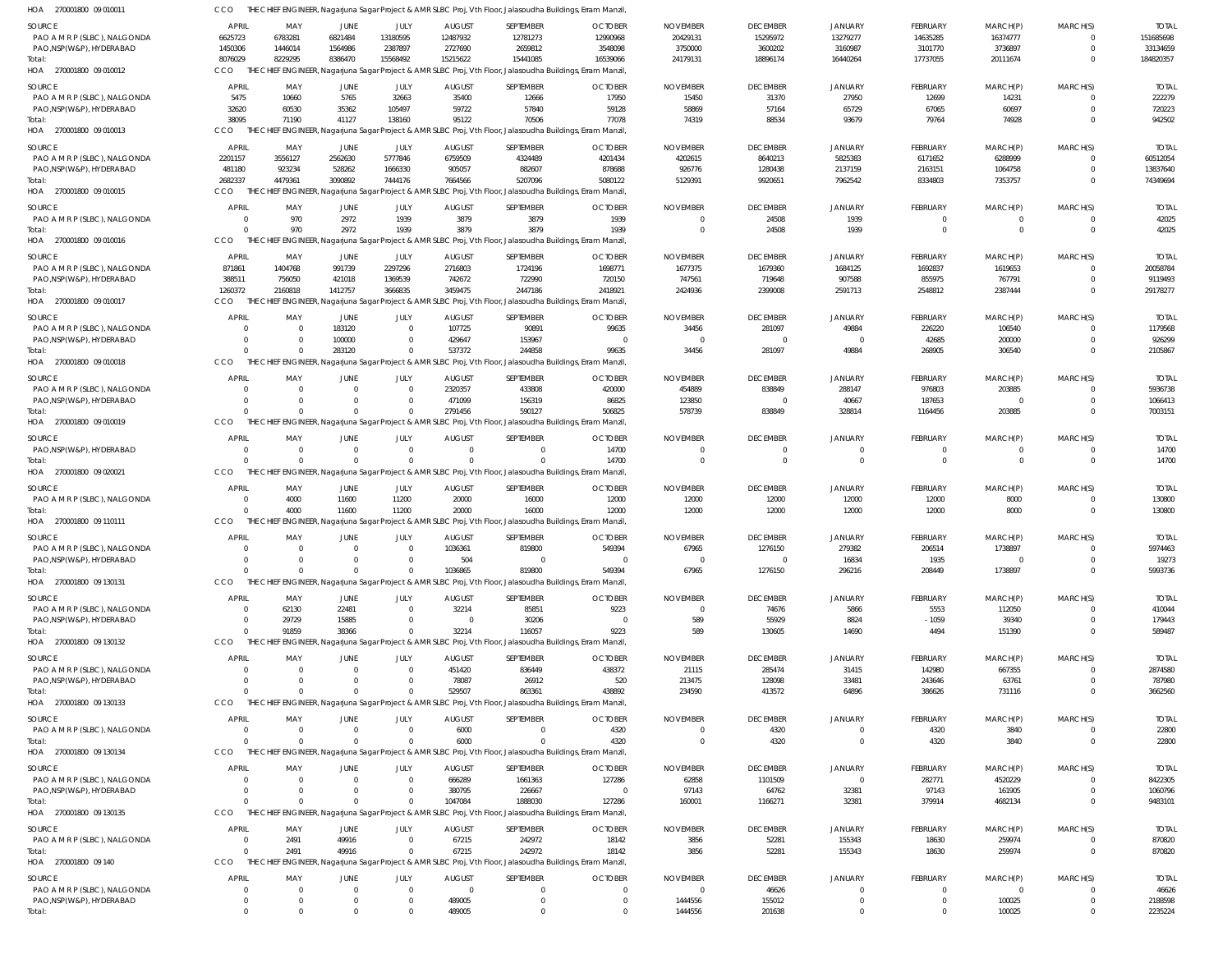HOA 270001800 09 010011 CCO THE CHIEF ENGINEER, Nagarjuna Sagar Project & AMRSLBC Proj, Vth Floor, Jalasoudha Buildings, Erram Manzil,

| SOURCE | APRIL | MAY | JUNE | JULY | AUGUST | SEPTEMBER | OCTOBER | NOVEMBER | DECEMBER | JANUARY | FEBRUARY | MARCH(P) | MARCH(S) | TOTAL |
|---|---|---|---|---|---|---|---|---|---|---|---|---|---|---|
| PAO A M R P (SLBC), NALGONDA | 6625723 | 6783281 | 6821484 | 13180595 | 12487932 | 12781273 | 12990968 | 20429131 | 15295972 | 13279277 | 14635285 | 16374777 | 0 | 151685698 |
| PAO,NSP(W&P), HYDERABAD | 1450306 | 1446014 | 1564986 | 2387897 | 2727690 | 2659812 | 3548098 | 3750000 | 3600202 | 3160987 | 3101770 | 3736897 | 0 | 33134659 |
| Total: | 8076029 | 8229295 | 8386470 | 15568492 | 15215622 | 15441085 | 16539066 | 24179131 | 18896174 | 16440264 | 17737055 | 20111674 | 0 | 184820357 |

HOA 270001800 09 010012 CCO THE CHIEF ENGINEER, Nagarjuna Sagar Project & AMRSLBC Proj, Vth Floor, Jalasoudha Buildings, Erram Manzil,

| SOURCE | APRIL | MAY | JUNE | JULY | AUGUST | SEPTEMBER | OCTOBER | NOVEMBER | DECEMBER | JANUARY | FEBRUARY | MARCH(P) | MARCH(S) | TOTAL |
|---|---|---|---|---|---|---|---|---|---|---|---|---|---|---|
| PAO A M R P (SLBC), NALGONDA | 5475 | 10660 | 5765 | 32663 | 35400 | 12666 | 17950 | 15450 | 31370 | 27950 | 12699 | 14231 | 0 | 222279 |
| PAO,NSP(W&P), HYDERABAD | 32620 | 60530 | 35362 | 105497 | 59722 | 57840 | 59128 | 58869 | 57164 | 65729 | 67065 | 60697 | 0 | 720223 |
| Total: | 38095 | 71190 | 41127 | 138160 | 95122 | 70506 | 77078 | 74319 | 88534 | 93679 | 79764 | 74928 | 0 | 942502 |

HOA 270001800 09 010013 CCO THE CHIEF ENGINEER, Nagarjuna Sagar Project & AMRSLBC Proj, Vth Floor, Jalasoudha Buildings, Erram Manzil,

| SOURCE | APRIL | MAY | JUNE | JULY | AUGUST | SEPTEMBER | OCTOBER | NOVEMBER | DECEMBER | JANUARY | FEBRUARY | MARCH(P) | MARCH(S) | TOTAL |
|---|---|---|---|---|---|---|---|---|---|---|---|---|---|---|
| PAO A M R P (SLBC), NALGONDA | 2201157 | 3556127 | 2562630 | 5777846 | 6759509 | 4324489 | 4201434 | 4202615 | 8640213 | 5825383 | 6171652 | 6288999 | 0 | 60512054 |
| PAO,NSP(W&P), HYDERABAD | 481180 | 923234 | 528262 | 1666330 | 905057 | 882607 | 878688 | 926776 | 1280438 | 2137159 | 2163151 | 1064758 | 0 | 13837640 |
| Total: | 2682337 | 4479361 | 3090892 | 7444176 | 7664566 | 5207096 | 5080122 | 5129391 | 9920651 | 7962542 | 8334803 | 7353757 | 0 | 74349694 |

HOA 270001800 09 010015 CCO THE CHIEF ENGINEER, Nagarjuna Sagar Project & AMRSLBC Proj, Vth Floor, Jalasoudha Buildings, Erram Manzil,

| SOURCE | APRIL | MAY | JUNE | JULY | AUGUST | SEPTEMBER | OCTOBER | NOVEMBER | DECEMBER | JANUARY | FEBRUARY | MARCH(P) | MARCH(S) | TOTAL |
|---|---|---|---|---|---|---|---|---|---|---|---|---|---|---|
| PAO A M R P (SLBC), NALGONDA | 0 | 970 | 2972 | 1939 | 3879 | 3879 | 1939 | 0 | 24508 | 1939 | 0 | 0 | 0 | 42025 |
| Total: | 0 | 970 | 2972 | 1939 | 3879 | 3879 | 1939 | 0 | 24508 | 1939 | 0 | 0 | 0 | 42025 |

HOA 270001800 09 010016 CCO THE CHIEF ENGINEER, Nagarjuna Sagar Project & AMRSLBC Proj, Vth Floor, Jalasoudha Buildings, Erram Manzil,

| SOURCE | APRIL | MAY | JUNE | JULY | AUGUST | SEPTEMBER | OCTOBER | NOVEMBER | DECEMBER | JANUARY | FEBRUARY | MARCH(P) | MARCH(S) | TOTAL |
|---|---|---|---|---|---|---|---|---|---|---|---|---|---|---|
| PAO A M R P (SLBC), NALGONDA | 871861 | 1404768 | 991739 | 2297296 | 2716803 | 1724196 | 1698771 | 1677375 | 1679360 | 1684125 | 1692837 | 1619653 | 0 | 20058784 |
| PAO,NSP(W&P), HYDERABAD | 388511 | 756050 | 421018 | 1369539 | 742672 | 722990 | 720150 | 747561 | 719648 | 907588 | 855975 | 767791 | 0 | 9119493 |
| Total: | 1260372 | 2160818 | 1412757 | 3666835 | 3459475 | 2447186 | 2418921 | 2424936 | 2399008 | 2591713 | 2548812 | 2387444 | 0 | 29178277 |

HOA 270001800 09 010017 CCO THE CHIEF ENGINEER, Nagarjuna Sagar Project & AMRSLBC Proj, Vth Floor, Jalasoudha Buildings, Erram Manzil,

| SOURCE | APRIL | MAY | JUNE | JULY | AUGUST | SEPTEMBER | OCTOBER | NOVEMBER | DECEMBER | JANUARY | FEBRUARY | MARCH(P) | MARCH(S) | TOTAL |
|---|---|---|---|---|---|---|---|---|---|---|---|---|---|---|
| PAO A M R P (SLBC), NALGONDA | 0 | 0 | 183120 | 0 | 107725 | 90891 | 99635 | 34456 | 281097 | 49884 | 226220 | 106540 | 0 | 1179568 |
| PAO,NSP(W&P), HYDERABAD | 0 | 0 | 100000 | 0 | 429647 | 153967 | 0 | 0 | 0 | 0 | 42685 | 200000 | 0 | 926299 |
| Total: | 0 | 0 | 283120 | 0 | 537372 | 244858 | 99635 | 34456 | 281097 | 49884 | 268905 | 306540 | 0 | 2105867 |

HOA 270001800 09 010018 CCO THE CHIEF ENGINEER, Nagarjuna Sagar Project & AMRSLBC Proj, Vth Floor, Jalasoudha Buildings, Erram Manzil,

| SOURCE | APRIL | MAY | JUNE | JULY | AUGUST | SEPTEMBER | OCTOBER | NOVEMBER | DECEMBER | JANUARY | FEBRUARY | MARCH(P) | MARCH(S) | TOTAL |
|---|---|---|---|---|---|---|---|---|---|---|---|---|---|---|
| PAO A M R P (SLBC), NALGONDA | 0 | 0 | 0 | 0 | 2320357 | 433808 | 420000 | 454889 | 838849 | 288147 | 976803 | 203885 | 0 | 5936738 |
| PAO,NSP(W&P), HYDERABAD | 0 | 0 | 0 | 0 | 471099 | 156319 | 86825 | 123850 | 0 | 40667 | 187653 | 0 | 0 | 1066413 |
| Total: | 0 | 0 | 0 | 0 | 2791456 | 590127 | 506825 | 578739 | 838849 | 328814 | 1164456 | 203885 | 0 | 7003151 |

HOA 270001800 09 010019 CCO THE CHIEF ENGINEER, Nagarjuna Sagar Project & AMRSLBC Proj, Vth Floor, Jalasoudha Buildings, Erram Manzil,

| SOURCE | APRIL | MAY | JUNE | JULY | AUGUST | SEPTEMBER | OCTOBER | NOVEMBER | DECEMBER | JANUARY | FEBRUARY | MARCH(P) | MARCH(S) | TOTAL |
|---|---|---|---|---|---|---|---|---|---|---|---|---|---|---|
| PAO,NSP(W&P), HYDERABAD | 0 | 0 | 0 | 0 | 0 | 0 | 14700 | 0 | 0 | 0 | 0 | 0 | 0 | 14700 |
| Total: | 0 | 0 | 0 | 0 | 0 | 0 | 14700 | 0 | 0 | 0 | 0 | 0 | 0 | 14700 |

HOA 270001800 09 020021 CCO THE CHIEF ENGINEER, Nagarjuna Sagar Project & AMRSLBC Proj, Vth Floor, Jalasoudha Buildings, Erram Manzil,

| SOURCE | APRIL | MAY | JUNE | JULY | AUGUST | SEPTEMBER | OCTOBER | NOVEMBER | DECEMBER | JANUARY | FEBRUARY | MARCH(P) | MARCH(S) | TOTAL |
|---|---|---|---|---|---|---|---|---|---|---|---|---|---|---|
| PAO A M R P (SLBC), NALGONDA | 0 | 4000 | 11600 | 11200 | 20000 | 16000 | 12000 | 12000 | 12000 | 12000 | 12000 | 8000 | 0 | 130800 |
| Total: | 0 | 4000 | 11600 | 11200 | 20000 | 16000 | 12000 | 12000 | 12000 | 12000 | 12000 | 8000 | 0 | 130800 |

HOA 270001800 09 110111 CCO THE CHIEF ENGINEER, Nagarjuna Sagar Project & AMRSLBC Proj, Vth Floor, Jalasoudha Buildings, Erram Manzil,

| SOURCE | APRIL | MAY | JUNE | JULY | AUGUST | SEPTEMBER | OCTOBER | NOVEMBER | DECEMBER | JANUARY | FEBRUARY | MARCH(P) | MARCH(S) | TOTAL |
|---|---|---|---|---|---|---|---|---|---|---|---|---|---|---|
| PAO A M R P (SLBC), NALGONDA | 0 | 0 | 0 | 0 | 1036361 | 819800 | 549394 | 67965 | 1276150 | 279382 | 206514 | 1738897 | 0 | 5974463 |
| PAO,NSP(W&P), HYDERABAD | 0 | 0 | 0 | 0 | 504 | 0 | 0 | 0 | 0 | 16834 | 1935 | 0 | 0 | 19273 |
| Total: | 0 | 0 | 0 | 0 | 1036865 | 819800 | 549394 | 67965 | 1276150 | 296216 | 208449 | 1738897 | 0 | 5993736 |

HOA 270001800 09 130131 CCO THE CHIEF ENGINEER, Nagarjuna Sagar Project & AMRSLBC Proj, Vth Floor, Jalasoudha Buildings, Erram Manzil,

| SOURCE | APRIL | MAY | JUNE | JULY | AUGUST | SEPTEMBER | OCTOBER | NOVEMBER | DECEMBER | JANUARY | FEBRUARY | MARCH(P) | MARCH(S) | TOTAL |
|---|---|---|---|---|---|---|---|---|---|---|---|---|---|---|
| PAO A M R P (SLBC), NALGONDA | 0 | 62130 | 22481 | 0 | 32214 | 85851 | 9223 | 0 | 74676 | 5866 | 5553 | 112050 | 0 | 410044 |
| PAO,NSP(W&P), HYDERABAD | 0 | 29729 | 15885 | 0 | 0 | 30206 | 0 | 589 | 55929 | 8824 | -1059 | 39340 | 0 | 179443 |
| Total: | 0 | 91859 | 38366 | 0 | 32214 | 116057 | 9223 | 589 | 130605 | 14690 | 4494 | 151390 | 0 | 589487 |

HOA 270001800 09 130132 CCO THE CHIEF ENGINEER, Nagarjuna Sagar Project & AMRSLBC Proj, Vth Floor, Jalasoudha Buildings, Erram Manzil,

| SOURCE | APRIL | MAY | JUNE | JULY | AUGUST | SEPTEMBER | OCTOBER | NOVEMBER | DECEMBER | JANUARY | FEBRUARY | MARCH(P) | MARCH(S) | TOTAL |
|---|---|---|---|---|---|---|---|---|---|---|---|---|---|---|
| PAO A M R P (SLBC), NALGONDA | 0 | 0 | 0 | 0 | 451420 | 836449 | 438372 | 21115 | 285474 | 31415 | 142980 | 667355 | 0 | 2874580 |
| PAO,NSP(W&P), HYDERABAD | 0 | 0 | 0 | 0 | 78087 | 26912 | 520 | 213475 | 128098 | 33481 | 243646 | 63761 | 0 | 787980 |
| Total: | 0 | 0 | 0 | 0 | 529507 | 863361 | 438892 | 234590 | 413572 | 64896 | 386626 | 731116 | 0 | 3662560 |

HOA 270001800 09 130133 CCO THE CHIEF ENGINEER, Nagarjuna Sagar Project & AMRSLBC Proj, Vth Floor, Jalasoudha Buildings, Erram Manzil,

| SOURCE | APRIL | MAY | JUNE | JULY | AUGUST | SEPTEMBER | OCTOBER | NOVEMBER | DECEMBER | JANUARY | FEBRUARY | MARCH(P) | MARCH(S) | TOTAL |
|---|---|---|---|---|---|---|---|---|---|---|---|---|---|---|
| PAO A M R P (SLBC), NALGONDA | 0 | 0 | 0 | 0 | 6000 | 0 | 4320 | 0 | 4320 | 0 | 4320 | 3840 | 0 | 22800 |
| Total: | 0 | 0 | 0 | 0 | 6000 | 0 | 4320 | 0 | 4320 | 0 | 4320 | 3840 | 0 | 22800 |

HOA 270001800 09 130134 CCO THE CHIEF ENGINEER, Nagarjuna Sagar Project & AMRSLBC Proj, Vth Floor, Jalasoudha Buildings, Erram Manzil,

| SOURCE | APRIL | MAY | JUNE | JULY | AUGUST | SEPTEMBER | OCTOBER | NOVEMBER | DECEMBER | JANUARY | FEBRUARY | MARCH(P) | MARCH(S) | TOTAL |
|---|---|---|---|---|---|---|---|---|---|---|---|---|---|---|
| PAO A M R P (SLBC), NALGONDA | 0 | 0 | 0 | 0 | 666289 | 1661363 | 127286 | 62858 | 1101509 | 0 | 282771 | 4520229 | 0 | 8422305 |
| PAO,NSP(W&P), HYDERABAD | 0 | 0 | 0 | 0 | 380795 | 226667 | 0 | 97143 | 64762 | 32381 | 97143 | 161905 | 0 | 1060796 |
| Total: | 0 | 0 | 0 | 0 | 1047084 | 1888030 | 127286 | 160001 | 1166271 | 32381 | 379914 | 4682134 | 0 | 9483101 |

HOA 270001800 09 130135 CCO THE CHIEF ENGINEER, Nagarjuna Sagar Project & AMRSLBC Proj, Vth Floor, Jalasoudha Buildings, Erram Manzil,

| SOURCE | APRIL | MAY | JUNE | JULY | AUGUST | SEPTEMBER | OCTOBER | NOVEMBER | DECEMBER | JANUARY | FEBRUARY | MARCH(P) | MARCH(S) | TOTAL |
|---|---|---|---|---|---|---|---|---|---|---|---|---|---|---|
| PAO A M R P (SLBC), NALGONDA | 0 | 2491 | 49916 | 0 | 67215 | 242972 | 18142 | 3856 | 52281 | 155343 | 18630 | 259974 | 0 | 870820 |
| Total: | 0 | 2491 | 49916 | 0 | 67215 | 242972 | 18142 | 3856 | 52281 | 155343 | 18630 | 259974 | 0 | 870820 |

HOA 270001800 09 140 CCO THE CHIEF ENGINEER, Nagarjuna Sagar Project & AMRSLBC Proj, Vth Floor, Jalasoudha Buildings, Erram Manzil,

| SOURCE | APRIL | MAY | JUNE | JULY | AUGUST | SEPTEMBER | OCTOBER | NOVEMBER | DECEMBER | JANUARY | FEBRUARY | MARCH(P) | MARCH(S) | TOTAL |
|---|---|---|---|---|---|---|---|---|---|---|---|---|---|---|
| PAO A M R P (SLBC), NALGONDA | 0 | 0 | 0 | 0 | 0 | 0 | 0 | 0 | 46626 | 0 | 0 | 0 | 0 | 46626 |
| PAO,NSP(W&P), HYDERABAD | 0 | 0 | 0 | 0 | 489005 | 0 | 0 | 1444556 | 155012 | 0 | 0 | 100025 | 0 | 2188598 |
| Total: | 0 | 0 | 0 | 0 | 489005 | 0 | 0 | 1444556 | 201638 | 0 | 0 | 100025 | 0 | 2235224 |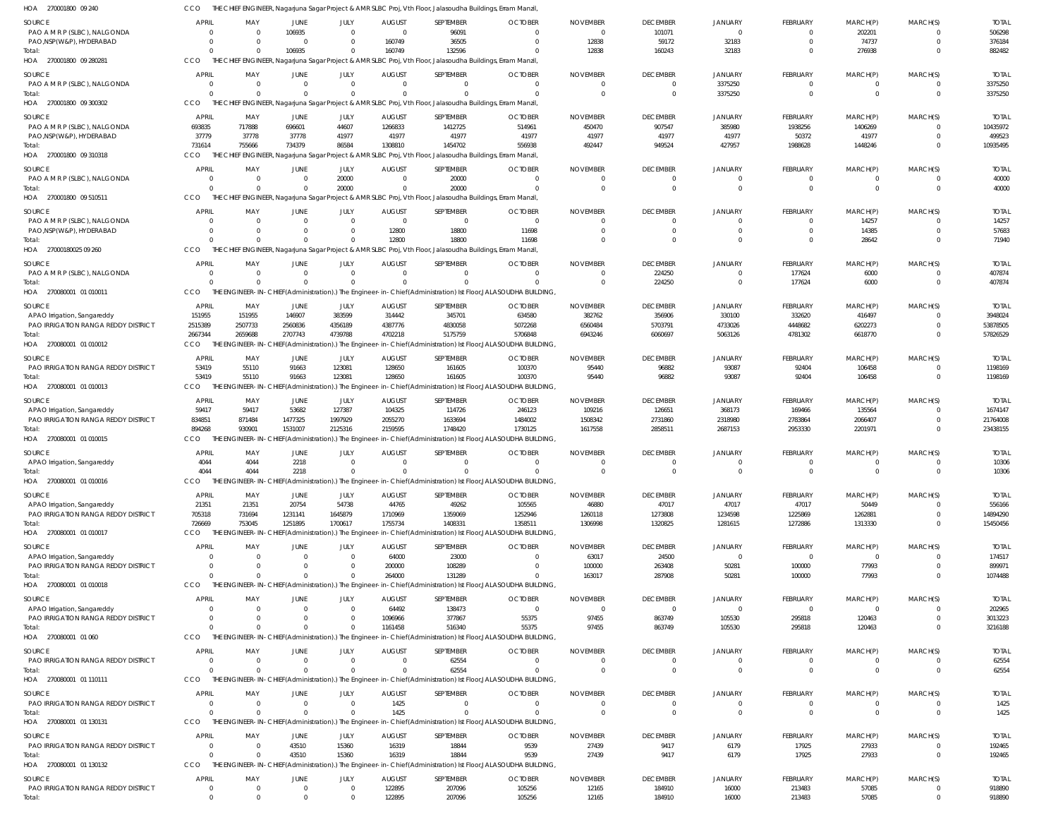HOA 270001800 09 240 CCO THE CHIEF ENGINEER, Nagarjuna Sagar Project & AMR SLBC Proj, Vth Floor, Jalasoudha Buildings, Erram Manzil,

| SOURCE | APRIL | MAY | JUNE | JULY | AUGUST | SEPTEMBER | OCTOBER | NOVEMBER | DECEMBER | JANUARY | FEBRUARY | MARCH(P) | MARCH(S) | TOTAL |
|---|---|---|---|---|---|---|---|---|---|---|---|---|---|---|
| PAO A M R P (SLBC), NALGONDA | 0 | 0 | 106935 | 0 | 0 | 96091 | 0 | 0 | 101071 | 0 | 0 | 202201 | 0 | 506298 |
| PAO,NSP(W&P), HYDERABAD | 0 | 0 | 0 | 0 | 160749 | 36505 | 0 | 12838 | 59172 | 32183 | 0 | 74737 | 0 | 376184 |
| Total: | 0 | 0 | 106935 | 0 | 160749 | 132596 | 0 | 12838 | 160243 | 32183 | 0 | 276938 | 0 | 882482 |

HOA 270001800 09 280281 CCO THE CHIEF ENGINEER, Nagarjuna Sagar Project & AMR SLBC Proj, Vth Floor, Jalasoudha Buildings, Erram Manzil,

| SOURCE | APRIL | MAY | JUNE | JULY | AUGUST | SEPTEMBER | OCTOBER | NOVEMBER | DECEMBER | JANUARY | FEBRUARY | MARCH(P) | MARCH(S) | TOTAL |
|---|---|---|---|---|---|---|---|---|---|---|---|---|---|---|
| PAO A M R P (SLBC), NALGONDA | 0 | 0 | 0 | 0 | 0 | 0 | 0 | 0 | 0 | 3375250 | 0 | 0 | 0 | 3375250 |
| Total: | 0 | 0 | 0 | 0 | 0 | 0 | 0 | 0 | 0 | 3375250 | 0 | 0 | 0 | 3375250 |

HOA 270001800 09 300302 CCO THE CHIEF ENGINEER, Nagarjuna Sagar Project & AMR SLBC Proj, Vth Floor, Jalasoudha Buildings, Erram Manzil,

| SOURCE | APRIL | MAY | JUNE | JULY | AUGUST | SEPTEMBER | OCTOBER | NOVEMBER | DECEMBER | JANUARY | FEBRUARY | MARCH(P) | MARCH(S) | TOTAL |
|---|---|---|---|---|---|---|---|---|---|---|---|---|---|---|
| PAO A M R P (SLBC), NALGONDA | 693835 | 717888 | 696601 | 44607 | 1266833 | 1412725 | 514961 | 450470 | 907547 | 385980 | 1938256 | 1406269 | 0 | 10435972 |
| PAO,NSP(W&P), HYDERABAD | 37779 | 37778 | 37778 | 41977 | 41977 | 41977 | 41977 | 41977 | 41977 | 41977 | 50372 | 41977 | 0 | 499523 |
| Total: | 731614 | 755666 | 734379 | 86584 | 1308810 | 1454702 | 556938 | 492447 | 949524 | 427957 | 1988628 | 1448246 | 0 | 10935495 |

HOA 270001800 09 310318 CCO THE CHIEF ENGINEER, Nagarjuna Sagar Project & AMR SLBC Proj, Vth Floor, Jalasoudha Buildings, Erram Manzil,

| SOURCE | APRIL | MAY | JUNE | JULY | AUGUST | SEPTEMBER | OCTOBER | NOVEMBER | DECEMBER | JANUARY | FEBRUARY | MARCH(P) | MARCH(S) | TOTAL |
|---|---|---|---|---|---|---|---|---|---|---|---|---|---|---|
| PAO A M R P (SLBC), NALGONDA | 0 | 0 | 0 | 20000 | 0 | 20000 | 0 | 0 | 0 | 0 | 0 | 0 | 0 | 40000 |
| Total: | 0 | 0 | 0 | 20000 | 0 | 20000 | 0 | 0 | 0 | 0 | 0 | 0 | 0 | 40000 |

HOA 270001800 09 510511 CCO THE CHIEF ENGINEER, Nagarjuna Sagar Project & AMR SLBC Proj, Vth Floor, Jalasoudha Buildings, Erram Manzil,

| SOURCE | APRIL | MAY | JUNE | JULY | AUGUST | SEPTEMBER | OCTOBER | NOVEMBER | DECEMBER | JANUARY | FEBRUARY | MARCH(P) | MARCH(S) | TOTAL |
|---|---|---|---|---|---|---|---|---|---|---|---|---|---|---|
| PAO A M R P (SLBC), NALGONDA | 0 | 0 | 0 | 0 | 0 | 0 | 0 | 0 | 0 | 0 | 0 | 14257 | 0 | 14257 |
| PAO,NSP(W&P), HYDERABAD | 0 | 0 | 0 | 0 | 12800 | 18800 | 11698 | 0 | 0 | 0 | 0 | 14385 | 0 | 57683 |
| Total: | 0 | 0 | 0 | 0 | 12800 | 18800 | 11698 | 0 | 0 | 0 | 0 | 28642 | 0 | 71940 |

HOA 27000180025 09 260 CCO THE CHIEF ENGINEER, Nagarjuna Sagar Project & AMR SLBC Proj, Vth Floor, Jalasoudha Buildings, Erram Manzil,

| SOURCE | APRIL | MAY | JUNE | JULY | AUGUST | SEPTEMBER | OCTOBER | NOVEMBER | DECEMBER | JANUARY | FEBRUARY | MARCH(P) | MARCH(S) | TOTAL |
|---|---|---|---|---|---|---|---|---|---|---|---|---|---|---|
| PAO A M R P (SLBC), NALGONDA | 0 | 0 | 0 | 0 | 0 | 0 | 0 | 0 | 224250 | 0 | 177624 | 6000 | 0 | 407874 |
| Total: | 0 | 0 | 0 | 0 | 0 | 0 | 0 | 0 | 224250 | 0 | 177624 | 6000 | 0 | 407874 |

HOA 270080001 01 010011 CCO THE ENGINEER-IN-CHIEF(Administration).) The Engineer-in-Chief(Administration) Ist Floor,JALASOUDHA BUILDING,

| SOURCE | APRIL | MAY | JUNE | JULY | AUGUST | SEPTEMBER | OCTOBER | NOVEMBER | DECEMBER | JANUARY | FEBRUARY | MARCH(P) | MARCH(S) | TOTAL |
|---|---|---|---|---|---|---|---|---|---|---|---|---|---|---|
| APAO Irrigation, Sangareddy | 151955 | 151955 | 146907 | 383599 | 314442 | 345701 | 634580 | 382762 | 356906 | 330100 | 332620 | 416497 | 0 | 3948024 |
| PAO IRRIGATION RANGA REDDY DISTRICT | 2515389 | 2507733 | 2560836 | 4356189 | 4387776 | 4830058 | 5072268 | 6560484 | 5703791 | 4733026 | 4448682 | 6202273 | 0 | 53878505 |
| Total: | 2667344 | 2659688 | 2707743 | 4739788 | 4702218 | 5175759 | 5706848 | 6943246 | 6060697 | 5063126 | 4781302 | 6618770 | 0 | 57826529 |

HOA 270080001 01 010012 CCO THE ENGINEER-IN-CHIEF(Administration).) The Engineer-in-Chief(Administration) Ist Floor,JALASOUDHA BUILDING,

| SOURCE | APRIL | MAY | JUNE | JULY | AUGUST | SEPTEMBER | OCTOBER | NOVEMBER | DECEMBER | JANUARY | FEBRUARY | MARCH(P) | MARCH(S) | TOTAL |
|---|---|---|---|---|---|---|---|---|---|---|---|---|---|---|
| PAO IRRIGATION RANGA REDDY DISTRICT | 53419 | 55110 | 91663 | 123081 | 128650 | 161605 | 100370 | 95440 | 96882 | 93087 | 92404 | 106458 | 0 | 1198169 |
| Total: | 53419 | 55110 | 91663 | 123081 | 128650 | 161605 | 100370 | 95440 | 96882 | 93087 | 92404 | 106458 | 0 | 1198169 |

HOA 270080001 01 010013 CCO THE ENGINEER-IN-CHIEF(Administration).) The Engineer-in-Chief(Administration) Ist Floor,JALASOUDHA BUILDING,

| SOURCE | APRIL | MAY | JUNE | JULY | AUGUST | SEPTEMBER | OCTOBER | NOVEMBER | DECEMBER | JANUARY | FEBRUARY | MARCH(P) | MARCH(S) | TOTAL |
|---|---|---|---|---|---|---|---|---|---|---|---|---|---|---|
| APAO Irrigation, Sangareddy | 59417 | 59417 | 53682 | 127387 | 104325 | 114726 | 246123 | 109216 | 126651 | 368173 | 169466 | 135564 | 0 | 1674147 |
| PAO IRRIGATION RANGA REDDY DISTRICT | 834851 | 871484 | 1477325 | 1997929 | 2055270 | 1633694 | 1484002 | 1508342 | 2731860 | 2318980 | 2783864 | 2066407 | 0 | 21764008 |
| Total: | 894268 | 930901 | 1531007 | 2125316 | 2159595 | 1748420 | 1730125 | 1617558 | 2858511 | 2687153 | 2953330 | 2201971 | 0 | 23438155 |

HOA 270080001 01 010015 CCO THE ENGINEER-IN-CHIEF(Administration).) The Engineer-in-Chief(Administration) Ist Floor,JALASOUDHA BUILDING,

| SOURCE | APRIL | MAY | JUNE | JULY | AUGUST | SEPTEMBER | OCTOBER | NOVEMBER | DECEMBER | JANUARY | FEBRUARY | MARCH(P) | MARCH(S) | TOTAL |
|---|---|---|---|---|---|---|---|---|---|---|---|---|---|---|
| APAO Irrigation, Sangareddy | 4044 | 4044 | 2218 | 0 | 0 | 0 | 0 | 0 | 0 | 0 | 0 | 0 | 0 | 10306 |
| Total: | 4044 | 4044 | 2218 | 0 | 0 | 0 | 0 | 0 | 0 | 0 | 0 | 0 | 0 | 10306 |

HOA 270080001 01 010016 CCO THE ENGINEER-IN-CHIEF(Administration).) The Engineer-in-Chief(Administration) Ist Floor,JALASOUDHA BUILDING,

| SOURCE | APRIL | MAY | JUNE | JULY | AUGUST | SEPTEMBER | OCTOBER | NOVEMBER | DECEMBER | JANUARY | FEBRUARY | MARCH(P) | MARCH(S) | TOTAL |
|---|---|---|---|---|---|---|---|---|---|---|---|---|---|---|
| APAO Irrigation, Sangareddy | 21351 | 21351 | 20754 | 54738 | 44765 | 49262 | 105565 | 46880 | 47017 | 47017 | 47017 | 50449 | 0 | 556166 |
| PAO IRRIGATION RANGA REDDY DISTRICT | 705318 | 731694 | 1231141 | 1645879 | 1710969 | 1359069 | 1252946 | 1260118 | 1273808 | 1234598 | 1225869 | 1262881 | 0 | 14894290 |
| Total: | 726669 | 753045 | 1251895 | 1700617 | 1755734 | 1408331 | 1358511 | 1306998 | 1320825 | 1281615 | 1272886 | 1313330 | 0 | 15450456 |

HOA 270080001 01 010017 CCO THE ENGINEER-IN-CHIEF(Administration).) The Engineer-in-Chief(Administration) Ist Floor,JALASOUDHA BUILDING,

| SOURCE | APRIL | MAY | JUNE | JULY | AUGUST | SEPTEMBER | OCTOBER | NOVEMBER | DECEMBER | JANUARY | FEBRUARY | MARCH(P) | MARCH(S) | TOTAL |
|---|---|---|---|---|---|---|---|---|---|---|---|---|---|---|
| APAO Irrigation, Sangareddy | 0 | 0 | 0 | 0 | 64000 | 23000 | 0 | 63017 | 24500 | 0 | 0 | 0 | 0 | 174517 |
| PAO IRRIGATION RANGA REDDY DISTRICT | 0 | 0 | 0 | 0 | 200000 | 108289 | 0 | 100000 | 263408 | 50281 | 100000 | 77993 | 0 | 899971 |
| Total: | 0 | 0 | 0 | 0 | 264000 | 131289 | 0 | 163017 | 287908 | 50281 | 100000 | 77993 | 0 | 1074488 |

HOA 270080001 01 010018 CCO THE ENGINEER-IN-CHIEF(Administration).) The Engineer-in-Chief(Administration) Ist Floor,JALASOUDHA BUILDING,

| SOURCE | APRIL | MAY | JUNE | JULY | AUGUST | SEPTEMBER | OCTOBER | NOVEMBER | DECEMBER | JANUARY | FEBRUARY | MARCH(P) | MARCH(S) | TOTAL |
|---|---|---|---|---|---|---|---|---|---|---|---|---|---|---|
| APAO Irrigation, Sangareddy | 0 | 0 | 0 | 0 | 64492 | 138473 | 0 | 0 | 0 | 0 | 0 | 0 | 0 | 202965 |
| PAO IRRIGATION RANGA REDDY DISTRICT | 0 | 0 | 0 | 0 | 1096966 | 377867 | 55375 | 97455 | 863749 | 105530 | 295818 | 120463 | 0 | 3013223 |
| Total: | 0 | 0 | 0 | 0 | 1161458 | 516340 | 55375 | 97455 | 863749 | 105530 | 295818 | 120463 | 0 | 3216188 |

HOA 270080001 01 060 CCO THE ENGINEER-IN-CHIEF(Administration).) The Engineer-in-Chief(Administration) Ist Floor,JALASOUDHA BUILDING,

| SOURCE | APRIL | MAY | JUNE | JULY | AUGUST | SEPTEMBER | OCTOBER | NOVEMBER | DECEMBER | JANUARY | FEBRUARY | MARCH(P) | MARCH(S) | TOTAL |
|---|---|---|---|---|---|---|---|---|---|---|---|---|---|---|
| PAO IRRIGATION RANGA REDDY DISTRICT | 0 | 0 | 0 | 0 | 0 | 62554 | 0 | 0 | 0 | 0 | 0 | 0 | 0 | 62554 |
| Total: | 0 | 0 | 0 | 0 | 0 | 62554 | 0 | 0 | 0 | 0 | 0 | 0 | 0 | 62554 |

HOA 270080001 01 110111 CCO THE ENGINEER-IN-CHIEF(Administration).) The Engineer-in-Chief(Administration) Ist Floor,JALASOUDHA BUILDING,

| SOURCE | APRIL | MAY | JUNE | JULY | AUGUST | SEPTEMBER | OCTOBER | NOVEMBER | DECEMBER | JANUARY | FEBRUARY | MARCH(P) | MARCH(S) | TOTAL |
|---|---|---|---|---|---|---|---|---|---|---|---|---|---|---|
| PAO IRRIGATION RANGA REDDY DISTRICT | 0 | 0 | 0 | 0 | 1425 | 0 | 0 | 0 | 0 | 0 | 0 | 0 | 0 | 1425 |
| Total: | 0 | 0 | 0 | 0 | 1425 | 0 | 0 | 0 | 0 | 0 | 0 | 0 | 0 | 1425 |

HOA 270080001 01 130131 CCO THE ENGINEER-IN-CHIEF(Administration).) The Engineer-in-Chief(Administration) Ist Floor,JALASOUDHA BUILDING,

| SOURCE | APRIL | MAY | JUNE | JULY | AUGUST | SEPTEMBER | OCTOBER | NOVEMBER | DECEMBER | JANUARY | FEBRUARY | MARCH(P) | MARCH(S) | TOTAL |
|---|---|---|---|---|---|---|---|---|---|---|---|---|---|---|
| PAO IRRIGATION RANGA REDDY DISTRICT | 0 | 0 | 43510 | 15360 | 16319 | 18844 | 9539 | 27439 | 9417 | 6179 | 17925 | 27933 | 0 | 192465 |
| Total: | 0 | 0 | 43510 | 15360 | 16319 | 18844 | 9539 | 27439 | 9417 | 6179 | 17925 | 27933 | 0 | 192465 |

HOA 270080001 01 130132 CCO THE ENGINEER-IN-CHIEF(Administration).) The Engineer-in-Chief(Administration) Ist Floor,JALASOUDHA BUILDING,

| SOURCE | APRIL | MAY | JUNE | JULY | AUGUST | SEPTEMBER | OCTOBER | NOVEMBER | DECEMBER | JANUARY | FEBRUARY | MARCH(P) | MARCH(S) | TOTAL |
|---|---|---|---|---|---|---|---|---|---|---|---|---|---|---|
| PAO IRRIGATION RANGA REDDY DISTRICT | 0 | 0 | 0 | 0 | 122895 | 207096 | 105256 | 12165 | 184910 | 16000 | 213483 | 57085 | 0 | 918890 |
| Total: | 0 | 0 | 0 | 0 | 122895 | 207096 | 105256 | 12165 | 184910 | 16000 | 213483 | 57085 | 0 | 918890 |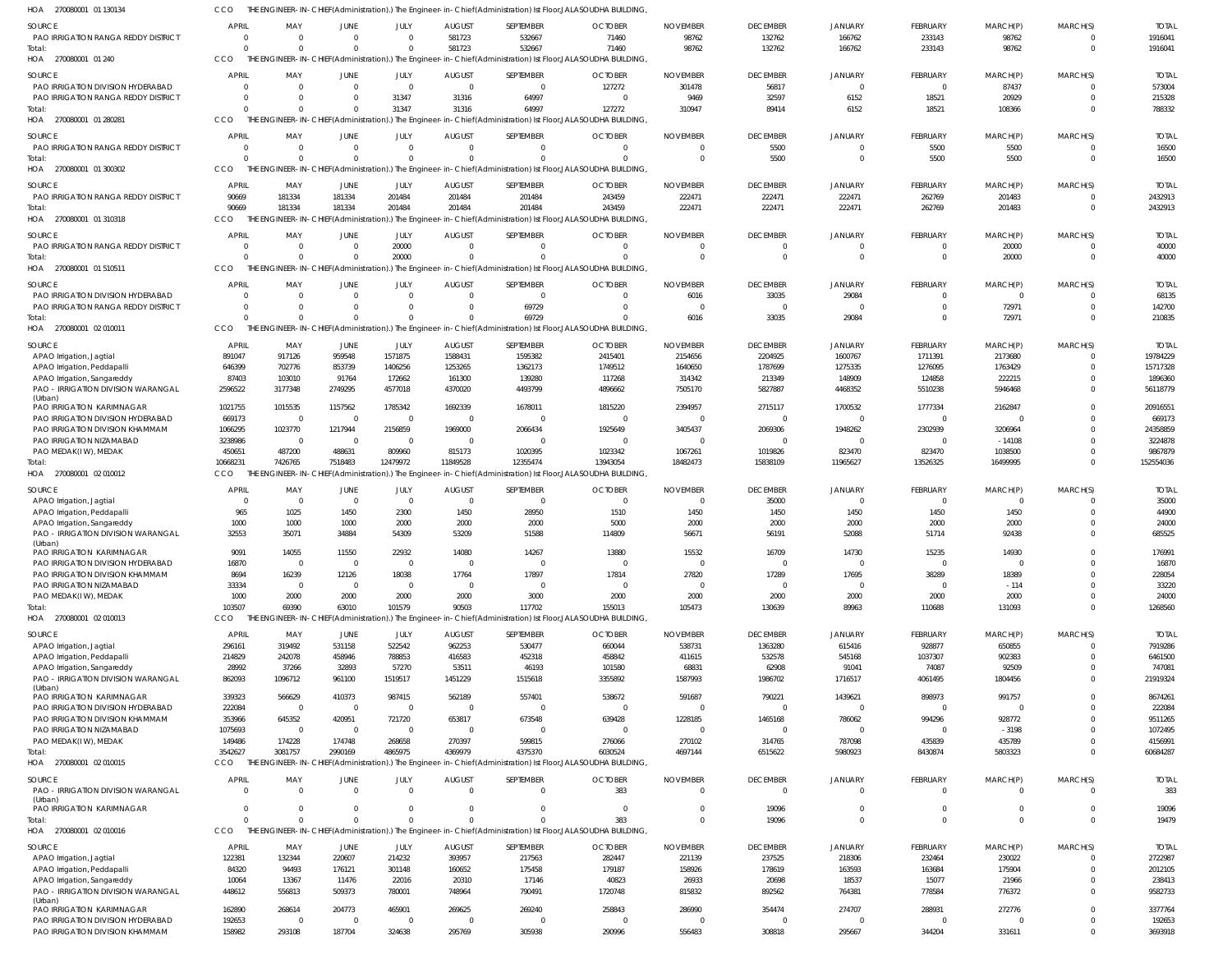HOA 270080001 01 130134 CCO THE ENGINEER-IN-CHIEF(Administration).) The Engineer-in-Chief(Administration) Ist Floor,JALASOUDHA BUILDING,

| SOURCE | APRIL | MAY | JUNE | JULY | AUGUST | SEPTEMBER | OCTOBER | NOVEMBER | DECEMBER | JANUARY | FEBRUARY | MARCH(P) | MARCH(S) | TOTAL |
|---|---|---|---|---|---|---|---|---|---|---|---|---|---|---|
| PAO IRRIGATION RANGA REDDY DISTRICT | 0 | 0 | 0 | 0 | 581723 | 532667 | 71460 | 98762 | 132762 | 166762 | 233143 | 98762 | 0 | 1916041 |
| Total: | 0 | 0 | 0 | 0 | 581723 | 532667 | 71460 | 98762 | 132762 | 166762 | 233143 | 98762 | 0 | 1916041 |

HOA 270080001 01 240 CCO THE ENGINEER-IN-CHIEF(Administration).) The Engineer-in-Chief(Administration) Ist Floor,JALASOUDHA BUILDING,

| SOURCE | APRIL | MAY | JUNE | JULY | AUGUST | SEPTEMBER | OCTOBER | NOVEMBER | DECEMBER | JANUARY | FEBRUARY | MARCH(P) | MARCH(S) | TOTAL |
|---|---|---|---|---|---|---|---|---|---|---|---|---|---|---|
| PAO IRRIGATION DIVISION HYDERABAD | 0 | 0 | 0 | 0 | 0 | 0 | 127272 | 301478 | 56817 | 0 | 0 | 87437 | 0 | 573004 |
| PAO IRRIGATION RANGA REDDY DISTRICT | 0 | 0 | 0 | 31347 | 31316 | 64997 | 0 | 9469 | 32597 | 6152 | 18521 | 20929 | 0 | 215328 |
| Total: | 0 | 0 | 0 | 31347 | 31316 | 64997 | 127272 | 310947 | 89414 | 6152 | 18521 | 108366 | 0 | 788332 |

HOA 270080001 01 280281 CCO THE ENGINEER-IN-CHIEF(Administration).) The Engineer-in-Chief(Administration) Ist Floor,JALASOUDHA BUILDING,

| SOURCE | APRIL | MAY | JUNE | JULY | AUGUST | SEPTEMBER | OCTOBER | NOVEMBER | DECEMBER | JANUARY | FEBRUARY | MARCH(P) | MARCH(S) | TOTAL |
|---|---|---|---|---|---|---|---|---|---|---|---|---|---|---|
| PAO IRRIGATION RANGA REDDY DISTRICT | 0 | 0 | 0 | 0 | 0 | 0 | 0 | 0 | 5500 | 0 | 5500 | 5500 | 0 | 16500 |
| Total: | 0 | 0 | 0 | 0 | 0 | 0 | 0 | 0 | 5500 | 0 | 5500 | 5500 | 0 | 16500 |

HOA 270080001 01 300302 CCO THE ENGINEER-IN-CHIEF(Administration).) The Engineer-in-Chief(Administration) Ist Floor,JALASOUDHA BUILDING,

| SOURCE | APRIL | MAY | JUNE | JULY | AUGUST | SEPTEMBER | OCTOBER | NOVEMBER | DECEMBER | JANUARY | FEBRUARY | MARCH(P) | MARCH(S) | TOTAL |
|---|---|---|---|---|---|---|---|---|---|---|---|---|---|---|
| PAO IRRIGATION RANGA REDDY DISTRICT | 90669 | 181334 | 181334 | 201484 | 201484 | 201484 | 243459 | 222471 | 222471 | 222471 | 262769 | 201483 | 0 | 2432913 |
| Total: | 90669 | 181334 | 181334 | 201484 | 201484 | 201484 | 243459 | 222471 | 222471 | 222471 | 262769 | 201483 | 0 | 2432913 |

HOA 270080001 01 310318 CCO THE ENGINEER-IN-CHIEF(Administration).) The Engineer-in-Chief(Administration) Ist Floor,JALASOUDHA BUILDING,

| SOURCE | APRIL | MAY | JUNE | JULY | AUGUST | SEPTEMBER | OCTOBER | NOVEMBER | DECEMBER | JANUARY | FEBRUARY | MARCH(P) | MARCH(S) | TOTAL |
|---|---|---|---|---|---|---|---|---|---|---|---|---|---|---|
| PAO IRRIGATION RANGA REDDY DISTRICT | 0 | 0 | 0 | 20000 | 0 | 0 | 0 | 0 | 0 | 0 | 0 | 20000 | 0 | 40000 |
| Total: | 0 | 0 | 0 | 20000 | 0 | 0 | 0 | 0 | 0 | 0 | 0 | 20000 | 0 | 40000 |

HOA 270080001 01 510511 CCO THE ENGINEER-IN-CHIEF(Administration).) The Engineer-in-Chief(Administration) Ist Floor,JALASOUDHA BUILDING,

| SOURCE | APRIL | MAY | JUNE | JULY | AUGUST | SEPTEMBER | OCTOBER | NOVEMBER | DECEMBER | JANUARY | FEBRUARY | MARCH(P) | MARCH(S) | TOTAL |
|---|---|---|---|---|---|---|---|---|---|---|---|---|---|---|
| PAO IRRIGATION DIVISION HYDERABAD | 0 | 0 | 0 | 0 | 0 | 0 | 0 | 6016 | 33035 | 29084 | 0 | 0 | 0 | 68135 |
| PAO IRRIGATION RANGA REDDY DISTRICT | 0 | 0 | 0 | 0 | 0 | 69729 | 0 | 0 | 0 | 0 | 0 | 72971 | 0 | 142700 |
| Total: | 0 | 0 | 0 | 0 | 0 | 69729 | 0 | 6016 | 33035 | 29084 | 0 | 72971 | 0 | 210835 |

HOA 270080001 02 010011 CCO THE ENGINEER-IN-CHIEF(Administration).) The Engineer-in-Chief(Administration) Ist Floor,JALASOUDHA BUILDING,

| SOURCE | APRIL | MAY | JUNE | JULY | AUGUST | SEPTEMBER | OCTOBER | NOVEMBER | DECEMBER | JANUARY | FEBRUARY | MARCH(P) | MARCH(S) | TOTAL |
|---|---|---|---|---|---|---|---|---|---|---|---|---|---|---|
| APAO Irrigation, Jagtial | 891047 | 917126 | 959548 | 1571875 | 1588431 | 1595382 | 2415401 | 2154656 | 2204925 | 1600767 | 1711391 | 2173680 | 0 | 19784229 |
| APAO Irrigation, Peddapalli | 646399 | 702776 | 853739 | 1406256 | 1253265 | 1362173 | 1749512 | 1640650 | 1787699 | 1275335 | 1276095 | 1763429 | 0 | 15717328 |
| APAO Irrigation, Sangareddy | 87403 | 103010 | 91764 | 172662 | 161300 | 139280 | 117268 | 314342 | 213349 | 148909 | 124858 | 222215 | 0 | 1896360 |
| PAO - IRRIGATION DIVISION WARANGAL (Urban) | 2596522 | 3177348 | 2749295 | 4577018 | 4370020 | 4493799 | 4896662 | 7505170 | 5827887 | 4468352 | 5510238 | 5946468 | 0 | 56118779 |
| PAO IRRIGATION KARIMNAGAR | 1021755 | 1015535 | 1157562 | 1785342 | 1692339 | 1678011 | 1815220 | 2394957 | 2715117 | 1700532 | 1777334 | 2162847 | 0 | 20916551 |
| PAO IRRIGATION DIVISION HYDERABAD | 669173 | 0 | 0 | 0 | 0 | 0 | 0 | 0 | 0 | 0 | 0 | 0 | 0 | 669173 |
| PAO IRRIGATION DIVISION KHAMMAM | 1066295 | 1023770 | 1217944 | 2156859 | 1969000 | 2066434 | 1925649 | 3405437 | 2069306 | 1948262 | 2302939 | 3206964 | 0 | 24358859 |
| PAO IRRIGATION NIZAMABAD | 3238986 | 0 | 0 | 0 | 0 | 0 | 0 | 0 | 0 | 0 | 0 | -14108 | 0 | 3224878 |
| PAO MEDAK(IW), MEDAK | 450651 | 487200 | 488631 | 809960 | 815173 | 1020395 | 1023342 | 1067261 | 1019826 | 823470 | 823470 | 1038500 | 0 | 9867879 |
| Total: | 10668231 | 7426765 | 7518483 | 12479972 | 11849528 | 12355474 | 13943054 | 18482473 | 15838109 | 11965627 | 13526325 | 16499995 | 0 | 152554036 |

HOA 270080001 02 010012 CCO THE ENGINEER-IN-CHIEF(Administration).) The Engineer-in-Chief(Administration) Ist Floor,JALASOUDHA BUILDING,

| SOURCE | APRIL | MAY | JUNE | JULY | AUGUST | SEPTEMBER | OCTOBER | NOVEMBER | DECEMBER | JANUARY | FEBRUARY | MARCH(P) | MARCH(S) | TOTAL |
|---|---|---|---|---|---|---|---|---|---|---|---|---|---|---|
| APAO Irrigation, Jagtial | 0 | 0 | 0 | 0 | 0 | 0 | 0 | 0 | 35000 | 0 | 0 | 0 | 0 | 35000 |
| APAO Irrigation, Peddapalli | 965 | 1025 | 1450 | 2300 | 1450 | 28950 | 1510 | 1450 | 1450 | 1450 | 1450 | 1450 | 0 | 44900 |
| APAO Irrigation, Sangareddy | 1000 | 1000 | 1000 | 2000 | 2000 | 2000 | 5000 | 2000 | 2000 | 2000 | 2000 | 2000 | 0 | 24000 |
| PAO - IRRIGATION DIVISION WARANGAL (Urban) | 32553 | 35071 | 34884 | 54309 | 53209 | 51588 | 114809 | 56671 | 56191 | 52088 | 51714 | 92438 | 0 | 685525 |
| PAO IRRIGATION KARIMNAGAR | 9091 | 14055 | 11550 | 22932 | 14080 | 14267 | 13880 | 15532 | 16709 | 14730 | 15235 | 14930 | 0 | 176991 |
| PAO IRRIGATION DIVISION HYDERABAD | 16870 | 0 | 0 | 0 | 0 | 0 | 0 | 0 | 0 | 0 | 0 | 0 | 0 | 16870 |
| PAO IRRIGATION DIVISION KHAMMAM | 8694 | 16239 | 12126 | 18038 | 17764 | 17897 | 17814 | 27820 | 17289 | 17695 | 38289 | 18389 | 0 | 228054 |
| PAO IRRIGATION NIZAMABAD | 33334 | 0 | 0 | 0 | 0 | 0 | 0 | 0 | 0 | 0 | 0 | -114 | 0 | 33220 |
| PAO MEDAK(IW), MEDAK | 1000 | 2000 | 2000 | 2000 | 2000 | 3000 | 2000 | 2000 | 2000 | 2000 | 2000 | 2000 | 0 | 24000 |
| Total: | 103507 | 69390 | 63010 | 101579 | 90503 | 117702 | 155013 | 105473 | 130639 | 89963 | 110688 | 131093 | 0 | 1268560 |

HOA 270080001 02 010013 CCO THE ENGINEER-IN-CHIEF(Administration).) The Engineer-in-Chief(Administration) Ist Floor,JALASOUDHA BUILDING,

| SOURCE | APRIL | MAY | JUNE | JULY | AUGUST | SEPTEMBER | OCTOBER | NOVEMBER | DECEMBER | JANUARY | FEBRUARY | MARCH(P) | MARCH(S) | TOTAL |
|---|---|---|---|---|---|---|---|---|---|---|---|---|---|---|
| APAO Irrigation, Jagtial | 296161 | 319492 | 531158 | 522542 | 962253 | 530477 | 660044 | 538731 | 1363280 | 615416 | 928877 | 650855 | 0 | 7919286 |
| APAO Irrigation, Peddapalli | 214829 | 242078 | 458946 | 788853 | 416583 | 452318 | 458842 | 411615 | 532578 | 545168 | 1037307 | 902383 | 0 | 6461500 |
| APAO Irrigation, Sangareddy | 28992 | 37266 | 32893 | 57270 | 53511 | 46193 | 101580 | 68831 | 62908 | 91041 | 74087 | 92509 | 0 | 747081 |
| PAO - IRRIGATION DIVISION WARANGAL (Urban) | 862093 | 1096712 | 961100 | 1519517 | 1451229 | 1515618 | 3355892 | 1587993 | 1986702 | 1716517 | 4061495 | 1804456 | 0 | 21919324 |
| PAO IRRIGATION KARIMNAGAR | 339323 | 566629 | 410373 | 987415 | 562189 | 557401 | 538672 | 591687 | 790221 | 1439621 | 898973 | 991757 | 0 | 8674261 |
| PAO IRRIGATION DIVISION HYDERABAD | 222084 | 0 | 0 | 0 | 0 | 0 | 0 | 0 | 0 | 0 | 0 | 0 | 0 | 222084 |
| PAO IRRIGATION DIVISION KHAMMAM | 353966 | 645352 | 420951 | 721720 | 653817 | 673548 | 639428 | 1228185 | 1465168 | 786062 | 994296 | 928772 | 0 | 9511265 |
| PAO IRRIGATION NIZAMABAD | 1075693 | 0 | 0 | 0 | 0 | 0 | 0 | 0 | 0 | 0 | 0 | -3198 | 0 | 1072495 |
| PAO MEDAK(IW), MEDAK | 149486 | 174228 | 174748 | 268658 | 270397 | 599815 | 276066 | 270102 | 314765 | 787098 | 435839 | 435789 | 0 | 4156991 |
| Total: | 3542627 | 3081757 | 2990169 | 4865975 | 4369979 | 4375370 | 6030524 | 4697144 | 6515622 | 5980923 | 8430874 | 5803323 | 0 | 60684287 |

HOA 270080001 02 010015 CCO THE ENGINEER-IN-CHIEF(Administration).) The Engineer-in-Chief(Administration) Ist Floor,JALASOUDHA BUILDING,

| SOURCE | APRIL | MAY | JUNE | JULY | AUGUST | SEPTEMBER | OCTOBER | NOVEMBER | DECEMBER | JANUARY | FEBRUARY | MARCH(P) | MARCH(S) | TOTAL |
|---|---|---|---|---|---|---|---|---|---|---|---|---|---|---|
| PAO - IRRIGATION DIVISION WARANGAL (Urban) | 0 | 0 | 0 | 0 | 0 | 0 | 383 | 0 | 0 | 0 | 0 | 0 | 0 | 383 |
| PAO IRRIGATION KARIMNAGAR | 0 | 0 | 0 | 0 | 0 | 0 | 0 | 0 | 19096 | 0 | 0 | 0 | 0 | 19096 |
| Total: | 0 | 0 | 0 | 0 | 0 | 0 | 383 | 0 | 19096 | 0 | 0 | 0 | 0 | 19479 |

HOA 270080001 02 010016 CCO THE ENGINEER-IN-CHIEF(Administration).) The Engineer-in-Chief(Administration) Ist Floor,JALASOUDHA BUILDING,

| SOURCE | APRIL | MAY | JUNE | JULY | AUGUST | SEPTEMBER | OCTOBER | NOVEMBER | DECEMBER | JANUARY | FEBRUARY | MARCH(P) | MARCH(S) | TOTAL |
|---|---|---|---|---|---|---|---|---|---|---|---|---|---|---|
| APAO Irrigation, Jagtial | 122381 | 132344 | 220607 | 214232 | 393957 | 217563 | 282447 | 221139 | 237525 | 218306 | 232464 | 230022 | 0 | 2722987 |
| APAO Irrigation, Peddapalli | 84320 | 94493 | 176121 | 301148 | 160652 | 175458 | 179187 | 158926 | 178619 | 163593 | 163684 | 175904 | 0 | 2012105 |
| APAO Irrigation, Sangareddy | 10064 | 13367 | 11476 | 22016 | 20310 | 17146 | 40823 | 26933 | 20698 | 18537 | 15077 | 21966 | 0 | 238413 |
| PAO - IRRIGATION DIVISION WARANGAL (Urban) | 448612 | 556813 | 509373 | 780001 | 748964 | 790491 | 1720748 | 815832 | 892562 | 764381 | 778584 | 776372 | 0 | 9582733 |
| PAO IRRIGATION KARIMNAGAR | 162890 | 268614 | 204773 | 465901 | 269625 | 269240 | 258843 | 286990 | 354474 | 274707 | 288931 | 272776 | 0 | 3377764 |
| PAO IRRIGATION DIVISION HYDERABAD | 192653 | 0 | 0 | 0 | 0 | 0 | 0 | 0 | 0 | 0 | 0 | 0 | 0 | 192653 |
| PAO IRRIGATION DIVISION KHAMMAM | 158982 | 293108 | 187704 | 324638 | 295769 | 305938 | 290996 | 556483 | 308818 | 295667 | 344204 | 331611 | 0 | 3693918 |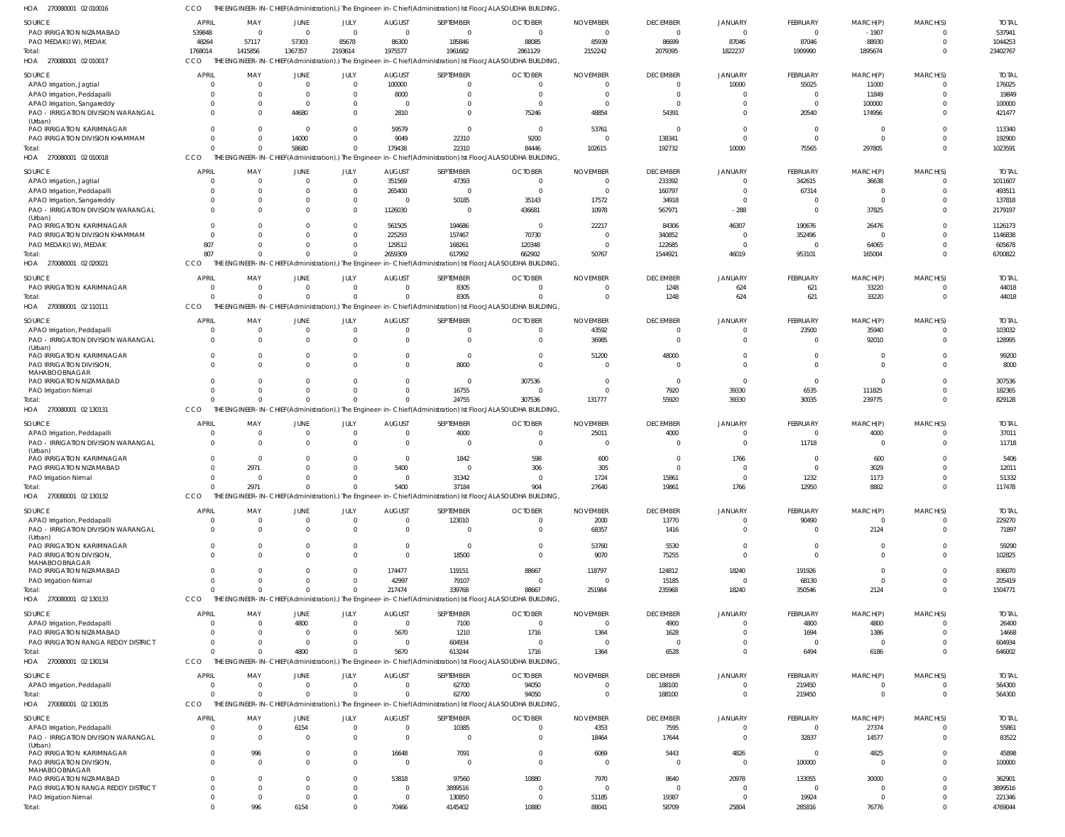HOA 270080001 02 010016 CCO THE ENGINEER-IN-CHIEF(Administration).) The Engineer-in-Chief(Administration) Ist Floor,JALASOUDHA BUILDING,

| SOURCE | APRIL | MAY | JUNE | JULY | AUGUST | SEPTEMBER | OCTOBER | NOVEMBER | DECEMBER | JANUARY | FEBRUARY | MARCH(P) | MARCH(S) | TOTAL |
|---|---|---|---|---|---|---|---|---|---|---|---|---|---|---|
| PAO IRRIGATION NIZAMABAD | 539848 | 0 | 0 | 0 | 0 | 0 | 0 | 0 | 0 | 0 | 0 | -1907 | 0 | 537941 |
| PAO MEDAK(IW), MEDAK | 48264 | 57117 | 57303 | 85678 | 86300 | 185846 | 88085 | 85939 | 86699 | 87046 | 87046 | 88930 | 0 | 1044253 |
| Total: | 1768014 | 1415856 | 1367357 | 2193614 | 1975577 | 1961682 | 2861129 | 2152242 | 2079395 | 1822237 | 1909990 | 1895674 | 0 | 23402767 |

HOA 270080001 02 010017 CCO THE ENGINEER-IN-CHIEF(Administration).) The Engineer-in-Chief(Administration) Ist Floor,JALASOUDHA BUILDING,

| SOURCE | APRIL | MAY | JUNE | JULY | AUGUST | SEPTEMBER | OCTOBER | NOVEMBER | DECEMBER | JANUARY | FEBRUARY | MARCH(P) | MARCH(S) | TOTAL |
|---|---|---|---|---|---|---|---|---|---|---|---|---|---|---|
| APAO Irrigation, Jagtial | 0 | 0 | 0 | 0 | 100000 | 0 | 0 | 0 | 0 | 10000 | 55025 | 11000 | 0 | 176025 |
| APAO Irrigation, Peddapalli | 0 | 0 | 0 | 0 | 8000 | 0 | 0 | 0 | 0 | 0 | 0 | 11849 | 0 | 19849 |
| APAO Irrigation, Sangareddy | 0 | 0 | 0 | 0 | 0 | 0 | 0 | 0 | 0 | 0 | 0 | 100000 | 0 | 100000 |
| PAO - IRRIGATION DIVISION WARANGAL (Urban) | 0 | 0 | 44680 | 0 | 2810 | 0 | 75246 | 48854 | 54391 | 0 | 20540 | 174956 | 0 | 421477 |
| PAO IRRIGATION KARIMNAGAR | 0 | 0 | 0 | 0 | 59579 | 0 | 0 | 53761 | 0 | 0 | 0 | 0 | 0 | 113340 |
| PAO IRRIGATION DIVISION KHAMMAM | 0 | 0 | 14000 | 0 | 9049 | 22310 | 9200 | 0 | 138341 | 0 | 0 | 0 | 0 | 192900 |
| Total: | 0 | 0 | 58680 | 0 | 179438 | 22310 | 84446 | 102615 | 192732 | 10000 | 75565 | 297805 | 0 | 1023591 |

HOA 270080001 02 010018 CCO THE ENGINEER-IN-CHIEF(Administration).) The Engineer-in-Chief(Administration) Ist Floor,JALASOUDHA BUILDING,

| SOURCE | APRIL | MAY | JUNE | JULY | AUGUST | SEPTEMBER | OCTOBER | NOVEMBER | DECEMBER | JANUARY | FEBRUARY | MARCH(P) | MARCH(S) | TOTAL |
|---|---|---|---|---|---|---|---|---|---|---|---|---|---|---|
| APAO Irrigation, Jagtial | 0 | 0 | 0 | 0 | 351569 | 47393 | 0 | 0 | 233392 | 0 | 342615 | 36638 | 0 | 1011607 |
| APAO Irrigation, Peddapalli | 0 | 0 | 0 | 0 | 265400 | 0 | 0 | 0 | 160797 | 0 | 67314 | 0 | 0 | 493511 |
| APAO Irrigation, Sangareddy | 0 | 0 | 0 | 0 | 0 | 50185 | 35143 | 17572 | 34918 | 0 | 0 | 0 | 0 | 137818 |
| PAO - IRRIGATION DIVISION WARANGAL (Urban) | 0 | 0 | 0 | 0 | 1126030 | 0 | 436681 | 10978 | 567971 | -288 | 0 | 37825 | 0 | 2179197 |
| PAO IRRIGATION KARIMNAGAR | 0 | 0 | 0 | 0 | 561505 | 194686 | 0 | 22217 | 84306 | 46307 | 190676 | 26476 | 0 | 1126173 |
| PAO IRRIGATION DIVISION KHAMMAM | 0 | 0 | 0 | 0 | 225293 | 157467 | 70730 | 0 | 340852 | 0 | 352496 | 0 | 0 | 1146838 |
| PAO MEDAK(IW), MEDAK | 807 | 0 | 0 | 0 | 129512 | 168261 | 120348 | 0 | 122685 | 0 | 0 | 64065 | 0 | 605678 |
| Total: | 807 | 0 | 0 | 0 | 2659309 | 617992 | 662902 | 50767 | 1544921 | 46019 | 953101 | 165004 | 0 | 6700822 |

HOA 270080001 02 020021 CCO THE ENGINEER-IN-CHIEF(Administration).) The Engineer-in-Chief(Administration) Ist Floor,JALASOUDHA BUILDING,

| SOURCE | APRIL | MAY | JUNE | JULY | AUGUST | SEPTEMBER | OCTOBER | NOVEMBER | DECEMBER | JANUARY | FEBRUARY | MARCH(P) | MARCH(S) | TOTAL |
|---|---|---|---|---|---|---|---|---|---|---|---|---|---|---|
| PAO IRRIGATION KARIMNAGAR | 0 | 0 | 0 | 0 | 0 | 8305 | 0 | 0 | 1248 | 624 | 621 | 33220 | 0 | 44018 |
| Total: | 0 | 0 | 0 | 0 | 0 | 8305 | 0 | 0 | 1248 | 624 | 621 | 33220 | 0 | 44018 |

HOA 270080001 02 110111 CCO THE ENGINEER-IN-CHIEF(Administration).) The Engineer-in-Chief(Administration) Ist Floor,JALASOUDHA BUILDING,

| SOURCE | APRIL | MAY | JUNE | JULY | AUGUST | SEPTEMBER | OCTOBER | NOVEMBER | DECEMBER | JANUARY | FEBRUARY | MARCH(P) | MARCH(S) | TOTAL |
|---|---|---|---|---|---|---|---|---|---|---|---|---|---|---|
| APAO Irrigation, Peddapalli | 0 | 0 | 0 | 0 | 0 | 0 | 0 | 43592 | 0 | 0 | 23500 | 35940 | 0 | 103032 |
| PAO - IRRIGATION DIVISION WARANGAL (Urban) | 0 | 0 | 0 | 0 | 0 | 0 | 0 | 36985 | 0 | 0 | 0 | 92010 | 0 | 128995 |
| PAO IRRIGATION KARIMNAGAR | 0 | 0 | 0 | 0 | 0 | 0 | 0 | 51200 | 48000 | 0 | 0 | 0 | 0 | 99200 |
| PAO IRRIGATION DIVISION, MAHABOOBNAGAR | 0 | 0 | 0 | 0 | 0 | 8000 | 0 | 0 | 0 | 0 | 0 | 0 | 0 | 8000 |
| PAO IRRIGATION NIZAMABAD | 0 | 0 | 0 | 0 | 0 | 0 | 307536 | 0 | 0 | 0 | 0 | 0 | 0 | 307536 |
| PAO Irrigation Nirmal | 0 | 0 | 0 | 0 | 0 | 16755 | 0 | 0 | 7920 | 39330 | 6535 | 111825 | 0 | 182365 |
| Total: | 0 | 0 | 0 | 0 | 0 | 24755 | 307536 | 131777 | 55920 | 39330 | 30035 | 239775 | 0 | 829128 |

HOA 270080001 02 130131 CCO THE ENGINEER-IN-CHIEF(Administration).) The Engineer-in-Chief(Administration) Ist Floor,JALASOUDHA BUILDING,

| SOURCE | APRIL | MAY | JUNE | JULY | AUGUST | SEPTEMBER | OCTOBER | NOVEMBER | DECEMBER | JANUARY | FEBRUARY | MARCH(P) | MARCH(S) | TOTAL |
|---|---|---|---|---|---|---|---|---|---|---|---|---|---|---|
| APAO Irrigation, Peddapalli | 0 | 0 | 0 | 0 | 0 | 4000 | 0 | 25011 | 4000 | 0 | 0 | 4000 | 0 | 37011 |
| PAO - IRRIGATION DIVISION WARANGAL (Urban) | 0 | 0 | 0 | 0 | 0 | 0 | 0 | 0 | 0 | 0 | 11718 | 0 | 0 | 11718 |
| PAO IRRIGATION KARIMNAGAR | 0 | 0 | 0 | 0 | 0 | 1842 | 598 | 600 | 0 | 1766 | 0 | 600 | 0 | 5406 |
| PAO IRRIGATION NIZAMABAD | 0 | 2971 | 0 | 0 | 5400 | 0 | 306 | 305 | 0 | 0 | 0 | 3029 | 0 | 12011 |
| PAO Irrigation Nirmal | 0 | 0 | 0 | 0 | 0 | 31342 | 0 | 1724 | 15861 | 0 | 1232 | 1173 | 0 | 51332 |
| Total: | 0 | 2971 | 0 | 0 | 5400 | 37184 | 904 | 27640 | 19861 | 1766 | 12950 | 8802 | 0 | 117478 |

HOA 270080001 02 130132 CCO THE ENGINEER-IN-CHIEF(Administration).) The Engineer-in-Chief(Administration) Ist Floor,JALASOUDHA BUILDING,

| SOURCE | APRIL | MAY | JUNE | JULY | AUGUST | SEPTEMBER | OCTOBER | NOVEMBER | DECEMBER | JANUARY | FEBRUARY | MARCH(P) | MARCH(S) | TOTAL |
|---|---|---|---|---|---|---|---|---|---|---|---|---|---|---|
| APAO Irrigation, Peddapalli | 0 | 0 | 0 | 0 | 0 | 123010 | 0 | 2000 | 13770 | 0 | 90490 | 0 | 0 | 229270 |
| PAO - IRRIGATION DIVISION WARANGAL (Urban) | 0 | 0 | 0 | 0 | 0 | 0 | 0 | 68357 | 1416 | 0 | 0 | 2124 | 0 | 71897 |
| PAO IRRIGATION KARIMNAGAR | 0 | 0 | 0 | 0 | 0 | 0 | 0 | 53760 | 5530 | 0 | 0 | 0 | 0 | 59290 |
| PAO IRRIGATION DIVISION, MAHABOOBNAGAR | 0 | 0 | 0 | 0 | 0 | 18500 | 0 | 9070 | 75255 | 0 | 0 | 0 | 0 | 102825 |
| PAO IRRIGATION NIZAMABAD | 0 | 0 | 0 | 0 | 174477 | 119151 | 88667 | 118797 | 124812 | 18240 | 191926 | 0 | 0 | 836070 |
| PAO Irrigation Nirmal | 0 | 0 | 0 | 0 | 42997 | 79107 | 0 | 0 | 15185 | 0 | 68130 | 0 | 0 | 205419 |
| Total: | 0 | 0 | 0 | 0 | 217474 | 339768 | 88667 | 251984 | 235968 | 18240 | 350546 | 2124 | 0 | 1504771 |

HOA 270080001 02 130133 CCO THE ENGINEER-IN-CHIEF(Administration).) The Engineer-in-Chief(Administration) Ist Floor,JALASOUDHA BUILDING,

| SOURCE | APRIL | MAY | JUNE | JULY | AUGUST | SEPTEMBER | OCTOBER | NOVEMBER | DECEMBER | JANUARY | FEBRUARY | MARCH(P) | MARCH(S) | TOTAL |
|---|---|---|---|---|---|---|---|---|---|---|---|---|---|---|
| APAO Irrigation, Peddapalli | 0 | 0 | 4800 | 0 | 0 | 7100 | 0 | 0 | 4900 | 0 | 4800 | 4800 | 0 | 26400 |
| PAO IRRIGATION NIZAMABAD | 0 | 0 | 0 | 0 | 5670 | 1210 | 1716 | 1364 | 1628 | 0 | 1694 | 1386 | 0 | 14668 |
| PAO IRRIGATION RANGA REDDY DISTRICT | 0 | 0 | 0 | 0 | 0 | 604934 | 0 | 0 | 0 | 0 | 0 | 0 | 0 | 604934 |
| Total: | 0 | 0 | 4800 | 0 | 5670 | 613244 | 1716 | 1364 | 6528 | 0 | 6494 | 6186 | 0 | 646002 |

HOA 270080001 02 130134 CCO THE ENGINEER-IN-CHIEF(Administration).) The Engineer-in-Chief(Administration) Ist Floor,JALASOUDHA BUILDING,

| SOURCE | APRIL | MAY | JUNE | JULY | AUGUST | SEPTEMBER | OCTOBER | NOVEMBER | DECEMBER | JANUARY | FEBRUARY | MARCH(P) | MARCH(S) | TOTAL |
|---|---|---|---|---|---|---|---|---|---|---|---|---|---|---|
| APAO Irrigation, Peddapalli | 0 | 0 | 0 | 0 | 0 | 62700 | 94050 | 0 | 188100 | 0 | 219450 | 0 | 0 | 564300 |
| Total: | 0 | 0 | 0 | 0 | 0 | 62700 | 94050 | 0 | 188100 | 0 | 219450 | 0 | 0 | 564300 |

HOA 270080001 02 130135 CCO THE ENGINEER-IN-CHIEF(Administration).) The Engineer-in-Chief(Administration) Ist Floor,JALASOUDHA BUILDING,

| SOURCE | APRIL | MAY | JUNE | JULY | AUGUST | SEPTEMBER | OCTOBER | NOVEMBER | DECEMBER | JANUARY | FEBRUARY | MARCH(P) | MARCH(S) | TOTAL |
|---|---|---|---|---|---|---|---|---|---|---|---|---|---|---|
| APAO Irrigation, Peddapalli | 0 | 0 | 6154 | 0 | 0 | 10385 | 0 | 4353 | 7595 | 0 | 0 | 27374 | 0 | 55861 |
| PAO - IRRIGATION DIVISION WARANGAL (Urban) | 0 | 0 | 0 | 0 | 0 | 0 | 0 | 18464 | 17644 | 0 | 32837 | 14577 | 0 | 83522 |
| PAO IRRIGATION KARIMNAGAR | 0 | 996 | 0 | 0 | 16648 | 7091 | 0 | 6069 | 5443 | 4826 | 0 | 4825 | 0 | 45898 |
| PAO IRRIGATION DIVISION, MAHABOOBNAGAR | 0 | 0 | 0 | 0 | 0 | 0 | 0 | 0 | 0 | 0 | 100000 | 0 | 0 | 100000 |
| PAO IRRIGATION NIZAMABAD | 0 | 0 | 0 | 0 | 53818 | 97560 | 10880 | 7970 | 8640 | 20978 | 133055 | 30000 | 0 | 362901 |
| PAO IRRIGATION RANGA REDDY DISTRICT | 0 | 0 | 0 | 0 | 0 | 3899516 | 0 | 0 | 0 | 0 | 0 | 0 | 0 | 3899516 |
| PAO Irrigation Nirmal | 0 | 0 | 0 | 0 | 0 | 130850 | 0 | 51185 | 19387 | 0 | 19924 | 0 | 0 | 221346 |
| Total: | 0 | 996 | 6154 | 0 | 70466 | 4145402 | 10880 | 88041 | 58709 | 25804 | 285816 | 76776 | 0 | 4769044 |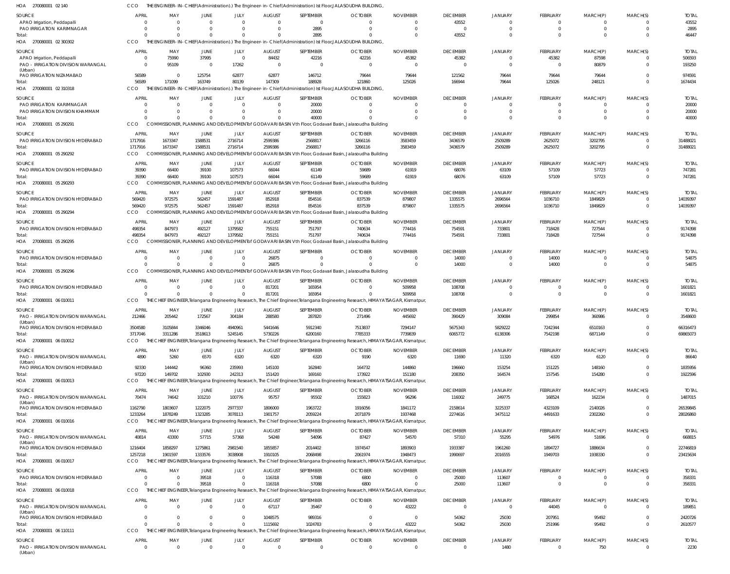HOA 270080001 02 140 CCO THE ENGINEER-IN-CHIEF(Administration).) The Engineer-in-Chief(Administration) Ist Floor,JALASOUDHA BUILDING,

| SOURCE | APRIL | MAY | JUNE | JULY | AUGUST | SEPTEMBER | OCTOBER | NOVEMBER | DECEMBER | JANUARY | FEBRUARY | MARCH(P) | MARCH(S) | TOTAL |
|---|---|---|---|---|---|---|---|---|---|---|---|---|---|---|
| APAO Irrigation, Peddapalli | 0 | 0 | 0 | 0 | 0 | 0 | 0 | 0 | 43552 | 0 | 0 | 0 | 0 | 43552 |
| PAO IRRIGATION KARIMNAGAR | 0 | 0 | 0 | 0 | 0 | 2895 | 0 | 0 | 0 | 0 | 0 | 0 | 0 | 2895 |
| Total: | 0 | 0 | 0 | 0 | 0 | 2895 | 0 | 0 | 43552 | 0 | 0 | 0 | 0 | 46447 |

HOA 270080001 02 300302 CCO THE ENGINEER-IN-CHIEF(Administration).) The Engineer-in-Chief(Administration) Ist Floor,JALASOUDHA BUILDING,

| SOURCE | APRIL | MAY | JUNE | JULY | AUGUST | SEPTEMBER | OCTOBER | NOVEMBER | DECEMBER | JANUARY | FEBRUARY | MARCH(P) | MARCH(S) | TOTAL |
|---|---|---|---|---|---|---|---|---|---|---|---|---|---|---|
| APAO Irrigation, Peddapalli | 0 | 75990 | 37995 | 0 | 84432 | 42216 | 42216 | 45382 | 45382 | 0 | 45382 | 87598 | 0 | 506593 |
| PAO - IRRIGATION DIVISION WARANGAL (Urban) | 0 | 95109 | 0 | 17262 | 0 | 0 | 0 | 0 | 0 | 0 | 0 | 80879 | 0 | 193250 |
| PAO IRRIGATION NIZAMABAD | 56589 | 0 | 125754 | 62877 | 62877 | 146712 | 79644 | 79644 | 121562 | 79644 | 79644 | 79644 | 0 | 974591 |
| Total: | 56589 | 171099 | 163749 | 80139 | 147309 | 188928 | 121860 | 125026 | 166944 | 79644 | 125026 | 248121 | 0 | 1674434 |

HOA 270080001 02 310318 CCO THE ENGINEER-IN-CHIEF(Administration).) The Engineer-in-Chief(Administration) Ist Floor,JALASOUDHA BUILDING,

| SOURCE | APRIL | MAY | JUNE | JULY | AUGUST | SEPTEMBER | OCTOBER | NOVEMBER | DECEMBER | JANUARY | FEBRUARY | MARCH(P) | MARCH(S) | TOTAL |
|---|---|---|---|---|---|---|---|---|---|---|---|---|---|---|
| PAO IRRIGATION KARIMNAGAR | 0 | 0 | 0 | 0 | 0 | 20000 | 0 | 0 | 0 | 0 | 0 | 0 | 0 | 20000 |
| PAO IRRIGATION DIVISION KHAMMAM | 0 | 0 | 0 | 0 | 0 | 20000 | 0 | 0 | 0 | 0 | 0 | 0 | 0 | 20000 |
| Total: | 0 | 0 | 0 | 0 | 0 | 40000 | 0 | 0 | 0 | 0 | 0 | 0 | 0 | 40000 |

HOA 270080001 05 290291 CCO COMMISSIONER, PLANNING AND DEVELOPMENTof GODAVARI BASIN Vth Floor, Godavari Basin, Jalasoudha Building

| SOURCE | APRIL | MAY | JUNE | JULY | AUGUST | SEPTEMBER | OCTOBER | NOVEMBER | DECEMBER | JANUARY | FEBRUARY | MARCH(P) | MARCH(S) | TOTAL |
|---|---|---|---|---|---|---|---|---|---|---|---|---|---|---|
| PAO IRRIGATION DIVISION HYDERABAD | 1717916 | 1673347 | 1588531 | 2716714 | 2599386 | 2568817 | 3266116 | 3583459 | 3436579 | 2509289 | 2625072 | 3202795 | 0 | 31488021 |
| Total: | 1717916 | 1673347 | 1588531 | 2716714 | 2599386 | 2568817 | 3266116 | 3583459 | 3436579 | 2509289 | 2625072 | 3202795 | 0 | 31488021 |

HOA 270080001 05 290292 CCO COMMISSIONER, PLANNING AND DEVELOPMENTof GODAVARI BASIN Vth Floor, Godavari Basin, Jalasoudha Building

| SOURCE | APRIL | MAY | JUNE | JULY | AUGUST | SEPTEMBER | OCTOBER | NOVEMBER | DECEMBER | JANUARY | FEBRUARY | MARCH(P) | MARCH(S) | TOTAL |
|---|---|---|---|---|---|---|---|---|---|---|---|---|---|---|
| PAO IRRIGATION DIVISION HYDERABAD | 39390 | 66400 | 39100 | 107573 | 66044 | 61149 | 59689 | 61919 | 68076 | 63109 | 57109 | 57723 | 0 | 747281 |
| Total: | 39390 | 66400 | 39100 | 107573 | 66044 | 61149 | 59689 | 61919 | 68076 | 63109 | 57109 | 57723 | 0 | 747281 |

HOA 270080001 05 290293 CCO COMMISSIONER, PLANNING AND DEVELOPMENTof GODAVARI BASIN Vth Floor, Godavari Basin, Jalasoudha Building

| SOURCE | APRIL | MAY | JUNE | JULY | AUGUST | SEPTEMBER | OCTOBER | NOVEMBER | DECEMBER | JANUARY | FEBRUARY | MARCH(P) | MARCH(S) | TOTAL |
|---|---|---|---|---|---|---|---|---|---|---|---|---|---|---|
| PAO IRRIGATION DIVISION HYDERABAD | 569420 | 972575 | 562457 | 1591487 | 852918 | 854516 | 837539 | 879807 | 1335575 | 2696564 | 1036710 | 1849829 | 0 | 14039397 |
| Total: | 569420 | 972575 | 562457 | 1591487 | 852918 | 854516 | 837539 | 879807 | 1335575 | 2696564 | 1036710 | 1849829 | 0 | 14039397 |

HOA 270080001 05 290294 CCO COMMISSIONER, PLANNING AND DEVELOPMENTof GODAVARI BASIN Vth Floor, Godavari Basin, Jalasoudha Building

| SOURCE | APRIL | MAY | JUNE | JULY | AUGUST | SEPTEMBER | OCTOBER | NOVEMBER | DECEMBER | JANUARY | FEBRUARY | MARCH(P) | MARCH(S) | TOTAL |
|---|---|---|---|---|---|---|---|---|---|---|---|---|---|---|
| PAO IRRIGATION DIVISION HYDERABAD | 498354 | 847973 | 492127 | 1379582 | 755151 | 751797 | 740634 | 774416 | 754591 | 733801 | 718428 | 727544 | 0 | 9174398 |
| Total: | 498354 | 847973 | 492127 | 1379582 | 755151 | 751797 | 740634 | 774416 | 754591 | 733801 | 718428 | 727544 | 0 | 9174398 |

HOA 270080001 05 290295 CCO COMMISSIONER, PLANNING AND DEVELOPMENTof GODAVARI BASIN Vth Floor, Godavari Basin, Jalasoudha Building

| SOURCE | APRIL | MAY | JUNE | JULY | AUGUST | SEPTEMBER | OCTOBER | NOVEMBER | DECEMBER | JANUARY | FEBRUARY | MARCH(P) | MARCH(S) | TOTAL |
|---|---|---|---|---|---|---|---|---|---|---|---|---|---|---|
| PAO IRRIGATION DIVISION HYDERABAD | 0 | 0 | 0 | 0 | 26875 | 0 | 0 | 0 | 14000 | 0 | 14000 | 0 | 0 | 54875 |
| Total: | 0 | 0 | 0 | 0 | 26875 | 0 | 0 | 0 | 14000 | 0 | 14000 | 0 | 0 | 54875 |

HOA 270080001 05 290296 CCO COMMISSIONER, PLANNING AND DEVELOPMENTof GODAVARI BASIN Vth Floor, Godavari Basin, Jalasoudha Building

| SOURCE | APRIL | MAY | JUNE | JULY | AUGUST | SEPTEMBER | OCTOBER | NOVEMBER | DECEMBER | JANUARY | FEBRUARY | MARCH(P) | MARCH(S) | TOTAL |
|---|---|---|---|---|---|---|---|---|---|---|---|---|---|---|
| PAO IRRIGATION DIVISION HYDERABAD | 0 | 0 | 0 | 0 | 817201 | 165954 | 0 | 509958 | 108708 | 0 | 0 | 0 | 0 | 1601821 |
| Total: | 0 | 0 | 0 | 0 | 817201 | 165954 | 0 | 509958 | 108708 | 0 | 0 | 0 | 0 | 1601821 |

HOA 270080001 06 010011 CCO THE CHIEF ENGINEER,Telangana Engineering Research, The Chief Engineer,Telangana Engineering Research, HIMAYATSAGAR, Kismatpur,

| SOURCE | APRIL | MAY | JUNE | JULY | AUGUST | SEPTEMBER | OCTOBER | NOVEMBER | DECEMBER | JANUARY | FEBRUARY | MARCH(P) | MARCH(S) | TOTAL |
|---|---|---|---|---|---|---|---|---|---|---|---|---|---|---|
| PAO - IRRIGATION DIVISION WARANGAL (Urban) | 212466 | 205442 | 172567 | 304184 | 288580 | 287820 | 271496 | 445692 | 390429 | 309084 | 299854 | 360986 | 0 | 3548600 |
| PAO IRRIGATION DIVISION HYDERABAD | 3504580 | 3105844 | 3346046 | 4940961 | 5441646 | 5912340 | 7513837 | 7294147 | 5675343 | 5829222 | 7242344 | 6510163 | 0 | 66316473 |
| Total: | 3717046 | 3311286 | 3518613 | 5245145 | 5730226 | 6200160 | 7785333 | 7739839 | 6065772 | 6138306 | 7542198 | 6871149 | 0 | 69865073 |

HOA 270080001 06 010012 CCO THE CHIEF ENGINEER,Telangana Engineering Research, The Chief Engineer,Telangana Engineering Research, HIMAYATSAGAR, Kismatpur,

| SOURCE | APRIL | MAY | JUNE | JULY | AUGUST | SEPTEMBER | OCTOBER | NOVEMBER | DECEMBER | JANUARY | FEBRUARY | MARCH(P) | MARCH(S) | TOTAL |
|---|---|---|---|---|---|---|---|---|---|---|---|---|---|---|
| PAO - IRRIGATION DIVISION WARANGAL (Urban) | 4890 | 5260 | 6570 | 6320 | 6320 | 6320 | 9190 | 6320 | 11690 | 11320 | 6320 | 6120 | 0 | 86640 |
| PAO IRRIGATION DIVISION HYDERABAD | 92330 | 144442 | 96360 | 235993 | 145100 | 162840 | 164732 | 144860 | 196660 | 153254 | 151225 | 148160 | 0 | 1835956 |
| Total: | 97220 | 149702 | 102930 | 242313 | 151420 | 169160 | 173922 | 151180 | 208350 | 164574 | 157545 | 154280 | 0 | 1922596 |

HOA 270080001 06 010013 CCO THE CHIEF ENGINEER,Telangana Engineering Research, The Chief Engineer,Telangana Engineering Research, HIMAYATSAGAR, Kismatpur,

| SOURCE | APRIL | MAY | JUNE | JULY | AUGUST | SEPTEMBER | OCTOBER | NOVEMBER | DECEMBER | JANUARY | FEBRUARY | MARCH(P) | MARCH(S) | TOTAL |
|---|---|---|---|---|---|---|---|---|---|---|---|---|---|---|
| PAO - IRRIGATION DIVISION WARANGAL (Urban) | 70474 | 74642 | 101210 | 100776 | 95757 | 95502 | 155823 | 96296 | 116002 | 249775 | 168524 | 162234 | 0 | 1487015 |
| PAO IRRIGATION DIVISION HYDERABAD | 1162790 | 1803607 | 1222075 | 2977337 | 1806000 | 1963722 | 1916056 | 1841172 | 2158614 | 3225337 | 4323109 | 2140026 | 0 | 26539845 |
| Total: | 1233264 | 1878249 | 1323285 | 3078113 | 1901757 | 2059224 | 2071879 | 1937468 | 2274616 | 3475112 | 4491633 | 2302260 | 0 | 28026860 |

HOA 270080001 06 010016 CCO THE CHIEF ENGINEER,Telangana Engineering Research, The Chief Engineer,Telangana Engineering Research, HIMAYATSAGAR, Kismatpur,

| SOURCE | APRIL | MAY | JUNE | JULY | AUGUST | SEPTEMBER | OCTOBER | NOVEMBER | DECEMBER | JANUARY | FEBRUARY | MARCH(P) | MARCH(S) | TOTAL |
|---|---|---|---|---|---|---|---|---|---|---|---|---|---|---|
| PAO - IRRIGATION DIVISION WARANGAL (Urban) | 40814 | 43300 | 57715 | 57368 | 54248 | 54096 | 87427 | 54570 | 57310 | 55295 | 54976 | 51696 | 0 | 668815 |
| PAO IRRIGATION DIVISION HYDERABAD | 1216404 | 1858297 | 1275861 | 2981540 | 1855857 | 2014402 | 1974547 | 1893903 | 1933387 | 1961260 | 1894727 | 1886634 | 0 | 22746819 |
| Total: | 1257218 | 1901597 | 1333576 | 3038908 | 1910105 | 2068498 | 2061974 | 1948473 | 1990697 | 2016555 | 1949703 | 1938330 | 0 | 23415634 |

HOA 270080001 06 010017 CCO THE CHIEF ENGINEER,Telangana Engineering Research, The Chief Engineer,Telangana Engineering Research, HIMAYATSAGAR, Kismatpur,

| SOURCE | APRIL | MAY | JUNE | JULY | AUGUST | SEPTEMBER | OCTOBER | NOVEMBER | DECEMBER | JANUARY | FEBRUARY | MARCH(P) | MARCH(S) | TOTAL |
|---|---|---|---|---|---|---|---|---|---|---|---|---|---|---|
| PAO IRRIGATION DIVISION HYDERABAD | 0 | 0 | 39518 | 0 | 116318 | 57088 | 6800 | 0 | 25000 | 113607 | 0 | 0 | 0 | 358331 |
| Total: | 0 | 0 | 39518 | 0 | 116318 | 57088 | 6800 | 0 | 25000 | 113607 | 0 | 0 | 0 | 358331 |

HOA 270080001 06 010018 CCO THE CHIEF ENGINEER,Telangana Engineering Research, The Chief Engineer,Telangana Engineering Research, HIMAYATSAGAR, Kismatpur,

| SOURCE | APRIL | MAY | JUNE | JULY | AUGUST | SEPTEMBER | OCTOBER | NOVEMBER | DECEMBER | JANUARY | FEBRUARY | MARCH(P) | MARCH(S) | TOTAL |
|---|---|---|---|---|---|---|---|---|---|---|---|---|---|---|
| PAO - IRRIGATION DIVISION WARANGAL (Urban) | 0 | 0 | 0 | 0 | 67117 | 35467 | 0 | 43222 | 0 | 0 | 44045 | 0 | 0 | 189851 |
| PAO IRRIGATION DIVISION HYDERABAD | 0 | 0 | 0 | 0 | 1048575 | 989316 | 0 | 0 | 54362 | 25030 | 207951 | 95492 | 0 | 2420726 |
| Total: | 0 | 0 | 0 | 0 | 1115692 | 1024783 | 0 | 43222 | 54362 | 25030 | 251996 | 95492 | 0 | 2610577 |

HOA 270080001 06 110111 CCO THE CHIEF ENGINEER,Telangana Engineering Research, The Chief Engineer,Telangana Engineering Research, HIMAYATSAGAR, Kismatpur,

| SOURCE | APRIL | MAY | JUNE | JULY | AUGUST | SEPTEMBER | OCTOBER | NOVEMBER | DECEMBER | JANUARY | FEBRUARY | MARCH(P) | MARCH(S) | TOTAL |
|---|---|---|---|---|---|---|---|---|---|---|---|---|---|---|
| PAO - IRRIGATION DIVISION WARANGAL (Urban) | 0 | 0 | 0 | 0 | 0 | 0 | 0 | 0 | 0 | 1480 | 0 | 750 | 0 | 2230 |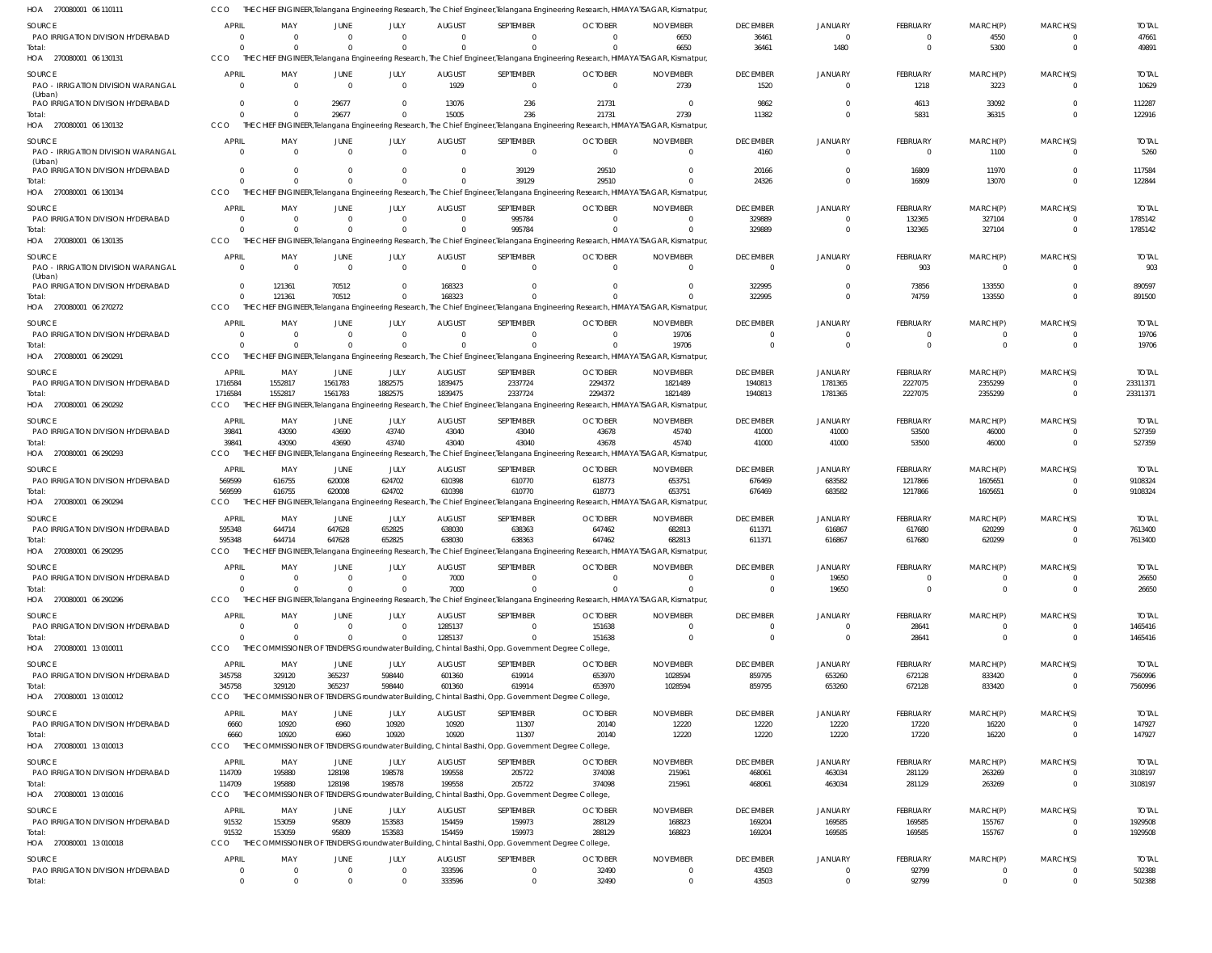HOA 270080001 06 110111 CCO THE CHIEF ENGINEER,Telangana Engineering Research, The Chief Engineer,Telangana Engineering Research, HIMAYATSAGAR, Kismatpur,

| SOURCE | APRIL | MAY | JUNE | JULY | AUGUST | SEPTEMBER | OCTOBER | NOVEMBER | DECEMBER | JANUARY | FEBRUARY | MARCH(P) | MARCH(S) | TOTAL |
|---|---|---|---|---|---|---|---|---|---|---|---|---|---|---|
| PAO IRRIGATION DIVISION HYDERABAD | 0 | 0 | 0 | 0 | 0 | 0 | 0 | 6650 | 36461 | 0 | 0 | 4550 | 0 | 47661 |
| Total: | 0 | 0 | 0 | 0 | 0 | 0 | 0 | 6650 | 36461 | 1480 | 0 | 5300 | 0 | 49891 |

HOA 270080001 06 130131 CCO THE CHIEF ENGINEER,Telangana Engineering Research, The Chief Engineer,Telangana Engineering Research, HIMAYATSAGAR, Kismatpur,

| SOURCE | APRIL | MAY | JUNE | JULY | AUGUST | SEPTEMBER | OCTOBER | NOVEMBER | DECEMBER | JANUARY | FEBRUARY | MARCH(P) | MARCH(S) | TOTAL |
|---|---|---|---|---|---|---|---|---|---|---|---|---|---|---|
| PAO - IRRIGATION DIVISION WARANGAL (Urban) | 0 | 0 | 0 | 0 | 1929 | 0 | 0 | 2739 | 1520 | 0 | 1218 | 3223 | 0 | 10629 |
| PAO IRRIGATION DIVISION HYDERABAD | 0 | 0 | 29677 | 0 | 13076 | 236 | 21731 | 0 | 9862 | 0 | 4613 | 33092 | 0 | 112287 |
| Total: | 0 | 0 | 29677 | 0 | 15005 | 236 | 21731 | 2739 | 11382 | 0 | 5831 | 36315 | 0 | 122916 |

HOA 270080001 06 130132 CCO THE CHIEF ENGINEER,Telangana Engineering Research, The Chief Engineer,Telangana Engineering Research, HIMAYATSAGAR, Kismatpur,

| SOURCE | APRIL | MAY | JUNE | JULY | AUGUST | SEPTEMBER | OCTOBER | NOVEMBER | DECEMBER | JANUARY | FEBRUARY | MARCH(P) | MARCH(S) | TOTAL |
|---|---|---|---|---|---|---|---|---|---|---|---|---|---|---|
| PAO - IRRIGATION DIVISION WARANGAL (Urban) | 0 | 0 | 0 | 0 | 0 | 0 | 0 | 0 | 4160 | 0 | 0 | 1100 | 0 | 5260 |
| PAO IRRIGATION DIVISION HYDERABAD | 0 | 0 | 0 | 0 | 0 | 39129 | 29510 | 0 | 20166 | 0 | 16809 | 11970 | 0 | 117584 |
| Total: | 0 | 0 | 0 | 0 | 0 | 39129 | 29510 | 0 | 24326 | 0 | 16809 | 13070 | 0 | 122844 |

HOA 270080001 06 130134 CCO THE CHIEF ENGINEER,Telangana Engineering Research, The Chief Engineer,Telangana Engineering Research, HIMAYATSAGAR, Kismatpur,

| SOURCE | APRIL | MAY | JUNE | JULY | AUGUST | SEPTEMBER | OCTOBER | NOVEMBER | DECEMBER | JANUARY | FEBRUARY | MARCH(P) | MARCH(S) | TOTAL |
|---|---|---|---|---|---|---|---|---|---|---|---|---|---|---|
| PAO IRRIGATION DIVISION HYDERABAD | 0 | 0 | 0 | 0 | 0 | 995784 | 0 | 0 | 329889 | 0 | 132365 | 327104 | 0 | 1785142 |
| Total: | 0 | 0 | 0 | 0 | 0 | 995784 | 0 | 0 | 329889 | 0 | 132365 | 327104 | 0 | 1785142 |

HOA 270080001 06 130135 CCO THE CHIEF ENGINEER,Telangana Engineering Research, The Chief Engineer,Telangana Engineering Research, HIMAYATSAGAR, Kismatpur,

| SOURCE | APRIL | MAY | JUNE | JULY | AUGUST | SEPTEMBER | OCTOBER | NOVEMBER | DECEMBER | JANUARY | FEBRUARY | MARCH(P) | MARCH(S) | TOTAL |
|---|---|---|---|---|---|---|---|---|---|---|---|---|---|---|
| PAO - IRRIGATION DIVISION WARANGAL (Urban) | 0 | 0 | 0 | 0 | 0 | 0 | 0 | 0 | 0 | 0 | 903 | 0 | 0 | 903 |
| PAO IRRIGATION DIVISION HYDERABAD | 0 | 121361 | 70512 | 0 | 168323 | 0 | 0 | 0 | 322995 | 0 | 73856 | 133550 | 0 | 890597 |
| Total: | 0 | 121361 | 70512 | 0 | 168323 | 0 | 0 | 0 | 322995 | 0 | 74759 | 133550 | 0 | 891500 |

HOA 270080001 06 270272 CCO THE CHIEF ENGINEER,Telangana Engineering Research, The Chief Engineer,Telangana Engineering Research, HIMAYATSAGAR, Kismatpur,

| SOURCE | APRIL | MAY | JUNE | JULY | AUGUST | SEPTEMBER | OCTOBER | NOVEMBER | DECEMBER | JANUARY | FEBRUARY | MARCH(P) | MARCH(S) | TOTAL |
|---|---|---|---|---|---|---|---|---|---|---|---|---|---|---|
| PAO IRRIGATION DIVISION HYDERABAD | 0 | 0 | 0 | 0 | 0 | 0 | 0 | 19706 | 0 | 0 | 0 | 0 | 0 | 19706 |
| Total: | 0 | 0 | 0 | 0 | 0 | 0 | 0 | 19706 | 0 | 0 | 0 | 0 | 0 | 19706 |

HOA 270080001 06 290291 CCO THE CHIEF ENGINEER,Telangana Engineering Research, The Chief Engineer,Telangana Engineering Research, HIMAYATSAGAR, Kismatpur,

| SOURCE | APRIL | MAY | JUNE | JULY | AUGUST | SEPTEMBER | OCTOBER | NOVEMBER | DECEMBER | JANUARY | FEBRUARY | MARCH(P) | MARCH(S) | TOTAL |
|---|---|---|---|---|---|---|---|---|---|---|---|---|---|---|
| PAO IRRIGATION DIVISION HYDERABAD | 1716584 | 1552817 | 1561783 | 1882575 | 1839475 | 2337724 | 2294372 | 1821489 | 1940813 | 1781365 | 2227075 | 2355299 | 0 | 23311371 |
| Total: | 1716584 | 1552817 | 1561783 | 1882575 | 1839475 | 2337724 | 2294372 | 1821489 | 1940813 | 1781365 | 2227075 | 2355299 | 0 | 23311371 |

HOA 270080001 06 290292 CCO THE CHIEF ENGINEER,Telangana Engineering Research, The Chief Engineer,Telangana Engineering Research, HIMAYATSAGAR, Kismatpur,

| SOURCE | APRIL | MAY | JUNE | JULY | AUGUST | SEPTEMBER | OCTOBER | NOVEMBER | DECEMBER | JANUARY | FEBRUARY | MARCH(P) | MARCH(S) | TOTAL |
|---|---|---|---|---|---|---|---|---|---|---|---|---|---|---|
| PAO IRRIGATION DIVISION HYDERABAD | 39841 | 43090 | 43690 | 43740 | 43040 | 43040 | 43678 | 45740 | 41000 | 41000 | 53500 | 46000 | 0 | 527359 |
| Total: | 39841 | 43090 | 43690 | 43740 | 43040 | 43040 | 43678 | 45740 | 41000 | 41000 | 53500 | 46000 | 0 | 527359 |

HOA 270080001 06 290293 CCO THE CHIEF ENGINEER,Telangana Engineering Research, The Chief Engineer,Telangana Engineering Research, HIMAYATSAGAR, Kismatpur,

| SOURCE | APRIL | MAY | JUNE | JULY | AUGUST | SEPTEMBER | OCTOBER | NOVEMBER | DECEMBER | JANUARY | FEBRUARY | MARCH(P) | MARCH(S) | TOTAL |
|---|---|---|---|---|---|---|---|---|---|---|---|---|---|---|
| PAO IRRIGATION DIVISION HYDERABAD | 569599 | 616755 | 620008 | 624702 | 610398 | 610770 | 618773 | 653751 | 676469 | 683582 | 1217866 | 1605651 | 0 | 9108324 |
| Total: | 569599 | 616755 | 620008 | 624702 | 610398 | 610770 | 618773 | 653751 | 676469 | 683582 | 1217866 | 1605651 | 0 | 9108324 |

HOA 270080001 06 290294 CCO THE CHIEF ENGINEER,Telangana Engineering Research, The Chief Engineer,Telangana Engineering Research, HIMAYATSAGAR, Kismatpur,

| SOURCE | APRIL | MAY | JUNE | JULY | AUGUST | SEPTEMBER | OCTOBER | NOVEMBER | DECEMBER | JANUARY | FEBRUARY | MARCH(P) | MARCH(S) | TOTAL |
|---|---|---|---|---|---|---|---|---|---|---|---|---|---|---|
| PAO IRRIGATION DIVISION HYDERABAD | 595348 | 644714 | 647628 | 652825 | 638030 | 638363 | 647462 | 682813 | 611371 | 616867 | 617680 | 620299 | 0 | 7613400 |
| Total: | 595348 | 644714 | 647628 | 652825 | 638030 | 638363 | 647462 | 682813 | 611371 | 616867 | 617680 | 620299 | 0 | 7613400 |

HOA 270080001 06 290295 CCO THE CHIEF ENGINEER,Telangana Engineering Research, The Chief Engineer,Telangana Engineering Research, HIMAYATSAGAR, Kismatpur,

| SOURCE | APRIL | MAY | JUNE | JULY | AUGUST | SEPTEMBER | OCTOBER | NOVEMBER | DECEMBER | JANUARY | FEBRUARY | MARCH(P) | MARCH(S) | TOTAL |
|---|---|---|---|---|---|---|---|---|---|---|---|---|---|---|
| PAO IRRIGATION DIVISION HYDERABAD | 0 | 0 | 0 | 0 | 7000 | 0 | 0 | 0 | 0 | 19650 | 0 | 0 | 0 | 26650 |
| Total: | 0 | 0 | 0 | 0 | 7000 | 0 | 0 | 0 | 0 | 19650 | 0 | 0 | 0 | 26650 |

HOA 270080001 06 290296 CCO THE CHIEF ENGINEER,Telangana Engineering Research, The Chief Engineer,Telangana Engineering Research, HIMAYATSAGAR, Kismatpur,

| SOURCE | APRIL | MAY | JUNE | JULY | AUGUST | SEPTEMBER | OCTOBER | NOVEMBER | DECEMBER | JANUARY | FEBRUARY | MARCH(P) | MARCH(S) | TOTAL |
|---|---|---|---|---|---|---|---|---|---|---|---|---|---|---|
| PAO IRRIGATION DIVISION HYDERABAD | 0 | 0 | 0 | 0 | 1285137 | 0 | 151638 | 0 | 0 | 0 | 28641 | 0 | 0 | 1465416 |
| Total: | 0 | 0 | 0 | 0 | 1285137 | 0 | 151638 | 0 | 0 | 0 | 28641 | 0 | 0 | 1465416 |

HOA 270080001 13 010011 CCO THE COMMISSIONER OF TENDERS Groundwater Building, Chintal Basthi, Opp. Government Degree College,

| SOURCE | APRIL | MAY | JUNE | JULY | AUGUST | SEPTEMBER | OCTOBER | NOVEMBER | DECEMBER | JANUARY | FEBRUARY | MARCH(P) | MARCH(S) | TOTAL |
|---|---|---|---|---|---|---|---|---|---|---|---|---|---|---|
| PAO IRRIGATION DIVISION HYDERABAD | 345758 | 329120 | 365237 | 598440 | 601360 | 619914 | 653970 | 1028594 | 859795 | 653260 | 672128 | 833420 | 0 | 7560996 |
| Total: | 345758 | 329120 | 365237 | 598440 | 601360 | 619914 | 653970 | 1028594 | 859795 | 653260 | 672128 | 833420 | 0 | 7560996 |

HOA 270080001 13 010012 CCO THE COMMISSIONER OF TENDERS Groundwater Building, Chintal Basthi, Opp. Government Degree College,

| SOURCE | APRIL | MAY | JUNE | JULY | AUGUST | SEPTEMBER | OCTOBER | NOVEMBER | DECEMBER | JANUARY | FEBRUARY | MARCH(P) | MARCH(S) | TOTAL |
|---|---|---|---|---|---|---|---|---|---|---|---|---|---|---|
| PAO IRRIGATION DIVISION HYDERABAD | 6660 | 10920 | 6960 | 10920 | 10920 | 11307 | 20140 | 12220 | 12220 | 12220 | 17220 | 16220 | 0 | 147927 |
| Total: | 6660 | 10920 | 6960 | 10920 | 10920 | 11307 | 20140 | 12220 | 12220 | 12220 | 17220 | 16220 | 0 | 147927 |

HOA 270080001 13 010013 CCO THE COMMISSIONER OF TENDERS Groundwater Building, Chintal Basthi, Opp. Government Degree College,

| SOURCE | APRIL | MAY | JUNE | JULY | AUGUST | SEPTEMBER | OCTOBER | NOVEMBER | DECEMBER | JANUARY | FEBRUARY | MARCH(P) | MARCH(S) | TOTAL |
|---|---|---|---|---|---|---|---|---|---|---|---|---|---|---|
| PAO IRRIGATION DIVISION HYDERABAD | 114709 | 195880 | 128198 | 198578 | 199558 | 205722 | 374098 | 215961 | 468061 | 463034 | 281129 | 263269 | 0 | 3108197 |
| Total: | 114709 | 195880 | 128198 | 198578 | 199558 | 205722 | 374098 | 215961 | 468061 | 463034 | 281129 | 263269 | 0 | 3108197 |

HOA 270080001 13 010016 CCO THE COMMISSIONER OF TENDERS Groundwater Building, Chintal Basthi, Opp. Government Degree College,

| SOURCE | APRIL | MAY | JUNE | JULY | AUGUST | SEPTEMBER | OCTOBER | NOVEMBER | DECEMBER | JANUARY | FEBRUARY | MARCH(P) | MARCH(S) | TOTAL |
|---|---|---|---|---|---|---|---|---|---|---|---|---|---|---|
| PAO IRRIGATION DIVISION HYDERABAD | 91532 | 153059 | 95809 | 153583 | 154459 | 159973 | 288129 | 168823 | 169204 | 169585 | 169585 | 155767 | 0 | 1929508 |
| Total: | 91532 | 153059 | 95809 | 153583 | 154459 | 159973 | 288129 | 168823 | 169204 | 169585 | 169585 | 155767 | 0 | 1929508 |

HOA 270080001 13 010018 CCO THE COMMISSIONER OF TENDERS Groundwater Building, Chintal Basthi, Opp. Government Degree College,

| SOURCE | APRIL | MAY | JUNE | JULY | AUGUST | SEPTEMBER | OCTOBER | NOVEMBER | DECEMBER | JANUARY | FEBRUARY | MARCH(P) | MARCH(S) | TOTAL |
|---|---|---|---|---|---|---|---|---|---|---|---|---|---|---|
| PAO IRRIGATION DIVISION HYDERABAD | 0 | 0 | 0 | 0 | 333596 | 0 | 32490 | 0 | 43503 | 0 | 92799 | 0 | 0 | 502388 |
| Total: | 0 | 0 | 0 | 0 | 333596 | 0 | 32490 | 0 | 43503 | 0 | 92799 | 0 | 0 | 502388 |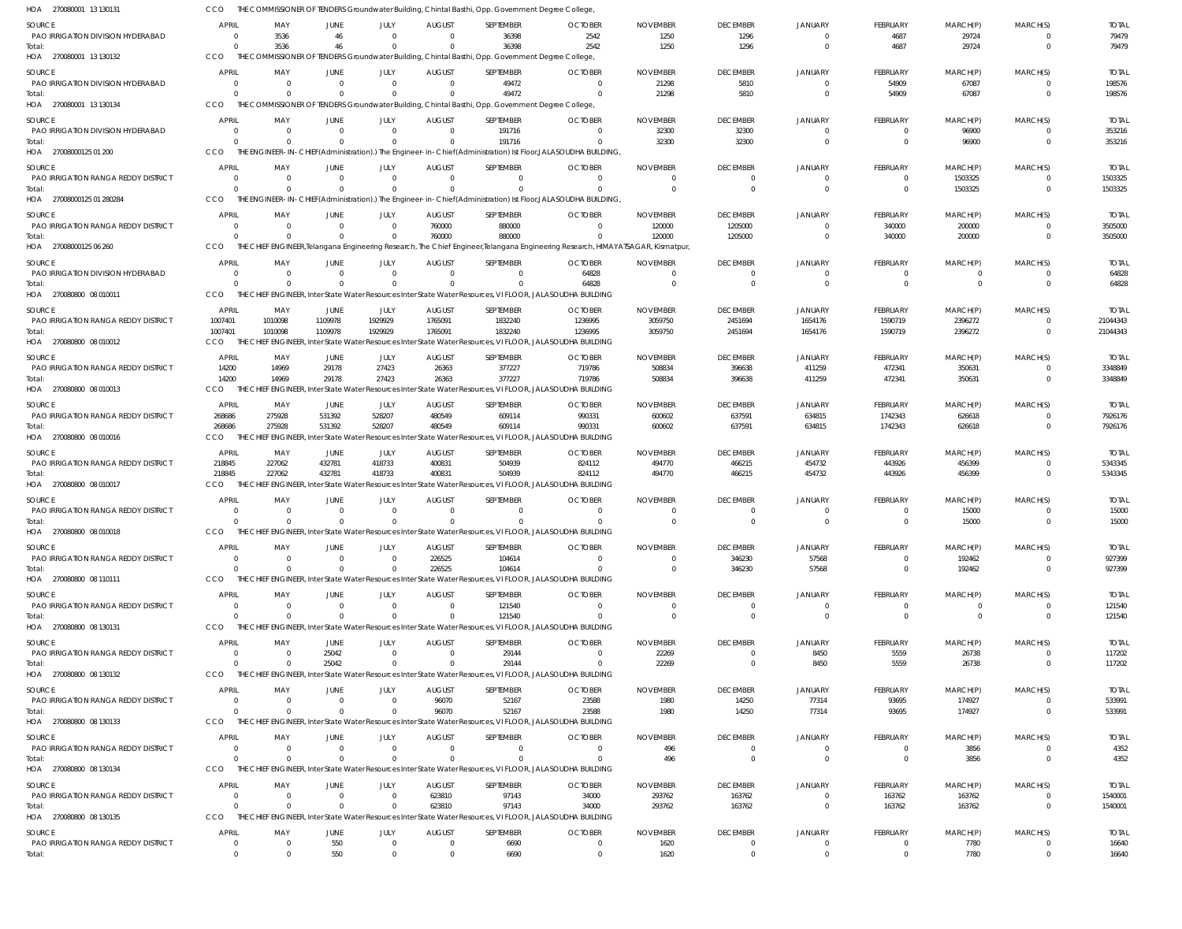HOA 270080001 13 130131 CCO THE COMMISSIONER OF TENDERS Groundwater Building, Chintal Basthi, Opp. Government Degree College,

| SOURCE | APRIL | MAY | JUNE | JULY | AUGUST | SEPTEMBER | OCTOBER | NOVEMBER | DECEMBER | JANUARY | FEBRUARY | MARCH(P) | MARCH(S) | TOTAL |
|---|---|---|---|---|---|---|---|---|---|---|---|---|---|---|
| PAO IRRIGATION DIVISION HYDERABAD | 0 | 3536 | 46 | 0 | 0 | 36398 | 2542 | 1250 | 1296 | 0 | 4687 | 29724 | 0 | 79479 |
| Total: | 0 | 3536 | 46 | 0 | 0 | 36398 | 2542 | 1250 | 1296 | 0 | 4687 | 29724 | 0 | 79479 |

HOA 270080001 13 130132 CCO THE COMMISSIONER OF TENDERS Groundwater Building, Chintal Basthi, Opp. Government Degree College,

| SOURCE | APRIL | MAY | JUNE | JULY | AUGUST | SEPTEMBER | OCTOBER | NOVEMBER | DECEMBER | JANUARY | FEBRUARY | MARCH(P) | MARCH(S) | TOTAL |
|---|---|---|---|---|---|---|---|---|---|---|---|---|---|---|
| PAO IRRIGATION DIVISION HYDERABAD | 0 | 0 | 0 | 0 | 0 | 49472 | 0 | 21298 | 5810 | 0 | 54909 | 67087 | 0 | 198576 |
| Total: | 0 | 0 | 0 | 0 | 0 | 49472 | 0 | 21298 | 5810 | 0 | 54909 | 67087 | 0 | 198576 |

HOA 270080001 13 130134 CCO THE COMMISSIONER OF TENDERS Groundwater Building, Chintal Basthi, Opp. Government Degree College,

| SOURCE | APRIL | MAY | JUNE | JULY | AUGUST | SEPTEMBER | OCTOBER | NOVEMBER | DECEMBER | JANUARY | FEBRUARY | MARCH(P) | MARCH(S) | TOTAL |
|---|---|---|---|---|---|---|---|---|---|---|---|---|---|---|
| PAO IRRIGATION DIVISION HYDERABAD | 0 | 0 | 0 | 0 | 0 | 191716 | 0 | 32300 | 32300 | 0 | 0 | 96900 | 0 | 353216 |
| Total: | 0 | 0 | 0 | 0 | 0 | 191716 | 0 | 32300 | 32300 | 0 | 0 | 96900 | 0 | 353216 |

HOA 27008000125 01 200 CCO THE ENGINEER-IN-CHIEF(Administration).) The Engineer-in-Chief(Administration) Ist Floor,JALASOUDHA BUILDING,

| SOURCE | APRIL | MAY | JUNE | JULY | AUGUST | SEPTEMBER | OCTOBER | NOVEMBER | DECEMBER | JANUARY | FEBRUARY | MARCH(P) | MARCH(S) | TOTAL |
|---|---|---|---|---|---|---|---|---|---|---|---|---|---|---|
| PAO IRRIGATION RANGA REDDY DISTRICT | 0 | 0 | 0 | 0 | 0 | 0 | 0 | 0 | 0 | 0 | 0 | 1503325 | 0 | 1503325 |
| Total: | 0 | 0 | 0 | 0 | 0 | 0 | 0 | 0 | 0 | 0 | 0 | 1503325 | 0 | 1503325 |

HOA 27008000125 01 280284 CCO THE ENGINEER-IN-CHIEF(Administration).) The Engineer-in-Chief(Administration) Ist Floor,JALASOUDHA BUILDING,

| SOURCE | APRIL | MAY | JUNE | JULY | AUGUST | SEPTEMBER | OCTOBER | NOVEMBER | DECEMBER | JANUARY | FEBRUARY | MARCH(P) | MARCH(S) | TOTAL |
|---|---|---|---|---|---|---|---|---|---|---|---|---|---|---|
| PAO IRRIGATION RANGA REDDY DISTRICT | 0 | 0 | 0 | 0 | 760000 | 880000 | 0 | 120000 | 1205000 | 0 | 340000 | 200000 | 0 | 3505000 |
| Total: | 0 | 0 | 0 | 0 | 760000 | 880000 | 0 | 120000 | 1205000 | 0 | 340000 | 200000 | 0 | 3505000 |

HOA 27008000125 06 260 CCO THE CHIEF ENGINEER,Telangana Engineering Research, The Chief Engineer,Telangana Engineering Research, HIMAYATSAGAR, Kismatpur,

| SOURCE | APRIL | MAY | JUNE | JULY | AUGUST | SEPTEMBER | OCTOBER | NOVEMBER | DECEMBER | JANUARY | FEBRUARY | MARCH(P) | MARCH(S) | TOTAL |
|---|---|---|---|---|---|---|---|---|---|---|---|---|---|---|
| PAO IRRIGATION DIVISION HYDERABAD | 0 | 0 | 0 | 0 | 0 | 0 | 64828 | 0 | 0 | 0 | 0 | 0 | 0 | 64828 |
| Total: | 0 | 0 | 0 | 0 | 0 | 0 | 64828 | 0 | 0 | 0 | 0 | 0 | 0 | 64828 |

HOA 270080800 08 010011 CCO THE CHIEF ENGINEER, Inter State Water Resources Inter State Water Resources, VI FLOOR, JALASOUDHA BUILDING

| SOURCE | APRIL | MAY | JUNE | JULY | AUGUST | SEPTEMBER | OCTOBER | NOVEMBER | DECEMBER | JANUARY | FEBRUARY | MARCH(P) | MARCH(S) | TOTAL |
|---|---|---|---|---|---|---|---|---|---|---|---|---|---|---|
| PAO IRRIGATION RANGA REDDY DISTRICT | 1007401 | 1010098 | 1109978 | 1929929 | 1765091 | 1832240 | 1236995 | 3059750 | 2451694 | 1654176 | 1590719 | 2396272 | 0 | 21044343 |
| Total: | 1007401 | 1010098 | 1109978 | 1929929 | 1765091 | 1832240 | 1236995 | 3059750 | 2451694 | 1654176 | 1590719 | 2396272 | 0 | 21044343 |

HOA 270080800 08 010012 CCO THE CHIEF ENGINEER, Inter State Water Resources Inter State Water Resources, VI FLOOR, JALASOUDHA BUILDING

| SOURCE | APRIL | MAY | JUNE | JULY | AUGUST | SEPTEMBER | OCTOBER | NOVEMBER | DECEMBER | JANUARY | FEBRUARY | MARCH(P) | MARCH(S) | TOTAL |
|---|---|---|---|---|---|---|---|---|---|---|---|---|---|---|
| PAO IRRIGATION RANGA REDDY DISTRICT | 14200 | 14969 | 29178 | 27423 | 26363 | 377227 | 719786 | 508834 | 396638 | 411259 | 472341 | 350631 | 0 | 3348849 |
| Total: | 14200 | 14969 | 29178 | 27423 | 26363 | 377227 | 719786 | 508834 | 396638 | 411259 | 472341 | 350631 | 0 | 3348849 |

HOA 270080800 08 010013 CCO THE CHIEF ENGINEER, Inter State Water Resources Inter State Water Resources, VI FLOOR, JALASOUDHA BUILDING

| SOURCE | APRIL | MAY | JUNE | JULY | AUGUST | SEPTEMBER | OCTOBER | NOVEMBER | DECEMBER | JANUARY | FEBRUARY | MARCH(P) | MARCH(S) | TOTAL |
|---|---|---|---|---|---|---|---|---|---|---|---|---|---|---|
| PAO IRRIGATION RANGA REDDY DISTRICT | 268686 | 275928 | 531392 | 528207 | 480549 | 609114 | 990331 | 600602 | 637591 | 634815 | 1742343 | 626618 | 0 | 7926176 |
| Total: | 268686 | 275928 | 531392 | 528207 | 480549 | 609114 | 990331 | 600602 | 637591 | 634815 | 1742343 | 626618 | 0 | 7926176 |

HOA 270080800 08 010016 CCO THE CHIEF ENGINEER, Inter State Water Resources Inter State Water Resources, VI FLOOR, JALASOUDHA BUILDING

| SOURCE | APRIL | MAY | JUNE | JULY | AUGUST | SEPTEMBER | OCTOBER | NOVEMBER | DECEMBER | JANUARY | FEBRUARY | MARCH(P) | MARCH(S) | TOTAL |
|---|---|---|---|---|---|---|---|---|---|---|---|---|---|---|
| PAO IRRIGATION RANGA REDDY DISTRICT | 218845 | 227062 | 432781 | 418733 | 400831 | 504939 | 824112 | 494770 | 466215 | 454732 | 443926 | 456399 | 0 | 5343345 |
| Total: | 218845 | 227062 | 432781 | 418733 | 400831 | 504939 | 824112 | 494770 | 466215 | 454732 | 443926 | 456399 | 0 | 5343345 |

HOA 270080800 08 010017 CCO THE CHIEF ENGINEER, Inter State Water Resources Inter State Water Resources, VI FLOOR, JALASOUDHA BUILDING

| SOURCE | APRIL | MAY | JUNE | JULY | AUGUST | SEPTEMBER | OCTOBER | NOVEMBER | DECEMBER | JANUARY | FEBRUARY | MARCH(P) | MARCH(S) | TOTAL |
|---|---|---|---|---|---|---|---|---|---|---|---|---|---|---|
| PAO IRRIGATION RANGA REDDY DISTRICT | 0 | 0 | 0 | 0 | 0 | 0 | 0 | 0 | 0 | 0 | 0 | 15000 | 0 | 15000 |
| Total: | 0 | 0 | 0 | 0 | 0 | 0 | 0 | 0 | 0 | 0 | 0 | 15000 | 0 | 15000 |

HOA 270080800 08 010018 CCO THE CHIEF ENGINEER, Inter State Water Resources Inter State Water Resources, VI FLOOR, JALASOUDHA BUILDING

| SOURCE | APRIL | MAY | JUNE | JULY | AUGUST | SEPTEMBER | OCTOBER | NOVEMBER | DECEMBER | JANUARY | FEBRUARY | MARCH(P) | MARCH(S) | TOTAL |
|---|---|---|---|---|---|---|---|---|---|---|---|---|---|---|
| PAO IRRIGATION RANGA REDDY DISTRICT | 0 | 0 | 0 | 0 | 226525 | 104614 | 0 | 0 | 346230 | 57568 | 0 | 192462 | 0 | 927399 |
| Total: | 0 | 0 | 0 | 0 | 226525 | 104614 | 0 | 0 | 346230 | 57568 | 0 | 192462 | 0 | 927399 |

HOA 270080800 08 110111 CCO THE CHIEF ENGINEER, Inter State Water Resources Inter State Water Resources, VI FLOOR, JALASOUDHA BUILDING

| SOURCE | APRIL | MAY | JUNE | JULY | AUGUST | SEPTEMBER | OCTOBER | NOVEMBER | DECEMBER | JANUARY | FEBRUARY | MARCH(P) | MARCH(S) | TOTAL |
|---|---|---|---|---|---|---|---|---|---|---|---|---|---|---|
| PAO IRRIGATION RANGA REDDY DISTRICT | 0 | 0 | 0 | 0 | 0 | 121540 | 0 | 0 | 0 | 0 | 0 | 0 | 0 | 121540 |
| Total: | 0 | 0 | 0 | 0 | 0 | 121540 | 0 | 0 | 0 | 0 | 0 | 0 | 0 | 121540 |

HOA 270080800 08 130131 CCO THE CHIEF ENGINEER, Inter State Water Resources Inter State Water Resources, VI FLOOR, JALASOUDHA BUILDING

| SOURCE | APRIL | MAY | JUNE | JULY | AUGUST | SEPTEMBER | OCTOBER | NOVEMBER | DECEMBER | JANUARY | FEBRUARY | MARCH(P) | MARCH(S) | TOTAL |
|---|---|---|---|---|---|---|---|---|---|---|---|---|---|---|
| PAO IRRIGATION RANGA REDDY DISTRICT | 0 | 0 | 25042 | 0 | 0 | 29144 | 0 | 22269 | 0 | 8450 | 5559 | 26738 | 0 | 117202 |
| Total: | 0 | 0 | 25042 | 0 | 0 | 29144 | 0 | 22269 | 0 | 8450 | 5559 | 26738 | 0 | 117202 |

HOA 270080800 08 130132 CCO THE CHIEF ENGINEER, Inter State Water Resources Inter State Water Resources, VI FLOOR, JALASOUDHA BUILDING

| SOURCE | APRIL | MAY | JUNE | JULY | AUGUST | SEPTEMBER | OCTOBER | NOVEMBER | DECEMBER | JANUARY | FEBRUARY | MARCH(P) | MARCH(S) | TOTAL |
|---|---|---|---|---|---|---|---|---|---|---|---|---|---|---|
| PAO IRRIGATION RANGA REDDY DISTRICT | 0 | 0 | 0 | 0 | 96070 | 52167 | 23588 | 1980 | 14250 | 77314 | 93695 | 174927 | 0 | 533991 |
| Total: | 0 | 0 | 0 | 0 | 96070 | 52167 | 23588 | 1980 | 14250 | 77314 | 93695 | 174927 | 0 | 533991 |

HOA 270080800 08 130133 CCO THE CHIEF ENGINEER, Inter State Water Resources Inter State Water Resources, VI FLOOR, JALASOUDHA BUILDING

| SOURCE | APRIL | MAY | JUNE | JULY | AUGUST | SEPTEMBER | OCTOBER | NOVEMBER | DECEMBER | JANUARY | FEBRUARY | MARCH(P) | MARCH(S) | TOTAL |
|---|---|---|---|---|---|---|---|---|---|---|---|---|---|---|
| PAO IRRIGATION RANGA REDDY DISTRICT | 0 | 0 | 0 | 0 | 0 | 0 | 0 | 496 | 0 | 0 | 0 | 3856 | 0 | 4352 |
| Total: | 0 | 0 | 0 | 0 | 0 | 0 | 0 | 496 | 0 | 0 | 0 | 3856 | 0 | 4352 |

HOA 270080800 08 130134 CCO THE CHIEF ENGINEER, Inter State Water Resources Inter State Water Resources, VI FLOOR, JALASOUDHA BUILDING

| SOURCE | APRIL | MAY | JUNE | JULY | AUGUST | SEPTEMBER | OCTOBER | NOVEMBER | DECEMBER | JANUARY | FEBRUARY | MARCH(P) | MARCH(S) | TOTAL |
|---|---|---|---|---|---|---|---|---|---|---|---|---|---|---|
| PAO IRRIGATION RANGA REDDY DISTRICT | 0 | 0 | 0 | 0 | 623810 | 97143 | 34000 | 293762 | 163762 | 0 | 163762 | 163762 | 0 | 1540001 |
| Total: | 0 | 0 | 0 | 0 | 623810 | 97143 | 34000 | 293762 | 163762 | 0 | 163762 | 163762 | 0 | 1540001 |

HOA 270080800 08 130135 CCO THE CHIEF ENGINEER, Inter State Water Resources Inter State Water Resources, VI FLOOR, JALASOUDHA BUILDING

| SOURCE | APRIL | MAY | JUNE | JULY | AUGUST | SEPTEMBER | OCTOBER | NOVEMBER | DECEMBER | JANUARY | FEBRUARY | MARCH(P) | MARCH(S) | TOTAL |
|---|---|---|---|---|---|---|---|---|---|---|---|---|---|---|
| PAO IRRIGATION RANGA REDDY DISTRICT | 0 | 0 | 550 | 0 | 0 | 6690 | 0 | 1620 | 0 | 0 | 0 | 7780 | 0 | 16640 |
| Total: | 0 | 0 | 550 | 0 | 0 | 6690 | 0 | 1620 | 0 | 0 | 0 | 7780 | 0 | 16640 |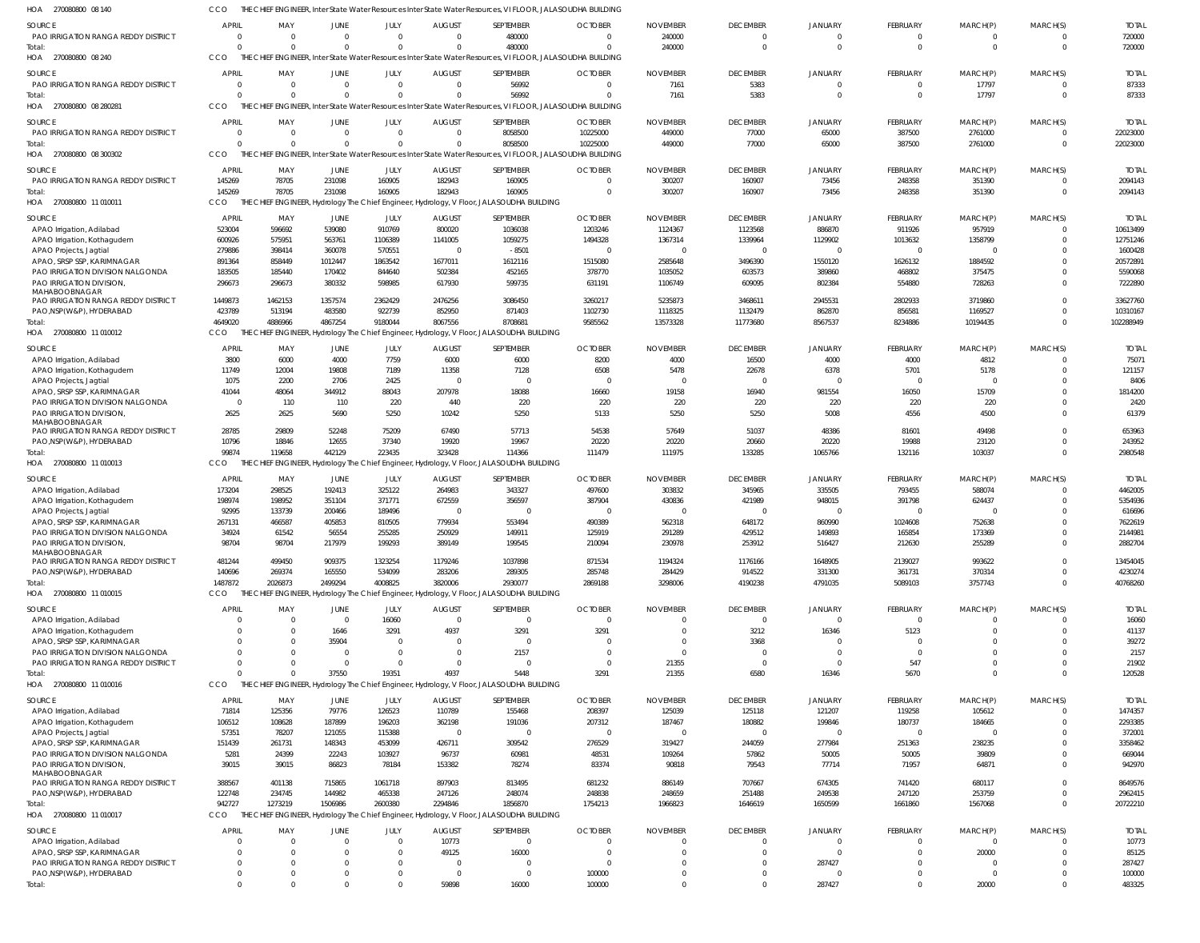HOA 270080800 08 140 CCO THE CHIEF ENGINEER, InterState Water Resources InterState Water Resources, VI FLOOR, JALASOUDHA BUILDING

| SOURCE | APRIL | MAY | JUNE | JULY | AUGUST | SEPTEMBER | OCTOBER | NOVEMBER | DECEMBER | JANUARY | FEBRUARY | MARCH(P) | MARCH(S) | TOTAL |
|---|---|---|---|---|---|---|---|---|---|---|---|---|---|---|
| PAO IRRIGATION RANGA REDDY DISTRICT | 0 | 0 | 0 | 0 | 0 | 480000 | 0 | 240000 | 0 | 0 | 0 | 0 | 0 | 720000 |
| Total: | 0 | 0 | 0 | 0 | 0 | 480000 | 0 | 240000 | 0 | 0 | 0 | 0 | 0 | 720000 |

HOA 270080800 08 240 CCO THE CHIEF ENGINEER, InterState Water Resources InterState Water Resources, VI FLOOR, JALASOUDHA BUILDING

| SOURCE | APRIL | MAY | JUNE | JULY | AUGUST | SEPTEMBER | OCTOBER | NOVEMBER | DECEMBER | JANUARY | FEBRUARY | MARCH(P) | MARCH(S) | TOTAL |
|---|---|---|---|---|---|---|---|---|---|---|---|---|---|---|
| PAO IRRIGATION RANGA REDDY DISTRICT | 0 | 0 | 0 | 0 | 0 | 56992 | 0 | 7161 | 5383 | 0 | 0 | 17797 | 0 | 87333 |
| Total: | 0 | 0 | 0 | 0 | 0 | 56992 | 0 | 7161 | 5383 | 0 | 0 | 17797 | 0 | 87333 |

HOA 270080800 08 280281 CCO THE CHIEF ENGINEER, InterState Water Resources InterState Water Resources, VI FLOOR, JALASOUDHA BUILDING

| SOURCE | APRIL | MAY | JUNE | JULY | AUGUST | SEPTEMBER | OCTOBER | NOVEMBER | DECEMBER | JANUARY | FEBRUARY | MARCH(P) | MARCH(S) | TOTAL |
|---|---|---|---|---|---|---|---|---|---|---|---|---|---|---|
| PAO IRRIGATION RANGA REDDY DISTRICT | 0 | 0 | 0 | 0 | 0 | 8058500 | 10225000 | 449000 | 77000 | 65000 | 387500 | 2761000 | 0 | 22023000 |
| Total: | 0 | 0 | 0 | 0 | 0 | 8058500 | 10225000 | 449000 | 77000 | 65000 | 387500 | 2761000 | 0 | 22023000 |

HOA 270080800 08 300302 CCO THE CHIEF ENGINEER, InterState Water Resources InterState Water Resources, VI FLOOR, JALASOUDHA BUILDING

| SOURCE | APRIL | MAY | JUNE | JULY | AUGUST | SEPTEMBER | OCTOBER | NOVEMBER | DECEMBER | JANUARY | FEBRUARY | MARCH(P) | MARCH(S) | TOTAL |
|---|---|---|---|---|---|---|---|---|---|---|---|---|---|---|
| PAO IRRIGATION RANGA REDDY DISTRICT | 145269 | 78705 | 231098 | 160905 | 182943 | 160905 | 0 | 300207 | 160907 | 73456 | 248358 | 351390 | 0 | 2094143 |
| Total: | 145269 | 78705 | 231098 | 160905 | 182943 | 160905 | 0 | 300207 | 160907 | 73456 | 248358 | 351390 | 0 | 2094143 |

HOA 270080800 11 010011 CCO THE CHIEF ENGINEER, Hydrology The Chief Engineer, Hydrology, V Floor, JALASOUDHA BUILDING

| SOURCE | APRIL | MAY | JUNE | JULY | AUGUST | SEPTEMBER | OCTOBER | NOVEMBER | DECEMBER | JANUARY | FEBRUARY | MARCH(P) | MARCH(S) | TOTAL |
|---|---|---|---|---|---|---|---|---|---|---|---|---|---|---|
| APAO Irrigation, Adilabad | 523004 | 596692 | 539080 | 910769 | 800020 | 1036038 | 1203246 | 1124367 | 1123568 | 886870 | 911926 | 957919 | 0 | 10613499 |
| APAO Irrigation, Kothagudem | 600926 | 575951 | 563761 | 1106389 | 1141005 | 1059275 | 1494328 | 1367314 | 1339964 | 1129902 | 1013632 | 1358799 | 0 | 12751246 |
| APAO Projects, Jagtial | 279886 | 398414 | 360078 | 570551 | 0 | -8501 | 0 | 0 | 0 | 0 | 0 | 0 | 0 | 1600428 |
| APAO, SRSP SSP, KARIMNAGAR | 891364 | 858449 | 1012447 | 1863542 | 1677011 | 1612116 | 1515080 | 2585648 | 3496390 | 1550120 | 1626132 | 1884592 | 0 | 20572891 |
| PAO IRRIGATION DIVISION NALGONDA | 183505 | 185440 | 170402 | 844640 | 502384 | 452165 | 378770 | 1035052 | 603573 | 389860 | 468802 | 375475 | 0 | 5590068 |
| PAO IRRIGATION DIVISION, MAHABOOBNAGAR | 296673 | 296673 | 380332 | 598985 | 617930 | 599735 | 631191 | 1106749 | 609095 | 802384 | 554880 | 728263 | 0 | 7222890 |
| PAO IRRIGATION RANGA REDDY DISTRICT | 1449873 | 1462153 | 1357574 | 2362429 | 2476256 | 3086450 | 3260217 | 5235873 | 3468611 | 2945531 | 2802933 | 3719860 | 0 | 33627760 |
| PAO,NSP(W&P), HYDERABAD | 423789 | 513194 | 483580 | 922739 | 852950 | 871403 | 1102730 | 1118325 | 1132479 | 862870 | 856581 | 1169527 | 0 | 10310167 |
| Total: | 4649020 | 4886966 | 4867254 | 9180044 | 8067556 | 8708681 | 9585562 | 13573328 | 11773680 | 8567537 | 8234886 | 10194435 | 0 | 102288949 |

HOA 270080800 11 010012 CCO THE CHIEF ENGINEER, Hydrology The Chief Engineer, Hydrology, V Floor, JALASOUDHA BUILDING

| SOURCE | APRIL | MAY | JUNE | JULY | AUGUST | SEPTEMBER | OCTOBER | NOVEMBER | DECEMBER | JANUARY | FEBRUARY | MARCH(P) | MARCH(S) | TOTAL |
|---|---|---|---|---|---|---|---|---|---|---|---|---|---|---|
| APAO Irrigation, Adilabad | 3800 | 6000 | 4000 | 7759 | 6000 | 6000 | 8200 | 4000 | 16500 | 4000 | 4000 | 4812 | 0 | 75071 |
| APAO Irrigation, Kothagudem | 11749 | 12004 | 19808 | 7189 | 11358 | 7128 | 6508 | 5478 | 22678 | 6378 | 5701 | 5178 | 0 | 121157 |
| APAO Projects, Jagtial | 1075 | 2200 | 2706 | 2425 | 0 | 0 | 0 | 0 | 0 | 0 | 0 | 0 | 0 | 8406 |
| APAO, SRSP SSP, KARIMNAGAR | 41044 | 48064 | 344912 | 88043 | 207978 | 18088 | 16660 | 19158 | 16940 | 981554 | 16050 | 15709 | 0 | 1814200 |
| PAO IRRIGATION DIVISION NALGONDA | 0 | 110 | 110 | 220 | 440 | 220 | 220 | 220 | 220 | 220 | 220 | 220 | 0 | 2420 |
| PAO IRRIGATION DIVISION, MAHABOOBNAGAR | 2625 | 2625 | 5690 | 5250 | 10242 | 5250 | 5133 | 5250 | 5250 | 5008 | 4556 | 4500 | 0 | 61379 |
| PAO IRRIGATION RANGA REDDY DISTRICT | 28785 | 29809 | 52248 | 75209 | 67490 | 57713 | 54538 | 57649 | 51037 | 48386 | 81601 | 49498 | 0 | 653963 |
| PAO,NSP(W&P), HYDERABAD | 10796 | 18846 | 12655 | 37340 | 19920 | 19967 | 20220 | 20220 | 20660 | 20220 | 19988 | 23120 | 0 | 243952 |
| Total: | 99874 | 119658 | 442129 | 223435 | 323428 | 114366 | 111479 | 111975 | 133285 | 1065766 | 132116 | 103037 | 0 | 2980548 |

HOA 270080800 11 010013 CCO THE CHIEF ENGINEER, Hydrology The Chief Engineer, Hydrology, V Floor, JALASOUDHA BUILDING

| SOURCE | APRIL | MAY | JUNE | JULY | AUGUST | SEPTEMBER | OCTOBER | NOVEMBER | DECEMBER | JANUARY | FEBRUARY | MARCH(P) | MARCH(S) | TOTAL |
|---|---|---|---|---|---|---|---|---|---|---|---|---|---|---|
| APAO Irrigation, Adilabad | 173204 | 298525 | 192413 | 325122 | 264983 | 343327 | 497600 | 303832 | 345965 | 335505 | 793455 | 588074 | 0 | 4462005 |
| APAO Irrigation, Kothagudem | 198974 | 198952 | 351104 | 371771 | 672559 | 356597 | 387904 | 430836 | 421989 | 948015 | 391798 | 624437 | 0 | 5354936 |
| APAO Projects, Jagtial | 92995 | 133739 | 200466 | 189496 | 0 | 0 | 0 | 0 | 0 | 0 | 0 | 0 | 0 | 616696 |
| APAO, SRSP SSP, KARIMNAGAR | 267131 | 466587 | 405853 | 810505 | 779934 | 553494 | 490389 | 562318 | 648172 | 860990 | 1024608 | 752638 | 0 | 7622619 |
| PAO IRRIGATION DIVISION NALGONDA | 34924 | 61542 | 56554 | 255285 | 250929 | 149911 | 125919 | 291289 | 429512 | 149893 | 165854 | 173369 | 0 | 2144981 |
| PAO IRRIGATION DIVISION, MAHABOOBNAGAR | 98704 | 98704 | 217979 | 199293 | 389149 | 199545 | 210094 | 230978 | 253912 | 516427 | 212630 | 255289 | 0 | 2882704 |
| PAO IRRIGATION RANGA REDDY DISTRICT | 481244 | 499450 | 909375 | 1323254 | 1179246 | 1037898 | 871534 | 1194324 | 1176166 | 1648905 | 2139027 | 993622 | 0 | 13454045 |
| PAO,NSP(W&P), HYDERABAD | 140696 | 269374 | 165550 | 534099 | 283206 | 289305 | 285748 | 284429 | 914522 | 331300 | 361731 | 370314 | 0 | 4230274 |
| Total: | 1487872 | 2026873 | 2499294 | 4008825 | 3820006 | 2930077 | 2869188 | 3298006 | 4190238 | 4791035 | 5089103 | 3757743 | 0 | 40768260 |

HOA 270080800 11 010015 CCO THE CHIEF ENGINEER, Hydrology The Chief Engineer, Hydrology, V Floor, JALASOUDHA BUILDING

| SOURCE | APRIL | MAY | JUNE | JULY | AUGUST | SEPTEMBER | OCTOBER | NOVEMBER | DECEMBER | JANUARY | FEBRUARY | MARCH(P) | MARCH(S) | TOTAL |
|---|---|---|---|---|---|---|---|---|---|---|---|---|---|---|
| APAO Irrigation, Adilabad | 0 | 0 | 0 | 16060 | 0 | 0 | 0 | 0 | 0 | 0 | 0 | 0 | 0 | 16060 |
| APAO Irrigation, Kothagudem | 0 | 0 | 1646 | 3291 | 4937 | 3291 | 3291 | 0 | 3212 | 16346 | 5123 | 0 | 0 | 41137 |
| APAO, SRSP SSP, KARIMNAGAR | 0 | 0 | 35904 | 0 | 0 | 0 | 0 | 0 | 3368 | 0 | 0 | 0 | 0 | 39272 |
| PAO IRRIGATION DIVISION NALGONDA | 0 | 0 | 0 | 0 | 0 | 2157 | 0 | 0 | 0 | 0 | 0 | 0 | 0 | 2157 |
| PAO IRRIGATION RANGA REDDY DISTRICT | 0 | 0 | 0 | 0 | 0 | 0 | 0 | 21355 | 0 | 0 | 547 | 0 | 0 | 21902 |
| Total: | 0 | 0 | 37550 | 19351 | 4937 | 5448 | 3291 | 21355 | 6580 | 16346 | 5670 | 0 | 0 | 120528 |

HOA 270080800 11 010016 CCO THE CHIEF ENGINEER, Hydrology The Chief Engineer, Hydrology, V Floor, JALASOUDHA BUILDING

| SOURCE | APRIL | MAY | JUNE | JULY | AUGUST | SEPTEMBER | OCTOBER | NOVEMBER | DECEMBER | JANUARY | FEBRUARY | MARCH(P) | MARCH(S) | TOTAL |
|---|---|---|---|---|---|---|---|---|---|---|---|---|---|---|
| APAO Irrigation, Adilabad | 71814 | 125356 | 79776 | 126523 | 110789 | 155468 | 208397 | 125039 | 125118 | 121207 | 119258 | 105612 | 0 | 1474357 |
| APAO Irrigation, Kothagudem | 106512 | 108628 | 187899 | 196203 | 362198 | 191036 | 207312 | 187467 | 180882 | 199846 | 180737 | 184665 | 0 | 2293385 |
| APAO Projects, Jagtial | 57351 | 78207 | 121055 | 115388 | 0 | 0 | 0 | 0 | 0 | 0 | 0 | 0 | 0 | 372001 |
| APAO, SRSP SSP, KARIMNAGAR | 151439 | 261731 | 148343 | 453099 | 426711 | 309542 | 276529 | 319427 | 244059 | 277984 | 251363 | 238235 | 0 | 3358462 |
| PAO IRRIGATION DIVISION NALGONDA | 5281 | 24399 | 22243 | 103927 | 96737 | 60981 | 48531 | 109264 | 57862 | 50005 | 50005 | 39809 | 0 | 669044 |
| PAO IRRIGATION DIVISION, MAHABOOBNAGAR | 39015 | 39015 | 86823 | 78184 | 153382 | 78274 | 83374 | 90818 | 79543 | 77714 | 71957 | 64871 | 0 | 942970 |
| PAO IRRIGATION RANGA REDDY DISTRICT | 388567 | 401138 | 715865 | 1061718 | 897903 | 813495 | 681232 | 886149 | 707667 | 674305 | 741420 | 680117 | 0 | 8649576 |
| PAO,NSP(W&P), HYDERABAD | 122748 | 234745 | 144982 | 465338 | 247126 | 248074 | 248838 | 248659 | 251488 | 249538 | 247120 | 253759 | 0 | 2962415 |
| Total: | 942727 | 1273219 | 1506986 | 2600380 | 2294846 | 1856870 | 1754213 | 1966823 | 1646619 | 1650599 | 1661860 | 1567068 | 0 | 20722210 |

HOA 270080800 11 010017 CCO THE CHIEF ENGINEER, Hydrology The Chief Engineer, Hydrology, V Floor, JALASOUDHA BUILDING

| SOURCE | APRIL | MAY | JUNE | JULY | AUGUST | SEPTEMBER | OCTOBER | NOVEMBER | DECEMBER | JANUARY | FEBRUARY | MARCH(P) | MARCH(S) | TOTAL |
|---|---|---|---|---|---|---|---|---|---|---|---|---|---|---|
| APAO Irrigation, Adilabad | 0 | 0 | 0 | 0 | 10773 | 0 | 0 | 0 | 0 | 0 | 0 | 0 | 0 | 10773 |
| APAO, SRSP SSP, KARIMNAGAR | 0 | 0 | 0 | 0 | 49125 | 16000 | 0 | 0 | 0 | 0 | 0 | 20000 | 0 | 85125 |
| PAO IRRIGATION RANGA REDDY DISTRICT | 0 | 0 | 0 | 0 | 0 | 0 | 0 | 0 | 0 | 287427 | 0 | 0 | 0 | 287427 |
| PAO,NSP(W&P), HYDERABAD | 0 | 0 | 0 | 0 | 0 | 0 | 100000 | 0 | 0 | 0 | 0 | 0 | 0 | 100000 |
| Total: | 0 | 0 | 0 | 0 | 59898 | 16000 | 100000 | 0 | 0 | 287427 | 0 | 20000 | 0 | 483325 |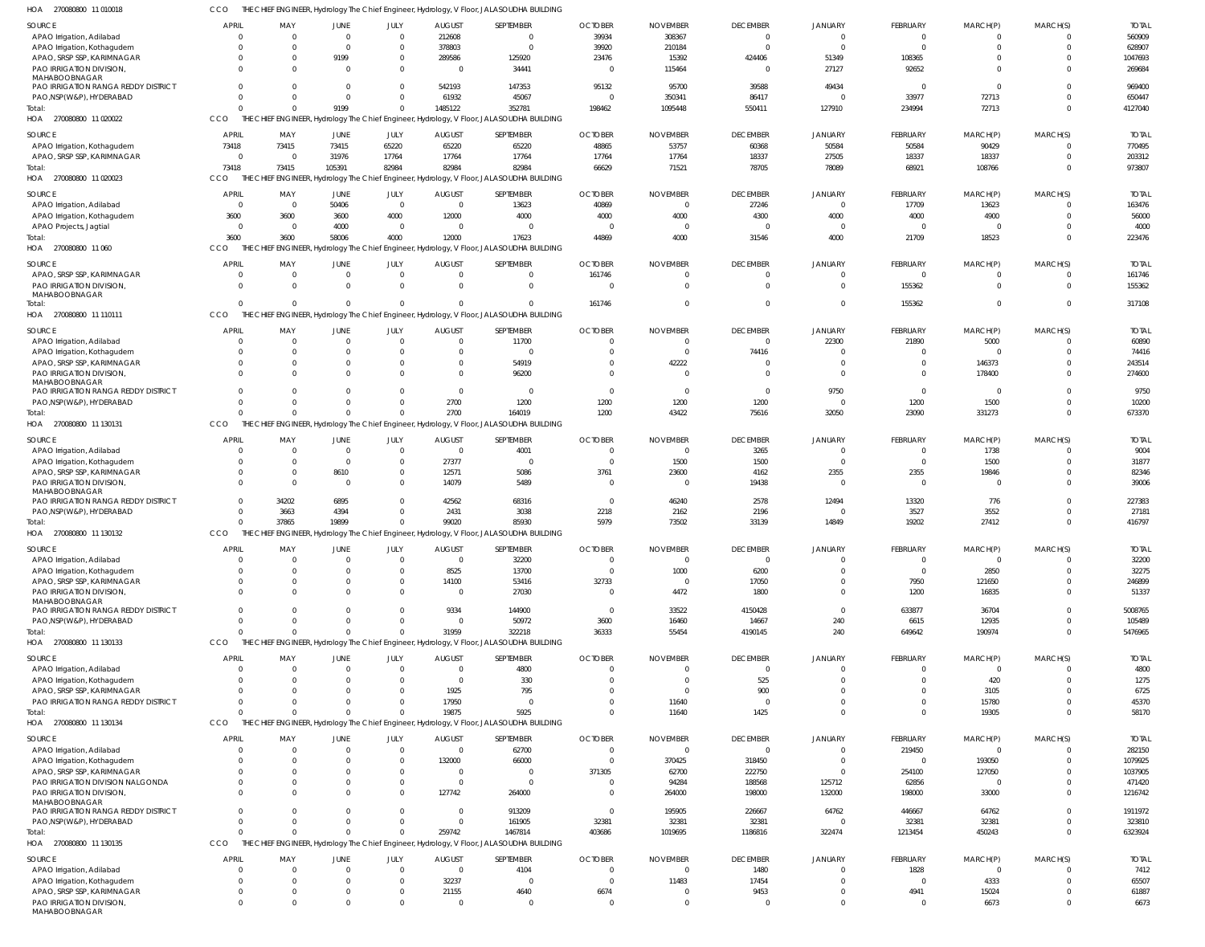HOA 270080800 11 010018 CCO THE CHIEF ENGINEER, Hydrology The Chief Engineer, Hydrology, V Floor, JALASOUDHA BUILDING

| SOURCE | APRIL | MAY | JUNE | JULY | AUGUST | SEPTEMBER | OCTOBER | NOVEMBER | DECEMBER | JANUARY | FEBRUARY | MARCH(P) | MARCH(S) | TOTAL |
|---|---|---|---|---|---|---|---|---|---|---|---|---|---|---|
| APAO Irrigation, Adilabad | 0 | 0 | 0 | 0 | 212608 | 0 | 39934 | 308367 | 0 | 0 | 0 | 0 | 0 | 560909 |
| APAO Irrigation, Kothagudem | 0 | 0 | 0 | 0 | 378803 | 0 | 39920 | 210184 | 0 | 0 | 0 | 0 | 0 | 628907 |
| APAO, SRSP SSP, KARIMNAGAR | 0 | 0 | 9199 | 0 | 289586 | 125920 | 23476 | 15392 | 424406 | 51349 | 108365 | 0 | 0 | 1047693 |
| PAO IRRIGATION DIVISION, MAHABOOBNAGAR | 0 | 0 | 0 | 0 | 0 | 34441 | 0 | 115464 | 0 | 27127 | 92652 | 0 | 0 | 269684 |
| PAO IRRIGATION RANGA REDDY DISTRICT | 0 | 0 | 0 | 0 | 542193 | 147353 | 95132 | 95700 | 39588 | 49434 | 0 | 0 | 0 | 969400 |
| PAO,NSP(W&P), HYDERABAD | 0 | 0 | 0 | 0 | 61932 | 45067 | 0 | 350341 | 86417 | 0 | 33977 | 72713 | 0 | 650447 |
| Total: | 0 | 0 | 9199 | 0 | 1485122 | 352781 | 198462 | 1095448 | 550411 | 127910 | 234994 | 72713 | 0 | 4127040 |

HOA 270080800 11 020022 CCO THE CHIEF ENGINEER, Hydrology The Chief Engineer, Hydrology, V Floor, JALASOUDHA BUILDING

| SOURCE | APRIL | MAY | JUNE | JULY | AUGUST | SEPTEMBER | OCTOBER | NOVEMBER | DECEMBER | JANUARY | FEBRUARY | MARCH(P) | MARCH(S) | TOTAL |
|---|---|---|---|---|---|---|---|---|---|---|---|---|---|---|
| APAO Irrigation, Kothagudem | 73418 | 73415 | 73415 | 65220 | 65220 | 65220 | 48865 | 53757 | 60368 | 50584 | 50584 | 90429 | 0 | 770495 |
| APAO, SRSP SSP, KARIMNAGAR | 0 | 0 | 31976 | 17764 | 17764 | 17764 | 17764 | 17764 | 18337 | 27505 | 18337 | 18337 | 0 | 203312 |
| Total: | 73418 | 73415 | 105391 | 82984 | 82984 | 82984 | 66629 | 71521 | 78705 | 78089 | 68921 | 108766 | 0 | 973807 |

HOA 270080800 11 020023 CCO THE CHIEF ENGINEER, Hydrology The Chief Engineer, Hydrology, V Floor, JALASOUDHA BUILDING

| SOURCE | APRIL | MAY | JUNE | JULY | AUGUST | SEPTEMBER | OCTOBER | NOVEMBER | DECEMBER | JANUARY | FEBRUARY | MARCH(P) | MARCH(S) | TOTAL |
|---|---|---|---|---|---|---|---|---|---|---|---|---|---|---|
| APAO Irrigation, Adilabad | 0 | 0 | 50406 | 0 | 0 | 13623 | 40869 | 0 | 27246 | 0 | 17709 | 13623 | 0 | 163476 |
| APAO Irrigation, Kothagudem | 3600 | 3600 | 3600 | 4000 | 12000 | 4000 | 4000 | 4000 | 4300 | 4000 | 4000 | 4900 | 0 | 56000 |
| APAO Projects, Jagtial | 0 | 0 | 4000 | 0 | 0 | 0 | 0 | 0 | 0 | 0 | 0 | 0 | 0 | 4000 |
| Total: | 3600 | 3600 | 58006 | 4000 | 12000 | 17623 | 44869 | 4000 | 31546 | 4000 | 21709 | 18523 | 0 | 223476 |

HOA 270080800 11 060 CCO THE CHIEF ENGINEER, Hydrology The Chief Engineer, Hydrology, V Floor, JALASOUDHA BUILDING

| SOURCE | APRIL | MAY | JUNE | JULY | AUGUST | SEPTEMBER | OCTOBER | NOVEMBER | DECEMBER | JANUARY | FEBRUARY | MARCH(P) | MARCH(S) | TOTAL |
|---|---|---|---|---|---|---|---|---|---|---|---|---|---|---|
| APAO, SRSP SSP, KARIMNAGAR | 0 | 0 | 0 | 0 | 0 | 0 | 161746 | 0 | 0 | 0 | 0 | 0 | 0 | 161746 |
| PAO IRRIGATION DIVISION, MAHABOOBNAGAR | 0 | 0 | 0 | 0 | 0 | 0 | 0 | 0 | 0 | 0 | 155362 | 0 | 0 | 155362 |
| Total: | 0 | 0 | 0 | 0 | 0 | 0 | 161746 | 0 | 0 | 0 | 155362 | 0 | 0 | 317108 |

HOA 270080800 11 110111 CCO THE CHIEF ENGINEER, Hydrology The Chief Engineer, Hydrology, V Floor, JALASOUDHA BUILDING

| SOURCE | APRIL | MAY | JUNE | JULY | AUGUST | SEPTEMBER | OCTOBER | NOVEMBER | DECEMBER | JANUARY | FEBRUARY | MARCH(P) | MARCH(S) | TOTAL |
|---|---|---|---|---|---|---|---|---|---|---|---|---|---|---|
| APAO Irrigation, Adilabad | 0 | 0 | 0 | 0 | 0 | 11700 | 0 | 0 | 0 | 22300 | 21890 | 5000 | 0 | 60890 |
| APAO Irrigation, Kothagudem | 0 | 0 | 0 | 0 | 0 | 0 | 0 | 0 | 74416 | 0 | 0 | 0 | 0 | 74416 |
| APAO, SRSP SSP, KARIMNAGAR | 0 | 0 | 0 | 0 | 0 | 54919 | 0 | 42222 | 0 | 0 | 0 | 146373 | 0 | 243514 |
| PAO IRRIGATION DIVISION, MAHABOOBNAGAR | 0 | 0 | 0 | 0 | 0 | 96200 | 0 | 0 | 0 | 0 | 0 | 178400 | 0 | 274600 |
| PAO IRRIGATION RANGA REDDY DISTRICT | 0 | 0 | 0 | 0 | 0 | 0 | 0 | 0 | 0 | 9750 | 0 | 0 | 0 | 9750 |
| PAO,NSP(W&P), HYDERABAD | 0 | 0 | 0 | 0 | 2700 | 1200 | 1200 | 1200 | 1200 | 0 | 1200 | 1500 | 0 | 10200 |
| Total: | 0 | 0 | 0 | 0 | 2700 | 164019 | 1200 | 43422 | 75616 | 32050 | 23090 | 331273 | 0 | 673370 |

HOA 270080800 11 130131 CCO THE CHIEF ENGINEER, Hydrology The Chief Engineer, Hydrology, V Floor, JALASOUDHA BUILDING

| SOURCE | APRIL | MAY | JUNE | JULY | AUGUST | SEPTEMBER | OCTOBER | NOVEMBER | DECEMBER | JANUARY | FEBRUARY | MARCH(P) | MARCH(S) | TOTAL |
|---|---|---|---|---|---|---|---|---|---|---|---|---|---|---|
| APAO Irrigation, Adilabad | 0 | 0 | 0 | 0 | 0 | 4001 | 0 | 0 | 3265 | 0 | 0 | 1738 | 0 | 9004 |
| APAO Irrigation, Kothagudem | 0 | 0 | 0 | 0 | 27377 | 0 | 0 | 1500 | 1500 | 0 | 0 | 1500 | 0 | 31877 |
| APAO, SRSP SSP, KARIMNAGAR | 0 | 0 | 8610 | 0 | 12571 | 5086 | 3761 | 23600 | 4162 | 2355 | 2355 | 19846 | 0 | 82346 |
| PAO IRRIGATION DIVISION, MAHABOOBNAGAR | 0 | 0 | 0 | 0 | 14079 | 5489 | 0 | 0 | 19438 | 0 | 0 | 0 | 0 | 39006 |
| PAO IRRIGATION RANGA REDDY DISTRICT | 0 | 34202 | 6895 | 0 | 42562 | 68316 | 0 | 46240 | 2578 | 12494 | 13320 | 776 | 0 | 227383 |
| PAO,NSP(W&P), HYDERABAD | 0 | 3663 | 4394 | 0 | 2431 | 3038 | 2218 | 2162 | 2196 | 0 | 3527 | 3552 | 0 | 27181 |
| Total: | 0 | 37865 | 19899 | 0 | 99020 | 85930 | 5979 | 73502 | 33139 | 14849 | 19202 | 27412 | 0 | 416797 |

HOA 270080800 11 130132 CCO THE CHIEF ENGINEER, Hydrology The Chief Engineer, Hydrology, V Floor, JALASOUDHA BUILDING

| SOURCE | APRIL | MAY | JUNE | JULY | AUGUST | SEPTEMBER | OCTOBER | NOVEMBER | DECEMBER | JANUARY | FEBRUARY | MARCH(P) | MARCH(S) | TOTAL |
|---|---|---|---|---|---|---|---|---|---|---|---|---|---|---|
| APAO Irrigation, Adilabad | 0 | 0 | 0 | 0 | 0 | 32200 | 0 | 0 | 0 | 0 | 0 | 0 | 0 | 32200 |
| APAO Irrigation, Kothagudem | 0 | 0 | 0 | 0 | 8525 | 13700 | 0 | 1000 | 6200 | 0 | 0 | 2850 | 0 | 32275 |
| APAO, SRSP SSP, KARIMNAGAR | 0 | 0 | 0 | 0 | 14100 | 53416 | 32733 | 0 | 17050 | 0 | 7950 | 121650 | 0 | 246899 |
| PAO IRRIGATION DIVISION, MAHABOOBNAGAR | 0 | 0 | 0 | 0 | 0 | 27030 | 0 | 4472 | 1800 | 0 | 1200 | 16835 | 0 | 51337 |
| PAO IRRIGATION RANGA REDDY DISTRICT | 0 | 0 | 0 | 0 | 9334 | 144900 | 0 | 33522 | 4150428 | 0 | 633877 | 36704 | 0 | 5008765 |
| PAO,NSP(W&P), HYDERABAD | 0 | 0 | 0 | 0 | 0 | 50972 | 3600 | 16460 | 14667 | 240 | 6615 | 12935 | 0 | 105489 |
| Total: | 0 | 0 | 0 | 0 | 31959 | 322218 | 36333 | 55454 | 4190145 | 240 | 649642 | 190974 | 0 | 5476965 |

HOA 270080800 11 130133 CCO THE CHIEF ENGINEER, Hydrology The Chief Engineer, Hydrology, V Floor, JALASOUDHA BUILDING

| SOURCE | APRIL | MAY | JUNE | JULY | AUGUST | SEPTEMBER | OCTOBER | NOVEMBER | DECEMBER | JANUARY | FEBRUARY | MARCH(P) | MARCH(S) | TOTAL |
|---|---|---|---|---|---|---|---|---|---|---|---|---|---|---|
| APAO Irrigation, Adilabad | 0 | 0 | 0 | 0 | 0 | 4800 | 0 | 0 | 0 | 0 | 0 | 0 | 0 | 4800 |
| APAO Irrigation, Kothagudem | 0 | 0 | 0 | 0 | 0 | 330 | 0 | 0 | 525 | 0 | 0 | 420 | 0 | 1275 |
| APAO, SRSP SSP, KARIMNAGAR | 0 | 0 | 0 | 0 | 1925 | 795 | 0 | 0 | 900 | 0 | 0 | 3105 | 0 | 6725 |
| PAO IRRIGATION RANGA REDDY DISTRICT | 0 | 0 | 0 | 0 | 17950 | 0 | 0 | 11640 | 0 | 0 | 0 | 15780 | 0 | 45370 |
| Total: | 0 | 0 | 0 | 0 | 19875 | 5925 | 0 | 11640 | 1425 | 0 | 0 | 19305 | 0 | 58170 |

HOA 270080800 11 130134 CCO THE CHIEF ENGINEER, Hydrology The Chief Engineer, Hydrology, V Floor, JALASOUDHA BUILDING

| SOURCE | APRIL | MAY | JUNE | JULY | AUGUST | SEPTEMBER | OCTOBER | NOVEMBER | DECEMBER | JANUARY | FEBRUARY | MARCH(P) | MARCH(S) | TOTAL |
|---|---|---|---|---|---|---|---|---|---|---|---|---|---|---|
| APAO Irrigation, Adilabad | 0 | 0 | 0 | 0 | 0 | 62700 | 0 | 0 | 0 | 0 | 219450 | 0 | 0 | 282150 |
| APAO Irrigation, Kothagudem | 0 | 0 | 0 | 0 | 132000 | 66000 | 0 | 370425 | 318450 | 0 | 0 | 193050 | 0 | 1079925 |
| APAO, SRSP SSP, KARIMNAGAR | 0 | 0 | 0 | 0 | 0 | 0 | 371305 | 62700 | 222750 | 0 | 254100 | 127050 | 0 | 1037905 |
| PAO IRRIGATION DIVISION NALGONDA | 0 | 0 | 0 | 0 | 0 | 0 | 0 | 94284 | 188568 | 125712 | 62856 | 0 | 0 | 471420 |
| PAO IRRIGATION DIVISION, MAHABOOBNAGAR | 0 | 0 | 0 | 0 | 127742 | 264000 | 0 | 264000 | 198000 | 132000 | 198000 | 33000 | 0 | 1216742 |
| PAO IRRIGATION RANGA REDDY DISTRICT | 0 | 0 | 0 | 0 | 0 | 913209 | 0 | 195905 | 226667 | 64762 | 446667 | 64762 | 0 | 1911972 |
| PAO,NSP(W&P), HYDERABAD | 0 | 0 | 0 | 0 | 0 | 161905 | 32381 | 32381 | 32381 | 0 | 32381 | 32381 | 0 | 323810 |
| Total: | 0 | 0 | 0 | 0 | 259742 | 1467814 | 403686 | 1019695 | 1186816 | 322474 | 1213454 | 450243 | 0 | 6323924 |

HOA 270080800 11 130135 CCO THE CHIEF ENGINEER, Hydrology The Chief Engineer, Hydrology, V Floor, JALASOUDHA BUILDING

| SOURCE | APRIL | MAY | JUNE | JULY | AUGUST | SEPTEMBER | OCTOBER | NOVEMBER | DECEMBER | JANUARY | FEBRUARY | MARCH(P) | MARCH(S) | TOTAL |
|---|---|---|---|---|---|---|---|---|---|---|---|---|---|---|
| APAO Irrigation, Adilabad | 0 | 0 | 0 | 0 | 0 | 4104 | 0 | 0 | 1480 | 0 | 1828 | 0 | 0 | 7412 |
| APAO Irrigation, Kothagudem | 0 | 0 | 0 | 0 | 32237 | 0 | 0 | 11483 | 17454 | 0 | 0 | 4333 | 0 | 65507 |
| APAO, SRSP SSP, KARIMNAGAR | 0 | 0 | 0 | 0 | 21155 | 4640 | 6674 | 0 | 9453 | 0 | 4941 | 15024 | 0 | 61887 |
| PAO IRRIGATION DIVISION, MAHABOOBNAGAR | 0 | 0 | 0 | 0 | 0 | 0 | 0 | 0 | 0 | 0 | 0 | 6673 | 0 | 6673 |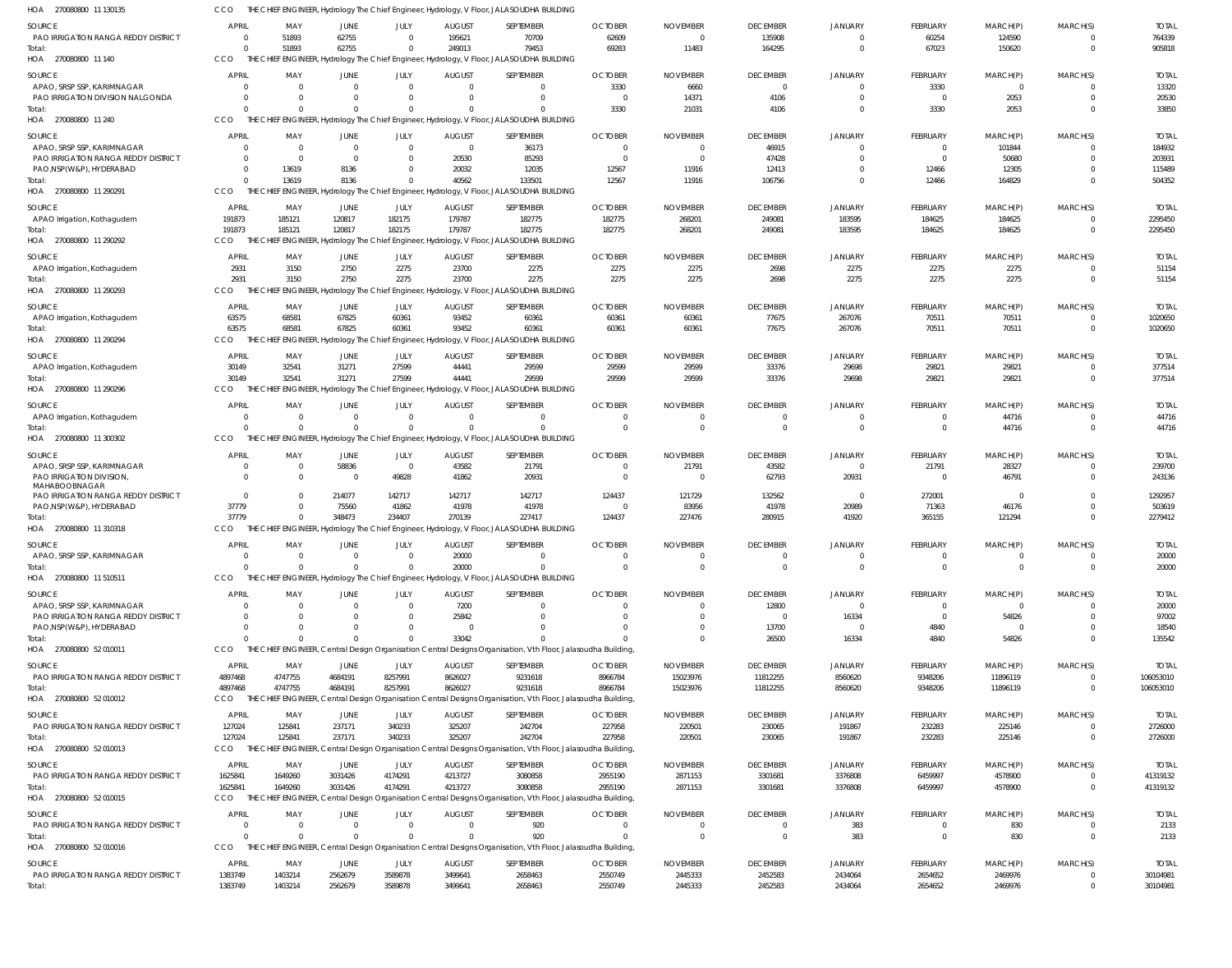HOA 270080800 11 130135 CCO THE CHIEF ENGINEER, Hydrology The Chief Engineer, Hydrology, V Floor, JALASOUDHA BUILDING

| SOURCE | APRIL | MAY | JUNE | JULY | AUGUST | SEPTEMBER | OCTOBER | NOVEMBER | DECEMBER | JANUARY | FEBRUARY | MARCH(P) | MARCH(S) | TOTAL |
|---|---|---|---|---|---|---|---|---|---|---|---|---|---|---|
| PAO IRRIGATION RANGA REDDY DISTRICT | 0 | 51893 | 62755 | 0 | 195621 | 70709 | 62609 | 0 | 135908 | 0 | 60254 | 124590 | 0 | 764339 |
| Total: | 0 | 51893 | 62755 | 0 | 249013 | 79453 | 69283 | 11483 | 164295 | 0 | 67023 | 150620 | 0 | 905818 |

HOA 270080800 11 140 CCO THE CHIEF ENGINEER, Hydrology The Chief Engineer, Hydrology, V Floor, JALASOUDHA BUILDING

| SOURCE | APRIL | MAY | JUNE | JULY | AUGUST | SEPTEMBER | OCTOBER | NOVEMBER | DECEMBER | JANUARY | FEBRUARY | MARCH(P) | MARCH(S) | TOTAL |
|---|---|---|---|---|---|---|---|---|---|---|---|---|---|---|
| APAO, SRSP SSP, KARIMNAGAR | 0 | 0 | 0 | 0 | 0 | 0 | 3330 | 6660 | 0 | 0 | 3330 | 0 | 0 | 13320 |
| PAO IRRIGATION DIVISION NALGONDA | 0 | 0 | 0 | 0 | 0 | 0 | 0 | 14371 | 4106 | 0 | 0 | 2053 | 0 | 20530 |
| Total: | 0 | 0 | 0 | 0 | 0 | 0 | 3330 | 21031 | 4106 | 0 | 3330 | 2053 | 0 | 33850 |

HOA 270080800 11 240 CCO THE CHIEF ENGINEER, Hydrology The Chief Engineer, Hydrology, V Floor, JALASOUDHA BUILDING

| SOURCE | APRIL | MAY | JUNE | JULY | AUGUST | SEPTEMBER | OCTOBER | NOVEMBER | DECEMBER | JANUARY | FEBRUARY | MARCH(P) | MARCH(S) | TOTAL |
|---|---|---|---|---|---|---|---|---|---|---|---|---|---|---|
| APAO, SRSP SSP, KARIMNAGAR | 0 | 0 | 0 | 0 | 0 | 36173 | 0 | 0 | 46915 | 0 | 0 | 101844 | 0 | 184932 |
| PAO IRRIGATION RANGA REDDY DISTRICT | 0 | 0 | 0 | 0 | 20530 | 85293 | 0 | 0 | 47428 | 0 | 0 | 50680 | 0 | 203931 |
| PAO,NSP(W&P), HYDERABAD | 0 | 13619 | 8136 | 0 | 20032 | 12035 | 12567 | 11916 | 12413 | 0 | 12466 | 12305 | 0 | 115489 |
| Total: | 0 | 13619 | 8136 | 0 | 40562 | 133501 | 12567 | 11916 | 106756 | 0 | 12466 | 164829 | 0 | 504352 |

HOA 270080800 11 290291 CCO THE CHIEF ENGINEER, Hydrology The Chief Engineer, Hydrology, V Floor, JALASOUDHA BUILDING

| SOURCE | APRIL | MAY | JUNE | JULY | AUGUST | SEPTEMBER | OCTOBER | NOVEMBER | DECEMBER | JANUARY | FEBRUARY | MARCH(P) | MARCH(S) | TOTAL |
|---|---|---|---|---|---|---|---|---|---|---|---|---|---|---|
| APAO Irrigation, Kothagudem | 191873 | 185121 | 120817 | 182175 | 179787 | 182775 | 182775 | 268201 | 249081 | 183595 | 184625 | 184625 | 0 | 2295450 |
| Total: | 191873 | 185121 | 120817 | 182175 | 179787 | 182775 | 182775 | 268201 | 249081 | 183595 | 184625 | 184625 | 0 | 2295450 |

HOA 270080800 11 290292 CCO THE CHIEF ENGINEER, Hydrology The Chief Engineer, Hydrology, V Floor, JALASOUDHA BUILDING

| SOURCE | APRIL | MAY | JUNE | JULY | AUGUST | SEPTEMBER | OCTOBER | NOVEMBER | DECEMBER | JANUARY | FEBRUARY | MARCH(P) | MARCH(S) | TOTAL |
|---|---|---|---|---|---|---|---|---|---|---|---|---|---|---|
| APAO Irrigation, Kothagudem | 2931 | 3150 | 2750 | 2275 | 23700 | 2275 | 2275 | 2275 | 2698 | 2275 | 2275 | 2275 | 0 | 51154 |
| Total: | 2931 | 3150 | 2750 | 2275 | 23700 | 2275 | 2275 | 2275 | 2698 | 2275 | 2275 | 2275 | 0 | 51154 |

HOA 270080800 11 290293 CCO THE CHIEF ENGINEER, Hydrology The Chief Engineer, Hydrology, V Floor, JALASOUDHA BUILDING

| SOURCE | APRIL | MAY | JUNE | JULY | AUGUST | SEPTEMBER | OCTOBER | NOVEMBER | DECEMBER | JANUARY | FEBRUARY | MARCH(P) | MARCH(S) | TOTAL |
|---|---|---|---|---|---|---|---|---|---|---|---|---|---|---|
| APAO Irrigation, Kothagudem | 63575 | 68581 | 67825 | 60361 | 93452 | 60361 | 60361 | 60361 | 77675 | 267076 | 70511 | 70511 | 0 | 1020650 |
| Total: | 63575 | 68581 | 67825 | 60361 | 93452 | 60361 | 60361 | 60361 | 77675 | 267076 | 70511 | 70511 | 0 | 1020650 |

HOA 270080800 11 290294 CCO THE CHIEF ENGINEER, Hydrology The Chief Engineer, Hydrology, V Floor, JALASOUDHA BUILDING

| SOURCE | APRIL | MAY | JUNE | JULY | AUGUST | SEPTEMBER | OCTOBER | NOVEMBER | DECEMBER | JANUARY | FEBRUARY | MARCH(P) | MARCH(S) | TOTAL |
|---|---|---|---|---|---|---|---|---|---|---|---|---|---|---|
| APAO Irrigation, Kothagudem | 30149 | 32541 | 31271 | 27599 | 44441 | 29599 | 29599 | 29599 | 33376 | 29698 | 29821 | 29821 | 0 | 377514 |
| Total: | 30149 | 32541 | 31271 | 27599 | 44441 | 29599 | 29599 | 29599 | 33376 | 29698 | 29821 | 29821 | 0 | 377514 |

HOA 270080800 11 290296 CCO THE CHIEF ENGINEER, Hydrology The Chief Engineer, Hydrology, V Floor, JALASOUDHA BUILDING

| SOURCE | APRIL | MAY | JUNE | JULY | AUGUST | SEPTEMBER | OCTOBER | NOVEMBER | DECEMBER | JANUARY | FEBRUARY | MARCH(P) | MARCH(S) | TOTAL |
|---|---|---|---|---|---|---|---|---|---|---|---|---|---|---|
| APAO Irrigation, Kothagudem | 0 | 0 | 0 | 0 | 0 | 0 | 0 | 0 | 0 | 0 | 0 | 44716 | 0 | 44716 |
| Total: | 0 | 0 | 0 | 0 | 0 | 0 | 0 | 0 | 0 | 0 | 0 | 44716 | 0 | 44716 |

HOA 270080800 11 300302 CCO THE CHIEF ENGINEER, Hydrology The Chief Engineer, Hydrology, V Floor, JALASOUDHA BUILDING

| SOURCE | APRIL | MAY | JUNE | JULY | AUGUST | SEPTEMBER | OCTOBER | NOVEMBER | DECEMBER | JANUARY | FEBRUARY | MARCH(P) | MARCH(S) | TOTAL |
|---|---|---|---|---|---|---|---|---|---|---|---|---|---|---|
| APAO, SRSP SSP, KARIMNAGAR | 0 | 0 | 58836 | 0 | 43582 | 21791 | 0 | 21791 | 43582 | 0 | 21791 | 28327 | 0 | 239700 |
| PAO IRRIGATION DIVISION, MAHABOOBNAGAR | 0 | 0 | 0 | 49828 | 41862 | 20931 | 0 | 0 | 62793 | 20931 | 0 | 46791 | 0 | 243136 |
| PAO IRRIGATION RANGA REDDY DISTRICT | 0 | 0 | 214077 | 142717 | 142717 | 142717 | 124437 | 121729 | 132562 | 0 | 272001 | 0 | 0 | 1292957 |
| PAO,NSP(W&P), HYDERABAD | 37779 | 0 | 75560 | 41862 | 41978 | 41978 | 0 | 83956 | 41978 | 20989 | 71363 | 46176 | 0 | 503619 |
| Total: | 37779 | 0 | 348473 | 234407 | 270139 | 227417 | 124437 | 227476 | 280915 | 41920 | 365155 | 121294 | 0 | 2279412 |

HOA 270080800 11 310318 CCO THE CHIEF ENGINEER, Hydrology The Chief Engineer, Hydrology, V Floor, JALASOUDHA BUILDING

| SOURCE | APRIL | MAY | JUNE | JULY | AUGUST | SEPTEMBER | OCTOBER | NOVEMBER | DECEMBER | JANUARY | FEBRUARY | MARCH(P) | MARCH(S) | TOTAL |
|---|---|---|---|---|---|---|---|---|---|---|---|---|---|---|
| APAO, SRSP SSP, KARIMNAGAR | 0 | 0 | 0 | 0 | 20000 | 0 | 0 | 0 | 0 | 0 | 0 | 0 | 0 | 20000 |
| Total: | 0 | 0 | 0 | 0 | 20000 | 0 | 0 | 0 | 0 | 0 | 0 | 0 | 0 | 20000 |

HOA 270080800 11 510511 CCO THE CHIEF ENGINEER, Hydrology The Chief Engineer, Hydrology, V Floor, JALASOUDHA BUILDING

| SOURCE | APRIL | MAY | JUNE | JULY | AUGUST | SEPTEMBER | OCTOBER | NOVEMBER | DECEMBER | JANUARY | FEBRUARY | MARCH(P) | MARCH(S) | TOTAL |
|---|---|---|---|---|---|---|---|---|---|---|---|---|---|---|
| APAO, SRSP SSP, KARIMNAGAR | 0 | 0 | 0 | 0 | 7200 | 0 | 0 | 0 | 12800 | 0 | 0 | 0 | 0 | 20000 |
| PAO IRRIGATION RANGA REDDY DISTRICT | 0 | 0 | 0 | 0 | 25842 | 0 | 0 | 0 | 0 | 16334 | 0 | 54826 | 0 | 97002 |
| PAO,NSP(W&P), HYDERABAD | 0 | 0 | 0 | 0 | 0 | 0 | 0 | 0 | 13700 | 0 | 4840 | 0 | 0 | 18540 |
| Total: | 0 | 0 | 0 | 0 | 33042 | 0 | 0 | 0 | 26500 | 16334 | 4840 | 54826 | 0 | 135542 |

HOA 270080800 52 010011 CCO THE CHIEF ENGINEER, Central Design Organisation Central Designs Organisation, Vth Floor, Jalasoudha Building,

| SOURCE | APRIL | MAY | JUNE | JULY | AUGUST | SEPTEMBER | OCTOBER | NOVEMBER | DECEMBER | JANUARY | FEBRUARY | MARCH(P) | MARCH(S) | TOTAL |
|---|---|---|---|---|---|---|---|---|---|---|---|---|---|---|
| PAO IRRIGATION RANGA REDDY DISTRICT | 4897468 | 4747755 | 4684191 | 8257991 | 8626027 | 9231618 | 8966784 | 15023976 | 11812255 | 8560620 | 9348206 | 11896119 | 0 | 106053010 |
| Total: | 4897468 | 4747755 | 4684191 | 8257991 | 8626027 | 9231618 | 8966784 | 15023976 | 11812255 | 8560620 | 9348206 | 11896119 | 0 | 106053010 |

HOA 270080800 52 010012 CCO THE CHIEF ENGINEER, Central Design Organisation Central Designs Organisation, Vth Floor, Jalasoudha Building,

| SOURCE | APRIL | MAY | JUNE | JULY | AUGUST | SEPTEMBER | OCTOBER | NOVEMBER | DECEMBER | JANUARY | FEBRUARY | MARCH(P) | MARCH(S) | TOTAL |
|---|---|---|---|---|---|---|---|---|---|---|---|---|---|---|
| PAO IRRIGATION RANGA REDDY DISTRICT | 127024 | 125841 | 237171 | 340233 | 325207 | 242704 | 227958 | 220501 | 230065 | 191867 | 232283 | 225146 | 0 | 2726000 |
| Total: | 127024 | 125841 | 237171 | 340233 | 325207 | 242704 | 227958 | 220501 | 230065 | 191867 | 232283 | 225146 | 0 | 2726000 |

HOA 270080800 52 010013 CCO THE CHIEF ENGINEER, Central Design Organisation Central Designs Organisation, Vth Floor, Jalasoudha Building,

| SOURCE | APRIL | MAY | JUNE | JULY | AUGUST | SEPTEMBER | OCTOBER | NOVEMBER | DECEMBER | JANUARY | FEBRUARY | MARCH(P) | MARCH(S) | TOTAL |
|---|---|---|---|---|---|---|---|---|---|---|---|---|---|---|
| PAO IRRIGATION RANGA REDDY DISTRICT | 1625841 | 1649260 | 3031426 | 4174291 | 4213727 | 3080858 | 2955190 | 2871153 | 3301681 | 3376808 | 6459997 | 4578900 | 0 | 41319132 |
| Total: | 1625841 | 1649260 | 3031426 | 4174291 | 4213727 | 3080858 | 2955190 | 2871153 | 3301681 | 3376808 | 6459997 | 4578900 | 0 | 41319132 |

HOA 270080800 52 010015 CCO THE CHIEF ENGINEER, Central Design Organisation Central Designs Organisation, Vth Floor, Jalasoudha Building,

| SOURCE | APRIL | MAY | JUNE | JULY | AUGUST | SEPTEMBER | OCTOBER | NOVEMBER | DECEMBER | JANUARY | FEBRUARY | MARCH(P) | MARCH(S) | TOTAL |
|---|---|---|---|---|---|---|---|---|---|---|---|---|---|---|
| PAO IRRIGATION RANGA REDDY DISTRICT | 0 | 0 | 0 | 0 | 0 | 920 | 0 | 0 | 0 | 383 | 0 | 830 | 0 | 2133 |
| Total: | 0 | 0 | 0 | 0 | 0 | 920 | 0 | 0 | 0 | 383 | 0 | 830 | 0 | 2133 |

HOA 270080800 52 010016 CCO THE CHIEF ENGINEER, Central Design Organisation Central Designs Organisation, Vth Floor, Jalasoudha Building,

| SOURCE | APRIL | MAY | JUNE | JULY | AUGUST | SEPTEMBER | OCTOBER | NOVEMBER | DECEMBER | JANUARY | FEBRUARY | MARCH(P) | MARCH(S) | TOTAL |
|---|---|---|---|---|---|---|---|---|---|---|---|---|---|---|
| PAO IRRIGATION RANGA REDDY DISTRICT | 1383749 | 1403214 | 2562679 | 3589878 | 3499641 | 2658463 | 2550749 | 2445333 | 2452583 | 2434064 | 2654652 | 2469976 | 0 | 30104981 |
| Total: | 1383749 | 1403214 | 2562679 | 3589878 | 3499641 | 2658463 | 2550749 | 2445333 | 2452583 | 2434064 | 2654652 | 2469976 | 0 | 30104981 |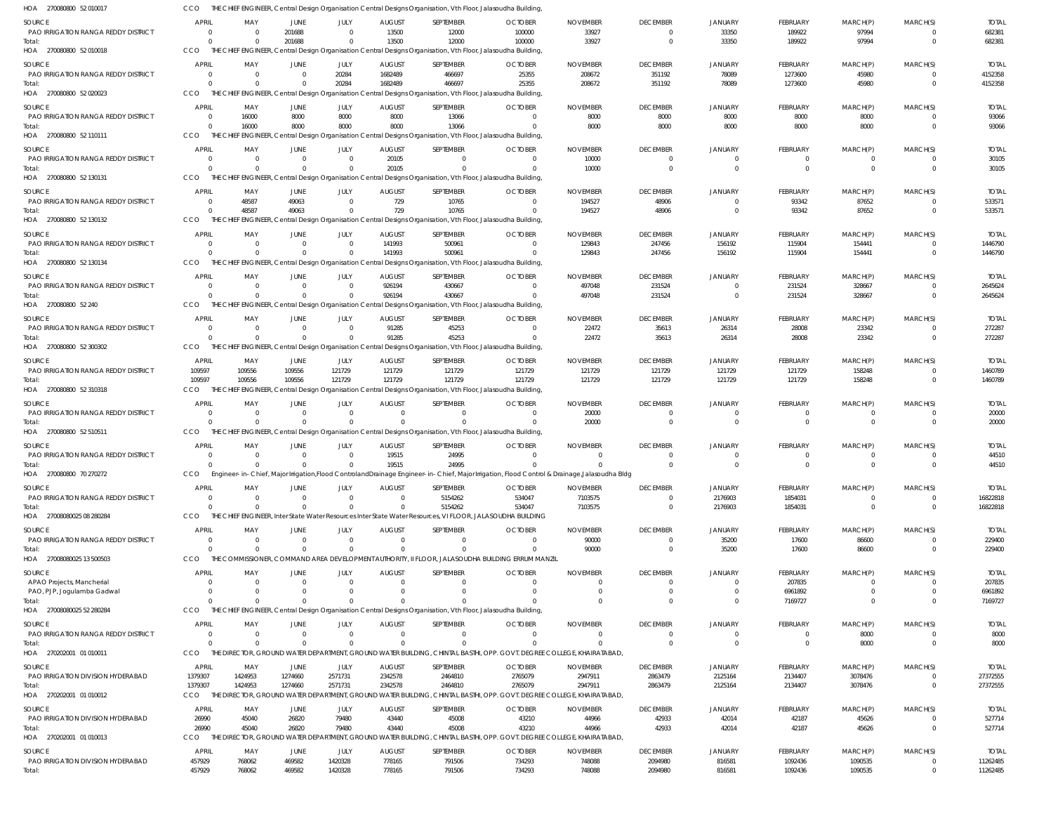HOA 270080800 52 010017 CCO THE CHIEF ENGINEER, Central Design Organisation Central Designs Organisation, Vth Floor, Jalasoudha Building,

| SOURCE | APRIL | MAY | JUNE | JULY | AUGUST | SEPTEMBER | OCTOBER | NOVEMBER | DECEMBER | JANUARY | FEBRUARY | MARCH(P) | MARCH(S) | TOTAL |
|---|---|---|---|---|---|---|---|---|---|---|---|---|---|---|
| PAO IRRIGATION RANGA REDDY DISTRICT | 0 | 0 | 201688 | 0 | 13500 | 12000 | 100000 | 33927 | 0 | 33350 | 189922 | 97994 | 0 | 682381 |
| Total: | 0 | 0 | 201688 | 0 | 13500 | 12000 | 100000 | 33927 | 0 | 33350 | 189922 | 97994 | 0 | 682381 |

HOA 270080800 52 010018 CCO THE CHIEF ENGINEER, Central Design Organisation Central Designs Organisation, Vth Floor, Jalasoudha Building,

| SOURCE | APRIL | MAY | JUNE | JULY | AUGUST | SEPTEMBER | OCTOBER | NOVEMBER | DECEMBER | JANUARY | FEBRUARY | MARCH(P) | MARCH(S) | TOTAL |
|---|---|---|---|---|---|---|---|---|---|---|---|---|---|---|
| PAO IRRIGATION RANGA REDDY DISTRICT | 0 | 0 | 0 | 20284 | 1682489 | 466697 | 25355 | 208672 | 351192 | 78089 | 1273600 | 45980 | 0 | 4152358 |
| Total: | 0 | 0 | 0 | 20284 | 1682489 | 466697 | 25355 | 208672 | 351192 | 78089 | 1273600 | 45980 | 0 | 4152358 |

HOA 270080800 52 020023 CCO THE CHIEF ENGINEER, Central Design Organisation Central Designs Organisation, Vth Floor, Jalasoudha Building,

| SOURCE | APRIL | MAY | JUNE | JULY | AUGUST | SEPTEMBER | OCTOBER | NOVEMBER | DECEMBER | JANUARY | FEBRUARY | MARCH(P) | MARCH(S) | TOTAL |
|---|---|---|---|---|---|---|---|---|---|---|---|---|---|---|
| PAO IRRIGATION RANGA REDDY DISTRICT | 0 | 16000 | 8000 | 8000 | 8000 | 13066 | 0 | 8000 | 8000 | 8000 | 8000 | 8000 | 0 | 93066 |
| Total: | 0 | 16000 | 8000 | 8000 | 8000 | 13066 | 0 | 8000 | 8000 | 8000 | 8000 | 8000 | 0 | 93066 |

HOA 270080800 52 110111 CCO THE CHIEF ENGINEER, Central Design Organisation Central Designs Organisation, Vth Floor, Jalasoudha Building,

| SOURCE | APRIL | MAY | JUNE | JULY | AUGUST | SEPTEMBER | OCTOBER | NOVEMBER | DECEMBER | JANUARY | FEBRUARY | MARCH(P) | MARCH(S) | TOTAL |
|---|---|---|---|---|---|---|---|---|---|---|---|---|---|---|
| PAO IRRIGATION RANGA REDDY DISTRICT | 0 | 0 | 0 | 0 | 20105 | 0 | 0 | 10000 | 0 | 0 | 0 | 0 | 0 | 30105 |
| Total: | 0 | 0 | 0 | 0 | 20105 | 0 | 0 | 10000 | 0 | 0 | 0 | 0 | 0 | 30105 |

HOA 270080800 52 130131 CCO THE CHIEF ENGINEER, Central Design Organisation Central Designs Organisation, Vth Floor, Jalasoudha Building,

| SOURCE | APRIL | MAY | JUNE | JULY | AUGUST | SEPTEMBER | OCTOBER | NOVEMBER | DECEMBER | JANUARY | FEBRUARY | MARCH(P) | MARCH(S) | TOTAL |
|---|---|---|---|---|---|---|---|---|---|---|---|---|---|---|
| PAO IRRIGATION RANGA REDDY DISTRICT | 0 | 48587 | 49063 | 0 | 729 | 10765 | 0 | 194527 | 48906 | 0 | 93342 | 87652 | 0 | 533571 |
| Total: | 0 | 48587 | 49063 | 0 | 729 | 10765 | 0 | 194527 | 48906 | 0 | 93342 | 87652 | 0 | 533571 |

HOA 270080800 52 130132 CCO THE CHIEF ENGINEER, Central Design Organisation Central Designs Organisation, Vth Floor, Jalasoudha Building,

| SOURCE | APRIL | MAY | JUNE | JULY | AUGUST | SEPTEMBER | OCTOBER | NOVEMBER | DECEMBER | JANUARY | FEBRUARY | MARCH(P) | MARCH(S) | TOTAL |
|---|---|---|---|---|---|---|---|---|---|---|---|---|---|---|
| PAO IRRIGATION RANGA REDDY DISTRICT | 0 | 0 | 0 | 0 | 141993 | 500961 | 0 | 129843 | 247456 | 156192 | 115904 | 154441 | 0 | 1446790 |
| Total: | 0 | 0 | 0 | 0 | 141993 | 500961 | 0 | 129843 | 247456 | 156192 | 115904 | 154441 | 0 | 1446790 |

HOA 270080800 52 130134 CCO THE CHIEF ENGINEER, Central Design Organisation Central Designs Organisation, Vth Floor, Jalasoudha Building,

| SOURCE | APRIL | MAY | JUNE | JULY | AUGUST | SEPTEMBER | OCTOBER | NOVEMBER | DECEMBER | JANUARY | FEBRUARY | MARCH(P) | MARCH(S) | TOTAL |
|---|---|---|---|---|---|---|---|---|---|---|---|---|---|---|
| PAO IRRIGATION RANGA REDDY DISTRICT | 0 | 0 | 0 | 0 | 926194 | 430667 | 0 | 497048 | 231524 | 0 | 231524 | 328667 | 0 | 2645624 |
| Total: | 0 | 0 | 0 | 0 | 926194 | 430667 | 0 | 497048 | 231524 | 0 | 231524 | 328667 | 0 | 2645624 |

HOA 270080800 52 240 CCO THE CHIEF ENGINEER, Central Design Organisation Central Designs Organisation, Vth Floor, Jalasoudha Building,

| SOURCE | APRIL | MAY | JUNE | JULY | AUGUST | SEPTEMBER | OCTOBER | NOVEMBER | DECEMBER | JANUARY | FEBRUARY | MARCH(P) | MARCH(S) | TOTAL |
|---|---|---|---|---|---|---|---|---|---|---|---|---|---|---|
| PAO IRRIGATION RANGA REDDY DISTRICT | 0 | 0 | 0 | 0 | 91285 | 45253 | 0 | 22472 | 35613 | 26314 | 28008 | 23342 | 0 | 272287 |
| Total: | 0 | 0 | 0 | 0 | 91285 | 45253 | 0 | 22472 | 35613 | 26314 | 28008 | 23342 | 0 | 272287 |

HOA 270080800 52 300302 CCO THE CHIEF ENGINEER, Central Design Organisation Central Designs Organisation, Vth Floor, Jalasoudha Building,

| SOURCE | APRIL | MAY | JUNE | JULY | AUGUST | SEPTEMBER | OCTOBER | NOVEMBER | DECEMBER | JANUARY | FEBRUARY | MARCH(P) | MARCH(S) | TOTAL |
|---|---|---|---|---|---|---|---|---|---|---|---|---|---|---|
| PAO IRRIGATION RANGA REDDY DISTRICT | 109597 | 109556 | 109556 | 121729 | 121729 | 121729 | 121729 | 121729 | 121729 | 121729 | 121729 | 158248 | 0 | 1460789 |
| Total: | 109597 | 109556 | 109556 | 121729 | 121729 | 121729 | 121729 | 121729 | 121729 | 121729 | 121729 | 158248 | 0 | 1460789 |

HOA 270080800 52 310318 CCO THE CHIEF ENGINEER, Central Design Organisation Central Designs Organisation, Vth Floor, Jalasoudha Building,

| SOURCE | APRIL | MAY | JUNE | JULY | AUGUST | SEPTEMBER | OCTOBER | NOVEMBER | DECEMBER | JANUARY | FEBRUARY | MARCH(P) | MARCH(S) | TOTAL |
|---|---|---|---|---|---|---|---|---|---|---|---|---|---|---|
| PAO IRRIGATION RANGA REDDY DISTRICT | 0 | 0 | 0 | 0 | 0 | 0 | 0 | 20000 | 0 | 0 | 0 | 0 | 0 | 20000 |
| Total: | 0 | 0 | 0 | 0 | 0 | 0 | 0 | 20000 | 0 | 0 | 0 | 0 | 0 | 20000 |

HOA 270080800 52 510511 CCO THE CHIEF ENGINEER, Central Design Organisation Central Designs Organisation, Vth Floor, Jalasoudha Building,

| SOURCE | APRIL | MAY | JUNE | JULY | AUGUST | SEPTEMBER | OCTOBER | NOVEMBER | DECEMBER | JANUARY | FEBRUARY | MARCH(P) | MARCH(S) | TOTAL |
|---|---|---|---|---|---|---|---|---|---|---|---|---|---|---|
| PAO IRRIGATION RANGA REDDY DISTRICT | 0 | 0 | 0 | 0 | 19515 | 24995 | 0 | 0 | 0 | 0 | 0 | 0 | 0 | 44510 |
| Total: | 0 | 0 | 0 | 0 | 19515 | 24995 | 0 | 0 | 0 | 0 | 0 | 0 | 0 | 44510 |

HOA 270080800 70 270272 CCO Engineer- in- Chief, Major Irrigation,Flood Control and Drainage Engineer- in- Chief, Major Irrigation, Flood Control & Drainage,Jalasoudha Bldg

| SOURCE | APRIL | MAY | JUNE | JULY | AUGUST | SEPTEMBER | OCTOBER | NOVEMBER | DECEMBER | JANUARY | FEBRUARY | MARCH(P) | MARCH(S) | TOTAL |
|---|---|---|---|---|---|---|---|---|---|---|---|---|---|---|
| PAO IRRIGATION RANGA REDDY DISTRICT | 0 | 0 | 0 | 0 | 0 | 5154262 | 534047 | 7103575 | 0 | 2176903 | 1854031 | 0 | 0 | 16822818 |
| Total: | 0 | 0 | 0 | 0 | 0 | 5154262 | 534047 | 7103575 | 0 | 2176903 | 1854031 | 0 | 0 | 16822818 |

HOA 27008080025 08 280284 CCO THE CHIEF ENGINEER, InterState Water Resources InterState Water Resources, VI FLOOR, JALASOUDHA BUILDING

| SOURCE | APRIL | MAY | JUNE | JULY | AUGUST | SEPTEMBER | OCTOBER | NOVEMBER | DECEMBER | JANUARY | FEBRUARY | MARCH(P) | MARCH(S) | TOTAL |
|---|---|---|---|---|---|---|---|---|---|---|---|---|---|---|
| PAO IRRIGATION RANGA REDDY DISTRICT | 0 | 0 | 0 | 0 | 0 | 0 | 0 | 90000 | 0 | 35200 | 17600 | 86600 | 0 | 229400 |
| Total: | 0 | 0 | 0 | 0 | 0 | 0 | 0 | 90000 | 0 | 35200 | 17600 | 86600 | 0 | 229400 |

HOA 27008080025 13 500503 CCO THE COMMISSIONER, COMMAND AREA DEVELOPMENT AUTHORITY, II FLOOR, JALASOUDHA BUILDING ERRUM MANZIL

| SOURCE | APRIL | MAY | JUNE | JULY | AUGUST | SEPTEMBER | OCTOBER | NOVEMBER | DECEMBER | JANUARY | FEBRUARY | MARCH(P) | MARCH(S) | TOTAL |
|---|---|---|---|---|---|---|---|---|---|---|---|---|---|---|
| APAO Projects, Mancherial | 0 | 0 | 0 | 0 | 0 | 0 | 0 | 0 | 0 | 0 | 207835 | 0 | 0 | 207835 |
| PAO, PJP, Jogulamba Gadwal | 0 | 0 | 0 | 0 | 0 | 0 | 0 | 0 | 0 | 0 | 6961892 | 0 | 0 | 6961892 |
| Total: | 0 | 0 | 0 | 0 | 0 | 0 | 0 | 0 | 0 | 0 | 7169727 | 0 | 0 | 7169727 |

HOA 27008080025 52 280284 CCO THE CHIEF ENGINEER, Central Design Organisation Central Designs Organisation, Vth Floor, Jalasoudha Building,

| SOURCE | APRIL | MAY | JUNE | JULY | AUGUST | SEPTEMBER | OCTOBER | NOVEMBER | DECEMBER | JANUARY | FEBRUARY | MARCH(P) | MARCH(S) | TOTAL |
|---|---|---|---|---|---|---|---|---|---|---|---|---|---|---|
| PAO IRRIGATION RANGA REDDY DISTRICT | 0 | 0 | 0 | 0 | 0 | 0 | 0 | 0 | 0 | 0 | 0 | 8000 | 0 | 8000 |
| Total: | 0 | 0 | 0 | 0 | 0 | 0 | 0 | 0 | 0 | 0 | 0 | 8000 | 0 | 8000 |

HOA 270202001 01 010011 CCO THE DIRECTOR, GROUND WATER DEPARTMENT, GROUND WATER BUILDING, CHINTAL BASTHI, OPP. GOVT. DEGREE COLLEGE, KHAIRATABAD,

| SOURCE | APRIL | MAY | JUNE | JULY | AUGUST | SEPTEMBER | OCTOBER | NOVEMBER | DECEMBER | JANUARY | FEBRUARY | MARCH(P) | MARCH(S) | TOTAL |
|---|---|---|---|---|---|---|---|---|---|---|---|---|---|---|
| PAO IRRIGATION DIVISION HYDERABAD | 1379307 | 1424953 | 1274660 | 2571731 | 2342578 | 2464810 | 2765079 | 2947911 | 2863479 | 2125164 | 2134407 | 3078476 | 0 | 27372555 |
| Total: | 1379307 | 1424953 | 1274660 | 2571731 | 2342578 | 2464810 | 2765079 | 2947911 | 2863479 | 2125164 | 2134407 | 3078476 | 0 | 27372555 |

HOA 270202001 01 010012 CCO THE DIRECTOR, GROUND WATER DEPARTMENT, GROUND WATER BUILDING, CHINTAL BASTHI, OPP. GOVT. DEGREE COLLEGE, KHAIRATABAD,

| SOURCE | APRIL | MAY | JUNE | JULY | AUGUST | SEPTEMBER | OCTOBER | NOVEMBER | DECEMBER | JANUARY | FEBRUARY | MARCH(P) | MARCH(S) | TOTAL |
|---|---|---|---|---|---|---|---|---|---|---|---|---|---|---|
| PAO IRRIGATION DIVISION HYDERABAD | 26990 | 45040 | 26820 | 79480 | 43440 | 45008 | 43210 | 44966 | 42933 | 42014 | 42187 | 45626 | 0 | 527714 |
| Total: | 26990 | 45040 | 26820 | 79480 | 43440 | 45008 | 43210 | 44966 | 42933 | 42014 | 42187 | 45626 | 0 | 527714 |

HOA 270202001 01 010013 CCO THE DIRECTOR, GROUND WATER DEPARTMENT, GROUND WATER BUILDING, CHINTAL BASTHI, OPP. GOVT. DEGREE COLLEGE, KHAIRATABAD,

| SOURCE | APRIL | MAY | JUNE | JULY | AUGUST | SEPTEMBER | OCTOBER | NOVEMBER | DECEMBER | JANUARY | FEBRUARY | MARCH(P) | MARCH(S) | TOTAL |
|---|---|---|---|---|---|---|---|---|---|---|---|---|---|---|
| PAO IRRIGATION DIVISION HYDERABAD | 457929 | 768062 | 469582 | 1420328 | 778165 | 791506 | 734293 | 748088 | 2094980 | 816581 | 1092436 | 1090535 | 0 | 11262485 |
| Total: | 457929 | 768062 | 469582 | 1420328 | 778165 | 791506 | 734293 | 748088 | 2094980 | 816581 | 1092436 | 1090535 | 0 | 11262485 |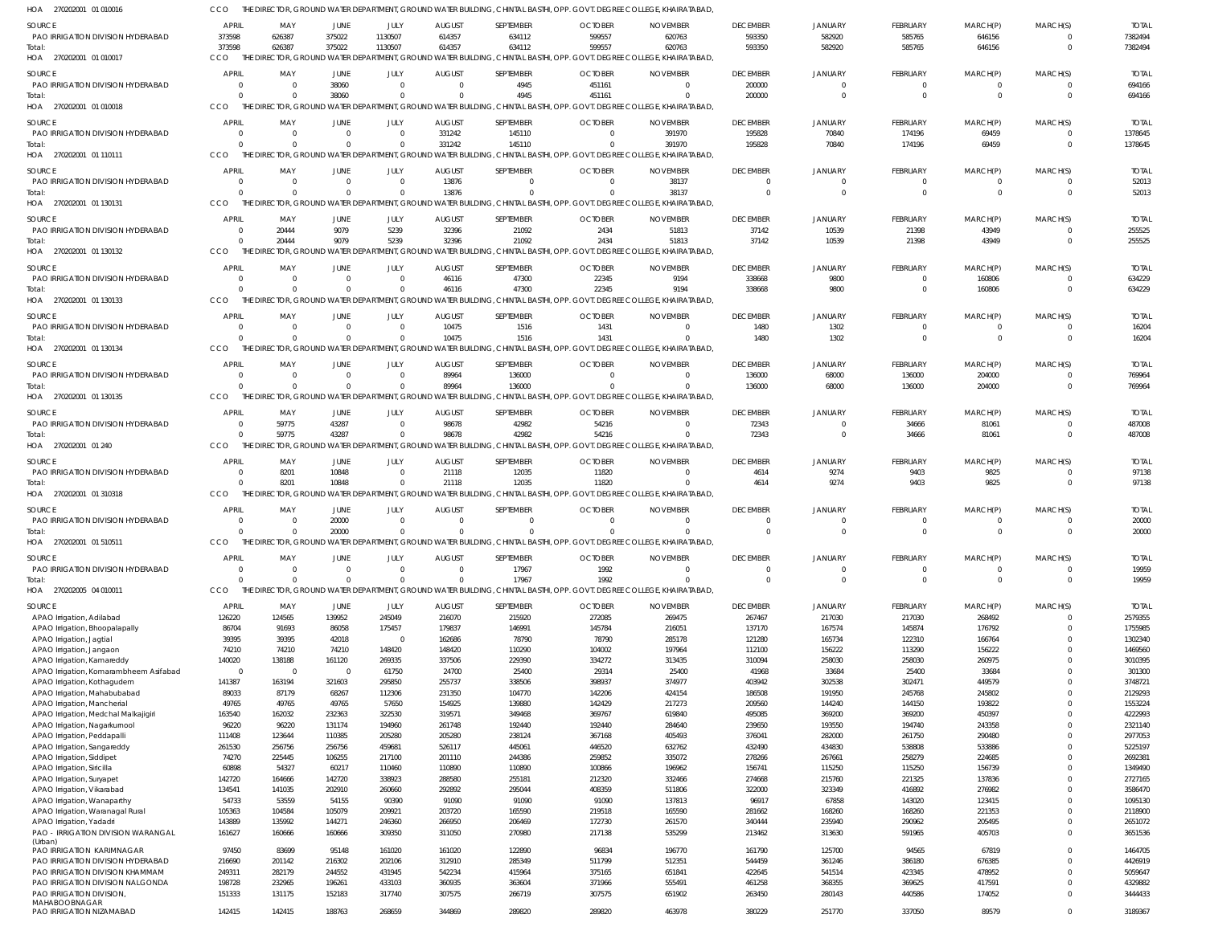HOA 270202001 01 010016 CCO THE DIRECTOR, GROUND WATER DEPARTMENT, GROUND WATER BUILDING, CHINTAL BASTHI, OPP. GOVT. DEGREE COLLEGE, KHAIRATABAD,

| SOURCE | APRIL | MAY | JUNE | JULY | AUGUST | SEPTEMBER | OCTOBER | NOVEMBER | DECEMBER | JANUARY | FEBRUARY | MARCH(P) | MARCH(S) | TOTAL |
|---|---|---|---|---|---|---|---|---|---|---|---|---|---|---|
| PAO IRRIGATION DIVISION HYDERABAD | 373598 | 626387 | 375022 | 1130507 | 614357 | 634112 | 599557 | 620763 | 593350 | 582920 | 585765 | 646156 | 0 | 7382494 |
| Total: | 373598 | 626387 | 375022 | 1130507 | 614357 | 634112 | 599557 | 620763 | 593350 | 582920 | 585765 | 646156 | 0 | 7382494 |

HOA 270202001 01 010017 CCO THE DIRECTOR, GROUND WATER DEPARTMENT, GROUND WATER BUILDING, CHINTAL BASTHI, OPP. GOVT. DEGREE COLLEGE, KHAIRATABAD,

| SOURCE | APRIL | MAY | JUNE | JULY | AUGUST | SEPTEMBER | OCTOBER | NOVEMBER | DECEMBER | JANUARY | FEBRUARY | MARCH(P) | MARCH(S) | TOTAL |
|---|---|---|---|---|---|---|---|---|---|---|---|---|---|---|
| PAO IRRIGATION DIVISION HYDERABAD | 0 | 0 | 38060 | 0 | 0 | 4945 | 451161 | 0 | 200000 | 0 | 0 | 0 | 0 | 694166 |
| Total: | 0 | 0 | 38060 | 0 | 0 | 4945 | 451161 | 0 | 200000 | 0 | 0 | 0 | 0 | 694166 |

HOA 270202001 01 010018 CCO THE DIRECTOR, GROUND WATER DEPARTMENT, GROUND WATER BUILDING, CHINTAL BASTHI, OPP. GOVT. DEGREE COLLEGE, KHAIRATABAD,

| SOURCE | APRIL | MAY | JUNE | JULY | AUGUST | SEPTEMBER | OCTOBER | NOVEMBER | DECEMBER | JANUARY | FEBRUARY | MARCH(P) | MARCH(S) | TOTAL |
|---|---|---|---|---|---|---|---|---|---|---|---|---|---|---|
| PAO IRRIGATION DIVISION HYDERABAD | 0 | 0 | 0 | 0 | 331242 | 145110 | 0 | 391970 | 195828 | 70840 | 174196 | 69459 | 0 | 1378645 |
| Total: | 0 | 0 | 0 | 0 | 331242 | 145110 | 0 | 391970 | 195828 | 70840 | 174196 | 69459 | 0 | 1378645 |

HOA 270202001 01 110111 CCO THE DIRECTOR, GROUND WATER DEPARTMENT, GROUND WATER BUILDING, CHINTAL BASTHI, OPP. GOVT. DEGREE COLLEGE, KHAIRATABAD,

| SOURCE | APRIL | MAY | JUNE | JULY | AUGUST | SEPTEMBER | OCTOBER | NOVEMBER | DECEMBER | JANUARY | FEBRUARY | MARCH(P) | MARCH(S) | TOTAL |
|---|---|---|---|---|---|---|---|---|---|---|---|---|---|---|
| PAO IRRIGATION DIVISION HYDERABAD | 0 | 0 | 0 | 0 | 13876 | 0 | 0 | 38137 | 0 | 0 | 0 | 0 | 0 | 52013 |
| Total: | 0 | 0 | 0 | 0 | 13876 | 0 | 0 | 38137 | 0 | 0 | 0 | 0 | 0 | 52013 |

HOA 270202001 01 130131 CCO THE DIRECTOR, GROUND WATER DEPARTMENT, GROUND WATER BUILDING, CHINTAL BASTHI, OPP. GOVT. DEGREE COLLEGE, KHAIRATABAD,

| SOURCE | APRIL | MAY | JUNE | JULY | AUGUST | SEPTEMBER | OCTOBER | NOVEMBER | DECEMBER | JANUARY | FEBRUARY | MARCH(P) | MARCH(S) | TOTAL |
|---|---|---|---|---|---|---|---|---|---|---|---|---|---|---|
| PAO IRRIGATION DIVISION HYDERABAD | 0 | 20444 | 9079 | 5239 | 32396 | 21092 | 2434 | 51813 | 37142 | 10539 | 21398 | 43949 | 0 | 255525 |
| Total: | 0 | 20444 | 9079 | 5239 | 32396 | 21092 | 2434 | 51813 | 37142 | 10539 | 21398 | 43949 | 0 | 255525 |

HOA 270202001 01 130132 CCO THE DIRECTOR, GROUND WATER DEPARTMENT, GROUND WATER BUILDING, CHINTAL BASTHI, OPP. GOVT. DEGREE COLLEGE, KHAIRATABAD,

| SOURCE | APRIL | MAY | JUNE | JULY | AUGUST | SEPTEMBER | OCTOBER | NOVEMBER | DECEMBER | JANUARY | FEBRUARY | MARCH(P) | MARCH(S) | TOTAL |
|---|---|---|---|---|---|---|---|---|---|---|---|---|---|---|
| PAO IRRIGATION DIVISION HYDERABAD | 0 | 0 | 0 | 0 | 46116 | 47300 | 22345 | 9194 | 338668 | 9800 | 0 | 160806 | 0 | 634229 |
| Total: | 0 | 0 | 0 | 0 | 46116 | 47300 | 22345 | 9194 | 338668 | 9800 | 0 | 160806 | 0 | 634229 |

HOA 270202001 01 130133 CCO THE DIRECTOR, GROUND WATER DEPARTMENT, GROUND WATER BUILDING, CHINTAL BASTHI, OPP. GOVT. DEGREE COLLEGE, KHAIRATABAD,

| SOURCE | APRIL | MAY | JUNE | JULY | AUGUST | SEPTEMBER | OCTOBER | NOVEMBER | DECEMBER | JANUARY | FEBRUARY | MARCH(P) | MARCH(S) | TOTAL |
|---|---|---|---|---|---|---|---|---|---|---|---|---|---|---|
| PAO IRRIGATION DIVISION HYDERABAD | 0 | 0 | 0 | 0 | 10475 | 1516 | 1431 | 0 | 1480 | 1302 | 0 | 0 | 0 | 16204 |
| Total: | 0 | 0 | 0 | 0 | 10475 | 1516 | 1431 | 0 | 1480 | 1302 | 0 | 0 | 0 | 16204 |

HOA 270202001 01 130134 CCO THE DIRECTOR, GROUND WATER DEPARTMENT, GROUND WATER BUILDING, CHINTAL BASTHI, OPP. GOVT. DEGREE COLLEGE, KHAIRATABAD,

| SOURCE | APRIL | MAY | JUNE | JULY | AUGUST | SEPTEMBER | OCTOBER | NOVEMBER | DECEMBER | JANUARY | FEBRUARY | MARCH(P) | MARCH(S) | TOTAL |
|---|---|---|---|---|---|---|---|---|---|---|---|---|---|---|
| PAO IRRIGATION DIVISION HYDERABAD | 0 | 0 | 0 | 0 | 89964 | 136000 | 0 | 0 | 136000 | 68000 | 136000 | 204000 | 0 | 769964 |
| Total: | 0 | 0 | 0 | 0 | 89964 | 136000 | 0 | 0 | 136000 | 68000 | 136000 | 204000 | 0 | 769964 |

HOA 270202001 01 130135 CCO THE DIRECTOR, GROUND WATER DEPARTMENT, GROUND WATER BUILDING, CHINTAL BASTHI, OPP. GOVT. DEGREE COLLEGE, KHAIRATABAD,

| SOURCE | APRIL | MAY | JUNE | JULY | AUGUST | SEPTEMBER | OCTOBER | NOVEMBER | DECEMBER | JANUARY | FEBRUARY | MARCH(P) | MARCH(S) | TOTAL |
|---|---|---|---|---|---|---|---|---|---|---|---|---|---|---|
| PAO IRRIGATION DIVISION HYDERABAD | 0 | 59775 | 43287 | 0 | 98678 | 42982 | 54216 | 0 | 72343 | 0 | 34666 | 81061 | 0 | 487008 |
| Total: | 0 | 59775 | 43287 | 0 | 98678 | 42982 | 54216 | 0 | 72343 | 0 | 34666 | 81061 | 0 | 487008 |

HOA 270202001 01 240 CCO THE DIRECTOR, GROUND WATER DEPARTMENT, GROUND WATER BUILDING, CHINTAL BASTHI, OPP. GOVT. DEGREE COLLEGE, KHAIRATABAD,

| SOURCE | APRIL | MAY | JUNE | JULY | AUGUST | SEPTEMBER | OCTOBER | NOVEMBER | DECEMBER | JANUARY | FEBRUARY | MARCH(P) | MARCH(S) | TOTAL |
|---|---|---|---|---|---|---|---|---|---|---|---|---|---|---|
| PAO IRRIGATION DIVISION HYDERABAD | 0 | 8201 | 10848 | 0 | 21118 | 12035 | 11820 | 0 | 4614 | 9274 | 9403 | 9825 | 0 | 97138 |
| Total: | 0 | 8201 | 10848 | 0 | 21118 | 12035 | 11820 | 0 | 4614 | 9274 | 9403 | 9825 | 0 | 97138 |

HOA 270202001 01 310318 CCO THE DIRECTOR, GROUND WATER DEPARTMENT, GROUND WATER BUILDING, CHINTAL BASTHI, OPP. GOVT. DEGREE COLLEGE, KHAIRATABAD,

| SOURCE | APRIL | MAY | JUNE | JULY | AUGUST | SEPTEMBER | OCTOBER | NOVEMBER | DECEMBER | JANUARY | FEBRUARY | MARCH(P) | MARCH(S) | TOTAL |
|---|---|---|---|---|---|---|---|---|---|---|---|---|---|---|
| PAO IRRIGATION DIVISION HYDERABAD | 0 | 0 | 20000 | 0 | 0 | 0 | 0 | 0 | 0 | 0 | 0 | 0 | 0 | 20000 |
| Total: | 0 | 0 | 20000 | 0 | 0 | 0 | 0 | 0 | 0 | 0 | 0 | 0 | 0 | 20000 |

HOA 270202001 01 510511 CCO THE DIRECTOR, GROUND WATER DEPARTMENT, GROUND WATER BUILDING, CHINTAL BASTHI, OPP. GOVT. DEGREE COLLEGE, KHAIRATABAD,

| SOURCE | APRIL | MAY | JUNE | JULY | AUGUST | SEPTEMBER | OCTOBER | NOVEMBER | DECEMBER | JANUARY | FEBRUARY | MARCH(P) | MARCH(S) | TOTAL |
|---|---|---|---|---|---|---|---|---|---|---|---|---|---|---|
| PAO IRRIGATION DIVISION HYDERABAD | 0 | 0 | 0 | 0 | 0 | 17967 | 1992 | 0 | 0 | 0 | 0 | 0 | 0 | 19959 |
| Total: | 0 | 0 | 0 | 0 | 0 | 17967 | 1992 | 0 | 0 | 0 | 0 | 0 | 0 | 19959 |

HOA 270202005 04 010011 CCO THE DIRECTOR, GROUND WATER DEPARTMENT, GROUND WATER BUILDING, CHINTAL BASTHI, OPP. GOVT. DEGREE COLLEGE, KHAIRATABAD,

| SOURCE | APRIL | MAY | JUNE | JULY | AUGUST | SEPTEMBER | OCTOBER | NOVEMBER | DECEMBER | JANUARY | FEBRUARY | MARCH(P) | MARCH(S) | TOTAL |
|---|---|---|---|---|---|---|---|---|---|---|---|---|---|---|
| APAO Irrigation, Adilabad | 126220 | 124565 | 139952 | 245049 | 216070 | 215920 | 272085 | 269475 | 267467 | 217030 | 217030 | 268492 | 0 | 2579355 |
| APAO Irrigation, Bhoopalapally | 86704 | 91693 | 86058 | 175457 | 179837 | 146991 | 145784 | 216051 | 137170 | 167574 | 145874 | 176792 | 0 | 1755985 |
| APAO Irrigation, Jagtial | 39395 | 39395 | 42018 | 0 | 162686 | 78790 | 78790 | 285178 | 121280 | 165734 | 122310 | 166764 | 0 | 1302340 |
| APAO Irrigation, Jangaon | 74210 | 74210 | 74210 | 148420 | 148420 | 110290 | 104002 | 197964 | 112100 | 156222 | 113290 | 156222 | 0 | 1469560 |
| APAO Irrigation, Kamareddy | 140020 | 138188 | 161120 | 269335 | 337506 | 229390 | 334272 | 313435 | 310094 | 258030 | 258030 | 260975 | 0 | 3010395 |
| APAO Irrigation, Komarambheem Asifabad | 0 | 0 | 0 | 61750 | 24700 | 25400 | 29314 | 25400 | 41968 | 33684 | 25400 | 33684 | 0 | 301300 |
| APAO Irrigation, Kothagudem | 141387 | 163194 | 321603 | 295850 | 255737 | 338506 | 398937 | 374977 | 403942 | 302538 | 302471 | 449579 | 0 | 3748721 |
| APAO Irrigation, Mahabubabad | 89033 | 87179 | 68267 | 112306 | 231350 | 104770 | 142206 | 424154 | 186508 | 191950 | 245768 | 245802 | 0 | 2129293 |
| APAO Irrigation, Mancherial | 49765 | 49765 | 49765 | 57650 | 154925 | 139880 | 142429 | 217273 | 209560 | 144240 | 144150 | 193822 | 0 | 1553224 |
| APAO Irrigation, Medchal Malkajigiri | 163540 | 162032 | 232363 | 322530 | 319571 | 349468 | 369767 | 619840 | 495085 | 369200 | 369200 | 450397 | 0 | 4222993 |
| APAO Irrigation, Nagarkurnool | 96220 | 96220 | 131174 | 194960 | 261748 | 192440 | 192440 | 284640 | 239650 | 193550 | 194740 | 243358 | 0 | 2321140 |
| APAO Irrigation, Peddapalli | 111408 | 123644 | 110385 | 205280 | 205280 | 238124 | 367168 | 405493 | 376041 | 282000 | 261750 | 290480 | 0 | 2977053 |
| APAO Irrigation, Sangareddy | 261530 | 256756 | 256756 | 459681 | 526117 | 445061 | 446520 | 632762 | 432490 | 434830 | 538808 | 533886 | 0 | 5225197 |
| APAO Irrigation, Siddipet | 74270 | 225445 | 106255 | 217100 | 201110 | 244386 | 259852 | 335072 | 278266 | 267661 | 258279 | 224685 | 0 | 2692381 |
| APAO Irrigation, Siricilla | 60898 | 54327 | 60217 | 110460 | 110890 | 110890 | 100866 | 196962 | 156741 | 115250 | 115250 | 156739 | 0 | 1349490 |
| APAO Irrigation, Suryapet | 142720 | 164666 | 142720 | 338923 | 288580 | 255181 | 212320 | 332466 | 274668 | 215760 | 221325 | 137836 | 0 | 2727165 |
| APAO Irrigation, Vikarabad | 134541 | 141035 | 202910 | 260660 | 292892 | 295044 | 408359 | 511806 | 322000 | 323349 | 416892 | 276982 | 0 | 3586470 |
| APAO Irrigation, Wanaparthy | 54733 | 53559 | 54155 | 90390 | 91090 | 91090 | 91090 | 137813 | 96917 | 67858 | 143020 | 123415 | 0 | 1095130 |
| APAO Irrigation, Waranagal Rural | 105363 | 104584 | 105079 | 209921 | 203720 | 165590 | 219518 | 165590 | 281662 | 168260 | 168260 | 221353 | 0 | 2118900 |
| APAO Irrigation, Yadadri | 143889 | 135992 | 144271 | 246360 | 266950 | 206469 | 172730 | 261570 | 340444 | 235940 | 290962 | 205495 | 0 | 2651072 |
| PAO - IRRIGATION DIVISION WARANGAL (Urban) | 161627 | 160666 | 160666 | 309350 | 311050 | 270980 | 217138 | 535299 | 213462 | 313630 | 591965 | 405703 | 0 | 3651536 |
| PAO IRRIGATION KARIMNAGAR | 97450 | 83699 | 95148 | 161020 | 161020 | 122890 | 96834 | 196770 | 161790 | 125700 | 94565 | 67819 | 0 | 1464705 |
| PAO IRRIGATION DIVISION HYDERABAD | 216690 | 201142 | 216302 | 202106 | 312910 | 285349 | 511799 | 512351 | 544459 | 361246 | 386180 | 676385 | 0 | 4426919 |
| PAO IRRIGATION DIVISION KHAMMAM | 249311 | 282179 | 244552 | 431945 | 542234 | 415964 | 375165 | 651841 | 422645 | 541514 | 423345 | 478952 | 0 | 5059647 |
| PAO IRRIGATION DIVISION NALGONDA | 198728 | 232965 | 196261 | 433103 | 360935 | 363604 | 371966 | 555491 | 461258 | 368355 | 369625 | 417591 | 0 | 4329882 |
| PAO IRRIGATION DIVISION, MAHABOOBNAGAR | 151333 | 131175 | 152183 | 317740 | 307575 | 266719 | 307575 | 651902 | 263450 | 280143 | 440586 | 174052 | 0 | 3444433 |
| PAO IRRIGATION NIZAMABAD | 142415 | 142415 | 188763 | 268659 | 344869 | 289820 | 289820 | 463978 | 380229 | 251770 | 337050 | 89579 | 0 | 3189367 |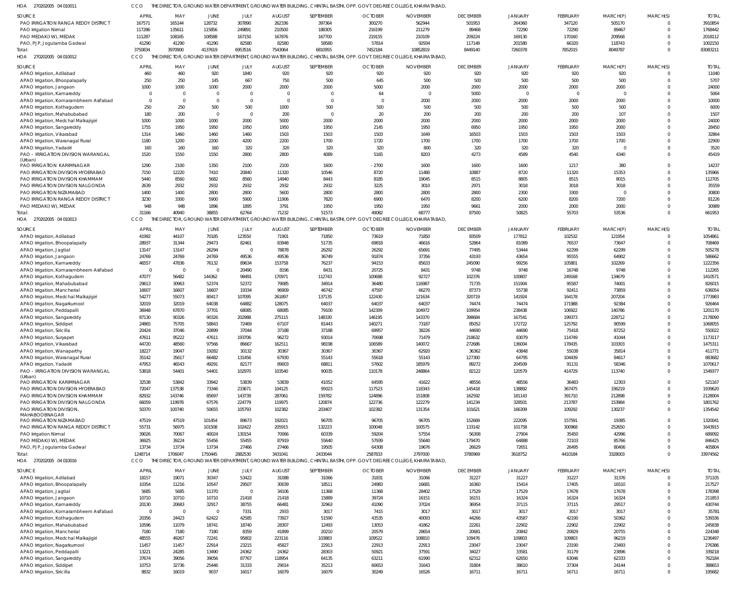HOA 270202005 04 010011 CCO THE DIRECTOR, GROUND WATER DEPARTMENT, GROUND WATER BUILDING, CHINTAL BASTHI, OPP. GOVT. DEGREE COLLEGE, KHAIRATABAD,

| SOURCE | APRIL | MAY | JUNE | JULY | AUGUST | SEPTEMBER | OCTOBER | NOVEMBER | DECEMBER | JANUARY | FEBRUARY | MARCH(P) | MARCH(S) | TOTAL |
|---|---|---|---|---|---|---|---|---|---|---|---|---|---|---|
| PAO IRRIGATION RANGA REDDY DISTRICT | 167571 | 165144 | 128732 | 307890 | 262336 | 397364 | 300270 | 562944 | 501953 | 264360 | 347120 | 505170 | 0 | 3910854 |
| PAO Irrigation Nirmal | 117286 | 135611 | 115856 | 249891 | 210500 | 188305 | 216199 | 211279 | 89468 | 72290 | 72290 | 89467 | 0 | 1768442 |
| PAO MEDAK(IW), MEDAK | 111287 | 108165 | 108588 | 167150 | 167876 | 167700 | 219155 | 210109 | 209224 | 169130 | 170160 | 209568 | 0 | 2018112 |
| PAO, PJP, Jogulamba Gadwal | 41290 | 41290 | 41290 | 82580 | 82580 | 58580 | 57814 | 92934 | 117149 | 201580 | 66320 | 118743 | 0 | 1002150 |
| Total: | 3750834 | 3970900 | 4137619 | 6953516 | 7543064 | 6810955 | 7452184 | 10852819 | 8449140 | 7260378 | 7852015 | 8049787 | 0 | 83083211 |

HOA 270202005 04 010012 CCO THE DIRECTOR, GROUND WATER DEPARTMENT, GROUND WATER BUILDING, CHINTAL BASTHI, OPP. GOVT. DEGREE COLLEGE, KHAIRATABAD,

| SOURCE | APRIL | MAY | JUNE | JULY | AUGUST | SEPTEMBER | OCTOBER | NOVEMBER | DECEMBER | JANUARY | FEBRUARY | MARCH(P) | MARCH(S) | TOTAL |
|---|---|---|---|---|---|---|---|---|---|---|---|---|---|---|
| APAO Irrigation, Adilabad | 460 | 460 | 920 | 1840 | 920 | 920 | 920 | 920 | 920 | 920 | 920 | 920 | 0 | 11040 |
| APAO Irrigation, Bhoopalapally | 250 | 250 | 145 | 667 | 750 | 500 | 645 | 500 | 500 | 500 | 500 | 500 | 0 | 5707 |
| APAO Irrigation, Jangaon | 1000 | 1000 | 1000 | 2000 | 2000 | 2000 | 5000 | 2000 | 2000 | 2000 | 2000 | 2000 | 0 | 24000 |
| APAO Irrigation, Kamareddy | 0 | 0 | 0 | 0 | 0 | 0 | 64 | 0 | 5000 | 0 | 0 | 0 | 0 | 5064 |
| APAO Irrigation, Komarambheem Asifabad | 0 | 0 | 0 | 0 | 0 | 0 | 0 | 2000 | 2000 | 2000 | 2000 | 2000 | 0 | 10000 |
| APAO Irrigation, Kothagudem | 250 | 250 | 500 | 500 | 1000 | 500 | 500 | 500 | 500 | 500 | 500 | 500 | 0 | 6000 |
| APAO Irrigation, Mahabubabad | 180 | 200 | 0 | 0 | 200 | 0 | 20 | 200 | 200 | 200 | 200 | 107 | 0 | 1507 |
| APAO Irrigation, Medchal Malkajigiri | 1000 | 1000 | 1000 | 2000 | 5000 | 2000 | 2000 | 2000 | 2000 | 2000 | 2000 | 2000 | 0 | 24000 |
| APAO Irrigation, Sangareddy | 1755 | 1950 | 1950 | 1950 | 1950 | 1950 | 2145 | 1950 | 6950 | 1950 | 1950 | 2000 | 0 | 28450 |
| APAO Irrigation, Vikarabad | 1314 | 1460 | 1460 | 1460 | 1503 | 1503 | 1503 | 1649 | 16503 | 1503 | 1503 | 1503 | 0 | 32864 |
| APAO Irrigation, Waranagal Rural | 1180 | 1200 | 2200 | 4200 | 2200 | 1700 | 1720 | 1700 | 1700 | 1700 | 1700 | 1700 | 0 | 22900 |
| APAO Irrigation, Yadadri | 160 | 160 | 160 | 320 | 320 | 320 | 320 | 800 | 320 | 320 | 320 | 0 | 0 | 3520 |
| PAO - IRRIGATION DIVISION WARANGAL (Urban) | 1520 | 1550 | 1550 | 2800 | 2800 | 4089 | 5165 | 8203 | 4273 | 4589 | 4540 | 4340 | 0 | 45419 |
| PAO IRRIGATION KARIMNAGAR | 1290 | 2100 | 1350 | 2100 | 2100 | 1600 | -2700 | 1600 | 1600 | 1600 | 1217 | 380 | 0 | 14237 |
| PAO IRRIGATION DIVISION HYDERABAD | 7150 | 12220 | 7410 | 20840 | 11320 | 10546 | 8720 | 11480 | 10887 | 8720 | 11320 | 15353 | 0 | 135966 |
| PAO IRRIGATION DIVISION KHAMMAM | 5440 | 8560 | 5682 | 8560 | 14940 | 8443 | 8185 | 19045 | 8515 | 8805 | 8515 | 8015 | 0 | 112705 |
| PAO IRRIGATION DIVISION NALGONDA | 2639 | 2932 | 2932 | 2932 | 2932 | 2932 | 3225 | 3010 | 2971 | 3018 | 3018 | 3018 | 0 | 35559 |
| PAO IRRIGATION NIZAMABAD | 1400 | 1400 | 2800 | 2800 | 5600 | 2800 | 2800 | 2800 | 2800 | 2300 | 3300 | 0 | 0 | 30800 |
| PAO IRRIGATION RANGA REDDY DISTRICT | 3230 | 3300 | 5900 | 5900 | 11906 | 7820 | 6900 | 6470 | 8200 | 6200 | 8200 | 7200 | 0 | 81226 |
| PAO MEDAK(IW), MEDAK | 948 | 948 | 1896 | 1895 | 3791 | 1950 | 1950 | 1950 | 9661 | 2000 | 2000 | 2000 | 0 | 30989 |
| Total: | 31166 | 40940 | 38855 | 62764 | 71232 | 51573 | 49082 | 68777 | 87500 | 50825 | 55703 | 53536 | 0 | 661953 |

HOA 270202005 04 010013 CCO THE DIRECTOR, GROUND WATER DEPARTMENT, GROUND WATER BUILDING, CHINTAL BASTHI, OPP. GOVT. DEGREE COLLEGE, KHAIRATABAD,

| SOURCE | APRIL | MAY | JUNE | JULY | AUGUST | SEPTEMBER | OCTOBER | NOVEMBER | DECEMBER | JANUARY | FEBRUARY | MARCH(P) | MARCH(S) | TOTAL |
|---|---|---|---|---|---|---|---|---|---|---|---|---|---|---|
| APAO Irrigation, Adilabad | 41992 | 44107 | 70185 | 123550 | 71901 | 71850 | 73619 | 71850 | 83509 | 177812 | 102532 | 121954 | 0 | 1054861 |
| APAO Irrigation, Bhoopalapally | 28937 | 31344 | 29473 | 82461 | 83948 | 51735 | 69818 | 46616 | 52864 | 81089 | 76537 | 73647 | 0 | 708469 |
| APAO Irrigation, Jagtial | 13147 | 13147 | 26294 | 0 | 78878 | 26292 | 26292 | 65691 | 77495 | 53444 | 62299 | 62299 | 0 | 505278 |
| APAO Irrigation, Jangaon | 24769 | 24769 | 24769 | 49536 | 49536 | 36749 | 91874 | 37356 | 43193 | 43654 | 95555 | 64902 | 0 | 586662 |
| APAO Irrigation, Kamareddy | 46557 | 47836 | 76132 | 89634 | 153758 | 76237 | 94153 | 85633 | 245090 | 99256 | 105801 | 102269 | 0 | 1222356 |
| APAO Irrigation, Komarambheem Asifabad | 0 | 0 | 0 | 20490 | 8196 | 8431 | 20725 | 8431 | 9748 | 9748 | 16748 | 9748 | 0 | 112265 |
| APAO Irrigation, Kothagudem | 47077 | 56482 | 144362 | 98491 | 170971 | 112743 | 100688 | 92727 | 102376 | 100807 | 249168 | 134679 | 0 | 1410571 |
| APAO Irrigation, Mahabubabad | 29613 | 30963 | 52374 | 52372 | 79085 | 34914 | 36480 | 116987 | 71735 | 151904 | 95587 | 74001 | 0 | 826015 |
| APAO Irrigation, Mancherial | 16607 | 16607 | 16607 | 19334 | 96909 | 46742 | 47597 | 66270 | 87373 | 55738 | 92411 | 73859 | 0 | 636054 |
| APAO Irrigation, Medchal Malkajigiri | 54277 | 55073 | 80417 | 107095 | 261897 | 137135 | 122430 | 121634 | 320719 | 141924 | 164178 | 207204 | 0 | 1773983 |
| APAO Irrigation, Nagarkurnool | 32019 | 32019 | 64038 | 64882 | 128075 | 64037 | 64037 | 64037 | 74474 | 74474 | 171988 | 92384 | 0 | 926464 |
| APAO Irrigation, Peddapalli | 36948 | 67870 | 37701 | 68085 | 68085 | 79100 | 142309 | 104972 | 109954 | 238438 | 106922 | 140786 | 0 | 1201170 |
| APAO Irrigation, Sangareddy | 87130 | 90326 | 90326 | 202988 | 275115 | 148330 | 146195 | 143370 | 398684 | 167541 | 199373 | 228712 | 0 | 2178090 |
| APAO Irrigation, Siddipet | 24865 | 75705 | 58843 | 72469 | 67107 | 81443 | 140271 | 73187 | 85052 | 172722 | 125792 | 90599 | 0 | 1068055 |
| APAO Irrigation, Siricilla | 25044 | 37046 | 20899 | 37044 | 37188 | 37188 | 69957 | 38226 | 44690 | 44690 | 75418 | 87252 | 0 | 550022 |
| APAO Irrigation, Suryapet | 47611 | 95222 | 47611 | 193706 | 96272 | 93014 | 70698 | 71479 | 218632 | 83079 | 114749 | 41044 | 0 | 1173117 |
| APAO Irrigation, Vikarabad | 44720 | 48560 | 97566 | 86667 | 162511 | 98198 | 106589 | 140072 | 272686 | 136004 | 178435 | 103303 | 0 | 1475311 |
| APAO Irrigation, Wanaparthy | 18227 | 19047 | 19282 | 30132 | 30367 | 30367 | 30367 | 62920 | 36362 | 43848 | 55038 | 35814 | 0 | 411771 |
| APAO Irrigation, Waranagal Rural | 35142 | 35617 | 66482 | 131456 | 67930 | 55143 | 55618 | 55143 | 127300 | 64795 | 104439 | 84617 | 0 | 883682 |
| APAO Irrigation, Yadadri | 47953 | 46543 | 49291 | 82177 | 89003 | 68811 | 57602 | 185979 | 89272 | 204509 | 91131 | 58346 | 0 | 1070617 |
| PAO - IRRIGATION DIVISION WARANGAL (Urban) | 53818 | 54401 | 54401 | 102970 | 103540 | 90035 | 110178 | 248864 | 82122 | 120579 | 414729 | 113740 | 0 | 1549377 |
| PAO IRRIGATION KARIMNAGAR | 32538 | 53842 | 33942 | 53839 | 53839 | 41052 | 64595 | 41622 | 48556 | 48556 | 36483 | 12303 | 0 | 521167 |
| PAO IRRIGATION DIVISION HYDERABAD | 72047 | 137538 | 73346 | 233671 | 104125 | 95023 | 117523 | 118343 | 145418 | 138892 | 367475 | 336219 | 0 | 1939620 |
| PAO IRRIGATION DIVISION KHAMMAM | 82932 | 143746 | 85697 | 143739 | 287061 | 159782 | 124896 | 151808 | 162592 | 181143 | 391710 | 212898 | 0 | 2128004 |
| PAO IRRIGATION DIVISION NALGONDA | 66059 | 119978 | 67576 | 224779 | 119975 | 120874 | 122736 | 122279 | 141234 | 328501 | 213787 | 153984 | 0 | 1801762 |
| PAO IRRIGATION DIVISION, MAHABOOBNAGAR | 50370 | 100740 | 50655 | 105793 | 102382 | 203407 | 102382 | 131354 | 101621 | 166309 | 109292 | 130237 | 0 | 1354542 |
| PAO IRRIGATION NIZAMABAD | 47519 | 47519 | 101454 | 89673 | 192021 | 96705 | 96705 | 96705 | 152669 | 222095 | 157591 | 19385 | 0 | 1320041 |
| PAO IRRIGATION RANGA REDDY DISTRICT | 55731 | 56975 | 101508 | 102422 | 205915 | 132223 | 100048 | 100575 | 133142 | 101758 | 300968 | 252650 | 0 | 1643915 |
| PAO Irrigation Nirmal | 39026 | 70067 | 40024 | 130154 | 70066 | 60339 | 59204 | 57554 | 56308 | 27904 | 35450 | 42996 | 0 | 689092 |
| PAO MEDAK(IW), MEDAK | 36925 | 39224 | 55456 | 55455 | 87919 | 55640 | 57939 | 55640 | 179470 | 64888 | 72103 | 85766 | 0 | 846425 |
| PAO, PJP, Jogulamba Gadwal | 13734 | 13734 | 13734 | 27466 | 27466 | 19505 | 64308 | 19676 | 26629 | 72651 | 26495 | 80406 | 0 | 405804 |
| Total: | 1248714 | 1706047 | 1750445 | 2882530 | 3431041 | 2433044 | 2587833 | 2797000 | 3780969 | 3618752 | 4410184 | 3328003 | 0 | 33974562 |

HOA 270202005 04 010016 CCO THE DIRECTOR, GROUND WATER DEPARTMENT, GROUND WATER BUILDING, CHINTAL BASTHI, OPP. GOVT. DEGREE COLLEGE, KHAIRATABAD,

| SOURCE | APRIL | MAY | JUNE | JULY | AUGUST | SEPTEMBER | OCTOBER | NOVEMBER | DECEMBER | JANUARY | FEBRUARY | MARCH(P) | MARCH(S) | TOTAL |
|---|---|---|---|---|---|---|---|---|---|---|---|---|---|---|
| APAO Irrigation, Adilabad | 18157 | 19071 | 30347 | 53422 | 31088 | 31066 | 31831 | 31066 | 31227 | 31227 | 31227 | 31376 | 0 | 371105 |
| APAO Irrigation, Bhoopalapally | 10354 | 11216 | 10547 | 29507 | 30039 | 18511 | 24983 | 16681 | 16360 | 15414 | 17405 | 16510 | 0 | 217527 |
| APAO Irrigation, Jagtial | 5685 | 5685 | 11370 | 0 | 34106 | 11368 | 11368 | 28402 | 17529 | 17529 | 17678 | 17678 | 0 | 178398 |
| APAO Irrigation, Jangaon | 10710 | 10710 | 10710 | 21418 | 21418 | 15889 | 39724 | 16151 | 16151 | 16324 | 16324 | 16324 | 0 | 211853 |
| APAO Irrigation, Kamareddy | 20130 | 20683 | 32917 | 38755 | 66481 | 32963 | 41090 | 37024 | 36954 | 37115 | 37115 | 29517 | 0 | 430744 |
| APAO Irrigation, Komarambheem Asifabad | 0 | 0 | 0 | 7331 | 2933 | 3017 | 7415 | 3017 | 3017 | 3017 | 3017 | 3017 | 0 | 35781 |
| APAO Irrigation, Kothagudem | 20356 | 24423 | 62422 | 42585 | 73927 | 51590 | 43535 | 40093 | 44266 | 43587 | 42190 | 50362 | 0 | 539336 |
| APAO Irrigation, Mahabubabad | 10596 | 11079 | 18741 | 18740 | 28307 | 12493 | 13053 | 41862 | 22261 | 22902 | 22902 | 22902 | 0 | 245838 |
| APAO Irrigation, Mancherial | 7180 | 7180 | 7180 | 8359 | 41899 | 20210 | 20579 | 28654 | 20681 | 20842 | 20829 | 20755 | 0 | 224348 |
| APAO Irrigation, Medchal Malkajigiri | 48555 | 49267 | 72241 | 95802 | 223116 | 103883 | 109522 | 108810 | 109476 | 109803 | 109803 | 96219 | 0 | 1236497 |
| APAO Irrigation, Nagarkurnool | 11457 | 11457 | 22914 | 23215 | 45827 | 22913 | 22913 | 22913 | 23047 | 23047 | 23190 | 23493 | 0 | 276386 |
| APAO Irrigation, Peddapalli | 13221 | 24285 | 13490 | 24362 | 24362 | 28303 | 50921 | 37591 | 34027 | 33581 | 31179 | 23896 | 0 | 339218 |
| APAO Irrigation, Sangareddy | 37674 | 39056 | 39056 | 87767 | 118954 | 64135 | 63211 | 61990 | 62312 | 62650 | 63046 | 62333 | 0 | 762184 |
| APAO Irrigation, Siddipet | 10753 | 32736 | 25446 | 31333 | 29014 | 35213 | 60653 | 31643 | 31804 | 38610 | 37304 | 24144 | 0 | 388653 |
| APAO Irrigation, Siricilla | 8832 | 16019 | 9037 | 16017 | 16079 | 16079 | 30249 | 16526 | 16711 | 16711 | 16711 | 16711 | 0 | 195682 |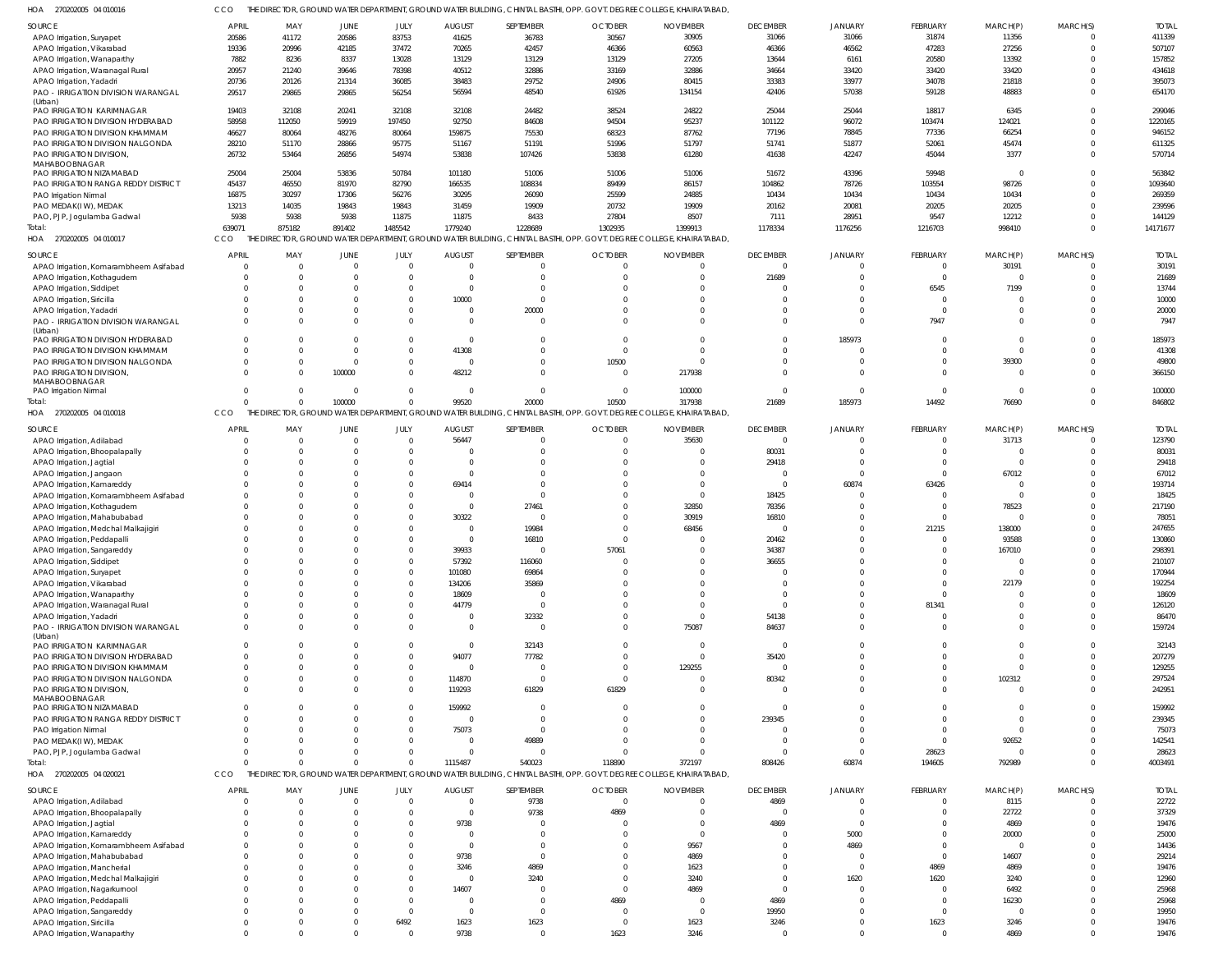HOA 270202005 04 010016 CCO THE DIRECTOR, GROUND WATER DEPARTMENT, GROUND WATER BUILDING, CHINTAL BASTHI, OPP. GOVT. DEGREE COLLEGE, KHAIRATABAD,

| SOURCE | APRIL | MAY | JUNE | JULY | AUGUST | SEPTEMBER | OCTOBER | NOVEMBER | DECEMBER | JANUARY | FEBRUARY | MARCH(P) | MARCH(S) | TOTAL |
|---|---|---|---|---|---|---|---|---|---|---|---|---|---|---|
| APAO Irrigation, Suryapet | 20586 | 41172 | 20586 | 83753 | 41625 | 36783 | 30567 | 30905 | 31066 | 31066 | 31874 | 11356 | 0 | 411339 |
| APAO Irrigation, Vikarabad | 19336 | 20996 | 42185 | 37472 | 70265 | 42457 | 46366 | 60563 | 46366 | 46562 | 47283 | 27256 | 0 | 507107 |
| APAO Irrigation, Wanaparthy | 7882 | 8236 | 8337 | 13028 | 13129 | 13129 | 13129 | 27205 | 13644 | 6161 | 20580 | 13392 | 0 | 157852 |
| APAO Irrigation, Waranagal Rural | 20957 | 21240 | 39646 | 78398 | 40512 | 32886 | 33169 | 32886 | 34664 | 33420 | 33420 | 33420 | 0 | 434618 |
| APAO Irrigation, Yadadri | 20736 | 20126 | 21314 | 36085 | 38483 | 29752 | 24906 | 80415 | 33383 | 33977 | 34078 | 21818 | 0 | 395073 |
| PAO - IRRIGATION DIVISION WARANGAL (Urban) | 29517 | 29865 | 29865 | 56254 | 56594 | 48540 | 61926 | 134154 | 42406 | 57038 | 59128 | 48883 | 0 | 654170 |
| PAO IRRIGATION KARIMNAGAR | 19403 | 32108 | 20241 | 32108 | 32108 | 24482 | 38524 | 24822 | 25044 | 25044 | 18817 | 6345 | 0 | 299046 |
| PAO IRRIGATION DIVISION HYDERABAD | 58958 | 112050 | 59919 | 197450 | 92750 | 84608 | 94504 | 95237 | 101122 | 96072 | 103474 | 124021 | 0 | 1220165 |
| PAO IRRIGATION DIVISION KHAMMAM | 46627 | 80064 | 48276 | 80064 | 159875 | 75530 | 68323 | 87762 | 77196 | 78845 | 77336 | 66254 | 0 | 946152 |
| PAO IRRIGATION DIVISION NALGONDA | 28210 | 51170 | 28866 | 95775 | 51167 | 51191 | 51996 | 51797 | 51741 | 51877 | 52061 | 45474 | 0 | 611325 |
| PAO IRRIGATION DIVISION, MAHABOOBNAGAR | 26732 | 53464 | 26856 | 54974 | 53838 | 107426 | 53838 | 61280 | 41638 | 42247 | 45044 | 3377 | 0 | 570714 |
| PAO IRRIGATION NIZAMABAD | 25004 | 25004 | 53836 | 50784 | 101180 | 51006 | 51006 | 51006 | 51672 | 43396 | 59948 | 0 | 0 | 563842 |
| PAO IRRIGATION RANGA REDDY DISTRICT | 45437 | 46550 | 81970 | 82790 | 166535 | 108834 | 89499 | 86157 | 104862 | 78726 | 103554 | 98726 | 0 | 1093640 |
| PAO Irrigation Nirmal | 16875 | 30297 | 17306 | 56276 | 30295 | 26090 | 25599 | 24885 | 10434 | 10434 | 10434 | 10434 | 0 | 269359 |
| PAO MEDAK(IW), MEDAK | 13213 | 14035 | 19843 | 19843 | 31459 | 19909 | 20732 | 19909 | 20162 | 20081 | 20205 | 20205 | 0 | 239596 |
| PAO, PJP, Jogulamba Gadwal | 5938 | 5938 | 5938 | 11875 | 11875 | 8433 | 27804 | 8507 | 7111 | 28951 | 9547 | 12212 | 0 | 144129 |
| Total: | 639071 | 875182 | 891402 | 1485542 | 1779240 | 1228689 | 1302935 | 1399913 | 1178334 | 1176256 | 1216703 | 998410 | 0 | 14171677 |

HOA 270202005 04 010017 CCO THE DIRECTOR, GROUND WATER DEPARTMENT, GROUND WATER BUILDING, CHINTAL BASTHI, OPP. GOVT. DEGREE COLLEGE, KHAIRATABAD,

| SOURCE | APRIL | MAY | JUNE | JULY | AUGUST | SEPTEMBER | OCTOBER | NOVEMBER | DECEMBER | JANUARY | FEBRUARY | MARCH(P) | MARCH(S) | TOTAL |
|---|---|---|---|---|---|---|---|---|---|---|---|---|---|---|
| APAO Irrigation, Komarambheem Asifabad | 0 | 0 | 0 | 0 | 0 | 0 | 0 | 0 | 0 | 0 | 0 | 30191 | 0 | 30191 |
| APAO Irrigation, Kothagudem | 0 | 0 | 0 | 0 | 0 | 0 | 0 | 0 | 21689 | 0 | 0 | 0 | 0 | 21689 |
| APAO Irrigation, Siddipet | 0 | 0 | 0 | 0 | 0 | 0 | 0 | 0 | 0 | 0 | 6545 | 7199 | 0 | 13744 |
| APAO Irrigation, Siricilla | 0 | 0 | 0 | 0 | 10000 | 0 | 0 | 0 | 0 | 0 | 0 | 0 | 0 | 10000 |
| APAO Irrigation, Yadadri | 0 | 0 | 0 | 0 | 0 | 20000 | 0 | 0 | 0 | 0 | 0 | 0 | 0 | 20000 |
| PAO - IRRIGATION DIVISION WARANGAL (Urban) | 0 | 0 | 0 | 0 | 0 | 0 | 0 | 0 | 0 | 0 | 7947 | 0 | 0 | 7947 |
| PAO IRRIGATION DIVISION HYDERABAD | 0 | 0 | 0 | 0 | 0 | 0 | 0 | 0 | 0 | 185973 | 0 | 0 | 0 | 185973 |
| PAO IRRIGATION DIVISION KHAMMAM | 0 | 0 | 0 | 0 | 41308 | 0 | 0 | 0 | 0 | 0 | 0 | 0 | 0 | 41308 |
| PAO IRRIGATION DIVISION NALGONDA | 0 | 0 | 0 | 0 | 0 | 0 | 10500 | 0 | 0 | 0 | 0 | 39300 | 0 | 49800 |
| PAO IRRIGATION DIVISION, MAHABOOBNAGAR | 0 | 0 | 100000 | 0 | 48212 | 0 | 0 | 217938 | 0 | 0 | 0 | 0 | 0 | 366150 |
| PAO Irrigation Nirmal | 0 | 0 | 0 | 0 | 0 | 0 | 0 | 100000 | 0 | 0 | 0 | 0 | 0 | 100000 |
| Total: | 0 | 0 | 100000 | 0 | 99520 | 20000 | 10500 | 317938 | 21689 | 185973 | 14492 | 76690 | 0 | 846802 |

HOA 270202005 04 010018 CCO THE DIRECTOR, GROUND WATER DEPARTMENT, GROUND WATER BUILDING, CHINTAL BASTHI, OPP. GOVT. DEGREE COLLEGE, KHAIRATABAD,

| SOURCE | APRIL | MAY | JUNE | JULY | AUGUST | SEPTEMBER | OCTOBER | NOVEMBER | DECEMBER | JANUARY | FEBRUARY | MARCH(P) | MARCH(S) | TOTAL |
|---|---|---|---|---|---|---|---|---|---|---|---|---|---|---|
| APAO Irrigation, Adilabad | 0 | 0 | 0 | 0 | 56447 | 0 | 0 | 35630 | 0 | 0 | 0 | 31713 | 0 | 123790 |
| APAO Irrigation, Bhoopalapally | 0 | 0 | 0 | 0 | 0 | 0 | 0 | 0 | 80031 | 0 | 0 | 0 | 0 | 80031 |
| APAO Irrigation, Jagtial | 0 | 0 | 0 | 0 | 0 | 0 | 0 | 0 | 29418 | 0 | 0 | 0 | 0 | 29418 |
| APAO Irrigation, Jangaon | 0 | 0 | 0 | 0 | 0 | 0 | 0 | 0 | 0 | 0 | 0 | 67012 | 0 | 67012 |
| APAO Irrigation, Kamareddy | 0 | 0 | 0 | 0 | 69414 | 0 | 0 | 0 | 0 | 60874 | 63426 | 0 | 0 | 193714 |
| APAO Irrigation, Komarambheem Asifabad | 0 | 0 | 0 | 0 | 0 | 0 | 0 | 0 | 18425 | 0 | 0 | 0 | 0 | 18425 |
| APAO Irrigation, Kothagudem | 0 | 0 | 0 | 0 | 0 | 27461 | 0 | 32850 | 78356 | 0 | 0 | 78523 | 0 | 217190 |
| APAO Irrigation, Mahabubabad | 0 | 0 | 0 | 0 | 30322 | 0 | 0 | 30919 | 16810 | 0 | 0 | 0 | 0 | 78051 |
| APAO Irrigation, Medchal Malkajigiri | 0 | 0 | 0 | 0 | 0 | 19984 | 0 | 68456 | 0 | 0 | 21215 | 138000 | 0 | 247655 |
| APAO Irrigation, Peddapalli | 0 | 0 | 0 | 0 | 0 | 16810 | 0 | 0 | 20462 | 0 | 0 | 93588 | 0 | 130860 |
| APAO Irrigation, Sangareddy | 0 | 0 | 0 | 0 | 39933 | 0 | 57061 | 0 | 34387 | 0 | 0 | 167010 | 0 | 298391 |
| APAO Irrigation, Siddipet | 0 | 0 | 0 | 0 | 57392 | 116060 | 0 | 0 | 36655 | 0 | 0 | 0 | 0 | 210107 |
| APAO Irrigation, Suryapet | 0 | 0 | 0 | 0 | 101080 | 69864 | 0 | 0 | 0 | 0 | 0 | 0 | 0 | 170944 |
| APAO Irrigation, Vikarabad | 0 | 0 | 0 | 0 | 134206 | 35869 | 0 | 0 | 0 | 0 | 0 | 22179 | 0 | 192254 |
| APAO Irrigation, Wanaparthy | 0 | 0 | 0 | 0 | 18609 | 0 | 0 | 0 | 0 | 0 | 0 | 0 | 0 | 18609 |
| APAO Irrigation, Waranagal Rural | 0 | 0 | 0 | 0 | 44779 | 0 | 0 | 0 | 0 | 0 | 81341 | 0 | 0 | 126120 |
| APAO Irrigation, Yadadri | 0 | 0 | 0 | 0 | 0 | 32332 | 0 | 0 | 54138 | 0 | 0 | 0 | 0 | 86470 |
| PAO - IRRIGATION DIVISION WARANGAL (Urban) | 0 | 0 | 0 | 0 | 0 | 0 | 0 | 75087 | 84637 | 0 | 0 | 0 | 0 | 159724 |
| PAO IRRIGATION KARIMNAGAR | 0 | 0 | 0 | 0 | 0 | 32143 | 0 | 0 | 0 | 0 | 0 | 0 | 0 | 32143 |
| PAO IRRIGATION DIVISION HYDERABAD | 0 | 0 | 0 | 0 | 94077 | 77782 | 0 | 0 | 35420 | 0 | 0 | 0 | 0 | 207279 |
| PAO IRRIGATION DIVISION KHAMMAM | 0 | 0 | 0 | 0 | 0 | 0 | 0 | 129255 | 0 | 0 | 0 | 0 | 0 | 129255 |
| PAO IRRIGATION DIVISION NALGONDA | 0 | 0 | 0 | 0 | 114870 | 0 | 0 | 0 | 80342 | 0 | 0 | 102312 | 0 | 297524 |
| PAO IRRIGATION DIVISION, MAHABOOBNAGAR | 0 | 0 | 0 | 0 | 119293 | 61829 | 61829 | 0 | 0 | 0 | 0 | 0 | 0 | 242951 |
| PAO IRRIGATION NIZAMABAD | 0 | 0 | 0 | 0 | 159992 | 0 | 0 | 0 | 0 | 0 | 0 | 0 | 0 | 159992 |
| PAO IRRIGATION RANGA REDDY DISTRICT | 0 | 0 | 0 | 0 | 0 | 0 | 0 | 0 | 239345 | 0 | 0 | 0 | 0 | 239345 |
| PAO Irrigation Nirmal | 0 | 0 | 0 | 0 | 75073 | 0 | 0 | 0 | 0 | 0 | 0 | 0 | 0 | 75073 |
| PAO MEDAK(IW), MEDAK | 0 | 0 | 0 | 0 | 0 | 49889 | 0 | 0 | 0 | 0 | 0 | 92652 | 0 | 142541 |
| PAO, PJP, Jogulamba Gadwal | 0 | 0 | 0 | 0 | 0 | 0 | 0 | 0 | 0 | 0 | 28623 | 0 | 0 | 28623 |
| Total: | 0 | 0 | 0 | 0 | 1115487 | 540023 | 118890 | 372197 | 808426 | 60874 | 194605 | 792989 | 0 | 4003491 |

HOA 270202005 04 020021 CCO THE DIRECTOR, GROUND WATER DEPARTMENT, GROUND WATER BUILDING, CHINTAL BASTHI, OPP. GOVT. DEGREE COLLEGE, KHAIRATABAD,

| SOURCE | APRIL | MAY | JUNE | JULY | AUGUST | SEPTEMBER | OCTOBER | NOVEMBER | DECEMBER | JANUARY | FEBRUARY | MARCH(P) | MARCH(S) | TOTAL |
|---|---|---|---|---|---|---|---|---|---|---|---|---|---|---|
| APAO Irrigation, Adilabad | 0 | 0 | 0 | 0 | 0 | 9738 | 0 | 0 | 4869 | 0 | 0 | 8115 | 0 | 22722 |
| APAO Irrigation, Bhoopalapally | 0 | 0 | 0 | 0 | 0 | 9738 | 4869 | 0 | 0 | 0 | 0 | 22722 | 0 | 37329 |
| APAO Irrigation, Jagtial | 0 | 0 | 0 | 0 | 9738 | 0 | 0 | 0 | 4869 | 0 | 0 | 4869 | 0 | 19476 |
| APAO Irrigation, Kamareddy | 0 | 0 | 0 | 0 | 0 | 0 | 0 | 0 | 0 | 5000 | 0 | 20000 | 0 | 25000 |
| APAO Irrigation, Komarambheem Asifabad | 0 | 0 | 0 | 0 | 0 | 0 | 0 | 9567 | 0 | 4869 | 0 | 0 | 0 | 14436 |
| APAO Irrigation, Mahabubabad | 0 | 0 | 0 | 0 | 9738 | 0 | 0 | 4869 | 0 | 0 | 0 | 14607 | 0 | 29214 |
| APAO Irrigation, Mancherial | 0 | 0 | 0 | 0 | 3246 | 4869 | 0 | 1623 | 0 | 0 | 4869 | 4869 | 0 | 19476 |
| APAO Irrigation, Medchal Malkajigiri | 0 | 0 | 0 | 0 | 0 | 3240 | 0 | 3240 | 0 | 1620 | 1620 | 3240 | 0 | 12960 |
| APAO Irrigation, Nagarkurnool | 0 | 0 | 0 | 0 | 14607 | 0 | 0 | 4869 | 0 | 0 | 0 | 6492 | 0 | 25968 |
| APAO Irrigation, Peddapalli | 0 | 0 | 0 | 0 | 0 | 0 | 4869 | 0 | 4869 | 0 | 0 | 16230 | 0 | 25968 |
| APAO Irrigation, Sangareddy | 0 | 0 | 0 | 0 | 0 | 0 | 0 | 0 | 19950 | 0 | 0 | 0 | 0 | 19950 |
| APAO Irrigation, Siricilla | 0 | 0 | 0 | 6492 | 1623 | 1623 | 0 | 1623 | 3246 | 0 | 1623 | 3246 | 0 | 19476 |
| APAO Irrigation, Wanaparthy | 0 | 0 | 0 | 0 | 9738 | 0 | 1623 | 3246 | 0 | 0 | 0 | 4869 | 0 | 19476 |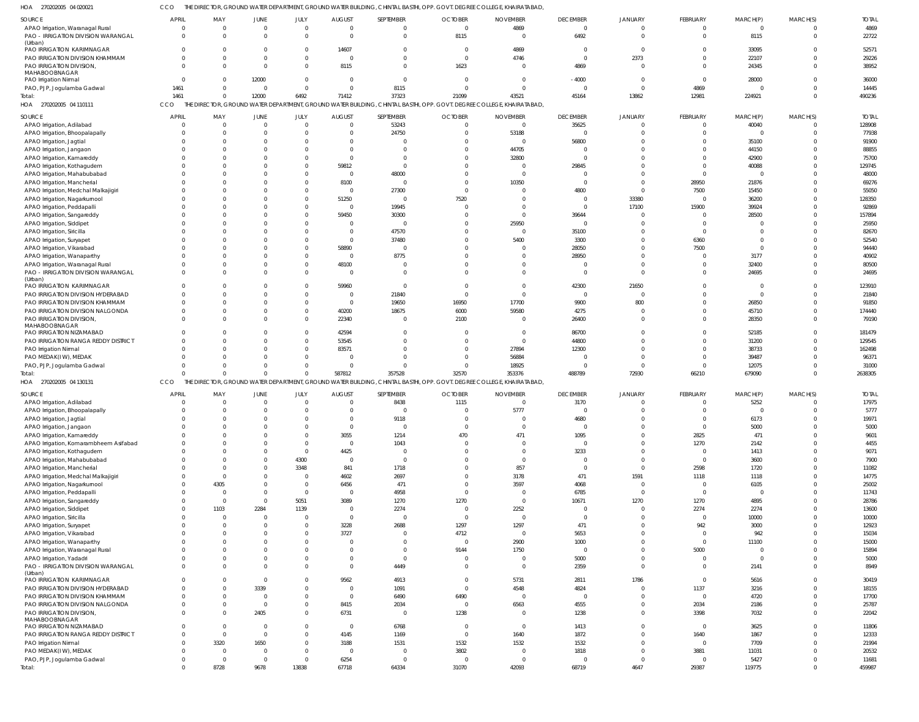HOA 270202005 04 020021 CCO THE DIRECTOR, GROUND WATER DEPARTMENT, GROUND WATER BUILDING, CHINTAL BASTHI, OPP. GOVT. DEGREE COLLEGE, KHAIRATABAD,

| SOURCE | APRIL | MAY | JUNE | JULY | AUGUST | SEPTEMBER | OCTOBER | NOVEMBER | DECEMBER | JANUARY | FEBRUARY | MARCH(P) | MARCH(S) | TOTAL |
|---|---|---|---|---|---|---|---|---|---|---|---|---|---|---|
| APAO Irrigation, Waranagal Rural | 0 | 0 | 0 | 0 | 0 | 0 | 0 | 4869 | 0 | 0 | 0 | 0 | 0 | 4869 |
| PAO - IRRIGATION DIVISION WARANGAL (Urban) | 0 | 0 | 0 | 0 | 0 | 0 | 8115 | 0 | 6492 | 0 | 0 | 8115 | 0 | 22722 |
| PAO IRRIGATION KARIMNAGAR | 0 | 0 | 0 | 0 | 14607 | 0 | 0 | 4869 | 0 | 0 | 0 | 33095 | 0 | 52571 |
| PAO IRRIGATION DIVISION KHAMMAM | 0 | 0 | 0 | 0 | 0 | 0 | 0 | 4746 | 0 | 2373 | 0 | 22107 | 0 | 29226 |
| PAO IRRIGATION DIVISION, MAHABOOBNAGAR | 0 | 0 | 0 | 0 | 8115 | 0 | 1623 | 0 | 4869 | 0 | 0 | 24345 | 0 | 38952 |
| PAO Irrigation Nirmal | 0 | 0 | 12000 | 0 | 0 | 0 | 0 | 0 | -4000 | 0 | 0 | 28000 | 0 | 36000 |
| PAO, PJP, Jogulamba Gadwal | 1461 | 0 | 0 | 0 | 0 | 8115 | 0 | 0 | 0 | 0 | 4869 | 0 | 0 | 14445 |
| Total: | 1461 | 0 | 12000 | 6492 | 71412 | 37323 | 21099 | 43521 | 45164 | 13862 | 12981 | 224921 | 0 | 490236 |

HOA 270202005 04 110111 CCO THE DIRECTOR, GROUND WATER DEPARTMENT, GROUND WATER BUILDING, CHINTAL BASTHI, OPP. GOVT. DEGREE COLLEGE, KHAIRATABAD,

| SOURCE | APRIL | MAY | JUNE | JULY | AUGUST | SEPTEMBER | OCTOBER | NOVEMBER | DECEMBER | JANUARY | FEBRUARY | MARCH(P) | MARCH(S) | TOTAL |
|---|---|---|---|---|---|---|---|---|---|---|---|---|---|---|
| APAO Irrigation, Adilabad | 0 | 0 | 0 | 0 | 0 | 53243 | 0 | 0 | 35625 | 0 | 0 | 40040 | 0 | 128908 |
| APAO Irrigation, Bhoopalapally | 0 | 0 | 0 | 0 | 0 | 24750 | 0 | 53188 | 0 | 0 | 0 | 0 | 0 | 77938 |
| APAO Irrigation, Jagtial | 0 | 0 | 0 | 0 | 0 | 0 | 0 | 0 | 56800 | 0 | 0 | 35100 | 0 | 91900 |
| APAO Irrigation, Jangaon | 0 | 0 | 0 | 0 | 0 | 0 | 0 | 44705 | 0 | 0 | 0 | 44150 | 0 | 88855 |
| APAO Irrigation, Kamareddy | 0 | 0 | 0 | 0 | 0 | 0 | 0 | 32800 | 0 | 0 | 0 | 42900 | 0 | 75700 |
| APAO Irrigation, Kothagudem | 0 | 0 | 0 | 0 | 59812 | 0 | 0 | 0 | 29845 | 0 | 0 | 40088 | 0 | 129745 |
| APAO Irrigation, Mahabubabad | 0 | 0 | 0 | 0 | 0 | 48000 | 0 | 0 | 0 | 0 | 0 | 0 | 0 | 48000 |
| APAO Irrigation, Mancherial | 0 | 0 | 0 | 0 | 8100 | 0 | 0 | 10350 | 0 | 0 | 28950 | 21876 | 0 | 69276 |
| APAO Irrigation, Medchal Malkajigiri | 0 | 0 | 0 | 0 | 0 | 27300 | 0 | 0 | 4800 | 0 | 7500 | 15450 | 0 | 55050 |
| APAO Irrigation, Nagarkurnool | 0 | 0 | 0 | 0 | 51250 | 0 | 7520 | 0 | 0 | 33380 | 0 | 36200 | 0 | 128350 |
| APAO Irrigation, Peddapalli | 0 | 0 | 0 | 0 | 0 | 19945 | 0 | 0 | 0 | 17100 | 15900 | 39924 | 0 | 92869 |
| APAO Irrigation, Sangareddy | 0 | 0 | 0 | 0 | 59450 | 30300 | 0 | 0 | 39644 | 0 | 0 | 28500 | 0 | 157894 |
| APAO Irrigation, Siddipet | 0 | 0 | 0 | 0 | 0 | 0 | 0 | 25950 | 0 | 0 | 0 | 0 | 0 | 25950 |
| APAO Irrigation, Siricilla | 0 | 0 | 0 | 0 | 0 | 47570 | 0 | 0 | 35100 | 0 | 0 | 0 | 0 | 82670 |
| APAO Irrigation, Suryapet | 0 | 0 | 0 | 0 | 0 | 37480 | 0 | 5400 | 3300 | 0 | 6360 | 0 | 0 | 52540 |
| APAO Irrigation, Vikarabad | 0 | 0 | 0 | 0 | 58890 | 0 | 0 | 0 | 28050 | 0 | 7500 | 0 | 0 | 94440 |
| APAO Irrigation, Wanaparthy | 0 | 0 | 0 | 0 | 0 | 8775 | 0 | 0 | 28950 | 0 | 0 | 3177 | 0 | 40902 |
| APAO Irrigation, Waranagal Rural | 0 | 0 | 0 | 0 | 48100 | 0 | 0 | 0 | 0 | 0 | 0 | 32400 | 0 | 80500 |
| PAO - IRRIGATION DIVISION WARANGAL (Urban) | 0 | 0 | 0 | 0 | 0 | 0 | 0 | 0 | 0 | 0 | 0 | 24695 | 0 | 24695 |
| PAO IRRIGATION KARIMNAGAR | 0 | 0 | 0 | 0 | 59960 | 0 | 0 | 0 | 42300 | 21650 | 0 | 0 | 0 | 123910 |
| PAO IRRIGATION DIVISION HYDERABAD | 0 | 0 | 0 | 0 | 0 | 21840 | 0 | 0 | 0 | 0 | 0 | 0 | 0 | 21840 |
| PAO IRRIGATION DIVISION KHAMMAM | 0 | 0 | 0 | 0 | 0 | 19650 | 16950 | 17700 | 9900 | 800 | 0 | 26850 | 0 | 91850 |
| PAO IRRIGATION DIVISION NALGONDA | 0 | 0 | 0 | 0 | 40200 | 18675 | 6000 | 59580 | 4275 | 0 | 0 | 45710 | 0 | 174440 |
| PAO IRRIGATION DIVISION, MAHABOOBNAGAR | 0 | 0 | 0 | 0 | 22340 | 0 | 2100 | 0 | 26400 | 0 | 0 | 28350 | 0 | 79190 |
| PAO IRRIGATION NIZAMABAD | 0 | 0 | 0 | 0 | 42594 | 0 | 0 | 0 | 86700 | 0 | 0 | 52185 | 0 | 181479 |
| PAO IRRIGATION RANGA REDDY DISTRICT | 0 | 0 | 0 | 0 | 53545 | 0 | 0 | 0 | 44800 | 0 | 0 | 31200 | 0 | 129545 |
| PAO Irrigation Nirmal | 0 | 0 | 0 | 0 | 83571 | 0 | 0 | 27894 | 12300 | 0 | 0 | 38733 | 0 | 162498 |
| PAO MEDAK(IW), MEDAK | 0 | 0 | 0 | 0 | 0 | 0 | 0 | 56884 | 0 | 0 | 0 | 39487 | 0 | 96371 |
| PAO, PJP, Jogulamba Gadwal | 0 | 0 | 0 | 0 | 0 | 0 | 0 | 18925 | 0 | 0 | 0 | 12075 | 0 | 31000 |
| Total: | 0 | 0 | 0 | 0 | 587812 | 357528 | 32570 | 353376 | 488789 | 72930 | 66210 | 679090 | 0 | 2638305 |

HOA 270202005 04 130131 CCO THE DIRECTOR, GROUND WATER DEPARTMENT, GROUND WATER BUILDING, CHINTAL BASTHI, OPP. GOVT. DEGREE COLLEGE, KHAIRATABAD,

| SOURCE | APRIL | MAY | JUNE | JULY | AUGUST | SEPTEMBER | OCTOBER | NOVEMBER | DECEMBER | JANUARY | FEBRUARY | MARCH(P) | MARCH(S) | TOTAL |
|---|---|---|---|---|---|---|---|---|---|---|---|---|---|---|
| APAO Irrigation, Adilabad | 0 | 0 | 0 | 0 | 0 | 8438 | 1115 | 0 | 3170 | 0 | 0 | 5252 | 0 | 17975 |
| APAO Irrigation, Bhoopalapally | 0 | 0 | 0 | 0 | 0 | 0 | 0 | 5777 | 0 | 0 | 0 | 0 | 0 | 5777 |
| APAO Irrigation, Jagtial | 0 | 0 | 0 | 0 | 0 | 9118 | 0 | 0 | 4680 | 0 | 0 | 6173 | 0 | 19971 |
| APAO Irrigation, Jangaon | 0 | 0 | 0 | 0 | 0 | 0 | 0 | 0 | 0 | 0 | 0 | 5000 | 0 | 5000 |
| APAO Irrigation, Kamareddy | 0 | 0 | 0 | 0 | 3055 | 1214 | 470 | 471 | 1095 | 0 | 2825 | 471 | 0 | 9601 |
| APAO Irrigation, Komarambheem Asifabad | 0 | 0 | 0 | 0 | 0 | 1043 | 0 | 0 | 0 | 0 | 1270 | 2142 | 0 | 4455 |
| APAO Irrigation, Kothagudem | 0 | 0 | 0 | 0 | 4425 | 0 | 0 | 0 | 3233 | 0 | 0 | 1413 | 0 | 9071 |
| APAO Irrigation, Mahabubabad | 0 | 0 | 0 | 4300 | 0 | 0 | 0 | 0 | 0 | 0 | 0 | 3600 | 0 | 7900 |
| APAO Irrigation, Mancherial | 0 | 0 | 0 | 3348 | 841 | 1718 | 0 | 857 | 0 | 0 | 2598 | 1720 | 0 | 11082 |
| APAO Irrigation, Medchal Malkajigiri | 0 | 0 | 0 | 0 | 4602 | 2697 | 0 | 3178 | 471 | 1591 | 1118 | 1118 | 0 | 14775 |
| APAO Irrigation, Nagarkurnool | 0 | 4305 | 0 | 0 | 6456 | 471 | 0 | 3597 | 4068 | 0 | 0 | 6105 | 0 | 25002 |
| APAO Irrigation, Peddapalli | 0 | 0 | 0 | 0 | 0 | 4958 | 0 | 0 | 6785 | 0 | 0 | 0 | 0 | 11743 |
| APAO Irrigation, Sangareddy | 0 | 0 | 0 | 5051 | 3089 | 1270 | 1270 | 0 | 10671 | 1270 | 1270 | 4895 | 0 | 28786 |
| APAO Irrigation, Siddipet | 0 | 1103 | 2284 | 1139 | 0 | 2274 | 0 | 2252 | 0 | 0 | 2274 | 2274 | 0 | 13600 |
| APAO Irrigation, Siricilla | 0 | 0 | 0 | 0 | 0 | 0 | 0 | 0 | 0 | 0 | 0 | 10000 | 0 | 10000 |
| APAO Irrigation, Suryapet | 0 | 0 | 0 | 0 | 3228 | 2688 | 1297 | 1297 | 471 | 0 | 942 | 3000 | 0 | 12923 |
| APAO Irrigation, Vikarabad | 0 | 0 | 0 | 0 | 3727 | 0 | 4712 | 0 | 5653 | 0 | 0 | 942 | 0 | 15034 |
| APAO Irrigation, Wanaparthy | 0 | 0 | 0 | 0 | 0 | 0 | 0 | 2900 | 1000 | 0 | 0 | 11100 | 0 | 15000 |
| APAO Irrigation, Waranagal Rural | 0 | 0 | 0 | 0 | 0 | 0 | 9144 | 1750 | 0 | 0 | 5000 | 0 | 0 | 15894 |
| APAO Irrigation, Yadadri | 0 | 0 | 0 | 0 | 0 | 0 | 0 | 0 | 5000 | 0 | 0 | 0 | 0 | 5000 |
| PAO - IRRIGATION DIVISION WARANGAL (Urban) | 0 | 0 | 0 | 0 | 0 | 4449 | 0 | 0 | 2359 | 0 | 0 | 2141 | 0 | 8949 |
| PAO IRRIGATION KARIMNAGAR | 0 | 0 | 0 | 0 | 9562 | 4913 | 0 | 5731 | 2811 | 1786 | 0 | 5616 | 0 | 30419 |
| PAO IRRIGATION DIVISION HYDERABAD | 0 | 0 | 3339 | 0 | 0 | 1091 | 0 | 4548 | 4824 | 0 | 1137 | 3216 | 0 | 18155 |
| PAO IRRIGATION DIVISION KHAMMAM | 0 | 0 | 0 | 0 | 0 | 6490 | 6490 | 0 | 0 | 0 | 0 | 4720 | 0 | 17700 |
| PAO IRRIGATION DIVISION NALGONDA | 0 | 0 | 0 | 0 | 8415 | 2034 | 0 | 6563 | 4555 | 0 | 2034 | 2186 | 0 | 25787 |
| PAO IRRIGATION DIVISION, MAHABOOBNAGAR | 0 | 0 | 2405 | 0 | 6731 | 0 | 1238 | 0 | 1238 | 0 | 3398 | 7032 | 0 | 22042 |
| PAO IRRIGATION NIZAMABAD | 0 | 0 | 0 | 0 | 0 | 6768 | 0 | 0 | 1413 | 0 | 0 | 3625 | 0 | 11806 |
| PAO IRRIGATION RANGA REDDY DISTRICT | 0 | 0 | 0 | 0 | 4145 | 1169 | 0 | 1640 | 1872 | 0 | 1640 | 1867 | 0 | 12333 |
| PAO Irrigation Nirmal | 0 | 3320 | 1650 | 0 | 3188 | 1531 | 1532 | 1532 | 1532 | 0 | 0 | 7709 | 0 | 21994 |
| PAO MEDAK(IW), MEDAK | 0 | 0 | 0 | 0 | 0 | 0 | 3802 | 0 | 1818 | 0 | 3881 | 11031 | 0 | 20532 |
| PAO, PJP, Jogulamba Gadwal | 0 | 0 | 0 | 0 | 6254 | 0 | 0 | 0 | 0 | 0 | 0 | 5427 | 0 | 11681 |
| Total: | 0 | 8728 | 9678 | 13838 | 67718 | 64334 | 31070 | 42093 | 68719 | 4647 | 29387 | 119775 | 0 | 459987 |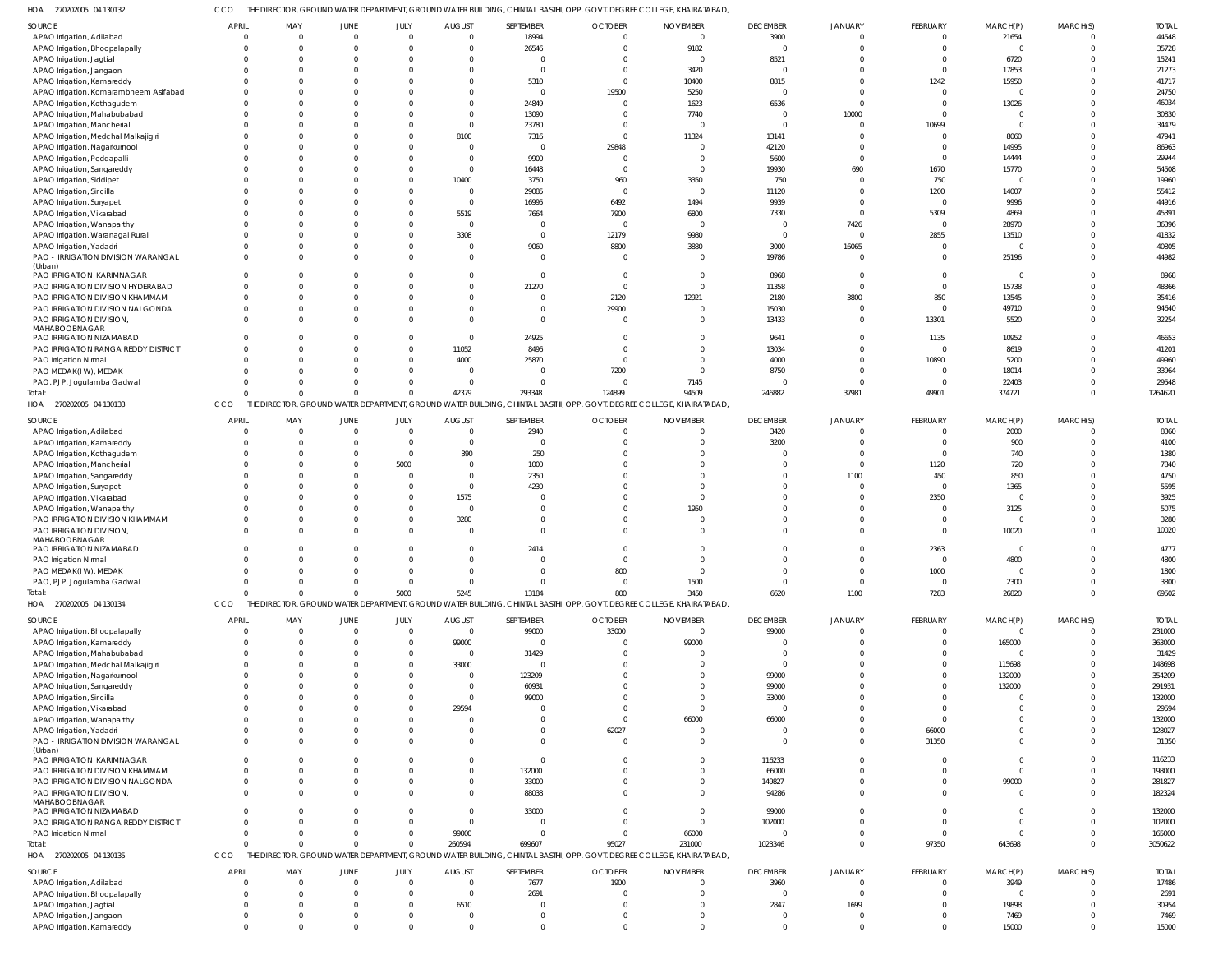HOA 270202005 04 130132 CCO THE DIRECTOR, GROUND WATER DEPARTMENT, GROUND WATER BUILDING, CHINTAL BASTHI, OPP. GOVT. DEGREE COLLEGE, KHAIRATABAD,

| SOURCE | APRIL | MAY | JUNE | JULY | AUGUST | SEPTEMBER | OCTOBER | NOVEMBER | DECEMBER | JANUARY | FEBRUARY | MARCH(P) | MARCH(S) | TOTAL |
|---|---|---|---|---|---|---|---|---|---|---|---|---|---|---|
| APAO Irrigation, Adilabad | 0 | 0 | 0 | 0 | 0 | 18994 | 0 | 0 | 3900 | 0 | 0 | 21654 | 0 | 44548 |
| APAO Irrigation, Bhoopalapally | 0 | 0 | 0 | 0 | 0 | 26546 | 0 | 9182 | 0 | 0 | 0 | 0 | 0 | 35728 |
| APAO Irrigation, Jagtial | 0 | 0 | 0 | 0 | 0 | 0 | 0 | 0 | 8521 | 0 | 0 | 6720 | 0 | 15241 |
| APAO Irrigation, Jangaon | 0 | 0 | 0 | 0 | 0 | 0 | 0 | 3420 | 0 | 0 | 0 | 17853 | 0 | 21273 |
| APAO Irrigation, Kamareddy | 0 | 0 | 0 | 0 | 0 | 5310 | 0 | 10400 | 8815 | 0 | 1242 | 15950 | 0 | 41717 |
| APAO Irrigation, Komarambheem Asifabad | 0 | 0 | 0 | 0 | 0 | 0 | 19500 | 5250 | 0 | 0 | 0 | 0 | 0 | 24750 |
| APAO Irrigation, Kothagudem | 0 | 0 | 0 | 0 | 0 | 24849 | 0 | 1623 | 6536 | 0 | 0 | 13026 | 0 | 46034 |
| APAO Irrigation, Mahabubabad | 0 | 0 | 0 | 0 | 0 | 13090 | 0 | 7740 | 0 | 10000 | 0 | 0 | 0 | 30830 |
| APAO Irrigation, Mancherial | 0 | 0 | 0 | 0 | 0 | 23780 | 0 | 0 | 0 | 0 | 10699 | 0 | 0 | 34479 |
| APAO Irrigation, Medchal Malkajigiri | 0 | 0 | 0 | 0 | 8100 | 7316 | 0 | 11324 | 13141 | 0 | 0 | 8060 | 0 | 47941 |
| APAO Irrigation, Nagarkurnool | 0 | 0 | 0 | 0 | 0 | 0 | 29848 | 0 | 42120 | 0 | 0 | 14995 | 0 | 86963 |
| APAO Irrigation, Peddapalli | 0 | 0 | 0 | 0 | 0 | 9900 | 0 | 0 | 5600 | 0 | 0 | 14444 | 0 | 29944 |
| APAO Irrigation, Sangareddy | 0 | 0 | 0 | 0 | 0 | 16448 | 0 | 0 | 19930 | 690 | 1670 | 15770 | 0 | 54508 |
| APAO Irrigation, Siddipet | 0 | 0 | 0 | 0 | 10400 | 3750 | 960 | 3350 | 750 | 0 | 750 | 0 | 0 | 19960 |
| APAO Irrigation, Siricilla | 0 | 0 | 0 | 0 | 0 | 29085 | 0 | 0 | 11120 | 0 | 1200 | 14007 | 0 | 55412 |
| APAO Irrigation, Suryapet | 0 | 0 | 0 | 0 | 0 | 16995 | 6492 | 1494 | 9939 | 0 | 0 | 9996 | 0 | 44916 |
| APAO Irrigation, Vikarabad | 0 | 0 | 0 | 0 | 5519 | 7664 | 7900 | 6800 | 7330 | 0 | 5309 | 4869 | 0 | 45391 |
| APAO Irrigation, Wanaparthy | 0 | 0 | 0 | 0 | 0 | 0 | 0 | 0 | 0 | 7426 | 0 | 28970 | 0 | 36396 |
| APAO Irrigation, Waranagal Rural | 0 | 0 | 0 | 0 | 3308 | 0 | 12179 | 9980 | 0 | 0 | 2855 | 13510 | 0 | 41832 |
| APAO Irrigation, Yadadri | 0 | 0 | 0 | 0 | 0 | 9060 | 8800 | 3880 | 3000 | 16065 | 0 | 0 | 0 | 40805 |
| PAO - IRRIGATION DIVISION WARANGAL (Urban) | 0 | 0 | 0 | 0 | 0 | 0 | 0 | 0 | 19786 | 0 | 0 | 25196 | 0 | 44982 |
| PAO IRRIGATION KARIMNAGAR | 0 | 0 | 0 | 0 | 0 | 0 | 0 | 0 | 8968 | 0 | 0 | 0 | 0 | 8968 |
| PAO IRRIGATION DIVISION HYDERABAD | 0 | 0 | 0 | 0 | 0 | 21270 | 0 | 0 | 11358 | 0 | 0 | 15738 | 0 | 48366 |
| PAO IRRIGATION DIVISION KHAMMAM | 0 | 0 | 0 | 0 | 0 | 0 | 2120 | 12921 | 2180 | 3800 | 850 | 13545 | 0 | 35416 |
| PAO IRRIGATION DIVISION NALGONDA | 0 | 0 | 0 | 0 | 0 | 0 | 29900 | 0 | 15030 | 0 | 0 | 49710 | 0 | 94640 |
| PAO IRRIGATION DIVISION, MAHABOOBNAGAR | 0 | 0 | 0 | 0 | 0 | 0 | 0 | 0 | 13433 | 0 | 13301 | 5520 | 0 | 32254 |
| PAO IRRIGATION NIZAMABAD | 0 | 0 | 0 | 0 | 0 | 24925 | 0 | 0 | 9641 | 0 | 1135 | 10952 | 0 | 46653 |
| PAO IRRIGATION RANGA REDDY DISTRICT | 0 | 0 | 0 | 0 | 11052 | 8496 | 0 | 0 | 13034 | 0 | 0 | 8619 | 0 | 41201 |
| PAO Irrigation Nirmal | 0 | 0 | 0 | 0 | 4000 | 25870 | 0 | 0 | 4000 | 0 | 10890 | 5200 | 0 | 49960 |
| PAO MEDAK(IW), MEDAK | 0 | 0 | 0 | 0 | 0 | 0 | 7200 | 0 | 8750 | 0 | 0 | 18014 | 0 | 33964 |
| PAO, PJP, Jogulamba Gadwal | 0 | 0 | 0 | 0 | 0 | 0 | 0 | 7145 | 0 | 0 | 0 | 22403 | 0 | 29548 |
| Total: | 0 | 0 | 0 | 0 | 42379 | 293348 | 124899 | 94509 | 246882 | 37981 | 49901 | 374721 | 0 | 1264620 |

HOA 270202005 04 130133 CCO THE DIRECTOR, GROUND WATER DEPARTMENT, GROUND WATER BUILDING, CHINTAL BASTHI, OPP. GOVT. DEGREE COLLEGE, KHAIRATABAD,

| SOURCE | APRIL | MAY | JUNE | JULY | AUGUST | SEPTEMBER | OCTOBER | NOVEMBER | DECEMBER | JANUARY | FEBRUARY | MARCH(P) | MARCH(S) | TOTAL |
|---|---|---|---|---|---|---|---|---|---|---|---|---|---|---|
| APAO Irrigation, Adilabad | 0 | 0 | 0 | 0 | 0 | 2940 | 0 | 0 | 3420 | 0 | 0 | 2000 | 0 | 8360 |
| APAO Irrigation, Kamareddy | 0 | 0 | 0 | 0 | 0 | 0 | 0 | 0 | 3200 | 0 | 0 | 900 | 0 | 4100 |
| APAO Irrigation, Kothagudem | 0 | 0 | 0 | 0 | 390 | 250 | 0 | 0 | 0 | 0 | 0 | 740 | 0 | 1380 |
| APAO Irrigation, Mancherial | 0 | 0 | 0 | 5000 | 0 | 1000 | 0 | 0 | 0 | 0 | 1120 | 720 | 0 | 7840 |
| APAO Irrigation, Sangareddy | 0 | 0 | 0 | 0 | 0 | 2350 | 0 | 0 | 0 | 1100 | 450 | 850 | 0 | 4750 |
| APAO Irrigation, Suryapet | 0 | 0 | 0 | 0 | 0 | 4230 | 0 | 0 | 0 | 0 | 0 | 1365 | 0 | 5595 |
| APAO Irrigation, Vikarabad | 0 | 0 | 0 | 0 | 1575 | 0 | 0 | 0 | 0 | 0 | 2350 | 0 | 0 | 3925 |
| APAO Irrigation, Wanaparthy | 0 | 0 | 0 | 0 | 0 | 0 | 0 | 1950 | 0 | 0 | 0 | 3125 | 0 | 5075 |
| PAO IRRIGATION DIVISION KHAMMAM | 0 | 0 | 0 | 0 | 3280 | 0 | 0 | 0 | 0 | 0 | 0 | 0 | 0 | 3280 |
| PAO IRRIGATION DIVISION, MAHABOOBNAGAR | 0 | 0 | 0 | 0 | 0 | 0 | 0 | 0 | 0 | 0 | 0 | 10020 | 0 | 10020 |
| PAO IRRIGATION NIZAMABAD | 0 | 0 | 0 | 0 | 0 | 2414 | 0 | 0 | 0 | 0 | 2363 | 0 | 0 | 4777 |
| PAO Irrigation Nirmal | 0 | 0 | 0 | 0 | 0 | 0 | 0 | 0 | 0 | 0 | 0 | 4800 | 0 | 4800 |
| PAO MEDAK(IW), MEDAK | 0 | 0 | 0 | 0 | 0 | 0 | 800 | 0 | 0 | 0 | 1000 | 0 | 0 | 1800 |
| PAO, PJP, Jogulamba Gadwal | 0 | 0 | 0 | 0 | 0 | 0 | 0 | 1500 | 0 | 0 | 0 | 2300 | 0 | 3800 |
| Total: | 0 | 0 | 0 | 5000 | 5245 | 13184 | 800 | 3450 | 6620 | 1100 | 7283 | 26820 | 0 | 69502 |

HOA 270202005 04 130134 CCO THE DIRECTOR, GROUND WATER DEPARTMENT, GROUND WATER BUILDING, CHINTAL BASTHI, OPP. GOVT. DEGREE COLLEGE, KHAIRATABAD,

| SOURCE | APRIL | MAY | JUNE | JULY | AUGUST | SEPTEMBER | OCTOBER | NOVEMBER | DECEMBER | JANUARY | FEBRUARY | MARCH(P) | MARCH(S) | TOTAL |
|---|---|---|---|---|---|---|---|---|---|---|---|---|---|---|
| APAO Irrigation, Bhoopalapally | 0 | 0 | 0 | 0 | 0 | 99000 | 33000 | 0 | 99000 | 0 | 0 | 0 | 0 | 231000 |
| APAO Irrigation, Kamareddy | 0 | 0 | 0 | 0 | 99000 | 0 | 0 | 99000 | 0 | 0 | 0 | 165000 | 0 | 363000 |
| APAO Irrigation, Mahabubabad | 0 | 0 | 0 | 0 | 0 | 31429 | 0 | 0 | 0 | 0 | 0 | 0 | 0 | 31429 |
| APAO Irrigation, Medchal Malkajigiri | 0 | 0 | 0 | 0 | 33000 | 0 | 0 | 0 | 0 | 0 | 0 | 115698 | 0 | 148698 |
| APAO Irrigation, Nagarkurnool | 0 | 0 | 0 | 0 | 0 | 123209 | 0 | 0 | 99000 | 0 | 0 | 132000 | 0 | 354209 |
| APAO Irrigation, Sangareddy | 0 | 0 | 0 | 0 | 0 | 60931 | 0 | 0 | 99000 | 0 | 0 | 132000 | 0 | 291931 |
| APAO Irrigation, Siricilla | 0 | 0 | 0 | 0 | 0 | 99000 | 0 | 0 | 33000 | 0 | 0 | 0 | 0 | 132000 |
| APAO Irrigation, Vikarabad | 0 | 0 | 0 | 0 | 29594 | 0 | 0 | 0 | 0 | 0 | 0 | 0 | 0 | 29594 |
| APAO Irrigation, Wanaparthy | 0 | 0 | 0 | 0 | 0 | 0 | 0 | 66000 | 66000 | 0 | 0 | 0 | 0 | 132000 |
| APAO Irrigation, Yadadri | 0 | 0 | 0 | 0 | 0 | 0 | 62027 | 0 | 0 | 0 | 66000 | 0 | 0 | 128027 |
| PAO - IRRIGATION DIVISION WARANGAL (Urban) | 0 | 0 | 0 | 0 | 0 | 0 | 0 | 0 | 0 | 0 | 31350 | 0 | 0 | 31350 |
| PAO IRRIGATION KARIMNAGAR | 0 | 0 | 0 | 0 | 0 | 0 | 0 | 0 | 116233 | 0 | 0 | 0 | 0 | 116233 |
| PAO IRRIGATION DIVISION KHAMMAM | 0 | 0 | 0 | 0 | 0 | 132000 | 0 | 0 | 66000 | 0 | 0 | 0 | 0 | 198000 |
| PAO IRRIGATION DIVISION NALGONDA | 0 | 0 | 0 | 0 | 0 | 33000 | 0 | 0 | 149827 | 0 | 0 | 99000 | 0 | 281827 |
| PAO IRRIGATION DIVISION, MAHABOOBNAGAR | 0 | 0 | 0 | 0 | 0 | 88038 | 0 | 0 | 94286 | 0 | 0 | 0 | 0 | 182324 |
| PAO IRRIGATION NIZAMABAD | 0 | 0 | 0 | 0 | 0 | 33000 | 0 | 0 | 99000 | 0 | 0 | 0 | 0 | 132000 |
| PAO IRRIGATION RANGA REDDY DISTRICT | 0 | 0 | 0 | 0 | 0 | 0 | 0 | 0 | 102000 | 0 | 0 | 0 | 0 | 102000 |
| PAO Irrigation Nirmal | 0 | 0 | 0 | 0 | 99000 | 0 | 0 | 66000 | 0 | 0 | 0 | 0 | 0 | 165000 |
| Total: | 0 | 0 | 0 | 0 | 260594 | 699607 | 95027 | 231000 | 1023346 | 0 | 97350 | 643698 | 0 | 3050622 |

HOA 270202005 04 130135 CCO THE DIRECTOR, GROUND WATER DEPARTMENT, GROUND WATER BUILDING, CHINTAL BASTHI, OPP. GOVT. DEGREE COLLEGE, KHAIRATABAD,

| SOURCE | APRIL | MAY | JUNE | JULY | AUGUST | SEPTEMBER | OCTOBER | NOVEMBER | DECEMBER | JANUARY | FEBRUARY | MARCH(P) | MARCH(S) | TOTAL |
|---|---|---|---|---|---|---|---|---|---|---|---|---|---|---|
| APAO Irrigation, Adilabad | 0 | 0 | 0 | 0 | 0 | 7677 | 1900 | 0 | 3960 | 0 | 0 | 3949 | 0 | 17486 |
| APAO Irrigation, Bhoopalapally | 0 | 0 | 0 | 0 | 0 | 2691 | 0 | 0 | 0 | 0 | 0 | 0 | 0 | 2691 |
| APAO Irrigation, Jagtial | 0 | 0 | 0 | 0 | 6510 | 0 | 0 | 0 | 2847 | 1699 | 0 | 19898 | 0 | 30954 |
| APAO Irrigation, Jangaon | 0 | 0 | 0 | 0 | 0 | 0 | 0 | 0 | 0 | 0 | 0 | 7469 | 0 | 7469 |
| APAO Irrigation, Kamareddy | 0 | 0 | 0 | 0 | 0 | 0 | 0 | 0 | 0 | 0 | 0 | 15000 | 0 | 15000 |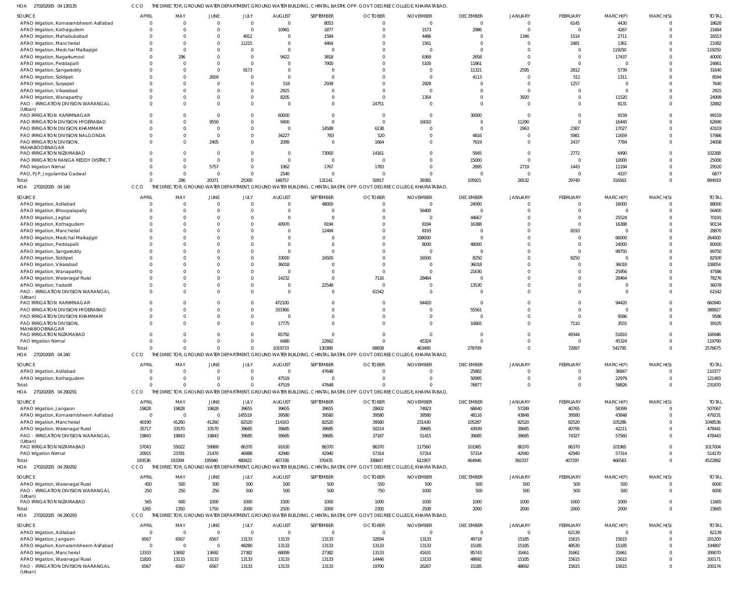HOA 270202005 04 130135 CCO THE DIRECTOR, GROUND WATER DEPARTMENT, GROUND WATER BUILDING, CHINTAL BASTHI, OPP. GOVT. DEGREE COLLEGE, KHAIRATABAD,

| SOURCE | APRIL | MAY | JUNE | JULY | AUGUST | SEPTEMBER | OCTOBER | NOVEMBER | DECEMBER | JANUARY | FEBRUARY | MARCH(P) | MARCH(S) | TOTAL |
|---|---|---|---|---|---|---|---|---|---|---|---|---|---|---|
| APAO Irrigation, Komarambheem Asifabad | 0 | 0 | 0 | 0 | 0 | 8053 | 0 | 0 | 0 | 0 | 6145 | 4430 | 0 | 18628 |
| APAO Irrigation, Kothagudem | 0 | 0 | 0 | 0 | 10961 | 1877 | 0 | 1573 | 2986 | 0 | 0 | 4267 | 0 | 21664 |
| APAO Irrigation, Mahabubabad | 0 | 0 | 0 | 4912 | 0 | 1584 | 0 | 4486 | 0 | 1346 | 1514 | 2711 | 0 | 16553 |
| APAO Irrigation, Mancherial | 0 | 0 | 0 | 11215 | 0 | 4464 | 0 | 1561 | 0 | 0 | 2481 | 1361 | 0 | 21082 |
| APAO Irrigation, Medchal Malkajigiri | 0 | 0 | 0 | 0 | 0 | 0 | 0 | 0 | 0 | 0 | 0 | 119250 | 0 | 119250 |
| APAO Irrigation, Nagarkurnool | 0 | 296 | 0 | 0 | 9422 | 3818 | 0 | 6369 | 2658 | 0 | 0 | 17437 | 0 | 40000 |
| APAO Irrigation, Peddapalli | 0 | 0 | 0 | 0 | 0 | 7900 | 0 | 5100 | 11861 | 0 | 0 | 0 | 0 | 24861 |
| APAO Irrigation, Sangareddy | 0 | 0 | 0 | 9173 | 0 | 0 | 0 | 0 | 11321 | 2595 | 2812 | 5739 | 0 | 31640 |
| APAO Irrigation, Siddipet | 0 | 0 | 2659 | 0 | 0 | 0 | 0 | 0 | 4113 | 0 | 511 | 1311 | 0 | 8594 |
| APAO Irrigation, Suryapet | 0 | 0 | 0 | 0 | 516 | 2939 | 0 | 2928 | 0 | 0 | 1257 | 0 | 0 | 7640 |
| APAO Irrigation, Vikarabad | 0 | 0 | 0 | 0 | 2915 | 0 | 0 | 0 | 0 | 0 | 0 | 0 | 0 | 2915 |
| APAO Irrigation, Wanaparthy | 0 | 0 | 0 | 0 | 8205 | 0 | 0 | 1354 | 0 | 3920 | 0 | 11520 | 0 | 24999 |
| PAO - IRRIGATION DIVISION WARANGAL (Urban) | 0 | 0 | 0 | 0 | 0 | 0 | 24751 | 0 | 0 | 0 | 0 | 8131 | 0 | 32882 |
| PAO IRRIGATION KARIMNAGAR | 0 | 0 | 0 | 0 | 60000 | 0 | 0 | 0 | 30000 | 0 | 0 | 9159 | 0 | 99159 |
| PAO IRRIGATION DIVISION HYDERABAD | 0 | 0 | 9550 | 0 | 9400 | 0 | 0 | 16010 | 0 | 11290 | 0 | 16440 | 0 | 62690 |
| PAO IRRIGATION DIVISION KHAMMAM | 0 | 0 | 0 | 0 | 0 | 14588 | 6138 | 0 | 0 | 2963 | 2387 | 17027 | 0 | 43103 |
| PAO IRRIGATION DIVISION NALGONDA | 0 | 0 | 0 | 0 | 34227 | 783 | 520 | 0 | 4816 | 0 | 5981 | 11659 | 0 | 57986 |
| PAO IRRIGATION DIVISION, MAHABOOBNAGAR | 0 | 0 | 2405 | 0 | 2099 | 0 | 1664 | 0 | 7619 | 0 | 2437 | 7784 | 0 | 24008 |
| PAO IRRIGATION NIZAMABAD | 0 | 0 | 0 | 0 | 0 | 73000 | 14161 | 0 | 5845 | 0 | 2772 | 6490 | 0 | 102268 |
| PAO IRRIGATION RANGA REDDY DISTRICT | 0 | 0 | 0 | 0 | 0 | 0 | 0 | 0 | 15000 | 0 | 0 | 10000 | 0 | 25000 |
| PAO Irrigation Nirmal | 0 | 0 | 5757 | 0 | 1962 | 1767 | 1783 | 0 | 2895 | 2719 | 1443 | 11194 | 0 | 29520 |
| PAO, PJP, Jogulamba Gadwal | 0 | 0 | 0 | 0 | 2540 | 0 | 0 | 0 | 0 | 0 | 0 | 4337 | 0 | 6877 |
| Total: | 0 | 296 | 20371 | 25300 | 148757 | 131141 | 50917 | 39381 | 105921 | 26532 | 29740 | 316563 | 0 | 894919 |

HOA 270202005 04 140 CCO THE DIRECTOR, GROUND WATER DEPARTMENT, GROUND WATER BUILDING, CHINTAL BASTHI, OPP. GOVT. DEGREE COLLEGE, KHAIRATABAD,

| SOURCE | APRIL | MAY | JUNE | JULY | AUGUST | SEPTEMBER | OCTOBER | NOVEMBER | DECEMBER | JANUARY | FEBRUARY | MARCH(P) | MARCH(S) | TOTAL |
|---|---|---|---|---|---|---|---|---|---|---|---|---|---|---|
| APAO Irrigation, Adilabad | 0 | 0 | 0 | 0 | 0 | 48000 | 0 | 0 | 24000 | 0 | 0 | 16000 | 0 | 88000 |
| APAO Irrigation, Bhoopalapally | 0 | 0 | 0 | 0 | 0 | 0 | 0 | 56400 | 0 | 0 | 0 | 0 | 0 | 56400 |
| APAO Irrigation, Jagtial | 0 | 0 | 0 | 0 | 0 | 0 | 0 | 0 | 44667 | 0 | 0 | 25524 | 0 | 70191 |
| APAO Irrigation, Kothagudem | 0 | 0 | 0 | 0 | 40970 | 8194 | 0 | 8194 | 16388 | 0 | 0 | 16388 | 0 | 90134 |
| APAO Irrigation, Mancherial | 0 | 0 | 0 | 0 | 0 | 12484 | 0 | 8193 | 0 | 0 | 8193 | 0 | 0 | 28870 |
| APAO Irrigation, Medchal Malkajigiri | 0 | 0 | 0 | 0 | 0 | 0 | 0 | 198000 | 0 | 0 | 0 | 66000 | 0 | 264000 |
| APAO Irrigation, Peddapalli | 0 | 0 | 0 | 0 | 0 | 0 | 0 | 8000 | 48000 | 0 | 0 | 24000 | 0 | 80000 |
| APAO Irrigation, Sangareddy | 0 | 0 | 0 | 0 | 0 | 0 | 0 | 0 | 0 | 0 | 0 | 99750 | 0 | 99750 |
| APAO Irrigation, Siddipet | 0 | 0 | 0 | 0 | 33000 | 16500 | 0 | 16500 | 8250 | 0 | 8250 | 0 | 0 | 82500 |
| APAO Irrigation, Vikarabad | 0 | 0 | 0 | 0 | 36018 | 0 | 0 | 0 | 36018 | 0 | 0 | 36018 | 0 | 108054 |
| APAO Irrigation, Wanaparthy | 0 | 0 | 0 | 0 | 0 | 0 | 0 | 0 | 21630 | 0 | 0 | 25956 | 0 | 47586 |
| APAO Irrigation, Waranagal Rural | 0 | 0 | 0 | 0 | 14232 | 0 | 7116 | 28464 | 0 | 0 | 0 | 28464 | 0 | 78276 |
| APAO Irrigation, Yadadri | 0 | 0 | 0 | 0 | 0 | 22548 | 0 | 0 | 13530 | 0 | 0 | 0 | 0 | 36078 |
| PAO - IRRIGATION DIVISION WARANGAL (Urban) | 0 | 0 | 0 | 0 | 0 | 0 | 61542 | 0 | 0 | 0 | 0 | 0 | 0 | 61542 |
| PAO IRRIGATION KARIMNAGAR | 0 | 0 | 0 | 0 | 472100 | 0 | 0 | 94420 | 0 | 0 | 0 | 94420 | 0 | 660940 |
| PAO IRRIGATION DIVISION HYDERABAD | 0 | 0 | 0 | 0 | 333366 | 0 | 0 | 0 | 55561 | 0 | 0 | 0 | 0 | 388927 |
| PAO IRRIGATION DIVISION KHAMMAM | 0 | 0 | 0 | 0 | 0 | 0 | 0 | 0 | 0 | 0 | 0 | 9586 | 0 | 9586 |
| PAO IRRIGATION DIVISION, MAHABOOBNAGAR | 0 | 0 | 0 | 0 | 17775 | 0 | 0 | 0 | 10665 | 0 | 7110 | 3555 | 0 | 39105 |
| PAO IRRIGATION NIZAMABAD | 0 | 0 | 0 | 0 | 65792 | 0 | 0 | 0 | 0 | 0 | 49344 | 51810 | 0 | 166946 |
| PAO Irrigation Nirmal | 0 | 0 | 0 | 0 | 6480 | 22662 | 0 | 45324 | 0 | 0 | 0 | 45324 | 0 | 119790 |
| Total: | 0 | 0 | 0 | 0 | 1019733 | 130388 | 68658 | 463495 | 278709 | 0 | 72897 | 542795 | 0 | 2576675 |

HOA 270202005 04 240 CCO THE DIRECTOR, GROUND WATER DEPARTMENT, GROUND WATER BUILDING, CHINTAL BASTHI, OPP. GOVT. DEGREE COLLEGE, KHAIRATABAD,

| SOURCE | APRIL | MAY | JUNE | JULY | AUGUST | SEPTEMBER | OCTOBER | NOVEMBER | DECEMBER | JANUARY | FEBRUARY | MARCH(P) | MARCH(S) | TOTAL |
|---|---|---|---|---|---|---|---|---|---|---|---|---|---|---|
| APAO Irrigation, Adilabad | 0 | 0 | 0 | 0 | 0 | 47648 | 0 | 0 | 25882 | 0 | 0 | 36847 | 0 | 110377 |
| APAO Irrigation, Kothagudem | 0 | 0 | 0 | 0 | 47519 | 0 | 0 | 0 | 50995 | 0 | 0 | 22979 | 0 | 121493 |
| Total: | 0 | 0 | 0 | 0 | 47519 | 47648 | 0 | 0 | 76877 | 0 | 0 | 59826 | 0 | 231870 |

HOA 270202005 04 290291 CCO THE DIRECTOR, GROUND WATER DEPARTMENT, GROUND WATER BUILDING, CHINTAL BASTHI, OPP. GOVT. DEGREE COLLEGE, KHAIRATABAD,

| SOURCE | APRIL | MAY | JUNE | JULY | AUGUST | SEPTEMBER | OCTOBER | NOVEMBER | DECEMBER | JANUARY | FEBRUARY | MARCH(P) | MARCH(S) | TOTAL |
|---|---|---|---|---|---|---|---|---|---|---|---|---|---|---|
| APAO Irrigation, Jangaon | 19828 | 19828 | 19828 | 39655 | 39655 | 39655 | 28602 | 74923 | 68640 | 57289 | 40765 | 58399 | 0 | 507067 |
| APAO Irrigation, Komarambheem Asifabad | 0 | 0 | 0 | 145519 | 39580 | 39580 | 39580 | 39580 | 48116 | 43848 | 39580 | 43848 | 0 | 479231 |
| APAO Irrigation, Mancherial | 40190 | 41260 | 41260 | 82520 | 114163 | 82520 | 39580 | 231430 | 105287 | 82520 | 82520 | 105286 | 0 | 1048536 |
| APAO Irrigation, Waranagal Rural | 35717 | 33570 | 33570 | 39685 | 39685 | 39685 | 50214 | 39685 | 43939 | 39685 | 40795 | 42211 | 0 | 478441 |
| PAO - IRRIGATION DIVISION WARANGAL (Urban) | 19843 | 19843 | 19843 | 39685 | 39685 | 39685 | 37187 | 51415 | 39685 | 39685 | 74327 | 57560 | 0 | 478443 |
| PAO IRRIGATION NIZAMABAD | 57043 | 55022 | 59969 | 86370 | 91630 | 86370 | 86370 | 117560 | 101965 | 86370 | 86370 | 101965 | 0 | 1017004 |
| PAO Irrigation Nirmal | 20915 | 23781 | 21470 | 46988 | 42940 | 42940 | 57314 | 57314 | 57314 | 42940 | 42940 | 57314 | 0 | 514170 |
| Total: | 193536 | 193304 | 195940 | 480422 | 407338 | 370435 | 338847 | 611907 | 464946 | 392337 | 407297 | 466583 | 0 | 4522892 |

HOA 270202005 04 290292 CCO THE DIRECTOR, GROUND WATER DEPARTMENT, GROUND WATER BUILDING, CHINTAL BASTHI, OPP. GOVT. DEGREE COLLEGE, KHAIRATABAD,

| SOURCE | APRIL | MAY | JUNE | JULY | AUGUST | SEPTEMBER | OCTOBER | NOVEMBER | DECEMBER | JANUARY | FEBRUARY | MARCH(P) | MARCH(S) | TOTAL |
|---|---|---|---|---|---|---|---|---|---|---|---|---|---|---|
| APAO Irrigation, Waranagal Rural | 450 | 500 | 500 | 500 | 500 | 500 | 550 | 500 | 500 | 500 | 500 | 500 | 0 | 6000 |
| PAO - IRRIGATION DIVISION WARANGAL (Urban) | 250 | 250 | 250 | 500 | 500 | 500 | 750 | 1000 | 500 | 500 | 500 | 500 | 0 | 6000 |
| PAO IRRIGATION NIZAMABAD | 565 | 600 | 1000 | 1000 | 1500 | 1000 | 1000 | 1000 | 1000 | 1000 | 1000 | 1000 | 0 | 11665 |
| Total: | 1265 | 1350 | 1750 | 2000 | 2500 | 2000 | 2300 | 2500 | 2000 | 2000 | 2000 | 2000 | 0 | 23665 |

HOA 270202005 04 290293 CCO THE DIRECTOR, GROUND WATER DEPARTMENT, GROUND WATER BUILDING, CHINTAL BASTHI, OPP. GOVT. DEGREE COLLEGE, KHAIRATABAD,

| SOURCE | APRIL | MAY | JUNE | JULY | AUGUST | SEPTEMBER | OCTOBER | NOVEMBER | DECEMBER | JANUARY | FEBRUARY | MARCH(P) | MARCH(S) | TOTAL |
|---|---|---|---|---|---|---|---|---|---|---|---|---|---|---|
| APAO Irrigation, Adilabad | 0 | 0 | 0 | 0 | 0 | 0 | 0 | 0 | 0 | 0 | 62139 | 0 | 0 | 62139 |
| APAO Irrigation, Jangaon | 6567 | 6567 | 6567 | 13133 | 13133 | 13133 | 32834 | 13133 | 49718 | 15185 | 15615 | 15615 | 0 | 201200 |
| APAO Irrigation, Komarambheem Asifabad | 0 | 0 | 0 | 48280 | 13133 | 13133 | 13133 | 13133 | 15185 | 15185 | 48530 | 15185 | 0 | 194897 |
| APAO Irrigation, Mancherial | 13333 | 13692 | 13692 | 27382 | 68099 | 27382 | 13133 | 41631 | 85743 | 31661 | 31661 | 31661 | 0 | 399070 |
| APAO Irrigation, Waranagal Rural | 11820 | 13133 | 13133 | 13133 | 13133 | 13133 | 14446 | 13133 | 48692 | 15185 | 15615 | 15615 | 0 | 200171 |
| PAO - IRRIGATION DIVISION WARANGAL (Urban) | 6567 | 6567 | 6567 | 13133 | 13133 | 13133 | 19700 | 26267 | 15185 | 48692 | 15615 | 15615 | 0 | 200174 |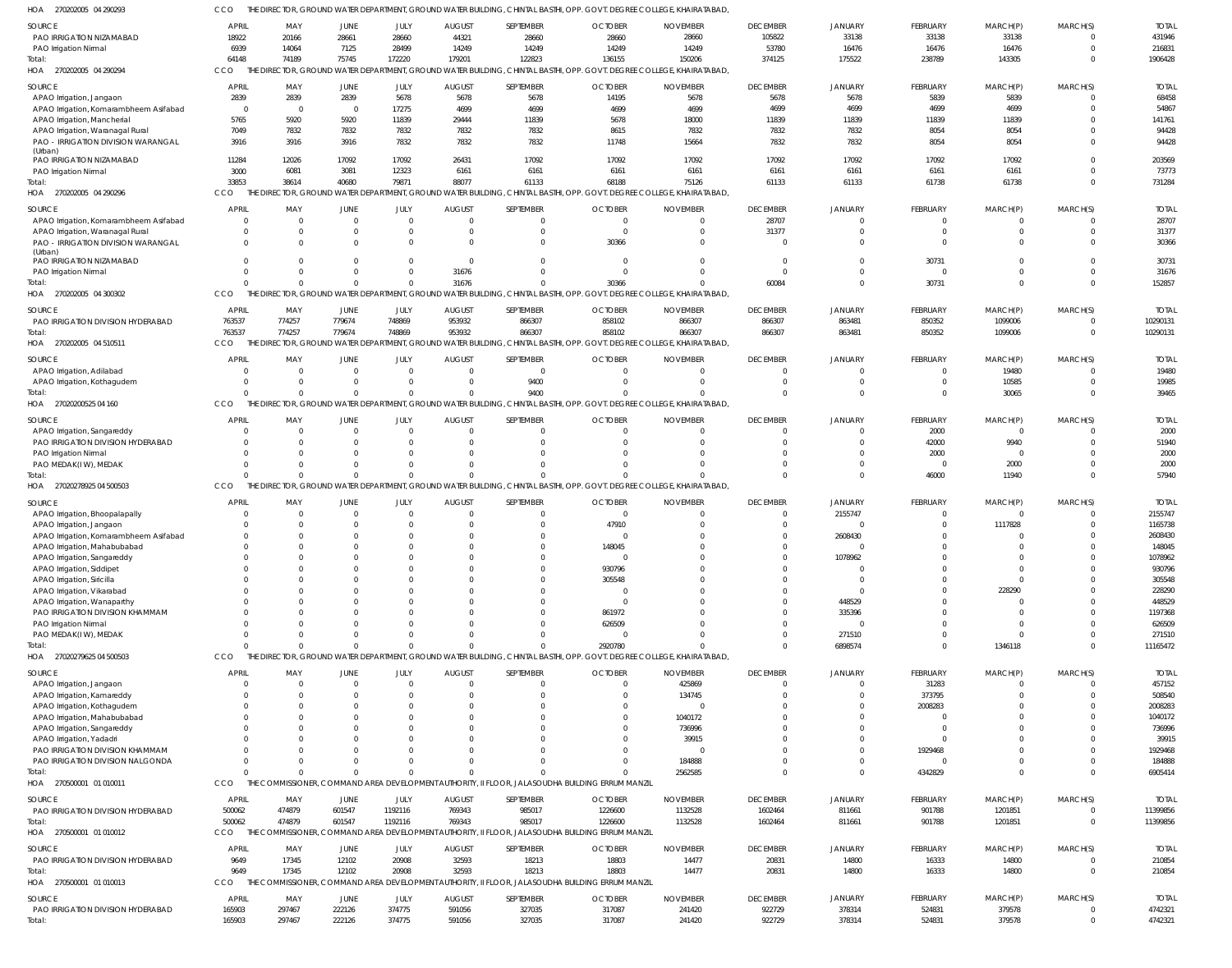HOA 270202005 04 290293 CCO THE DIRECTOR, GROUND WATER DEPARTMENT, GROUND WATER BUILDING, CHINTAL BASTHI, OPP. GOVT. DEGREE COLLEGE, KHAIRATABAD,

| SOURCE | APRIL | MAY | JUNE | JULY | AUGUST | SEPTEMBER | OCTOBER | NOVEMBER | DECEMBER | JANUARY | FEBRUARY | MARCH(P) | MARCH(S) | TOTAL |
|---|---|---|---|---|---|---|---|---|---|---|---|---|---|---|
| PAO IRRIGATION NIZAMABAD | 18922 | 20166 | 28661 | 28660 | 44321 | 28660 | 28660 | 28660 | 105822 | 33138 | 33138 | 33138 | 0 | 431946 |
| PAO Irrigation Nirmal | 6939 | 14064 | 7125 | 28499 | 14249 | 14249 | 14249 | 14249 | 53780 | 16476 | 16476 | 16476 | 0 | 216831 |
| Total: | 64148 | 74189 | 75745 | 172220 | 179201 | 122823 | 136155 | 150206 | 374125 | 175522 | 238789 | 143305 | 0 | 1906428 |

HOA 270202005 04 290294 CCO THE DIRECTOR, GROUND WATER DEPARTMENT, GROUND WATER BUILDING, CHINTAL BASTHI, OPP. GOVT. DEGREE COLLEGE, KHAIRATABAD,

| SOURCE | APRIL | MAY | JUNE | JULY | AUGUST | SEPTEMBER | OCTOBER | NOVEMBER | DECEMBER | JANUARY | FEBRUARY | MARCH(P) | MARCH(S) | TOTAL |
|---|---|---|---|---|---|---|---|---|---|---|---|---|---|---|
| APAO Irrigation, Jangaon | 2839 | 2839 | 2839 | 5678 | 5678 | 5678 | 14195 | 5678 | 5678 | 5678 | 5839 | 5839 | 0 | 68458 |
| APAO Irrigation, Komarambheem Asifabad | 0 | 0 | 0 | 17275 | 4699 | 4699 | 4699 | 4699 | 4699 | 4699 | 4699 | 4699 | 0 | 54867 |
| APAO Irrigation, Mancherial | 5765 | 5920 | 5920 | 11839 | 29444 | 11839 | 5678 | 18000 | 11839 | 11839 | 11839 | 11839 | 0 | 141761 |
| APAO Irrigation, Waranagal Rural | 7049 | 7832 | 7832 | 7832 | 7832 | 7832 | 8615 | 7832 | 7832 | 7832 | 8054 | 8054 | 0 | 94428 |
| PAO - IRRIGATION DIVISION WARANGAL (Urban) | 3916 | 3916 | 3916 | 7832 | 7832 | 7832 | 11748 | 15664 | 7832 | 7832 | 8054 | 8054 | 0 | 94428 |
| PAO IRRIGATION NIZAMABAD | 11284 | 12026 | 17092 | 17092 | 26431 | 17092 | 17092 | 17092 | 17092 | 17092 | 17092 | 17092 | 0 | 203569 |
| PAO Irrigation Nirmal | 3000 | 6081 | 3081 | 12323 | 6161 | 6161 | 6161 | 6161 | 6161 | 6161 | 6161 | 6161 | 0 | 73773 |
| Total: | 33853 | 38614 | 40680 | 79871 | 88077 | 61133 | 68188 | 75126 | 61133 | 61133 | 61738 | 61738 | 0 | 731284 |

HOA 270202005 04 290296 CCO THE DIRECTOR, GROUND WATER DEPARTMENT, GROUND WATER BUILDING, CHINTAL BASTHI, OPP. GOVT. DEGREE COLLEGE, KHAIRATABAD,

| SOURCE | APRIL | MAY | JUNE | JULY | AUGUST | SEPTEMBER | OCTOBER | NOVEMBER | DECEMBER | JANUARY | FEBRUARY | MARCH(P) | MARCH(S) | TOTAL |
|---|---|---|---|---|---|---|---|---|---|---|---|---|---|---|
| APAO Irrigation, Komarambheem Asifabad | 0 | 0 | 0 | 0 | 0 | 0 | 0 | 0 | 28707 | 0 | 0 | 0 | 0 | 28707 |
| APAO Irrigation, Waranagal Rural | 0 | 0 | 0 | 0 | 0 | 0 | 0 | 0 | 31377 | 0 | 0 | 0 | 0 | 31377 |
| PAO - IRRIGATION DIVISION WARANGAL (Urban) | 0 | 0 | 0 | 0 | 0 | 0 | 30366 | 0 | 0 | 0 | 0 | 0 | 0 | 30366 |
| PAO IRRIGATION NIZAMABAD | 0 | 0 | 0 | 0 | 0 | 0 | 0 | 0 | 0 | 0 | 30731 | 0 | 0 | 30731 |
| PAO Irrigation Nirmal | 0 | 0 | 0 | 0 | 31676 | 0 | 0 | 0 | 0 | 0 | 0 | 0 | 0 | 31676 |
| Total: | 0 | 0 | 0 | 0 | 31676 | 0 | 30366 | 0 | 60084 | 0 | 30731 | 0 | 0 | 152857 |

HOA 270202005 04 300302 CCO THE DIRECTOR, GROUND WATER DEPARTMENT, GROUND WATER BUILDING, CHINTAL BASTHI, OPP. GOVT. DEGREE COLLEGE, KHAIRATABAD,

| SOURCE | APRIL | MAY | JUNE | JULY | AUGUST | SEPTEMBER | OCTOBER | NOVEMBER | DECEMBER | JANUARY | FEBRUARY | MARCH(P) | MARCH(S) | TOTAL |
|---|---|---|---|---|---|---|---|---|---|---|---|---|---|---|
| PAO IRRIGATION DIVISION HYDERABAD | 763537 | 774257 | 779674 | 748869 | 953932 | 866307 | 858102 | 866307 | 866307 | 863481 | 850352 | 1099006 | 0 | 10290131 |
| Total: | 763537 | 774257 | 779674 | 748869 | 953932 | 866307 | 858102 | 866307 | 866307 | 863481 | 850352 | 1099006 | 0 | 10290131 |

HOA 270202005 04 510511 CCO THE DIRECTOR, GROUND WATER DEPARTMENT, GROUND WATER BUILDING, CHINTAL BASTHI, OPP. GOVT. DEGREE COLLEGE, KHAIRATABAD,

| SOURCE | APRIL | MAY | JUNE | JULY | AUGUST | SEPTEMBER | OCTOBER | NOVEMBER | DECEMBER | JANUARY | FEBRUARY | MARCH(P) | MARCH(S) | TOTAL |
|---|---|---|---|---|---|---|---|---|---|---|---|---|---|---|
| APAO Irrigation, Adilabad | 0 | 0 | 0 | 0 | 0 | 0 | 0 | 0 | 0 | 0 | 0 | 19480 | 0 | 19480 |
| APAO Irrigation, Kothagudem | 0 | 0 | 0 | 0 | 0 | 9400 | 0 | 0 | 0 | 0 | 0 | 10585 | 0 | 19985 |
| Total: | 0 | 0 | 0 | 0 | 0 | 9400 | 0 | 0 | 0 | 0 | 0 | 30065 | 0 | 39465 |

HOA 27020200525 04 160 CCO THE DIRECTOR, GROUND WATER DEPARTMENT, GROUND WATER BUILDING, CHINTAL BASTHI, OPP. GOVT. DEGREE COLLEGE, KHAIRATABAD,

| SOURCE | APRIL | MAY | JUNE | JULY | AUGUST | SEPTEMBER | OCTOBER | NOVEMBER | DECEMBER | JANUARY | FEBRUARY | MARCH(P) | MARCH(S) | TOTAL |
|---|---|---|---|---|---|---|---|---|---|---|---|---|---|---|
| APAO Irrigation, Sangareddy | 0 | 0 | 0 | 0 | 0 | 0 | 0 | 0 | 0 | 0 | 2000 | 0 | 0 | 2000 |
| PAO IRRIGATION DIVISION HYDERABAD | 0 | 0 | 0 | 0 | 0 | 0 | 0 | 0 | 0 | 0 | 42000 | 9940 | 0 | 51940 |
| PAO Irrigation Nirmal | 0 | 0 | 0 | 0 | 0 | 0 | 0 | 0 | 0 | 0 | 2000 | 0 | 0 | 2000 |
| PAO MEDAK(IW), MEDAK | 0 | 0 | 0 | 0 | 0 | 0 | 0 | 0 | 0 | 0 | 0 | 2000 | 0 | 2000 |
| Total: | 0 | 0 | 0 | 0 | 0 | 0 | 0 | 0 | 0 | 0 | 46000 | 11940 | 0 | 57940 |

HOA 27020278925 04 500503 CCO THE DIRECTOR, GROUND WATER DEPARTMENT, GROUND WATER BUILDING, CHINTAL BASTHI, OPP. GOVT. DEGREE COLLEGE, KHAIRATABAD,

| SOURCE | APRIL | MAY | JUNE | JULY | AUGUST | SEPTEMBER | OCTOBER | NOVEMBER | DECEMBER | JANUARY | FEBRUARY | MARCH(P) | MARCH(S) | TOTAL |
|---|---|---|---|---|---|---|---|---|---|---|---|---|---|---|
| APAO Irrigation, Bhoopalapally | 0 | 0 | 0 | 0 | 0 | 0 | 0 | 0 | 0 | 2155747 | 0 | 0 | 0 | 2155747 |
| APAO Irrigation, Jangaon | 0 | 0 | 0 | 0 | 0 | 0 | 47910 | 0 | 0 | 0 | 0 | 1117828 | 0 | 1165738 |
| APAO Irrigation, Komarambheem Asifabad | 0 | 0 | 0 | 0 | 0 | 0 | 0 | 0 | 0 | 2608430 | 0 | 0 | 0 | 2608430 |
| APAO Irrigation, Mahabubabad | 0 | 0 | 0 | 0 | 0 | 0 | 148045 | 0 | 0 | 0 | 0 | 0 | 0 | 148045 |
| APAO Irrigation, Sangareddy | 0 | 0 | 0 | 0 | 0 | 0 | 0 | 0 | 0 | 1078962 | 0 | 0 | 0 | 1078962 |
| APAO Irrigation, Siddipet | 0 | 0 | 0 | 0 | 0 | 0 | 930796 | 0 | 0 | 0 | 0 | 0 | 0 | 930796 |
| APAO Irrigation, Siricilla | 0 | 0 | 0 | 0 | 0 | 0 | 305548 | 0 | 0 | 0 | 0 | 0 | 0 | 305548 |
| APAO Irrigation, Vikarabad | 0 | 0 | 0 | 0 | 0 | 0 | 0 | 0 | 0 | 0 | 0 | 228290 | 0 | 228290 |
| APAO Irrigation, Wanaparthy | 0 | 0 | 0 | 0 | 0 | 0 | 0 | 0 | 0 | 448529 | 0 | 0 | 0 | 448529 |
| PAO IRRIGATION DIVISION KHAMMAM | 0 | 0 | 0 | 0 | 0 | 0 | 861972 | 0 | 0 | 335396 | 0 | 0 | 0 | 1197368 |
| PAO Irrigation Nirmal | 0 | 0 | 0 | 0 | 0 | 0 | 626509 | 0 | 0 | 0 | 0 | 0 | 0 | 626509 |
| PAO MEDAK(IW), MEDAK | 0 | 0 | 0 | 0 | 0 | 0 | 0 | 0 | 0 | 271510 | 0 | 0 | 0 | 271510 |
| Total: | 0 | 0 | 0 | 0 | 0 | 0 | 2920780 | 0 | 0 | 6898574 | 0 | 1346118 | 0 | 11165472 |

HOA 27020279625 04 500503 CCO THE DIRECTOR, GROUND WATER DEPARTMENT, GROUND WATER BUILDING, CHINTAL BASTHI, OPP. GOVT. DEGREE COLLEGE, KHAIRATABAD,

| SOURCE | APRIL | MAY | JUNE | JULY | AUGUST | SEPTEMBER | OCTOBER | NOVEMBER | DECEMBER | JANUARY | FEBRUARY | MARCH(P) | MARCH(S) | TOTAL |
|---|---|---|---|---|---|---|---|---|---|---|---|---|---|---|
| APAO Irrigation, Jangaon | 0 | 0 | 0 | 0 | 0 | 0 | 0 | 425869 | 0 | 0 | 31283 | 0 | 0 | 457152 |
| APAO Irrigation, Kamareddy | 0 | 0 | 0 | 0 | 0 | 0 | 0 | 134745 | 0 | 0 | 373795 | 0 | 0 | 508540 |
| APAO Irrigation, Kothagudem | 0 | 0 | 0 | 0 | 0 | 0 | 0 | 0 | 0 | 0 | 2008283 | 0 | 0 | 2008283 |
| APAO Irrigation, Mahabubabad | 0 | 0 | 0 | 0 | 0 | 0 | 0 | 1040172 | 0 | 0 | 0 | 0 | 0 | 1040172 |
| APAO Irrigation, Sangareddy | 0 | 0 | 0 | 0 | 0 | 0 | 0 | 736996 | 0 | 0 | 0 | 0 | 0 | 736996 |
| APAO Irrigation, Yadadri | 0 | 0 | 0 | 0 | 0 | 0 | 0 | 39915 | 0 | 0 | 0 | 0 | 0 | 39915 |
| PAO IRRIGATION DIVISION KHAMMAM | 0 | 0 | 0 | 0 | 0 | 0 | 0 | 0 | 0 | 0 | 1929468 | 0 | 0 | 1929468 |
| PAO IRRIGATION DIVISION NALGONDA | 0 | 0 | 0 | 0 | 0 | 0 | 0 | 184888 | 0 | 0 | 0 | 0 | 0 | 184888 |
| Total: | 0 | 0 | 0 | 0 | 0 | 0 | 0 | 2562585 | 0 | 0 | 4342829 | 0 | 0 | 6905414 |

HOA 270500001 01 010011 CCO THE COMMISSIONER, COMMAND AREA DEVELOPMENT AUTHORITY, II FLOOR, JALASOUDHA BUILDING ERRUM MANZIL

| SOURCE | APRIL | MAY | JUNE | JULY | AUGUST | SEPTEMBER | OCTOBER | NOVEMBER | DECEMBER | JANUARY | FEBRUARY | MARCH(P) | MARCH(S) | TOTAL |
|---|---|---|---|---|---|---|---|---|---|---|---|---|---|---|
| PAO IRRIGATION DIVISION HYDERABAD | 500062 | 474879 | 601547 | 1192116 | 769343 | 985017 | 1226600 | 1132528 | 1602464 | 811661 | 901788 | 1201851 | 0 | 11399856 |
| Total: | 500062 | 474879 | 601547 | 1192116 | 769343 | 985017 | 1226600 | 1132528 | 1602464 | 811661 | 901788 | 1201851 | 0 | 11399856 |

HOA 270500001 01 010012 CCO THE COMMISSIONER, COMMAND AREA DEVELOPMENT AUTHORITY, II FLOOR, JALASOUDHA BUILDING ERRUM MANZIL

| SOURCE | APRIL | MAY | JUNE | JULY | AUGUST | SEPTEMBER | OCTOBER | NOVEMBER | DECEMBER | JANUARY | FEBRUARY | MARCH(P) | MARCH(S) | TOTAL |
|---|---|---|---|---|---|---|---|---|---|---|---|---|---|---|
| PAO IRRIGATION DIVISION HYDERABAD | 9649 | 17345 | 12102 | 20908 | 32593 | 18213 | 18803 | 14477 | 20831 | 14800 | 16333 | 14800 | 0 | 210854 |
| Total: | 9649 | 17345 | 12102 | 20908 | 32593 | 18213 | 18803 | 14477 | 20831 | 14800 | 16333 | 14800 | 0 | 210854 |

HOA 270500001 01 010013 CCO THE COMMISSIONER, COMMAND AREA DEVELOPMENT AUTHORITY, II FLOOR, JALASOUDHA BUILDING ERRUM MANZIL

| SOURCE | APRIL | MAY | JUNE | JULY | AUGUST | SEPTEMBER | OCTOBER | NOVEMBER | DECEMBER | JANUARY | FEBRUARY | MARCH(P) | MARCH(S) | TOTAL |
|---|---|---|---|---|---|---|---|---|---|---|---|---|---|---|
| PAO IRRIGATION DIVISION HYDERABAD | 165903 | 297467 | 222126 | 374775 | 591056 | 327035 | 317087 | 241420 | 922729 | 378314 | 524831 | 379578 | 0 | 4742321 |
| Total: | 165903 | 297467 | 222126 | 374775 | 591056 | 327035 | 317087 | 241420 | 922729 | 378314 | 524831 | 379578 | 0 | 4742321 |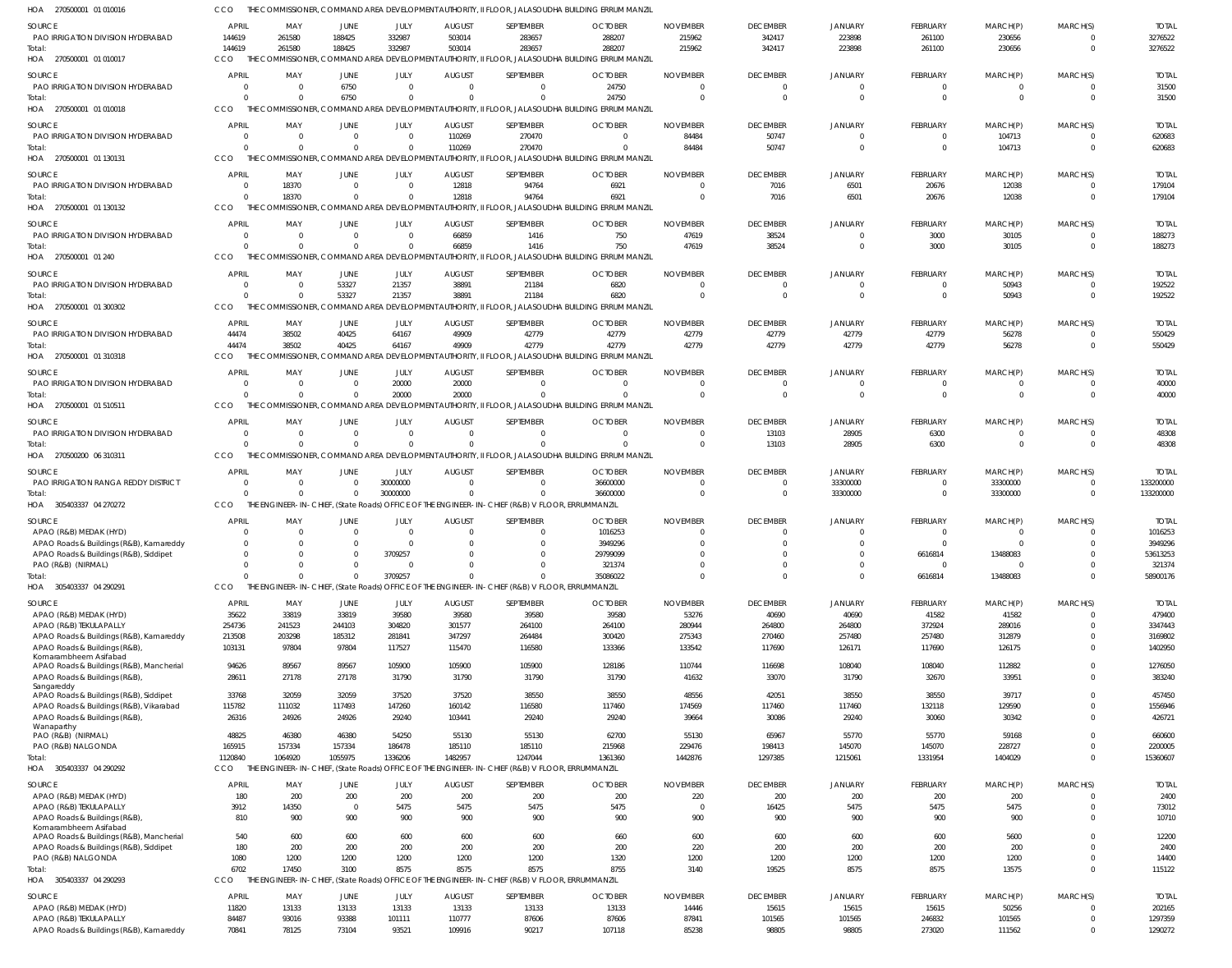HOA 270500001 01 010016 CCO THE COMMISSIONER, COMMAND AREA DEVELOPMENT AUTHORITY, II FLOOR, JALASOUDHA BUILDING ERRUM MANZIL

| SOURCE | APRIL | MAY | JUNE | JULY | AUGUST | SEPTEMBER | OCTOBER | NOVEMBER | DECEMBER | JANUARY | FEBRUARY | MARCH(P) | MARCH(S) | TOTAL |
|---|---|---|---|---|---|---|---|---|---|---|---|---|---|---|
| PAO IRRIGATION DIVISION HYDERABAD | 144619 | 261580 | 188425 | 332987 | 503014 | 283657 | 288207 | 215962 | 342417 | 223898 | 261100 | 230656 | 0 | 3276522 |
| Total: | 144619 | 261580 | 188425 | 332987 | 503014 | 283657 | 288207 | 215962 | 342417 | 223898 | 261100 | 230656 | 0 | 3276522 |

HOA 270500001 01 010017 CCO THE COMMISSIONER, COMMAND AREA DEVELOPMENT AUTHORITY, II FLOOR, JALASOUDHA BUILDING ERRUM MANZIL

| SOURCE | APRIL | MAY | JUNE | JULY | AUGUST | SEPTEMBER | OCTOBER | NOVEMBER | DECEMBER | JANUARY | FEBRUARY | MARCH(P) | MARCH(S) | TOTAL |
|---|---|---|---|---|---|---|---|---|---|---|---|---|---|---|
| PAO IRRIGATION DIVISION HYDERABAD | 0 | 0 | 6750 | 0 | 0 | 0 | 24750 | 0 | 0 | 0 | 0 | 0 | 0 | 31500 |
| Total: | 0 | 0 | 6750 | 0 | 0 | 0 | 24750 | 0 | 0 | 0 | 0 | 0 | 0 | 31500 |

HOA 270500001 01 010018 CCO THE COMMISSIONER, COMMAND AREA DEVELOPMENT AUTHORITY, II FLOOR, JALASOUDHA BUILDING ERRUM MANZIL

| SOURCE | APRIL | MAY | JUNE | JULY | AUGUST | SEPTEMBER | OCTOBER | NOVEMBER | DECEMBER | JANUARY | FEBRUARY | MARCH(P) | MARCH(S) | TOTAL |
|---|---|---|---|---|---|---|---|---|---|---|---|---|---|---|
| PAO IRRIGATION DIVISION HYDERABAD | 0 | 0 | 0 | 0 | 110269 | 270470 | 0 | 84484 | 50747 | 0 | 0 | 104713 | 0 | 620683 |
| Total: | 0 | 0 | 0 | 0 | 110269 | 270470 | 0 | 84484 | 50747 | 0 | 0 | 104713 | 0 | 620683 |

HOA 270500001 01 130131 CCO THE COMMISSIONER, COMMAND AREA DEVELOPMENT AUTHORITY, II FLOOR, JALASOUDHA BUILDING ERRUM MANZIL

| SOURCE | APRIL | MAY | JUNE | JULY | AUGUST | SEPTEMBER | OCTOBER | NOVEMBER | DECEMBER | JANUARY | FEBRUARY | MARCH(P) | MARCH(S) | TOTAL |
|---|---|---|---|---|---|---|---|---|---|---|---|---|---|---|
| PAO IRRIGATION DIVISION HYDERABAD | 0 | 18370 | 0 | 0 | 12818 | 94764 | 6921 | 0 | 7016 | 6501 | 20676 | 12038 | 0 | 179104 |
| Total: | 0 | 18370 | 0 | 0 | 12818 | 94764 | 6921 | 0 | 7016 | 6501 | 20676 | 12038 | 0 | 179104 |

HOA 270500001 01 130132 CCO THE COMMISSIONER, COMMAND AREA DEVELOPMENT AUTHORITY, II FLOOR, JALASOUDHA BUILDING ERRUM MANZIL

| SOURCE | APRIL | MAY | JUNE | JULY | AUGUST | SEPTEMBER | OCTOBER | NOVEMBER | DECEMBER | JANUARY | FEBRUARY | MARCH(P) | MARCH(S) | TOTAL |
|---|---|---|---|---|---|---|---|---|---|---|---|---|---|---|
| PAO IRRIGATION DIVISION HYDERABAD | 0 | 0 | 0 | 0 | 66859 | 1416 | 750 | 47619 | 38524 | 0 | 3000 | 30105 | 0 | 188273 |
| Total: | 0 | 0 | 0 | 0 | 66859 | 1416 | 750 | 47619 | 38524 | 0 | 3000 | 30105 | 0 | 188273 |

HOA 270500001 01 240 CCO THE COMMISSIONER, COMMAND AREA DEVELOPMENT AUTHORITY, II FLOOR, JALASOUDHA BUILDING ERRUM MANZIL

| SOURCE | APRIL | MAY | JUNE | JULY | AUGUST | SEPTEMBER | OCTOBER | NOVEMBER | DECEMBER | JANUARY | FEBRUARY | MARCH(P) | MARCH(S) | TOTAL |
|---|---|---|---|---|---|---|---|---|---|---|---|---|---|---|
| PAO IRRIGATION DIVISION HYDERABAD | 0 | 0 | 53327 | 21357 | 38891 | 21184 | 6820 | 0 | 0 | 0 | 0 | 50943 | 0 | 192522 |
| Total: | 0 | 0 | 53327 | 21357 | 38891 | 21184 | 6820 | 0 | 0 | 0 | 0 | 50943 | 0 | 192522 |

HOA 270500001 01 300302 CCO THE COMMISSIONER, COMMAND AREA DEVELOPMENT AUTHORITY, II FLOOR, JALASOUDHA BUILDING ERRUM MANZIL

| SOURCE | APRIL | MAY | JUNE | JULY | AUGUST | SEPTEMBER | OCTOBER | NOVEMBER | DECEMBER | JANUARY | FEBRUARY | MARCH(P) | MARCH(S) | TOTAL |
|---|---|---|---|---|---|---|---|---|---|---|---|---|---|---|
| PAO IRRIGATION DIVISION HYDERABAD | 44474 | 38502 | 40425 | 64167 | 49909 | 42779 | 42779 | 42779 | 42779 | 42779 | 42779 | 56278 | 0 | 550429 |
| Total: | 44474 | 38502 | 40425 | 64167 | 49909 | 42779 | 42779 | 42779 | 42779 | 42779 | 42779 | 56278 | 0 | 550429 |

HOA 270500001 01 310318 CCO THE COMMISSIONER, COMMAND AREA DEVELOPMENT AUTHORITY, II FLOOR, JALASOUDHA BUILDING ERRUM MANZIL

| SOURCE | APRIL | MAY | JUNE | JULY | AUGUST | SEPTEMBER | OCTOBER | NOVEMBER | DECEMBER | JANUARY | FEBRUARY | MARCH(P) | MARCH(S) | TOTAL |
|---|---|---|---|---|---|---|---|---|---|---|---|---|---|---|
| PAO IRRIGATION DIVISION HYDERABAD | 0 | 0 | 0 | 20000 | 20000 | 0 | 0 | 0 | 0 | 0 | 0 | 0 | 0 | 40000 |
| Total: | 0 | 0 | 0 | 20000 | 20000 | 0 | 0 | 0 | 0 | 0 | 0 | 0 | 0 | 40000 |

HOA 270500001 01 510511 CCO THE COMMISSIONER, COMMAND AREA DEVELOPMENT AUTHORITY, II FLOOR, JALASOUDHA BUILDING ERRUM MANZIL

| SOURCE | APRIL | MAY | JUNE | JULY | AUGUST | SEPTEMBER | OCTOBER | NOVEMBER | DECEMBER | JANUARY | FEBRUARY | MARCH(P) | MARCH(S) | TOTAL |
|---|---|---|---|---|---|---|---|---|---|---|---|---|---|---|
| PAO IRRIGATION DIVISION HYDERABAD | 0 | 0 | 0 | 0 | 0 | 0 | 0 | 0 | 13103 | 28905 | 6300 | 0 | 0 | 48308 |
| Total: | 0 | 0 | 0 | 0 | 0 | 0 | 0 | 0 | 13103 | 28905 | 6300 | 0 | 0 | 48308 |

HOA 270500200 06 310311 CCO THE COMMISSIONER, COMMAND AREA DEVELOPMENT AUTHORITY, II FLOOR, JALASOUDHA BUILDING ERRUM MANZIL

| SOURCE | APRIL | MAY | JUNE | JULY | AUGUST | SEPTEMBER | OCTOBER | NOVEMBER | DECEMBER | JANUARY | FEBRUARY | MARCH(P) | MARCH(S) | TOTAL |
|---|---|---|---|---|---|---|---|---|---|---|---|---|---|---|
| PAO IRRIGATION RANGA REDDY DISTRICT | 0 | 0 | 0 | 30000000 | 0 | 0 | 36600000 | 0 | 0 | 33300000 | 0 | 33300000 | 0 | 133200000 |
| Total: | 0 | 0 | 0 | 30000000 | 0 | 0 | 36600000 | 0 | 0 | 33300000 | 0 | 33300000 | 0 | 133200000 |

HOA 305403337 04 270272 CCO THE ENGINEER-IN-CHIEF, (State Roads) OFFICE OF THE ENGINEER-IN-CHIEF (R&B) V FLOOR, ERRUMMANZIL

| SOURCE | APRIL | MAY | JUNE | JULY | AUGUST | SEPTEMBER | OCTOBER | NOVEMBER | DECEMBER | JANUARY | FEBRUARY | MARCH(P) | MARCH(S) | TOTAL |
|---|---|---|---|---|---|---|---|---|---|---|---|---|---|---|
| APAO (R&B) MEDAK (HYD) | 0 | 0 | 0 | 0 | 0 | 0 | 1016253 | 0 | 0 | 0 | 0 | 0 | 0 | 1016253 |
| APAO Roads & Buildings (R&B), Kamareddy | 0 | 0 | 0 | 0 | 0 | 0 | 3949296 | 0 | 0 | 0 | 0 | 0 | 0 | 3949296 |
| APAO Roads & Buildings (R&B), Siddipet | 0 | 0 | 0 | 3709257 | 0 | 0 | 29799099 | 0 | 0 | 0 | 6616814 | 13488083 | 0 | 53613253 |
| PAO (R&B) (NIRMAL) | 0 | 0 | 0 | 0 | 0 | 0 | 321374 | 0 | 0 | 0 | 0 | 0 | 0 | 321374 |
| Total: | 0 | 0 | 0 | 3709257 | 0 | 0 | 35086022 | 0 | 0 | 0 | 6616814 | 13488083 | 0 | 58900176 |

HOA 305403337 04 290291 CCO THE ENGINEER-IN-CHIEF, (State Roads) OFFICE OF THE ENGINEER-IN-CHIEF (R&B) V FLOOR, ERRUMMANZIL

| SOURCE | APRIL | MAY | JUNE | JULY | AUGUST | SEPTEMBER | OCTOBER | NOVEMBER | DECEMBER | JANUARY | FEBRUARY | MARCH(P) | MARCH(S) | TOTAL |
|---|---|---|---|---|---|---|---|---|---|---|---|---|---|---|
| APAO (R&B) MEDAK (HYD) | 35622 | 33819 | 33819 | 39580 | 39580 | 39580 | 39580 | 53276 | 40690 | 40690 | 41582 | 41582 | 0 | 479400 |
| APAO (R&B) TEKULAPALLY | 254736 | 241523 | 244103 | 304820 | 301577 | 264100 | 264100 | 280944 | 264800 | 264800 | 372924 | 289016 | 0 | 3347443 |
| APAO Roads & Buildings (R&B), Kamareddy | 213508 | 203298 | 185312 | 281841 | 347297 | 264484 | 300420 | 275343 | 270460 | 257480 | 257480 | 312879 | 0 | 3169802 |
| APAO Roads & Buildings (R&B), Komarambheem Asifabad | 103131 | 97804 | 97804 | 117527 | 115470 | 116580 | 133366 | 133542 | 117690 | 126171 | 117690 | 126175 | 0 | 1402950 |
| APAO Roads & Buildings (R&B), Mancherial | 94626 | 89567 | 89567 | 105900 | 105900 | 105900 | 128186 | 110744 | 116698 | 108040 | 108040 | 112882 | 0 | 1276050 |
| APAO Roads & Buildings (R&B), Sangareddy | 28611 | 27178 | 27178 | 31790 | 31790 | 31790 | 31790 | 41632 | 33070 | 31790 | 32670 | 33951 | 0 | 383240 |
| APAO Roads & Buildings (R&B), Siddipet | 33768 | 32059 | 32059 | 37520 | 37520 | 38550 | 38550 | 48556 | 42051 | 38550 | 38550 | 39717 | 0 | 457450 |
| APAO Roads & Buildings (R&B), Vikarabad | 115782 | 111032 | 117493 | 147260 | 160142 | 116580 | 117460 | 174569 | 117460 | 117460 | 132118 | 129590 | 0 | 1556946 |
| APAO Roads & Buildings (R&B), Wanaparthy | 26316 | 24926 | 24926 | 29240 | 103441 | 29240 | 29240 | 39664 | 30086 | 29240 | 30060 | 30342 | 0 | 426721 |
| PAO (R&B) (NIRMAL) | 48825 | 46380 | 46380 | 54250 | 55130 | 55130 | 62700 | 55130 | 65967 | 55770 | 55770 | 59168 | 0 | 660600 |
| PAO (R&B) NALGONDA | 165915 | 157334 | 157334 | 186478 | 185110 | 185110 | 215968 | 229476 | 198413 | 145070 | 145070 | 228727 | 0 | 2200005 |
| Total: | 1120840 | 1064920 | 1055975 | 1336206 | 1482957 | 1247044 | 1361360 | 1442876 | 1297385 | 1215061 | 1331954 | 1404029 | 0 | 15360607 |

HOA 305403337 04 290292 CCO THE ENGINEER-IN-CHIEF, (State Roads) OFFICE OF THE ENGINEER-IN-CHIEF (R&B) V FLOOR, ERRUMMANZIL

| SOURCE | APRIL | MAY | JUNE | JULY | AUGUST | SEPTEMBER | OCTOBER | NOVEMBER | DECEMBER | JANUARY | FEBRUARY | MARCH(P) | MARCH(S) | TOTAL |
|---|---|---|---|---|---|---|---|---|---|---|---|---|---|---|
| APAO (R&B) MEDAK (HYD) | 180 | 200 | 200 | 200 | 200 | 200 | 200 | 220 | 200 | 200 | 200 | 200 | 0 | 2400 |
| APAO (R&B) TEKULAPALLY | 3912 | 14350 | 0 | 5475 | 5475 | 5475 | 5475 | 0 | 16425 | 5475 | 5475 | 5475 | 0 | 73012 |
| APAO Roads & Buildings (R&B), Komarambheem Asifabad | 810 | 900 | 900 | 900 | 900 | 900 | 900 | 900 | 900 | 900 | 900 | 900 | 0 | 10710 |
| APAO Roads & Buildings (R&B), Mancherial | 540 | 600 | 600 | 600 | 600 | 600 | 660 | 600 | 600 | 600 | 600 | 5600 | 0 | 12200 |
| APAO Roads & Buildings (R&B), Siddipet | 180 | 200 | 200 | 200 | 200 | 200 | 200 | 220 | 200 | 200 | 200 | 200 | 0 | 2400 |
| PAO (R&B) NALGONDA | 1080 | 1200 | 1200 | 1200 | 1200 | 1200 | 1320 | 1200 | 1200 | 1200 | 1200 | 1200 | 0 | 14400 |
| Total: | 6702 | 17450 | 3100 | 8575 | 8575 | 8575 | 8755 | 3140 | 19525 | 8575 | 8575 | 13575 | 0 | 115122 |

HOA 305403337 04 290293 CCO THE ENGINEER-IN-CHIEF, (State Roads) OFFICE OF THE ENGINEER-IN-CHIEF (R&B) V FLOOR, ERRUMMANZIL

| SOURCE | APRIL | MAY | JUNE | JULY | AUGUST | SEPTEMBER | OCTOBER | NOVEMBER | DECEMBER | JANUARY | FEBRUARY | MARCH(P) | MARCH(S) | TOTAL |
|---|---|---|---|---|---|---|---|---|---|---|---|---|---|---|
| APAO (R&B) MEDAK (HYD) | 11820 | 13133 | 13133 | 13133 | 13133 | 13133 | 13133 | 14446 | 15615 | 15615 | 15615 | 50256 | 0 | 202165 |
| APAO (R&B) TEKULAPALLY | 84487 | 93016 | 93388 | 101111 | 110777 | 87606 | 87606 | 87841 | 101565 | 101565 | 246832 | 101565 | 0 | 1297359 |
| APAO Roads & Buildings (R&B), Kamareddy | 70841 | 78125 | 73104 | 93521 | 109916 | 90217 | 107118 | 85238 | 98805 | 98805 | 273020 | 111562 | 0 | 1290272 |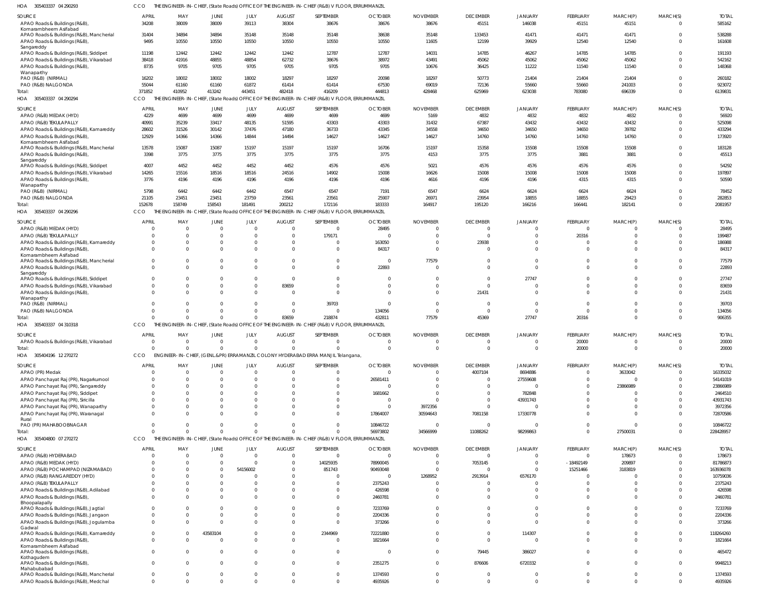HOA 305403337 04 290293 CCO THE ENGINEER-IN-CHIEF, (State Roads) OFFICE OF THE ENGINEER-IN-CHIEF (R&B) V FLOOR, ERRUMMANZIL

| SOURCE | APRIL | MAY | JUNE | JULY | AUGUST | SEPTEMBER | OCTOBER | NOVEMBER | DECEMBER | JANUARY | FEBRUARY | MARCH(P) | MARCH(S) | TOTAL |
|---|---|---|---|---|---|---|---|---|---|---|---|---|---|---|
| APAO Roads & Buildings (R&B), Komarambheem Asifabad | 34208 | 38009 | 38009 | 39113 | 38304 | 38676 | 38676 | 38676 | 45151 | 146038 | 45151 | 45151 | 0 | 585162 |
| APAO Roads & Buildings (R&B), Mancherial | 31404 | 34894 | 34894 | 35148 | 35148 | 35148 | 38638 | 35148 | 133453 | 41471 | 41471 | 41471 | 0 | 538288 |
| APAO Roads & Buildings (R&B), Sangareddy | 9495 | 10550 | 10550 | 10550 | 10550 | 10550 | 10550 | 11605 | 12199 | 39929 | 12540 | 12540 | 0 | 161608 |
| APAO Roads & Buildings (R&B), Siddipet | 11198 | 12442 | 12442 | 12442 | 12442 | 12787 | 12787 | 14031 | 14785 | 46267 | 14785 | 14785 | 0 | 191193 |
| APAO Roads & Buildings (R&B), Vikarabad | 38418 | 41916 | 48855 | 48854 | 62732 | 38676 | 38972 | 43491 | 45062 | 45062 | 45062 | 45062 | 0 | 542162 |
| APAO Roads & Buildings (R&B), Wanaparthy | 8735 | 9705 | 9705 | 9705 | 9705 | 9705 | 9705 | 10676 | 36425 | 11222 | 11540 | 11540 | 0 | 148368 |
| PAO (R&B) (NIRMAL) | 16202 | 18002 | 18002 | 18002 | 18297 | 18297 | 20098 | 18297 | 50773 | 21404 | 21404 | 21404 | 0 | 260182 |
| PAO (R&B) NALGONDA | 55044 | 61160 | 61160 | 61872 | 61414 | 61414 | 67530 | 69019 | 72136 | 55660 | 55660 | 241003 | 0 | 923072 |
| Total: | 371852 | 410952 | 413242 | 443451 | 482418 | 416209 | 444813 | 428468 | 625969 | 623038 | 783080 | 696339 | 0 | 6139831 |

HOA 305403337 04 290294 CCO THE ENGINEER-IN-CHIEF, (State Roads) OFFICE OF THE ENGINEER-IN-CHIEF (R&B) V FLOOR, ERRUMMANZIL

| SOURCE | APRIL | MAY | JUNE | JULY | AUGUST | SEPTEMBER | OCTOBER | NOVEMBER | DECEMBER | JANUARY | FEBRUARY | MARCH(P) | MARCH(S) | TOTAL |
|---|---|---|---|---|---|---|---|---|---|---|---|---|---|---|
| APAO (R&B) MEDAK (HYD) | 4229 | 4699 | 4699 | 4699 | 4699 | 4699 | 4699 | 5169 | 4832 | 4832 | 4832 | 4832 | 0 | 56920 |
| APAO (R&B) TEKULAPALLY | 40991 | 35239 | 33417 | 48135 | 51595 | 43303 | 43303 | 31432 | 67387 | 43432 | 43432 | 43432 | 0 | 525098 |
| APAO Roads & Buildings (R&B), Kamareddy | 28602 | 31526 | 30142 | 37476 | 47180 | 36733 | 43345 | 34558 | 34650 | 34650 | 34650 | 39782 | 0 | 433294 |
| APAO Roads & Buildings (R&B), Komarambheem Asifabad | 12929 | 14366 | 14366 | 14844 | 14494 | 14627 | 14627 | 14627 | 14760 | 14760 | 14760 | 14760 | 0 | 173920 |
| APAO Roads & Buildings (R&B), Mancherial | 13578 | 15087 | 15087 | 15197 | 15197 | 15197 | 16706 | 15197 | 15358 | 15508 | 15508 | 15508 | 0 | 183128 |
| APAO Roads & Buildings (R&B), Sangareddy | 3398 | 3775 | 3775 | 3775 | 3775 | 3775 | 3775 | 4153 | 3775 | 3775 | 3881 | 3881 | 0 | 45513 |
| APAO Roads & Buildings (R&B), Siddipet | 4007 | 4452 | 4452 | 4452 | 4452 | 4576 | 4576 | 5021 | 4576 | 4576 | 4576 | 4576 | 0 | 54292 |
| APAO Roads & Buildings (R&B), Vikarabad | 14265 | 15516 | 18516 | 18516 | 24516 | 14902 | 15008 | 16626 | 15008 | 15008 | 15008 | 15008 | 0 | 197897 |
| APAO Roads & Buildings (R&B), Wanaparthy | 3776 | 4196 | 4196 | 4196 | 4196 | 4196 | 4196 | 4616 | 4196 | 4196 | 4315 | 4315 | 0 | 50590 |
| PAO (R&B) (NIRMAL) | 5798 | 6442 | 6442 | 6442 | 6547 | 6547 | 7191 | 6547 | 6624 | 6624 | 6624 | 6624 | 0 | 78452 |
| PAO (R&B) NALGONDA | 21105 | 23451 | 23451 | 23759 | 23561 | 23561 | 25907 | 26971 | 23954 | 18855 | 18855 | 29423 | 0 | 282853 |
| Total: | 152678 | 158749 | 158543 | 181491 | 200212 | 172116 | 183333 | 164917 | 195120 | 166216 | 166441 | 182141 | 0 | 2081957 |

HOA 305403337 04 290296 CCO THE ENGINEER-IN-CHIEF, (State Roads) OFFICE OF THE ENGINEER-IN-CHIEF (R&B) V FLOOR, ERRUMMANZIL

| SOURCE | APRIL | MAY | JUNE | JULY | AUGUST | SEPTEMBER | OCTOBER | NOVEMBER | DECEMBER | JANUARY | FEBRUARY | MARCH(P) | MARCH(S) | TOTAL |
|---|---|---|---|---|---|---|---|---|---|---|---|---|---|---|
| APAO (R&B) MEDAK (HYD) | 0 | 0 | 0 | 0 | 0 | 0 | 28495 | 0 | 0 | 0 | 0 | 0 | 0 | 28495 |
| APAO (R&B) TEKULAPALLY | 0 | 0 | 0 | 0 | 0 | 179171 | 0 | 0 | 0 | 0 | 20316 | 0 | 0 | 199487 |
| APAO Roads & Buildings (R&B), Kamareddy | 0 | 0 | 0 | 0 | 0 | 0 | 163050 | 0 | 23938 | 0 | 0 | 0 | 0 | 186988 |
| APAO Roads & Buildings (R&B), Komarambheem Asifabad | 0 | 0 | 0 | 0 | 0 | 0 | 84317 | 0 | 0 | 0 | 0 | 0 | 0 | 84317 |
| APAO Roads & Buildings (R&B), Mancherial | 0 | 0 | 0 | 0 | 0 | 0 | 0 | 77579 | 0 | 0 | 0 | 0 | 0 | 77579 |
| APAO Roads & Buildings (R&B), Sangareddy | 0 | 0 | 0 | 0 | 0 | 0 | 22893 | 0 | 0 | 0 | 0 | 0 | 0 | 22893 |
| APAO Roads & Buildings (R&B), Siddipet | 0 | 0 | 0 | 0 | 0 | 0 | 0 | 0 | 0 | 27747 | 0 | 0 | 0 | 27747 |
| APAO Roads & Buildings (R&B), Vikarabad | 0 | 0 | 0 | 0 | 83659 | 0 | 0 | 0 | 0 | 0 | 0 | 0 | 0 | 83659 |
| APAO Roads & Buildings (R&B), Wanaparthy | 0 | 0 | 0 | 0 | 0 | 0 | 0 | 0 | 21431 | 0 | 0 | 0 | 0 | 21431 |
| PAO (R&B) (NIRMAL) | 0 | 0 | 0 | 0 | 0 | 39703 | 0 | 0 | 0 | 0 | 0 | 0 | 0 | 39703 |
| PAO (R&B) NALGONDA | 0 | 0 | 0 | 0 | 0 | 0 | 134056 | 0 | 0 | 0 | 0 | 0 | 0 | 134056 |
| Total: | 0 | 0 | 0 | 0 | 83659 | 218874 | 432811 | 77579 | 45369 | 27747 | 20316 | 0 | 0 | 906355 |

HOA 305403337 04 310318 CCO THE ENGINEER-IN-CHIEF, (State Roads) OFFICE OF THE ENGINEER-IN-CHIEF (R&B) V FLOOR, ERRUMMANZIL

| SOURCE | APRIL | MAY | JUNE | JULY | AUGUST | SEPTEMBER | OCTOBER | NOVEMBER | DECEMBER | JANUARY | FEBRUARY | MARCH(P) | MARCH(S) | TOTAL |
|---|---|---|---|---|---|---|---|---|---|---|---|---|---|---|
| APAO Roads & Buildings (R&B), Vikarabad | 0 | 0 | 0 | 0 | 0 | 0 | 0 | 0 | 0 | 0 | 20000 | 0 | 0 | 20000 |
| Total: | 0 | 0 | 0 | 0 | 0 | 0 | 0 | 0 | 0 | 0 | 20000 | 0 | 0 | 20000 |

HOA 305404196 12 270272 CCO ENGINEER-IN-CHIEF, (GENL.&PR) ERRAMANZIL COLONY HYDERABAD ERRA MANJIL Telangana,

| SOURCE | APRIL | MAY | JUNE | JULY | AUGUST | SEPTEMBER | OCTOBER | NOVEMBER | DECEMBER | JANUARY | FEBRUARY | MARCH(P) | MARCH(S) | TOTAL |
|---|---|---|---|---|---|---|---|---|---|---|---|---|---|---|
| APAO (PR) Medak | 0 | 0 | 0 | 0 | 0 | 0 | 0 | 0 | 4007104 | 8694886 | 0 | 3633042 | 0 | 16335032 |
| APAO Panchayat Raj (PR), Nagarkurnool | 0 | 0 | 0 | 0 | 0 | 0 | 26581411 | 0 | 0 | 27559608 | 0 | 0 | 0 | 54141019 |
| APAO Panchayat Raj (PR), Sangareddy | 0 | 0 | 0 | 0 | 0 | 0 | 0 | 0 | 0 | 0 | 0 | 23866989 | 0 | 23866989 |
| APAO Panchayat Raj (PR), Siddipet | 0 | 0 | 0 | 0 | 0 | 0 | 1681662 | 0 | 0 | 782848 | 0 | 0 | 0 | 2464510 |
| APAO Panchayat Raj (PR), Siricilla | 0 | 0 | 0 | 0 | 0 | 0 | 0 | 0 | 0 | 43931743 | 0 | 0 | 0 | 43931743 |
| APAO Panchayat Raj (PR), Wanaparthy | 0 | 0 | 0 | 0 | 0 | 0 | 0 | 3972356 | 0 | 0 | 0 | 0 | 0 | 3972356 |
| APAO Panchayat Raj (PR), Waranagal Rural | 0 | 0 | 0 | 0 | 0 | 0 | 17864007 | 30594643 | 7081158 | 17330778 | 0 | 0 | 0 | 72870586 |
| PAO (PR) MAHABOOBNAGAR | 0 | 0 | 0 | 0 | 0 | 0 | 10846722 | 0 | 0 | 0 | 0 | 0 | 0 | 10846722 |
| Total: | 0 | 0 | 0 | 0 | 0 | 0 | 56973802 | 34566999 | 11088262 | 98299863 | 0 | 27500031 | 0 | 228428957 |

HOA 305404800 07 270272 CCO THE ENGINEER-IN-CHIEF, (State Roads) OFFICE OF THE ENGINEER-IN-CHIEF (R&B) V FLOOR, ERRUMMANZIL

| SOURCE | APRIL | MAY | JUNE | JULY | AUGUST | SEPTEMBER | OCTOBER | NOVEMBER | DECEMBER | JANUARY | FEBRUARY | MARCH(P) | MARCH(S) | TOTAL |
|---|---|---|---|---|---|---|---|---|---|---|---|---|---|---|
| APAO (R&B) HYDERABAD | 0 | 0 | 0 | 0 | 0 | 0 | 0 | 0 | 0 | 0 | 0 | 178673 | 0 | 178673 |
| APAO (R&B) MEDAK (HYD) | 0 | 0 | 0 | 0 | 0 | 14025935 | 78990045 | 0 | 7053145 | 0 | -18492149 | 209897 | 0 | 81786873 |
| APAO (R&B) POCHAMPAD (NIZAMABAD) | 0 | 0 | 0 | 54156002 | 0 | 851743 | 90493048 | 0 | 0 | 0 | 15251466 | 3183819 | 0 | 163936078 |
| APAO (R&B) RANGAREDDY (HYD) | 0 | 0 | 0 | 0 | 0 | 0 | 0 | 1268952 | 2913914 | 6576170 | 0 | 0 | 0 | 10759036 |
| APAO (R&B) TEKULAPALLY | 0 | 0 | 0 | 0 | 0 | 0 | 2375243 | 0 | 0 | 0 | 0 | 0 | 0 | 2375243 |
| APAO Roads & Buildings (R&B), Adilabad | 0 | 0 | 0 | 0 | 0 | 0 | 426598 | 0 | 0 | 0 | 0 | 0 | 0 | 426598 |
| APAO Roads & Buildings (R&B), Bhoopalapally | 0 | 0 | 0 | 0 | 0 | 0 | 2460781 | 0 | 0 | 0 | 0 | 0 | 0 | 2460781 |
| APAO Roads & Buildings (R&B), Jagtial | 0 | 0 | 0 | 0 | 0 | 0 | 7233769 | 0 | 0 | 0 | 0 | 0 | 0 | 7233769 |
| APAO Roads & Buildings (R&B), Jangaon | 0 | 0 | 0 | 0 | 0 | 0 | 2204336 | 0 | 0 | 0 | 0 | 0 | 0 | 2204336 |
| APAO Roads & Buildings (R&B), Jogulamba Gadwal | 0 | 0 | 0 | 0 | 0 | 0 | 373266 | 0 | 0 | 0 | 0 | 0 | 0 | 373266 |
| APAO Roads & Buildings (R&B), Kamareddy | 0 | 0 | 43583104 | 0 | 0 | 2344969 | 72221880 | 0 | 0 | 114307 | 0 | 0 | 0 | 118264260 |
| APAO Roads & Buildings (R&B), Komarambheem Asifabad | 0 | 0 | 0 | 0 | 0 | 0 | 1821664 | 0 | 0 | 0 | 0 | 0 | 0 | 1821664 |
| APAO Roads & Buildings (R&B), Kothagudem | 0 | 0 | 0 | 0 | 0 | 0 | 0 | 0 | 79445 | 386027 | 0 | 0 | 0 | 465472 |
| APAO Roads & Buildings (R&B), Mahabubabad | 0 | 0 | 0 | 0 | 0 | 0 | 2351275 | 0 | 876606 | 6720332 | 0 | 0 | 0 | 9948213 |
| APAO Roads & Buildings (R&B), Mancherial | 0 | 0 | 0 | 0 | 0 | 0 | 1374593 | 0 | 0 | 0 | 0 | 0 | 0 | 1374593 |
| APAO Roads & Buildings (R&B), Medchal | 0 | 0 | 0 | 0 | 0 | 0 | 4935926 | 0 | 0 | 0 | 0 | 0 | 0 | 4935926 |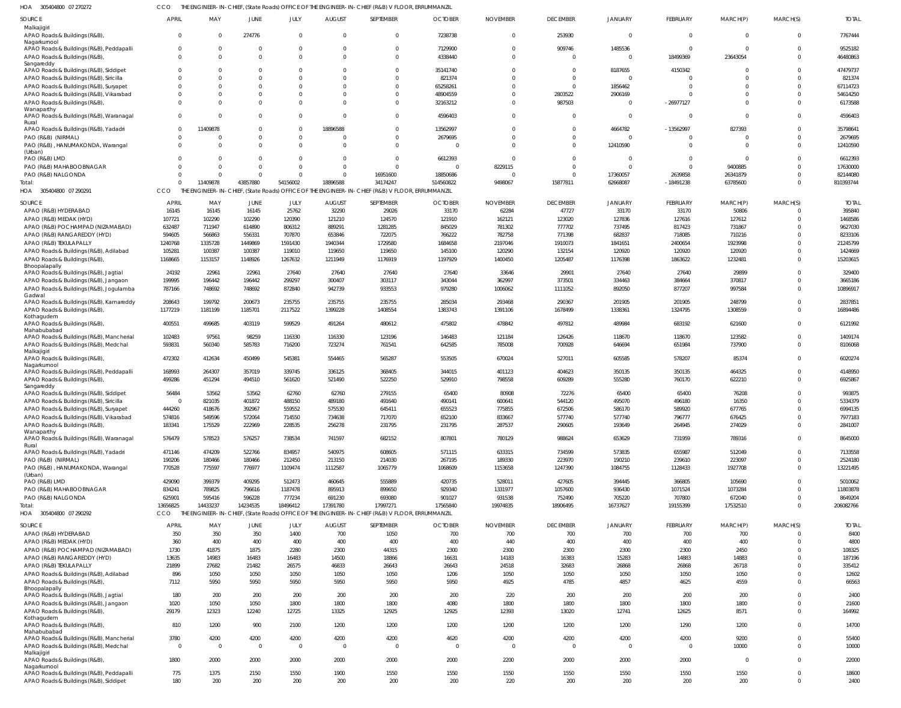HOA 305404800 07 270272 CCO THE ENGINEER-IN-CHIEF, (State Roads) OFFICE OF THE ENGINEER-IN-CHIEF (R&B) V FLOOR, ERRUMMANZIL

| SOURCE | APRIL | MAY | JUNE | JULY | AUGUST | SEPTEMBER | OCTOBER | NOVEMBER | DECEMBER | JANUARY | FEBRUARY | MARCH(P) | MARCH(S) | TOTAL |
|---|---|---|---|---|---|---|---|---|---|---|---|---|---|---|
| Malkajigiri | | | | | | | | | | | | | | |
| APAO Roads & Buildings (R&B), Nagarkurnool | 0 | 0 | 274776 | 0 | 0 | 0 | 7238738 | 0 | 253930 | 0 | 0 | 0 | 0 | 7767444 |
| APAO Roads & Buildings (R&B), Peddapalli | 0 | 0 | 0 | 0 | 0 | 0 | 7129900 | 0 | 909746 | 1485536 | 0 | 0 | 0 | 9525182 |
| APAO Roads & Buildings (R&B), Sangareddy | 0 | 0 | 0 | 0 | 0 | 0 | 4338440 | 0 | 0 | 0 | 18499369 | 23643054 | 0 | 46480863 |
| APAO Roads & Buildings (R&B), Siddipet | 0 | 0 | 0 | 0 | 0 | 0 | 35141740 | 0 | 0 | 8187655 | 4150342 | 0 | 0 | 47479737 |
| APAO Roads & Buildings (R&B), Siricilla | 0 | 0 | 0 | 0 | 0 | 0 | 821374 | 0 | 0 | 0 | 0 | 0 | 0 | 821374 |
| APAO Roads & Buildings (R&B), Suryapet | 0 | 0 | 0 | 0 | 0 | 0 | 65258261 | 0 | 0 | 1856462 | 0 | 0 | 0 | 67114723 |
| APAO Roads & Buildings (R&B), Vikarabad | 0 | 0 | 0 | 0 | 0 | 0 | 48904559 | 0 | 2803522 | 2906169 | 0 | 0 | 0 | 54614250 |
| APAO Roads & Buildings (R&B), Wanaparthy | 0 | 0 | 0 | 0 | 0 | 0 | 32163212 | 0 | 987503 | 0 | -26977127 | 0 | 0 | 6173588 |
| APAO Roads & Buildings (R&B), Waranagal Rural | 0 | 0 | 0 | 0 | 0 | 0 | 4596403 | 0 | 0 | 0 | 0 | 0 | 0 | 4596403 |
| APAO Roads & Buildings (R&B), Yadadri | 0 | 11409878 | 0 | 0 | 18896588 | 0 | 13562997 | 0 | 0 | 4664782 | -13562997 | 827393 | 0 | 35798641 |
| PAO (R&B) (NIRMAL) | 0 | 0 | 0 | 0 | 0 | 0 | 2679695 | 0 | 0 | 0 | 0 | 0 | 0 | 2679695 |
| PAO (R&B), HANUMAKONDA, Warangal (Urban) | 0 | 0 | 0 | 0 | 0 | 0 | 0 | 0 | 0 | 12410590 | 0 | 0 | 0 | 12410590 |
| PAO (R&B) LMD | 0 | 0 | 0 | 0 | 0 | 0 | 6612393 | 0 | 0 | 0 | 0 | 0 | 0 | 6612393 |
| PAO (R&B) MAHABOOBNAGAR | 0 | 0 | 0 | 0 | 0 | 0 | 0 | 8229115 | 0 | 0 | 0 | 9400885 | 0 | 17630000 |
| PAO (R&B) NALGONDA | 0 | 0 | 0 | 0 | 0 | 16951600 | 18850686 | 0 | 0 | 17360057 | 2639858 | 26341879 | 0 | 82144080 |
| Total: | 0 | 11409878 | 43857880 | 54156002 | 18896588 | 34174247 | 514560822 | 9498067 | 15877811 | 62668087 | -18491238 | 63785600 | 0 | 810393744 |

HOA 305404800 07 290291 CCO THE ENGINEER-IN-CHIEF, (State Roads) OFFICE OF THE ENGINEER-IN-CHIEF (R&B) V FLOOR, ERRUMMANZIL

| SOURCE | APRIL | MAY | JUNE | JULY | AUGUST | SEPTEMBER | OCTOBER | NOVEMBER | DECEMBER | JANUARY | FEBRUARY | MARCH(P) | MARCH(S) | TOTAL |
|---|---|---|---|---|---|---|---|---|---|---|---|---|---|---|
| APAO (R&B) HYDERABAD | 16145 | 16145 | 16145 | 25762 | 32290 | 29026 | 33170 | 62284 | 47727 | 33170 | 33170 | 50806 | 0 | 395840 |
| APAO (R&B) MEDAK (HYD) | 107721 | 102290 | 102290 | 120390 | 121210 | 124570 | 121910 | 162121 | 123020 | 127836 | 127616 | 127612 | 0 | 1468586 |
| APAO (R&B) POCHAMPAD (NIZAMABAD) | 632487 | 711947 | 614890 | 806312 | 889291 | 1281285 | 845029 | 781302 | 777702 | 737495 | 817423 | 731867 | 0 | 9627030 |
| APAO (R&B) RANGAREDDY (HYD) | 594605 | 566863 | 556331 | 707870 | 653846 | 722075 | 766222 | 782758 | 771398 | 682837 | 718085 | 710216 | 0 | 8233106 |
| APAO (R&B) TEKULAPALLY | 1240768 | 1335728 | 1449869 | 1591430 | 1940344 | 1729580 | 1684658 | 2197046 | 1910073 | 1841651 | 2400654 | 1923998 | 0 | 21245799 |
| APAO Roads & Buildings (R&B), Adilabad | 105281 | 100387 | 100387 | 119010 | 119650 | 119650 | 145100 | 120290 | 132154 | 120920 | 120920 | 120920 | 0 | 1424669 |
| APAO Roads & Buildings (R&B), Bhoopalapally | 1168665 | 1153157 | 1148926 | 1267632 | 1211949 | 1176919 | 1197929 | 1400450 | 1205487 | 1176398 | 1863622 | 1232481 | 0 | 15203615 |
| APAO Roads & Buildings (R&B), Jagtial | 24192 | 22961 | 22961 | 27640 | 27640 | 27640 | 27640 | 33646 | 29901 | 27640 | 27640 | 29899 | 0 | 329400 |
| APAO Roads & Buildings (R&B), Jangaon | 199995 | 196442 | 196442 | 299297 | 300407 | 303117 | 343044 | 362997 | 373501 | 334463 | 384664 | 370817 | 0 | 3665186 |
| APAO Roads & Buildings (R&B), Jogulamba Gadwal | 787166 | 748692 | 748692 | 872840 | 942739 | 933553 | 979280 | 1006062 | 1111052 | 892050 | 877207 | 997584 | 0 | 10896917 |
| APAO Roads & Buildings (R&B), Kamareddy | 208643 | 199792 | 200673 | 235755 | 235755 | 235755 | 285034 | 293468 | 290367 | 201905 | 201905 | 248799 | 0 | 2837851 |
| APAO Roads & Buildings (R&B), Kothagudem | 1177219 | 1181199 | 1185701 | 2117522 | 1399228 | 1408554 | 1383743 | 1391106 | 1678499 | 1338361 | 1324795 | 1308559 | 0 | 16894486 |
| APAO Roads & Buildings (R&B), Mahabubabad | 400551 | 499685 | 403119 | 599529 | 491264 | 480612 | 475802 | 478842 | 497812 | 489984 | 683192 | 621600 | 0 | 6121992 |
| APAO Roads & Buildings (R&B), Mancherial | 102483 | 97561 | 98259 | 116330 | 116330 | 123196 | 146483 | 121184 | 126426 | 118670 | 118670 | 123582 | 0 | 1409174 |
| APAO Roads & Buildings (R&B), Medchal Malkajigiri | 593831 | 560340 | 585783 | 716200 | 723274 | 761541 | 642585 | 785008 | 700928 | 646694 | 651984 | 737900 | 0 | 8106068 |
| APAO Roads & Buildings (R&B), Nagarkurnool | 472302 | 412634 | 450499 | 545381 | 554465 | 565287 | 553505 | 670024 | 527011 | 605585 | 578207 | 85374 | 0 | 6020274 |
| APAO Roads & Buildings (R&B), Peddapalli | 168993 | 264307 | 357019 | 339745 | 336125 | 368405 | 344015 | 401123 | 404623 | 350135 | 350135 | 464325 | 0 | 4148950 |
| APAO Roads & Buildings (R&B), Sangareddy | 499286 | 451294 | 494510 | 561620 | 521490 | 522250 | 529910 | 798558 | 609289 | 555280 | 760170 | 622210 | 0 | 6925867 |
| APAO Roads & Buildings (R&B), Siddipet | 56484 | 53562 | 53562 | 62760 | 62760 | 279155 | 65400 | 80908 | 72276 | 65400 | 65400 | 76208 | 0 | 993875 |
| APAO Roads & Buildings (R&B), Siricilla | 0 | 821035 | 401872 | 488150 | 489180 | 491640 | 490141 | 600641 | 544120 | 495070 | 496180 | 16350 | 0 | 5334379 |
| APAO Roads & Buildings (R&B), Suryapet | 444260 | 418676 | 392967 | 559552 | 575530 | 645411 | 655523 | 775855 | 672506 | 586170 | 589920 | 677765 | 0 | 6994135 |
| APAO Roads & Buildings (R&B), Vikarabad | 574816 | 549596 | 572064 | 714550 | 734638 | 717070 | 652100 | 833667 | 577740 | 577740 | 796777 | 676425 | 0 | 7977183 |
| APAO Roads & Buildings (R&B), Wanaparthy | 183341 | 175529 | 222969 | 228535 | 256278 | 231795 | 231795 | 287537 | 290605 | 193649 | 264945 | 274029 | 0 | 2841007 |
| APAO Roads & Buildings (R&B), Waranagal Rural | 576479 | 578523 | 576257 | 738534 | 741597 | 682152 | 807801 | 780129 | 988624 | 653629 | 731959 | 789316 | 0 | 8645000 |
| APAO Roads & Buildings (R&B), Yadadri | 471146 | 474209 | 522766 | 834957 | 540975 | 608605 | 571115 | 633315 | 734599 | 573835 | 655987 | 512049 | 0 | 7133558 |
| PAO (R&B) (NIRMAL) | 190206 | 180466 | 180466 | 212450 | 213150 | 214030 | 267195 | 189330 | 223970 | 190210 | 239610 | 223097 | 0 | 2524180 |
| PAO (R&B), HANUMAKONDA, Warangal (Urban) | 770528 | 775597 | 776977 | 1109474 | 1112587 | 1065779 | 1068609 | 1153658 | 1247390 | 1084755 | 1128433 | 1927708 | 0 | 13221495 |
| PAO (R&B) LMD | 429090 | 399379 | 409295 | 512473 | 460645 | 555889 | 420735 | 528011 | 427605 | 394445 | 366805 | 105690 | 0 | 5010062 |
| PAO (R&B) MAHABOOBNAGAR | 834241 | 789825 | 796616 | 1187478 | 895913 | 899650 | 929340 | 1331977 | 1057600 | 936430 | 1071524 | 1073284 | 0 | 11803878 |
| PAO (R&B) NALGONDA | 625901 | 595416 | 596228 | 777234 | 691230 | 693080 | 901027 | 931538 | 752490 | 705220 | 707800 | 672040 | 0 | 8649204 |
| Total: | 13656825 | 14433237 | 14234535 | 18496412 | 17391780 | 17997271 | 17565840 | 19974835 | 18906495 | 16737627 | 19155399 | 17532510 | 0 | 206082766 |

HOA 305404800 07 290292 CCO THE ENGINEER-IN-CHIEF, (State Roads) OFFICE OF THE ENGINEER-IN-CHIEF (R&B) V FLOOR, ERRUMMANZIL

| SOURCE | APRIL | MAY | JUNE | JULY | AUGUST | SEPTEMBER | OCTOBER | NOVEMBER | DECEMBER | JANUARY | FEBRUARY | MARCH(P) | MARCH(S) | TOTAL |
|---|---|---|---|---|---|---|---|---|---|---|---|---|---|---|
| APAO (R&B) HYDERABAD | 350 | 350 | 350 | 1400 | 700 | 1050 | 700 | 700 | 700 | 700 | 700 | 700 | 0 | 8400 |
| APAO (R&B) MEDAK (HYD) | 360 | 400 | 400 | 400 | 400 | 400 | 400 | 440 | 400 | 400 | 400 | 400 | 0 | 4800 |
| APAO (R&B) POCHAMPAD (NIZAMABAD) | 1730 | 41875 | 1875 | 2280 | 2300 | 44315 | 2300 | 2300 | 2300 | 2300 | 2300 | 2450 | 0 | 108325 |
| APAO (R&B) RANGAREDDY (HYD) | 13635 | 14983 | 16483 | 16483 | 14500 | 18866 | 16631 | 14183 | 16383 | 15283 | 14883 | 14883 | 0 | 187196 |
| APAO (R&B) TEKULAPALLY | 21899 | 27682 | 21482 | 26575 | 46833 | 26643 | 26643 | 24518 | 32683 | 26868 | 26868 | 26718 | 0 | 335412 |
| APAO Roads & Buildings (R&B), Adilabad | 896 | 1050 | 1050 | 1050 | 1050 | 1050 | 1206 | 1050 | 1050 | 1050 | 1050 | 1050 | 0 | 12602 |
| APAO Roads & Buildings (R&B), Bhoopalapally | 7112 | 5950 | 5950 | 5950 | 5950 | 5950 | 5950 | 4925 | 4785 | 4857 | 4625 | 4559 | 0 | 66563 |
| APAO Roads & Buildings (R&B), Jagtial | 180 | 200 | 200 | 200 | 200 | 200 | 200 | 220 | 200 | 200 | 200 | 200 | 0 | 2400 |
| APAO Roads & Buildings (R&B), Jangaon | 1020 | 1050 | 1050 | 1800 | 1800 | 1800 | 4080 | 1800 | 1800 | 1800 | 1800 | 1800 | 0 | 21600 |
| APAO Roads & Buildings (R&B), Kothagudem | 29179 | 12323 | 12240 | 12725 | 13325 | 12925 | 12925 | 12393 | 13020 | 12741 | 12625 | 8571 | 0 | 164992 |
| APAO Roads & Buildings (R&B), Mahabubabad | 810 | 1200 | 900 | 2100 | 1200 | 1200 | 1200 | 1200 | 1200 | 1200 | 1290 | 1200 | 0 | 14700 |
| APAO Roads & Buildings (R&B), Mancherial | 3780 | 4200 | 4200 | 4200 | 4200 | 4200 | 4620 | 4200 | 4200 | 4200 | 4200 | 9200 | 0 | 55400 |
| APAO Roads & Buildings (R&B), Medchal Malkajigiri | 0 | 0 | 0 | 0 | 0 | 0 | 0 | 0 | 0 | 0 | 0 | 10000 | 0 | 10000 |
| APAO Roads & Buildings (R&B), Nagarkurnool | 1800 | 2000 | 2000 | 2000 | 2000 | 2000 | 2000 | 2200 | 2000 | 2000 | 2000 | 0 | 0 | 22000 |
| APAO Roads & Buildings (R&B), Peddapalli | 775 | 1375 | 2150 | 1550 | 1900 | 1550 | 1550 | 1550 | 1550 | 1550 | 1550 | 1550 | 0 | 18600 |
| APAO Roads & Buildings (R&B), Siddipet | 180 | 200 | 200 | 200 | 200 | 200 | 200 | 220 | 200 | 200 | 200 | 200 | 0 | 2400 |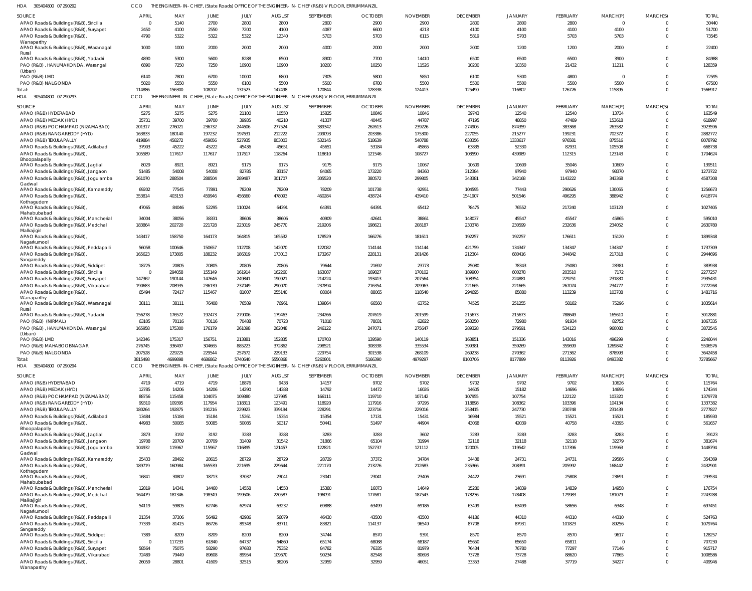HOA 305404800 07 290292 CCO THE ENGINEER-IN-CHIEF, (State Roads) OFFICE OF THE ENGINEER-IN-CHIEF (R&B) V FLOOR, ERRUMMANZIL

| SOURCE | APRIL | MAY | JUNE | JULY | AUGUST | SEPTEMBER | OCTOBER | NOVEMBER | DECEMBER | JANUARY | FEBRUARY | MARCH(P) | MARCH(S) | TOTAL |
|---|---|---|---|---|---|---|---|---|---|---|---|---|---|---|
| APAO Roads & Buildings (R&B), Siricilla | 0 | 5140 | 2700 | 2800 | 2800 | 2800 | 2900 | 2900 | 2800 | 2800 | 2800 | 0 | 0 | 30440 |
| APAO Roads & Buildings (R&B), Suryapet | 2450 | 4100 | 2550 | 7200 | 4100 | 4087 | 6600 | 4213 | 4100 | 4100 | 4100 | 4100 | 0 | 51700 |
| APAO Roads & Buildings (R&B), Wanaparthy | 4790 | 5322 | 5322 | 5322 | 12340 | 5703 | 5703 | 6115 | 5819 | 5703 | 5703 | 5703 | 0 | 73545 |
| APAO Roads & Buildings (R&B), Waranagal Rural | 1000 | 1000 | 2000 | 2000 | 2000 | 4000 | 2000 | 2000 | 2000 | 1200 | 1200 | 2000 | 0 | 22400 |
| APAO Roads & Buildings (R&B), Yadadri | 4890 | 5300 | 5600 | 8288 | 6500 | 8900 | 7700 | 14410 | 6500 | 6500 | 6500 | 3900 | 0 | 84988 |
| PAO (R&B), HANUMAKONDA, Warangal (Urban) | 6890 | 7250 | 7250 | 10900 | 10900 | 10200 | 10250 | 11526 | 10200 | 10350 | 21432 | 11211 | 0 | 128359 |
| PAO (R&B) LMD | 6140 | 7800 | 6700 | 10000 | 6800 | 7305 | 5800 | 5850 | 6100 | 5300 | 4800 | 0 | 0 | 72595 |
| PAO (R&B) NALGONDA | 5020 | 5550 | 5550 | 6100 | 5500 | 5500 | 6780 | 5500 | 5500 | 5500 | 5500 | 5500 | 0 | 67500 |
| Total: | 114886 | 156300 | 108202 | 131523 | 147498 | 170844 | 128338 | 124413 | 125490 | 116802 | 126726 | 115895 | 0 | 1566917 |

HOA 305404800 07 290293 CCO THE ENGINEER-IN-CHIEF, (State Roads) OFFICE OF THE ENGINEER-IN-CHIEF (R&B) V FLOOR, ERRUMMANZIL

| SOURCE | APRIL | MAY | JUNE | JULY | AUGUST | SEPTEMBER | OCTOBER | NOVEMBER | DECEMBER | JANUARY | FEBRUARY | MARCH(P) | MARCH(S) | TOTAL |
|---|---|---|---|---|---|---|---|---|---|---|---|---|---|---|
| APAO (R&B) HYDERABAD | 5275 | 5275 | 5275 | 21100 | 10550 | 15825 | 10846 | 10846 | 39743 | 12540 | 12540 | 13734 | 0 | 163549 |
| APAO (R&B) MEDAK (HYD) | 35731 | 39700 | 39700 | 39935 | 40210 | 41337 | 40445 | 44787 | 47195 | 48850 | 47489 | 153618 | 0 | 618997 |
| APAO (R&B) POCHAMPAD (NIZAMABAD) | 201317 | 276021 | 236732 | 244606 | 277524 | 389342 | 262613 | 239226 | 274906 | 874359 | 383368 | 263582 | 0 | 3923596 |
| APAO (R&B) RANGAREDDY (HYD) | 163833 | 180140 | 197232 | 197631 | 212222 | 209093 | 203386 | 175300 | 227055 | 215277 | 199231 | 702372 | 0 | 2882772 |
| APAO (R&B) TEKULAPALLY | 419884 | 458272 | 459056 | 527935 | 803003 | 532145 | 518639 | 540788 | 633356 | 1333617 | 976581 | 875516 | 0 | 8078792 |
| APAO Roads & Buildings (R&B), Adilabad | 37903 | 45222 | 45222 | 45436 | 45651 | 45651 | 53184 | 45865 | 63835 | 52330 | 82931 | 105508 | 0 | 668738 |
| APAO Roads & Buildings (R&B), Bhoopalapally | 105589 | 117617 | 117617 | 117617 | 118264 | 118610 | 121546 | 108727 | 103590 | 439989 | 112315 | 123143 | 0 | 1704624 |
| APAO Roads & Buildings (R&B), Jagtial | 8029 | 8921 | 8921 | 9175 | 9175 | 9175 | 9175 | 10067 | 10609 | 10609 | 35046 | 10609 | 0 | 139511 |
| APAO Roads & Buildings (R&B), Jangaon | 51485 | 54008 | 54008 | 82785 | 83157 | 84065 | 173220 | 84360 | 312384 | 97940 | 97940 | 98370 | 0 | 1273722 |
| APAO Roads & Buildings (R&B), Jogulamba Gadwal | 261070 | 288504 | 288504 | 289487 | 301707 | 305520 | 380572 | 299805 | 343381 | 342168 | 1143222 | 343368 | 0 | 4587308 |
| APAO Roads & Buildings (R&B), Kamareddy | 69202 | 77545 | 77891 | 78209 | 78209 | 78209 | 101738 | 92951 | 104595 | 77443 | 290626 | 130055 | 0 | 1256673 |
| APAO Roads & Buildings (R&B), Kothagudem | 353814 | 403153 | 459946 | 456660 | 478093 | 460284 | 438724 | 439410 | 1541907 | 501546 | 496295 | 388942 | 0 | 6418774 |
| APAO Roads & Buildings (R&B), Mahabubabad | 47065 | 84046 | 52295 | 110024 | 64391 | 64391 | 64391 | 65412 | 78475 | 76552 | 217240 | 103123 | 0 | 1027405 |
| APAO Roads & Buildings (R&B), Mancherial | 34004 | 38056 | 38331 | 38606 | 38606 | 40909 | 42641 | 38861 | 148037 | 45547 | 45547 | 45865 | 0 | 595010 |
| APAO Roads & Buildings (R&B), Medchal Malkajigiri | 183864 | 202720 | 221728 | 223019 | 245770 | 219206 | 198621 | 208187 | 230378 | 230599 | 232636 | 234052 | 0 | 2630780 |
| APAO Roads & Buildings (R&B), Nagarkurnool | 143417 | 158750 | 164173 | 164815 | 165532 | 178529 | 166276 | 181611 | 192257 | 192257 | 176611 | 15120 | 0 | 1899348 |
| APAO Roads & Buildings (R&B), Peddapalli | 56058 | 100646 | 150657 | 112708 | 142070 | 122082 | 114144 | 114144 | 421759 | 134347 | 134347 | 134347 | 0 | 1737309 |
| APAO Roads & Buildings (R&B), Sangareddy | 165623 | 173805 | 188232 | 186319 | 173013 | 173267 | 228131 | 201426 | 212304 | 680416 | 344842 | 217318 | 0 | 2944696 |
| APAO Roads & Buildings (R&B), Siddipet | 18725 | 20805 | 20805 | 20805 | 20805 | 79644 | 21692 | 23773 | 25080 | 78343 | 25080 | 28381 | 0 | 383938 |
| APAO Roads & Buildings (R&B), Siricilla | 0 | 294058 | 155149 | 161914 | 162260 | 163087 | 169827 | 170102 | 189900 | 600278 | 203510 | 7172 | 0 | 2277257 |
| APAO Roads & Buildings (R&B), Suryapet | 147362 | 190144 | 147646 | 249841 | 190921 | 214224 | 193413 | 207564 | 708354 | 224881 | 229251 | 231830 | 0 | 2935431 |
| APAO Roads & Buildings (R&B), Vikarabad | 190683 | 208935 | 236139 | 237049 | 290070 | 237894 | 216354 | 209963 | 221665 | 221665 | 267074 | 234777 | 0 | 2772268 |
| APAO Roads & Buildings (R&B), Wanaparthy | 65494 | 72417 | 115467 | 81007 | 255140 | 88064 | 88065 | 118540 | 294695 | 85880 | 113239 | 103708 | 0 | 1481716 |
| APAO Roads & Buildings (R&B), Waranagal Rural | 38111 | 38111 | 76408 | 76589 | 76961 | 139864 | 66560 | 63752 | 74525 | 251255 | 58182 | 75296 | 0 | 1035614 |
| APAO Roads & Buildings (R&B), Yadadri | 156278 | 176572 | 192473 | 279006 | 179463 | 234266 | 207619 | 201599 | 215673 | 215673 | 788649 | 165610 | 0 | 3012881 |
| PAO (R&B) (NIRMAL) | 63105 | 70116 | 70116 | 70488 | 70723 | 71018 | 78031 | 62822 | 263250 | 72980 | 91934 | 82752 | 0 | 1067335 |
| PAO (R&B), HANUMAKONDA, Warangal (Urban) | 165958 | 175300 | 176179 | 261098 | 262048 | 246122 | 247071 | 275647 | 289328 | 279591 | 534123 | 960080 | 0 | 3872545 |
| PAO (R&B) LMD | 142346 | 175317 | 156751 | 213881 | 152835 | 170703 | 139590 | 140119 | 163851 | 151336 | 143016 | 496299 | 0 | 2246044 |
| PAO (R&B) MAHABOOBNAGAR | 276745 | 336497 | 304665 | 885223 | 372852 | 298521 | 308338 | 335534 | 399381 | 359269 | 359699 | 1269842 | 0 | 5506576 |
| PAO (R&B) NALGONDA | 207528 | 229225 | 229544 | 257672 | 229133 | 229754 | 301538 | 268109 | 269238 | 270362 | 271362 | 878993 | 0 | 3642458 |
| Total: | 3815498 | 4699898 | 4686862 | 5740640 | 5550368 | 5260801 | 5166390 | 4979297 | 8100706 | 8177899 | 8113926 | 8493382 | 0 | 72785667 |

HOA 305404800 07 290294 CCO THE ENGINEER-IN-CHIEF, (State Roads) OFFICE OF THE ENGINEER-IN-CHIEF (R&B) V FLOOR, ERRUMMANZIL

| SOURCE | APRIL | MAY | JUNE | JULY | AUGUST | SEPTEMBER | OCTOBER | NOVEMBER | DECEMBER | JANUARY | FEBRUARY | MARCH(P) | MARCH(S) | TOTAL |
|---|---|---|---|---|---|---|---|---|---|---|---|---|---|---|
| APAO (R&B) HYDERABAD | 4719 | 4719 | 4719 | 18876 | 9438 | 14157 | 9702 | 9702 | 9702 | 9702 | 9702 | 10626 | 0 | 115764 |
| APAO (R&B) MEDAK (HYD) | 12785 | 14206 | 14206 | 14290 | 14388 | 14792 | 14472 | 16026 | 14605 | 15182 | 14696 | 14696 | 0 | 174344 |
| APAO (R&B) POCHAMPAD (NIZAMABAD) | 88756 | 115458 | 104075 | 109380 | 127995 | 166111 | 119710 | 107142 | 107955 | 107754 | 122122 | 103320 | 0 | 1379778 |
| APAO (R&B) RANGAREDDY (HYD) | 99310 | 109395 | 117954 | 118311 | 123491 | 118920 | 117916 | 97295 | 118898 | 108362 | 103396 | 104134 | 0 | 1337382 |
| APAO (R&B) TEKULAPALLY | 180264 | 192875 | 191216 | 229923 | 339194 | 228291 | 223716 | 229016 | 253415 | 247730 | 230748 | 231439 | 0 | 2777827 |
| APAO Roads & Buildings (R&B), Adilabad | 13484 | 15184 | 15184 | 15261 | 15354 | 15354 | 17131 | 15431 | 16984 | 15521 | 15521 | 15521 | 0 | 185930 |
| APAO Roads & Buildings (R&B), Bhoopalapally | 44983 | 50085 | 50085 | 50085 | 50317 | 50441 | 51497 | 44904 | 43068 | 42039 | 40758 | 43395 | 0 | 561657 |
| APAO Roads & Buildings (R&B), Jagtial | 2873 | 3192 | 3192 | 3283 | 3283 | 3283 | 3283 | 3602 | 3283 | 3283 | 3283 | 3283 | 0 | 39123 |
| APAO Roads & Buildings (R&B), Jangaon | 19708 | 20709 | 20709 | 31409 | 31542 | 31866 | 65104 | 31994 | 32118 | 32118 | 32118 | 32279 | 0 | 381674 |
| APAO Roads & Buildings (R&B), Jogulamba Gadwal | 104932 | 115967 | 115967 | 116895 | 121457 | 122821 | 152737 | 121112 | 120005 | 119542 | 117396 | 119963 | 0 | 1448794 |
| APAO Roads & Buildings (R&B), Kamareddy | 25433 | 28492 | 28615 | 28729 | 28729 | 28729 | 37372 | 34784 | 34438 | 24731 | 24731 | 29586 | 0 | 354369 |
| APAO Roads & Buildings (R&B), Kothagudem | 189719 | 160984 | 165539 | 221695 | 229644 | 221170 | 213276 | 212693 | 235366 | 208391 | 205992 | 168442 | 0 | 2432901 |
| APAO Roads & Buildings (R&B), Mahabubabad | 16841 | 30802 | 18713 | 37037 | 23041 | 23041 | 23041 | 23406 | 24422 | 23691 | 25808 | 23691 | 0 | 293534 |
| APAO Roads & Buildings (R&B), Mancherial | 12819 | 14341 | 14460 | 14558 | 14558 | 15380 | 16073 | 14649 | 15280 | 14839 | 14839 | 14958 | 0 | 176754 |
| APAO Roads & Buildings (R&B), Medchal Malkajigiri | 164479 | 181346 | 198349 | 199506 | 220587 | 196091 | 177681 | 187543 | 178236 | 178408 | 179983 | 181079 | 0 | 2243288 |
| APAO Roads & Buildings (R&B), Nagarkurnool | 54119 | 59805 | 62746 | 62974 | 63232 | 69888 | 63499 | 69186 | 63499 | 63499 | 58656 | 6348 | 0 | 697451 |
| APAO Roads & Buildings (R&B), Peddapalli | 21354 | 37306 | 56492 | 42986 | 56079 | 46430 | 43500 | 43500 | 44186 | 44310 | 44310 | 44310 | 0 | 524763 |
| APAO Roads & Buildings (R&B), Sangareddy | 77339 | 81415 | 86726 | 89348 | 83711 | 83821 | 114137 | 96549 | 87708 | 87931 | 101823 | 89256 | 0 | 1079764 |
| APAO Roads & Buildings (R&B), Siddipet | 7389 | 8209 | 8209 | 8209 | 8209 | 34744 | 8570 | 9391 | 8570 | 8570 | 8570 | 9617 | 0 | 128257 |
| APAO Roads & Buildings (R&B), Siricilla | 0 | 117233 | 61840 | 64737 | 64860 | 65174 | 68088 | 68187 | 65650 | 65650 | 65811 | 0 | 0 | 707230 |
| APAO Roads & Buildings (R&B), Suryapet | 58564 | 75075 | 58290 | 97683 | 75352 | 84782 | 76335 | 81979 | 76434 | 76780 | 77297 | 77146 | 0 | 915717 |
| APAO Roads & Buildings (R&B), Vikarabad | 72489 | 79449 | 89608 | 89954 | 109670 | 90234 | 82548 | 80693 | 73728 | 73728 | 88620 | 77865 | 0 | 1008586 |
| APAO Roads & Buildings (R&B), Wanaparthy | 26059 | 28801 | 41609 | 32515 | 36206 | 32959 | 32959 | 46051 | 33353 | 27488 | 37719 | 34227 | 0 | 409946 |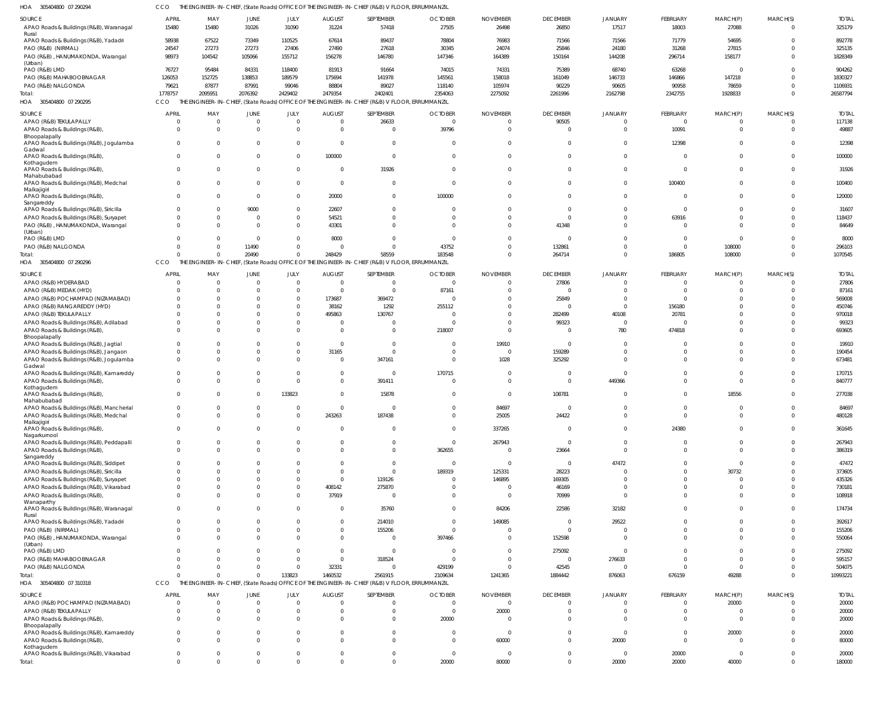HOA 305404800 07 290294 CCO THE ENGINEER-IN-CHIEF, (State Roads) OFFICE OF THE ENGINEER-IN-CHIEF (R&B) V FLOOR, ERRUMMANZIL

| SOURCE | APRIL | MAY | JUNE | JULY | AUGUST | SEPTEMBER | OCTOBER | NOVEMBER | DECEMBER | JANUARY | FEBRUARY | MARCH(P) | MARCH(S) | TOTAL |
|---|---|---|---|---|---|---|---|---|---|---|---|---|---|---|
| APAO Roads & Buildings (R&B), Waranagal Rural | 15480 | 15480 | 31026 | 31090 | 31224 | 57418 | 27505 | 26498 | 26850 | 17517 | 18003 | 27088 | 0 | 325179 |
| APAO Roads & Buildings (R&B), Yadadri | 58938 | 67522 | 73349 | 110525 | 67614 | 89437 | 78804 | 76983 | 71566 | 71566 | 71779 | 54695 | 0 | 892778 |
| PAO (R&B) (NIRMAL) | 24547 | 27273 | 27273 | 27406 | 27490 | 27618 | 30345 | 24074 | 25846 | 24180 | 31268 | 27815 | 0 | 325135 |
| PAO (R&B), HANUMAKONDA, Warangal (Urban) | 98973 | 104542 | 105066 | 155712 | 156278 | 146780 | 147346 | 164389 | 150164 | 144208 | 296714 | 158177 | 0 | 1828349 |
| PAO (R&B) LMD | 76727 | 95484 | 84331 | 118400 | 81913 | 91664 | 74015 | 74331 | 75389 | 68740 | 63268 | 0 | 0 | 904262 |
| PAO (R&B) MAHABOOBNAGAR | 126053 | 152725 | 138853 | 189579 | 175694 | 141978 | 145561 | 158018 | 161049 | 146733 | 146866 | 147218 | 0 | 1830327 |
| PAO (R&B) NALGONDA | 79621 | 87877 | 87991 | 99046 | 88804 | 89027 | 118140 | 105974 | 90229 | 90605 | 90958 | 78659 | 0 | 1106931 |
| Total: | 1778757 | 2095951 | 2076392 | 2429402 | 2479354 | 2402401 | 2354063 | 2275092 | 2261996 | 2162798 | 2342755 | 1928833 | 0 | 26587794 |

HOA 305404800 07 290295 CCO THE ENGINEER-IN-CHIEF, (State Roads) OFFICE OF THE ENGINEER-IN-CHIEF (R&B) V FLOOR, ERRUMMANZIL

| SOURCE | APRIL | MAY | JUNE | JULY | AUGUST | SEPTEMBER | OCTOBER | NOVEMBER | DECEMBER | JANUARY | FEBRUARY | MARCH(P) | MARCH(S) | TOTAL |
|---|---|---|---|---|---|---|---|---|---|---|---|---|---|---|
| APAO (R&B) TEKULAPALLY | 0 | 0 | 0 | 0 | 0 | 26633 | 0 | 0 | 90505 | 0 | 0 | 0 | 0 | 117138 |
| APAO Roads & Buildings (R&B), Bhoopalapally | 0 | 0 | 0 | 0 | 0 | 0 | 39796 | 0 | 0 | 0 | 10091 | 0 | 0 | 49887 |
| APAO Roads & Buildings (R&B), Jogulamba Gadwal | 0 | 0 | 0 | 0 | 0 | 0 | 0 | 0 | 0 | 0 | 12398 | 0 | 0 | 12398 |
| APAO Roads & Buildings (R&B), Kothagudem | 0 | 0 | 0 | 0 | 100000 | 0 | 0 | 0 | 0 | 0 | 0 | 0 | 0 | 100000 |
| APAO Roads & Buildings (R&B), Mahabubabad | 0 | 0 | 0 | 0 | 0 | 31926 | 0 | 0 | 0 | 0 | 0 | 0 | 0 | 31926 |
| APAO Roads & Buildings (R&B), Medchal Malkajigiri | 0 | 0 | 0 | 0 | 0 | 0 | 0 | 0 | 0 | 0 | 100400 | 0 | 0 | 100400 |
| APAO Roads & Buildings (R&B), Sangareddy | 0 | 0 | 0 | 0 | 20000 | 0 | 100000 | 0 | 0 | 0 | 0 | 0 | 0 | 120000 |
| APAO Roads & Buildings (R&B), Siricilla | 0 | 0 | 9000 | 0 | 22607 | 0 | 0 | 0 | 0 | 0 | 0 | 0 | 0 | 31607 |
| APAO Roads & Buildings (R&B), Suryapet | 0 | 0 | 0 | 0 | 54521 | 0 | 0 | 0 | 0 | 0 | 63916 | 0 | 0 | 118437 |
| PAO (R&B), HANUMAKONDA, Warangal (Urban) | 0 | 0 | 0 | 0 | 43301 | 0 | 0 | 0 | 41348 | 0 | 0 | 0 | 0 | 84649 |
| PAO (R&B) LMD | 0 | 0 | 0 | 0 | 8000 | 0 | 0 | 0 | 0 | 0 | 0 | 0 | 0 | 8000 |
| PAO (R&B) NALGONDA | 0 | 0 | 11490 | 0 | 0 | 0 | 43752 | 0 | 132861 | 0 | 0 | 108000 | 0 | 296103 |
| Total: | 0 | 0 | 20490 | 0 | 248429 | 58559 | 183548 | 0 | 264714 | 0 | 186805 | 108000 | 0 | 1070545 |

HOA 305404800 07 290296 CCO THE ENGINEER-IN-CHIEF, (State Roads) OFFICE OF THE ENGINEER-IN-CHIEF (R&B) V FLOOR, ERRUMMANZIL

| SOURCE | APRIL | MAY | JUNE | JULY | AUGUST | SEPTEMBER | OCTOBER | NOVEMBER | DECEMBER | JANUARY | FEBRUARY | MARCH(P) | MARCH(S) | TOTAL |
|---|---|---|---|---|---|---|---|---|---|---|---|---|---|---|
| APAO (R&B) HYDERABAD | 0 | 0 | 0 | 0 | 0 | 0 | 0 | 0 | 27806 | 0 | 0 | 0 | 0 | 27806 |
| APAO (R&B) MEDAK (HYD) | 0 | 0 | 0 | 0 | 0 | 0 | 87161 | 0 | 0 | 0 | 0 | 0 | 0 | 87161 |
| APAO (R&B) POCHAMPAD (NIZAMABAD) | 0 | 0 | 0 | 0 | 173687 | 369472 | 0 | 0 | 25849 | 0 | 0 | 0 | 0 | 569008 |
| APAO (R&B) RANGAREDDY (HYD) | 0 | 0 | 0 | 0 | 38162 | 1292 | 255112 | 0 | 0 | 0 | 156180 | 0 | 0 | 450746 |
| APAO (R&B) TEKULAPALLY | 0 | 0 | 0 | 0 | 495863 | 130767 | 0 | 0 | 282499 | 40108 | 20781 | 0 | 0 | 970018 |
| APAO Roads & Buildings (R&B), Adilabad | 0 | 0 | 0 | 0 | 0 | 0 | 0 | 0 | 99323 | 0 | 0 | 0 | 0 | 99323 |
| APAO Roads & Buildings (R&B), Bhoopalapally | 0 | 0 | 0 | 0 | 0 | 0 | 218007 | 0 | 0 | 780 | 474818 | 0 | 0 | 693605 |
| APAO Roads & Buildings (R&B), Jagtial | 0 | 0 | 0 | 0 | 0 | 0 | 0 | 19910 | 0 | 0 | 0 | 0 | 0 | 19910 |
| APAO Roads & Buildings (R&B), Jangaon | 0 | 0 | 0 | 0 | 31165 | 0 | 0 | 0 | 159289 | 0 | 0 | 0 | 0 | 190454 |
| APAO Roads & Buildings (R&B), Jogulamba Gadwal | 0 | 0 | 0 | 0 | 0 | 347161 | 0 | 1028 | 325292 | 0 | 0 | 0 | 0 | 673481 |
| APAO Roads & Buildings (R&B), Kamareddy | 0 | 0 | 0 | 0 | 0 | 0 | 170715 | 0 | 0 | 0 | 0 | 0 | 0 | 170715 |
| APAO Roads & Buildings (R&B), Kothagudem | 0 | 0 | 0 | 0 | 0 | 391411 | 0 | 0 | 0 | 449366 | 0 | 0 | 0 | 840777 |
| APAO Roads & Buildings (R&B), Mahabubabad | 0 | 0 | 0 | 133823 | 0 | 15878 | 0 | 0 | 108781 | 0 | 0 | 18556 | 0 | 277038 |
| APAO Roads & Buildings (R&B), Mancherial | 0 | 0 | 0 | 0 | 0 | 0 | 0 | 84697 | 0 | 0 | 0 | 0 | 0 | 84697 |
| APAO Roads & Buildings (R&B), Medchal Malkajigiri | 0 | 0 | 0 | 0 | 243263 | 187438 | 0 | 25005 | 24422 | 0 | 0 | 0 | 0 | 480128 |
| APAO Roads & Buildings (R&B), Nagarkurnool | 0 | 0 | 0 | 0 | 0 | 0 | 0 | 337265 | 0 | 0 | 24380 | 0 | 0 | 361645 |
| APAO Roads & Buildings (R&B), Peddapalli | 0 | 0 | 0 | 0 | 0 | 0 | 0 | 267943 | 0 | 0 | 0 | 0 | 0 | 267943 |
| APAO Roads & Buildings (R&B), Sangareddy | 0 | 0 | 0 | 0 | 0 | 0 | 362655 | 0 | 23664 | 0 | 0 | 0 | 0 | 386319 |
| APAO Roads & Buildings (R&B), Siddipet | 0 | 0 | 0 | 0 | 0 | 0 | 0 | 0 | 0 | 47472 | 0 | 0 | 0 | 47472 |
| APAO Roads & Buildings (R&B), Siricilla | 0 | 0 | 0 | 0 | 0 | 0 | 189319 | 125331 | 28223 | 0 | 0 | 30732 | 0 | 373605 |
| APAO Roads & Buildings (R&B), Suryapet | 0 | 0 | 0 | 0 | 0 | 119126 | 0 | 146895 | 169305 | 0 | 0 | 0 | 0 | 435326 |
| APAO Roads & Buildings (R&B), Vikarabad | 0 | 0 | 0 | 0 | 408142 | 275870 | 0 | 0 | 46169 | 0 | 0 | 0 | 0 | 730181 |
| APAO Roads & Buildings (R&B), Wanaparthy | 0 | 0 | 0 | 0 | 37919 | 0 | 0 | 0 | 70999 | 0 | 0 | 0 | 0 | 108918 |
| APAO Roads & Buildings (R&B), Waranagal Rural | 0 | 0 | 0 | 0 | 0 | 35760 | 0 | 84206 | 22586 | 32182 | 0 | 0 | 0 | 174734 |
| APAO Roads & Buildings (R&B), Yadadri | 0 | 0 | 0 | 0 | 0 | 214010 | 0 | 149085 | 0 | 29522 | 0 | 0 | 0 | 392617 |
| PAO (R&B) (NIRMAL) | 0 | 0 | 0 | 0 | 0 | 155206 | 0 | 0 | 0 | 0 | 0 | 0 | 0 | 155206 |
| PAO (R&B), HANUMAKONDA, Warangal (Urban) | 0 | 0 | 0 | 0 | 0 | 0 | 397466 | 0 | 152598 | 0 | 0 | 0 | 0 | 550064 |
| PAO (R&B) LMD | 0 | 0 | 0 | 0 | 0 | 0 | 0 | 0 | 275092 | 0 | 0 | 0 | 0 | 275092 |
| PAO (R&B) MAHABOOBNAGAR | 0 | 0 | 0 | 0 | 0 | 318524 | 0 | 0 | 0 | 276633 | 0 | 0 | 0 | 595157 |
| PAO (R&B) NALGONDA | 0 | 0 | 0 | 0 | 32331 | 0 | 429199 | 0 | 42545 | 0 | 0 | 0 | 0 | 504075 |
| Total: | 0 | 0 | 0 | 133823 | 1460532 | 2561915 | 2109634 | 1241365 | 1884442 | 876063 | 676159 | 49288 | 0 | 10993221 |

HOA 305404800 07 310318 CCO THE ENGINEER-IN-CHIEF, (State Roads) OFFICE OF THE ENGINEER-IN-CHIEF (R&B) V FLOOR, ERRUMMANZIL

| SOURCE | APRIL | MAY | JUNE | JULY | AUGUST | SEPTEMBER | OCTOBER | NOVEMBER | DECEMBER | JANUARY | FEBRUARY | MARCH(P) | MARCH(S) | TOTAL |
|---|---|---|---|---|---|---|---|---|---|---|---|---|---|---|
| APAO (R&B) POCHAMPAD (NIZAMABAD) | 0 | 0 | 0 | 0 | 0 | 0 | 0 | 0 | 0 | 0 | 0 | 20000 | 0 | 20000 |
| APAO (R&B) TEKULAPALLY | 0 | 0 | 0 | 0 | 0 | 0 | 0 | 20000 | 0 | 0 | 0 | 0 | 0 | 20000 |
| APAO Roads & Buildings (R&B), Bhoopalapally | 0 | 0 | 0 | 0 | 0 | 0 | 20000 | 0 | 0 | 0 | 0 | 0 | 0 | 20000 |
| APAO Roads & Buildings (R&B), Kamareddy | 0 | 0 | 0 | 0 | 0 | 0 | 0 | 0 | 0 | 0 | 0 | 20000 | 0 | 20000 |
| APAO Roads & Buildings (R&B), Kothagudem | 0 | 0 | 0 | 0 | 0 | 0 | 0 | 60000 | 0 | 20000 | 0 | 0 | 0 | 80000 |
| APAO Roads & Buildings (R&B), Vikarabad | 0 | 0 | 0 | 0 | 0 | 0 | 0 | 0 | 0 | 0 | 20000 | 0 | 0 | 20000 |
| Total: | 0 | 0 | 0 | 0 | 0 | 0 | 20000 | 80000 | 0 | 20000 | 20000 | 40000 | 0 | 180000 |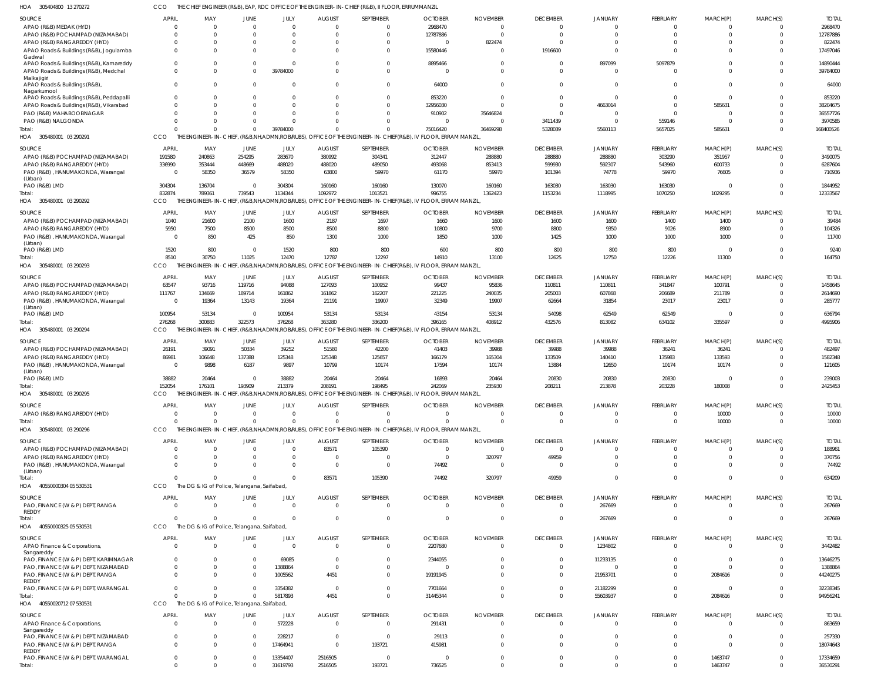HOA 305404800 13 270272 CCO THE CHIEF ENGINEER (R&B), EAP, RDC OFFICE OF THE ENGINEER- IN- CHIEF (R&B), II FLOOR, ERRUMMANZIL

| SOURCE | APRIL | MAY | JUNE | JULY | AUGUST | SEPTEMBER | OCTOBER | NOVEMBER | DECEMBER | JANUARY | FEBRUARY | MARCH(P) | MARCH(S) | TOTAL |
|---|---|---|---|---|---|---|---|---|---|---|---|---|---|---|
| APAO (R&B) MEDAK (HYD) | 0 | 0 | 0 | 0 | 0 | 0 | 2968470 | 0 | 0 | 0 | 0 | 0 | 0 | 2968470 |
| APAO (R&B) POCHAMPAD (NIZAMABAD) | 0 | 0 | 0 | 0 | 0 | 0 | 12787886 | 0 | 0 | 0 | 0 | 0 | 0 | 12787886 |
| APAO (R&B) RANGAREDDY (HYD) | 0 | 0 | 0 | 0 | 0 | 0 | 0 | 822474 | 0 | 0 | 0 | 0 | 0 | 822474 |
| APAO Roads & Buildings (R&B), Jogulamba Gadwal | 0 | 0 | 0 | 0 | 0 | 0 | 15580446 | 0 | 1916600 | 0 | 0 | 0 | 0 | 17497046 |
| APAO Roads & Buildings (R&B), Kamareddy | 0 | 0 | 0 | 0 | 0 | 0 | 8895466 | 0 | 0 | 897099 | 5097879 | 0 | 0 | 14890444 |
| APAO Roads & Buildings (R&B), Medchal Malkajigiri | 0 | 0 | 0 | 39784000 | 0 | 0 | 0 | 0 | 0 | 0 | 0 | 0 | 0 | 39784000 |
| APAO Roads & Buildings (R&B), Nagarkurnool | 0 | 0 | 0 | 0 | 0 | 0 | 64000 | 0 | 0 | 0 | 0 | 0 | 0 | 64000 |
| APAO Roads & Buildings (R&B), Peddapalli | 0 | 0 | 0 | 0 | 0 | 0 | 853220 | 0 | 0 | 0 | 0 | 0 | 0 | 853220 |
| APAO Roads & Buildings (R&B), Vikarabad | 0 | 0 | 0 | 0 | 0 | 0 | 32956030 | 0 | 0 | 4663014 | 0 | 585631 | 0 | 38204675 |
| PAO (R&B) MAHABOOBNAGAR | 0 | 0 | 0 | 0 | 0 | 0 | 910902 | 35646824 | 0 | 0 | 0 | 0 | 0 | 36557726 |
| PAO (R&B) NALGONDA | 0 | 0 | 0 | 0 | 0 | 0 | 0 | 0 | 3411439 | 0 | 559146 | 0 | 0 | 3970585 |
| Total: | 0 | 0 | 0 | 39784000 | 0 | 0 | 75016420 | 36469298 | 5328039 | 5560113 | 5657025 | 585631 | 0 | 168400526 |

HOA 305480001 03 290291 CCO THE ENGINEER- IN- CHIEF, (R&B,NH,ADMN,ROB,RUBS), OFFICE OF THE ENGINEER- IN- CHIEF(R&B), IV FLOOR, ERRAM MANZIL,

| SOURCE | APRIL | MAY | JUNE | JULY | AUGUST | SEPTEMBER | OCTOBER | NOVEMBER | DECEMBER | JANUARY | FEBRUARY | MARCH(P) | MARCH(S) | TOTAL |
|---|---|---|---|---|---|---|---|---|---|---|---|---|---|---|
| APAO (R&B) POCHAMPAD (NIZAMABAD) | 191580 | 240863 | 254295 | 283670 | 380992 | 304341 | 312447 | 288880 | 288880 | 288880 | 303290 | 351957 | 0 | 3490075 |
| APAO (R&B) RANGAREDDY (HYD) | 336990 | 353444 | 448669 | 488020 | 488020 | 489050 | 493068 | 853413 | 599930 | 592307 | 543960 | 600733 | 0 | 6287604 |
| PAO (R&B) , HANUMAKONDA, Warangal (Urban) | 0 | 58350 | 36579 | 58350 | 63800 | 59970 | 61170 | 59970 | 101394 | 74778 | 59970 | 76605 | 0 | 710936 |
| PAO (R&B) LMD | 304304 | 136704 | 0 | 304304 | 160160 | 160160 | 130070 | 160160 | 163030 | 163030 | 163030 | 0 | 0 | 1844952 |
| Total: | 832874 | 789361 | 739543 | 1134344 | 1092972 | 1013521 | 996755 | 1362423 | 1153234 | 1118995 | 1070250 | 1029295 | 0 | 12333567 |

HOA 305480001 03 290292 CCO THE ENGINEER- IN- CHIEF, (R&B,NH,ADMN,ROB,RUBS), OFFICE OF THE ENGINEER- IN- CHIEF(R&B), IV FLOOR, ERRAM MANZIL,

| SOURCE | APRIL | MAY | JUNE | JULY | AUGUST | SEPTEMBER | OCTOBER | NOVEMBER | DECEMBER | JANUARY | FEBRUARY | MARCH(P) | MARCH(S) | TOTAL |
|---|---|---|---|---|---|---|---|---|---|---|---|---|---|---|
| APAO (R&B) POCHAMPAD (NIZAMABAD) | 1040 | 21600 | 2100 | 1600 | 2187 | 1697 | 1660 | 1600 | 1600 | 1600 | 1400 | 1400 | 0 | 39484 |
| APAO (R&B) RANGAREDDY (HYD) | 5950 | 7500 | 8500 | 8500 | 8500 | 8800 | 10800 | 9700 | 8800 | 9350 | 9026 | 8900 | 0 | 104326 |
| PAO (R&B) , HANUMAKONDA, Warangal (Urban) | 0 | 850 | 425 | 850 | 1300 | 1000 | 1850 | 1000 | 1425 | 1000 | 1000 | 1000 | 0 | 11700 |
| PAO (R&B) LMD | 1520 | 800 | 0 | 1520 | 800 | 800 | 600 | 800 | 800 | 800 | 800 | 0 | 0 | 9240 |
| Total: | 8510 | 30750 | 11025 | 12470 | 12787 | 12297 | 14910 | 13100 | 12625 | 12750 | 12226 | 11300 | 0 | 164750 |

HOA 305480001 03 290293 CCO THE ENGINEER- IN- CHIEF, (R&B,NH,ADMN,ROB,RUBS), OFFICE OF THE ENGINEER- IN- CHIEF(R&B), IV FLOOR, ERRAM MANZIL,

| SOURCE | APRIL | MAY | JUNE | JULY | AUGUST | SEPTEMBER | OCTOBER | NOVEMBER | DECEMBER | JANUARY | FEBRUARY | MARCH(P) | MARCH(S) | TOTAL |
|---|---|---|---|---|---|---|---|---|---|---|---|---|---|---|
| APAO (R&B) POCHAMPAD (NIZAMABAD) | 63547 | 93716 | 119716 | 94088 | 127093 | 100952 | 99437 | 95836 | 110811 | 110811 | 341847 | 100791 | 0 | 1458645 |
| APAO (R&B) RANGAREDDY (HYD) | 111767 | 134669 | 189714 | 161862 | 161862 | 162207 | 221225 | 240035 | 205003 | 607868 | 206689 | 211789 | 0 | 2614690 |
| PAO (R&B) , HANUMAKONDA, Warangal (Urban) | 0 | 19364 | 13143 | 19364 | 21191 | 19907 | 32349 | 19907 | 62664 | 31854 | 23017 | 23017 | 0 | 285777 |
| PAO (R&B) LMD | 100954 | 53134 | 0 | 100954 | 53134 | 53134 | 43154 | 53134 | 54098 | 62549 | 62549 | 0 | 0 | 636794 |
| Total: | 276268 | 300883 | 322573 | 376268 | 363280 | 336200 | 396165 | 408912 | 432576 | 813082 | 634102 | 335597 | 0 | 4995906 |

HOA 305480001 03 290294 CCO THE ENGINEER- IN- CHIEF, (R&B,NH,ADMN,ROB,RUBS), OFFICE OF THE ENGINEER- IN- CHIEF(R&B), IV FLOOR, ERRAM MANZIL,

| SOURCE | APRIL | MAY | JUNE | JULY | AUGUST | SEPTEMBER | OCTOBER | NOVEMBER | DECEMBER | JANUARY | FEBRUARY | MARCH(P) | MARCH(S) | TOTAL |
|---|---|---|---|---|---|---|---|---|---|---|---|---|---|---|
| APAO (R&B) POCHAMPAD (NIZAMABAD) | 26191 | 39091 | 50334 | 39252 | 51580 | 42200 | 41403 | 39988 | 39988 | 39988 | 36241 | 36241 | 0 | 482497 |
| APAO (R&B) RANGAREDDY (HYD) | 86981 | 106648 | 137388 | 125348 | 125348 | 125657 | 166179 | 165304 | 133509 | 140410 | 135983 | 133593 | 0 | 1582348 |
| PAO (R&B) , HANUMAKONDA, Warangal (Urban) | 0 | 9898 | 6187 | 9897 | 10799 | 10174 | 17594 | 10174 | 13884 | 12650 | 10174 | 10174 | 0 | 121605 |
| PAO (R&B) LMD | 38882 | 20464 | 0 | 38882 | 20464 | 20464 | 16893 | 20464 | 20830 | 20830 | 20830 | 0 | 0 | 239003 |
| Total: | 152054 | 176101 | 193909 | 213379 | 208191 | 198495 | 242069 | 235930 | 208211 | 213878 | 203228 | 180008 | 0 | 2425453 |

HOA 305480001 03 290295 CCO THE ENGINEER- IN- CHIEF, (R&B,NH,ADMN,ROB,RUBS), OFFICE OF THE ENGINEER- IN- CHIEF(R&B), IV FLOOR, ERRAM MANZIL,

| SOURCE | APRIL | MAY | JUNE | JULY | AUGUST | SEPTEMBER | OCTOBER | NOVEMBER | DECEMBER | JANUARY | FEBRUARY | MARCH(P) | MARCH(S) | TOTAL |
|---|---|---|---|---|---|---|---|---|---|---|---|---|---|---|
| APAO (R&B) RANGAREDDY (HYD) | 0 | 0 | 0 | 0 | 0 | 0 | 0 | 0 | 0 | 0 | 0 | 10000 | 0 | 10000 |
| Total: | 0 | 0 | 0 | 0 | 0 | 0 | 0 | 0 | 0 | 0 | 0 | 10000 | 0 | 10000 |

HOA 305480001 03 290296 CCO THE ENGINEER- IN- CHIEF, (R&B,NH,ADMN,ROB,RUBS), OFFICE OF THE ENGINEER- IN- CHIEF(R&B), IV FLOOR, ERRAM MANZIL,

| SOURCE | APRIL | MAY | JUNE | JULY | AUGUST | SEPTEMBER | OCTOBER | NOVEMBER | DECEMBER | JANUARY | FEBRUARY | MARCH(P) | MARCH(S) | TOTAL |
|---|---|---|---|---|---|---|---|---|---|---|---|---|---|---|
| APAO (R&B) POCHAMPAD (NIZAMABAD) | 0 | 0 | 0 | 0 | 83571 | 105390 | 0 | 0 | 0 | 0 | 0 | 0 | 0 | 188961 |
| APAO (R&B) RANGAREDDY (HYD) | 0 | 0 | 0 | 0 | 0 | 0 | 0 | 320797 | 49959 | 0 | 0 | 0 | 0 | 370756 |
| PAO (R&B) , HANUMAKONDA, Warangal (Urban) | 0 | 0 | 0 | 0 | 0 | 0 | 74492 | 0 | 0 | 0 | 0 | 0 | 0 | 74492 |
| Total: | 0 | 0 | 0 | 0 | 83571 | 105390 | 74492 | 320797 | 49959 | 0 | 0 | 0 | 0 | 634209 |

HOA 40550000304 05 530531 CCO The DG & IG of Police, Telangana, Saifabad,

| SOURCE | APRIL | MAY | JUNE | JULY | AUGUST | SEPTEMBER | OCTOBER | NOVEMBER | DECEMBER | JANUARY | FEBRUARY | MARCH(P) | MARCH(S) | TOTAL |
|---|---|---|---|---|---|---|---|---|---|---|---|---|---|---|
| PAO, FINANCE (W & P) DEPT, RANGA REDDY | 0 | 0 | 0 | 0 | 0 | 0 | 0 | 0 | 0 | 267669 | 0 | 0 | 0 | 267669 |
| Total: | 0 | 0 | 0 | 0 | 0 | 0 | 0 | 0 | 0 | 267669 | 0 | 0 | 0 | 267669 |

HOA 40550000325 05 530531 CCO The DG & IG of Police, Telangana, Saifabad,

| SOURCE | APRIL | MAY | JUNE | JULY | AUGUST | SEPTEMBER | OCTOBER | NOVEMBER | DECEMBER | JANUARY | FEBRUARY | MARCH(P) | MARCH(S) | TOTAL |
|---|---|---|---|---|---|---|---|---|---|---|---|---|---|---|
| APAO Finance & Corporations, Sangareddy | 0 | 0 | 0 | 0 | 0 | 0 | 2207680 | 0 | 0 | 1234802 | 0 | 0 | 0 | 3442482 |
| PAO, FINANCE (W & P) DEPT, KARIMNAGAR | 0 | 0 | 0 | 69085 | 0 | 0 | 2344055 | 0 | 0 | 11233135 | 0 | 0 | 0 | 13646275 |
| PAO, FINANCE (W & P) DEPT, NIZAMABAD | 0 | 0 | 0 | 1388864 | 0 | 0 | 0 | 0 | 0 | 0 | 0 | 0 | 0 | 1388864 |
| PAO, FINANCE (W & P) DEPT, RANGA REDDY | 0 | 0 | 0 | 1005562 | 4451 | 0 | 19191945 | 0 | 0 | 21953701 | 0 | 2084616 | 0 | 44240275 |
| PAO, FINANCE (W & P) DEPT, WARANGAL | 0 | 0 | 0 | 3354382 | 0 | 0 | 7701664 | 0 | 0 | 21182299 | 0 | 0 | 0 | 32238345 |
| Total: | 0 | 0 | 0 | 5817893 | 4451 | 0 | 31445344 | 0 | 0 | 55603937 | 0 | 2084616 | 0 | 94956241 |

HOA 40550020712 07 530531 CCO The DG & IG of Police, Telangana, Saifabad,

| SOURCE | APRIL | MAY | JUNE | JULY | AUGUST | SEPTEMBER | OCTOBER | NOVEMBER | DECEMBER | JANUARY | FEBRUARY | MARCH(P) | MARCH(S) | TOTAL |
|---|---|---|---|---|---|---|---|---|---|---|---|---|---|---|
| APAO Finance & Corporations, Sangareddy | 0 | 0 | 0 | 572228 | 0 | 0 | 291431 | 0 | 0 | 0 | 0 | 0 | 0 | 863659 |
| PAO, FINANCE (W & P) DEPT, NIZAMABAD | 0 | 0 | 0 | 228217 | 0 | 0 | 29113 | 0 | 0 | 0 | 0 | 0 | 0 | 257330 |
| PAO, FINANCE (W & P) DEPT, RANGA REDDY | 0 | 0 | 0 | 17464941 | 0 | 193721 | 415981 | 0 | 0 | 0 | 0 | 0 | 0 | 18074643 |
| PAO, FINANCE (W & P) DEPT, WARANGAL | 0 | 0 | 0 | 13354407 | 2516505 | 0 | 0 | 0 | 0 | 0 | 0 | 1463747 | 0 | 17334659 |
| Total: | 0 | 0 | 0 | 31619793 | 2516505 | 193721 | 736525 | 0 | 0 | 0 | 0 | 1463747 | 0 | 36530291 |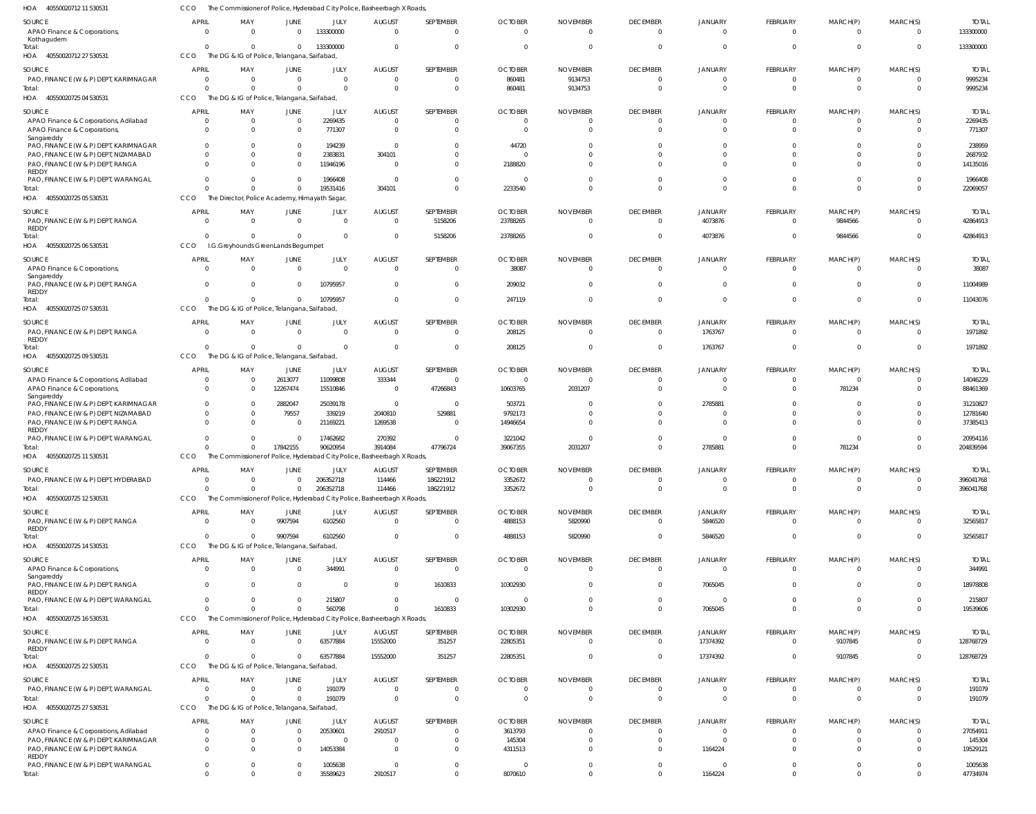HOA 40550020712 11 530531 CCO The Commissioner of Police, Hyderabad City Police, Basheerbagh X Roads,

| SOURCE | APRIL | MAY | JUNE | JULY | AUGUST | SEPTEMBER | OCTOBER | NOVEMBER | DECEMBER | JANUARY | FEBRUARY | MARCH(P) | MARCH(S) | TOTAL |
|---|---|---|---|---|---|---|---|---|---|---|---|---|---|---|
| APAO Finance & Corporations, Kothagudem | 0 | 0 | 0 | 133300000 | 0 | 0 | 0 | 0 | 0 | 0 | 0 | 0 | 0 | 133300000 |
| Total: | 0 | 0 | 0 | 133300000 | 0 | 0 | 0 | 0 | 0 | 0 | 0 | 0 | 0 | 133300000 |

HOA 40550020712 27 530531 CCO The DG & IG of Police, Telangana, Saifabad,

| SOURCE | APRIL | MAY | JUNE | JULY | AUGUST | SEPTEMBER | OCTOBER | NOVEMBER | DECEMBER | JANUARY | FEBRUARY | MARCH(P) | MARCH(S) | TOTAL |
|---|---|---|---|---|---|---|---|---|---|---|---|---|---|---|
| PAO, FINANCE (W & P) DEPT, KARIMNAGAR | 0 | 0 | 0 | 0 | 0 | 0 | 860481 | 9134753 | 0 | 0 | 0 | 0 | 0 | 9995234 |
| Total: | 0 | 0 | 0 | 0 | 0 | 0 | 860481 | 9134753 | 0 | 0 | 0 | 0 | 0 | 9995234 |

HOA 40550020725 04 530531 CCO The DG & IG of Police, Telangana, Saifabad,

| SOURCE | APRIL | MAY | JUNE | JULY | AUGUST | SEPTEMBER | OCTOBER | NOVEMBER | DECEMBER | JANUARY | FEBRUARY | MARCH(P) | MARCH(S) | TOTAL |
|---|---|---|---|---|---|---|---|---|---|---|---|---|---|---|
| APAO Finance & Corporations, Adilabad | 0 | 0 | 0 | 2269435 | 0 | 0 | 0 | 0 | 0 | 0 | 0 | 0 | 0 | 2269435 |
| APAO Finance & Corporations, Sangareddy | 0 | 0 | 0 | 771307 | 0 | 0 | 0 | 0 | 0 | 0 | 0 | 0 | 0 | 771307 |
| PAO, FINANCE (W & P) DEPT, KARIMNAGAR | 0 | 0 | 0 | 194239 | 0 | 0 | 44720 | 0 | 0 | 0 | 0 | 0 | 0 | 238959 |
| PAO, FINANCE (W & P) DEPT, NIZAMABAD | 0 | 0 | 0 | 2383831 | 304101 | 0 | 0 | 0 | 0 | 0 | 0 | 0 | 0 | 2687932 |
| PAO, FINANCE (W & P) DEPT, RANGA REDDY | 0 | 0 | 0 | 11946196 | 0 | 0 | 2188820 | 0 | 0 | 0 | 0 | 0 | 0 | 14135016 |
| PAO, FINANCE (W & P) DEPT, WARANGAL | 0 | 0 | 0 | 1966408 | 0 | 0 | 0 | 0 | 0 | 0 | 0 | 0 | 0 | 1966408 |
| Total: | 0 | 0 | 0 | 19531416 | 304101 | 0 | 2233540 | 0 | 0 | 0 | 0 | 0 | 0 | 22069057 |

HOA 40550020725 05 530531 CCO The Director, Police Academy, Himayath Sagar,

| SOURCE | APRIL | MAY | JUNE | JULY | AUGUST | SEPTEMBER | OCTOBER | NOVEMBER | DECEMBER | JANUARY | FEBRUARY | MARCH(P) | MARCH(S) | TOTAL |
|---|---|---|---|---|---|---|---|---|---|---|---|---|---|---|
| PAO, FINANCE (W & P) DEPT, RANGA REDDY | 0 | 0 | 0 | 0 | 0 | 5158206 | 23788265 | 0 | 0 | 4073876 | 0 | 9844566 | 0 | 42864913 |
| Total: | 0 | 0 | 0 | 0 | 0 | 5158206 | 23788265 | 0 | 0 | 4073876 | 0 | 9844566 | 0 | 42864913 |

HOA 40550020725 06 530531 CCO I.G.Greyhounds GreenLands Begumpet

| SOURCE | APRIL | MAY | JUNE | JULY | AUGUST | SEPTEMBER | OCTOBER | NOVEMBER | DECEMBER | JANUARY | FEBRUARY | MARCH(P) | MARCH(S) | TOTAL |
|---|---|---|---|---|---|---|---|---|---|---|---|---|---|---|
| APAO Finance & Corporations, Sangareddy | 0 | 0 | 0 | 0 | 0 | 0 | 38087 | 0 | 0 | 0 | 0 | 0 | 0 | 38087 |
| PAO, FINANCE (W & P) DEPT, RANGA REDDY | 0 | 0 | 0 | 10795957 | 0 | 0 | 209032 | 0 | 0 | 0 | 0 | 0 | 0 | 11004989 |
| Total: | 0 | 0 | 0 | 10795957 | 0 | 0 | 247119 | 0 | 0 | 0 | 0 | 0 | 0 | 11043076 |

HOA 40550020725 07 530531 CCO The DG & IG of Police, Telangana, Saifabad,

| SOURCE | APRIL | MAY | JUNE | JULY | AUGUST | SEPTEMBER | OCTOBER | NOVEMBER | DECEMBER | JANUARY | FEBRUARY | MARCH(P) | MARCH(S) | TOTAL |
|---|---|---|---|---|---|---|---|---|---|---|---|---|---|---|
| PAO, FINANCE (W & P) DEPT, RANGA REDDY | 0 | 0 | 0 | 0 | 0 | 0 | 208125 | 0 | 0 | 1763767 | 0 | 0 | 0 | 1971892 |
| Total: | 0 | 0 | 0 | 0 | 0 | 0 | 208125 | 0 | 0 | 1763767 | 0 | 0 | 0 | 1971892 |

HOA 40550020725 09 530531 CCO The DG & IG of Police, Telangana, Saifabad,

| SOURCE | APRIL | MAY | JUNE | JULY | AUGUST | SEPTEMBER | OCTOBER | NOVEMBER | DECEMBER | JANUARY | FEBRUARY | MARCH(P) | MARCH(S) | TOTAL |
|---|---|---|---|---|---|---|---|---|---|---|---|---|---|---|
| APAO Finance & Corporations, Adilabad | 0 | 0 | 2613077 | 11099808 | 333344 | 0 | 0 | 0 | 0 | 0 | 0 | 0 | 0 | 14046229 |
| APAO Finance & Corporations, Sangareddy | 0 | 0 | 12267474 | 15510846 | 0 | 47266843 | 10603765 | 2031207 | 0 | 0 | 0 | 781234 | 0 | 88461369 |
| PAO, FINANCE (W & P) DEPT, KARIMNAGAR | 0 | 0 | 2882047 | 25039178 | 0 | 0 | 503721 | 0 | 0 | 2785881 | 0 | 0 | 0 | 31210827 |
| PAO, FINANCE (W & P) DEPT, NIZAMABAD | 0 | 0 | 79557 | 339219 | 2040810 | 529881 | 9792173 | 0 | 0 | 0 | 0 | 0 | 0 | 12781640 |
| PAO, FINANCE (W & P) DEPT, RANGA REDDY | 0 | 0 | 0 | 21169221 | 1269538 | 0 | 14946654 | 0 | 0 | 0 | 0 | 0 | 0 | 37385413 |
| PAO, FINANCE (W & P) DEPT, WARANGAL | 0 | 0 | 0 | 17462682 | 270392 | 0 | 3221042 | 0 | 0 | 0 | 0 | 0 | 0 | 20954116 |
| Total: | 0 | 0 | 17842155 | 90620954 | 3914084 | 47796724 | 39067355 | 2031207 | 0 | 2785881 | 0 | 781234 | 0 | 204839594 |

HOA 40550020725 11 530531 CCO The Commissioner of Police, Hyderabad City Police, Basheerbagh X Roads,

| SOURCE | APRIL | MAY | JUNE | JULY | AUGUST | SEPTEMBER | OCTOBER | NOVEMBER | DECEMBER | JANUARY | FEBRUARY | MARCH(P) | MARCH(S) | TOTAL |
|---|---|---|---|---|---|---|---|---|---|---|---|---|---|---|
| PAO, FINANCE (W & P) DEPT, HYDERABAD | 0 | 0 | 0 | 206352718 | 114466 | 186221912 | 3352672 | 0 | 0 | 0 | 0 | 0 | 0 | 396041768 |
| Total: | 0 | 0 | 0 | 206352718 | 114466 | 186221912 | 3352672 | 0 | 0 | 0 | 0 | 0 | 0 | 396041768 |

HOA 40550020725 12 530531 CCO The Commissioner of Police, Hyderabad City Police, Basheerbagh X Roads,

| SOURCE | APRIL | MAY | JUNE | JULY | AUGUST | SEPTEMBER | OCTOBER | NOVEMBER | DECEMBER | JANUARY | FEBRUARY | MARCH(P) | MARCH(S) | TOTAL |
|---|---|---|---|---|---|---|---|---|---|---|---|---|---|---|
| PAO, FINANCE (W & P) DEPT, RANGA REDDY | 0 | 0 | 9907594 | 6102560 | 0 | 0 | 4888153 | 5820990 | 0 | 5846520 | 0 | 0 | 0 | 32565817 |
| Total: | 0 | 0 | 9907594 | 6102560 | 0 | 0 | 4888153 | 5820990 | 0 | 5846520 | 0 | 0 | 0 | 32565817 |

HOA 40550020725 14 530531 CCO The DG & IG of Police, Telangana, Saifabad,

| SOURCE | APRIL | MAY | JUNE | JULY | AUGUST | SEPTEMBER | OCTOBER | NOVEMBER | DECEMBER | JANUARY | FEBRUARY | MARCH(P) | MARCH(S) | TOTAL |
|---|---|---|---|---|---|---|---|---|---|---|---|---|---|---|
| APAO Finance & Corporations, Sangareddy | 0 | 0 | 0 | 344991 | 0 | 0 | 0 | 0 | 0 | 0 | 0 | 0 | 0 | 344991 |
| PAO, FINANCE (W & P) DEPT, RANGA REDDY | 0 | 0 | 0 | 0 | 0 | 1610833 | 10302930 | 0 | 0 | 7065045 | 0 | 0 | 0 | 18978808 |
| PAO, FINANCE (W & P) DEPT, WARANGAL | 0 | 0 | 0 | 215807 | 0 | 0 | 0 | 0 | 0 | 0 | 0 | 0 | 0 | 215807 |
| Total: | 0 | 0 | 0 | 560798 | 0 | 1610833 | 10302930 | 0 | 0 | 7065045 | 0 | 0 | 0 | 19539606 |

HOA 40550020725 16 530531 CCO The Commissioner of Police, Hyderabad City Police, Basheerbagh X Roads,

| SOURCE | APRIL | MAY | JUNE | JULY | AUGUST | SEPTEMBER | OCTOBER | NOVEMBER | DECEMBER | JANUARY | FEBRUARY | MARCH(P) | MARCH(S) | TOTAL |
|---|---|---|---|---|---|---|---|---|---|---|---|---|---|---|
| PAO, FINANCE (W & P) DEPT, RANGA REDDY | 0 | 0 | 0 | 63577884 | 15552000 | 351257 | 22805351 | 0 | 0 | 17374392 | 0 | 9107845 | 0 | 128768729 |
| Total: | 0 | 0 | 0 | 63577884 | 15552000 | 351257 | 22805351 | 0 | 0 | 17374392 | 0 | 9107845 | 0 | 128768729 |

HOA 40550020725 22 530531 CCO The DG & IG of Police, Telangana, Saifabad,

| SOURCE | APRIL | MAY | JUNE | JULY | AUGUST | SEPTEMBER | OCTOBER | NOVEMBER | DECEMBER | JANUARY | FEBRUARY | MARCH(P) | MARCH(S) | TOTAL |
|---|---|---|---|---|---|---|---|---|---|---|---|---|---|---|
| PAO, FINANCE (W & P) DEPT, WARANGAL | 0 | 0 | 0 | 191079 | 0 | 0 | 0 | 0 | 0 | 0 | 0 | 0 | 0 | 191079 |
| Total: | 0 | 0 | 0 | 191079 | 0 | 0 | 0 | 0 | 0 | 0 | 0 | 0 | 0 | 191079 |

HOA 40550020725 27 530531 CCO The DG & IG of Police, Telangana, Saifabad,

| SOURCE | APRIL | MAY | JUNE | JULY | AUGUST | SEPTEMBER | OCTOBER | NOVEMBER | DECEMBER | JANUARY | FEBRUARY | MARCH(P) | MARCH(S) | TOTAL |
|---|---|---|---|---|---|---|---|---|---|---|---|---|---|---|
| APAO Finance & Corporations, Adilabad | 0 | 0 | 0 | 20530601 | 2910517 | 0 | 3613793 | 0 | 0 | 0 | 0 | 0 | 0 | 27054911 |
| PAO, FINANCE (W & P) DEPT, KARIMNAGAR | 0 | 0 | 0 | 0 | 0 | 0 | 145304 | 0 | 0 | 0 | 0 | 0 | 0 | 145304 |
| PAO, FINANCE (W & P) DEPT, RANGA REDDY | 0 | 0 | 0 | 14053384 | 0 | 0 | 4311513 | 0 | 0 | 1164224 | 0 | 0 | 0 | 19529121 |
| PAO, FINANCE (W & P) DEPT, WARANGAL | 0 | 0 | 0 | 1005638 | 0 | 0 | 0 | 0 | 0 | 0 | 0 | 0 | 0 | 1005638 |
| Total: | 0 | 0 | 0 | 35589623 | 2910517 | 0 | 8070610 | 0 | 0 | 1164224 | 0 | 0 | 0 | 47734974 |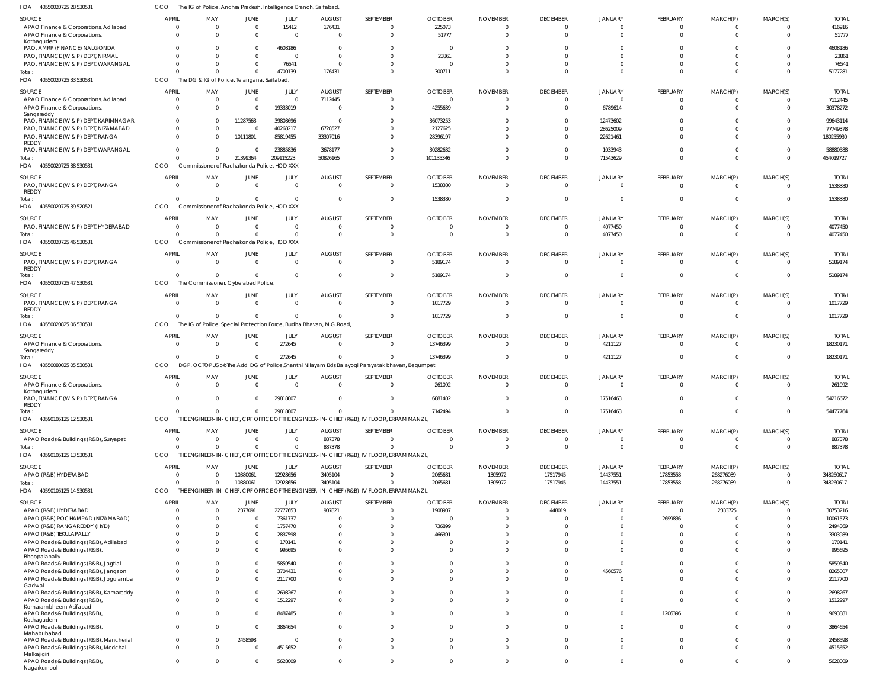HOA 40550020725 28 530531 CCO The IG of Police, Andhra Pradesh, Intelligence Branch, Saifabad,

| SOURCE | APRIL | MAY | JUNE | JULY | AUGUST | SEPTEMBER | OCTOBER | NOVEMBER | DECEMBER | JANUARY | FEBRUARY | MARCH(P) | MARCH(S) | TOTAL |
|---|---|---|---|---|---|---|---|---|---|---|---|---|---|---|
| APAO Finance & Corporations, Adilabad | 0 | 0 | 0 | 15412 | 176431 | 0 | 225073 | 0 | 0 | 0 | 0 | 0 | 0 | 416916 |
| APAO Finance & Corporations, Kothagudem | 0 | 0 | 0 | 0 | 0 | 0 | 51777 | 0 | 0 | 0 | 0 | 0 | 0 | 51777 |
| PAO, AMRP (FINANCE) NALGONDA | 0 | 0 | 0 | 4608186 | 0 | 0 | 0 | 0 | 0 | 0 | 0 | 0 | 0 | 4608186 |
| PAO, FINANCE (W & P) DEPT, NIRMAL | 0 | 0 | 0 | 0 | 0 | 0 | 23861 | 0 | 0 | 0 | 0 | 0 | 0 | 23861 |
| PAO, FINANCE (W & P) DEPT, WARANGAL | 0 | 0 | 0 | 76541 | 0 | 0 | 0 | 0 | 0 | 0 | 0 | 0 | 0 | 76541 |
| Total: | 0 | 0 | 0 | 4700139 | 176431 | 0 | 300711 | 0 | 0 | 0 | 0 | 0 | 0 | 5177281 |

HOA 40550020725 33 530531 CCO The DG & IG of Police, Telangana, Saifabad,

| SOURCE | APRIL | MAY | JUNE | JULY | AUGUST | SEPTEMBER | OCTOBER | NOVEMBER | DECEMBER | JANUARY | FEBRUARY | MARCH(P) | MARCH(S) | TOTAL |
|---|---|---|---|---|---|---|---|---|---|---|---|---|---|---|
| APAO Finance & Corporations, Adilabad | 0 | 0 | 0 | 0 | 7112445 | 0 | 0 | 0 | 0 | 0 | 0 | 0 | 0 | 7112445 |
| APAO Finance & Corporations, Sangareddy | 0 | 0 | 0 | 19333019 | 0 | 0 | 4255639 | 0 | 0 | 6789614 | 0 | 0 | 0 | 30378272 |
| PAO, FINANCE (W & P) DEPT, KARIMNAGAR | 0 | 0 | 11287563 | 39808696 | 0 | 0 | 36073253 | 0 | 0 | 12473602 | 0 | 0 | 0 | 99643114 |
| PAO, FINANCE (W & P) DEPT, NIZAMABAD | 0 | 0 | 0 | 40268217 | 6728527 | 0 | 2127625 | 0 | 0 | 28625009 | 0 | 0 | 0 | 77749378 |
| PAO, FINANCE (W & P) DEPT, RANGA REDDY | 0 | 0 | 10111801 | 85819455 | 33307016 | 0 | 28396197 | 0 | 0 | 22621461 | 0 | 0 | 0 | 180255930 |
| PAO, FINANCE (W & P) DEPT, WARANGAL | 0 | 0 | 0 | 23885836 | 3678177 | 0 | 30282632 | 0 | 0 | 1033943 | 0 | 0 | 0 | 58880588 |
| Total: | 0 | 0 | 21399364 | 209115223 | 50826165 | 0 | 101135346 | 0 | 0 | 71543629 | 0 | 0 | 0 | 454019727 |

HOA 40550020725 38 530531 CCO Commissioner of Rachakonda Police, HOD XXX

| SOURCE | APRIL | MAY | JUNE | JULY | AUGUST | SEPTEMBER | OCTOBER | NOVEMBER | DECEMBER | JANUARY | FEBRUARY | MARCH(P) | MARCH(S) | TOTAL |
|---|---|---|---|---|---|---|---|---|---|---|---|---|---|---|
| PAO, FINANCE (W & P) DEPT, RANGA REDDY | 0 | 0 | 0 | 0 | 0 | 0 | 1538380 | 0 | 0 | 0 | 0 | 0 | 0 | 1538380 |
| Total: | 0 | 0 | 0 | 0 | 0 | 0 | 1538380 | 0 | 0 | 0 | 0 | 0 | 0 | 1538380 |

HOA 40550020725 39 520521 CCO Commissioner of Rachakonda Police, HOD XXX

| SOURCE | APRIL | MAY | JUNE | JULY | AUGUST | SEPTEMBER | OCTOBER | NOVEMBER | DECEMBER | JANUARY | FEBRUARY | MARCH(P) | MARCH(S) | TOTAL |
|---|---|---|---|---|---|---|---|---|---|---|---|---|---|---|
| PAO, FINANCE (W & P) DEPT, HYDERABAD | 0 | 0 | 0 | 0 | 0 | 0 | 0 | 0 | 0 | 4077450 | 0 | 0 | 0 | 4077450 |
| Total: | 0 | 0 | 0 | 0 | 0 | 0 | 0 | 0 | 0 | 4077450 | 0 | 0 | 0 | 4077450 |

HOA 40550020725 46 530531 CCO Commissioner of Rachakonda Police, HOD XXX

| SOURCE | APRIL | MAY | JUNE | JULY | AUGUST | SEPTEMBER | OCTOBER | NOVEMBER | DECEMBER | JANUARY | FEBRUARY | MARCH(P) | MARCH(S) | TOTAL |
|---|---|---|---|---|---|---|---|---|---|---|---|---|---|---|
| PAO, FINANCE (W & P) DEPT, RANGA REDDY | 0 | 0 | 0 | 0 | 0 | 0 | 5189174 | 0 | 0 | 0 | 0 | 0 | 0 | 5189174 |
| Total: | 0 | 0 | 0 | 0 | 0 | 0 | 5189174 | 0 | 0 | 0 | 0 | 0 | 0 | 5189174 |

HOA 40550020725 47 530531 CCO The Commissioner, Cyberabad Police,

| SOURCE | APRIL | MAY | JUNE | JULY | AUGUST | SEPTEMBER | OCTOBER | NOVEMBER | DECEMBER | JANUARY | FEBRUARY | MARCH(P) | MARCH(S) | TOTAL |
|---|---|---|---|---|---|---|---|---|---|---|---|---|---|---|
| PAO, FINANCE (W & P) DEPT, RANGA REDDY | 0 | 0 | 0 | 0 | 0 | 0 | 1017729 | 0 | 0 | 0 | 0 | 0 | 0 | 1017729 |
| Total: | 0 | 0 | 0 | 0 | 0 | 0 | 1017729 | 0 | 0 | 0 | 0 | 0 | 0 | 1017729 |

HOA 40550020825 06 530531 CCO The IG of Police, Special Protection Force, Budha Bhavan, M.G.Road,

| SOURCE | APRIL | MAY | JUNE | JULY | AUGUST | SEPTEMBER | OCTOBER | NOVEMBER | DECEMBER | JANUARY | FEBRUARY | MARCH(P) | MARCH(S) | TOTAL |
|---|---|---|---|---|---|---|---|---|---|---|---|---|---|---|
| APAO Finance & Corporations, Sangareddy | 0 | 0 | 0 | 272645 | 0 | 0 | 13746399 | 0 | 0 | 4211127 | 0 | 0 | 0 | 18230171 |
| Total: | 0 | 0 | 0 | 272645 | 0 | 0 | 13746399 | 0 | 0 | 4211127 | 0 | 0 | 0 | 18230171 |

HOA 40550080025 05 530531 CCO DGP, OCTOPUS o/o The Addl DG of Police,Shanthi Nilayam Bds Balayogi Parayatak bhavan, Begumpet

| SOURCE | APRIL | MAY | JUNE | JULY | AUGUST | SEPTEMBER | OCTOBER | NOVEMBER | DECEMBER | JANUARY | FEBRUARY | MARCH(P) | MARCH(S) | TOTAL |
|---|---|---|---|---|---|---|---|---|---|---|---|---|---|---|
| APAO Finance & Corporations, Kothagudem | 0 | 0 | 0 | 0 | 0 | 0 | 261092 | 0 | 0 | 0 | 0 | 0 | 0 | 261092 |
| PAO, FINANCE (W & P) DEPT, RANGA REDDY | 0 | 0 | 0 | 29818807 | 0 | 0 | 6881402 | 0 | 0 | 17516463 | 0 | 0 | 0 | 54216672 |
| Total: | 0 | 0 | 0 | 29818807 | 0 | 0 | 7142494 | 0 | 0 | 17516463 | 0 | 0 | 0 | 54477764 |

HOA 40590105125 12 530531 CCO THE ENGINEER-IN-CHIEF, CRF OFFICE OF THE ENGINEER-IN-CHIEF (R&B), IV FLOOR, ERRAM MANZIL,

| SOURCE | APRIL | MAY | JUNE | JULY | AUGUST | SEPTEMBER | OCTOBER | NOVEMBER | DECEMBER | JANUARY | FEBRUARY | MARCH(P) | MARCH(S) | TOTAL |
|---|---|---|---|---|---|---|---|---|---|---|---|---|---|---|
| APAO Roads & Buildings (R&B), Suryapet | 0 | 0 | 0 | 0 | 887378 | 0 | 0 | 0 | 0 | 0 | 0 | 0 | 0 | 887378 |
| Total: | 0 | 0 | 0 | 0 | 887378 | 0 | 0 | 0 | 0 | 0 | 0 | 0 | 0 | 887378 |

HOA 40590105125 13 530531 CCO THE ENGINEER-IN-CHIEF, CRF OFFICE OF THE ENGINEER-IN-CHIEF (R&B), IV FLOOR, ERRAM MANZIL,

| SOURCE | APRIL | MAY | JUNE | JULY | AUGUST | SEPTEMBER | OCTOBER | NOVEMBER | DECEMBER | JANUARY | FEBRUARY | MARCH(P) | MARCH(S) | TOTAL |
|---|---|---|---|---|---|---|---|---|---|---|---|---|---|---|
| APAO (R&B) HYDERABAD | 0 | 0 | 10380061 | 12928656 | 3495104 | 0 | 2065681 | 1305972 | 17517945 | 14437551 | 17853558 | 268276089 | 0 | 348260617 |
| Total: | 0 | 0 | 10380061 | 12928656 | 3495104 | 0 | 2065681 | 1305972 | 17517945 | 14437551 | 17853558 | 268276089 | 0 | 348260617 |

HOA 40590105125 14 530531 CCO THE ENGINEER-IN-CHIEF, CRF OFFICE OF THE ENGINEER-IN-CHIEF (R&B), IV FLOOR, ERRAM MANZIL,

| SOURCE | APRIL | MAY | JUNE | JULY | AUGUST | SEPTEMBER | OCTOBER | NOVEMBER | DECEMBER | JANUARY | FEBRUARY | MARCH(P) | MARCH(S) | TOTAL |
|---|---|---|---|---|---|---|---|---|---|---|---|---|---|---|
| APAO (R&B) HYDERABAD | 0 | 0 | 2377091 | 22777653 | 907821 | 0 | 1908907 | 0 | 448019 | 0 | 0 | 2333725 | 0 | 30753216 |
| APAO (R&B) POCHAMPAD (NIZAMABAD) | 0 | 0 | 0 | 7361737 | 0 | 0 | 0 | 0 | 0 | 0 | 2699836 | 0 | 0 | 10061573 |
| APAO (R&B) RANGAREDDY (HYD) | 0 | 0 | 0 | 1757470 | 0 | 0 | 736899 | 0 | 0 | 0 | 0 | 0 | 0 | 2494369 |
| APAO (R&B) TEKULAPALLY | 0 | 0 | 0 | 2837598 | 0 | 0 | 466391 | 0 | 0 | 0 | 0 | 0 | 0 | 3303989 |
| APAO Roads & Buildings (R&B), Adilabad | 0 | 0 | 0 | 170141 | 0 | 0 | 0 | 0 | 0 | 0 | 0 | 0 | 0 | 170141 |
| APAO Roads & Buildings (R&B), Bhoopalapally | 0 | 0 | 0 | 995695 | 0 | 0 | 0 | 0 | 0 | 0 | 0 | 0 | 0 | 995695 |
| APAO Roads & Buildings (R&B), Jagtial | 0 | 0 | 0 | 5859540 | 0 | 0 | 0 | 0 | 0 | 0 | 0 | 0 | 0 | 5859540 |
| APAO Roads & Buildings (R&B), Jangaon | 0 | 0 | 0 | 3704431 | 0 | 0 | 0 | 0 | 0 | 4560576 | 0 | 0 | 0 | 8265007 |
| APAO Roads & Buildings (R&B), Jogulamba Gadwal | 0 | 0 | 0 | 2117700 | 0 | 0 | 0 | 0 | 0 | 0 | 0 | 0 | 0 | 2117700 |
| APAO Roads & Buildings (R&B), Kamareddy | 0 | 0 | 0 | 2698267 | 0 | 0 | 0 | 0 | 0 | 0 | 0 | 0 | 0 | 2698267 |
| APAO Roads & Buildings (R&B), Komarambheem Asifabad | 0 | 0 | 0 | 1512297 | 0 | 0 | 0 | 0 | 0 | 0 | 0 | 0 | 0 | 1512297 |
| APAO Roads & Buildings (R&B), Kothagudem | 0 | 0 | 0 | 8487485 | 0 | 0 | 0 | 0 | 0 | 0 | 1206396 | 0 | 0 | 9693881 |
| APAO Roads & Buildings (R&B), Mahabubabad | 0 | 0 | 0 | 3864654 | 0 | 0 | 0 | 0 | 0 | 0 | 0 | 0 | 0 | 3864654 |
| APAO Roads & Buildings (R&B), Mancherial | 0 | 0 | 2458598 | 0 | 0 | 0 | 0 | 0 | 0 | 0 | 0 | 0 | 0 | 2458598 |
| APAO Roads & Buildings (R&B), Medchal Malkajigiri | 0 | 0 | 0 | 4515652 | 0 | 0 | 0 | 0 | 0 | 0 | 0 | 0 | 0 | 4515652 |
| APAO Roads & Buildings (R&B), Nagarkurnool | 0 | 0 | 0 | 5628009 | 0 | 0 | 0 | 0 | 0 | 0 | 0 | 0 | 0 | 5628009 |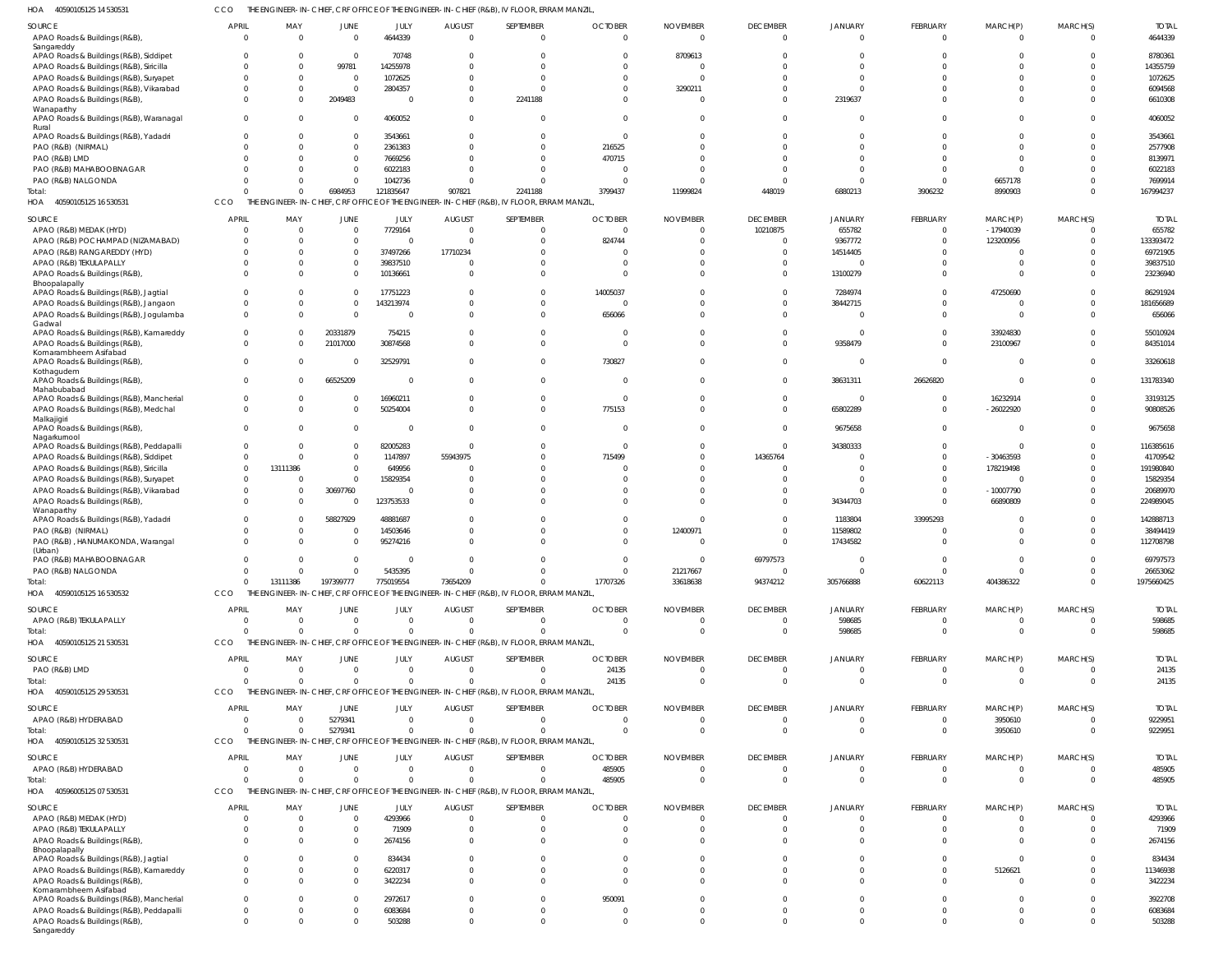HOA 40590105125 14 530531 CCO THE ENGINEER-IN-CHIEF, CRF OFFICE OF THE ENGINEER-IN-CHIEF (R&B), IV FLOOR, ERRAM MANZIL,

| SOURCE | APRIL | MAY | JUNE | JULY | AUGUST | SEPTEMBER | OCTOBER | NOVEMBER | DECEMBER | JANUARY | FEBRUARY | MARCH(P) | MARCH(S) | TOTAL |
|---|---|---|---|---|---|---|---|---|---|---|---|---|---|---|
| APAO Roads & Buildings (R&B), Sangareddy | 0 | 0 | 0 | 4644339 | 0 | 0 | 0 | 0 | 0 | 0 | 0 | 0 | 0 | 4644339 |
| APAO Roads & Buildings (R&B), Siddipet | 0 | 0 | 0 | 70748 | 0 | 0 | 0 | 8709613 | 0 | 0 | 0 | 0 | 0 | 8780361 |
| APAO Roads & Buildings (R&B), Siricilla | 0 | 0 | 99781 | 14255978 | 0 | 0 | 0 | 0 | 0 | 0 | 0 | 0 | 0 | 14355759 |
| APAO Roads & Buildings (R&B), Suryapet | 0 | 0 | 0 | 1072625 | 0 | 0 | 0 | 0 | 0 | 0 | 0 | 0 | 0 | 1072625 |
| APAO Roads & Buildings (R&B), Vikarabad | 0 | 0 | 0 | 2804357 | 0 | 0 | 0 | 3290211 | 0 | 0 | 0 | 0 | 0 | 6094568 |
| APAO Roads & Buildings (R&B), Wanaparthy | 0 | 0 | 2049483 | 0 | 0 | 2241188 | 0 | 0 | 0 | 2319637 | 0 | 0 | 0 | 6610308 |
| APAO Roads & Buildings (R&B), Waranagal Rural | 0 | 0 | 0 | 4060052 | 0 | 0 | 0 | 0 | 0 | 0 | 0 | 0 | 0 | 4060052 |
| APAO Roads & Buildings (R&B), Yadadri | 0 | 0 | 0 | 3543661 | 0 | 0 | 0 | 0 | 0 | 0 | 0 | 0 | 0 | 3543661 |
| PAO (R&B) (NIRMAL) | 0 | 0 | 0 | 2361383 | 0 | 0 | 216525 | 0 | 0 | 0 | 0 | 0 | 0 | 2577908 |
| PAO (R&B) LMD | 0 | 0 | 0 | 7669256 | 0 | 0 | 470715 | 0 | 0 | 0 | 0 | 0 | 0 | 8139971 |
| PAO (R&B) MAHABOOBNAGAR | 0 | 0 | 0 | 6022183 | 0 | 0 | 0 | 0 | 0 | 0 | 0 | 0 | 0 | 6022183 |
| PAO (R&B) NALGONDA | 0 | 0 | 0 | 1042736 | 0 | 0 | 0 | 0 | 0 | 0 | 0 | 6657178 | 0 | 7699914 |
| Total: | 0 | 0 | 6984953 | 121835647 | 907821 | 2241188 | 3799437 | 11999824 | 448019 | 6880213 | 3906232 | 8990903 | 0 | 167994237 |

HOA 40590105125 16 530531 CCO THE ENGINEER-IN-CHIEF, CRF OFFICE OF THE ENGINEER-IN-CHIEF (R&B), IV FLOOR, ERRAM MANZIL,

| SOURCE | APRIL | MAY | JUNE | JULY | AUGUST | SEPTEMBER | OCTOBER | NOVEMBER | DECEMBER | JANUARY | FEBRUARY | MARCH(P) | MARCH(S) | TOTAL |
|---|---|---|---|---|---|---|---|---|---|---|---|---|---|---|
| APAO (R&B) MEDAK (HYD) | 0 | 0 | 0 | 7729164 | 0 | 0 | 0 | 0 | 10210875 | 655782 | 0 | -17940039 | 0 | 655782 |
| APAO (R&B) POCHAMPAD (NIZAMABAD) | 0 | 0 | 0 | 0 | 0 | 0 | 824744 | 0 | 0 | 9367772 | 0 | 123200956 | 0 | 133393472 |
| APAO (R&B) RANGAREDDY (HYD) | 0 | 0 | 0 | 37497266 | 17710234 | 0 | 0 | 0 | 0 | 14514405 | 0 | 0 | 0 | 69721905 |
| APAO (R&B) TEKULAPALLY | 0 | 0 | 0 | 39837510 | 0 | 0 | 0 | 0 | 0 | 0 | 0 | 0 | 0 | 39837510 |
| APAO Roads & Buildings (R&B), Bhoopalapally | 0 | 0 | 0 | 10136661 | 0 | 0 | 0 | 0 | 0 | 13100279 | 0 | 0 | 0 | 23236940 |
| APAO Roads & Buildings (R&B), Jagtial | 0 | 0 | 0 | 17751223 | 0 | 0 | 14005037 | 0 | 0 | 7284974 | 0 | 47250690 | 0 | 86291924 |
| APAO Roads & Buildings (R&B), Jangaon | 0 | 0 | 0 | 143213974 | 0 | 0 | 0 | 0 | 0 | 38442715 | 0 | 0 | 0 | 181656689 |
| APAO Roads & Buildings (R&B), Jogulamba Gadwal | 0 | 0 | 0 | 0 | 0 | 0 | 656066 | 0 | 0 | 0 | 0 | 0 | 0 | 656066 |
| APAO Roads & Buildings (R&B), Kamareddy | 0 | 0 | 20331879 | 754215 | 0 | 0 | 0 | 0 | 0 | 0 | 0 | 33924830 | 0 | 55010924 |
| APAO Roads & Buildings (R&B), Komarambheem Asifabad | 0 | 0 | 21017000 | 30874568 | 0 | 0 | 0 | 0 | 0 | 9358479 | 0 | 23100967 | 0 | 84351014 |
| APAO Roads & Buildings (R&B), Kothagudem | 0 | 0 | 0 | 32529791 | 0 | 0 | 730827 | 0 | 0 | 0 | 0 | 0 | 0 | 33260618 |
| APAO Roads & Buildings (R&B), Mahabubabad | 0 | 0 | 66525209 | 0 | 0 | 0 | 0 | 0 | 0 | 38631311 | 26626820 | 0 | 0 | 131783340 |
| APAO Roads & Buildings (R&B), Mancherial | 0 | 0 | 0 | 16960211 | 0 | 0 | 0 | 0 | 0 | 0 | 0 | 16232914 | 0 | 33193125 |
| APAO Roads & Buildings (R&B), Medchal Malkajigiri | 0 | 0 | 0 | 50254004 | 0 | 0 | 775153 | 0 | 0 | 65802289 | 0 | -26022920 | 0 | 90808526 |
| APAO Roads & Buildings (R&B), Nagarkurnool | 0 | 0 | 0 | 0 | 0 | 0 | 0 | 0 | 0 | 9675658 | 0 | 0 | 0 | 9675658 |
| APAO Roads & Buildings (R&B), Peddapalli | 0 | 0 | 0 | 82005283 | 0 | 0 | 0 | 0 | 0 | 34380333 | 0 | 0 | 0 | 116385616 |
| APAO Roads & Buildings (R&B), Siddipet | 0 | 0 | 0 | 1147897 | 55943975 | 0 | 715499 | 0 | 14365764 | 0 | 0 | -30463593 | 0 | 41709542 |
| APAO Roads & Buildings (R&B), Siricilla | 0 | 13111386 | 0 | 649956 | 0 | 0 | 0 | 0 | 0 | 0 | 0 | 178219498 | 0 | 191980840 |
| APAO Roads & Buildings (R&B), Suryapet | 0 | 0 | 0 | 15829354 | 0 | 0 | 0 | 0 | 0 | 0 | 0 | 0 | 0 | 15829354 |
| APAO Roads & Buildings (R&B), Vikarabad | 0 | 0 | 30697760 | 0 | 0 | 0 | 0 | 0 | 0 | 0 | 0 | -10007790 | 0 | 20689970 |
| APAO Roads & Buildings (R&B), Wanaparthy | 0 | 0 | 0 | 123753533 | 0 | 0 | 0 | 0 | 0 | 34344703 | 0 | 66890809 | 0 | 224989045 |
| APAO Roads & Buildings (R&B), Yadadri | 0 | 0 | 58827929 | 48881687 | 0 | 0 | 0 | 0 | 0 | 1183804 | 33995293 | 0 | 0 | 142888713 |
| PAO (R&B) (NIRMAL) | 0 | 0 | 0 | 14503646 | 0 | 0 | 0 | 12400971 | 0 | 11589802 | 0 | 0 | 0 | 38494419 |
| PAO (R&B), HANUMAKONDA, Warangal (Urban) | 0 | 0 | 0 | 95274216 | 0 | 0 | 0 | 0 | 0 | 17434582 | 0 | 0 | 0 | 112708798 |
| PAO (R&B) MAHABOOBNAGAR | 0 | 0 | 0 | 0 | 0 | 0 | 0 | 0 | 69797573 | 0 | 0 | 0 | 0 | 69797573 |
| PAO (R&B) NALGONDA | 0 | 0 | 0 | 5435395 | 0 | 0 | 0 | 21217667 | 0 | 0 | 0 | 0 | 0 | 26653062 |
| Total: | 0 | 13111386 | 197399777 | 775019554 | 73654209 | 0 | 17707326 | 33618638 | 94374212 | 305766888 | 60622113 | 404386322 | 0 | 1975660425 |

HOA 40590105125 16 530532 CCO THE ENGINEER-IN-CHIEF, CRF OFFICE OF THE ENGINEER-IN-CHIEF (R&B), IV FLOOR, ERRAM MANZIL,

| SOURCE | APRIL | MAY | JUNE | JULY | AUGUST | SEPTEMBER | OCTOBER | NOVEMBER | DECEMBER | JANUARY | FEBRUARY | MARCH(P) | MARCH(S) | TOTAL |
|---|---|---|---|---|---|---|---|---|---|---|---|---|---|---|
| APAO (R&B) TEKULAPALLY | 0 | 0 | 0 | 0 | 0 | 0 | 0 | 0 | 0 | 598685 | 0 | 0 | 0 | 598685 |
| Total: | 0 | 0 | 0 | 0 | 0 | 0 | 0 | 0 | 0 | 598685 | 0 | 0 | 0 | 598685 |

HOA 40590105125 21 530531 CCO THE ENGINEER-IN-CHIEF, CRF OFFICE OF THE ENGINEER-IN-CHIEF (R&B), IV FLOOR, ERRAM MANZIL,

| SOURCE | APRIL | MAY | JUNE | JULY | AUGUST | SEPTEMBER | OCTOBER | NOVEMBER | DECEMBER | JANUARY | FEBRUARY | MARCH(P) | MARCH(S) | TOTAL |
|---|---|---|---|---|---|---|---|---|---|---|---|---|---|---|
| PAO (R&B) LMD | 0 | 0 | 0 | 0 | 0 | 0 | 24135 | 0 | 0 | 0 | 0 | 0 | 0 | 24135 |
| Total: | 0 | 0 | 0 | 0 | 0 | 0 | 24135 | 0 | 0 | 0 | 0 | 0 | 0 | 24135 |

HOA 40590105125 29 530531 CCO THE ENGINEER-IN-CHIEF, CRF OFFICE OF THE ENGINEER-IN-CHIEF (R&B), IV FLOOR, ERRAM MANZIL,

| SOURCE | APRIL | MAY | JUNE | JULY | AUGUST | SEPTEMBER | OCTOBER | NOVEMBER | DECEMBER | JANUARY | FEBRUARY | MARCH(P) | MARCH(S) | TOTAL |
|---|---|---|---|---|---|---|---|---|---|---|---|---|---|---|
| APAO (R&B) HYDERABAD | 0 | 0 | 5279341 | 0 | 0 | 0 | 0 | 0 | 0 | 0 | 0 | 3950610 | 0 | 9229951 |
| Total: | 0 | 0 | 5279341 | 0 | 0 | 0 | 0 | 0 | 0 | 0 | 0 | 3950610 | 0 | 9229951 |

HOA 40590105125 32 530531 CCO THE ENGINEER-IN-CHIEF, CRF OFFICE OF THE ENGINEER-IN-CHIEF (R&B), IV FLOOR, ERRAM MANZIL,

| SOURCE | APRIL | MAY | JUNE | JULY | AUGUST | SEPTEMBER | OCTOBER | NOVEMBER | DECEMBER | JANUARY | FEBRUARY | MARCH(P) | MARCH(S) | TOTAL |
|---|---|---|---|---|---|---|---|---|---|---|---|---|---|---|
| APAO (R&B) HYDERABAD | 0 | 0 | 0 | 0 | 0 | 0 | 485905 | 0 | 0 | 0 | 0 | 0 | 0 | 485905 |
| Total: | 0 | 0 | 0 | 0 | 0 | 0 | 485905 | 0 | 0 | 0 | 0 | 0 | 0 | 485905 |

HOA 40596005125 07 530531 CCO THE ENGINEER-IN-CHIEF, CRF OFFICE OF THE ENGINEER-IN-CHIEF (R&B), IV FLOOR, ERRAM MANZIL,

| SOURCE | APRIL | MAY | JUNE | JULY | AUGUST | SEPTEMBER | OCTOBER | NOVEMBER | DECEMBER | JANUARY | FEBRUARY | MARCH(P) | MARCH(S) | TOTAL |
|---|---|---|---|---|---|---|---|---|---|---|---|---|---|---|
| APAO (R&B) MEDAK (HYD) | 0 | 0 | 0 | 4293966 | 0 | 0 | 0 | 0 | 0 | 0 | 0 | 0 | 0 | 4293966 |
| APAO (R&B) TEKULAPALLY | 0 | 0 | 0 | 71909 | 0 | 0 | 0 | 0 | 0 | 0 | 0 | 0 | 0 | 71909 |
| APAO Roads & Buildings (R&B), Bhoopalapally | 0 | 0 | 0 | 2674156 | 0 | 0 | 0 | 0 | 0 | 0 | 0 | 0 | 0 | 2674156 |
| APAO Roads & Buildings (R&B), Jagtial | 0 | 0 | 0 | 834434 | 0 | 0 | 0 | 0 | 0 | 0 | 0 | 0 | 0 | 834434 |
| APAO Roads & Buildings (R&B), Kamareddy | 0 | 0 | 0 | 6220317 | 0 | 0 | 0 | 0 | 0 | 0 | 0 | 5126621 | 0 | 11346938 |
| APAO Roads & Buildings (R&B), Komarambheem Asifabad | 0 | 0 | 0 | 3422234 | 0 | 0 | 0 | 0 | 0 | 0 | 0 | 0 | 0 | 3422234 |
| APAO Roads & Buildings (R&B), Mancherial | 0 | 0 | 0 | 2972617 | 0 | 0 | 950091 | 0 | 0 | 0 | 0 | 0 | 0 | 3922708 |
| APAO Roads & Buildings (R&B), Peddapalli | 0 | 0 | 0 | 6083684 | 0 | 0 | 0 | 0 | 0 | 0 | 0 | 0 | 0 | 6083684 |
| APAO Roads & Buildings (R&B), Sangareddy | 0 | 0 | 0 | 503288 | 0 | 0 | 0 | 0 | 0 | 0 | 0 | 0 | 0 | 503288 |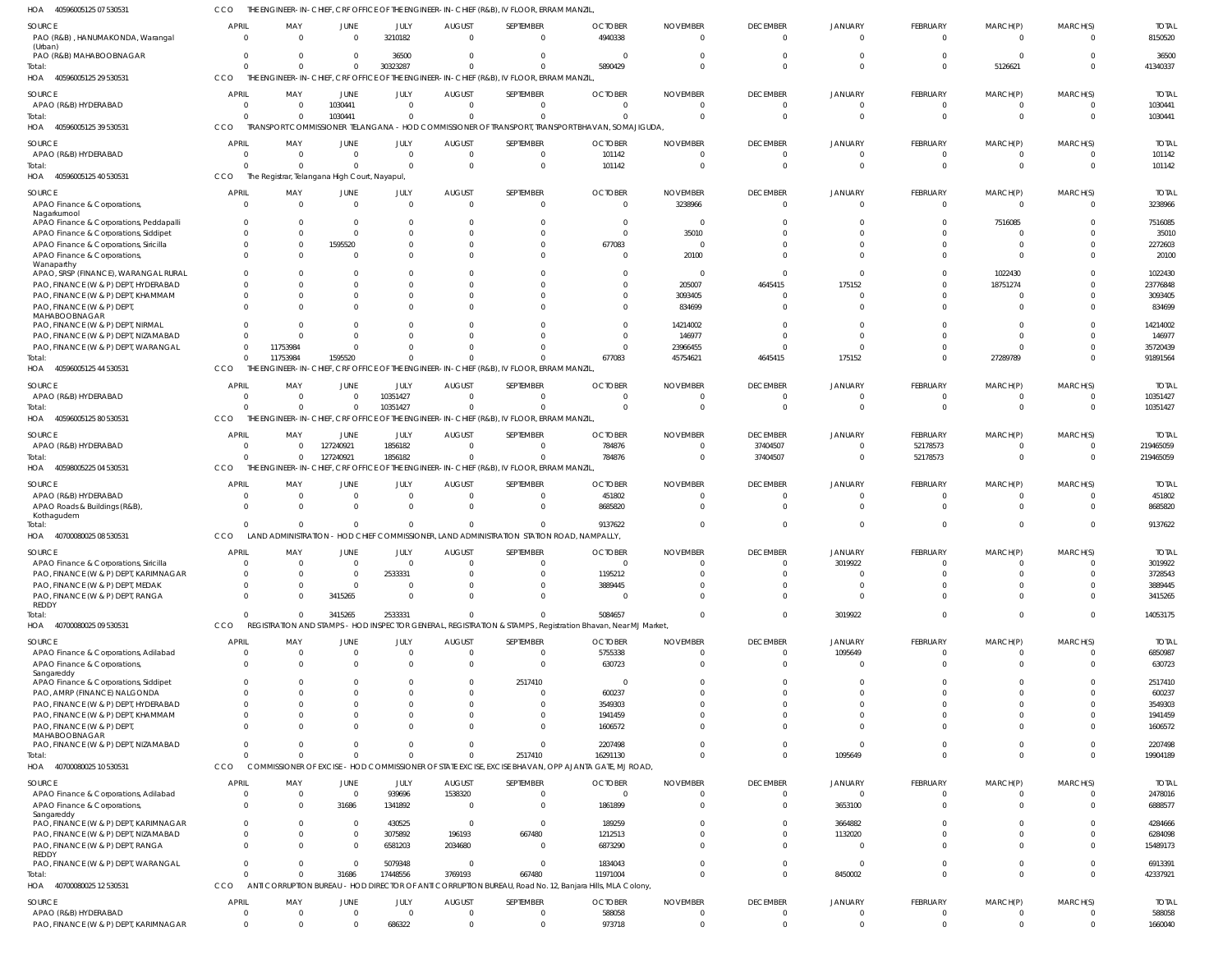HOA 40596005125 07 530531 CCO THE ENGINEER-IN-CHIEF, CRF OFFICE OF THE ENGINEER-IN-CHIEF (R&B), IV FLOOR, ERRAM MANZIL,

| SOURCE | APRIL | MAY | JUNE | JULY | AUGUST | SEPTEMBER | OCTOBER | NOVEMBER | DECEMBER | JANUARY | FEBRUARY | MARCH(P) | MARCH(S) | TOTAL |
|---|---|---|---|---|---|---|---|---|---|---|---|---|---|---|
| PAO (R&B), HANUMAKONDA, Warangal (Urban) | 0 | 0 | 0 | 3210182 | 0 | 0 | 4940338 | 0 | 0 | 0 | 0 | 0 | 0 | 8150520 |
| PAO (R&B) MAHABOOBNAGAR | 0 | 0 | 0 | 36500 | 0 | 0 | 0 | 0 | 0 | 0 | 0 | 0 | 0 | 36500 |
| Total: | 0 | 0 | 0 | 30323287 | 0 | 0 | 5890429 | 0 | 0 | 0 | 0 | 5126621 | 0 | 41340337 |

HOA 40596005125 29 530531 CCO THE ENGINEER-IN-CHIEF, CRF OFFICE OF THE ENGINEER-IN-CHIEF (R&B), IV FLOOR, ERRAM MANZIL,

| SOURCE | APRIL | MAY | JUNE | JULY | AUGUST | SEPTEMBER | OCTOBER | NOVEMBER | DECEMBER | JANUARY | FEBRUARY | MARCH(P) | MARCH(S) | TOTAL |
|---|---|---|---|---|---|---|---|---|---|---|---|---|---|---|
| APAO (R&B) HYDERABAD | 0 | 0 | 1030441 | 0 | 0 | 0 | 0 | 0 | 0 | 0 | 0 | 0 | 0 | 1030441 |
| Total: | 0 | 0 | 1030441 | 0 | 0 | 0 | 0 | 0 | 0 | 0 | 0 | 0 | 0 | 1030441 |

HOA 40596005125 39 530531 CCO TRANSPORT COMMISSIONER TELANGANA - HOD COMMISSIONER OF TRANSPORT, TRANSPORT BHAVAN, SOMAJIGUDA,

| SOURCE | APRIL | MAY | JUNE | JULY | AUGUST | SEPTEMBER | OCTOBER | NOVEMBER | DECEMBER | JANUARY | FEBRUARY | MARCH(P) | MARCH(S) | TOTAL |
|---|---|---|---|---|---|---|---|---|---|---|---|---|---|---|
| APAO (R&B) HYDERABAD | 0 | 0 | 0 | 0 | 0 | 0 | 101142 | 0 | 0 | 0 | 0 | 0 | 0 | 101142 |
| Total: | 0 | 0 | 0 | 0 | 0 | 0 | 101142 | 0 | 0 | 0 | 0 | 0 | 0 | 101142 |

HOA 40596005125 40 530531 CCO The Registrar, Telangana High Court, Nayapul,

| SOURCE | APRIL | MAY | JUNE | JULY | AUGUST | SEPTEMBER | OCTOBER | NOVEMBER | DECEMBER | JANUARY | FEBRUARY | MARCH(P) | MARCH(S) | TOTAL |
|---|---|---|---|---|---|---|---|---|---|---|---|---|---|---|
| APAO Finance & Corporations, Nagarkurnool | 0 | 0 | 0 | 0 | 0 | 0 | 0 | 3238966 | 0 | 0 | 0 | 0 | 0 | 3238966 |
| APAO Finance & Corporations, Peddapalli | 0 | 0 | 0 | 0 | 0 | 0 | 0 | 0 | 0 | 0 | 0 | 7516085 | 0 | 7516085 |
| APAO Finance & Corporations, Siddipet | 0 | 0 | 0 | 0 | 0 | 0 | 0 | 35010 | 0 | 0 | 0 | 0 | 0 | 35010 |
| APAO Finance & Corporations, Siricilla | 0 | 0 | 1595520 | 0 | 0 | 0 | 677083 | 0 | 0 | 0 | 0 | 0 | 0 | 2272603 |
| APAO Finance & Corporations, Wanaparthy | 0 | 0 | 0 | 0 | 0 | 0 | 0 | 20100 | 0 | 0 | 0 | 0 | 0 | 20100 |
| APAO, SRSP (FINANCE), WARANGAL RURAL | 0 | 0 | 0 | 0 | 0 | 0 | 0 | 0 | 0 | 0 | 0 | 1022430 | 0 | 1022430 |
| PAO, FINANCE (W & P) DEPT, HYDERABAD | 0 | 0 | 0 | 0 | 0 | 0 | 0 | 205007 | 4645415 | 175152 | 0 | 18751274 | 0 | 23776848 |
| PAO, FINANCE (W & P) DEPT, KHAMMAM | 0 | 0 | 0 | 0 | 0 | 0 | 0 | 3093405 | 0 | 0 | 0 | 0 | 0 | 3093405 |
| PAO, FINANCE (W & P) DEPT, MAHABOOBNAGAR | 0 | 0 | 0 | 0 | 0 | 0 | 0 | 834699 | 0 | 0 | 0 | 0 | 0 | 834699 |
| PAO, FINANCE (W & P) DEPT, NIRMAL | 0 | 0 | 0 | 0 | 0 | 0 | 0 | 14214002 | 0 | 0 | 0 | 0 | 0 | 14214002 |
| PAO, FINANCE (W & P) DEPT, NIZAMABAD | 0 | 0 | 0 | 0 | 0 | 0 | 0 | 146977 | 0 | 0 | 0 | 0 | 0 | 146977 |
| PAO, FINANCE (W & P) DEPT, WARANGAL | 0 | 11753984 | 0 | 0 | 0 | 0 | 0 | 23966455 | 0 | 0 | 0 | 0 | 0 | 35720439 |
| Total: | 0 | 11753984 | 1595520 | 0 | 0 | 0 | 677083 | 45754621 | 4645415 | 175152 | 0 | 27289789 | 0 | 91891564 |

HOA 40596005125 44 530531 CCO THE ENGINEER-IN-CHIEF, CRF OFFICE OF THE ENGINEER-IN-CHIEF (R&B), IV FLOOR, ERRAM MANZIL,

| SOURCE | APRIL | MAY | JUNE | JULY | AUGUST | SEPTEMBER | OCTOBER | NOVEMBER | DECEMBER | JANUARY | FEBRUARY | MARCH(P) | MARCH(S) | TOTAL |
|---|---|---|---|---|---|---|---|---|---|---|---|---|---|---|
| APAO (R&B) HYDERABAD | 0 | 0 | 0 | 10351427 | 0 | 0 | 0 | 0 | 0 | 0 | 0 | 0 | 0 | 10351427 |
| Total: | 0 | 0 | 0 | 10351427 | 0 | 0 | 0 | 0 | 0 | 0 | 0 | 0 | 0 | 10351427 |

HOA 40596005125 80 530531 CCO THE ENGINEER-IN-CHIEF, CRF OFFICE OF THE ENGINEER-IN-CHIEF (R&B), IV FLOOR, ERRAM MANZIL,

| SOURCE | APRIL | MAY | JUNE | JULY | AUGUST | SEPTEMBER | OCTOBER | NOVEMBER | DECEMBER | JANUARY | FEBRUARY | MARCH(P) | MARCH(S) | TOTAL |
|---|---|---|---|---|---|---|---|---|---|---|---|---|---|---|
| APAO (R&B) HYDERABAD | 0 | 0 | 127240921 | 1856182 | 0 | 0 | 784876 | 0 | 37404507 | 0 | 52178573 | 0 | 0 | 219465059 |
| Total: | 0 | 0 | 127240921 | 1856182 | 0 | 0 | 784876 | 0 | 37404507 | 0 | 52178573 | 0 | 0 | 219465059 |

HOA 40598005225 04 530531 CCO THE ENGINEER-IN-CHIEF, CRF OFFICE OF THE ENGINEER-IN-CHIEF (R&B), IV FLOOR, ERRAM MANZIL,

| SOURCE | APRIL | MAY | JUNE | JULY | AUGUST | SEPTEMBER | OCTOBER | NOVEMBER | DECEMBER | JANUARY | FEBRUARY | MARCH(P) | MARCH(S) | TOTAL |
|---|---|---|---|---|---|---|---|---|---|---|---|---|---|---|
| APAO (R&B) HYDERABAD | 0 | 0 | 0 | 0 | 0 | 0 | 451802 | 0 | 0 | 0 | 0 | 0 | 0 | 451802 |
| APAO Roads & Buildings (R&B), Kothagudem | 0 | 0 | 0 | 0 | 0 | 0 | 8685820 | 0 | 0 | 0 | 0 | 0 | 0 | 8685820 |
| Total: | 0 | 0 | 0 | 0 | 0 | 0 | 9137622 | 0 | 0 | 0 | 0 | 0 | 0 | 9137622 |

HOA 40700080025 08 530531 CCO LAND ADMINISTRATION - HOD CHIEF COMMISSIONER, LAND ADMINISTRATION STATION ROAD, NAMPALLY,

| SOURCE | APRIL | MAY | JUNE | JULY | AUGUST | SEPTEMBER | OCTOBER | NOVEMBER | DECEMBER | JANUARY | FEBRUARY | MARCH(P) | MARCH(S) | TOTAL |
|---|---|---|---|---|---|---|---|---|---|---|---|---|---|---|
| APAO Finance & Corporations, Siricilla | 0 | 0 | 0 | 0 | 0 | 0 | 0 | 0 | 0 | 3019922 | 0 | 0 | 0 | 3019922 |
| PAO, FINANCE (W & P) DEPT, KARIMNAGAR | 0 | 0 | 0 | 2533331 | 0 | 0 | 1195212 | 0 | 0 | 0 | 0 | 0 | 0 | 3728543 |
| PAO, FINANCE (W & P) DEPT, MEDAK | 0 | 0 | 0 | 0 | 0 | 0 | 3889445 | 0 | 0 | 0 | 0 | 0 | 0 | 3889445 |
| PAO, FINANCE (W & P) DEPT, RANGA REDDY | 0 | 0 | 3415265 | 0 | 0 | 0 | 0 | 0 | 0 | 0 | 0 | 0 | 0 | 3415265 |
| Total: | 0 | 0 | 3415265 | 2533331 | 0 | 0 | 5084657 | 0 | 0 | 3019922 | 0 | 0 | 0 | 14053175 |

HOA 40700080025 09 530531 CCO REGISTRATION AND STAMPS - HOD INSPECTOR GENERAL, REGISTRATION & STAMPS, Registration Bhavan, Near MJ Market,

| SOURCE | APRIL | MAY | JUNE | JULY | AUGUST | SEPTEMBER | OCTOBER | NOVEMBER | DECEMBER | JANUARY | FEBRUARY | MARCH(P) | MARCH(S) | TOTAL |
|---|---|---|---|---|---|---|---|---|---|---|---|---|---|---|
| APAO Finance & Corporations, Adilabad | 0 | 0 | 0 | 0 | 0 | 0 | 5755338 | 0 | 0 | 1095649 | 0 | 0 | 0 | 6850987 |
| APAO Finance & Corporations, Sangareddy | 0 | 0 | 0 | 0 | 0 | 0 | 630723 | 0 | 0 | 0 | 0 | 0 | 0 | 630723 |
| APAO Finance & Corporations, Siddipet | 0 | 0 | 0 | 0 | 0 | 2517410 | 0 | 0 | 0 | 0 | 0 | 0 | 0 | 2517410 |
| PAO, AMRP (FINANCE) NALGONDA | 0 | 0 | 0 | 0 | 0 | 0 | 600237 | 0 | 0 | 0 | 0 | 0 | 0 | 600237 |
| PAO, FINANCE (W & P) DEPT, HYDERABAD | 0 | 0 | 0 | 0 | 0 | 0 | 3549303 | 0 | 0 | 0 | 0 | 0 | 0 | 3549303 |
| PAO, FINANCE (W & P) DEPT, KHAMMAM | 0 | 0 | 0 | 0 | 0 | 0 | 1941459 | 0 | 0 | 0 | 0 | 0 | 0 | 1941459 |
| PAO, FINANCE (W & P) DEPT, MAHABOOBNAGAR | 0 | 0 | 0 | 0 | 0 | 0 | 1606572 | 0 | 0 | 0 | 0 | 0 | 0 | 1606572 |
| PAO, FINANCE (W & P) DEPT, NIZAMABAD | 0 | 0 | 0 | 0 | 0 | 0 | 2207498 | 0 | 0 | 0 | 0 | 0 | 0 | 2207498 |
| Total: | 0 | 0 | 0 | 0 | 0 | 2517410 | 16291130 | 0 | 0 | 1095649 | 0 | 0 | 0 | 19904189 |

HOA 40700080025 10 530531 CCO COMMISSIONER OF EXCISE - HOD COMMISSIONER OF STATE EXCISE, EXCISE BHAVAN, OPP AJANTA GATE, MJ ROAD,

| SOURCE | APRIL | MAY | JUNE | JULY | AUGUST | SEPTEMBER | OCTOBER | NOVEMBER | DECEMBER | JANUARY | FEBRUARY | MARCH(P) | MARCH(S) | TOTAL |
|---|---|---|---|---|---|---|---|---|---|---|---|---|---|---|
| APAO Finance & Corporations, Adilabad | 0 | 0 | 0 | 939696 | 1538320 | 0 | 0 | 0 | 0 | 0 | 0 | 0 | 0 | 2478016 |
| APAO Finance & Corporations, Sangareddy | 0 | 0 | 31686 | 1341892 | 0 | 0 | 1861899 | 0 | 0 | 3653100 | 0 | 0 | 0 | 6888577 |
| PAO, FINANCE (W & P) DEPT, KARIMNAGAR | 0 | 0 | 0 | 430525 | 0 | 0 | 189259 | 0 | 0 | 3664882 | 0 | 0 | 0 | 4284666 |
| PAO, FINANCE (W & P) DEPT, NIZAMABAD | 0 | 0 | 0 | 3075892 | 196193 | 667480 | 1212513 | 0 | 0 | 1132020 | 0 | 0 | 0 | 6284098 |
| PAO, FINANCE (W & P) DEPT, RANGA REDDY | 0 | 0 | 0 | 6581203 | 2034680 | 0 | 6873290 | 0 | 0 | 0 | 0 | 0 | 0 | 15489173 |
| PAO, FINANCE (W & P) DEPT, WARANGAL | 0 | 0 | 0 | 5079348 | 0 | 0 | 1834043 | 0 | 0 | 0 | 0 | 0 | 0 | 6913391 |
| Total: | 0 | 0 | 31686 | 17448556 | 3769193 | 667480 | 11971004 | 0 | 0 | 8450002 | 0 | 0 | 0 | 42337921 |

HOA 40700080025 12 530531 CCO ANTI CORRUPTION BUREAU - HOD DIRECTOR OF ANTI CORRUPTION BUREAU, Road No. 12, Banjara Hills, MLA Colony,

| SOURCE | APRIL | MAY | JUNE | JULY | AUGUST | SEPTEMBER | OCTOBER | NOVEMBER | DECEMBER | JANUARY | FEBRUARY | MARCH(P) | MARCH(S) | TOTAL |
|---|---|---|---|---|---|---|---|---|---|---|---|---|---|---|
| APAO (R&B) HYDERABAD | 0 | 0 | 0 | 0 | 0 | 0 | 588058 | 0 | 0 | 0 | 0 | 0 | 0 | 588058 |
| PAO, FINANCE (W & P) DEPT, KARIMNAGAR | 0 | 0 | 0 | 686322 | 0 | 0 | 973718 | 0 | 0 | 0 | 0 | 0 | 0 | 1660040 |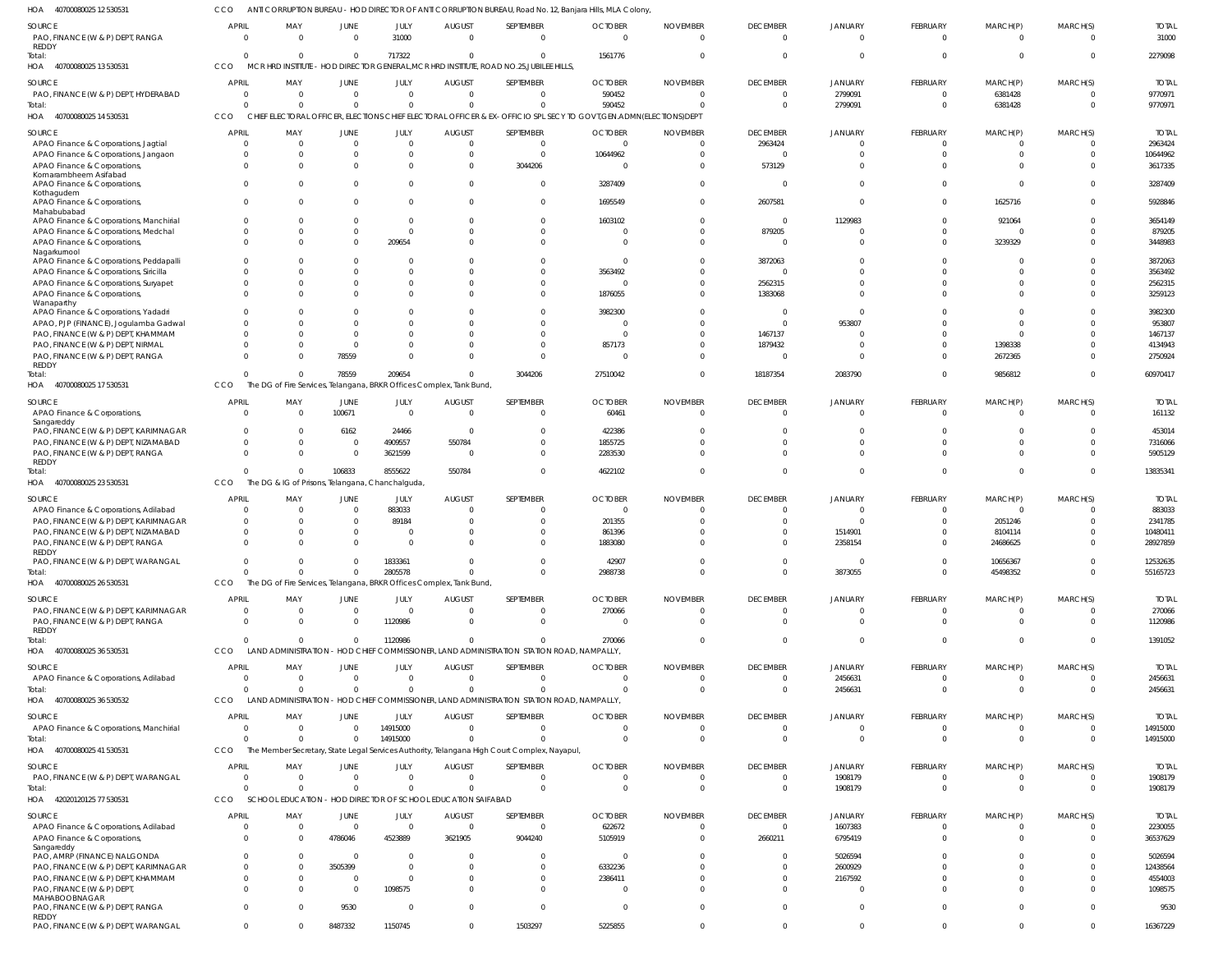HOA 40700080025 12 530531 CCO ANTI CORRUPTION BUREAU - HOD DIRECTOR OF ANTI CORRUPTION BUREAU, Road No. 12, Banjara Hills, MLA Colony,

| SOURCE | APRIL | MAY | JUNE | JULY | AUGUST | SEPTEMBER | OCTOBER | NOVEMBER | DECEMBER | JANUARY | FEBRUARY | MARCH(P) | MARCH(S) | TOTAL |
|---|---|---|---|---|---|---|---|---|---|---|---|---|---|---|
| PAO, FINANCE (W & P) DEPT, RANGA REDDY | 0 | 0 | 0 | 31000 | 0 | 0 | 0 | 0 | 0 | 0 | 0 | 0 | 0 | 31000 |
| Total: | 0 | 0 | 0 | 717322 | 0 | 0 | 1561776 | 0 | 0 | 0 | 0 | 0 | 0 | 2279098 |

HOA 40700080025 13 530531 CCO MCR HRD INSTITUTE - HOD DIRECTOR GENERAL,MCR HRD INSTITUTE, ROAD NO.25, JUBILEE HILLS,

| SOURCE | APRIL | MAY | JUNE | JULY | AUGUST | SEPTEMBER | OCTOBER | NOVEMBER | DECEMBER | JANUARY | FEBRUARY | MARCH(P) | MARCH(S) | TOTAL |
|---|---|---|---|---|---|---|---|---|---|---|---|---|---|---|
| PAO, FINANCE (W & P) DEPT, HYDERABAD | 0 | 0 | 0 | 0 | 0 | 0 | 590452 | 0 | 0 | 2799091 | 0 | 6381428 | 0 | 9770971 |
| Total: | 0 | 0 | 0 | 0 | 0 | 0 | 590452 | 0 | 0 | 2799091 | 0 | 6381428 | 0 | 9770971 |

HOA 40700080025 14 530531 CCO CHIEF ELECTORAL OFFICER, ELECTIONS CHIEF ELECTORAL OFFICER & EX-OFFICIO SPL SECY TO GOVT,GEN.ADMN(ELECTIONS)DEPT

| SOURCE | APRIL | MAY | JUNE | JULY | AUGUST | SEPTEMBER | OCTOBER | NOVEMBER | DECEMBER | JANUARY | FEBRUARY | MARCH(P) | MARCH(S) | TOTAL |
|---|---|---|---|---|---|---|---|---|---|---|---|---|---|---|
| APAO Finance & Corporations, Jagtial | 0 | 0 | 0 | 0 | 0 | 0 | 0 | 0 | 2963424 | 0 | 0 | 0 | 0 | 2963424 |
| APAO Finance & Corporations, Jangaon | 0 | 0 | 0 | 0 | 0 | 0 | 10644962 | 0 | 0 | 0 | 0 | 0 | 0 | 10644962 |
| APAO Finance & Corporations, Komarambheem Asifabad | 0 | 0 | 0 | 0 | 0 | 3044206 | 0 | 0 | 573129 | 0 | 0 | 0 | 0 | 3617335 |
| APAO Finance & Corporations, Kothagudem | 0 | 0 | 0 | 0 | 0 | 0 | 3287409 | 0 | 0 | 0 | 0 | 0 | 0 | 3287409 |
| APAO Finance & Corporations, Mahabubabad | 0 | 0 | 0 | 0 | 0 | 0 | 1695549 | 0 | 2607581 | 0 | 0 | 1625716 | 0 | 5928846 |
| APAO Finance & Corporations, Manchirial | 0 | 0 | 0 | 0 | 0 | 0 | 1603102 | 0 | 0 | 1129983 | 0 | 921064 | 0 | 3654149 |
| APAO Finance & Corporations, Medchal | 0 | 0 | 0 | 0 | 0 | 0 | 0 | 0 | 879205 | 0 | 0 | 0 | 0 | 879205 |
| APAO Finance & Corporations, Nagarkurnool | 0 | 0 | 0 | 209654 | 0 | 0 | 0 | 0 | 0 | 0 | 0 | 3239329 | 0 | 3448983 |
| APAO Finance & Corporations, Peddapalli | 0 | 0 | 0 | 0 | 0 | 0 | 0 | 0 | 3872063 | 0 | 0 | 0 | 0 | 3872063 |
| APAO Finance & Corporations, Siricilla | 0 | 0 | 0 | 0 | 0 | 0 | 3563492 | 0 | 0 | 0 | 0 | 0 | 0 | 3563492 |
| APAO Finance & Corporations, Suryapet | 0 | 0 | 0 | 0 | 0 | 0 | 0 | 0 | 2562315 | 0 | 0 | 0 | 0 | 2562315 |
| APAO Finance & Corporations, Wanaparthy | 0 | 0 | 0 | 0 | 0 | 0 | 1876055 | 0 | 1383068 | 0 | 0 | 0 | 0 | 3259123 |
| APAO Finance & Corporations, Yadadri | 0 | 0 | 0 | 0 | 0 | 0 | 3982300 | 0 | 0 | 0 | 0 | 0 | 0 | 3982300 |
| APAO, PJP (FINANCE), Jogulamba Gadwal | 0 | 0 | 0 | 0 | 0 | 0 | 0 | 0 | 0 | 953807 | 0 | 0 | 0 | 953807 |
| PAO, FINANCE (W & P) DEPT, KHAMMAM | 0 | 0 | 0 | 0 | 0 | 0 | 0 | 0 | 1467137 | 0 | 0 | 0 | 0 | 1467137 |
| PAO, FINANCE (W & P) DEPT, NIRMAL | 0 | 0 | 0 | 0 | 0 | 0 | 857173 | 0 | 1879432 | 0 | 0 | 1398338 | 0 | 4134943 |
| PAO, FINANCE (W & P) DEPT, RANGA REDDY | 0 | 0 | 78559 | 0 | 0 | 0 | 0 | 0 | 0 | 0 | 0 | 2672365 | 0 | 2750924 |
| Total: | 0 | 0 | 78559 | 209654 | 0 | 3044206 | 27510042 | 0 | 18187354 | 2083790 | 0 | 9856812 | 0 | 60970417 |

HOA 40700080025 17 530531 CCO The DG of Fire Services, Telangana, BRKR Offices Complex, Tank Bund,

| SOURCE | APRIL | MAY | JUNE | JULY | AUGUST | SEPTEMBER | OCTOBER | NOVEMBER | DECEMBER | JANUARY | FEBRUARY | MARCH(P) | MARCH(S) | TOTAL |
|---|---|---|---|---|---|---|---|---|---|---|---|---|---|---|
| APAO Finance & Corporations, Sangareddy | 0 | 0 | 100671 | 0 | 0 | 0 | 60461 | 0 | 0 | 0 | 0 | 0 | 0 | 161132 |
| PAO, FINANCE (W & P) DEPT, KARIMNAGAR | 0 | 0 | 6162 | 24466 | 0 | 0 | 422386 | 0 | 0 | 0 | 0 | 0 | 0 | 453014 |
| PAO, FINANCE (W & P) DEPT, NIZAMABAD | 0 | 0 | 0 | 4909557 | 550784 | 0 | 1855725 | 0 | 0 | 0 | 0 | 0 | 0 | 7316066 |
| PAO, FINANCE (W & P) DEPT, RANGA REDDY | 0 | 0 | 0 | 3621599 | 0 | 0 | 2283530 | 0 | 0 | 0 | 0 | 0 | 0 | 5905129 |
| Total: | 0 | 0 | 106833 | 8555622 | 550784 | 0 | 4622102 | 0 | 0 | 0 | 0 | 0 | 0 | 13835341 |

HOA 40700080025 23 530531 CCO The DG & IG of Prisons, Telangana, Chanchalguda,

| SOURCE | APRIL | MAY | JUNE | JULY | AUGUST | SEPTEMBER | OCTOBER | NOVEMBER | DECEMBER | JANUARY | FEBRUARY | MARCH(P) | MARCH(S) | TOTAL |
|---|---|---|---|---|---|---|---|---|---|---|---|---|---|---|
| APAO Finance & Corporations, Adilabad | 0 | 0 | 0 | 883033 | 0 | 0 | 0 | 0 | 0 | 0 | 0 | 0 | 0 | 883033 |
| PAO, FINANCE (W & P) DEPT, KARIMNAGAR | 0 | 0 | 0 | 89184 | 0 | 0 | 201355 | 0 | 0 | 0 | 0 | 2051246 | 0 | 2341785 |
| PAO, FINANCE (W & P) DEPT, NIZAMABAD | 0 | 0 | 0 | 0 | 0 | 0 | 861396 | 0 | 0 | 1514901 | 0 | 8104114 | 0 | 10480411 |
| PAO, FINANCE (W & P) DEPT, RANGA REDDY | 0 | 0 | 0 | 0 | 0 | 0 | 1883080 | 0 | 0 | 2358154 | 0 | 24686625 | 0 | 28927859 |
| PAO, FINANCE (W & P) DEPT, WARANGAL | 0 | 0 | 0 | 1833361 | 0 | 0 | 42907 | 0 | 0 | 0 | 0 | 10656367 | 0 | 12532635 |
| Total: | 0 | 0 | 0 | 2805578 | 0 | 0 | 2988738 | 0 | 0 | 3873055 | 0 | 45498352 | 0 | 55165723 |

HOA 40700080025 26 530531 CCO The DG of Fire Services, Telangana, BRKR Offices Complex, Tank Bund,

| SOURCE | APRIL | MAY | JUNE | JULY | AUGUST | SEPTEMBER | OCTOBER | NOVEMBER | DECEMBER | JANUARY | FEBRUARY | MARCH(P) | MARCH(S) | TOTAL |
|---|---|---|---|---|---|---|---|---|---|---|---|---|---|---|
| PAO, FINANCE (W & P) DEPT, KARIMNAGAR | 0 | 0 | 0 | 0 | 0 | 0 | 270066 | 0 | 0 | 0 | 0 | 0 | 0 | 270066 |
| PAO, FINANCE (W & P) DEPT, RANGA REDDY | 0 | 0 | 0 | 1120986 | 0 | 0 | 0 | 0 | 0 | 0 | 0 | 0 | 0 | 1120986 |
| Total: | 0 | 0 | 0 | 1120986 | 0 | 0 | 270066 | 0 | 0 | 0 | 0 | 0 | 0 | 1391052 |

HOA 40700080025 36 530531 CCO LAND ADMINISTRATION - HOD CHIEF COMMISSIONER, LAND ADMINISTRATION STATION ROAD, NAMPALLY,

| SOURCE | APRIL | MAY | JUNE | JULY | AUGUST | SEPTEMBER | OCTOBER | NOVEMBER | DECEMBER | JANUARY | FEBRUARY | MARCH(P) | MARCH(S) | TOTAL |
|---|---|---|---|---|---|---|---|---|---|---|---|---|---|---|
| APAO Finance & Corporations, Adilabad | 0 | 0 | 0 | 0 | 0 | 0 | 0 | 0 | 0 | 2456631 | 0 | 0 | 0 | 2456631 |
| Total: | 0 | 0 | 0 | 0 | 0 | 0 | 0 | 0 | 0 | 2456631 | 0 | 0 | 0 | 2456631 |

HOA 40700080025 36 530532 CCO LAND ADMINISTRATION - HOD CHIEF COMMISSIONER, LAND ADMINISTRATION STATION ROAD, NAMPALLY,

| SOURCE | APRIL | MAY | JUNE | JULY | AUGUST | SEPTEMBER | OCTOBER | NOVEMBER | DECEMBER | JANUARY | FEBRUARY | MARCH(P) | MARCH(S) | TOTAL |
|---|---|---|---|---|---|---|---|---|---|---|---|---|---|---|
| APAO Finance & Corporations, Manchirial | 0 | 0 | 0 | 14915000 | 0 | 0 | 0 | 0 | 0 | 0 | 0 | 0 | 0 | 14915000 |
| Total: | 0 | 0 | 0 | 14915000 | 0 | 0 | 0 | 0 | 0 | 0 | 0 | 0 | 0 | 14915000 |

HOA 40700080025 41 530531 CCO The Member Secretary, State Legal Services Authority, Telangana High Court Complex, Nayapul,

| SOURCE | APRIL | MAY | JUNE | JULY | AUGUST | SEPTEMBER | OCTOBER | NOVEMBER | DECEMBER | JANUARY | FEBRUARY | MARCH(P) | MARCH(S) | TOTAL |
|---|---|---|---|---|---|---|---|---|---|---|---|---|---|---|
| PAO, FINANCE (W & P) DEPT, WARANGAL | 0 | 0 | 0 | 0 | 0 | 0 | 0 | 0 | 0 | 1908179 | 0 | 0 | 0 | 1908179 |
| Total: | 0 | 0 | 0 | 0 | 0 | 0 | 0 | 0 | 0 | 1908179 | 0 | 0 | 0 | 1908179 |

HOA 42020120125 77 530531 CCO SCHOOL EDUCATION - HOD DIRECTOR OF SCHOOL EDUCATION SAIFABAD

| SOURCE | APRIL | MAY | JUNE | JULY | AUGUST | SEPTEMBER | OCTOBER | NOVEMBER | DECEMBER | JANUARY | FEBRUARY | MARCH(P) | MARCH(S) | TOTAL |
|---|---|---|---|---|---|---|---|---|---|---|---|---|---|---|
| APAO Finance & Corporations, Adilabad | 0 | 0 | 0 | 0 | 0 | 0 | 622672 | 0 | 0 | 1607383 | 0 | 0 | 0 | 2230055 |
| APAO Finance & Corporations, Sangareddy | 0 | 0 | 4786046 | 4523889 | 3621905 | 9044240 | 5105919 | 0 | 2660211 | 6795419 | 0 | 0 | 0 | 36537629 |
| PAO, AMRP (FINANCE) NALGONDA | 0 | 0 | 0 | 0 | 0 | 0 | 0 | 0 | 0 | 5026594 | 0 | 0 | 0 | 5026594 |
| PAO, FINANCE (W & P) DEPT, KARIMNAGAR | 0 | 0 | 3505399 | 0 | 0 | 0 | 6332236 | 0 | 0 | 2600929 | 0 | 0 | 0 | 12438564 |
| PAO, FINANCE (W & P) DEPT, KHAMMAM | 0 | 0 | 0 | 0 | 0 | 0 | 2386411 | 0 | 0 | 2167592 | 0 | 0 | 0 | 4554003 |
| PAO, FINANCE (W & P) DEPT, MAHABOOBNAGAR | 0 | 0 | 0 | 1098575 | 0 | 0 | 0 | 0 | 0 | 0 | 0 | 0 | 0 | 1098575 |
| PAO, FINANCE (W & P) DEPT, RANGA REDDY | 0 | 0 | 9530 | 0 | 0 | 0 | 0 | 0 | 0 | 0 | 0 | 0 | 0 | 9530 |
| PAO, FINANCE (W & P) DEPT, WARANGAL | 0 | 0 | 8487332 | 1150745 | 0 | 1503297 | 5225855 | 0 | 0 | 0 | 0 | 0 | 0 | 16367229 |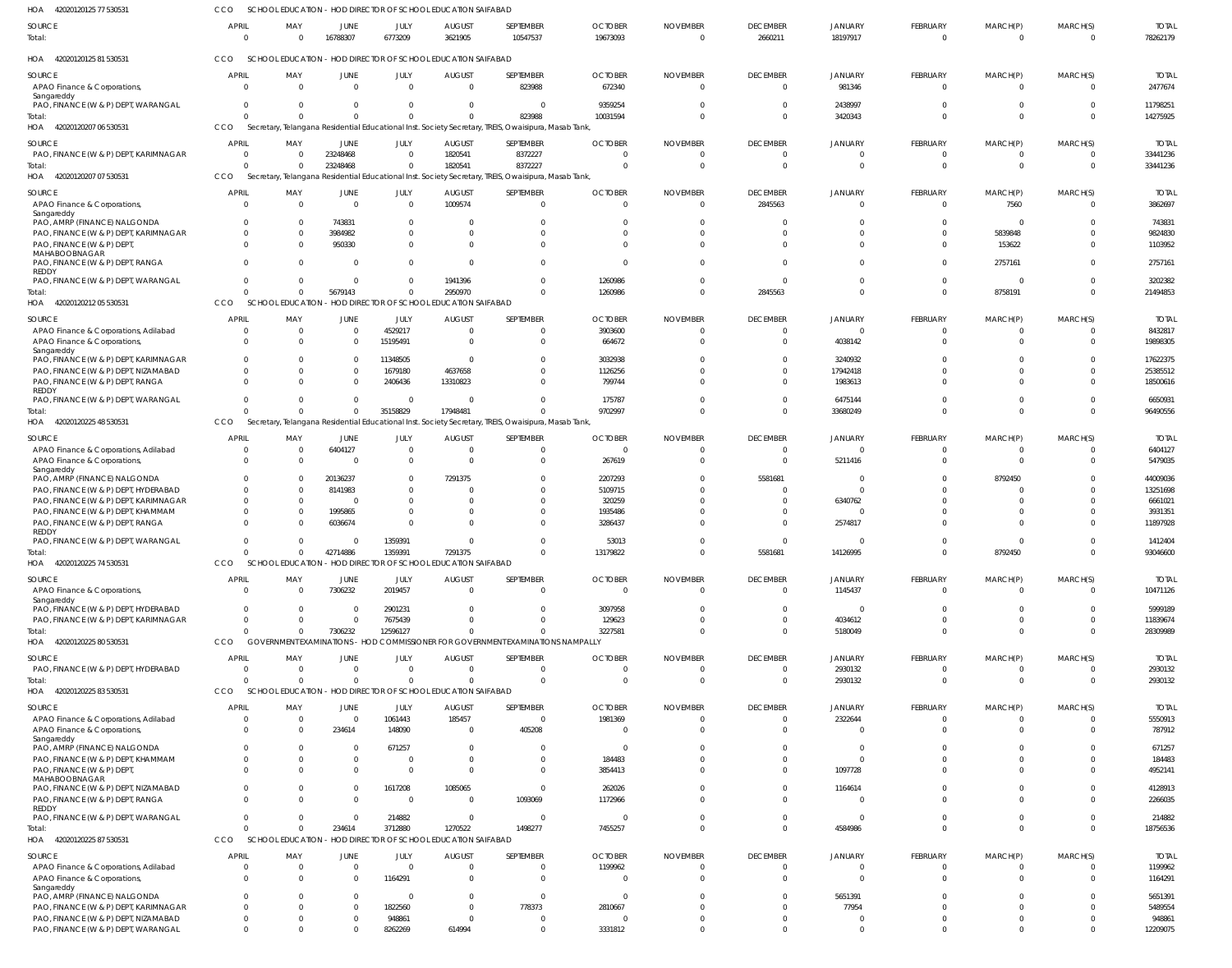HOA 420201201257 7 530531 CCO SCHOOL EDUCATION - HOD DIRECTOR OF SCHOOL EDUCATION SAIFABAD

| SOURCE | APRIL | MAY | JUNE | JULY | AUGUST | SEPTEMBER | OCTOBER | NOVEMBER | DECEMBER | JANUARY | FEBRUARY | MARCH(P) | MARCH(S) | TOTAL |
|---|---|---|---|---|---|---|---|---|---|---|---|---|---|---|
| Total: | 0 | 0 | 16788307 | 6773209 | 3621905 | 10547537 | 19673093 | 0 | 2660211 | 18197917 | 0 | 0 | 0 | 78262179 |

HOA 420201201258 1 530531 CCO SCHOOL EDUCATION - HOD DIRECTOR OF SCHOOL EDUCATION SAIFABAD

| SOURCE | APRIL | MAY | JUNE | JULY | AUGUST | SEPTEMBER | OCTOBER | NOVEMBER | DECEMBER | JANUARY | FEBRUARY | MARCH(P) | MARCH(S) | TOTAL |
|---|---|---|---|---|---|---|---|---|---|---|---|---|---|---|
| APAO Finance & Corporations, Sangareddy | 0 | 0 | 0 | 0 | 0 | 823988 | 672340 | 0 | 0 | 981346 | 0 | 0 | 0 | 2477674 |
| PAO, FINANCE (W & P) DEPT, WARANGAL | 0 | 0 | 0 | 0 | 0 | 0 | 9359254 | 0 | 0 | 2438997 | 0 | 0 | 0 | 11798251 |
| Total: | 0 | 0 | 0 | 0 | 0 | 823988 | 10031594 | 0 | 0 | 3420343 | 0 | 0 | 0 | 14275925 |

HOA 420201202070 6 530531 CCO Secretary, Telangana Residential Educational Inst. Society Secretary, TREIS, Owaisipura, Masab Tank,

| SOURCE | APRIL | MAY | JUNE | JULY | AUGUST | SEPTEMBER | OCTOBER | NOVEMBER | DECEMBER | JANUARY | FEBRUARY | MARCH(P) | MARCH(S) | TOTAL |
|---|---|---|---|---|---|---|---|---|---|---|---|---|---|---|
| PAO, FINANCE (W & P) DEPT, KARIMNAGAR | 0 | 0 | 23248468 | 0 | 1820541 | 8372227 | 0 | 0 | 0 | 0 | 0 | 0 | 0 | 33441236 |
| Total: | 0 | 0 | 23248468 | 0 | 1820541 | 8372227 | 0 | 0 | 0 | 0 | 0 | 0 | 0 | 33441236 |

HOA 420201202070 7 530531 CCO Secretary, Telangana Residential Educational Inst. Society Secretary, TREIS, Owaisipura, Masab Tank,

| SOURCE | APRIL | MAY | JUNE | JULY | AUGUST | SEPTEMBER | OCTOBER | NOVEMBER | DECEMBER | JANUARY | FEBRUARY | MARCH(P) | MARCH(S) | TOTAL |
|---|---|---|---|---|---|---|---|---|---|---|---|---|---|---|
| APAO Finance & Corporations, Sangareddy | 0 | 0 | 0 | 0 | 1009574 | 0 | 0 | 0 | 2845563 | 0 | 0 | 7560 | 0 | 3862697 |
| PAO, AMRP (FINANCE) NALGONDA | 0 | 0 | 743831 | 0 | 0 | 0 | 0 | 0 | 0 | 0 | 0 | 0 | 0 | 743831 |
| PAO, FINANCE (W & P) DEPT, KARIMNAGAR | 0 | 0 | 3984982 | 0 | 0 | 0 | 0 | 0 | 0 | 0 | 0 | 5839848 | 0 | 9824830 |
| PAO, FINANCE (W & P) DEPT, MAHABOOBNAGAR | 0 | 0 | 950330 | 0 | 0 | 0 | 0 | 0 | 0 | 0 | 0 | 153622 | 0 | 1103952 |
| PAO, FINANCE (W & P) DEPT, RANGA REDDY | 0 | 0 | 0 | 0 | 0 | 0 | 0 | 0 | 0 | 0 | 0 | 2757161 | 0 | 2757161 |
| PAO, FINANCE (W & P) DEPT, WARANGAL | 0 | 0 | 0 | 0 | 1941396 | 0 | 1260986 | 0 | 0 | 0 | 0 | 0 | 0 | 3202382 |
| Total: | 0 | 0 | 5679143 | 0 | 2950970 | 0 | 1260986 | 0 | 2845563 | 0 | 0 | 8758191 | 0 | 21494853 |

HOA 420201202120 5 530531 CCO SCHOOL EDUCATION - HOD DIRECTOR OF SCHOOL EDUCATION SAIFABAD

| SOURCE | APRIL | MAY | JUNE | JULY | AUGUST | SEPTEMBER | OCTOBER | NOVEMBER | DECEMBER | JANUARY | FEBRUARY | MARCH(P) | MARCH(S) | TOTAL |
|---|---|---|---|---|---|---|---|---|---|---|---|---|---|---|
| APAO Finance & Corporations, Adilabad | 0 | 0 | 0 | 4529217 | 0 | 0 | 3903600 | 0 | 0 | 0 | 0 | 0 | 0 | 8432817 |
| APAO Finance & Corporations, Sangareddy | 0 | 0 | 0 | 15195491 | 0 | 0 | 664672 | 0 | 0 | 4038142 | 0 | 0 | 0 | 19898305 |
| PAO, FINANCE (W & P) DEPT, KARIMNAGAR | 0 | 0 | 0 | 11348505 | 0 | 0 | 3032938 | 0 | 0 | 3240932 | 0 | 0 | 0 | 17622375 |
| PAO, FINANCE (W & P) DEPT, NIZAMABAD | 0 | 0 | 0 | 1679180 | 4637658 | 0 | 1126256 | 0 | 0 | 17942418 | 0 | 0 | 0 | 25385512 |
| PAO, FINANCE (W & P) DEPT, RANGA REDDY | 0 | 0 | 0 | 2406436 | 13310823 | 0 | 799744 | 0 | 0 | 1983613 | 0 | 0 | 0 | 18500616 |
| PAO, FINANCE (W & P) DEPT, WARANGAL | 0 | 0 | 0 | 0 | 0 | 0 | 175787 | 0 | 0 | 6475144 | 0 | 0 | 0 | 6650931 |
| Total: | 0 | 0 | 0 | 35158829 | 17948481 | 0 | 9702997 | 0 | 0 | 33680249 | 0 | 0 | 0 | 96490556 |

HOA 420201202254 8 530531 CCO Secretary, Telangana Residential Educational Inst. Society Secretary, TREIS, Owaisipura, Masab Tank,

| SOURCE | APRIL | MAY | JUNE | JULY | AUGUST | SEPTEMBER | OCTOBER | NOVEMBER | DECEMBER | JANUARY | FEBRUARY | MARCH(P) | MARCH(S) | TOTAL |
|---|---|---|---|---|---|---|---|---|---|---|---|---|---|---|
| APAO Finance & Corporations, Adilabad | 0 | 0 | 6404127 | 0 | 0 | 0 | 0 | 0 | 0 | 0 | 0 | 0 | 0 | 6404127 |
| APAO Finance & Corporations, Sangareddy | 0 | 0 | 0 | 0 | 0 | 0 | 267619 | 0 | 0 | 5211416 | 0 | 0 | 0 | 5479035 |
| PAO, AMRP (FINANCE) NALGONDA | 0 | 0 | 20136237 | 0 | 7291375 | 0 | 2207293 | 0 | 5581681 | 0 | 0 | 8792450 | 0 | 44009036 |
| PAO, FINANCE (W & P) DEPT, HYDERABAD | 0 | 0 | 8141983 | 0 | 0 | 0 | 5109715 | 0 | 0 | 0 | 0 | 0 | 0 | 13251698 |
| PAO, FINANCE (W & P) DEPT, KARIMNAGAR | 0 | 0 | 0 | 0 | 0 | 0 | 320259 | 0 | 0 | 6340762 | 0 | 0 | 0 | 6661021 |
| PAO, FINANCE (W & P) DEPT, KHAMMAM | 0 | 0 | 1995865 | 0 | 0 | 0 | 1935486 | 0 | 0 | 0 | 0 | 0 | 0 | 3931351 |
| PAO, FINANCE (W & P) DEPT, RANGA REDDY | 0 | 0 | 6036674 | 0 | 0 | 0 | 3286437 | 0 | 0 | 2574817 | 0 | 0 | 0 | 11897928 |
| PAO, FINANCE (W & P) DEPT, WARANGAL | 0 | 0 | 0 | 1359391 | 0 | 0 | 53013 | 0 | 0 | 0 | 0 | 0 | 0 | 1412404 |
| Total: | 0 | 0 | 42714886 | 1359391 | 7291375 | 0 | 13179822 | 0 | 5581681 | 14126995 | 0 | 8792450 | 0 | 93046600 |

HOA 420201202257 4 530531 CCO SCHOOL EDUCATION - HOD DIRECTOR OF SCHOOL EDUCATION SAIFABAD

| SOURCE | APRIL | MAY | JUNE | JULY | AUGUST | SEPTEMBER | OCTOBER | NOVEMBER | DECEMBER | JANUARY | FEBRUARY | MARCH(P) | MARCH(S) | TOTAL |
|---|---|---|---|---|---|---|---|---|---|---|---|---|---|---|
| APAO Finance & Corporations, Sangareddy | 0 | 0 | 7306232 | 2019457 | 0 | 0 | 0 | 0 | 0 | 1145437 | 0 | 0 | 0 | 10471126 |
| PAO, FINANCE (W & P) DEPT, HYDERABAD | 0 | 0 | 0 | 2901231 | 0 | 0 | 3097958 | 0 | 0 | 0 | 0 | 0 | 0 | 5999189 |
| PAO, FINANCE (W & P) DEPT, KARIMNAGAR | 0 | 0 | 0 | 7675439 | 0 | 0 | 129623 | 0 | 0 | 4034612 | 0 | 0 | 0 | 11839674 |
| Total: | 0 | 0 | 7306232 | 12596127 | 0 | 0 | 3227581 | 0 | 0 | 5180049 | 0 | 0 | 0 | 28309989 |

HOA 420201202258 0 530531 CCO GOVERNMENT EXAMINATIONS - HOD COMMISSIONER FOR GOVERNMENT EXAMINATIONS NAMPALLY

| SOURCE | APRIL | MAY | JUNE | JULY | AUGUST | SEPTEMBER | OCTOBER | NOVEMBER | DECEMBER | JANUARY | FEBRUARY | MARCH(P) | MARCH(S) | TOTAL |
|---|---|---|---|---|---|---|---|---|---|---|---|---|---|---|
| PAO, FINANCE (W & P) DEPT, HYDERABAD | 0 | 0 | 0 | 0 | 0 | 0 | 0 | 0 | 0 | 2930132 | 0 | 0 | 0 | 2930132 |
| Total: | 0 | 0 | 0 | 0 | 0 | 0 | 0 | 0 | 0 | 2930132 | 0 | 0 | 0 | 2930132 |

HOA 420201202258 3 530531 CCO SCHOOL EDUCATION - HOD DIRECTOR OF SCHOOL EDUCATION SAIFABAD

| SOURCE | APRIL | MAY | JUNE | JULY | AUGUST | SEPTEMBER | OCTOBER | NOVEMBER | DECEMBER | JANUARY | FEBRUARY | MARCH(P) | MARCH(S) | TOTAL |
|---|---|---|---|---|---|---|---|---|---|---|---|---|---|---|
| APAO Finance & Corporations, Adilabad | 0 | 0 | 0 | 1061443 | 185457 | 0 | 1981369 | 0 | 0 | 2322644 | 0 | 0 | 0 | 5550913 |
| APAO Finance & Corporations, Sangareddy | 0 | 0 | 234614 | 148090 | 0 | 405208 | 0 | 0 | 0 | 0 | 0 | 0 | 0 | 787912 |
| PAO, AMRP (FINANCE) NALGONDA | 0 | 0 | 0 | 671257 | 0 | 0 | 0 | 0 | 0 | 0 | 0 | 0 | 0 | 671257 |
| PAO, FINANCE (W & P) DEPT, KHAMMAM | 0 | 0 | 0 | 0 | 0 | 0 | 184483 | 0 | 0 | 0 | 0 | 0 | 0 | 184483 |
| PAO, FINANCE (W & P) DEPT, MAHABOOBNAGAR | 0 | 0 | 0 | 0 | 0 | 0 | 3854413 | 0 | 0 | 1097728 | 0 | 0 | 0 | 4952141 |
| PAO, FINANCE (W & P) DEPT, NIZAMABAD | 0 | 0 | 0 | 1617208 | 1085065 | 0 | 262026 | 0 | 0 | 1164614 | 0 | 0 | 0 | 4128913 |
| PAO, FINANCE (W & P) DEPT, RANGA REDDY | 0 | 0 | 0 | 0 | 0 | 1093069 | 1172966 | 0 | 0 | 0 | 0 | 0 | 0 | 2266035 |
| PAO, FINANCE (W & P) DEPT, WARANGAL | 0 | 0 | 0 | 214882 | 0 | 0 | 0 | 0 | 0 | 0 | 0 | 0 | 0 | 214882 |
| Total: | 0 | 0 | 234614 | 3712880 | 1270522 | 1498277 | 7455257 | 0 | 0 | 4584986 | 0 | 0 | 0 | 18756536 |

HOA 420201202258 7 530531 CCO SCHOOL EDUCATION - HOD DIRECTOR OF SCHOOL EDUCATION SAIFABAD

| SOURCE | APRIL | MAY | JUNE | JULY | AUGUST | SEPTEMBER | OCTOBER | NOVEMBER | DECEMBER | JANUARY | FEBRUARY | MARCH(P) | MARCH(S) | TOTAL |
|---|---|---|---|---|---|---|---|---|---|---|---|---|---|---|
| APAO Finance & Corporations, Adilabad | 0 | 0 | 0 | 0 | 0 | 0 | 1199962 | 0 | 0 | 0 | 0 | 0 | 0 | 1199962 |
| APAO Finance & Corporations, Sangareddy | 0 | 0 | 0 | 1164291 | 0 | 0 | 0 | 0 | 0 | 0 | 0 | 0 | 0 | 1164291 |
| PAO, AMRP (FINANCE) NALGONDA | 0 | 0 | 0 | 0 | 0 | 0 | 0 | 0 | 0 | 5651391 | 0 | 0 | 0 | 5651391 |
| PAO, FINANCE (W & P) DEPT, KARIMNAGAR | 0 | 0 | 0 | 1822560 | 0 | 778373 | 2810667 | 0 | 0 | 77954 | 0 | 0 | 0 | 5489554 |
| PAO, FINANCE (W & P) DEPT, NIZAMABAD | 0 | 0 | 0 | 948861 | 0 | 0 | 0 | 0 | 0 | 0 | 0 | 0 | 0 | 948861 |
| PAO, FINANCE (W & P) DEPT, WARANGAL | 0 | 0 | 0 | 8262269 | 614994 | 0 | 3331812 | 0 | 0 | 0 | 0 | 0 | 0 | 12209075 |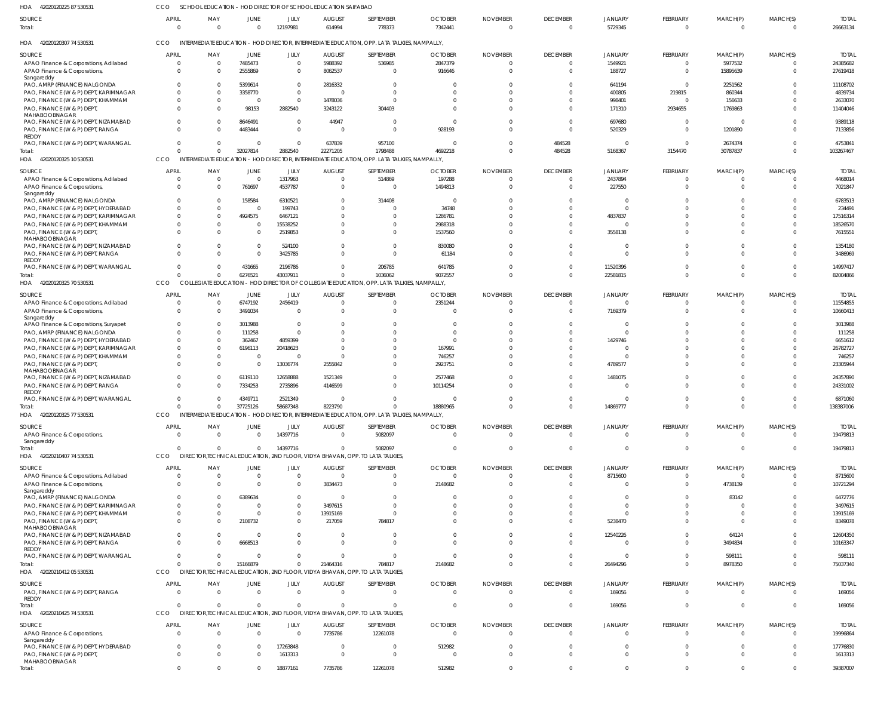HOA 420201202258753053 1 CCO SCHOOL EDUCATION - HOD DIRECTOR OF SCHOOL EDUCATION SAIFABAD

| SOURCE | APRIL | MAY | JUNE | JULY | AUGUST | SEPTEMBER | OCTOBER | NOVEMBER | DECEMBER | JANUARY | FEBRUARY | MARCH(P) | MARCH(S) | TOTAL |
|---|---|---|---|---|---|---|---|---|---|---|---|---|---|---|
| Total: | 0 | 0 | 0 | 12197981 | 614994 | 778373 | 7342441 | 0 | 0 | 5729345 | 0 | 0 | 0 | 26663134 |

HOA 420201203077453053 1 CCO INTERMEDIATE EDUCATION - HOD DIRECTOR, INTERMEDIATE EDUCATION, OPP. LATA TALKIES, NAMPALLY,

| SOURCE | APRIL | MAY | JUNE | JULY | AUGUST | SEPTEMBER | OCTOBER | NOVEMBER | DECEMBER | JANUARY | FEBRUARY | MARCH(P) | MARCH(S) | TOTAL |
|---|---|---|---|---|---|---|---|---|---|---|---|---|---|---|
| APAO Finance & Corporations, Adilabad | 0 | 0 | 7485473 | 0 | 5988392 | 536985 | 2847379 | 0 | 0 | 1549921 | 0 | 5977532 | 0 | 24385682 |
| APAO Finance & Corporations, Sangareddy | 0 | 0 | 2555869 | 0 | 8062537 | 0 | 916646 | 0 | 0 | 188727 | 0 | 15895639 | 0 | 27619418 |
| PAO, AMRP (FINANCE) NALGONDA | 0 | 0 | 5399614 | 0 | 2816332 | 0 | 0 | 0 | 0 | 641194 | 0 | 2251562 | 0 | 11108702 |
| PAO, FINANCE (W & P) DEPT, KARIMNAGAR | 0 | 0 | 3358770 | 0 | 0 | 0 | 0 | 0 | 0 | 400805 | 219815 | 860344 | 0 | 4839734 |
| PAO, FINANCE (W & P) DEPT, KHAMMAM | 0 | 0 | 0 | 0 | 1478036 | 0 | 0 | 0 | 0 | 998401 | 0 | 156633 | 0 | 2633070 |
| PAO, FINANCE (W & P) DEPT, MAHABOOBNAGAR | 0 | 0 | 98153 | 2882540 | 3243122 | 304403 | 0 | 0 | 0 | 171310 | 2934655 | 1769863 | 0 | 11404046 |
| PAO, FINANCE (W & P) DEPT, NIZAMABAD | 0 | 0 | 8646491 | 0 | 44947 | 0 | 0 | 0 | 0 | 697680 | 0 | 0 | 0 | 9389118 |
| PAO, FINANCE (W & P) DEPT, RANGA REDDY | 0 | 0 | 4483444 | 0 | 0 | 0 | 928193 | 0 | 0 | 520329 | 0 | 1201890 | 0 | 7133856 |
| PAO, FINANCE (W & P) DEPT, WARANGAL | 0 | 0 | 0 | 0 | 637839 | 957100 | 0 | 0 | 484528 | 0 | 0 | 2674374 | 0 | 4753841 |
| Total: | 0 | 0 | 32027814 | 2882540 | 22271205 | 1798488 | 4692218 | 0 | 484528 | 5168367 | 3154470 | 30787837 | 0 | 103267467 |

HOA 420201203251053053 1 CCO INTERMEDIATE EDUCATION - HOD DIRECTOR, INTERMEDIATE EDUCATION, OPP. LATA TALKIES, NAMPALLY,

| SOURCE | APRIL | MAY | JUNE | JULY | AUGUST | SEPTEMBER | OCTOBER | NOVEMBER | DECEMBER | JANUARY | FEBRUARY | MARCH(P) | MARCH(S) | TOTAL |
|---|---|---|---|---|---|---|---|---|---|---|---|---|---|---|
| APAO Finance & Corporations, Adilabad | 0 | 0 | 0 | 1317963 | 0 | 514869 | 197288 | 0 | 0 | 2437894 | 0 | 0 | 0 | 4468014 |
| APAO Finance & Corporations, Sangareddy | 0 | 0 | 761697 | 4537787 | 0 | 0 | 1494813 | 0 | 0 | 227550 | 0 | 0 | 0 | 7021847 |
| PAO, AMRP (FINANCE) NALGONDA | 0 | 0 | 158584 | 6310521 | 0 | 314408 | 0 | 0 | 0 | 0 | 0 | 0 | 0 | 6783513 |
| PAO, FINANCE (W & P) DEPT, HYDERABAD | 0 | 0 | 0 | 199743 | 0 | 0 | 34748 | 0 | 0 | 0 | 0 | 0 | 0 | 234491 |
| PAO, FINANCE (W & P) DEPT, KARIMNAGAR | 0 | 0 | 4924575 | 6467121 | 0 | 0 | 1286781 | 0 | 0 | 4837837 | 0 | 0 | 0 | 17516314 |
| PAO, FINANCE (W & P) DEPT, KHAMMAM | 0 | 0 | 0 | 15538252 | 0 | 0 | 2988318 | 0 | 0 | 0 | 0 | 0 | 0 | 18526570 |
| PAO, FINANCE (W & P) DEPT, MAHABOOBNAGAR | 0 | 0 | 0 | 2519853 | 0 | 0 | 1537560 | 0 | 0 | 3558138 | 0 | 0 | 0 | 7615551 |
| PAO, FINANCE (W & P) DEPT, NIZAMABAD | 0 | 0 | 0 | 524100 | 0 | 0 | 830080 | 0 | 0 | 0 | 0 | 0 | 0 | 1354180 |
| PAO, FINANCE (W & P) DEPT, RANGA REDDY | 0 | 0 | 0 | 3425785 | 0 | 0 | 61184 | 0 | 0 | 0 | 0 | 0 | 0 | 3486969 |
| PAO, FINANCE (W & P) DEPT, WARANGAL | 0 | 0 | 431665 | 2196786 | 0 | 206785 | 641785 | 0 | 0 | 11520396 | 0 | 0 | 0 | 14997417 |
| Total: | 0 | 0 | 6276521 | 43037911 | 0 | 1036062 | 9072557 | 0 | 0 | 22581815 | 0 | 0 | 0 | 82004866 |

HOA 420201203257053053 1 CCO COLLEGIATE EDUCATION - HOD DIRECTOR OF COLLEGIATE EDUCATION, OPP. LATA TALKIES, NAMPALLY,

| SOURCE | APRIL | MAY | JUNE | JULY | AUGUST | SEPTEMBER | OCTOBER | NOVEMBER | DECEMBER | JANUARY | FEBRUARY | MARCH(P) | MARCH(S) | TOTAL |
|---|---|---|---|---|---|---|---|---|---|---|---|---|---|---|
| APAO Finance & Corporations, Adilabad | 0 | 0 | 6747192 | 2456419 | 0 | 0 | 2351244 | 0 | 0 | 0 | 0 | 0 | 0 | 11554855 |
| APAO Finance & Corporations, Sangareddy | 0 | 0 | 3491034 | 0 | 0 | 0 | 0 | 0 | 0 | 7169379 | 0 | 0 | 0 | 10660413 |
| APAO Finance & Corporations, Suryapet | 0 | 0 | 3013988 | 0 | 0 | 0 | 0 | 0 | 0 | 0 | 0 | 0 | 0 | 3013988 |
| PAO, AMRP (FINANCE) NALGONDA | 0 | 0 | 111258 | 0 | 0 | 0 | 0 | 0 | 0 | 0 | 0 | 0 | 0 | 111258 |
| PAO, FINANCE (W & P) DEPT, HYDERABAD | 0 | 0 | 362467 | 4859399 | 0 | 0 | 0 | 0 | 0 | 1429746 | 0 | 0 | 0 | 6651612 |
| PAO, FINANCE (W & P) DEPT, KARIMNAGAR | 0 | 0 | 6196113 | 20418623 | 0 | 0 | 167991 | 0 | 0 | 0 | 0 | 0 | 0 | 26782727 |
| PAO, FINANCE (W & P) DEPT, KHAMMAM | 0 | 0 | 0 | 0 | 0 | 0 | 746257 | 0 | 0 | 0 | 0 | 0 | 0 | 746257 |
| PAO, FINANCE (W & P) DEPT, MAHABOOBNAGAR | 0 | 0 | 0 | 13036774 | 2555842 | 0 | 2923751 | 0 | 0 | 4789577 | 0 | 0 | 0 | 23305944 |
| PAO, FINANCE (W & P) DEPT, NIZAMABAD | 0 | 0 | 6119110 | 12658888 | 1521349 | 0 | 2577468 | 0 | 0 | 1481075 | 0 | 0 | 0 | 24357890 |
| PAO, FINANCE (W & P) DEPT, RANGA REDDY | 0 | 0 | 7334253 | 2735896 | 4146599 | 0 | 10114254 | 0 | 0 | 0 | 0 | 0 | 0 | 24331002 |
| PAO, FINANCE (W & P) DEPT, WARANGAL | 0 | 0 | 4349711 | 2521349 | 0 | 0 | 0 | 0 | 0 | 0 | 0 | 0 | 0 | 6871060 |
| Total: | 0 | 0 | 37725126 | 58687348 | 8223790 | 0 | 18880965 | 0 | 0 | 14869777 | 0 | 0 | 0 | 138387006 |

HOA 420201203257753053 1 CCO INTERMEDIATE EDUCATION - HOD DIRECTOR, INTERMEDIATE EDUCATION, OPP. LATA TALKIES, NAMPALLY,

| SOURCE | APRIL | MAY | JUNE | JULY | AUGUST | SEPTEMBER | OCTOBER | NOVEMBER | DECEMBER | JANUARY | FEBRUARY | MARCH(P) | MARCH(S) | TOTAL |
|---|---|---|---|---|---|---|---|---|---|---|---|---|---|---|
| APAO Finance & Corporations, Sangareddy | 0 | 0 | 0 | 14397716 | 0 | 5082097 | 0 | 0 | 0 | 0 | 0 | 0 | 0 | 19479813 |
| Total: | 0 | 0 | 0 | 14397716 | 0 | 5082097 | 0 | 0 | 0 | 0 | 0 | 0 | 0 | 19479813 |

HOA 420202104077453053 1 CCO DIRECTOR,TECHNICAL EDUCATION, 2ND FLOOR, VIDYA BHAVAN, OPP. TO LATA TALKIES,

| SOURCE | APRIL | MAY | JUNE | JULY | AUGUST | SEPTEMBER | OCTOBER | NOVEMBER | DECEMBER | JANUARY | FEBRUARY | MARCH(P) | MARCH(S) | TOTAL |
|---|---|---|---|---|---|---|---|---|---|---|---|---|---|---|
| APAO Finance & Corporations, Adilabad | 0 | 0 | 0 | 0 | 0 | 0 | 0 | 0 | 0 | 8715600 | 0 | 0 | 0 | 8715600 |
| APAO Finance & Corporations, Sangareddy | 0 | 0 | 0 | 0 | 3834473 | 0 | 2148682 | 0 | 0 | 0 | 0 | 4738139 | 0 | 10721294 |
| PAO, AMRP (FINANCE) NALGONDA | 0 | 0 | 6389634 | 0 | 0 | 0 | 0 | 0 | 0 | 0 | 0 | 83142 | 0 | 6472776 |
| PAO, FINANCE (W & P) DEPT, KARIMNAGAR | 0 | 0 | 0 | 0 | 3497615 | 0 | 0 | 0 | 0 | 0 | 0 | 0 | 0 | 3497615 |
| PAO, FINANCE (W & P) DEPT, KHAMMAM | 0 | 0 | 0 | 0 | 13915169 | 0 | 0 | 0 | 0 | 0 | 0 | 0 | 0 | 13915169 |
| PAO, FINANCE (W & P) DEPT, MAHABOOBNAGAR | 0 | 0 | 2108732 | 0 | 217059 | 784817 | 0 | 0 | 0 | 5238470 | 0 | 0 | 0 | 8349078 |
| PAO, FINANCE (W & P) DEPT, NIZAMABAD | 0 | 0 | 0 | 0 | 0 | 0 | 0 | 0 | 0 | 12540226 | 0 | 64124 | 0 | 12604350 |
| PAO, FINANCE (W & P) DEPT, RANGA REDDY | 0 | 0 | 6668513 | 0 | 0 | 0 | 0 | 0 | 0 | 0 | 0 | 3494834 | 0 | 10163347 |
| PAO, FINANCE (W & P) DEPT, WARANGAL | 0 | 0 | 0 | 0 | 0 | 0 | 0 | 0 | 0 | 0 | 0 | 598111 | 0 | 598111 |
| Total: | 0 | 0 | 15166879 | 0 | 21464316 | 784817 | 2148682 | 0 | 0 | 26494296 | 0 | 8978350 | 0 | 75037340 |

HOA 420202104120553053 1 CCO DIRECTOR,TECHNICAL EDUCATION, 2ND FLOOR, VIDYA BHAVAN, OPP. TO LATA TALKIES,

| SOURCE | APRIL | MAY | JUNE | JULY | AUGUST | SEPTEMBER | OCTOBER | NOVEMBER | DECEMBER | JANUARY | FEBRUARY | MARCH(P) | MARCH(S) | TOTAL |
|---|---|---|---|---|---|---|---|---|---|---|---|---|---|---|
| PAO, FINANCE (W & P) DEPT, RANGA REDDY | 0 | 0 | 0 | 0 | 0 | 0 | 0 | 0 | 0 | 169056 | 0 | 0 | 0 | 169056 |
| Total: | 0 | 0 | 0 | 0 | 0 | 0 | 0 | 0 | 0 | 169056 | 0 | 0 | 0 | 169056 |

HOA 420202104257453053 1 CCO DIRECTOR,TECHNICAL EDUCATION, 2ND FLOOR, VIDYA BHAVAN, OPP. TO LATA TALKIES,

| SOURCE | APRIL | MAY | JUNE | JULY | AUGUST | SEPTEMBER | OCTOBER | NOVEMBER | DECEMBER | JANUARY | FEBRUARY | MARCH(P) | MARCH(S) | TOTAL |
|---|---|---|---|---|---|---|---|---|---|---|---|---|---|---|
| APAO Finance & Corporations, Sangareddy | 0 | 0 | 0 | 0 | 7735786 | 12261078 | 0 | 0 | 0 | 0 | 0 | 0 | 0 | 19996864 |
| PAO, FINANCE (W & P) DEPT, HYDERABAD | 0 | 0 | 0 | 17263848 | 0 | 0 | 512982 | 0 | 0 | 0 | 0 | 0 | 0 | 17776830 |
| PAO, FINANCE (W & P) DEPT, MAHABOOBNAGAR | 0 | 0 | 0 | 1613313 | 0 | 0 | 0 | 0 | 0 | 0 | 0 | 0 | 0 | 1613313 |
| Total: | 0 | 0 | 0 | 18877161 | 7735786 | 12261078 | 512982 | 0 | 0 | 0 | 0 | 0 | 0 | 39387007 |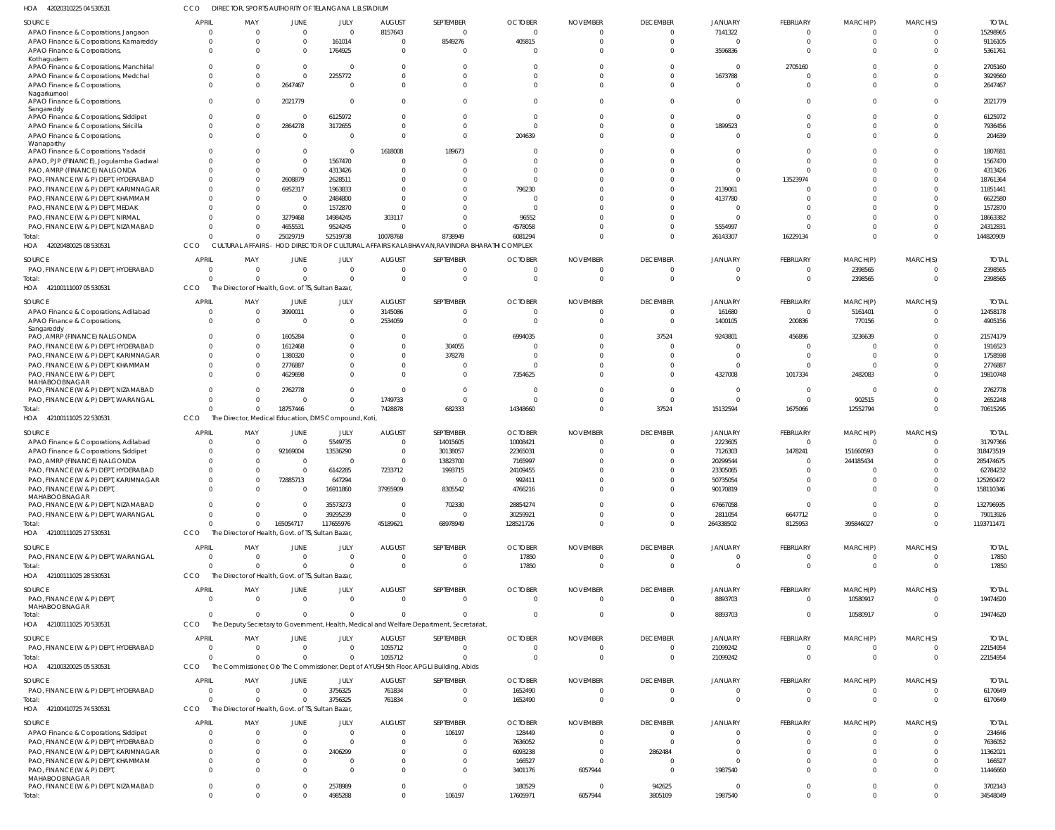HOA 420203102250453053 1 CCO DIRECTOR, SPORTS AUTHORITY OF TELANGANA L.B.STADIUM

| SOURCE | APRIL | MAY | JUNE | JULY | AUGUST | SEPTEMBER | OCTOBER | NOVEMBER | DECEMBER | JANUARY | FEBRUARY | MARCH(P) | MARCH(S) | TOTAL |
|---|---|---|---|---|---|---|---|---|---|---|---|---|---|---|
| APAO Finance & Corporations, Jangaon | 0 | 0 | 0 | 0 | 8157643 | 0 | 0 | 0 | 0 | 7141322 | 0 | 0 | 0 | 15298965 |
| APAO Finance & Corporations, Kamareddy | 0 | 0 | 0 | 161014 | 0 | 8549276 | 405815 | 0 | 0 | 0 | 0 | 0 | 0 | 9116105 |
| APAO Finance & Corporations, Kothagudem | 0 | 0 | 0 | 1764925 | 0 | 0 | 0 | 0 | 0 | 3596836 | 0 | 0 | 0 | 5361761 |
| APAO Finance & Corporations, Manchirial | 0 | 0 | 0 | 0 | 0 | 0 | 0 | 0 | 0 | 0 | 2705160 | 0 | 0 | 2705160 |
| APAO Finance & Corporations, Medchal | 0 | 0 | 0 | 2255772 | 0 | 0 | 0 | 0 | 0 | 1673788 | 0 | 0 | 0 | 3929560 |
| APAO Finance & Corporations, Nagarkurnool | 0 | 0 | 2647467 | 0 | 0 | 0 | 0 | 0 | 0 | 0 | 0 | 0 | 0 | 2647467 |
| APAO Finance & Corporations, Sangareddy | 0 | 0 | 2021779 | 0 | 0 | 0 | 0 | 0 | 0 | 0 | 0 | 0 | 0 | 2021779 |
| APAO Finance & Corporations, Siddipet | 0 | 0 | 0 | 6125972 | 0 | 0 | 0 | 0 | 0 | 0 | 0 | 0 | 0 | 6125972 |
| APAO Finance & Corporations, Siricilla | 0 | 0 | 2864278 | 3172655 | 0 | 0 | 0 | 0 | 0 | 1899523 | 0 | 0 | 0 | 7936456 |
| APAO Finance & Corporations, Wanaparthy | 0 | 0 | 0 | 0 | 0 | 0 | 204639 | 0 | 0 | 0 | 0 | 0 | 0 | 204639 |
| APAO Finance & Corporations, Yadadri | 0 | 0 | 0 | 0 | 1618008 | 189673 | 0 | 0 | 0 | 0 | 0 | 0 | 0 | 1807681 |
| APAO, PJP (FINANCE), Jogulamba Gadwal | 0 | 0 | 0 | 1567470 | 0 | 0 | 0 | 0 | 0 | 0 | 0 | 0 | 0 | 1567470 |
| PAO, AMRP (FINANCE) NALGONDA | 0 | 0 | 0 | 4313426 | 0 | 0 | 0 | 0 | 0 | 0 | 0 | 0 | 0 | 4313426 |
| PAO, FINANCE (W & P) DEPT, HYDERABAD | 0 | 0 | 2608879 | 2628511 | 0 | 0 | 0 | 0 | 0 | 0 | 13523974 | 0 | 0 | 18761364 |
| PAO, FINANCE (W & P) DEPT, KARIMNAGAR | 0 | 0 | 6952317 | 1963833 | 0 | 0 | 796230 | 0 | 0 | 2139061 | 0 | 0 | 0 | 11851441 |
| PAO, FINANCE (W & P) DEPT, KHAMMAM | 0 | 0 | 0 | 2484800 | 0 | 0 | 0 | 0 | 0 | 4137780 | 0 | 0 | 0 | 6622580 |
| PAO, FINANCE (W & P) DEPT, MEDAK | 0 | 0 | 0 | 1572870 | 0 | 0 | 0 | 0 | 0 | 0 | 0 | 0 | 0 | 1572870 |
| PAO, FINANCE (W & P) DEPT, NIRMAL | 0 | 0 | 3279468 | 14984245 | 303117 | 0 | 96552 | 0 | 0 | 0 | 0 | 0 | 0 | 18663382 |
| PAO, FINANCE (W & P) DEPT, NIZAMABAD | 0 | 0 | 4655531 | 9524245 | 0 | 0 | 4578058 | 0 | 0 | 5554997 | 0 | 0 | 0 | 24312831 |
| Total: | 0 | 0 | 25029719 | 52519738 | 10078768 | 8738949 | 6081294 | 0 | 0 | 26143307 | 16229134 | 0 | 0 | 144820909 |

HOA 420204800250853053 1 CCO CULTURAL AFFAIRS - HOD DIRECTOR OF CULTURAL AFFAIRS KALABHAVAN,RAVINDRA BHARATHI COMPLEX

| SOURCE | APRIL | MAY | JUNE | JULY | AUGUST | SEPTEMBER | OCTOBER | NOVEMBER | DECEMBER | JANUARY | FEBRUARY | MARCH(P) | MARCH(S) | TOTAL |
|---|---|---|---|---|---|---|---|---|---|---|---|---|---|---|
| PAO, FINANCE (W & P) DEPT, HYDERABAD | 0 | 0 | 0 | 0 | 0 | 0 | 0 | 0 | 0 | 0 | 0 | 2398565 | 0 | 2398565 |
| Total: | 0 | 0 | 0 | 0 | 0 | 0 | 0 | 0 | 0 | 0 | 0 | 2398565 | 0 | 2398565 |

HOA 421001110070553053 1 CCO The Director of Health, Govt. of TS, Sultan Bazar,

| SOURCE | APRIL | MAY | JUNE | JULY | AUGUST | SEPTEMBER | OCTOBER | NOVEMBER | DECEMBER | JANUARY | FEBRUARY | MARCH(P) | MARCH(S) | TOTAL |
|---|---|---|---|---|---|---|---|---|---|---|---|---|---|---|
| APAO Finance & Corporations, Adilabad | 0 | 0 | 3990011 | 0 | 3145086 | 0 | 0 | 0 | 0 | 161680 | 0 | 5161401 | 0 | 12458178 |
| APAO Finance & Corporations, Sangareddy | 0 | 0 | 0 | 0 | 2534059 | 0 | 0 | 0 | 0 | 1400105 | 200836 | 770156 | 0 | 4905156 |
| PAO, AMRP (FINANCE) NALGONDA | 0 | 0 | 1605284 | 0 | 0 | 0 | 6994035 | 0 | 37524 | 9243801 | 456896 | 3236639 | 0 | 21574179 |
| PAO, FINANCE (W & P) DEPT, HYDERABAD | 0 | 0 | 1612468 | 0 | 0 | 304055 | 0 | 0 | 0 | 0 | 0 | 0 | 0 | 1916523 |
| PAO, FINANCE (W & P) DEPT, KARIMNAGAR | 0 | 0 | 1380320 | 0 | 0 | 378278 | 0 | 0 | 0 | 0 | 0 | 0 | 0 | 1758598 |
| PAO, FINANCE (W & P) DEPT, KHAMMAM | 0 | 0 | 2776887 | 0 | 0 | 0 | 0 | 0 | 0 | 0 | 0 | 0 | 0 | 2776887 |
| PAO, FINANCE (W & P) DEPT, MAHABOOBNAGAR | 0 | 0 | 4629698 | 0 | 0 | 0 | 7354625 | 0 | 0 | 4327008 | 1017334 | 2482083 | 0 | 19810748 |
| PAO, FINANCE (W & P) DEPT, NIZAMABAD | 0 | 0 | 2762778 | 0 | 0 | 0 | 0 | 0 | 0 | 0 | 0 | 0 | 0 | 2762778 |
| PAO, FINANCE (W & P) DEPT, WARANGAL | 0 | 0 | 0 | 0 | 1749733 | 0 | 0 | 0 | 0 | 0 | 0 | 902515 | 0 | 2652248 |
| Total: | 0 | 0 | 18757446 | 0 | 7428878 | 682333 | 14348660 | 0 | 37524 | 15132594 | 1675066 | 12552794 | 0 | 70615295 |

HOA 421001110252253053 1 CCO The Director, Medical Education, DMS Compound, Koti,

| SOURCE | APRIL | MAY | JUNE | JULY | AUGUST | SEPTEMBER | OCTOBER | NOVEMBER | DECEMBER | JANUARY | FEBRUARY | MARCH(P) | MARCH(S) | TOTAL |
|---|---|---|---|---|---|---|---|---|---|---|---|---|---|---|
| APAO Finance & Corporations, Adilabad | 0 | 0 | 0 | 5549735 | 0 | 14015605 | 10008421 | 0 | 0 | 2223605 | 0 | 0 | 0 | 31797366 |
| APAO Finance & Corporations, Siddipet | 0 | 0 | 92169004 | 13536290 | 0 | 30138057 | 22365031 | 0 | 0 | 7126303 | 1478241 | 151660593 | 0 | 318473519 |
| PAO, AMRP (FINANCE) NALGONDA | 0 | 0 | 0 | 0 | 0 | 13823700 | 7165997 | 0 | 0 | 20299544 | 0 | 244185434 | 0 | 285474675 |
| PAO, FINANCE (W & P) DEPT, HYDERABAD | 0 | 0 | 0 | 6142285 | 7233712 | 1993715 | 24109455 | 0 | 0 | 23305065 | 0 | 0 | 0 | 62784232 |
| PAO, FINANCE (W & P) DEPT, KARIMNAGAR | 0 | 0 | 72885713 | 647294 | 0 | 0 | 992411 | 0 | 0 | 50735054 | 0 | 0 | 0 | 125260472 |
| PAO, FINANCE (W & P) DEPT, MAHABOOBNAGAR | 0 | 0 | 0 | 16911860 | 37955909 | 8305542 | 4766216 | 0 | 0 | 90170819 | 0 | 0 | 0 | 158110346 |
| PAO, FINANCE (W & P) DEPT, NIZAMABAD | 0 | 0 | 0 | 35573273 | 0 | 702330 | 28854274 | 0 | 0 | 67667058 | 0 | 0 | 0 | 132796935 |
| PAO, FINANCE (W & P) DEPT, WARANGAL | 0 | 0 | 0 | 39295239 | 0 | 0 | 30259921 | 0 | 0 | 2811054 | 6647712 | 0 | 0 | 79013926 |
| Total: | 0 | 0 | 165054717 | 117655976 | 45189621 | 68978949 | 128521726 | 0 | 0 | 264338502 | 8125953 | 395846027 | 0 | 1193711471 |

HOA 421001110252753053 1 CCO The Director of Health, Govt. of TS, Sultan Bazar,

| SOURCE | APRIL | MAY | JUNE | JULY | AUGUST | SEPTEMBER | OCTOBER | NOVEMBER | DECEMBER | JANUARY | FEBRUARY | MARCH(P) | MARCH(S) | TOTAL |
|---|---|---|---|---|---|---|---|---|---|---|---|---|---|---|
| PAO, FINANCE (W & P) DEPT, WARANGAL | 0 | 0 | 0 | 0 | 0 | 0 | 17850 | 0 | 0 | 0 | 0 | 0 | 0 | 17850 |
| Total: | 0 | 0 | 0 | 0 | 0 | 0 | 17850 | 0 | 0 | 0 | 0 | 0 | 0 | 17850 |

HOA 421001110252853053 1 CCO The Director of Health, Govt. of TS, Sultan Bazar,

| SOURCE | APRIL | MAY | JUNE | JULY | AUGUST | SEPTEMBER | OCTOBER | NOVEMBER | DECEMBER | JANUARY | FEBRUARY | MARCH(P) | MARCH(S) | TOTAL |
|---|---|---|---|---|---|---|---|---|---|---|---|---|---|---|
| PAO, FINANCE (W & P) DEPT, MAHABOOBNAGAR | 0 | 0 | 0 | 0 | 0 | 0 | 0 | 0 | 0 | 8893703 | 0 | 10580917 | 0 | 19474620 |
| Total: | 0 | 0 | 0 | 0 | 0 | 0 | 0 | 0 | 0 | 8893703 | 0 | 10580917 | 0 | 19474620 |

HOA 421001110257053053 1 CCO The Deputy Secretary to Government, Health, Medical and Welfare Department, Secretariat,

| SOURCE | APRIL | MAY | JUNE | JULY | AUGUST | SEPTEMBER | OCTOBER | NOVEMBER | DECEMBER | JANUARY | FEBRUARY | MARCH(P) | MARCH(S) | TOTAL |
|---|---|---|---|---|---|---|---|---|---|---|---|---|---|---|
| PAO, FINANCE (W & P) DEPT, HYDERABAD | 0 | 0 | 0 | 0 | 1055712 | 0 | 0 | 0 | 0 | 21099242 | 0 | 0 | 0 | 22154954 |
| Total: | 0 | 0 | 0 | 0 | 1055712 | 0 | 0 | 0 | 0 | 21099242 | 0 | 0 | 0 | 22154954 |

HOA 421003200250553053 1 CCO The Commissioner, O/o The Commissioner, Dept of AYUSH 5th Floor, APGLI Building, Abids

| SOURCE | APRIL | MAY | JUNE | JULY | AUGUST | SEPTEMBER | OCTOBER | NOVEMBER | DECEMBER | JANUARY | FEBRUARY | MARCH(P) | MARCH(S) | TOTAL |
|---|---|---|---|---|---|---|---|---|---|---|---|---|---|---|
| PAO, FINANCE (W & P) DEPT, HYDERABAD | 0 | 0 | 0 | 3756325 | 761834 | 0 | 1652490 | 0 | 0 | 0 | 0 | 0 | 0 | 6170649 |
| Total: | 0 | 0 | 0 | 3756325 | 761834 | 0 | 1652490 | 0 | 0 | 0 | 0 | 0 | 0 | 6170649 |

HOA 421004107257453053 1 CCO The Director of Health, Govt. of TS, Sultan Bazar,

| SOURCE | APRIL | MAY | JUNE | JULY | AUGUST | SEPTEMBER | OCTOBER | NOVEMBER | DECEMBER | JANUARY | FEBRUARY | MARCH(P) | MARCH(S) | TOTAL |
|---|---|---|---|---|---|---|---|---|---|---|---|---|---|---|
| APAO Finance & Corporations, Siddipet | 0 | 0 | 0 | 0 | 0 | 106197 | 128449 | 0 | 0 | 0 | 0 | 0 | 0 | 234646 |
| PAO, FINANCE (W & P) DEPT, HYDERABAD | 0 | 0 | 0 | 0 | 0 | 0 | 7636052 | 0 | 0 | 0 | 0 | 0 | 0 | 7636052 |
| PAO, FINANCE (W & P) DEPT, KARIMNAGAR | 0 | 0 | 0 | 2406299 | 0 | 0 | 6093238 | 0 | 2862484 | 0 | 0 | 0 | 0 | 11362021 |
| PAO, FINANCE (W & P) DEPT, KHAMMAM | 0 | 0 | 0 | 0 | 0 | 0 | 166527 | 0 | 0 | 0 | 0 | 0 | 0 | 166527 |
| PAO, FINANCE (W & P) DEPT, MAHABOOBNAGAR | 0 | 0 | 0 | 0 | 0 | 0 | 3401176 | 6057944 | 0 | 1987540 | 0 | 0 | 0 | 11446660 |
| PAO, FINANCE (W & P) DEPT, NIZAMABAD | 0 | 0 | 0 | 2578989 | 0 | 0 | 180529 | 0 | 942625 | 0 | 0 | 0 | 0 | 3702143 |
| Total: | 0 | 0 | 0 | 4985288 | 0 | 106197 | 17605971 | 6057944 | 3805109 | 1987540 | 0 | 0 | 0 | 34548049 |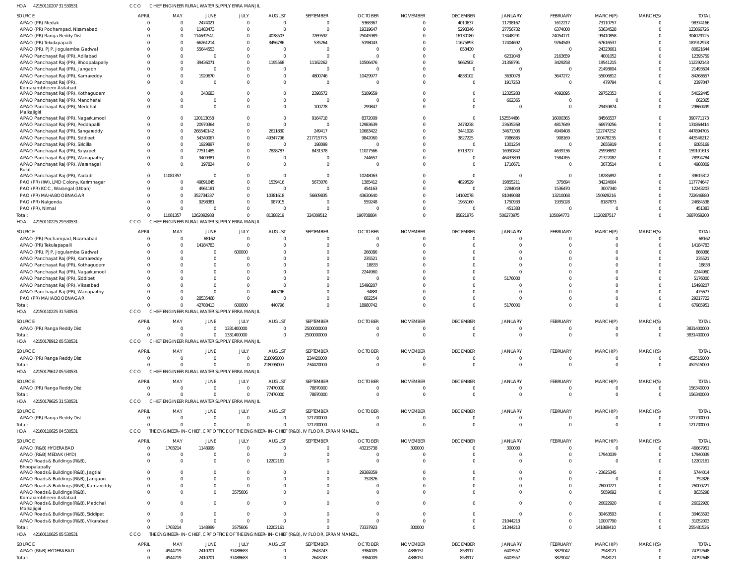HOA 42150110207 31 530531 CCO CHIEF ENGINEER RURAL WATER SUPPLY ERRA MANJIL

| SOURCE | APRIL | MAY | JUNE | JULY | AUGUST | SEPTEMBER | OCTOBER | NOVEMBER | DECEMBER | JANUARY | FEBRUARY | MARCH(P) | MARCH(S) | TOTAL |
|---|---|---|---|---|---|---|---|---|---|---|---|---|---|---|
| APAO (PR) Medak | 0 | 0 | 2474021 | 0 | 0 | 0 | 5368367 | 0 | 4010637 | 11798167 | 1612217 | 73110757 | 0 | 98374166 |
| APAO (PR) Pochampad, Nizamabad | 0 | 0 | 11483473 | 0 | 0 | 0 | 19319647 | 0 | 5298346 | 27756732 | 6374000 | 53634528 | 0 | 123866726 |
| APAO (PR) Ranga Reddy Dist | 0 | 0 | 114631541 | 0 | 4038503 | 7269592 | 25045989 | 0 | 16130180 | 13448291 | 24054171 | 99410858 | 0 | 304029125 |
| APAO (PR) Tekulapapalli | 0 | 0 | 66261214 | 0 | 3456786 | 535264 | 5198043 | 0 | 11675893 | 17404692 | 9764549 | 67616537 | 0 | 181912978 |
| APAO (PR), PJP, Jogulamba Gadwal | 0 | 0 | 55644553 | 0 | 0 | 0 | 0 | 0 | 853430 | 0 | 0 | 24323661 | 0 | 80821644 |
| APAO Panchayat Raj (PR), Adilabad | 0 | 0 | 0 | 0 | 0 | 0 | 0 | 0 | 0 | 6231048 | 2163659 | 4001052 | 0 | 12395759 |
| APAO Panchayat Raj (PR), Bhoopalapally | 0 | 0 | 39436071 | 0 | 1195568 | 11162262 | 10506476 | 0 | 5662502 | 21358791 | 3429258 | 19541215 | 0 | 112292143 |
| APAO Panchayat Raj (PR), Jangaon | 0 | 0 | 0 | 0 | 0 | 0 | 0 | 0 | 0 | 0 | 0 | 21493604 | 0 | 21493604 |
| APAO Panchayat Raj (PR), Kamareddy | 0 | 0 | 1920670 | 0 | 0 | 4800746 | 10429977 | 0 | 4833102 | 3630078 | 3647272 | 55006812 | 0 | 84268657 |
| APAO Panchayat Raj (PR), Komarambheem Asifabad | 0 | 0 | 0 | 0 | 0 | 0 | 0 | 0 | 0 | 1917253 | 0 | 479794 | 0 | 2397047 |
| APAO Panchayat Raj (PR), Kothagudem | 0 | 0 | 343683 | 0 | 0 | 2398572 | 5109659 | 0 | 0 | 12325283 | 4092895 | 29752353 | 0 | 54022445 |
| APAO Panchayat Raj (PR), Mancherial | 0 | 0 | 0 | 0 | 0 | 0 | 0 | 0 | 0 | 662365 | 0 | 0 | 0 | 662365 |
| APAO Panchayat Raj (PR), Medchal Malkajigiri | 0 | 0 | 0 | 0 | 0 | 100778 | 299847 | 0 | 0 | 0 | 0 | 29459874 | 0 | 29860499 |
| APAO Panchayat Raj (PR), Nagarkurnool | 0 | 0 | 120113058 | 0 | 0 | 9164718 | 8372009 | 0 | 0 | 152554486 | 16000365 | 84566537 | 0 | 390771173 |
| APAO Panchayat Raj (PR), Peddapalli | 0 | 0 | 20970364 | 0 | 0 | 0 | 12983639 | 0 | 2478238 | 23635268 | 4817649 | 66979256 | 0 | 131864414 |
| APAO Panchayat Raj (PR), Sangareddy | 0 | 0 | 268540142 | 0 | 2611830 | 249417 | 10683422 | 0 | 3441928 | 34671306 | 4949408 | 122747252 | 0 | 447894705 |
| APAO Panchayat Raj (PR), Siddipet | 0 | 0 | 54340067 | 0 | 49347796 | 217715775 | 9842060 | 0 | 3827225 | 7086885 | 908169 | 100478235 | 0 | 443546212 |
| APAO Panchayat Raj (PR), Siricilla | 0 | 0 | 1929897 | 0 | 0 | 198099 | 0 | 0 | 0 | 1301254 | 0 | 2655919 | 0 | 6085169 |
| APAO Panchayat Raj (PR), Suryapet | 0 | 0 | 77511485 | 0 | 7828787 | 8431378 | 11027566 | 0 | 6713727 | 16950842 | 4639136 | 25998692 | 0 | 159101613 |
| APAO Panchayat Raj (PR), Wanaparthy | 0 | 0 | 9409381 | 0 | 0 | 0 | 244657 | 0 | 0 | 46433899 | 1584765 | 21322082 | 0 | 78994784 |
| APAO Panchayat Raj (PR), Waranagal Rural | 0 | 0 | 197824 | 0 | 0 | 0 | 0 | 0 | 0 | 1716671 | 0 | 3073514 | 0 | 4988009 |
| APAO Panchayat Raj (PR), Yadadri | 0 | 11081357 | 0 | 0 | 0 | 0 | 10248063 | 0 | 0 | 0 | 0 | 18285892 | 0 | 39615312 |
| PAO (PR) (IW), LMD Colony, Karimnagar | 0 | 0 | 49891645 | 0 | 1539416 | 5673076 | 1385412 | 0 | 4829529 | 19855211 | 375694 | 34224664 | 0 | 117774647 |
| PAO (PR) KCC, Warangal (Urban) | 0 | 0 | 4961181 | 0 | 0 | 0 | 454163 | 0 | 0 | 2284049 | 1536470 | 3007340 | 0 | 12243203 |
| PAO (PR) MAHABOOBNAGAR | 0 | 0 | 352734337 | 0 | 10381618 | 56609835 | 43630640 | 0 | 14102078 | 81049088 | 13210068 | 150929216 | 0 | 722646880 |
| PAO (PR) Nalgonda | 0 | 0 | 9298381 | 0 | 987915 | 0 | 559248 | 0 | 1965160 | 1750933 | 1935028 | 8187873 | 0 | 24684538 |
| PAO (PR), Nirmal | 0 | 0 | 0 | 0 | 0 | 0 | 0 | 0 | 0 | 451383 | 0 | 0 | 0 | 451383 |
| Total: | 0 | 11081357 | 1262092988 | 0 | 81388219 | 324309512 | 190708884 | 0 | 85821975 | 506273975 | 105094773 | 1120287517 | 0 | 3687059200 |

HOA 42150110225 29 530531 CCO CHIEF ENGINEER RURAL WATER SUPPLY ERRA MANJIL

| SOURCE | APRIL | MAY | JUNE | JULY | AUGUST | SEPTEMBER | OCTOBER | NOVEMBER | DECEMBER | JANUARY | FEBRUARY | MARCH(P) | MARCH(S) | TOTAL |
|---|---|---|---|---|---|---|---|---|---|---|---|---|---|---|
| APAO (PR) Pochampad, Nizamabad | 0 | 0 | 68162 | 0 | 0 | 0 | 0 | 0 | 0 | 0 | 0 | 0 | 0 | 68162 |
| APAO (PR) Tekulapapalli | 0 | 0 | 14184783 | 0 | 0 | 0 | 0 | 0 | 0 | 0 | 0 | 0 | 0 | 14184783 |
| APAO (PR), PJP, Jogulamba Gadwal | 0 | 0 | 0 | 600000 | 0 | 0 | 266086 | 0 | 0 | 0 | 0 | 0 | 0 | 866086 |
| APAO Panchayat Raj (PR), Kamareddy | 0 | 0 | 0 | 0 | 0 | 0 | 235521 | 0 | 0 | 0 | 0 | 0 | 0 | 235521 |
| APAO Panchayat Raj (PR), Kothagudem | 0 | 0 | 0 | 0 | 0 | 0 | 18833 | 0 | 0 | 0 | 0 | 0 | 0 | 18833 |
| APAO Panchayat Raj (PR), Nagarkurnool | 0 | 0 | 0 | 0 | 0 | 0 | 2244960 | 0 | 0 | 0 | 0 | 0 | 0 | 2244960 |
| APAO Panchayat Raj (PR), Siddipet | 0 | 0 | 0 | 0 | 0 | 0 | 0 | 0 | 0 | 5176000 | 0 | 0 | 0 | 5176000 |
| APAO Panchayat Raj (PR), Vikarabad | 0 | 0 | 0 | 0 | 0 | 0 | 15498207 | 0 | 0 | 0 | 0 | 0 | 0 | 15498207 |
| APAO Panchayat Raj (PR), Wanaparthy | 0 | 0 | 0 | 0 | 440796 | 0 | 34881 | 0 | 0 | 0 | 0 | 0 | 0 | 475677 |
| PAO (PR) MAHABOOBNAGAR | 0 | 0 | 28535468 | 0 | 0 | 0 | 682254 | 0 | 0 | 0 | 0 | 0 | 0 | 29217722 |
| Total: | 0 | 0 | 42788413 | 600000 | 440796 | 0 | 18980742 | 0 | 0 | 5176000 | 0 | 0 | 0 | 67985951 |

HOA 42150110225 31 530531 CCO CHIEF ENGINEER RURAL WATER SUPPLY ERRA MANJIL

| SOURCE | APRIL | MAY | JUNE | JULY | AUGUST | SEPTEMBER | OCTOBER | NOVEMBER | DECEMBER | JANUARY | FEBRUARY | MARCH(P) | MARCH(S) | TOTAL |
|---|---|---|---|---|---|---|---|---|---|---|---|---|---|---|
| APAO (PR) Ranga Reddy Dist | 0 | 0 | 0 | 1331400000 | 0 | 2500000000 | 0 | 0 | 0 | 0 | 0 | 0 | 0 | 3831400000 |
| Total: | 0 | 0 | 0 | 1331400000 | 0 | 2500000000 | 0 | 0 | 0 | 0 | 0 | 0 | 0 | 3831400000 |

HOA 42150178912 05 530531 CCO CHIEF ENGINEER RURAL WATER SUPPLY ERRA MANJIL

| SOURCE | APRIL | MAY | JUNE | JULY | AUGUST | SEPTEMBER | OCTOBER | NOVEMBER | DECEMBER | JANUARY | FEBRUARY | MARCH(P) | MARCH(S) | TOTAL |
|---|---|---|---|---|---|---|---|---|---|---|---|---|---|---|
| APAO (PR) Ranga Reddy Dist | 0 | 0 | 0 | 0 | 218095000 | 234420000 | 0 | 0 | 0 | 0 | 0 | 0 | 0 | 452515000 |
| Total: | 0 | 0 | 0 | 0 | 218095000 | 234420000 | 0 | 0 | 0 | 0 | 0 | 0 | 0 | 452515000 |

HOA 42150179612 05 530531 CCO CHIEF ENGINEER RURAL WATER SUPPLY ERRA MANJIL

| SOURCE | APRIL | MAY | JUNE | JULY | AUGUST | SEPTEMBER | OCTOBER | NOVEMBER | DECEMBER | JANUARY | FEBRUARY | MARCH(P) | MARCH(S) | TOTAL |
|---|---|---|---|---|---|---|---|---|---|---|---|---|---|---|
| APAO (PR) Ranga Reddy Dist | 0 | 0 | 0 | 0 | 77470000 | 78870000 | 0 | 0 | 0 | 0 | 0 | 0 | 0 | 156340000 |
| Total: | 0 | 0 | 0 | 0 | 77470000 | 78870000 | 0 | 0 | 0 | 0 | 0 | 0 | 0 | 156340000 |

HOA 42150179625 31 530531 CCO CHIEF ENGINEER RURAL WATER SUPPLY ERRA MANJIL

| SOURCE | APRIL | MAY | JUNE | JULY | AUGUST | SEPTEMBER | OCTOBER | NOVEMBER | DECEMBER | JANUARY | FEBRUARY | MARCH(P) | MARCH(S) | TOTAL |
|---|---|---|---|---|---|---|---|---|---|---|---|---|---|---|
| APAO (PR) Ranga Reddy Dist | 0 | 0 | 0 | 0 | 0 | 121700000 | 0 | 0 | 0 | 0 | 0 | 0 | 0 | 121700000 |
| Total: | 0 | 0 | 0 | 0 | 0 | 121700000 | 0 | 0 | 0 | 0 | 0 | 0 | 0 | 121700000 |

HOA 42160110625 04 530531 CCO THE ENGINEER-IN-CHIEF, CRF OFFICE OF THE ENGINEER-IN-CHIEF (R&B), IV FLOOR, ERRAM MANZIL,

| SOURCE | APRIL | MAY | JUNE | JULY | AUGUST | SEPTEMBER | OCTOBER | NOVEMBER | DECEMBER | JANUARY | FEBRUARY | MARCH(P) | MARCH(S) | TOTAL |
|---|---|---|---|---|---|---|---|---|---|---|---|---|---|---|
| APAO (R&B) HYDERABAD | 0 | 1703214 | 1148999 | 0 | 0 | 0 | 43215738 | 300000 | 0 | 300000 | 0 | 0 | 0 | 46667951 |
| APAO (R&B) MEDAK (HYD) | 0 | 0 | 0 | 0 | 0 | 0 | 0 | 0 | 0 | 0 | 0 | 17940039 | 0 | 17940039 |
| APAO Roads & Buildings (R&B), Bhoopalapally | 0 | 0 | 0 | 0 | 12202161 | 0 | 0 | 0 | 0 | 0 | 0 | 0 | 0 | 12202161 |
| APAO Roads & Buildings (R&B), Jagtial | 0 | 0 | 0 | 0 | 0 | 0 | 29369359 | 0 | 0 | 0 | 0 | -23625345 | 0 | 5744014 |
| APAO Roads & Buildings (R&B), Jangaon | 0 | 0 | 0 | 0 | 0 | 0 | 752826 | 0 | 0 | 0 | 0 | 0 | 0 | 752826 |
| APAO Roads & Buildings (R&B), Kamareddy | 0 | 0 | 0 | 0 | 0 | 0 | 0 | 0 | 0 | 0 | 0 | 76000721 | 0 | 76000721 |
| APAO Roads & Buildings (R&B), Komarambheem Asifabad | 0 | 0 | 0 | 3575606 | 0 | 0 | 0 | 0 | 0 | 0 | 0 | 5059692 | 0 | 8635298 |
| APAO Roads & Buildings (R&B), Medchal Malkajigiri | 0 | 0 | 0 | 0 | 0 | 0 | 0 | 0 | 0 | 0 | 0 | 26022920 | 0 | 26022920 |
| APAO Roads & Buildings (R&B), Siddipet | 0 | 0 | 0 | 0 | 0 | 0 | 0 | 0 | 0 | 0 | 0 | 30463593 | 0 | 30463593 |
| APAO Roads & Buildings (R&B), Vikarabad | 0 | 0 | 0 | 0 | 0 | 0 | 0 | 0 | 0 | 21044213 | 0 | 10007790 | 0 | 31052003 |
| Total: | 0 | 1703214 | 1148999 | 3575606 | 12202161 | 0 | 73337923 | 300000 | 0 | 21344213 | 0 | 141869410 | 0 | 255481526 |

HOA 42160110625 05 530531 CCO THE ENGINEER-IN-CHIEF, CRF OFFICE OF THE ENGINEER-IN-CHIEF (R&B), IV FLOOR, ERRAM MANZIL,

| SOURCE | APRIL | MAY | JUNE | JULY | AUGUST | SEPTEMBER | OCTOBER | NOVEMBER | DECEMBER | JANUARY | FEBRUARY | MARCH(P) | MARCH(S) | TOTAL |
|---|---|---|---|---|---|---|---|---|---|---|---|---|---|---|
| APAO (R&B) HYDERABAD | 0 | 4944719 | 2410701 | 37488683 | 0 | 2643743 | 3384009 | 4886151 | 853917 | 6403557 | 3829047 | 7948121 | 0 | 74792648 |
| Total: | 0 | 4944719 | 2410701 | 37488683 | 0 | 2643743 | 3384009 | 4886151 | 853917 | 6403557 | 3829047 | 7948121 | 0 | 74792648 |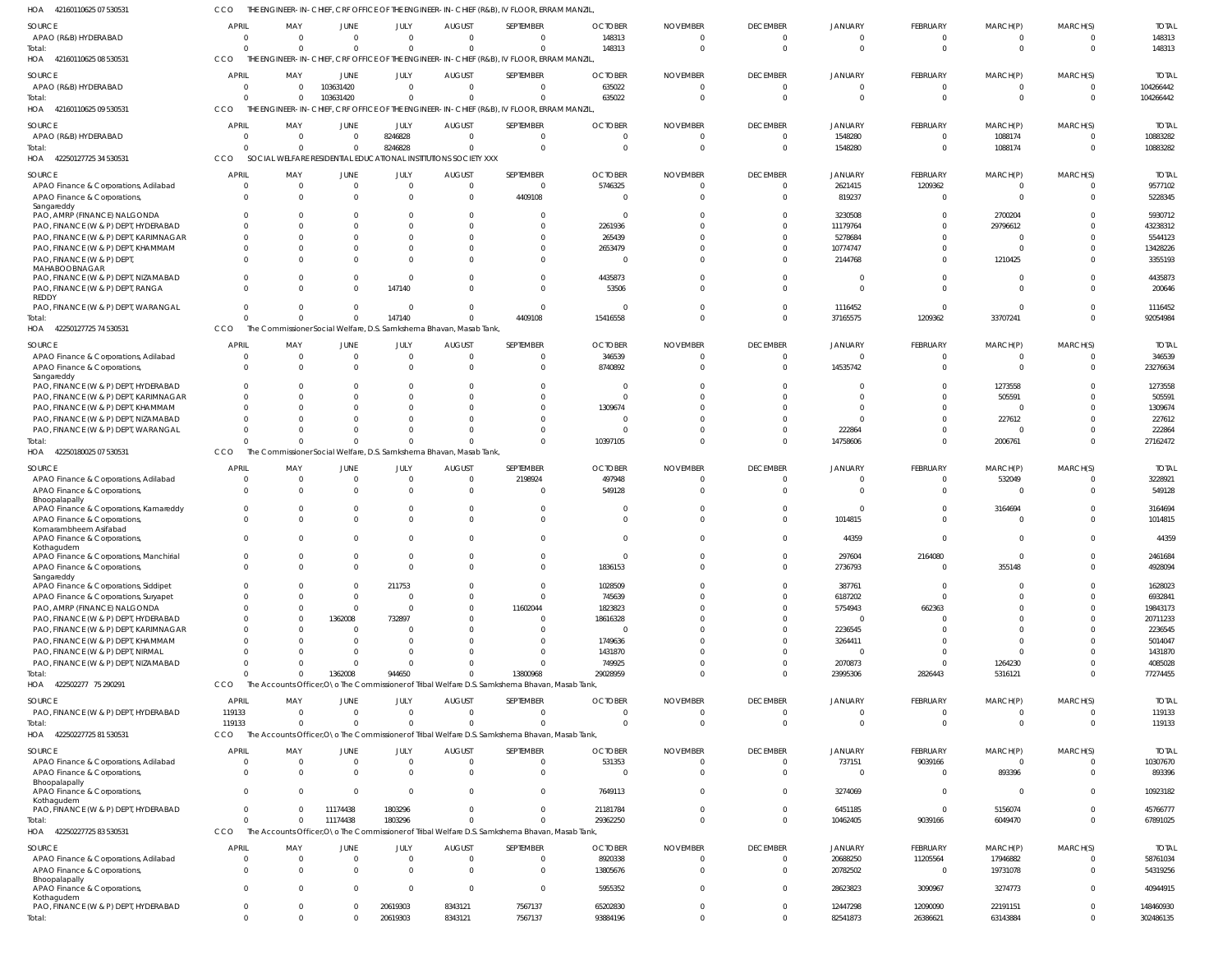HOA 42160110625 07 530531 CCO THE ENGINEER-IN-CHIEF, CRF OFFICE OF THE ENGINEER-IN-CHIEF (R&B), IV FLOOR, ERRAM MANZIL,

| SOURCE | APRIL | MAY | JUNE | JULY | AUGUST | SEPTEMBER | OCTOBER | NOVEMBER | DECEMBER | JANUARY | FEBRUARY | MARCH(P) | MARCH(S) | TOTAL |
|---|---|---|---|---|---|---|---|---|---|---|---|---|---|---|
| APAO (R&B) HYDERABAD | 0 | 0 | 0 | 0 | 0 | 0 | 148313 | 0 | 0 | 0 | 0 | 0 | 0 | 148313 |
| Total: | 0 | 0 | 0 | 0 | 0 | 0 | 148313 | 0 | 0 | 0 | 0 | 0 | 0 | 148313 |

HOA 42160110625 08 530531 CCO THE ENGINEER-IN-CHIEF, CRF OFFICE OF THE ENGINEER-IN-CHIEF (R&B), IV FLOOR, ERRAM MANZIL,

| SOURCE | APRIL | MAY | JUNE | JULY | AUGUST | SEPTEMBER | OCTOBER | NOVEMBER | DECEMBER | JANUARY | FEBRUARY | MARCH(P) | MARCH(S) | TOTAL |
|---|---|---|---|---|---|---|---|---|---|---|---|---|---|---|
| APAO (R&B) HYDERABAD | 0 | 0 | 103631420 | 0 | 0 | 0 | 635022 | 0 | 0 | 0 | 0 | 0 | 0 | 104266442 |
| Total: | 0 | 0 | 103631420 | 0 | 0 | 0 | 635022 | 0 | 0 | 0 | 0 | 0 | 0 | 104266442 |

HOA 42160110625 09 530531 CCO THE ENGINEER-IN-CHIEF, CRF OFFICE OF THE ENGINEER-IN-CHIEF (R&B), IV FLOOR, ERRAM MANZIL,

| SOURCE | APRIL | MAY | JUNE | JULY | AUGUST | SEPTEMBER | OCTOBER | NOVEMBER | DECEMBER | JANUARY | FEBRUARY | MARCH(P) | MARCH(S) | TOTAL |
|---|---|---|---|---|---|---|---|---|---|---|---|---|---|---|
| APAO (R&B) HYDERABAD | 0 | 0 | 0 | 8246828 | 0 | 0 | 0 | 0 | 0 | 1548280 | 0 | 1088174 | 0 | 10883282 |
| Total: | 0 | 0 | 0 | 8246828 | 0 | 0 | 0 | 0 | 0 | 1548280 | 0 | 1088174 | 0 | 10883282 |

HOA 42250127725 34 530531 CCO SOCIAL WELFARE RESIDENTIAL EDUCATIONAL INSTITUTIONS SOCIETY XXX

| SOURCE | APRIL | MAY | JUNE | JULY | AUGUST | SEPTEMBER | OCTOBER | NOVEMBER | DECEMBER | JANUARY | FEBRUARY | MARCH(P) | MARCH(S) | TOTAL |
|---|---|---|---|---|---|---|---|---|---|---|---|---|---|---|
| APAO Finance & Corporations, Adilabad | 0 | 0 | 0 | 0 | 0 | 0 | 5746325 | 0 | 0 | 2621415 | 1209362 | 0 | 0 | 9577102 |
| APAO Finance & Corporations, Sangareddy | 0 | 0 | 0 | 0 | 0 | 4409108 | 0 | 0 | 0 | 819237 | 0 | 0 | 0 | 5228345 |
| PAO, AMRP (FINANCE) NALGONDA | 0 | 0 | 0 | 0 | 0 | 0 | 0 | 0 | 0 | 3230508 | 0 | 2700204 | 0 | 5930712 |
| PAO, FINANCE (W & P) DEPT, HYDERABAD | 0 | 0 | 0 | 0 | 0 | 0 | 2261936 | 0 | 0 | 11179764 | 0 | 29796612 | 0 | 43238312 |
| PAO, FINANCE (W & P) DEPT, KARIMNAGAR | 0 | 0 | 0 | 0 | 0 | 0 | 265439 | 0 | 0 | 5278684 | 0 | 0 | 0 | 5544123 |
| PAO, FINANCE (W & P) DEPT, KHAMMAM | 0 | 0 | 0 | 0 | 0 | 0 | 2653479 | 0 | 0 | 10774747 | 0 | 0 | 0 | 13428226 |
| PAO, FINANCE (W & P) DEPT, MAHABOOBNAGAR | 0 | 0 | 0 | 0 | 0 | 0 | 0 | 0 | 0 | 2144768 | 0 | 1210425 | 0 | 3355193 |
| PAO, FINANCE (W & P) DEPT, NIZAMABAD | 0 | 0 | 0 | 0 | 0 | 0 | 4435873 | 0 | 0 | 0 | 0 | 0 | 0 | 4435873 |
| PAO, FINANCE (W & P) DEPT, RANGA REDDY | 0 | 0 | 0 | 147140 | 0 | 0 | 53506 | 0 | 0 | 0 | 0 | 0 | 0 | 200646 |
| PAO, FINANCE (W & P) DEPT, WARANGAL | 0 | 0 | 0 | 0 | 0 | 0 | 0 | 0 | 0 | 1116452 | 0 | 0 | 0 | 1116452 |
| Total: | 0 | 0 | 0 | 147140 | 0 | 4409108 | 15416558 | 0 | 0 | 37165575 | 1209362 | 33707241 | 0 | 92054984 |

HOA 42250127725 74 530531 CCO The Commissioner Social Welfare, D.S. Samkshema Bhavan, Masab Tank,

| SOURCE | APRIL | MAY | JUNE | JULY | AUGUST | SEPTEMBER | OCTOBER | NOVEMBER | DECEMBER | JANUARY | FEBRUARY | MARCH(P) | MARCH(S) | TOTAL |
|---|---|---|---|---|---|---|---|---|---|---|---|---|---|---|
| APAO Finance & Corporations, Adilabad | 0 | 0 | 0 | 0 | 0 | 0 | 346539 | 0 | 0 | 0 | 0 | 0 | 0 | 346539 |
| APAO Finance & Corporations, Sangareddy | 0 | 0 | 0 | 0 | 0 | 0 | 8740892 | 0 | 0 | 14535742 | 0 | 0 | 0 | 23276634 |
| PAO, FINANCE (W & P) DEPT, HYDERABAD | 0 | 0 | 0 | 0 | 0 | 0 | 0 | 0 | 0 | 0 | 0 | 1273558 | 0 | 1273558 |
| PAO, FINANCE (W & P) DEPT, KARIMNAGAR | 0 | 0 | 0 | 0 | 0 | 0 | 0 | 0 | 0 | 0 | 0 | 505591 | 0 | 505591 |
| PAO, FINANCE (W & P) DEPT, KHAMMAM | 0 | 0 | 0 | 0 | 0 | 0 | 1309674 | 0 | 0 | 0 | 0 | 0 | 0 | 1309674 |
| PAO, FINANCE (W & P) DEPT, NIZAMABAD | 0 | 0 | 0 | 0 | 0 | 0 | 0 | 0 | 0 | 0 | 0 | 227612 | 0 | 227612 |
| PAO, FINANCE (W & P) DEPT, WARANGAL | 0 | 0 | 0 | 0 | 0 | 0 | 0 | 0 | 0 | 222864 | 0 | 0 | 0 | 222864 |
| Total: | 0 | 0 | 0 | 0 | 0 | 0 | 10397105 | 0 | 0 | 14758606 | 0 | 2006761 | 0 | 27162472 |

HOA 42250180025 07 530531 CCO The Commissioner Social Welfare, D.S. Samkshema Bhavan, Masab Tank,

| SOURCE | APRIL | MAY | JUNE | JULY | AUGUST | SEPTEMBER | OCTOBER | NOVEMBER | DECEMBER | JANUARY | FEBRUARY | MARCH(P) | MARCH(S) | TOTAL |
|---|---|---|---|---|---|---|---|---|---|---|---|---|---|---|
| APAO Finance & Corporations, Adilabad | 0 | 0 | 0 | 0 | 0 | 2198924 | 497948 | 0 | 0 | 0 | 0 | 532049 | 0 | 3228921 |
| APAO Finance & Corporations, Bhoopalapally | 0 | 0 | 0 | 0 | 0 | 0 | 549128 | 0 | 0 | 0 | 0 | 0 | 0 | 549128 |
| APAO Finance & Corporations, Kamareddy | 0 | 0 | 0 | 0 | 0 | 0 | 0 | 0 | 0 | 0 | 0 | 3164694 | 0 | 3164694 |
| APAO Finance & Corporations, Komarambheem Asifabad | 0 | 0 | 0 | 0 | 0 | 0 | 0 | 0 | 0 | 1014815 | 0 | 0 | 0 | 1014815 |
| APAO Finance & Corporations, Kothagudem | 0 | 0 | 0 | 0 | 0 | 0 | 0 | 0 | 0 | 44359 | 0 | 0 | 0 | 44359 |
| APAO Finance & Corporations, Manchirial | 0 | 0 | 0 | 0 | 0 | 0 | 0 | 0 | 0 | 297604 | 2164080 | 0 | 0 | 2461684 |
| APAO Finance & Corporations, Sangareddy | 0 | 0 | 0 | 0 | 0 | 0 | 1836153 | 0 | 0 | 2736793 | 0 | 355148 | 0 | 4928094 |
| APAO Finance & Corporations, Siddipet | 0 | 0 | 0 | 211753 | 0 | 0 | 1028509 | 0 | 0 | 387761 | 0 | 0 | 0 | 1628023 |
| APAO Finance & Corporations, Suryapet | 0 | 0 | 0 | 0 | 0 | 0 | 745639 | 0 | 0 | 6187202 | 0 | 0 | 0 | 6932841 |
| PAO, AMRP (FINANCE) NALGONDA | 0 | 0 | 0 | 0 | 0 | 11602044 | 1823823 | 0 | 0 | 5754943 | 662363 | 0 | 0 | 19843173 |
| PAO, FINANCE (W & P) DEPT, HYDERABAD | 0 | 0 | 1362008 | 732897 | 0 | 0 | 18616328 | 0 | 0 | 0 | 0 | 0 | 0 | 20711233 |
| PAO, FINANCE (W & P) DEPT, KARIMNAGAR | 0 | 0 | 0 | 0 | 0 | 0 | 0 | 0 | 0 | 2236545 | 0 | 0 | 0 | 2236545 |
| PAO, FINANCE (W & P) DEPT, KHAMMAM | 0 | 0 | 0 | 0 | 0 | 0 | 1749636 | 0 | 0 | 3264411 | 0 | 0 | 0 | 5014047 |
| PAO, FINANCE (W & P) DEPT, NIRMAL | 0 | 0 | 0 | 0 | 0 | 0 | 1431870 | 0 | 0 | 0 | 0 | 0 | 0 | 1431870 |
| PAO, FINANCE (W & P) DEPT, NIZAMABAD | 0 | 0 | 0 | 0 | 0 | 0 | 749925 | 0 | 0 | 2070873 | 0 | 1264230 | 0 | 4085028 |
| Total: | 0 | 0 | 1362008 | 944650 | 0 | 13800968 | 29028959 | 0 | 0 | 23995306 | 2826443 | 5316121 | 0 | 77274455 |

HOA 422502277 75 290291 CCO The Accounts Officer,O\o The Commissioner of Tribal Welfare D.S. Samkshema Bhavan, Masab Tank,

| SOURCE | APRIL | MAY | JUNE | JULY | AUGUST | SEPTEMBER | OCTOBER | NOVEMBER | DECEMBER | JANUARY | FEBRUARY | MARCH(P) | MARCH(S) | TOTAL |
|---|---|---|---|---|---|---|---|---|---|---|---|---|---|---|
| PAO, FINANCE (W & P) DEPT, HYDERABAD | 119133 | 0 | 0 | 0 | 0 | 0 | 0 | 0 | 0 | 0 | 0 | 0 | 0 | 119133 |
| Total: | 119133 | 0 | 0 | 0 | 0 | 0 | 0 | 0 | 0 | 0 | 0 | 0 | 0 | 119133 |

HOA 42250227725 81 530531 CCO The Accounts Officer,O\o The Commissioner of Tribal Welfare D.S. Samkshema Bhavan, Masab Tank,

| SOURCE | APRIL | MAY | JUNE | JULY | AUGUST | SEPTEMBER | OCTOBER | NOVEMBER | DECEMBER | JANUARY | FEBRUARY | MARCH(P) | MARCH(S) | TOTAL |
|---|---|---|---|---|---|---|---|---|---|---|---|---|---|---|
| APAO Finance & Corporations, Adilabad | 0 | 0 | 0 | 0 | 0 | 0 | 531353 | 0 | 0 | 737151 | 9039166 | 0 | 0 | 10307670 |
| APAO Finance & Corporations, Bhoopalapally | 0 | 0 | 0 | 0 | 0 | 0 | 0 | 0 | 0 | 0 | 0 | 893396 | 0 | 893396 |
| APAO Finance & Corporations, Kothagudem | 0 | 0 | 0 | 0 | 0 | 0 | 7649113 | 0 | 0 | 3274069 | 0 | 0 | 0 | 10923182 |
| PAO, FINANCE (W & P) DEPT, HYDERABAD | 0 | 0 | 11174438 | 1803296 | 0 | 0 | 21181784 | 0 | 0 | 6451185 | 0 | 5156074 | 0 | 45766777 |
| Total: | 0 | 0 | 11174438 | 1803296 | 0 | 0 | 29362250 | 0 | 0 | 10462405 | 9039166 | 6049470 | 0 | 67891025 |

HOA 42250227725 83 530531 CCO The Accounts Officer,O\o The Commissioner of Tribal Welfare D.S. Samkshema Bhavan, Masab Tank,

| SOURCE | APRIL | MAY | JUNE | JULY | AUGUST | SEPTEMBER | OCTOBER | NOVEMBER | DECEMBER | JANUARY | FEBRUARY | MARCH(P) | MARCH(S) | TOTAL |
|---|---|---|---|---|---|---|---|---|---|---|---|---|---|---|
| APAO Finance & Corporations, Adilabad | 0 | 0 | 0 | 0 | 0 | 0 | 8920338 | 0 | 0 | 20688250 | 11205564 | 17946882 | 0 | 58761034 |
| APAO Finance & Corporations, Bhoopalapally | 0 | 0 | 0 | 0 | 0 | 0 | 13805676 | 0 | 0 | 20782502 | 0 | 19731078 | 0 | 54319256 |
| APAO Finance & Corporations, Kothagudem | 0 | 0 | 0 | 0 | 0 | 0 | 5955352 | 0 | 0 | 28623823 | 3090967 | 3274773 | 0 | 40944915 |
| PAO, FINANCE (W & P) DEPT, HYDERABAD | 0 | 0 | 0 | 20619303 | 8343121 | 7567137 | 65202830 | 0 | 0 | 12447298 | 12090090 | 22191151 | 0 | 148460930 |
| Total: | 0 | 0 | 0 | 20619303 | 8343121 | 7567137 | 93884196 | 0 | 0 | 82541873 | 26386621 | 63143884 | 0 | 302486135 |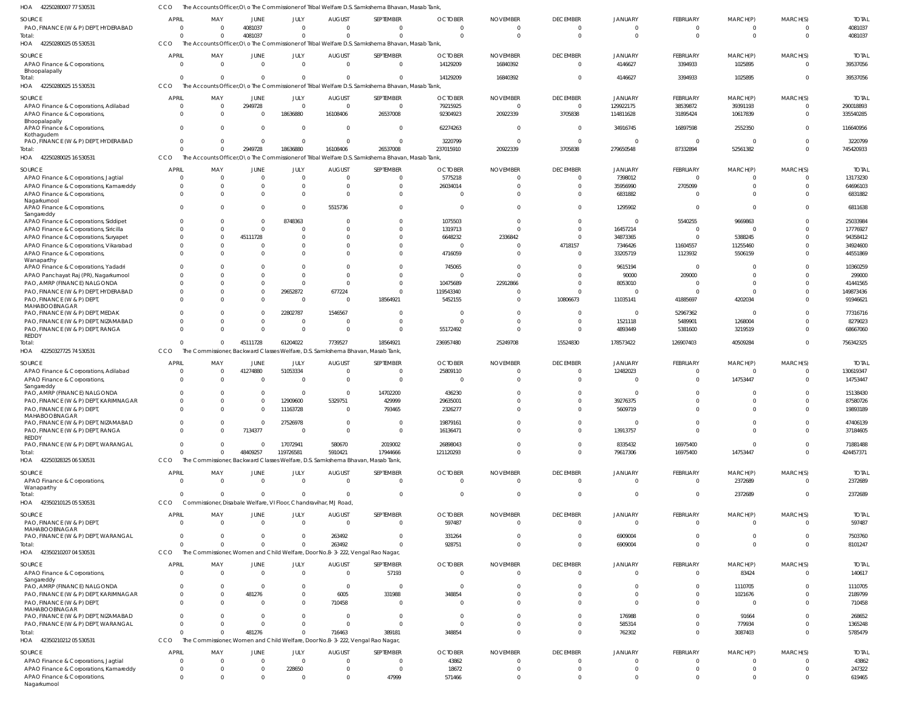HOA 42250280007 77 530531 CCO The Accounts Officer,O\o The Commissioner of Tribal Welfare D.S. Samkshema Bhavan, Masab Tank,

| SOURCE | APRIL | MAY | JUNE | JULY | AUGUST | SEPTEMBER | OCTOBER | NOVEMBER | DECEMBER | JANUARY | FEBRUARY | MARCH(P) | MARCH(S) | TOTAL |
|---|---|---|---|---|---|---|---|---|---|---|---|---|---|---|
| PAO, FINANCE (W & P) DEPT, HYDERABAD | 0 | 0 | 4081037 | 0 | 0 | 0 | 0 | 0 | 0 | 0 | 0 | 0 | 0 | 4081037 |
| Total: | 0 | 0 | 4081037 | 0 | 0 | 0 | 0 | 0 | 0 | 0 | 0 | 0 | 0 | 4081037 |

HOA 42250280025 05 530531 CCO The Accounts Officer,O\o The Commissioner of Tribal Welfare D.S. Samkshema Bhavan, Masab Tank,

| SOURCE | APRIL | MAY | JUNE | JULY | AUGUST | SEPTEMBER | OCTOBER | NOVEMBER | DECEMBER | JANUARY | FEBRUARY | MARCH(P) | MARCH(S) | TOTAL |
|---|---|---|---|---|---|---|---|---|---|---|---|---|---|---|
| APAO Finance & Corporations, Bhoopalapally | 0 | 0 | 0 | 0 | 0 | 0 | 14129209 | 16840392 | 0 | 4146627 | 3394933 | 1025895 | 0 | 39537056 |
| Total: | 0 | 0 | 0 | 0 | 0 | 0 | 14129209 | 16840392 | 0 | 4146627 | 3394933 | 1025895 | 0 | 39537056 |

HOA 42250280025 15 530531 CCO The Accounts Officer,O\o The Commissioner of Tribal Welfare D.S. Samkshema Bhavan, Masab Tank,

| SOURCE | APRIL | MAY | JUNE | JULY | AUGUST | SEPTEMBER | OCTOBER | NOVEMBER | DECEMBER | JANUARY | FEBRUARY | MARCH(P) | MARCH(S) | TOTAL |
|---|---|---|---|---|---|---|---|---|---|---|---|---|---|---|
| APAO Finance & Corporations, Adilabad | 0 | 0 | 2949728 | 0 | 0 | 0 | 79215925 | 0 | 0 | 129922175 | 38539872 | 39391193 | 0 | 290018893 |
| APAO Finance & Corporations, Bhoopalapally | 0 | 0 | 0 | 18636880 | 16108406 | 26537008 | 92304923 | 20922339 | 3705838 | 114811628 | 31895424 | 10617839 | 0 | 335540285 |
| APAO Finance & Corporations, Kothagudem | 0 | 0 | 0 | 0 | 0 | 0 | 62274263 | 0 | 0 | 34916745 | 16897598 | 2552350 | 0 | 116640956 |
| PAO, FINANCE (W & P) DEPT, HYDERABAD | 0 | 0 | 0 | 0 | 0 | 0 | 3220799 | 0 | 0 | 0 | 0 | 0 | 0 | 3220799 |
| Total: | 0 | 0 | 2949728 | 18636880 | 16108406 | 26537008 | 237015910 | 20922339 | 3705838 | 279650548 | 87332894 | 52561382 | 0 | 745420933 |

HOA 42250280025 16 530531 CCO The Accounts Officer,O\o The Commissioner of Tribal Welfare D.S. Samkshema Bhavan, Masab Tank,

| SOURCE | APRIL | MAY | JUNE | JULY | AUGUST | SEPTEMBER | OCTOBER | NOVEMBER | DECEMBER | JANUARY | FEBRUARY | MARCH(P) | MARCH(S) | TOTAL |
|---|---|---|---|---|---|---|---|---|---|---|---|---|---|---|
| APAO Finance & Corporations, Jagtial | 0 | 0 | 0 | 0 | 0 | 0 | 5775218 | 0 | 0 | 7398012 | 0 | 0 | 0 | 13173230 |
| APAO Finance & Corporations, Kamareddy | 0 | 0 | 0 | 0 | 0 | 0 | 26034014 | 0 | 0 | 35956990 | 2705099 | 0 | 0 | 64696103 |
| APAO Finance & Corporations, Nagarkurnool | 0 | 0 | 0 | 0 | 0 | 0 | 0 | 0 | 0 | 6831882 | 0 | 0 | 0 | 6831882 |
| APAO Finance & Corporations, Sangareddy | 0 | 0 | 0 | 0 | 5515736 | 0 | 0 | 0 | 0 | 1295902 | 0 | 0 | 0 | 6811638 |
| APAO Finance & Corporations, Siddipet | 0 | 0 | 0 | 8748363 | 0 | 0 | 1075503 | 0 | 0 | 0 | 5540255 | 9669863 | 0 | 25033984 |
| APAO Finance & Corporations, Siricilla | 0 | 0 | 0 | 0 | 0 | 0 | 1319713 | 0 | 0 | 16457214 | 0 | 0 | 0 | 17776927 |
| APAO Finance & Corporations, Suryapet | 0 | 0 | 45111728 | 0 | 0 | 0 | 6648232 | 2336842 | 0 | 34873365 | 0 | 5388245 | 0 | 94358412 |
| APAO Finance & Corporations, Vikarabad | 0 | 0 | 0 | 0 | 0 | 0 | 0 | 0 | 4718157 | 7346426 | 11604557 | 11255460 | 0 | 34924600 |
| APAO Finance & Corporations, Wanaparthy | 0 | 0 | 0 | 0 | 0 | 0 | 4716059 | 0 | 0 | 33205719 | 1123932 | 5506159 | 0 | 44551869 |
| APAO Finance & Corporations, Yadadri | 0 | 0 | 0 | 0 | 0 | 0 | 745065 | 0 | 0 | 9615194 | 0 | 0 | 0 | 10360259 |
| APAO Panchayat Raj (PR), Nagarkurnool | 0 | 0 | 0 | 0 | 0 | 0 | 0 | 0 | 0 | 90000 | 209000 | 0 | 0 | 299000 |
| PAO, AMRP (FINANCE) NALGONDA | 0 | 0 | 0 | 0 | 0 | 0 | 10475689 | 22912866 | 0 | 8053010 | 0 | 0 | 0 | 41441565 |
| PAO, FINANCE (W & P) DEPT, HYDERABAD | 0 | 0 | 0 | 29652872 | 677224 | 0 | 119543340 | 0 | 0 | 0 | 0 | 0 | 0 | 149873436 |
| PAO, FINANCE (W & P) DEPT, MAHABOOBNAGAR | 0 | 0 | 0 | 0 | 0 | 18564921 | 5452155 | 0 | 10806673 | 11035141 | 41885697 | 4202034 | 0 | 91946621 |
| PAO, FINANCE (W & P) DEPT, MEDAK | 0 | 0 | 0 | 22802787 | 1546567 | 0 | 0 | 0 | 0 | 0 | 52967362 | 0 | 0 | 77316716 |
| PAO, FINANCE (W & P) DEPT, NIZAMABAD | 0 | 0 | 0 | 0 | 0 | 0 | 0 | 0 | 0 | 1521118 | 5489901 | 1268004 | 0 | 8279023 |
| PAO, FINANCE (W & P) DEPT, RANGA REDDY | 0 | 0 | 0 | 0 | 0 | 0 | 55172492 | 0 | 0 | 4893449 | 5381600 | 3219519 | 0 | 68667060 |
| Total: | 0 | 0 | 45111728 | 61204022 | 7739527 | 18564921 | 236957480 | 25249708 | 15524830 | 178573422 | 126907403 | 40509284 | 0 | 756342325 |

HOA 42250327725 74 530531 CCO The Commissioner, Backward Classes Welfare, D.S. Samkshema Bhavan, Masab Tank,

| SOURCE | APRIL | MAY | JUNE | JULY | AUGUST | SEPTEMBER | OCTOBER | NOVEMBER | DECEMBER | JANUARY | FEBRUARY | MARCH(P) | MARCH(S) | TOTAL |
|---|---|---|---|---|---|---|---|---|---|---|---|---|---|---|
| APAO Finance & Corporations, Adilabad | 0 | 0 | 41274880 | 51053334 | 0 | 0 | 25809110 | 0 | 0 | 12482023 | 0 | 0 | 0 | 130619347 |
| APAO Finance & Corporations, Sangareddy | 0 | 0 | 0 | 0 | 0 | 0 | 0 | 0 | 0 | 0 | 0 | 14753447 | 0 | 14753447 |
| PAO, AMRP (FINANCE) NALGONDA | 0 | 0 | 0 | 0 | 0 | 14702200 | 436230 | 0 | 0 | 0 | 0 | 0 | 0 | 15138430 |
| PAO, FINANCE (W & P) DEPT, KARIMNAGAR | 0 | 0 | 0 | 12909600 | 5329751 | 429999 | 29635001 | 0 | 0 | 39276375 | 0 | 0 | 0 | 87580726 |
| PAO, FINANCE (W & P) DEPT, MAHABOOBNAGAR | 0 | 0 | 0 | 11163728 | 0 | 793465 | 2326277 | 0 | 0 | 5609719 | 0 | 0 | 0 | 19893189 |
| PAO, FINANCE (W & P) DEPT, NIZAMABAD | 0 | 0 | 0 | 27526978 | 0 | 0 | 19879161 | 0 | 0 | 0 | 0 | 0 | 0 | 47406139 |
| PAO, FINANCE (W & P) DEPT, RANGA REDDY | 0 | 0 | 7134377 | 0 | 0 | 0 | 16136471 | 0 | 0 | 13913757 | 0 | 0 | 0 | 37184605 |
| PAO, FINANCE (W & P) DEPT, WARANGAL | 0 | 0 | 0 | 17072941 | 580670 | 2019002 | 26898043 | 0 | 0 | 8335432 | 16975400 | 0 | 0 | 71881488 |
| Total: | 0 | 0 | 48409257 | 119726581 | 5910421 | 17944666 | 121120293 | 0 | 0 | 79617306 | 16975400 | 14753447 | 0 | 424457371 |

HOA 42250328325 06 530531 CCO The Commissioner, Backward Classes Welfare, D.S. Samkshema Bhavan, Masab Tank,

| SOURCE | APRIL | MAY | JUNE | JULY | AUGUST | SEPTEMBER | OCTOBER | NOVEMBER | DECEMBER | JANUARY | FEBRUARY | MARCH(P) | MARCH(S) | TOTAL |
|---|---|---|---|---|---|---|---|---|---|---|---|---|---|---|
| APAO Finance & Corporations, Wanaparthy | 0 | 0 | 0 | 0 | 0 | 0 | 0 | 0 | 0 | 0 | 0 | 2372689 | 0 | 2372689 |
| Total: | 0 | 0 | 0 | 0 | 0 | 0 | 0 | 0 | 0 | 0 | 0 | 2372689 | 0 | 2372689 |

HOA 42350210125 05 530531 CCO Commissioner, Disable Welfare, VI Floor, Chandravihar, MJ Road,

| SOURCE | APRIL | MAY | JUNE | JULY | AUGUST | SEPTEMBER | OCTOBER | NOVEMBER | DECEMBER | JANUARY | FEBRUARY | MARCH(P) | MARCH(S) | TOTAL |
|---|---|---|---|---|---|---|---|---|---|---|---|---|---|---|
| PAO, FINANCE (W & P) DEPT, MAHABOOBNAGAR | 0 | 0 | 0 | 0 | 0 | 0 | 597487 | 0 | 0 | 0 | 0 | 0 | 0 | 597487 |
| PAO, FINANCE (W & P) DEPT, WARANGAL | 0 | 0 | 0 | 0 | 263492 | 0 | 331264 | 0 | 0 | 6909004 | 0 | 0 | 0 | 7503760 |
| Total: | 0 | 0 | 0 | 0 | 263492 | 0 | 928751 | 0 | 0 | 6909004 | 0 | 0 | 0 | 8101247 |

HOA 42350210207 04 530531 CCO The Commissioner, Women and Child Welfare, Door No.8-3-222, Vengal Rao Nagar,

| SOURCE | APRIL | MAY | JUNE | JULY | AUGUST | SEPTEMBER | OCTOBER | NOVEMBER | DECEMBER | JANUARY | FEBRUARY | MARCH(P) | MARCH(S) | TOTAL |
|---|---|---|---|---|---|---|---|---|---|---|---|---|---|---|
| APAO Finance & Corporations, Sangareddy | 0 | 0 | 0 | 0 | 0 | 57193 | 0 | 0 | 0 | 0 | 0 | 83424 | 0 | 140617 |
| PAO, AMRP (FINANCE) NALGONDA | 0 | 0 | 0 | 0 | 0 | 0 | 0 | 0 | 0 | 0 | 0 | 1110705 | 0 | 1110705 |
| PAO, FINANCE (W & P) DEPT, KARIMNAGAR | 0 | 0 | 481276 | 0 | 6005 | 331988 | 348854 | 0 | 0 | 0 | 0 | 1021676 | 0 | 2189799 |
| PAO, FINANCE (W & P) DEPT, MAHABOOBNAGAR | 0 | 0 | 0 | 0 | 710458 | 0 | 0 | 0 | 0 | 0 | 0 | 0 | 0 | 710458 |
| PAO, FINANCE (W & P) DEPT, NIZAMABAD | 0 | 0 | 0 | 0 | 0 | 0 | 0 | 0 | 0 | 176988 | 0 | 91664 | 0 | 268652 |
| PAO, FINANCE (W & P) DEPT, WARANGAL | 0 | 0 | 0 | 0 | 0 | 0 | 0 | 0 | 0 | 585314 | 0 | 779934 | 0 | 1365248 |
| Total: | 0 | 0 | 481276 | 0 | 716463 | 389181 | 348854 | 0 | 0 | 762302 | 0 | 3087403 | 0 | 5785479 |

HOA 42350210212 05 530531 CCO The Commissioner, Women and Child Welfare, Door No.8-3-222, Vengal Rao Nagar,

| SOURCE | APRIL | MAY | JUNE | JULY | AUGUST | SEPTEMBER | OCTOBER | NOVEMBER | DECEMBER | JANUARY | FEBRUARY | MARCH(P) | MARCH(S) | TOTAL |
|---|---|---|---|---|---|---|---|---|---|---|---|---|---|---|
| APAO Finance & Corporations, Jagtial | 0 | 0 | 0 | 0 | 0 | 0 | 43862 | 0 | 0 | 0 | 0 | 0 | 0 | 43862 |
| APAO Finance & Corporations, Kamareddy | 0 | 0 | 0 | 228650 | 0 | 0 | 18672 | 0 | 0 | 0 | 0 | 0 | 0 | 247322 |
| APAO Finance & Corporations, Nagarkurnool | 0 | 0 | 0 | 0 | 0 | 47999 | 571466 | 0 | 0 | 0 | 0 | 0 | 0 | 619465 |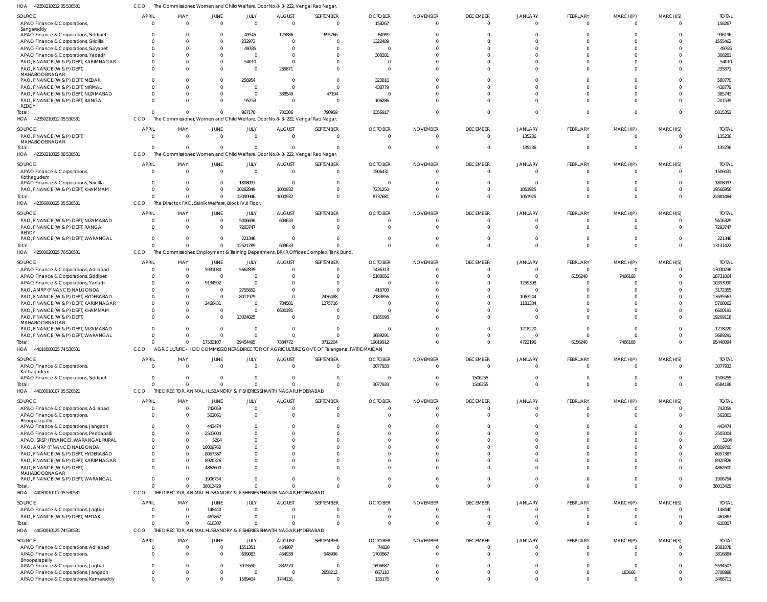HOA 42350210212 05 530531 CCO The Commissioner, Women and Child Welfare, Door No.8-3-222, Vengal Rao Nagar,

| SOURCE | APRIL | MAY | JUNE | JULY | AUGUST | SEPTEMBER | OCTOBER | NOVEMBER | DECEMBER | JANUARY | FEBRUARY | MARCH(P) | MARCH(S) | TOTAL |
|---|---|---|---|---|---|---|---|---|---|---|---|---|---|---|
| APAO Finance & Corporations, Sangareddy | 0 | 0 | 0 | 0 | 0 | 0 | 158267 | 0 | 0 | 0 | 0 | 0 | 0 | 158267 |
| APAO Finance & Corporations, Siddipet | 0 | 0 | 0 | 49545 | 125886 | 695766 | 64999 | 0 | 0 | 0 | 0 | 0 | 0 | 936196 |
| APAO Finance & Corporations, Siricilla | 0 | 0 | 0 | 232973 | 0 | 0 | 1322489 | 0 | 0 | 0 | 0 | 0 | 0 | 1555462 |
| APAO Finance & Corporations, Suryapet | 0 | 0 | 0 | 49785 | 0 | 0 | 0 | 0 | 0 | 0 | 0 | 0 | 0 | 49785 |
| APAO Finance & Corporations, Yadadri | 0 | 0 | 0 | 0 | 0 | 0 | 308281 | 0 | 0 | 0 | 0 | 0 | 0 | 308281 |
| PAO, FINANCE (W & P) DEPT, KARIMNAGAR | 0 | 0 | 0 | 54010 | 0 | 0 | 0 | 0 | 0 | 0 | 0 | 0 | 0 | 54010 |
| PAO, FINANCE (W & P) DEPT, MAHABOOBNAGAR | 0 | 0 | 0 | 0 | 235871 | 0 | 0 | 0 | 0 | 0 | 0 | 0 | 0 | 235871 |
| PAO, FINANCE (W & P) DEPT, MEDAK | 0 | 0 | 0 | 256954 | 0 | 0 | 323816 | 0 | 0 | 0 | 0 | 0 | 0 | 580770 |
| PAO, FINANCE (W & P) DEPT, NIRMAL | 0 | 0 | 0 | 0 | 0 | 0 | 438779 | 0 | 0 | 0 | 0 | 0 | 0 | 438779 |
| PAO, FINANCE (W & P) DEPT, NIZAMABAD | 0 | 0 | 0 | 0 | 338549 | 47194 | 0 | 0 | 0 | 0 | 0 | 0 | 0 | 385743 |
| PAO, FINANCE (W & P) DEPT, RANGA REDDY | 0 | 0 | 0 | 95253 | 0 | 0 | 106286 | 0 | 0 | 0 | 0 | 0 | 0 | 201539 |
| Total: | 0 | 0 | 0 | 967170 | 700306 | 790959 | 3356917 | 0 | 0 | 0 | 0 | 0 | 0 | 5815352 |

HOA 42350210312 05 530531 CCO The Commissioner, Women and Child Welfare, Door No.8-3-222, Vengal Rao Nagar,

| SOURCE | APRIL | MAY | JUNE | JULY | AUGUST | SEPTEMBER | OCTOBER | NOVEMBER | DECEMBER | JANUARY | FEBRUARY | MARCH(P) | MARCH(S) | TOTAL |
|---|---|---|---|---|---|---|---|---|---|---|---|---|---|---|
| PAO, FINANCE (W & P) DEPT, MAHABOOBNAGAR | 0 | 0 | 0 | 0 | 0 | 0 | 0 | 0 | 0 | 135236 | 0 | 0 | 0 | 135236 |
| Total: | 0 | 0 | 0 | 0 | 0 | 0 | 0 | 0 | 0 | 135236 | 0 | 0 | 0 | 135236 |

HOA 42350210325 08 530531 CCO The Commissioner, Women and Child Welfare, Door No.8-3-222, Vengal Rao Nagar,

| SOURCE | APRIL | MAY | JUNE | JULY | AUGUST | SEPTEMBER | OCTOBER | NOVEMBER | DECEMBER | JANUARY | FEBRUARY | MARCH(P) | MARCH(S) | TOTAL |
|---|---|---|---|---|---|---|---|---|---|---|---|---|---|---|
| APAO Finance & Corporations, Kothagudem | 0 | 0 | 0 | 0 | 0 | 0 | 1506431 | 0 | 0 | 0 | 0 | 0 | 0 | 1506431 |
| APAO Finance & Corporations, Siricilla | 0 | 0 | 0 | 1808097 | 0 | 0 | 0 | 0 | 0 | 0 | 0 | 0 | 0 | 1808097 |
| PAO, FINANCE (W & P) DEPT, KHAMMAM | 0 | 0 | 0 | 10282849 | 1000932 | 0 | 7231250 | 0 | 0 | 1051925 | 0 | 0 | 0 | 19566956 |
| Total: | 0 | 0 | 0 | 12090946 | 1000932 | 0 | 8737681 | 0 | 0 | 1051925 | 0 | 0 | 0 | 22881484 |

HOA 42356080025 05 530531 CCO The Director, FAC, Sainik Welfare. Block IV,II Floor,

| SOURCE | APRIL | MAY | JUNE | JULY | AUGUST | SEPTEMBER | OCTOBER | NOVEMBER | DECEMBER | JANUARY | FEBRUARY | MARCH(P) | MARCH(S) | TOTAL |
|---|---|---|---|---|---|---|---|---|---|---|---|---|---|---|
| PAO, FINANCE (W & P) DEPT, NIZAMABAD | 0 | 0 | 0 | 5006696 | 609633 | 0 | 0 | 0 | 0 | 0 | 0 | 0 | 0 | 5616329 |
| PAO, FINANCE (W & P) DEPT, RANGA REDDY | 0 | 0 | 0 | 7293747 | 0 | 0 | 0 | 0 | 0 | 0 | 0 | 0 | 0 | 7293747 |
| PAO, FINANCE (W & P) DEPT, WARANGAL | 0 | 0 | 0 | 221346 | 0 | 0 | 0 | 0 | 0 | 0 | 0 | 0 | 0 | 221346 |
| Total: | 0 | 0 | 0 | 12521789 | 609633 | 0 | 0 | 0 | 0 | 0 | 0 | 0 | 0 | 13131422 |

HOA 42500020325 76 530531 CCO The Commissioner, Employment & Training Department, BRKR Offices Complex, Tank Bund,

| SOURCE | APRIL | MAY | JUNE | JULY | AUGUST | SEPTEMBER | OCTOBER | NOVEMBER | DECEMBER | JANUARY | FEBRUARY | MARCH(P) | MARCH(S) | TOTAL |
|---|---|---|---|---|---|---|---|---|---|---|---|---|---|---|
| APAO Finance & Corporations, Adilabad | 0 | 0 | 5931084 | 5662839 | 0 | 0 | 1436313 | 0 | 0 | 0 | 0 | 0 | 0 | 13030236 |
| APAO Finance & Corporations, Siddipet | 0 | 0 | 0 | 0 | 0 | 0 | 5108656 | 0 | 0 | 0 | 6156240 | 7466168 | 0 | 18731064 |
| APAO Finance & Corporations, Yadadri | 0 | 0 | 9134592 | 0 | 0 | 0 | 0 | 0 | 0 | 1259398 | 0 | 0 | 0 | 10393990 |
| PAO, AMRP (FINANCE) NALGONDA | 0 | 0 | 0 | 2755652 | 0 | 0 | 416703 | 0 | 0 | 0 | 0 | 0 | 0 | 3172355 |
| PAO, FINANCE (W & P) DEPT, HYDERABAD | 0 | 0 | 0 | 8011979 | 0 | 2436488 | 2183856 | 0 | 0 | 1063244 | 0 | 0 | 0 | 13695567 |
| PAO, FINANCE (W & P) DEPT, KARIMNAGAR | 0 | 0 | 2466431 | 0 | 784581 | 1275716 | 0 | 0 | 0 | 1181334 | 0 | 0 | 0 | 5708062 |
| PAO, FINANCE (W & P) DEPT, KHAMMAM | 0 | 0 | 0 | 0 | 6600191 | 0 | 0 | 0 | 0 | 0 | 0 | 0 | 0 | 6600191 |
| PAO, FINANCE (W & P) DEPT, MAHABOOBNAGAR | 0 | 0 | 0 | 13024025 | 0 | 0 | 6185093 | 0 | 0 | 0 | 0 | 0 | 0 | 19209118 |
| PAO, FINANCE (W & P) DEPT, NIZAMABAD | 0 | 0 | 0 | 0 | 0 | 0 | 0 | 0 | 0 | 1218220 | 0 | 0 | 0 | 1218220 |
| PAO, FINANCE (W & P) DEPT, WARANGAL | 0 | 0 | 0 | 0 | 0 | 0 | 3689291 | 0 | 0 | 0 | 0 | 0 | 0 | 3689291 |
| Total: | 0 | 0 | 17532107 | 29454495 | 7384772 | 3712204 | 19019912 | 0 | 0 | 4722196 | 6156240 | 7466168 | 0 | 95448094 |

HOA 44010080025 74 530531 CCO AGRICULTURE - HOD COMMISSIONER&DIRECTOR OF AGRICULTURE GOVT. OF Telangana, FATHE MAIDAN

| SOURCE | APRIL | MAY | JUNE | JULY | AUGUST | SEPTEMBER | OCTOBER | NOVEMBER | DECEMBER | JANUARY | FEBRUARY | MARCH(P) | MARCH(S) | TOTAL |
|---|---|---|---|---|---|---|---|---|---|---|---|---|---|---|
| APAO Finance & Corporations, Kothagudem | 0 | 0 | 0 | 0 | 0 | 0 | 3077933 | 0 | 0 | 0 | 0 | 0 | 0 | 3077933 |
| APAO Finance & Corporations, Siddipet | 0 | 0 | 0 | 0 | 0 | 0 | 0 | 0 | 1506255 | 0 | 0 | 0 | 0 | 1506255 |
| Total: | 0 | 0 | 0 | 0 | 0 | 0 | 3077933 | 0 | 1506255 | 0 | 0 | 0 | 0 | 4584188 |

HOA 44030010107 05 520521 CCO THE DIRECTOR, ANIMAL HUSBANDRY & FISHERIES SHANTHI NAGAR,HYDERABAD

| SOURCE | APRIL | MAY | JUNE | JULY | AUGUST | SEPTEMBER | OCTOBER | NOVEMBER | DECEMBER | JANUARY | FEBRUARY | MARCH(P) | MARCH(S) | TOTAL |
|---|---|---|---|---|---|---|---|---|---|---|---|---|---|---|
| APAO Finance & Corporations, Adilabad | 0 | 0 | 742059 | 0 | 0 | 0 | 0 | 0 | 0 | 0 | 0 | 0 | 0 | 742059 |
| APAO Finance & Corporations, Bhoopalapally | 0 | 0 | 562861 | 0 | 0 | 0 | 0 | 0 | 0 | 0 | 0 | 0 | 0 | 562861 |
| APAO Finance & Corporations, Jangaon | 0 | 0 | 443474 | 0 | 0 | 0 | 0 | 0 | 0 | 0 | 0 | 0 | 0 | 443474 |
| APAO Finance & Corporations, Peddapalli | 0 | 0 | 2503004 | 0 | 0 | 0 | 0 | 0 | 0 | 0 | 0 | 0 | 0 | 2503004 |
| APAO, SRSP (FINANCE), WARANGAL RURAL | 0 | 0 | 5204 | 0 | 0 | 0 | 0 | 0 | 0 | 0 | 0 | 0 | 0 | 5204 |
| PAO, AMRP (FINANCE) NALGONDA | 0 | 0 | 10009760 | 0 | 0 | 0 | 0 | 0 | 0 | 0 | 0 | 0 | 0 | 10009760 |
| PAO, FINANCE (W & P) DEPT, HYDERABAD | 0 | 0 | 8057387 | 0 | 0 | 0 | 0 | 0 | 0 | 0 | 0 | 0 | 0 | 8057387 |
| PAO, FINANCE (W & P) DEPT, KARIMNAGAR | 0 | 0 | 8920326 | 0 | 0 | 0 | 0 | 0 | 0 | 0 | 0 | 0 | 0 | 8920326 |
| PAO, FINANCE (W & P) DEPT, MAHABOOBNAGAR | 0 | 0 | 4862600 | 0 | 0 | 0 | 0 | 0 | 0 | 0 | 0 | 0 | 0 | 4862600 |
| PAO, FINANCE (W & P) DEPT, WARANGAL | 0 | 0 | 1906754 | 0 | 0 | 0 | 0 | 0 | 0 | 0 | 0 | 0 | 0 | 1906754 |
| Total: | 0 | 0 | 38013429 | 0 | 0 | 0 | 0 | 0 | 0 | 0 | 0 | 0 | 0 | 38013429 |

HOA 44030010107 05 530531 CCO THE DIRECTOR, ANIMAL HUSBANDRY & FISHERIES SHANTHI NAGAR,HYDERABAD

| SOURCE | APRIL | MAY | JUNE | JULY | AUGUST | SEPTEMBER | OCTOBER | NOVEMBER | DECEMBER | JANUARY | FEBRUARY | MARCH(P) | MARCH(S) | TOTAL |
|---|---|---|---|---|---|---|---|---|---|---|---|---|---|---|
| APAO Finance & Corporations, Jagtial | 0 | 0 | 148440 | 0 | 0 | 0 | 0 | 0 | 0 | 0 | 0 | 0 | 0 | 148440 |
| PAO, FINANCE (W & P) DEPT, MEDAK | 0 | 0 | 461867 | 0 | 0 | 0 | 0 | 0 | 0 | 0 | 0 | 0 | 0 | 461867 |
| Total: | 0 | 0 | 610307 | 0 | 0 | 0 | 0 | 0 | 0 | 0 | 0 | 0 | 0 | 610307 |

HOA 44030010125 74 530531 CCO THE DIRECTOR, ANIMAL HUSBANDRY & FISHERIES SHANTHI NAGAR,HYDERABAD

| SOURCE | APRIL | MAY | JUNE | JULY | AUGUST | SEPTEMBER | OCTOBER | NOVEMBER | DECEMBER | JANUARY | FEBRUARY | MARCH(P) | MARCH(S) | TOTAL |
|---|---|---|---|---|---|---|---|---|---|---|---|---|---|---|
| APAO Finance & Corporations, Adilabad | 0 | 0 | 0 | 1551351 | 454907 | 0 | 74820 | 0 | 0 | 0 | 0 | 0 | 0 | 2081078 |
| APAO Finance & Corporations, Bhoopalapally | 0 | 0 | 0 | 699083 | 464938 | 948996 | 1703867 | 0 | 0 | 0 | 0 | 0 | 0 | 3816884 |
| APAO Finance & Corporations, Jagtial | 0 | 0 | 0 | 3015550 | 882270 | 0 | 1696687 | 0 | 0 | 0 | 0 | 0 | 0 | 5594507 |
| APAO Finance & Corporations, Jangaon | 0 | 0 | 0 | 0 | 0 | 2858212 | 667110 | 0 | 0 | 0 | 0 | 183666 | 0 | 3708988 |
| APAO Finance & Corporations, Kamareddy | 0 | 0 | 0 | 1589404 | 1744131 | 0 | 133176 | 0 | 0 | 0 | 0 | 0 | 0 | 3466711 |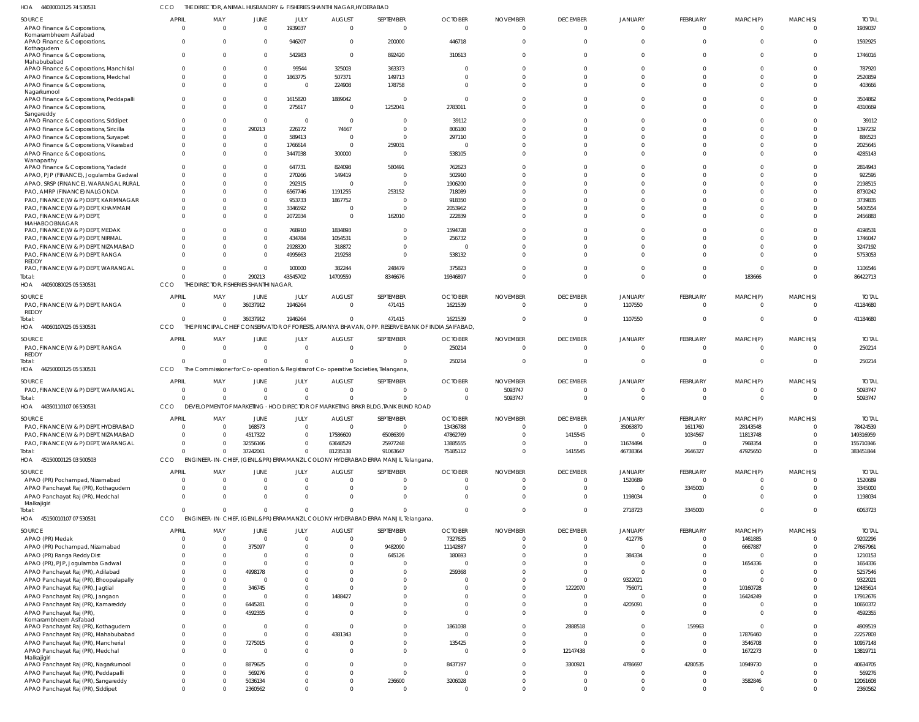HOA 44030010125 74 530531 CCO THE DIRECTOR, ANIMAL HUSBANDRY & FISHERIES SHANTHI NAGAR,HYDERABAD

| SOURCE | APRIL | MAY | JUNE | JULY | AUGUST | SEPTEMBER | OCTOBER | NOVEMBER | DECEMBER | JANUARY | FEBRUARY | MARCH(P) | MARCH(S) | TOTAL |
|---|---|---|---|---|---|---|---|---|---|---|---|---|---|---|
| APAO Finance & Corporations, Komarambheem Asifabad | 0 | 0 | 0 | 1939037 | 0 | 0 | 0 | 0 | 0 | 0 | 0 | 0 | 0 | 1939037 |
| APAO Finance & Corporations, Kothagudem | 0 | 0 | 0 | 946207 | 0 | 200000 | 446718 | 0 | 0 | 0 | 0 | 0 | 0 | 1592925 |
| APAO Finance & Corporations, Mahabubabad | 0 | 0 | 0 | 542983 | 0 | 892420 | 310613 | 0 | 0 | 0 | 0 | 0 | 0 | 1746016 |
| APAO Finance & Corporations, Manchirial | 0 | 0 | 0 | 99544 | 325003 | 363373 | 0 | 0 | 0 | 0 | 0 | 0 | 0 | 787920 |
| APAO Finance & Corporations, Medchal | 0 | 0 | 0 | 1863775 | 507371 | 149713 | 0 | 0 | 0 | 0 | 0 | 0 | 0 | 2520859 |
| APAO Finance & Corporations, Nagarkurnool | 0 | 0 | 0 | 0 | 224908 | 178758 | 0 | 0 | 0 | 0 | 0 | 0 | 0 | 403666 |
| APAO Finance & Corporations, Peddapalli | 0 | 0 | 0 | 1615820 | 1889042 | 0 | 0 | 0 | 0 | 0 | 0 | 0 | 0 | 3504862 |
| APAO Finance & Corporations, Sangareddy | 0 | 0 | 0 | 275617 | 0 | 1252041 | 2783011 | 0 | 0 | 0 | 0 | 0 | 0 | 4310669 |
| APAO Finance & Corporations, Siddipet | 0 | 0 | 0 | 0 | 0 | 0 | 39112 | 0 | 0 | 0 | 0 | 0 | 0 | 39112 |
| APAO Finance & Corporations, Siricilla | 0 | 0 | 290213 | 226172 | 74667 | 0 | 806180 | 0 | 0 | 0 | 0 | 0 | 0 | 1397232 |
| APAO Finance & Corporations, Suryapet | 0 | 0 | 0 | 589413 | 0 | 0 | 297110 | 0 | 0 | 0 | 0 | 0 | 0 | 886523 |
| APAO Finance & Corporations, Vikarabad | 0 | 0 | 0 | 1766614 | 0 | 259031 | 0 | 0 | 0 | 0 | 0 | 0 | 0 | 2025645 |
| APAO Finance & Corporations, Wanaparthy | 0 | 0 | 0 | 3447038 | 300000 | 0 | 538105 | 0 | 0 | 0 | 0 | 0 | 0 | 4285143 |
| APAO Finance & Corporations, Yadadri | 0 | 0 | 0 | 647731 | 824098 | 580491 | 762623 | 0 | 0 | 0 | 0 | 0 | 0 | 2814943 |
| APAO, PJP (FINANCE), Jogulamba Gadwal | 0 | 0 | 0 | 270266 | 149419 | 0 | 502910 | 0 | 0 | 0 | 0 | 0 | 0 | 922595 |
| APAO, SRSP (FINANCE), WARANGAL RURAL | 0 | 0 | 0 | 292315 | 0 | 0 | 1906200 | 0 | 0 | 0 | 0 | 0 | 0 | 2198515 |
| PAO, AMRP (FINANCE) NALGONDA | 0 | 0 | 0 | 6567746 | 1191255 | 253152 | 718089 | 0 | 0 | 0 | 0 | 0 | 0 | 8730242 |
| PAO, FINANCE (W & P) DEPT, KARIMNAGAR | 0 | 0 | 0 | 953733 | 1867752 | 0 | 918350 | 0 | 0 | 0 | 0 | 0 | 0 | 3739835 |
| PAO, FINANCE (W & P) DEPT, KHAMMAM | 0 | 0 | 0 | 3346592 | 0 | 0 | 2053962 | 0 | 0 | 0 | 0 | 0 | 0 | 5400554 |
| PAO, FINANCE (W & P) DEPT, MAHABOOBNAGAR | 0 | 0 | 0 | 2072034 | 0 | 162010 | 222839 | 0 | 0 | 0 | 0 | 0 | 0 | 2456883 |
| PAO, FINANCE (W & P) DEPT, MEDAK | 0 | 0 | 0 | 768910 | 1834893 | 0 | 1594728 | 0 | 0 | 0 | 0 | 0 | 0 | 4198531 |
| PAO, FINANCE (W & P) DEPT, NIRMAL | 0 | 0 | 0 | 434784 | 1054531 | 0 | 256732 | 0 | 0 | 0 | 0 | 0 | 0 | 1746047 |
| PAO, FINANCE (W & P) DEPT, NIZAMABAD | 0 | 0 | 0 | 2928320 | 318872 | 0 | 0 | 0 | 0 | 0 | 0 | 0 | 0 | 3247192 |
| PAO, FINANCE (W & P) DEPT, RANGA REDDY | 0 | 0 | 0 | 4995663 | 219258 | 0 | 538132 | 0 | 0 | 0 | 0 | 0 | 0 | 5753053 |
| PAO, FINANCE (W & P) DEPT, WARANGAL | 0 | 0 | 0 | 100000 | 382244 | 248479 | 375823 | 0 | 0 | 0 | 0 | 0 | 0 | 1106546 |
| Total: | 0 | 0 | 290213 | 43545702 | 14709559 | 8346676 | 19346897 | 0 | 0 | 0 | 0 | 183666 | 0 | 86422713 |

HOA 44050080025 05 530531 CCO THE DIRECTOR, FISHERIES SHANTHI NAGAR,

| SOURCE | APRIL | MAY | JUNE | JULY | AUGUST | SEPTEMBER | OCTOBER | NOVEMBER | DECEMBER | JANUARY | FEBRUARY | MARCH(P) | MARCH(S) | TOTAL |
|---|---|---|---|---|---|---|---|---|---|---|---|---|---|---|
| PAO, FINANCE (W & P) DEPT, RANGA REDDY | 0 | 0 | 36037912 | 1946264 | 0 | 471415 | 1621539 | 0 | 0 | 1107550 | 0 | 0 | 0 | 41184680 |
| Total: | 0 | 0 | 36037912 | 1946264 | 0 | 471415 | 1621539 | 0 | 0 | 1107550 | 0 | 0 | 0 | 41184680 |

HOA 44060107025 05 530531 CCO THE PRINCIPAL CHIEF CONSERVATOR OF FORESTS, ARANYA BHAVAN, OPP. RESERVE BANK OF INDIA,SAIFABAD,

| SOURCE | APRIL | MAY | JUNE | JULY | AUGUST | SEPTEMBER | OCTOBER | NOVEMBER | DECEMBER | JANUARY | FEBRUARY | MARCH(P) | MARCH(S) | TOTAL |
|---|---|---|---|---|---|---|---|---|---|---|---|---|---|---|
| PAO, FINANCE (W & P) DEPT, RANGA REDDY | 0 | 0 | 0 | 0 | 0 | 0 | 250214 | 0 | 0 | 0 | 0 | 0 | 0 | 250214 |
| Total: | 0 | 0 | 0 | 0 | 0 | 0 | 250214 | 0 | 0 | 0 | 0 | 0 | 0 | 250214 |

HOA 44250000125 05 530531 CCO The Commissioner for Co-operation & Registrar of Co-operative Societies, Telangana,

| SOURCE | APRIL | MAY | JUNE | JULY | AUGUST | SEPTEMBER | OCTOBER | NOVEMBER | DECEMBER | JANUARY | FEBRUARY | MARCH(P) | MARCH(S) | TOTAL |
|---|---|---|---|---|---|---|---|---|---|---|---|---|---|---|
| PAO, FINANCE (W & P) DEPT, WARANGAL | 0 | 0 | 0 | 0 | 0 | 0 | 0 | 5093747 | 0 | 0 | 0 | 0 | 0 | 5093747 |
| Total: | 0 | 0 | 0 | 0 | 0 | 0 | 0 | 5093747 | 0 | 0 | 0 | 0 | 0 | 5093747 |

HOA 44350110107 06 530531 CCO DEVELOPMENT OF MARKETING - HOD DIRECTOR OF MARKETING BRKR BLDG,TANK BUND ROAD

| SOURCE | APRIL | MAY | JUNE | JULY | AUGUST | SEPTEMBER | OCTOBER | NOVEMBER | DECEMBER | JANUARY | FEBRUARY | MARCH(P) | MARCH(S) | TOTAL |
|---|---|---|---|---|---|---|---|---|---|---|---|---|---|---|
| PAO, FINANCE (W & P) DEPT, HYDERABAD | 0 | 0 | 168573 | 0 | 0 | 0 | 13436788 | 0 | 0 | 35063870 | 1611760 | 28143548 | 0 | 78424539 |
| PAO, FINANCE (W & P) DEPT, NIZAMABAD | 0 | 0 | 4517322 | 0 | 17586609 | 65086399 | 47862769 | 0 | 1415545 | 0 | 1034567 | 11813748 | 0 | 149316959 |
| PAO, FINANCE (W & P) DEPT, WARANGAL | 0 | 0 | 32556166 | 0 | 63648529 | 25977248 | 13885555 | 0 | 0 | 11674494 | 0 | 7968354 | 0 | 155710346 |
| Total: | 0 | 0 | 37242061 | 0 | 81235138 | 91063647 | 75185112 | 0 | 1415545 | 46738364 | 2646327 | 47925650 | 0 | 383451844 |

HOA 45150000125 03 500503 CCO ENGINEER-IN-CHIEF, (GENL.&PR) ERRAMANZIL COLONY HYDERABAD ERRA MANJIL Telangana,

| SOURCE | APRIL | MAY | JUNE | JULY | AUGUST | SEPTEMBER | OCTOBER | NOVEMBER | DECEMBER | JANUARY | FEBRUARY | MARCH(P) | MARCH(S) | TOTAL |
|---|---|---|---|---|---|---|---|---|---|---|---|---|---|---|
| APAO (PR) Pochampad, Nizamabad | 0 | 0 | 0 | 0 | 0 | 0 | 0 | 0 | 0 | 1520689 | 0 | 0 | 0 | 1520689 |
| APAO Panchayat Raj (PR), Kothagudem | 0 | 0 | 0 | 0 | 0 | 0 | 0 | 0 | 0 | 0 | 3345000 | 0 | 0 | 3345000 |
| APAO Panchayat Raj (PR), Medchal Malkajigiri | 0 | 0 | 0 | 0 | 0 | 0 | 0 | 0 | 0 | 1198034 | 0 | 0 | 0 | 1198034 |
| Total: | 0 | 0 | 0 | 0 | 0 | 0 | 0 | 0 | 0 | 2718723 | 3345000 | 0 | 0 | 6063723 |

HOA 45150010107 07 530531 CCO ENGINEER-IN-CHIEF, (GENL.&PR) ERRAMANZIL COLONY HYDERABAD ERRA MANJIL Telangana,

| SOURCE | APRIL | MAY | JUNE | JULY | AUGUST | SEPTEMBER | OCTOBER | NOVEMBER | DECEMBER | JANUARY | FEBRUARY | MARCH(P) | MARCH(S) | TOTAL |
|---|---|---|---|---|---|---|---|---|---|---|---|---|---|---|
| APAO (PR) Medak | 0 | 0 | 0 | 0 | 0 | 0 | 7327635 | 0 | 0 | 412776 | 0 | 1461885 | 0 | 9202296 |
| APAO (PR) Pochampad, Nizamabad | 0 | 0 | 375097 | 0 | 0 | 9482090 | 11142887 | 0 | 0 | 0 | 0 | 6667887 | 0 | 27667961 |
| APAO (PR) Ranga Reddy Dist | 0 | 0 | 0 | 0 | 0 | 645126 | 180693 | 0 | 0 | 384334 | 0 | 0 | 0 | 1210153 |
| APAO (PR), PJP, Jogulamba Gadwal | 0 | 0 | 0 | 0 | 0 | 0 | 0 | 0 | 0 | 0 | 0 | 1654336 | 0 | 1654336 |
| APAO Panchayat Raj (PR), Adilabad | 0 | 0 | 4998178 | 0 | 0 | 0 | 259368 | 0 | 0 | 0 | 0 | 0 | 0 | 5257546 |
| APAO Panchayat Raj (PR), Bhoopalapally | 0 | 0 | 0 | 0 | 0 | 0 | 0 | 0 | 0 | 9322021 | 0 | 0 | 0 | 9322021 |
| APAO Panchayat Raj (PR), Jagtial | 0 | 0 | 346745 | 0 | 0 | 0 | 0 | 0 | 1222070 | 756071 | 0 | 10160728 | 0 | 12485614 |
| APAO Panchayat Raj (PR), Jangaon | 0 | 0 | 0 | 0 | 1488427 | 0 | 0 | 0 | 0 | 0 | 0 | 16424249 | 0 | 17912676 |
| APAO Panchayat Raj (PR), Kamareddy | 0 | 0 | 6445281 | 0 | 0 | 0 | 0 | 0 | 0 | 4205091 | 0 | 0 | 0 | 10650372 |
| APAO Panchayat Raj (PR), Komarambheem Asifabad | 0 | 0 | 4592355 | 0 | 0 | 0 | 0 | 0 | 0 | 0 | 0 | 0 | 0 | 4592355 |
| APAO Panchayat Raj (PR), Kothagudem | 0 | 0 | 0 | 0 | 0 | 0 | 1861038 | 0 | 2888518 | 0 | 159963 | 0 | 0 | 4909519 |
| APAO Panchayat Raj (PR), Mahabubabad | 0 | 0 | 0 | 0 | 4381343 | 0 | 0 | 0 | 0 | 0 | 0 | 17876460 | 0 | 22257803 |
| APAO Panchayat Raj (PR), Mancherial | 0 | 0 | 7275015 | 0 | 0 | 0 | 135425 | 0 | 0 | 0 | 0 | 3546708 | 0 | 10957148 |
| APAO Panchayat Raj (PR), Medchal Malkajigiri | 0 | 0 | 0 | 0 | 0 | 0 | 0 | 0 | 12147438 | 0 | 0 | 1672273 | 0 | 13819711 |
| APAO Panchayat Raj (PR), Nagarkurnool | 0 | 0 | 8879625 | 0 | 0 | 0 | 8437197 | 0 | 3300921 | 4786697 | 4280535 | 10949730 | 0 | 40634705 |
| APAO Panchayat Raj (PR), Peddapalli | 0 | 0 | 569276 | 0 | 0 | 0 | 0 | 0 | 0 | 0 | 0 | 0 | 0 | 569276 |
| APAO Panchayat Raj (PR), Sangareddy | 0 | 0 | 5036134 | 0 | 0 | 236600 | 3206028 | 0 | 0 | 0 | 0 | 3582846 | 0 | 12061608 |
| APAO Panchayat Raj (PR), Siddipet | 0 | 0 | 2360562 | 0 | 0 | 0 | 0 | 0 | 0 | 0 | 0 | 0 | 0 | 2360562 |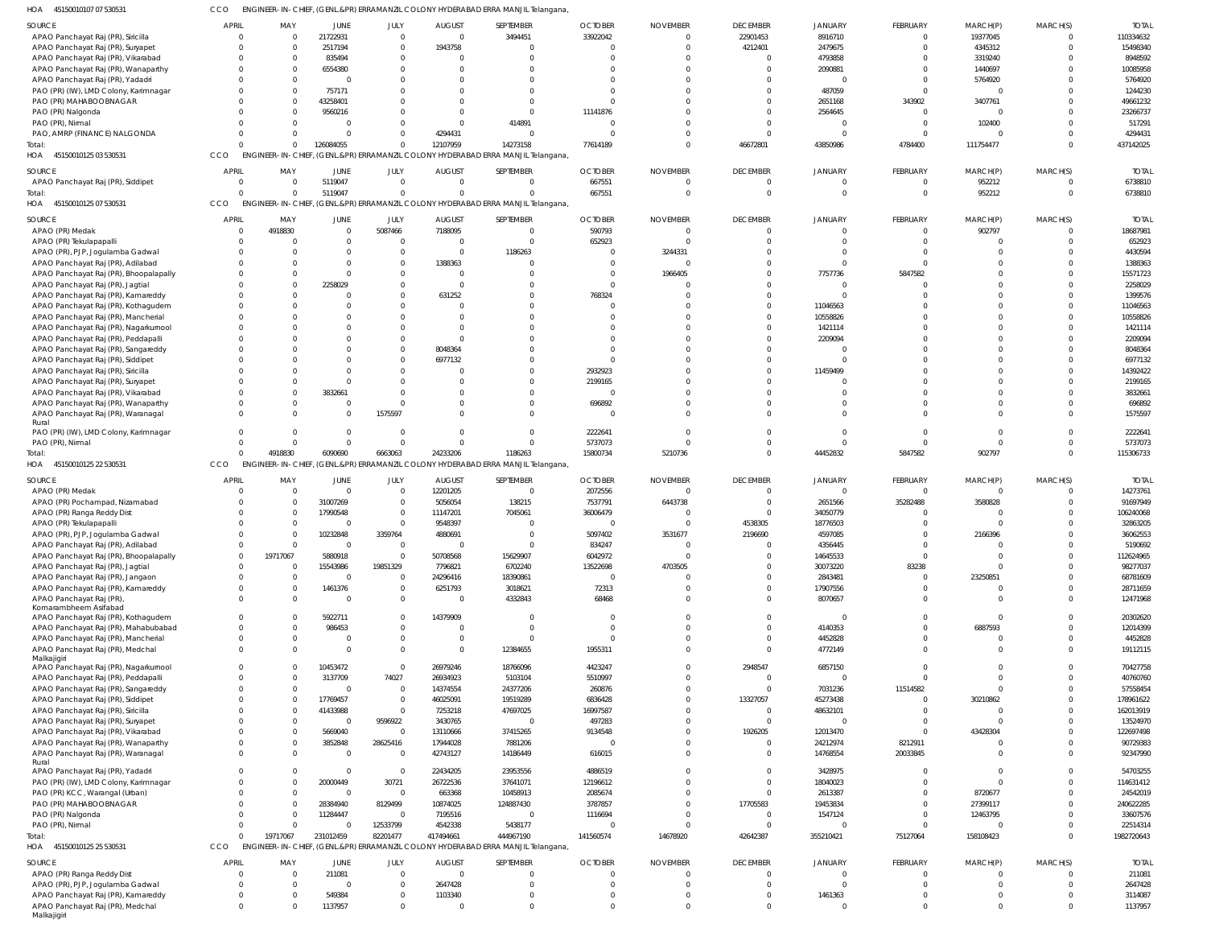HOA 451500101070 7 530531 CCO ENGINEER-IN-CHIEF, (GENL.&PR) ERRAMANZIL COLONY HYDERABAD ERRA MANJIL Telangana,

| SOURCE | APRIL | MAY | JUNE | JULY | AUGUST | SEPTEMBER | OCTOBER | NOVEMBER | DECEMBER | JANUARY | FEBRUARY | MARCH(P) | MARCH(S) | TOTAL |
|---|---|---|---|---|---|---|---|---|---|---|---|---|---|---|
| APAO Panchayat Raj (PR), Siricilla | 0 | 0 | 21722931 | 0 | 0 | 3494451 | 33922042 | 0 | 22901453 | 8916710 | 0 | 19377045 | 0 | 110334632 |
| APAO Panchayat Raj (PR), Suryapet | 0 | 0 | 2517194 | 0 | 1943758 | 0 | 0 | 0 | 4212401 | 2479675 | 0 | 4345312 | 0 | 15498340 |
| APAO Panchayat Raj (PR), Vikarabad | 0 | 0 | 835494 | 0 | 0 | 0 | 0 | 0 | 0 | 4793858 | 0 | 3319240 | 0 | 8948592 |
| APAO Panchayat Raj (PR), Wanaparthy | 0 | 0 | 6554380 | 0 | 0 | 0 | 0 | 0 | 0 | 2090881 | 0 | 1440697 | 0 | 10085958 |
| APAO Panchayat Raj (PR), Yadadri | 0 | 0 | 0 | 0 | 0 | 0 | 0 | 0 | 0 | 0 | 0 | 5764920 | 0 | 5764920 |
| PAO (PR) (IW), LMD Colony, Karimnagar | 0 | 0 | 757171 | 0 | 0 | 0 | 0 | 0 | 0 | 487059 | 0 | 0 | 0 | 1244230 |
| PAO (PR) MAHABOOBNAGAR | 0 | 0 | 43258401 | 0 | 0 | 0 | 0 | 0 | 0 | 2651168 | 343902 | 3407761 | 0 | 49661232 |
| PAO (PR) Nalgonda | 0 | 0 | 9560216 | 0 | 0 | 0 | 11141876 | 0 | 0 | 2564645 | 0 | 0 | 0 | 23266737 |
| PAO (PR), Nirmal | 0 | 0 | 0 | 0 | 0 | 414891 | 0 | 0 | 0 | 0 | 0 | 102400 | 0 | 517291 |
| PAO, AMRP (FINANCE) NALGONDA | 0 | 0 | 0 | 0 | 4294431 | 0 | 0 | 0 | 0 | 0 | 0 | 0 | 0 | 4294431 |
| Total: | 0 | 0 | 126084055 | 0 | 12107959 | 14273158 | 77614189 | 0 | 46672801 | 43850986 | 4784400 | 111754477 | 0 | 437142025 |

HOA 451500101250 3 530531 CCO ENGINEER-IN-CHIEF, (GENL.&PR) ERRAMANZIL COLONY HYDERABAD ERRA MANJIL Telangana,

| SOURCE | APRIL | MAY | JUNE | JULY | AUGUST | SEPTEMBER | OCTOBER | NOVEMBER | DECEMBER | JANUARY | FEBRUARY | MARCH(P) | MARCH(S) | TOTAL |
|---|---|---|---|---|---|---|---|---|---|---|---|---|---|---|
| APAO Panchayat Raj (PR), Siddipet | 0 | 0 | 5119047 | 0 | 0 | 0 | 667551 | 0 | 0 | 0 | 0 | 952212 | 0 | 6738810 |
| Total: | 0 | 0 | 5119047 | 0 | 0 | 0 | 667551 | 0 | 0 | 0 | 0 | 952212 | 0 | 6738810 |

HOA 451500101250 7 530531 CCO ENGINEER-IN-CHIEF, (GENL.&PR) ERRAMANZIL COLONY HYDERABAD ERRA MANJIL Telangana,

| SOURCE | APRIL | MAY | JUNE | JULY | AUGUST | SEPTEMBER | OCTOBER | NOVEMBER | DECEMBER | JANUARY | FEBRUARY | MARCH(P) | MARCH(S) | TOTAL |
|---|---|---|---|---|---|---|---|---|---|---|---|---|---|---|
| APAO (PR) Medak | 0 | 4918830 | 0 | 5087466 | 7188095 | 0 | 590793 | 0 | 0 | 0 | 0 | 902797 | 0 | 18687981 |
| APAO (PR) Tekulapapalli | 0 | 0 | 0 | 0 | 0 | 0 | 652923 | 0 | 0 | 0 | 0 | 0 | 0 | 652923 |
| APAO (PR), PJP, Jogulamba Gadwal | 0 | 0 | 0 | 0 | 0 | 1186263 | 0 | 3244331 | 0 | 0 | 0 | 0 | 0 | 4430594 |
| APAO Panchayat Raj (PR), Adilabad | 0 | 0 | 0 | 0 | 1388363 | 0 | 0 | 0 | 0 | 0 | 0 | 0 | 0 | 1388363 |
| APAO Panchayat Raj (PR), Bhoopalapally | 0 | 0 | 0 | 0 | 0 | 0 | 0 | 1966405 | 0 | 7757736 | 5847582 | 0 | 0 | 15571723 |
| APAO Panchayat Raj (PR), Jagtial | 0 | 0 | 2258029 | 0 | 0 | 0 | 0 | 0 | 0 | 0 | 0 | 0 | 0 | 2258029 |
| APAO Panchayat Raj (PR), Kamareddy | 0 | 0 | 0 | 0 | 631252 | 0 | 768324 | 0 | 0 | 0 | 0 | 0 | 0 | 1399576 |
| APAO Panchayat Raj (PR), Kothagudem | 0 | 0 | 0 | 0 | 0 | 0 | 0 | 0 | 0 | 11046563 | 0 | 0 | 0 | 11046563 |
| APAO Panchayat Raj (PR), Mancherial | 0 | 0 | 0 | 0 | 0 | 0 | 0 | 0 | 0 | 10558826 | 0 | 0 | 0 | 10558826 |
| APAO Panchayat Raj (PR), Nagarkurnool | 0 | 0 | 0 | 0 | 0 | 0 | 0 | 0 | 0 | 1421114 | 0 | 0 | 0 | 1421114 |
| APAO Panchayat Raj (PR), Peddapalli | 0 | 0 | 0 | 0 | 0 | 0 | 0 | 0 | 0 | 2209094 | 0 | 0 | 0 | 2209094 |
| APAO Panchayat Raj (PR), Sangareddy | 0 | 0 | 0 | 0 | 8048364 | 0 | 0 | 0 | 0 | 0 | 0 | 0 | 0 | 8048364 |
| APAO Panchayat Raj (PR), Siddipet | 0 | 0 | 0 | 0 | 6977132 | 0 | 0 | 0 | 0 | 0 | 0 | 0 | 0 | 6977132 |
| APAO Panchayat Raj (PR), Siricilla | 0 | 0 | 0 | 0 | 0 | 0 | 2932923 | 0 | 0 | 11459499 | 0 | 0 | 0 | 14392422 |
| APAO Panchayat Raj (PR), Suryapet | 0 | 0 | 0 | 0 | 0 | 0 | 2199165 | 0 | 0 | 0 | 0 | 0 | 0 | 2199165 |
| APAO Panchayat Raj (PR), Vikarabad | 0 | 0 | 3832661 | 0 | 0 | 0 | 0 | 0 | 0 | 0 | 0 | 0 | 0 | 3832661 |
| APAO Panchayat Raj (PR), Wanaparthy | 0 | 0 | 0 | 0 | 0 | 0 | 696892 | 0 | 0 | 0 | 0 | 0 | 0 | 696892 |
| APAO Panchayat Raj (PR), Waranagal Rural | 0 | 0 | 0 | 1575597 | 0 | 0 | 0 | 0 | 0 | 0 | 0 | 0 | 0 | 1575597 |
| PAO (PR) (IW), LMD Colony, Karimnagar | 0 | 0 | 0 | 0 | 0 | 0 | 2222641 | 0 | 0 | 0 | 0 | 0 | 0 | 2222641 |
| PAO (PR), Nirmal | 0 | 0 | 0 | 0 | 0 | 0 | 5737073 | 0 | 0 | 0 | 0 | 0 | 0 | 5737073 |
| Total: | 0 | 4918830 | 6090690 | 6663063 | 24233206 | 1186263 | 15800734 | 5210736 | 0 | 44452832 | 5847582 | 902797 | 0 | 115306733 |

HOA 451500101252 2 530531 CCO ENGINEER-IN-CHIEF, (GENL.&PR) ERRAMANZIL COLONY HYDERABAD ERRA MANJIL Telangana,

| SOURCE | APRIL | MAY | JUNE | JULY | AUGUST | SEPTEMBER | OCTOBER | NOVEMBER | DECEMBER | JANUARY | FEBRUARY | MARCH(P) | MARCH(S) | TOTAL |
|---|---|---|---|---|---|---|---|---|---|---|---|---|---|---|
| APAO (PR) Medak | 0 | 0 | 0 | 0 | 12201205 | 0 | 2072556 | 0 | 0 | 0 | 0 | 0 | 0 | 14273761 |
| APAO (PR) Pochampad, Nizamabad | 0 | 0 | 31007269 | 0 | 5056054 | 138215 | 7537791 | 6443738 | 0 | 2651566 | 35282488 | 3580828 | 0 | 91697949 |
| APAO (PR) Ranga Reddy Dist | 0 | 0 | 17990548 | 0 | 11147201 | 7045061 | 36006479 | 0 | 0 | 34050779 | 0 | 0 | 0 | 106240068 |
| APAO (PR) Tekulapapalli | 0 | 0 | 0 | 0 | 9548397 | 0 | 0 | 0 | 4538305 | 18776503 | 0 | 0 | 0 | 32863205 |
| APAO (PR), PJP, Jogulamba Gadwal | 0 | 0 | 10232848 | 3359764 | 4880691 | 0 | 5097402 | 3531677 | 2196690 | 4597085 | 0 | 2166396 | 0 | 36062553 |
| APAO Panchayat Raj (PR), Adilabad | 0 | 0 | 0 | 0 | 0 | 0 | 834247 | 0 | 0 | 4356445 | 0 | 0 | 0 | 5190692 |
| APAO Panchayat Raj (PR), Bhoopalapally | 0 | 19717067 | 5880918 | 0 | 50708568 | 15629907 | 6042972 | 0 | 0 | 14645533 | 0 | 0 | 0 | 112624965 |
| APAO Panchayat Raj (PR), Jagtial | 0 | 0 | 15543986 | 19851329 | 7796821 | 6702240 | 13522698 | 4703505 | 0 | 30073220 | 83238 | 0 | 0 | 98277037 |
| APAO Panchayat Raj (PR), Jangaon | 0 | 0 | 0 | 0 | 24296416 | 18390861 | 0 | 0 | 0 | 2843481 | 0 | 23250851 | 0 | 68781609 |
| APAO Panchayat Raj (PR), Kamareddy | 0 | 0 | 1461376 | 0 | 6251793 | 3018621 | 72313 | 0 | 0 | 17907556 | 0 | 0 | 0 | 28711659 |
| APAO Panchayat Raj (PR), Komarambheem Asifabad | 0 | 0 | 0 | 0 | 0 | 4332843 | 68468 | 0 | 0 | 8070657 | 0 | 0 | 0 | 12471968 |
| APAO Panchayat Raj (PR), Kothagudem | 0 | 0 | 5922711 | 0 | 14379909 | 0 | 0 | 0 | 0 | 0 | 0 | 0 | 0 | 20302620 |
| APAO Panchayat Raj (PR), Mahabubabad | 0 | 0 | 986453 | 0 | 0 | 0 | 0 | 0 | 0 | 4140353 | 0 | 6887593 | 0 | 12014399 |
| APAO Panchayat Raj (PR), Mancherial | 0 | 0 | 0 | 0 | 0 | 0 | 0 | 0 | 0 | 4452828 | 0 | 0 | 0 | 4452828 |
| APAO Panchayat Raj (PR), Medchal Malkajigiri | 0 | 0 | 0 | 0 | 0 | 12384655 | 1955311 | 0 | 0 | 4772149 | 0 | 0 | 0 | 19112115 |
| APAO Panchayat Raj (PR), Nagarkurnool | 0 | 0 | 10453472 | 0 | 26979246 | 18766096 | 4423247 | 0 | 2948547 | 6857150 | 0 | 0 | 0 | 70427758 |
| APAO Panchayat Raj (PR), Peddapalli | 0 | 0 | 3137709 | 74027 | 26934923 | 5103104 | 5510997 | 0 | 0 | 0 | 0 | 0 | 0 | 40760760 |
| APAO Panchayat Raj (PR), Sangareddy | 0 | 0 | 0 | 0 | 14374554 | 24377206 | 260876 | 0 | 0 | 7031236 | 11514582 | 0 | 0 | 57558454 |
| APAO Panchayat Raj (PR), Siddipet | 0 | 0 | 17769457 | 0 | 46025091 | 19519289 | 6836428 | 0 | 13327057 | 45273438 | 0 | 30210862 | 0 | 178961622 |
| APAO Panchayat Raj (PR), Siricilla | 0 | 0 | 41433988 | 0 | 7253218 | 47697025 | 16997587 | 0 | 0 | 48632101 | 0 | 0 | 0 | 162013919 |
| APAO Panchayat Raj (PR), Suryapet | 0 | 0 | 0 | 9596922 | 3430765 | 0 | 497283 | 0 | 0 | 0 | 0 | 0 | 0 | 13524970 |
| APAO Panchayat Raj (PR), Vikarabad | 0 | 0 | 5669040 | 0 | 13110666 | 37415265 | 9134548 | 0 | 1926205 | 12013470 | 0 | 43428304 | 0 | 122697498 |
| APAO Panchayat Raj (PR), Wanaparthy | 0 | 0 | 3852848 | 28625416 | 17944028 | 7881206 | 0 | 0 | 0 | 24212974 | 8212911 | 0 | 0 | 90729383 |
| APAO Panchayat Raj (PR), Waranagal Rural | 0 | 0 | 0 | 0 | 42743127 | 14186449 | 616015 | 0 | 0 | 14768554 | 20033845 | 0 | 0 | 92347990 |
| APAO Panchayat Raj (PR), Yadadri | 0 | 0 | 0 | 0 | 22434205 | 23953556 | 4886519 | 0 | 0 | 3428975 | 0 | 0 | 0 | 54703255 |
| PAO (PR) (IW), LMD Colony, Karimnagar | 0 | 0 | 20000449 | 30721 | 26722536 | 37641071 | 12196612 | 0 | 0 | 18040023 | 0 | 0 | 0 | 114631412 |
| PAO (PR) KCC, Warangal (Urban) | 0 | 0 | 0 | 0 | 663368 | 10458913 | 2085674 | 0 | 0 | 2613387 | 0 | 8720677 | 0 | 24542019 |
| PAO (PR) MAHABOOBNAGAR | 0 | 0 | 28384940 | 8129499 | 10874025 | 124887430 | 3787857 | 0 | 17705583 | 19453834 | 0 | 27399117 | 0 | 240622285 |
| PAO (PR) Nalgonda | 0 | 0 | 11284447 | 0 | 7195516 | 0 | 1116694 | 0 | 0 | 1547124 | 0 | 12463795 | 0 | 33607576 |
| PAO (PR), Nirmal | 0 | 0 | 0 | 12533799 | 4542338 | 5438177 | 0 | 0 | 0 | 0 | 0 | 0 | 0 | 22514314 |
| Total: | 0 | 19717067 | 231012459 | 82201477 | 417494661 | 444967190 | 141560574 | 14678920 | 42642387 | 355210421 | 75127064 | 158108423 | 0 | 1982720643 |

HOA 451500101252 5 530531 CCO ENGINEER-IN-CHIEF, (GENL.&PR) ERRAMANZIL COLONY HYDERABAD ERRA MANJIL Telangana,

| SOURCE | APRIL | MAY | JUNE | JULY | AUGUST | SEPTEMBER | OCTOBER | NOVEMBER | DECEMBER | JANUARY | FEBRUARY | MARCH(P) | MARCH(S) | TOTAL |
|---|---|---|---|---|---|---|---|---|---|---|---|---|---|---|
| APAO (PR) Ranga Reddy Dist | 0 | 0 | 211081 | 0 | 0 | 0 | 0 | 0 | 0 | 0 | 0 | 0 | 0 | 211081 |
| APAO (PR), PJP, Jogulamba Gadwal | 0 | 0 | 0 | 0 | 2647428 | 0 | 0 | 0 | 0 | 0 | 0 | 0 | 0 | 2647428 |
| APAO Panchayat Raj (PR), Kamareddy | 0 | 0 | 549384 | 0 | 1103340 | 0 | 0 | 0 | 0 | 1461363 | 0 | 0 | 0 | 3114087 |
| APAO Panchayat Raj (PR), Medchal Malkajigiri | 0 | 0 | 1137957 | 0 | 0 | 0 | 0 | 0 | 0 | 0 | 0 | 0 | 0 | 1137957 |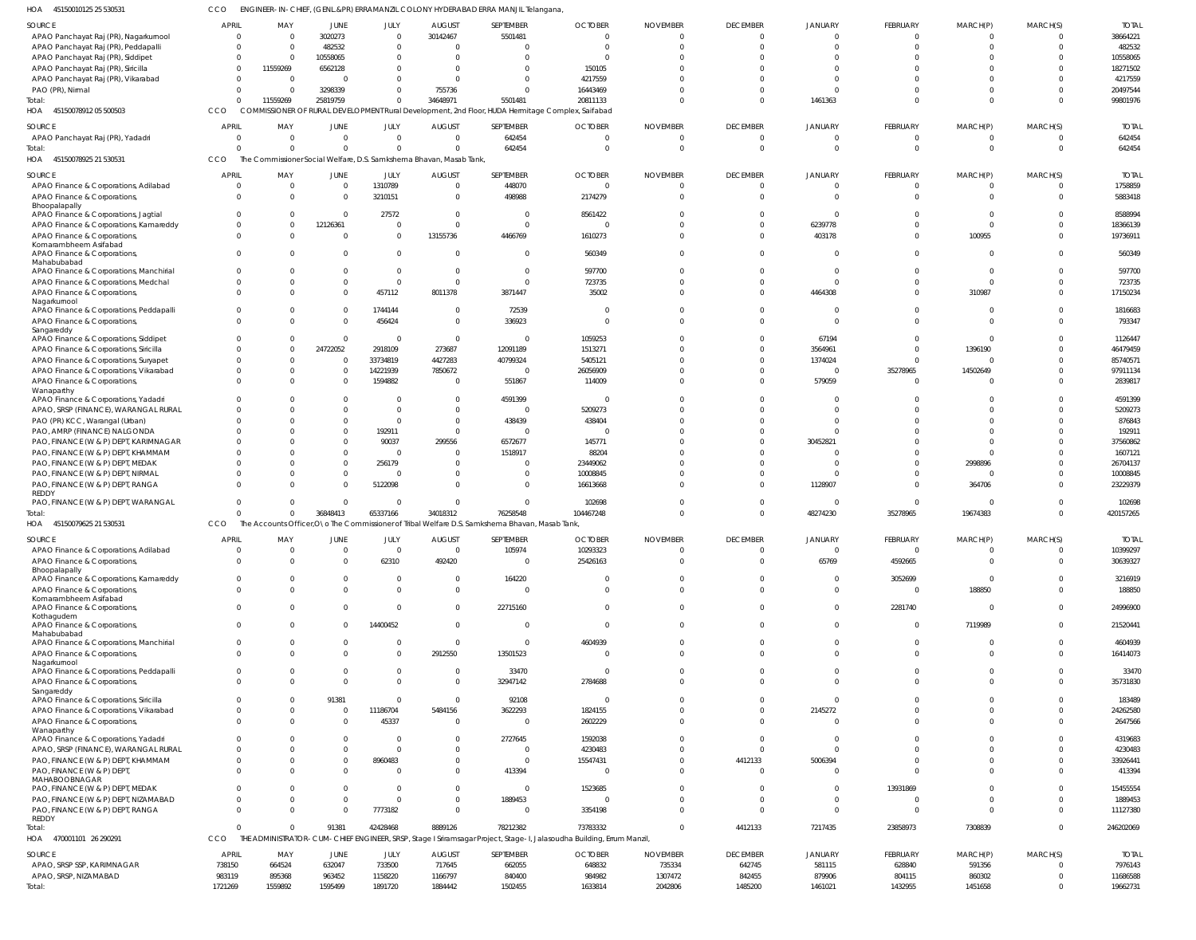HOA 45150010125 25 530531 CCO ENGINEER- IN- CHIEF, (GENL.&PR) ERRAMANZIL COLONY HYDERABAD ERRA MANJIL Telangana,

| SOURCE | APRIL | MAY | JUNE | JULY | AUGUST | SEPTEMBER | OCTOBER | NOVEMBER | DECEMBER | JANUARY | FEBRUARY | MARCH(P) | MARCH(S) | TOTAL |
|---|---|---|---|---|---|---|---|---|---|---|---|---|---|---|
| APAO Panchayat Raj (PR), Nagarkurnool | 0 | 0 | 3020273 | 0 | 30142467 | 5501481 | 0 | 0 | 0 | 0 | 0 | 0 | 0 | 38664221 |
| APAO Panchayat Raj (PR), Peddapalli | 0 | 0 | 482532 | 0 | 0 | 0 | 0 | 0 | 0 | 0 | 0 | 0 | 0 | 482532 |
| APAO Panchayat Raj (PR), Siddipet | 0 | 0 | 10558065 | 0 | 0 | 0 | 0 | 0 | 0 | 0 | 0 | 0 | 0 | 10558065 |
| APAO Panchayat Raj (PR), Siricilla | 0 | 11559269 | 6562128 | 0 | 0 | 0 | 150105 | 0 | 0 | 0 | 0 | 0 | 0 | 18271502 |
| APAO Panchayat Raj (PR), Vikarabad | 0 | 0 | 0 | 0 | 0 | 0 | 4217559 | 0 | 0 | 0 | 0 | 0 | 0 | 4217559 |
| PAO (PR), Nirmal | 0 | 0 | 3298339 | 0 | 755736 | 0 | 16443469 | 0 | 0 | 0 | 0 | 0 | 0 | 20497544 |
| Total: | 0 | 11559269 | 25819759 | 0 | 34648971 | 5501481 | 20811133 | 0 | 0 | 1461363 | 0 | 0 | 0 | 99801976 |

HOA 45150078912 05 500503 CCO COMMISSIONER OF RURAL DEVELOPMENT Rural Development, 2nd Floor, HUDA Hermitage Complex, Saifabad

| SOURCE | APRIL | MAY | JUNE | JULY | AUGUST | SEPTEMBER | OCTOBER | NOVEMBER | DECEMBER | JANUARY | FEBRUARY | MARCH(P) | MARCH(S) | TOTAL |
|---|---|---|---|---|---|---|---|---|---|---|---|---|---|---|
| APAO Panchayat Raj (PR), Yadadri | 0 | 0 | 0 | 0 | 0 | 642454 | 0 | 0 | 0 | 0 | 0 | 0 | 0 | 642454 |
| Total: | 0 | 0 | 0 | 0 | 0 | 642454 | 0 | 0 | 0 | 0 | 0 | 0 | 0 | 642454 |

HOA 45150078925 21 530531 CCO The Commissioner Social Welfare, D.S. Samkshema Bhavan, Masab Tank,

| SOURCE | APRIL | MAY | JUNE | JULY | AUGUST | SEPTEMBER | OCTOBER | NOVEMBER | DECEMBER | JANUARY | FEBRUARY | MARCH(P) | MARCH(S) | TOTAL |
|---|---|---|---|---|---|---|---|---|---|---|---|---|---|---|
| APAO Finance & Corporations, Adilabad | 0 | 0 | 0 | 1310789 | 0 | 448070 | 0 | 0 | 0 | 0 | 0 | 0 | 0 | 1758859 |
| APAO Finance & Corporations, Bhoopalapally | 0 | 0 | 0 | 3210151 | 0 | 498988 | 2174279 | 0 | 0 | 0 | 0 | 0 | 0 | 5883418 |
| APAO Finance & Corporations, Jagtial | 0 | 0 | 0 | 27572 | 0 | 0 | 8561422 | 0 | 0 | 0 | 0 | 0 | 0 | 8588994 |
| APAO Finance & Corporations, Kamareddy | 0 | 0 | 12126361 | 0 | 0 | 0 | 0 | 0 | 0 | 6239778 | 0 | 0 | 0 | 18366139 |
| APAO Finance & Corporations, Komarambheem Asifabad | 0 | 0 | 0 | 0 | 13155736 | 4466769 | 1610273 | 0 | 0 | 403178 | 0 | 100955 | 0 | 19736911 |
| APAO Finance & Corporations, Mahabubabad | 0 | 0 | 0 | 0 | 0 | 0 | 560349 | 0 | 0 | 0 | 0 | 0 | 0 | 560349 |
| APAO Finance & Corporations, Manchirial | 0 | 0 | 0 | 0 | 0 | 0 | 597700 | 0 | 0 | 0 | 0 | 0 | 0 | 597700 |
| APAO Finance & Corporations, Medchal | 0 | 0 | 0 | 0 | 0 | 0 | 723735 | 0 | 0 | 0 | 0 | 0 | 0 | 723735 |
| APAO Finance & Corporations, Nagarkurnool | 0 | 0 | 0 | 457112 | 8011378 | 3871447 | 35002 | 0 | 0 | 4464308 | 0 | 310987 | 0 | 17150234 |
| APAO Finance & Corporations, Peddapalli | 0 | 0 | 0 | 1744144 | 0 | 72539 | 0 | 0 | 0 | 0 | 0 | 0 | 0 | 1816683 |
| APAO Finance & Corporations, Sangareddy | 0 | 0 | 0 | 456424 | 0 | 336923 | 0 | 0 | 0 | 0 | 0 | 0 | 0 | 793347 |
| APAO Finance & Corporations, Siddipet | 0 | 0 | 0 | 0 | 0 | 0 | 1059253 | 0 | 0 | 67194 | 0 | 0 | 0 | 1126447 |
| APAO Finance & Corporations, Siricilla | 0 | 0 | 24722052 | 2918109 | 273687 | 12091189 | 1513271 | 0 | 0 | 3564961 | 0 | 1396190 | 0 | 46479459 |
| APAO Finance & Corporations, Suryapet | 0 | 0 | 0 | 33734819 | 4427283 | 40799324 | 5405121 | 0 | 0 | 1374024 | 0 | 0 | 0 | 85740571 |
| APAO Finance & Corporations, Vikarabad | 0 | 0 | 0 | 14221939 | 7850672 | 0 | 26056909 | 0 | 0 | 0 | 35278965 | 14502649 | 0 | 97911134 |
| APAO Finance & Corporations, Wanaparthy | 0 | 0 | 0 | 1594882 | 0 | 551867 | 114009 | 0 | 0 | 579059 | 0 | 0 | 0 | 2839817 |
| APAO Finance & Corporations, Yadadri | 0 | 0 | 0 | 0 | 0 | 4591399 | 0 | 0 | 0 | 0 | 0 | 0 | 0 | 4591399 |
| APAO, SRSP (FINANCE), WARANGAL RURAL | 0 | 0 | 0 | 0 | 0 | 0 | 5209273 | 0 | 0 | 0 | 0 | 0 | 0 | 5209273 |
| PAO (PR) KCC, Warangal (Urban) | 0 | 0 | 0 | 0 | 0 | 438439 | 438404 | 0 | 0 | 0 | 0 | 0 | 0 | 876843 |
| PAO, AMRP (FINANCE) NALGONDA | 0 | 0 | 0 | 192911 | 0 | 0 | 0 | 0 | 0 | 0 | 0 | 0 | 0 | 192911 |
| PAO, FINANCE (W & P) DEPT, KARIMNAGAR | 0 | 0 | 0 | 90037 | 299556 | 6572677 | 145771 | 0 | 0 | 30452821 | 0 | 0 | 0 | 37560862 |
| PAO, FINANCE (W & P) DEPT, KHAMMAM | 0 | 0 | 0 | 0 | 0 | 1518917 | 88204 | 0 | 0 | 0 | 0 | 0 | 0 | 1607121 |
| PAO, FINANCE (W & P) DEPT, MEDAK | 0 | 0 | 0 | 256179 | 0 | 0 | 23449062 | 0 | 0 | 0 | 0 | 2998896 | 0 | 26704137 |
| PAO, FINANCE (W & P) DEPT, NIRMAL | 0 | 0 | 0 | 0 | 0 | 0 | 10008845 | 0 | 0 | 0 | 0 | 0 | 0 | 10008845 |
| PAO, FINANCE (W & P) DEPT, RANGA REDDY | 0 | 0 | 0 | 5122098 | 0 | 0 | 16613668 | 0 | 0 | 1128907 | 0 | 364706 | 0 | 23229379 |
| PAO, FINANCE (W & P) DEPT, WARANGAL | 0 | 0 | 0 | 0 | 0 | 0 | 102698 | 0 | 0 | 0 | 0 | 0 | 0 | 102698 |
| Total: | 0 | 0 | 36848413 | 65337166 | 34018312 | 76258548 | 104467248 | 0 | 0 | 48274230 | 35278965 | 19674383 | 0 | 420157265 |

HOA 45150079625 21 530531 CCO The Accounts Officer,O\o The Commissioner of Tribal Welfare D.S. Samkshema Bhavan, Masab Tank,

| SOURCE | APRIL | MAY | JUNE | JULY | AUGUST | SEPTEMBER | OCTOBER | NOVEMBER | DECEMBER | JANUARY | FEBRUARY | MARCH(P) | MARCH(S) | TOTAL |
|---|---|---|---|---|---|---|---|---|---|---|---|---|---|---|
| APAO Finance & Corporations, Adilabad | 0 | 0 | 0 | 0 | 0 | 105974 | 10293323 | 0 | 0 | 0 | 0 | 0 | 0 | 10399297 |
| APAO Finance & Corporations, Bhoopalapally | 0 | 0 | 0 | 62310 | 492420 | 0 | 25426163 | 0 | 0 | 65769 | 4592665 | 0 | 0 | 30639327 |
| APAO Finance & Corporations, Kamareddy | 0 | 0 | 0 | 0 | 0 | 164220 | 0 | 0 | 0 | 0 | 3052699 | 0 | 0 | 3216919 |
| APAO Finance & Corporations, Komarambheem Asifabad | 0 | 0 | 0 | 0 | 0 | 0 | 0 | 0 | 0 | 0 | 0 | 188850 | 0 | 188850 |
| APAO Finance & Corporations, Kothagudem | 0 | 0 | 0 | 0 | 0 | 22715160 | 0 | 0 | 0 | 0 | 2281740 | 0 | 0 | 24996900 |
| APAO Finance & Corporations, Mahabubabad | 0 | 0 | 0 | 14400452 | 0 | 0 | 0 | 0 | 0 | 0 | 0 | 7119989 | 0 | 21520441 |
| APAO Finance & Corporations, Manchirial | 0 | 0 | 0 | 0 | 0 | 0 | 4604939 | 0 | 0 | 0 | 0 | 0 | 0 | 4604939 |
| APAO Finance & Corporations, Nagarkurnool | 0 | 0 | 0 | 0 | 2912550 | 13501523 | 0 | 0 | 0 | 0 | 0 | 0 | 0 | 16414073 |
| APAO Finance & Corporations, Peddapalli | 0 | 0 | 0 | 0 | 0 | 33470 | 0 | 0 | 0 | 0 | 0 | 0 | 0 | 33470 |
| APAO Finance & Corporations, Sangareddy | 0 | 0 | 0 | 0 | 0 | 32947142 | 2784688 | 0 | 0 | 0 | 0 | 0 | 0 | 35731830 |
| APAO Finance & Corporations, Siricilla | 0 | 0 | 91381 | 0 | 0 | 92108 | 0 | 0 | 0 | 0 | 0 | 0 | 0 | 183489 |
| APAO Finance & Corporations, Vikarabad | 0 | 0 | 0 | 11186704 | 5484156 | 3622293 | 1824155 | 0 | 0 | 2145272 | 0 | 0 | 0 | 24262580 |
| APAO Finance & Corporations, Wanaparthy | 0 | 0 | 0 | 45337 | 0 | 0 | 2602229 | 0 | 0 | 0 | 0 | 0 | 0 | 2647566 |
| APAO Finance & Corporations, Yadadri | 0 | 0 | 0 | 0 | 0 | 2727645 | 1592038 | 0 | 0 | 0 | 0 | 0 | 0 | 4319683 |
| APAO, SRSP (FINANCE), WARANGAL RURAL | 0 | 0 | 0 | 0 | 0 | 0 | 4230483 | 0 | 0 | 0 | 0 | 0 | 0 | 4230483 |
| PAO, FINANCE (W & P) DEPT, KHAMMAM | 0 | 0 | 0 | 8960483 | 0 | 0 | 15547431 | 0 | 4412133 | 5006394 | 0 | 0 | 0 | 33926441 |
| PAO, FINANCE (W & P) DEPT, MAHABOOBNAGAR | 0 | 0 | 0 | 0 | 0 | 413394 | 0 | 0 | 0 | 0 | 0 | 0 | 0 | 413394 |
| PAO, FINANCE (W & P) DEPT, MEDAK | 0 | 0 | 0 | 0 | 0 | 0 | 1523685 | 0 | 0 | 0 | 13931869 | 0 | 0 | 15455554 |
| PAO, FINANCE (W & P) DEPT, NIZAMABAD | 0 | 0 | 0 | 0 | 0 | 1889453 | 0 | 0 | 0 | 0 | 0 | 0 | 0 | 1889453 |
| PAO, FINANCE (W & P) DEPT, RANGA REDDY | 0 | 0 | 0 | 7773182 | 0 | 0 | 3354198 | 0 | 0 | 0 | 0 | 0 | 0 | 11127380 |
| Total: | 0 | 0 | 91381 | 42428468 | 8889126 | 78212382 | 73783332 | 0 | 4412133 | 7217435 | 23858973 | 7308839 | 0 | 246202069 |

HOA 470001101 26 290291 CCO THE ADMINISTRATOR- CUM- CHIEF ENGINEER, SRSP, Stage I Sriramsagar Project, Stage- I, Jalasoudha Building, Errum Manzil,

| SOURCE | APRIL | MAY | JUNE | JULY | AUGUST | SEPTEMBER | OCTOBER | NOVEMBER | DECEMBER | JANUARY | FEBRUARY | MARCH(P) | MARCH(S) | TOTAL |
|---|---|---|---|---|---|---|---|---|---|---|---|---|---|---|
| APAO, SRSP SSP, KARIMNAGAR | 738150 | 664524 | 632047 | 733500 | 717645 | 662055 | 648832 | 735334 | 642745 | 581115 | 628840 | 591356 | 0 | 7976143 |
| APAO, SRSP, NIZAMABAD | 983119 | 895368 | 963452 | 1158220 | 1166797 | 840400 | 984982 | 1307472 | 842455 | 879906 | 804115 | 860302 | 0 | 11686588 |
| Total: | 1721269 | 1559892 | 1595499 | 1891720 | 1884442 | 1502455 | 1633814 | 2042806 | 1485200 | 1461021 | 1432955 | 1451658 | 0 | 19662731 |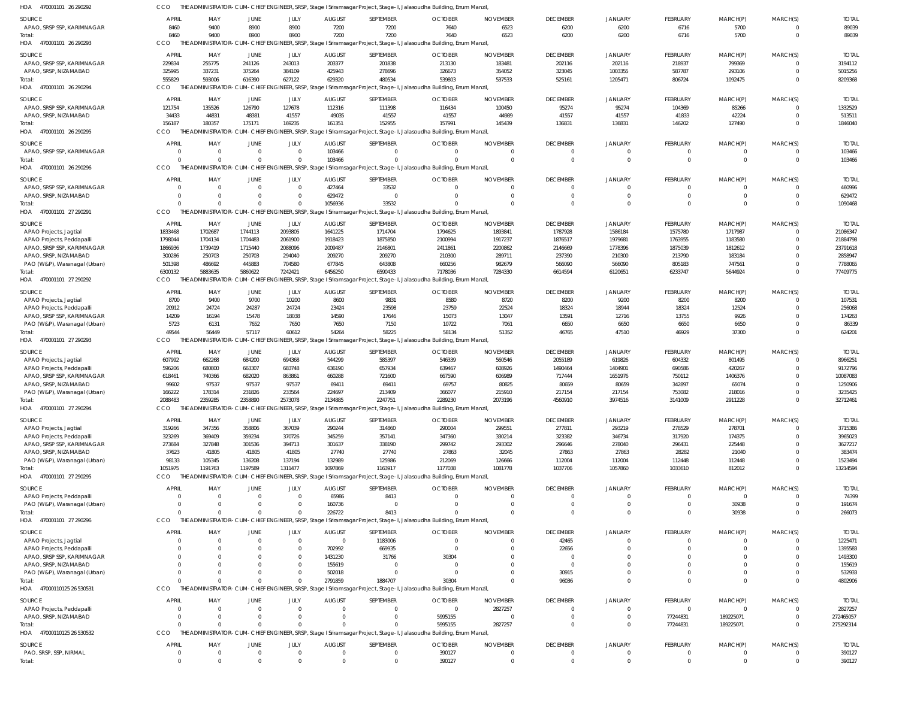HOA 470001101 26 290292 CCO THE ADMINISTRATOR-CUM-CHIEF ENGINEER, SRSP, Stage I Sriramsagar Project, Stage-I, Jalasoudha Building, Errum Manzil,

| SOURCE | APRIL | MAY | JUNE | JULY | AUGUST | SEPTEMBER | OCTOBER | NOVEMBER | DECEMBER | JANUARY | FEBRUARY | MARCH(P) | MARCH(S) | TOTAL |
|---|---|---|---|---|---|---|---|---|---|---|---|---|---|---|
| APAO, SRSP SSP, KARIMNAGAR | 8460 | 9400 | 8900 | 8900 | 7200 | 7200 | 7640 | 6523 | 6200 | 6200 | 6716 | 5700 | 0 | 89039 |
| Total: | 8460 | 9400 | 8900 | 8900 | 7200 | 7200 | 7640 | 6523 | 6200 | 6200 | 6716 | 5700 | 0 | 89039 |

HOA 470001101 26 290293 CCO THE ADMINISTRATOR-CUM-CHIEF ENGINEER, SRSP, Stage I Sriramsagar Project, Stage-I, Jalasoudha Building, Errum Manzil,

| SOURCE | APRIL | MAY | JUNE | JULY | AUGUST | SEPTEMBER | OCTOBER | NOVEMBER | DECEMBER | JANUARY | FEBRUARY | MARCH(P) | MARCH(S) | TOTAL |
|---|---|---|---|---|---|---|---|---|---|---|---|---|---|---|
| APAO, SRSP SSP, KARIMNAGAR | 229834 | 255775 | 241126 | 243013 | 203377 | 201838 | 213130 | 183481 | 202116 | 202116 | 218937 | 799369 | 0 | 3194112 |
| APAO, SRSP, NIZAMABAD | 325995 | 337231 | 375264 | 384109 | 425943 | 278696 | 326673 | 354052 | 323045 | 1003355 | 587787 | 293106 | 0 | 5015256 |
| Total: | 555829 | 593006 | 616390 | 627122 | 629320 | 480534 | 539803 | 537533 | 525161 | 1205471 | 806724 | 1092475 | 0 | 8209368 |

HOA 470001101 26 290294 CCO THE ADMINISTRATOR-CUM-CHIEF ENGINEER, SRSP, Stage I Sriramsagar Project, Stage-I, Jalasoudha Building, Errum Manzil,

| SOURCE | APRIL | MAY | JUNE | JULY | AUGUST | SEPTEMBER | OCTOBER | NOVEMBER | DECEMBER | JANUARY | FEBRUARY | MARCH(P) | MARCH(S) | TOTAL |
|---|---|---|---|---|---|---|---|---|---|---|---|---|---|---|
| APAO, SRSP SSP, KARIMNAGAR | 121754 | 135526 | 126790 | 127678 | 112316 | 111398 | 116434 | 100450 | 95274 | 95274 | 104369 | 85266 | 0 | 1332529 |
| APAO, SRSP, NIZAMABAD | 34433 | 44831 | 48381 | 41557 | 49035 | 41557 | 41557 | 44989 | 41557 | 41557 | 41833 | 42224 | 0 | 513511 |
| Total: | 156187 | 180357 | 175171 | 169235 | 161351 | 152955 | 157991 | 145439 | 136831 | 136831 | 146202 | 127490 | 0 | 1846040 |

HOA 470001101 26 290295 CCO THE ADMINISTRATOR-CUM-CHIEF ENGINEER, SRSP, Stage I Sriramsagar Project, Stage-I, Jalasoudha Building, Errum Manzil,

| SOURCE | APRIL | MAY | JUNE | JULY | AUGUST | SEPTEMBER | OCTOBER | NOVEMBER | DECEMBER | JANUARY | FEBRUARY | MARCH(P) | MARCH(S) | TOTAL |
|---|---|---|---|---|---|---|---|---|---|---|---|---|---|---|
| APAO, SRSP SSP, KARIMNAGAR | 0 | 0 | 0 | 0 | 103466 | 0 | 0 | 0 | 0 | 0 | 0 | 0 | 0 | 103466 |
| Total: | 0 | 0 | 0 | 0 | 103466 | 0 | 0 | 0 | 0 | 0 | 0 | 0 | 0 | 103466 |

HOA 470001101 26 290296 CCO THE ADMINISTRATOR-CUM-CHIEF ENGINEER, SRSP, Stage I Sriramsagar Project, Stage-I, Jalasoudha Building, Errum Manzil,

| SOURCE | APRIL | MAY | JUNE | JULY | AUGUST | SEPTEMBER | OCTOBER | NOVEMBER | DECEMBER | JANUARY | FEBRUARY | MARCH(P) | MARCH(S) | TOTAL |
|---|---|---|---|---|---|---|---|---|---|---|---|---|---|---|
| APAO, SRSP SSP, KARIMNAGAR | 0 | 0 | 0 | 0 | 427464 | 33532 | 0 | 0 | 0 | 0 | 0 | 0 | 0 | 460996 |
| APAO, SRSP, NIZAMABAD | 0 | 0 | 0 | 0 | 629472 | 0 | 0 | 0 | 0 | 0 | 0 | 0 | 0 | 629472 |
| Total: | 0 | 0 | 0 | 0 | 1056936 | 33532 | 0 | 0 | 0 | 0 | 0 | 0 | 0 | 1090468 |

HOA 470001101 27 290291 CCO THE ADMINISTRATOR-CUM-CHIEF ENGINEER, SRSP, Stage I Sriramsagar Project, Stage-I, Jalasoudha Building, Errum Manzil,

| SOURCE | APRIL | MAY | JUNE | JULY | AUGUST | SEPTEMBER | OCTOBER | NOVEMBER | DECEMBER | JANUARY | FEBRUARY | MARCH(P) | MARCH(S) | TOTAL |
|---|---|---|---|---|---|---|---|---|---|---|---|---|---|---|
| APAO Projects, Jagtial | 1833468 | 1702687 | 1744113 | 2093805 | 1641225 | 1714704 | 1794625 | 1893841 | 1787928 | 1586184 | 1575780 | 1717987 | 0 | 21086347 |
| APAO Projects, Peddapalli | 1798044 | 1704134 | 1704483 | 2061900 | 1918423 | 1875850 | 2100994 | 1917237 | 1876517 | 1979681 | 1763955 | 1183580 | 0 | 21884798 |
| APAO, SRSP SSP, KARIMNAGAR | 1866936 | 1739419 | 1715440 | 2088096 | 2009487 | 2146801 | 2411861 | 2200862 | 2146669 | 1778396 | 1875039 | 1812612 | 0 | 23791618 |
| APAO, SRSP, NIZAMABAD | 300286 | 250703 | 250703 | 294040 | 209270 | 209270 | 210300 | 289711 | 237390 | 210300 | 213790 | 183184 | 0 | 2858947 |
| PAO (W&P), Waranagal (Urban) | 501398 | 486692 | 445883 | 704580 | 677845 | 643808 | 660256 | 982679 | 566090 | 566090 | 805183 | 747561 | 0 | 7788065 |
| Total: | 6300132 | 5883635 | 5860622 | 7242421 | 6456250 | 6590433 | 7178036 | 7284330 | 6614594 | 6120651 | 6233747 | 5644924 | 0 | 77409775 |

HOA 470001101 27 290292 CCO THE ADMINISTRATOR-CUM-CHIEF ENGINEER, SRSP, Stage I Sriramsagar Project, Stage-I, Jalasoudha Building, Errum Manzil,

| SOURCE | APRIL | MAY | JUNE | JULY | AUGUST | SEPTEMBER | OCTOBER | NOVEMBER | DECEMBER | JANUARY | FEBRUARY | MARCH(P) | MARCH(S) | TOTAL |
|---|---|---|---|---|---|---|---|---|---|---|---|---|---|---|
| APAO Projects, Jagtial | 8700 | 9400 | 9700 | 10200 | 8600 | 9831 | 8580 | 8720 | 8200 | 9200 | 8200 | 8200 | 0 | 107531 |
| APAO Projects, Peddapalli | 20912 | 24724 | 24287 | 24724 | 23424 | 23598 | 23759 | 22524 | 18324 | 18944 | 18324 | 12524 | 0 | 256068 |
| APAO, SRSP SSP, KARIMNAGAR | 14209 | 16194 | 15478 | 18038 | 14590 | 17646 | 15073 | 13047 | 13591 | 12716 | 13755 | 9926 | 0 | 174263 |
| PAO (W&P), Waranagal (Urban) | 5723 | 6131 | 7652 | 7650 | 7650 | 7150 | 10722 | 7061 | 6650 | 6650 | 6650 | 6650 | 0 | 86339 |
| Total: | 49544 | 56449 | 57117 | 60612 | 54264 | 58225 | 58134 | 51352 | 46765 | 47510 | 46929 | 37300 | 0 | 624201 |

HOA 470001101 27 290293 CCO THE ADMINISTRATOR-CUM-CHIEF ENGINEER, SRSP, Stage I Sriramsagar Project, Stage-I, Jalasoudha Building, Errum Manzil,

| SOURCE | APRIL | MAY | JUNE | JULY | AUGUST | SEPTEMBER | OCTOBER | NOVEMBER | DECEMBER | JANUARY | FEBRUARY | MARCH(P) | MARCH(S) | TOTAL |
|---|---|---|---|---|---|---|---|---|---|---|---|---|---|---|
| APAO Projects, Jagtial | 607992 | 662268 | 684200 | 694368 | 544299 | 585397 | 546339 | 560546 | 2055189 | 619826 | 604332 | 801495 | 0 | 8966251 |
| APAO Projects, Peddapalli | 596206 | 680800 | 663307 | 683748 | 636190 | 657934 | 639467 | 608926 | 1490464 | 1404901 | 690586 | 420267 | 0 | 9172796 |
| APAO, SRSP SSP, KARIMNAGAR | 618461 | 740366 | 682020 | 863861 | 660288 | 721600 | 667590 | 606989 | 717444 | 1651976 | 750112 | 1406376 | 0 | 10087083 |
| APAO, SRSP, NIZAMABAD | 99602 | 97537 | 97537 | 97537 | 69411 | 69411 | 69757 | 80825 | 80659 | 80659 | 342897 | 65074 | 0 | 1250906 |
| PAO (W&P), Waranagal (Urban) | 166222 | 178314 | 231826 | 233564 | 224697 | 213409 | 366077 | 215910 | 217154 | 217154 | 753082 | 218016 | 0 | 3235425 |
| Total: | 2088483 | 2359285 | 2358890 | 2573078 | 2134885 | 2247751 | 2289230 | 2073196 | 4560910 | 3974516 | 3141009 | 2911228 | 0 | 32712461 |

HOA 470001101 27 290294 CCO THE ADMINISTRATOR-CUM-CHIEF ENGINEER, SRSP, Stage I Sriramsagar Project, Stage-I, Jalasoudha Building, Errum Manzil,

| SOURCE | APRIL | MAY | JUNE | JULY | AUGUST | SEPTEMBER | OCTOBER | NOVEMBER | DECEMBER | JANUARY | FEBRUARY | MARCH(P) | MARCH(S) | TOTAL |
|---|---|---|---|---|---|---|---|---|---|---|---|---|---|---|
| APAO Projects, Jagtial | 319266 | 347356 | 358806 | 367039 | 290244 | 314860 | 290004 | 299551 | 277811 | 293219 | 278529 | 278701 | 0 | 3715386 |
| APAO Projects, Peddapalli | 323269 | 369409 | 359234 | 370726 | 345259 | 357141 | 347360 | 330214 | 323382 | 346734 | 317920 | 174375 | 0 | 3965023 |
| APAO, SRSP SSP, KARIMNAGAR | 273684 | 327848 | 301536 | 394713 | 301637 | 338190 | 299742 | 293302 | 296646 | 278040 | 296431 | 225448 | 0 | 3627217 |
| APAO, SRSP, NIZAMABAD | 37623 | 41805 | 41805 | 41805 | 27740 | 27740 | 27863 | 32045 | 27863 | 27863 | 28282 | 21040 | 0 | 383474 |
| PAO (W&P), Waranagal (Urban) | 98133 | 105345 | 136208 | 137194 | 132989 | 125986 | 212069 | 126666 | 112004 | 112004 | 112448 | 112448 | 0 | 1523494 |
| Total: | 1051975 | 1191763 | 1197589 | 1311477 | 1097869 | 1163917 | 1177038 | 1081778 | 1037706 | 1057860 | 1033610 | 812012 | 0 | 13214594 |

HOA 470001101 27 290295 CCO THE ADMINISTRATOR-CUM-CHIEF ENGINEER, SRSP, Stage I Sriramsagar Project, Stage-I, Jalasoudha Building, Errum Manzil,

| SOURCE | APRIL | MAY | JUNE | JULY | AUGUST | SEPTEMBER | OCTOBER | NOVEMBER | DECEMBER | JANUARY | FEBRUARY | MARCH(P) | MARCH(S) | TOTAL |
|---|---|---|---|---|---|---|---|---|---|---|---|---|---|---|
| APAO Projects, Peddapalli | 0 | 0 | 0 | 0 | 65986 | 8413 | 0 | 0 | 0 | 0 | 0 | 0 | 0 | 74399 |
| PAO (W&P), Waranagal (Urban) | 0 | 0 | 0 | 0 | 160736 | 0 | 0 | 0 | 0 | 0 | 0 | 30938 | 0 | 191674 |
| Total: | 0 | 0 | 0 | 0 | 226722 | 8413 | 0 | 0 | 0 | 0 | 0 | 30938 | 0 | 266073 |

HOA 470001101 27 290296 CCO THE ADMINISTRATOR-CUM-CHIEF ENGINEER, SRSP, Stage I Sriramsagar Project, Stage-I, Jalasoudha Building, Errum Manzil,

| SOURCE | APRIL | MAY | JUNE | JULY | AUGUST | SEPTEMBER | OCTOBER | NOVEMBER | DECEMBER | JANUARY | FEBRUARY | MARCH(P) | MARCH(S) | TOTAL |
|---|---|---|---|---|---|---|---|---|---|---|---|---|---|---|
| APAO Projects, Jagtial | 0 | 0 | 0 | 0 | 0 | 1183006 | 0 | 0 | 42465 | 0 | 0 | 0 | 0 | 1225471 |
| APAO Projects, Peddapalli | 0 | 0 | 0 | 0 | 702992 | 669935 | 0 | 0 | 22656 | 0 | 0 | 0 | 0 | 1395583 |
| APAO, SRSP SSP, KARIMNAGAR | 0 | 0 | 0 | 0 | 1431230 | 31766 | 30304 | 0 | 0 | 0 | 0 | 0 | 0 | 1493300 |
| APAO, SRSP, NIZAMABAD | 0 | 0 | 0 | 0 | 155619 | 0 | 0 | 0 | 0 | 0 | 0 | 0 | 0 | 155619 |
| PAO (W&P), Waranagal (Urban) | 0 | 0 | 0 | 0 | 502018 | 0 | 0 | 0 | 30915 | 0 | 0 | 0 | 0 | 532933 |
| Total: | 0 | 0 | 0 | 0 | 2791859 | 1884707 | 30304 | 0 | 96036 | 0 | 0 | 0 | 0 | 4802906 |

HOA 47000110125 26 530531 CCO THE ADMINISTRATOR-CUM-CHIEF ENGINEER, SRSP, Stage I Sriramsagar Project, Stage-I, Jalasoudha Building, Errum Manzil,

| SOURCE | APRIL | MAY | JUNE | JULY | AUGUST | SEPTEMBER | OCTOBER | NOVEMBER | DECEMBER | JANUARY | FEBRUARY | MARCH(P) | MARCH(S) | TOTAL |
|---|---|---|---|---|---|---|---|---|---|---|---|---|---|---|
| APAO Projects, Peddapalli | 0 | 0 | 0 | 0 | 0 | 0 | 0 | 2827257 | 0 | 0 | 0 | 0 | 0 | 2827257 |
| APAO, SRSP, NIZAMABAD | 0 | 0 | 0 | 0 | 0 | 0 | 5995155 | 0 | 0 | 0 | 77244831 | 189225071 | 0 | 272465057 |
| Total: | 0 | 0 | 0 | 0 | 0 | 0 | 5995155 | 2827257 | 0 | 0 | 77244831 | 189225071 | 0 | 275292314 |

HOA 47000110125 26 530532 CCO THE ADMINISTRATOR-CUM-CHIEF ENGINEER, SRSP, Stage I Sriramsagar Project, Stage-I, Jalasoudha Building, Errum Manzil,

| SOURCE | APRIL | MAY | JUNE | JULY | AUGUST | SEPTEMBER | OCTOBER | NOVEMBER | DECEMBER | JANUARY | FEBRUARY | MARCH(P) | MARCH(S) | TOTAL |
|---|---|---|---|---|---|---|---|---|---|---|---|---|---|---|
| PAO, SRSP, SSP, NIRMAL | 0 | 0 | 0 | 0 | 0 | 0 | 390127 | 0 | 0 | 0 | 0 | 0 | 0 | 390127 |
| Total: | 0 | 0 | 0 | 0 | 0 | 0 | 390127 | 0 | 0 | 0 | 0 | 0 | 0 | 390127 |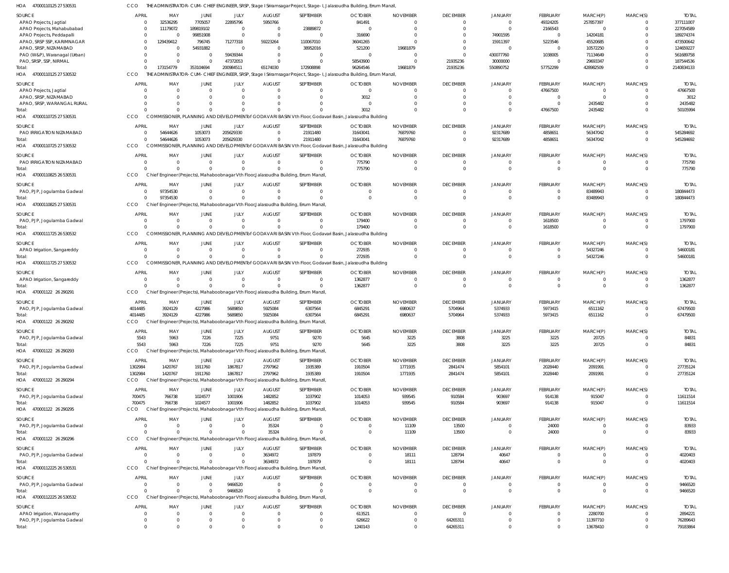HOA 470001101252 7530531 CCO THE ADMINISTRATOR-CUM-CHIEF ENGINEER, SRSP, Stage I Sriramsagar Project, Stage-I, Jalasoudha Building, Errum Manzil,

| SOURCE | APRIL | MAY | JUNE | JULY | AUGUST | SEPTEMBER | OCTOBER | NOVEMBER | DECEMBER | JANUARY | FEBRUARY | MARCH(P) | MARCH(S) | TOTAL |
|---|---|---|---|---|---|---|---|---|---|---|---|---|---|---|
| APAO Projects, Jagtial | 0 | 32536295 | 7705057 | 22895796 | 5950766 | 0 | 841491 | 0 | 0 | 0 | 49324205 | 257857397 | 0 | 377111007 |
| APAO Projects, Mahabubabad | 0 | 11179072 | 189819102 | 0 | 0 | 23889872 | 0 | 0 | 0 | 0 | 2166543 | 0 | 0 | 227054589 |
| APAO Projects, Peddapalli | 0 | 0 | 99851908 | 0 | 0 | 0 | 316690 | 0 | 0 | 74901595 | 0 | 14204181 | 0 | 189274374 |
| APAO, SRSP SSP, KARIMNAGAR | 0 | 129439412 | 796745 | 71277318 | 59223264 | 110067010 | 36041265 | 0 | 0 | 15911397 | 5223546 | 45520685 | 0 | 473500642 |
| APAO, SRSP, NIZAMABAD | 0 | 0 | 54931882 | 0 | 0 | 38952016 | 521200 | 19681879 | 0 | 0 | 0 | 10572250 | 0 | 124659227 |
| PAO (W&P), Waranagal (Urban) | 0 | 0 | 0 | 59439344 | 0 | 0 | 0 | 0 | 0 | 430077760 | 1038005 | 71134649 | 0 | 561689758 |
| PAO, SRSP, SSP, NIRMAL | 0 | 0 | 0 | 47372053 | 0 | 0 | 58543900 | 0 | 21935236 | 30000000 | 0 | 29693347 | 0 | 187544536 |
| Total: | 0 | 173154779 | 353104694 | 200984511 | 65174030 | 172908898 | 96264546 | 19681879 | 21935236 | 550890752 | 57752299 | 428982509 | 0 | 2140834133 |

HOA 470001101252 7530532 CCO THE ADMINISTRATOR-CUM-CHIEF ENGINEER, SRSP, Stage I Sriramsagar Project, Stage-I, Jalasoudha Building, Errum Manzil,

| SOURCE | APRIL | MAY | JUNE | JULY | AUGUST | SEPTEMBER | OCTOBER | NOVEMBER | DECEMBER | JANUARY | FEBRUARY | MARCH(P) | MARCH(S) | TOTAL |
|---|---|---|---|---|---|---|---|---|---|---|---|---|---|---|
| APAO Projects, Jagtial | 0 | 0 | 0 | 0 | 0 | 0 | 0 | 0 | 0 | 0 | 47667500 | 0 | 0 | 47667500 |
| APAO, SRSP, NIZAMABAD | 0 | 0 | 0 | 0 | 0 | 0 | 3012 | 0 | 0 | 0 | 0 | 0 | 0 | 3012 |
| APAO, SRSP, WARANGAL RURAL | 0 | 0 | 0 | 0 | 0 | 0 | 0 | 0 | 0 | 0 | 0 | 2435482 | 0 | 2435482 |
| Total: | 0 | 0 | 0 | 0 | 0 | 0 | 3012 | 0 | 0 | 0 | 47667500 | 2435482 | 0 | 50105994 |

HOA 470001107252 7530531 CCO COMMISSIONER, PLANNING AND DEVELOPMENT of GODAVARI BASIN Vth Floor, Godavari Basin, Jalasoudha Building

| SOURCE | APRIL | MAY | JUNE | JULY | AUGUST | SEPTEMBER | OCTOBER | NOVEMBER | DECEMBER | JANUARY | FEBRUARY | MARCH(P) | MARCH(S) | TOTAL |
|---|---|---|---|---|---|---|---|---|---|---|---|---|---|---|
| PAO IRRIGATION NIZAMABAD | 0 | 54644626 | 1053073 | 205629330 | 0 | 21911480 | 31643041 | 76879760 | 0 | 92317689 | 4858651 | 56347042 | 0 | 545284692 |
| Total: | 0 | 54644626 | 1053073 | 205629330 | 0 | 21911480 | 31643041 | 76879760 | 0 | 92317689 | 4858651 | 56347042 | 0 | 545284692 |

HOA 470001107252 7530532 CCO COMMISSIONER, PLANNING AND DEVELOPMENT of GODAVARI BASIN Vth Floor, Godavari Basin, Jalasoudha Building

| SOURCE | APRIL | MAY | JUNE | JULY | AUGUST | SEPTEMBER | OCTOBER | NOVEMBER | DECEMBER | JANUARY | FEBRUARY | MARCH(P) | MARCH(S) | TOTAL |
|---|---|---|---|---|---|---|---|---|---|---|---|---|---|---|
| PAO IRRIGATION NIZAMABAD | 0 | 0 | 0 | 0 | 0 | 0 | 775790 | 0 | 0 | 0 | 0 | 0 | 0 | 775790 |
| Total: | 0 | 0 | 0 | 0 | 0 | 0 | 775790 | 0 | 0 | 0 | 0 | 0 | 0 | 775790 |

HOA 470001108252 6530531 CCO Chief Engineer(Projects), Mahaboobnagar Vth Floor,Jalasoudha Building, Errum Manzil,

| SOURCE | APRIL | MAY | JUNE | JULY | AUGUST | SEPTEMBER | OCTOBER | NOVEMBER | DECEMBER | JANUARY | FEBRUARY | MARCH(P) | MARCH(S) | TOTAL |
|---|---|---|---|---|---|---|---|---|---|---|---|---|---|---|
| PAO, PJP, Jogulamba Gadwal | 0 | 97354530 | 0 | 0 | 0 | 0 | 0 | 0 | 0 | 0 | 0 | 83489943 | 0 | 180844473 |
| Total: | 0 | 97354530 | 0 | 0 | 0 | 0 | 0 | 0 | 0 | 0 | 0 | 83489943 | 0 | 180844473 |

HOA 470001108252 7530531 CCO Chief Engineer(Projects), Mahaboobnagar Vth Floor,Jalasoudha Building, Errum Manzil,

| SOURCE | APRIL | MAY | JUNE | JULY | AUGUST | SEPTEMBER | OCTOBER | NOVEMBER | DECEMBER | JANUARY | FEBRUARY | MARCH(P) | MARCH(S) | TOTAL |
|---|---|---|---|---|---|---|---|---|---|---|---|---|---|---|
| PAO, PJP, Jogulamba Gadwal | 0 | 0 | 0 | 0 | 0 | 0 | 179400 | 0 | 0 | 0 | 1618500 | 0 | 0 | 1797900 |
| Total: | 0 | 0 | 0 | 0 | 0 | 0 | 179400 | 0 | 0 | 0 | 1618500 | 0 | 0 | 1797900 |

HOA 470001117252 6530532 CCO COMMISSIONER, PLANNING AND DEVELOPMENT of GODAVARI BASIN Vth Floor, Godavari Basin, Jalasoudha Building

| SOURCE | APRIL | MAY | JUNE | JULY | AUGUST | SEPTEMBER | OCTOBER | NOVEMBER | DECEMBER | JANUARY | FEBRUARY | MARCH(P) | MARCH(S) | TOTAL |
|---|---|---|---|---|---|---|---|---|---|---|---|---|---|---|
| APAO Irrigation, Sangareddy | 0 | 0 | 0 | 0 | 0 | 0 | 272935 | 0 | 0 | 0 | 0 | 54327246 | 0 | 54600181 |
| Total: | 0 | 0 | 0 | 0 | 0 | 0 | 272935 | 0 | 0 | 0 | 0 | 54327246 | 0 | 54600181 |

HOA 470001117252 7530532 CCO COMMISSIONER, PLANNING AND DEVELOPMENT of GODAVARI BASIN Vth Floor, Godavari Basin, Jalasoudha Building

| SOURCE | APRIL | MAY | JUNE | JULY | AUGUST | SEPTEMBER | OCTOBER | NOVEMBER | DECEMBER | JANUARY | FEBRUARY | MARCH(P) | MARCH(S) | TOTAL |
|---|---|---|---|---|---|---|---|---|---|---|---|---|---|---|
| APAO Irrigation, Sangareddy | 0 | 0 | 0 | 0 | 0 | 0 | 1362877 | 0 | 0 | 0 | 0 | 0 | 0 | 1362877 |
| Total: | 0 | 0 | 0 | 0 | 0 | 0 | 1362877 | 0 | 0 | 0 | 0 | 0 | 0 | 1362877 |

HOA 470001122 26 290291 CCO Chief Engineer(Projects), Mahaboobnagar Vth Floor,Jalasoudha Building, Errum Manzil,

| SOURCE | APRIL | MAY | JUNE | JULY | AUGUST | SEPTEMBER | OCTOBER | NOVEMBER | DECEMBER | JANUARY | FEBRUARY | MARCH(P) | MARCH(S) | TOTAL |
|---|---|---|---|---|---|---|---|---|---|---|---|---|---|---|
| PAO, PJP, Jogulamba Gadwal | 4014485 | 3924129 | 4227986 | 5689850 | 5925084 | 6307564 | 6845291 | 6980637 | 5704964 | 5374933 | 5973415 | 6511162 | 0 | 67479500 |
| Total: | 4014485 | 3924129 | 4227986 | 5689850 | 5925084 | 6307564 | 6845291 | 6980637 | 5704964 | 5374933 | 5973415 | 6511162 | 0 | 67479500 |

HOA 470001122 26 290292 CCO Chief Engineer(Projects), Mahaboobnagar Vth Floor,Jalasoudha Building, Errum Manzil,

| SOURCE | APRIL | MAY | JUNE | JULY | AUGUST | SEPTEMBER | OCTOBER | NOVEMBER | DECEMBER | JANUARY | FEBRUARY | MARCH(P) | MARCH(S) | TOTAL |
|---|---|---|---|---|---|---|---|---|---|---|---|---|---|---|
| PAO, PJP, Jogulamba Gadwal | 5543 | 5963 | 7226 | 7225 | 9751 | 9270 | 5645 | 3225 | 3808 | 3225 | 3225 | 20725 | 0 | 84831 |
| Total: | 5543 | 5963 | 7226 | 7225 | 9751 | 9270 | 5645 | 3225 | 3808 | 3225 | 3225 | 20725 | 0 | 84831 |

HOA 470001122 26 290293 CCO Chief Engineer(Projects), Mahaboobnagar Vth Floor,Jalasoudha Building, Errum Manzil,

| SOURCE | APRIL | MAY | JUNE | JULY | AUGUST | SEPTEMBER | OCTOBER | NOVEMBER | DECEMBER | JANUARY | FEBRUARY | MARCH(P) | MARCH(S) | TOTAL |
|---|---|---|---|---|---|---|---|---|---|---|---|---|---|---|
| PAO, PJP, Jogulamba Gadwal | 1302984 | 1420767 | 1911760 | 1867817 | 2797962 | 1935389 | 1910504 | 1771935 | 2841474 | 5854101 | 2028440 | 2091991 | 0 | 27735124 |
| Total: | 1302984 | 1420767 | 1911760 | 1867817 | 2797962 | 1935389 | 1910504 | 1771935 | 2841474 | 5854101 | 2028440 | 2091991 | 0 | 27735124 |

HOA 470001122 26 290294 CCO Chief Engineer(Projects), Mahaboobnagar Vth Floor,Jalasoudha Building, Errum Manzil,

| SOURCE | APRIL | MAY | JUNE | JULY | AUGUST | SEPTEMBER | OCTOBER | NOVEMBER | DECEMBER | JANUARY | FEBRUARY | MARCH(P) | MARCH(S) | TOTAL |
|---|---|---|---|---|---|---|---|---|---|---|---|---|---|---|
| PAO, PJP, Jogulamba Gadwal | 700475 | 766738 | 1024577 | 1001906 | 1482852 | 1037902 | 1014053 | 939545 | 910584 | 903697 | 914138 | 915047 | 0 | 11611514 |
| Total: | 700475 | 766738 | 1024577 | 1001906 | 1482852 | 1037902 | 1014053 | 939545 | 910584 | 903697 | 914138 | 915047 | 0 | 11611514 |

HOA 470001122 26 290295 CCO Chief Engineer(Projects), Mahaboobnagar Vth Floor,Jalasoudha Building, Errum Manzil,

| SOURCE | APRIL | MAY | JUNE | JULY | AUGUST | SEPTEMBER | OCTOBER | NOVEMBER | DECEMBER | JANUARY | FEBRUARY | MARCH(P) | MARCH(S) | TOTAL |
|---|---|---|---|---|---|---|---|---|---|---|---|---|---|---|
| PAO, PJP, Jogulamba Gadwal | 0 | 0 | 0 | 0 | 35324 | 0 | 0 | 11109 | 13500 | 0 | 24000 | 0 | 0 | 83933 |
| Total: | 0 | 0 | 0 | 0 | 35324 | 0 | 0 | 11109 | 13500 | 0 | 24000 | 0 | 0 | 83933 |

HOA 470001122 26 290296 CCO Chief Engineer(Projects), Mahaboobnagar Vth Floor,Jalasoudha Building, Errum Manzil,

| SOURCE | APRIL | MAY | JUNE | JULY | AUGUST | SEPTEMBER | OCTOBER | NOVEMBER | DECEMBER | JANUARY | FEBRUARY | MARCH(P) | MARCH(S) | TOTAL |
|---|---|---|---|---|---|---|---|---|---|---|---|---|---|---|
| PAO, PJP, Jogulamba Gadwal | 0 | 0 | 0 | 0 | 3634972 | 197879 | 0 | 18111 | 128794 | 40647 | 0 | 0 | 0 | 4020403 |
| Total: | 0 | 0 | 0 | 0 | 3634972 | 197879 | 0 | 18111 | 128794 | 40647 | 0 | 0 | 0 | 4020403 |

HOA 470001122252 6530531 CCO Chief Engineer(Projects), Mahaboobnagar Vth Floor,Jalasoudha Building, Errum Manzil,

| SOURCE | APRIL | MAY | JUNE | JULY | AUGUST | SEPTEMBER | OCTOBER | NOVEMBER | DECEMBER | JANUARY | FEBRUARY | MARCH(P) | MARCH(S) | TOTAL |
|---|---|---|---|---|---|---|---|---|---|---|---|---|---|---|
| PAO, PJP, Jogulamba Gadwal | 0 | 0 | 0 | 9466520 | 0 | 0 | 0 | 0 | 0 | 0 | 0 | 0 | 0 | 9466520 |
| Total: | 0 | 0 | 0 | 9466520 | 0 | 0 | 0 | 0 | 0 | 0 | 0 | 0 | 0 | 9466520 |

HOA 470001122252 6530532 CCO Chief Engineer(Projects), Mahaboobnagar Vth Floor,Jalasoudha Building, Errum Manzil,

| SOURCE | APRIL | MAY | JUNE | JULY | AUGUST | SEPTEMBER | OCTOBER | NOVEMBER | DECEMBER | JANUARY | FEBRUARY | MARCH(P) | MARCH(S) | TOTAL |
|---|---|---|---|---|---|---|---|---|---|---|---|---|---|---|
| APAO Irrigation, Wanaparthy | 0 | 0 | 0 | 0 | 0 | 0 | 613521 | 0 | 0 | 0 | 0 | 2280700 | 0 | 2894221 |
| PAO, PJP, Jogulamba Gadwal | 0 | 0 | 0 | 0 | 0 | 0 | 626622 | 0 | 64265311 | 0 | 0 | 11397710 | 0 | 76289643 |
| Total: | 0 | 0 | 0 | 0 | 0 | 0 | 1240143 | 0 | 64265311 | 0 | 0 | 13678410 | 0 | 79183864 |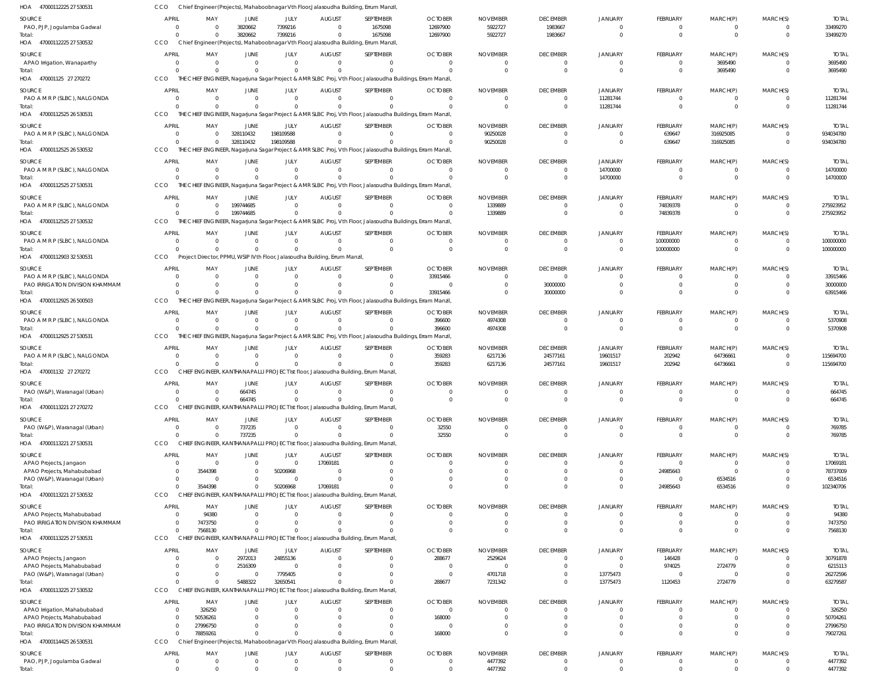HOA 47000112225 27 530531 CCO Chief Engineer(Projects), Mahaboobnagar Vth Floor,Jalasoudha Building, Errum Manzil,

| SOURCE | APRIL | MAY | JUNE | JULY | AUGUST | SEPTEMBER | OCTOBER | NOVEMBER | DECEMBER | JANUARY | FEBRUARY | MARCH(P) | MARCH(S) | TOTAL |
|---|---|---|---|---|---|---|---|---|---|---|---|---|---|---|
| PAO, PJP, Jogulamba Gadwal | 0 | 0 | 3820662 | 7399216 | 0 | 1675098 | 12697900 | 5922727 | 1983667 | 0 | 0 | 0 | 0 | 33499270 |
| Total: | 0 | 0 | 3820662 | 7399216 | 0 | 1675098 | 12697900 | 5922727 | 1983667 | 0 | 0 | 0 | 0 | 33499270 |

HOA 47000112225 27 530532 CCO Chief Engineer(Projects), Mahaboobnagar Vth Floor,Jalasoudha Building, Errum Manzil,

| SOURCE | APRIL | MAY | JUNE | JULY | AUGUST | SEPTEMBER | OCTOBER | NOVEMBER | DECEMBER | JANUARY | FEBRUARY | MARCH(P) | MARCH(S) | TOTAL |
|---|---|---|---|---|---|---|---|---|---|---|---|---|---|---|
| APAO Irrigation, Wanaparthy | 0 | 0 | 0 | 0 | 0 | 0 | 0 | 0 | 0 | 0 | 0 | 3695490 | 0 | 3695490 |
| Total: | 0 | 0 | 0 | 0 | 0 | 0 | 0 | 0 | 0 | 0 | 0 | 3695490 | 0 | 3695490 |

HOA 470001125 27 270272 CCO THE CHIEF ENGINEER, Nagarjuna Sagar Project & AMR SLBC Proj, Vth Floor, Jalasoudha Buildings, Erram Manzil,

| SOURCE | APRIL | MAY | JUNE | JULY | AUGUST | SEPTEMBER | OCTOBER | NOVEMBER | DECEMBER | JANUARY | FEBRUARY | MARCH(P) | MARCH(S) | TOTAL |
|---|---|---|---|---|---|---|---|---|---|---|---|---|---|---|
| PAO A M R P (SLBC), NALGONDA | 0 | 0 | 0 | 0 | 0 | 0 | 0 | 0 | 0 | 11281744 | 0 | 0 | 0 | 11281744 |
| Total: | 0 | 0 | 0 | 0 | 0 | 0 | 0 | 0 | 0 | 11281744 | 0 | 0 | 0 | 11281744 |

HOA 47000112525 26 530531 CCO THE CHIEF ENGINEER, Nagarjuna Sagar Project & AMR SLBC Proj, Vth Floor, Jalasoudha Buildings, Erram Manzil,

| SOURCE | APRIL | MAY | JUNE | JULY | AUGUST | SEPTEMBER | OCTOBER | NOVEMBER | DECEMBER | JANUARY | FEBRUARY | MARCH(P) | MARCH(S) | TOTAL |
|---|---|---|---|---|---|---|---|---|---|---|---|---|---|---|
| PAO A M R P (SLBC), NALGONDA | 0 | 0 | 328110432 | 198109588 | 0 | 0 | 0 | 90250028 | 0 | 0 | 639647 | 316925085 | 0 | 934034780 |
| Total: | 0 | 0 | 328110432 | 198109588 | 0 | 0 | 0 | 90250028 | 0 | 0 | 639647 | 316925085 | 0 | 934034780 |

HOA 47000112525 26 530532 CCO THE CHIEF ENGINEER, Nagarjuna Sagar Project & AMR SLBC Proj, Vth Floor, Jalasoudha Buildings, Erram Manzil,

| SOURCE | APRIL | MAY | JUNE | JULY | AUGUST | SEPTEMBER | OCTOBER | NOVEMBER | DECEMBER | JANUARY | FEBRUARY | MARCH(P) | MARCH(S) | TOTAL |
|---|---|---|---|---|---|---|---|---|---|---|---|---|---|---|
| PAO A M R P (SLBC), NALGONDA | 0 | 0 | 0 | 0 | 0 | 0 | 0 | 0 | 0 | 14700000 | 0 | 0 | 0 | 14700000 |
| Total: | 0 | 0 | 0 | 0 | 0 | 0 | 0 | 0 | 0 | 14700000 | 0 | 0 | 0 | 14700000 |

HOA 47000112525 27 530531 CCO THE CHIEF ENGINEER, Nagarjuna Sagar Project & AMR SLBC Proj, Vth Floor, Jalasoudha Buildings, Erram Manzil,

| SOURCE | APRIL | MAY | JUNE | JULY | AUGUST | SEPTEMBER | OCTOBER | NOVEMBER | DECEMBER | JANUARY | FEBRUARY | MARCH(P) | MARCH(S) | TOTAL |
|---|---|---|---|---|---|---|---|---|---|---|---|---|---|---|
| PAO A M R P (SLBC), NALGONDA | 0 | 0 | 199744685 | 0 | 0 | 0 | 0 | 1339889 | 0 | 0 | 74839378 | 0 | 0 | 275923952 |
| Total: | 0 | 0 | 199744685 | 0 | 0 | 0 | 0 | 1339889 | 0 | 0 | 74839378 | 0 | 0 | 275923952 |

HOA 47000112525 27 530532 CCO THE CHIEF ENGINEER, Nagarjuna Sagar Project & AMR SLBC Proj, Vth Floor, Jalasoudha Buildings, Erram Manzil,

| SOURCE | APRIL | MAY | JUNE | JULY | AUGUST | SEPTEMBER | OCTOBER | NOVEMBER | DECEMBER | JANUARY | FEBRUARY | MARCH(P) | MARCH(S) | TOTAL |
|---|---|---|---|---|---|---|---|---|---|---|---|---|---|---|
| PAO A M R P (SLBC), NALGONDA | 0 | 0 | 0 | 0 | 0 | 0 | 0 | 0 | 0 | 0 | 100000000 | 0 | 0 | 100000000 |
| Total: | 0 | 0 | 0 | 0 | 0 | 0 | 0 | 0 | 0 | 0 | 100000000 | 0 | 0 | 100000000 |

HOA 47000112903 32 530531 CCO Project Director, PPMU, WSIP IVth Floor, Jalasoudha Building, Errum Manzil,

| SOURCE | APRIL | MAY | JUNE | JULY | AUGUST | SEPTEMBER | OCTOBER | NOVEMBER | DECEMBER | JANUARY | FEBRUARY | MARCH(P) | MARCH(S) | TOTAL |
|---|---|---|---|---|---|---|---|---|---|---|---|---|---|---|
| PAO A M R P (SLBC), NALGONDA | 0 | 0 | 0 | 0 | 0 | 0 | 33915466 | 0 | 0 | 0 | 0 | 0 | 0 | 33915466 |
| PAO IRRIGATION DIVISION KHAMMAM | 0 | 0 | 0 | 0 | 0 | 0 | 0 | 0 | 30000000 | 0 | 0 | 0 | 0 | 30000000 |
| Total: | 0 | 0 | 0 | 0 | 0 | 0 | 33915466 | 0 | 30000000 | 0 | 0 | 0 | 0 | 63915466 |

HOA 47000112925 26 500503 CCO THE CHIEF ENGINEER, Nagarjuna Sagar Project & AMR SLBC Proj, Vth Floor, Jalasoudha Buildings, Erram Manzil,

| SOURCE | APRIL | MAY | JUNE | JULY | AUGUST | SEPTEMBER | OCTOBER | NOVEMBER | DECEMBER | JANUARY | FEBRUARY | MARCH(P) | MARCH(S) | TOTAL |
|---|---|---|---|---|---|---|---|---|---|---|---|---|---|---|
| PAO A M R P (SLBC), NALGONDA | 0 | 0 | 0 | 0 | 0 | 0 | 396600 | 4974308 | 0 | 0 | 0 | 0 | 0 | 5370908 |
| Total: | 0 | 0 | 0 | 0 | 0 | 0 | 396600 | 4974308 | 0 | 0 | 0 | 0 | 0 | 5370908 |

HOA 47000112925 27 530531 CCO THE CHIEF ENGINEER, Nagarjuna Sagar Project & AMR SLBC Proj, Vth Floor, Jalasoudha Buildings, Erram Manzil,

| SOURCE | APRIL | MAY | JUNE | JULY | AUGUST | SEPTEMBER | OCTOBER | NOVEMBER | DECEMBER | JANUARY | FEBRUARY | MARCH(P) | MARCH(S) | TOTAL |
|---|---|---|---|---|---|---|---|---|---|---|---|---|---|---|
| PAO A M R P (SLBC), NALGONDA | 0 | 0 | 0 | 0 | 0 | 0 | 359283 | 6217136 | 24577161 | 19601517 | 202942 | 64736661 | 0 | 115694700 |
| Total: | 0 | 0 | 0 | 0 | 0 | 0 | 359283 | 6217136 | 24577161 | 19601517 | 202942 | 64736661 | 0 | 115694700 |

HOA 470001132 27 270272 CCO CHIEF ENGINEER, KANTHANAPALLI PROJECT Ist floor, Jalasoudha Building, Errum Manzil,

| SOURCE | APRIL | MAY | JUNE | JULY | AUGUST | SEPTEMBER | OCTOBER | NOVEMBER | DECEMBER | JANUARY | FEBRUARY | MARCH(P) | MARCH(S) | TOTAL |
|---|---|---|---|---|---|---|---|---|---|---|---|---|---|---|
| PAO (W&P), Waranagal (Urban) | 0 | 0 | 664745 | 0 | 0 | 0 | 0 | 0 | 0 | 0 | 0 | 0 | 0 | 664745 |
| Total: | 0 | 0 | 664745 | 0 | 0 | 0 | 0 | 0 | 0 | 0 | 0 | 0 | 0 | 664745 |

HOA 47000113221 27 270272 CCO CHIEF ENGINEER, KANTHANAPALLI PROJECT Ist floor, Jalasoudha Building, Errum Manzil,

| SOURCE | APRIL | MAY | JUNE | JULY | AUGUST | SEPTEMBER | OCTOBER | NOVEMBER | DECEMBER | JANUARY | FEBRUARY | MARCH(P) | MARCH(S) | TOTAL |
|---|---|---|---|---|---|---|---|---|---|---|---|---|---|---|
| PAO (W&P), Waranagal (Urban) | 0 | 0 | 737235 | 0 | 0 | 0 | 32550 | 0 | 0 | 0 | 0 | 0 | 0 | 769785 |
| Total: | 0 | 0 | 737235 | 0 | 0 | 0 | 32550 | 0 | 0 | 0 | 0 | 0 | 0 | 769785 |

HOA 47000113221 27 530531 CCO CHIEF ENGINEER, KANTHANAPALLI PROJECT Ist floor, Jalasoudha Building, Errum Manzil,

| SOURCE | APRIL | MAY | JUNE | JULY | AUGUST | SEPTEMBER | OCTOBER | NOVEMBER | DECEMBER | JANUARY | FEBRUARY | MARCH(P) | MARCH(S) | TOTAL |
|---|---|---|---|---|---|---|---|---|---|---|---|---|---|---|
| APAO Projects, Jangaon | 0 | 0 | 0 | 0 | 17069181 | 0 | 0 | 0 | 0 | 0 | 0 | 0 | 0 | 17069181 |
| APAO Projects, Mahabubabad | 0 | 3544398 | 0 | 50206968 | 0 | 0 | 0 | 0 | 0 | 0 | 24985643 | 0 | 0 | 78737009 |
| PAO (W&P), Waranagal (Urban) | 0 | 0 | 0 | 0 | 0 | 0 | 0 | 0 | 0 | 0 | 0 | 6534516 | 0 | 6534516 |
| Total: | 0 | 3544398 | 0 | 50206968 | 17069181 | 0 | 0 | 0 | 0 | 0 | 24985643 | 6534516 | 0 | 102340706 |

HOA 47000113221 27 530532 CCO CHIEF ENGINEER, KANTHANAPALLI PROJECT Ist floor, Jalasoudha Building, Errum Manzil,

| SOURCE | APRIL | MAY | JUNE | JULY | AUGUST | SEPTEMBER | OCTOBER | NOVEMBER | DECEMBER | JANUARY | FEBRUARY | MARCH(P) | MARCH(S) | TOTAL |
|---|---|---|---|---|---|---|---|---|---|---|---|---|---|---|
| APAO Projects, Mahabubabad | 0 | 94380 | 0 | 0 | 0 | 0 | 0 | 0 | 0 | 0 | 0 | 0 | 0 | 94380 |
| PAO IRRIGATION DIVISION KHAMMAM | 0 | 7473750 | 0 | 0 | 0 | 0 | 0 | 0 | 0 | 0 | 0 | 0 | 0 | 7473750 |
| Total: | 0 | 7568130 | 0 | 0 | 0 | 0 | 0 | 0 | 0 | 0 | 0 | 0 | 0 | 7568130 |

HOA 47000113225 27 530531 CCO CHIEF ENGINEER, KANTHANAPALLI PROJECT Ist floor, Jalasoudha Building, Errum Manzil,

| SOURCE | APRIL | MAY | JUNE | JULY | AUGUST | SEPTEMBER | OCTOBER | NOVEMBER | DECEMBER | JANUARY | FEBRUARY | MARCH(P) | MARCH(S) | TOTAL |
|---|---|---|---|---|---|---|---|---|---|---|---|---|---|---|
| APAO Projects, Jangaon | 0 | 0 | 2972013 | 24855136 | 0 | 0 | 288677 | 2529624 | 0 | 0 | 146428 | 0 | 0 | 30791878 |
| APAO Projects, Mahabubabad | 0 | 0 | 2516309 | 0 | 0 | 0 | 0 | 0 | 0 | 0 | 974025 | 2724779 | 0 | 6215113 |
| PAO (W&P), Waranagal (Urban) | 0 | 0 | 0 | 7795405 | 0 | 0 | 0 | 4701718 | 0 | 13775473 | 0 | 0 | 0 | 26272596 |
| Total: | 0 | 0 | 5488322 | 32650541 | 0 | 0 | 288677 | 7231342 | 0 | 13775473 | 1120453 | 2724779 | 0 | 63279587 |

HOA 47000113225 27 530532 CCO CHIEF ENGINEER, KANTHANAPALLI PROJECT Ist floor, Jalasoudha Building, Errum Manzil,

| SOURCE | APRIL | MAY | JUNE | JULY | AUGUST | SEPTEMBER | OCTOBER | NOVEMBER | DECEMBER | JANUARY | FEBRUARY | MARCH(P) | MARCH(S) | TOTAL |
|---|---|---|---|---|---|---|---|---|---|---|---|---|---|---|
| APAO Irrigation, Mahabubabad | 0 | 326250 | 0 | 0 | 0 | 0 | 0 | 0 | 0 | 0 | 0 | 0 | 0 | 326250 |
| APAO Projects, Mahabubabad | 0 | 50536261 | 0 | 0 | 0 | 0 | 168000 | 0 | 0 | 0 | 0 | 0 | 0 | 50704261 |
| PAO IRRIGATION DIVISION KHAMMAM | 0 | 27996750 | 0 | 0 | 0 | 0 | 0 | 0 | 0 | 0 | 0 | 0 | 0 | 27996750 |
| Total: | 0 | 78859261 | 0 | 0 | 0 | 0 | 168000 | 0 | 0 | 0 | 0 | 0 | 0 | 79027261 |

HOA 47000114425 26 530531 CCO Chief Engineer(Projects), Mahaboobnagar Vth Floor,Jalasoudha Building, Errum Manzil,

| SOURCE | APRIL | MAY | JUNE | JULY | AUGUST | SEPTEMBER | OCTOBER | NOVEMBER | DECEMBER | JANUARY | FEBRUARY | MARCH(P) | MARCH(S) | TOTAL |
|---|---|---|---|---|---|---|---|---|---|---|---|---|---|---|
| PAO, PJP, Jogulamba Gadwal | 0 | 0 | 0 | 0 | 0 | 0 | 0 | 4477392 | 0 | 0 | 0 | 0 | 0 | 4477392 |
| Total: | 0 | 0 | 0 | 0 | 0 | 0 | 0 | 4477392 | 0 | 0 | 0 | 0 | 0 | 4477392 |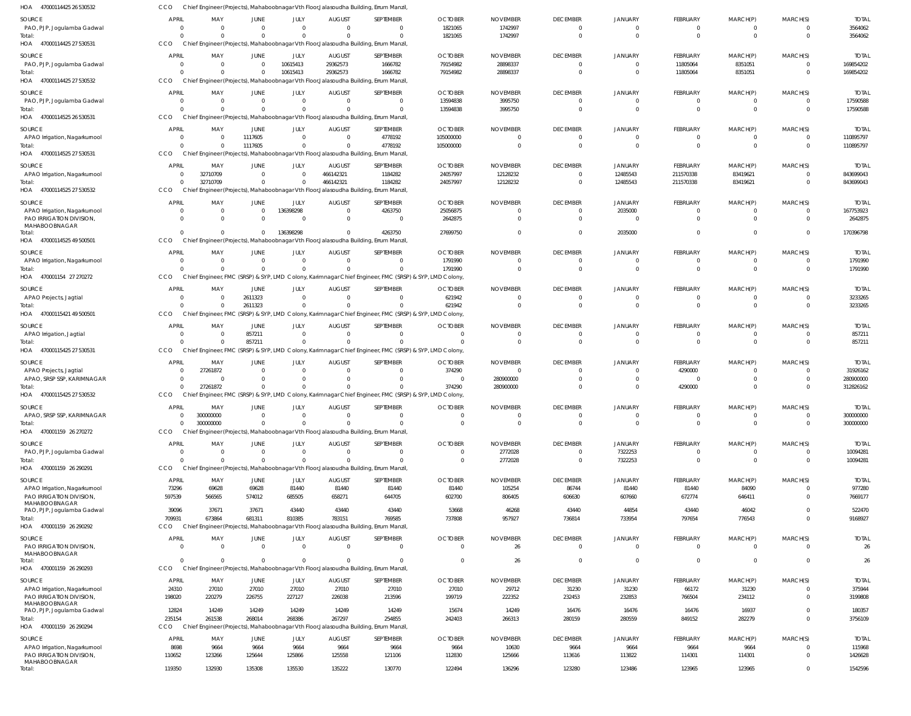HOA 47000114425 26 530532 CCO Chief Engineer(Projects), Mahaboobnagar Vth Floor,Jalasoudha Building, Errum Manzil,

| SOURCE | APRIL | MAY | JUNE | JULY | AUGUST | SEPTEMBER | OCTOBER | NOVEMBER | DECEMBER | JANUARY | FEBRUARY | MARCH(P) | MARCH(S) | TOTAL |
|---|---|---|---|---|---|---|---|---|---|---|---|---|---|---|
| PAO, PJP, Jogulamba Gadwal | 0 | 0 | 0 | 0 | 0 | 0 | 1821065 | 1742997 | 0 | 0 | 0 | 0 | 0 | 3564062 |
| Total: | 0 | 0 | 0 | 0 | 0 | 0 | 1821065 | 1742997 | 0 | 0 | 0 | 0 | 0 | 3564062 |

HOA 47000114425 27 530531 CCO Chief Engineer(Projects), Mahaboobnagar Vth Floor,Jalasoudha Building, Errum Manzil,

| SOURCE | APRIL | MAY | JUNE | JULY | AUGUST | SEPTEMBER | OCTOBER | NOVEMBER | DECEMBER | JANUARY | FEBRUARY | MARCH(P) | MARCH(S) | TOTAL |
|---|---|---|---|---|---|---|---|---|---|---|---|---|---|---|
| PAO, PJP, Jogulamba Gadwal | 0 | 0 | 0 | 10615413 | 29362573 | 1666782 | 79154982 | 28898337 | 0 | 0 | 11805064 | 8351051 | 0 | 169854202 |
| Total: | 0 | 0 | 0 | 10615413 | 29362573 | 1666782 | 79154982 | 28898337 | 0 | 0 | 11805064 | 8351051 | 0 | 169854202 |

HOA 47000114425 27 530532 CCO Chief Engineer(Projects), Mahaboobnagar Vth Floor,Jalasoudha Building, Errum Manzil,

| SOURCE | APRIL | MAY | JUNE | JULY | AUGUST | SEPTEMBER | OCTOBER | NOVEMBER | DECEMBER | JANUARY | FEBRUARY | MARCH(P) | MARCH(S) | TOTAL |
|---|---|---|---|---|---|---|---|---|---|---|---|---|---|---|
| PAO, PJP, Jogulamba Gadwal | 0 | 0 | 0 | 0 | 0 | 0 | 13594838 | 3995750 | 0 | 0 | 0 | 0 | 0 | 17590588 |
| Total: | 0 | 0 | 0 | 0 | 0 | 0 | 13594838 | 3995750 | 0 | 0 | 0 | 0 | 0 | 17590588 |

HOA 47000114525 26 530531 CCO Chief Engineer(Projects), Mahaboobnagar Vth Floor,Jalasoudha Building, Errum Manzil,

| SOURCE | APRIL | MAY | JUNE | JULY | AUGUST | SEPTEMBER | OCTOBER | NOVEMBER | DECEMBER | JANUARY | FEBRUARY | MARCH(P) | MARCH(S) | TOTAL |
|---|---|---|---|---|---|---|---|---|---|---|---|---|---|---|
| APAO Irrigation, Nagarkurnool | 0 | 0 | 1117605 | 0 | 0 | 4778192 | 105000000 | 0 | 0 | 0 | 0 | 0 | 0 | 110895797 |
| Total: | 0 | 0 | 1117605 | 0 | 0 | 4778192 | 105000000 | 0 | 0 | 0 | 0 | 0 | 0 | 110895797 |

HOA 47000114525 27 530531 CCO Chief Engineer(Projects), Mahaboobnagar Vth Floor,Jalasoudha Building, Errum Manzil,

| SOURCE | APRIL | MAY | JUNE | JULY | AUGUST | SEPTEMBER | OCTOBER | NOVEMBER | DECEMBER | JANUARY | FEBRUARY | MARCH(P) | MARCH(S) | TOTAL |
|---|---|---|---|---|---|---|---|---|---|---|---|---|---|---|
| APAO Irrigation, Nagarkurnool | 0 | 32710709 | 0 | 0 | 466142321 | 1184282 | 24057997 | 12128232 | 0 | 12485543 | 211570338 | 83419621 | 0 | 843699043 |
| Total: | 0 | 32710709 | 0 | 0 | 466142321 | 1184282 | 24057997 | 12128232 | 0 | 12485543 | 211570338 | 83419621 | 0 | 843699043 |

HOA 47000114525 27 530532 CCO Chief Engineer(Projects), Mahaboobnagar Vth Floor,Jalasoudha Building, Errum Manzil,

| SOURCE | APRIL | MAY | JUNE | JULY | AUGUST | SEPTEMBER | OCTOBER | NOVEMBER | DECEMBER | JANUARY | FEBRUARY | MARCH(P) | MARCH(S) | TOTAL |
|---|---|---|---|---|---|---|---|---|---|---|---|---|---|---|
| APAO Irrigation, Nagarkurnool | 0 | 0 | 0 | 136398298 | 0 | 4263750 | 25056875 | 0 | 0 | 2035000 | 0 | 0 | 0 | 167753923 |
| PAO IRRIGATION DIVISION, MAHABOOBNAGAR | 0 | 0 | 0 | 0 | 0 | 0 | 2642875 | 0 | 0 | 0 | 0 | 0 | 0 | 2642875 |
| Total: | 0 | 0 | 0 | 136398298 | 0 | 4263750 | 27699750 | 0 | 0 | 2035000 | 0 | 0 | 0 | 170396798 |

HOA 47000114525 49 500501 CCO Chief Engineer(Projects), Mahaboobnagar Vth Floor,Jalasoudha Building, Errum Manzil,

| SOURCE | APRIL | MAY | JUNE | JULY | AUGUST | SEPTEMBER | OCTOBER | NOVEMBER | DECEMBER | JANUARY | FEBRUARY | MARCH(P) | MARCH(S) | TOTAL |
|---|---|---|---|---|---|---|---|---|---|---|---|---|---|---|
| APAO Irrigation, Nagarkurnool | 0 | 0 | 0 | 0 | 0 | 0 | 1791990 | 0 | 0 | 0 | 0 | 0 | 0 | 1791990 |
| Total: | 0 | 0 | 0 | 0 | 0 | 0 | 1791990 | 0 | 0 | 0 | 0 | 0 | 0 | 1791990 |

HOA 470001154 27 270272 CCO Chief Engineer, FMC (SRSP) & SYP, LMD Colony, Karimnagar Chief Engineer, FMC (SRSP) & SYP, LMD Colony,

| SOURCE | APRIL | MAY | JUNE | JULY | AUGUST | SEPTEMBER | OCTOBER | NOVEMBER | DECEMBER | JANUARY | FEBRUARY | MARCH(P) | MARCH(S) | TOTAL |
|---|---|---|---|---|---|---|---|---|---|---|---|---|---|---|
| APAO Projects, Jagtial | 0 | 0 | 2611323 | 0 | 0 | 0 | 621942 | 0 | 0 | 0 | 0 | 0 | 0 | 3233265 |
| Total: | 0 | 0 | 2611323 | 0 | 0 | 0 | 621942 | 0 | 0 | 0 | 0 | 0 | 0 | 3233265 |

HOA 47000115421 49 500501 CCO Chief Engineer, FMC (SRSP) & SYP, LMD Colony, Karimnagar Chief Engineer, FMC (SRSP) & SYP, LMD Colony,

| SOURCE | APRIL | MAY | JUNE | JULY | AUGUST | SEPTEMBER | OCTOBER | NOVEMBER | DECEMBER | JANUARY | FEBRUARY | MARCH(P) | MARCH(S) | TOTAL |
|---|---|---|---|---|---|---|---|---|---|---|---|---|---|---|
| APAO Irrigation, Jagtial | 0 | 0 | 857211 | 0 | 0 | 0 | 0 | 0 | 0 | 0 | 0 | 0 | 0 | 857211 |
| Total: | 0 | 0 | 857211 | 0 | 0 | 0 | 0 | 0 | 0 | 0 | 0 | 0 | 0 | 857211 |

HOA 47000115425 27 530531 CCO Chief Engineer, FMC (SRSP) & SYP, LMD Colony, Karimnagar Chief Engineer, FMC (SRSP) & SYP, LMD Colony,

| SOURCE | APRIL | MAY | JUNE | JULY | AUGUST | SEPTEMBER | OCTOBER | NOVEMBER | DECEMBER | JANUARY | FEBRUARY | MARCH(P) | MARCH(S) | TOTAL |
|---|---|---|---|---|---|---|---|---|---|---|---|---|---|---|
| APAO Projects, Jagtial | 0 | 27261872 | 0 | 0 | 0 | 0 | 374290 | 0 | 0 | 0 | 4290000 | 0 | 0 | 31926162 |
| APAO, SRSP SSP, KARIMNAGAR | 0 | 0 | 0 | 0 | 0 | 0 | 0 | 280900000 | 0 | 0 | 0 | 0 | 0 | 280900000 |
| Total: | 0 | 27261872 | 0 | 0 | 0 | 0 | 374290 | 280900000 | 0 | 0 | 4290000 | 0 | 0 | 312826162 |

HOA 47000115425 27 530532 CCO Chief Engineer, FMC (SRSP) & SYP, LMD Colony, Karimnagar Chief Engineer, FMC (SRSP) & SYP, LMD Colony,

| SOURCE | APRIL | MAY | JUNE | JULY | AUGUST | SEPTEMBER | OCTOBER | NOVEMBER | DECEMBER | JANUARY | FEBRUARY | MARCH(P) | MARCH(S) | TOTAL |
|---|---|---|---|---|---|---|---|---|---|---|---|---|---|---|
| APAO, SRSP SSP, KARIMNAGAR | 0 | 300000000 | 0 | 0 | 0 | 0 | 0 | 0 | 0 | 0 | 0 | 0 | 0 | 300000000 |
| Total: | 0 | 300000000 | 0 | 0 | 0 | 0 | 0 | 0 | 0 | 0 | 0 | 0 | 0 | 300000000 |

HOA 470001159 26 270272 CCO Chief Engineer(Projects), Mahaboobnagar Vth Floor,Jalasoudha Building, Errum Manzil,

| SOURCE | APRIL | MAY | JUNE | JULY | AUGUST | SEPTEMBER | OCTOBER | NOVEMBER | DECEMBER | JANUARY | FEBRUARY | MARCH(P) | MARCH(S) | TOTAL |
|---|---|---|---|---|---|---|---|---|---|---|---|---|---|---|
| PAO, PJP, Jogulamba Gadwal | 0 | 0 | 0 | 0 | 0 | 0 | 0 | 2772028 | 0 | 7322253 | 0 | 0 | 0 | 10094281 |
| Total: | 0 | 0 | 0 | 0 | 0 | 0 | 0 | 2772028 | 0 | 7322253 | 0 | 0 | 0 | 10094281 |

HOA 470001159 26 290291 CCO Chief Engineer(Projects), Mahaboobnagar Vth Floor,Jalasoudha Building, Errum Manzil,

| SOURCE | APRIL | MAY | JUNE | JULY | AUGUST | SEPTEMBER | OCTOBER | NOVEMBER | DECEMBER | JANUARY | FEBRUARY | MARCH(P) | MARCH(S) | TOTAL |
|---|---|---|---|---|---|---|---|---|---|---|---|---|---|---|
| APAO Irrigation, Nagarkurnool | 73296 | 69628 | 69628 | 81440 | 81440 | 81440 | 81440 | 105254 | 86744 | 81440 | 81440 | 84090 | 0 | 977280 |
| PAO IRRIGATION DIVISION, MAHABOOBNAGAR | 597539 | 566565 | 574012 | 685505 | 658271 | 644705 | 602700 | 806405 | 606630 | 607660 | 672774 | 646411 | 0 | 7669177 |
| PAO, PJP, Jogulamba Gadwal | 39096 | 37671 | 37671 | 43440 | 43440 | 43440 | 53668 | 46268 | 43440 | 44854 | 43440 | 46042 | 0 | 522470 |
| Total: | 709931 | 673864 | 681311 | 810385 | 783151 | 769585 | 737808 | 957927 | 736814 | 733954 | 797654 | 776543 | 0 | 9168927 |

HOA 470001159 26 290292 CCO Chief Engineer(Projects), Mahaboobnagar Vth Floor,Jalasoudha Building, Errum Manzil,

| SOURCE | APRIL | MAY | JUNE | JULY | AUGUST | SEPTEMBER | OCTOBER | NOVEMBER | DECEMBER | JANUARY | FEBRUARY | MARCH(P) | MARCH(S) | TOTAL |
|---|---|---|---|---|---|---|---|---|---|---|---|---|---|---|
| PAO IRRIGATION DIVISION, MAHABOOBNAGAR | 0 | 0 | 0 | 0 | 0 | 0 | 0 | 26 | 0 | 0 | 0 | 0 | 0 | 26 |
| Total: | 0 | 0 | 0 | 0 | 0 | 0 | 0 | 26 | 0 | 0 | 0 | 0 | 0 | 26 |

HOA 470001159 26 290293 CCO Chief Engineer(Projects), Mahaboobnagar Vth Floor,Jalasoudha Building, Errum Manzil,

| SOURCE | APRIL | MAY | JUNE | JULY | AUGUST | SEPTEMBER | OCTOBER | NOVEMBER | DECEMBER | JANUARY | FEBRUARY | MARCH(P) | MARCH(S) | TOTAL |
|---|---|---|---|---|---|---|---|---|---|---|---|---|---|---|
| APAO Irrigation, Nagarkurnool | 24310 | 27010 | 27010 | 27010 | 27010 | 27010 | 27010 | 29712 | 31230 | 31230 | 66172 | 31230 | 0 | 375944 |
| PAO IRRIGATION DIVISION, MAHABOOBNAGAR | 198020 | 220279 | 226755 | 227127 | 226038 | 213596 | 199719 | 222352 | 232453 | 232853 | 766504 | 234112 | 0 | 3199808 |
| PAO, PJP, Jogulamba Gadwal | 12824 | 14249 | 14249 | 14249 | 14249 | 14249 | 15674 | 14249 | 16476 | 16476 | 16476 | 16937 | 0 | 180357 |
| Total: | 235154 | 261538 | 268014 | 268386 | 267297 | 254855 | 242403 | 266313 | 280159 | 280559 | 849152 | 282279 | 0 | 3756109 |

HOA 470001159 26 290294 CCO Chief Engineer(Projects), Mahaboobnagar Vth Floor,Jalasoudha Building, Errum Manzil,

| SOURCE | APRIL | MAY | JUNE | JULY | AUGUST | SEPTEMBER | OCTOBER | NOVEMBER | DECEMBER | JANUARY | FEBRUARY | MARCH(P) | MARCH(S) | TOTAL |
|---|---|---|---|---|---|---|---|---|---|---|---|---|---|---|
| APAO Irrigation, Nagarkurnool | 8698 | 9664 | 9664 | 9664 | 9664 | 9664 | 9664 | 10630 | 9664 | 9664 | 9664 | 9664 | 0 | 115968 |
| PAO IRRIGATION DIVISION, MAHABOOBNAGAR | 110652 | 123266 | 125644 | 125866 | 125558 | 121106 | 112830 | 125666 | 113616 | 113822 | 114301 | 114301 | 0 | 1426628 |
| Total: | 119350 | 132930 | 135308 | 135530 | 135222 | 130770 | 122494 | 136296 | 123280 | 123486 | 123965 | 123965 | 0 | 1542596 |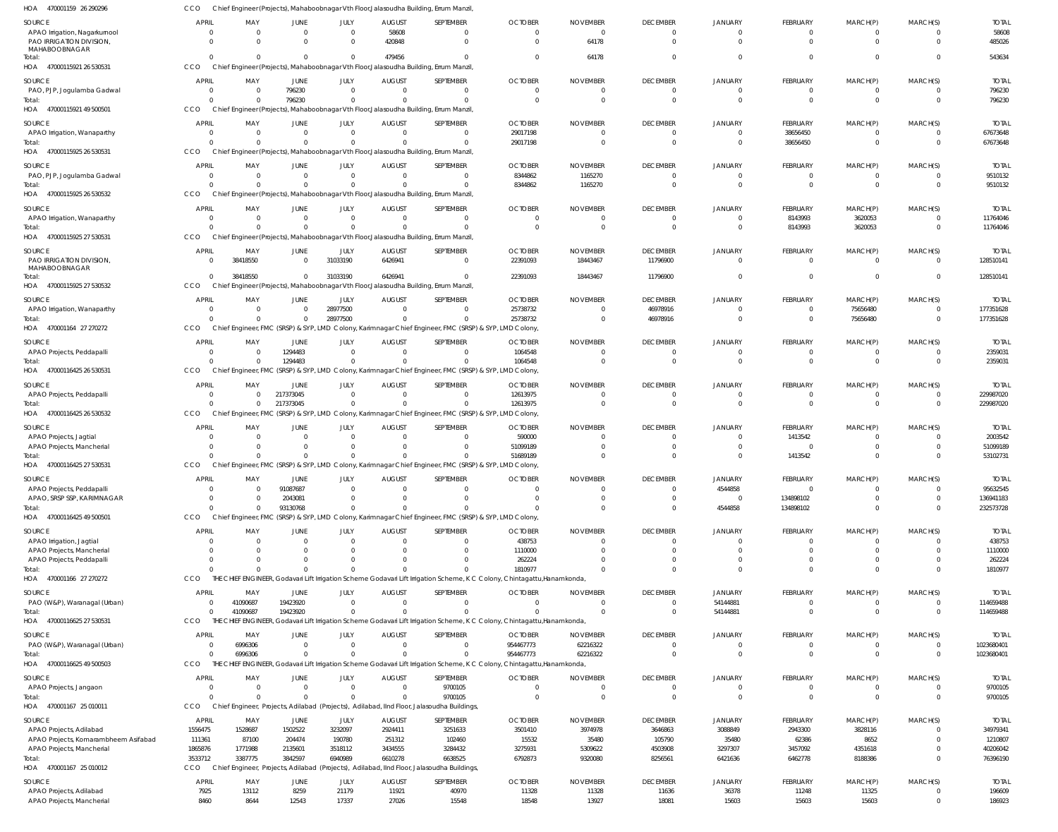HOA 470001159 26 290296 CCO Chief Engineer(Projects), Mahaboobnagar Vth Floor,Jalasoudha Building, Errum Manzil,

| SOURCE | APRIL | MAY | JUNE | JULY | AUGUST | SEPTEMBER | OCTOBER | NOVEMBER | DECEMBER | JANUARY | FEBRUARY | MARCH(P) | MARCH(S) | TOTAL |
|---|---|---|---|---|---|---|---|---|---|---|---|---|---|---|
| APAO Irrigation, Nagarkurnool | 0 | 0 | 0 | 0 | 58608 | 0 | 0 | 0 | 0 | 0 | 0 | 0 | 0 | 58608 |
| PAO IRRIGATION DIVISION, MAHABOOBNAGAR | 0 | 0 | 0 | 0 | 420848 | 0 | 0 | 64178 | 0 | 0 | 0 | 0 | 0 | 485026 |
| Total: | 0 | 0 | 0 | 0 | 479456 | 0 | 0 | 64178 | 0 | 0 | 0 | 0 | 0 | 543634 |

HOA 47000115921 26 530531 CCO Chief Engineer(Projects), Mahaboobnagar Vth Floor,Jalasoudha Building, Errum Manzil,

| SOURCE | APRIL | MAY | JUNE | JULY | AUGUST | SEPTEMBER | OCTOBER | NOVEMBER | DECEMBER | JANUARY | FEBRUARY | MARCH(P) | MARCH(S) | TOTAL |
|---|---|---|---|---|---|---|---|---|---|---|---|---|---|---|
| PAO, PJP, Jogulamba Gadwal | 0 | 0 | 796230 | 0 | 0 | 0 | 0 | 0 | 0 | 0 | 0 | 0 | 0 | 796230 |
| Total: | 0 | 0 | 796230 | 0 | 0 | 0 | 0 | 0 | 0 | 0 | 0 | 0 | 0 | 796230 |

HOA 47000115921 49 500501 CCO Chief Engineer(Projects), Mahaboobnagar Vth Floor,Jalasoudha Building, Errum Manzil,

| SOURCE | APRIL | MAY | JUNE | JULY | AUGUST | SEPTEMBER | OCTOBER | NOVEMBER | DECEMBER | JANUARY | FEBRUARY | MARCH(P) | MARCH(S) | TOTAL |
|---|---|---|---|---|---|---|---|---|---|---|---|---|---|---|
| APAO Irrigation, Wanaparthy | 0 | 0 | 0 | 0 | 0 | 0 | 29017198 | 0 | 0 | 0 | 38656450 | 0 | 0 | 67673648 |
| Total: | 0 | 0 | 0 | 0 | 0 | 0 | 29017198 | 0 | 0 | 0 | 38656450 | 0 | 0 | 67673648 |

HOA 47000115925 26 530531 CCO Chief Engineer(Projects), Mahaboobnagar Vth Floor,Jalasoudha Building, Errum Manzil,

| SOURCE | APRIL | MAY | JUNE | JULY | AUGUST | SEPTEMBER | OCTOBER | NOVEMBER | DECEMBER | JANUARY | FEBRUARY | MARCH(P) | MARCH(S) | TOTAL |
|---|---|---|---|---|---|---|---|---|---|---|---|---|---|---|
| PAO, PJP, Jogulamba Gadwal | 0 | 0 | 0 | 0 | 0 | 0 | 8344862 | 1165270 | 0 | 0 | 0 | 0 | 0 | 9510132 |
| Total: | 0 | 0 | 0 | 0 | 0 | 0 | 8344862 | 1165270 | 0 | 0 | 0 | 0 | 0 | 9510132 |

HOA 47000115925 26 530532 CCO Chief Engineer(Projects), Mahaboobnagar Vth Floor,Jalasoudha Building, Errum Manzil,

| SOURCE | APRIL | MAY | JUNE | JULY | AUGUST | SEPTEMBER | OCTOBER | NOVEMBER | DECEMBER | JANUARY | FEBRUARY | MARCH(P) | MARCH(S) | TOTAL |
|---|---|---|---|---|---|---|---|---|---|---|---|---|---|---|
| APAO Irrigation, Wanaparthy | 0 | 0 | 0 | 0 | 0 | 0 | 0 | 0 | 0 | 0 | 8143993 | 3620053 | 0 | 11764046 |
| Total: | 0 | 0 | 0 | 0 | 0 | 0 | 0 | 0 | 0 | 0 | 8143993 | 3620053 | 0 | 11764046 |

HOA 47000115925 27 530531 CCO Chief Engineer(Projects), Mahaboobnagar Vth Floor,Jalasoudha Building, Errum Manzil,

| SOURCE | APRIL | MAY | JUNE | JULY | AUGUST | SEPTEMBER | OCTOBER | NOVEMBER | DECEMBER | JANUARY | FEBRUARY | MARCH(P) | MARCH(S) | TOTAL |
|---|---|---|---|---|---|---|---|---|---|---|---|---|---|---|
| PAO IRRIGATION DIVISION, MAHABOOBNAGAR | 0 | 38418550 | 0 | 31033190 | 6426941 | 0 | 22391093 | 18443467 | 11796900 | 0 | 0 | 0 | 0 | 128510141 |
| Total: | 0 | 38418550 | 0 | 31033190 | 6426941 | 0 | 22391093 | 18443467 | 11796900 | 0 | 0 | 0 | 0 | 128510141 |

HOA 47000115925 27 530532 CCO Chief Engineer(Projects), Mahaboobnagar Vth Floor,Jalasoudha Building, Errum Manzil,

| SOURCE | APRIL | MAY | JUNE | JULY | AUGUST | SEPTEMBER | OCTOBER | NOVEMBER | DECEMBER | JANUARY | FEBRUARY | MARCH(P) | MARCH(S) | TOTAL |
|---|---|---|---|---|---|---|---|---|---|---|---|---|---|---|
| APAO Irrigation, Wanaparthy | 0 | 0 | 0 | 28977500 | 0 | 0 | 25738732 | 0 | 46978916 | 0 | 0 | 75656480 | 0 | 177351628 |
| Total: | 0 | 0 | 0 | 28977500 | 0 | 0 | 25738732 | 0 | 46978916 | 0 | 0 | 75656480 | 0 | 177351628 |

HOA 470001164 27 270272 CCO Chief Engineer, FMC (SRSP) & SYP, LMD Colony, Karimnagar Chief Engineer, FMC (SRSP) & SYP, LMD Colony,

| SOURCE | APRIL | MAY | JUNE | JULY | AUGUST | SEPTEMBER | OCTOBER | NOVEMBER | DECEMBER | JANUARY | FEBRUARY | MARCH(P) | MARCH(S) | TOTAL |
|---|---|---|---|---|---|---|---|---|---|---|---|---|---|---|
| APAO Projects, Peddapalli | 0 | 0 | 1294483 | 0 | 0 | 0 | 1064548 | 0 | 0 | 0 | 0 | 0 | 0 | 2359031 |
| Total: | 0 | 0 | 1294483 | 0 | 0 | 0 | 1064548 | 0 | 0 | 0 | 0 | 0 | 0 | 2359031 |

HOA 47000116425 26 530531 CCO Chief Engineer, FMC (SRSP) & SYP, LMD Colony, Karimnagar Chief Engineer, FMC (SRSP) & SYP, LMD Colony,

| SOURCE | APRIL | MAY | JUNE | JULY | AUGUST | SEPTEMBER | OCTOBER | NOVEMBER | DECEMBER | JANUARY | FEBRUARY | MARCH(P) | MARCH(S) | TOTAL |
|---|---|---|---|---|---|---|---|---|---|---|---|---|---|---|
| APAO Projects, Peddapalli | 0 | 0 | 217373045 | 0 | 0 | 0 | 12613975 | 0 | 0 | 0 | 0 | 0 | 0 | 229987020 |
| Total: | 0 | 0 | 217373045 | 0 | 0 | 0 | 12613975 | 0 | 0 | 0 | 0 | 0 | 0 | 229987020 |

HOA 47000116425 26 530532 CCO Chief Engineer, FMC (SRSP) & SYP, LMD Colony, Karimnagar Chief Engineer, FMC (SRSP) & SYP, LMD Colony,

| SOURCE | APRIL | MAY | JUNE | JULY | AUGUST | SEPTEMBER | OCTOBER | NOVEMBER | DECEMBER | JANUARY | FEBRUARY | MARCH(P) | MARCH(S) | TOTAL |
|---|---|---|---|---|---|---|---|---|---|---|---|---|---|---|
| APAO Projects, Jagtial | 0 | 0 | 0 | 0 | 0 | 0 | 590000 | 0 | 0 | 0 | 1413542 | 0 | 0 | 2003542 |
| APAO Projects, Mancherial | 0 | 0 | 0 | 0 | 0 | 0 | 51099189 | 0 | 0 | 0 | 0 | 0 | 0 | 51099189 |
| Total: | 0 | 0 | 0 | 0 | 0 | 0 | 51689189 | 0 | 0 | 0 | 1413542 | 0 | 0 | 53102731 |

HOA 47000116425 27 530531 CCO Chief Engineer, FMC (SRSP) & SYP, LMD Colony, Karimnagar Chief Engineer, FMC (SRSP) & SYP, LMD Colony,

| SOURCE | APRIL | MAY | JUNE | JULY | AUGUST | SEPTEMBER | OCTOBER | NOVEMBER | DECEMBER | JANUARY | FEBRUARY | MARCH(P) | MARCH(S) | TOTAL |
|---|---|---|---|---|---|---|---|---|---|---|---|---|---|---|
| APAO Projects, Peddapalli | 0 | 0 | 91087687 | 0 | 0 | 0 | 0 | 0 | 0 | 4544858 | 0 | 0 | 0 | 95632545 |
| APAO, SRSP SSP, KARIMNAGAR | 0 | 0 | 2043081 | 0 | 0 | 0 | 0 | 0 | 0 | 0 | 134898102 | 0 | 0 | 136941183 |
| Total: | 0 | 0 | 93130768 | 0 | 0 | 0 | 0 | 0 | 0 | 4544858 | 134898102 | 0 | 0 | 232573728 |

HOA 47000116425 49 500501 CCO Chief Engineer, FMC (SRSP) & SYP, LMD Colony, Karimnagar Chief Engineer, FMC (SRSP) & SYP, LMD Colony,

| SOURCE | APRIL | MAY | JUNE | JULY | AUGUST | SEPTEMBER | OCTOBER | NOVEMBER | DECEMBER | JANUARY | FEBRUARY | MARCH(P) | MARCH(S) | TOTAL |
|---|---|---|---|---|---|---|---|---|---|---|---|---|---|---|
| APAO Irrigation, Jagtial | 0 | 0 | 0 | 0 | 0 | 0 | 438753 | 0 | 0 | 0 | 0 | 0 | 0 | 438753 |
| APAO Projects, Mancherial | 0 | 0 | 0 | 0 | 0 | 0 | 1110000 | 0 | 0 | 0 | 0 | 0 | 0 | 1110000 |
| APAO Projects, Peddapalli | 0 | 0 | 0 | 0 | 0 | 0 | 262224 | 0 | 0 | 0 | 0 | 0 | 0 | 262224 |
| Total: | 0 | 0 | 0 | 0 | 0 | 0 | 1810977 | 0 | 0 | 0 | 0 | 0 | 0 | 1810977 |

HOA 470001166 27 270272 CCO THE CHIEF ENGINEER, Godavari Lift Irrigation Scheme Godavari Lift Irrigation Scheme, K C Colony, Chintagattu,Hanamkonda,

| SOURCE | APRIL | MAY | JUNE | JULY | AUGUST | SEPTEMBER | OCTOBER | NOVEMBER | DECEMBER | JANUARY | FEBRUARY | MARCH(P) | MARCH(S) | TOTAL |
|---|---|---|---|---|---|---|---|---|---|---|---|---|---|---|
| PAO (W&P), Waranagal (Urban) | 0 | 41090687 | 19423920 | 0 | 0 | 0 | 0 | 0 | 0 | 54144881 | 0 | 0 | 0 | 114659488 |
| Total: | 0 | 41090687 | 19423920 | 0 | 0 | 0 | 0 | 0 | 0 | 54144881 | 0 | 0 | 0 | 114659488 |

HOA 47000116625 27 530531 CCO THE CHIEF ENGINEER, Godavari Lift Irrigation Scheme Godavari Lift Irrigation Scheme, K C Colony, Chintagattu,Hanamkonda,

| SOURCE | APRIL | MAY | JUNE | JULY | AUGUST | SEPTEMBER | OCTOBER | NOVEMBER | DECEMBER | JANUARY | FEBRUARY | MARCH(P) | MARCH(S) | TOTAL |
|---|---|---|---|---|---|---|---|---|---|---|---|---|---|---|
| PAO (W&P), Waranagal (Urban) | 0 | 6996306 | 0 | 0 | 0 | 0 | 954467773 | 62216322 | 0 | 0 | 0 | 0 | 0 | 1023680401 |
| Total: | 0 | 6996306 | 0 | 0 | 0 | 0 | 954467773 | 62216322 | 0 | 0 | 0 | 0 | 0 | 1023680401 |

HOA 47000116625 49 500503 CCO THE CHIEF ENGINEER, Godavari Lift Irrigation Scheme Godavari Lift Irrigation Scheme, K C Colony, Chintagattu,Hanamkonda,

| SOURCE | APRIL | MAY | JUNE | JULY | AUGUST | SEPTEMBER | OCTOBER | NOVEMBER | DECEMBER | JANUARY | FEBRUARY | MARCH(P) | MARCH(S) | TOTAL |
|---|---|---|---|---|---|---|---|---|---|---|---|---|---|---|
| APAO Projects, Jangaon | 0 | 0 | 0 | 0 | 0 | 9700105 | 0 | 0 | 0 | 0 | 0 | 0 | 0 | 9700105 |
| Total: | 0 | 0 | 0 | 0 | 0 | 9700105 | 0 | 0 | 0 | 0 | 0 | 0 | 0 | 9700105 |

HOA 470001167 25 010011 CCO Chief Engineer, Projects, Adilabad (Projects), Adilabad, IInd Floor, Jalasoudha Buildings,

| SOURCE | APRIL | MAY | JUNE | JULY | AUGUST | SEPTEMBER | OCTOBER | NOVEMBER | DECEMBER | JANUARY | FEBRUARY | MARCH(P) | MARCH(S) | TOTAL |
|---|---|---|---|---|---|---|---|---|---|---|---|---|---|---|
| APAO Projects, Adilabad | 1556475 | 1528687 | 1502522 | 3232097 | 2924411 | 3251633 | 3501410 | 3974978 | 3646863 | 3088849 | 2943300 | 3828116 | 0 | 34979341 |
| APAO Projects, Komarambheem Asifabad | 111361 | 87100 | 204474 | 190780 | 251312 | 102460 | 15532 | 35480 | 105790 | 35480 | 62386 | 8652 | 0 | 1210807 |
| APAO Projects, Mancherial | 1865876 | 1771988 | 2135601 | 3518112 | 3434555 | 3284432 | 3275931 | 5309622 | 4503908 | 3297307 | 3457092 | 4351618 | 0 | 40206042 |
| Total: | 3533712 | 3387775 | 3842597 | 6940989 | 6610278 | 6638525 | 6792873 | 9320080 | 8256561 | 6421636 | 6462778 | 8188386 | 0 | 76396190 |

HOA 470001167 25 010012 CCO Chief Engineer, Projects, Adilabad (Projects), Adilabad, IInd Floor, Jalasoudha Buildings,

| SOURCE | APRIL | MAY | JUNE | JULY | AUGUST | SEPTEMBER | OCTOBER | NOVEMBER | DECEMBER | JANUARY | FEBRUARY | MARCH(P) | MARCH(S) | TOTAL |
|---|---|---|---|---|---|---|---|---|---|---|---|---|---|---|
| APAO Projects, Adilabad | 7925 | 13112 | 8259 | 21179 | 11921 | 40970 | 11328 | 11328 | 11636 | 36378 | 11248 | 11325 | 0 | 196609 |
| APAO Projects, Mancherial | 8460 | 8644 | 12543 | 17337 | 27026 | 15548 | 18548 | 13927 | 18081 | 15603 | 15603 | 15603 | 0 | 186923 |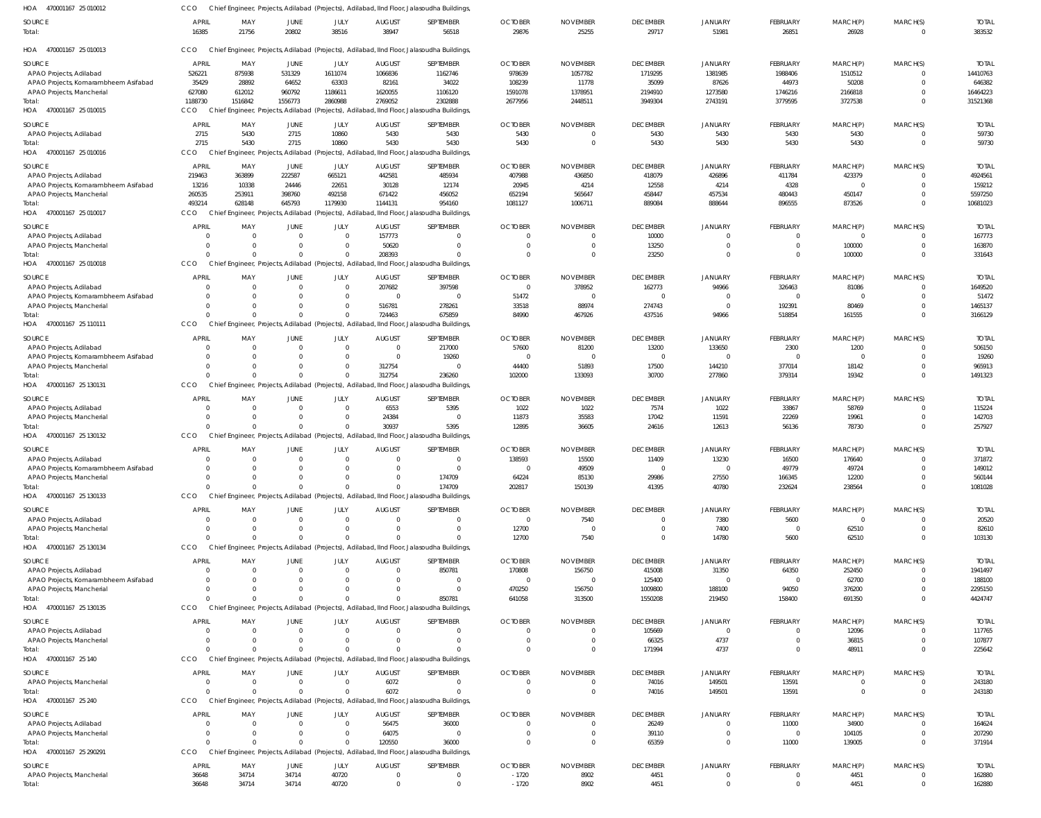HOA 470001167 25 010012 CCO Chief Engineer, Projects, Adilabad (Projects), Adilabad, IInd Floor, Jalasoudha Buildings,

| SOURCE | APRIL | MAY | JUNE | JULY | AUGUST | SEPTEMBER | OCTOBER | NOVEMBER | DECEMBER | JANUARY | FEBRUARY | MARCH(P) | MARCH(S) | TOTAL |
|---|---|---|---|---|---|---|---|---|---|---|---|---|---|---|
| Total: | 16385 | 21756 | 20802 | 38516 | 38947 | 56518 | 29876 | 25255 | 29717 | 51981 | 26851 | 26928 | 0 | 383532 |

HOA 470001167 25 010013 CCO Chief Engineer, Projects, Adilabad (Projects), Adilabad, IInd Floor, Jalasoudha Buildings,

| SOURCE | APRIL | MAY | JUNE | JULY | AUGUST | SEPTEMBER | OCTOBER | NOVEMBER | DECEMBER | JANUARY | FEBRUARY | MARCH(P) | MARCH(S) | TOTAL |
|---|---|---|---|---|---|---|---|---|---|---|---|---|---|---|
| APAO Projects, Adilabad | 526221 | 875938 | 531329 | 1611074 | 1066836 | 1162746 | 978639 | 1057782 | 1719295 | 1381985 | 1988406 | 1510512 | 0 | 14410763 |
| APAO Projects, Komarambheem Asifabad | 35429 | 28892 | 64652 | 63303 | 82161 | 34022 | 108239 | 11778 | 35099 | 87626 | 44973 | 50208 | 0 | 646382 |
| APAO Projects, Mancherial | 627080 | 612012 | 960792 | 1186611 | 1620055 | 1106120 | 1591078 | 1378951 | 2194910 | 1273580 | 1746216 | 2166818 | 0 | 16464223 |
| Total: | 1188730 | 1516842 | 1556773 | 2860988 | 2769052 | 2302888 | 2677956 | 2448511 | 3949304 | 2743191 | 3779595 | 3727538 | 0 | 31521368 |

HOA 470001167 25 010015 CCO Chief Engineer, Projects, Adilabad (Projects), Adilabad, IInd Floor, Jalasoudha Buildings,

| SOURCE | APRIL | MAY | JUNE | JULY | AUGUST | SEPTEMBER | OCTOBER | NOVEMBER | DECEMBER | JANUARY | FEBRUARY | MARCH(P) | MARCH(S) | TOTAL |
|---|---|---|---|---|---|---|---|---|---|---|---|---|---|---|
| APAO Projects, Adilabad | 2715 | 5430 | 2715 | 10860 | 5430 | 5430 | 5430 | 0 | 5430 | 5430 | 5430 | 5430 | 0 | 59730 |
| Total: | 2715 | 5430 | 2715 | 10860 | 5430 | 5430 | 5430 | 0 | 5430 | 5430 | 5430 | 5430 | 0 | 59730 |

HOA 470001167 25 010016 CCO Chief Engineer, Projects, Adilabad (Projects), Adilabad, IInd Floor, Jalasoudha Buildings,

| SOURCE | APRIL | MAY | JUNE | JULY | AUGUST | SEPTEMBER | OCTOBER | NOVEMBER | DECEMBER | JANUARY | FEBRUARY | MARCH(P) | MARCH(S) | TOTAL |
|---|---|---|---|---|---|---|---|---|---|---|---|---|---|---|
| APAO Projects, Adilabad | 219463 | 363899 | 222587 | 665121 | 442581 | 485934 | 407988 | 436850 | 418079 | 426896 | 411784 | 423379 | 0 | 4924561 |
| APAO Projects, Komarambheem Asifabad | 13216 | 10338 | 24446 | 22651 | 30128 | 12174 | 20945 | 4214 | 12558 | 4214 | 4328 | 0 | 0 | 159212 |
| APAO Projects, Mancherial | 260535 | 253911 | 398760 | 492158 | 671422 | 456052 | 652194 | 565647 | 458447 | 457534 | 480443 | 450147 | 0 | 5597250 |
| Total: | 493214 | 628148 | 645793 | 1179930 | 1144131 | 954160 | 1081127 | 1006711 | 889084 | 888644 | 896555 | 873526 | 0 | 10681023 |

HOA 470001167 25 010017 CCO Chief Engineer, Projects, Adilabad (Projects), Adilabad, IInd Floor, Jalasoudha Buildings,

| SOURCE | APRIL | MAY | JUNE | JULY | AUGUST | SEPTEMBER | OCTOBER | NOVEMBER | DECEMBER | JANUARY | FEBRUARY | MARCH(P) | MARCH(S) | TOTAL |
|---|---|---|---|---|---|---|---|---|---|---|---|---|---|---|
| APAO Projects, Adilabad | 0 | 0 | 0 | 0 | 157773 | 0 | 0 | 0 | 10000 | 0 | 0 | 0 | 0 | 167773 |
| APAO Projects, Mancherial | 0 | 0 | 0 | 0 | 50620 | 0 | 0 | 0 | 13250 | 0 | 0 | 100000 | 0 | 163870 |
| Total: | 0 | 0 | 0 | 0 | 208393 | 0 | 0 | 0 | 23250 | 0 | 0 | 100000 | 0 | 331643 |

HOA 470001167 25 010018 CCO Chief Engineer, Projects, Adilabad (Projects), Adilabad, IInd Floor, Jalasoudha Buildings,

| SOURCE | APRIL | MAY | JUNE | JULY | AUGUST | SEPTEMBER | OCTOBER | NOVEMBER | DECEMBER | JANUARY | FEBRUARY | MARCH(P) | MARCH(S) | TOTAL |
|---|---|---|---|---|---|---|---|---|---|---|---|---|---|---|
| APAO Projects, Adilabad | 0 | 0 | 0 | 0 | 207682 | 397598 | 0 | 378952 | 162773 | 94966 | 326463 | 81086 | 0 | 1649520 |
| APAO Projects, Komarambheem Asifabad | 0 | 0 | 0 | 0 | 0 | 0 | 51472 | 0 | 0 | 0 | 0 | 0 | 0 | 51472 |
| APAO Projects, Mancherial | 0 | 0 | 0 | 0 | 516781 | 278261 | 33518 | 88974 | 274743 | 0 | 192391 | 80469 | 0 | 1465137 |
| Total: | 0 | 0 | 0 | 0 | 724463 | 675859 | 84990 | 467926 | 437516 | 94966 | 518854 | 161555 | 0 | 3166129 |

HOA 470001167 25 110111 CCO Chief Engineer, Projects, Adilabad (Projects), Adilabad, IInd Floor, Jalasoudha Buildings,

| SOURCE | APRIL | MAY | JUNE | JULY | AUGUST | SEPTEMBER | OCTOBER | NOVEMBER | DECEMBER | JANUARY | FEBRUARY | MARCH(P) | MARCH(S) | TOTAL |
|---|---|---|---|---|---|---|---|---|---|---|---|---|---|---|
| APAO Projects, Adilabad | 0 | 0 | 0 | 0 | 0 | 217000 | 57600 | 81200 | 13200 | 133650 | 2300 | 1200 | 0 | 506150 |
| APAO Projects, Komarambheem Asifabad | 0 | 0 | 0 | 0 | 0 | 19260 | 0 | 0 | 0 | 0 | 0 | 0 | 0 | 19260 |
| APAO Projects, Mancherial | 0 | 0 | 0 | 0 | 312754 | 0 | 44400 | 51893 | 17500 | 144210 | 377014 | 18142 | 0 | 965913 |
| Total: | 0 | 0 | 0 | 0 | 312754 | 236260 | 102000 | 133093 | 30700 | 277860 | 379314 | 19342 | 0 | 1491323 |

HOA 470001167 25 130131 CCO Chief Engineer, Projects, Adilabad (Projects), Adilabad, IInd Floor, Jalasoudha Buildings,

| SOURCE | APRIL | MAY | JUNE | JULY | AUGUST | SEPTEMBER | OCTOBER | NOVEMBER | DECEMBER | JANUARY | FEBRUARY | MARCH(P) | MARCH(S) | TOTAL |
|---|---|---|---|---|---|---|---|---|---|---|---|---|---|---|
| APAO Projects, Adilabad | 0 | 0 | 0 | 0 | 6553 | 5395 | 1022 | 1022 | 7574 | 1022 | 33867 | 58769 | 0 | 115224 |
| APAO Projects, Mancherial | 0 | 0 | 0 | 0 | 24384 | 0 | 11873 | 35583 | 17042 | 11591 | 22269 | 19961 | 0 | 142703 |
| Total: | 0 | 0 | 0 | 0 | 30937 | 5395 | 12895 | 36605 | 24616 | 12613 | 56136 | 78730 | 0 | 257927 |

HOA 470001167 25 130132 CCO Chief Engineer, Projects, Adilabad (Projects), Adilabad, IInd Floor, Jalasoudha Buildings,

| SOURCE | APRIL | MAY | JUNE | JULY | AUGUST | SEPTEMBER | OCTOBER | NOVEMBER | DECEMBER | JANUARY | FEBRUARY | MARCH(P) | MARCH(S) | TOTAL |
|---|---|---|---|---|---|---|---|---|---|---|---|---|---|---|
| APAO Projects, Adilabad | 0 | 0 | 0 | 0 | 0 | 0 | 138593 | 15500 | 11409 | 13230 | 16500 | 176640 | 0 | 371872 |
| APAO Projects, Komarambheem Asifabad | 0 | 0 | 0 | 0 | 0 | 0 | 0 | 49509 | 0 | 0 | 49779 | 49724 | 0 | 149012 |
| APAO Projects, Mancherial | 0 | 0 | 0 | 0 | 0 | 174709 | 64224 | 85130 | 29986 | 27550 | 166345 | 12200 | 0 | 560144 |
| Total: | 0 | 0 | 0 | 0 | 0 | 174709 | 202817 | 150139 | 41395 | 40780 | 232624 | 238564 | 0 | 1081028 |

HOA 470001167 25 130133 CCO Chief Engineer, Projects, Adilabad (Projects), Adilabad, IInd Floor, Jalasoudha Buildings,

| SOURCE | APRIL | MAY | JUNE | JULY | AUGUST | SEPTEMBER | OCTOBER | NOVEMBER | DECEMBER | JANUARY | FEBRUARY | MARCH(P) | MARCH(S) | TOTAL |
|---|---|---|---|---|---|---|---|---|---|---|---|---|---|---|
| APAO Projects, Adilabad | 0 | 0 | 0 | 0 | 0 | 0 | 0 | 7540 | 0 | 7380 | 5600 | 0 | 0 | 20520 |
| APAO Projects, Mancherial | 0 | 0 | 0 | 0 | 0 | 0 | 12700 | 0 | 0 | 7400 | 0 | 62510 | 0 | 82610 |
| Total: | 0 | 0 | 0 | 0 | 0 | 0 | 12700 | 7540 | 0 | 14780 | 5600 | 62510 | 0 | 103130 |

HOA 470001167 25 130134 CCO Chief Engineer, Projects, Adilabad (Projects), Adilabad, IInd Floor, Jalasoudha Buildings,

| SOURCE | APRIL | MAY | JUNE | JULY | AUGUST | SEPTEMBER | OCTOBER | NOVEMBER | DECEMBER | JANUARY | FEBRUARY | MARCH(P) | MARCH(S) | TOTAL |
|---|---|---|---|---|---|---|---|---|---|---|---|---|---|---|
| APAO Projects, Adilabad | 0 | 0 | 0 | 0 | 0 | 850781 | 170808 | 156750 | 415008 | 31350 | 64350 | 252450 | 0 | 1941497 |
| APAO Projects, Komarambheem Asifabad | 0 | 0 | 0 | 0 | 0 | 0 | 0 | 0 | 125400 | 0 | 0 | 62700 | 0 | 188100 |
| APAO Projects, Mancherial | 0 | 0 | 0 | 0 | 0 | 0 | 470250 | 156750 | 1009800 | 188100 | 94050 | 376200 | 0 | 2295150 |
| Total: | 0 | 0 | 0 | 0 | 0 | 850781 | 641058 | 313500 | 1550208 | 219450 | 158400 | 691350 | 0 | 4424747 |

HOA 470001167 25 130135 CCO Chief Engineer, Projects, Adilabad (Projects), Adilabad, IInd Floor, Jalasoudha Buildings,

| SOURCE | APRIL | MAY | JUNE | JULY | AUGUST | SEPTEMBER | OCTOBER | NOVEMBER | DECEMBER | JANUARY | FEBRUARY | MARCH(P) | MARCH(S) | TOTAL |
|---|---|---|---|---|---|---|---|---|---|---|---|---|---|---|
| APAO Projects, Adilabad | 0 | 0 | 0 | 0 | 0 | 0 | 0 | 0 | 105669 | 0 | 0 | 12096 | 0 | 117765 |
| APAO Projects, Mancherial | 0 | 0 | 0 | 0 | 0 | 0 | 0 | 0 | 66325 | 4737 | 0 | 36815 | 0 | 107877 |
| Total: | 0 | 0 | 0 | 0 | 0 | 0 | 0 | 0 | 171994 | 4737 | 0 | 48911 | 0 | 225642 |

HOA 470001167 25 140 CCO Chief Engineer, Projects, Adilabad (Projects), Adilabad, IInd Floor, Jalasoudha Buildings,

| SOURCE | APRIL | MAY | JUNE | JULY | AUGUST | SEPTEMBER | OCTOBER | NOVEMBER | DECEMBER | JANUARY | FEBRUARY | MARCH(P) | MARCH(S) | TOTAL |
|---|---|---|---|---|---|---|---|---|---|---|---|---|---|---|
| APAO Projects, Mancherial | 0 | 0 | 0 | 0 | 6072 | 0 | 0 | 0 | 74016 | 149501 | 13591 | 0 | 0 | 243180 |
| Total: | 0 | 0 | 0 | 0 | 6072 | 0 | 0 | 0 | 74016 | 149501 | 13591 | 0 | 0 | 243180 |

HOA 470001167 25 240 CCO Chief Engineer, Projects, Adilabad (Projects), Adilabad, IInd Floor, Jalasoudha Buildings,

| SOURCE | APRIL | MAY | JUNE | JULY | AUGUST | SEPTEMBER | OCTOBER | NOVEMBER | DECEMBER | JANUARY | FEBRUARY | MARCH(P) | MARCH(S) | TOTAL |
|---|---|---|---|---|---|---|---|---|---|---|---|---|---|---|
| APAO Projects, Adilabad | 0 | 0 | 0 | 0 | 56475 | 36000 | 0 | 0 | 26249 | 0 | 11000 | 34900 | 0 | 164624 |
| APAO Projects, Mancherial | 0 | 0 | 0 | 0 | 64075 | 0 | 0 | 0 | 39110 | 0 | 0 | 104105 | 0 | 207290 |
| Total: | 0 | 0 | 0 | 0 | 120550 | 36000 | 0 | 0 | 65359 | 0 | 11000 | 139005 | 0 | 371914 |

HOA 470001167 25 290291 CCO Chief Engineer, Projects, Adilabad (Projects), Adilabad, IInd Floor, Jalasoudha Buildings,

| SOURCE | APRIL | MAY | JUNE | JULY | AUGUST | SEPTEMBER | OCTOBER | NOVEMBER | DECEMBER | JANUARY | FEBRUARY | MARCH(P) | MARCH(S) | TOTAL |
|---|---|---|---|---|---|---|---|---|---|---|---|---|---|---|
| APAO Projects, Mancherial | 36648 | 34714 | 34714 | 40720 | 0 | 0 | -1720 | 8902 | 4451 | 0 | 0 | 4451 | 0 | 162880 |
| Total: | 36648 | 34714 | 34714 | 40720 | 0 | 0 | -1720 | 8902 | 4451 | 0 | 0 | 4451 | 0 | 162880 |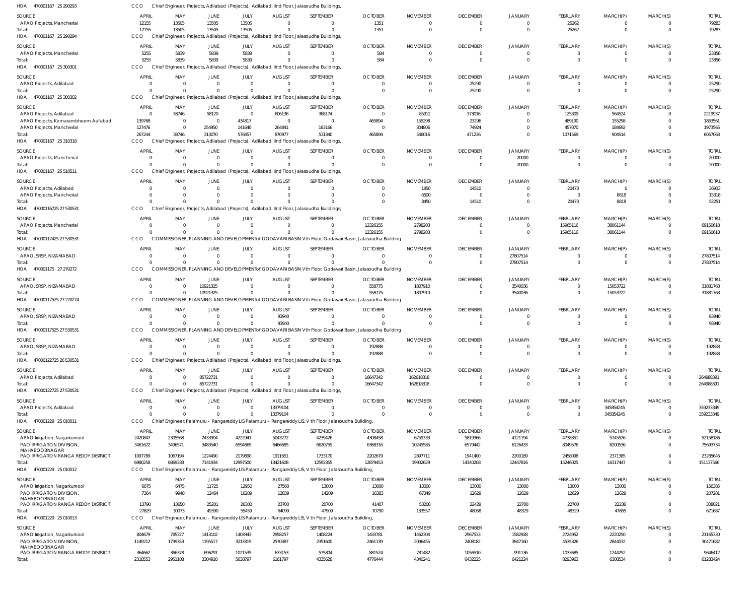HOA 470001167 25 290293 CCO Chief Engineer, Projects, Adilabad (Projects), Adilabad, IInd Floor, Jalasoudha Buildings,

| SOURCE | APRIL | MAY | JUNE | JULY | AUGUST | SEPTEMBER | OCTOBER | NOVEMBER | DECEMBER | JANUARY | FEBRUARY | MARCH(P) | MARCH(S) | TOTAL |
|---|---|---|---|---|---|---|---|---|---|---|---|---|---|---|
| APAO Projects, Mancherial | 12155 | 13505 | 13505 | 13505 | 0 | 0 | 1351 | 0 | 0 | 0 | 25262 | 0 | 0 | 79283 |
| Total: | 12155 | 13505 | 13505 | 13505 | 0 | 0 | 1351 | 0 | 0 | 0 | 25262 | 0 | 0 | 79283 |

HOA 470001167 25 290294 CCO Chief Engineer, Projects, Adilabad (Projects), Adilabad, IInd Floor, Jalasoudha Buildings,

| SOURCE | APRIL | MAY | JUNE | JULY | AUGUST | SEPTEMBER | OCTOBER | NOVEMBER | DECEMBER | JANUARY | FEBRUARY | MARCH(P) | MARCH(S) | TOTAL |
|---|---|---|---|---|---|---|---|---|---|---|---|---|---|---|
| APAO Projects, Mancherial | 5255 | 5839 | 5839 | 5839 | 0 | 0 | 584 | 0 | 0 | 0 | 0 | 0 | 0 | 23356 |
| Total: | 5255 | 5839 | 5839 | 5839 | 0 | 0 | 584 | 0 | 0 | 0 | 0 | 0 | 0 | 23356 |

HOA 470001167 25 300301 CCO Chief Engineer, Projects, Adilabad (Projects), Adilabad, IInd Floor, Jalasoudha Buildings,

| SOURCE | APRIL | MAY | JUNE | JULY | AUGUST | SEPTEMBER | OCTOBER | NOVEMBER | DECEMBER | JANUARY | FEBRUARY | MARCH(P) | MARCH(S) | TOTAL |
|---|---|---|---|---|---|---|---|---|---|---|---|---|---|---|
| APAO Projects, Adilabad | 0 | 0 | 0 | 0 | 0 | 0 | 0 | 0 | 25290 | 0 | 0 | 0 | 0 | 25290 |
| Total: | 0 | 0 | 0 | 0 | 0 | 0 | 0 | 0 | 25290 | 0 | 0 | 0 | 0 | 25290 |

HOA 470001167 25 300302 CCO Chief Engineer, Projects, Adilabad (Projects), Adilabad, IInd Floor, Jalasoudha Buildings,

| SOURCE | APRIL | MAY | JUNE | JULY | AUGUST | SEPTEMBER | OCTOBER | NOVEMBER | DECEMBER | JANUARY | FEBRUARY | MARCH(P) | MARCH(S) | TOTAL |
|---|---|---|---|---|---|---|---|---|---|---|---|---|---|---|
| APAO Projects, Adilabad | 0 | 38746 | 58120 | 0 | 606136 | 368174 | 0 | 85912 | 373016 | 0 | 125309 | 564524 | 0 | 2219937 |
| APAO Projects, Komarambheem Asifabad | 139768 | 0 | 0 | 434817 | 0 | 0 | 465894 | 155298 | 23296 | 0 | 489190 | 155298 | 0 | 1863561 |
| APAO Projects, Mancherial | 127476 | 0 | 254950 | 141640 | 264841 | 163166 | 0 | 304806 | 74924 | 0 | 457070 | 184692 | 0 | 1973565 |
| Total: | 267244 | 38746 | 313070 | 576457 | 870977 | 531340 | 465894 | 546016 | 471236 | 0 | 1071569 | 904514 | 0 | 6057063 |

HOA 470001167 25 310318 CCO Chief Engineer, Projects, Adilabad (Projects), Adilabad, IInd Floor, Jalasoudha Buildings,

| SOURCE | APRIL | MAY | JUNE | JULY | AUGUST | SEPTEMBER | OCTOBER | NOVEMBER | DECEMBER | JANUARY | FEBRUARY | MARCH(P) | MARCH(S) | TOTAL |
|---|---|---|---|---|---|---|---|---|---|---|---|---|---|---|
| APAO Projects, Mancherial | 0 | 0 | 0 | 0 | 0 | 0 | 0 | 0 | 0 | 20000 | 0 | 0 | 0 | 20000 |
| Total: | 0 | 0 | 0 | 0 | 0 | 0 | 0 | 0 | 0 | 20000 | 0 | 0 | 0 | 20000 |

HOA 470001167 25 510511 CCO Chief Engineer, Projects, Adilabad (Projects), Adilabad, IInd Floor, Jalasoudha Buildings,

| SOURCE | APRIL | MAY | JUNE | JULY | AUGUST | SEPTEMBER | OCTOBER | NOVEMBER | DECEMBER | JANUARY | FEBRUARY | MARCH(P) | MARCH(S) | TOTAL |
|---|---|---|---|---|---|---|---|---|---|---|---|---|---|---|
| APAO Projects, Adilabad | 0 | 0 | 0 | 0 | 0 | 0 | 0 | 1950 | 14510 | 0 | 20473 | 0 | 0 | 36933 |
| APAO Projects, Mancherial | 0 | 0 | 0 | 0 | 0 | 0 | 0 | 6500 | 0 | 0 | 0 | 8818 | 0 | 15318 |
| Total: | 0 | 0 | 0 | 0 | 0 | 0 | 0 | 8450 | 14510 | 0 | 20473 | 8818 | 0 | 52251 |

HOA 47000116725 27 530531 CCO Chief Engineer, Projects, Adilabad (Projects), Adilabad, IInd Floor, Jalasoudha Buildings,

| SOURCE | APRIL | MAY | JUNE | JULY | AUGUST | SEPTEMBER | OCTOBER | NOVEMBER | DECEMBER | JANUARY | FEBRUARY | MARCH(P) | MARCH(S) | TOTAL |
|---|---|---|---|---|---|---|---|---|---|---|---|---|---|---|
| APAO Projects, Mancherial | 0 | 0 | 0 | 0 | 0 | 0 | 12326155 | 2798203 | 0 | 0 | 15965116 | 38061144 | 0 | 69150618 |
| Total: | 0 | 0 | 0 | 0 | 0 | 0 | 12326155 | 2798203 | 0 | 0 | 15965116 | 38061144 | 0 | 69150618 |

HOA 47000117425 27 530531 CCO COMMISSIONER, PLANNING AND DEVELOPMENT of GODAVARI BASIN Vth Floor, Godavari Basin, Jalasoudha Building

| SOURCE | APRIL | MAY | JUNE | JULY | AUGUST | SEPTEMBER | OCTOBER | NOVEMBER | DECEMBER | JANUARY | FEBRUARY | MARCH(P) | MARCH(S) | TOTAL |
|---|---|---|---|---|---|---|---|---|---|---|---|---|---|---|
| APAO, SRSP, NIZAMABAD | 0 | 0 | 0 | 0 | 0 | 0 | 0 | 0 | 0 | 27807514 | 0 | 0 | 0 | 27807514 |
| Total: | 0 | 0 | 0 | 0 | 0 | 0 | 0 | 0 | 0 | 27807514 | 0 | 0 | 0 | 27807514 |

HOA 470001175 27 270272 CCO COMMISSIONER, PLANNING AND DEVELOPMENT of GODAVARI BASIN Vth Floor, Godavari Basin, Jalasoudha Building

| SOURCE | APRIL | MAY | JUNE | JULY | AUGUST | SEPTEMBER | OCTOBER | NOVEMBER | DECEMBER | JANUARY | FEBRUARY | MARCH(P) | MARCH(S) | TOTAL |
|---|---|---|---|---|---|---|---|---|---|---|---|---|---|---|
| APAO, SRSP, NIZAMABAD | 0 | 0 | 10921325 | 0 | 0 | 0 | 558775 | 1807910 | 0 | 3540036 | 0 | 15053722 | 0 | 31881768 |
| Total: | 0 | 0 | 10921325 | 0 | 0 | 0 | 558775 | 1807910 | 0 | 3540036 | 0 | 15053722 | 0 | 31881768 |

HOA 47000117525 27 270274 CCO COMMISSIONER, PLANNING AND DEVELOPMENT of GODAVARI BASIN Vth Floor, Godavari Basin, Jalasoudha Building

| SOURCE | APRIL | MAY | JUNE | JULY | AUGUST | SEPTEMBER | OCTOBER | NOVEMBER | DECEMBER | JANUARY | FEBRUARY | MARCH(P) | MARCH(S) | TOTAL |
|---|---|---|---|---|---|---|---|---|---|---|---|---|---|---|
| APAO, SRSP, NIZAMABAD | 0 | 0 | 0 | 0 | 93940 | 0 | 0 | 0 | 0 | 0 | 0 | 0 | 0 | 93940 |
| Total: | 0 | 0 | 0 | 0 | 93940 | 0 | 0 | 0 | 0 | 0 | 0 | 0 | 0 | 93940 |

HOA 47000117525 27 530531 CCO COMMISSIONER, PLANNING AND DEVELOPMENT of GODAVARI BASIN Vth Floor, Godavari Basin, Jalasoudha Building

| SOURCE | APRIL | MAY | JUNE | JULY | AUGUST | SEPTEMBER | OCTOBER | NOVEMBER | DECEMBER | JANUARY | FEBRUARY | MARCH(P) | MARCH(S) | TOTAL |
|---|---|---|---|---|---|---|---|---|---|---|---|---|---|---|
| APAO, SRSP, NIZAMABAD | 0 | 0 | 0 | 0 | 0 | 0 | 192888 | 0 | 0 | 0 | 0 | 0 | 0 | 192888 |
| Total: | 0 | 0 | 0 | 0 | 0 | 0 | 192888 | 0 | 0 | 0 | 0 | 0 | 0 | 192888 |

HOA 47000122725 26 530531 CCO Chief Engineer, Projects, Adilabad (Projects), Adilabad, IInd Floor, Jalasoudha Buildings,

| SOURCE | APRIL | MAY | JUNE | JULY | AUGUST | SEPTEMBER | OCTOBER | NOVEMBER | DECEMBER | JANUARY | FEBRUARY | MARCH(P) | MARCH(S) | TOTAL |
|---|---|---|---|---|---|---|---|---|---|---|---|---|---|---|
| APAO Projects, Adilabad | 0 | 0 | 85722731 | 0 | 0 | 0 | 16647342 | 162618318 | 0 | 0 | 0 | 0 | 0 | 264988391 |
| Total: | 0 | 0 | 85722731 | 0 | 0 | 0 | 16647342 | 162618318 | 0 | 0 | 0 | 0 | 0 | 264988391 |

HOA 47000122725 27 530531 CCO Chief Engineer, Projects, Adilabad (Projects), Adilabad, IInd Floor, Jalasoudha Buildings,

| SOURCE | APRIL | MAY | JUNE | JULY | AUGUST | SEPTEMBER | OCTOBER | NOVEMBER | DECEMBER | JANUARY | FEBRUARY | MARCH(P) | MARCH(S) | TOTAL |
|---|---|---|---|---|---|---|---|---|---|---|---|---|---|---|
| APAO Projects, Adilabad | 0 | 0 | 0 | 0 | 13379104 | 0 | 0 | 0 | 0 | 0 | 0 | 345854245 | 0 | 359233349 |
| Total: | 0 | 0 | 0 | 0 | 13379104 | 0 | 0 | 0 | 0 | 0 | 0 | 345854245 | 0 | 359233349 |

HOA 470001229 25 010011 CCO Chief Engineer, Palamuru - Rangareddy LIS Palamuru - Rangareddy LIS, V th Floor, Jalasoudha Building,

| SOURCE | APRIL | MAY | JUNE | JULY | AUGUST | SEPTEMBER | OCTOBER | NOVEMBER | DECEMBER | JANUARY | FEBRUARY | MARCH(P) | MARCH(S) | TOTAL |
|---|---|---|---|---|---|---|---|---|---|---|---|---|---|---|
| APAO Irrigation, Nagarkurnool | 2420847 | 2305568 | 2433904 | 4222941 | 5043272 | 4239426 | 4308458 | 6759333 | 5819366 | 4121194 | 4738351 | 5745526 | 0 | 52158186 |
| PAO IRRIGATION DIVISION, MAHABOOBNAGAR | 3461622 | 3496571 | 3483540 | 6594669 | 6466685 | 6620759 | 6368316 | 10245585 | 6579442 | 6126433 | 8049576 | 8200536 | 0 | 75693734 |
| PAO IRRIGATION RANGA REDDY DISTRICT | 1097789 | 1067194 | 1224490 | 2179890 | 1911651 | 1733170 | 2202679 | 2897711 | 1941400 | 2200189 | 2458098 | 2371385 | 0 | 23285646 |
| Total: | 6980258 | 6869333 | 7141934 | 12997500 | 13421608 | 12593355 | 12879453 | 19902629 | 14340208 | 12447816 | 15246025 | 16317447 | 0 | 151137566 |

HOA 470001229 25 010012 CCO Chief Engineer, Palamuru - Rangareddy LIS Palamuru - Rangareddy LIS, V th Floor, Jalasoudha Building,

| SOURCE | APRIL | MAY | JUNE | JULY | AUGUST | SEPTEMBER | OCTOBER | NOVEMBER | DECEMBER | JANUARY | FEBRUARY | MARCH(P) | MARCH(S) | TOTAL |
|---|---|---|---|---|---|---|---|---|---|---|---|---|---|---|
| APAO Irrigation, Nagarkurnool | 6675 | 6475 | 11725 | 12950 | 27560 | 13000 | 13000 | 13000 | 13000 | 13000 | 13000 | 13000 | 0 | 156385 |
| PAO IRRIGATION DIVISION, MAHABOOBNAGAR | 7364 | 9948 | 12464 | 16209 | 12839 | 14209 | 16383 | 67349 | 12629 | 12629 | 12629 | 12629 | 0 | 207281 |
| PAO IRRIGATION RANGA REDDY DISTRICT | 13790 | 13650 | 25201 | 26300 | 23700 | 20700 | 41407 | 53208 | 22429 | 22700 | 22700 | 22236 | 0 | 308021 |
| Total: | 27829 | 30073 | 49390 | 55459 | 64099 | 47909 | 70790 | 133557 | 48058 | 48329 | 48329 | 47865 | 0 | 671687 |

HOA 470001229 25 010013 CCO Chief Engineer, Palamuru - Rangareddy LIS Palamuru - Rangareddy LIS, V th Floor, Jalasoudha Building,

| SOURCE | APRIL | MAY | JUNE | JULY | AUGUST | SEPTEMBER | OCTOBER | NOVEMBER | DECEMBER | JANUARY | FEBRUARY | MARCH(P) | MARCH(S) | TOTAL |
|---|---|---|---|---|---|---|---|---|---|---|---|---|---|---|
| APAO Irrigation, Nagarkurnool | 804679 | 785377 | 1413102 | 1403943 | 2958257 | 1408224 | 1433781 | 1462304 | 2967533 | 1582928 | 2724952 | 2220250 | 0 | 21165330 |
| PAO IRRIGATION DIVISION, MAHABOOBNAGAR | 1149212 | 1799353 | 1195517 | 3213319 | 2570387 | 2351600 | 2461139 | 2096455 | 2408182 | 3847160 | 4535326 | 2844032 | 0 | 30471682 |
| PAO IRRIGATION RANGA REDDY DISTRICT | 364662 | 366378 | 696291 | 1021535 | 633153 | 575804 | 881524 | 781482 | 1056510 | 991136 | 1033685 | 1244252 | 0 | 9646412 |
| Total: | 2318553 | 2951108 | 3304910 | 5638797 | 6161797 | 4335628 | 4776444 | 4340241 | 6432225 | 6421224 | 8293963 | 6308534 | 0 | 61283424 |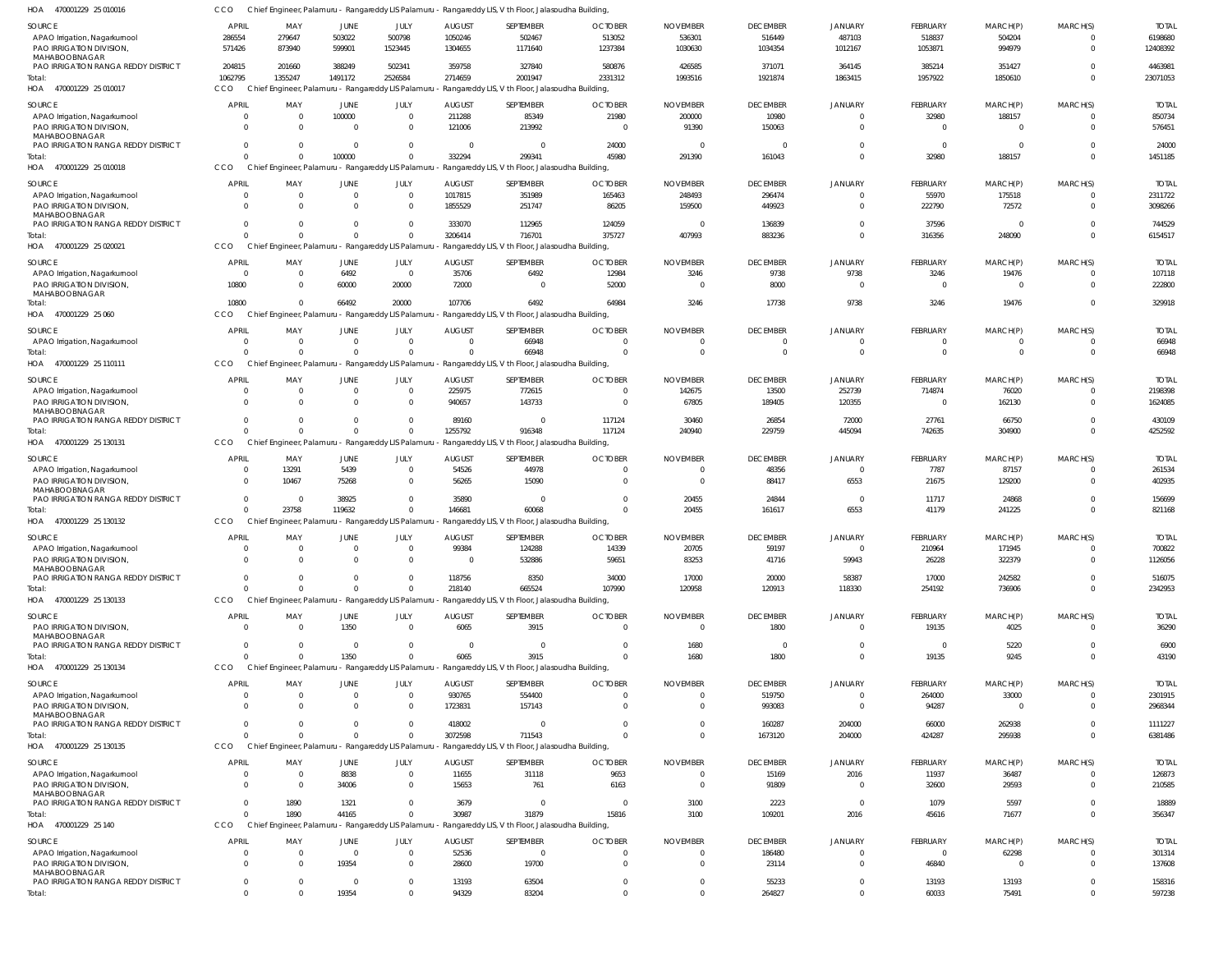HOA 470001229 25 010016 CCO Chief Engineer, Palamuru - Rangareddy LIS Palamuru - Rangareddy LIS, V th Floor, Jalasoudha Building,

| SOURCE | APRIL | MAY | JUNE | JULY | AUGUST | SEPTEMBER | OCTOBER | NOVEMBER | DECEMBER | JANUARY | FEBRUARY | MARCH(P) | MARCH(S) | TOTAL |
|---|---|---|---|---|---|---|---|---|---|---|---|---|---|---|
| APAO Irrigation, Nagarkurnool | 286554 | 279647 | 503022 | 500798 | 1050246 | 502467 | 513052 | 536301 | 516449 | 487103 | 518837 | 504204 | 0 | 6198680 |
| PAO IRRIGATION DIVISION, MAHABOOBNAGAR | 571426 | 873940 | 599901 | 1523445 | 1304655 | 1171640 | 1237384 | 1030630 | 1034354 | 1012167 | 1053871 | 994979 | 0 | 12408392 |
| PAO IRRIGATION RANGA REDDY DISTRICT | 204815 | 201660 | 388249 | 502341 | 359758 | 327840 | 580876 | 426585 | 371071 | 364145 | 385214 | 351427 | 0 | 4463981 |
| Total: | 1062795 | 1355247 | 1491172 | 2526584 | 2714659 | 2001947 | 2331312 | 1993516 | 1921874 | 1863415 | 1957922 | 1850610 | 0 | 23071053 |

HOA 470001229 25 010017 CCO Chief Engineer, Palamuru - Rangareddy LIS Palamuru - Rangareddy LIS, V th Floor, Jalasoudha Building,

| SOURCE | APRIL | MAY | JUNE | JULY | AUGUST | SEPTEMBER | OCTOBER | NOVEMBER | DECEMBER | JANUARY | FEBRUARY | MARCH(P) | MARCH(S) | TOTAL |
|---|---|---|---|---|---|---|---|---|---|---|---|---|---|---|
| APAO Irrigation, Nagarkurnool | 0 | 0 | 100000 | 0 | 211288 | 85349 | 21980 | 200000 | 10980 | 0 | 32980 | 188157 | 0 | 850734 |
| PAO IRRIGATION DIVISION, MAHABOOBNAGAR | 0 | 0 | 0 | 0 | 121006 | 213992 | 0 | 91390 | 150063 | 0 | 0 | 0 | 0 | 576451 |
| PAO IRRIGATION RANGA REDDY DISTRICT | 0 | 0 | 0 | 0 | 0 | 0 | 24000 | 0 | 0 | 0 | 0 | 0 | 0 | 24000 |
| Total: | 0 | 0 | 100000 | 0 | 332294 | 299341 | 45980 | 291390 | 161043 | 0 | 32980 | 188157 | 0 | 1451185 |

HOA 470001229 25 010018 CCO Chief Engineer, Palamuru - Rangareddy LIS Palamuru - Rangareddy LIS, V th Floor, Jalasoudha Building,

| SOURCE | APRIL | MAY | JUNE | JULY | AUGUST | SEPTEMBER | OCTOBER | NOVEMBER | DECEMBER | JANUARY | FEBRUARY | MARCH(P) | MARCH(S) | TOTAL |
|---|---|---|---|---|---|---|---|---|---|---|---|---|---|---|
| APAO Irrigation, Nagarkurnool | 0 | 0 | 0 | 0 | 1017815 | 351989 | 165463 | 248493 | 296474 | 0 | 55970 | 175518 | 0 | 2311722 |
| PAO IRRIGATION DIVISION, MAHABOOBNAGAR | 0 | 0 | 0 | 0 | 1855529 | 251747 | 86205 | 159500 | 449923 | 0 | 222790 | 72572 | 0 | 3098266 |
| PAO IRRIGATION RANGA REDDY DISTRICT | 0 | 0 | 0 | 0 | 333070 | 112965 | 124059 | 0 | 136839 | 0 | 37596 | 0 | 0 | 744529 |
| Total: | 0 | 0 | 0 | 0 | 3206414 | 716701 | 375727 | 407993 | 883236 | 0 | 316356 | 248090 | 0 | 6154517 |

HOA 470001229 25 020021 CCO Chief Engineer, Palamuru - Rangareddy LIS Palamuru - Rangareddy LIS, V th Floor, Jalasoudha Building,

| SOURCE | APRIL | MAY | JUNE | JULY | AUGUST | SEPTEMBER | OCTOBER | NOVEMBER | DECEMBER | JANUARY | FEBRUARY | MARCH(P) | MARCH(S) | TOTAL |
|---|---|---|---|---|---|---|---|---|---|---|---|---|---|---|
| APAO Irrigation, Nagarkurnool | 0 | 0 | 6492 | 0 | 35706 | 6492 | 12984 | 3246 | 9738 | 9738 | 3246 | 19476 | 0 | 107118 |
| PAO IRRIGATION DIVISION, MAHABOOBNAGAR | 10800 | 0 | 60000 | 20000 | 72000 | 0 | 52000 | 0 | 8000 | 0 | 0 | 0 | 0 | 222800 |
| Total: | 10800 | 0 | 66492 | 20000 | 107706 | 6492 | 64984 | 3246 | 17738 | 9738 | 3246 | 19476 | 0 | 329918 |

HOA 470001229 25 060 CCO Chief Engineer, Palamuru - Rangareddy LIS Palamuru - Rangareddy LIS, V th Floor, Jalasoudha Building,

| SOURCE | APRIL | MAY | JUNE | JULY | AUGUST | SEPTEMBER | OCTOBER | NOVEMBER | DECEMBER | JANUARY | FEBRUARY | MARCH(P) | MARCH(S) | TOTAL |
|---|---|---|---|---|---|---|---|---|---|---|---|---|---|---|
| APAO Irrigation, Nagarkurnool | 0 | 0 | 0 | 0 | 0 | 66948 | 0 | 0 | 0 | 0 | 0 | 0 | 0 | 66948 |
| Total: | 0 | 0 | 0 | 0 | 0 | 66948 | 0 | 0 | 0 | 0 | 0 | 0 | 0 | 66948 |

HOA 470001229 25 110111 CCO Chief Engineer, Palamuru - Rangareddy LIS Palamuru - Rangareddy LIS, V th Floor, Jalasoudha Building,

| SOURCE | APRIL | MAY | JUNE | JULY | AUGUST | SEPTEMBER | OCTOBER | NOVEMBER | DECEMBER | JANUARY | FEBRUARY | MARCH(P) | MARCH(S) | TOTAL |
|---|---|---|---|---|---|---|---|---|---|---|---|---|---|---|
| APAO Irrigation, Nagarkurnool | 0 | 0 | 0 | 0 | 225975 | 772615 | 0 | 142675 | 13500 | 252739 | 714874 | 76020 | 0 | 2198398 |
| PAO IRRIGATION DIVISION, MAHABOOBNAGAR | 0 | 0 | 0 | 0 | 940657 | 143733 | 0 | 67805 | 189405 | 120355 | 0 | 162130 | 0 | 1624085 |
| PAO IRRIGATION RANGA REDDY DISTRICT | 0 | 0 | 0 | 0 | 89160 | 0 | 117124 | 30460 | 26854 | 72000 | 27761 | 66750 | 0 | 430109 |
| Total: | 0 | 0 | 0 | 0 | 1255792 | 916348 | 117124 | 240940 | 229759 | 445094 | 742635 | 304900 | 0 | 4252592 |

HOA 470001229 25 130131 CCO Chief Engineer, Palamuru - Rangareddy LIS Palamuru - Rangareddy LIS, V th Floor, Jalasoudha Building,

| SOURCE | APRIL | MAY | JUNE | JULY | AUGUST | SEPTEMBER | OCTOBER | NOVEMBER | DECEMBER | JANUARY | FEBRUARY | MARCH(P) | MARCH(S) | TOTAL |
|---|---|---|---|---|---|---|---|---|---|---|---|---|---|---|
| APAO Irrigation, Nagarkurnool | 0 | 13291 | 5439 | 0 | 54526 | 44978 | 0 | 0 | 48356 | 0 | 7787 | 87157 | 0 | 261534 |
| PAO IRRIGATION DIVISION, MAHABOOBNAGAR | 0 | 10467 | 75268 | 0 | 56265 | 15090 | 0 | 0 | 88417 | 6553 | 21675 | 129200 | 0 | 402935 |
| PAO IRRIGATION RANGA REDDY DISTRICT | 0 | 0 | 38925 | 0 | 35890 | 0 | 0 | 20455 | 24844 | 0 | 11717 | 24868 | 0 | 156699 |
| Total: | 0 | 23758 | 119632 | 0 | 146681 | 60068 | 0 | 20455 | 161617 | 6553 | 41179 | 241225 | 0 | 821168 |

HOA 470001229 25 130132 CCO Chief Engineer, Palamuru - Rangareddy LIS Palamuru - Rangareddy LIS, V th Floor, Jalasoudha Building,

| SOURCE | APRIL | MAY | JUNE | JULY | AUGUST | SEPTEMBER | OCTOBER | NOVEMBER | DECEMBER | JANUARY | FEBRUARY | MARCH(P) | MARCH(S) | TOTAL |
|---|---|---|---|---|---|---|---|---|---|---|---|---|---|---|
| APAO Irrigation, Nagarkurnool | 0 | 0 | 0 | 0 | 99384 | 124288 | 14339 | 20705 | 59197 | 0 | 210964 | 171945 | 0 | 700822 |
| PAO IRRIGATION DIVISION, MAHABOOBNAGAR | 0 | 0 | 0 | 0 | 0 | 532886 | 59651 | 83253 | 41716 | 59943 | 26228 | 322379 | 0 | 1126056 |
| PAO IRRIGATION RANGA REDDY DISTRICT | 0 | 0 | 0 | 0 | 118756 | 8350 | 34000 | 17000 | 20000 | 58387 | 17000 | 242582 | 0 | 516075 |
| Total: | 0 | 0 | 0 | 0 | 218140 | 665524 | 107990 | 120958 | 120913 | 118330 | 254192 | 736906 | 0 | 2342953 |

HOA 470001229 25 130133 CCO Chief Engineer, Palamuru - Rangareddy LIS Palamuru - Rangareddy LIS, V th Floor, Jalasoudha Building,

| SOURCE | APRIL | MAY | JUNE | JULY | AUGUST | SEPTEMBER | OCTOBER | NOVEMBER | DECEMBER | JANUARY | FEBRUARY | MARCH(P) | MARCH(S) | TOTAL |
|---|---|---|---|---|---|---|---|---|---|---|---|---|---|---|
| PAO IRRIGATION DIVISION, MAHABOOBNAGAR | 0 | 0 | 1350 | 0 | 6065 | 3915 | 0 | 0 | 1800 | 0 | 19135 | 4025 | 0 | 36290 |
| PAO IRRIGATION RANGA REDDY DISTRICT | 0 | 0 | 0 | 0 | 0 | 0 | 0 | 1680 | 0 | 0 | 0 | 5220 | 0 | 6900 |
| Total: | 0 | 0 | 1350 | 0 | 6065 | 3915 | 0 | 1680 | 1800 | 0 | 19135 | 9245 | 0 | 43190 |

HOA 470001229 25 130134 CCO Chief Engineer, Palamuru - Rangareddy LIS Palamuru - Rangareddy LIS, V th Floor, Jalasoudha Building,

| SOURCE | APRIL | MAY | JUNE | JULY | AUGUST | SEPTEMBER | OCTOBER | NOVEMBER | DECEMBER | JANUARY | FEBRUARY | MARCH(P) | MARCH(S) | TOTAL |
|---|---|---|---|---|---|---|---|---|---|---|---|---|---|---|
| APAO Irrigation, Nagarkurnool | 0 | 0 | 0 | 0 | 930765 | 554400 | 0 | 0 | 519750 | 0 | 264000 | 33000 | 0 | 2301915 |
| PAO IRRIGATION DIVISION, MAHABOOBNAGAR | 0 | 0 | 0 | 0 | 1723831 | 157143 | 0 | 0 | 993083 | 0 | 94287 | 0 | 0 | 2968344 |
| PAO IRRIGATION RANGA REDDY DISTRICT | 0 | 0 | 0 | 0 | 418002 | 0 | 0 | 0 | 160287 | 204000 | 66000 | 262938 | 0 | 1111227 |
| Total: | 0 | 0 | 0 | 0 | 3072598 | 711543 | 0 | 0 | 1673120 | 204000 | 424287 | 295938 | 0 | 6381486 |

HOA 470001229 25 130135 CCO Chief Engineer, Palamuru - Rangareddy LIS Palamuru - Rangareddy LIS, V th Floor, Jalasoudha Building,

| SOURCE | APRIL | MAY | JUNE | JULY | AUGUST | SEPTEMBER | OCTOBER | NOVEMBER | DECEMBER | JANUARY | FEBRUARY | MARCH(P) | MARCH(S) | TOTAL |
|---|---|---|---|---|---|---|---|---|---|---|---|---|---|---|
| APAO Irrigation, Nagarkurnool | 0 | 0 | 8838 | 0 | 11655 | 31118 | 9653 | 0 | 15169 | 2016 | 11937 | 36487 | 0 | 126873 |
| PAO IRRIGATION DIVISION, MAHABOOBNAGAR | 0 | 0 | 34006 | 0 | 15653 | 761 | 6163 | 0 | 91809 | 0 | 32600 | 29593 | 0 | 210585 |
| PAO IRRIGATION RANGA REDDY DISTRICT | 0 | 1890 | 1321 | 0 | 3679 | 0 | 0 | 3100 | 2223 | 0 | 1079 | 5597 | 0 | 18889 |
| Total: | 0 | 1890 | 44165 | 0 | 30987 | 31879 | 15816 | 3100 | 109201 | 2016 | 45616 | 71677 | 0 | 356347 |

HOA 470001229 25 140 CCO Chief Engineer, Palamuru - Rangareddy LIS Palamuru - Rangareddy LIS, V th Floor, Jalasoudha Building,

| SOURCE | APRIL | MAY | JUNE | JULY | AUGUST | SEPTEMBER | OCTOBER | NOVEMBER | DECEMBER | JANUARY | FEBRUARY | MARCH(P) | MARCH(S) | TOTAL |
|---|---|---|---|---|---|---|---|---|---|---|---|---|---|---|
| APAO Irrigation, Nagarkurnool | 0 | 0 | 0 | 0 | 52536 | 0 | 0 | 0 | 186480 | 0 | 0 | 62298 | 0 | 301314 |
| PAO IRRIGATION DIVISION, MAHABOOBNAGAR | 0 | 0 | 19354 | 0 | 28600 | 19700 | 0 | 0 | 23114 | 0 | 46840 | 0 | 0 | 137608 |
| PAO IRRIGATION RANGA REDDY DISTRICT | 0 | 0 | 0 | 0 | 13193 | 63504 | 0 | 0 | 55233 | 0 | 13193 | 13193 | 0 | 158316 |
| Total: | 0 | 0 | 19354 | 0 | 94329 | 83204 | 0 | 0 | 264827 | 0 | 60033 | 75491 | 0 | 597238 |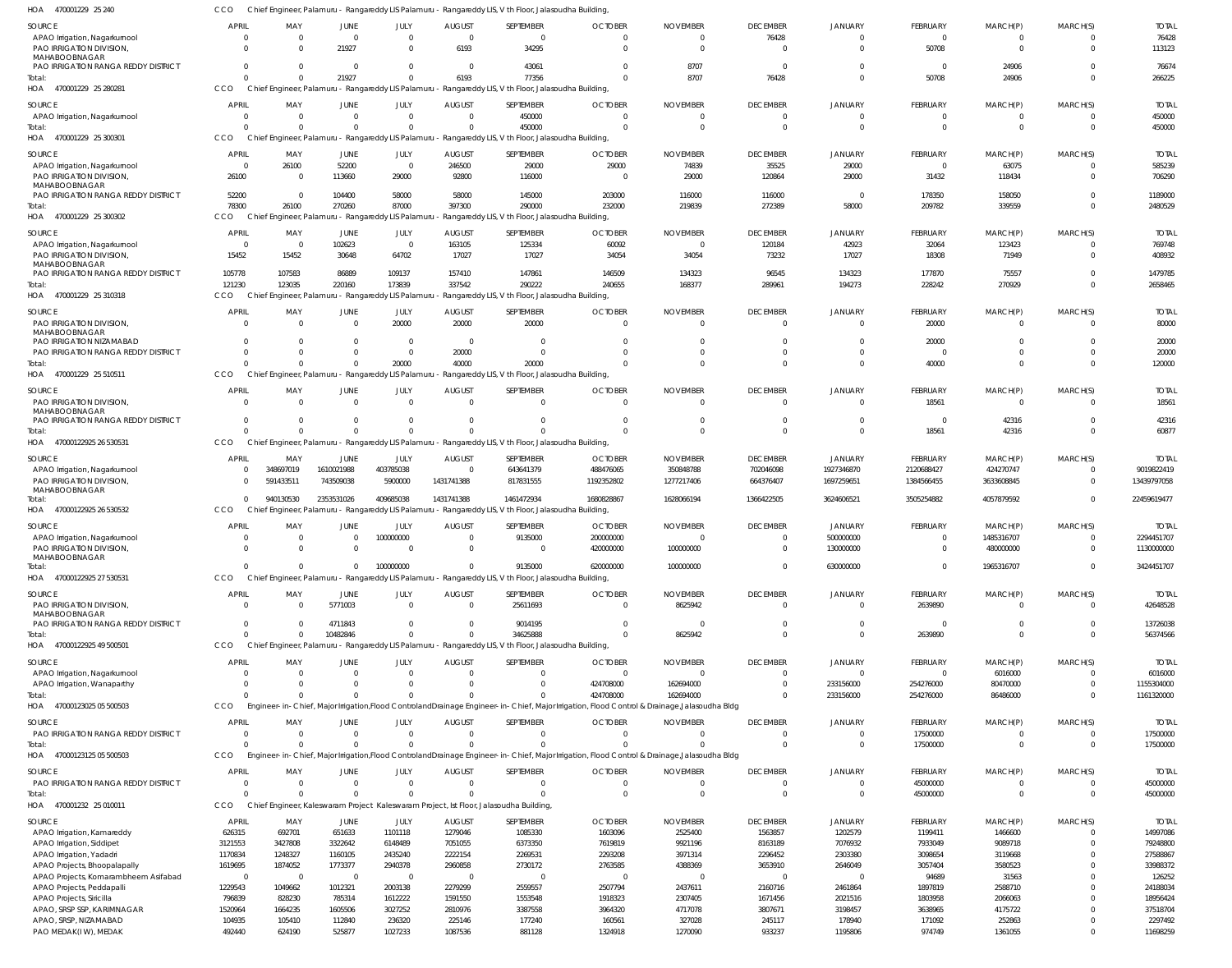HOA 470001229 25 240 CCO Chief Engineer, Palamuru - Rangareddy LIS Palamuru - Rangareddy LIS, V th Floor, Jalasoudha Building,

| SOURCE | APRIL | MAY | JUNE | JULY | AUGUST | SEPTEMBER | OCTOBER | NOVEMBER | DECEMBER | JANUARY | FEBRUARY | MARCH(P) | MARCH(S) | TOTAL |
|---|---|---|---|---|---|---|---|---|---|---|---|---|---|---|
| APAO Irrigation, Nagarkurnool | 0 | 0 | 0 | 0 | 0 | 0 | 0 | 0 | 76428 | 0 | 0 | 0 | 0 | 76428 |
| PAO IRRIGATION DIVISION, MAHABOOBNAGAR | 0 | 0 | 21927 | 0 | 6193 | 34295 | 0 | 0 | 0 | 0 | 50708 | 0 | 0 | 113123 |
| PAO IRRIGATION RANGA REDDY DISTRICT | 0 | 0 | 0 | 0 | 0 | 43061 | 0 | 8707 | 0 | 0 | 0 | 24906 | 0 | 76674 |
| Total: | 0 | 0 | 21927 | 0 | 6193 | 77356 | 0 | 8707 | 76428 | 0 | 50708 | 24906 | 0 | 266225 |

HOA 470001229 25 280281 CCO Chief Engineer, Palamuru - Rangareddy LIS Palamuru - Rangareddy LIS, V th Floor, Jalasoudha Building,

| SOURCE | APRIL | MAY | JUNE | JULY | AUGUST | SEPTEMBER | OCTOBER | NOVEMBER | DECEMBER | JANUARY | FEBRUARY | MARCH(P) | MARCH(S) | TOTAL |
|---|---|---|---|---|---|---|---|---|---|---|---|---|---|---|
| APAO Irrigation, Nagarkurnool | 0 | 0 | 0 | 0 | 0 | 450000 | 0 | 0 | 0 | 0 | 0 | 0 | 0 | 450000 |
| Total: | 0 | 0 | 0 | 0 | 0 | 450000 | 0 | 0 | 0 | 0 | 0 | 0 | 0 | 450000 |

HOA 470001229 25 300301 CCO Chief Engineer, Palamuru - Rangareddy LIS Palamuru - Rangareddy LIS, V th Floor, Jalasoudha Building,

| SOURCE | APRIL | MAY | JUNE | JULY | AUGUST | SEPTEMBER | OCTOBER | NOVEMBER | DECEMBER | JANUARY | FEBRUARY | MARCH(P) | MARCH(S) | TOTAL |
|---|---|---|---|---|---|---|---|---|---|---|---|---|---|---|
| APAO Irrigation, Nagarkurnool | 0 | 26100 | 52200 | 0 | 246500 | 29000 | 29000 | 74839 | 35525 | 29000 | 0 | 63075 | 0 | 585239 |
| PAO IRRIGATION DIVISION, MAHABOOBNAGAR | 26100 | 0 | 113660 | 29000 | 92800 | 116000 | 0 | 29000 | 120864 | 29000 | 31432 | 118434 | 0 | 706290 |
| PAO IRRIGATION RANGA REDDY DISTRICT | 52200 | 0 | 104400 | 58000 | 58000 | 145000 | 203000 | 116000 | 116000 | 0 | 178350 | 158050 | 0 | 1189000 |
| Total: | 78300 | 26100 | 270260 | 87000 | 397300 | 290000 | 232000 | 219839 | 272389 | 58000 | 209782 | 339559 | 0 | 2480529 |

HOA 470001229 25 300302 CCO Chief Engineer, Palamuru - Rangareddy LIS Palamuru - Rangareddy LIS, V th Floor, Jalasoudha Building,

| SOURCE | APRIL | MAY | JUNE | JULY | AUGUST | SEPTEMBER | OCTOBER | NOVEMBER | DECEMBER | JANUARY | FEBRUARY | MARCH(P) | MARCH(S) | TOTAL |
|---|---|---|---|---|---|---|---|---|---|---|---|---|---|---|
| APAO Irrigation, Nagarkurnool | 0 | 0 | 102623 | 0 | 163105 | 125334 | 60092 | 0 | 120184 | 42923 | 32064 | 123423 | 0 | 769748 |
| PAO IRRIGATION DIVISION, MAHABOOBNAGAR | 15452 | 15452 | 30648 | 64702 | 17027 | 17027 | 34054 | 34054 | 73232 | 17027 | 18308 | 71949 | 0 | 408932 |
| PAO IRRIGATION RANGA REDDY DISTRICT | 105778 | 107583 | 86889 | 109137 | 157410 | 147861 | 146509 | 134323 | 96545 | 134323 | 177870 | 75557 | 0 | 1479785 |
| Total: | 121230 | 123035 | 220160 | 173839 | 337542 | 290222 | 240655 | 168377 | 289961 | 194273 | 228242 | 270929 | 0 | 2658465 |

HOA 470001229 25 310318 CCO Chief Engineer, Palamuru - Rangareddy LIS Palamuru - Rangareddy LIS, V th Floor, Jalasoudha Building,

| SOURCE | APRIL | MAY | JUNE | JULY | AUGUST | SEPTEMBER | OCTOBER | NOVEMBER | DECEMBER | JANUARY | FEBRUARY | MARCH(P) | MARCH(S) | TOTAL |
|---|---|---|---|---|---|---|---|---|---|---|---|---|---|---|
| PAO IRRIGATION DIVISION, MAHABOOBNAGAR | 0 | 0 | 0 | 20000 | 20000 | 20000 | 0 | 0 | 0 | 0 | 20000 | 0 | 0 | 80000 |
| PAO IRRIGATION NIZAMABAD | 0 | 0 | 0 | 0 | 0 | 0 | 0 | 0 | 0 | 0 | 20000 | 0 | 0 | 20000 |
| PAO IRRIGATION RANGA REDDY DISTRICT | 0 | 0 | 0 | 0 | 20000 | 0 | 0 | 0 | 0 | 0 | 0 | 0 | 0 | 20000 |
| Total: | 0 | 0 | 0 | 20000 | 40000 | 20000 | 0 | 0 | 0 | 0 | 40000 | 0 | 0 | 120000 |

HOA 470001229 25 510511 CCO Chief Engineer, Palamuru - Rangareddy LIS Palamuru - Rangareddy LIS, V th Floor, Jalasoudha Building,

| SOURCE | APRIL | MAY | JUNE | JULY | AUGUST | SEPTEMBER | OCTOBER | NOVEMBER | DECEMBER | JANUARY | FEBRUARY | MARCH(P) | MARCH(S) | TOTAL |
|---|---|---|---|---|---|---|---|---|---|---|---|---|---|---|
| PAO IRRIGATION DIVISION, MAHABOOBNAGAR | 0 | 0 | 0 | 0 | 0 | 0 | 0 | 0 | 0 | 0 | 18561 | 0 | 0 | 18561 |
| PAO IRRIGATION RANGA REDDY DISTRICT | 0 | 0 | 0 | 0 | 0 | 0 | 0 | 0 | 0 | 0 | 0 | 42316 | 0 | 42316 |
| Total: | 0 | 0 | 0 | 0 | 0 | 0 | 0 | 0 | 0 | 0 | 18561 | 42316 | 0 | 60877 |

HOA 47000122925 26 530531 CCO Chief Engineer, Palamuru - Rangareddy LIS Palamuru - Rangareddy LIS, V th Floor, Jalasoudha Building,

| SOURCE | APRIL | MAY | JUNE | JULY | AUGUST | SEPTEMBER | OCTOBER | NOVEMBER | DECEMBER | JANUARY | FEBRUARY | MARCH(P) | MARCH(S) | TOTAL |
|---|---|---|---|---|---|---|---|---|---|---|---|---|---|---|
| APAO Irrigation, Nagarkurnool | 0 | 348697019 | 1610021988 | 403785038 | 0 | 643641379 | 488476065 | 350848788 | 702046098 | 1927346870 | 2120688427 | 424270747 | 0 | 9019822419 |
| PAO IRRIGATION DIVISION, MAHABOOBNAGAR | 0 | 591433511 | 743509038 | 5900000 | 1431741388 | 817831555 | 1192352802 | 1277217406 | 664376407 | 1697259651 | 1384566455 | 3633608845 | 0 | 13439797058 |
| Total: | 0 | 940130530 | 2353531026 | 409685038 | 1431741388 | 1461472934 | 1680828867 | 1628066194 | 1366422505 | 3624606521 | 3505254882 | 4057879592 | 0 | 22459619477 |

HOA 47000122925 26 530532 CCO Chief Engineer, Palamuru - Rangareddy LIS Palamuru - Rangareddy LIS, V th Floor, Jalasoudha Building,

| SOURCE | APRIL | MAY | JUNE | JULY | AUGUST | SEPTEMBER | OCTOBER | NOVEMBER | DECEMBER | JANUARY | FEBRUARY | MARCH(P) | MARCH(S) | TOTAL |
|---|---|---|---|---|---|---|---|---|---|---|---|---|---|---|
| APAO Irrigation, Nagarkurnool | 0 | 0 | 0 | 100000000 | 0 | 9135000 | 200000000 | 0 | 0 | 500000000 | 0 | 1485316707 | 0 | 2294451707 |
| PAO IRRIGATION DIVISION, MAHABOOBNAGAR | 0 | 0 | 0 | 0 | 0 | 0 | 420000000 | 100000000 | 0 | 130000000 | 0 | 480000000 | 0 | 1130000000 |
| Total: | 0 | 0 | 0 | 100000000 | 0 | 9135000 | 620000000 | 100000000 | 0 | 630000000 | 0 | 1965316707 | 0 | 3424451707 |

HOA 47000122925 27 530531 CCO Chief Engineer, Palamuru - Rangareddy LIS Palamuru - Rangareddy LIS, V th Floor, Jalasoudha Building,

| SOURCE | APRIL | MAY | JUNE | JULY | AUGUST | SEPTEMBER | OCTOBER | NOVEMBER | DECEMBER | JANUARY | FEBRUARY | MARCH(P) | MARCH(S) | TOTAL |
|---|---|---|---|---|---|---|---|---|---|---|---|---|---|---|
| PAO IRRIGATION DIVISION, MAHABOOBNAGAR | 0 | 0 | 5771003 | 0 | 0 | 25611693 | 0 | 8625942 | 0 | 0 | 2639890 | 0 | 0 | 42648528 |
| PAO IRRIGATION RANGA REDDY DISTRICT | 0 | 0 | 4711843 | 0 | 0 | 9014195 | 0 | 0 | 0 | 0 | 0 | 0 | 0 | 13726038 |
| Total: | 0 | 0 | 10482846 | 0 | 0 | 34625888 | 0 | 8625942 | 0 | 0 | 2639890 | 0 | 0 | 56374566 |

HOA 47000122925 49 500501 CCO Chief Engineer, Palamuru - Rangareddy LIS Palamuru - Rangareddy LIS, V th Floor, Jalasoudha Building,

| SOURCE | APRIL | MAY | JUNE | JULY | AUGUST | SEPTEMBER | OCTOBER | NOVEMBER | DECEMBER | JANUARY | FEBRUARY | MARCH(P) | MARCH(S) | TOTAL |
|---|---|---|---|---|---|---|---|---|---|---|---|---|---|---|
| APAO Irrigation, Nagarkurnool | 0 | 0 | 0 | 0 | 0 | 0 | 0 | 0 | 0 | 0 | 0 | 6016000 | 0 | 6016000 |
| APAO Irrigation, Wanaparthy | 0 | 0 | 0 | 0 | 0 | 0 | 424708000 | 162694000 | 0 | 233156000 | 254276000 | 80470000 | 0 | 1155304000 |
| Total: | 0 | 0 | 0 | 0 | 0 | 0 | 424708000 | 162694000 | 0 | 233156000 | 254276000 | 86486000 | 0 | 1161320000 |

HOA 47000123025 05 500503 CCO Engineer- in- Chief, Major Irrigation,Flood Control and Drainage Engineer- in- Chief, Major Irrigation, Flood Control & Drainage, Jalasoudha Bldg

| SOURCE | APRIL | MAY | JUNE | JULY | AUGUST | SEPTEMBER | OCTOBER | NOVEMBER | DECEMBER | JANUARY | FEBRUARY | MARCH(P) | MARCH(S) | TOTAL |
|---|---|---|---|---|---|---|---|---|---|---|---|---|---|---|
| PAO IRRIGATION RANGA REDDY DISTRICT | 0 | 0 | 0 | 0 | 0 | 0 | 0 | 0 | 0 | 0 | 17500000 | 0 | 0 | 17500000 |
| Total: | 0 | 0 | 0 | 0 | 0 | 0 | 0 | 0 | 0 | 0 | 17500000 | 0 | 0 | 17500000 |

HOA 47000123125 05 500503 CCO Engineer- in- Chief, Major Irrigation,Flood Control and Drainage Engineer- in- Chief, Major Irrigation, Flood Control & Drainage, Jalasoudha Bldg

| SOURCE | APRIL | MAY | JUNE | JULY | AUGUST | SEPTEMBER | OCTOBER | NOVEMBER | DECEMBER | JANUARY | FEBRUARY | MARCH(P) | MARCH(S) | TOTAL |
|---|---|---|---|---|---|---|---|---|---|---|---|---|---|---|
| PAO IRRIGATION RANGA REDDY DISTRICT | 0 | 0 | 0 | 0 | 0 | 0 | 0 | 0 | 0 | 0 | 45000000 | 0 | 0 | 45000000 |
| Total: | 0 | 0 | 0 | 0 | 0 | 0 | 0 | 0 | 0 | 0 | 45000000 | 0 | 0 | 45000000 |

HOA 470001232 25 010011 CCO Chief Engineer, Kaleswaram Project Kaleswaram Project, Ist Floor, Jalasoudha Building,

| SOURCE | APRIL | MAY | JUNE | JULY | AUGUST | SEPTEMBER | OCTOBER | NOVEMBER | DECEMBER | JANUARY | FEBRUARY | MARCH(P) | MARCH(S) | TOTAL |
|---|---|---|---|---|---|---|---|---|---|---|---|---|---|---|
| APAO Irrigation, Kamareddy | 626315 | 692701 | 651633 | 1101118 | 1279046 | 1085330 | 1603096 | 2525400 | 1563857 | 1202579 | 1199411 | 1466600 | 0 | 14997086 |
| APAO Irrigation, Siddipet | 3121553 | 3427808 | 3322642 | 6148489 | 7051055 | 6373350 | 7619819 | 9921196 | 8163189 | 7076932 | 7933049 | 9089718 | 0 | 79248800 |
| APAO Irrigation, Yadadri | 1170834 | 1248327 | 1160105 | 2435240 | 2222154 | 2269531 | 2293208 | 3971314 | 2296452 | 2303380 | 3098654 | 3119668 | 0 | 27588867 |
| APAO Projects, Bhoopalapally | 1619695 | 1874052 | 1773377 | 2940378 | 2960858 | 2730172 | 2763585 | 4388369 | 3653910 | 2646049 | 3057404 | 3580523 | 0 | 33988372 |
| APAO Projects, Komarambheem Asifabad | 0 | 0 | 0 | 0 | 0 | 0 | 0 | 0 | 0 | 0 | 94689 | 31563 | 0 | 126252 |
| APAO Projects, Peddapalli | 1229543 | 1049662 | 1012321 | 2003138 | 2279299 | 2559557 | 2507794 | 2437611 | 2160716 | 2461864 | 1897819 | 2588710 | 0 | 24188034 |
| APAO Projects, Siricilla | 796839 | 828230 | 785314 | 1612222 | 1591550 | 1553548 | 1918323 | 2307405 | 1671456 | 2021516 | 1803958 | 2066063 | 0 | 18956424 |
| APAO, SRSP SSP, KARIMNAGAR | 1520964 | 1664235 | 1605506 | 3027252 | 2810976 | 3387558 | 3964320 | 4717078 | 3807671 | 3198457 | 3638965 | 4175722 | 0 | 37518704 |
| APAO, SRSP, NIZAMABAD | 104935 | 105410 | 112840 | 236320 | 225146 | 177240 | 160561 | 327028 | 245117 | 178940 | 171092 | 252863 | 0 | 2297492 |
| PAO MEDAK(IW), MEDAK | 492440 | 624190 | 525877 | 1027233 | 1087536 | 881128 | 1324918 | 1270090 | 933237 | 1195806 | 974749 | 1361055 | 0 | 11698259 |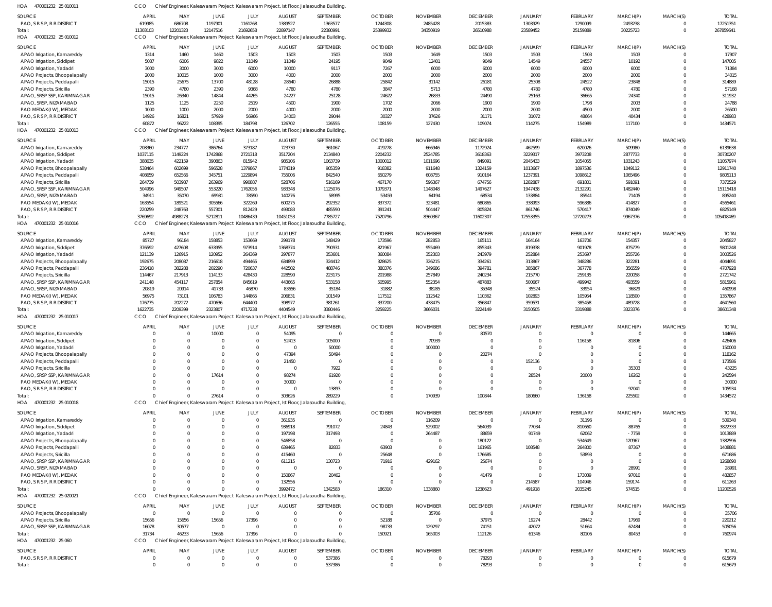HOA 470001232 25 010011 CCO Chief Engineer, Kaleswaram Project Kaleswaram Project, Ist Floor, Jalasoudha Building,

| SOURCE | APRIL | MAY | JUNE | JULY | AUGUST | SEPTEMBER | OCTOBER | NOVEMBER | DECEMBER | JANUARY | FEBRUARY | MARCH(P) | MARCH(S) | TOTAL |
|---|---|---|---|---|---|---|---|---|---|---|---|---|---|---|
| PAO, S R S P, R R DISTRICT | 619985 | 686708 | 1197901 | 1161268 | 1389527 | 1363577 | 1244308 | 2485428 | 2015383 | 1303929 | 1290099 | 2493238 | 0 | 17251351 |
| Total: | 11303103 | 12201323 | 12147516 | 21692658 | 22897147 | 22380991 | 25399932 | 34350919 | 26510988 | 23589452 | 25159889 | 30225723 | 0 | 267859641 |

HOA 470001232 25 010012 CCO Chief Engineer, Kaleswaram Project Kaleswaram Project, Ist Floor, Jalasoudha Building,

| SOURCE | APRIL | MAY | JUNE | JULY | AUGUST | SEPTEMBER | OCTOBER | NOVEMBER | DECEMBER | JANUARY | FEBRUARY | MARCH(P) | MARCH(S) | TOTAL |
|---|---|---|---|---|---|---|---|---|---|---|---|---|---|---|
| APAO Irrigation, Kamareddy | 1314 | 1460 | 1460 | 1503 | 1503 | 1503 | 1503 | 1649 | 1503 | 1503 | 1503 | 1503 | 0 | 17907 |
| APAO Irrigation, Siddipet | 5087 | 6006 | 9822 | 11049 | 11049 | 24195 | 9049 | 12401 | 9049 | 14549 | 24557 | 10192 | 0 | 147005 |
| APAO Irrigation, Yadadri | 3000 | 3000 | 3000 | 6000 | 10000 | 9117 | 7267 | 6000 | 6000 | 6000 | 6000 | 6000 | 0 | 71384 |
| APAO Projects, Bhoopalapally | 2000 | 10015 | 1000 | 3000 | 4000 | 2000 | 2000 | 2000 | 2000 | 2000 | 2000 | 2000 | 0 | 34015 |
| APAO Projects, Peddapalli | 15015 | 25675 | 13700 | 48128 | 28640 | 26888 | 25842 | 31142 | 26181 | 25308 | 24522 | 23848 | 0 | 314889 |
| APAO Projects, Siricilla | 2390 | 4780 | 2390 | 9368 | 4780 | 4780 | 3847 | 5713 | 4780 | 4780 | 4780 | 4780 | 0 | 57168 |
| APAO, SRSP SSP, KARIMNAGAR | 15015 | 26340 | 14844 | 44265 | 24227 | 25128 | 24622 | 26833 | 24490 | 25163 | 36665 | 24340 | 0 | 311932 |
| APAO, SRSP, NIZAMABAD | 1125 | 1125 | 2250 | 2519 | 4500 | 1900 | 1702 | 2066 | 1900 | 1900 | 1798 | 2003 | 0 | 24788 |
| PAO MEDAK(IW), MEDAK | 1000 | 1000 | 2000 | 2000 | 4000 | 2000 | 2000 | 2000 | 2000 | 2000 | 4500 | 2000 | 0 | 26500 |
| PAO, S R S P, R R DISTRICT | 14926 | 16821 | 57929 | 56966 | 34003 | 29044 | 30327 | 37626 | 31171 | 31072 | 48664 | 40434 | 0 | 428983 |
| Total: | 60872 | 96222 | 108395 | 184798 | 126702 | 126555 | 108159 | 127430 | 109074 | 114275 | 154989 | 117100 | 0 | 1434571 |

HOA 470001232 25 010013 CCO Chief Engineer, Kaleswaram Project Kaleswaram Project, Ist Floor, Jalasoudha Building,

| SOURCE | APRIL | MAY | JUNE | JULY | AUGUST | SEPTEMBER | OCTOBER | NOVEMBER | DECEMBER | JANUARY | FEBRUARY | MARCH(P) | MARCH(S) | TOTAL |
|---|---|---|---|---|---|---|---|---|---|---|---|---|---|---|
| APAO Irrigation, Kamareddy | 208360 | 234777 | 386764 | 373187 | 723730 | 361067 | 419278 | 666946 | 1172924 | 462599 | 620026 | 509980 | 0 | 6139638 |
| APAO Irrigation, Siddipet | 1037115 | 1149224 | 1742868 | 2721318 | 3517204 | 2134840 | 2204232 | 2524785 | 3618363 | 3229317 | 3973208 | 2877733 | 0 | 30730207 |
| APAO Irrigation, Yadadri | 388635 | 422159 | 390863 | 815942 | 985106 | 1063739 | 1000012 | 1011696 | 2045433 | 1054055 | 1031243 | 0 | 0 | 11057974 |
| APAO Projects, Bhoopalapally | 538464 | 602699 | 596528 | 1379867 | 1774319 | 905359 | 918382 | 911648 | 1324159 | 1013667 | 1897536 | 1049112 | 0 | 12911740 |
| APAO Projects, Peddapalli | 408659 | 652566 | 345751 | 1229894 | 755006 | 842540 | 650279 | 608755 | 910164 | 1237391 | 1098612 | 1065496 | 0 | 9805113 |
| APAO Projects, Siricilla | 264739 | 503987 | 263969 | 990887 | 528706 | 516169 | 467170 | 596367 | 674756 | 1282887 | 691801 | 591091 | 0 | 7372529 |
| APAO, SRSP SSP, KARIMNAGAR | 504996 | 949507 | 553220 | 1762056 | 933348 | 1125076 | 1079371 | 1148048 | 1497627 | 1947438 | 2132291 | 1482440 | 0 | 15115418 |
| APAO, SRSP, NIZAMABAD | 34911 | 35070 | 69981 | 78590 | 140276 | 58995 | 53459 | 64194 | 68534 | 133884 | 85941 | 71405 | 0 | 895240 |
| PAO MEDAK(IW), MEDAK | 163554 | 189521 | 305566 | 322269 | 600275 | 292352 | 337372 | 323481 | 680865 | 338993 | 596386 | 414827 | 0 | 4565461 |
| PAO, S R S P, R R DISTRICT | 220259 | 248763 | 557301 | 812429 | 493083 | 485590 | 391241 | 504447 | 805824 | 861746 | 570417 | 874049 | 0 | 6825149 |
| Total: | 3769692 | 4988273 | 5212811 | 10486439 | 10451053 | 7785727 | 7520796 | 8360367 | 11602307 | 12553355 | 12720273 | 9967376 | 0 | 105418469 |

HOA 470001232 25 010016 CCO Chief Engineer, Kaleswaram Project Kaleswaram Project, Ist Floor, Jalasoudha Building,

| SOURCE | APRIL | MAY | JUNE | JULY | AUGUST | SEPTEMBER | OCTOBER | NOVEMBER | DECEMBER | JANUARY | FEBRUARY | MARCH(P) | MARCH(S) | TOTAL |
|---|---|---|---|---|---|---|---|---|---|---|---|---|---|---|
| APAO Irrigation, Kamareddy | 85727 | 96184 | 158853 | 153669 | 299178 | 148429 | 173596 | 282853 | 165111 | 164164 | 163706 | 154357 | 0 | 2045827 |
| APAO Irrigation, Siddipet | 376592 | 427608 | 633955 | 973914 | 1368374 | 790931 | 821967 | 955469 | 855343 | 819338 | 901978 | 875779 | 0 | 9801248 |
| APAO Irrigation, Yadadri | 121139 | 126915 | 120952 | 264369 | 297877 | 353601 | 360084 | 352303 | 243979 | 252884 | 253697 | 255726 | 0 | 3003526 |
| APAO Projects, Bhoopalapally | 192675 | 208087 | 216618 | 494465 | 634899 | 324412 | 328625 | 326215 | 334261 | 313867 | 348286 | 322281 | 0 | 4044691 |
| APAO Projects, Peddapalli | 236418 | 382288 | 202290 | 720637 | 442502 | 488746 | 380376 | 349686 | 394781 | 385867 | 367778 | 356559 | 0 | 4707928 |
| APAO Projects, Siricilla | 114467 | 217913 | 114133 | 428430 | 228590 | 223175 | 201988 | 257849 | 240234 | 215770 | 259135 | 220058 | 0 | 2721742 |
| APAO, SRSP SSP, KARIMNAGAR | 241148 | 454117 | 257854 | 845619 | 443665 | 533158 | 505995 | 552354 | 487883 | 500667 | 499942 | 493559 | 0 | 5815961 |
| APAO, SRSP, NIZAMABAD | 20819 | 20914 | 41733 | 46870 | 83656 | 35184 | 31882 | 38285 | 35348 | 35524 | 33954 | 36829 | 0 | 460998 |
| PAO MEDAK(IW), MEDAK | 56975 | 73101 | 106783 | 144865 | 206831 | 101549 | 117512 | 112542 | 110362 | 102893 | 105954 | 118500 | 0 | 1357867 |
| PAO, S R S P, R R DISTRICT | 176775 | 202272 | 470636 | 644400 | 398977 | 381261 | 337200 | 438475 | 356847 | 359531 | 385458 | 489728 | 0 | 4641560 |
| Total: | 1622735 | 2209399 | 2323807 | 4717238 | 4404549 | 3380446 | 3259225 | 3666031 | 3224149 | 3150505 | 3319888 | 3323376 | 0 | 38601348 |

HOA 470001232 25 010017 CCO Chief Engineer, Kaleswaram Project Kaleswaram Project, Ist Floor, Jalasoudha Building,

| SOURCE | APRIL | MAY | JUNE | JULY | AUGUST | SEPTEMBER | OCTOBER | NOVEMBER | DECEMBER | JANUARY | FEBRUARY | MARCH(P) | MARCH(S) | TOTAL |
|---|---|---|---|---|---|---|---|---|---|---|---|---|---|---|
| APAO Irrigation, Kamareddy | 0 | 0 | 10000 | 0 | 54095 | 0 | 0 | 0 | 80570 | 0 | 0 | 0 | 0 | 144665 |
| APAO Irrigation, Siddipet | 0 | 0 | 0 | 0 | 52413 | 105000 | 0 | 70939 | 0 | 0 | 116158 | 81896 | 0 | 426406 |
| APAO Irrigation, Yadadri | 0 | 0 | 0 | 0 | 0 | 50000 | 0 | 100000 | 0 | 0 | 0 | 0 | 0 | 150000 |
| APAO Projects, Bhoopalapally | 0 | 0 | 0 | 0 | 47394 | 50494 | 0 | 0 | 20274 | 0 | 0 | 0 | 0 | 118162 |
| APAO Projects, Peddapalli | 0 | 0 | 0 | 0 | 21450 | 0 | 0 | 0 | 0 | 152136 | 0 | 0 | 0 | 173586 |
| APAO Projects, Siricilla | 0 | 0 | 0 | 0 | 0 | 7922 | 0 | 0 | 0 | 0 | 0 | 35303 | 0 | 43225 |
| APAO, SRSP SSP, KARIMNAGAR | 0 | 0 | 17614 | 0 | 98274 | 61920 | 0 | 0 | 0 | 28524 | 20000 | 16262 | 0 | 242594 |
| PAO MEDAK(IW), MEDAK | 0 | 0 | 0 | 0 | 30000 | 0 | 0 | 0 | 0 | 0 | 0 | 0 | 0 | 30000 |
| PAO, S R S P, R R DISTRICT | 0 | 0 | 0 | 0 | 0 | 13893 | 0 | 0 | 0 | 0 | 0 | 92041 | 0 | 105934 |
| Total: | 0 | 0 | 27614 | 0 | 303626 | 289229 | 0 | 170939 | 100844 | 180660 | 136158 | 225502 | 0 | 1434572 |

HOA 470001232 25 010018 CCO Chief Engineer, Kaleswaram Project Kaleswaram Project, Ist Floor, Jalasoudha Building,

| SOURCE | APRIL | MAY | JUNE | JULY | AUGUST | SEPTEMBER | OCTOBER | NOVEMBER | DECEMBER | JANUARY | FEBRUARY | MARCH(P) | MARCH(S) | TOTAL |
|---|---|---|---|---|---|---|---|---|---|---|---|---|---|---|
| APAO Irrigation, Kamareddy | 0 | 0 | 0 | 0 | 361935 | 0 | 0 | 116209 | 0 | 0 | 31196 | 0 | 0 | 509340 |
| APAO Irrigation, Siddipet | 0 | 0 | 0 | 0 | 936918 | 791072 | 24843 | 529002 | 564039 | 77034 | 810660 | 88765 | 0 | 3822333 |
| APAO Irrigation, Yadadri | 0 | 0 | 0 | 0 | 197198 | 317493 | 0 | 264487 | 88659 | 91749 | 62062 | - 7759 | 0 | 1013889 |
| APAO Projects, Bhoopalapally | 0 | 0 | 0 | 0 | 546858 | 0 | 0 | 0 | 180122 | 0 | 534649 | 120967 | 0 | 1382596 |
| APAO Projects, Peddapalli | 0 | 0 | 0 | 0 | 639465 | 82833 | 63903 | 0 | 161965 | 108548 | 264800 | 87367 | 0 | 1408881 |
| APAO Projects, Siricilla | 0 | 0 | 0 | 0 | 415460 | 0 | 25648 | 0 | 176685 | 0 | 53893 | 0 | 0 | 671686 |
| APAO, SRSP SSP, KARIMNAGAR | 0 | 0 | 0 | 0 | 611215 | 130723 | 71916 | 429162 | 25674 | 0 | 0 | 0 | 0 | 1268690 |
| APAO, SRSP, NIZAMABAD | 0 | 0 | 0 | 0 | 0 | 0 | 0 | 0 | 0 | 0 | 0 | 28991 | 0 | 28991 |
| PAO MEDAK(IW), MEDAK | 0 | 0 | 0 | 0 | 150867 | 20462 | 0 | 0 | 41479 | 0 | 173039 | 97010 | 0 | 482857 |
| PAO, S R S P, R R DISTRICT | 0 | 0 | 0 | 0 | 132556 | 0 | 0 | 0 | 0 | 214587 | 104946 | 159174 | 0 | 611263 |
| Total: | 0 | 0 | 0 | 0 | 3992472 | 1342583 | 186310 | 1338860 | 1238623 | 491918 | 2035245 | 574515 | 0 | 11200526 |

HOA 470001232 25 020021 CCO Chief Engineer, Kaleswaram Project Kaleswaram Project, Ist Floor, Jalasoudha Building,

| SOURCE | APRIL | MAY | JUNE | JULY | AUGUST | SEPTEMBER | OCTOBER | NOVEMBER | DECEMBER | JANUARY | FEBRUARY | MARCH(P) | MARCH(S) | TOTAL |
|---|---|---|---|---|---|---|---|---|---|---|---|---|---|---|
| APAO Projects, Bhoopalapally | 0 | 0 | 0 | 0 | 0 | 0 | 0 | 35706 | 0 | 0 | 0 | 0 | 0 | 35706 |
| APAO Projects, Siricilla | 15656 | 15656 | 15656 | 17396 | 0 | 0 | 52188 | 0 | 37975 | 19274 | 28442 | 17969 | 0 | 220212 |
| APAO, SRSP SSP, KARIMNAGAR | 16078 | 30577 | 0 | 0 | 0 | 0 | 98733 | 129297 | 74151 | 42072 | 51664 | 62484 | 0 | 505056 |
| Total: | 31734 | 46233 | 15656 | 17396 | 0 | 0 | 150921 | 165003 | 112126 | 61346 | 80106 | 80453 | 0 | 760974 |

HOA 470001232 25 060 CCO Chief Engineer, Kaleswaram Project Kaleswaram Project, Ist Floor, Jalasoudha Building,

| SOURCE | APRIL | MAY | JUNE | JULY | AUGUST | SEPTEMBER | OCTOBER | NOVEMBER | DECEMBER | JANUARY | FEBRUARY | MARCH(P) | MARCH(S) | TOTAL |
|---|---|---|---|---|---|---|---|---|---|---|---|---|---|---|
| PAO, S R S P, R R DISTRICT | 0 | 0 | 0 | 0 | 0 | 537386 | 0 | 0 | 78293 | 0 | 0 | 0 | 0 | 615679 |
| Total: | 0 | 0 | 0 | 0 | 0 | 537386 | 0 | 0 | 78293 | 0 | 0 | 0 | 0 | 615679 |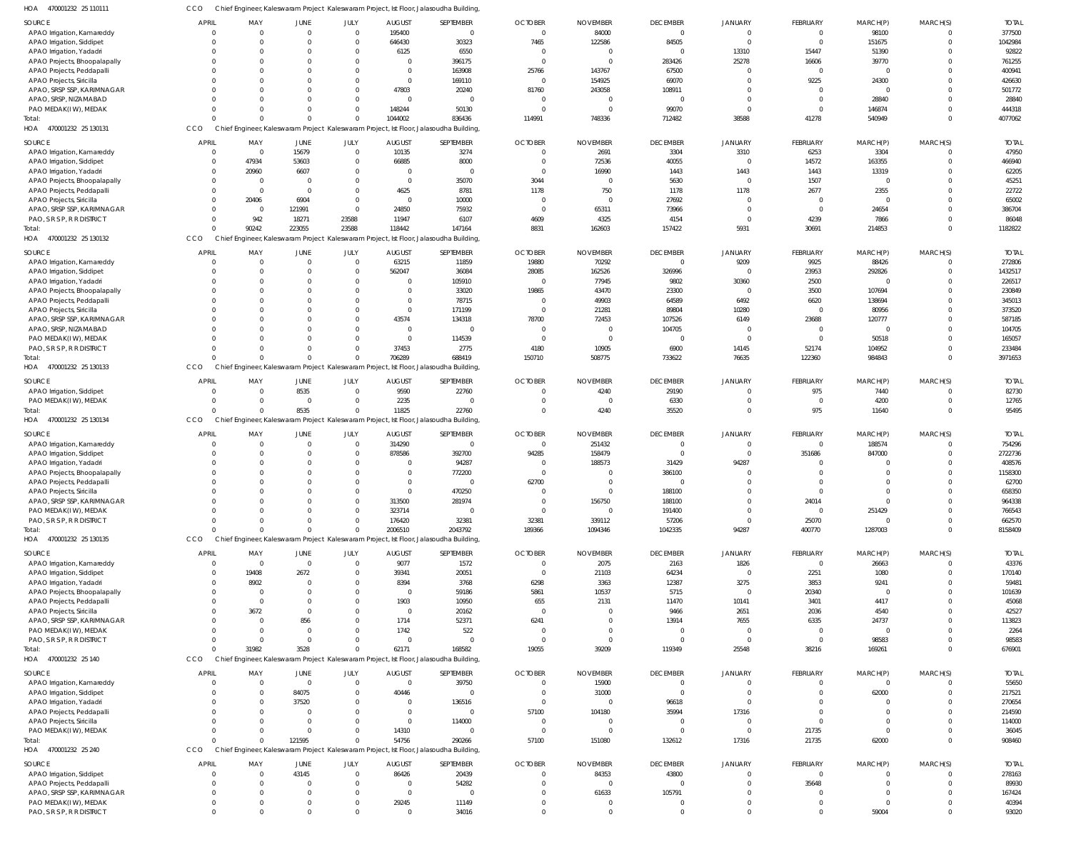HOA 470001232 25 110111 CCO Chief Engineer, Kaleswaram Project Kaleswaram Project, Ist Floor, Jalasoudha Building,

| SOURCE | APRIL | MAY | JUNE | JULY | AUGUST | SEPTEMBER | OCTOBER | NOVEMBER | DECEMBER | JANUARY | FEBRUARY | MARCH(P) | MARCH(S) | TOTAL |
|---|---|---|---|---|---|---|---|---|---|---|---|---|---|---|
| APAO Irrigation, Kamareddy | 0 | 0 | 0 | 0 | 195400 | 0 | 0 | 84000 | 0 | 0 | 0 | 98100 | 0 | 377500 |
| APAO Irrigation, Siddipet | 0 | 0 | 0 | 0 | 646430 | 30323 | 7465 | 122586 | 84505 | 0 | 0 | 151675 | 0 | 1042984 |
| APAO Irrigation, Yadadri | 0 | 0 | 0 | 0 | 6125 | 6550 | 0 | 0 | 0 | 13310 | 15447 | 51390 | 0 | 92822 |
| APAO Projects, Bhoopalapally | 0 | 0 | 0 | 0 | 0 | 396175 | 0 | 0 | 283426 | 25278 | 16606 | 39770 | 0 | 761255 |
| APAO Projects, Peddapalli | 0 | 0 | 0 | 0 | 0 | 163908 | 25766 | 143767 | 67500 | 0 | 0 | 0 | 0 | 400941 |
| APAO Projects, Siricilla | 0 | 0 | 0 | 0 | 0 | 169110 | 0 | 154925 | 69070 | 0 | 9225 | 24300 | 0 | 426630 |
| APAO, SRSP SSP, KARIMNAGAR | 0 | 0 | 0 | 0 | 47803 | 20240 | 81760 | 243058 | 108911 | 0 | 0 | 0 | 0 | 501772 |
| APAO, SRSP, NIZAMABAD | 0 | 0 | 0 | 0 | 0 | 0 | 0 | 0 | 0 | 0 | 0 | 28840 | 0 | 28840 |
| PAO MEDAK(IW), MEDAK | 0 | 0 | 0 | 0 | 148244 | 50130 | 0 | 0 | 99070 | 0 | 0 | 146874 | 0 | 444318 |
| Total: | 0 | 0 | 0 | 0 | 1044002 | 836436 | 114991 | 748336 | 712482 | 38588 | 41278 | 540949 | 0 | 4077062 |

HOA 470001232 25 130131 CCO Chief Engineer, Kaleswaram Project Kaleswaram Project, Ist Floor, Jalasoudha Building,

| SOURCE | APRIL | MAY | JUNE | JULY | AUGUST | SEPTEMBER | OCTOBER | NOVEMBER | DECEMBER | JANUARY | FEBRUARY | MARCH(P) | MARCH(S) | TOTAL |
|---|---|---|---|---|---|---|---|---|---|---|---|---|---|---|
| APAO Irrigation, Kamareddy | 0 | 0 | 15679 | 0 | 10135 | 3274 | 0 | 2691 | 3304 | 3310 | 6253 | 3304 | 0 | 47950 |
| APAO Irrigation, Siddipet | 0 | 47934 | 53603 | 0 | 66885 | 8000 | 0 | 72536 | 40055 | 0 | 14572 | 163355 | 0 | 466940 |
| APAO Irrigation, Yadadri | 0 | 20960 | 6607 | 0 | 0 | 0 | 0 | 16990 | 1443 | 1443 | 1443 | 13319 | 0 | 62205 |
| APAO Projects, Bhoopalapally | 0 | 0 | 0 | 0 | 0 | 35070 | 3044 | 0 | 5630 | 0 | 1507 | 0 | 0 | 45251 |
| APAO Projects, Peddapalli | 0 | 0 | 0 | 0 | 4625 | 8781 | 1178 | 750 | 1178 | 1178 | 2677 | 2355 | 0 | 22722 |
| APAO Projects, Siricilla | 0 | 20406 | 6904 | 0 | 0 | 10000 | 0 | 0 | 27692 | 0 | 0 | 0 | 0 | 65002 |
| APAO, SRSP SSP, KARIMNAGAR | 0 | 0 | 121991 | 0 | 24850 | 75932 | 0 | 65311 | 73966 | 0 | 0 | 24654 | 0 | 386704 |
| PAO, S R S P, R R DISTRICT | 0 | 942 | 18271 | 23588 | 11947 | 6107 | 4609 | 4325 | 4154 | 0 | 4239 | 7866 | 0 | 86048 |
| Total: | 0 | 90242 | 223055 | 23588 | 118442 | 147164 | 8831 | 162603 | 157422 | 5931 | 30691 | 214853 | 0 | 1182822 |

HOA 470001232 25 130132 CCO Chief Engineer, Kaleswaram Project Kaleswaram Project, Ist Floor, Jalasoudha Building,

| SOURCE | APRIL | MAY | JUNE | JULY | AUGUST | SEPTEMBER | OCTOBER | NOVEMBER | DECEMBER | JANUARY | FEBRUARY | MARCH(P) | MARCH(S) | TOTAL |
|---|---|---|---|---|---|---|---|---|---|---|---|---|---|---|
| APAO Irrigation, Kamareddy | 0 | 0 | 0 | 0 | 63215 | 11859 | 19880 | 70292 | 0 | 9209 | 9925 | 88426 | 0 | 272806 |
| APAO Irrigation, Siddipet | 0 | 0 | 0 | 0 | 562047 | 36084 | 28085 | 162526 | 326996 | 0 | 23953 | 292826 | 0 | 1432517 |
| APAO Irrigation, Yadadri | 0 | 0 | 0 | 0 | 0 | 105910 | 0 | 77945 | 9802 | 30360 | 2500 | 0 | 0 | 226517 |
| APAO Projects, Bhoopalapally | 0 | 0 | 0 | 0 | 0 | 33020 | 19865 | 43470 | 23300 | 0 | 3500 | 107694 | 0 | 230849 |
| APAO Projects, Peddapalli | 0 | 0 | 0 | 0 | 0 | 78715 | 0 | 49903 | 64589 | 6492 | 6620 | 138694 | 0 | 345013 |
| APAO Projects, Siricilla | 0 | 0 | 0 | 0 | 0 | 171199 | 0 | 21281 | 89804 | 10280 | 0 | 80956 | 0 | 373520 |
| APAO, SRSP SSP, KARIMNAGAR | 0 | 0 | 0 | 0 | 43574 | 134318 | 78700 | 72453 | 107526 | 6149 | 23688 | 120777 | 0 | 587185 |
| APAO, SRSP, NIZAMABAD | 0 | 0 | 0 | 0 | 0 | 0 | 0 | 0 | 104705 | 0 | 0 | 0 | 0 | 104705 |
| PAO MEDAK(IW), MEDAK | 0 | 0 | 0 | 0 | 0 | 114539 | 0 | 0 | 0 | 0 | 0 | 50518 | 0 | 165057 |
| PAO, S R S P, R R DISTRICT | 0 | 0 | 0 | 0 | 37453 | 2775 | 4180 | 10905 | 6900 | 14145 | 52174 | 104952 | 0 | 233484 |
| Total: | 0 | 0 | 0 | 0 | 706289 | 688419 | 150710 | 508775 | 733622 | 76635 | 122360 | 984843 | 0 | 3971653 |

HOA 470001232 25 130133 CCO Chief Engineer, Kaleswaram Project Kaleswaram Project, Ist Floor, Jalasoudha Building,

| SOURCE | APRIL | MAY | JUNE | JULY | AUGUST | SEPTEMBER | OCTOBER | NOVEMBER | DECEMBER | JANUARY | FEBRUARY | MARCH(P) | MARCH(S) | TOTAL |
|---|---|---|---|---|---|---|---|---|---|---|---|---|---|---|
| APAO Irrigation, Siddipet | 0 | 0 | 8535 | 0 | 9590 | 22760 | 0 | 4240 | 29190 | 0 | 975 | 7440 | 0 | 82730 |
| PAO MEDAK(IW), MEDAK | 0 | 0 | 0 | 0 | 2235 | 0 | 0 | 0 | 6330 | 0 | 0 | 4200 | 0 | 12765 |
| Total: | 0 | 0 | 8535 | 0 | 11825 | 22760 | 0 | 4240 | 35520 | 0 | 975 | 11640 | 0 | 95495 |

HOA 470001232 25 130134 CCO Chief Engineer, Kaleswaram Project Kaleswaram Project, Ist Floor, Jalasoudha Building,

| SOURCE | APRIL | MAY | JUNE | JULY | AUGUST | SEPTEMBER | OCTOBER | NOVEMBER | DECEMBER | JANUARY | FEBRUARY | MARCH(P) | MARCH(S) | TOTAL |
|---|---|---|---|---|---|---|---|---|---|---|---|---|---|---|
| APAO Irrigation, Kamareddy | 0 | 0 | 0 | 0 | 314290 | 0 | 0 | 251432 | 0 | 0 | 0 | 188574 | 0 | 754296 |
| APAO Irrigation, Siddipet | 0 | 0 | 0 | 0 | 878586 | 392700 | 94285 | 158479 | 0 | 0 | 351686 | 847000 | 0 | 2722736 |
| APAO Irrigation, Yadadri | 0 | 0 | 0 | 0 | 0 | 94287 | 0 | 188573 | 31429 | 94287 | 0 | 0 | 0 | 408576 |
| APAO Projects, Bhoopalapally | 0 | 0 | 0 | 0 | 0 | 772200 | 0 | 0 | 386100 | 0 | 0 | 0 | 0 | 1158300 |
| APAO Projects, Peddapalli | 0 | 0 | 0 | 0 | 0 | 0 | 62700 | 0 | 0 | 0 | 0 | 0 | 0 | 62700 |
| APAO Projects, Siricilla | 0 | 0 | 0 | 0 | 0 | 470250 | 0 | 0 | 188100 | 0 | 0 | 0 | 0 | 658350 |
| APAO, SRSP SSP, KARIMNAGAR | 0 | 0 | 0 | 0 | 313500 | 281974 | 0 | 156750 | 188100 | 0 | 24014 | 0 | 0 | 964338 |
| PAO MEDAK(IW), MEDAK | 0 | 0 | 0 | 0 | 323714 | 0 | 0 | 0 | 191400 | 0 | 0 | 251429 | 0 | 766543 |
| PAO, S R S P, R R DISTRICT | 0 | 0 | 0 | 0 | 176420 | 32381 | 32381 | 339112 | 57206 | 0 | 25070 | 0 | 0 | 662570 |
| Total: | 0 | 0 | 0 | 0 | 2006510 | 2043792 | 189366 | 1094346 | 1042335 | 94287 | 400770 | 1287003 | 0 | 8158409 |

HOA 470001232 25 130135 CCO Chief Engineer, Kaleswaram Project Kaleswaram Project, Ist Floor, Jalasoudha Building,

| SOURCE | APRIL | MAY | JUNE | JULY | AUGUST | SEPTEMBER | OCTOBER | NOVEMBER | DECEMBER | JANUARY | FEBRUARY | MARCH(P) | MARCH(S) | TOTAL |
|---|---|---|---|---|---|---|---|---|---|---|---|---|---|---|
| APAO Irrigation, Kamareddy | 0 | 0 | 0 | 0 | 9077 | 1572 | 0 | 2075 | 2163 | 1826 | 0 | 26663 | 0 | 43376 |
| APAO Irrigation, Siddipet | 0 | 19408 | 2672 | 0 | 39341 | 20051 | 0 | 21103 | 64234 | 0 | 2251 | 1080 | 0 | 170140 |
| APAO Irrigation, Yadadri | 0 | 8902 | 0 | 0 | 8394 | 3768 | 6298 | 3363 | 12387 | 3275 | 3853 | 9241 | 0 | 59481 |
| APAO Projects, Bhoopalapally | 0 | 0 | 0 | 0 | 0 | 59186 | 5861 | 10537 | 5715 | 0 | 20340 | 0 | 0 | 101639 |
| APAO Projects, Peddapalli | 0 | 0 | 0 | 0 | 1903 | 10950 | 655 | 2131 | 11470 | 10141 | 3401 | 4417 | 0 | 45068 |
| APAO Projects, Siricilla | 0 | 3672 | 0 | 0 | 0 | 20162 | 0 | 0 | 9466 | 2651 | 2036 | 4540 | 0 | 42527 |
| APAO, SRSP SSP, KARIMNAGAR | 0 | 0 | 856 | 0 | 1714 | 52371 | 6241 | 0 | 13914 | 7655 | 6335 | 24737 | 0 | 113823 |
| PAO MEDAK(IW), MEDAK | 0 | 0 | 0 | 0 | 1742 | 522 | 0 | 0 | 0 | 0 | 0 | 0 | 0 | 2264 |
| PAO, S R S P, R R DISTRICT | 0 | 0 | 0 | 0 | 0 | 0 | 0 | 0 | 0 | 0 | 0 | 98583 | 0 | 98583 |
| Total: | 0 | 31982 | 3528 | 0 | 62171 | 168582 | 19055 | 39209 | 119349 | 25548 | 38216 | 169261 | 0 | 676901 |

HOA 470001232 25 140 CCO Chief Engineer, Kaleswaram Project Kaleswaram Project, Ist Floor, Jalasoudha Building,

| SOURCE | APRIL | MAY | JUNE | JULY | AUGUST | SEPTEMBER | OCTOBER | NOVEMBER | DECEMBER | JANUARY | FEBRUARY | MARCH(P) | MARCH(S) | TOTAL |
|---|---|---|---|---|---|---|---|---|---|---|---|---|---|---|
| APAO Irrigation, Kamareddy | 0 | 0 | 0 | 0 | 0 | 39750 | 0 | 15900 | 0 | 0 | 0 | 0 | 0 | 55650 |
| APAO Irrigation, Siddipet | 0 | 0 | 84075 | 0 | 40446 | 0 | 0 | 31000 | 0 | 0 | 0 | 62000 | 0 | 217521 |
| APAO Irrigation, Yadadri | 0 | 0 | 37520 | 0 | 0 | 136516 | 0 | 0 | 96618 | 0 | 0 | 0 | 0 | 270654 |
| APAO Projects, Peddapalli | 0 | 0 | 0 | 0 | 0 | 0 | 57100 | 104180 | 35994 | 17316 | 0 | 0 | 0 | 214590 |
| APAO Projects, Siricilla | 0 | 0 | 0 | 0 | 0 | 114000 | 0 | 0 | 0 | 0 | 0 | 0 | 0 | 114000 |
| PAO MEDAK(IW), MEDAK | 0 | 0 | 0 | 0 | 14310 | 0 | 0 | 0 | 0 | 0 | 21735 | 0 | 0 | 36045 |
| Total: | 0 | 0 | 121595 | 0 | 54756 | 290266 | 57100 | 151080 | 132612 | 17316 | 21735 | 62000 | 0 | 908460 |

HOA 470001232 25 240 CCO Chief Engineer, Kaleswaram Project Kaleswaram Project, Ist Floor, Jalasoudha Building,

| SOURCE | APRIL | MAY | JUNE | JULY | AUGUST | SEPTEMBER | OCTOBER | NOVEMBER | DECEMBER | JANUARY | FEBRUARY | MARCH(P) | MARCH(S) | TOTAL |
|---|---|---|---|---|---|---|---|---|---|---|---|---|---|---|
| APAO Irrigation, Siddipet | 0 | 0 | 43145 | 0 | 86426 | 20439 | 0 | 84353 | 43800 | 0 | 0 | 0 | 0 | 278163 |
| APAO Projects, Peddapalli | 0 | 0 | 0 | 0 | 0 | 54282 | 0 | 0 | 0 | 0 | 35648 | 0 | 0 | 89930 |
| APAO, SRSP SSP, KARIMNAGAR | 0 | 0 | 0 | 0 | 0 | 0 | 0 | 61633 | 105791 | 0 | 0 | 0 | 0 | 167424 |
| PAO MEDAK(IW), MEDAK | 0 | 0 | 0 | 0 | 29245 | 11149 | 0 | 0 | 0 | 0 | 0 | 0 | 0 | 40394 |
| PAO, S R S P, R R DISTRICT | 0 | 0 | 0 | 0 | 0 | 34016 | 0 | 0 | 0 | 0 | 0 | 59004 | 0 | 93020 |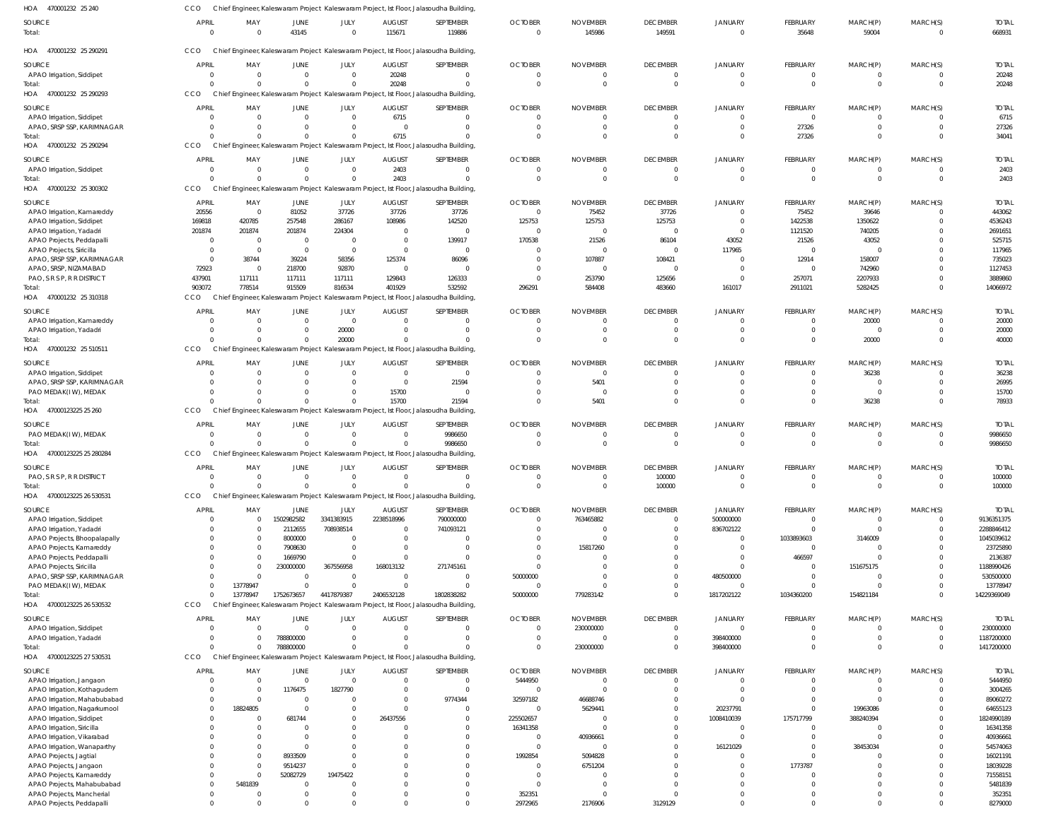HOA 470001232 25 240 CCO Chief Engineer, Kaleswaram Project Kaleswaram Project, Ist Floor, Jalasoudha Building,

| SOURCE | APRIL | MAY | JUNE | JULY | AUGUST | SEPTEMBER | OCTOBER | NOVEMBER | DECEMBER | JANUARY | FEBRUARY | MARCH(P) | MARCH(S) | TOTAL |
|---|---|---|---|---|---|---|---|---|---|---|---|---|---|---|
| Total: | 0 | 0 | 43145 | 0 | 115671 | 119886 | 0 | 145986 | 149591 | 0 | 35648 | 59004 | 0 | 668931 |

HOA 470001232 25 290291 CCO Chief Engineer, Kaleswaram Project Kaleswaram Project, Ist Floor, Jalasoudha Building,

| SOURCE | APRIL | MAY | JUNE | JULY | AUGUST | SEPTEMBER | OCTOBER | NOVEMBER | DECEMBER | JANUARY | FEBRUARY | MARCH(P) | MARCH(S) | TOTAL |
|---|---|---|---|---|---|---|---|---|---|---|---|---|---|---|
| APAO Irrigation, Siddipet | 0 | 0 | 0 | 0 | 20248 | 0 | 0 | 0 | 0 | 0 | 0 | 0 | 0 | 20248 |
| Total: | 0 | 0 | 0 | 0 | 20248 | 0 | 0 | 0 | 0 | 0 | 0 | 0 | 0 | 20248 |

HOA 470001232 25 290293 CCO Chief Engineer, Kaleswaram Project Kaleswaram Project, Ist Floor, Jalasoudha Building,

| SOURCE | APRIL | MAY | JUNE | JULY | AUGUST | SEPTEMBER | OCTOBER | NOVEMBER | DECEMBER | JANUARY | FEBRUARY | MARCH(P) | MARCH(S) | TOTAL |
|---|---|---|---|---|---|---|---|---|---|---|---|---|---|---|
| APAO Irrigation, Siddipet | 0 | 0 | 0 | 0 | 6715 | 0 | 0 | 0 | 0 | 0 | 0 | 0 | 0 | 6715 |
| APAO, SRSP SSP, KARIMNAGAR | 0 | 0 | 0 | 0 | 0 | 0 | 0 | 0 | 0 | 0 | 27326 | 0 | 0 | 27326 |
| Total: | 0 | 0 | 0 | 0 | 6715 | 0 | 0 | 0 | 0 | 0 | 27326 | 0 | 0 | 34041 |

HOA 470001232 25 290294 CCO Chief Engineer, Kaleswaram Project Kaleswaram Project, Ist Floor, Jalasoudha Building,

| SOURCE | APRIL | MAY | JUNE | JULY | AUGUST | SEPTEMBER | OCTOBER | NOVEMBER | DECEMBER | JANUARY | FEBRUARY | MARCH(P) | MARCH(S) | TOTAL |
|---|---|---|---|---|---|---|---|---|---|---|---|---|---|---|
| APAO Irrigation, Siddipet | 0 | 0 | 0 | 0 | 2403 | 0 | 0 | 0 | 0 | 0 | 0 | 0 | 0 | 2403 |
| Total: | 0 | 0 | 0 | 0 | 2403 | 0 | 0 | 0 | 0 | 0 | 0 | 0 | 0 | 2403 |

HOA 470001232 25 300302 CCO Chief Engineer, Kaleswaram Project Kaleswaram Project, Ist Floor, Jalasoudha Building,

| SOURCE | APRIL | MAY | JUNE | JULY | AUGUST | SEPTEMBER | OCTOBER | NOVEMBER | DECEMBER | JANUARY | FEBRUARY | MARCH(P) | MARCH(S) | TOTAL |
|---|---|---|---|---|---|---|---|---|---|---|---|---|---|---|
| APAO Irrigation, Kamareddy | 20556 | 0 | 81052 | 37726 | 37726 | 37726 | 0 | 75452 | 37726 | 0 | 75452 | 39646 | 0 | 443062 |
| APAO Irrigation, Siddipet | 169818 | 420785 | 257548 | 286167 | 108986 | 142520 | 125753 | 125753 | 125753 | 0 | 1422538 | 1350622 | 0 | 4536243 |
| APAO Irrigation, Yadadri | 201874 | 201874 | 201874 | 224304 | 0 | 0 | 0 | 0 | 0 | 0 | 1121520 | 740205 | 0 | 2691651 |
| APAO Projects, Peddapalli | 0 | 0 | 0 | 0 | 0 | 139917 | 170538 | 21526 | 86104 | 43052 | 21526 | 43052 | 0 | 525715 |
| APAO Projects, Siricilla | 0 | 0 | 0 | 0 | 0 | 0 | 0 | 0 | 0 | 117965 | 0 | 0 | 0 | 117965 |
| APAO, SRSP SSP, KARIMNAGAR | 0 | 38744 | 39224 | 58356 | 125374 | 86096 | 0 | 107887 | 108421 | 0 | 12914 | 158007 | 0 | 735023 |
| APAO, SRSP, NIZAMABAD | 72923 | 0 | 218700 | 92870 | 0 | 0 | 0 | 0 | 0 | 0 | 0 | 742960 | 0 | 1127453 |
| PAO, S R S P, R R DISTRICT | 437901 | 117111 | 117111 | 117111 | 129843 | 126333 | 0 | 253790 | 125656 | 0 | 257071 | 2207933 | 0 | 3889860 |
| Total: | 903072 | 778514 | 915509 | 816534 | 401929 | 532592 | 296291 | 584408 | 483660 | 161017 | 2911021 | 5282425 | 0 | 14066972 |

HOA 470001232 25 310318 CCO Chief Engineer, Kaleswaram Project Kaleswaram Project, Ist Floor, Jalasoudha Building,

| SOURCE | APRIL | MAY | JUNE | JULY | AUGUST | SEPTEMBER | OCTOBER | NOVEMBER | DECEMBER | JANUARY | FEBRUARY | MARCH(P) | MARCH(S) | TOTAL |
|---|---|---|---|---|---|---|---|---|---|---|---|---|---|---|
| APAO Irrigation, Kamareddy | 0 | 0 | 0 | 0 | 0 | 0 | 0 | 0 | 0 | 0 | 0 | 20000 | 0 | 20000 |
| APAO Irrigation, Yadadri | 0 | 0 | 0 | 20000 | 0 | 0 | 0 | 0 | 0 | 0 | 0 | 0 | 0 | 20000 |
| Total: | 0 | 0 | 0 | 20000 | 0 | 0 | 0 | 0 | 0 | 0 | 0 | 20000 | 0 | 40000 |

HOA 470001232 25 510511 CCO Chief Engineer, Kaleswaram Project Kaleswaram Project, Ist Floor, Jalasoudha Building,

| SOURCE | APRIL | MAY | JUNE | JULY | AUGUST | SEPTEMBER | OCTOBER | NOVEMBER | DECEMBER | JANUARY | FEBRUARY | MARCH(P) | MARCH(S) | TOTAL |
|---|---|---|---|---|---|---|---|---|---|---|---|---|---|---|
| APAO Irrigation, Siddipet | 0 | 0 | 0 | 0 | 0 | 0 | 0 | 0 | 0 | 0 | 0 | 36238 | 0 | 36238 |
| APAO, SRSP SSP, KARIMNAGAR | 0 | 0 | 0 | 0 | 0 | 21594 | 0 | 5401 | 0 | 0 | 0 | 0 | 0 | 26995 |
| PAO MEDAK(IW), MEDAK | 0 | 0 | 0 | 0 | 15700 | 0 | 0 | 0 | 0 | 0 | 0 | 0 | 0 | 15700 |
| Total: | 0 | 0 | 0 | 0 | 15700 | 21594 | 0 | 5401 | 0 | 0 | 0 | 36238 | 0 | 78933 |

HOA 47000123225 25 260 CCO Chief Engineer, Kaleswaram Project Kaleswaram Project, Ist Floor, Jalasoudha Building,

| SOURCE | APRIL | MAY | JUNE | JULY | AUGUST | SEPTEMBER | OCTOBER | NOVEMBER | DECEMBER | JANUARY | FEBRUARY | MARCH(P) | MARCH(S) | TOTAL |
|---|---|---|---|---|---|---|---|---|---|---|---|---|---|---|
| PAO MEDAK(IW), MEDAK | 0 | 0 | 0 | 0 | 0 | 9986650 | 0 | 0 | 0 | 0 | 0 | 0 | 0 | 9986650 |
| Total: | 0 | 0 | 0 | 0 | 0 | 9986650 | 0 | 0 | 0 | 0 | 0 | 0 | 0 | 9986650 |

HOA 47000123225 25 280284 CCO Chief Engineer, Kaleswaram Project Kaleswaram Project, Ist Floor, Jalasoudha Building,

| SOURCE | APRIL | MAY | JUNE | JULY | AUGUST | SEPTEMBER | OCTOBER | NOVEMBER | DECEMBER | JANUARY | FEBRUARY | MARCH(P) | MARCH(S) | TOTAL |
|---|---|---|---|---|---|---|---|---|---|---|---|---|---|---|
| PAO, S R S P, R R DISTRICT | 0 | 0 | 0 | 0 | 0 | 0 | 0 | 0 | 100000 | 0 | 0 | 0 | 0 | 100000 |
| Total: | 0 | 0 | 0 | 0 | 0 | 0 | 0 | 0 | 100000 | 0 | 0 | 0 | 0 | 100000 |

HOA 47000123225 26 530531 CCO Chief Engineer, Kaleswaram Project Kaleswaram Project, Ist Floor, Jalasoudha Building,

| SOURCE | APRIL | MAY | JUNE | JULY | AUGUST | SEPTEMBER | OCTOBER | NOVEMBER | DECEMBER | JANUARY | FEBRUARY | MARCH(P) | MARCH(S) | TOTAL |
|---|---|---|---|---|---|---|---|---|---|---|---|---|---|---|
| APAO Irrigation, Siddipet | 0 | 0 | 1502982582 | 3341383915 | 2238518996 | 790000000 | 0 | 763465882 | 0 | 500000000 | 0 | 0 | 0 | 9136351375 |
| APAO Irrigation, Yadadri | 0 | 0 | 2112655 | 708938514 | 0 | 741093121 | 0 | 0 | 0 | 836702122 | 0 | 0 | 0 | 2288846412 |
| APAO Projects, Bhoopalapally | 0 | 0 | 8000000 | 0 | 0 | 0 | 0 | 0 | 0 | 0 | 1033893603 | 3146009 | 0 | 1045039612 |
| APAO Projects, Kamareddy | 0 | 0 | 7908630 | 0 | 0 | 0 | 0 | 15817260 | 0 | 0 | 0 | 0 | 0 | 23725890 |
| APAO Projects, Peddapalli | 0 | 0 | 1669790 | 0 | 0 | 0 | 0 | 0 | 0 | 0 | 466597 | 0 | 0 | 2136387 |
| APAO Projects, Siricilla | 0 | 0 | 230000000 | 367556958 | 168013132 | 271745161 | 0 | 0 | 0 | 0 | 0 | 151675175 | 0 | 1188990426 |
| APAO, SRSP SSP, KARIMNAGAR | 0 | 0 | 0 | 0 | 0 | 0 | 50000000 | 0 | 0 | 480500000 | 0 | 0 | 0 | 530500000 |
| PAO MEDAK(IW), MEDAK | 0 | 13778947 | 0 | 0 | 0 | 0 | 0 | 0 | 0 | 0 | 0 | 0 | 0 | 13778947 |
| Total: | 0 | 13778947 | 1752673657 | 4417879387 | 2406532128 | 1802838282 | 50000000 | 779283142 | 0 | 1817202122 | 1034360200 | 154821184 | 0 | 14229369049 |

HOA 47000123225 26 530532 CCO Chief Engineer, Kaleswaram Project Kaleswaram Project, Ist Floor, Jalasoudha Building,

| SOURCE | APRIL | MAY | JUNE | JULY | AUGUST | SEPTEMBER | OCTOBER | NOVEMBER | DECEMBER | JANUARY | FEBRUARY | MARCH(P) | MARCH(S) | TOTAL |
|---|---|---|---|---|---|---|---|---|---|---|---|---|---|---|
| APAO Irrigation, Siddipet | 0 | 0 | 0 | 0 | 0 | 0 | 0 | 230000000 | 0 | 0 | 0 | 0 | 0 | 230000000 |
| APAO Irrigation, Yadadri | 0 | 0 | 788800000 | 0 | 0 | 0 | 0 | 0 | 0 | 398400000 | 0 | 0 | 0 | 1187200000 |
| Total: | 0 | 0 | 788800000 | 0 | 0 | 0 | 0 | 230000000 | 0 | 398400000 | 0 | 0 | 0 | 1417200000 |

HOA 47000123225 27 530531 CCO Chief Engineer, Kaleswaram Project Kaleswaram Project, Ist Floor, Jalasoudha Building,

| SOURCE | APRIL | MAY | JUNE | JULY | AUGUST | SEPTEMBER | OCTOBER | NOVEMBER | DECEMBER | JANUARY | FEBRUARY | MARCH(P) | MARCH(S) | TOTAL |
|---|---|---|---|---|---|---|---|---|---|---|---|---|---|---|
| APAO Irrigation, Jangaon | 0 | 0 | 0 | 0 | 0 | 0 | 5444950 | 0 | 0 | 0 | 0 | 0 | 0 | 5444950 |
| APAO Irrigation, Kothagudem | 0 | 0 | 1176475 | 1827790 | 0 | 0 | 0 | 0 | 0 | 0 | 0 | 0 | 0 | 3004265 |
| APAO Irrigation, Mahabubabad | 0 | 0 | 0 | 0 | 0 | 9774344 | 32597182 | 46688746 | 0 | 0 | 0 | 0 | 0 | 89060272 |
| APAO Irrigation, Nagarkurnool | 0 | 18824805 | 0 | 0 | 0 | 0 | 0 | 5629441 | 0 | 20237791 | 0 | 19963086 | 0 | 64655123 |
| APAO Irrigation, Siddipet | 0 | 0 | 681744 | 0 | 26437556 | 0 | 225502657 | 0 | 0 | 1008410039 | 175717799 | 388240394 | 0 | 1824990189 |
| APAO Irrigation, Siricilla | 0 | 0 | 0 | 0 | 0 | 0 | 16341358 | 0 | 0 | 0 | 0 | 0 | 0 | 16341358 |
| APAO Irrigation, Vikarabad | 0 | 0 | 0 | 0 | 0 | 0 | 0 | 40936661 | 0 | 0 | 0 | 0 | 0 | 40936661 |
| APAO Irrigation, Wanaparthy | 0 | 0 | 0 | 0 | 0 | 0 | 0 | 0 | 0 | 16121029 | 0 | 38453034 | 0 | 54574063 |
| APAO Projects, Jagtial | 0 | 0 | 8933509 | 0 | 0 | 0 | 1992854 | 5094828 | 0 | 0 | 0 | 0 | 0 | 16021191 |
| APAO Projects, Jangaon | 0 | 0 | 9514237 | 0 | 0 | 0 | 0 | 6751204 | 0 | 0 | 1773787 | 0 | 0 | 18039228 |
| APAO Projects, Kamareddy | 0 | 0 | 52082729 | 19475422 | 0 | 0 | 0 | 0 | 0 | 0 | 0 | 0 | 0 | 71558151 |
| APAO Projects, Mahabubabad | 0 | 5481839 | 0 | 0 | 0 | 0 | 0 | 0 | 0 | 0 | 0 | 0 | 0 | 5481839 |
| APAO Projects, Mancherial | 0 | 0 | 0 | 0 | 0 | 0 | 352351 | 0 | 0 | 0 | 0 | 0 | 0 | 352351 |
| APAO Projects, Peddapalli | 0 | 0 | 0 | 0 | 0 | 0 | 2972965 | 2176906 | 3129129 | 0 | 0 | 0 | 0 | 8279000 |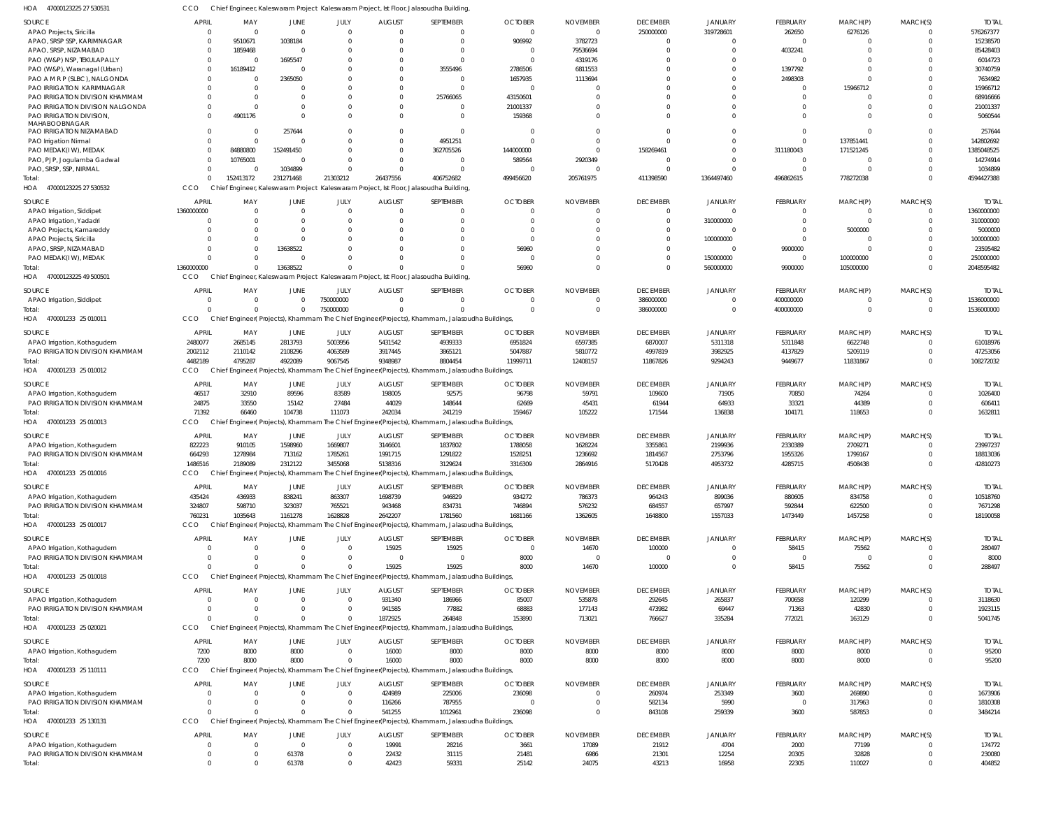HOA 47000123225 27 530531 CCO Chief Engineer, Kaleswaram Project Kaleswaram Project, Ist Floor, Jalasoudha Building,

| SOURCE | APRIL | MAY | JUNE | JULY | AUGUST | SEPTEMBER | OCTOBER | NOVEMBER | DECEMBER | JANUARY | FEBRUARY | MARCH(P) | MARCH(S) | TOTAL |
|---|---|---|---|---|---|---|---|---|---|---|---|---|---|---|
| APAO Projects, Siricilla | 0 | 0 | 0 | 0 | 0 | 0 | 0 | 0 | 250000000 | 319728601 | 262650 | 6276126 | 0 | 576267377 |
| APAO, SRSP SSP, KARIMNAGAR | 0 | 9510671 | 1038184 | 0 | 0 | 0 | 906992 | 3782723 | 0 | 0 | 0 | 0 | 0 | 15238570 |
| APAO, SRSP, NIZAMABAD | 0 | 1859468 | 0 | 0 | 0 | 0 | 0 | 79536694 | 0 | 0 | 4032241 | 0 | 0 | 85428403 |
| PAO (W&P) NSP, TEKULAPALLY | 0 | 0 | 1695547 | 0 | 0 | 0 | 0 | 4319176 | 0 | 0 | 0 | 0 | 0 | 6014723 |
| PAO (W&P), Waranagal (Urban) | 0 | 16189412 | 0 | 0 | 0 | 3555496 | 2786506 | 6811553 | 0 | 0 | 1397792 | 0 | 0 | 30740759 |
| PAO A M R P (SLBC), NALGONDA | 0 | 0 | 2365050 | 0 | 0 | 0 | 1657935 | 1113694 | 0 | 0 | 2498303 | 0 | 0 | 7634982 |
| PAO IRRIGATION KARIMNAGAR | 0 | 0 | 0 | 0 | 0 | 0 | 0 | 0 | 0 | 0 | 0 | 15966712 | 0 | 15966712 |
| PAO IRRIGATION DIVISION KHAMMAM | 0 | 0 | 0 | 0 | 0 | 25766065 | 43150601 | 0 | 0 | 0 | 0 | 0 | 0 | 68916666 |
| PAO IRRIGATION DIVISION NALGONDA | 0 | 0 | 0 | 0 | 0 | 0 | 21001337 | 0 | 0 | 0 | 0 | 0 | 0 | 21001337 |
| PAO IRRIGATION DIVISION, MAHABOOBNAGAR | 0 | 4901176 | 0 | 0 | 0 | 0 | 159368 | 0 | 0 | 0 | 0 | 0 | 0 | 5060544 |
| PAO IRRIGATION NIZAMABAD | 0 | 0 | 257644 | 0 | 0 | 0 | 0 | 0 | 0 | 0 | 0 | 0 | 0 | 257644 |
| PAO Irrigation Nirmal | 0 | 0 | 0 | 0 | 0 | 4951251 | 0 | 0 | 0 | 0 | 0 | 137851441 | 0 | 142802692 |
| PAO MEDAK(IW), MEDAK | 0 | 84880800 | 152491450 | 0 | 0 | 362705526 | 144000000 | 0 | 158269461 | 0 | 311180043 | 171521245 | 0 | 1385048525 |
| PAO, PJP, Jogulamba Gadwal | 0 | 10765001 | 0 | 0 | 0 | 0 | 589564 | 2920349 | 0 | 0 | 0 | 0 | 0 | 14274914 |
| PAO, SRSP, SSP, NIRMAL | 0 | 0 | 1034899 | 0 | 0 | 0 | 0 | 0 | 0 | 0 | 0 | 0 | 0 | 1034899 |
| Total: | 0 | 152413172 | 231271468 | 21303212 | 26437556 | 406752682 | 499456620 | 205761975 | 411398590 | 1364497460 | 496862615 | 778272038 | 0 | 4594427388 |

HOA 47000123225 27 530532 CCO Chief Engineer, Kaleswaram Project Kaleswaram Project, Ist Floor, Jalasoudha Building,

| SOURCE | APRIL | MAY | JUNE | JULY | AUGUST | SEPTEMBER | OCTOBER | NOVEMBER | DECEMBER | JANUARY | FEBRUARY | MARCH(P) | MARCH(S) | TOTAL |
|---|---|---|---|---|---|---|---|---|---|---|---|---|---|---|
| APAO Irrigation, Siddipet | 1360000000 | 0 | 0 | 0 | 0 | 0 | 0 | 0 | 0 | 0 | 0 | 0 | 0 | 1360000000 |
| APAO Irrigation, Yadadri | 0 | 0 | 0 | 0 | 0 | 0 | 0 | 0 | 0 | 310000000 | 0 | 0 | 0 | 310000000 |
| APAO Projects, Kamareddy | 0 | 0 | 0 | 0 | 0 | 0 | 0 | 0 | 0 | 0 | 0 | 5000000 | 0 | 5000000 |
| APAO Projects, Siricilla | 0 | 0 | 0 | 0 | 0 | 0 | 0 | 0 | 0 | 100000000 | 0 | 0 | 0 | 100000000 |
| APAO, SRSP, NIZAMABAD | 0 | 0 | 13638522 | 0 | 0 | 0 | 56960 | 0 | 0 | 0 | 9900000 | 0 | 0 | 23595482 |
| PAO MEDAK(IW), MEDAK | 0 | 0 | 0 | 0 | 0 | 0 | 0 | 0 | 0 | 150000000 | 0 | 100000000 | 0 | 250000000 |
| Total: | 1360000000 | 0 | 13638522 | 0 | 0 | 0 | 56960 | 0 | 0 | 560000000 | 9900000 | 105000000 | 0 | 2048595482 |

HOA 47000123225 49 500501 CCO Chief Engineer, Kaleswaram Project Kaleswaram Project, Ist Floor, Jalasoudha Building,

| SOURCE | APRIL | MAY | JUNE | JULY | AUGUST | SEPTEMBER | OCTOBER | NOVEMBER | DECEMBER | JANUARY | FEBRUARY | MARCH(P) | MARCH(S) | TOTAL |
|---|---|---|---|---|---|---|---|---|---|---|---|---|---|---|
| APAO Irrigation, Siddipet | 0 | 0 | 0 | 750000000 | 0 | 0 | 0 | 0 | 386000000 | 0 | 400000000 | 0 | 0 | 1536000000 |
| Total: | 0 | 0 | 0 | 750000000 | 0 | 0 | 0 | 0 | 386000000 | 0 | 400000000 | 0 | 0 | 1536000000 |

HOA 470001233 25 010011 CCO Chief Engineer(Projects), Khammam The Chief Engineer(Projects), Khammam, Jalasoudha Buildings,

| SOURCE | APRIL | MAY | JUNE | JULY | AUGUST | SEPTEMBER | OCTOBER | NOVEMBER | DECEMBER | JANUARY | FEBRUARY | MARCH(P) | MARCH(S) | TOTAL |
|---|---|---|---|---|---|---|---|---|---|---|---|---|---|---|
| APAO Irrigation, Kothagudem | 2480077 | 2685145 | 2813793 | 5003956 | 5431542 | 4939333 | 6951824 | 6597385 | 6870007 | 5311318 | 5311848 | 6622748 | 0 | 61018976 |
| PAO IRRIGATION DIVISION KHAMMAM | 2002112 | 2110142 | 2108296 | 4063589 | 3917445 | 3865121 | 5047887 | 5810772 | 4997819 | 3982925 | 4137829 | 5209119 | 0 | 47253056 |
| Total: | 4482189 | 4795287 | 4922089 | 9067545 | 9348987 | 8804454 | 11999711 | 12408157 | 11867826 | 9294243 | 9449677 | 11831867 | 0 | 108272032 |

HOA 470001233 25 010012 CCO Chief Engineer(Projects), Khammam The Chief Engineer(Projects), Khammam, Jalasoudha Buildings,

| SOURCE | APRIL | MAY | JUNE | JULY | AUGUST | SEPTEMBER | OCTOBER | NOVEMBER | DECEMBER | JANUARY | FEBRUARY | MARCH(P) | MARCH(S) | TOTAL |
|---|---|---|---|---|---|---|---|---|---|---|---|---|---|---|
| APAO Irrigation, Kothagudem | 46517 | 32910 | 89596 | 83589 | 198005 | 92575 | 96798 | 59791 | 109600 | 71905 | 70850 | 74264 | 0 | 1026400 |
| PAO IRRIGATION DIVISION KHAMMAM | 24875 | 33550 | 15142 | 27484 | 44029 | 148644 | 62669 | 45431 | 61944 | 64933 | 33321 | 44389 | 0 | 606411 |
| Total: | 71392 | 66460 | 104738 | 111073 | 242034 | 241219 | 159467 | 105222 | 171544 | 136838 | 104171 | 118653 | 0 | 1632811 |

HOA 470001233 25 010013 CCO Chief Engineer(Projects), Khammam The Chief Engineer(Projects), Khammam, Jalasoudha Buildings,

| SOURCE | APRIL | MAY | JUNE | JULY | AUGUST | SEPTEMBER | OCTOBER | NOVEMBER | DECEMBER | JANUARY | FEBRUARY | MARCH(P) | MARCH(S) | TOTAL |
|---|---|---|---|---|---|---|---|---|---|---|---|---|---|---|
| APAO Irrigation, Kothagudem | 822223 | 910105 | 1598960 | 1669807 | 3146601 | 1837802 | 1788058 | 1628224 | 3355861 | 2199936 | 2330389 | 2709271 | 0 | 23997237 |
| PAO IRRIGATION DIVISION KHAMMAM | 664293 | 1278984 | 713162 | 1785261 | 1991715 | 1291822 | 1528251 | 1236692 | 1814567 | 2753796 | 1955326 | 1799167 | 0 | 18813036 |
| Total: | 1486516 | 2189089 | 2312122 | 3455068 | 5138316 | 3129624 | 3316309 | 2864916 | 5170428 | 4953732 | 4285715 | 4508438 | 0 | 42810273 |

HOA 470001233 25 010016 CCO Chief Engineer(Projects), Khammam The Chief Engineer(Projects), Khammam, Jalasoudha Buildings,

| SOURCE | APRIL | MAY | JUNE | JULY | AUGUST | SEPTEMBER | OCTOBER | NOVEMBER | DECEMBER | JANUARY | FEBRUARY | MARCH(P) | MARCH(S) | TOTAL |
|---|---|---|---|---|---|---|---|---|---|---|---|---|---|---|
| APAO Irrigation, Kothagudem | 435424 | 436933 | 838241 | 863307 | 1698739 | 946829 | 934272 | 786373 | 964243 | 899036 | 880605 | 834758 | 0 | 10518760 |
| PAO IRRIGATION DIVISION KHAMMAM | 324807 | 598710 | 323037 | 765521 | 943468 | 834731 | 746894 | 576232 | 684557 | 657997 | 592844 | 622500 | 0 | 7671298 |
| Total: | 760231 | 1035643 | 1161278 | 1628828 | 2642207 | 1781560 | 1681166 | 1362605 | 1648800 | 1557033 | 1473449 | 1457258 | 0 | 18190058 |

HOA 470001233 25 010017 CCO Chief Engineer(Projects), Khammam The Chief Engineer(Projects), Khammam, Jalasoudha Buildings,

| SOURCE | APRIL | MAY | JUNE | JULY | AUGUST | SEPTEMBER | OCTOBER | NOVEMBER | DECEMBER | JANUARY | FEBRUARY | MARCH(P) | MARCH(S) | TOTAL |
|---|---|---|---|---|---|---|---|---|---|---|---|---|---|---|
| APAO Irrigation, Kothagudem | 0 | 0 | 0 | 0 | 15925 | 15925 | 0 | 14670 | 100000 | 0 | 58415 | 75562 | 0 | 280497 |
| PAO IRRIGATION DIVISION KHAMMAM | 0 | 0 | 0 | 0 | 0 | 0 | 8000 | 0 | 0 | 0 | 0 | 0 | 0 | 8000 |
| Total: | 0 | 0 | 0 | 0 | 15925 | 15925 | 8000 | 14670 | 100000 | 0 | 58415 | 75562 | 0 | 288497 |

HOA 470001233 25 010018 CCO Chief Engineer(Projects), Khammam The Chief Engineer(Projects), Khammam, Jalasoudha Buildings,

| SOURCE | APRIL | MAY | JUNE | JULY | AUGUST | SEPTEMBER | OCTOBER | NOVEMBER | DECEMBER | JANUARY | FEBRUARY | MARCH(P) | MARCH(S) | TOTAL |
|---|---|---|---|---|---|---|---|---|---|---|---|---|---|---|
| APAO Irrigation, Kothagudem | 0 | 0 | 0 | 0 | 931340 | 186966 | 85007 | 535878 | 292645 | 265837 | 700658 | 120299 | 0 | 3118630 |
| PAO IRRIGATION DIVISION KHAMMAM | 0 | 0 | 0 | 0 | 941585 | 77882 | 68883 | 177143 | 473982 | 69447 | 71363 | 42830 | 0 | 1923115 |
| Total: | 0 | 0 | 0 | 0 | 1872925 | 264848 | 153890 | 713021 | 766627 | 335284 | 772021 | 163129 | 0 | 5041745 |

HOA 470001233 25 020021 CCO Chief Engineer(Projects), Khammam The Chief Engineer(Projects), Khammam, Jalasoudha Buildings,

| SOURCE | APRIL | MAY | JUNE | JULY | AUGUST | SEPTEMBER | OCTOBER | NOVEMBER | DECEMBER | JANUARY | FEBRUARY | MARCH(P) | MARCH(S) | TOTAL |
|---|---|---|---|---|---|---|---|---|---|---|---|---|---|---|
| APAO Irrigation, Kothagudem | 7200 | 8000 | 8000 | 0 | 16000 | 8000 | 8000 | 8000 | 8000 | 8000 | 8000 | 8000 | 0 | 95200 |
| Total: | 7200 | 8000 | 8000 | 0 | 16000 | 8000 | 8000 | 8000 | 8000 | 8000 | 8000 | 8000 | 0 | 95200 |

HOA 470001233 25 110111 CCO Chief Engineer(Projects), Khammam The Chief Engineer(Projects), Khammam, Jalasoudha Buildings,

| SOURCE | APRIL | MAY | JUNE | JULY | AUGUST | SEPTEMBER | OCTOBER | NOVEMBER | DECEMBER | JANUARY | FEBRUARY | MARCH(P) | MARCH(S) | TOTAL |
|---|---|---|---|---|---|---|---|---|---|---|---|---|---|---|
| APAO Irrigation, Kothagudem | 0 | 0 | 0 | 0 | 424989 | 225006 | 236098 | 0 | 260974 | 253349 | 3600 | 269890 | 0 | 1673906 |
| PAO IRRIGATION DIVISION KHAMMAM | 0 | 0 | 0 | 0 | 116266 | 787955 | 0 | 0 | 582134 | 5990 | 0 | 317963 | 0 | 1810308 |
| Total: | 0 | 0 | 0 | 0 | 541255 | 1012961 | 236098 | 0 | 843108 | 259339 | 3600 | 587853 | 0 | 3484214 |

HOA 470001233 25 130131 CCO Chief Engineer(Projects), Khammam The Chief Engineer(Projects), Khammam, Jalasoudha Buildings,

| SOURCE | APRIL | MAY | JUNE | JULY | AUGUST | SEPTEMBER | OCTOBER | NOVEMBER | DECEMBER | JANUARY | FEBRUARY | MARCH(P) | MARCH(S) | TOTAL |
|---|---|---|---|---|---|---|---|---|---|---|---|---|---|---|
| APAO Irrigation, Kothagudem | 0 | 0 | 0 | 0 | 19991 | 28216 | 3661 | 17089 | 21912 | 4704 | 2000 | 77199 | 0 | 174772 |
| PAO IRRIGATION DIVISION KHAMMAM | 0 | 0 | 61378 | 0 | 22432 | 31115 | 21481 | 6986 | 21301 | 12254 | 20305 | 32828 | 0 | 230080 |
| Total: | 0 | 0 | 61378 | 0 | 42423 | 59331 | 25142 | 24075 | 43213 | 16958 | 22305 | 110027 | 0 | 404852 |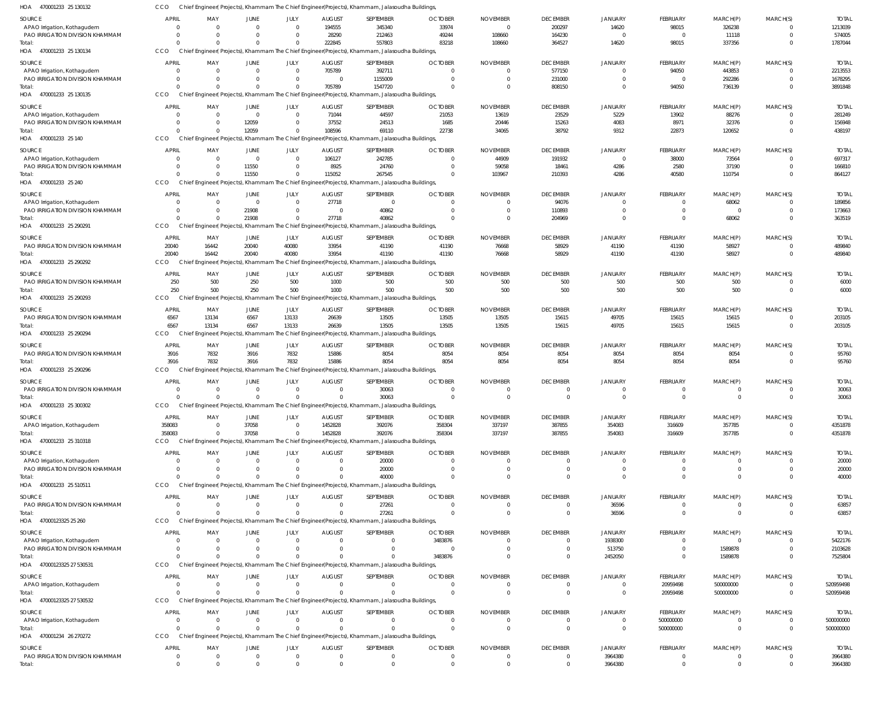HOA 470001233 25 130132 CCO Chief Engineer(Projects), Khammam The Chief Engineer(Projects), Khammam, Jalasoudha Buildings,

| SOURCE | APRIL | MAY | JUNE | JULY | AUGUST | SEPTEMBER | OCTOBER | NOVEMBER | DECEMBER | JANUARY | FEBRUARY | MARCH(P) | MARCH(S) | TOTAL |
|---|---|---|---|---|---|---|---|---|---|---|---|---|---|---|
| APAO Irrigation, Kothagudem | 0 | 0 | 0 | 0 | 194555 | 345340 | 33974 | 0 | 200297 | 14620 | 98015 | 326238 | 0 | 1213039 |
| PAO IRRIGATION DIVISION KHAMMAM | 0 | 0 | 0 | 0 | 28290 | 212463 | 49244 | 108660 | 164230 | 0 | 0 | 11118 | 0 | 574005 |
| Total: | 0 | 0 | 0 | 0 | 222845 | 557803 | 83218 | 108660 | 364527 | 14620 | 98015 | 337356 | 0 | 1787044 |

HOA 470001233 25 130134 CCO Chief Engineer(Projects), Khammam The Chief Engineer(Projects), Khammam, Jalasoudha Buildings,

| SOURCE | APRIL | MAY | JUNE | JULY | AUGUST | SEPTEMBER | OCTOBER | NOVEMBER | DECEMBER | JANUARY | FEBRUARY | MARCH(P) | MARCH(S) | TOTAL |
|---|---|---|---|---|---|---|---|---|---|---|---|---|---|---|
| APAO Irrigation, Kothagudem | 0 | 0 | 0 | 0 | 705789 | 392711 | 0 | 0 | 577150 | 0 | 94050 | 443853 | 0 | 2213553 |
| PAO IRRIGATION DIVISION KHAMMAM | 0 | 0 | 0 | 0 | 0 | 1155009 | 0 | 0 | 231000 | 0 | 0 | 292286 | 0 | 1678295 |
| Total: | 0 | 0 | 0 | 0 | 705789 | 1547720 | 0 | 0 | 808150 | 0 | 94050 | 736139 | 0 | 3891848 |

HOA 470001233 25 130135 CCO Chief Engineer(Projects), Khammam The Chief Engineer(Projects), Khammam, Jalasoudha Buildings,

| SOURCE | APRIL | MAY | JUNE | JULY | AUGUST | SEPTEMBER | OCTOBER | NOVEMBER | DECEMBER | JANUARY | FEBRUARY | MARCH(P) | MARCH(S) | TOTAL |
|---|---|---|---|---|---|---|---|---|---|---|---|---|---|---|
| APAO Irrigation, Kothagudem | 0 | 0 | 0 | 0 | 71044 | 44597 | 21053 | 13619 | 23529 | 5229 | 13902 | 88276 | 0 | 281249 |
| PAO IRRIGATION DIVISION KHAMMAM | 0 | 0 | 12059 | 0 | 37552 | 24513 | 1685 | 20446 | 15263 | 4083 | 8971 | 32376 | 0 | 156948 |
| Total: | 0 | 0 | 12059 | 0 | 108596 | 69110 | 22738 | 34065 | 38792 | 9312 | 22873 | 120652 | 0 | 438197 |

HOA 470001233 25 140 CCO Chief Engineer(Projects), Khammam The Chief Engineer(Projects), Khammam, Jalasoudha Buildings,

| SOURCE | APRIL | MAY | JUNE | JULY | AUGUST | SEPTEMBER | OCTOBER | NOVEMBER | DECEMBER | JANUARY | FEBRUARY | MARCH(P) | MARCH(S) | TOTAL |
|---|---|---|---|---|---|---|---|---|---|---|---|---|---|---|
| APAO Irrigation, Kothagudem | 0 | 0 | 0 | 0 | 106127 | 242785 | 0 | 44909 | 191932 | 0 | 38000 | 73564 | 0 | 697317 |
| PAO IRRIGATION DIVISION KHAMMAM | 0 | 0 | 11550 | 0 | 8925 | 24760 | 0 | 59058 | 18461 | 4286 | 2580 | 37190 | 0 | 166810 |
| Total: | 0 | 0 | 11550 | 0 | 115052 | 267545 | 0 | 103967 | 210393 | 4286 | 40580 | 110754 | 0 | 864127 |

HOA 470001233 25 240 CCO Chief Engineer(Projects), Khammam The Chief Engineer(Projects), Khammam, Jalasoudha Buildings,

| SOURCE | APRIL | MAY | JUNE | JULY | AUGUST | SEPTEMBER | OCTOBER | NOVEMBER | DECEMBER | JANUARY | FEBRUARY | MARCH(P) | MARCH(S) | TOTAL |
|---|---|---|---|---|---|---|---|---|---|---|---|---|---|---|
| APAO Irrigation, Kothagudem | 0 | 0 | 0 | 0 | 27718 | 0 | 0 | 0 | 94076 | 0 | 0 | 68062 | 0 | 189856 |
| PAO IRRIGATION DIVISION KHAMMAM | 0 | 0 | 21908 | 0 | 0 | 40862 | 0 | 0 | 110893 | 0 | 0 | 0 | 0 | 173663 |
| Total: | 0 | 0 | 21908 | 0 | 27718 | 40862 | 0 | 0 | 204969 | 0 | 0 | 68062 | 0 | 363519 |

HOA 470001233 25 290291 CCO Chief Engineer(Projects), Khammam The Chief Engineer(Projects), Khammam, Jalasoudha Buildings,

| SOURCE | APRIL | MAY | JUNE | JULY | AUGUST | SEPTEMBER | OCTOBER | NOVEMBER | DECEMBER | JANUARY | FEBRUARY | MARCH(P) | MARCH(S) | TOTAL |
|---|---|---|---|---|---|---|---|---|---|---|---|---|---|---|
| PAO IRRIGATION DIVISION KHAMMAM | 20040 | 16442 | 20040 | 40080 | 33954 | 41190 | 41190 | 76668 | 58929 | 41190 | 41190 | 58927 | 0 | 489840 |
| Total: | 20040 | 16442 | 20040 | 40080 | 33954 | 41190 | 41190 | 76668 | 58929 | 41190 | 41190 | 58927 | 0 | 489840 |

HOA 470001233 25 290292 CCO Chief Engineer(Projects), Khammam The Chief Engineer(Projects), Khammam, Jalasoudha Buildings,

| SOURCE | APRIL | MAY | JUNE | JULY | AUGUST | SEPTEMBER | OCTOBER | NOVEMBER | DECEMBER | JANUARY | FEBRUARY | MARCH(P) | MARCH(S) | TOTAL |
|---|---|---|---|---|---|---|---|---|---|---|---|---|---|---|
| PAO IRRIGATION DIVISION KHAMMAM | 250 | 500 | 250 | 500 | 1000 | 500 | 500 | 500 | 500 | 500 | 500 | 500 | 0 | 6000 |
| Total: | 250 | 500 | 250 | 500 | 1000 | 500 | 500 | 500 | 500 | 500 | 500 | 500 | 0 | 6000 |

HOA 470001233 25 290293 CCO Chief Engineer(Projects), Khammam The Chief Engineer(Projects), Khammam, Jalasoudha Buildings,

| SOURCE | APRIL | MAY | JUNE | JULY | AUGUST | SEPTEMBER | OCTOBER | NOVEMBER | DECEMBER | JANUARY | FEBRUARY | MARCH(P) | MARCH(S) | TOTAL |
|---|---|---|---|---|---|---|---|---|---|---|---|---|---|---|
| PAO IRRIGATION DIVISION KHAMMAM | 6567 | 13134 | 6567 | 13133 | 26639 | 13505 | 13505 | 13505 | 15615 | 49705 | 15615 | 15615 | 0 | 203105 |
| Total: | 6567 | 13134 | 6567 | 13133 | 26639 | 13505 | 13505 | 13505 | 15615 | 49705 | 15615 | 15615 | 0 | 203105 |

HOA 470001233 25 290294 CCO Chief Engineer(Projects), Khammam The Chief Engineer(Projects), Khammam, Jalasoudha Buildings,

| SOURCE | APRIL | MAY | JUNE | JULY | AUGUST | SEPTEMBER | OCTOBER | NOVEMBER | DECEMBER | JANUARY | FEBRUARY | MARCH(P) | MARCH(S) | TOTAL |
|---|---|---|---|---|---|---|---|---|---|---|---|---|---|---|
| PAO IRRIGATION DIVISION KHAMMAM | 3916 | 7832 | 3916 | 7832 | 15886 | 8054 | 8054 | 8054 | 8054 | 8054 | 8054 | 8054 | 0 | 95760 |
| Total: | 3916 | 7832 | 3916 | 7832 | 15886 | 8054 | 8054 | 8054 | 8054 | 8054 | 8054 | 8054 | 0 | 95760 |

HOA 470001233 25 290296 CCO Chief Engineer(Projects), Khammam The Chief Engineer(Projects), Khammam, Jalasoudha Buildings,

| SOURCE | APRIL | MAY | JUNE | JULY | AUGUST | SEPTEMBER | OCTOBER | NOVEMBER | DECEMBER | JANUARY | FEBRUARY | MARCH(P) | MARCH(S) | TOTAL |
|---|---|---|---|---|---|---|---|---|---|---|---|---|---|---|
| PAO IRRIGATION DIVISION KHAMMAM | 0 | 0 | 0 | 0 | 0 | 30063 | 0 | 0 | 0 | 0 | 0 | 0 | 0 | 30063 |
| Total: | 0 | 0 | 0 | 0 | 0 | 30063 | 0 | 0 | 0 | 0 | 0 | 0 | 0 | 30063 |

HOA 470001233 25 300302 CCO Chief Engineer(Projects), Khammam The Chief Engineer(Projects), Khammam, Jalasoudha Buildings,

| SOURCE | APRIL | MAY | JUNE | JULY | AUGUST | SEPTEMBER | OCTOBER | NOVEMBER | DECEMBER | JANUARY | FEBRUARY | MARCH(P) | MARCH(S) | TOTAL |
|---|---|---|---|---|---|---|---|---|---|---|---|---|---|---|
| APAO Irrigation, Kothagudem | 358083 | 0 | 37058 | 0 | 1452828 | 392076 | 358304 | 337197 | 387855 | 354083 | 316609 | 357785 | 0 | 4351878 |
| Total: | 358083 | 0 | 37058 | 0 | 1452828 | 392076 | 358304 | 337197 | 387855 | 354083 | 316609 | 357785 | 0 | 4351878 |

HOA 470001233 25 310318 CCO Chief Engineer(Projects), Khammam The Chief Engineer(Projects), Khammam, Jalasoudha Buildings,

| SOURCE | APRIL | MAY | JUNE | JULY | AUGUST | SEPTEMBER | OCTOBER | NOVEMBER | DECEMBER | JANUARY | FEBRUARY | MARCH(P) | MARCH(S) | TOTAL |
|---|---|---|---|---|---|---|---|---|---|---|---|---|---|---|
| APAO Irrigation, Kothagudem | 0 | 0 | 0 | 0 | 0 | 20000 | 0 | 0 | 0 | 0 | 0 | 0 | 0 | 20000 |
| PAO IRRIGATION DIVISION KHAMMAM | 0 | 0 | 0 | 0 | 0 | 20000 | 0 | 0 | 0 | 0 | 0 | 0 | 0 | 20000 |
| Total: | 0 | 0 | 0 | 0 | 0 | 40000 | 0 | 0 | 0 | 0 | 0 | 0 | 0 | 40000 |

HOA 470001233 25 510511 CCO Chief Engineer(Projects), Khammam The Chief Engineer(Projects), Khammam, Jalasoudha Buildings,

| SOURCE | APRIL | MAY | JUNE | JULY | AUGUST | SEPTEMBER | OCTOBER | NOVEMBER | DECEMBER | JANUARY | FEBRUARY | MARCH(P) | MARCH(S) | TOTAL |
|---|---|---|---|---|---|---|---|---|---|---|---|---|---|---|
| PAO IRRIGATION DIVISION KHAMMAM | 0 | 0 | 0 | 0 | 0 | 27261 | 0 | 0 | 0 | 36596 | 0 | 0 | 0 | 63857 |
| Total: | 0 | 0 | 0 | 0 | 0 | 27261 | 0 | 0 | 0 | 36596 | 0 | 0 | 0 | 63857 |

HOA 47000123325 25 260 CCO Chief Engineer(Projects), Khammam The Chief Engineer(Projects), Khammam, Jalasoudha Buildings,

| SOURCE | APRIL | MAY | JUNE | JULY | AUGUST | SEPTEMBER | OCTOBER | NOVEMBER | DECEMBER | JANUARY | FEBRUARY | MARCH(P) | MARCH(S) | TOTAL |
|---|---|---|---|---|---|---|---|---|---|---|---|---|---|---|
| APAO Irrigation, Kothagudem | 0 | 0 | 0 | 0 | 0 | 0 | 3483876 | 0 | 0 | 1938300 | 0 | 0 | 0 | 5422176 |
| PAO IRRIGATION DIVISION KHAMMAM | 0 | 0 | 0 | 0 | 0 | 0 | 0 | 0 | 0 | 513750 | 0 | 1589878 | 0 | 2103628 |
| Total: | 0 | 0 | 0 | 0 | 0 | 0 | 3483876 | 0 | 0 | 2452050 | 0 | 1589878 | 0 | 7525804 |

HOA 47000123325 27 530531 CCO Chief Engineer(Projects), Khammam The Chief Engineer(Projects), Khammam, Jalasoudha Buildings,

| SOURCE | APRIL | MAY | JUNE | JULY | AUGUST | SEPTEMBER | OCTOBER | NOVEMBER | DECEMBER | JANUARY | FEBRUARY | MARCH(P) | MARCH(S) | TOTAL |
|---|---|---|---|---|---|---|---|---|---|---|---|---|---|---|
| APAO Irrigation, Kothagudem | 0 | 0 | 0 | 0 | 0 | 0 | 0 | 0 | 0 | 0 | 20959498 | 500000000 | 0 | 520959498 |
| Total: | 0 | 0 | 0 | 0 | 0 | 0 | 0 | 0 | 0 | 0 | 20959498 | 500000000 | 0 | 520959498 |

HOA 47000123325 27 530532 CCO Chief Engineer(Projects), Khammam The Chief Engineer(Projects), Khammam, Jalasoudha Buildings,

| SOURCE | APRIL | MAY | JUNE | JULY | AUGUST | SEPTEMBER | OCTOBER | NOVEMBER | DECEMBER | JANUARY | FEBRUARY | MARCH(P) | MARCH(S) | TOTAL |
|---|---|---|---|---|---|---|---|---|---|---|---|---|---|---|
| APAO Irrigation, Kothagudem | 0 | 0 | 0 | 0 | 0 | 0 | 0 | 0 | 0 | 0 | 500000000 | 0 | 0 | 500000000 |
| Total: | 0 | 0 | 0 | 0 | 0 | 0 | 0 | 0 | 0 | 0 | 500000000 | 0 | 0 | 500000000 |

HOA 470001234 26 270272 CCO Chief Engineer(Projects), Khammam The Chief Engineer(Projects), Khammam, Jalasoudha Buildings,

| SOURCE | APRIL | MAY | JUNE | JULY | AUGUST | SEPTEMBER | OCTOBER | NOVEMBER | DECEMBER | JANUARY | FEBRUARY | MARCH(P) | MARCH(S) | TOTAL |
|---|---|---|---|---|---|---|---|---|---|---|---|---|---|---|
| PAO IRRIGATION DIVISION KHAMMAM | 0 | 0 | 0 | 0 | 0 | 0 | 0 | 0 | 0 | 3964380 | 0 | 0 | 0 | 3964380 |
| Total: | 0 | 0 | 0 | 0 | 0 | 0 | 0 | 0 | 0 | 3964380 | 0 | 0 | 0 | 3964380 |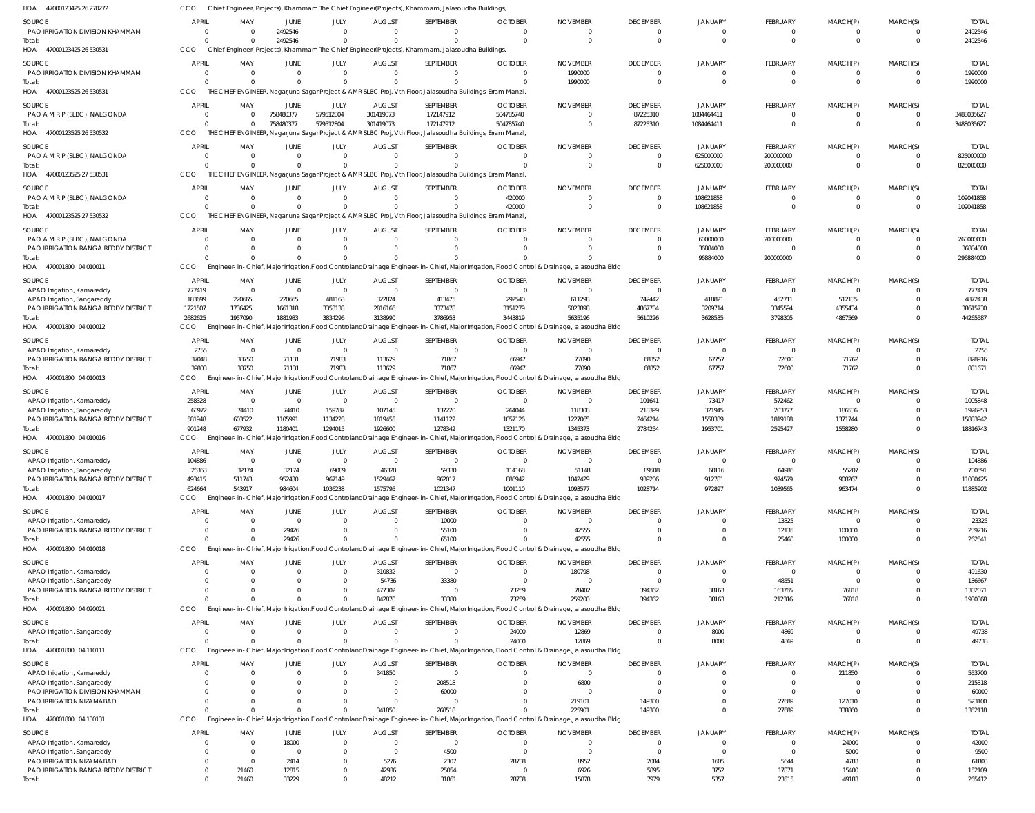HOA 47000123425 26 270272 CCO Chief Engineer( Projects), Khammam The Chief Engineer(Projects), Khammam, Jalasoudha Buildings,

| SOURCE | APRIL | MAY | JUNE | JULY | AUGUST | SEPTEMBER | OCTOBER | NOVEMBER | DECEMBER | JANUARY | FEBRUARY | MARCH(P) | MARCH(S) | TOTAL |
|---|---|---|---|---|---|---|---|---|---|---|---|---|---|---|
| PAO IRRIGATION DIVISION KHAMMAM | 0 | 0 | 2492546 | 0 | 0 | 0 | 0 | 0 | 0 | 0 | 0 | 0 | 0 | 2492546 |
| Total: | 0 | 0 | 2492546 | 0 | 0 | 0 | 0 | 0 | 0 | 0 | 0 | 0 | 0 | 2492546 |

HOA 47000123425 26 530531 CCO Chief Engineer( Projects), Khammam The Chief Engineer(Projects), Khammam, Jalasoudha Buildings,

| SOURCE | APRIL | MAY | JUNE | JULY | AUGUST | SEPTEMBER | OCTOBER | NOVEMBER | DECEMBER | JANUARY | FEBRUARY | MARCH(P) | MARCH(S) | TOTAL |
|---|---|---|---|---|---|---|---|---|---|---|---|---|---|---|
| PAO IRRIGATION DIVISION KHAMMAM | 0 | 0 | 0 | 0 | 0 | 0 | 0 | 1990000 | 0 | 0 | 0 | 0 | 0 | 1990000 |
| Total: | 0 | 0 | 0 | 0 | 0 | 0 | 0 | 1990000 | 0 | 0 | 0 | 0 | 0 | 1990000 |

HOA 47000123525 26 530531 CCO THE CHIEF ENGINEER, Nagarjuna Sagar Project & AMR SLBC Proj, Vth Floor, Jalasoudha Buildings, Erram Manzil,

| SOURCE | APRIL | MAY | JUNE | JULY | AUGUST | SEPTEMBER | OCTOBER | NOVEMBER | DECEMBER | JANUARY | FEBRUARY | MARCH(P) | MARCH(S) | TOTAL |
|---|---|---|---|---|---|---|---|---|---|---|---|---|---|---|
| PAO A M R P (SLBC), NALGONDA | 0 | 0 | 758480377 | 579512804 | 301419073 | 172147912 | 504785740 | 0 | 87225310 | 1084464411 | 0 | 0 | 0 | 3488035627 |
| Total: | 0 | 0 | 758480377 | 579512804 | 301419073 | 172147912 | 504785740 | 0 | 87225310 | 1084464411 | 0 | 0 | 0 | 3488035627 |

HOA 47000123525 26 530532 CCO THE CHIEF ENGINEER, Nagarjuna Sagar Project & AMR SLBC Proj, Vth Floor, Jalasoudha Buildings, Erram Manzil,

| SOURCE | APRIL | MAY | JUNE | JULY | AUGUST | SEPTEMBER | OCTOBER | NOVEMBER | DECEMBER | JANUARY | FEBRUARY | MARCH(P) | MARCH(S) | TOTAL |
|---|---|---|---|---|---|---|---|---|---|---|---|---|---|---|
| PAO A M R P (SLBC), NALGONDA | 0 | 0 | 0 | 0 | 0 | 0 | 0 | 0 | 0 | 625000000 | 200000000 | 0 | 0 | 825000000 |
| Total: | 0 | 0 | 0 | 0 | 0 | 0 | 0 | 0 | 0 | 625000000 | 200000000 | 0 | 0 | 825000000 |

HOA 47000123525 27 530531 CCO THE CHIEF ENGINEER, Nagarjuna Sagar Project & AMR SLBC Proj, Vth Floor, Jalasoudha Buildings, Erram Manzil,

| SOURCE | APRIL | MAY | JUNE | JULY | AUGUST | SEPTEMBER | OCTOBER | NOVEMBER | DECEMBER | JANUARY | FEBRUARY | MARCH(P) | MARCH(S) | TOTAL |
|---|---|---|---|---|---|---|---|---|---|---|---|---|---|---|
| PAO A M R P (SLBC), NALGONDA | 0 | 0 | 0 | 0 | 0 | 0 | 420000 | 0 | 0 | 108621858 | 0 | 0 | 0 | 109041858 |
| Total: | 0 | 0 | 0 | 0 | 0 | 0 | 420000 | 0 | 0 | 108621858 | 0 | 0 | 0 | 109041858 |

HOA 47000123525 27 530532 CCO THE CHIEF ENGINEER, Nagarjuna Sagar Project & AMR SLBC Proj, Vth Floor, Jalasoudha Buildings, Erram Manzil,

| SOURCE | APRIL | MAY | JUNE | JULY | AUGUST | SEPTEMBER | OCTOBER | NOVEMBER | DECEMBER | JANUARY | FEBRUARY | MARCH(P) | MARCH(S) | TOTAL |
|---|---|---|---|---|---|---|---|---|---|---|---|---|---|---|
| PAO A M R P (SLBC), NALGONDA | 0 | 0 | 0 | 0 | 0 | 0 | 0 | 0 | 0 | 60000000 | 200000000 | 0 | 0 | 260000000 |
| PAO IRRIGATION RANGA REDDY DISTRICT | 0 | 0 | 0 | 0 | 0 | 0 | 0 | 0 | 0 | 36884000 | 0 | 0 | 0 | 36884000 |
| Total: | 0 | 0 | 0 | 0 | 0 | 0 | 0 | 0 | 0 | 96884000 | 200000000 | 0 | 0 | 296884000 |

HOA 470001800 04 010011 CCO Engineer-in-Chief, Major Irrigation,Flood Control and Drainage Engineer-in-Chief, Major Irrigation, Flood Control & Drainage,Jalasoudha Bldg

| SOURCE | APRIL | MAY | JUNE | JULY | AUGUST | SEPTEMBER | OCTOBER | NOVEMBER | DECEMBER | JANUARY | FEBRUARY | MARCH(P) | MARCH(S) | TOTAL |
|---|---|---|---|---|---|---|---|---|---|---|---|---|---|---|
| APAO Irrigation, Kamareddy | 777419 | 0 | 0 | 0 | 0 | 0 | 0 | 0 | 0 | 0 | 0 | 0 | 0 | 777419 |
| APAO Irrigation, Sangareddy | 183699 | 220665 | 220665 | 481163 | 322824 | 413475 | 292540 | 611298 | 742442 | 418821 | 452711 | 512135 | 0 | 4872438 |
| PAO IRRIGATION RANGA REDDY DISTRICT | 1721507 | 1736425 | 1661318 | 3353133 | 2816166 | 3373478 | 3151279 | 5023898 | 4867784 | 3209714 | 3345594 | 4355434 | 0 | 38615730 |
| Total: | 2682625 | 1957090 | 1881983 | 3834296 | 3138990 | 3786953 | 3443819 | 5635196 | 5610226 | 3628535 | 3798305 | 4867569 | 0 | 44265587 |

HOA 470001800 04 010012 CCO Engineer-in-Chief, Major Irrigation,Flood Control and Drainage Engineer-in-Chief, Major Irrigation, Flood Control & Drainage,Jalasoudha Bldg

| SOURCE | APRIL | MAY | JUNE | JULY | AUGUST | SEPTEMBER | OCTOBER | NOVEMBER | DECEMBER | JANUARY | FEBRUARY | MARCH(P) | MARCH(S) | TOTAL |
|---|---|---|---|---|---|---|---|---|---|---|---|---|---|---|
| APAO Irrigation, Kamareddy | 2755 | 0 | 0 | 0 | 0 | 0 | 0 | 0 | 0 | 0 | 0 | 0 | 0 | 2755 |
| PAO IRRIGATION RANGA REDDY DISTRICT | 37048 | 38750 | 71131 | 71983 | 113629 | 71867 | 66947 | 77090 | 68352 | 67757 | 72600 | 71762 | 0 | 828916 |
| Total: | 39803 | 38750 | 71131 | 71983 | 113629 | 71867 | 66947 | 77090 | 68352 | 67757 | 72600 | 71762 | 0 | 831671 |

HOA 470001800 04 010013 CCO Engineer-in-Chief, Major Irrigation,Flood Control and Drainage Engineer-in-Chief, Major Irrigation, Flood Control & Drainage,Jalasoudha Bldg

| SOURCE | APRIL | MAY | JUNE | JULY | AUGUST | SEPTEMBER | OCTOBER | NOVEMBER | DECEMBER | JANUARY | FEBRUARY | MARCH(P) | MARCH(S) | TOTAL |
|---|---|---|---|---|---|---|---|---|---|---|---|---|---|---|
| APAO Irrigation, Kamareddy | 258328 | 0 | 0 | 0 | 0 | 0 | 0 | 0 | 101641 | 73417 | 572462 | 0 | 0 | 1005848 |
| APAO Irrigation, Sangareddy | 60972 | 74410 | 74410 | 159787 | 107145 | 137220 | 264044 | 118308 | 218399 | 321945 | 203777 | 186536 | 0 | 1926953 |
| PAO IRRIGATION RANGA REDDY DISTRICT | 581948 | 603522 | 1105991 | 1134228 | 1819455 | 1141122 | 1057126 | 1227065 | 2464214 | 1558339 | 1819188 | 1371744 | 0 | 15883942 |
| Total: | 901248 | 677932 | 1180401 | 1294015 | 1926600 | 1278342 | 1321170 | 1345373 | 2784254 | 1953701 | 2595427 | 1558280 | 0 | 18816743 |

HOA 470001800 04 010016 CCO Engineer-in-Chief, Major Irrigation,Flood Control and Drainage Engineer-in-Chief, Major Irrigation, Flood Control & Drainage,Jalasoudha Bldg

| SOURCE | APRIL | MAY | JUNE | JULY | AUGUST | SEPTEMBER | OCTOBER | NOVEMBER | DECEMBER | JANUARY | FEBRUARY | MARCH(P) | MARCH(S) | TOTAL |
|---|---|---|---|---|---|---|---|---|---|---|---|---|---|---|
| APAO Irrigation, Kamareddy | 104886 | 0 | 0 | 0 | 0 | 0 | 0 | 0 | 0 | 0 | 0 | 0 | 0 | 104886 |
| APAO Irrigation, Sangareddy | 26363 | 32174 | 32174 | 69089 | 46328 | 59330 | 114168 | 51148 | 89508 | 60116 | 64986 | 55207 | 0 | 700591 |
| PAO IRRIGATION RANGA REDDY DISTRICT | 493415 | 511743 | 952430 | 967149 | 1529467 | 962017 | 886942 | 1042429 | 939206 | 912781 | 974579 | 908267 | 0 | 11080425 |
| Total: | 624664 | 543917 | 984604 | 1036238 | 1575795 | 1021347 | 1001110 | 1093577 | 1028714 | 972897 | 1039565 | 963474 | 0 | 11885902 |

HOA 470001800 04 010017 CCO Engineer-in-Chief, Major Irrigation,Flood Control and Drainage Engineer-in-Chief, Major Irrigation, Flood Control & Drainage,Jalasoudha Bldg

| SOURCE | APRIL | MAY | JUNE | JULY | AUGUST | SEPTEMBER | OCTOBER | NOVEMBER | DECEMBER | JANUARY | FEBRUARY | MARCH(P) | MARCH(S) | TOTAL |
|---|---|---|---|---|---|---|---|---|---|---|---|---|---|---|
| APAO Irrigation, Kamareddy | 0 | 0 | 0 | 0 | 0 | 10000 | 0 | 0 | 0 | 0 | 13325 | 0 | 0 | 23325 |
| PAO IRRIGATION RANGA REDDY DISTRICT | 0 | 0 | 29426 | 0 | 0 | 55100 | 0 | 42555 | 0 | 0 | 12135 | 100000 | 0 | 239216 |
| Total: | 0 | 0 | 29426 | 0 | 0 | 65100 | 0 | 42555 | 0 | 0 | 25460 | 100000 | 0 | 262541 |

HOA 470001800 04 010018 CCO Engineer-in-Chief, Major Irrigation,Flood Control and Drainage Engineer-in-Chief, Major Irrigation, Flood Control & Drainage,Jalasoudha Bldg

| SOURCE | APRIL | MAY | JUNE | JULY | AUGUST | SEPTEMBER | OCTOBER | NOVEMBER | DECEMBER | JANUARY | FEBRUARY | MARCH(P) | MARCH(S) | TOTAL |
|---|---|---|---|---|---|---|---|---|---|---|---|---|---|---|
| APAO Irrigation, Kamareddy | 0 | 0 | 0 | 0 | 310832 | 0 | 0 | 180798 | 0 | 0 | 0 | 0 | 0 | 491630 |
| APAO Irrigation, Sangareddy | 0 | 0 | 0 | 0 | 54736 | 33380 | 0 | 0 | 0 | 0 | 48551 | 0 | 0 | 136667 |
| PAO IRRIGATION RANGA REDDY DISTRICT | 0 | 0 | 0 | 0 | 477302 | 0 | 73259 | 78402 | 394362 | 38163 | 163765 | 76818 | 0 | 1302071 |
| Total: | 0 | 0 | 0 | 0 | 842870 | 33380 | 73259 | 259200 | 394362 | 38163 | 212316 | 76818 | 0 | 1930368 |

HOA 470001800 04 020021 CCO Engineer-in-Chief, Major Irrigation,Flood Control and Drainage Engineer-in-Chief, Major Irrigation, Flood Control & Drainage,Jalasoudha Bldg

| SOURCE | APRIL | MAY | JUNE | JULY | AUGUST | SEPTEMBER | OCTOBER | NOVEMBER | DECEMBER | JANUARY | FEBRUARY | MARCH(P) | MARCH(S) | TOTAL |
|---|---|---|---|---|---|---|---|---|---|---|---|---|---|---|
| APAO Irrigation, Sangareddy | 0 | 0 | 0 | 0 | 0 | 0 | 24000 | 12869 | 0 | 8000 | 4869 | 0 | 0 | 49738 |
| Total: | 0 | 0 | 0 | 0 | 0 | 0 | 24000 | 12869 | 0 | 8000 | 4869 | 0 | 0 | 49738 |

HOA 470001800 04 110111 CCO Engineer-in-Chief, Major Irrigation,Flood Control and Drainage Engineer-in-Chief, Major Irrigation, Flood Control & Drainage,Jalasoudha Bldg

| SOURCE | APRIL | MAY | JUNE | JULY | AUGUST | SEPTEMBER | OCTOBER | NOVEMBER | DECEMBER | JANUARY | FEBRUARY | MARCH(P) | MARCH(S) | TOTAL |
|---|---|---|---|---|---|---|---|---|---|---|---|---|---|---|
| APAO Irrigation, Kamareddy | 0 | 0 | 0 | 0 | 341850 | 0 | 0 | 0 | 0 | 0 | 0 | 211850 | 0 | 553700 |
| APAO Irrigation, Sangareddy | 0 | 0 | 0 | 0 | 0 | 208518 | 0 | 6800 | 0 | 0 | 0 | 0 | 0 | 215318 |
| PAO IRRIGATION DIVISION KHAMMAM | 0 | 0 | 0 | 0 | 0 | 60000 | 0 | 0 | 0 | 0 | 0 | 0 | 0 | 60000 |
| PAO IRRIGATION NIZAMABAD | 0 | 0 | 0 | 0 | 0 | 0 | 0 | 219101 | 149300 | 0 | 27689 | 127010 | 0 | 523100 |
| Total: | 0 | 0 | 0 | 0 | 341850 | 268518 | 0 | 225901 | 149300 | 0 | 27689 | 338860 | 0 | 1352118 |

HOA 470001800 04 130131 CCO Engineer-in-Chief, Major Irrigation,Flood Control and Drainage Engineer-in-Chief, Major Irrigation, Flood Control & Drainage,Jalasoudha Bldg

| SOURCE | APRIL | MAY | JUNE | JULY | AUGUST | SEPTEMBER | OCTOBER | NOVEMBER | DECEMBER | JANUARY | FEBRUARY | MARCH(P) | MARCH(S) | TOTAL |
|---|---|---|---|---|---|---|---|---|---|---|---|---|---|---|
| APAO Irrigation, Kamareddy | 0 | 0 | 18000 | 0 | 0 | 0 | 0 | 0 | 0 | 0 | 0 | 24000 | 0 | 42000 |
| APAO Irrigation, Sangareddy | 0 | 0 | 0 | 0 | 0 | 4500 | 0 | 0 | 0 | 0 | 0 | 5000 | 0 | 9500 |
| PAO IRRIGATION NIZAMABAD | 0 | 0 | 2414 | 0 | 5276 | 2307 | 28738 | 8952 | 2084 | 1605 | 5644 | 4783 | 0 | 61803 |
| PAO IRRIGATION RANGA REDDY DISTRICT | 0 | 21460 | 12815 | 0 | 42936 | 25054 | 0 | 6926 | 5895 | 3752 | 17871 | 15400 | 0 | 152109 |
| Total: | 0 | 21460 | 33229 | 0 | 48212 | 31861 | 28738 | 15878 | 7979 | 5357 | 23515 | 49183 | 0 | 265412 |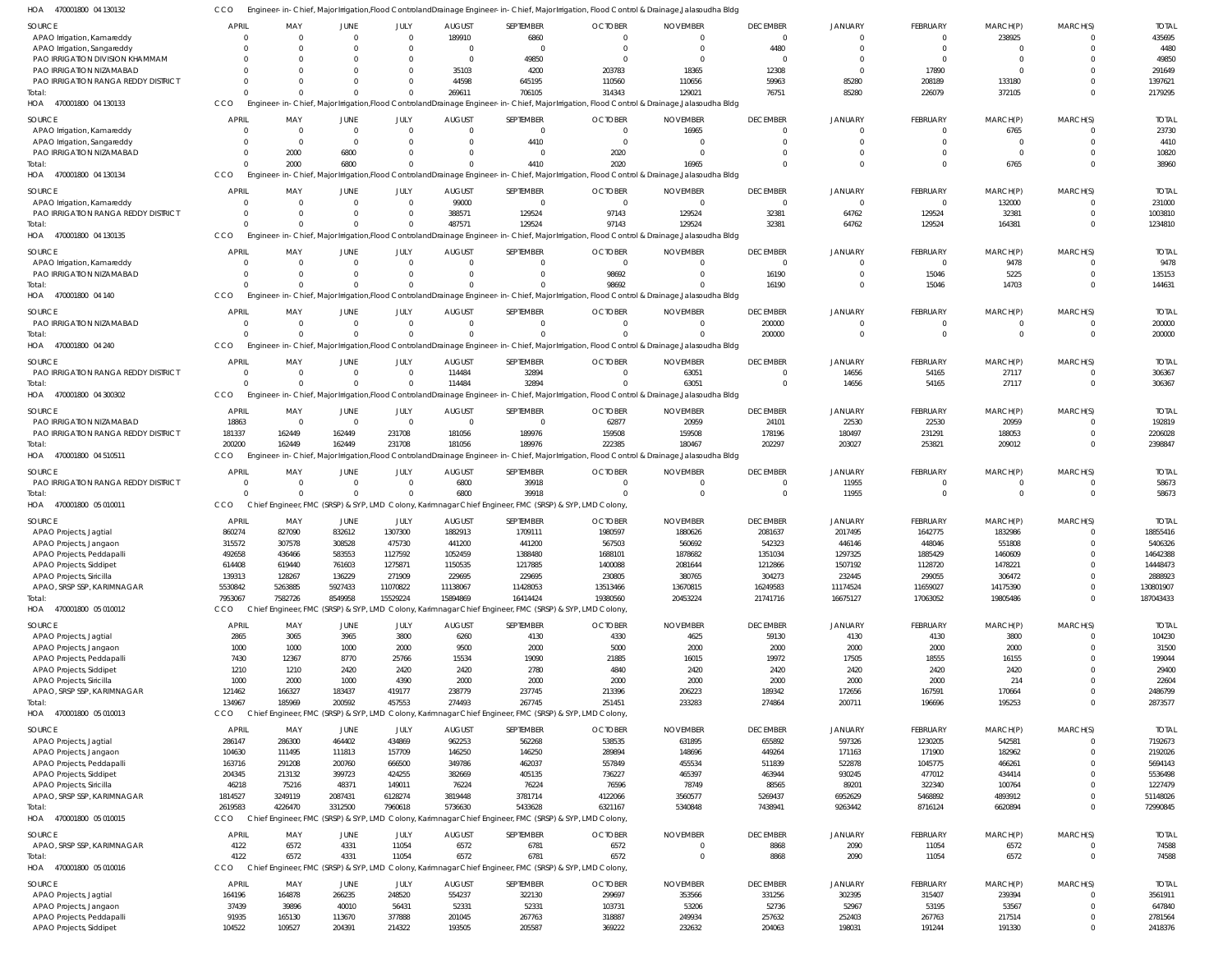HOA 470001800 04 130132 CCO Engineer-in-Chief, Major Irrigation, Flood Control and Drainage Engineer-in-Chief, Major Irrigation, Flood Control & Drainage, Jalasoudha Bldg

| SOURCE | APRIL | MAY | JUNE | JULY | AUGUST | SEPTEMBER | OCTOBER | NOVEMBER | DECEMBER | JANUARY | FEBRUARY | MARCH(P) | MARCH(S) | TOTAL |
|---|---|---|---|---|---|---|---|---|---|---|---|---|---|---|
| APAO Irrigation, Kamareddy | 0 | 0 | 0 | 0 | 189910 | 6860 | 0 | 0 | 0 | 0 | 0 | 238925 | 0 | 435695 |
| APAO Irrigation, Sangareddy | 0 | 0 | 0 | 0 | 0 | 0 | 0 | 0 | 4480 | 0 | 0 | 0 | 0 | 4480 |
| PAO IRRIGATION DIVISION KHAMMAM | 0 | 0 | 0 | 0 | 0 | 49850 | 0 | 0 | 0 | 0 | 0 | 0 | 0 | 49850 |
| PAO IRRIGATION NIZAMABAD | 0 | 0 | 0 | 0 | 35103 | 4200 | 203783 | 18365 | 12308 | 0 | 17890 | 0 | 0 | 291649 |
| PAO IRRIGATION RANGA REDDY DISTRICT | 0 | 0 | 0 | 0 | 44598 | 645195 | 110560 | 110656 | 59963 | 85280 | 208189 | 133180 | 0 | 1397621 |
| Total: | 0 | 0 | 0 | 0 | 269611 | 706105 | 314343 | 129021 | 76751 | 85280 | 226079 | 372105 | 0 | 2179295 |

HOA 470001800 04 130133 CCO Engineer-in-Chief, Major Irrigation, Flood Control and Drainage Engineer-in-Chief, Major Irrigation, Flood Control & Drainage, Jalasoudha Bldg

| SOURCE | APRIL | MAY | JUNE | JULY | AUGUST | SEPTEMBER | OCTOBER | NOVEMBER | DECEMBER | JANUARY | FEBRUARY | MARCH(P) | MARCH(S) | TOTAL |
|---|---|---|---|---|---|---|---|---|---|---|---|---|---|---|
| APAO Irrigation, Kamareddy | 0 | 0 | 0 | 0 | 0 | 0 | 0 | 16965 | 0 | 0 | 0 | 6765 | 0 | 23730 |
| APAO Irrigation, Sangareddy | 0 | 0 | 0 | 0 | 0 | 4410 | 0 | 0 | 0 | 0 | 0 | 0 | 0 | 4410 |
| PAO IRRIGATION NIZAMABAD | 0 | 2000 | 6800 | 0 | 0 | 0 | 2020 | 0 | 0 | 0 | 0 | 0 | 0 | 10820 |
| Total: | 0 | 2000 | 6800 | 0 | 0 | 4410 | 2020 | 16965 | 0 | 0 | 0 | 6765 | 0 | 38960 |

HOA 470001800 04 130134 CCO Engineer-in-Chief, Major Irrigation, Flood Control and Drainage Engineer-in-Chief, Major Irrigation, Flood Control & Drainage, Jalasoudha Bldg

| SOURCE | APRIL | MAY | JUNE | JULY | AUGUST | SEPTEMBER | OCTOBER | NOVEMBER | DECEMBER | JANUARY | FEBRUARY | MARCH(P) | MARCH(S) | TOTAL |
|---|---|---|---|---|---|---|---|---|---|---|---|---|---|---|
| APAO Irrigation, Kamareddy | 0 | 0 | 0 | 0 | 99000 | 0 | 0 | 0 | 0 | 0 | 0 | 132000 | 0 | 231000 |
| PAO IRRIGATION RANGA REDDY DISTRICT | 0 | 0 | 0 | 0 | 388571 | 129524 | 97143 | 129524 | 32381 | 64762 | 129524 | 32381 | 0 | 1003810 |
| Total: | 0 | 0 | 0 | 0 | 487571 | 129524 | 97143 | 129524 | 32381 | 64762 | 129524 | 164381 | 0 | 1234810 |

HOA 470001800 04 130135 CCO Engineer-in-Chief, Major Irrigation, Flood Control and Drainage Engineer-in-Chief, Major Irrigation, Flood Control & Drainage, Jalasoudha Bldg

| SOURCE | APRIL | MAY | JUNE | JULY | AUGUST | SEPTEMBER | OCTOBER | NOVEMBER | DECEMBER | JANUARY | FEBRUARY | MARCH(P) | MARCH(S) | TOTAL |
|---|---|---|---|---|---|---|---|---|---|---|---|---|---|---|
| APAO Irrigation, Kamareddy | 0 | 0 | 0 | 0 | 0 | 0 | 0 | 0 | 0 | 0 | 0 | 9478 | 0 | 9478 |
| PAO IRRIGATION NIZAMABAD | 0 | 0 | 0 | 0 | 0 | 0 | 98692 | 0 | 16190 | 0 | 15046 | 5225 | 0 | 135153 |
| Total: | 0 | 0 | 0 | 0 | 0 | 0 | 98692 | 0 | 16190 | 0 | 15046 | 14703 | 0 | 144631 |

HOA 470001800 04 140 CCO Engineer-in-Chief, Major Irrigation, Flood Control and Drainage Engineer-in-Chief, Major Irrigation, Flood Control & Drainage, Jalasoudha Bldg

| SOURCE | APRIL | MAY | JUNE | JULY | AUGUST | SEPTEMBER | OCTOBER | NOVEMBER | DECEMBER | JANUARY | FEBRUARY | MARCH(P) | MARCH(S) | TOTAL |
|---|---|---|---|---|---|---|---|---|---|---|---|---|---|---|
| PAO IRRIGATION NIZAMABAD | 0 | 0 | 0 | 0 | 0 | 0 | 0 | 0 | 200000 | 0 | 0 | 0 | 0 | 200000 |
| Total: | 0 | 0 | 0 | 0 | 0 | 0 | 0 | 0 | 200000 | 0 | 0 | 0 | 0 | 200000 |

HOA 470001800 04 240 CCO Engineer-in-Chief, Major Irrigation, Flood Control and Drainage Engineer-in-Chief, Major Irrigation, Flood Control & Drainage, Jalasoudha Bldg

| SOURCE | APRIL | MAY | JUNE | JULY | AUGUST | SEPTEMBER | OCTOBER | NOVEMBER | DECEMBER | JANUARY | FEBRUARY | MARCH(P) | MARCH(S) | TOTAL |
|---|---|---|---|---|---|---|---|---|---|---|---|---|---|---|
| PAO IRRIGATION RANGA REDDY DISTRICT | 0 | 0 | 0 | 0 | 114484 | 32894 | 0 | 63051 | 0 | 14656 | 54165 | 27117 | 0 | 306367 |
| Total: | 0 | 0 | 0 | 0 | 114484 | 32894 | 0 | 63051 | 0 | 14656 | 54165 | 27117 | 0 | 306367 |

HOA 470001800 04 300302 CCO Engineer-in-Chief, Major Irrigation, Flood Control and Drainage Engineer-in-Chief, Major Irrigation, Flood Control & Drainage, Jalasoudha Bldg

| SOURCE | APRIL | MAY | JUNE | JULY | AUGUST | SEPTEMBER | OCTOBER | NOVEMBER | DECEMBER | JANUARY | FEBRUARY | MARCH(P) | MARCH(S) | TOTAL |
|---|---|---|---|---|---|---|---|---|---|---|---|---|---|---|
| PAO IRRIGATION NIZAMABAD | 18863 | 0 | 0 | 0 | 0 | 0 | 62877 | 20959 | 24101 | 22530 | 22530 | 20959 | 0 | 192819 |
| PAO IRRIGATION RANGA REDDY DISTRICT | 181337 | 162449 | 162449 | 231708 | 181056 | 189976 | 159508 | 159508 | 178196 | 180497 | 231291 | 188053 | 0 | 2206028 |
| Total: | 200200 | 162449 | 162449 | 231708 | 181056 | 189976 | 222385 | 180467 | 202297 | 203027 | 253821 | 209012 | 0 | 2398847 |

HOA 470001800 04 510511 CCO Engineer-in-Chief, Major Irrigation, Flood Control and Drainage Engineer-in-Chief, Major Irrigation, Flood Control & Drainage, Jalasoudha Bldg

| SOURCE | APRIL | MAY | JUNE | JULY | AUGUST | SEPTEMBER | OCTOBER | NOVEMBER | DECEMBER | JANUARY | FEBRUARY | MARCH(P) | MARCH(S) | TOTAL |
|---|---|---|---|---|---|---|---|---|---|---|---|---|---|---|
| PAO IRRIGATION RANGA REDDY DISTRICT | 0 | 0 | 0 | 0 | 6800 | 39918 | 0 | 0 | 0 | 11955 | 0 | 0 | 0 | 58673 |
| Total: | 0 | 0 | 0 | 0 | 6800 | 39918 | 0 | 0 | 0 | 11955 | 0 | 0 | 0 | 58673 |

HOA 470001800 05 010011 CCO Chief Engineer, FMC (SRSP) & SYP, LMD Colony, Karimnagar Chief Engineer, FMC (SRSP) & SYP, LMD Colony,

| SOURCE | APRIL | MAY | JUNE | JULY | AUGUST | SEPTEMBER | OCTOBER | NOVEMBER | DECEMBER | JANUARY | FEBRUARY | MARCH(P) | MARCH(S) | TOTAL |
|---|---|---|---|---|---|---|---|---|---|---|---|---|---|---|
| APAO Projects, Jagtial | 860274 | 827090 | 832612 | 1307300 | 1882913 | 1709111 | 1980597 | 1880626 | 2081637 | 2017495 | 1642775 | 1832986 | 0 | 18855416 |
| APAO Projects, Jangaon | 315572 | 307578 | 308528 | 475730 | 441200 | 441200 | 567503 | 560692 | 542323 | 446146 | 448046 | 551808 | 0 | 5406326 |
| APAO Projects, Peddapalli | 492658 | 436466 | 583553 | 1127592 | 1052459 | 1388480 | 1688101 | 1878682 | 1351034 | 1297325 | 1885429 | 1460609 | 0 | 14642388 |
| APAO Projects, Siddipet | 614408 | 619440 | 761603 | 1275871 | 1150535 | 1217885 | 1400088 | 2081644 | 1212866 | 1507192 | 1128720 | 1478221 | 0 | 14448473 |
| APAO Projects, Siricilla | 139313 | 128267 | 136229 | 271909 | 229695 | 229695 | 230805 | 380765 | 304273 | 232445 | 299055 | 306472 | 0 | 2888923 |
| APAO, SRSP SSP, KARIMNAGAR | 5530842 | 5263885 | 5927433 | 11070822 | 11138067 | 11428053 | 13513466 | 13670815 | 16249583 | 11174524 | 11659027 | 14175390 | 0 | 130801907 |
| Total: | 7953067 | 7582726 | 8549958 | 15529224 | 15894869 | 16414424 | 19380560 | 20453224 | 21741716 | 16675127 | 17063052 | 19805486 | 0 | 187043433 |

HOA 470001800 05 010012 CCO Chief Engineer, FMC (SRSP) & SYP, LMD Colony, Karimnagar Chief Engineer, FMC (SRSP) & SYP, LMD Colony,

| SOURCE | APRIL | MAY | JUNE | JULY | AUGUST | SEPTEMBER | OCTOBER | NOVEMBER | DECEMBER | JANUARY | FEBRUARY | MARCH(P) | MARCH(S) | TOTAL |
|---|---|---|---|---|---|---|---|---|---|---|---|---|---|---|
| APAO Projects, Jagtial | 2865 | 3065 | 3965 | 3800 | 6260 | 4130 | 4330 | 4625 | 59130 | 4130 | 4130 | 3800 | 0 | 104230 |
| APAO Projects, Jangaon | 1000 | 1000 | 1000 | 2000 | 9500 | 2000 | 5000 | 2000 | 2000 | 2000 | 2000 | 2000 | 0 | 31500 |
| APAO Projects, Peddapalli | 7430 | 12367 | 8770 | 25766 | 15534 | 19090 | 21885 | 16015 | 19972 | 17505 | 18555 | 16155 | 0 | 199044 |
| APAO Projects, Siddipet | 1210 | 1210 | 2420 | 2420 | 2420 | 2780 | 4840 | 2420 | 2420 | 2420 | 2420 | 2420 | 0 | 29400 |
| APAO Projects, Siricilla | 1000 | 2000 | 1000 | 4390 | 2000 | 2000 | 2000 | 2000 | 2000 | 2000 | 2000 | 214 | 0 | 22604 |
| APAO, SRSP SSP, KARIMNAGAR | 121462 | 166327 | 183437 | 419177 | 238779 | 237745 | 213396 | 206223 | 189342 | 172656 | 167591 | 170664 | 0 | 2486799 |
| Total: | 134967 | 185969 | 200592 | 457553 | 274493 | 267745 | 251451 | 233283 | 274864 | 200711 | 196696 | 195253 | 0 | 2873577 |

HOA 470001800 05 010013 CCO Chief Engineer, FMC (SRSP) & SYP, LMD Colony, Karimnagar Chief Engineer, FMC (SRSP) & SYP, LMD Colony,

| SOURCE | APRIL | MAY | JUNE | JULY | AUGUST | SEPTEMBER | OCTOBER | NOVEMBER | DECEMBER | JANUARY | FEBRUARY | MARCH(P) | MARCH(S) | TOTAL |
|---|---|---|---|---|---|---|---|---|---|---|---|---|---|---|
| APAO Projects, Jagtial | 286147 | 286300 | 464402 | 434869 | 962253 | 562268 | 538535 | 631895 | 655892 | 597326 | 1230205 | 542581 | 0 | 7192673 |
| APAO Projects, Jangaon | 104630 | 111495 | 111813 | 157709 | 146250 | 146250 | 289894 | 148696 | 449264 | 171163 | 171900 | 182962 | 0 | 2192026 |
| APAO Projects, Peddapalli | 163716 | 291208 | 200760 | 666500 | 349786 | 462037 | 557849 | 455534 | 511839 | 522878 | 1045775 | 466261 | 0 | 5694143 |
| APAO Projects, Siddipet | 204345 | 213132 | 399723 | 424255 | 382669 | 405135 | 736227 | 465397 | 463944 | 930245 | 477012 | 434414 | 0 | 5536498 |
| APAO Projects, Siricilla | 46218 | 75216 | 48371 | 149011 | 76224 | 76224 | 76596 | 78749 | 88565 | 89201 | 322340 | 100764 | 0 | 1227479 |
| APAO, SRSP SSP, KARIMNAGAR | 1814527 | 3249119 | 2087431 | 6128274 | 3819448 | 3781714 | 4122066 | 3560577 | 5269437 | 6952629 | 5468892 | 4893912 | 0 | 51148026 |
| Total: | 2619583 | 4226470 | 3312500 | 7960618 | 5736630 | 5433628 | 6321167 | 5340848 | 7438941 | 9263442 | 8716124 | 6620894 | 0 | 72990845 |

HOA 470001800 05 010015 CCO Chief Engineer, FMC (SRSP) & SYP, LMD Colony, Karimnagar Chief Engineer, FMC (SRSP) & SYP, LMD Colony,

| SOURCE | APRIL | MAY | JUNE | JULY | AUGUST | SEPTEMBER | OCTOBER | NOVEMBER | DECEMBER | JANUARY | FEBRUARY | MARCH(P) | MARCH(S) | TOTAL |
|---|---|---|---|---|---|---|---|---|---|---|---|---|---|---|
| APAO, SRSP SSP, KARIMNAGAR | 4122 | 6572 | 4331 | 11054 | 6572 | 6781 | 6572 | 0 | 8868 | 2090 | 11054 | 6572 | 0 | 74588 |
| Total: | 4122 | 6572 | 4331 | 11054 | 6572 | 6781 | 6572 | 0 | 8868 | 2090 | 11054 | 6572 | 0 | 74588 |

HOA 470001800 05 010016 CCO Chief Engineer, FMC (SRSP) & SYP, LMD Colony, Karimnagar Chief Engineer, FMC (SRSP) & SYP, LMD Colony,

| SOURCE | APRIL | MAY | JUNE | JULY | AUGUST | SEPTEMBER | OCTOBER | NOVEMBER | DECEMBER | JANUARY | FEBRUARY | MARCH(P) | MARCH(S) | TOTAL |
|---|---|---|---|---|---|---|---|---|---|---|---|---|---|---|
| APAO Projects, Jagtial | 164196 | 164878 | 266235 | 248520 | 554237 | 322130 | 299697 | 353566 | 331256 | 302395 | 315407 | 239394 | 0 | 3561911 |
| APAO Projects, Jangaon | 37439 | 39896 | 40010 | 56431 | 52331 | 52331 | 103731 | 53206 | 52736 | 52967 | 53195 | 53567 | 0 | 647840 |
| APAO Projects, Peddapalli | 91935 | 165130 | 113670 | 377888 | 201045 | 267763 | 318887 | 249934 | 257632 | 252403 | 267763 | 217514 | 0 | 2781564 |
| APAO Projects, Siddipet | 104522 | 109527 | 204391 | 214322 | 193505 | 205587 | 369222 | 232632 | 204063 | 198031 | 191244 | 191330 | 0 | 2418376 |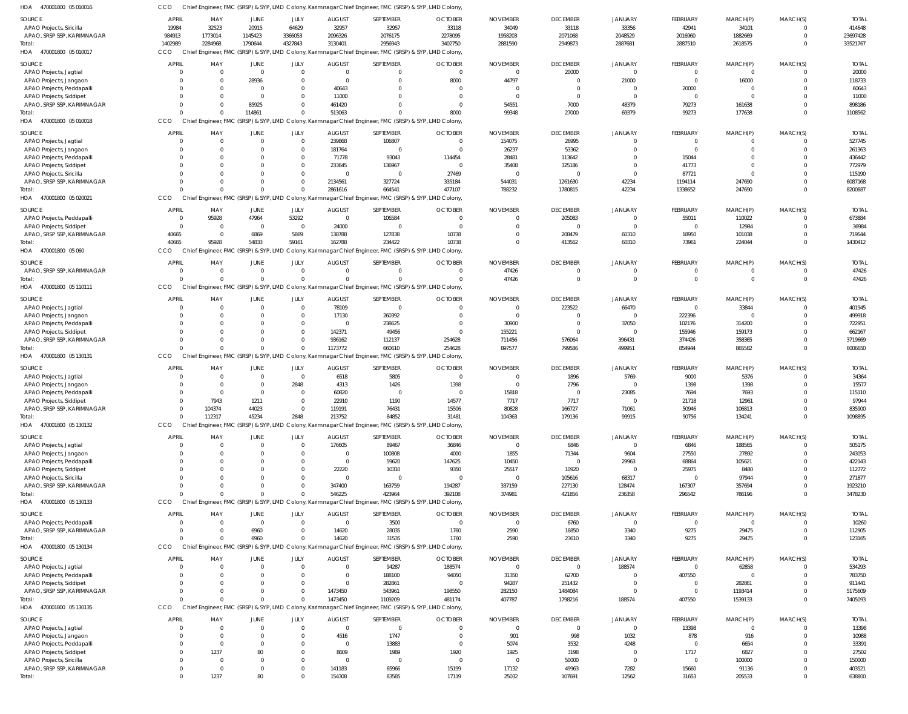HOA 470001800 05 010016 CCO Chief Engineer, FMC (SRSP) & SYP, LMD Colony, Karimnagar Chief Engineer, FMC (SRSP) & SYP, LMD Colony,

| SOURCE | APRIL | MAY | JUNE | JULY | AUGUST | SEPTEMBER | OCTOBER | NOVEMBER | DECEMBER | JANUARY | FEBRUARY | MARCH(P) | MARCH(S) | TOTAL |
|---|---|---|---|---|---|---|---|---|---|---|---|---|---|---|
| APAO Projects, Siricilla | 19984 | 32523 | 20915 | 64629 | 32957 | 32957 | 33118 | 34049 | 33118 | 33356 | 42941 | 34101 | 0 | 414648 |
| APAO, SRSP SSP, KARIMNAGAR | 984913 | 1773014 | 1145423 | 3366053 | 2096326 | 2076175 | 2278095 | 1958203 | 2071068 | 2048529 | 2016960 | 1882669 | 0 | 23697428 |
| Total: | 1402989 | 2284968 | 1790644 | 4327843 | 3130401 | 2956943 | 3402750 | 2881590 | 2949873 | 2887681 | 2887510 | 2618575 | 0 | 33521767 |

HOA 470001800 05 010017 CCO Chief Engineer, FMC (SRSP) & SYP, LMD Colony, Karimnagar Chief Engineer, FMC (SRSP) & SYP, LMD Colony,

| SOURCE | APRIL | MAY | JUNE | JULY | AUGUST | SEPTEMBER | OCTOBER | NOVEMBER | DECEMBER | JANUARY | FEBRUARY | MARCH(P) | MARCH(S) | TOTAL |
|---|---|---|---|---|---|---|---|---|---|---|---|---|---|---|
| APAO Projects, Jagtial | 0 | 0 | 0 | 0 | 0 | 0 | 0 | 0 | 20000 | 0 | 0 | 0 | 0 | 20000 |
| APAO Projects, Jangaon | 0 | 0 | 28936 | 0 | 0 | 0 | 8000 | 44797 | 0 | 21000 | 0 | 16000 | 0 | 118733 |
| APAO Projects, Peddapalli | 0 | 0 | 0 | 0 | 40643 | 0 | 0 | 0 | 0 | 0 | 20000 | 0 | 0 | 60643 |
| APAO Projects, Siddipet | 0 | 0 | 0 | 0 | 11000 | 0 | 0 | 0 | 0 | 0 | 0 | 0 | 0 | 11000 |
| APAO, SRSP SSP, KARIMNAGAR | 0 | 0 | 85925 | 0 | 461420 | 0 | 0 | 54551 | 7000 | 48379 | 79273 | 161638 | 0 | 898186 |
| Total: | 0 | 0 | 114861 | 0 | 513063 | 0 | 8000 | 99348 | 27000 | 69379 | 99273 | 177638 | 0 | 1108562 |

HOA 470001800 05 010018 CCO Chief Engineer, FMC (SRSP) & SYP, LMD Colony, Karimnagar Chief Engineer, FMC (SRSP) & SYP, LMD Colony,

| SOURCE | APRIL | MAY | JUNE | JULY | AUGUST | SEPTEMBER | OCTOBER | NOVEMBER | DECEMBER | JANUARY | FEBRUARY | MARCH(P) | MARCH(S) | TOTAL |
|---|---|---|---|---|---|---|---|---|---|---|---|---|---|---|
| APAO Projects, Jagtial | 0 | 0 | 0 | 0 | 239868 | 106807 | 0 | 154075 | 26995 | 0 | 0 | 0 | 0 | 527745 |
| APAO Projects, Jangaon | 0 | 0 | 0 | 0 | 181764 | 0 | 0 | 26237 | 53362 | 0 | 0 | 0 | 0 | 261363 |
| APAO Projects, Peddapalli | 0 | 0 | 0 | 0 | 71778 | 93043 | 114454 | 28481 | 113642 | 0 | 15044 | 0 | 0 | 436442 |
| APAO Projects, Siddipet | 0 | 0 | 0 | 0 | 233645 | 136967 | 0 | 35408 | 325186 | 0 | 41773 | 0 | 0 | 772979 |
| APAO Projects, Siricilla | 0 | 0 | 0 | 0 | 0 | 0 | 27469 | 0 | 0 | 0 | 87721 | 0 | 0 | 115190 |
| APAO, SRSP SSP, KARIMNAGAR | 0 | 0 | 0 | 0 | 2134561 | 327724 | 335184 | 544031 | 1261630 | 42234 | 1194114 | 247690 | 0 | 6087168 |
| Total: | 0 | 0 | 0 | 0 | 2861616 | 664541 | 477107 | 788232 | 1780815 | 42234 | 1338652 | 247690 | 0 | 8200887 |

HOA 470001800 05 020021 CCO Chief Engineer, FMC (SRSP) & SYP, LMD Colony, Karimnagar Chief Engineer, FMC (SRSP) & SYP, LMD Colony,

| SOURCE | APRIL | MAY | JUNE | JULY | AUGUST | SEPTEMBER | OCTOBER | NOVEMBER | DECEMBER | JANUARY | FEBRUARY | MARCH(P) | MARCH(S) | TOTAL |
|---|---|---|---|---|---|---|---|---|---|---|---|---|---|---|
| APAO Projects, Peddapalli | 0 | 95928 | 47964 | 53292 | 0 | 106584 | 0 | 0 | 205083 | 0 | 55011 | 110022 | 0 | 673884 |
| APAO Projects, Siddipet | 0 | 0 | 0 | 0 | 24000 | 0 | 0 | 0 | 0 | 0 | 0 | 12984 | 0 | 36984 |
| APAO, SRSP SSP, KARIMNAGAR | 40665 | 0 | 6869 | 5869 | 138788 | 127838 | 10738 | 0 | 208479 | 60310 | 18950 | 101038 | 0 | 719544 |
| Total: | 40665 | 95928 | 54833 | 59161 | 162788 | 234422 | 10738 | 0 | 413562 | 60310 | 73961 | 224044 | 0 | 1430412 |

HOA 470001800 05 060 CCO Chief Engineer, FMC (SRSP) & SYP, LMD Colony, Karimnagar Chief Engineer, FMC (SRSP) & SYP, LMD Colony,

| SOURCE | APRIL | MAY | JUNE | JULY | AUGUST | SEPTEMBER | OCTOBER | NOVEMBER | DECEMBER | JANUARY | FEBRUARY | MARCH(P) | MARCH(S) | TOTAL |
|---|---|---|---|---|---|---|---|---|---|---|---|---|---|---|
| APAO, SRSP SSP, KARIMNAGAR | 0 | 0 | 0 | 0 | 0 | 0 | 0 | 47426 | 0 | 0 | 0 | 0 | 0 | 47426 |
| Total: | 0 | 0 | 0 | 0 | 0 | 0 | 0 | 47426 | 0 | 0 | 0 | 0 | 0 | 47426 |

HOA 470001800 05 110111 CCO Chief Engineer, FMC (SRSP) & SYP, LMD Colony, Karimnagar Chief Engineer, FMC (SRSP) & SYP, LMD Colony,

| SOURCE | APRIL | MAY | JUNE | JULY | AUGUST | SEPTEMBER | OCTOBER | NOVEMBER | DECEMBER | JANUARY | FEBRUARY | MARCH(P) | MARCH(S) | TOTAL |
|---|---|---|---|---|---|---|---|---|---|---|---|---|---|---|
| APAO Projects, Jagtial | 0 | 0 | 0 | 0 | 78109 | 0 | 0 | 0 | 223522 | 66470 | 0 | 33844 | 0 | 401945 |
| APAO Projects, Jangaon | 0 | 0 | 0 | 0 | 17130 | 260392 | 0 | 0 | 0 | 0 | 222396 | 0 | 0 | 499918 |
| APAO Projects, Peddapalli | 0 | 0 | 0 | 0 | 0 | 238625 | 0 | 30900 | 0 | 37050 | 102176 | 314200 | 0 | 722951 |
| APAO Projects, Siddipet | 0 | 0 | 0 | 0 | 142371 | 49456 | 0 | 155221 | 0 | 0 | 155946 | 159173 | 0 | 662167 |
| APAO, SRSP SSP, KARIMNAGAR | 0 | 0 | 0 | 0 | 936162 | 112137 | 254628 | 711456 | 576064 | 396431 | 374426 | 358365 | 0 | 3719669 |
| Total: | 0 | 0 | 0 | 0 | 1173772 | 660610 | 254628 | 897577 | 799586 | 499951 | 854944 | 865582 | 0 | 6006650 |

HOA 470001800 05 130131 CCO Chief Engineer, FMC (SRSP) & SYP, LMD Colony, Karimnagar Chief Engineer, FMC (SRSP) & SYP, LMD Colony,

| SOURCE | APRIL | MAY | JUNE | JULY | AUGUST | SEPTEMBER | OCTOBER | NOVEMBER | DECEMBER | JANUARY | FEBRUARY | MARCH(P) | MARCH(S) | TOTAL |
|---|---|---|---|---|---|---|---|---|---|---|---|---|---|---|
| APAO Projects, Jagtial | 0 | 0 | 0 | 0 | 6518 | 5805 | 0 | 0 | 1896 | 5769 | 9000 | 5376 | 0 | 34364 |
| APAO Projects, Jangaon | 0 | 0 | 0 | 2848 | 4313 | 1426 | 1398 | 0 | 2796 | 0 | 1398 | 1398 | 0 | 15577 |
| APAO Projects, Peddapalli | 0 | 0 | 0 | 0 | 60820 | 0 | 0 | 15818 | 0 | 23085 | 7694 | 7693 | 0 | 115110 |
| APAO Projects, Siddipet | 0 | 7943 | 1211 | 0 | 22910 | 1190 | 14577 | 7717 | 7717 | 0 | 21718 | 12961 | 0 | 97944 |
| APAO, SRSP SSP, KARIMNAGAR | 0 | 104374 | 44023 | 0 | 119191 | 76431 | 15506 | 80828 | 166727 | 71061 | 50946 | 106813 | 0 | 835900 |
| Total: | 0 | 112317 | 45234 | 2848 | 213752 | 84852 | 31481 | 104363 | 179136 | 99915 | 90756 | 134241 | 0 | 1098895 |

HOA 470001800 05 130132 CCO Chief Engineer, FMC (SRSP) & SYP, LMD Colony, Karimnagar Chief Engineer, FMC (SRSP) & SYP, LMD Colony,

| SOURCE | APRIL | MAY | JUNE | JULY | AUGUST | SEPTEMBER | OCTOBER | NOVEMBER | DECEMBER | JANUARY | FEBRUARY | MARCH(P) | MARCH(S) | TOTAL |
|---|---|---|---|---|---|---|---|---|---|---|---|---|---|---|
| APAO Projects, Jagtial | 0 | 0 | 0 | 0 | 176605 | 89467 | 36846 | 0 | 6846 | 0 | 6846 | 188565 | 0 | 505175 |
| APAO Projects, Jangaon | 0 | 0 | 0 | 0 | 0 | 100808 | 4000 | 1855 | 71344 | 9604 | 27550 | 27892 | 0 | 243053 |
| APAO Projects, Peddapalli | 0 | 0 | 0 | 0 | 0 | 59620 | 147625 | 10450 | 0 | 29963 | 68864 | 105621 | 0 | 422143 |
| APAO Projects, Siddipet | 0 | 0 | 0 | 0 | 22220 | 10310 | 9350 | 25517 | 10920 | 0 | 25975 | 8480 | 0 | 112772 |
| APAO Projects, Siricilla | 0 | 0 | 0 | 0 | 0 | 0 | 0 | 0 | 105616 | 68317 | 0 | 97944 | 0 | 271877 |
| APAO, SRSP SSP, KARIMNAGAR | 0 | 0 | 0 | 0 | 347400 | 163759 | 194287 | 337159 | 227130 | 128474 | 167307 | 357694 | 0 | 1923210 |
| Total: | 0 | 0 | 0 | 0 | 546225 | 423964 | 392108 | 374981 | 421856 | 236358 | 296542 | 786196 | 0 | 3478230 |

HOA 470001800 05 130133 CCO Chief Engineer, FMC (SRSP) & SYP, LMD Colony, Karimnagar Chief Engineer, FMC (SRSP) & SYP, LMD Colony,

| SOURCE | APRIL | MAY | JUNE | JULY | AUGUST | SEPTEMBER | OCTOBER | NOVEMBER | DECEMBER | JANUARY | FEBRUARY | MARCH(P) | MARCH(S) | TOTAL |
|---|---|---|---|---|---|---|---|---|---|---|---|---|---|---|
| APAO Projects, Peddapalli | 0 | 0 | 0 | 0 | 0 | 3500 | 0 | 0 | 6760 | 0 | 0 | 0 | 0 | 10260 |
| APAO, SRSP SSP, KARIMNAGAR | 0 | 0 | 6960 | 0 | 14620 | 28035 | 1760 | 2590 | 16850 | 3340 | 9275 | 29475 | 0 | 112905 |
| Total: | 0 | 0 | 6960 | 0 | 14620 | 31535 | 1760 | 2590 | 23610 | 3340 | 9275 | 29475 | 0 | 123165 |

HOA 470001800 05 130134 CCO Chief Engineer, FMC (SRSP) & SYP, LMD Colony, Karimnagar Chief Engineer, FMC (SRSP) & SYP, LMD Colony,

| SOURCE | APRIL | MAY | JUNE | JULY | AUGUST | SEPTEMBER | OCTOBER | NOVEMBER | DECEMBER | JANUARY | FEBRUARY | MARCH(P) | MARCH(S) | TOTAL |
|---|---|---|---|---|---|---|---|---|---|---|---|---|---|---|
| APAO Projects, Jagtial | 0 | 0 | 0 | 0 | 0 | 94287 | 188574 | 0 | 0 | 188574 | 0 | 62858 | 0 | 534293 |
| APAO Projects, Peddapalli | 0 | 0 | 0 | 0 | 0 | 188100 | 94050 | 31350 | 62700 | 0 | 407550 | 0 | 0 | 783750 |
| APAO Projects, Siddipet | 0 | 0 | 0 | 0 | 0 | 282861 | 0 | 94287 | 251432 | 0 | 0 | 282861 | 0 | 911441 |
| APAO, SRSP SSP, KARIMNAGAR | 0 | 0 | 0 | 0 | 1473450 | 543961 | 198550 | 282150 | 1484084 | 0 | 0 | 1193414 | 0 | 5175609 |
| Total: | 0 | 0 | 0 | 0 | 1473450 | 1109209 | 481174 | 407787 | 1798216 | 188574 | 407550 | 1539133 | 0 | 7405093 |

HOA 470001800 05 130135 CCO Chief Engineer, FMC (SRSP) & SYP, LMD Colony, Karimnagar Chief Engineer, FMC (SRSP) & SYP, LMD Colony,

| SOURCE | APRIL | MAY | JUNE | JULY | AUGUST | SEPTEMBER | OCTOBER | NOVEMBER | DECEMBER | JANUARY | FEBRUARY | MARCH(P) | MARCH(S) | TOTAL |
|---|---|---|---|---|---|---|---|---|---|---|---|---|---|---|
| APAO Projects, Jagtial | 0 | 0 | 0 | 0 | 0 | 0 | 0 | 0 | 0 | 0 | 13398 | 0 | 0 | 13398 |
| APAO Projects, Jangaon | 0 | 0 | 0 | 0 | 4516 | 1747 | 0 | 901 | 998 | 1032 | 878 | 916 | 0 | 10988 |
| APAO Projects, Peddapalli | 0 | 0 | 0 | 0 | 0 | 13883 | 0 | 5074 | 3532 | 4248 | 0 | 6654 | 0 | 33391 |
| APAO Projects, Siddipet | 0 | 1237 | 80 | 0 | 8609 | 1989 | 1920 | 1925 | 3198 | 0 | 1717 | 6827 | 0 | 27502 |
| APAO Projects, Siricilla | 0 | 0 | 0 | 0 | 0 | 0 | 0 | 0 | 50000 | 0 | 0 | 100000 | 0 | 150000 |
| APAO, SRSP SSP, KARIMNAGAR | 0 | 0 | 0 | 0 | 141183 | 65966 | 15199 | 17132 | 49963 | 7282 | 15660 | 91136 | 0 | 403521 |
| Total: | 0 | 1237 | 80 | 0 | 154308 | 83585 | 17119 | 25032 | 107691 | 12562 | 31653 | 205533 | 0 | 638800 |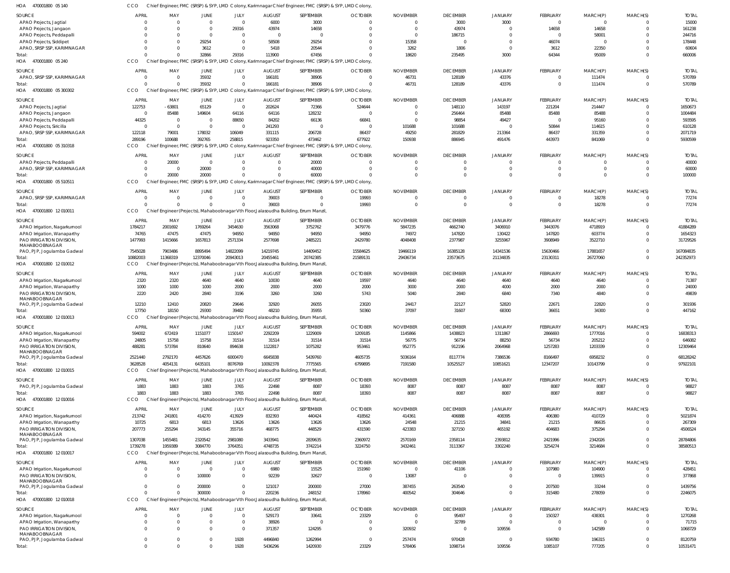HOA 470001800 05 140 CCO Chief Engineer, FMC (SRSP) & SYP, LMD Colony, Karimnagar Chief Engineer, FMC (SRSP) & SYP, LMD Colony,

| SOURCE | APRIL | MAY | JUNE | JULY | AUGUST | SEPTEMBER | OCTOBER | NOVEMBER | DECEMBER | JANUARY | FEBRUARY | MARCH(P) | MARCH(S) | TOTAL |
|---|---|---|---|---|---|---|---|---|---|---|---|---|---|---|
| APAO Projects, Jagtial | 0 | 0 | 0 | 0 | 6000 | 3000 | 0 | 0 | 3000 | 3000 | 0 | 0 | 0 | 15000 |
| APAO Projects, Jangaon | 0 | 0 | 0 | 29316 | 43974 | 14658 | 0 | 0 | 43974 | 0 | 14658 | 14658 | 0 | 161238 |
| APAO Projects, Peddapalli | 0 | 0 | 0 | 0 | 0 | 0 | 0 | 0 | 186715 | 0 | 0 | 58001 | 0 | 244716 |
| APAO Projects, Siddipet | 0 | 0 | 29254 | 0 | 58508 | 29254 | 0 | 15358 | 0 | 0 | 46074 | 0 | 0 | 178448 |
| APAO, SRSP SSP, KARIMNAGAR | 0 | 0 | 3612 | 0 | 5418 | 20544 | 0 | 3262 | 1806 | 0 | 3612 | 22350 | 0 | 60604 |
| Total: | 0 | 0 | 32866 | 29316 | 113900 | 67456 | 0 | 18620 | 235495 | 3000 | 64344 | 95009 | 0 | 660006 |

HOA 470001800 05 240 CCO Chief Engineer, FMC (SRSP) & SYP, LMD Colony, Karimnagar Chief Engineer, FMC (SRSP) & SYP, LMD Colony,

| SOURCE | APRIL | MAY | JUNE | JULY | AUGUST | SEPTEMBER | OCTOBER | NOVEMBER | DECEMBER | JANUARY | FEBRUARY | MARCH(P) | MARCH(S) | TOTAL |
|---|---|---|---|---|---|---|---|---|---|---|---|---|---|---|
| APAO, SRSP SSP, KARIMNAGAR | 0 | 0 | 35932 | 0 | 166181 | 38906 | 0 | 46731 | 128189 | 43376 | 0 | 111474 | 0 | 570789 |
| Total: | 0 | 0 | 35932 | 0 | 166181 | 38906 | 0 | 46731 | 128189 | 43376 | 0 | 111474 | 0 | 570789 |

HOA 470001800 05 300302 CCO Chief Engineer, FMC (SRSP) & SYP, LMD Colony, Karimnagar Chief Engineer, FMC (SRSP) & SYP, LMD Colony,

| SOURCE | APRIL | MAY | JUNE | JULY | AUGUST | SEPTEMBER | OCTOBER | NOVEMBER | DECEMBER | JANUARY | FEBRUARY | MARCH(P) | MARCH(S) | TOTAL |
|---|---|---|---|---|---|---|---|---|---|---|---|---|---|---|
| APAO Projects, Jagtial | 122753 | -63801 | 65129 | 0 | 202624 | 72366 | 524644 | 0 | 148110 | 143197 | 221204 | 214447 | 0 | 1650673 |
| APAO Projects, Jangaon | 0 | 85488 | 149604 | 64116 | 64116 | 128232 | 0 | 0 | 256464 | 85488 | 85488 | 85488 | 0 | 1004484 |
| APAO Projects, Peddapalli | 44325 | 0 | 0 | 88650 | 84202 | 66136 | 66841 | 0 | 98854 | 49427 | 0 | 95160 | 0 | 593595 |
| APAO Projects, Siricilla | 0 | 0 | 0 | 0 | 241293 | 0 | 0 | 101688 | 101688 | 0 | 50844 | 114615 | 0 | 610128 |
| APAO, SRSP SSP, KARIMNAGAR | 122118 | 79001 | 178032 | 106049 | 331115 | 206728 | 86437 | 49250 | 281829 | 213364 | 86437 | 331359 | 0 | 2071719 |
| Total: | 289196 | 100688 | 392765 | 258815 | 923350 | 473462 | 677922 | 150938 | 886945 | 491476 | 443973 | 841069 | 0 | 5930599 |

HOA 470001800 05 310318 CCO Chief Engineer, FMC (SRSP) & SYP, LMD Colony, Karimnagar Chief Engineer, FMC (SRSP) & SYP, LMD Colony,

| SOURCE | APRIL | MAY | JUNE | JULY | AUGUST | SEPTEMBER | OCTOBER | NOVEMBER | DECEMBER | JANUARY | FEBRUARY | MARCH(P) | MARCH(S) | TOTAL |
|---|---|---|---|---|---|---|---|---|---|---|---|---|---|---|
| APAO Projects, Peddapalli | 0 | 20000 | 0 | 0 | 0 | 20000 | 0 | 0 | 0 | 0 | 0 | 0 | 0 | 40000 |
| APAO, SRSP SSP, KARIMNAGAR | 0 | 0 | 20000 | 0 | 0 | 40000 | 0 | 0 | 0 | 0 | 0 | 0 | 0 | 60000 |
| Total: | 0 | 20000 | 20000 | 0 | 0 | 60000 | 0 | 0 | 0 | 0 | 0 | 0 | 0 | 100000 |

HOA 470001800 05 510511 CCO Chief Engineer, FMC (SRSP) & SYP, LMD Colony, Karimnagar Chief Engineer, FMC (SRSP) & SYP, LMD Colony,

| SOURCE | APRIL | MAY | JUNE | JULY | AUGUST | SEPTEMBER | OCTOBER | NOVEMBER | DECEMBER | JANUARY | FEBRUARY | MARCH(P) | MARCH(S) | TOTAL |
|---|---|---|---|---|---|---|---|---|---|---|---|---|---|---|
| APAO, SRSP SSP, KARIMNAGAR | 0 | 0 | 0 | 0 | 39003 | 0 | 19993 | 0 | 0 | 0 | 0 | 18278 | 0 | 77274 |
| Total: | 0 | 0 | 0 | 0 | 39003 | 0 | 19993 | 0 | 0 | 0 | 0 | 18278 | 0 | 77274 |

HOA 470001800 12 010011 CCO Chief Engineer(Projects), Mahaboobnagar Vth Floor, Jalasoudha Building, Errum Manzil,

| SOURCE | APRIL | MAY | JUNE | JULY | AUGUST | SEPTEMBER | OCTOBER | NOVEMBER | DECEMBER | JANUARY | FEBRUARY | MARCH(P) | MARCH(S) | TOTAL |
|---|---|---|---|---|---|---|---|---|---|---|---|---|---|---|
| APAO Irrigation, Nagarkurnool | 1784217 | 2001692 | 1769264 | 3454630 | 3563068 | 3752762 | 3479776 | 5847235 | 4662740 | 3406910 | 3443076 | 4718919 | 0 | 41884289 |
| APAO Irrigation, Wanaparthy | 74765 | 47475 | 47475 | 94950 | 94950 | 94950 | 94950 | 74972 | 147820 | 130422 | 147820 | 603774 | 0 | 1654323 |
| PAO IRRIGATION DIVISION, MAHABOOBNAGAR | 1477993 | 1415666 | 1657813 | 2571334 | 2577698 | 2485221 | 2429780 | 4048408 | 2377987 | 3255967 | 3908949 | 3522710 | 0 | 31729526 |
| PAO, PJP, Jogulamba Gadwal | 7545028 | 7903486 | 8895494 | 14822099 | 14219745 | 14409452 | 15584625 | 19466119 | 16385128 | 14341536 | 15630466 | 17881657 | 0 | 167084835 |
| Total: | 10882003 | 11368319 | 12370046 | 20943013 | 20455461 | 20742385 | 21589131 | 29436734 | 23573675 | 21134835 | 23130311 | 26727060 | 0 | 242352973 |

HOA 470001800 12 010012 CCO Chief Engineer(Projects), Mahaboobnagar Vth Floor, Jalasoudha Building, Errum Manzil,

| SOURCE | APRIL | MAY | JUNE | JULY | AUGUST | SEPTEMBER | OCTOBER | NOVEMBER | DECEMBER | JANUARY | FEBRUARY | MARCH(P) | MARCH(S) | TOTAL |
|---|---|---|---|---|---|---|---|---|---|---|---|---|---|---|
| APAO Irrigation, Nagarkurnool | 2320 | 2320 | 4640 | 4640 | 10030 | 4640 | 19597 | 4640 | 4640 | 4640 | 4640 | 4640 | 0 | 71387 |
| APAO Irrigation, Wanaparthy | 1000 | 1000 | 1000 | 2000 | 2000 | 2000 | 2000 | 3000 | 2000 | 4000 | 2000 | 2000 | 0 | 24000 |
| PAO IRRIGATION DIVISION, MAHABOOBNAGAR | 2220 | 2420 | 2840 | 3196 | 3260 | 3260 | 5743 | 5040 | 2840 | 6840 | 7340 | 4840 | 0 | 49839 |
| PAO, PJP, Jogulamba Gadwal | 12210 | 12410 | 20820 | 29646 | 32920 | 26055 | 23020 | 24417 | 22127 | 52820 | 22671 | 22820 | 0 | 301936 |
| Total: | 17750 | 18150 | 29300 | 39482 | 48210 | 35955 | 50360 | 37097 | 31607 | 68300 | 36651 | 34300 | 0 | 447162 |

HOA 470001800 12 010013 CCO Chief Engineer(Projects), Mahaboobnagar Vth Floor, Jalasoudha Building, Errum Manzil,

| SOURCE | APRIL | MAY | JUNE | JULY | AUGUST | SEPTEMBER | OCTOBER | NOVEMBER | DECEMBER | JANUARY | FEBRUARY | MARCH(P) | MARCH(S) | TOTAL |
|---|---|---|---|---|---|---|---|---|---|---|---|---|---|---|
| APAO Irrigation, Nagarkurnool | 594002 | 672419 | 1151077 | 1150147 | 2292209 | 1229009 | 1209185 | 1145866 | 1438823 | 1311867 | 2866693 | 1777016 | 0 | 16838313 |
| APAO Irrigation, Wanaparthy | 24805 | 15758 | 15758 | 31514 | 31514 | 31514 | 31514 | 56775 | 56734 | 88250 | 56734 | 205212 | 0 | 646082 |
| PAO IRRIGATION DIVISION, MAHABOOBNAGAR | 488281 | 573784 | 810640 | 894638 | 1122817 | 1075282 | 953461 | 952775 | 912196 | 2064968 | 1257283 | 1203339 | 0 | 12309464 |
| PAO, PJP, Jogulamba Gadwal | 2521440 | 2792170 | 4457626 | 6000470 | 6645838 | 5439760 | 4605735 | 5036164 | 8117774 | 7386536 | 8166497 | 6958232 | 0 | 68128242 |
| Total: | 3628528 | 4054131 | 6435101 | 8076769 | 10092378 | 7775565 | 6799895 | 7191580 | 10525527 | 10851621 | 12347207 | 10143799 | 0 | 97922101 |

HOA 470001800 12 010015 CCO Chief Engineer(Projects), Mahaboobnagar Vth Floor, Jalasoudha Building, Errum Manzil,

| SOURCE | APRIL | MAY | JUNE | JULY | AUGUST | SEPTEMBER | OCTOBER | NOVEMBER | DECEMBER | JANUARY | FEBRUARY | MARCH(P) | MARCH(S) | TOTAL |
|---|---|---|---|---|---|---|---|---|---|---|---|---|---|---|
| PAO, PJP, Jogulamba Gadwal | 1883 | 1883 | 1883 | 3765 | 22498 | 8087 | 18393 | 8087 | 8087 | 8087 | 8087 | 8087 | 0 | 98827 |
| Total: | 1883 | 1883 | 1883 | 3765 | 22498 | 8087 | 18393 | 8087 | 8087 | 8087 | 8087 | 8087 | 0 | 98827 |

HOA 470001800 12 010016 CCO Chief Engineer(Projects), Mahaboobnagar Vth Floor, Jalasoudha Building, Errum Manzil,

| SOURCE | APRIL | MAY | JUNE | JULY | AUGUST | SEPTEMBER | OCTOBER | NOVEMBER | DECEMBER | JANUARY | FEBRUARY | MARCH(P) | MARCH(S) | TOTAL |
|---|---|---|---|---|---|---|---|---|---|---|---|---|---|---|
| APAO Irrigation, Nagarkurnool | 213742 | 241801 | 414270 | 413929 | 832393 | 440424 | 418562 | 414361 | 406888 | 408395 | 406380 | 410729 | 0 | 5021874 |
| APAO Irrigation, Wanaparthy | 10725 | 6813 | 6813 | 13626 | 13626 | 13626 | 13626 | 24548 | 21215 | 34841 | 21215 | 86635 | 0 | 267309 |
| PAO IRRIGATION DIVISION, MAHABOOBNAGAR | 207773 | 255294 | 343145 | 355716 | 468775 | 448529 | 431590 | 423383 | 327150 | 465192 | 404683 | 375294 | 0 | 4506524 |
| PAO, PJP, Jogulamba Gadwal | 1307038 | 1455481 | 2320542 | 2981080 | 3433941 | 2839635 | 2360972 | 2570169 | 2358114 | 2393812 | 2421996 | 2342026 | 0 | 28784806 |
| Total: | 1739278 | 1959389 | 3084770 | 3764351 | 4748735 | 3742214 | 3224750 | 3432461 | 3113367 | 3302240 | 3254274 | 3214684 | 0 | 38580513 |

HOA 470001800 12 010017 CCO Chief Engineer(Projects), Mahaboobnagar Vth Floor, Jalasoudha Building, Errum Manzil,

| SOURCE | APRIL | MAY | JUNE | JULY | AUGUST | SEPTEMBER | OCTOBER | NOVEMBER | DECEMBER | JANUARY | FEBRUARY | MARCH(P) | MARCH(S) | TOTAL |
|---|---|---|---|---|---|---|---|---|---|---|---|---|---|---|
| APAO Irrigation, Nagarkurnool | 0 | 0 | 0 | 0 | 6980 | 15525 | 151960 | 0 | 41106 | 0 | 107980 | 104900 | 0 | 428451 |
| PAO IRRIGATION DIVISION, MAHABOOBNAGAR | 0 | 0 | 100000 | 0 | 92239 | 32627 | 0 | 13087 | 0 | 0 | 0 | 139915 | 0 | 377868 |
| PAO, PJP, Jogulamba Gadwal | 0 | 0 | 200000 | 0 | 121017 | 200000 | 27000 | 387455 | 263540 | 0 | 207500 | 33244 | 0 | 1439756 |
| Total: | 0 | 0 | 300000 | 0 | 220236 | 248152 | 178960 | 400542 | 304646 | 0 | 315480 | 278059 | 0 | 2246075 |

HOA 470001800 12 010018 CCO Chief Engineer(Projects), Mahaboobnagar Vth Floor, Jalasoudha Building, Errum Manzil,

| SOURCE | APRIL | MAY | JUNE | JULY | AUGUST | SEPTEMBER | OCTOBER | NOVEMBER | DECEMBER | JANUARY | FEBRUARY | MARCH(P) | MARCH(S) | TOTAL |
|---|---|---|---|---|---|---|---|---|---|---|---|---|---|---|
| APAO Irrigation, Nagarkurnool | 0 | 0 | 0 | 0 | 529173 | 33641 | 23329 | 0 | 95497 | 0 | 150327 | 438301 | 0 | 1270268 |
| APAO Irrigation, Wanaparthy | 0 | 0 | 0 | 0 | 38926 | 0 | 0 | 0 | 32789 | 0 | 0 | 0 | 0 | 71715 |
| PAO IRRIGATION DIVISION, MAHABOOBNAGAR | 0 | 0 | 0 | 0 | 371357 | 124295 | 0 | 320932 | 0 | 109556 | 0 | 142589 | 0 | 1068729 |
| PAO, PJP, Jogulamba Gadwal | 0 | 0 | 0 | 1928 | 4496840 | 1262994 | 0 | 257474 | 970428 | 0 | 934780 | 196315 | 0 | 8120759 |
| Total: | 0 | 0 | 0 | 1928 | 5436296 | 1420930 | 23329 | 578406 | 1098714 | 109556 | 1085107 | 777205 | 0 | 10531471 |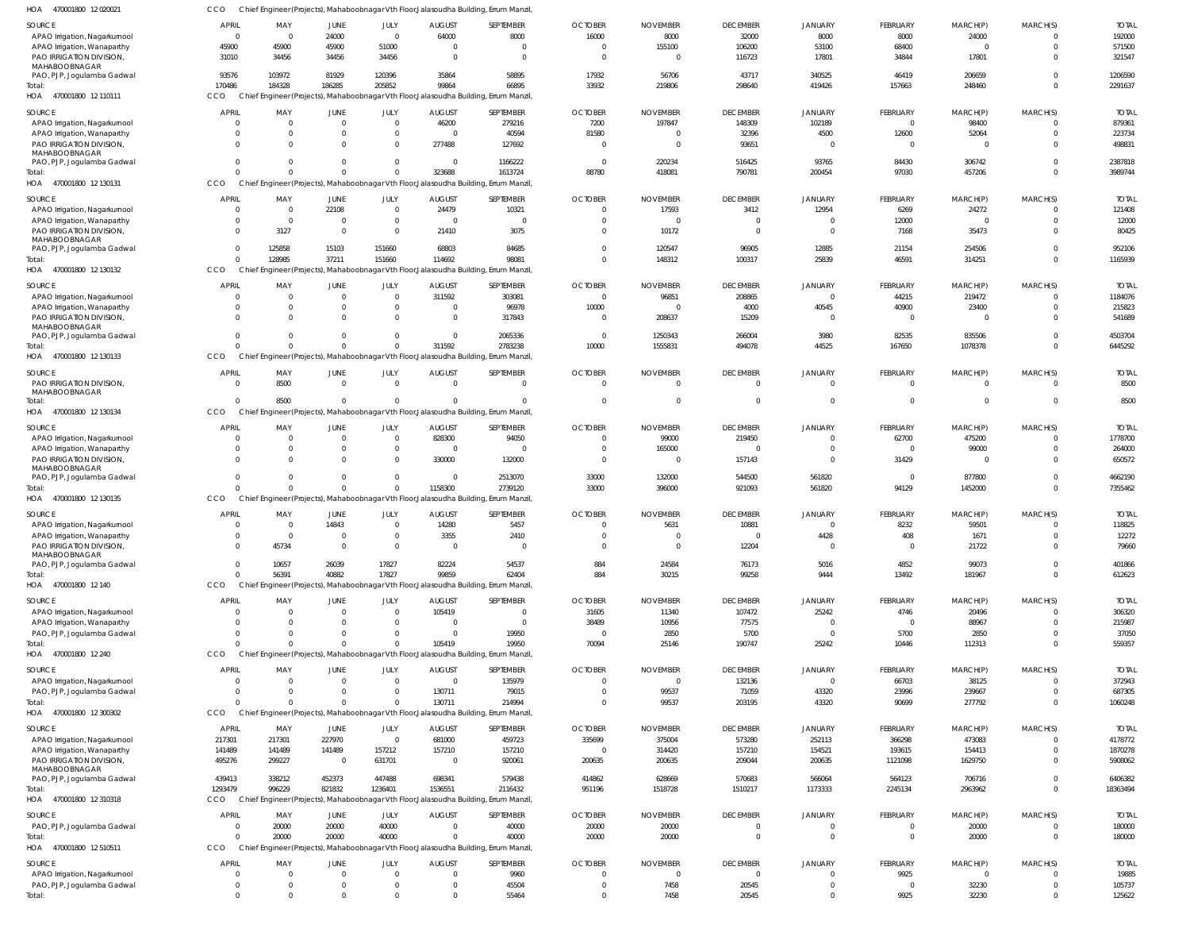HOA 470001800 12 020021 CCO Chief Engineer(Projects), Mahaboobnagar Vth Floor,Jalasoudha Building, Errum Manzil,

| SOURCE | APRIL | MAY | JUNE | JULY | AUGUST | SEPTEMBER | OCTOBER | NOVEMBER | DECEMBER | JANUARY | FEBRUARY | MARCH(P) | MARCH(S) | TOTAL |
|---|---|---|---|---|---|---|---|---|---|---|---|---|---|---|
| APAO Irrigation, Nagarkurnool | 0 | 0 | 24000 | 0 | 64000 | 8000 | 16000 | 8000 | 32000 | 8000 | 8000 | 24000 | 0 | 192000 |
| APAO Irrigation, Wanaparthy | 45900 | 45900 | 45900 | 51000 | 0 | 0 | 0 | 155100 | 106200 | 53100 | 68400 | 0 | 0 | 571500 |
| PAO IRRIGATION DIVISION, MAHABOOBNAGAR | 31010 | 34456 | 34456 | 34456 | 0 | 0 | 0 | 0 | 116723 | 17801 | 34844 | 17801 | 0 | 321547 |
| PAO, PJP, Jogulamba Gadwal | 93576 | 103972 | 81929 | 120396 | 35864 | 58895 | 17932 | 56706 | 43717 | 340525 | 46419 | 206659 | 0 | 1206590 |
| Total: | 170486 | 184328 | 186285 | 205852 | 99864 | 66895 | 33932 | 219806 | 298640 | 419426 | 157663 | 248460 | 0 | 2291637 |

HOA 470001800 12 110111 CCO Chief Engineer(Projects), Mahaboobnagar Vth Floor,Jalasoudha Building, Errum Manzil,

| SOURCE | APRIL | MAY | JUNE | JULY | AUGUST | SEPTEMBER | OCTOBER | NOVEMBER | DECEMBER | JANUARY | FEBRUARY | MARCH(P) | MARCH(S) | TOTAL |
|---|---|---|---|---|---|---|---|---|---|---|---|---|---|---|
| APAO Irrigation, Nagarkurnool | 0 | 0 | 0 | 0 | 46200 | 279216 | 7200 | 197847 | 148309 | 102189 | 0 | 98400 | 0 | 879361 |
| APAO Irrigation, Wanaparthy | 0 | 0 | 0 | 0 | 0 | 40594 | 81580 | 0 | 32396 | 4500 | 12600 | 52064 | 0 | 223734 |
| PAO IRRIGATION DIVISION, MAHABOOBNAGAR | 0 | 0 | 0 | 0 | 277488 | 127692 | 0 | 0 | 93651 | 0 | 0 | 0 | 0 | 498831 |
| PAO, PJP, Jogulamba Gadwal | 0 | 0 | 0 | 0 | 0 | 1166222 | 0 | 220234 | 516425 | 93765 | 84430 | 306742 | 0 | 2387818 |
| Total: | 0 | 0 | 0 | 0 | 323688 | 1613724 | 88780 | 418081 | 790781 | 200454 | 97030 | 457206 | 0 | 3989744 |

HOA 470001800 12 130131 CCO Chief Engineer(Projects), Mahaboobnagar Vth Floor,Jalasoudha Building, Errum Manzil,

| SOURCE | APRIL | MAY | JUNE | JULY | AUGUST | SEPTEMBER | OCTOBER | NOVEMBER | DECEMBER | JANUARY | FEBRUARY | MARCH(P) | MARCH(S) | TOTAL |
|---|---|---|---|---|---|---|---|---|---|---|---|---|---|---|
| APAO Irrigation, Nagarkurnool | 0 | 0 | 22108 | 0 | 24479 | 10321 | 0 | 17593 | 3412 | 12954 | 6269 | 24272 | 0 | 121408 |
| APAO Irrigation, Wanaparthy | 0 | 0 | 0 | 0 | 0 | 0 | 0 | 0 | 0 | 0 | 12000 | 0 | 0 | 12000 |
| PAO IRRIGATION DIVISION, MAHABOOBNAGAR | 0 | 3127 | 0 | 0 | 21410 | 3075 | 0 | 10172 | 0 | 0 | 7168 | 35473 | 0 | 80425 |
| PAO, PJP, Jogulamba Gadwal | 0 | 125858 | 15103 | 151660 | 68803 | 84685 | 0 | 120547 | 96905 | 12885 | 21154 | 254506 | 0 | 952106 |
| Total: | 0 | 128985 | 37211 | 151660 | 114692 | 98081 | 0 | 148312 | 100317 | 25839 | 46591 | 314251 | 0 | 1165939 |

HOA 470001800 12 130132 CCO Chief Engineer(Projects), Mahaboobnagar Vth Floor,Jalasoudha Building, Errum Manzil,

| SOURCE | APRIL | MAY | JUNE | JULY | AUGUST | SEPTEMBER | OCTOBER | NOVEMBER | DECEMBER | JANUARY | FEBRUARY | MARCH(P) | MARCH(S) | TOTAL |
|---|---|---|---|---|---|---|---|---|---|---|---|---|---|---|
| APAO Irrigation, Nagarkurnool | 0 | 0 | 0 | 0 | 311592 | 303081 | 0 | 96851 | 208865 | 0 | 44215 | 219472 | 0 | 1184076 |
| APAO Irrigation, Wanaparthy | 0 | 0 | 0 | 0 | 0 | 96978 | 10000 | 0 | 4000 | 40545 | 40900 | 23400 | 0 | 215823 |
| PAO IRRIGATION DIVISION, MAHABOOBNAGAR | 0 | 0 | 0 | 0 | 0 | 317843 | 0 | 208637 | 15209 | 0 | 0 | 0 | 0 | 541689 |
| PAO, PJP, Jogulamba Gadwal | 0 | 0 | 0 | 0 | 0 | 2065336 | 0 | 1250343 | 266004 | 3980 | 82535 | 835506 | 0 | 4503704 |
| Total: | 0 | 0 | 0 | 0 | 311592 | 2783238 | 10000 | 1555831 | 494078 | 44525 | 167650 | 1078378 | 0 | 6445292 |

HOA 470001800 12 130133 CCO Chief Engineer(Projects), Mahaboobnagar Vth Floor,Jalasoudha Building, Errum Manzil,

| SOURCE | APRIL | MAY | JUNE | JULY | AUGUST | SEPTEMBER | OCTOBER | NOVEMBER | DECEMBER | JANUARY | FEBRUARY | MARCH(P) | MARCH(S) | TOTAL |
|---|---|---|---|---|---|---|---|---|---|---|---|---|---|---|
| PAO IRRIGATION DIVISION, MAHABOOBNAGAR | 0 | 8500 | 0 | 0 | 0 | 0 | 0 | 0 | 0 | 0 | 0 | 0 | 0 | 8500 |
| Total: | 0 | 8500 | 0 | 0 | 0 | 0 | 0 | 0 | 0 | 0 | 0 | 0 | 0 | 8500 |

HOA 470001800 12 130134 CCO Chief Engineer(Projects), Mahaboobnagar Vth Floor,Jalasoudha Building, Errum Manzil,

| SOURCE | APRIL | MAY | JUNE | JULY | AUGUST | SEPTEMBER | OCTOBER | NOVEMBER | DECEMBER | JANUARY | FEBRUARY | MARCH(P) | MARCH(S) | TOTAL |
|---|---|---|---|---|---|---|---|---|---|---|---|---|---|---|
| APAO Irrigation, Nagarkurnool | 0 | 0 | 0 | 0 | 828300 | 94050 | 0 | 99000 | 219450 | 0 | 62700 | 475200 | 0 | 1778700 |
| APAO Irrigation, Wanaparthy | 0 | 0 | 0 | 0 | 0 | 0 | 0 | 165000 | 0 | 0 | 0 | 99000 | 0 | 264000 |
| PAO IRRIGATION DIVISION, MAHABOOBNAGAR | 0 | 0 | 0 | 0 | 330000 | 132000 | 0 | 0 | 157143 | 0 | 31429 | 0 | 0 | 650572 |
| PAO, PJP, Jogulamba Gadwal | 0 | 0 | 0 | 0 | 0 | 2513070 | 33000 | 132000 | 544500 | 561820 | 0 | 877800 | 0 | 4662190 |
| Total: | 0 | 0 | 0 | 0 | 1158300 | 2739120 | 33000 | 396000 | 921093 | 561820 | 94129 | 1452000 | 0 | 7355462 |

HOA 470001800 12 130135 CCO Chief Engineer(Projects), Mahaboobnagar Vth Floor,Jalasoudha Building, Errum Manzil,

| SOURCE | APRIL | MAY | JUNE | JULY | AUGUST | SEPTEMBER | OCTOBER | NOVEMBER | DECEMBER | JANUARY | FEBRUARY | MARCH(P) | MARCH(S) | TOTAL |
|---|---|---|---|---|---|---|---|---|---|---|---|---|---|---|
| APAO Irrigation, Nagarkurnool | 0 | 0 | 14843 | 0 | 14280 | 5457 | 0 | 5631 | 10881 | 0 | 8232 | 59501 | 0 | 118825 |
| APAO Irrigation, Wanaparthy | 0 | 0 | 0 | 0 | 3355 | 2410 | 0 | 0 | 0 | 4428 | 408 | 1671 | 0 | 12272 |
| PAO IRRIGATION DIVISION, MAHABOOBNAGAR | 0 | 45734 | 0 | 0 | 0 | 0 | 0 | 0 | 12204 | 0 | 0 | 21722 | 0 | 79660 |
| PAO, PJP, Jogulamba Gadwal | 0 | 10657 | 26039 | 17827 | 82224 | 54537 | 884 | 24584 | 76173 | 5016 | 4852 | 99073 | 0 | 401866 |
| Total: | 0 | 56391 | 40882 | 17827 | 99859 | 62404 | 884 | 30215 | 99258 | 9444 | 13492 | 181967 | 0 | 612623 |

HOA 470001800 12 140 CCO Chief Engineer(Projects), Mahaboobnagar Vth Floor,Jalasoudha Building, Errum Manzil,

| SOURCE | APRIL | MAY | JUNE | JULY | AUGUST | SEPTEMBER | OCTOBER | NOVEMBER | DECEMBER | JANUARY | FEBRUARY | MARCH(P) | MARCH(S) | TOTAL |
|---|---|---|---|---|---|---|---|---|---|---|---|---|---|---|
| APAO Irrigation, Nagarkurnool | 0 | 0 | 0 | 0 | 105419 | 0 | 31605 | 11340 | 107472 | 25242 | 4746 | 20496 | 0 | 306320 |
| APAO Irrigation, Wanaparthy | 0 | 0 | 0 | 0 | 0 | 0 | 38489 | 10956 | 77575 | 0 | 0 | 88967 | 0 | 215987 |
| PAO, PJP, Jogulamba Gadwal | 0 | 0 | 0 | 0 | 0 | 19950 | 0 | 2850 | 5700 | 0 | 5700 | 2850 | 0 | 37050 |
| Total: | 0 | 0 | 0 | 0 | 105419 | 19950 | 70094 | 25146 | 190747 | 25242 | 10446 | 112313 | 0 | 559357 |

HOA 470001800 12 240 CCO Chief Engineer(Projects), Mahaboobnagar Vth Floor,Jalasoudha Building, Errum Manzil,

| SOURCE | APRIL | MAY | JUNE | JULY | AUGUST | SEPTEMBER | OCTOBER | NOVEMBER | DECEMBER | JANUARY | FEBRUARY | MARCH(P) | MARCH(S) | TOTAL |
|---|---|---|---|---|---|---|---|---|---|---|---|---|---|---|
| APAO Irrigation, Nagarkurnool | 0 | 0 | 0 | 0 | 0 | 135979 | 0 | 0 | 132136 | 0 | 66703 | 38125 | 0 | 372943 |
| PAO, PJP, Jogulamba Gadwal | 0 | 0 | 0 | 0 | 130711 | 79015 | 0 | 99537 | 71059 | 43320 | 23996 | 239667 | 0 | 687305 |
| Total: | 0 | 0 | 0 | 0 | 130711 | 214994 | 0 | 99537 | 203195 | 43320 | 90699 | 277792 | 0 | 1060248 |

HOA 470001800 12 300302 CCO Chief Engineer(Projects), Mahaboobnagar Vth Floor,Jalasoudha Building, Errum Manzil,

| SOURCE | APRIL | MAY | JUNE | JULY | AUGUST | SEPTEMBER | OCTOBER | NOVEMBER | DECEMBER | JANUARY | FEBRUARY | MARCH(P) | MARCH(S) | TOTAL |
|---|---|---|---|---|---|---|---|---|---|---|---|---|---|---|
| APAO Irrigation, Nagarkurnool | 217301 | 217301 | 227970 | 0 | 681000 | 459723 | 335699 | 375004 | 573280 | 252113 | 366298 | 473083 | 0 | 4178772 |
| APAO Irrigation, Wanaparthy | 141489 | 141489 | 141489 | 157212 | 157210 | 157210 | 0 | 314420 | 157210 | 154521 | 193615 | 154413 | 0 | 1870278 |
| PAO IRRIGATION DIVISION, MAHABOOBNAGAR | 495276 | 299227 | 0 | 631701 | 0 | 920061 | 200635 | 200635 | 209044 | 200635 | 1121098 | 1629750 | 0 | 5908062 |
| PAO, PJP, Jogulamba Gadwal | 439413 | 338212 | 452373 | 447488 | 698341 | 579438 | 414862 | 628669 | 570683 | 566064 | 564123 | 706716 | 0 | 6406382 |
| Total: | 1293479 | 996229 | 821832 | 1236401 | 1536551 | 2116432 | 951196 | 1518728 | 1510217 | 1173333 | 2245134 | 2963962 | 0 | 18363494 |

HOA 470001800 12 310318 CCO Chief Engineer(Projects), Mahaboobnagar Vth Floor,Jalasoudha Building, Errum Manzil,

| SOURCE | APRIL | MAY | JUNE | JULY | AUGUST | SEPTEMBER | OCTOBER | NOVEMBER | DECEMBER | JANUARY | FEBRUARY | MARCH(P) | MARCH(S) | TOTAL |
|---|---|---|---|---|---|---|---|---|---|---|---|---|---|---|
| PAO, PJP, Jogulamba Gadwal | 0 | 20000 | 20000 | 40000 | 0 | 40000 | 20000 | 20000 | 0 | 0 | 0 | 20000 | 0 | 180000 |
| Total: | 0 | 20000 | 20000 | 40000 | 0 | 40000 | 20000 | 20000 | 0 | 0 | 0 | 20000 | 0 | 180000 |

HOA 470001800 12 510511 CCO Chief Engineer(Projects), Mahaboobnagar Vth Floor,Jalasoudha Building, Errum Manzil,

| SOURCE | APRIL | MAY | JUNE | JULY | AUGUST | SEPTEMBER | OCTOBER | NOVEMBER | DECEMBER | JANUARY | FEBRUARY | MARCH(P) | MARCH(S) | TOTAL |
|---|---|---|---|---|---|---|---|---|---|---|---|---|---|---|
| APAO Irrigation, Nagarkurnool | 0 | 0 | 0 | 0 | 0 | 9960 | 0 | 0 | 0 | 0 | 9925 | 0 | 0 | 19885 |
| PAO, PJP, Jogulamba Gadwal | 0 | 0 | 0 | 0 | 0 | 45504 | 0 | 7458 | 20545 | 0 | 0 | 32230 | 0 | 105737 |
| Total: | 0 | 0 | 0 | 0 | 0 | 55464 | 0 | 7458 | 20545 | 0 | 9925 | 32230 | 0 | 125622 |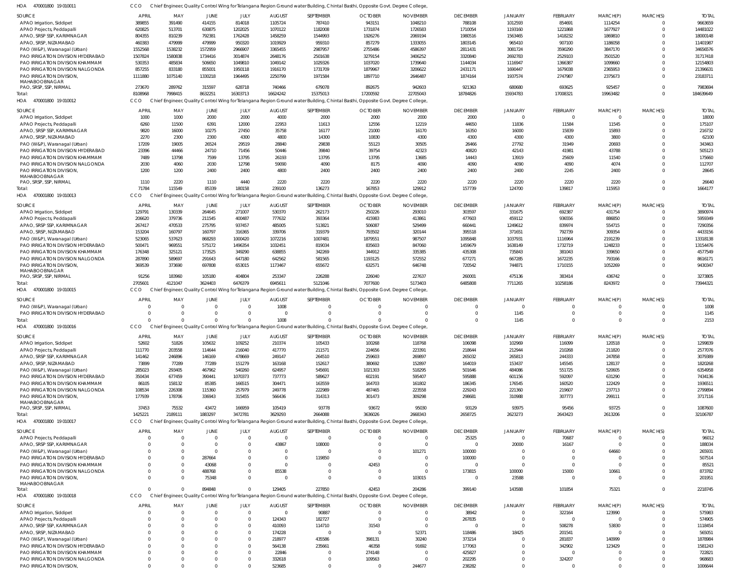HOA 470001800 19 010011 CCO Chief Engineer, Quality Control Wing for Telangana Region Ground water Building, Chintal Basthi, Opposite Govt. Degree College,

| SOURCE | APRIL | MAY | JUNE | JULY | AUGUST | SEPTEMBER | OCTOBER | NOVEMBER | DECEMBER | JANUARY | FEBRUARY | MARCH(P) | MARCH(S) | TOTAL |
|---|---|---|---|---|---|---|---|---|---|---|---|---|---|---|
| APAO Irrigation, Siddipet | 389855 | 391490 | 414155 | 814018 | 1105724 | 787410 | 943151 | 1048210 | 788108 | 1012593 | 854691 | 1114254 | 0 | 9663659 |
| APAO Projects, Peddapalli | 620825 | 513701 | 630875 | 1202025 | 1070122 | 1182008 | 1731874 | 1726583 | 1710054 | 1193160 | 1221868 | 1677927 | 0 | 14481022 |
| APAO, SRSP SSP, KARIMNAGAR | 804355 | 810239 | 792381 | 1762428 | 1458259 | 1544993 | 1926276 | 2069194 | 1980516 | 1563465 | 1418232 | 1869810 | 0 | 18000148 |
| APAO, SRSP, NIZAMABAD | 460383 | 479999 | 479999 | 950320 | 1019929 | 959310 | 857279 | 1333055 | 1803145 | 965410 | 907100 | 1186058 | 0 | 11401987 |
| PAO (W&P), Waranagal (Urban) | 1552568 | 1538232 | 1572959 | 2966907 | 3365455 | 2987957 | 2755486 | 4586397 | 2811431 | 3081724 | 3590290 | 3847170 | 0 | 34656576 |
| PAO IRRIGATION DIVISION HYDERABAD | 1507824 | 1580838 | 1734416 | 3014874 | 2648176 | 2501638 | 3279154 | 3406252 | 3320840 | 2692783 | 2529103 | 3501520 | 0 | 31717418 |
| PAO IRRIGATION DIVISION KHAMMAM | 530353 | 485834 | 506650 | 1049810 | 1049142 | 1029326 | 1037020 | 1739640 | 1144034 | 1116947 | 1366387 | 1099660 | 0 | 12154803 |
| PAO IRRIGATION DIVISION NALGONDA | 857255 | 833180 | 855001 | 1950118 | 1916170 | 1731709 | 1879667 | 3206622 | 2431171 | 1690447 | 1679038 | 2365953 | 0 | 21396631 |
| PAO IRRIGATION DIVISION, MAHABOOBNAGAR | 1111880 | 1075140 | 1330218 | 1964495 | 2250799 | 1971584 | 1897710 | 2646487 | 1874164 | 1937574 | 2747987 | 2375673 | 0 | 23183711 |
| PAO, SRSP, SSP, NIRMAL | 273670 | 289762 | 315597 | 628718 | 740466 | 679078 | 892675 | 942603 | 921363 | 680680 | 693625 | 925457 | 0 | 7983694 |
| Total: | 8108968 | 7998415 | 8632251 | 16303713 | 16624242 | 15375013 | 17200592 | 22705043 | 18784826 | 15934783 | 17008321 | 19963482 | 0 | 184639649 |

HOA 470001800 19 010012 CCO Chief Engineer, Quality Control Wing for Telangana Region Ground water Building, Chintal Basthi, Opposite Govt. Degree College,

| SOURCE | APRIL | MAY | JUNE | JULY | AUGUST | SEPTEMBER | OCTOBER | NOVEMBER | DECEMBER | JANUARY | FEBRUARY | MARCH(P) | MARCH(S) | TOTAL |
|---|---|---|---|---|---|---|---|---|---|---|---|---|---|---|
| APAO Irrigation, Siddipet | 1000 | 1000 | 2000 | 2000 | 4000 | 2000 | 2000 | 2000 | 2000 | 0 | 0 | 0 | 0 | 18000 |
| APAO Projects, Peddapalli | 6260 | 11500 | 6391 | 12000 | 22953 | 11613 | 12556 | 12219 | 44650 | 11836 | 11584 | 11545 | 0 | 175107 |
| APAO, SRSP SSP, KARIMNAGAR | 9820 | 16000 | 10275 | 27450 | 35758 | 16177 | 21000 | 16170 | 16350 | 16000 | 15839 | 15893 | 0 | 216732 |
| APAO, SRSP, NIZAMABAD | 2270 | 2300 | 2300 | 4300 | 4800 | 14300 | 10830 | 4300 | 4300 | 4300 | 4300 | 3800 | 0 | 62100 |
| PAO (W&P), Waranagal (Urban) | 17209 | 19005 | 26524 | 29519 | 28840 | 29838 | 55123 | 30505 | 26466 | 27792 | 31949 | 20693 | 0 | 343463 |
| PAO IRRIGATION DIVISION HYDERABAD | 23396 | 44466 | 24710 | 71456 | 50446 | 39840 | 39754 | 42323 | 40820 | 42143 | 41981 | 43788 | 0 | 505123 |
| PAO IRRIGATION DIVISION KHAMMAM | 7489 | 13798 | 7599 | 13795 | 26193 | 13795 | 13795 | 13685 | 14443 | 13919 | 25609 | 11540 | 0 | 175660 |
| PAO IRRIGATION DIVISION NALGONDA | 2030 | 4060 | 2030 | 12798 | 59090 | 4090 | 8175 | 4090 | 4090 | 4090 | 4090 | 4074 | 0 | 112707 |
| PAO IRRIGATION DIVISION, MAHABOOBNAGAR | 1200 | 1200 | 2400 | 2400 | 4800 | 2400 | 2400 | 2400 | 2400 | 2400 | 2245 | 2400 | 0 | 28645 |
| PAO, SRSP, SSP, NIRMAL | 1110 | 2220 | 1110 | 4440 | 2220 | 2220 | 2220 | 2220 | 2220 | 2220 | 2220 | 2220 | 0 | 26640 |
| Total: | 71784 | 115549 | 85339 | 180158 | 239100 | 136273 | 167853 | 129912 | 157739 | 124700 | 139817 | 115953 | 0 | 1664177 |

HOA 470001800 19 010013 CCO Chief Engineer, Quality Control Wing for Telangana Region Ground water Building, Chintal Basthi, Opposite Govt. Degree College,

| SOURCE | APRIL | MAY | JUNE | JULY | AUGUST | SEPTEMBER | OCTOBER | NOVEMBER | DECEMBER | JANUARY | FEBRUARY | MARCH(P) | MARCH(S) | TOTAL |
|---|---|---|---|---|---|---|---|---|---|---|---|---|---|---|
| APAO Irrigation, Siddipet | 129791 | 130339 | 264645 | 271007 | 530370 | 262173 | 250226 | 293010 | 303597 | 331675 | 692387 | 431754 | 0 | 3890974 |
| APAO Projects, Peddapalli | 206620 | 379736 | 211545 | 400487 | 777632 | 393364 | 415983 | 413861 | 477603 | 459112 | 936556 | 886850 | 0 | 5959349 |
| APAO, SRSP SSP, KARIMNAGAR | 267417 | 470533 | 275795 | 937457 | 485005 | 513821 | 506087 | 529499 | 660441 | 1249612 | 839974 | 554715 | 0 | 7290356 |
| APAO, SRSP, NIZAMABAD | 153204 | 160797 | 160797 | 316365 | 339706 | 319379 | 793502 | 320144 | 395518 | 371651 | 792739 | 309354 | 0 | 4433156 |
| PAO (W&P), Waranagal (Urban) | 523065 | 537623 | 868293 | 1000420 | 1072216 | 1007481 | 1879551 | 987507 | 1095848 | 1037931 | 1116964 | 2191239 | 0 | 13318138 |
| PAO IRRIGATION DIVISION HYDERABAD | 500471 | 969551 | 575172 | 1496354 | 1032451 | 819034 | 835603 | 847060 | 1459679 | 1638149 | 1732719 | 1248233 | 0 | 13154476 |
| PAO IRRIGATION DIVISION KHAMMAM | 176348 | 325121 | 173525 | 349290 | 638855 | 342269 | 344912 | 335385 | 435308 | 735843 | 381043 | 339650 | 0 | 4577549 |
| PAO IRRIGATION DIVISION NALGONDA | 287890 | 589697 | 291643 | 647180 | 642562 | 581565 | 1193125 | 572552 | 677271 | 667285 | 1672235 | 793166 | 0 | 8616171 |
| PAO IRRIGATION DIVISION, MAHABOOBNAGAR | 369539 | 373690 | 697808 | 653015 | 1173467 | 655672 | 632571 | 646748 | 720542 | 744871 | 1710155 | 1052269 | 0 | 9430347 |
| PAO, SRSP, SSP, NIRMAL | 91256 | 183960 | 105180 | 404804 | 253347 | 226288 | 226040 | 227637 | 260001 | 475136 | 383414 | 436742 | 0 | 3273805 |
| Total: | 2705601 | 4121047 | 3624403 | 6476379 | 6945611 | 5121046 | 7077600 | 5173403 | 6485808 | 7711265 | 10258186 | 8243972 | 0 | 73944321 |

HOA 470001800 19 010015 CCO Chief Engineer, Quality Control Wing for Telangana Region Ground water Building, Chintal Basthi, Opposite Govt. Degree College,

| SOURCE | APRIL | MAY | JUNE | JULY | AUGUST | SEPTEMBER | OCTOBER | NOVEMBER | DECEMBER | JANUARY | FEBRUARY | MARCH(P) | MARCH(S) | TOTAL |
|---|---|---|---|---|---|---|---|---|---|---|---|---|---|---|
| PAO (W&P), Waranagal (Urban) | 0 | 0 | 0 | 0 | 1008 | 0 | 0 | 0 | 0 | 0 | 0 | 0 | 0 | 1008 |
| PAO IRRIGATION DIVISION HYDERABAD | 0 | 0 | 0 | 0 | 0 | 0 | 0 | 0 | 0 | 1145 | 0 | 0 | 0 | 1145 |
| Total: | 0 | 0 | 0 | 0 | 1008 | 0 | 0 | 0 | 0 | 1145 | 0 | 0 | 0 | 2153 |

HOA 470001800 19 010016 CCO Chief Engineer, Quality Control Wing for Telangana Region Ground water Building, Chintal Basthi, Opposite Govt. Degree College,

| SOURCE | APRIL | MAY | JUNE | JULY | AUGUST | SEPTEMBER | OCTOBER | NOVEMBER | DECEMBER | JANUARY | FEBRUARY | MARCH(P) | MARCH(S) | TOTAL |
|---|---|---|---|---|---|---|---|---|---|---|---|---|---|---|
| APAO Irrigation, Siddipet | 52602 | 51826 | 105632 | 109252 | 210374 | 105433 | 100268 | 118768 | 106098 | 102969 | 116099 | 120518 | 0 | 1299839 |
| APAO Projects, Peddapalli | 111770 | 203558 | 114644 | 216040 | 417770 | 211571 | 224656 | 223391 | 218644 | 212944 | 210268 | 211820 | 0 | 2577076 |
| APAO, SRSP SSP, KARIMNAGAR | 141462 | 246896 | 146169 | 478669 | 249147 | 264510 | 259603 | 269897 | 265032 | 265813 | 244333 | 247858 | 0 | 3079389 |
| APAO, SRSP, NIZAMABAD | 73899 | 77289 | 77289 | 151279 | 163168 | 152617 | 380692 | 152897 | 164019 | 153437 | 145545 | 128137 | 0 | 1820268 |
| PAO (W&P), Waranagal (Urban) | 285023 | 293405 | 467962 | 540260 | 624957 | 545691 | 1021303 | 518295 | 501646 | 484086 | 551725 | 520605 | 0 | 6354958 |
| PAO IRRIGATION DIVISION HYDERABAD | 350434 | 677459 | 390441 | 1070373 | 737773 | 589627 | 602191 | 595407 | 595888 | 601156 | 592097 | 631290 | 0 | 7434136 |
| PAO IRRIGATION DIVISION KHAMMAM | 86105 | 158132 | 85385 | 166515 | 304471 | 163559 | 164703 | 161802 | 186345 | 176545 | 160520 | 122429 | 0 | 1936511 |
| PAO IRRIGATION DIVISION NALGONDA | 108534 | 226308 | 115360 | 257979 | 249778 | 222989 | 487465 | 223558 | 229243 | 221360 | 219607 | 237713 | 0 | 2799894 |
| PAO IRRIGATION DIVISION, MAHABOOBNAGAR | 177939 | 178706 | 336943 | 315455 | 566436 | 314313 | 301473 | 309298 | 298681 | 310988 | 307773 | 299111 | 0 | 3717116 |
| PAO, SRSP, SSP, NIRMAL | 37453 | 75532 | 43472 | 166959 | 105419 | 93778 | 93672 | 95030 | 93129 | 93975 | 95456 | 93725 | 0 | 1087600 |
| Total: | 1425221 | 2189111 | 1883297 | 3472781 | 3629293 | 2664088 | 3636026 | 2668343 | 2658725 | 2623273 | 2643423 | 2613206 | 0 | 32106787 |

HOA 470001800 19 010017 CCO Chief Engineer, Quality Control Wing for Telangana Region Ground water Building, Chintal Basthi, Opposite Govt. Degree College,

| SOURCE | APRIL | MAY | JUNE | JULY | AUGUST | SEPTEMBER | OCTOBER | NOVEMBER | DECEMBER | JANUARY | FEBRUARY | MARCH(P) | MARCH(S) | TOTAL |
|---|---|---|---|---|---|---|---|---|---|---|---|---|---|---|
| APAO Projects, Peddapalli | 0 | 0 | 0 | 0 | 0 | 0 | 0 | 0 | 25325 | 0 | 70687 | 0 | 0 | 96012 |
| APAO, SRSP SSP, KARIMNAGAR | 0 | 0 | 0 | 0 | 43867 | 108000 | 0 | 0 | 0 | 20000 | 16167 | 0 | 0 | 188034 |
| PAO (W&P), Waranagal (Urban) | 0 | 0 | 0 | 0 | 0 | 0 | 0 | 101271 | 100000 | 0 | 0 | 64660 | 0 | 265931 |
| PAO IRRIGATION DIVISION HYDERABAD | 0 | 0 | 287664 | 0 | 0 | 119850 | 0 | 0 | 100000 | 0 | 0 | 0 | 0 | 507514 |
| PAO IRRIGATION DIVISION KHAMMAM | 0 | 0 | 43068 | 0 | 0 | 0 | 42453 | 0 | 0 | 0 | 0 | 0 | 0 | 85521 |
| PAO IRRIGATION DIVISION NALGONDA | 0 | 0 | 488768 | 0 | 85538 | 0 | 0 | 0 | 173815 | 100000 | 15000 | 10661 | 0 | 873782 |
| PAO IRRIGATION DIVISION, MAHABOOBNAGAR | 0 | 0 | 75348 | 0 | 0 | 0 | 0 | 103015 | 0 | 23588 | 0 | 0 | 0 | 201951 |
| Total: | 0 | 0 | 894848 | 0 | 129405 | 227850 | 42453 | 204286 | 399140 | 143588 | 101854 | 75321 | 0 | 2218745 |

HOA 470001800 19 010018 CCO Chief Engineer, Quality Control Wing for Telangana Region Ground water Building, Chintal Basthi, Opposite Govt. Degree College,

| SOURCE | APRIL | MAY | JUNE | JULY | AUGUST | SEPTEMBER | OCTOBER | NOVEMBER | DECEMBER | JANUARY | FEBRUARY | MARCH(P) | MARCH(S) | TOTAL |
|---|---|---|---|---|---|---|---|---|---|---|---|---|---|---|
| APAO Irrigation, Siddipet | 0 | 0 | 0 | 0 | 0 | 90887 | 0 | 0 | 38942 | 0 | 322164 | 123990 | 0 | 575983 |
| APAO Projects, Peddapalli | 0 | 0 | 0 | 0 | 124343 | 182727 | 0 | 0 | 267835 | 0 | 0 | 0 | 0 | 574905 |
| APAO, SRSP SSP, KARIMNAGAR | 0 | 0 | 0 | 0 | 410093 | 114710 | 31543 | 0 | 0 | 0 | 508278 | 53830 | 0 | 1118454 |
| APAO, SRSP, NIZAMABAD | 0 | 0 | 0 | 0 | 174228 | 0 | 0 | 52371 | 118486 | 18425 | 201541 | 0 | 0 | 565051 |
| PAO (W&P), Waranagal (Urban) | 0 | 0 | 0 | 0 | 218977 | 435586 | 398131 | 30240 | 373214 | 0 | 281837 | 140999 | 0 | 1878984 |
| PAO IRRIGATION DIVISION HYDERABAD | 0 | 0 | 0 | 0 | 564138 | 235661 | 46358 | 91692 | 177063 | 0 | 342902 | 123429 | 0 | 1581243 |
| PAO IRRIGATION DIVISION KHAMMAM | 0 | 0 | 0 | 0 | 22846 | 0 | 274148 | 0 | 425827 | 0 | 0 | 0 | 0 | 722821 |
| PAO IRRIGATION DIVISION NALGONDA | 0 | 0 | 0 | 0 | 332618 | 0 | 109563 | 0 | 202295 | 0 | 324207 | 0 | 0 | 968683 |
| PAO IRRIGATION DIVISION, | 0 | 0 | 0 | 0 | 523685 | 0 | 0 | 244677 | 238282 | 0 | 0 | 0 | 0 | 1006644 |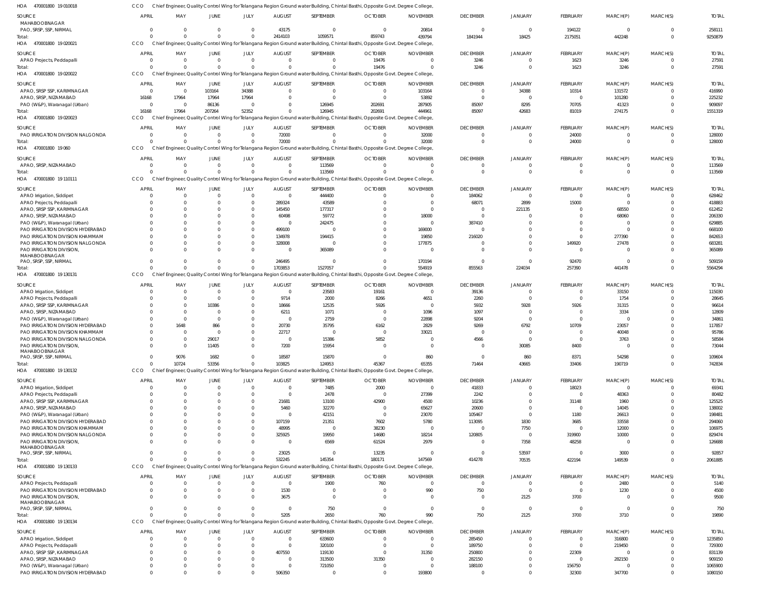HOA 470001800 19 010018 CCO Chief Engineer, Quality Control Wing for Telangana Region Ground water Building, Chintal Basthi, Opposite Govt. Degree College,

| SOURCE | APRIL | MAY | JUNE | JULY | AUGUST | SEPTEMBER | OCTOBER | NOVEMBER | DECEMBER | JANUARY | FEBRUARY | MARCH(P) | MARCH(S) | TOTAL |
|---|---|---|---|---|---|---|---|---|---|---|---|---|---|---|
| MAHABOOBNAGAR | | | | | | | | | | | | | | |
| PAO, SRSP, SSP, NIRMAL | 0 | 0 | 0 | 0 | 43175 | 0 | 0 | 20814 | 0 | 0 | 194122 | 0 | 0 | 258111 |
| Total: | 0 | 0 | 0 | 0 | 2414103 | 1059571 | 859743 | 439794 | 1841944 | 18425 | 2175051 | 442248 | 0 | 9250879 |

HOA 470001800 19 020021 CCO Chief Engineer, Quality Control Wing for Telangana Region Ground water Building, Chintal Basthi, Opposite Govt. Degree College,

| SOURCE | APRIL | MAY | JUNE | JULY | AUGUST | SEPTEMBER | OCTOBER | NOVEMBER | DECEMBER | JANUARY | FEBRUARY | MARCH(P) | MARCH(S) | TOTAL |
|---|---|---|---|---|---|---|---|---|---|---|---|---|---|---|
| APAO Projects, Peddapalli | 0 | 0 | 0 | 0 | 0 | 0 | 19476 | 0 | 3246 | 0 | 1623 | 3246 | 0 | 27591 |
| Total: | 0 | 0 | 0 | 0 | 0 | 0 | 19476 | 0 | 3246 | 0 | 1623 | 3246 | 0 | 27591 |

HOA 470001800 19 020022 CCO Chief Engineer, Quality Control Wing for Telangana Region Ground water Building, Chintal Basthi, Opposite Govt. Degree College,

| SOURCE | APRIL | MAY | JUNE | JULY | AUGUST | SEPTEMBER | OCTOBER | NOVEMBER | DECEMBER | JANUARY | FEBRUARY | MARCH(P) | MARCH(S) | TOTAL |
|---|---|---|---|---|---|---|---|---|---|---|---|---|---|---|
| APAO, SRSP SSP, KARIMNAGAR | 0 | 0 | 103164 | 34388 | 0 | 0 | 0 | 103164 | 0 | 34388 | 10314 | 131572 | 0 | 416990 |
| APAO, SRSP, NIZAMABAD | 16168 | 17964 | 17964 | 17964 | 0 | 0 | 0 | 53892 | 0 | 0 | 0 | 101280 | 0 | 225232 |
| PAO (W&P), Waranagal (Urban) | 0 | 0 | 86136 | 0 | 0 | 126945 | 202691 | 287905 | 85097 | 8295 | 70705 | 41323 | 0 | 909097 |
| Total: | 16168 | 17964 | 207264 | 52352 | 0 | 126945 | 202691 | 444961 | 85097 | 42683 | 81019 | 274175 | 0 | 1551319 |

HOA 470001800 19 020023 CCO Chief Engineer, Quality Control Wing for Telangana Region Ground water Building, Chintal Basthi, Opposite Govt. Degree College,

| SOURCE | APRIL | MAY | JUNE | JULY | AUGUST | SEPTEMBER | OCTOBER | NOVEMBER | DECEMBER | JANUARY | FEBRUARY | MARCH(P) | MARCH(S) | TOTAL |
|---|---|---|---|---|---|---|---|---|---|---|---|---|---|---|
| PAO IRRIGATION DIVISION NALGONDA | 0 | 0 | 0 | 0 | 72000 | 0 | 0 | 32000 | 0 | 0 | 24000 | 0 | 0 | 128000 |
| Total: | 0 | 0 | 0 | 0 | 72000 | 0 | 0 | 32000 | 0 | 0 | 24000 | 0 | 0 | 128000 |

HOA 470001800 19 060 CCO Chief Engineer, Quality Control Wing for Telangana Region Ground water Building, Chintal Basthi, Opposite Govt. Degree College,

| SOURCE | APRIL | MAY | JUNE | JULY | AUGUST | SEPTEMBER | OCTOBER | NOVEMBER | DECEMBER | JANUARY | FEBRUARY | MARCH(P) | MARCH(S) | TOTAL |
|---|---|---|---|---|---|---|---|---|---|---|---|---|---|---|
| APAO, SRSP, NIZAMABAD | 0 | 0 | 0 | 0 | 0 | 113569 | 0 | 0 | 0 | 0 | 0 | 0 | 0 | 113569 |
| Total: | 0 | 0 | 0 | 0 | 0 | 113569 | 0 | 0 | 0 | 0 | 0 | 0 | 0 | 113569 |

HOA 470001800 19 110111 CCO Chief Engineer, Quality Control Wing for Telangana Region Ground water Building, Chintal Basthi, Opposite Govt. Degree College,

| SOURCE | APRIL | MAY | JUNE | JULY | AUGUST | SEPTEMBER | OCTOBER | NOVEMBER | DECEMBER | JANUARY | FEBRUARY | MARCH(P) | MARCH(S) | TOTAL |
|---|---|---|---|---|---|---|---|---|---|---|---|---|---|---|
| APAO Irrigation, Siddipet | 0 | 0 | 0 | 0 | 0 | 444400 | 0 | 0 | 184062 | 0 | 0 | 0 | 0 | 628462 |
| APAO Projects, Peddapalli | 0 | 0 | 0 | 0 | 289324 | 43589 | 0 | 0 | 68071 | 2899 | 15000 | 0 | 0 | 418883 |
| APAO, SRSP SSP, KARIMNAGAR | 0 | 0 | 0 | 0 | 145450 | 177317 | 0 | 0 | 0 | 221135 | 0 | 68550 | 0 | 612452 |
| APAO, SRSP, NIZAMABAD | 0 | 0 | 0 | 0 | 60498 | 59772 | 0 | 18000 | 0 | 0 | 0 | 68060 | 0 | 206330 |
| PAO (W&P), Waranagal (Urban) | 0 | 0 | 0 | 0 | 0 | 242475 | 0 | 0 | 387410 | 0 | 0 | 0 | 0 | 629885 |
| PAO IRRIGATION DIVISION HYDERABAD | 0 | 0 | 0 | 0 | 499100 | 0 | 0 | 169000 | 0 | 0 | 0 | 0 | 0 | 668100 |
| PAO IRRIGATION DIVISION KHAMMAM | 0 | 0 | 0 | 0 | 134978 | 194415 | 0 | 19850 | 216020 | 0 | 0 | 277390 | 0 | 842653 |
| PAO IRRIGATION DIVISION NALGONDA | 0 | 0 | 0 | 0 | 328008 | 0 | 0 | 177875 | 0 | 0 | 149920 | 27478 | 0 | 683281 |
| PAO IRRIGATION DIVISION, MAHABOOBNAGAR | 0 | 0 | 0 | 0 | 0 | 365089 | 0 | 0 | 0 | 0 | 0 | 0 | 0 | 365089 |
| PAO, SRSP, SSP, NIRMAL | 0 | 0 | 0 | 0 | 246495 | 0 | 0 | 170194 | 0 | 0 | 92470 | 0 | 0 | 509159 |
| Total: | 0 | 0 | 0 | 0 | 1703853 | 1527057 | 0 | 554919 | 855563 | 224034 | 257390 | 441478 | 0 | 5564294 |

HOA 470001800 19 130131 CCO Chief Engineer, Quality Control Wing for Telangana Region Ground water Building, Chintal Basthi, Opposite Govt. Degree College,

| SOURCE | APRIL | MAY | JUNE | JULY | AUGUST | SEPTEMBER | OCTOBER | NOVEMBER | DECEMBER | JANUARY | FEBRUARY | MARCH(P) | MARCH(S) | TOTAL |
|---|---|---|---|---|---|---|---|---|---|---|---|---|---|---|
| APAO Irrigation, Siddipet | 0 | 0 | 0 | 0 | 0 | 23583 | 19161 | 0 | 39136 | 0 | 0 | 33150 | 0 | 115030 |
| APAO Projects, Peddapalli | 0 | 0 | 0 | 0 | 9714 | 2000 | 8266 | 4651 | 2260 | 0 | 0 | 1754 | 0 | 28645 |
| APAO, SRSP SSP, KARIMNAGAR | 0 | 0 | 10386 | 0 | 18666 | 12535 | 5926 | 0 | 5932 | 5928 | 5926 | 31315 | 0 | 96614 |
| APAO, SRSP, NIZAMABAD | 0 | 0 | 0 | 0 | 6211 | 1071 | 0 | 1096 | 1097 | 0 | 0 | 3334 | 0 | 12809 |
| PAO (W&P), Waranagal (Urban) | 0 | 0 | 0 | 0 | 0 | 2759 | 0 | 22898 | 9204 | 0 | 0 | 0 | 0 | 34861 |
| PAO IRRIGATION DIVISION HYDERABAD | 0 | 1648 | 866 | 0 | 20730 | 35795 | 6162 | 2829 | 9269 | 6792 | 10709 | 23057 | 0 | 117857 |
| PAO IRRIGATION DIVISION KHAMMAM | 0 | 0 | 0 | 0 | 22717 | 0 | 0 | 33021 | 0 | 0 | 0 | 40048 | 0 | 95786 |
| PAO IRRIGATION DIVISION NALGONDA | 0 | 0 | 29017 | 0 | 0 | 15386 | 5852 | 0 | 4566 | 0 | 0 | 3763 | 0 | 58584 |
| PAO IRRIGATION DIVISION, MAHABOOBNAGAR | 0 | 0 | 11405 | 0 | 7200 | 15954 | 0 | 0 | 0 | 30085 | 8400 | 0 | 0 | 73044 |
| PAO, SRSP, SSP, NIRMAL | 0 | 9076 | 1682 | 0 | 18587 | 15870 | 0 | 860 | 0 | 860 | 8371 | 54298 | 0 | 109604 |
| Total: | 0 | 10724 | 53356 | 0 | 103825 | 124953 | 45367 | 65355 | 71464 | 43665 | 33406 | 190719 | 0 | 742834 |

HOA 470001800 19 130132 CCO Chief Engineer, Quality Control Wing for Telangana Region Ground water Building, Chintal Basthi, Opposite Govt. Degree College,

| SOURCE | APRIL | MAY | JUNE | JULY | AUGUST | SEPTEMBER | OCTOBER | NOVEMBER | DECEMBER | JANUARY | FEBRUARY | MARCH(P) | MARCH(S) | TOTAL |
|---|---|---|---|---|---|---|---|---|---|---|---|---|---|---|
| APAO Irrigation, Siddipet | 0 | 0 | 0 | 0 | 0 | 7485 | 2000 | 0 | 41833 | 0 | 18023 | 0 | 0 | 69341 |
| APAO Projects, Peddapalli | 0 | 0 | 0 | 0 | 0 | 2478 | 0 | 27399 | 2242 | 0 | 0 | 48363 | 0 | 80482 |
| APAO, SRSP SSP, KARIMNAGAR | 0 | 0 | 0 | 0 | 21681 | 13100 | 42900 | 4500 | 10236 | 0 | 31148 | 1960 | 0 | 125525 |
| APAO, SRSP, NIZAMABAD | 0 | 0 | 0 | 0 | 5460 | 32270 | 0 | 65627 | 20600 | 0 | 0 | 14045 | 0 | 138002 |
| PAO (W&P), Waranagal (Urban) | 0 | 0 | 0 | 0 | 0 | 42151 | 0 | 23070 | 105467 | 0 | 1180 | 26613 | 0 | 198481 |
| PAO IRRIGATION DIVISION HYDERABAD | 0 | 0 | 0 | 0 | 107159 | 21351 | 7602 | 5780 | 113095 | 1830 | 3685 | 33558 | 0 | 294060 |
| PAO IRRIGATION DIVISION KHAMMAM | 0 | 0 | 0 | 0 | 48995 | 0 | 38230 | 0 | 0 | 7750 | 0 | 12000 | 0 | 106975 |
| PAO IRRIGATION DIVISION NALGONDA | 0 | 0 | 0 | 0 | 325925 | 19950 | 14680 | 18214 | 120805 | 0 | 319900 | 10000 | 0 | 829474 |
| PAO IRRIGATION DIVISION, MAHABOOBNAGAR | 0 | 0 | 0 | 0 | 0 | 6569 | 61524 | 2979 | 0 | 7358 | 48258 | 0 | 0 | 126688 |
| PAO, SRSP, SSP, NIRMAL | 0 | 0 | 0 | 0 | 23025 | 0 | 13235 | 0 | 0 | 53597 | 0 | 3000 | 0 | 92857 |
| Total: | 0 | 0 | 0 | 0 | 532245 | 145354 | 180171 | 147569 | 414278 | 70535 | 422194 | 149539 | 0 | 2061885 |

HOA 470001800 19 130133 CCO Chief Engineer, Quality Control Wing for Telangana Region Ground water Building, Chintal Basthi, Opposite Govt. Degree College,

| SOURCE | APRIL | MAY | JUNE | JULY | AUGUST | SEPTEMBER | OCTOBER | NOVEMBER | DECEMBER | JANUARY | FEBRUARY | MARCH(P) | MARCH(S) | TOTAL |
|---|---|---|---|---|---|---|---|---|---|---|---|---|---|---|
| APAO Projects, Peddapalli | 0 | 0 | 0 | 0 | 0 | 1900 | 760 | 0 | 0 | 0 | 0 | 2480 | 0 | 5140 |
| PAO IRRIGATION DIVISION HYDERABAD | 0 | 0 | 0 | 0 | 1530 | 0 | 0 | 990 | 750 | 0 | 0 | 1230 | 0 | 4500 |
| PAO IRRIGATION DIVISION, MAHABOOBNAGAR | 0 | 0 | 0 | 0 | 3675 | 0 | 0 | 0 | 0 | 2125 | 3700 | 0 | 0 | 9500 |
| PAO, SRSP, SSP, NIRMAL | 0 | 0 | 0 | 0 | 0 | 750 | 0 | 0 | 0 | 0 | 0 | 0 | 0 | 750 |
| Total: | 0 | 0 | 0 | 0 | 5205 | 2650 | 760 | 990 | 750 | 2125 | 3700 | 3710 | 0 | 19890 |

HOA 470001800 19 130134 CCO Chief Engineer, Quality Control Wing for Telangana Region Ground water Building, Chintal Basthi, Opposite Govt. Degree College,

| SOURCE | APRIL | MAY | JUNE | JULY | AUGUST | SEPTEMBER | OCTOBER | NOVEMBER | DECEMBER | JANUARY | FEBRUARY | MARCH(P) | MARCH(S) | TOTAL |
|---|---|---|---|---|---|---|---|---|---|---|---|---|---|---|
| APAO Irrigation, Siddipet | 0 | 0 | 0 | 0 | 0 | 633600 | 0 | 0 | 285450 | 0 | 0 | 316800 | 0 | 1235850 |
| APAO Projects, Peddapalli | 0 | 0 | 0 | 0 | 0 | 320100 | 0 | 0 | 189750 | 0 | 0 | 219450 | 0 | 729300 |
| APAO, SRSP SSP, KARIMNAGAR | 0 | 0 | 0 | 0 | 407550 | 119130 | 0 | 31350 | 250800 | 0 | 22309 | 0 | 0 | 831139 |
| APAO, SRSP, NIZAMABAD | 0 | 0 | 0 | 0 | 0 | 313500 | 31350 | 0 | 282150 | 0 | 0 | 282150 | 0 | 909150 |
| PAO (W&P), Waranagal (Urban) | 0 | 0 | 0 | 0 | 0 | 721050 | 0 | 0 | 188100 | 0 | 156750 | 0 | 0 | 1065900 |
| PAO IRRIGATION DIVISION HYDERABAD | 0 | 0 | 0 | 0 | 506350 | 0 | 0 | 193800 | 0 | 0 | 32300 | 347700 | 0 | 1080150 |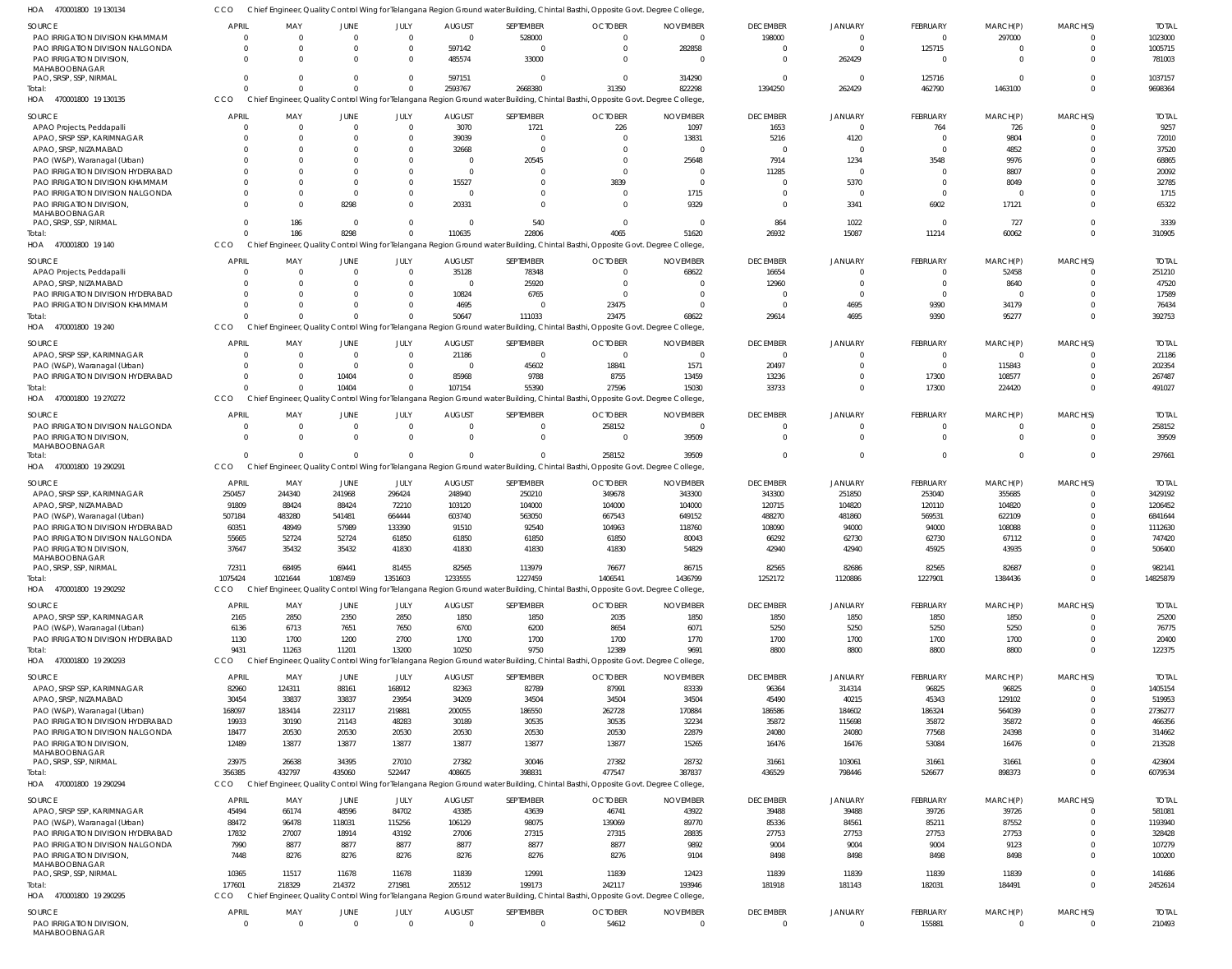HOA 470001800 19 130134 CCO Chief Engineer, Quality Control Wing for Telangana Region Ground water Building, Chintal Basthi, Opposite Govt. Degree College,

| SOURCE | APRIL | MAY | JUNE | JULY | AUGUST | SEPTEMBER | OCTOBER | NOVEMBER | DECEMBER | JANUARY | FEBRUARY | MARCH(P) | MARCH(S) | TOTAL |
|---|---|---|---|---|---|---|---|---|---|---|---|---|---|---|
| PAO IRRIGATION DIVISION KHAMMAM | 0 | 0 | 0 | 0 | 0 | 528000 | 0 | 0 | 198000 | 0 | 0 | 297000 | 0 | 1023000 |
| PAO IRRIGATION DIVISION NALGONDA | 0 | 0 | 0 | 0 | 597142 | 0 | 0 | 282858 | 0 | 0 | 125715 | 0 | 0 | 1005715 |
| PAO IRRIGATION DIVISION, MAHABOOBNAGAR | 0 | 0 | 0 | 0 | 485574 | 33000 | 0 | 0 | 0 | 262429 | 0 | 0 | 0 | 781003 |
| PAO, SRSP, SSP, NIRMAL | 0 | 0 | 0 | 0 | 597151 | 0 | 0 | 314290 | 0 | 0 | 125716 | 0 | 0 | 1037157 |
| Total: | 0 | 0 | 0 | 0 | 2593767 | 2668380 | 31350 | 822298 | 1394250 | 262429 | 462790 | 1463100 | 0 | 9698364 |

HOA 470001800 19 130135 CCO Chief Engineer, Quality Control Wing for Telangana Region Ground water Building, Chintal Basthi, Opposite Govt. Degree College,

| SOURCE | APRIL | MAY | JUNE | JULY | AUGUST | SEPTEMBER | OCTOBER | NOVEMBER | DECEMBER | JANUARY | FEBRUARY | MARCH(P) | MARCH(S) | TOTAL |
|---|---|---|---|---|---|---|---|---|---|---|---|---|---|---|
| APAO Projects, Peddapalli | 0 | 0 | 0 | 0 | 3070 | 1721 | 226 | 1097 | 1653 | 0 | 764 | 726 | 0 | 9257 |
| APAO, SRSP SSP, KARIMNAGAR | 0 | 0 | 0 | 0 | 39039 | 0 | 0 | 13831 | 5216 | 4120 | 0 | 9804 | 0 | 72010 |
| APAO, SRSP, NIZAMABAD | 0 | 0 | 0 | 0 | 32668 | 0 | 0 | 0 | 0 | 0 | 0 | 4852 | 0 | 37520 |
| PAO (W&P), Waranagal (Urban) | 0 | 0 | 0 | 0 | 0 | 20545 | 0 | 25648 | 7914 | 1234 | 3548 | 9976 | 0 | 68865 |
| PAO IRRIGATION DIVISION HYDERABAD | 0 | 0 | 0 | 0 | 0 | 0 | 0 | 0 | 11285 | 0 | 0 | 8807 | 0 | 20092 |
| PAO IRRIGATION DIVISION KHAMMAM | 0 | 0 | 0 | 0 | 15527 | 0 | 3839 | 0 | 0 | 5370 | 0 | 8049 | 0 | 32785 |
| PAO IRRIGATION DIVISION NALGONDA | 0 | 0 | 0 | 0 | 0 | 0 | 0 | 1715 | 0 | 0 | 0 | 0 | 0 | 1715 |
| PAO IRRIGATION DIVISION, MAHABOOBNAGAR | 0 | 0 | 8298 | 0 | 20331 | 0 | 0 | 9329 | 0 | 3341 | 6902 | 17121 | 0 | 65322 |
| PAO, SRSP, SSP, NIRMAL | 0 | 186 | 0 | 0 | 0 | 540 | 0 | 0 | 864 | 1022 | 0 | 727 | 0 | 3339 |
| Total: | 0 | 186 | 8298 | 0 | 110635 | 22806 | 4065 | 51620 | 26932 | 15087 | 11214 | 60062 | 0 | 310905 |

HOA 470001800 19 140 CCO Chief Engineer, Quality Control Wing for Telangana Region Ground water Building, Chintal Basthi, Opposite Govt. Degree College,

| SOURCE | APRIL | MAY | JUNE | JULY | AUGUST | SEPTEMBER | OCTOBER | NOVEMBER | DECEMBER | JANUARY | FEBRUARY | MARCH(P) | MARCH(S) | TOTAL |
|---|---|---|---|---|---|---|---|---|---|---|---|---|---|---|
| APAO Projects, Peddapalli | 0 | 0 | 0 | 0 | 35128 | 78348 | 0 | 68622 | 16654 | 0 | 0 | 52458 | 0 | 251210 |
| APAO, SRSP, NIZAMABAD | 0 | 0 | 0 | 0 | 0 | 25920 | 0 | 0 | 12960 | 0 | 0 | 8640 | 0 | 47520 |
| PAO IRRIGATION DIVISION HYDERABAD | 0 | 0 | 0 | 0 | 10824 | 6765 | 0 | 0 | 0 | 0 | 0 | 0 | 0 | 17589 |
| PAO IRRIGATION DIVISION KHAMMAM | 0 | 0 | 0 | 0 | 4695 | 0 | 23475 | 0 | 0 | 4695 | 9390 | 34179 | 0 | 76434 |
| Total: | 0 | 0 | 0 | 0 | 50647 | 111033 | 23475 | 68622 | 29614 | 4695 | 9390 | 95277 | 0 | 392753 |

HOA 470001800 19 240 CCO Chief Engineer, Quality Control Wing for Telangana Region Ground water Building, Chintal Basthi, Opposite Govt. Degree College,

| SOURCE | APRIL | MAY | JUNE | JULY | AUGUST | SEPTEMBER | OCTOBER | NOVEMBER | DECEMBER | JANUARY | FEBRUARY | MARCH(P) | MARCH(S) | TOTAL |
|---|---|---|---|---|---|---|---|---|---|---|---|---|---|---|
| APAO, SRSP SSP, KARIMNAGAR | 0 | 0 | 0 | 0 | 21186 | 0 | 0 | 0 | 0 | 0 | 0 | 0 | 0 | 21186 |
| PAO (W&P), Waranagal (Urban) | 0 | 0 | 0 | 0 | 0 | 45602 | 18841 | 1571 | 20497 | 0 | 0 | 115843 | 0 | 202354 |
| PAO IRRIGATION DIVISION HYDERABAD | 0 | 0 | 10404 | 0 | 85968 | 9788 | 8755 | 13459 | 13236 | 0 | 17300 | 108577 | 0 | 267487 |
| Total: | 0 | 0 | 10404 | 0 | 107154 | 55390 | 27596 | 15030 | 33733 | 0 | 17300 | 224420 | 0 | 491027 |

HOA 470001800 19 270272 CCO Chief Engineer, Quality Control Wing for Telangana Region Ground water Building, Chintal Basthi, Opposite Govt. Degree College,

| SOURCE | APRIL | MAY | JUNE | JULY | AUGUST | SEPTEMBER | OCTOBER | NOVEMBER | DECEMBER | JANUARY | FEBRUARY | MARCH(P) | MARCH(S) | TOTAL |
|---|---|---|---|---|---|---|---|---|---|---|---|---|---|---|
| PAO IRRIGATION DIVISION NALGONDA | 0 | 0 | 0 | 0 | 0 | 0 | 258152 | 0 | 0 | 0 | 0 | 0 | 0 | 258152 |
| PAO IRRIGATION DIVISION, MAHABOOBNAGAR | 0 | 0 | 0 | 0 | 0 | 0 | 0 | 39509 | 0 | 0 | 0 | 0 | 0 | 39509 |
| Total: | 0 | 0 | 0 | 0 | 0 | 0 | 258152 | 39509 | 0 | 0 | 0 | 0 | 0 | 297661 |

HOA 470001800 19 290291 CCO Chief Engineer, Quality Control Wing for Telangana Region Ground water Building, Chintal Basthi, Opposite Govt. Degree College,

| SOURCE | APRIL | MAY | JUNE | JULY | AUGUST | SEPTEMBER | OCTOBER | NOVEMBER | DECEMBER | JANUARY | FEBRUARY | MARCH(P) | MARCH(S) | TOTAL |
|---|---|---|---|---|---|---|---|---|---|---|---|---|---|---|
| APAO, SRSP SSP, KARIMNAGAR | 250457 | 244340 | 241968 | 296424 | 248940 | 250210 | 349678 | 343300 | 343300 | 251850 | 253040 | 355685 | 0 | 3429192 |
| APAO, SRSP, NIZAMABAD | 91809 | 88424 | 88424 | 72210 | 103120 | 104000 | 104000 | 104000 | 120715 | 104820 | 120110 | 104820 | 0 | 1206452 |
| PAO (W&P), Waranagal (Urban) | 507184 | 483280 | 541481 | 664444 | 603740 | 563050 | 667543 | 649152 | 488270 | 481860 | 569531 | 622109 | 0 | 6841644 |
| PAO IRRIGATION DIVISION HYDERABAD | 60351 | 48949 | 57989 | 133390 | 91510 | 92540 | 104963 | 118760 | 108090 | 94000 | 94000 | 108088 | 0 | 1112630 |
| PAO IRRIGATION DIVISION NALGONDA | 55665 | 52724 | 52724 | 61850 | 61850 | 61850 | 61850 | 80043 | 66292 | 62730 | 62730 | 67112 | 0 | 747420 |
| PAO IRRIGATION DIVISION, MAHABOOBNAGAR | 37647 | 35432 | 35432 | 41830 | 41830 | 41830 | 41830 | 54829 | 42940 | 42940 | 45925 | 43935 | 0 | 506400 |
| PAO, SRSP, SSP, NIRMAL | 72311 | 68495 | 69441 | 81455 | 82565 | 113979 | 76677 | 86715 | 82565 | 82686 | 82565 | 82687 | 0 | 982141 |
| Total: | 1075424 | 1021644 | 1087459 | 1351603 | 1233555 | 1227459 | 1406541 | 1436799 | 1252172 | 1120886 | 1227901 | 1384436 | 0 | 14825879 |

HOA 470001800 19 290292 CCO Chief Engineer, Quality Control Wing for Telangana Region Ground water Building, Chintal Basthi, Opposite Govt. Degree College,

| SOURCE | APRIL | MAY | JUNE | JULY | AUGUST | SEPTEMBER | OCTOBER | NOVEMBER | DECEMBER | JANUARY | FEBRUARY | MARCH(P) | MARCH(S) | TOTAL |
|---|---|---|---|---|---|---|---|---|---|---|---|---|---|---|
| APAO, SRSP SSP, KARIMNAGAR | 2165 | 2850 | 2350 | 2850 | 1850 | 1850 | 2035 | 1850 | 1850 | 1850 | 1850 | 1850 | 0 | 25200 |
| PAO (W&P), Waranagal (Urban) | 6136 | 6713 | 7651 | 7650 | 6700 | 6200 | 8654 | 6071 | 5250 | 5250 | 5250 | 5250 | 0 | 76775 |
| PAO IRRIGATION DIVISION HYDERABAD | 1130 | 1700 | 1200 | 2700 | 1700 | 1700 | 1700 | 1770 | 1700 | 1700 | 1700 | 1700 | 0 | 20400 |
| Total: | 9431 | 11263 | 11201 | 13200 | 10250 | 9750 | 12389 | 9691 | 8800 | 8800 | 8800 | 8800 | 0 | 122375 |

HOA 470001800 19 290293 CCO Chief Engineer, Quality Control Wing for Telangana Region Ground water Building, Chintal Basthi, Opposite Govt. Degree College,

| SOURCE | APRIL | MAY | JUNE | JULY | AUGUST | SEPTEMBER | OCTOBER | NOVEMBER | DECEMBER | JANUARY | FEBRUARY | MARCH(P) | MARCH(S) | TOTAL |
|---|---|---|---|---|---|---|---|---|---|---|---|---|---|---|
| APAO, SRSP SSP, KARIMNAGAR | 82960 | 124311 | 88161 | 168912 | 82363 | 82789 | 87991 | 83339 | 96364 | 314314 | 96825 | 96825 | 0 | 1405154 |
| APAO, SRSP, NIZAMABAD | 30454 | 33837 | 33837 | 23954 | 34209 | 34504 | 34504 | 34504 | 45490 | 40215 | 45343 | 129102 | 0 | 519953 |
| PAO (W&P), Waranagal (Urban) | 168097 | 183414 | 223117 | 219881 | 200055 | 186550 | 262728 | 170884 | 186586 | 184602 | 186324 | 564039 | 0 | 2736277 |
| PAO IRRIGATION DIVISION HYDERABAD | 19933 | 30190 | 21143 | 48283 | 30189 | 30535 | 30535 | 32234 | 35872 | 115698 | 35872 | 35872 | 0 | 466356 |
| PAO IRRIGATION DIVISION NALGONDA | 18477 | 20530 | 20530 | 20530 | 20530 | 20530 | 20530 | 22879 | 24080 | 24080 | 77568 | 24398 | 0 | 314662 |
| PAO IRRIGATION DIVISION, MAHABOOBNAGAR | 12489 | 13877 | 13877 | 13877 | 13877 | 13877 | 13877 | 15265 | 16476 | 16476 | 53084 | 16476 | 0 | 213528 |
| PAO, SRSP, SSP, NIRMAL | 23975 | 26638 | 34395 | 27010 | 27382 | 30046 | 27382 | 28732 | 31661 | 103061 | 31661 | 31661 | 0 | 423604 |
| Total: | 356385 | 432797 | 435060 | 522447 | 408605 | 398831 | 477547 | 387837 | 436529 | 798446 | 526677 | 898373 | 0 | 6079534 |

HOA 470001800 19 290294 CCO Chief Engineer, Quality Control Wing for Telangana Region Ground water Building, Chintal Basthi, Opposite Govt. Degree College,

| SOURCE | APRIL | MAY | JUNE | JULY | AUGUST | SEPTEMBER | OCTOBER | NOVEMBER | DECEMBER | JANUARY | FEBRUARY | MARCH(P) | MARCH(S) | TOTAL |
|---|---|---|---|---|---|---|---|---|---|---|---|---|---|---|
| APAO, SRSP SSP, KARIMNAGAR | 45494 | 66174 | 48596 | 84702 | 43385 | 43639 | 46741 | 43922 | 39488 | 39488 | 39726 | 39726 | 0 | 581081 |
| PAO (W&P), Waranagal (Urban) | 88472 | 96478 | 118031 | 115256 | 106129 | 98075 | 139069 | 89770 | 85336 | 84561 | 85211 | 87552 | 0 | 1193940 |
| PAO IRRIGATION DIVISION HYDERABAD | 17832 | 27007 | 18914 | 43192 | 27006 | 27315 | 27315 | 28835 | 27753 | 27753 | 27753 | 27753 | 0 | 328428 |
| PAO IRRIGATION DIVISION NALGONDA | 7990 | 8877 | 8877 | 8877 | 8877 | 8877 | 8877 | 9892 | 9004 | 9004 | 9004 | 9123 | 0 | 107279 |
| PAO IRRIGATION DIVISION, MAHABOOBNAGAR | 7448 | 8276 | 8276 | 8276 | 8276 | 8276 | 8276 | 9104 | 8498 | 8498 | 8498 | 8498 | 0 | 100200 |
| PAO, SRSP, SSP, NIRMAL | 10365 | 11517 | 11678 | 11678 | 11839 | 12991 | 11839 | 12423 | 11839 | 11839 | 11839 | 11839 | 0 | 141686 |
| Total: | 177601 | 218329 | 214372 | 271981 | 205512 | 199173 | 242117 | 193946 | 181918 | 181143 | 182031 | 184491 | 0 | 2452614 |

HOA 470001800 19 290295 CCO Chief Engineer, Quality Control Wing for Telangana Region Ground water Building, Chintal Basthi, Opposite Govt. Degree College,

| SOURCE | APRIL | MAY | JUNE | JULY | AUGUST | SEPTEMBER | OCTOBER | NOVEMBER | DECEMBER | JANUARY | FEBRUARY | MARCH(P) | MARCH(S) | TOTAL |
|---|---|---|---|---|---|---|---|---|---|---|---|---|---|---|
| PAO IRRIGATION DIVISION, MAHABOOBNAGAR | 0 | 0 | 0 | 0 | 0 | 0 | 54612 | 0 | 0 | 0 | 155881 | 0 | 0 | 210493 |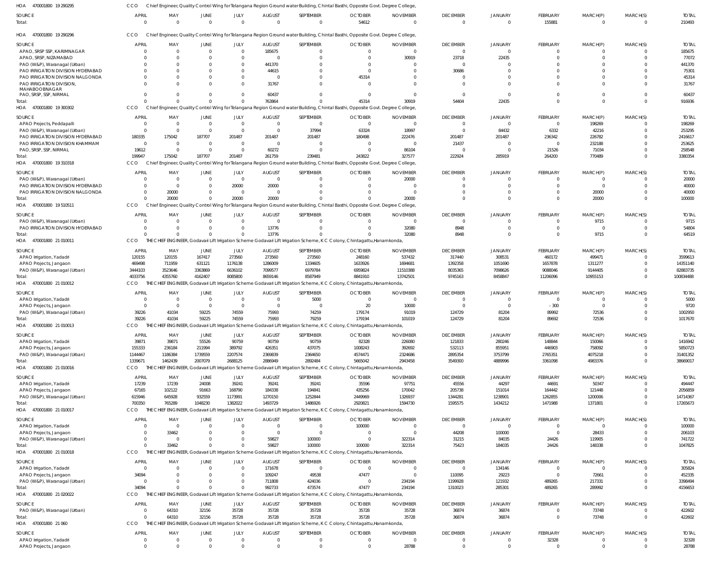HOA 470001800 19 290295 CCO Chief Engineer, Quality Control Wing for Telangana Region Ground water Building, Chintal Basthi, Opposite Govt. Degree College,

| SOURCE | APRIL | MAY | JUNE | JULY | AUGUST | SEPTEMBER | OCTOBER | NOVEMBER | DECEMBER | JANUARY | FEBRUARY | MARCH(P) | MARCH(S) | TOTAL |
|---|---|---|---|---|---|---|---|---|---|---|---|---|---|---|
| Total: | 0 | 0 | 0 | 0 | 0 | 0 | 54612 | 0 | 0 | 0 | 155881 | 0 | 0 | 210493 |

HOA 470001800 19 290296 CCO Chief Engineer, Quality Control Wing for Telangana Region Ground water Building, Chintal Basthi, Opposite Govt. Degree College,

| SOURCE | APRIL | MAY | JUNE | JULY | AUGUST | SEPTEMBER | OCTOBER | NOVEMBER | DECEMBER | JANUARY | FEBRUARY | MARCH(P) | MARCH(S) | TOTAL |
|---|---|---|---|---|---|---|---|---|---|---|---|---|---|---|
| APAO, SRSP SSP, KARIMNAGAR | 0 | 0 | 0 | 0 | 185675 | 0 | 0 | 0 | 0 | 0 | 0 | 0 | 0 | 185675 |
| APAO, SRSP, NIZAMABAD | 0 | 0 | 0 | 0 | 0 | 0 | 0 | 30919 | 23718 | 22435 | 0 | 0 | 0 | 77072 |
| PAO (W&P), Waranagal (Urban) | 0 | 0 | 0 | 0 | 441370 | 0 | 0 | 0 | 0 | 0 | 0 | 0 | 0 | 441370 |
| PAO IRRIGATION DIVISION HYDERABAD | 0 | 0 | 0 | 0 | 44615 | 0 | 0 | 0 | 30686 | 0 | 0 | 0 | 0 | 75301 |
| PAO IRRIGATION DIVISION NALGONDA | 0 | 0 | 0 | 0 | 0 | 0 | 45314 | 0 | 0 | 0 | 0 | 0 | 0 | 45314 |
| PAO IRRIGATION DIVISION, MAHABOOBNAGAR | 0 | 0 | 0 | 0 | 31767 | 0 | 0 | 0 | 0 | 0 | 0 | 0 | 0 | 31767 |
| PAO, SRSP, SSP, NIRMAL | 0 | 0 | 0 | 0 | 60437 | 0 | 0 | 0 | 0 | 0 | 0 | 0 | 0 | 60437 |
| Total: | 0 | 0 | 0 | 0 | 763864 | 0 | 45314 | 30919 | 54404 | 22435 | 0 | 0 | 0 | 916936 |

HOA 470001800 19 300302 CCO Chief Engineer, Quality Control Wing for Telangana Region Ground water Building, Chintal Basthi, Opposite Govt. Degree College,

| SOURCE | APRIL | MAY | JUNE | JULY | AUGUST | SEPTEMBER | OCTOBER | NOVEMBER | DECEMBER | JANUARY | FEBRUARY | MARCH(P) | MARCH(S) | TOTAL |
|---|---|---|---|---|---|---|---|---|---|---|---|---|---|---|
| APAO Projects, Peddapalli | 0 | 0 | 0 | 0 | 0 | 0 | 0 | 0 | 0 | 0 | 0 | 198269 | 0 | 198269 |
| PAO (W&P), Waranagal (Urban) | 0 | 0 | 0 | 0 | 0 | 37994 | 63324 | 18997 | 0 | 84432 | 6332 | 42216 | 0 | 253295 |
| PAO IRRIGATION DIVISION HYDERABAD | 180335 | 175042 | 187707 | 201487 | 201487 | 201487 | 180498 | 222476 | 201487 | 201487 | 236342 | 226782 | 0 | 2416617 |
| PAO IRRIGATION DIVISION KHAMMAM | 0 | 0 | 0 | 0 | 0 | 0 | 0 | 0 | 21437 | 0 | 0 | 232188 | 0 | 253625 |
| PAO, SRSP, SSP, NIRMAL | 19612 | 0 | 0 | 0 | 60272 | 0 | 0 | 86104 | 0 | 0 | 21526 | 71034 | 0 | 258548 |
| Total: | 199947 | 175042 | 187707 | 201487 | 261759 | 239481 | 243822 | 327577 | 222924 | 285919 | 264200 | 770489 | 0 | 3380354 |

HOA 470001800 19 310318 CCO Chief Engineer, Quality Control Wing for Telangana Region Ground water Building, Chintal Basthi, Opposite Govt. Degree College,

| SOURCE | APRIL | MAY | JUNE | JULY | AUGUST | SEPTEMBER | OCTOBER | NOVEMBER | DECEMBER | JANUARY | FEBRUARY | MARCH(P) | MARCH(S) | TOTAL |
|---|---|---|---|---|---|---|---|---|---|---|---|---|---|---|
| PAO (W&P), Waranagal (Urban) | 0 | 0 | 0 | 0 | 0 | 0 | 0 | 20000 | 0 | 0 | 0 | 0 | 0 | 20000 |
| PAO IRRIGATION DIVISION HYDERABAD | 0 | 0 | 0 | 20000 | 20000 | 0 | 0 | 0 | 0 | 0 | 0 | 0 | 0 | 40000 |
| PAO IRRIGATION DIVISION NALGONDA | 0 | 20000 | 0 | 0 | 0 | 0 | 0 | 0 | 0 | 0 | 0 | 20000 | 0 | 40000 |
| Total: | 0 | 20000 | 0 | 20000 | 20000 | 0 | 0 | 20000 | 0 | 0 | 0 | 20000 | 0 | 100000 |

HOA 470001800 19 510511 CCO Chief Engineer, Quality Control Wing for Telangana Region Ground water Building, Chintal Basthi, Opposite Govt. Degree College,

| SOURCE | APRIL | MAY | JUNE | JULY | AUGUST | SEPTEMBER | OCTOBER | NOVEMBER | DECEMBER | JANUARY | FEBRUARY | MARCH(P) | MARCH(S) | TOTAL |
|---|---|---|---|---|---|---|---|---|---|---|---|---|---|---|
| PAO (W&P), Waranagal (Urban) | 0 | 0 | 0 | 0 | 0 | 0 | 0 | 0 | 0 | 0 | 0 | 9715 | 0 | 9715 |
| PAO IRRIGATION DIVISION HYDERABAD | 0 | 0 | 0 | 0 | 13776 | 0 | 0 | 32080 | 8948 | 0 | 0 | 0 | 0 | 54804 |
| Total: | 0 | 0 | 0 | 0 | 13776 | 0 | 0 | 32080 | 8948 | 0 | 0 | 9715 | 0 | 64519 |

HOA 470001800 21 010011 CCO THE CHIEF ENGINEER, Godavari Lift Irrigation Scheme Godavari Lift Irrigation Scheme, K C Colony, Chintagattu,Hanamkonda,

| SOURCE | APRIL | MAY | JUNE | JULY | AUGUST | SEPTEMBER | OCTOBER | NOVEMBER | DECEMBER | JANUARY | FEBRUARY | MARCH(P) | MARCH(S) | TOTAL |
|---|---|---|---|---|---|---|---|---|---|---|---|---|---|---|
| APAO Irrigation, Yadadri | 120155 | 120155 | 167417 | 273560 | 273560 | 273560 | 248160 | 537432 | 317440 | 308531 | 460172 | 499471 | 0 | 3599613 |
| APAO Projects, Jangaon | 469498 | 711959 | 631121 | 1176138 | 1286009 | 1334605 | 1633926 | 1694681 | 1392358 | 1051690 | 1657878 | 1311277 | 0 | 14351140 |
| PAO (W&P), Waranagal (Urban) | 3444103 | 3523646 | 3363869 | 6636102 | 7099577 | 6979784 | 6959824 | 11510388 | 8035365 | 7098626 | 9088046 | 9144405 | 0 | 82883735 |
| Total: | 4033756 | 4355760 | 4162407 | 8085800 | 8659146 | 8587949 | 8841910 | 13742501 | 9745163 | 8458847 | 11206096 | 10955153 | 0 | 100834488 |

HOA 470001800 21 010012 CCO THE CHIEF ENGINEER, Godavari Lift Irrigation Scheme Godavari Lift Irrigation Scheme, K C Colony, Chintagattu,Hanamkonda,

| SOURCE | APRIL | MAY | JUNE | JULY | AUGUST | SEPTEMBER | OCTOBER | NOVEMBER | DECEMBER | JANUARY | FEBRUARY | MARCH(P) | MARCH(S) | TOTAL |
|---|---|---|---|---|---|---|---|---|---|---|---|---|---|---|
| APAO Irrigation, Yadadri | 0 | 0 | 0 | 0 | 0 | 5000 | 0 | 0 | 0 | 0 | 0 | 0 | 0 | 5000 |
| APAO Projects, Jangaon | 0 | 0 | 0 | 0 | 0 | 0 | 20 | 10000 | 0 | 0 | -300 | 0 | 0 | 9720 |
| PAO (W&P), Waranagal (Urban) | 39226 | 41034 | 59225 | 74559 | 75993 | 74259 | 179174 | 91019 | 124729 | 81204 | 89992 | 72536 | 0 | 1002950 |
| Total: | 39226 | 41034 | 59225 | 74559 | 75993 | 79259 | 179194 | 101019 | 124729 | 81204 | 89692 | 72536 | 0 | 1017670 |

HOA 470001800 21 010013 CCO THE CHIEF ENGINEER, Godavari Lift Irrigation Scheme Godavari Lift Irrigation Scheme, K C Colony, Chintagattu,Hanamkonda,

| SOURCE | APRIL | MAY | JUNE | JULY | AUGUST | SEPTEMBER | OCTOBER | NOVEMBER | DECEMBER | JANUARY | FEBRUARY | MARCH(P) | MARCH(S) | TOTAL |
|---|---|---|---|---|---|---|---|---|---|---|---|---|---|---|
| APAO Irrigation, Yadadri | 39871 | 39871 | 55526 | 90759 | 90759 | 90759 | 82328 | 226080 | 121833 | 280246 | 148844 | 150066 | 0 | 1416942 |
| APAO Projects, Jangaon | 155333 | 236184 | 211994 | 389792 | 426351 | 437075 | 1008243 | 392692 | 532113 | 855951 | 446903 | 758092 | 0 | 5850723 |
| PAO (W&P), Waranagal (Urban) | 1144467 | 1186384 | 1739559 | 2207574 | 2369839 | 2364650 | 4574471 | 2324686 | 2895354 | 3753799 | 2765351 | 4075218 | 0 | 31401352 |
| Total: | 1339671 | 1462439 | 2007079 | 2688125 | 2886949 | 2892484 | 5665042 | 2943458 | 3549300 | 4889996 | 3361098 | 4983376 | 0 | 38669017 |

HOA 470001800 21 010016 CCO THE CHIEF ENGINEER, Godavari Lift Irrigation Scheme Godavari Lift Irrigation Scheme, K C Colony, Chintagattu,Hanamkonda,

| SOURCE | APRIL | MAY | JUNE | JULY | AUGUST | SEPTEMBER | OCTOBER | NOVEMBER | DECEMBER | JANUARY | FEBRUARY | MARCH(P) | MARCH(S) | TOTAL |
|---|---|---|---|---|---|---|---|---|---|---|---|---|---|---|
| APAO Irrigation, Yadadri | 17239 | 17239 | 24008 | 39241 | 39241 | 39241 | 35596 | 97751 | 45556 | 44297 | 44691 | 50347 | 0 | 494447 |
| APAO Projects, Jangaon | 67165 | 102122 | 91663 | 168790 | 184338 | 194841 | 435256 | 170042 | 205738 | 151014 | 164442 | 121448 | 0 | 2056859 |
| PAO (W&P), Waranagal (Urban) | 615946 | 645928 | 932559 | 1173991 | 1270150 | 1252844 | 2449969 | 1326937 | 1344281 | 1238901 | 1262855 | 1200006 | 0 | 14714367 |
| Total: | 700350 | 765289 | 1048230 | 1382022 | 1493729 | 1486926 | 2920821 | 1594730 | 1595575 | 1434212 | 1471988 | 1371801 | 0 | 17265673 |

HOA 470001800 21 010017 CCO THE CHIEF ENGINEER, Godavari Lift Irrigation Scheme Godavari Lift Irrigation Scheme, K C Colony, Chintagattu,Hanamkonda,

| SOURCE | APRIL | MAY | JUNE | JULY | AUGUST | SEPTEMBER | OCTOBER | NOVEMBER | DECEMBER | JANUARY | FEBRUARY | MARCH(P) | MARCH(S) | TOTAL |
|---|---|---|---|---|---|---|---|---|---|---|---|---|---|---|
| APAO Irrigation, Yadadri | 0 | 0 | 0 | 0 | 0 | 0 | 100000 | 0 | 0 | 0 | 0 | 0 | 0 | 100000 |
| APAO Projects, Jangaon | 0 | 33462 | 0 | 0 | 0 | 0 | 0 | 0 | 44208 | 100000 | 0 | 28433 | 0 | 206103 |
| PAO (W&P), Waranagal (Urban) | 0 | 0 | 0 | 0 | 59827 | 100000 | 0 | 322314 | 31215 | 84035 | 24426 | 119905 | 0 | 741722 |
| Total: | 0 | 33462 | 0 | 0 | 59827 | 100000 | 100000 | 322314 | 75423 | 184035 | 24426 | 148338 | 0 | 1047825 |

HOA 470001800 21 010018 CCO THE CHIEF ENGINEER, Godavari Lift Irrigation Scheme Godavari Lift Irrigation Scheme, K C Colony, Chintagattu,Hanamkonda,

| SOURCE | APRIL | MAY | JUNE | JULY | AUGUST | SEPTEMBER | OCTOBER | NOVEMBER | DECEMBER | JANUARY | FEBRUARY | MARCH(P) | MARCH(S) | TOTAL |
|---|---|---|---|---|---|---|---|---|---|---|---|---|---|---|
| APAO Irrigation, Yadadri | 0 | 0 | 0 | 0 | 171678 | 0 | 0 | 0 | 0 | 134146 | 0 | 0 | 0 | 305824 |
| APAO Projects, Jangaon | 34094 | 0 | 0 | 0 | 109247 | 49538 | 47477 | 0 | 110095 | 29223 | 0 | 72661 | 0 | 452335 |
| PAO (W&P), Waranagal (Urban) | 0 | 0 | 0 | 0 | 711808 | 424036 | 0 | 234194 | 1199928 | 121932 | 489265 | 217331 | 0 | 3398494 |
| Total: | 34094 | 0 | 0 | 0 | 992733 | 473574 | 47477 | 234194 | 1310023 | 285301 | 489265 | 289992 | 0 | 4156653 |

HOA 470001800 21 020022 CCO THE CHIEF ENGINEER, Godavari Lift Irrigation Scheme Godavari Lift Irrigation Scheme, K C Colony, Chintagattu,Hanamkonda,

| SOURCE | APRIL | MAY | JUNE | JULY | AUGUST | SEPTEMBER | OCTOBER | NOVEMBER | DECEMBER | JANUARY | FEBRUARY | MARCH(P) | MARCH(S) | TOTAL |
|---|---|---|---|---|---|---|---|---|---|---|---|---|---|---|
| PAO (W&P), Waranagal (Urban) | 0 | 64310 | 32156 | 35728 | 35728 | 35728 | 35728 | 35728 | 36874 | 36874 | 0 | 73748 | 0 | 422602 |
| Total: | 0 | 64310 | 32156 | 35728 | 35728 | 35728 | 35728 | 35728 | 36874 | 36874 | 0 | 73748 | 0 | 422602 |

HOA 470001800 21 060 CCO THE CHIEF ENGINEER, Godavari Lift Irrigation Scheme Godavari Lift Irrigation Scheme, K C Colony, Chintagattu,Hanamkonda,

| SOURCE | APRIL | MAY | JUNE | JULY | AUGUST | SEPTEMBER | OCTOBER | NOVEMBER | DECEMBER | JANUARY | FEBRUARY | MARCH(P) | MARCH(S) | TOTAL |
|---|---|---|---|---|---|---|---|---|---|---|---|---|---|---|
| APAO Irrigation, Yadadri | 0 | 0 | 0 | 0 | 0 | 0 | 0 | 0 | 0 | 0 | 32328 | 0 | 0 | 32328 |
| APAO Projects, Jangaon | 0 | 0 | 0 | 0 | 0 | 0 | 0 | 28788 | 0 | 0 | 0 | 0 | 0 | 28788 |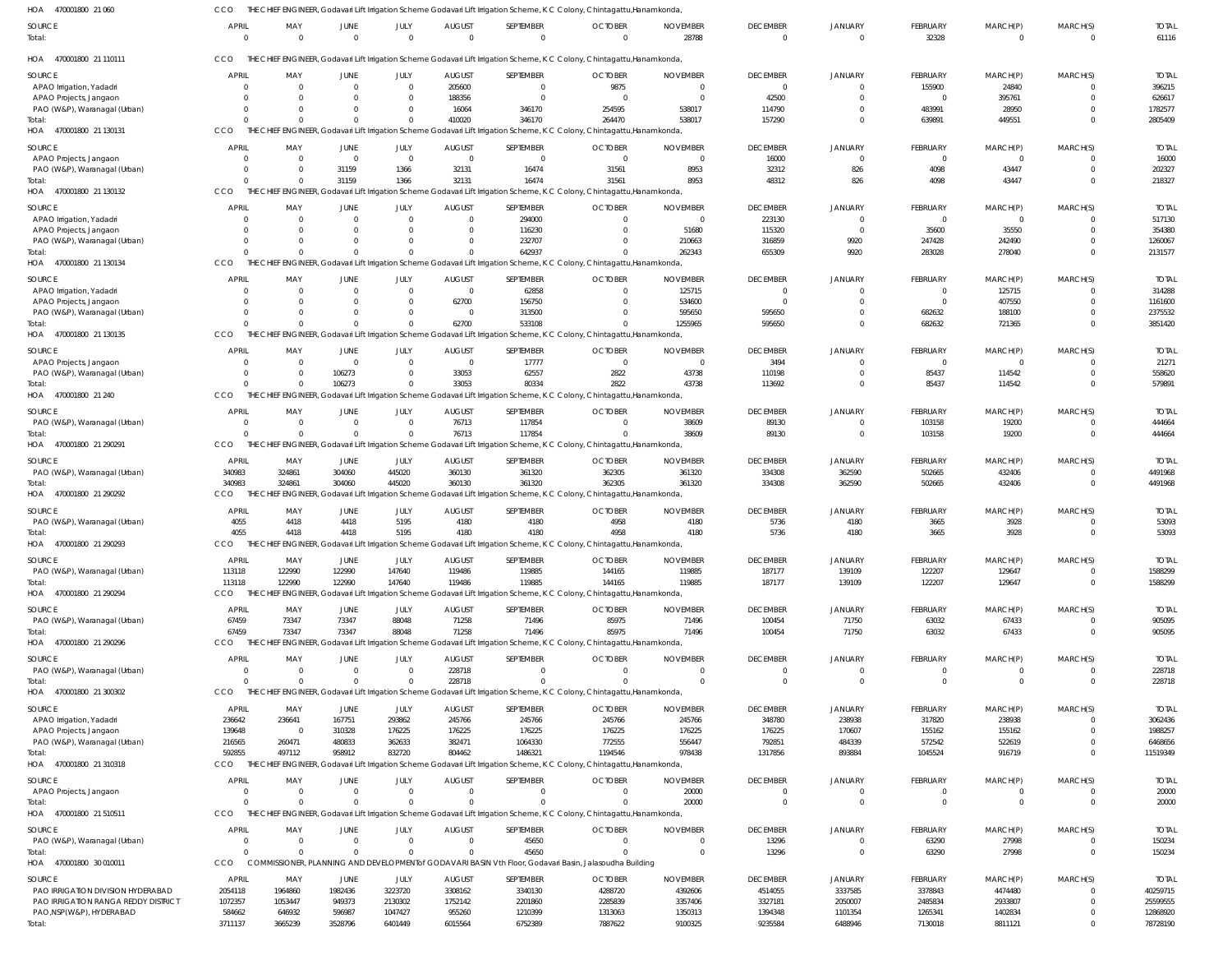HOA 470001800 21 060 CCO THE CHIEF ENGINEER, Godavari Lift Irrigation Scheme Godavari Lift Irrigation Scheme, K C Colony, Chintagattu,Hanamkonda,

| SOURCE | APRIL | MAY | JUNE | JULY | AUGUST | SEPTEMBER | OCTOBER | NOVEMBER | DECEMBER | JANUARY | FEBRUARY | MARCH(P) | MARCH(S) | TOTAL |
|---|---|---|---|---|---|---|---|---|---|---|---|---|---|---|
| Total: | 0 | 0 | 0 | 0 | 0 | 0 | 0 | 28788 | 0 | 0 | 32328 | 0 | 0 | 61116 |

HOA 470001800 21 110111 CCO THE CHIEF ENGINEER, Godavari Lift Irrigation Scheme Godavari Lift Irrigation Scheme, K C Colony, Chintagattu,Hanamkonda,

| SOURCE | APRIL | MAY | JUNE | JULY | AUGUST | SEPTEMBER | OCTOBER | NOVEMBER | DECEMBER | JANUARY | FEBRUARY | MARCH(P) | MARCH(S) | TOTAL |
|---|---|---|---|---|---|---|---|---|---|---|---|---|---|---|
| APAO Irrigation, Yadadri | 0 | 0 | 0 | 0 | 205600 | 0 | 9875 | 0 | 0 | 0 | 155900 | 24840 | 0 | 396215 |
| APAO Projects, Jangaon | 0 | 0 | 0 | 0 | 188356 | 0 | 0 | 0 | 42500 | 0 | 0 | 395761 | 0 | 626617 |
| PAO (W&P), Waranagal (Urban) | 0 | 0 | 0 | 0 | 16064 | 346170 | 254595 | 538017 | 114790 | 0 | 483991 | 28950 | 0 | 1782577 |
| Total: | 0 | 0 | 0 | 0 | 410020 | 346170 | 264470 | 538017 | 157290 | 0 | 639891 | 449551 | 0 | 2805409 |

HOA 470001800 21 130131 CCO THE CHIEF ENGINEER, Godavari Lift Irrigation Scheme Godavari Lift Irrigation Scheme, K C Colony, Chintagattu,Hanamkonda,

| SOURCE | APRIL | MAY | JUNE | JULY | AUGUST | SEPTEMBER | OCTOBER | NOVEMBER | DECEMBER | JANUARY | FEBRUARY | MARCH(P) | MARCH(S) | TOTAL |
|---|---|---|---|---|---|---|---|---|---|---|---|---|---|---|
| APAO Projects, Jangaon | 0 | 0 | 0 | 0 | 0 | 0 | 0 | 0 | 16000 | 0 | 0 | 0 | 0 | 16000 |
| PAO (W&P), Waranagal (Urban) | 0 | 0 | 31159 | 1366 | 32131 | 16474 | 31561 | 8953 | 32312 | 826 | 4098 | 43447 | 0 | 202327 |
| Total: | 0 | 0 | 31159 | 1366 | 32131 | 16474 | 31561 | 8953 | 48312 | 826 | 4098 | 43447 | 0 | 218327 |

HOA 470001800 21 130132 CCO THE CHIEF ENGINEER, Godavari Lift Irrigation Scheme Godavari Lift Irrigation Scheme, K C Colony, Chintagattu,Hanamkonda,

| SOURCE | APRIL | MAY | JUNE | JULY | AUGUST | SEPTEMBER | OCTOBER | NOVEMBER | DECEMBER | JANUARY | FEBRUARY | MARCH(P) | MARCH(S) | TOTAL |
|---|---|---|---|---|---|---|---|---|---|---|---|---|---|---|
| APAO Irrigation, Yadadri | 0 | 0 | 0 | 0 | 0 | 294000 | 0 | 0 | 223130 | 0 | 0 | 0 | 0 | 517130 |
| APAO Projects, Jangaon | 0 | 0 | 0 | 0 | 0 | 116230 | 0 | 51680 | 115320 | 0 | 35600 | 35550 | 0 | 354380 |
| PAO (W&P), Waranagal (Urban) | 0 | 0 | 0 | 0 | 0 | 232707 | 0 | 210663 | 316859 | 9920 | 247428 | 242490 | 0 | 1260067 |
| Total: | 0 | 0 | 0 | 0 | 0 | 642937 | 0 | 262343 | 655309 | 9920 | 283028 | 278040 | 0 | 2131577 |

HOA 470001800 21 130134 CCO THE CHIEF ENGINEER, Godavari Lift Irrigation Scheme Godavari Lift Irrigation Scheme, K C Colony, Chintagattu,Hanamkonda,

| SOURCE | APRIL | MAY | JUNE | JULY | AUGUST | SEPTEMBER | OCTOBER | NOVEMBER | DECEMBER | JANUARY | FEBRUARY | MARCH(P) | MARCH(S) | TOTAL |
|---|---|---|---|---|---|---|---|---|---|---|---|---|---|---|
| APAO Irrigation, Yadadri | 0 | 0 | 0 | 0 | 0 | 62858 | 0 | 125715 | 0 | 0 | 0 | 125715 | 0 | 314288 |
| APAO Projects, Jangaon | 0 | 0 | 0 | 0 | 62700 | 156750 | 0 | 534600 | 0 | 0 | 0 | 407550 | 0 | 1161600 |
| PAO (W&P), Waranagal (Urban) | 0 | 0 | 0 | 0 | 0 | 313500 | 0 | 595650 | 595650 | 0 | 682632 | 188100 | 0 | 2375532 |
| Total: | 0 | 0 | 0 | 0 | 62700 | 533108 | 0 | 1255965 | 595650 | 0 | 682632 | 721365 | 0 | 3851420 |

HOA 470001800 21 130135 CCO THE CHIEF ENGINEER, Godavari Lift Irrigation Scheme Godavari Lift Irrigation Scheme, K C Colony, Chintagattu,Hanamkonda,

| SOURCE | APRIL | MAY | JUNE | JULY | AUGUST | SEPTEMBER | OCTOBER | NOVEMBER | DECEMBER | JANUARY | FEBRUARY | MARCH(P) | MARCH(S) | TOTAL |
|---|---|---|---|---|---|---|---|---|---|---|---|---|---|---|
| APAO Projects, Jangaon | 0 | 0 | 0 | 0 | 0 | 17777 | 0 | 0 | 3494 | 0 | 0 | 0 | 0 | 21271 |
| PAO (W&P), Waranagal (Urban) | 0 | 0 | 106273 | 0 | 33053 | 62557 | 2822 | 43738 | 110198 | 0 | 85437 | 114542 | 0 | 558620 |
| Total: | 0 | 0 | 106273 | 0 | 33053 | 80334 | 2822 | 43738 | 113692 | 0 | 85437 | 114542 | 0 | 579891 |

HOA 470001800 21 240 CCO THE CHIEF ENGINEER, Godavari Lift Irrigation Scheme Godavari Lift Irrigation Scheme, K C Colony, Chintagattu,Hanamkonda,

| SOURCE | APRIL | MAY | JUNE | JULY | AUGUST | SEPTEMBER | OCTOBER | NOVEMBER | DECEMBER | JANUARY | FEBRUARY | MARCH(P) | MARCH(S) | TOTAL |
|---|---|---|---|---|---|---|---|---|---|---|---|---|---|---|
| PAO (W&P), Waranagal (Urban) | 0 | 0 | 0 | 0 | 76713 | 117854 | 0 | 38609 | 89130 | 0 | 103158 | 19200 | 0 | 444664 |
| Total: | 0 | 0 | 0 | 0 | 76713 | 117854 | 0 | 38609 | 89130 | 0 | 103158 | 19200 | 0 | 444664 |

HOA 470001800 21 290291 CCO THE CHIEF ENGINEER, Godavari Lift Irrigation Scheme Godavari Lift Irrigation Scheme, K C Colony, Chintagattu,Hanamkonda,

| SOURCE | APRIL | MAY | JUNE | JULY | AUGUST | SEPTEMBER | OCTOBER | NOVEMBER | DECEMBER | JANUARY | FEBRUARY | MARCH(P) | MARCH(S) | TOTAL |
|---|---|---|---|---|---|---|---|---|---|---|---|---|---|---|
| PAO (W&P), Waranagal (Urban) | 340983 | 324861 | 304060 | 445020 | 360130 | 361320 | 362305 | 361320 | 334308 | 362590 | 502665 | 432406 | 0 | 4491968 |
| Total: | 340983 | 324861 | 304060 | 445020 | 360130 | 361320 | 362305 | 361320 | 334308 | 362590 | 502665 | 432406 | 0 | 4491968 |

HOA 470001800 21 290292 CCO THE CHIEF ENGINEER, Godavari Lift Irrigation Scheme Godavari Lift Irrigation Scheme, K C Colony, Chintagattu,Hanamkonda,

| SOURCE | APRIL | MAY | JUNE | JULY | AUGUST | SEPTEMBER | OCTOBER | NOVEMBER | DECEMBER | JANUARY | FEBRUARY | MARCH(P) | MARCH(S) | TOTAL |
|---|---|---|---|---|---|---|---|---|---|---|---|---|---|---|
| PAO (W&P), Waranagal (Urban) | 4055 | 4418 | 4418 | 5195 | 4180 | 4180 | 4958 | 4180 | 5736 | 4180 | 3665 | 3928 | 0 | 53093 |
| Total: | 4055 | 4418 | 4418 | 5195 | 4180 | 4180 | 4958 | 4180 | 5736 | 4180 | 3665 | 3928 | 0 | 53093 |

HOA 470001800 21 290293 CCO THE CHIEF ENGINEER, Godavari Lift Irrigation Scheme Godavari Lift Irrigation Scheme, K C Colony, Chintagattu,Hanamkonda,

| SOURCE | APRIL | MAY | JUNE | JULY | AUGUST | SEPTEMBER | OCTOBER | NOVEMBER | DECEMBER | JANUARY | FEBRUARY | MARCH(P) | MARCH(S) | TOTAL |
|---|---|---|---|---|---|---|---|---|---|---|---|---|---|---|
| PAO (W&P), Waranagal (Urban) | 113118 | 122990 | 122990 | 147640 | 119486 | 119885 | 144165 | 119885 | 187177 | 139109 | 122207 | 129647 | 0 | 1588299 |
| Total: | 113118 | 122990 | 122990 | 147640 | 119486 | 119885 | 144165 | 119885 | 187177 | 139109 | 122207 | 129647 | 0 | 1588299 |

HOA 470001800 21 290294 CCO THE CHIEF ENGINEER, Godavari Lift Irrigation Scheme Godavari Lift Irrigation Scheme, K C Colony, Chintagattu,Hanamkonda,

| SOURCE | APRIL | MAY | JUNE | JULY | AUGUST | SEPTEMBER | OCTOBER | NOVEMBER | DECEMBER | JANUARY | FEBRUARY | MARCH(P) | MARCH(S) | TOTAL |
|---|---|---|---|---|---|---|---|---|---|---|---|---|---|---|
| PAO (W&P), Waranagal (Urban) | 67459 | 73347 | 73347 | 88048 | 71258 | 71496 | 85975 | 71496 | 100454 | 71750 | 63032 | 67433 | 0 | 905095 |
| Total: | 67459 | 73347 | 73347 | 88048 | 71258 | 71496 | 85975 | 71496 | 100454 | 71750 | 63032 | 67433 | 0 | 905095 |

HOA 470001800 21 290296 CCO THE CHIEF ENGINEER, Godavari Lift Irrigation Scheme Godavari Lift Irrigation Scheme, K C Colony, Chintagattu,Hanamkonda,

| SOURCE | APRIL | MAY | JUNE | JULY | AUGUST | SEPTEMBER | OCTOBER | NOVEMBER | DECEMBER | JANUARY | FEBRUARY | MARCH(P) | MARCH(S) | TOTAL |
|---|---|---|---|---|---|---|---|---|---|---|---|---|---|---|
| PAO (W&P), Waranagal (Urban) | 0 | 0 | 0 | 0 | 228718 | 0 | 0 | 0 | 0 | 0 | 0 | 0 | 0 | 228718 |
| Total: | 0 | 0 | 0 | 0 | 228718 | 0 | 0 | 0 | 0 | 0 | 0 | 0 | 0 | 228718 |

HOA 470001800 21 300302 CCO THE CHIEF ENGINEER, Godavari Lift Irrigation Scheme Godavari Lift Irrigation Scheme, K C Colony, Chintagattu,Hanamkonda,

| SOURCE | APRIL | MAY | JUNE | JULY | AUGUST | SEPTEMBER | OCTOBER | NOVEMBER | DECEMBER | JANUARY | FEBRUARY | MARCH(P) | MARCH(S) | TOTAL |
|---|---|---|---|---|---|---|---|---|---|---|---|---|---|---|
| APAO Irrigation, Yadadri | 236642 | 236641 | 167751 | 293862 | 245766 | 245766 | 245766 | 245766 | 348780 | 238938 | 317820 | 238938 | 0 | 3062436 |
| APAO Projects, Jangaon | 139648 | 0 | 310328 | 176225 | 176225 | 176225 | 176225 | 176225 | 176225 | 170607 | 155162 | 155162 | 0 | 1988257 |
| PAO (W&P), Waranagal (Urban) | 216565 | 260471 | 480833 | 362633 | 382471 | 1064330 | 772555 | 556447 | 792851 | 484339 | 572542 | 522619 | 0 | 6468656 |
| Total: | 592855 | 497112 | 958912 | 832720 | 804462 | 1486321 | 1194546 | 978438 | 1317856 | 893884 | 1045524 | 916719 | 0 | 11519349 |

HOA 470001800 21 310318 CCO THE CHIEF ENGINEER, Godavari Lift Irrigation Scheme Godavari Lift Irrigation Scheme, K C Colony, Chintagattu,Hanamkonda,

| SOURCE | APRIL | MAY | JUNE | JULY | AUGUST | SEPTEMBER | OCTOBER | NOVEMBER | DECEMBER | JANUARY | FEBRUARY | MARCH(P) | MARCH(S) | TOTAL |
|---|---|---|---|---|---|---|---|---|---|---|---|---|---|---|
| APAO Projects, Jangaon | 0 | 0 | 0 | 0 | 0 | 0 | 0 | 20000 | 0 | 0 | 0 | 0 | 0 | 20000 |
| Total: | 0 | 0 | 0 | 0 | 0 | 0 | 0 | 20000 | 0 | 0 | 0 | 0 | 0 | 20000 |

HOA 470001800 21 510511 CCO THE CHIEF ENGINEER, Godavari Lift Irrigation Scheme Godavari Lift Irrigation Scheme, K C Colony, Chintagattu,Hanamkonda,

| SOURCE | APRIL | MAY | JUNE | JULY | AUGUST | SEPTEMBER | OCTOBER | NOVEMBER | DECEMBER | JANUARY | FEBRUARY | MARCH(P) | MARCH(S) | TOTAL |
|---|---|---|---|---|---|---|---|---|---|---|---|---|---|---|
| PAO (W&P), Waranagal (Urban) | 0 | 0 | 0 | 0 | 0 | 45650 | 0 | 0 | 13296 | 0 | 63290 | 27998 | 0 | 150234 |
| Total: | 0 | 0 | 0 | 0 | 0 | 45650 | 0 | 0 | 13296 | 0 | 63290 | 27998 | 0 | 150234 |

HOA 470001800 30 010011 CCO COMMISSIONER, PLANNING AND DEVELOPMENT of GODAVARI BASIN Vth Floor, Godavari Basin, Jalasoudha Building

| SOURCE | APRIL | MAY | JUNE | JULY | AUGUST | SEPTEMBER | OCTOBER | NOVEMBER | DECEMBER | JANUARY | FEBRUARY | MARCH(P) | MARCH(S) | TOTAL |
|---|---|---|---|---|---|---|---|---|---|---|---|---|---|---|
| PAO IRRIGATION DIVISION HYDERABAD | 2054118 | 1964860 | 1982436 | 3223720 | 3308162 | 3340130 | 4288720 | 4392606 | 4514055 | 3337585 | 3378843 | 4474480 | 0 | 40259715 |
| PAO IRRIGATION RANGA REDDY DISTRICT | 1072357 | 1053447 | 949373 | 2130302 | 1752142 | 2201860 | 2285839 | 3357406 | 3327181 | 2050007 | 2485834 | 2933807 | 0 | 25599555 |
| PAO,NSP(W&P), HYDERABAD | 584662 | 646932 | 596987 | 1047427 | 955260 | 1210399 | 1313063 | 1350313 | 1394348 | 1101354 | 1265341 | 1402834 | 0 | 12868920 |
| Total: | 3711137 | 3665239 | 3528796 | 6401449 | 6015564 | 6752389 | 7887622 | 9100325 | 9235584 | 6488946 | 7130018 | 8811121 | 0 | 78728190 |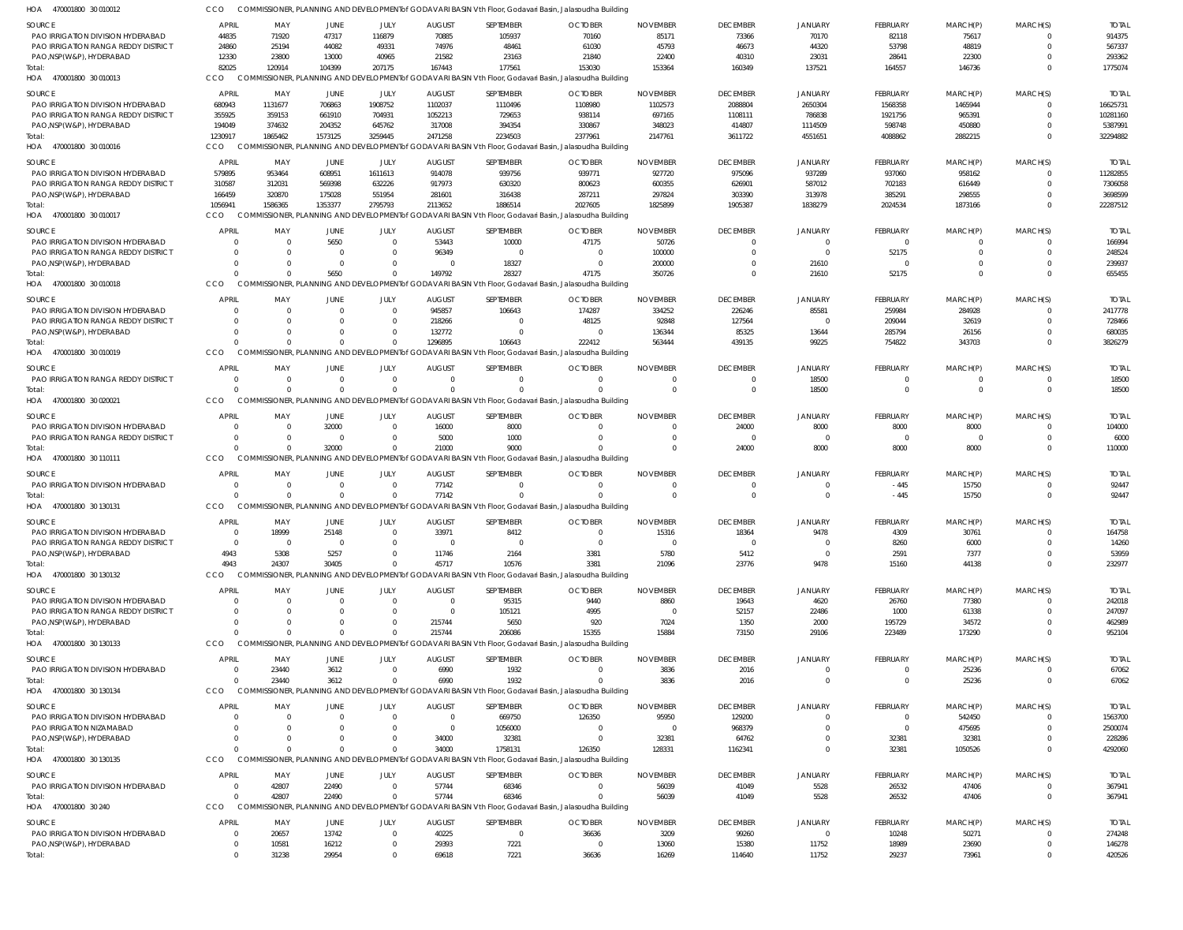HOA 470001800 30 010012 CCO COMMISSIONER, PLANNING AND DEVELOPMENTof GODAVARI BASIN Vth Floor, Godavari Basin, Jalasoudha Building

| SOURCE | APRIL | MAY | JUNE | JULY | AUGUST | SEPTEMBER | OCTOBER | NOVEMBER | DECEMBER | JANUARY | FEBRUARY | MARCH(P) | MARCH(S) | TOTAL |
|---|---|---|---|---|---|---|---|---|---|---|---|---|---|---|
| PAO IRRIGATION DIVISION HYDERABAD | 44835 | 71920 | 47317 | 116879 | 70885 | 105937 | 70160 | 85171 | 73366 | 70170 | 82118 | 75617 | 0 | 914375 |
| PAO IRRIGATION RANGA REDDY DISTRICT | 24860 | 25194 | 44082 | 49331 | 74976 | 48461 | 61030 | 45793 | 46673 | 44320 | 53798 | 48819 | 0 | 567337 |
| PAO,NSP(W&P), HYDERABAD | 12330 | 23800 | 13000 | 40965 | 21582 | 23163 | 21840 | 22400 | 40310 | 23031 | 28641 | 22300 | 0 | 293362 |
| Total: | 82025 | 120914 | 104399 | 207175 | 167443 | 177561 | 153030 | 153364 | 160349 | 137521 | 164557 | 146736 | 0 | 1775074 |

HOA 470001800 30 010013 CCO COMMISSIONER, PLANNING AND DEVELOPMENTof GODAVARI BASIN Vth Floor, Godavari Basin, Jalasoudha Building

| SOURCE | APRIL | MAY | JUNE | JULY | AUGUST | SEPTEMBER | OCTOBER | NOVEMBER | DECEMBER | JANUARY | FEBRUARY | MARCH(P) | MARCH(S) | TOTAL |
|---|---|---|---|---|---|---|---|---|---|---|---|---|---|---|
| PAO IRRIGATION DIVISION HYDERABAD | 680943 | 1131677 | 706863 | 1908752 | 1102037 | 1110496 | 1108980 | 1102573 | 2088804 | 2650304 | 1568358 | 1465944 | 0 | 16625731 |
| PAO IRRIGATION RANGA REDDY DISTRICT | 355925 | 359153 | 661910 | 704931 | 1052213 | 729653 | 938114 | 697165 | 1108111 | 786838 | 1921756 | 965391 | 0 | 10281160 |
| PAO,NSP(W&P), HYDERABAD | 194049 | 374632 | 204352 | 645762 | 317008 | 394354 | 330867 | 348023 | 414807 | 1114509 | 598748 | 450880 | 0 | 5387991 |
| Total: | 1230917 | 1865462 | 1573125 | 3259445 | 2471258 | 2234503 | 2377961 | 2147761 | 3611722 | 4551651 | 4088862 | 2882215 | 0 | 32294882 |

HOA 470001800 30 010016 CCO COMMISSIONER, PLANNING AND DEVELOPMENTof GODAVARI BASIN Vth Floor, Godavari Basin, Jalasoudha Building

| SOURCE | APRIL | MAY | JUNE | JULY | AUGUST | SEPTEMBER | OCTOBER | NOVEMBER | DECEMBER | JANUARY | FEBRUARY | MARCH(P) | MARCH(S) | TOTAL |
|---|---|---|---|---|---|---|---|---|---|---|---|---|---|---|
| PAO IRRIGATION DIVISION HYDERABAD | 579895 | 953464 | 608951 | 1611613 | 914078 | 939756 | 939771 | 927720 | 975096 | 937289 | 937060 | 958162 | 0 | 11282855 |
| PAO IRRIGATION RANGA REDDY DISTRICT | 310587 | 312031 | 569398 | 632226 | 917973 | 630320 | 800623 | 600355 | 626901 | 587012 | 702183 | 616449 | 0 | 7306058 |
| PAO,NSP(W&P), HYDERABAD | 166459 | 320870 | 175028 | 551954 | 281601 | 316438 | 287211 | 297824 | 303390 | 313978 | 385291 | 298555 | 0 | 3698599 |
| Total: | 1056941 | 1586365 | 1353377 | 2795793 | 2113652 | 1886514 | 2027605 | 1825899 | 1905387 | 1838279 | 2024534 | 1873166 | 0 | 22287512 |

HOA 470001800 30 010017 CCO COMMISSIONER, PLANNING AND DEVELOPMENTof GODAVARI BASIN Vth Floor, Godavari Basin, Jalasoudha Building

| SOURCE | APRIL | MAY | JUNE | JULY | AUGUST | SEPTEMBER | OCTOBER | NOVEMBER | DECEMBER | JANUARY | FEBRUARY | MARCH(P) | MARCH(S) | TOTAL |
|---|---|---|---|---|---|---|---|---|---|---|---|---|---|---|
| PAO IRRIGATION DIVISION HYDERABAD | 0 | 0 | 5650 | 0 | 53443 | 10000 | 47175 | 50726 | 0 | 0 | 0 | 0 | 0 | 166994 |
| PAO IRRIGATION RANGA REDDY DISTRICT | 0 | 0 | 0 | 0 | 96349 | 0 | 0 | 100000 | 0 | 0 | 52175 | 0 | 0 | 248524 |
| PAO,NSP(W&P), HYDERABAD | 0 | 0 | 0 | 0 | 0 | 18327 | 0 | 200000 | 0 | 21610 | 0 | 0 | 0 | 239937 |
| Total: | 0 | 0 | 5650 | 0 | 149792 | 28327 | 47175 | 350726 | 0 | 21610 | 52175 | 0 | 0 | 655455 |

HOA 470001800 30 010018 CCO COMMISSIONER, PLANNING AND DEVELOPMENTof GODAVARI BASIN Vth Floor, Godavari Basin, Jalasoudha Building

| SOURCE | APRIL | MAY | JUNE | JULY | AUGUST | SEPTEMBER | OCTOBER | NOVEMBER | DECEMBER | JANUARY | FEBRUARY | MARCH(P) | MARCH(S) | TOTAL |
|---|---|---|---|---|---|---|---|---|---|---|---|---|---|---|
| PAO IRRIGATION DIVISION HYDERABAD | 0 | 0 | 0 | 0 | 945857 | 106643 | 174287 | 334252 | 226246 | 85581 | 259984 | 284928 | 0 | 2417778 |
| PAO IRRIGATION RANGA REDDY DISTRICT | 0 | 0 | 0 | 0 | 218266 | 0 | 48125 | 92848 | 127564 | 0 | 209044 | 32619 | 0 | 728466 |
| PAO,NSP(W&P), HYDERABAD | 0 | 0 | 0 | 0 | 132772 | 0 | 0 | 136344 | 85325 | 13644 | 285794 | 26156 | 0 | 680035 |
| Total: | 0 | 0 | 0 | 0 | 1296895 | 106643 | 222412 | 563444 | 439135 | 99225 | 754822 | 343703 | 0 | 3826279 |

HOA 470001800 30 010019 CCO COMMISSIONER, PLANNING AND DEVELOPMENTof GODAVARI BASIN Vth Floor, Godavari Basin, Jalasoudha Building

| SOURCE | APRIL | MAY | JUNE | JULY | AUGUST | SEPTEMBER | OCTOBER | NOVEMBER | DECEMBER | JANUARY | FEBRUARY | MARCH(P) | MARCH(S) | TOTAL |
|---|---|---|---|---|---|---|---|---|---|---|---|---|---|---|
| PAO IRRIGATION RANGA REDDY DISTRICT | 0 | 0 | 0 | 0 | 0 | 0 | 0 | 0 | 0 | 18500 | 0 | 0 | 0 | 18500 |
| Total: | 0 | 0 | 0 | 0 | 0 | 0 | 0 | 0 | 0 | 18500 | 0 | 0 | 0 | 18500 |

HOA 470001800 30 020021 CCO COMMISSIONER, PLANNING AND DEVELOPMENTof GODAVARI BASIN Vth Floor, Godavari Basin, Jalasoudha Building

| SOURCE | APRIL | MAY | JUNE | JULY | AUGUST | SEPTEMBER | OCTOBER | NOVEMBER | DECEMBER | JANUARY | FEBRUARY | MARCH(P) | MARCH(S) | TOTAL |
|---|---|---|---|---|---|---|---|---|---|---|---|---|---|---|
| PAO IRRIGATION DIVISION HYDERABAD | 0 | 0 | 32000 | 0 | 16000 | 8000 | 0 | 0 | 24000 | 8000 | 8000 | 8000 | 0 | 104000 |
| PAO IRRIGATION RANGA REDDY DISTRICT | 0 | 0 | 0 | 0 | 5000 | 1000 | 0 | 0 | 0 | 0 | 0 | 0 | 0 | 6000 |
| Total: | 0 | 0 | 32000 | 0 | 21000 | 9000 | 0 | 0 | 24000 | 8000 | 8000 | 8000 | 0 | 110000 |

HOA 470001800 30 110111 CCO COMMISSIONER, PLANNING AND DEVELOPMENTof GODAVARI BASIN Vth Floor, Godavari Basin, Jalasoudha Building

| SOURCE | APRIL | MAY | JUNE | JULY | AUGUST | SEPTEMBER | OCTOBER | NOVEMBER | DECEMBER | JANUARY | FEBRUARY | MARCH(P) | MARCH(S) | TOTAL |
|---|---|---|---|---|---|---|---|---|---|---|---|---|---|---|
| PAO IRRIGATION DIVISION HYDERABAD | 0 | 0 | 0 | 0 | 77142 | 0 | 0 | 0 | 0 | 0 | -445 | 15750 | 0 | 92447 |
| Total: | 0 | 0 | 0 | 0 | 77142 | 0 | 0 | 0 | 0 | 0 | -445 | 15750 | 0 | 92447 |

HOA 470001800 30 130131 CCO COMMISSIONER, PLANNING AND DEVELOPMENTof GODAVARI BASIN Vth Floor, Godavari Basin, Jalasoudha Building

| SOURCE | APRIL | MAY | JUNE | JULY | AUGUST | SEPTEMBER | OCTOBER | NOVEMBER | DECEMBER | JANUARY | FEBRUARY | MARCH(P) | MARCH(S) | TOTAL |
|---|---|---|---|---|---|---|---|---|---|---|---|---|---|---|
| PAO IRRIGATION DIVISION HYDERABAD | 0 | 18999 | 25148 | 0 | 33971 | 8412 | 0 | 15316 | 18364 | 9478 | 4309 | 30761 | 0 | 164758 |
| PAO IRRIGATION RANGA REDDY DISTRICT | 0 | 0 | 0 | 0 | 0 | 0 | 0 | 0 | 0 | 0 | 8260 | 6000 | 0 | 14260 |
| PAO,NSP(W&P), HYDERABAD | 4943 | 5308 | 5257 | 0 | 11746 | 2164 | 3381 | 5780 | 5412 | 0 | 2591 | 7377 | 0 | 53959 |
| Total: | 4943 | 24307 | 30405 | 0 | 45717 | 10576 | 3381 | 21096 | 23776 | 9478 | 15160 | 44138 | 0 | 232977 |

HOA 470001800 30 130132 CCO COMMISSIONER, PLANNING AND DEVELOPMENTof GODAVARI BASIN Vth Floor, Godavari Basin, Jalasoudha Building

| SOURCE | APRIL | MAY | JUNE | JULY | AUGUST | SEPTEMBER | OCTOBER | NOVEMBER | DECEMBER | JANUARY | FEBRUARY | MARCH(P) | MARCH(S) | TOTAL |
|---|---|---|---|---|---|---|---|---|---|---|---|---|---|---|
| PAO IRRIGATION DIVISION HYDERABAD | 0 | 0 | 0 | 0 | 0 | 95315 | 9440 | 8860 | 19643 | 4620 | 26760 | 77380 | 0 | 242018 |
| PAO IRRIGATION RANGA REDDY DISTRICT | 0 | 0 | 0 | 0 | 0 | 105121 | 4995 | 0 | 52157 | 22486 | 1000 | 61338 | 0 | 247097 |
| PAO,NSP(W&P), HYDERABAD | 0 | 0 | 0 | 0 | 215744 | 5650 | 920 | 7024 | 1350 | 2000 | 195729 | 34572 | 0 | 462989 |
| Total: | 0 | 0 | 0 | 0 | 215744 | 206086 | 15355 | 15884 | 73150 | 29106 | 223489 | 173290 | 0 | 952104 |

HOA 470001800 30 130133 CCO COMMISSIONER, PLANNING AND DEVELOPMENTof GODAVARI BASIN Vth Floor, Godavari Basin, Jalasoudha Building

| SOURCE | APRIL | MAY | JUNE | JULY | AUGUST | SEPTEMBER | OCTOBER | NOVEMBER | DECEMBER | JANUARY | FEBRUARY | MARCH(P) | MARCH(S) | TOTAL |
|---|---|---|---|---|---|---|---|---|---|---|---|---|---|---|
| PAO IRRIGATION DIVISION HYDERABAD | 0 | 23440 | 3612 | 0 | 6990 | 1932 | 0 | 3836 | 2016 | 0 | 0 | 25236 | 0 | 67062 |
| Total: | 0 | 23440 | 3612 | 0 | 6990 | 1932 | 0 | 3836 | 2016 | 0 | 0 | 25236 | 0 | 67062 |

HOA 470001800 30 130134 CCO COMMISSIONER, PLANNING AND DEVELOPMENTof GODAVARI BASIN Vth Floor, Godavari Basin, Jalasoudha Building

| SOURCE | APRIL | MAY | JUNE | JULY | AUGUST | SEPTEMBER | OCTOBER | NOVEMBER | DECEMBER | JANUARY | FEBRUARY | MARCH(P) | MARCH(S) | TOTAL |
|---|---|---|---|---|---|---|---|---|---|---|---|---|---|---|
| PAO IRRIGATION DIVISION HYDERABAD | 0 | 0 | 0 | 0 | 0 | 669750 | 126350 | 95950 | 129200 | 0 | 0 | 542450 | 0 | 1563700 |
| PAO IRRIGATION NIZAMABAD | 0 | 0 | 0 | 0 | 0 | 1056000 | 0 | 0 | 968379 | 0 | 0 | 475695 | 0 | 2500074 |
| PAO,NSP(W&P), HYDERABAD | 0 | 0 | 0 | 0 | 34000 | 32381 | 0 | 32381 | 64762 | 0 | 32381 | 32381 | 0 | 228286 |
| Total: | 0 | 0 | 0 | 0 | 34000 | 1758131 | 126350 | 128331 | 1162341 | 0 | 32381 | 1050526 | 0 | 4292060 |

HOA 470001800 30 130135 CCO COMMISSIONER, PLANNING AND DEVELOPMENTof GODAVARI BASIN Vth Floor, Godavari Basin, Jalasoudha Building

| SOURCE | APRIL | MAY | JUNE | JULY | AUGUST | SEPTEMBER | OCTOBER | NOVEMBER | DECEMBER | JANUARY | FEBRUARY | MARCH(P) | MARCH(S) | TOTAL |
|---|---|---|---|---|---|---|---|---|---|---|---|---|---|---|
| PAO IRRIGATION DIVISION HYDERABAD | 0 | 42807 | 22490 | 0 | 57744 | 68346 | 0 | 56039 | 41049 | 5528 | 26532 | 47406 | 0 | 367941 |
| Total: | 0 | 42807 | 22490 | 0 | 57744 | 68346 | 0 | 56039 | 41049 | 5528 | 26532 | 47406 | 0 | 367941 |

HOA 470001800 30 240 CCO COMMISSIONER, PLANNING AND DEVELOPMENTof GODAVARI BASIN Vth Floor, Godavari Basin, Jalasoudha Building

| SOURCE | APRIL | MAY | JUNE | JULY | AUGUST | SEPTEMBER | OCTOBER | NOVEMBER | DECEMBER | JANUARY | FEBRUARY | MARCH(P) | MARCH(S) | TOTAL |
|---|---|---|---|---|---|---|---|---|---|---|---|---|---|---|
| PAO IRRIGATION DIVISION HYDERABAD | 0 | 20657 | 13742 | 0 | 40225 | 0 | 36636 | 3209 | 99260 | 0 | 10248 | 50271 | 0 | 274248 |
| PAO,NSP(W&P), HYDERABAD | 0 | 10581 | 16212 | 0 | 29393 | 7221 | 0 | 13060 | 15380 | 11752 | 18989 | 23690 | 0 | 146278 |
| Total: | 0 | 31238 | 29954 | 0 | 69618 | 7221 | 36636 | 16269 | 114640 | 11752 | 29237 | 73961 | 0 | 420526 |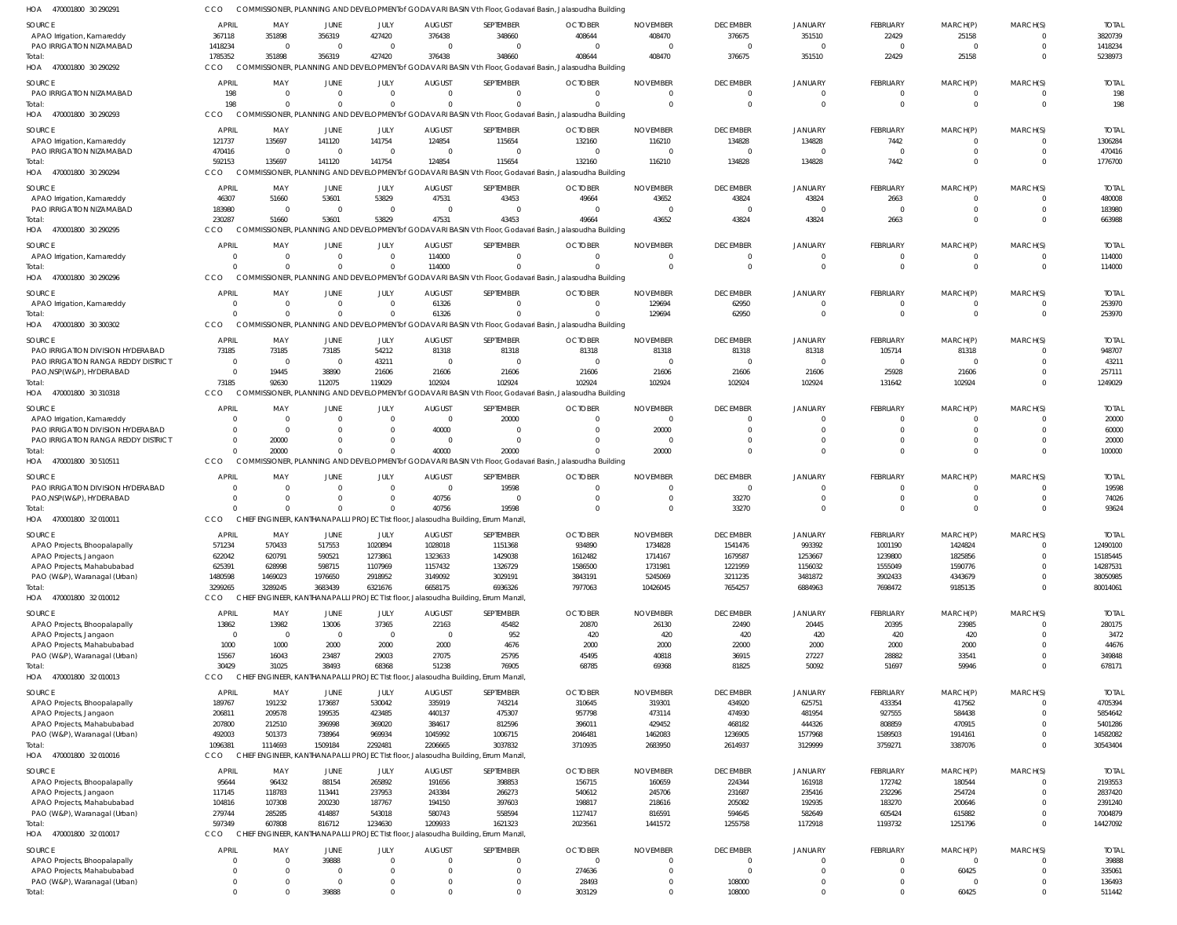HOA 470001800 30 290291 CCO COMMISSIONER, PLANNING AND DEVELOPMENT of GODAVARI BASIN Vth Floor, Godavari Basin, Jalasoudha Building

| SOURCE | APRIL | MAY | JUNE | JULY | AUGUST | SEPTEMBER | OCTOBER | NOVEMBER | DECEMBER | JANUARY | FEBRUARY | MARCH(P) | MARCH(S) | TOTAL |
|---|---|---|---|---|---|---|---|---|---|---|---|---|---|---|
| APAO Irrigation, Kamareddy | 367118 | 351898 | 356319 | 427420 | 376438 | 348660 | 408644 | 408470 | 376675 | 351510 | 22429 | 25158 | 0 | 3820739 |
| PAO IRRIGATION NIZAMABAD | 1418234 | 0 | 0 | 0 | 0 | 0 | 0 | 0 | 0 | 0 | 0 | 0 | 0 | 1418234 |
| Total: | 1785352 | 351898 | 356319 | 427420 | 376438 | 348660 | 408644 | 408470 | 376675 | 351510 | 22429 | 25158 | 0 | 5238973 |

HOA 470001800 30 290292 CCO COMMISSIONER, PLANNING AND DEVELOPMENT of GODAVARI BASIN Vth Floor, Godavari Basin, Jalasoudha Building

| SOURCE | APRIL | MAY | JUNE | JULY | AUGUST | SEPTEMBER | OCTOBER | NOVEMBER | DECEMBER | JANUARY | FEBRUARY | MARCH(P) | MARCH(S) | TOTAL |
|---|---|---|---|---|---|---|---|---|---|---|---|---|---|---|
| PAO IRRIGATION NIZAMABAD | 198 | 0 | 0 | 0 | 0 | 0 | 0 | 0 | 0 | 0 | 0 | 0 | 0 | 198 |
| Total: | 198 | 0 | 0 | 0 | 0 | 0 | 0 | 0 | 0 | 0 | 0 | 0 | 0 | 198 |

HOA 470001800 30 290293 CCO COMMISSIONER, PLANNING AND DEVELOPMENT of GODAVARI BASIN Vth Floor, Godavari Basin, Jalasoudha Building

| SOURCE | APRIL | MAY | JUNE | JULY | AUGUST | SEPTEMBER | OCTOBER | NOVEMBER | DECEMBER | JANUARY | FEBRUARY | MARCH(P) | MARCH(S) | TOTAL |
|---|---|---|---|---|---|---|---|---|---|---|---|---|---|---|
| APAO Irrigation, Kamareddy | 121737 | 135697 | 141120 | 141754 | 124854 | 115654 | 132160 | 116210 | 134828 | 134828 | 7442 | 0 | 0 | 1306284 |
| PAO IRRIGATION NIZAMABAD | 470416 | 0 | 0 | 0 | 0 | 0 | 0 | 0 | 0 | 0 | 0 | 0 | 0 | 470416 |
| Total: | 592153 | 135697 | 141120 | 141754 | 124854 | 115654 | 132160 | 116210 | 134828 | 134828 | 7442 | 0 | 0 | 1776700 |

HOA 470001800 30 290294 CCO COMMISSIONER, PLANNING AND DEVELOPMENT of GODAVARI BASIN Vth Floor, Godavari Basin, Jalasoudha Building

| SOURCE | APRIL | MAY | JUNE | JULY | AUGUST | SEPTEMBER | OCTOBER | NOVEMBER | DECEMBER | JANUARY | FEBRUARY | MARCH(P) | MARCH(S) | TOTAL |
|---|---|---|---|---|---|---|---|---|---|---|---|---|---|---|
| APAO Irrigation, Kamareddy | 46307 | 51660 | 53601 | 53829 | 47531 | 43453 | 49664 | 43652 | 43824 | 43824 | 2663 | 0 | 0 | 480008 |
| PAO IRRIGATION NIZAMABAD | 183980 | 0 | 0 | 0 | 0 | 0 | 0 | 0 | 0 | 0 | 0 | 0 | 0 | 183980 |
| Total: | 230287 | 51660 | 53601 | 53829 | 47531 | 43453 | 49664 | 43652 | 43824 | 43824 | 2663 | 0 | 0 | 663988 |

HOA 470001800 30 290295 CCO COMMISSIONER, PLANNING AND DEVELOPMENT of GODAVARI BASIN Vth Floor, Godavari Basin, Jalasoudha Building

| SOURCE | APRIL | MAY | JUNE | JULY | AUGUST | SEPTEMBER | OCTOBER | NOVEMBER | DECEMBER | JANUARY | FEBRUARY | MARCH(P) | MARCH(S) | TOTAL |
|---|---|---|---|---|---|---|---|---|---|---|---|---|---|---|
| APAO Irrigation, Kamareddy | 0 | 0 | 0 | 0 | 114000 | 0 | 0 | 0 | 0 | 0 | 0 | 0 | 0 | 114000 |
| Total: | 0 | 0 | 0 | 0 | 114000 | 0 | 0 | 0 | 0 | 0 | 0 | 0 | 0 | 114000 |

HOA 470001800 30 290296 CCO COMMISSIONER, PLANNING AND DEVELOPMENT of GODAVARI BASIN Vth Floor, Godavari Basin, Jalasoudha Building

| SOURCE | APRIL | MAY | JUNE | JULY | AUGUST | SEPTEMBER | OCTOBER | NOVEMBER | DECEMBER | JANUARY | FEBRUARY | MARCH(P) | MARCH(S) | TOTAL |
|---|---|---|---|---|---|---|---|---|---|---|---|---|---|---|
| APAO Irrigation, Kamareddy | 0 | 0 | 0 | 0 | 61326 | 0 | 0 | 129694 | 62950 | 0 | 0 | 0 | 0 | 253970 |
| Total: | 0 | 0 | 0 | 0 | 61326 | 0 | 0 | 129694 | 62950 | 0 | 0 | 0 | 0 | 253970 |

HOA 470001800 30 300302 CCO COMMISSIONER, PLANNING AND DEVELOPMENT of GODAVARI BASIN Vth Floor, Godavari Basin, Jalasoudha Building

| SOURCE | APRIL | MAY | JUNE | JULY | AUGUST | SEPTEMBER | OCTOBER | NOVEMBER | DECEMBER | JANUARY | FEBRUARY | MARCH(P) | MARCH(S) | TOTAL |
|---|---|---|---|---|---|---|---|---|---|---|---|---|---|---|
| PAO IRRIGATION DIVISION HYDERABAD | 73185 | 73185 | 73185 | 54212 | 81318 | 81318 | 81318 | 81318 | 81318 | 81318 | 105714 | 81318 | 0 | 948707 |
| PAO IRRIGATION RANGA REDDY DISTRICT | 0 | 0 | 0 | 43211 | 0 | 0 | 0 | 0 | 0 | 0 | 0 | 0 | 0 | 43211 |
| PAO,NSP(W&P), HYDERABAD | 0 | 19445 | 38890 | 21606 | 21606 | 21606 | 21606 | 21606 | 21606 | 21606 | 25928 | 21606 | 0 | 257111 |
| Total: | 73185 | 92630 | 112075 | 119029 | 102924 | 102924 | 102924 | 102924 | 102924 | 102924 | 131642 | 102924 | 0 | 1249029 |

HOA 470001800 30 310318 CCO COMMISSIONER, PLANNING AND DEVELOPMENT of GODAVARI BASIN Vth Floor, Godavari Basin, Jalasoudha Building

| SOURCE | APRIL | MAY | JUNE | JULY | AUGUST | SEPTEMBER | OCTOBER | NOVEMBER | DECEMBER | JANUARY | FEBRUARY | MARCH(P) | MARCH(S) | TOTAL |
|---|---|---|---|---|---|---|---|---|---|---|---|---|---|---|
| APAO Irrigation, Kamareddy | 0 | 0 | 0 | 0 | 0 | 20000 | 0 | 0 | 0 | 0 | 0 | 0 | 0 | 20000 |
| PAO IRRIGATION DIVISION HYDERABAD | 0 | 0 | 0 | 0 | 40000 | 0 | 0 | 20000 | 0 | 0 | 0 | 0 | 0 | 60000 |
| PAO IRRIGATION RANGA REDDY DISTRICT | 0 | 20000 | 0 | 0 | 0 | 0 | 0 | 0 | 0 | 0 | 0 | 0 | 0 | 20000 |
| Total: | 0 | 20000 | 0 | 0 | 40000 | 20000 | 0 | 20000 | 0 | 0 | 0 | 0 | 0 | 100000 |

HOA 470001800 30 510511 CCO COMMISSIONER, PLANNING AND DEVELOPMENT of GODAVARI BASIN Vth Floor, Godavari Basin, Jalasoudha Building

| SOURCE | APRIL | MAY | JUNE | JULY | AUGUST | SEPTEMBER | OCTOBER | NOVEMBER | DECEMBER | JANUARY | FEBRUARY | MARCH(P) | MARCH(S) | TOTAL |
|---|---|---|---|---|---|---|---|---|---|---|---|---|---|---|
| PAO IRRIGATION DIVISION HYDERABAD | 0 | 0 | 0 | 0 | 0 | 19598 | 0 | 0 | 0 | 0 | 0 | 0 | 0 | 19598 |
| PAO,NSP(W&P), HYDERABAD | 0 | 0 | 0 | 0 | 40756 | 0 | 0 | 0 | 33270 | 0 | 0 | 0 | 0 | 74026 |
| Total: | 0 | 0 | 0 | 0 | 40756 | 19598 | 0 | 0 | 33270 | 0 | 0 | 0 | 0 | 93624 |

HOA 470001800 32 010011 CCO CHIEF ENGINEER, KANTHANAPALLI PROJECT Ist floor, Jalasoudha Building, Errum Manzil,

| SOURCE | APRIL | MAY | JUNE | JULY | AUGUST | SEPTEMBER | OCTOBER | NOVEMBER | DECEMBER | JANUARY | FEBRUARY | MARCH(P) | MARCH(S) | TOTAL |
|---|---|---|---|---|---|---|---|---|---|---|---|---|---|---|
| APAO Projects, Bhoopalapally | 571234 | 570433 | 517553 | 1020894 | 1028018 | 1151368 | 934890 | 1734828 | 1541476 | 993392 | 1001190 | 1424824 | 0 | 12490100 |
| APAO Projects, Jangaon | 622042 | 620791 | 590521 | 1273861 | 1323633 | 1429038 | 1612482 | 1714167 | 1679587 | 1253667 | 1239800 | 1825856 | 0 | 15185445 |
| APAO Projects, Mahabubabad | 625391 | 628998 | 598715 | 1107969 | 1157432 | 1326729 | 1586500 | 1731981 | 1221959 | 1156032 | 1555049 | 1590776 | 0 | 14287531 |
| PAO (W&P), Waranagal (Urban) | 1480598 | 1469023 | 1976650 | 2918952 | 3149092 | 3029191 | 3843191 | 5245069 | 3211235 | 3481872 | 3902433 | 4343679 | 0 | 38050985 |
| Total: | 3299265 | 3289245 | 3683439 | 6321676 | 6658175 | 6936326 | 7977063 | 10426045 | 7654257 | 6884963 | 7698472 | 9185135 | 0 | 80014061 |

HOA 470001800 32 010012 CCO CHIEF ENGINEER, KANTHANAPALLI PROJECT Ist floor, Jalasoudha Building, Errum Manzil,

| SOURCE | APRIL | MAY | JUNE | JULY | AUGUST | SEPTEMBER | OCTOBER | NOVEMBER | DECEMBER | JANUARY | FEBRUARY | MARCH(P) | MARCH(S) | TOTAL |
|---|---|---|---|---|---|---|---|---|---|---|---|---|---|---|
| APAO Projects, Bhoopalapally | 13862 | 13982 | 13006 | 37365 | 22163 | 45482 | 20870 | 26130 | 22490 | 20445 | 20395 | 23985 | 0 | 280175 |
| APAO Projects, Jangaon | 0 | 0 | 0 | 0 | 0 | 952 | 420 | 420 | 420 | 420 | 420 | 420 | 0 | 3472 |
| APAO Projects, Mahabubabad | 1000 | 1000 | 2000 | 2000 | 2000 | 4676 | 2000 | 2000 | 22000 | 2000 | 2000 | 2000 | 0 | 44676 |
| PAO (W&P), Waranagal (Urban) | 15567 | 16043 | 23487 | 29003 | 27075 | 25795 | 45495 | 40818 | 36915 | 27227 | 28882 | 33541 | 0 | 349848 |
| Total: | 30429 | 31025 | 38493 | 68368 | 51238 | 76905 | 68785 | 69368 | 81825 | 50092 | 51697 | 59946 | 0 | 678171 |

HOA 470001800 32 010013 CCO CHIEF ENGINEER, KANTHANAPALLI PROJECT Ist floor, Jalasoudha Building, Errum Manzil,

| SOURCE | APRIL | MAY | JUNE | JULY | AUGUST | SEPTEMBER | OCTOBER | NOVEMBER | DECEMBER | JANUARY | FEBRUARY | MARCH(P) | MARCH(S) | TOTAL |
|---|---|---|---|---|---|---|---|---|---|---|---|---|---|---|
| APAO Projects, Bhoopalapally | 189767 | 191232 | 173687 | 530042 | 335919 | 743214 | 310645 | 319301 | 434920 | 625751 | 433354 | 417562 | 0 | 4705394 |
| APAO Projects, Jangaon | 206811 | 209578 | 199535 | 423485 | 440137 | 475307 | 957798 | 473114 | 474930 | 481954 | 927555 | 584438 | 0 | 5854642 |
| APAO Projects, Mahabubabad | 207800 | 212510 | 396998 | 369020 | 384617 | 812596 | 396011 | 429452 | 468182 | 444326 | 808859 | 470915 | 0 | 5401286 |
| PAO (W&P), Waranagal (Urban) | 492003 | 501373 | 738964 | 969934 | 1045992 | 1006715 | 2046481 | 1462083 | 1236905 | 1577968 | 1589503 | 1914161 | 0 | 14582082 |
| Total: | 1096381 | 1114693 | 1509184 | 2292481 | 2206665 | 3037832 | 3710935 | 2683950 | 2614937 | 3129999 | 3759271 | 3387076 | 0 | 30543404 |

HOA 470001800 32 010016 CCO CHIEF ENGINEER, KANTHANAPALLI PROJECT Ist floor, Jalasoudha Building, Errum Manzil,

| SOURCE | APRIL | MAY | JUNE | JULY | AUGUST | SEPTEMBER | OCTOBER | NOVEMBER | DECEMBER | JANUARY | FEBRUARY | MARCH(P) | MARCH(S) | TOTAL |
|---|---|---|---|---|---|---|---|---|---|---|---|---|---|---|
| APAO Projects, Bhoopalapally | 95644 | 96432 | 88154 | 265892 | 191656 | 398853 | 156715 | 160659 | 224344 | 161918 | 172742 | 180544 | 0 | 2193553 |
| APAO Projects, Jangaon | 117145 | 118783 | 113441 | 237953 | 243384 | 266273 | 540612 | 245706 | 231687 | 235416 | 232296 | 254724 | 0 | 2837420 |
| APAO Projects, Mahabubabad | 104816 | 107308 | 200230 | 187767 | 194150 | 397603 | 198817 | 218616 | 205082 | 192935 | 183270 | 200646 | 0 | 2391240 |
| PAO (W&P), Waranagal (Urban) | 279744 | 285285 | 414887 | 543018 | 580743 | 558594 | 1127417 | 816591 | 594645 | 582649 | 605424 | 615882 | 0 | 7004879 |
| Total: | 597349 | 607808 | 816712 | 1234630 | 1209933 | 1621323 | 2023561 | 1441572 | 1255758 | 1172918 | 1193732 | 1251796 | 0 | 14427092 |

HOA 470001800 32 010017 CCO CHIEF ENGINEER, KANTHANAPALLI PROJECT Ist floor, Jalasoudha Building, Errum Manzil,

| SOURCE | APRIL | MAY | JUNE | JULY | AUGUST | SEPTEMBER | OCTOBER | NOVEMBER | DECEMBER | JANUARY | FEBRUARY | MARCH(P) | MARCH(S) | TOTAL |
|---|---|---|---|---|---|---|---|---|---|---|---|---|---|---|
| APAO Projects, Bhoopalapally | 0 | 0 | 39888 | 0 | 0 | 0 | 0 | 0 | 0 | 0 | 0 | 0 | 0 | 39888 |
| APAO Projects, Mahabubabad | 0 | 0 | 0 | 0 | 0 | 0 | 274636 | 0 | 0 | 0 | 0 | 60425 | 0 | 335061 |
| PAO (W&P), Waranagal (Urban) | 0 | 0 | 0 | 0 | 0 | 0 | 28493 | 0 | 108000 | 0 | 0 | 0 | 0 | 136493 |
| Total: | 0 | 0 | 39888 | 0 | 0 | 0 | 303129 | 0 | 108000 | 0 | 0 | 60425 | 0 | 511442 |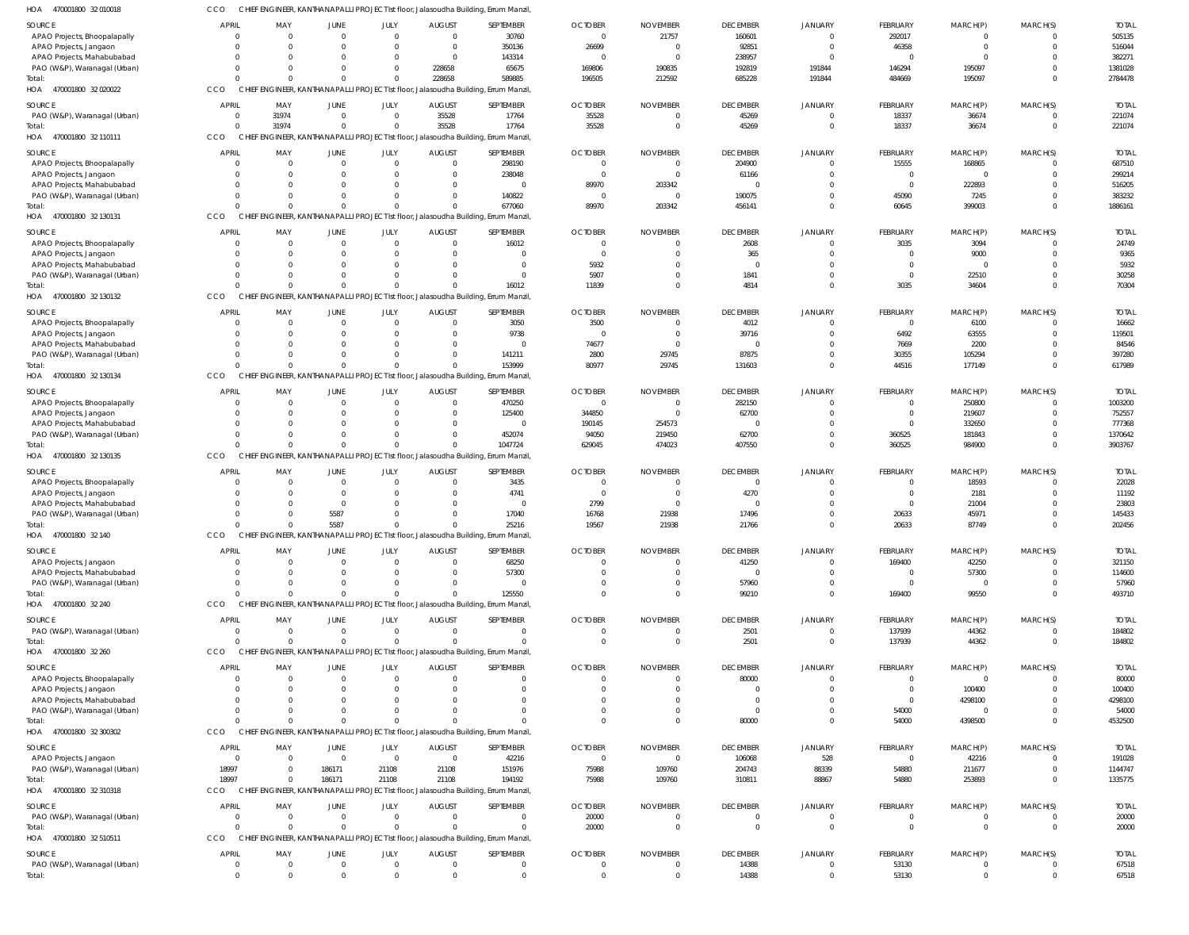HOA 470001800 32 010018 CCO CHIEF ENGINEER, KANTHANAPALLI PROJECT Ist floor, Jalasoudha Building, Errum Manzil,

| SOURCE | APRIL | MAY | JUNE | JULY | AUGUST | SEPTEMBER | OCTOBER | NOVEMBER | DECEMBER | JANUARY | FEBRUARY | MARCH(P) | MARCH(S) | TOTAL |
|---|---|---|---|---|---|---|---|---|---|---|---|---|---|---|
| APAO Projects, Bhoopalapally | 0 | 0 | 0 | 0 | 0 | 30760 | 0 | 21757 | 160601 | 0 | 292017 | 0 | 0 | 505135 |
| APAO Projects, Jangaon | 0 | 0 | 0 | 0 | 0 | 350136 | 26699 | 0 | 92851 | 0 | 46358 | 0 | 0 | 516044 |
| APAO Projects, Mahabubabad | 0 | 0 | 0 | 0 | 0 | 143314 | 0 | 0 | 238957 | 0 | 0 | 0 | 0 | 382271 |
| PAO (W&P), Waranagal (Urban) | 0 | 0 | 0 | 0 | 228658 | 65675 | 169806 | 190835 | 192819 | 191844 | 146294 | 195097 | 0 | 1381028 |
| Total: | 0 | 0 | 0 | 0 | 228658 | 589885 | 196505 | 212592 | 685228 | 191844 | 484669 | 195097 | 0 | 2784478 |

HOA 470001800 32 020022 CCO CHIEF ENGINEER, KANTHANAPALLI PROJECT Ist floor, Jalasoudha Building, Errum Manzil,

| SOURCE | APRIL | MAY | JUNE | JULY | AUGUST | SEPTEMBER | OCTOBER | NOVEMBER | DECEMBER | JANUARY | FEBRUARY | MARCH(P) | MARCH(S) | TOTAL |
|---|---|---|---|---|---|---|---|---|---|---|---|---|---|---|
| PAO (W&P), Waranagal (Urban) | 0 | 31974 | 0 | 0 | 35528 | 17764 | 35528 | 0 | 45269 | 0 | 18337 | 36674 | 0 | 221074 |
| Total: | 0 | 31974 | 0 | 0 | 35528 | 17764 | 35528 | 0 | 45269 | 0 | 18337 | 36674 | 0 | 221074 |

HOA 470001800 32 110111 CCO CHIEF ENGINEER, KANTHANAPALLI PROJECT Ist floor, Jalasoudha Building, Errum Manzil,

| SOURCE | APRIL | MAY | JUNE | JULY | AUGUST | SEPTEMBER | OCTOBER | NOVEMBER | DECEMBER | JANUARY | FEBRUARY | MARCH(P) | MARCH(S) | TOTAL |
|---|---|---|---|---|---|---|---|---|---|---|---|---|---|---|
| APAO Projects, Bhoopalapally | 0 | 0 | 0 | 0 | 0 | 298190 | 0 | 0 | 204900 | 0 | 15555 | 168865 | 0 | 687510 |
| APAO Projects, Jangaon | 0 | 0 | 0 | 0 | 0 | 238048 | 0 | 0 | 61166 | 0 | 0 | 0 | 0 | 299214 |
| APAO Projects, Mahabubabad | 0 | 0 | 0 | 0 | 0 | 0 | 89970 | 203342 | 0 | 0 | 0 | 222893 | 0 | 516205 |
| PAO (W&P), Waranagal (Urban) | 0 | 0 | 0 | 0 | 0 | 140822 | 0 | 0 | 190075 | 0 | 45090 | 7245 | 0 | 383232 |
| Total: | 0 | 0 | 0 | 0 | 0 | 677060 | 89970 | 203342 | 456141 | 0 | 60645 | 399003 | 0 | 1886161 |

HOA 470001800 32 130131 CCO CHIEF ENGINEER, KANTHANAPALLI PROJECT Ist floor, Jalasoudha Building, Errum Manzil,

| SOURCE | APRIL | MAY | JUNE | JULY | AUGUST | SEPTEMBER | OCTOBER | NOVEMBER | DECEMBER | JANUARY | FEBRUARY | MARCH(P) | MARCH(S) | TOTAL |
|---|---|---|---|---|---|---|---|---|---|---|---|---|---|---|
| APAO Projects, Bhoopalapally | 0 | 0 | 0 | 0 | 0 | 16012 | 0 | 0 | 2608 | 0 | 3035 | 3094 | 0 | 24749 |
| APAO Projects, Jangaon | 0 | 0 | 0 | 0 | 0 | 0 | 0 | 0 | 365 | 0 | 0 | 9000 | 0 | 9365 |
| APAO Projects, Mahabubabad | 0 | 0 | 0 | 0 | 0 | 0 | 5932 | 0 | 0 | 0 | 0 | 0 | 0 | 5932 |
| PAO (W&P), Waranagal (Urban) | 0 | 0 | 0 | 0 | 0 | 0 | 5907 | 0 | 1841 | 0 | 0 | 22510 | 0 | 30258 |
| Total: | 0 | 0 | 0 | 0 | 0 | 16012 | 11839 | 0 | 4814 | 0 | 3035 | 34604 | 0 | 70304 |

HOA 470001800 32 130132 CCO CHIEF ENGINEER, KANTHANAPALLI PROJECT Ist floor, Jalasoudha Building, Errum Manzil,

| SOURCE | APRIL | MAY | JUNE | JULY | AUGUST | SEPTEMBER | OCTOBER | NOVEMBER | DECEMBER | JANUARY | FEBRUARY | MARCH(P) | MARCH(S) | TOTAL |
|---|---|---|---|---|---|---|---|---|---|---|---|---|---|---|
| APAO Projects, Bhoopalapally | 0 | 0 | 0 | 0 | 0 | 3050 | 3500 | 0 | 4012 | 0 | 0 | 6100 | 0 | 16662 |
| APAO Projects, Jangaon | 0 | 0 | 0 | 0 | 0 | 9738 | 0 | 0 | 39716 | 0 | 6492 | 63555 | 0 | 119501 |
| APAO Projects, Mahabubabad | 0 | 0 | 0 | 0 | 0 | 0 | 74677 | 0 | 0 | 0 | 7669 | 2200 | 0 | 84546 |
| PAO (W&P), Waranagal (Urban) | 0 | 0 | 0 | 0 | 0 | 141211 | 2800 | 29745 | 87875 | 0 | 30355 | 105294 | 0 | 397280 |
| Total: | 0 | 0 | 0 | 0 | 0 | 153999 | 80977 | 29745 | 131603 | 0 | 44516 | 177149 | 0 | 617989 |

HOA 470001800 32 130134 CCO CHIEF ENGINEER, KANTHANAPALLI PROJECT Ist floor, Jalasoudha Building, Errum Manzil,

| SOURCE | APRIL | MAY | JUNE | JULY | AUGUST | SEPTEMBER | OCTOBER | NOVEMBER | DECEMBER | JANUARY | FEBRUARY | MARCH(P) | MARCH(S) | TOTAL |
|---|---|---|---|---|---|---|---|---|---|---|---|---|---|---|
| APAO Projects, Bhoopalapally | 0 | 0 | 0 | 0 | 0 | 470250 | 0 | 0 | 282150 | 0 | 0 | 250800 | 0 | 1003200 |
| APAO Projects, Jangaon | 0 | 0 | 0 | 0 | 0 | 125400 | 344850 | 0 | 62700 | 0 | 0 | 219607 | 0 | 752557 |
| APAO Projects, Mahabubabad | 0 | 0 | 0 | 0 | 0 | 0 | 190145 | 254573 | 0 | 0 | 0 | 332650 | 0 | 777368 |
| PAO (W&P), Waranagal (Urban) | 0 | 0 | 0 | 0 | 0 | 452074 | 94050 | 219450 | 62700 | 0 | 360525 | 181843 | 0 | 1370642 |
| Total: | 0 | 0 | 0 | 0 | 0 | 1047724 | 629045 | 474023 | 407550 | 0 | 360525 | 984900 | 0 | 3903767 |

HOA 470001800 32 130135 CCO CHIEF ENGINEER, KANTHANAPALLI PROJECT Ist floor, Jalasoudha Building, Errum Manzil,

| SOURCE | APRIL | MAY | JUNE | JULY | AUGUST | SEPTEMBER | OCTOBER | NOVEMBER | DECEMBER | JANUARY | FEBRUARY | MARCH(P) | MARCH(S) | TOTAL |
|---|---|---|---|---|---|---|---|---|---|---|---|---|---|---|
| APAO Projects, Bhoopalapally | 0 | 0 | 0 | 0 | 0 | 3435 | 0 | 0 | 0 | 0 | 0 | 18593 | 0 | 22028 |
| APAO Projects, Jangaon | 0 | 0 | 0 | 0 | 0 | 4741 | 0 | 0 | 4270 | 0 | 0 | 2181 | 0 | 11192 |
| APAO Projects, Mahabubabad | 0 | 0 | 0 | 0 | 0 | 0 | 2799 | 0 | 0 | 0 | 0 | 21004 | 0 | 23803 |
| PAO (W&P), Waranagal (Urban) | 0 | 0 | 5587 | 0 | 0 | 17040 | 16768 | 21938 | 17496 | 0 | 20633 | 45971 | 0 | 145433 |
| Total: | 0 | 0 | 5587 | 0 | 0 | 25216 | 19567 | 21938 | 21766 | 0 | 20633 | 87749 | 0 | 202456 |

HOA 470001800 32 140 CCO CHIEF ENGINEER, KANTHANAPALLI PROJECT Ist floor, Jalasoudha Building, Errum Manzil,

| SOURCE | APRIL | MAY | JUNE | JULY | AUGUST | SEPTEMBER | OCTOBER | NOVEMBER | DECEMBER | JANUARY | FEBRUARY | MARCH(P) | MARCH(S) | TOTAL |
|---|---|---|---|---|---|---|---|---|---|---|---|---|---|---|
| APAO Projects, Jangaon | 0 | 0 | 0 | 0 | 0 | 68250 | 0 | 0 | 41250 | 0 | 169400 | 42250 | 0 | 321150 |
| APAO Projects, Mahabubabad | 0 | 0 | 0 | 0 | 0 | 57300 | 0 | 0 | 0 | 0 | 0 | 57300 | 0 | 114600 |
| PAO (W&P), Waranagal (Urban) | 0 | 0 | 0 | 0 | 0 | 0 | 0 | 0 | 57960 | 0 | 0 | 0 | 0 | 57960 |
| Total: | 0 | 0 | 0 | 0 | 0 | 125550 | 0 | 0 | 99210 | 0 | 169400 | 99550 | 0 | 493710 |

HOA 470001800 32 240 CCO CHIEF ENGINEER, KANTHANAPALLI PROJECT Ist floor, Jalasoudha Building, Errum Manzil,

| SOURCE | APRIL | MAY | JUNE | JULY | AUGUST | SEPTEMBER | OCTOBER | NOVEMBER | DECEMBER | JANUARY | FEBRUARY | MARCH(P) | MARCH(S) | TOTAL |
|---|---|---|---|---|---|---|---|---|---|---|---|---|---|---|
| PAO (W&P), Waranagal (Urban) | 0 | 0 | 0 | 0 | 0 | 0 | 0 | 0 | 2501 | 0 | 137939 | 44362 | 0 | 184802 |
| Total: | 0 | 0 | 0 | 0 | 0 | 0 | 0 | 0 | 2501 | 0 | 137939 | 44362 | 0 | 184802 |

HOA 470001800 32 260 CCO CHIEF ENGINEER, KANTHANAPALLI PROJECT Ist floor, Jalasoudha Building, Errum Manzil,

| SOURCE | APRIL | MAY | JUNE | JULY | AUGUST | SEPTEMBER | OCTOBER | NOVEMBER | DECEMBER | JANUARY | FEBRUARY | MARCH(P) | MARCH(S) | TOTAL |
|---|---|---|---|---|---|---|---|---|---|---|---|---|---|---|
| APAO Projects, Bhoopalapally | 0 | 0 | 0 | 0 | 0 | 0 | 0 | 0 | 80000 | 0 | 0 | 0 | 0 | 80000 |
| APAO Projects, Jangaon | 0 | 0 | 0 | 0 | 0 | 0 | 0 | 0 | 0 | 0 | 0 | 100400 | 0 | 100400 |
| APAO Projects, Mahabubabad | 0 | 0 | 0 | 0 | 0 | 0 | 0 | 0 | 0 | 0 | 0 | 4298100 | 0 | 4298100 |
| PAO (W&P), Waranagal (Urban) | 0 | 0 | 0 | 0 | 0 | 0 | 0 | 0 | 0 | 0 | 54000 | 0 | 0 | 54000 |
| Total: | 0 | 0 | 0 | 0 | 0 | 0 | 0 | 0 | 80000 | 0 | 54000 | 4398500 | 0 | 4532500 |

HOA 470001800 32 300302 CCO CHIEF ENGINEER, KANTHANAPALLI PROJECT Ist floor, Jalasoudha Building, Errum Manzil,

| SOURCE | APRIL | MAY | JUNE | JULY | AUGUST | SEPTEMBER | OCTOBER | NOVEMBER | DECEMBER | JANUARY | FEBRUARY | MARCH(P) | MARCH(S) | TOTAL |
|---|---|---|---|---|---|---|---|---|---|---|---|---|---|---|
| APAO Projects, Jangaon | 0 | 0 | 0 | 0 | 0 | 42216 | 0 | 0 | 106068 | 528 | 0 | 42216 | 0 | 191028 |
| PAO (W&P), Waranagal (Urban) | 18997 | 0 | 186171 | 21108 | 21108 | 151976 | 75988 | 109760 | 204743 | 88339 | 54880 | 211677 | 0 | 1144747 |
| Total: | 18997 | 0 | 186171 | 21108 | 21108 | 194192 | 75988 | 109760 | 310811 | 88867 | 54880 | 253893 | 0 | 1335775 |

HOA 470001800 32 310318 CCO CHIEF ENGINEER, KANTHANAPALLI PROJECT Ist floor, Jalasoudha Building, Errum Manzil,

| SOURCE | APRIL | MAY | JUNE | JULY | AUGUST | SEPTEMBER | OCTOBER | NOVEMBER | DECEMBER | JANUARY | FEBRUARY | MARCH(P) | MARCH(S) | TOTAL |
|---|---|---|---|---|---|---|---|---|---|---|---|---|---|---|
| PAO (W&P), Waranagal (Urban) | 0 | 0 | 0 | 0 | 0 | 0 | 20000 | 0 | 0 | 0 | 0 | 0 | 0 | 20000 |
| Total: | 0 | 0 | 0 | 0 | 0 | 0 | 20000 | 0 | 0 | 0 | 0 | 0 | 0 | 20000 |

HOA 470001800 32 510511 CCO CHIEF ENGINEER, KANTHANAPALLI PROJECT Ist floor, Jalasoudha Building, Errum Manzil,

| SOURCE | APRIL | MAY | JUNE | JULY | AUGUST | SEPTEMBER | OCTOBER | NOVEMBER | DECEMBER | JANUARY | FEBRUARY | MARCH(P) | MARCH(S) | TOTAL |
|---|---|---|---|---|---|---|---|---|---|---|---|---|---|---|
| PAO (W&P), Waranagal (Urban) | 0 | 0 | 0 | 0 | 0 | 0 | 0 | 0 | 14388 | 0 | 53130 | 0 | 0 | 67518 |
| Total: | 0 | 0 | 0 | 0 | 0 | 0 | 0 | 0 | 14388 | 0 | 53130 | 0 | 0 | 67518 |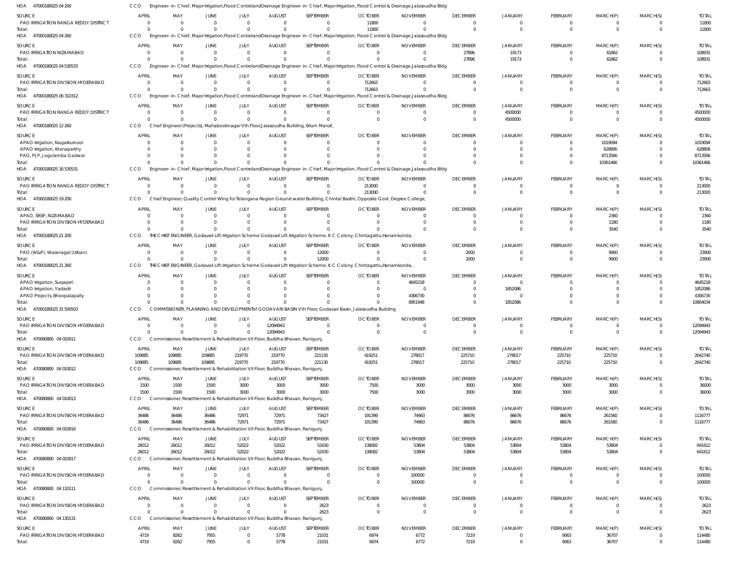HOA 470001800250 4200 CCO Engineer-in-Chief, Major Irrigation, Flood Control and Drainage Engineer-in-Chief, Major Irrigation, Flood Control & Drainage, Jalasoudha Bldg

| SOURCE | APRIL | MAY | JUNE | JULY | AUGUST | SEPTEMBER | OCTOBER | NOVEMBER | DECEMBER | JANUARY | FEBRUARY | MARCH(P) | MARCH(S) | TOTAL |
|---|---|---|---|---|---|---|---|---|---|---|---|---|---|---|
| PAO IRRIGATION RANGA REDDY DISTRICT | 0 | 0 | 0 | 0 | 0 | 0 | 11800 | 0 | 0 | 0 | 0 | 0 | 0 | 11800 |
| Total: | 0 | 0 | 0 | 0 | 0 | 0 | 11800 | 0 | 0 | 0 | 0 | 0 | 0 | 11800 |

HOA 470001800250 4260 CCO Engineer-in-Chief, Major Irrigation, Flood Control and Drainage Engineer-in-Chief, Major Irrigation, Flood Control & Drainage, Jalasoudha Bldg

| SOURCE | APRIL | MAY | JUNE | JULY | AUGUST | SEPTEMBER | OCTOBER | NOVEMBER | DECEMBER | JANUARY | FEBRUARY | MARCH(P) | MARCH(S) | TOTAL |
|---|---|---|---|---|---|---|---|---|---|---|---|---|---|---|
| PAO IRRIGATION NIZAMABAD | 0 | 0 | 0 | 0 | 0 | 0 | 0 | 0 | 27896 | 19173 | 0 | 61862 | 0 | 108931 |
| Total: | 0 | 0 | 0 | 0 | 0 | 0 | 0 | 0 | 27896 | 19173 | 0 | 61862 | 0 | 108931 |

HOA 470001800250 4530533 CCO Engineer-in-Chief, Major Irrigation, Flood Control and Drainage Engineer-in-Chief, Major Irrigation, Flood Control & Drainage, Jalasoudha Bldg

| SOURCE | APRIL | MAY | JUNE | JULY | AUGUST | SEPTEMBER | OCTOBER | NOVEMBER | DECEMBER | JANUARY | FEBRUARY | MARCH(P) | MARCH(S) | TOTAL |
|---|---|---|---|---|---|---|---|---|---|---|---|---|---|---|
| PAO IRRIGATION DIVISION HYDERABAD | 0 | 0 | 0 | 0 | 0 | 0 | 712663 | 0 | 0 | 0 | 0 | 0 | 0 | 712663 |
| Total: | 0 | 0 | 0 | 0 | 0 | 0 | 712663 | 0 | 0 | 0 | 0 | 0 | 0 | 712663 |

HOA 470001800250 6310312 CCO Engineer-in-Chief, Major Irrigation, Flood Control and Drainage Engineer-in-Chief, Major Irrigation, Flood Control & Drainage, Jalasoudha Bldg

| SOURCE | APRIL | MAY | JUNE | JULY | AUGUST | SEPTEMBER | OCTOBER | NOVEMBER | DECEMBER | JANUARY | FEBRUARY | MARCH(P) | MARCH(S) | TOTAL |
|---|---|---|---|---|---|---|---|---|---|---|---|---|---|---|
| PAO IRRIGATION RANGA REDDY DISTRICT | 0 | 0 | 0 | 0 | 0 | 0 | 0 | 0 | 0 | 4500000 | 0 | 0 | 0 | 4500000 |
| Total: | 0 | 0 | 0 | 0 | 0 | 0 | 0 | 0 | 0 | 4500000 | 0 | 0 | 0 | 4500000 |

HOA 470001800251 2260 CCO Chief Engineer (Projects), Mahaboobnagar Vth Floor, Jalasoudha Building, Errum Manzil,

| SOURCE | APRIL | MAY | JUNE | JULY | AUGUST | SEPTEMBER | OCTOBER | NOVEMBER | DECEMBER | JANUARY | FEBRUARY | MARCH(P) | MARCH(S) | TOTAL |
|---|---|---|---|---|---|---|---|---|---|---|---|---|---|---|
| APAO Irrigation, Nagarkurnool | 0 | 0 | 0 | 0 | 0 | 0 | 0 | 0 | 0 | 0 | 0 | 1019094 | 0 | 1019094 |
| APAO Irrigation, Wanaparthy | 0 | 0 | 0 | 0 | 0 | 0 | 0 | 0 | 0 | 0 | 0 | 628806 | 0 | 628806 |
| PAO, PJP, Jogulamba Gadwal | 0 | 0 | 0 | 0 | 0 | 0 | 0 | 0 | 0 | 0 | 0 | 8713566 | 0 | 8713566 |
| Total: | 0 | 0 | 0 | 0 | 0 | 0 | 0 | 0 | 0 | 0 | 0 | 10361466 | 0 | 10361466 |

HOA 470001800251 6530531 CCO Engineer-in-Chief, Major Irrigation, Flood Control and Drainage Engineer-in-Chief, Major Irrigation, Flood Control & Drainage, Jalasoudha Bldg

| SOURCE | APRIL | MAY | JUNE | JULY | AUGUST | SEPTEMBER | OCTOBER | NOVEMBER | DECEMBER | JANUARY | FEBRUARY | MARCH(P) | MARCH(S) | TOTAL |
|---|---|---|---|---|---|---|---|---|---|---|---|---|---|---|
| PAO IRRIGATION RANGA REDDY DISTRICT | 0 | 0 | 0 | 0 | 0 | 0 | 213000 | 0 | 0 | 0 | 0 | 0 | 0 | 213000 |
| Total: | 0 | 0 | 0 | 0 | 0 | 0 | 213000 | 0 | 0 | 0 | 0 | 0 | 0 | 213000 |

HOA 470001800251 9200 CCO Chief Engineer, Quality Control Wing for Telangana Region Ground water Building, Chintal Basthi, Opposite Govt. Degree College,

| SOURCE | APRIL | MAY | JUNE | JULY | AUGUST | SEPTEMBER | OCTOBER | NOVEMBER | DECEMBER | JANUARY | FEBRUARY | MARCH(P) | MARCH(S) | TOTAL |
|---|---|---|---|---|---|---|---|---|---|---|---|---|---|---|
| APAO, SRSP, NIZAMABAD | 0 | 0 | 0 | 0 | 0 | 0 | 0 | 0 | 0 | 0 | 0 | 2360 | 0 | 2360 |
| PAO IRRIGATION DIVISION HYDERABAD | 0 | 0 | 0 | 0 | 0 | 0 | 0 | 0 | 0 | 0 | 0 | 1180 | 0 | 1180 |
| Total: | 0 | 0 | 0 | 0 | 0 | 0 | 0 | 0 | 0 | 0 | 0 | 3540 | 0 | 3540 |

HOA 470001800252 1200 CCO THE CHIEF ENGINEER, Godavari Lift Irrigation Scheme Godavari Lift Irrigation Scheme, K C Colony, Chintagattu, Hanamkonda,

| SOURCE | APRIL | MAY | JUNE | JULY | AUGUST | SEPTEMBER | OCTOBER | NOVEMBER | DECEMBER | JANUARY | FEBRUARY | MARCH(P) | MARCH(S) | TOTAL |
|---|---|---|---|---|---|---|---|---|---|---|---|---|---|---|
| PAO (W&P), Waranagal (Urban) | 0 | 0 | 0 | 0 | 0 | 12000 | 0 | 0 | 2000 | 0 | 0 | 9900 | 0 | 23900 |
| Total: | 0 | 0 | 0 | 0 | 0 | 12000 | 0 | 0 | 2000 | 0 | 0 | 9900 | 0 | 23900 |

HOA 470001800252 1260 CCO THE CHIEF ENGINEER, Godavari Lift Irrigation Scheme Godavari Lift Irrigation Scheme, K C Colony, Chintagattu, Hanamkonda,

| SOURCE | APRIL | MAY | JUNE | JULY | AUGUST | SEPTEMBER | OCTOBER | NOVEMBER | DECEMBER | JANUARY | FEBRUARY | MARCH(P) | MARCH(S) | TOTAL |
|---|---|---|---|---|---|---|---|---|---|---|---|---|---|---|
| APAO Irrigation, Suryapet | 0 | 0 | 0 | 0 | 0 | 0 | 0 | 4645218 | 0 | 0 | 0 | 0 | 0 | 4645218 |
| APAO Irrigation, Yadadri | 0 | 0 | 0 | 0 | 0 | 0 | 0 | 0 | 0 | 1852086 | 0 | 0 | 0 | 1852086 |
| APAO Projects, Bhoopalapally | 0 | 0 | 0 | 0 | 0 | 0 | 0 | 4306730 | 0 | 0 | 0 | 0 | 0 | 4306730 |
| Total: | 0 | 0 | 0 | 0 | 0 | 0 | 0 | 8951948 | 0 | 1852086 | 0 | 0 | 0 | 10804034 |

HOA 470001800253 1500503 CCO COMMISSIONER, PLANNING AND DEVELOPMENT of GODAVARI BASIN Vth Floor, Godavari Basin, Jalasoudha Building

| SOURCE | APRIL | MAY | JUNE | JULY | AUGUST | SEPTEMBER | OCTOBER | NOVEMBER | DECEMBER | JANUARY | FEBRUARY | MARCH(P) | MARCH(S) | TOTAL |
|---|---|---|---|---|---|---|---|---|---|---|---|---|---|---|
| PAO IRRIGATION DIVISION HYDERABAD | 0 | 0 | 0 | 0 | 12094943 | 0 | 0 | 0 | 0 | 0 | 0 | 0 | 0 | 12094943 |
| Total: | 0 | 0 | 0 | 0 | 12094943 | 0 | 0 | 0 | 0 | 0 | 0 | 0 | 0 | 12094943 |

HOA 470080800 04 010011 CCO Commissioner, Resettlement & Rehabilitation VII Floor, Buddha Bhavan, Ranigunj,

| SOURCE | APRIL | MAY | JUNE | JULY | AUGUST | SEPTEMBER | OCTOBER | NOVEMBER | DECEMBER | JANUARY | FEBRUARY | MARCH(P) | MARCH(S) | TOTAL |
|---|---|---|---|---|---|---|---|---|---|---|---|---|---|---|
| PAO IRRIGATION DIVISION HYDERABAD | 109885 | 109885 | 109885 | 219770 | 219770 | 221130 | 419251 | 278017 | 225710 | 278017 | 225710 | 225710 | 0 | 2642740 |
| Total: | 109885 | 109885 | 109885 | 219770 | 219770 | 221130 | 419251 | 278017 | 225710 | 278017 | 225710 | 225710 | 0 | 2642740 |

HOA 470080800 04 010012 CCO Commissioner, Resettlement & Rehabilitation VII Floor, Buddha Bhavan, Ranigunj,

| SOURCE | APRIL | MAY | JUNE | JULY | AUGUST | SEPTEMBER | OCTOBER | NOVEMBER | DECEMBER | JANUARY | FEBRUARY | MARCH(P) | MARCH(S) | TOTAL |
|---|---|---|---|---|---|---|---|---|---|---|---|---|---|---|
| PAO IRRIGATION DIVISION HYDERABAD | 1500 | 1500 | 1500 | 3000 | 3000 | 3000 | 7500 | 3000 | 3000 | 3000 | 3000 | 3000 | 0 | 36000 |
| Total: | 1500 | 1500 | 1500 | 3000 | 3000 | 3000 | 7500 | 3000 | 3000 | 3000 | 3000 | 3000 | 0 | 36000 |

HOA 470080800 04 010013 CCO Commissioner, Resettlement & Rehabilitation VII Floor, Buddha Bhavan, Ranigunj,

| SOURCE | APRIL | MAY | JUNE | JULY | AUGUST | SEPTEMBER | OCTOBER | NOVEMBER | DECEMBER | JANUARY | FEBRUARY | MARCH(P) | MARCH(S) | TOTAL |
|---|---|---|---|---|---|---|---|---|---|---|---|---|---|---|
| PAO IRRIGATION DIVISION HYDERABAD | 36486 | 36486 | 36486 | 72971 | 72971 | 73427 | 191399 | 74963 | 86676 | 86676 | 86676 | 261560 | 0 | 1116777 |
| Total: | 36486 | 36486 | 36486 | 72971 | 72971 | 73427 | 191399 | 74963 | 86676 | 86676 | 86676 | 261560 | 0 | 1116777 |

HOA 470080800 04 010016 CCO Commissioner, Resettlement & Rehabilitation VII Floor, Buddha Bhavan, Ranigunj,

| SOURCE | APRIL | MAY | JUNE | JULY | AUGUST | SEPTEMBER | OCTOBER | NOVEMBER | DECEMBER | JANUARY | FEBRUARY | MARCH(P) | MARCH(S) | TOTAL |
|---|---|---|---|---|---|---|---|---|---|---|---|---|---|---|
| PAO IRRIGATION DIVISION HYDERABAD | 26012 | 26012 | 26012 | 52022 | 52022 | 52430 | 138082 | 53804 | 53804 | 53804 | 53804 | 53804 | 0 | 641612 |
| Total: | 26012 | 26012 | 26012 | 52022 | 52022 | 52430 | 138082 | 53804 | 53804 | 53804 | 53804 | 53804 | 0 | 641612 |

HOA 470080800 04 010017 CCO Commissioner, Resettlement & Rehabilitation VII Floor, Buddha Bhavan, Ranigunj,

| SOURCE | APRIL | MAY | JUNE | JULY | AUGUST | SEPTEMBER | OCTOBER | NOVEMBER | DECEMBER | JANUARY | FEBRUARY | MARCH(P) | MARCH(S) | TOTAL |
|---|---|---|---|---|---|---|---|---|---|---|---|---|---|---|
| PAO IRRIGATION DIVISION HYDERABAD | 0 | 0 | 0 | 0 | 0 | 0 | 0 | 100000 | 0 | 0 | 0 | 0 | 0 | 100000 |
| Total: | 0 | 0 | 0 | 0 | 0 | 0 | 0 | 100000 | 0 | 0 | 0 | 0 | 0 | 100000 |

HOA 470080800 04 110111 CCO Commissioner, Resettlement & Rehabilitation VII Floor, Buddha Bhavan, Ranigunj,

| SOURCE | APRIL | MAY | JUNE | JULY | AUGUST | SEPTEMBER | OCTOBER | NOVEMBER | DECEMBER | JANUARY | FEBRUARY | MARCH(P) | MARCH(S) | TOTAL |
|---|---|---|---|---|---|---|---|---|---|---|---|---|---|---|
| PAO IRRIGATION DIVISION HYDERABAD | 0 | 0 | 0 | 0 | 0 | 2623 | 0 | 0 | 0 | 0 | 0 | 0 | 0 | 2623 |
| Total: | 0 | 0 | 0 | 0 | 0 | 2623 | 0 | 0 | 0 | 0 | 0 | 0 | 0 | 2623 |

HOA 470080800 04 130131 CCO Commissioner, Resettlement & Rehabilitation VII Floor, Buddha Bhavan, Ranigunj,

| SOURCE | APRIL | MAY | JUNE | JULY | AUGUST | SEPTEMBER | OCTOBER | NOVEMBER | DECEMBER | JANUARY | FEBRUARY | MARCH(P) | MARCH(S) | TOTAL |
|---|---|---|---|---|---|---|---|---|---|---|---|---|---|---|
| PAO IRRIGATION DIVISION HYDERABAD | 4719 | 8262 | 7955 | 0 | 5778 | 21031 | 6974 | 6772 | 7219 | 0 | 9063 | 36707 | 0 | 114480 |
| Total: | 4719 | 8262 | 7955 | 0 | 5778 | 21031 | 6974 | 6772 | 7219 | 0 | 9063 | 36707 | 0 | 114480 |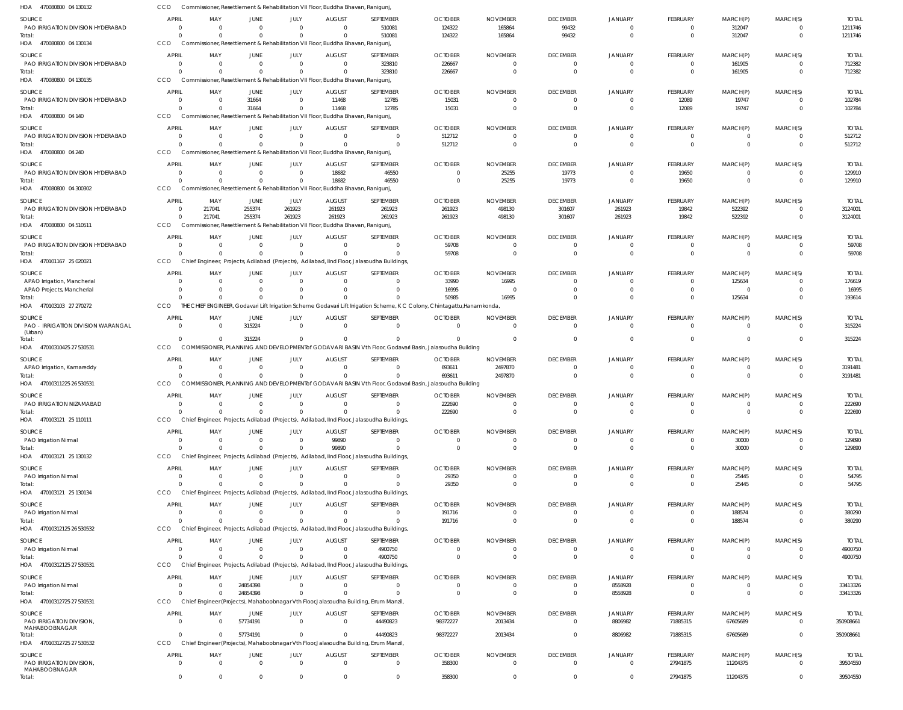HOA 470080800 04 130132 CCO Commissioner, Resettlement & Rehabilitation VII Floor, Buddha Bhavan, Ranigunj,

| SOURCE | APRIL | MAY | JUNE | JULY | AUGUST | SEPTEMBER | OCTOBER | NOVEMBER | DECEMBER | JANUARY | FEBRUARY | MARCH(P) | MARCH(S) | TOTAL |
|---|---|---|---|---|---|---|---|---|---|---|---|---|---|---|
| PAO IRRIGATION DIVISION HYDERABAD | 0 | 0 | 0 | 0 | 0 | 510081 | 124322 | 165864 | 99432 | 0 | 0 | 312047 | 0 | 1211746 |
| Total: | 0 | 0 | 0 | 0 | 0 | 510081 | 124322 | 165864 | 99432 | 0 | 0 | 312047 | 0 | 1211746 |

HOA 470080800 04 130134 CCO Commissioner, Resettlement & Rehabilitation VII Floor, Buddha Bhavan, Ranigunj,

| SOURCE | APRIL | MAY | JUNE | JULY | AUGUST | SEPTEMBER | OCTOBER | NOVEMBER | DECEMBER | JANUARY | FEBRUARY | MARCH(P) | MARCH(S) | TOTAL |
|---|---|---|---|---|---|---|---|---|---|---|---|---|---|---|
| PAO IRRIGATION DIVISION HYDERABAD | 0 | 0 | 0 | 0 | 0 | 323810 | 226667 | 0 | 0 | 0 | 0 | 161905 | 0 | 712382 |
| Total: | 0 | 0 | 0 | 0 | 0 | 323810 | 226667 | 0 | 0 | 0 | 0 | 161905 | 0 | 712382 |

HOA 470080800 04 130135 CCO Commissioner, Resettlement & Rehabilitation VII Floor, Buddha Bhavan, Ranigunj,

| SOURCE | APRIL | MAY | JUNE | JULY | AUGUST | SEPTEMBER | OCTOBER | NOVEMBER | DECEMBER | JANUARY | FEBRUARY | MARCH(P) | MARCH(S) | TOTAL |
|---|---|---|---|---|---|---|---|---|---|---|---|---|---|---|
| PAO IRRIGATION DIVISION HYDERABAD | 0 | 0 | 31664 | 0 | 11468 | 12785 | 15031 | 0 | 0 | 0 | 12089 | 19747 | 0 | 102784 |
| Total: | 0 | 0 | 31664 | 0 | 11468 | 12785 | 15031 | 0 | 0 | 0 | 12089 | 19747 | 0 | 102784 |

HOA 470080800 04 140 CCO Commissioner, Resettlement & Rehabilitation VII Floor, Buddha Bhavan, Ranigunj,

| SOURCE | APRIL | MAY | JUNE | JULY | AUGUST | SEPTEMBER | OCTOBER | NOVEMBER | DECEMBER | JANUARY | FEBRUARY | MARCH(P) | MARCH(S) | TOTAL |
|---|---|---|---|---|---|---|---|---|---|---|---|---|---|---|
| PAO IRRIGATION DIVISION HYDERABAD | 0 | 0 | 0 | 0 | 0 | 0 | 512712 | 0 | 0 | 0 | 0 | 0 | 0 | 512712 |
| Total: | 0 | 0 | 0 | 0 | 0 | 0 | 512712 | 0 | 0 | 0 | 0 | 0 | 0 | 512712 |

HOA 470080800 04 240 CCO Commissioner, Resettlement & Rehabilitation VII Floor, Buddha Bhavan, Ranigunj,

| SOURCE | APRIL | MAY | JUNE | JULY | AUGUST | SEPTEMBER | OCTOBER | NOVEMBER | DECEMBER | JANUARY | FEBRUARY | MARCH(P) | MARCH(S) | TOTAL |
|---|---|---|---|---|---|---|---|---|---|---|---|---|---|---|
| PAO IRRIGATION DIVISION HYDERABAD | 0 | 0 | 0 | 0 | 18682 | 46550 | 0 | 25255 | 19773 | 0 | 19650 | 0 | 0 | 129910 |
| Total: | 0 | 0 | 0 | 0 | 18682 | 46550 | 0 | 25255 | 19773 | 0 | 19650 | 0 | 0 | 129910 |

HOA 470080800 04 300302 CCO Commissioner, Resettlement & Rehabilitation VII Floor, Buddha Bhavan, Ranigunj,

| SOURCE | APRIL | MAY | JUNE | JULY | AUGUST | SEPTEMBER | OCTOBER | NOVEMBER | DECEMBER | JANUARY | FEBRUARY | MARCH(P) | MARCH(S) | TOTAL |
|---|---|---|---|---|---|---|---|---|---|---|---|---|---|---|
| PAO IRRIGATION DIVISION HYDERABAD | 0 | 217041 | 255374 | 261923 | 261923 | 261923 | 261923 | 498130 | 301607 | 261923 | 19842 | 522392 | 0 | 3124001 |
| Total: | 0 | 217041 | 255374 | 261923 | 261923 | 261923 | 261923 | 498130 | 301607 | 261923 | 19842 | 522392 | 0 | 3124001 |

HOA 470080800 04 510511 CCO Commissioner, Resettlement & Rehabilitation VII Floor, Buddha Bhavan, Ranigunj,

| SOURCE | APRIL | MAY | JUNE | JULY | AUGUST | SEPTEMBER | OCTOBER | NOVEMBER | DECEMBER | JANUARY | FEBRUARY | MARCH(P) | MARCH(S) | TOTAL |
|---|---|---|---|---|---|---|---|---|---|---|---|---|---|---|
| PAO IRRIGATION DIVISION HYDERABAD | 0 | 0 | 0 | 0 | 0 | 0 | 59708 | 0 | 0 | 0 | 0 | 0 | 0 | 59708 |
| Total: | 0 | 0 | 0 | 0 | 0 | 0 | 59708 | 0 | 0 | 0 | 0 | 0 | 0 | 59708 |

HOA 470101167 25 020021 CCO Chief Engineer, Projects, Adilabad (Projects), Adilabad, IInd Floor, Jalasoudha Buildings,

| SOURCE | APRIL | MAY | JUNE | JULY | AUGUST | SEPTEMBER | OCTOBER | NOVEMBER | DECEMBER | JANUARY | FEBRUARY | MARCH(P) | MARCH(S) | TOTAL |
|---|---|---|---|---|---|---|---|---|---|---|---|---|---|---|
| APAO Irrigation, Mancherial | 0 | 0 | 0 | 0 | 0 | 0 | 33990 | 16995 | 0 | 0 | 0 | 125634 | 0 | 176619 |
| APAO Projects, Mancherial | 0 | 0 | 0 | 0 | 0 | 0 | 16995 | 0 | 0 | 0 | 0 | 0 | 0 | 16995 |
| Total: | 0 | 0 | 0 | 0 | 0 | 0 | 50985 | 16995 | 0 | 0 | 0 | 125634 | 0 | 193614 |

HOA 470103103 27 270272 CCO THE CHIEF ENGINEER, Godavari Lift Irrigation Scheme Godavari Lift Irrigation Scheme, K C Colony, Chintagattu,Hanamkonda,

| SOURCE | APRIL | MAY | JUNE | JULY | AUGUST | SEPTEMBER | OCTOBER | NOVEMBER | DECEMBER | JANUARY | FEBRUARY | MARCH(P) | MARCH(S) | TOTAL |
|---|---|---|---|---|---|---|---|---|---|---|---|---|---|---|
| PAO - IRRIGATION DIVISION WARANGAL (Urban) | 0 | 0 | 315224 | 0 | 0 | 0 | 0 | 0 | 0 | 0 | 0 | 0 | 0 | 315224 |
| Total: | 0 | 0 | 315224 | 0 | 0 | 0 | 0 | 0 | 0 | 0 | 0 | 0 | 0 | 315224 |

HOA 47010310425 27 530531 CCO COMMISSIONER, PLANNING AND DEVELOPMENTof GODAVARI BASIN Vth Floor, Godavari Basin, Jalasoudha Building

| SOURCE | APRIL | MAY | JUNE | JULY | AUGUST | SEPTEMBER | OCTOBER | NOVEMBER | DECEMBER | JANUARY | FEBRUARY | MARCH(P) | MARCH(S) | TOTAL |
|---|---|---|---|---|---|---|---|---|---|---|---|---|---|---|
| APAO Irrigation, Kamareddy | 0 | 0 | 0 | 0 | 0 | 0 | 693611 | 2497870 | 0 | 0 | 0 | 0 | 0 | 3191481 |
| Total: | 0 | 0 | 0 | 0 | 0 | 0 | 693611 | 2497870 | 0 | 0 | 0 | 0 | 0 | 3191481 |

HOA 47010311225 26 530531 CCO COMMISSIONER, PLANNING AND DEVELOPMENTof GODAVARI BASIN Vth Floor, Godavari Basin, Jalasoudha Building

| SOURCE | APRIL | MAY | JUNE | JULY | AUGUST | SEPTEMBER | OCTOBER | NOVEMBER | DECEMBER | JANUARY | FEBRUARY | MARCH(P) | MARCH(S) | TOTAL |
|---|---|---|---|---|---|---|---|---|---|---|---|---|---|---|
| PAO IRRIGATION NIZAMABAD | 0 | 0 | 0 | 0 | 0 | 0 | 222690 | 0 | 0 | 0 | 0 | 0 | 0 | 222690 |
| Total: | 0 | 0 | 0 | 0 | 0 | 0 | 222690 | 0 | 0 | 0 | 0 | 0 | 0 | 222690 |

HOA 470103121 25 110111 CCO Chief Engineer, Projects, Adilabad (Projects), Adilabad, IInd Floor, Jalasoudha Buildings,

| SOURCE | APRIL | MAY | JUNE | JULY | AUGUST | SEPTEMBER | OCTOBER | NOVEMBER | DECEMBER | JANUARY | FEBRUARY | MARCH(P) | MARCH(S) | TOTAL |
|---|---|---|---|---|---|---|---|---|---|---|---|---|---|---|
| PAO Irrigation Nirmal | 0 | 0 | 0 | 0 | 99890 | 0 | 0 | 0 | 0 | 0 | 0 | 30000 | 0 | 129890 |
| Total: | 0 | 0 | 0 | 0 | 99890 | 0 | 0 | 0 | 0 | 0 | 0 | 30000 | 0 | 129890 |

HOA 470103121 25 130132 CCO Chief Engineer, Projects, Adilabad (Projects), Adilabad, IInd Floor, Jalasoudha Buildings,

| SOURCE | APRIL | MAY | JUNE | JULY | AUGUST | SEPTEMBER | OCTOBER | NOVEMBER | DECEMBER | JANUARY | FEBRUARY | MARCH(P) | MARCH(S) | TOTAL |
|---|---|---|---|---|---|---|---|---|---|---|---|---|---|---|
| PAO Irrigation Nirmal | 0 | 0 | 0 | 0 | 0 | 0 | 29350 | 0 | 0 | 0 | 0 | 25445 | 0 | 54795 |
| Total: | 0 | 0 | 0 | 0 | 0 | 0 | 29350 | 0 | 0 | 0 | 0 | 25445 | 0 | 54795 |

HOA 470103121 25 130134 CCO Chief Engineer, Projects, Adilabad (Projects), Adilabad, IInd Floor, Jalasoudha Buildings,

| SOURCE | APRIL | MAY | JUNE | JULY | AUGUST | SEPTEMBER | OCTOBER | NOVEMBER | DECEMBER | JANUARY | FEBRUARY | MARCH(P) | MARCH(S) | TOTAL |
|---|---|---|---|---|---|---|---|---|---|---|---|---|---|---|
| PAO Irrigation Nirmal | 0 | 0 | 0 | 0 | 0 | 0 | 191716 | 0 | 0 | 0 | 0 | 188574 | 0 | 380290 |
| Total: | 0 | 0 | 0 | 0 | 0 | 0 | 191716 | 0 | 0 | 0 | 0 | 188574 | 0 | 380290 |

HOA 47010312125 26 530532 CCO Chief Engineer, Projects, Adilabad (Projects), Adilabad, IInd Floor, Jalasoudha Buildings,

| SOURCE | APRIL | MAY | JUNE | JULY | AUGUST | SEPTEMBER | OCTOBER | NOVEMBER | DECEMBER | JANUARY | FEBRUARY | MARCH(P) | MARCH(S) | TOTAL |
|---|---|---|---|---|---|---|---|---|---|---|---|---|---|---|
| PAO Irrigation Nirmal | 0 | 0 | 0 | 0 | 0 | 4900750 | 0 | 0 | 0 | 0 | 0 | 0 | 0 | 4900750 |
| Total: | 0 | 0 | 0 | 0 | 0 | 4900750 | 0 | 0 | 0 | 0 | 0 | 0 | 0 | 4900750 |

HOA 47010312125 27 530531 CCO Chief Engineer, Projects, Adilabad (Projects), Adilabad, IInd Floor, Jalasoudha Buildings,

| SOURCE | APRIL | MAY | JUNE | JULY | AUGUST | SEPTEMBER | OCTOBER | NOVEMBER | DECEMBER | JANUARY | FEBRUARY | MARCH(P) | MARCH(S) | TOTAL |
|---|---|---|---|---|---|---|---|---|---|---|---|---|---|---|
| PAO Irrigation Nirmal | 0 | 0 | 24854398 | 0 | 0 | 0 | 0 | 0 | 0 | 8558928 | 0 | 0 | 0 | 33413326 |
| Total: | 0 | 0 | 24854398 | 0 | 0 | 0 | 0 | 0 | 0 | 8558928 | 0 | 0 | 0 | 33413326 |

HOA 47010312725 27 530531 CCO Chief Engineer(Projects), Mahaboobnagar Vth Floor,Jalasoudha Building, Errum Manzil,

| SOURCE | APRIL | MAY | JUNE | JULY | AUGUST | SEPTEMBER | OCTOBER | NOVEMBER | DECEMBER | JANUARY | FEBRUARY | MARCH(P) | MARCH(S) | TOTAL |
|---|---|---|---|---|---|---|---|---|---|---|---|---|---|---|
| PAO IRRIGATION DIVISION, MAHABOOBNAGAR | 0 | 0 | 57734191 | 0 | 0 | 44490823 | 98372227 | 2013434 | 0 | 8806982 | 71885315 | 67605689 | 0 | 350908661 |
| Total: | 0 | 0 | 57734191 | 0 | 0 | 44490823 | 98372227 | 2013434 | 0 | 8806982 | 71885315 | 67605689 | 0 | 350908661 |

HOA 47010312725 27 530532 CCO Chief Engineer(Projects), Mahaboobnagar Vth Floor,Jalasoudha Building, Errum Manzil,

| SOURCE | APRIL | MAY | JUNE | JULY | AUGUST | SEPTEMBER | OCTOBER | NOVEMBER | DECEMBER | JANUARY | FEBRUARY | MARCH(P) | MARCH(S) | TOTAL |
|---|---|---|---|---|---|---|---|---|---|---|---|---|---|---|
| PAO IRRIGATION DIVISION, MAHABOOBNAGAR | 0 | 0 | 0 | 0 | 0 | 0 | 358300 | 0 | 0 | 0 | 27941875 | 11204375 | 0 | 39504550 |
| Total: | 0 | 0 | 0 | 0 | 0 | 0 | 358300 | 0 | 0 | 0 | 27941875 | 11204375 | 0 | 39504550 |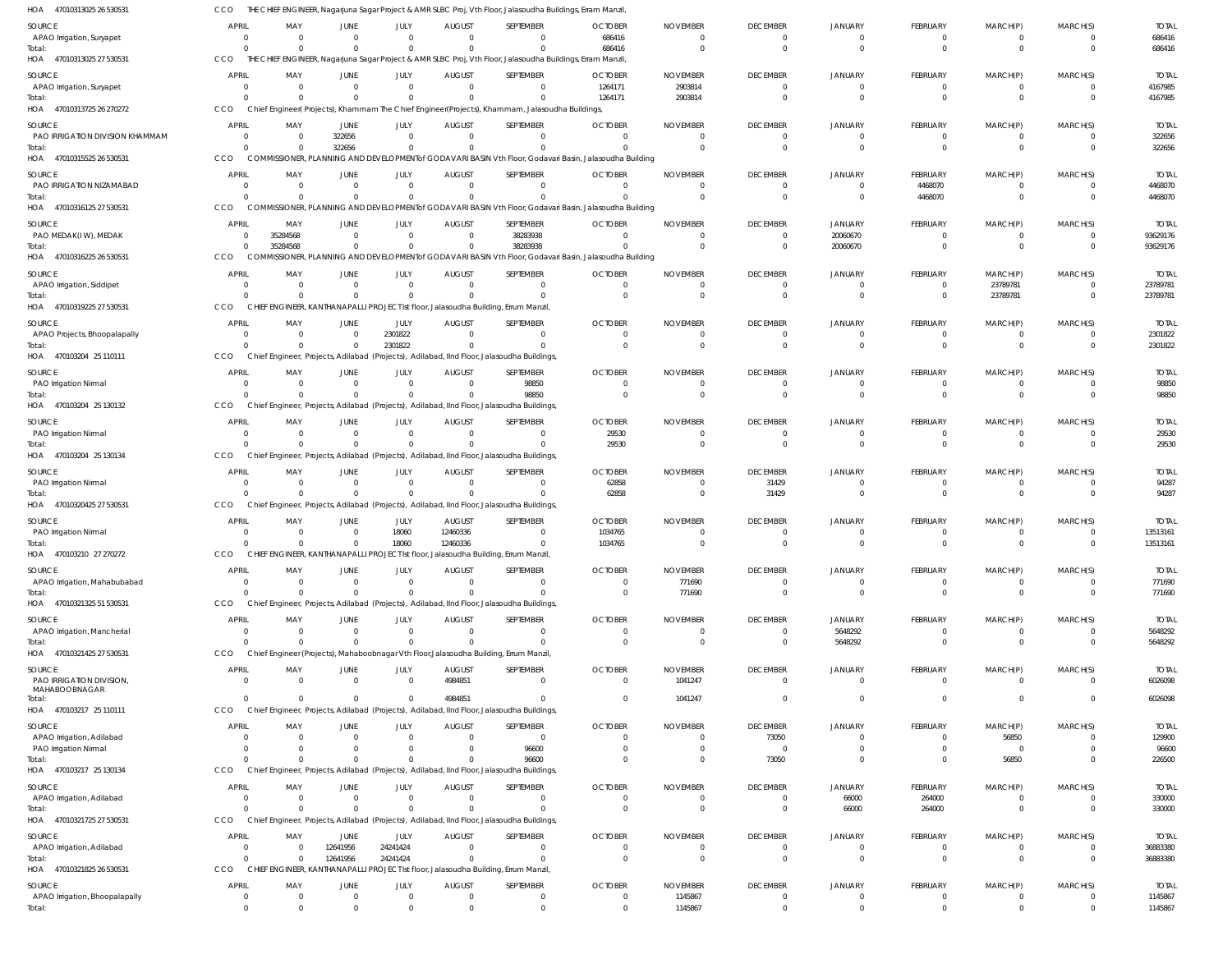HOA 47010313025 26 530531 CCO THE CHIEF ENGINEER, Nagarjuna Sagar Project & AMRSLBC Proj, Vth Floor, Jalasoudha Buildings, Erram Manzil,

| SOURCE | APRIL | MAY | JUNE | JULY | AUGUST | SEPTEMBER | OCTOBER | NOVEMBER | DECEMBER | JANUARY | FEBRUARY | MARCH(P) | MARCH(S) | TOTAL |
|---|---|---|---|---|---|---|---|---|---|---|---|---|---|---|
| APAO Irrigation, Suryapet | 0 | 0 | 0 | 0 | 0 | 0 | 686416 | 0 | 0 | 0 | 0 | 0 | 0 | 686416 |
| Total: | 0 | 0 | 0 | 0 | 0 | 0 | 686416 | 0 | 0 | 0 | 0 | 0 | 0 | 686416 |

HOA 47010313025 27 530531 CCO THE CHIEF ENGINEER, Nagarjuna Sagar Project & AMRSLBC Proj, Vth Floor, Jalasoudha Buildings, Erram Manzil,

| SOURCE | APRIL | MAY | JUNE | JULY | AUGUST | SEPTEMBER | OCTOBER | NOVEMBER | DECEMBER | JANUARY | FEBRUARY | MARCH(P) | MARCH(S) | TOTAL |
|---|---|---|---|---|---|---|---|---|---|---|---|---|---|---|
| APAO Irrigation, Suryapet | 0 | 0 | 0 | 0 | 0 | 0 | 1264171 | 2903814 | 0 | 0 | 0 | 0 | 0 | 4167985 |
| Total: | 0 | 0 | 0 | 0 | 0 | 0 | 1264171 | 2903814 | 0 | 0 | 0 | 0 | 0 | 4167985 |

HOA 47010313725 26 270272 CCO Chief Engineer(Projects), Khammam The Chief Engineer(Projects), Khammam, Jalasoudha Buildings,

| SOURCE | APRIL | MAY | JUNE | JULY | AUGUST | SEPTEMBER | OCTOBER | NOVEMBER | DECEMBER | JANUARY | FEBRUARY | MARCH(P) | MARCH(S) | TOTAL |
|---|---|---|---|---|---|---|---|---|---|---|---|---|---|---|
| PAO IRRIGATION DIVISION KHAMMAM | 0 | 0 | 322656 | 0 | 0 | 0 | 0 | 0 | 0 | 0 | 0 | 0 | 0 | 322656 |
| Total: | 0 | 0 | 322656 | 0 | 0 | 0 | 0 | 0 | 0 | 0 | 0 | 0 | 0 | 322656 |

HOA 47010315525 26 530531 CCO COMMISSIONER, PLANNING AND DEVELOPMENT of GODAVARI BASIN Vth Floor, Godavari Basin, Jalasoudha Building

| SOURCE | APRIL | MAY | JUNE | JULY | AUGUST | SEPTEMBER | OCTOBER | NOVEMBER | DECEMBER | JANUARY | FEBRUARY | MARCH(P) | MARCH(S) | TOTAL |
|---|---|---|---|---|---|---|---|---|---|---|---|---|---|---|
| PAO IRRIGATION NIZAMABAD | 0 | 0 | 0 | 0 | 0 | 0 | 0 | 0 | 0 | 0 | 4468070 | 0 | 0 | 4468070 |
| Total: | 0 | 0 | 0 | 0 | 0 | 0 | 0 | 0 | 0 | 0 | 4468070 | 0 | 0 | 4468070 |

HOA 47010316125 27 530531 CCO COMMISSIONER, PLANNING AND DEVELOPMENT of GODAVARI BASIN Vth Floor, Godavari Basin, Jalasoudha Building

| SOURCE | APRIL | MAY | JUNE | JULY | AUGUST | SEPTEMBER | OCTOBER | NOVEMBER | DECEMBER | JANUARY | FEBRUARY | MARCH(P) | MARCH(S) | TOTAL |
|---|---|---|---|---|---|---|---|---|---|---|---|---|---|---|
| PAO MEDAK(IW), MEDAK | 0 | 35284568 | 0 | 0 | 0 | 38283938 | 0 | 0 | 0 | 20060670 | 0 | 0 | 0 | 93629176 |
| Total: | 0 | 35284568 | 0 | 0 | 0 | 38283938 | 0 | 0 | 0 | 20060670 | 0 | 0 | 0 | 93629176 |

HOA 47010316225 26 530531 CCO COMMISSIONER, PLANNING AND DEVELOPMENT of GODAVARI BASIN Vth Floor, Godavari Basin, Jalasoudha Building

| SOURCE | APRIL | MAY | JUNE | JULY | AUGUST | SEPTEMBER | OCTOBER | NOVEMBER | DECEMBER | JANUARY | FEBRUARY | MARCH(P) | MARCH(S) | TOTAL |
|---|---|---|---|---|---|---|---|---|---|---|---|---|---|---|
| APAO Irrigation, Siddipet | 0 | 0 | 0 | 0 | 0 | 0 | 0 | 0 | 0 | 0 | 0 | 23789781 | 0 | 23789781 |
| Total: | 0 | 0 | 0 | 0 | 0 | 0 | 0 | 0 | 0 | 0 | 0 | 23789781 | 0 | 23789781 |

HOA 47010319225 27 530531 CCO CHIEF ENGINEER, KANTHANAPALLI PROJECT Ist floor, Jalasoudha Building, Errum Manzil,

| SOURCE | APRIL | MAY | JUNE | JULY | AUGUST | SEPTEMBER | OCTOBER | NOVEMBER | DECEMBER | JANUARY | FEBRUARY | MARCH(P) | MARCH(S) | TOTAL |
|---|---|---|---|---|---|---|---|---|---|---|---|---|---|---|
| APAO Projects, Bhoopalapally | 0 | 0 | 0 | 2301822 | 0 | 0 | 0 | 0 | 0 | 0 | 0 | 0 | 0 | 2301822 |
| Total: | 0 | 0 | 0 | 2301822 | 0 | 0 | 0 | 0 | 0 | 0 | 0 | 0 | 0 | 2301822 |

HOA 470103204 25 110111 CCO Chief Engineer, Projects, Adilabad (Projects), Adilabad, IInd Floor, Jalasoudha Buildings,

| SOURCE | APRIL | MAY | JUNE | JULY | AUGUST | SEPTEMBER | OCTOBER | NOVEMBER | DECEMBER | JANUARY | FEBRUARY | MARCH(P) | MARCH(S) | TOTAL |
|---|---|---|---|---|---|---|---|---|---|---|---|---|---|---|
| PAO Irrigation Nirmal | 0 | 0 | 0 | 0 | 0 | 98850 | 0 | 0 | 0 | 0 | 0 | 0 | 0 | 98850 |
| Total: | 0 | 0 | 0 | 0 | 0 | 98850 | 0 | 0 | 0 | 0 | 0 | 0 | 0 | 98850 |

HOA 470103204 25 130132 CCO Chief Engineer, Projects, Adilabad (Projects), Adilabad, IInd Floor, Jalasoudha Buildings,

| SOURCE | APRIL | MAY | JUNE | JULY | AUGUST | SEPTEMBER | OCTOBER | NOVEMBER | DECEMBER | JANUARY | FEBRUARY | MARCH(P) | MARCH(S) | TOTAL |
|---|---|---|---|---|---|---|---|---|---|---|---|---|---|---|
| PAO Irrigation Nirmal | 0 | 0 | 0 | 0 | 0 | 0 | 29530 | 0 | 0 | 0 | 0 | 0 | 0 | 29530 |
| Total: | 0 | 0 | 0 | 0 | 0 | 0 | 29530 | 0 | 0 | 0 | 0 | 0 | 0 | 29530 |

HOA 470103204 25 130134 CCO Chief Engineer, Projects, Adilabad (Projects), Adilabad, IInd Floor, Jalasoudha Buildings,

| SOURCE | APRIL | MAY | JUNE | JULY | AUGUST | SEPTEMBER | OCTOBER | NOVEMBER | DECEMBER | JANUARY | FEBRUARY | MARCH(P) | MARCH(S) | TOTAL |
|---|---|---|---|---|---|---|---|---|---|---|---|---|---|---|
| PAO Irrigation Nirmal | 0 | 0 | 0 | 0 | 0 | 0 | 62858 | 0 | 31429 | 0 | 0 | 0 | 0 | 94287 |
| Total: | 0 | 0 | 0 | 0 | 0 | 0 | 62858 | 0 | 31429 | 0 | 0 | 0 | 0 | 94287 |

HOA 47010320425 27 530531 CCO Chief Engineer, Projects, Adilabad (Projects), Adilabad, IInd Floor, Jalasoudha Buildings,

| SOURCE | APRIL | MAY | JUNE | JULY | AUGUST | SEPTEMBER | OCTOBER | NOVEMBER | DECEMBER | JANUARY | FEBRUARY | MARCH(P) | MARCH(S) | TOTAL |
|---|---|---|---|---|---|---|---|---|---|---|---|---|---|---|
| PAO Irrigation Nirmal | 0 | 0 | 0 | 18060 | 12460336 | 0 | 1034765 | 0 | 0 | 0 | 0 | 0 | 0 | 13513161 |
| Total: | 0 | 0 | 0 | 18060 | 12460336 | 0 | 1034765 | 0 | 0 | 0 | 0 | 0 | 0 | 13513161 |

HOA 470103210 27 270272 CCO CHIEF ENGINEER, KANTHANAPALLI PROJECT Ist floor, Jalasoudha Building, Errum Manzil,

| SOURCE | APRIL | MAY | JUNE | JULY | AUGUST | SEPTEMBER | OCTOBER | NOVEMBER | DECEMBER | JANUARY | FEBRUARY | MARCH(P) | MARCH(S) | TOTAL |
|---|---|---|---|---|---|---|---|---|---|---|---|---|---|---|
| APAO Irrigation, Mahabubabad | 0 | 0 | 0 | 0 | 0 | 0 | 0 | 771690 | 0 | 0 | 0 | 0 | 0 | 771690 |
| Total: | 0 | 0 | 0 | 0 | 0 | 0 | 0 | 771690 | 0 | 0 | 0 | 0 | 0 | 771690 |

HOA 47010321325 51 530531 CCO Chief Engineer, Projects, Adilabad (Projects), Adilabad, IInd Floor, Jalasoudha Buildings,

| SOURCE | APRIL | MAY | JUNE | JULY | AUGUST | SEPTEMBER | OCTOBER | NOVEMBER | DECEMBER | JANUARY | FEBRUARY | MARCH(P) | MARCH(S) | TOTAL |
|---|---|---|---|---|---|---|---|---|---|---|---|---|---|---|
| APAO Irrigation, Mancherial | 0 | 0 | 0 | 0 | 0 | 0 | 0 | 0 | 0 | 5648292 | 0 | 0 | 0 | 5648292 |
| Total: | 0 | 0 | 0 | 0 | 0 | 0 | 0 | 0 | 0 | 5648292 | 0 | 0 | 0 | 5648292 |

HOA 47010321425 27 530531 CCO Chief Engineer(Projects), Mahaboobnagar Vth Floor,Jalasoudha Building, Errum Manzil,

| SOURCE | APRIL | MAY | JUNE | JULY | AUGUST | SEPTEMBER | OCTOBER | NOVEMBER | DECEMBER | JANUARY | FEBRUARY | MARCH(P) | MARCH(S) | TOTAL |
|---|---|---|---|---|---|---|---|---|---|---|---|---|---|---|
| PAO IRRIGATION DIVISION, MAHABOOBNAGAR | 0 | 0 | 0 | 0 | 4984851 | 0 | 0 | 1041247 | 0 | 0 | 0 | 0 | 0 | 6026098 |
| Total: | 0 | 0 | 0 | 0 | 4984851 | 0 | 0 | 1041247 | 0 | 0 | 0 | 0 | 0 | 6026098 |

HOA 470103217 25 110111 CCO Chief Engineer, Projects, Adilabad (Projects), Adilabad, IInd Floor, Jalasoudha Buildings,

| SOURCE | APRIL | MAY | JUNE | JULY | AUGUST | SEPTEMBER | OCTOBER | NOVEMBER | DECEMBER | JANUARY | FEBRUARY | MARCH(P) | MARCH(S) | TOTAL |
|---|---|---|---|---|---|---|---|---|---|---|---|---|---|---|
| APAO Irrigation, Adilabad | 0 | 0 | 0 | 0 | 0 | 0 | 0 | 0 | 73050 | 0 | 0 | 56850 | 0 | 129900 |
| PAO Irrigation Nirmal | 0 | 0 | 0 | 0 | 0 | 96600 | 0 | 0 | 0 | 0 | 0 | 0 | 0 | 96600 |
| Total: | 0 | 0 | 0 | 0 | 0 | 96600 | 0 | 0 | 73050 | 0 | 0 | 56850 | 0 | 226500 |

HOA 470103217 25 130134 CCO Chief Engineer, Projects, Adilabad (Projects), Adilabad, IInd Floor, Jalasoudha Buildings,

| SOURCE | APRIL | MAY | JUNE | JULY | AUGUST | SEPTEMBER | OCTOBER | NOVEMBER | DECEMBER | JANUARY | FEBRUARY | MARCH(P) | MARCH(S) | TOTAL |
|---|---|---|---|---|---|---|---|---|---|---|---|---|---|---|
| APAO Irrigation, Adilabad | 0 | 0 | 0 | 0 | 0 | 0 | 0 | 0 | 0 | 66000 | 264000 | 0 | 0 | 330000 |
| Total: | 0 | 0 | 0 | 0 | 0 | 0 | 0 | 0 | 0 | 66000 | 264000 | 0 | 0 | 330000 |

HOA 47010321725 27 530531 CCO Chief Engineer, Projects, Adilabad (Projects), Adilabad, IInd Floor, Jalasoudha Buildings,

| SOURCE | APRIL | MAY | JUNE | JULY | AUGUST | SEPTEMBER | OCTOBER | NOVEMBER | DECEMBER | JANUARY | FEBRUARY | MARCH(P) | MARCH(S) | TOTAL |
|---|---|---|---|---|---|---|---|---|---|---|---|---|---|---|
| APAO Irrigation, Adilabad | 0 | 0 | 12641956 | 24241424 | 0 | 0 | 0 | 0 | 0 | 0 | 0 | 0 | 0 | 36883380 |
| Total: | 0 | 0 | 12641956 | 24241424 | 0 | 0 | 0 | 0 | 0 | 0 | 0 | 0 | 0 | 36883380 |

HOA 47010321825 26 530531 CCO CHIEF ENGINEER, KANTHANAPALLI PROJECT Ist floor, Jalasoudha Building, Errum Manzil,

| SOURCE | APRIL | MAY | JUNE | JULY | AUGUST | SEPTEMBER | OCTOBER | NOVEMBER | DECEMBER | JANUARY | FEBRUARY | MARCH(P) | MARCH(S) | TOTAL |
|---|---|---|---|---|---|---|---|---|---|---|---|---|---|---|
| APAO Irrigation, Bhoopalapally | 0 | 0 | 0 | 0 | 0 | 0 | 0 | 1145867 | 0 | 0 | 0 | 0 | 0 | 1145867 |
| Total: | 0 | 0 | 0 | 0 | 0 | 0 | 0 | 1145867 | 0 | 0 | 0 | 0 | 0 | 1145867 |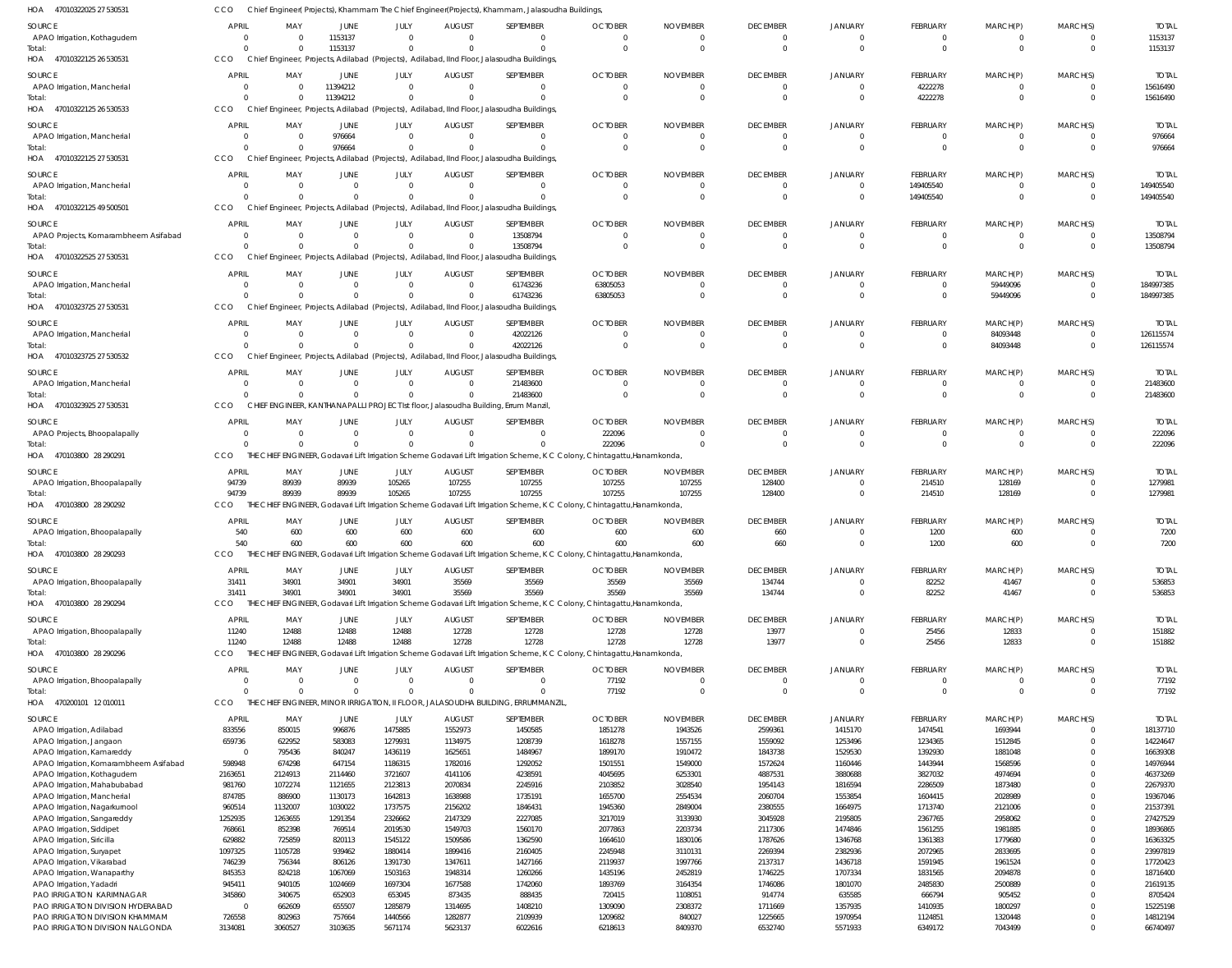HOA 470103220252 7530531 CCO Chief Engineer(Projects), Khammam The Chief Engineer(Projects), Khammam, Jalasoudha Buildings,

| SOURCE | APRIL | MAY | JUNE | JULY | AUGUST | SEPTEMBER | OCTOBER | NOVEMBER | DECEMBER | JANUARY | FEBRUARY | MARCH(P) | MARCH(S) | TOTAL |
|---|---|---|---|---|---|---|---|---|---|---|---|---|---|---|
| APAO Irrigation, Kothagudem | 0 | 0 | 1153137 | 0 | 0 | 0 | 0 | 0 | 0 | 0 | 0 | 0 | 0 | 1153137 |
| Total: | 0 | 0 | 1153137 | 0 | 0 | 0 | 0 | 0 | 0 | 0 | 0 | 0 | 0 | 1153137 |

HOA 470103221252 6530531 CCO Chief Engineer, Projects Adilabad (Projects), Adilabad, IInd Floor, Jalasoudha Buildings,

| SOURCE | APRIL | MAY | JUNE | JULY | AUGUST | SEPTEMBER | OCTOBER | NOVEMBER | DECEMBER | JANUARY | FEBRUARY | MARCH(P) | MARCH(S) | TOTAL |
|---|---|---|---|---|---|---|---|---|---|---|---|---|---|---|
| APAO Irrigation, Mancherial | 0 | 0 | 11394212 | 0 | 0 | 0 | 0 | 0 | 0 | 0 | 4222278 | 0 | 0 | 15616490 |
| Total: | 0 | 0 | 11394212 | 0 | 0 | 0 | 0 | 0 | 0 | 0 | 4222278 | 0 | 0 | 15616490 |

HOA 470103221252 6530533 CCO Chief Engineer, Projects Adilabad (Projects), Adilabad, IInd Floor, Jalasoudha Buildings,

| SOURCE | APRIL | MAY | JUNE | JULY | AUGUST | SEPTEMBER | OCTOBER | NOVEMBER | DECEMBER | JANUARY | FEBRUARY | MARCH(P) | MARCH(S) | TOTAL |
|---|---|---|---|---|---|---|---|---|---|---|---|---|---|---|
| APAO Irrigation, Mancherial | 0 | 0 | 976664 | 0 | 0 | 0 | 0 | 0 | 0 | 0 | 0 | 0 | 0 | 976664 |
| Total: | 0 | 0 | 976664 | 0 | 0 | 0 | 0 | 0 | 0 | 0 | 0 | 0 | 0 | 976664 |

HOA 470103221252 7530531 CCO Chief Engineer, Projects Adilabad (Projects), Adilabad, IInd Floor, Jalasoudha Buildings,

| SOURCE | APRIL | MAY | JUNE | JULY | AUGUST | SEPTEMBER | OCTOBER | NOVEMBER | DECEMBER | JANUARY | FEBRUARY | MARCH(P) | MARCH(S) | TOTAL |
|---|---|---|---|---|---|---|---|---|---|---|---|---|---|---|
| APAO Irrigation, Mancherial | 0 | 0 | 0 | 0 | 0 | 0 | 0 | 0 | 0 | 0 | 149405540 | 0 | 0 | 149405540 |
| Total: | 0 | 0 | 0 | 0 | 0 | 0 | 0 | 0 | 0 | 0 | 149405540 | 0 | 0 | 149405540 |

HOA 470103221254 9500501 CCO Chief Engineer, Projects Adilabad (Projects), Adilabad, IInd Floor, Jalasoudha Buildings,

| SOURCE | APRIL | MAY | JUNE | JULY | AUGUST | SEPTEMBER | OCTOBER | NOVEMBER | DECEMBER | JANUARY | FEBRUARY | MARCH(P) | MARCH(S) | TOTAL |
|---|---|---|---|---|---|---|---|---|---|---|---|---|---|---|
| APAO Projects, Komarambheem Asifabad | 0 | 0 | 0 | 0 | 0 | 13508794 | 0 | 0 | 0 | 0 | 0 | 0 | 0 | 13508794 |
| Total: | 0 | 0 | 0 | 0 | 0 | 13508794 | 0 | 0 | 0 | 0 | 0 | 0 | 0 | 13508794 |

HOA 470103225252 7530531 CCO Chief Engineer, Projects Adilabad (Projects), Adilabad, IInd Floor, Jalasoudha Buildings,

| SOURCE | APRIL | MAY | JUNE | JULY | AUGUST | SEPTEMBER | OCTOBER | NOVEMBER | DECEMBER | JANUARY | FEBRUARY | MARCH(P) | MARCH(S) | TOTAL |
|---|---|---|---|---|---|---|---|---|---|---|---|---|---|---|
| APAO Irrigation, Mancherial | 0 | 0 | 0 | 0 | 0 | 61743236 | 63805053 | 0 | 0 | 0 | 0 | 59449096 | 0 | 184997385 |
| Total: | 0 | 0 | 0 | 0 | 0 | 61743236 | 63805053 | 0 | 0 | 0 | 0 | 59449096 | 0 | 184997385 |

HOA 470103237252 7530531 CCO Chief Engineer, Projects Adilabad (Projects), Adilabad, IInd Floor, Jalasoudha Buildings,

| SOURCE | APRIL | MAY | JUNE | JULY | AUGUST | SEPTEMBER | OCTOBER | NOVEMBER | DECEMBER | JANUARY | FEBRUARY | MARCH(P) | MARCH(S) | TOTAL |
|---|---|---|---|---|---|---|---|---|---|---|---|---|---|---|
| APAO Irrigation, Mancherial | 0 | 0 | 0 | 0 | 0 | 42022126 | 0 | 0 | 0 | 0 | 0 | 84093448 | 0 | 126115574 |
| Total: | 0 | 0 | 0 | 0 | 0 | 42022126 | 0 | 0 | 0 | 0 | 0 | 84093448 | 0 | 126115574 |

HOA 470103237252 7530532 CCO Chief Engineer, Projects Adilabad (Projects), Adilabad, IInd Floor, Jalasoudha Buildings,

| SOURCE | APRIL | MAY | JUNE | JULY | AUGUST | SEPTEMBER | OCTOBER | NOVEMBER | DECEMBER | JANUARY | FEBRUARY | MARCH(P) | MARCH(S) | TOTAL |
|---|---|---|---|---|---|---|---|---|---|---|---|---|---|---|
| APAO Irrigation, Mancherial | 0 | 0 | 0 | 0 | 0 | 21483600 | 0 | 0 | 0 | 0 | 0 | 0 | 0 | 21483600 |
| Total: | 0 | 0 | 0 | 0 | 0 | 21483600 | 0 | 0 | 0 | 0 | 0 | 0 | 0 | 21483600 |

HOA 470103239252 7530531 CCO CHIEF ENGINEER, KANTHANAPALLI PROJECT 1st floor, Jalasoudha Building, Errum Manzil,

| SOURCE | APRIL | MAY | JUNE | JULY | AUGUST | SEPTEMBER | OCTOBER | NOVEMBER | DECEMBER | JANUARY | FEBRUARY | MARCH(P) | MARCH(S) | TOTAL |
|---|---|---|---|---|---|---|---|---|---|---|---|---|---|---|
| APAO Projects, Bhoopalapally | 0 | 0 | 0 | 0 | 0 | 0 | 222096 | 0 | 0 | 0 | 0 | 0 | 0 | 222096 |
| Total: | 0 | 0 | 0 | 0 | 0 | 0 | 222096 | 0 | 0 | 0 | 0 | 0 | 0 | 222096 |

HOA 470103800 28290291 CCO THE CHIEF ENGINEER, Godavari Lift Irrigation Scheme Godavari Lift Irrigation Scheme, K C Colony, Chintagattu,Hanamkonda,

| SOURCE | APRIL | MAY | JUNE | JULY | AUGUST | SEPTEMBER | OCTOBER | NOVEMBER | DECEMBER | JANUARY | FEBRUARY | MARCH(P) | MARCH(S) | TOTAL |
|---|---|---|---|---|---|---|---|---|---|---|---|---|---|---|
| APAO Irrigation, Bhoopalapally | 94739 | 89939 | 89939 | 105265 | 107255 | 107255 | 107255 | 107255 | 128400 | 0 | 214510 | 128169 | 0 | 1279981 |
| Total: | 94739 | 89939 | 89939 | 105265 | 107255 | 107255 | 107255 | 107255 | 128400 | 0 | 214510 | 128169 | 0 | 1279981 |

HOA 470103800 28290292 CCO THE CHIEF ENGINEER, Godavari Lift Irrigation Scheme Godavari Lift Irrigation Scheme, K C Colony, Chintagattu,Hanamkonda,

| SOURCE | APRIL | MAY | JUNE | JULY | AUGUST | SEPTEMBER | OCTOBER | NOVEMBER | DECEMBER | JANUARY | FEBRUARY | MARCH(P) | MARCH(S) | TOTAL |
|---|---|---|---|---|---|---|---|---|---|---|---|---|---|---|
| APAO Irrigation, Bhoopalapally | 540 | 600 | 600 | 600 | 600 | 600 | 600 | 600 | 660 | 0 | 1200 | 600 | 0 | 7200 |
| Total: | 540 | 600 | 600 | 600 | 600 | 600 | 600 | 600 | 660 | 0 | 1200 | 600 | 0 | 7200 |

HOA 470103800 28290293 CCO THE CHIEF ENGINEER, Godavari Lift Irrigation Scheme Godavari Lift Irrigation Scheme, K C Colony, Chintagattu,Hanamkonda,

| SOURCE | APRIL | MAY | JUNE | JULY | AUGUST | SEPTEMBER | OCTOBER | NOVEMBER | DECEMBER | JANUARY | FEBRUARY | MARCH(P) | MARCH(S) | TOTAL |
|---|---|---|---|---|---|---|---|---|---|---|---|---|---|---|
| APAO Irrigation, Bhoopalapally | 31411 | 34901 | 34901 | 34901 | 35569 | 35569 | 35569 | 35569 | 134744 | 0 | 82252 | 41467 | 0 | 536853 |
| Total: | 31411 | 34901 | 34901 | 34901 | 35569 | 35569 | 35569 | 35569 | 134744 | 0 | 82252 | 41467 | 0 | 536853 |

HOA 470103800 28290294 CCO THE CHIEF ENGINEER, Godavari Lift Irrigation Scheme Godavari Lift Irrigation Scheme, K C Colony, Chintagattu,Hanamkonda,

| SOURCE | APRIL | MAY | JUNE | JULY | AUGUST | SEPTEMBER | OCTOBER | NOVEMBER | DECEMBER | JANUARY | FEBRUARY | MARCH(P) | MARCH(S) | TOTAL |
|---|---|---|---|---|---|---|---|---|---|---|---|---|---|---|
| APAO Irrigation, Bhoopalapally | 11240 | 12488 | 12488 | 12488 | 12728 | 12728 | 12728 | 12728 | 13977 | 0 | 25456 | 12833 | 0 | 151882 |
| Total: | 11240 | 12488 | 12488 | 12488 | 12728 | 12728 | 12728 | 12728 | 13977 | 0 | 25456 | 12833 | 0 | 151882 |

HOA 470103800 28290296 CCO THE CHIEF ENGINEER, Godavari Lift Irrigation Scheme Godavari Lift Irrigation Scheme, K C Colony, Chintagattu,Hanamkonda,

| SOURCE | APRIL | MAY | JUNE | JULY | AUGUST | SEPTEMBER | OCTOBER | NOVEMBER | DECEMBER | JANUARY | FEBRUARY | MARCH(P) | MARCH(S) | TOTAL |
|---|---|---|---|---|---|---|---|---|---|---|---|---|---|---|
| APAO Irrigation, Bhoopalapally | 0 | 0 | 0 | 0 | 0 | 0 | 77192 | 0 | 0 | 0 | 0 | 0 | 0 | 77192 |
| Total: | 0 | 0 | 0 | 0 | 0 | 0 | 77192 | 0 | 0 | 0 | 0 | 0 | 0 | 77192 |

HOA 470200101 12010011 CCO THE CHIEF ENGINEER, MINOR IRRIGATION, II FLOOR, JALASOUDHA BUILDING, ERRUMMANZIL,

| SOURCE | APRIL | MAY | JUNE | JULY | AUGUST | SEPTEMBER | OCTOBER | NOVEMBER | DECEMBER | JANUARY | FEBRUARY | MARCH(P) | MARCH(S) | TOTAL |
|---|---|---|---|---|---|---|---|---|---|---|---|---|---|---|
| APAO Irrigation, Adilabad | 833556 | 850015 | 996876 | 1475885 | 1552973 | 1450585 | 1851278 | 1943526 | 2599361 | 1415170 | 1474541 | 1693944 | 0 | 18137710 |
| APAO Irrigation, Jangaon | 659736 | 622952 | 583083 | 1279931 | 1134975 | 1208739 | 1618278 | 1557155 | 1559092 | 1253496 | 1234365 | 1512845 | 0 | 14224647 |
| APAO Irrigation, Kamareddy | 0 | 795436 | 840247 | 1436119 | 1625651 | 1484967 | 1899170 | 1910472 | 1843738 | 1529530 | 1392930 | 1881048 | 0 | 16639308 |
| APAO Irrigation, Komarambheem Asifabad | 598948 | 674298 | 647154 | 1186315 | 1782016 | 1292052 | 1501551 | 1549000 | 1572624 | 1160446 | 1443944 | 1568596 | 0 | 14976944 |
| APAO Irrigation, Kothagudem | 2163651 | 2124913 | 2114460 | 3721607 | 4141106 | 4238591 | 4045695 | 6253301 | 4887531 | 3880688 | 3827032 | 4974694 | 0 | 46373269 |
| APAO Irrigation, Mahabubabad | 981760 | 1072274 | 1121655 | 2123813 | 2070834 | 2245916 | 2103852 | 3028540 | 1954143 | 1816594 | 2286509 | 1873480 | 0 | 22679370 |
| APAO Irrigation, Mancherial | 874785 | 886900 | 1130173 | 1642813 | 1638988 | 1735191 | 1655700 | 2554534 | 2060704 | 1553854 | 1604415 | 2028989 | 0 | 19367046 |
| APAO Irrigation, Nagarkurnool | 960514 | 1132007 | 1030022 | 1737575 | 2156202 | 1846431 | 1945360 | 2849004 | 2380555 | 1664975 | 1713740 | 2121006 | 0 | 21537391 |
| APAO Irrigation, Sangareddy | 1252935 | 1263655 | 1291354 | 2326662 | 2147329 | 2227085 | 3217019 | 3133930 | 3045928 | 2195805 | 2367765 | 2958062 | 0 | 27427529 |
| APAO Irrigation, Siddipet | 768661 | 852398 | 769514 | 2019530 | 1549703 | 1560170 | 2077863 | 2203734 | 2117306 | 1474846 | 1561255 | 1981885 | 0 | 18936865 |
| APAO Irrigation, Siricilla | 629882 | 725859 | 820113 | 1545122 | 1509586 | 1362590 | 1664610 | 1830106 | 1787626 | 1346768 | 1361383 | 1779680 | 0 | 16363325 |
| APAO Irrigation, Suryapet | 1097325 | 1105728 | 939462 | 1880414 | 1899416 | 2160405 | 2245948 | 3110131 | 2269394 | 2382936 | 2072965 | 2833695 | 0 | 23997819 |
| APAO Irrigation, Vikarabad | 746239 | 756344 | 806126 | 1391730 | 1347611 | 1427166 | 2119937 | 1997766 | 2137317 | 1436718 | 1591945 | 1961524 | 0 | 17720423 |
| APAO Irrigation, Wanaparthy | 845353 | 824218 | 1067069 | 1503163 | 1948314 | 1260266 | 1435196 | 2452819 | 1746225 | 1707334 | 1831565 | 2094878 | 0 | 18716400 |
| APAO Irrigation, Yadadri | 945411 | 940105 | 1024669 | 1697304 | 1677588 | 1742060 | 1893769 | 3164354 | 1746086 | 1801070 | 2485830 | 2500889 | 0 | 21619135 |
| PAO IRRIGATION KARIMNAGAR | 345860 | 340675 | 652903 | 653045 | 873435 | 888435 | 720415 | 1108051 | 914774 | 635585 | 666794 | 905452 | 0 | 8705424 |
| PAO IRRIGATION DIVISION HYDERABAD | 0 | 662609 | 655507 | 1285879 | 1314695 | 1408210 | 1309090 | 2308372 | 1711669 | 1357935 | 1410297 | 1800297 | 0 | 15225198 |
| PAO IRRIGATION DIVISION KHAMMAM | 726558 | 802963 | 757664 | 1440566 | 1282877 | 2109939 | 1209682 | 840027 | 1225665 | 1970954 | 1124851 | 1320448 | 0 | 14812194 |
| PAO IRRIGATION DIVISION NALGONDA | 3134081 | 3060527 | 3103635 | 5671174 | 5623137 | 6022616 | 6218613 | 8409370 | 6532740 | 5571933 | 6349172 | 7043499 | 0 | 66740497 |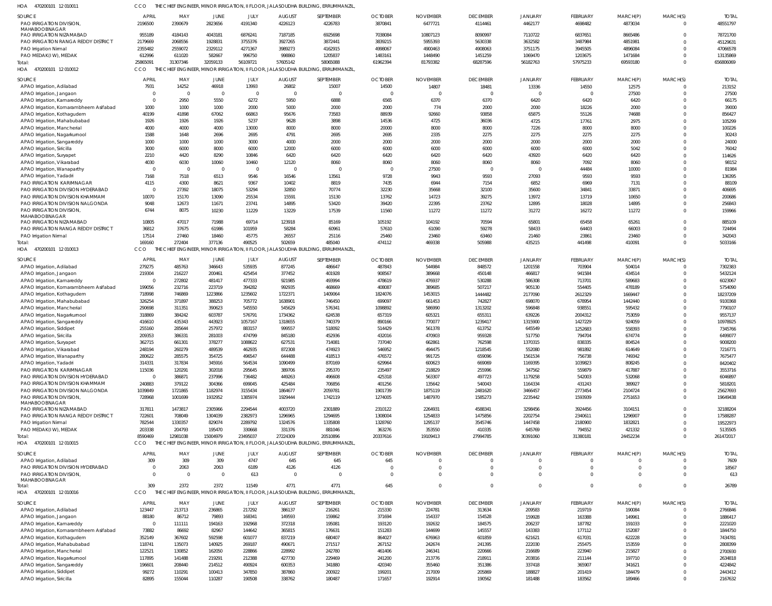HOA 470200101 12 010011 CCO THE CHIEF ENGINEER, MINOR IRRIGATION, II FLOOR, JALASOUDHA BUILDING, ERRUMMANZIL,

| SOURCE | APRIL | MAY | JUNE | JULY | AUGUST | SEPTEMBER | OCTOBER | NOVEMBER | DECEMBER | JANUARY | FEBRUARY | MARCH(P) | MARCH(S) | TOTAL |
|---|---|---|---|---|---|---|---|---|---|---|---|---|---|---|
| PAO IRRIGATION DIVISION, MAHABOOBNAGAR | 2196500 | 2390679 | 2823656 | 4191340 | 4226123 | 4226783 | 3870841 | 6477721 | 4114461 | 4462177 | 4698482 | 4873034 | 0 | 48551797 |
| PAO IRRIGATION NIZAMABAD | 955189 | 4184143 | 4043181 | 6876241 | 7187185 | 6925698 | 7038084 | 10807123 | 8090997 | 7110722 | 6837651 | 8665486 | 0 | 78721700 |
| PAO IRRIGATION RANGA REDDY DISTRICT | 2179669 | 2068556 | 1928831 | 3755376 | 3927265 | 3872441 | 3839215 | 5955393 | 5630338 | 3632582 | 3487984 | 4851981 | 0 | 45129631 |
| PAO Irrigation Nirmal | 2355482 | 2559072 | 2329112 | 4271367 | 3989273 | 4162915 | 4998067 | 4900463 | 4908063 | 3751175 | 3945505 | 4896084 | 0 | 47066578 |
| PAO MEDAK(IW), MEDAK | 612996 | 611020 | 582667 | 996750 | 998860 | 1205837 | 1483161 | 1448490 | 1451259 | 1069470 | 1203675 | 1471684 | 0 | 13135869 |
| Total: | 25865091 | 31307346 | 32059133 | 56109721 | 57605142 | 58065088 | 61962394 | 81793382 | 68287596 | 56182763 | 57975233 | 69593180 | 0 | 656806069 |

HOA 470200101 12 010012 CCO THE CHIEF ENGINEER, MINOR IRRIGATION, II FLOOR, JALASOUDHA BUILDING, ERRUMMANZIL,

| SOURCE | APRIL | MAY | JUNE | JULY | AUGUST | SEPTEMBER | OCTOBER | NOVEMBER | DECEMBER | JANUARY | FEBRUARY | MARCH(P) | MARCH(S) | TOTAL |
|---|---|---|---|---|---|---|---|---|---|---|---|---|---|---|
| APAO Irrigation, Adilabad | 7931 | 14252 | 46918 | 13993 | 26802 | 15007 | 14500 | 14807 | 18481 | 13336 | 14550 | 12575 | 0 | 213152 |
| APAO Irrigation, Jangaon | 0 | 0 | 0 | 0 | 0 | 0 | 0 | 0 | 0 | 0 | 0 | 27500 | 0 | 27500 |
| APAO Irrigation, Kamareddy | 0 | 2950 | 5550 | 6272 | 5950 | 6888 | 6565 | 6370 | 6370 | 6420 | 6420 | 6420 | 0 | 66175 |
| APAO Irrigation, Komarambheem Asifabad | 1000 | 1000 | 1000 | 2000 | 5000 | 2000 | 2000 | 774 | 2000 | 2000 | 18226 | 2000 | 0 | 39000 |
| APAO Irrigation, Kothagudem | 40199 | 41898 | 67062 | 66863 | 95676 | 73583 | 88939 | 92660 | 93858 | 65875 | 55126 | 74688 | 0 | 856427 |
| APAO Irrigation, Mahabubabad | 1926 | 1926 | 1926 | 5237 | 9628 | 3898 | 14536 | 4725 | 36036 | 4725 | 17761 | 2975 | 0 | 105299 |
| APAO Irrigation, Mancherial | 4000 | 4000 | 4000 | 13000 | 8000 | 8000 | 20000 | 8000 | 8000 | 7226 | 8000 | 8000 | 0 | 100226 |
| APAO Irrigation, Nagarkurnool | 1588 | 1648 | 2696 | 2695 | 4791 | 2695 | 2695 | 2335 | 2275 | 2275 | 2275 | 2275 | 0 | 30243 |
| APAO Irrigation, Sangareddy | 1000 | 1000 | 1000 | 3000 | 4000 | 2000 | 2000 | 2000 | 2000 | 2000 | 2000 | 2000 | 0 | 24000 |
| APAO Irrigation, Siricilla | 3000 | 6000 | 8000 | 6000 | 12000 | 6000 | 6000 | 6000 | 6000 | 6000 | 6000 | 5042 | 0 | 76042 |
| APAO Irrigation, Suryapet | 2210 | 4420 | 8290 | 10846 | 6420 | 6420 | 6420 | 6420 | 6420 | 43920 | 6420 | 6420 | 0 | 114626 |
| APAO Irrigation, Vikarabad | 4030 | 6030 | 10060 | 10460 | 12120 | 8060 | 8060 | 8060 | 8060 | 8060 | 7092 | 8060 | 0 | 98152 |
| APAO Irrigation, Wanaparthy | 0 | 0 | 0 | 0 | 0 | 0 | 0 | 27500 | 0 | 0 | 44484 | 10000 | 0 | 81984 |
| APAO Irrigation, Yadadri | 7168 | 7518 | 6513 | 9546 | 16546 | 13561 | 9728 | 9943 | 9593 | 27093 | 9593 | 9593 | 0 | 136395 |
| PAO IRRIGATION KARIMNAGAR | 4115 | 4300 | 8621 | 9367 | 10402 | 8819 | 7435 | 6944 | 7154 | 6852 | 6969 | 7131 | 0 | 88109 |
| PAO IRRIGATION DIVISION HYDERABAD | 0 | 27392 | 18075 | 53294 | 32850 | 70774 | 32230 | 35668 | 32100 | 35600 | 34841 | 33871 | 0 | 406695 |
| PAO IRRIGATION DIVISION KHAMMAM | 10070 | 15170 | 13090 | 25534 | 15591 | 15130 | 13762 | 14723 | 39275 | 13972 | 13719 | 10650 | 0 | 200686 |
| PAO IRRIGATION DIVISION NALGONDA | 9048 | 12673 | 11671 | 23741 | 14895 | 53420 | 39420 | 22395 | 23762 | 12895 | 18028 | 14895 | 0 | 256843 |
| PAO IRRIGATION DIVISION, MAHABOOBNAGAR | 6744 | 8075 | 10230 | 11229 | 13229 | 17539 | 11560 | 11272 | 11272 | 31272 | 16272 | 11272 | 0 | 159966 |
| PAO IRRIGATION NIZAMABAD | 10805 | 47017 | 71988 | 69714 | 123918 | 85169 | 105192 | 104192 | 70594 | 65801 | 65458 | 65261 | 0 | 885109 |
| PAO IRRIGATION RANGA REDDY DISTRICT | 36812 | 37675 | 61986 | 101959 | 58284 | 60961 | 57610 | 61090 | 59278 | 58433 | 64403 | 66003 | 0 | 724494 |
| PAO Irrigation Nirmal | 17514 | 27460 | 18460 | 45775 | 26557 | 25116 | 25460 | 23460 | 63460 | 21460 | 23861 | 23460 | 0 | 342043 |
| Total: | 169160 | 272404 | 377136 | 490525 | 502659 | 485040 | 474112 | 469338 | 505988 | 435215 | 441498 | 410091 | 0 | 5033166 |

HOA 470200101 12 010013 CCO THE CHIEF ENGINEER, MINOR IRRIGATION, II FLOOR, JALASOUDHA BUILDING, ERRUMMANZIL,

| SOURCE | APRIL | MAY | JUNE | JULY | AUGUST | SEPTEMBER | OCTOBER | NOVEMBER | DECEMBER | JANUARY | FEBRUARY | MARCH(P) | MARCH(S) | TOTAL |
|---|---|---|---|---|---|---|---|---|---|---|---|---|---|---|
| APAO Irrigation, Adilabad | 279275 | 485763 | 346643 | 535935 | 877245 | 486647 | 487843 | 544984 | 848572 | 1201558 | 703904 | 504014 | 0 | 7302383 |
| APAO Irrigation, Jangaon | 219304 | 216227 | 200461 | 425454 | 377452 | 401928 | 908567 | 389668 | 450148 | 466817 | 941584 | 434514 | 0 | 5432124 |
| APAO Irrigation, Kamareddy | 0 | 272802 | 481417 | 477333 | 921985 | 493994 | 478619 | 476937 | 530288 | 586308 | 713701 | 589683 | 0 | 6023067 |
| APAO Irrigation, Komarambheem Asifabad | 199056 | 232716 | 223719 | 394282 | 992935 | 468669 | 408087 | 389685 | 507217 | 905130 | 554405 | 478189 | 0 | 5754090 |
| APAO Irrigation, Kothagudem | 718998 | 746869 | 1223866 | 1235602 | 1722371 | 1409064 | 1824076 | 1453015 | 1444482 | 2177090 | 2612329 | 1669447 | 0 | 18237209 |
| APAO Irrigation, Mahabubabad | 326254 | 371897 | 388253 | 705772 | 1638901 | 746450 | 699097 | 661453 | 742827 | 698070 | 678954 | 1442440 | 0 | 9100368 |
| APAO Irrigation, Mancherial | 290698 | 311351 | 390623 | 545550 | 545629 | 576341 | 1098892 | 586990 | 1313202 | 596848 | 938551 | 595432 | 0 | 7790107 |
| APAO Irrigation, Nagarkurnool | 318869 | 384242 | 603787 | 576791 | 1734362 | 624538 | 657319 | 605321 | 655311 | 639226 | 2004312 | 753059 | 0 | 9557137 |
| APAO Irrigation, Sangareddy | 416610 | 435343 | 443923 | 1057167 | 1318655 | 740379 | 890166 | 770077 | 1239417 | 1315900 | 1427229 | 924059 | 0 | 10978925 |
| APAO Irrigation, Siddipet | 255160 | 285644 | 257972 | 883157 | 999557 | 518092 | 514429 | 561378 | 613752 | 645549 | 1252683 | 558393 | 0 | 7345766 |
| APAO Irrigation, Siricilla | 209353 | 386331 | 281003 | 474799 | 845180 | 452936 | 432016 | 470903 | 959328 | 517750 | 794704 | 674774 | 0 | 6499077 |
| APAO Irrigation, Suryapet | 362715 | 661301 | 378277 | 1088622 | 627531 | 714081 | 737040 | 662861 | 762598 | 1370315 | 838335 | 804524 | 0 | 9008200 |
| APAO Irrigation, Vikarabad | 248194 | 260279 | 489539 | 462935 | 872308 | 474923 | 546952 | 494475 | 1218545 | 552080 | 981892 | 614649 | 0 | 7216771 |
| APAO Irrigation, Wanaparthy | 280622 | 285575 | 354725 | 496547 | 644488 | 418513 | 476572 | 991725 | 659096 | 1561534 | 756738 | 749342 | 0 | 7675477 |
| APAO Irrigation, Yadadri | 314331 | 317834 | 345916 | 564534 | 1090499 | 870169 | 629964 | 600623 | 669069 | 1169395 | 1039823 | 808245 | 0 | 8420402 |
| PAO IRRIGATION KARIMNAGAR | 115036 | 120291 | 302018 | 295645 | 389706 | 295370 | 235497 | 218829 | 255996 | 347562 | 559879 | 417887 | 0 | 3553716 |
| PAO IRRIGATION DIVISION HYDERABAD | 0 | 386871 | 237996 | 736482 | 449263 | 496608 | 425318 | 563307 | 497723 | 1179258 | 542003 | 532068 | 0 | 6046897 |
| PAO IRRIGATION DIVISION KHAMMAM | 240883 | 379122 | 304366 | 699045 | 425484 | 706856 | 401256 | 135642 | 540043 | 1164334 | 431243 | 389927 | 0 | 5818201 |
| PAO IRRIGATION DIVISION NALGONDA | 1039849 | 1721865 | 1182974 | 3155434 | 1864677 | 2059781 | 1901739 | 1875119 | 2481620 | 3466457 | 2773454 | 2104724 | 0 | 25627693 |
| PAO IRRIGATION DIVISION, MAHABOOBNAGAR | 728968 | 1001699 | 1932952 | 1385974 | 1929444 | 1742119 | 1274005 | 1487970 | 1585273 | 2235442 | 1593939 | 2751653 | 0 | 19649438 |
| PAO IRRIGATION NIZAMABAD | 317811 | 1473817 | 2305966 | 2294544 | 4003720 | 2301889 | 2310122 | 2264931 | 4588341 | 3298456 | 3924456 | 3104151 | 0 | 32188204 |
| PAO IRRIGATION RANGA REDDY DISTRICT | 722601 | 708049 | 1304039 | 2382973 | 1296965 | 1294695 | 1308004 | 1254833 | 1475856 | 2202754 | 2340611 | 1296907 | 0 | 17588287 |
| PAO Irrigation Nirmal | 782544 | 1330357 | 829074 | 2289792 | 1324576 | 1335808 | 1328760 | 1295137 | 3545746 | 1447458 | 2180900 | 1832821 | 0 | 19522973 |
| PAO MEDAK(IW), MEDAK | 203338 | 204793 | 195470 | 330668 | 331376 | 881046 | 363276 | 353550 | 410335 | 645769 | 794552 | 421332 | 0 | 5135505 |
| Total: | 8590469 | 12981038 | 15004979 | 23495037 | 27224309 | 20510896 | 20337616 | 19109413 | 27994785 | 30391060 | 31380181 | 24452234 | 0 | 261472017 |

HOA 470200101 12 010015 CCO THE CHIEF ENGINEER, MINOR IRRIGATION, II FLOOR, JALASOUDHA BUILDING, ERRUMMANZIL,

| SOURCE | APRIL | MAY | JUNE | JULY | AUGUST | SEPTEMBER | OCTOBER | NOVEMBER | DECEMBER | JANUARY | FEBRUARY | MARCH(P) | MARCH(S) | TOTAL |
|---|---|---|---|---|---|---|---|---|---|---|---|---|---|---|
| APAO Irrigation, Adilabad | 309 | 309 | 309 | 4747 | 645 | 645 | 645 | 0 | 0 | 0 | 0 | 0 | 0 | 7609 |
| PAO IRRIGATION DIVISION HYDERABAD | 0 | 2063 | 2063 | 6189 | 4126 | 4126 | 0 | 0 | 0 | 0 | 0 | 0 | 0 | 18567 |
| PAO IRRIGATION DIVISION, MAHABOOBNAGAR | 0 | 0 | 0 | 613 | 0 | 0 | 0 | 0 | 0 | 0 | 0 | 0 | 0 | 613 |
| Total: | 309 | 2372 | 2372 | 11549 | 4771 | 4771 | 645 | 0 | 0 | 0 | 0 | 0 | 0 | 26789 |

HOA 470200101 12 010016 CCO THE CHIEF ENGINEER, MINOR IRRIGATION, II FLOOR, JALASOUDHA BUILDING, ERRUMMANZIL,

| SOURCE | APRIL | MAY | JUNE | JULY | AUGUST | SEPTEMBER | OCTOBER | NOVEMBER | DECEMBER | JANUARY | FEBRUARY | MARCH(P) | MARCH(S) | TOTAL |
|---|---|---|---|---|---|---|---|---|---|---|---|---|---|---|
| APAO Irrigation, Adilabad | 123447 | 213713 | 236865 | 217292 | 386137 | 216261 | 215330 | 224781 | 313634 | 209583 | 219719 | 190084 | 0 | 2766846 |
| APAO Irrigation, Jangaon | 88180 | 86712 | 79893 | 168341 | 149593 | 159862 | 371694 | 154337 | 154528 | 159928 | 163388 | 149961 | 0 | 1886417 |
| APAO Irrigation, Kamareddy | 0 | 111111 | 194163 | 192968 | 372318 | 195081 | 193120 | 192632 | 184575 | 206237 | 187782 | 191033 | 0 | 2221020 |
| APAO Irrigation, Komarambheem Asifabad | 73882 | 86692 | 82967 | 144642 | 365815 | 176631 | 151283 | 144699 | 145557 | 143383 | 177112 | 152087 | 0 | 1844750 |
| APAO Irrigation, Kothagudem | 352149 | 367602 | 592598 | 601077 | 837219 | 680407 | 864027 | 676963 | 601859 | 621621 | 617031 | 622228 | 0 | 7434781 |
| APAO Irrigation, Mahabubabad | 118741 | 135073 | 140925 | 269187 | 490671 | 271517 | 267152 | 242674 | 241395 | 222030 | 255475 | 153559 | 0 | 2808399 |
| APAO Irrigation, Mancherial | 122521 | 130852 | 162050 | 228866 | 228992 | 242780 | 461406 | 246341 | 220666 | 216689 | 223940 | 215827 | 0 | 2700930 |
| APAO Irrigation, Nagarkurnool | 117895 | 141488 | 219291 | 212388 | 427730 | 229469 | 241200 | 213776 | 218911 | 203816 | 211144 | 197710 | 0 | 2634818 |
| APAO Irrigation, Sangareddy | 196601 | 208440 | 214512 | 490924 | 600353 | 341880 | 420340 | 355460 | 351386 | 337418 | 365907 | 341621 | 0 | 4224842 |
| APAO Irrigation, Siddipet | 99272 | 110291 | 100413 | 347850 | 387860 | 200922 | 199201 | 217009 | 205869 | 188827 | 201419 | 184479 | 0 | 2443412 |
| APAO Irrigation, Siricilla | 82895 | 155044 | 110287 | 190508 | 338762 | 180487 | 171657 | 192914 | 190562 | 181488 | 183562 | 189466 | 0 | 2167632 |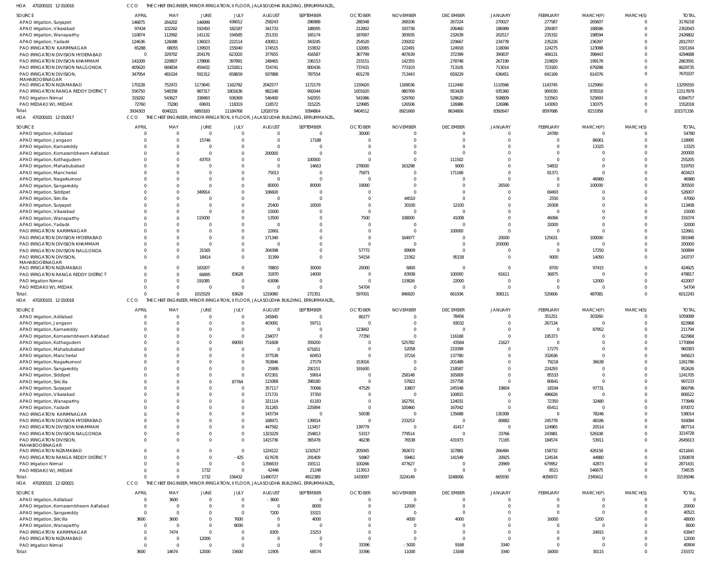HOA 470200101 12 010016 CCO THE CHIEF ENGINEER, MINOR IRRIGATION, II FLOOR, JALASOUDHA BUILDING, ERRUMMANZIL,

| SOURCE | APRIL | MAY | JUNE | JULY | AUGUST | SEPTEMBER | OCTOBER | NOVEMBER | DECEMBER | JANUARY | FEBRUARY | MARCH(P) | MARCH(S) | TOTAL |
|---|---|---|---|---|---|---|---|---|---|---|---|---|---|---|
| APAO Irrigation, Suryapet | 146875 | 264202 | 146999 | 436012 | 258243 | 286988 | 288348 | 268106 | 267224 | 270027 | 277587 | 265607 | 0 | 3176218 |
| APAO Irrigation, Vikarabad | 97434 | 102262 | 192450 | 182187 | 341733 | 188095 | 212802 | 193738 | 206460 | 186989 | 209307 | 188586 | 0 | 2302043 |
| APAO Irrigation, Wanaparthy | 110874 | 112992 | 141132 | 194585 | 251331 | 165174 | 187697 | 393935 | 232639 | 202517 | 235332 | 198594 | 0 | 2426802 |
| APAO Irrigation, Yadadri | 124636 | 126088 | 136023 | 222114 | 430811 | 343245 | 254520 | 239202 | 229667 | 234778 | 235226 | 236397 | 0 | 2812707 |
| PAO IRRIGATION KARIMNAGAR | 65288 | 68055 | 139503 | 155040 | 174515 | 153832 | 132065 | 122491 | 124918 | 118094 | 124275 | 123088 | 0 | 1501164 |
| PAO IRRIGATION DIVISION HYDERABAD | 0 | 329702 | 204176 | 623320 | 377655 | 416587 | 367799 | 407639 | 372399 | 390837 | 406131 | 398443 | 0 | 4294688 |
| PAO IRRIGATION DIVISION KHAMMAM | 141009 | 220807 | 178806 | 397891 | 248465 | 336153 | 233151 | 142355 | 278748 | 267199 | 219829 | 199178 | 0 | 2863591 |
| PAO IRRIGATION DIVISION NALGONDA | 405620 | 669834 | 459432 | 1231811 | 724741 | 800436 | 737431 | 773103 | 713105 | 713014 | 721920 | 679288 | 0 | 8629735 |
| PAO IRRIGATION DIVISION, MAHABOOBNAGAR | 347954 | 481024 | 591312 | 658659 | 937888 | 787554 | 601278 | 713443 | 659229 | 636451 | 641169 | 614376 | 0 | 7670337 |
| PAO IRRIGATION NIZAMABAD | 170228 | 752972 | 1173645 | 1162782 | 2042577 | 1172179 | 1159420 | 1169036 | 1112440 | 1110566 | 1143745 | 1125960 | 0 | 13295550 |
| PAO IRRIGATION RANGA REDDY DISTRICT | 556750 | 548358 | 987317 | 1801636 | 982248 | 992044 | 1001620 | 980769 | 953429 | 935360 | 900030 | 878318 | 0 | 11517879 |
| PAO Irrigation Nirmal | 319292 | 543627 | 338493 | 936369 | 546490 | 542055 | 541986 | 529760 | 528620 | 508809 | 533563 | 525693 | 0 | 6394757 |
| PAO MEDAK(IW), MEDAK | 72760 | 73280 | 69931 | 118319 | 118572 | 315225 | 129985 | 126506 | 126986 | 126986 | 143093 | 130375 | 0 | 1552018 |
| Total: | 3934303 | 6040221 | 6893183 | 11184768 | 12020719 | 9394864 | 9404512 | 8921669 | 8634806 | 8392647 | 8597686 | 8151958 | 0 | 101571336 |

HOA 470200101 12 010017 CCO THE CHIEF ENGINEER, MINOR IRRIGATION, II FLOOR, JALASOUDHA BUILDING, ERRUMMANZIL,

| SOURCE | APRIL | MAY | JUNE | JULY | AUGUST | SEPTEMBER | OCTOBER | NOVEMBER | DECEMBER | JANUARY | FEBRUARY | MARCH(P) | MARCH(S) | TOTAL |
|---|---|---|---|---|---|---|---|---|---|---|---|---|---|---|
| APAO Irrigation, Adilabad | 0 | 0 | 0 | 0 | 0 | 0 | 30000 | 0 | 0 | 0 | 24780 | 0 | 0 | 54780 |
| APAO Irrigation, Jangaon | 0 | 0 | 15746 | 0 | 0 | 17188 | 0 | 0 | 0 | 0 | 0 | 86061 | 0 | 118995 |
| APAO Irrigation, Kamareddy | 0 | 0 | 0 | 0 | 0 | 0 | 0 | 0 | 0 | 0 | 0 | 13325 | 0 | 13325 |
| APAO Irrigation, Komarambheem Asifabad | 0 | 0 | 0 | 0 | 200000 | 0 | 0 | 0 | 0 | 0 | 0 | 0 | 0 | 200000 |
| APAO Irrigation, Kothagudem | 0 | 0 | 43703 | 0 | 0 | 100000 | 0 | 0 | 111502 | 0 | 0 | 0 | 0 | 255205 |
| APAO Irrigation, Mahabubabad | 0 | 0 | 0 | 0 | 0 | 14663 | 278000 | 163298 | 9000 | 0 | 54832 | 0 | 0 | 519793 |
| APAO Irrigation, Mancherial | 0 | 0 | 0 | 0 | 75013 | 0 | 75871 | 0 | 171168 | 0 | 81371 | 0 | 0 | 403423 |
| APAO Irrigation, Nagarkurnool | 0 | 0 | 0 | 0 | 0 | 0 | 0 | 0 | 0 | 0 | 0 | 46980 | 0 | 46980 |
| APAO Irrigation, Sangareddy | 0 | 0 | 0 | 0 | 80000 | 80000 | 19000 | 0 | 0 | 26500 | 0 | 100000 | 0 | 305500 |
| APAO Irrigation, Siddipet | 0 | 0 | 349914 | 0 | 106600 | 0 | 0 | 0 | 0 | 0 | 69493 | 0 | 0 | 526007 |
| APAO Irrigation, Siricilla | 0 | 0 | 0 | 0 | 0 | 0 | 0 | 44510 | 0 | 0 | 2550 | 0 | 0 | 47060 |
| APAO Irrigation, Suryapet | 0 | 0 | 0 | 0 | 25400 | 16500 | 0 | 30100 | 12100 | 0 | 29308 | 0 | 0 | 113408 |
| APAO Irrigation, Vikarabad | 0 | 0 | 0 | 0 | 15000 | 0 | 0 | 0 | 0 | 0 | 0 | 0 | 0 | 15000 |
| APAO Irrigation, Wanaparthy | 0 | 0 | 115000 | 0 | 13500 | 0 | 7500 | 108000 | 41008 | 0 | 46066 | 0 | 0 | 331074 |
| APAO Irrigation, Yadadri | 0 | 0 | 0 | 0 | 0 | 0 | 0 | 0 | 0 | 0 | 32000 | 0 | 0 | 32000 |
| PAO IRRIGATION KARIMNAGAR | 0 | 0 | 0 | 0 | 22661 | 0 | 0 | 0 | 100000 | 0 | 0 | 0 | 0 | 122661 |
| PAO IRRIGATION DIVISION HYDERABAD | 0 | 0 | 0 | 0 | 171340 | 0 | 0 | 164977 | 0 | 20000 | 125631 | 100000 | 0 | 581948 |
| PAO IRRIGATION DIVISION KHAMMAM | 0 | 0 | 0 | 0 | 0 | 0 | 0 | 0 | 0 | 200000 | 0 | 0 | 0 | 200000 |
| PAO IRRIGATION DIVISION NALGONDA | 0 | 0 | 31565 | 0 | 304398 | 0 | 57772 | 89909 | 0 | 0 | 0 | 17250 | 0 | 500894 |
| PAO IRRIGATION DIVISION, MAHABOOBNAGAR | 0 | 0 | 18414 | 0 | 31399 | 0 | 54154 | 21562 | 95158 | 0 | 9000 | 14050 | 0 | 243737 |
| PAO IRRIGATION NIZAMABAD | 0 | 0 | 183207 | 0 | 78803 | 30000 | 20000 | 6800 | 0 | 0 | 8700 | 97415 | 0 | 424925 |
| PAO IRRIGATION RANGA REDDY DISTRICT | 0 | 0 | 66895 | 83628 | 31870 | 14000 | 0 | 83938 | 100000 | 61611 | 36875 | 0 | 0 | 478817 |
| PAO Irrigation Nirmal | 0 | 0 | 191085 | 0 | 63096 | 0 | 0 | 133826 | 22000 | 0 | 0 | 12000 | 0 | 422007 |
| PAO MEDAK(IW), MEDAK | 0 | 0 | 0 | 0 | 0 | 0 | 54704 | 0 | 0 | 0 | 0 | 0 | 0 | 54704 |
| Total: | 0 | 0 | 1015529 | 83628 | 1219080 | 272351 | 597001 | 846920 | 661936 | 308111 | 520606 | 487081 | 0 | 6012243 |

HOA 470200101 12 010018 CCO THE CHIEF ENGINEER, MINOR IRRIGATION, II FLOOR, JALASOUDHA BUILDING, ERRUMMANZIL,

| SOURCE | APRIL | MAY | JUNE | JULY | AUGUST | SEPTEMBER | OCTOBER | NOVEMBER | DECEMBER | JANUARY | FEBRUARY | MARCH(P) | MARCH(S) | TOTAL |
|---|---|---|---|---|---|---|---|---|---|---|---|---|---|---|
| APAO Irrigation, Adilabad | 0 | 0 | 0 | 0 | 245845 | 0 | 80277 | 0 | 78456 | 0 | 351251 | 303260 | 0 | 1059089 |
| APAO Irrigation, Jangaon | 0 | 0 | 0 | 0 | 403091 | 59711 | 0 | 0 | 93032 | 0 | 267134 | 0 | 0 | 822968 |
| APAO Irrigation, Kamareddy | 0 | 0 | 0 | 0 | 0 | 0 | 123842 | 0 | 0 | 0 | 0 | 87952 | 0 | 211794 |
| APAO Irrigation, Komarambheem Asifabad | 0 | 0 | 0 | 0 | 234077 | 0 | 77350 | 0 | 116168 | 0 | 195373 | 0 | 0 | 622968 |
| APAO Irrigation, Kothagudem | 0 | 0 | 0 | 69093 | 751608 | 359200 | 0 | 525782 | 43584 | 21627 | 0 | 0 | 0 | 1770894 |
| APAO Irrigation, Mahabubabad | 0 | 0 | 0 | 0 | 0 | 671651 | 0 | 52058 | 219399 | 0 | 17275 | 0 | 0 | 960383 |
| APAO Irrigation, Mancherial | 0 | 0 | 0 | 0 | 377538 | 60453 | 0 | 37216 | 137780 | 0 | 332636 | 0 | 0 | 945623 |
| APAO Irrigation, Nagarkurnool | 0 | 0 | 0 | 0 | 763846 | 27579 | 153016 | 0 | 201489 | 0 | 79218 | 36638 | 0 | 1261786 |
| APAO Irrigation, Sangareddy | 0 | 0 | 0 | 0 | 25995 | 292151 | 191600 | 0 | 218587 | 0 | 224293 | 0 | 0 | 952626 |
| APAO Irrigation, Siddipet | 0 | 0 | 0 | 0 | 672301 | 59914 | 0 | 258148 | 165809 | 0 | 85533 | 0 | 0 | 1241705 |
| APAO Irrigation, Siricilla | 0 | 0 | 0 | 87764 | 115068 | 398180 | 0 | 57822 | 257758 | 0 | 80641 | 0 | 0 | 997233 |
| APAO Irrigation, Suryapet | 0 | 0 | 0 | 0 | 357117 | 70066 | 47529 | 10807 | 245548 | 19804 | 18194 | 97731 | 0 | 866796 |
| APAO Irrigation, Vikarabad | 0 | 0 | 0 | 0 | 171731 | 37350 | 0 | 0 | 100815 | 0 | 496626 | 0 | 0 | 806522 |
| APAO Irrigation, Wanaparthy | 0 | 0 | 0 | 0 | 321114 | 61183 | 0 | 162791 | 124031 | 0 | 72350 | 32480 | 0 | 773949 |
| APAO Irrigation, Yadadri | 0 | 0 | 0 | 0 | 311265 | 225894 | 0 | 100460 | 167042 | 0 | 65411 | 0 | 0 | 870072 |
| PAO IRRIGATION KARIMNAGAR | 0 | 0 | 0 | 0 | 143734 | 0 | 50038 | 0 | 135688 | 130308 | 0 | 78246 | 0 | 538014 |
| PAO IRRIGATION DIVISION HYDERABAD | 0 | 0 | 0 | 0 | 168971 | 139014 | 0 | 233253 | 0 | 80882 | 245778 | 48186 | 0 | 916084 |
| PAO IRRIGATION DIVISION KHAMMAM | 0 | 0 | 0 | 0 | 447582 | 113457 | 139779 | 0 | 41417 | 0 | 124965 | 20514 | 0 | 887714 |
| PAO IRRIGATION DIVISION NALGONDA | 0 | 0 | 0 | 0 | 1323229 | 254813 | 53317 | 779514 | 0 | 33766 | 243981 | 526108 | 0 | 3214728 |
| PAO IRRIGATION DIVISION, MAHABOOBNAGAR | 0 | 0 | 0 | 0 | 1415736 | 365478 | 46238 | 76538 | 431973 | 71165 | 184574 | 53911 | 0 | 2645613 |
| PAO IRRIGATION NIZAMABAD | 0 | 0 | 0 | 0 | 1224122 | 1210527 | 205065 | 392672 | 327881 | 266484 | 158732 | 426158 | 0 | 4211641 |
| PAO IRRIGATION RANGA REDDY DISTRICT | 0 | 0 | 0 | -425 | 617678 | 291409 | 50867 | 59461 | 141549 | 20925 | 124534 | 44880 | 0 | 1350878 |
| PAO Irrigation Nirmal | 0 | 0 | 0 | 0 | 1356633 | 193111 | 100266 | 477627 | 0 | 20969 | 679952 | 42873 | 0 | 2871431 |
| PAO MEDAK(IW), MEDAK | 0 | 0 | 1732 | 0 | 42446 | 21248 | 113913 | 0 | 0 | 0 | 8521 | 546675 | 0 | 734535 |
| Total: | 0 | 0 | 1732 | 156432 | 11490727 | 4912389 | 1433097 | 3224149 | 3248006 | 665930 | 4056972 | 2345612 | 0 | 31535046 |

HOA 470200101 12 020021 CCO THE CHIEF ENGINEER, MINOR IRRIGATION, II FLOOR, JALASOUDHA BUILDING, ERRUMMANZIL,

| SOURCE | APRIL | MAY | JUNE | JULY | AUGUST | SEPTEMBER | OCTOBER | NOVEMBER | DECEMBER | JANUARY | FEBRUARY | MARCH(P) | MARCH(S) | TOTAL |
|---|---|---|---|---|---|---|---|---|---|---|---|---|---|---|
| APAO Irrigation, Adilabad | 0 | 3600 | 0 | 0 | -3600 | 0 | 0 | 0 | 0 | 0 | 0 | 0 | 0 | 0 |
| APAO Irrigation, Komarambheem Asifabad | 0 | 0 | 0 | 0 | 0 | 8000 | 0 | 12000 | 0 | 0 | 0 | 0 | 0 | 20000 |
| APAO Irrigation, Sangareddy | 0 | 0 | 0 | 0 | 7200 | 33321 | 0 | 0 | 0 | 0 | 0 | 0 | 0 | 40521 |
| APAO Irrigation, Siricilla | 3600 | 3600 | 0 | 7600 | 0 | 4000 | 0 | 4000 | 4000 | 0 | 16000 | 5200 | 0 | 48000 |
| APAO Irrigation, Wanaparthy | 0 | 0 | 0 | 8000 | 0 | 0 | 0 | 0 | 0 | 0 | 0 | 0 | 0 | 8000 |
| PAO IRRIGATION KARIMNAGAR | 0 | 7474 | 0 | 0 | 8305 | 23253 | 0 | 0 | 0 | 0 | 0 | 24915 | 0 | 63947 |
| PAO IRRIGATION NIZAMABAD | 0 | 0 | 12000 | 0 | 0 | 0 | 0 | 0 | 0 | 0 | 0 | 0 | 0 | 12000 |
| PAO Irrigation Nirmal | 0 | 0 | 0 | 0 | 0 | 0 | 33396 | -5000 | 9168 | 3340 | 0 | 0 | 0 | 40904 |
| Total: | 3600 | 14674 | 12000 | 15600 | 11905 | 68574 | 33396 | 11000 | 13168 | 3340 | 16000 | 30115 | 0 | 233372 |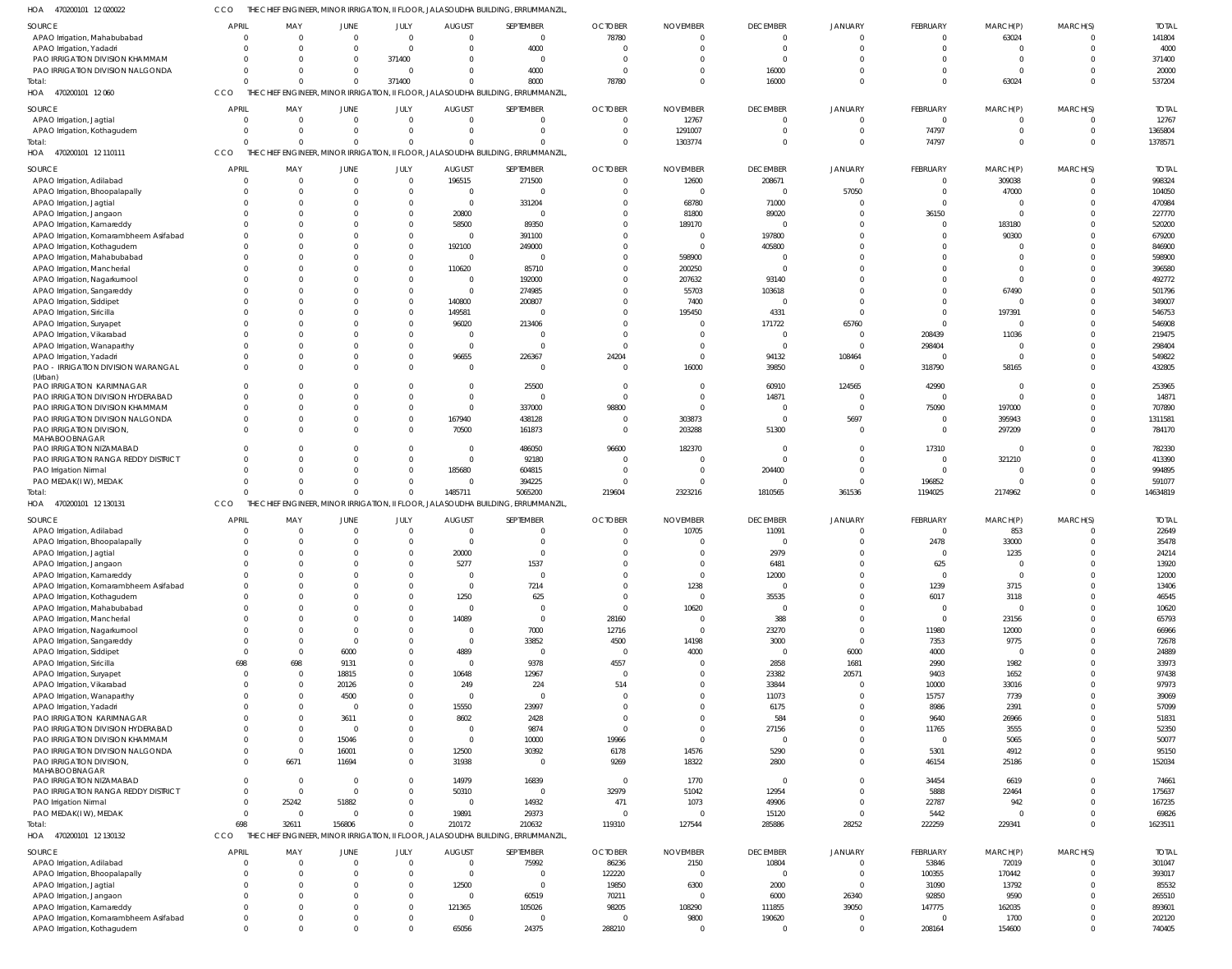HOA 470200101 12 020022 CCO THE CHIEF ENGINEER, MINOR IRRIGATION, II FLOOR, JALASOUDHA BUILDING, ERRUMMANZIL,

| SOURCE | APRIL | MAY | JUNE | JULY | AUGUST | SEPTEMBER | OCTOBER | NOVEMBER | DECEMBER | JANUARY | FEBRUARY | MARCH(P) | MARCH(S) | TOTAL |
|---|---|---|---|---|---|---|---|---|---|---|---|---|---|---|
| APAO Irrigation, Mahabubabad | 0 | 0 | 0 | 0 | 0 | 0 | 78780 | 0 | 0 | 0 | 0 | 63024 | 0 | 141804 |
| APAO Irrigation, Yadadri | 0 | 0 | 0 | 0 | 0 | 4000 | 0 | 0 | 0 | 0 | 0 | 0 | 0 | 4000 |
| PAO IRRIGATION DIVISION KHAMMAM | 0 | 0 | 0 | 371400 | 0 | 0 | 0 | 0 | 0 | 0 | 0 | 0 | 0 | 371400 |
| PAO IRRIGATION DIVISION NALGONDA | 0 | 0 | 0 | 0 | 0 | 4000 | 0 | 0 | 16000 | 0 | 0 | 0 | 0 | 20000 |
| Total: | 0 | 0 | 0 | 371400 | 0 | 8000 | 78780 | 0 | 16000 | 0 | 0 | 63024 | 0 | 537204 |

HOA 470200101 12 060 CCO THE CHIEF ENGINEER, MINOR IRRIGATION, II FLOOR, JALASOUDHA BUILDING, ERRUMMANZIL,

| SOURCE | APRIL | MAY | JUNE | JULY | AUGUST | SEPTEMBER | OCTOBER | NOVEMBER | DECEMBER | JANUARY | FEBRUARY | MARCH(P) | MARCH(S) | TOTAL |
|---|---|---|---|---|---|---|---|---|---|---|---|---|---|---|
| APAO Irrigation, Jagtial | 0 | 0 | 0 | 0 | 0 | 0 | 0 | 12767 | 0 | 0 | 0 | 0 | 0 | 12767 |
| APAO Irrigation, Kothagudem | 0 | 0 | 0 | 0 | 0 | 0 | 0 | 1291007 | 0 | 0 | 74797 | 0 | 0 | 1365804 |
| Total: | 0 | 0 | 0 | 0 | 0 | 0 | 0 | 1303774 | 0 | 0 | 74797 | 0 | 0 | 1378571 |

HOA 470200101 12 110111 CCO THE CHIEF ENGINEER, MINOR IRRIGATION, II FLOOR, JALASOUDHA BUILDING, ERRUMMANZIL,

| SOURCE | APRIL | MAY | JUNE | JULY | AUGUST | SEPTEMBER | OCTOBER | NOVEMBER | DECEMBER | JANUARY | FEBRUARY | MARCH(P) | MARCH(S) | TOTAL |
|---|---|---|---|---|---|---|---|---|---|---|---|---|---|---|
| APAO Irrigation, Adilabad | 0 | 0 | 0 | 0 | 196515 | 271500 | 0 | 12600 | 208671 | 0 | 0 | 309038 | 0 | 998324 |
| APAO Irrigation, Bhoopalapally | 0 | 0 | 0 | 0 | 0 | 0 | 0 | 0 | 0 | 57050 | 0 | 47000 | 0 | 104050 |
| APAO Irrigation, Jagtial | 0 | 0 | 0 | 0 | 0 | 331204 | 0 | 68780 | 71000 | 0 | 0 | 0 | 0 | 470984 |
| APAO Irrigation, Jangaon | 0 | 0 | 0 | 0 | 20800 | 0 | 0 | 81800 | 89020 | 0 | 36150 | 0 | 0 | 227770 |
| APAO Irrigation, Kamareddy | 0 | 0 | 0 | 0 | 58500 | 89350 | 0 | 189170 | 0 | 0 | 0 | 183180 | 0 | 520200 |
| APAO Irrigation, Komarambheem Asifabad | 0 | 0 | 0 | 0 | 0 | 391100 | 0 | 0 | 197800 | 0 | 0 | 90300 | 0 | 679200 |
| APAO Irrigation, Kothagudem | 0 | 0 | 0 | 0 | 192100 | 249000 | 0 | 0 | 405800 | 0 | 0 | 0 | 0 | 846900 |
| APAO Irrigation, Mahabubabad | 0 | 0 | 0 | 0 | 0 | 0 | 0 | 598900 | 0 | 0 | 0 | 0 | 0 | 598900 |
| APAO Irrigation, Mancherial | 0 | 0 | 0 | 0 | 110620 | 85710 | 0 | 200250 | 0 | 0 | 0 | 0 | 0 | 396580 |
| APAO Irrigation, Nagarkurnool | 0 | 0 | 0 | 0 | 0 | 192000 | 0 | 207632 | 93140 | 0 | 0 | 0 | 0 | 492772 |
| APAO Irrigation, Sangareddy | 0 | 0 | 0 | 0 | 0 | 274985 | 0 | 55703 | 103618 | 0 | 0 | 67490 | 0 | 501796 |
| APAO Irrigation, Siddipet | 0 | 0 | 0 | 0 | 140800 | 200807 | 0 | 7400 | 0 | 0 | 0 | 0 | 0 | 349007 |
| APAO Irrigation, Siricilla | 0 | 0 | 0 | 0 | 149581 | 0 | 0 | 195450 | 4331 | 0 | 0 | 197391 | 0 | 546753 |
| APAO Irrigation, Suryapet | 0 | 0 | 0 | 0 | 96020 | 213406 | 0 | 0 | 171722 | 65760 | 0 | 0 | 0 | 546908 |
| APAO Irrigation, Vikarabad | 0 | 0 | 0 | 0 | 0 | 0 | 0 | 0 | 0 | 0 | 208439 | 11036 | 0 | 219475 |
| APAO Irrigation, Wanaparthy | 0 | 0 | 0 | 0 | 0 | 0 | 0 | 0 | 0 | 0 | 298404 | 0 | 0 | 298404 |
| APAO Irrigation, Yadadri | 0 | 0 | 0 | 0 | 96655 | 226367 | 24204 | 0 | 94132 | 108464 | 0 | 0 | 0 | 549822 |
| PAO - IRRIGATION DIVISION WARANGAL (Urban) | 0 | 0 | 0 | 0 | 0 | 0 | 0 | 16000 | 39850 | 0 | 318790 | 58165 | 0 | 432805 |
| PAO IRRIGATION KARIMNAGAR | 0 | 0 | 0 | 0 | 0 | 25500 | 0 | 0 | 60910 | 124565 | 42990 | 0 | 0 | 253965 |
| PAO IRRIGATION DIVISION HYDERABAD | 0 | 0 | 0 | 0 | 0 | 0 | 0 | 0 | 14871 | 0 | 0 | 0 | 0 | 14871 |
| PAO IRRIGATION DIVISION KHAMMAM | 0 | 0 | 0 | 0 | 0 | 337000 | 98800 | 0 | 0 | 0 | 75090 | 197000 | 0 | 707890 |
| PAO IRRIGATION DIVISION NALGONDA | 0 | 0 | 0 | 0 | 167940 | 438128 | 0 | 303873 | 0 | 5697 | 0 | 395943 | 0 | 1311581 |
| PAO IRRIGATION DIVISION, MAHABOOBNAGAR | 0 | 0 | 0 | 0 | 70500 | 161873 | 0 | 203288 | 51300 | 0 | 0 | 297209 | 0 | 784170 |
| PAO IRRIGATION NIZAMABAD | 0 | 0 | 0 | 0 | 0 | 486050 | 96600 | 182370 | 0 | 0 | 17310 | 0 | 0 | 782330 |
| PAO IRRIGATION RANGA REDDY DISTRICT | 0 | 0 | 0 | 0 | 0 | 92180 | 0 | 0 | 0 | 0 | 0 | 321210 | 0 | 413390 |
| PAO Irrigation Nirmal | 0 | 0 | 0 | 0 | 185680 | 604815 | 0 | 0 | 204400 | 0 | 0 | 0 | 0 | 994895 |
| PAO MEDAK(IW), MEDAK | 0 | 0 | 0 | 0 | 0 | 394225 | 0 | 0 | 0 | 0 | 196852 | 0 | 0 | 591077 |
| Total: | 0 | 0 | 0 | 0 | 1485711 | 5065200 | 219604 | 2323216 | 1810565 | 361536 | 1194025 | 2174962 | 0 | 14634819 |

HOA 470200101 12 130131 CCO THE CHIEF ENGINEER, MINOR IRRIGATION, II FLOOR, JALASOUDHA BUILDING, ERRUMMANZIL,

| SOURCE | APRIL | MAY | JUNE | JULY | AUGUST | SEPTEMBER | OCTOBER | NOVEMBER | DECEMBER | JANUARY | FEBRUARY | MARCH(P) | MARCH(S) | TOTAL |
|---|---|---|---|---|---|---|---|---|---|---|---|---|---|---|
| APAO Irrigation, Adilabad | 0 | 0 | 0 | 0 | 0 | 0 | 0 | 10705 | 11091 | 0 | 0 | 853 | 0 | 22649 |
| APAO Irrigation, Bhoopalapally | 0 | 0 | 0 | 0 | 0 | 0 | 0 | 0 | 0 | 0 | 2478 | 33000 | 0 | 35478 |
| APAO Irrigation, Jagtial | 0 | 0 | 0 | 0 | 20000 | 0 | 0 | 0 | 2979 | 0 | 0 | 1235 | 0 | 24214 |
| APAO Irrigation, Jangaon | 0 | 0 | 0 | 0 | 5277 | 1537 | 0 | 0 | 6481 | 0 | 625 | 0 | 0 | 13920 |
| APAO Irrigation, Kamareddy | 0 | 0 | 0 | 0 | 0 | 0 | 0 | 0 | 12000 | 0 | 0 | 0 | 0 | 12000 |
| APAO Irrigation, Komarambheem Asifabad | 0 | 0 | 0 | 0 | 0 | 7214 | 0 | 1238 | 0 | 0 | 1239 | 3715 | 0 | 13406 |
| APAO Irrigation, Kothagudem | 0 | 0 | 0 | 0 | 1250 | 625 | 0 | 0 | 35535 | 0 | 6017 | 3118 | 0 | 46545 |
| APAO Irrigation, Mahabubabad | 0 | 0 | 0 | 0 | 0 | 0 | 0 | 10620 | 0 | 0 | 0 | 0 | 0 | 10620 |
| APAO Irrigation, Mancherial | 0 | 0 | 0 | 0 | 14089 | 0 | 28160 | 0 | 388 | 0 | 0 | 23156 | 0 | 65793 |
| APAO Irrigation, Nagarkurnool | 0 | 0 | 0 | 0 | 0 | 7000 | 12716 | 0 | 23270 | 0 | 11980 | 12000 | 0 | 66966 |
| APAO Irrigation, Sangareddy | 0 | 0 | 0 | 0 | 0 | 33852 | 4500 | 14198 | 3000 | 0 | 7353 | 9775 | 0 | 72678 |
| APAO Irrigation, Siddipet | 0 | 0 | 6000 | 0 | 4889 | 0 | 0 | 4000 | 0 | 6000 | 4000 | 0 | 0 | 24889 |
| APAO Irrigation, Siricilla | 698 | 698 | 9131 | 0 | 0 | 9378 | 4557 | 0 | 2858 | 1681 | 2990 | 1982 | 0 | 33973 |
| APAO Irrigation, Suryapet | 0 | 0 | 18815 | 0 | 10648 | 12967 | 0 | 0 | 23382 | 20571 | 9403 | 1652 | 0 | 97438 |
| APAO Irrigation, Vikarabad | 0 | 0 | 20126 | 0 | 249 | 224 | 514 | 0 | 33844 | 0 | 10000 | 33016 | 0 | 97973 |
| APAO Irrigation, Wanaparthy | 0 | 0 | 4500 | 0 | 0 | 0 | 0 | 0 | 11073 | 0 | 15757 | 7739 | 0 | 39069 |
| APAO Irrigation, Yadadri | 0 | 0 | 0 | 0 | 15550 | 23997 | 0 | 0 | 6175 | 0 | 8986 | 2391 | 0 | 57099 |
| PAO IRRIGATION KARIMNAGAR | 0 | 0 | 3611 | 0 | 8602 | 2428 | 0 | 0 | 584 | 0 | 9640 | 26966 | 0 | 51831 |
| PAO IRRIGATION DIVISION HYDERABAD | 0 | 0 | 0 | 0 | 0 | 9874 | 0 | 0 | 27156 | 0 | 11765 | 3555 | 0 | 52350 |
| PAO IRRIGATION DIVISION KHAMMAM | 0 | 0 | 15046 | 0 | 0 | 10000 | 19966 | 0 | 0 | 0 | 0 | 5065 | 0 | 50077 |
| PAO IRRIGATION DIVISION NALGONDA | 0 | 0 | 16001 | 0 | 12500 | 30392 | 6178 | 14576 | 5290 | 0 | 5301 | 4912 | 0 | 95150 |
| PAO IRRIGATION DIVISION, MAHABOOBNAGAR | 0 | 6671 | 11694 | 0 | 31938 | 0 | 9269 | 18322 | 2800 | 0 | 46154 | 25186 | 0 | 152034 |
| PAO IRRIGATION NIZAMABAD | 0 | 0 | 0 | 0 | 14979 | 16839 | 0 | 1770 | 0 | 0 | 34454 | 6619 | 0 | 74661 |
| PAO IRRIGATION RANGA REDDY DISTRICT | 0 | 0 | 0 | 0 | 50310 | 0 | 32979 | 51042 | 12954 | 0 | 5888 | 22464 | 0 | 175637 |
| PAO Irrigation Nirmal | 0 | 25242 | 51882 | 0 | 0 | 14932 | 471 | 1073 | 49906 | 0 | 22787 | 942 | 0 | 167235 |
| PAO MEDAK(IW), MEDAK | 0 | 0 | 0 | 0 | 19891 | 29373 | 0 | 0 | 15120 | 0 | 5442 | 0 | 0 | 69826 |
| Total: | 698 | 32611 | 156806 | 0 | 210172 | 210632 | 119310 | 127544 | 285886 | 28252 | 222259 | 229341 | 0 | 1623511 |

HOA 470200101 12 130132 CCO THE CHIEF ENGINEER, MINOR IRRIGATION, II FLOOR, JALASOUDHA BUILDING, ERRUMMANZIL,

| SOURCE | APRIL | MAY | JUNE | JULY | AUGUST | SEPTEMBER | OCTOBER | NOVEMBER | DECEMBER | JANUARY | FEBRUARY | MARCH(P) | MARCH(S) | TOTAL |
|---|---|---|---|---|---|---|---|---|---|---|---|---|---|---|
| APAO Irrigation, Adilabad | 0 | 0 | 0 | 0 | 0 | 75992 | 86236 | 2150 | 10804 | 0 | 53846 | 72019 | 0 | 301047 |
| APAO Irrigation, Bhoopalapally | 0 | 0 | 0 | 0 | 0 | 0 | 122220 | 0 | 0 | 0 | 100355 | 170442 | 0 | 393017 |
| APAO Irrigation, Jagtial | 0 | 0 | 0 | 0 | 12500 | 0 | 19850 | 6300 | 2000 | 0 | 31090 | 13792 | 0 | 85532 |
| APAO Irrigation, Jangaon | 0 | 0 | 0 | 0 | 0 | 60519 | 70211 | 0 | 6000 | 26340 | 92850 | 9590 | 0 | 265510 |
| APAO Irrigation, Kamareddy | 0 | 0 | 0 | 0 | 121365 | 105026 | 98205 | 108290 | 111855 | 39050 | 147775 | 162035 | 0 | 893601 |
| APAO Irrigation, Komarambheem Asifabad | 0 | 0 | 0 | 0 | 0 | 0 | 0 | 9800 | 190620 | 0 | 0 | 1700 | 0 | 202120 |
| APAO Irrigation, Kothagudem | 0 | 0 | 0 | 0 | 65056 | 24375 | 288210 | 0 | 0 | 0 | 208164 | 154600 | 0 | 740405 |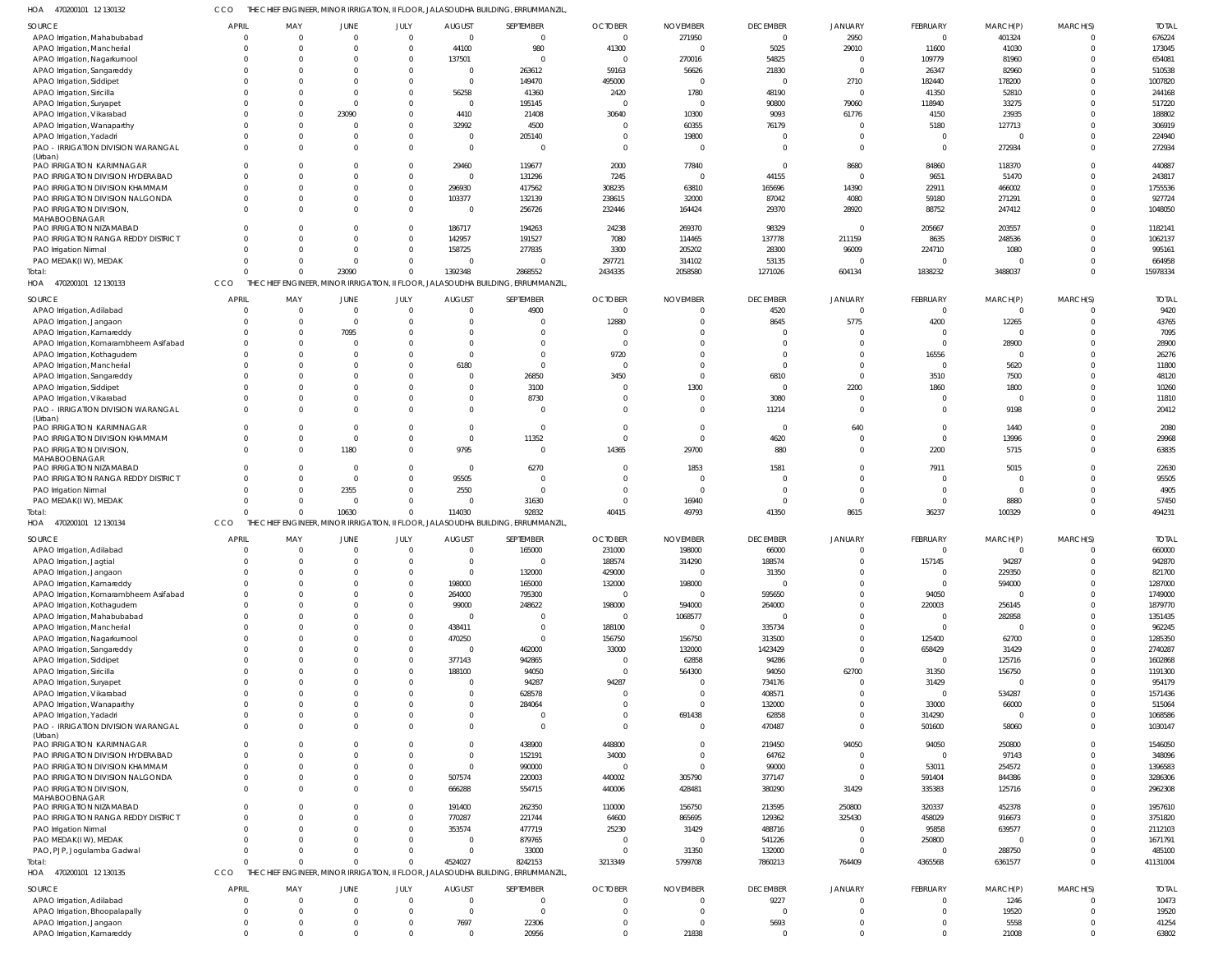HOA 470200101 12 130132 CCO THE CHIEF ENGINEER, MINOR IRRIGATION, II FLOOR, JALASOUDHA BUILDING, ERRUMMANZIL,

| SOURCE | APRIL | MAY | JUNE | JULY | AUGUST | SEPTEMBER | OCTOBER | NOVEMBER | DECEMBER | JANUARY | FEBRUARY | MARCH(P) | MARCH(S) | TOTAL |
|---|---|---|---|---|---|---|---|---|---|---|---|---|---|---|
| APAO Irrigation, Mahabubabad | 0 | 0 | 0 | 0 | 0 | 0 | 0 | 271950 | 0 | 2950 | 0 | 401324 | 0 | 676224 |
| APAO Irrigation, Mancherial | 0 | 0 | 0 | 0 | 44100 | 980 | 41300 | 0 | 5025 | 29010 | 11600 | 41030 | 0 | 173045 |
| APAO Irrigation, Nagarkurnool | 0 | 0 | 0 | 0 | 137501 | 0 | 0 | 270016 | 54825 | 0 | 109779 | 81960 | 0 | 654081 |
| APAO Irrigation, Sangareddy | 0 | 0 | 0 | 0 | 0 | 263612 | 59163 | 56626 | 21830 | 0 | 26347 | 82960 | 0 | 510538 |
| APAO Irrigation, Siddipet | 0 | 0 | 0 | 0 | 0 | 149470 | 495000 | 0 | 0 | 2710 | 182440 | 178200 | 0 | 1007820 |
| APAO Irrigation, Siricilla | 0 | 0 | 0 | 0 | 56258 | 41360 | 2420 | 1780 | 48190 | 0 | 41350 | 52810 | 0 | 244168 |
| APAO Irrigation, Suryapet | 0 | 0 | 0 | 0 | 0 | 195145 | 0 | 0 | 90800 | 79060 | 118940 | 33275 | 0 | 517220 |
| APAO Irrigation, Vikarabad | 0 | 0 | 23090 | 0 | 4410 | 21408 | 30640 | 10300 | 9093 | 61776 | 4150 | 23935 | 0 | 188802 |
| APAO Irrigation, Wanaparthy | 0 | 0 | 0 | 0 | 32992 | 4500 | 0 | 60355 | 76179 | 0 | 5180 | 127713 | 0 | 306919 |
| APAO Irrigation, Yadadri | 0 | 0 | 0 | 0 | 0 | 205140 | 0 | 19800 | 0 | 0 | 0 | 0 | 0 | 224940 |
| PAO - IRRIGATION DIVISION WARANGAL (Urban) | 0 | 0 | 0 | 0 | 0 | 0 | 0 | 0 | 0 | 0 | 0 | 272934 | 0 | 272934 |
| PAO IRRIGATION KARIMNAGAR | 0 | 0 | 0 | 0 | 29460 | 119677 | 2000 | 77840 | 0 | 8680 | 84860 | 118370 | 0 | 440887 |
| PAO IRRIGATION DIVISION HYDERABAD | 0 | 0 | 0 | 0 | 0 | 131296 | 7245 | 0 | 44155 | 0 | 9651 | 51470 | 0 | 243817 |
| PAO IRRIGATION DIVISION KHAMMAM | 0 | 0 | 0 | 0 | 296930 | 417562 | 308235 | 63810 | 165696 | 14390 | 22911 | 466002 | 0 | 1755536 |
| PAO IRRIGATION DIVISION NALGONDA | 0 | 0 | 0 | 0 | 103377 | 132139 | 238615 | 32000 | 87042 | 4080 | 59180 | 271291 | 0 | 927724 |
| PAO IRRIGATION DIVISION, MAHABOOBNAGAR | 0 | 0 | 0 | 0 | 0 | 256726 | 232446 | 164424 | 29370 | 28920 | 88752 | 247412 | 0 | 1048050 |
| PAO IRRIGATION NIZAMABAD | 0 | 0 | 0 | 0 | 186717 | 194263 | 24238 | 269370 | 98329 | 0 | 205667 | 203557 | 0 | 1182141 |
| PAO IRRIGATION RANGA REDDY DISTRICT | 0 | 0 | 0 | 0 | 142957 | 191527 | 7080 | 114465 | 137778 | 211159 | 8635 | 248536 | 0 | 1062137 |
| PAO Irrigation Nirmal | 0 | 0 | 0 | 0 | 158725 | 277835 | 3300 | 205202 | 28300 | 96009 | 224710 | 1080 | 0 | 995161 |
| PAO MEDAK(IW), MEDAK | 0 | 0 | 0 | 0 | 0 | 0 | 297721 | 314102 | 53135 | 0 | 0 | 0 | 0 | 664958 |
| Total: | 0 | 0 | 23090 | 0 | 1392348 | 2868552 | 2434335 | 2058580 | 1271026 | 604134 | 1838232 | 3488037 | 0 | 15978334 |

HOA 470200101 12 130133 CCO THE CHIEF ENGINEER, MINOR IRRIGATION, II FLOOR, JALASOUDHA BUILDING, ERRUMMANZIL,

| SOURCE | APRIL | MAY | JUNE | JULY | AUGUST | SEPTEMBER | OCTOBER | NOVEMBER | DECEMBER | JANUARY | FEBRUARY | MARCH(P) | MARCH(S) | TOTAL |
|---|---|---|---|---|---|---|---|---|---|---|---|---|---|---|
| APAO Irrigation, Adilabad | 0 | 0 | 0 | 0 | 0 | 4900 | 0 | 0 | 4520 | 0 | 0 | 0 | 0 | 9420 |
| APAO Irrigation, Jangaon | 0 | 0 | 0 | 0 | 0 | 0 | 12880 | 0 | 8645 | 5775 | 4200 | 12265 | 0 | 43765 |
| APAO Irrigation, Kamareddy | 0 | 0 | 7095 | 0 | 0 | 0 | 0 | 0 | 0 | 0 | 0 | 0 | 0 | 7095 |
| APAO Irrigation, Komarambheem Asifabad | 0 | 0 | 0 | 0 | 0 | 0 | 0 | 0 | 0 | 0 | 0 | 28900 | 0 | 28900 |
| APAO Irrigation, Kothagudem | 0 | 0 | 0 | 0 | 0 | 0 | 9720 | 0 | 0 | 0 | 16556 | 0 | 0 | 26276 |
| APAO Irrigation, Mancherial | 0 | 0 | 0 | 0 | 6180 | 0 | 0 | 0 | 0 | 0 | 0 | 5620 | 0 | 11800 |
| APAO Irrigation, Sangareddy | 0 | 0 | 0 | 0 | 0 | 26850 | 3450 | 0 | 6810 | 0 | 3510 | 7500 | 0 | 48120 |
| APAO Irrigation, Siddipet | 0 | 0 | 0 | 0 | 0 | 3100 | 0 | 1300 | 0 | 2200 | 1860 | 1800 | 0 | 10260 |
| APAO Irrigation, Vikarabad | 0 | 0 | 0 | 0 | 0 | 8730 | 0 | 0 | 3080 | 0 | 0 | 0 | 0 | 11810 |
| PAO - IRRIGATION DIVISION WARANGAL (Urban) | 0 | 0 | 0 | 0 | 0 | 0 | 0 | 0 | 11214 | 0 | 0 | 9198 | 0 | 20412 |
| PAO IRRIGATION KARIMNAGAR | 0 | 0 | 0 | 0 | 0 | 0 | 0 | 0 | 0 | 640 | 0 | 1440 | 0 | 2080 |
| PAO IRRIGATION DIVISION KHAMMAM | 0 | 0 | 0 | 0 | 0 | 11352 | 0 | 0 | 4620 | 0 | 0 | 13996 | 0 | 29968 |
| PAO IRRIGATION DIVISION, MAHABOOBNAGAR | 0 | 0 | 1180 | 0 | 9795 | 0 | 14365 | 29700 | 880 | 0 | 2200 | 5715 | 0 | 63835 |
| PAO IRRIGATION NIZAMABAD | 0 | 0 | 0 | 0 | 0 | 6270 | 0 | 1853 | 1581 | 0 | 7911 | 5015 | 0 | 22630 |
| PAO IRRIGATION RANGA REDDY DISTRICT | 0 | 0 | 0 | 0 | 95505 | 0 | 0 | 0 | 0 | 0 | 0 | 0 | 0 | 95505 |
| PAO Irrigation Nirmal | 0 | 0 | 2355 | 0 | 2550 | 0 | 0 | 0 | 0 | 0 | 0 | 0 | 0 | 4905 |
| PAO MEDAK(IW), MEDAK | 0 | 0 | 0 | 0 | 0 | 31630 | 0 | 16940 | 0 | 0 | 0 | 8880 | 0 | 57450 |
| Total: | 0 | 0 | 10630 | 0 | 114030 | 92832 | 40415 | 49793 | 41350 | 8615 | 36237 | 100329 | 0 | 494231 |

HOA 470200101 12 130134 CCO THE CHIEF ENGINEER, MINOR IRRIGATION, II FLOOR, JALASOUDHA BUILDING, ERRUMMANZIL,

| SOURCE | APRIL | MAY | JUNE | JULY | AUGUST | SEPTEMBER | OCTOBER | NOVEMBER | DECEMBER | JANUARY | FEBRUARY | MARCH(P) | MARCH(S) | TOTAL |
|---|---|---|---|---|---|---|---|---|---|---|---|---|---|---|
| APAO Irrigation, Adilabad | 0 | 0 | 0 | 0 | 0 | 165000 | 231000 | 198000 | 66000 | 0 | 0 | 0 | 0 | 660000 |
| APAO Irrigation, Jagtial | 0 | 0 | 0 | 0 | 0 | 0 | 188574 | 314290 | 188574 | 0 | 157145 | 94287 | 0 | 942870 |
| APAO Irrigation, Jangaon | 0 | 0 | 0 | 0 | 0 | 132000 | 429000 | 0 | 31350 | 0 | 0 | 229350 | 0 | 821700 |
| APAO Irrigation, Kamareddy | 0 | 0 | 0 | 0 | 198000 | 165000 | 132000 | 198000 | 0 | 0 | 0 | 594000 | 0 | 1287000 |
| APAO Irrigation, Komarambheem Asifabad | 0 | 0 | 0 | 0 | 264000 | 795300 | 0 | 0 | 595650 | 0 | 94050 | 0 | 0 | 1749000 |
| APAO Irrigation, Kothagudem | 0 | 0 | 0 | 0 | 99000 | 248622 | 198000 | 594000 | 264000 | 0 | 220003 | 256145 | 0 | 1879770 |
| APAO Irrigation, Mahabubabad | 0 | 0 | 0 | 0 | 0 | 0 | 0 | 1068577 | 0 | 0 | 0 | 282858 | 0 | 1351435 |
| APAO Irrigation, Mancherial | 0 | 0 | 0 | 0 | 438411 | 0 | 188100 | 0 | 335734 | 0 | 0 | 0 | 0 | 962245 |
| APAO Irrigation, Nagarkurnool | 0 | 0 | 0 | 0 | 470250 | 0 | 156750 | 156750 | 313500 | 0 | 125400 | 62700 | 0 | 1285350 |
| APAO Irrigation, Sangareddy | 0 | 0 | 0 | 0 | 0 | 462000 | 33000 | 132000 | 1423429 | 0 | 658429 | 31429 | 0 | 2740287 |
| APAO Irrigation, Siddipet | 0 | 0 | 0 | 0 | 377143 | 942865 | 0 | 62858 | 94286 | 0 | 0 | 125716 | 0 | 1602868 |
| APAO Irrigation, Siricilla | 0 | 0 | 0 | 0 | 188100 | 94050 | 0 | 564300 | 94050 | 62700 | 31350 | 156750 | 0 | 1191300 |
| APAO Irrigation, Suryapet | 0 | 0 | 0 | 0 | 0 | 94287 | 94287 | 0 | 734176 | 0 | 31429 | 0 | 0 | 954179 |
| APAO Irrigation, Vikarabad | 0 | 0 | 0 | 0 | 0 | 628578 | 0 | 0 | 408571 | 0 | 0 | 534287 | 0 | 1571436 |
| APAO Irrigation, Wanaparthy | 0 | 0 | 0 | 0 | 0 | 284064 | 0 | 0 | 132000 | 0 | 33000 | 66000 | 0 | 515064 |
| APAO Irrigation, Yadadri | 0 | 0 | 0 | 0 | 0 | 0 | 0 | 691438 | 62858 | 0 | 314290 | 0 | 0 | 1068586 |
| PAO - IRRIGATION DIVISION WARANGAL (Urban) | 0 | 0 | 0 | 0 | 0 | 0 | 0 | 0 | 470487 | 0 | 501600 | 58060 | 0 | 1030147 |
| PAO IRRIGATION KARIMNAGAR | 0 | 0 | 0 | 0 | 0 | 438900 | 448800 | 0 | 219450 | 94050 | 94050 | 250800 | 0 | 1546050 |
| PAO IRRIGATION DIVISION HYDERABAD | 0 | 0 | 0 | 0 | 0 | 152191 | 34000 | 0 | 64762 | 0 | 0 | 97143 | 0 | 348096 |
| PAO IRRIGATION DIVISION KHAMMAM | 0 | 0 | 0 | 0 | 0 | 990000 | 0 | 0 | 99000 | 0 | 53011 | 254572 | 0 | 1396583 |
| PAO IRRIGATION DIVISION NALGONDA | 0 | 0 | 0 | 0 | 507574 | 220003 | 440002 | 305790 | 377147 | 0 | 591404 | 844386 | 0 | 3286306 |
| PAO IRRIGATION DIVISION, MAHABOOBNAGAR | 0 | 0 | 0 | 0 | 666288 | 554715 | 440006 | 428481 | 380290 | 31429 | 335383 | 125716 | 0 | 2962308 |
| PAO IRRIGATION NIZAMABAD | 0 | 0 | 0 | 0 | 191400 | 262350 | 110000 | 156750 | 213595 | 250800 | 320337 | 452378 | 0 | 1957610 |
| PAO IRRIGATION RANGA REDDY DISTRICT | 0 | 0 | 0 | 0 | 770287 | 221744 | 64600 | 865695 | 129362 | 325430 | 458029 | 916673 | 0 | 3751820 |
| PAO Irrigation Nirmal | 0 | 0 | 0 | 0 | 353574 | 477719 | 25230 | 31429 | 488716 | 0 | 95858 | 639577 | 0 | 2112103 |
| PAO MEDAK(IW), MEDAK | 0 | 0 | 0 | 0 | 0 | 879765 | 0 | 0 | 541226 | 0 | 250800 | 0 | 0 | 1671791 |
| PAO, PJP, Jogulamba Gadwal | 0 | 0 | 0 | 0 | 0 | 33000 | 0 | 31350 | 132000 | 0 | 0 | 288750 | 0 | 485100 |
| Total: | 0 | 0 | 0 | 0 | 4524027 | 8242153 | 3213349 | 5799708 | 7860213 | 764409 | 4365568 | 6361577 | 0 | 41131004 |

HOA 470200101 12 130135 CCO THE CHIEF ENGINEER, MINOR IRRIGATION, II FLOOR, JALASOUDHA BUILDING, ERRUMMANZIL,

| SOURCE | APRIL | MAY | JUNE | JULY | AUGUST | SEPTEMBER | OCTOBER | NOVEMBER | DECEMBER | JANUARY | FEBRUARY | MARCH(P) | MARCH(S) | TOTAL |
|---|---|---|---|---|---|---|---|---|---|---|---|---|---|---|
| APAO Irrigation, Adilabad | 0 | 0 | 0 | 0 | 0 | 0 | 0 | 0 | 9227 | 0 | 0 | 1246 | 0 | 10473 |
| APAO Irrigation, Bhoopalapally | 0 | 0 | 0 | 0 | 0 | 0 | 0 | 0 | 0 | 0 | 0 | 19520 | 0 | 19520 |
| APAO Irrigation, Jangaon | 0 | 0 | 0 | 0 | 7697 | 22306 | 0 | 0 | 5693 | 0 | 0 | 5558 | 0 | 41254 |
| APAO Irrigation, Kamareddy | 0 | 0 | 0 | 0 | 0 | 20956 | 0 | 21838 | 0 | 0 | 0 | 21008 | 0 | 63802 |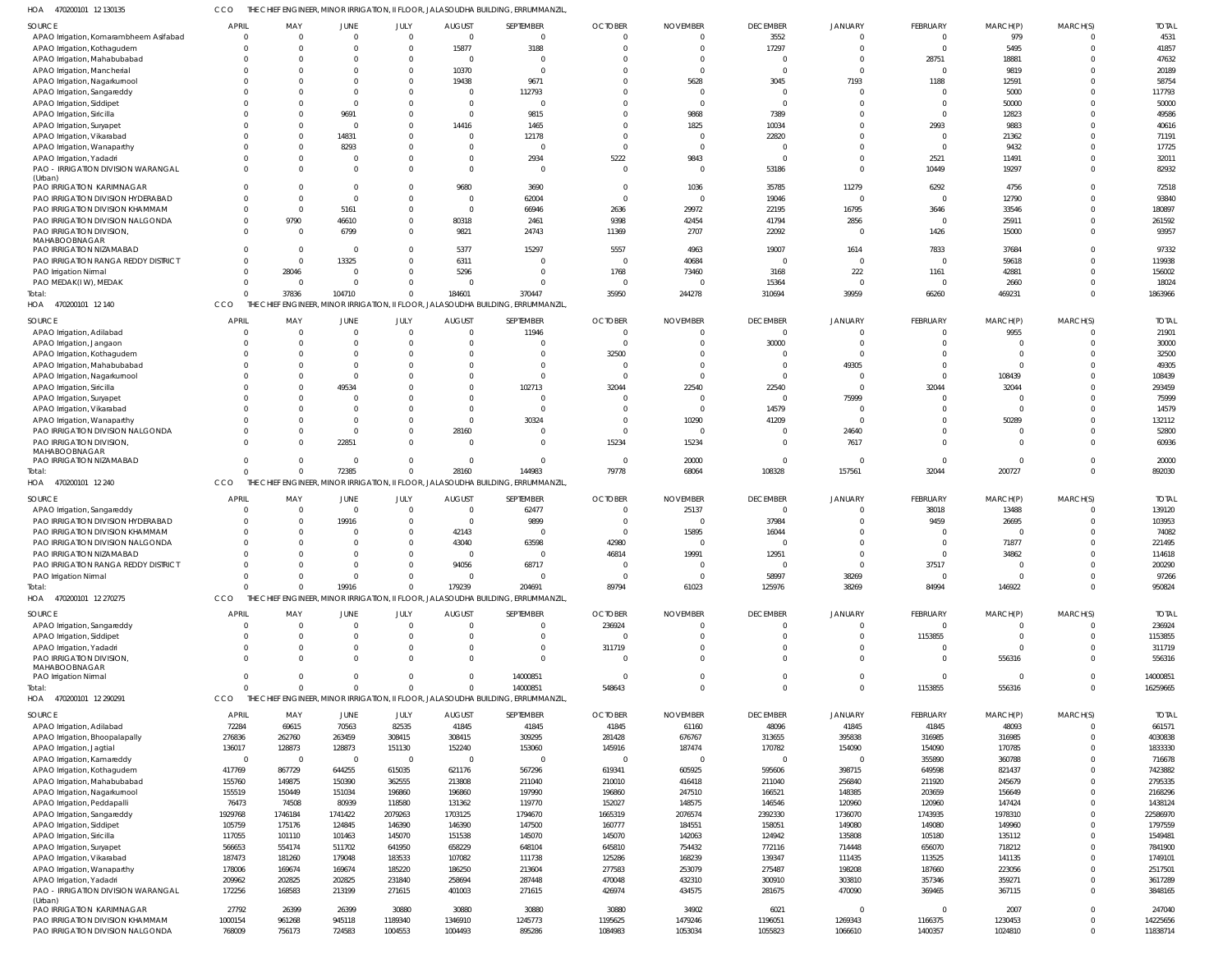HOA 470200101 12 130135 CCO THE CHIEF ENGINEER, MINOR IRRIGATION, II FLOOR, JALASOUDHA BUILDING, ERRUMMANZIL,

| SOURCE | APRIL | MAY | JUNE | JULY | AUGUST | SEPTEMBER | OCTOBER | NOVEMBER | DECEMBER | JANUARY | FEBRUARY | MARCH(P) | MARCH(S) | TOTAL |
|---|---|---|---|---|---|---|---|---|---|---|---|---|---|---|
| APAO Irrigation, Komarambheem Asifabad | 0 | 0 | 0 | 0 | 0 | 0 | 0 | 0 | 3552 | 0 | 0 | 979 | 0 | 4531 |
| APAO Irrigation, Kothagudem | 0 | 0 | 0 | 0 | 15877 | 3188 | 0 | 0 | 17297 | 0 | 0 | 5495 | 0 | 41857 |
| APAO Irrigation, Mahabubabad | 0 | 0 | 0 | 0 | 0 | 0 | 0 | 0 | 0 | 0 | 28751 | 18881 | 0 | 47632 |
| APAO Irrigation, Mancherial | 0 | 0 | 0 | 0 | 10370 | 0 | 0 | 0 | 0 | 0 | 0 | 9819 | 0 | 20189 |
| APAO Irrigation, Nagarkurnool | 0 | 0 | 0 | 0 | 19438 | 9671 | 0 | 5628 | 3045 | 7193 | 1188 | 12591 | 0 | 58754 |
| APAO Irrigation, Sangareddy | 0 | 0 | 0 | 0 | 0 | 112793 | 0 | 0 | 0 | 0 | 0 | 5000 | 0 | 117793 |
| APAO Irrigation, Siddipet | 0 | 0 | 0 | 0 | 0 | 0 | 0 | 0 | 0 | 0 | 0 | 50000 | 0 | 50000 |
| APAO Irrigation, Siricilla | 0 | 0 | 9691 | 0 | 0 | 9815 | 0 | 9868 | 7389 | 0 | 0 | 12823 | 0 | 49586 |
| APAO Irrigation, Suryapet | 0 | 0 | 0 | 0 | 14416 | 1465 | 0 | 1825 | 10034 | 0 | 2993 | 9883 | 0 | 40616 |
| APAO Irrigation, Vikarabad | 0 | 0 | 14831 | 0 | 0 | 12178 | 0 | 0 | 22820 | 0 | 0 | 21362 | 0 | 71191 |
| APAO Irrigation, Wanaparthy | 0 | 0 | 8293 | 0 | 0 | 0 | 0 | 0 | 0 | 0 | 0 | 9432 | 0 | 17725 |
| APAO Irrigation, Yadadri | 0 | 0 | 0 | 0 | 0 | 2934 | 5222 | 9843 | 0 | 0 | 2521 | 11491 | 0 | 32011 |
| PAO - IRRIGATION DIVISION WARANGAL (Urban) | 0 | 0 | 0 | 0 | 0 | 0 | 0 | 0 | 53186 | 0 | 10449 | 19297 | 0 | 82932 |
| PAO IRRIGATION KARIMNAGAR | 0 | 0 | 0 | 0 | 9680 | 3690 | 0 | 1036 | 35785 | 11279 | 6292 | 4756 | 0 | 72518 |
| PAO IRRIGATION DIVISION HYDERABAD | 0 | 0 | 0 | 0 | 0 | 62004 | 0 | 0 | 19046 | 0 | 0 | 12790 | 0 | 93840 |
| PAO IRRIGATION DIVISION KHAMMAM | 0 | 0 | 5161 | 0 | 0 | 66946 | 2636 | 29972 | 22195 | 16795 | 3646 | 33546 | 0 | 180897 |
| PAO IRRIGATION DIVISION NALGONDA | 0 | 9790 | 46610 | 0 | 80318 | 2461 | 9398 | 42454 | 41794 | 2856 | 0 | 25911 | 0 | 261592 |
| PAO IRRIGATION DIVISION, MAHABOOBNAGAR | 0 | 0 | 6799 | 0 | 9821 | 24743 | 11369 | 2707 | 22092 | 0 | 1426 | 15000 | 0 | 93957 |
| PAO IRRIGATION NIZAMABAD | 0 | 0 | 0 | 0 | 5377 | 15297 | 5557 | 4963 | 19007 | 1614 | 7833 | 37684 | 0 | 97332 |
| PAO IRRIGATION RANGA REDDY DISTRICT | 0 | 0 | 13325 | 0 | 6311 | 0 | 0 | 40684 | 0 | 0 | 0 | 59618 | 0 | 119938 |
| PAO Irrigation Nirmal | 0 | 28046 | 0 | 0 | 5296 | 0 | 1768 | 73460 | 3168 | 222 | 1161 | 42881 | 0 | 156002 |
| PAO MEDAK(IW), MEDAK | 0 | 0 | 0 | 0 | 0 | 0 | 0 | 0 | 15364 | 0 | 0 | 2660 | 0 | 18024 |
| Total: | 0 | 37836 | 104710 | 0 | 184601 | 370447 | 35950 | 244278 | 310694 | 39959 | 66260 | 469231 | 0 | 1863966 |

HOA 470200101 12 140 CCO THE CHIEF ENGINEER, MINOR IRRIGATION, II FLOOR, JALASOUDHA BUILDING, ERRUMMANZIL,

| SOURCE | APRIL | MAY | JUNE | JULY | AUGUST | SEPTEMBER | OCTOBER | NOVEMBER | DECEMBER | JANUARY | FEBRUARY | MARCH(P) | MARCH(S) | TOTAL |
|---|---|---|---|---|---|---|---|---|---|---|---|---|---|---|
| APAO Irrigation, Adilabad | 0 | 0 | 0 | 0 | 0 | 11946 | 0 | 0 | 0 | 0 | 0 | 9955 | 0 | 21901 |
| APAO Irrigation, Jangaon | 0 | 0 | 0 | 0 | 0 | 0 | 0 | 0 | 30000 | 0 | 0 | 0 | 0 | 30000 |
| APAO Irrigation, Kothagudem | 0 | 0 | 0 | 0 | 0 | 0 | 32500 | 0 | 0 | 0 | 0 | 0 | 0 | 32500 |
| APAO Irrigation, Mahabubabad | 0 | 0 | 0 | 0 | 0 | 0 | 0 | 0 | 0 | 49305 | 0 | 0 | 0 | 49305 |
| APAO Irrigation, Nagarkurnool | 0 | 0 | 0 | 0 | 0 | 0 | 0 | 0 | 0 | 0 | 0 | 108439 | 0 | 108439 |
| APAO Irrigation, Siricilla | 0 | 0 | 49534 | 0 | 0 | 102713 | 32044 | 22540 | 22540 | 0 | 32044 | 32044 | 0 | 293459 |
| APAO Irrigation, Suryapet | 0 | 0 | 0 | 0 | 0 | 0 | 0 | 0 | 0 | 75999 | 0 | 0 | 0 | 75999 |
| APAO Irrigation, Vikarabad | 0 | 0 | 0 | 0 | 0 | 0 | 0 | 0 | 14579 | 0 | 0 | 0 | 0 | 14579 |
| APAO Irrigation, Wanaparthy | 0 | 0 | 0 | 0 | 0 | 30324 | 0 | 10290 | 41209 | 0 | 0 | 50289 | 0 | 132112 |
| PAO IRRIGATION DIVISION NALGONDA | 0 | 0 | 0 | 0 | 28160 | 0 | 0 | 0 | 0 | 24640 | 0 | 0 | 0 | 52800 |
| PAO IRRIGATION DIVISION, MAHABOOBNAGAR | 0 | 0 | 22851 | 0 | 0 | 0 | 15234 | 15234 | 0 | 7617 | 0 | 0 | 0 | 60936 |
| PAO IRRIGATION NIZAMABAD | 0 | 0 | 0 | 0 | 0 | 0 | 0 | 20000 | 0 | 0 | 0 | 0 | 0 | 20000 |
| Total: | 0 | 0 | 72385 | 0 | 28160 | 144983 | 79778 | 68064 | 108328 | 157561 | 32044 | 200727 | 0 | 892030 |

HOA 470200101 12 240 CCO THE CHIEF ENGINEER, MINOR IRRIGATION, II FLOOR, JALASOUDHA BUILDING, ERRUMMANZIL,

| SOURCE | APRIL | MAY | JUNE | JULY | AUGUST | SEPTEMBER | OCTOBER | NOVEMBER | DECEMBER | JANUARY | FEBRUARY | MARCH(P) | MARCH(S) | TOTAL |
|---|---|---|---|---|---|---|---|---|---|---|---|---|---|---|
| APAO Irrigation, Sangareddy | 0 | 0 | 0 | 0 | 0 | 62477 | 0 | 25137 | 0 | 0 | 38018 | 13488 | 0 | 139120 |
| PAO IRRIGATION DIVISION HYDERABAD | 0 | 0 | 19916 | 0 | 0 | 9899 | 0 | 0 | 37984 | 0 | 9459 | 26695 | 0 | 103953 |
| PAO IRRIGATION DIVISION KHAMMAM | 0 | 0 | 0 | 0 | 42143 | 0 | 0 | 15895 | 16044 | 0 | 0 | 0 | 0 | 74082 |
| PAO IRRIGATION DIVISION NALGONDA | 0 | 0 | 0 | 0 | 43040 | 63598 | 42980 | 0 | 0 | 0 | 0 | 71877 | 0 | 221495 |
| PAO IRRIGATION NIZAMABAD | 0 | 0 | 0 | 0 | 0 | 0 | 46814 | 19991 | 12951 | 0 | 0 | 34862 | 0 | 114618 |
| PAO IRRIGATION RANGA REDDY DISTRICT | 0 | 0 | 0 | 0 | 94056 | 68717 | 0 | 0 | 0 | 0 | 37517 | 0 | 0 | 200290 |
| PAO Irrigation Nirmal | 0 | 0 | 0 | 0 | 0 | 0 | 0 | 0 | 58997 | 38269 | 0 | 0 | 0 | 97266 |
| Total: | 0 | 0 | 19916 | 0 | 179239 | 204691 | 89794 | 61023 | 125976 | 38269 | 84994 | 146922 | 0 | 950824 |

HOA 470200101 12 270275 CCO THE CHIEF ENGINEER, MINOR IRRIGATION, II FLOOR, JALASOUDHA BUILDING, ERRUMMANZIL,

| SOURCE | APRIL | MAY | JUNE | JULY | AUGUST | SEPTEMBER | OCTOBER | NOVEMBER | DECEMBER | JANUARY | FEBRUARY | MARCH(P) | MARCH(S) | TOTAL |
|---|---|---|---|---|---|---|---|---|---|---|---|---|---|---|
| APAO Irrigation, Sangareddy | 0 | 0 | 0 | 0 | 0 | 0 | 236924 | 0 | 0 | 0 | 0 | 0 | 0 | 236924 |
| APAO Irrigation, Siddipet | 0 | 0 | 0 | 0 | 0 | 0 | 0 | 0 | 0 | 0 | 1153855 | 0 | 0 | 1153855 |
| APAO Irrigation, Yadadri | 0 | 0 | 0 | 0 | 0 | 0 | 311719 | 0 | 0 | 0 | 0 | 0 | 0 | 311719 |
| PAO IRRIGATION DIVISION, MAHABOOBNAGAR | 0 | 0 | 0 | 0 | 0 | 0 | 0 | 0 | 0 | 0 | 0 | 556316 | 0 | 556316 |
| PAO Irrigation Nirmal | 0 | 0 | 0 | 0 | 0 | 14000851 | 0 | 0 | 0 | 0 | 0 | 0 | 0 | 14000851 |
| Total: | 0 | 0 | 0 | 0 | 0 | 14000851 | 548643 | 0 | 0 | 0 | 1153855 | 556316 | 0 | 16259665 |

HOA 470200101 12 290291 CCO THE CHIEF ENGINEER, MINOR IRRIGATION, II FLOOR, JALASOUDHA BUILDING, ERRUMMANZIL,

| SOURCE | APRIL | MAY | JUNE | JULY | AUGUST | SEPTEMBER | OCTOBER | NOVEMBER | DECEMBER | JANUARY | FEBRUARY | MARCH(P) | MARCH(S) | TOTAL |
|---|---|---|---|---|---|---|---|---|---|---|---|---|---|---|
| APAO Irrigation, Adilabad | 72284 | 69615 | 70563 | 82535 | 41845 | 41845 | 41845 | 61160 | 48096 | 41845 | 41845 | 48093 | 0 | 661571 |
| APAO Irrigation, Bhoopalapally | 276836 | 262760 | 263459 | 308415 | 308415 | 309295 | 281428 | 676767 | 313655 | 395838 | 316985 | 316985 | 0 | 4030838 |
| APAO Irrigation, Jagtial | 136017 | 128873 | 128873 | 151130 | 152240 | 153060 | 145916 | 187474 | 170782 | 154090 | 154090 | 170785 | 0 | 1833330 |
| APAO Irrigation, Kamareddy | 0 | 0 | 0 | 0 | 0 | 0 | 0 | 0 | 0 | 0 | 355890 | 360788 | 0 | 716678 |
| APAO Irrigation, Kothagudem | 417769 | 867729 | 644255 | 615035 | 621176 | 567296 | 619341 | 605925 | 595606 | 398715 | 649598 | 821437 | 0 | 7423882 |
| APAO Irrigation, Mahabubabad | 155760 | 149875 | 150390 | 362555 | 213808 | 211040 | 210010 | 416418 | 211040 | 256840 | 211920 | 245679 | 0 | 2795335 |
| APAO Irrigation, Nagarkurnool | 155519 | 150449 | 151034 | 196860 | 196860 | 197990 | 196860 | 247510 | 166521 | 148385 | 203659 | 156649 | 0 | 2168296 |
| APAO Irrigation, Peddapalli | 76473 | 74508 | 80939 | 118580 | 131362 | 119770 | 152027 | 148575 | 146546 | 120960 | 120960 | 147424 | 0 | 1438124 |
| APAO Irrigation, Sangareddy | 1929768 | 1746184 | 1741422 | 2079263 | 1703125 | 1794670 | 1665319 | 2076574 | 2392330 | 1736070 | 1743935 | 1978310 | 0 | 22586970 |
| APAO Irrigation, Siddipet | 105759 | 175176 | 124845 | 146390 | 146390 | 147500 | 160777 | 184551 | 158051 | 149080 | 149080 | 149960 | 0 | 1797559 |
| APAO Irrigation, Siricilla | 117055 | 101110 | 101463 | 145070 | 151538 | 145070 | 145070 | 142063 | 124942 | 135808 | 105180 | 135112 | 0 | 1549481 |
| APAO Irrigation, Suryapet | 566653 | 554174 | 511702 | 641950 | 658229 | 648104 | 645810 | 754432 | 772116 | 714448 | 656070 | 718212 | 0 | 7841900 |
| APAO Irrigation, Vikarabad | 187473 | 181260 | 179048 | 183533 | 107082 | 111738 | 125286 | 168239 | 139347 | 111435 | 113525 | 141135 | 0 | 1749101 |
| APAO Irrigation, Wanaparthy | 178006 | 169674 | 169674 | 185220 | 186250 | 213604 | 277583 | 253079 | 275487 | 198208 | 187660 | 223056 | 0 | 2517501 |
| APAO Irrigation, Yadadri | 209962 | 202825 | 202825 | 231840 | 258694 | 287448 | 470048 | 432310 | 300910 | 303810 | 357346 | 359271 | 0 | 3617289 |
| PAO - IRRIGATION DIVISION WARANGAL (Urban) | 172256 | 168583 | 213199 | 271615 | 401003 | 271615 | 426974 | 434575 | 281675 | 470090 | 369465 | 367115 | 0 | 3848165 |
| PAO IRRIGATION KARIMNAGAR | 27792 | 26399 | 26399 | 30880 | 30880 | 30880 | 30880 | 34902 | 6021 | 0 | 0 | 2007 | 0 | 247040 |
| PAO IRRIGATION DIVISION KHAMMAM | 1000154 | 961268 | 945118 | 1189340 | 1346910 | 1245773 | 1195625 | 1479246 | 1196051 | 1269343 | 1166375 | 1230453 | 0 | 14225656 |
| PAO IRRIGATION DIVISION NALGONDA | 768009 | 756173 | 724583 | 1004553 | 1004493 | 895286 | 1084983 | 1053034 | 1055823 | 1066610 | 1400357 | 1024810 | 0 | 11838714 |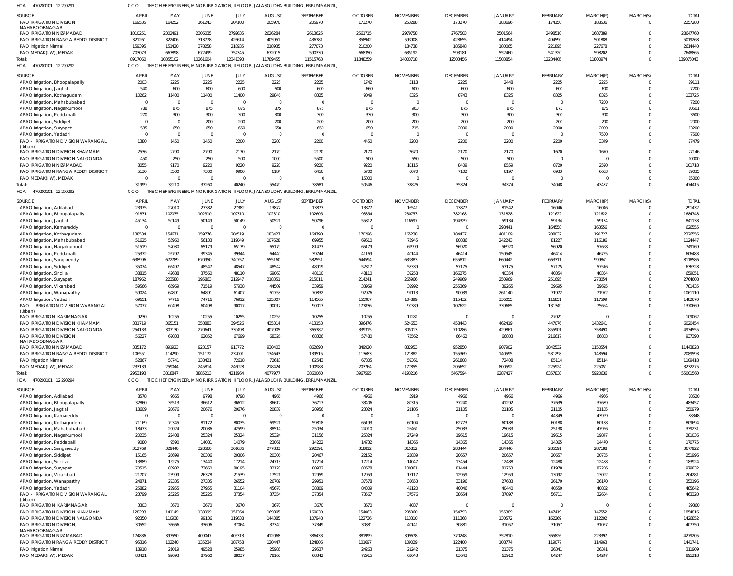HOA 470200101 12 290291 CCO THE CHIEF ENGINEER, MINOR IRRIGATION, II FLOOR, JALASOUDHA BUILDING, ERRUMMANZIL,

| SOURCE | APRIL | MAY | JUNE | JULY | AUGUST | SEPTEMBER | OCTOBER | NOVEMBER | DECEMBER | JANUARY | FEBRUARY | MARCH(P) | MARCH(S) | TOTAL |
|---|---|---|---|---|---|---|---|---|---|---|---|---|---|---|
| PAO IRRIGATION DIVISION, MAHABOOBNAGAR | 169535 | 164252 | 161243 | 204100 | 205970 | 205970 | 173270 | 253288 | 173270 | 183696 | 174150 | 188536 | 0 | 2257280 |
| PAO IRRIGATION NIZAMABAD | 1010251 | 2302491 | 2306035 | 2792635 | 2626284 | 2613625 | 2561715 | 2979758 | 2767503 | 2501564 | 2498510 | 1687389 | 0 | 28647760 |
| PAO IRRIGATION RANGA REDDY DISTRICT | 321261 | 322406 | 313778 | 426614 | 405951 | 436781 | 358942 | 593908 | 428655 | 414494 | 494590 | 501888 | 0 | 5019268 |
| PAO Irrigation Nirmal | 159395 | 151420 | 378258 | 218935 | 218935 | 277073 | 210200 | 184738 | 185848 | 180065 | 221895 | 227678 | 0 | 2614440 |
| PAO MEDAK(IW), MEDAK | 703073 | 667898 | 672499 | 754345 | 672015 | 590330 | 668350 | 635192 | 593181 | 552460 | 541320 | 598202 | 0 | 7648865 |
| Total: | 8917060 | 10355102 | 10261604 | 12341393 | 11789455 | 11515763 | 11848259 | 14003718 | 12503456 | 11503854 | 12234405 | 11800974 | 0 | 139075043 |

HOA 470200101 12 290292 CCO THE CHIEF ENGINEER, MINOR IRRIGATION, II FLOOR, JALASOUDHA BUILDING, ERRUMMANZIL,

| SOURCE | APRIL | MAY | JUNE | JULY | AUGUST | SEPTEMBER | OCTOBER | NOVEMBER | DECEMBER | JANUARY | FEBRUARY | MARCH(P) | MARCH(S) | TOTAL |
|---|---|---|---|---|---|---|---|---|---|---|---|---|---|---|
| APAO Irrigation, Bhoopalapally | 2003 | 2225 | 2225 | 2225 | 2225 | 2225 | 1742 | 5118 | 2225 | 2448 | 2225 | 2225 | 0 | 29111 |
| APAO Irrigation, Jagtial | 540 | 600 | 600 | 600 | 600 | 600 | 660 | 600 | 600 | 600 | 600 | 600 | 0 | 7200 |
| APAO Irrigation, Kothagudem | 10262 | 11400 | 11400 | 11400 | 29846 | 8325 | 9049 | 8325 | 8743 | 8325 | 8325 | 8325 | 0 | 133725 |
| APAO Irrigation, Mahabubabad | 0 | 0 | 0 | 0 | 0 | 0 | 0 | 0 | 0 | 0 | 0 | 7200 | 0 | 7200 |
| APAO Irrigation, Nagarkurnool | 788 | 875 | 875 | 875 | 875 | 875 | 875 | 963 | 875 | 875 | 875 | 875 | 0 | 10501 |
| APAO Irrigation, Peddapalli | 270 | 300 | 300 | 300 | 300 | 300 | 330 | 300 | 300 | 300 | 300 | 300 | 0 | 3600 |
| APAO Irrigation, Siddipet | 0 | 0 | 200 | 200 | 200 | 200 | 200 | 200 | 200 | 200 | 200 | 200 | 0 | 2000 |
| APAO Irrigation, Suryapet | 585 | 650 | 650 | 650 | 650 | 650 | 650 | 715 | 2000 | 2000 | 2000 | 2000 | 0 | 13200 |
| APAO Irrigation, Yadadri | 0 | 0 | 0 | 0 | 0 | 0 | 0 | 0 | 0 | 0 | 0 | 7500 | 0 | 7500 |
| PAO - IRRIGATION DIVISION WARANGAL (Urban) | 1380 | 1450 | 1450 | 2200 | 2200 | 2200 | 4450 | 2200 | 2200 | 2200 | 2200 | 3349 | 0 | 27479 |
| PAO IRRIGATION DIVISION KHAMMAM | 2536 | 2790 | 2790 | 2170 | 2170 | 2170 | 2170 | 2670 | 2170 | 2170 | 1670 | 1670 | 0 | 27146 |
| PAO IRRIGATION DIVISION NALGONDA | 450 | 250 | 250 | 500 | 1000 | 5500 | 500 | 550 | 500 | 500 | 0 | 0 | 0 | 10000 |
| PAO IRRIGATION NIZAMABAD | 8055 | 9170 | 9220 | 9220 | 9220 | 9220 | 9220 | 10115 | 8409 | 8559 | 8720 | 2590 | 0 | 101718 |
| PAO IRRIGATION RANGA REDDY DISTRICT | 5130 | 5500 | 7300 | 9900 | 6184 | 6416 | 5700 | 6070 | 7102 | 6197 | 6933 | 6603 | 0 | 79035 |
| PAO MEDAK(IW), MEDAK | 0 | 0 | 0 | 0 | 0 | 0 | 15000 | 0 | 0 | 0 | 0 | 0 | 0 | 15000 |
| Total: | 31999 | 35210 | 37260 | 40240 | 55470 | 38681 | 50546 | 37826 | 35324 | 34374 | 34048 | 43437 | 0 | 474415 |

HOA 470200101 12 290293 CCO THE CHIEF ENGINEER, MINOR IRRIGATION, II FLOOR, JALASOUDHA BUILDING, ERRUMMANZIL,

| SOURCE | APRIL | MAY | JUNE | JULY | AUGUST | SEPTEMBER | OCTOBER | NOVEMBER | DECEMBER | JANUARY | FEBRUARY | MARCH(P) | MARCH(S) | TOTAL |
|---|---|---|---|---|---|---|---|---|---|---|---|---|---|---|
| APAO Irrigation, Adilabad | 23975 | 27010 | 27382 | 27382 | 13877 | 13877 | 13877 | 16541 | 13877 | 81542 | 16046 | 16046 | 0 | 291432 |
| APAO Irrigation, Bhoopalapally | 91831 | 102035 | 102310 | 102310 | 102310 | 102605 | 93354 | 230753 | 382168 | 131828 | 121622 | 121622 | 0 | 1684748 |
| APAO Irrigation, Jagtial | 45134 | 50149 | 50149 | 50149 | 50521 | 50796 | 55812 | 116697 | 194329 | 59134 | 59134 | 59134 | 0 | 841138 |
| APAO Irrigation, Kamareddy | 0 | 0 | 0 | 0 | 0 | 0 | 0 | 0 | 0 | 298441 | 164558 | 163556 | 0 | 626555 |
| APAO Irrigation, Kothagudem | 138534 | 154671 | 159776 | 204519 | 183427 | 164790 | 170296 | 165238 | 184437 | 401109 | 208032 | 191727 | 0 | 2326556 |
| APAO Irrigation, Mahabubabad | 51625 | 55960 | 56133 | 119049 | 107628 | 69955 | 69610 | 73945 | 80886 | 242243 | 81227 | 116186 | 0 | 1124447 |
| APAO Irrigation, Nagarkurnool | 51519 | 57030 | 65179 | 65179 | 65179 | 81477 | 65179 | 69999 | 56920 | 56920 | 56920 | 57668 | 0 | 749169 |
| APAO Irrigation, Peddapalli | 25372 | 26797 | 39345 | 39344 | 64440 | 39744 | 41169 | 40144 | 46414 | 150545 | 46414 | 46755 | 0 | 606483 |
| APAO Irrigation, Sangareddy | 638996 | 672789 | 670950 | 740757 | 555160 | 582551 | 644594 | 633383 | 655812 | 660442 | 663311 | 999841 | 0 | 8118586 |
| APAO Irrigation, Siddipet | 35074 | 66497 | 48547 | 48547 | 48547 | 48919 | 52817 | 58339 | 57175 | 57175 | 57175 | 57516 | 0 | 636328 |
| APAO Irrigation, Siricilla | 38815 | 42688 | 37560 | 48110 | 69063 | 48110 | 48110 | 39258 | 166275 | 40354 | 40354 | 40354 | 0 | 659051 |
| APAO Irrigation, Suryapet | 187962 | 223580 | 195863 | 212947 | 218351 | 215011 | 214241 | 265966 | 249969 | 250969 | 251695 | 278054 | 0 | 2764608 |
| APAO Irrigation, Vikarabad | 59566 | 65969 | 71519 | 57938 | 44509 | 33959 | 33959 | 39992 | 255369 | 39265 | 39695 | 39695 | 0 | 781435 |
| APAO Irrigation, Wanaparthy | 59024 | 64891 | 64891 | 61407 | 61753 | 70832 | 92076 | 91113 | 90039 | 261140 | 71972 | 71972 | 0 | 1061110 |
| APAO Irrigation, Yadadri | 69651 | 74716 | 74716 | 76912 | 125307 | 114565 | 155967 | 104899 | 115432 | 336055 | 116851 | 117599 | 0 | 1482670 |
| PAO - IRRIGATION DIVISION WARANGAL (Urban) | 57077 | 60498 | 60498 | 90017 | 90017 | 90017 | 177836 | 90389 | 107622 | 339685 | 131349 | 75664 | 0 | 1370669 |
| PAO IRRIGATION KARIMNAGAR | 9230 | 10255 | 10255 | 10255 | 10255 | 10255 | 10255 | 11281 | 0 | 0 | 27021 | 0 | 0 | 109062 |
| PAO IRRIGATION DIVISION KHAMMAM | 331719 | 365151 | 358883 | 394526 | 435314 | 413153 | 396476 | 524653 | 458443 | 462419 | 447076 | 1432641 | 0 | 6020454 |
| PAO IRRIGATION DIVISION NALGONDA | 254133 | 307130 | 270641 | 330498 | 407905 | 365382 | 339315 | 305013 | 710286 | 429861 | 855901 | 358490 | 0 | 4934555 |
| PAO IRRIGATION DIVISION, MAHABOOBNAGAR | 56227 | 67033 | 62052 | 67699 | 68326 | 68326 | 57480 | 73562 | 66462 | 66803 | 216617 | 66803 | 0 | 937390 |
| PAO IRRIGATION NIZAMABAD | 335172 | 891923 | 923157 | 913772 | 930403 | 862690 | 849920 | 882953 | 952850 | 907902 | 1842532 | 1150554 | 0 | 11443828 |
| PAO IRRIGATION RANGA REDDY DISTRICT | 106551 | 114290 | 151172 | 232001 | 134643 | 139515 | 113683 | 121882 | 155369 | 140595 | 531298 | 148594 | 0 | 2089593 |
| PAO Irrigation Nirmal | 52867 | 58741 | 138421 | 72618 | 72618 | 82543 | 67805 | 59361 | 261808 | 72408 | 85114 | 85114 | 0 | 1109418 |
| PAO MEDAK(IW), MEDAK | 233139 | 259044 | 245814 | 246028 | 218424 | 190988 | 203764 | 177855 | 205652 | 800592 | 225924 | 225051 | 0 | 3232275 |
| Total: | 2953193 | 3818847 | 3885213 | 4211964 | 4077977 | 3860060 | 3967595 | 4193216 | 5467594 | 6287427 | 6357838 | 5920636 | 0 | 55001560 |

HOA 470200101 12 290294 CCO THE CHIEF ENGINEER, MINOR IRRIGATION, II FLOOR, JALASOUDHA BUILDING, ERRUMMANZIL,

| SOURCE | APRIL | MAY | JUNE | JULY | AUGUST | SEPTEMBER | OCTOBER | NOVEMBER | DECEMBER | JANUARY | FEBRUARY | MARCH(P) | MARCH(S) | TOTAL |
|---|---|---|---|---|---|---|---|---|---|---|---|---|---|---|
| APAO Irrigation, Adilabad | 8578 | 9665 | 9798 | 9798 | 4966 | 4966 | 4966 | 5919 | 4966 | 4966 | 4966 | 4966 | 0 | 78520 |
| APAO Irrigation, Bhoopalapally | 32860 | 36513 | 36612 | 36612 | 36612 | 36717 | 33406 | 80315 | 37240 | 41292 | 37639 | 37639 | 0 | 483457 |
| APAO Irrigation, Jagtial | 18609 | 20676 | 20676 | 20676 | 20837 | 20956 | 23023 | 21105 | 21105 | 21105 | 21105 | 21105 | 0 | 250979 |
| APAO Irrigation, Kamareddy | 0 | 0 | 0 | 0 | 0 | 0 | 0 | 0 | 0 | 0 | 44349 | 43999 | 0 | 88348 |
| APAO Irrigation, Kothagudem | 71169 | 79345 | 81172 | 80035 | 69521 | 59818 | 65193 | 60104 | 62773 | 60188 | 60188 | 60188 | 0 | 809694 |
| APAO Irrigation, Mahabubabad | 18473 | 20024 | 20086 | 42599 | 38514 | 25034 | 24910 | 26461 | 25033 | 25033 | 25138 | 47926 | 0 | 339231 |
| APAO Irrigation, Nagarkurnool | 20235 | 22408 | 25324 | 25324 | 25324 | 31156 | 25324 | 27249 | 19615 | 19615 | 19615 | 19847 | 0 | 281036 |
| APAO Irrigation, Peddapalli | 9080 | 9590 | 14081 | 14079 | 23061 | 14222 | 14732 | 14365 | 14365 | 14365 | 14365 | 14470 | 0 | 170775 |
| APAO Irrigation, Sangareddy | 312769 | 329440 | 328560 | 361636 | 277833 | 292391 | 318812 | 315812 | 283444 | 284446 | 285591 | 287188 | 0 | 3677922 |
| APAO Irrigation, Siddipet | 15165 | 26699 | 20306 | 20306 | 20306 | 20467 | 22152 | 23839 | 20657 | 20657 | 20657 | 20785 | 0 | 251996 |
| APAO Irrigation, Siricilla | 13889 | 15275 | 13440 | 17214 | 24713 | 17214 | 17214 | 14047 | 13454 | 12488 | 12488 | 12488 | 0 | 183924 |
| APAO Irrigation, Suryapet | 70515 | 83982 | 73660 | 80195 | 82128 | 80932 | 80678 | 100361 | 81444 | 81753 | 81978 | 82206 | 0 | 979832 |
| APAO Irrigation, Vikarabad | 21707 | 23999 | 26378 | 21539 | 17521 | 12959 | 12959 | 15117 | 12959 | 12959 | 13092 | 13092 | 0 | 204281 |
| APAO Irrigation, Wanaparthy | 24871 | 27335 | 27335 | 26552 | 26702 | 29951 | 37578 | 38653 | 33196 | 27683 | 26170 | 26170 | 0 | 352196 |
| APAO Irrigation, Yadadri | 25882 | 27955 | 27955 | 31104 | 45670 | 38809 | 84309 | 42120 | 40046 | 40440 | 40550 | 40802 | 0 | 485642 |
| PAO - IRRIGATION DIVISION WARANGAL (Urban) | 23799 | 25225 | 25225 | 37354 | 37354 | 37354 | 73567 | 37576 | 38654 | 37897 | 56711 | 32604 | 0 | 463320 |
| PAO IRRIGATION KARIMNAGAR | 3303 | 3670 | 3670 | 3670 | 3670 | 3670 | 3670 | 4037 | 0 | 0 | 0 | 0 | 0 | 29360 |
| PAO IRRIGATION DIVISION KHAMMAM | 128293 | 141149 | 138999 | 151364 | 169805 | 160030 | 154063 | 205960 | 154793 | 155389 | 147419 | 147552 | 0 | 1854816 |
| PAO IRRIGATION DIVISION NALGONDA | 92350 | 110938 | 99136 | 119638 | 144385 | 107948 | 122736 | 113310 | 111368 | 130572 | 162269 | 112202 | 0 | 1426852 |
| PAO IRRIGATION DIVISION, MAHABOOBNAGAR | 30552 | 36666 | 33696 | 37064 | 37349 | 37349 | 30881 | 40141 | 30881 | 31057 | 31057 | 31057 | 0 | 407750 |
| PAO IRRIGATION NIZAMABAD | 174836 | 397550 | 409047 | 405313 | 412068 | 386433 | 381999 | 399678 | 370248 | 352810 | 365826 | 223397 | 0 | 4279205 |
| PAO IRRIGATION RANGA REDDY DISTRICT | 95316 | 102240 | 135234 | 187758 | 120447 | 124806 | 101697 | 109029 | 122400 | 108774 | 119077 | 114963 | 0 | 1441741 |
| PAO Irrigation Nirmal | 18918 | 21019 | 49528 | 25985 | 25985 | 29537 | 24263 | 21242 | 21375 | 21375 | 26341 | 26341 | 0 | 311909 |
| PAO MEDAK(IW), MEDAK | 83421 | 92693 | 87960 | 88037 | 78160 | 68342 | 72915 | 63643 | 63643 | 63910 | 64247 | 64247 | 0 | 891218 |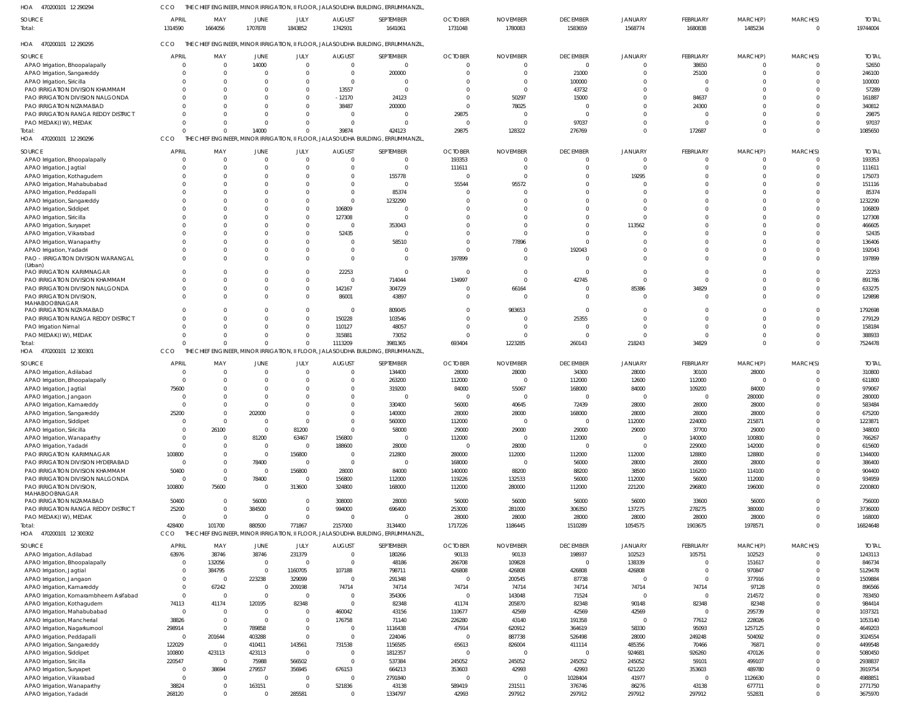HOA 470200101 12 290294 CCO THE CHIEF ENGINEER, MINOR IRRIGATION, II FLOOR, JALASOUDHA BUILDING, ERRUMMANZIL,

| SOURCE | APRIL | MAY | JUNE | JULY | AUGUST | SEPTEMBER | OCTOBER | NOVEMBER | DECEMBER | JANUARY | FEBRUARY | MARCH(P) | MARCH(S) | TOTAL |
|---|---|---|---|---|---|---|---|---|---|---|---|---|---|---|
| Total: | 1314590 | 1664056 | 1707878 | 1843852 | 1742931 | 1641061 | 1731048 | 1780083 | 1583659 | 1568774 | 1680838 | 1485234 | 0 | 19744004 |

HOA 470200101 12 290295 CCO THE CHIEF ENGINEER, MINOR IRRIGATION, II FLOOR, JALASOUDHA BUILDING, ERRUMMANZIL,

| SOURCE | APRIL | MAY | JUNE | JULY | AUGUST | SEPTEMBER | OCTOBER | NOVEMBER | DECEMBER | JANUARY | FEBRUARY | MARCH(P) | MARCH(S) | TOTAL |
|---|---|---|---|---|---|---|---|---|---|---|---|---|---|---|
| APAO Irrigation, Bhoopalapally | 0 | 0 | 14000 | 0 | 0 | 0 | 0 | 0 | 0 | 0 | 38650 | 0 | 0 | 52650 |
| APAO Irrigation, Sangareddy | 0 | 0 | 0 | 0 | 0 | 200000 | 0 | 0 | 21000 | 0 | 25100 | 0 | 0 | 246100 |
| APAO Irrigation, Siricilla | 0 | 0 | 0 | 0 | 0 | 0 | 0 | 0 | 100000 | 0 | 0 | 0 | 0 | 100000 |
| PAO IRRIGATION DIVISION KHAMMAM | 0 | 0 | 0 | 0 | 13557 | 0 | 0 | 0 | 43732 | 0 | 0 | 0 | 0 | 57289 |
| PAO IRRIGATION DIVISION NALGONDA | 0 | 0 | 0 | 0 | -12170 | 24123 | 0 | 50297 | 15000 | 0 | 84637 | 0 | 0 | 161887 |
| PAO IRRIGATION NIZAMABAD | 0 | 0 | 0 | 0 | 38487 | 200000 | 0 | 78025 | 0 | 0 | 24300 | 0 | 0 | 340812 |
| PAO IRRIGATION RANGA REDDY DISTRICT | 0 | 0 | 0 | 0 | 0 | 0 | 29875 | 0 | 0 | 0 | 0 | 0 | 0 | 29875 |
| PAO MEDAK(IW), MEDAK | 0 | 0 | 0 | 0 | 0 | 0 | 0 | 0 | 97037 | 0 | 0 | 0 | 0 | 97037 |
| Total: | 0 | 0 | 14000 | 0 | 39874 | 424123 | 29875 | 128322 | 276769 | 0 | 172687 | 0 | 0 | 1085650 |

HOA 470200101 12 290296 CCO THE CHIEF ENGINEER, MINOR IRRIGATION, II FLOOR, JALASOUDHA BUILDING, ERRUMMANZIL,

| SOURCE | APRIL | MAY | JUNE | JULY | AUGUST | SEPTEMBER | OCTOBER | NOVEMBER | DECEMBER | JANUARY | FEBRUARY | MARCH(P) | MARCH(S) | TOTAL |
|---|---|---|---|---|---|---|---|---|---|---|---|---|---|---|
| APAO Irrigation, Bhoopalapally | 0 | 0 | 0 | 0 | 0 | 0 | 193353 | 0 | 0 | 0 | 0 | 0 | 0 | 193353 |
| APAO Irrigation, Jagtial | 0 | 0 | 0 | 0 | 0 | 0 | 111611 | 0 | 0 | 0 | 0 | 0 | 0 | 111611 |
| APAO Irrigation, Kothagudem | 0 | 0 | 0 | 0 | 0 | 155778 | 0 | 0 | 0 | 19295 | 0 | 0 | 0 | 175073 |
| APAO Irrigation, Mahabubabad | 0 | 0 | 0 | 0 | 0 | 0 | 55544 | 95572 | 0 | 0 | 0 | 0 | 0 | 151116 |
| APAO Irrigation, Peddapalli | 0 | 0 | 0 | 0 | 0 | 85374 | 0 | 0 | 0 | 0 | 0 | 0 | 0 | 85374 |
| APAO Irrigation, Sangareddy | 0 | 0 | 0 | 0 | 0 | 1232290 | 0 | 0 | 0 | 0 | 0 | 0 | 0 | 1232290 |
| APAO Irrigation, Siddipet | 0 | 0 | 0 | 0 | 106809 | 0 | 0 | 0 | 0 | 0 | 0 | 0 | 0 | 106809 |
| APAO Irrigation, Siricilla | 0 | 0 | 0 | 0 | 127308 | 0 | 0 | 0 | 0 | 0 | 0 | 0 | 0 | 127308 |
| APAO Irrigation, Suryapet | 0 | 0 | 0 | 0 | 0 | 353043 | 0 | 0 | 0 | 113562 | 0 | 0 | 0 | 466605 |
| APAO Irrigation, Vikarabad | 0 | 0 | 0 | 0 | 52435 | 0 | 0 | 0 | 0 | 0 | 0 | 0 | 0 | 52435 |
| APAO Irrigation, Wanaparthy | 0 | 0 | 0 | 0 | 0 | 58510 | 0 | 77896 | 0 | 0 | 0 | 0 | 0 | 136406 |
| APAO Irrigation, Yadadri | 0 | 0 | 0 | 0 | 0 | 0 | 0 | 0 | 192043 | 0 | 0 | 0 | 0 | 192043 |
| PAO - IRRIGATION DIVISION WARANGAL (Urban) | 0 | 0 | 0 | 0 | 0 | 0 | 197899 | 0 | 0 | 0 | 0 | 0 | 0 | 197899 |
| PAO IRRIGATION KARIMNAGAR | 0 | 0 | 0 | 0 | 22253 | 0 | 0 | 0 | 0 | 0 | 0 | 0 | 0 | 22253 |
| PAO IRRIGATION DIVISION KHAMMAM | 0 | 0 | 0 | 0 | 0 | 714044 | 134997 | 0 | 42745 | 0 | 0 | 0 | 0 | 891786 |
| PAO IRRIGATION DIVISION NALGONDA | 0 | 0 | 0 | 0 | 142167 | 304729 | 0 | 66164 | 0 | 85386 | 34829 | 0 | 0 | 633275 |
| PAO IRRIGATION DIVISION, MAHABOOBNAGAR | 0 | 0 | 0 | 0 | 86001 | 43897 | 0 | 0 | 0 | 0 | 0 | 0 | 0 | 129898 |
| PAO IRRIGATION NIZAMABAD | 0 | 0 | 0 | 0 | 0 | 809045 | 0 | 983653 | 0 | 0 | 0 | 0 | 0 | 1792698 |
| PAO IRRIGATION RANGA REDDY DISTRICT | 0 | 0 | 0 | 0 | 150228 | 103546 | 0 | 0 | 25355 | 0 | 0 | 0 | 0 | 279129 |
| PAO Irrigation Nirmal | 0 | 0 | 0 | 0 | 110127 | 48057 | 0 | 0 | 0 | 0 | 0 | 0 | 0 | 158184 |
| PAO MEDAK(IW), MEDAK | 0 | 0 | 0 | 0 | 315881 | 73052 | 0 | 0 | 0 | 0 | 0 | 0 | 0 | 388933 |
| Total: | 0 | 0 | 0 | 0 | 1113209 | 3981365 | 693404 | 1223285 | 260143 | 218243 | 34829 | 0 | 0 | 7524478 |

HOA 470200101 12 300301 CCO THE CHIEF ENGINEER, MINOR IRRIGATION, II FLOOR, JALASOUDHA BUILDING, ERRUMMANZIL,

| SOURCE | APRIL | MAY | JUNE | JULY | AUGUST | SEPTEMBER | OCTOBER | NOVEMBER | DECEMBER | JANUARY | FEBRUARY | MARCH(P) | MARCH(S) | TOTAL |
|---|---|---|---|---|---|---|---|---|---|---|---|---|---|---|
| APAO Irrigation, Adilabad | 0 | 0 | 0 | 0 | 0 | 134400 | 28000 | 28000 | 34300 | 28000 | 30100 | 28000 | 0 | 310800 |
| APAO Irrigation, Bhoopalapally | 0 | 0 | 0 | 0 | 0 | 263200 | 112000 | 0 | 112000 | 12600 | 112000 | 0 | 0 | 611800 |
| APAO Irrigation, Jagtial | 75600 | 0 | 0 | 0 | 0 | 319200 | 84000 | 55067 | 168000 | 84000 | 109200 | 84000 | 0 | 979067 |
| APAO Irrigation, Jangaon | 0 | 0 | 0 | 0 | 0 | 0 | 0 | 0 | 0 | 0 | 0 | 280000 | 0 | 280000 |
| APAO Irrigation, Kamareddy | 0 | 0 | 0 | 0 | 0 | 330400 | 56000 | 40645 | 72439 | 28000 | 28000 | 28000 | 0 | 583484 |
| APAO Irrigation, Sangareddy | 25200 | 0 | 202000 | 0 | 0 | 140000 | 28000 | 28000 | 168000 | 28000 | 28000 | 28000 | 0 | 675200 |
| APAO Irrigation, Siddipet | 0 | 0 | 0 | 0 | 0 | 560000 | 112000 | 0 | 0 | 112000 | 224000 | 215871 | 0 | 1223871 |
| APAO Irrigation, Siricilla | 0 | 26100 | 0 | 81200 | 0 | 58000 | 29000 | 29000 | 29000 | 29000 | 37700 | 29000 | 0 | 348000 |
| APAO Irrigation, Wanaparthy | 0 | 0 | 81200 | 63467 | 156800 | 0 | 112000 | 0 | 112000 | 0 | 140000 | 100800 | 0 | 766267 |
| APAO Irrigation, Yadadri | 0 | 0 | 0 | 0 | 188600 | 28000 | 0 | 28000 | 0 | 0 | 229000 | 142000 | 0 | 615600 |
| PAO IRRIGATION KARIMNAGAR | 100800 | 0 | 0 | 156800 | 0 | 212800 | 280000 | 112000 | 112000 | 112000 | 128800 | 128800 | 0 | 1344000 |
| PAO IRRIGATION DIVISION HYDERABAD | 0 | 0 | 78400 | 0 | 0 | 0 | 168000 | 0 | 56000 | 28000 | 28000 | 28000 | 0 | 386400 |
| PAO IRRIGATION DIVISION KHAMMAM | 50400 | 0 | 0 | 156800 | 28000 | 84000 | 140000 | 88200 | 88200 | 38500 | 116200 | 114100 | 0 | 904400 |
| PAO IRRIGATION DIVISION NALGONDA | 0 | 0 | 78400 | 0 | 156800 | 112000 | 119226 | 132533 | 56000 | 112000 | 56000 | 112000 | 0 | 934959 |
| PAO IRRIGATION DIVISION, MAHABOOBNAGAR | 100800 | 75600 | 0 | 313600 | 324800 | 168000 | 112000 | 280000 | 112000 | 221200 | 296800 | 196000 | 0 | 2200800 |
| PAO IRRIGATION NIZAMABAD | 50400 | 0 | 56000 | 0 | 308000 | 28000 | 56000 | 56000 | 56000 | 56000 | 33600 | 56000 | 0 | 756000 |
| PAO IRRIGATION RANGA REDDY DISTRICT | 25200 | 0 | 384500 | 0 | 994000 | 696400 | 253000 | 281000 | 306350 | 137275 | 278275 | 380000 | 0 | 3736000 |
| PAO MEDAK(IW), MEDAK | 0 | 0 | 0 | 0 | 0 | 0 | 28000 | 28000 | 28000 | 28000 | 28000 | 28000 | 0 | 168000 |
| Total: | 428400 | 101700 | 880500 | 771867 | 2157000 | 3134400 | 1717226 | 1186445 | 1510289 | 1054575 | 1903675 | 1978571 | 0 | 16824648 |

HOA 470200101 12 300302 CCO THE CHIEF ENGINEER, MINOR IRRIGATION, II FLOOR, JALASOUDHA BUILDING, ERRUMMANZIL,

| SOURCE | APRIL | MAY | JUNE | JULY | AUGUST | SEPTEMBER | OCTOBER | NOVEMBER | DECEMBER | JANUARY | FEBRUARY | MARCH(P) | MARCH(S) | TOTAL |
|---|---|---|---|---|---|---|---|---|---|---|---|---|---|---|
| APAO Irrigation, Adilabad | 63976 | 38746 | 38746 | 231379 | 0 | 180266 | 90133 | 90133 | 198937 | 102523 | 105751 | 102523 | 0 | 1243113 |
| APAO Irrigation, Bhoopalapally | 0 | 132056 | 0 | 0 | 0 | 48186 | 266708 | 109828 | 0 | 138339 | 0 | 151617 | 0 | 846734 |
| APAO Irrigation, Jagtial | 0 | 384795 | 0 | 1160705 | 107188 | 798711 | 426808 | 426808 | 426808 | 426808 | 0 | 970847 | 0 | 5129478 |
| APAO Irrigation, Jangaon | 0 | 0 | 223238 | 329099 | 0 | 291348 | 0 | 200545 | 87738 | 0 | 0 | 377916 | 0 | 1509884 |
| APAO Irrigation, Kamareddy | 0 | 67242 | 0 | 209198 | 74714 | 74714 | 74714 | 74714 | 74714 | 74714 | 74714 | 97128 | 0 | 896566 |
| APAO Irrigation, Komarambheem Asifabad | 0 | 0 | 0 | 0 | 0 | 354306 | 0 | 143048 | 71524 | 0 | 0 | 214572 | 0 | 783450 |
| APAO Irrigation, Kothagudem | 74113 | 41174 | 120195 | 82348 | 0 | 82348 | 41174 | 205870 | 82348 | 90148 | 82348 | 82348 | 0 | 984414 |
| APAO Irrigation, Mahabubabad | 0 | 0 | 0 | 0 | 460042 | 43156 | 110677 | 42569 | 42569 | 42569 | 0 | 295739 | 0 | 1037321 |
| APAO Irrigation, Mancherial | 38826 | 0 | 0 | 0 | 176758 | 71140 | 226280 | 43140 | 191358 | 0 | 77612 | 228026 | 0 | 1053140 |
| APAO Irrigation, Nagarkurnool | 298914 | 0 | 789858 | 0 | 0 | 1116438 | 47914 | 620912 | 364619 | 58330 | 95093 | 1257125 | 0 | 4649203 |
| APAO Irrigation, Peddapalli | 0 | 201644 | 403288 | 0 | 0 | 224046 | 0 | 887738 | 526498 | 28000 | 249248 | 504092 | 0 | 3024554 |
| APAO Irrigation, Sangareddy | 122029 | 0 | 410411 | 143561 | 731538 | 1156585 | 65613 | 826004 | 411114 | 485356 | 70466 | 76871 | 0 | 4499548 |
| APAO Irrigation, Siddipet | 100800 | 423113 | 423113 | 0 | 0 | 1812357 | 0 | 0 | 0 | 924681 | 926260 | 470126 | 0 | 5080450 |
| APAO Irrigation, Siricilla | 220547 | 0 | 75988 | 566502 | 0 | 537384 | 245052 | 245052 | 245052 | 245052 | 59101 | 499107 | 0 | 2938837 |
| APAO Irrigation, Suryapet | 0 | 38694 | 279557 | 356945 | 676153 | 664213 | 353603 | 42993 | 42993 | 621220 | 353603 | 489780 | 0 | 3919754 |
| APAO Irrigation, Vikarabad | 0 | 0 | 0 | 0 | 0 | 2791840 | 0 | 0 | 1028404 | 41977 | 0 | 1126630 | 0 | 4988851 |
| APAO Irrigation, Wanaparthy | 38824 | 0 | 163151 | 0 | 521836 | 43138 | 589419 | 231511 | 376746 | 86276 | 43138 | 677711 | 0 | 2771750 |
| APAO Irrigation, Yadadri | 268120 | 0 | 0 | 285581 | 0 | 1334797 | 42993 | 297912 | 297912 | 297912 | 297912 | 552831 | 0 | 3675970 |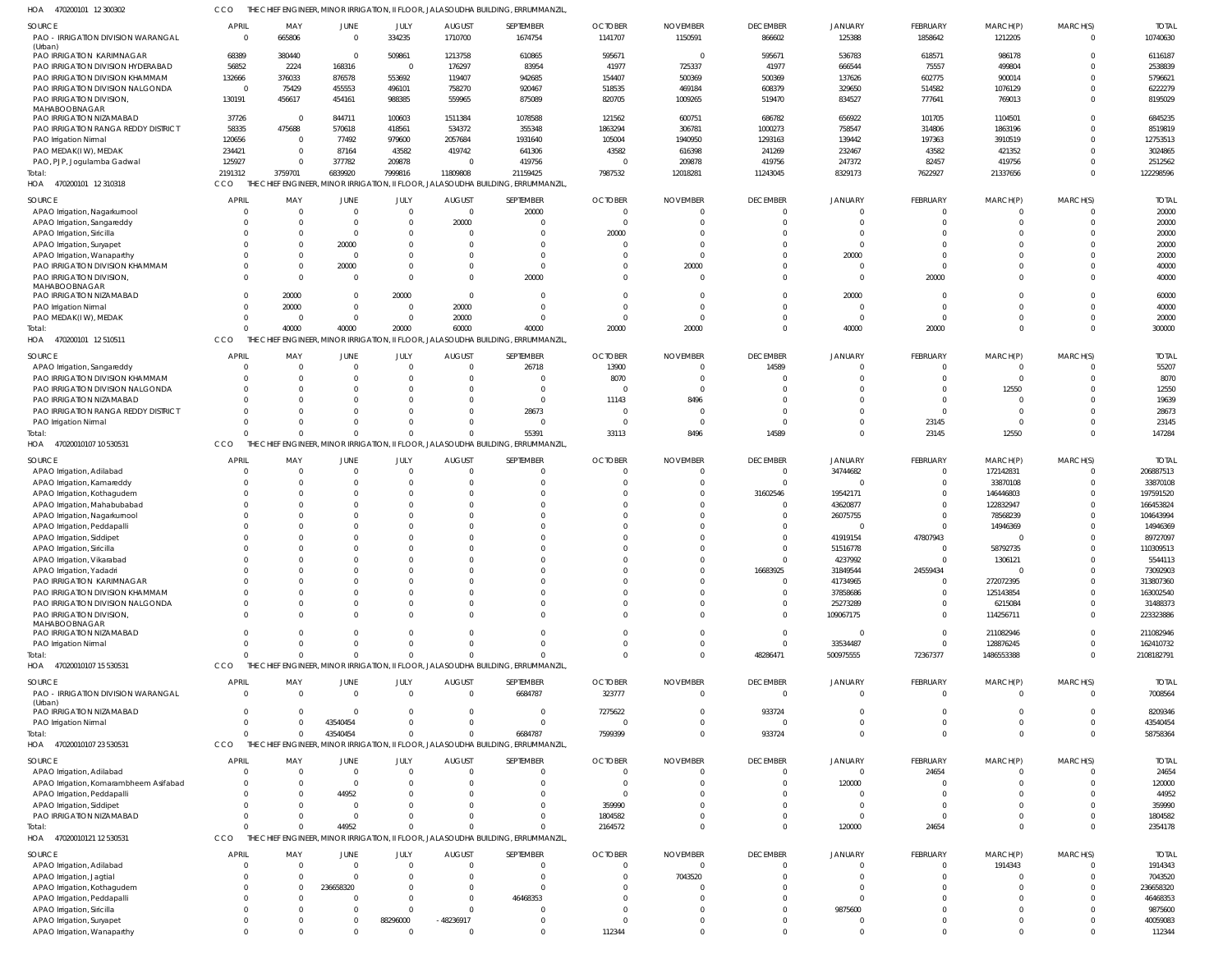HOA 470200101 12 300302 CCO THE CHIEF ENGINEER, MINOR IRRIGATION, II FLOOR, JALASOUDHA BUILDING, ERRUMMANZIL,

| SOURCE | APRIL | MAY | JUNE | JULY | AUGUST | SEPTEMBER | OCTOBER | NOVEMBER | DECEMBER | JANUARY | FEBRUARY | MARCH(P) | MARCH(S) | TOTAL |
|---|---|---|---|---|---|---|---|---|---|---|---|---|---|---|
| PAO - IRRIGATION DIVISION WARANGAL (Urban) | 0 | 665806 | 0 | 334235 | 1710700 | 1674754 | 1141707 | 1150591 | 866602 | 125388 | 1858642 | 1212205 | 0 | 10740630 |
| PAO IRRIGATION KARIMNAGAR | 68389 | 380440 | 0 | 509861 | 1213758 | 610865 | 595671 | 0 | 595671 | 536783 | 618571 | 986178 | 0 | 6116187 |
| PAO IRRIGATION DIVISION HYDERABAD | 56852 | 2224 | 168316 | 0 | 176297 | 83954 | 41977 | 725337 | 41977 | 666544 | 75557 | 499804 | 0 | 2538839 |
| PAO IRRIGATION DIVISION KHAMMAM | 132666 | 376033 | 876578 | 553692 | 119407 | 942685 | 154407 | 500369 | 500369 | 137626 | 602775 | 900014 | 0 | 5796621 |
| PAO IRRIGATION DIVISION NALGONDA | 0 | 75429 | 455553 | 496101 | 758270 | 920467 | 518535 | 469184 | 608379 | 329650 | 514582 | 1076129 | 0 | 6222279 |
| PAO IRRIGATION DIVISION, MAHABOOBNAGAR | 130191 | 456617 | 454161 | 988385 | 555965 | 875089 | 820705 | 1009265 | 519470 | 834527 | 777641 | 769013 | 0 | 8195029 |
| PAO IRRIGATION NIZAMABAD | 37726 | 0 | 844711 | 100603 | 1511384 | 1078588 | 121562 | 600751 | 686782 | 656922 | 101705 | 1104501 | 0 | 6845235 |
| PAO IRRIGATION RANGA REDDY DISTRICT | 58335 | 475688 | 570618 | 418561 | 534372 | 355348 | 1863294 | 306781 | 1000273 | 758547 | 314806 | 1863196 | 0 | 8519819 |
| PAO Irrigation Nirmal | 120656 | 0 | 77492 | 979600 | 2057684 | 1931640 | 105004 | 1940950 | 1293163 | 139442 | 197363 | 3910519 | 0 | 12753513 |
| PAO MEDAK(IW), MEDAK | 234421 | 0 | 87164 | 43582 | 419742 | 641306 | 43582 | 616398 | 241269 | 232467 | 43582 | 421352 | 0 | 3024865 |
| PAO, PJP, Jogulamba Gadwal | 125927 | 0 | 377782 | 209878 | 0 | 419756 | 0 | 209878 | 419756 | 247372 | 82457 | 419756 | 0 | 2512562 |
| Total: | 2191312 | 3759701 | 6839920 | 7999816 | 11809808 | 21159425 | 7987532 | 12018281 | 11243045 | 8329173 | 7622927 | 21337656 | 0 | 122298596 |

HOA 470200101 12 310318 CCO THE CHIEF ENGINEER, MINOR IRRIGATION, II FLOOR, JALASOUDHA BUILDING, ERRUMMANZIL,

| SOURCE | APRIL | MAY | JUNE | JULY | AUGUST | SEPTEMBER | OCTOBER | NOVEMBER | DECEMBER | JANUARY | FEBRUARY | MARCH(P) | MARCH(S) | TOTAL |
|---|---|---|---|---|---|---|---|---|---|---|---|---|---|---|
| APAO Irrigation, Nagarkurnool | 0 | 0 | 0 | 0 | 0 | 20000 | 0 | 0 | 0 | 0 | 0 | 0 | 0 | 20000 |
| APAO Irrigation, Sangareddy | 0 | 0 | 0 | 0 | 20000 | 0 | 0 | 0 | 0 | 0 | 0 | 0 | 0 | 20000 |
| APAO Irrigation, Siricilla | 0 | 0 | 0 | 0 | 0 | 0 | 20000 | 0 | 0 | 0 | 0 | 0 | 0 | 20000 |
| APAO Irrigation, Suryapet | 0 | 0 | 20000 | 0 | 0 | 0 | 0 | 0 | 0 | 0 | 0 | 0 | 0 | 20000 |
| APAO Irrigation, Wanaparthy | 0 | 0 | 0 | 0 | 0 | 0 | 0 | 0 | 0 | 20000 | 0 | 0 | 0 | 20000 |
| PAO IRRIGATION DIVISION KHAMMAM | 0 | 0 | 20000 | 0 | 0 | 0 | 0 | 20000 | 0 | 0 | 0 | 0 | 0 | 40000 |
| PAO IRRIGATION DIVISION, MAHABOOBNAGAR | 0 | 0 | 0 | 0 | 0 | 20000 | 0 | 0 | 0 | 0 | 20000 | 0 | 0 | 40000 |
| PAO IRRIGATION NIZAMABAD | 0 | 20000 | 0 | 20000 | 0 | 0 | 0 | 0 | 0 | 20000 | 0 | 0 | 0 | 60000 |
| PAO Irrigation Nirmal | 0 | 20000 | 0 | 0 | 20000 | 0 | 0 | 0 | 0 | 0 | 0 | 0 | 0 | 40000 |
| PAO MEDAK(IW), MEDAK | 0 | 0 | 0 | 0 | 20000 | 0 | 0 | 0 | 0 | 0 | 0 | 0 | 0 | 20000 |
| Total: | 0 | 40000 | 40000 | 20000 | 60000 | 40000 | 20000 | 20000 | 0 | 40000 | 20000 | 0 | 0 | 300000 |

HOA 470200101 12 510511 CCO THE CHIEF ENGINEER, MINOR IRRIGATION, II FLOOR, JALASOUDHA BUILDING, ERRUMMANZIL,

| SOURCE | APRIL | MAY | JUNE | JULY | AUGUST | SEPTEMBER | OCTOBER | NOVEMBER | DECEMBER | JANUARY | FEBRUARY | MARCH(P) | MARCH(S) | TOTAL |
|---|---|---|---|---|---|---|---|---|---|---|---|---|---|---|
| APAO Irrigation, Sangareddy | 0 | 0 | 0 | 0 | 0 | 26718 | 13900 | 0 | 14589 | 0 | 0 | 0 | 0 | 55207 |
| PAO IRRIGATION DIVISION KHAMMAM | 0 | 0 | 0 | 0 | 0 | 0 | 8070 | 0 | 0 | 0 | 0 | 0 | 0 | 8070 |
| PAO IRRIGATION DIVISION NALGONDA | 0 | 0 | 0 | 0 | 0 | 0 | 0 | 0 | 0 | 0 | 0 | 12550 | 0 | 12550 |
| PAO IRRIGATION NIZAMABAD | 0 | 0 | 0 | 0 | 0 | 0 | 11143 | 8496 | 0 | 0 | 0 | 0 | 0 | 19639 |
| PAO IRRIGATION RANGA REDDY DISTRICT | 0 | 0 | 0 | 0 | 0 | 28673 | 0 | 0 | 0 | 0 | 0 | 0 | 0 | 28673 |
| PAO Irrigation Nirmal | 0 | 0 | 0 | 0 | 0 | 0 | 0 | 0 | 0 | 0 | 23145 | 0 | 0 | 23145 |
| Total: | 0 | 0 | 0 | 0 | 0 | 55391 | 33113 | 8496 | 14589 | 0 | 23145 | 12550 | 0 | 147284 |

HOA 47020010107 10 530531 CCO THE CHIEF ENGINEER, MINOR IRRIGATION, II FLOOR, JALASOUDHA BUILDING, ERRUMMANZIL,

| SOURCE | APRIL | MAY | JUNE | JULY | AUGUST | SEPTEMBER | OCTOBER | NOVEMBER | DECEMBER | JANUARY | FEBRUARY | MARCH(P) | MARCH(S) | TOTAL |
|---|---|---|---|---|---|---|---|---|---|---|---|---|---|---|
| APAO Irrigation, Adilabad | 0 | 0 | 0 | 0 | 0 | 0 | 0 | 0 | 0 | 34744682 | 0 | 172142831 | 0 | 206887513 |
| APAO Irrigation, Kamareddy | 0 | 0 | 0 | 0 | 0 | 0 | 0 | 0 | 0 | 0 | 0 | 33870108 | 0 | 33870108 |
| APAO Irrigation, Kothagudem | 0 | 0 | 0 | 0 | 0 | 0 | 0 | 0 | 31602546 | 19542171 | 0 | 146446803 | 0 | 197591520 |
| APAO Irrigation, Mahabubabad | 0 | 0 | 0 | 0 | 0 | 0 | 0 | 0 | 0 | 43620877 | 0 | 122832947 | 0 | 166453824 |
| APAO Irrigation, Nagarkurnool | 0 | 0 | 0 | 0 | 0 | 0 | 0 | 0 | 0 | 26075755 | 0 | 78568239 | 0 | 104643994 |
| APAO Irrigation, Peddapalli | 0 | 0 | 0 | 0 | 0 | 0 | 0 | 0 | 0 | 0 | 0 | 14946369 | 0 | 14946369 |
| APAO Irrigation, Siddipet | 0 | 0 | 0 | 0 | 0 | 0 | 0 | 0 | 0 | 41919154 | 47807943 | 0 | 0 | 89727097 |
| APAO Irrigation, Siricilla | 0 | 0 | 0 | 0 | 0 | 0 | 0 | 0 | 0 | 51516778 | 0 | 58792735 | 0 | 110309513 |
| APAO Irrigation, Vikarabad | 0 | 0 | 0 | 0 | 0 | 0 | 0 | 0 | 0 | 4237992 | 0 | 1306121 | 0 | 5544113 |
| APAO Irrigation, Yadadri | 0 | 0 | 0 | 0 | 0 | 0 | 0 | 0 | 16683925 | 31849544 | 24559434 | 0 | 0 | 73092903 |
| PAO IRRIGATION KARIMNAGAR | 0 | 0 | 0 | 0 | 0 | 0 | 0 | 0 | 0 | 41734965 | 0 | 272072395 | 0 | 313807360 |
| PAO IRRIGATION DIVISION KHAMMAM | 0 | 0 | 0 | 0 | 0 | 0 | 0 | 0 | 0 | 37858686 | 0 | 125143854 | 0 | 163002540 |
| PAO IRRIGATION DIVISION NALGONDA | 0 | 0 | 0 | 0 | 0 | 0 | 0 | 0 | 0 | 25273289 | 0 | 6215084 | 0 | 31488373 |
| PAO IRRIGATION DIVISION, MAHABOOBNAGAR | 0 | 0 | 0 | 0 | 0 | 0 | 0 | 0 | 0 | 109067175 | 0 | 114256711 | 0 | 223323886 |
| PAO IRRIGATION NIZAMABAD | 0 | 0 | 0 | 0 | 0 | 0 | 0 | 0 | 0 | 0 | 0 | 211082946 | 0 | 211082946 |
| PAO Irrigation Nirmal | 0 | 0 | 0 | 0 | 0 | 0 | 0 | 0 | 0 | 33534487 | 0 | 128876245 | 0 | 162410732 |
| Total: | 0 | 0 | 0 | 0 | 0 | 0 | 0 | 0 | 48286471 | 500975555 | 72367377 | 1486553388 | 0 | 2108182791 |

HOA 47020010107 15 530531 CCO THE CHIEF ENGINEER, MINOR IRRIGATION, II FLOOR, JALASOUDHA BUILDING, ERRUMMANZIL,

| SOURCE | APRIL | MAY | JUNE | JULY | AUGUST | SEPTEMBER | OCTOBER | NOVEMBER | DECEMBER | JANUARY | FEBRUARY | MARCH(P) | MARCH(S) | TOTAL |
|---|---|---|---|---|---|---|---|---|---|---|---|---|---|---|
| PAO - IRRIGATION DIVISION WARANGAL (Urban) | 0 | 0 | 0 | 0 | 0 | 6684787 | 323777 | 0 | 0 | 0 | 0 | 0 | 0 | 7008564 |
| PAO IRRIGATION NIZAMABAD | 0 | 0 | 0 | 0 | 0 | 0 | 7275622 | 0 | 933724 | 0 | 0 | 0 | 0 | 8209346 |
| PAO Irrigation Nirmal | 0 | 0 | 43540454 | 0 | 0 | 0 | 0 | 0 | 0 | 0 | 0 | 0 | 0 | 43540454 |
| Total: | 0 | 0 | 43540454 | 0 | 0 | 6684787 | 7599399 | 0 | 933724 | 0 | 0 | 0 | 0 | 58758364 |

HOA 47020010107 23 530531 CCO THE CHIEF ENGINEER, MINOR IRRIGATION, II FLOOR, JALASOUDHA BUILDING, ERRUMMANZIL,

| SOURCE | APRIL | MAY | JUNE | JULY | AUGUST | SEPTEMBER | OCTOBER | NOVEMBER | DECEMBER | JANUARY | FEBRUARY | MARCH(P) | MARCH(S) | TOTAL |
|---|---|---|---|---|---|---|---|---|---|---|---|---|---|---|
| APAO Irrigation, Adilabad | 0 | 0 | 0 | 0 | 0 | 0 | 0 | 0 | 0 | 0 | 24654 | 0 | 0 | 24654 |
| APAO Irrigation, Komarambheem Asifabad | 0 | 0 | 0 | 0 | 0 | 0 | 0 | 0 | 0 | 120000 | 0 | 0 | 0 | 120000 |
| APAO Irrigation, Peddapalli | 0 | 0 | 44952 | 0 | 0 | 0 | 0 | 0 | 0 | 0 | 0 | 0 | 0 | 44952 |
| APAO Irrigation, Siddipet | 0 | 0 | 0 | 0 | 0 | 0 | 359990 | 0 | 0 | 0 | 0 | 0 | 0 | 359990 |
| PAO IRRIGATION NIZAMABAD | 0 | 0 | 0 | 0 | 0 | 0 | 1804582 | 0 | 0 | 0 | 0 | 0 | 0 | 1804582 |
| Total: | 0 | 0 | 44952 | 0 | 0 | 0 | 2164572 | 0 | 0 | 120000 | 24654 | 0 | 0 | 2354178 |

HOA 47020010121 12 530531 CCO THE CHIEF ENGINEER, MINOR IRRIGATION, II FLOOR, JALASOUDHA BUILDING, ERRUMMANZIL,

| SOURCE | APRIL | MAY | JUNE | JULY | AUGUST | SEPTEMBER | OCTOBER | NOVEMBER | DECEMBER | JANUARY | FEBRUARY | MARCH(P) | MARCH(S) | TOTAL |
|---|---|---|---|---|---|---|---|---|---|---|---|---|---|---|
| APAO Irrigation, Adilabad | 0 | 0 | 0 | 0 | 0 | 0 | 0 | 0 | 0 | 0 | 0 | 1914343 | 0 | 1914343 |
| APAO Irrigation, Jagtial | 0 | 0 | 0 | 0 | 0 | 0 | 0 | 7043520 | 0 | 0 | 0 | 0 | 0 | 7043520 |
| APAO Irrigation, Kothagudem | 0 | 0 | 236658320 | 0 | 0 | 0 | 0 | 0 | 0 | 0 | 0 | 0 | 0 | 236658320 |
| APAO Irrigation, Peddapalli | 0 | 0 | 0 | 0 | 0 | 46468353 | 0 | 0 | 0 | 0 | 0 | 0 | 0 | 46468353 |
| APAO Irrigation, Siricilla | 0 | 0 | 0 | 0 | 0 | 0 | 0 | 0 | 0 | 9875600 | 0 | 0 | 0 | 9875600 |
| APAO Irrigation, Suryapet | 0 | 0 | 0 | 88296000 | -48236917 | 0 | 0 | 0 | 0 | 0 | 0 | 0 | 0 | 40059083 |
| APAO Irrigation, Wanaparthy | 0 | 0 | 0 | 0 | 0 | 0 | 112344 | 0 | 0 | 0 | 0 | 0 | 0 | 112344 |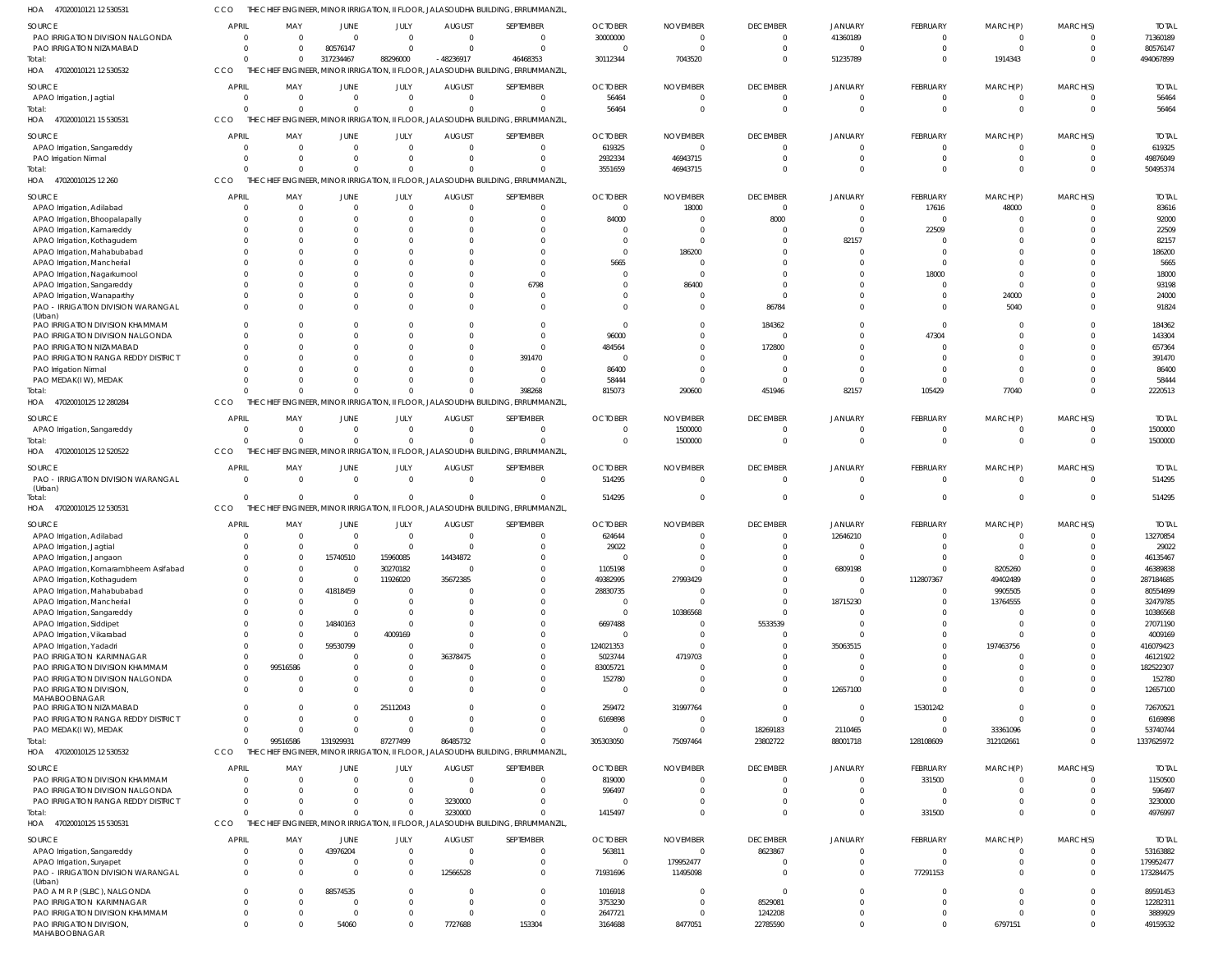HOA 47020010121 12 530531 CCO THE CHIEF ENGINEER, MINOR IRRIGATION, II FLOOR, JALASOUDHA BUILDING, ERRUMMANZIL,

| SOURCE | APRIL | MAY | JUNE | JULY | AUGUST | SEPTEMBER | OCTOBER | NOVEMBER | DECEMBER | JANUARY | FEBRUARY | MARCH(P) | MARCH(S) | TOTAL |
|---|---|---|---|---|---|---|---|---|---|---|---|---|---|---|
| PAO IRRIGATION DIVISION NALGONDA | 0 | 0 | 0 | 0 | 0 | 0 | 30000000 | 0 | 0 | 41360189 | 0 | 0 | 0 | 71360189 |
| PAO IRRIGATION NIZAMABAD | 0 | 0 | 80576147 | 0 | 0 | 0 | 0 | 0 | 0 | 0 | 0 | 0 | 0 | 80576147 |
| Total: | 0 | 0 | 317234467 | 88296000 | -48236917 | 46468353 | 30112344 | 7043520 | 0 | 51235789 | 0 | 1914343 | 0 | 494067899 |

HOA 47020010121 12 530532 CCO THE CHIEF ENGINEER, MINOR IRRIGATION, II FLOOR, JALASOUDHA BUILDING, ERRUMMANZIL,

| SOURCE | APRIL | MAY | JUNE | JULY | AUGUST | SEPTEMBER | OCTOBER | NOVEMBER | DECEMBER | JANUARY | FEBRUARY | MARCH(P) | MARCH(S) | TOTAL |
|---|---|---|---|---|---|---|---|---|---|---|---|---|---|---|
| APAO Irrigation, Jagtial | 0 | 0 | 0 | 0 | 0 | 0 | 56464 | 0 | 0 | 0 | 0 | 0 | 0 | 56464 |
| Total: | 0 | 0 | 0 | 0 | 0 | 0 | 56464 | 0 | 0 | 0 | 0 | 0 | 0 | 56464 |

HOA 47020010121 15 530531 CCO THE CHIEF ENGINEER, MINOR IRRIGATION, II FLOOR, JALASOUDHA BUILDING, ERRUMMANZIL,

| SOURCE | APRIL | MAY | JUNE | JULY | AUGUST | SEPTEMBER | OCTOBER | NOVEMBER | DECEMBER | JANUARY | FEBRUARY | MARCH(P) | MARCH(S) | TOTAL |
|---|---|---|---|---|---|---|---|---|---|---|---|---|---|---|
| APAO Irrigation, Sangareddy | 0 | 0 | 0 | 0 | 0 | 0 | 619325 | 0 | 0 | 0 | 0 | 0 | 0 | 619325 |
| PAO Irrigation Nirmal | 0 | 0 | 0 | 0 | 0 | 0 | 2932334 | 46943715 | 0 | 0 | 0 | 0 | 0 | 49876049 |
| Total: | 0 | 0 | 0 | 0 | 0 | 0 | 3551659 | 46943715 | 0 | 0 | 0 | 0 | 0 | 50495374 |

HOA 47020010125 12 260 CCO THE CHIEF ENGINEER, MINOR IRRIGATION, II FLOOR, JALASOUDHA BUILDING, ERRUMMANZIL,

| SOURCE | APRIL | MAY | JUNE | JULY | AUGUST | SEPTEMBER | OCTOBER | NOVEMBER | DECEMBER | JANUARY | FEBRUARY | MARCH(P) | MARCH(S) | TOTAL |
|---|---|---|---|---|---|---|---|---|---|---|---|---|---|---|
| APAO Irrigation, Adilabad | 0 | 0 | 0 | 0 | 0 | 0 | 0 | 18000 | 0 | 0 | 17616 | 48000 | 0 | 83616 |
| APAO Irrigation, Bhoopalapally | 0 | 0 | 0 | 0 | 0 | 0 | 84000 | 0 | 8000 | 0 | 0 | 0 | 0 | 92000 |
| APAO Irrigation, Kamareddy | 0 | 0 | 0 | 0 | 0 | 0 | 0 | 0 | 0 | 0 | 22509 | 0 | 0 | 22509 |
| APAO Irrigation, Kothagudem | 0 | 0 | 0 | 0 | 0 | 0 | 0 | 0 | 0 | 82157 | 0 | 0 | 0 | 82157 |
| APAO Irrigation, Mahabubabad | 0 | 0 | 0 | 0 | 0 | 0 | 0 | 186200 | 0 | 0 | 0 | 0 | 0 | 186200 |
| APAO Irrigation, Mancherial | 0 | 0 | 0 | 0 | 0 | 0 | 5665 | 0 | 0 | 0 | 0 | 0 | 0 | 5665 |
| APAO Irrigation, Nagarkurnool | 0 | 0 | 0 | 0 | 0 | 0 | 0 | 0 | 0 | 0 | 18000 | 0 | 0 | 18000 |
| APAO Irrigation, Sangareddy | 0 | 0 | 0 | 0 | 0 | 6798 | 0 | 86400 | 0 | 0 | 0 | 0 | 0 | 93198 |
| APAO Irrigation, Wanaparthy | 0 | 0 | 0 | 0 | 0 | 0 | 0 | 0 | 0 | 0 | 0 | 24000 | 0 | 24000 |
| PAO - IRRIGATION DIVISION WARANGAL (Urban) | 0 | 0 | 0 | 0 | 0 | 0 | 0 | 0 | 86784 | 0 | 0 | 5040 | 0 | 91824 |
| PAO IRRIGATION DIVISION KHAMMAM | 0 | 0 | 0 | 0 | 0 | 0 | 0 | 0 | 184362 | 0 | 0 | 0 | 0 | 184362 |
| PAO IRRIGATION DIVISION NALGONDA | 0 | 0 | 0 | 0 | 0 | 0 | 96000 | 0 | 0 | 0 | 47304 | 0 | 0 | 143304 |
| PAO IRRIGATION NIZAMABAD | 0 | 0 | 0 | 0 | 0 | 0 | 484564 | 0 | 172800 | 0 | 0 | 0 | 0 | 657364 |
| PAO IRRIGATION RANGA REDDY DISTRICT | 0 | 0 | 0 | 0 | 0 | 391470 | 0 | 0 | 0 | 0 | 0 | 0 | 0 | 391470 |
| PAO Irrigation Nirmal | 0 | 0 | 0 | 0 | 0 | 0 | 86400 | 0 | 0 | 0 | 0 | 0 | 0 | 86400 |
| PAO MEDAK(IW), MEDAK | 0 | 0 | 0 | 0 | 0 | 0 | 58444 | 0 | 0 | 0 | 0 | 0 | 0 | 58444 |
| Total: | 0 | 0 | 0 | 0 | 0 | 398268 | 815073 | 290600 | 451946 | 82157 | 105429 | 77040 | 0 | 2220513 |

HOA 47020010125 12 280284 CCO THE CHIEF ENGINEER, MINOR IRRIGATION, II FLOOR, JALASOUDHA BUILDING, ERRUMMANZIL,

| SOURCE | APRIL | MAY | JUNE | JULY | AUGUST | SEPTEMBER | OCTOBER | NOVEMBER | DECEMBER | JANUARY | FEBRUARY | MARCH(P) | MARCH(S) | TOTAL |
|---|---|---|---|---|---|---|---|---|---|---|---|---|---|---|
| APAO Irrigation, Sangareddy | 0 | 0 | 0 | 0 | 0 | 0 | 0 | 1500000 | 0 | 0 | 0 | 0 | 0 | 1500000 |
| Total: | 0 | 0 | 0 | 0 | 0 | 0 | 0 | 1500000 | 0 | 0 | 0 | 0 | 0 | 1500000 |

HOA 47020010125 12 520522 CCO THE CHIEF ENGINEER, MINOR IRRIGATION, II FLOOR, JALASOUDHA BUILDING, ERRUMMANZIL,

| SOURCE | APRIL | MAY | JUNE | JULY | AUGUST | SEPTEMBER | OCTOBER | NOVEMBER | DECEMBER | JANUARY | FEBRUARY | MARCH(P) | MARCH(S) | TOTAL |
|---|---|---|---|---|---|---|---|---|---|---|---|---|---|---|
| PAO - IRRIGATION DIVISION WARANGAL (Urban) | 0 | 0 | 0 | 0 | 0 | 0 | 514295 | 0 | 0 | 0 | 0 | 0 | 0 | 514295 |
| Total: | 0 | 0 | 0 | 0 | 0 | 0 | 514295 | 0 | 0 | 0 | 0 | 0 | 0 | 514295 |

HOA 47020010125 12 530531 CCO THE CHIEF ENGINEER, MINOR IRRIGATION, II FLOOR, JALASOUDHA BUILDING, ERRUMMANZIL,

| SOURCE | APRIL | MAY | JUNE | JULY | AUGUST | SEPTEMBER | OCTOBER | NOVEMBER | DECEMBER | JANUARY | FEBRUARY | MARCH(P) | MARCH(S) | TOTAL |
|---|---|---|---|---|---|---|---|---|---|---|---|---|---|---|
| APAO Irrigation, Adilabad | 0 | 0 | 0 | 0 | 0 | 0 | 624644 | 0 | 0 | 12646210 | 0 | 0 | 0 | 13270854 |
| APAO Irrigation, Jagtial | 0 | 0 | 0 | 0 | 0 | 0 | 29022 | 0 | 0 | 0 | 0 | 0 | 0 | 29022 |
| APAO Irrigation, Jangaon | 0 | 0 | 15740510 | 15960085 | 14434872 | 0 | 0 | 0 | 0 | 0 | 0 | 0 | 0 | 46135467 |
| APAO Irrigation, Komarambheem Asifabad | 0 | 0 | 0 | 30270182 | 0 | 0 | 1105198 | 0 | 0 | 6809198 | 0 | 8205260 | 0 | 46389838 |
| APAO Irrigation, Kothagudem | 0 | 0 | 0 | 11926020 | 35672385 | 0 | 49382995 | 27993429 | 0 | 0 | 112807367 | 49402489 | 0 | 287184685 |
| APAO Irrigation, Mahabubabad | 0 | 0 | 41818459 | 0 | 0 | 0 | 28830735 | 0 | 0 | 0 | 0 | 9905505 | 0 | 80554699 |
| APAO Irrigation, Mancherial | 0 | 0 | 0 | 0 | 0 | 0 | 0 | 0 | 0 | 18715230 | 0 | 13764555 | 0 | 32479785 |
| APAO Irrigation, Sangareddy | 0 | 0 | 0 | 0 | 0 | 0 | 0 | 10386568 | 0 | 0 | 0 | 0 | 0 | 10386568 |
| APAO Irrigation, Siddipet | 0 | 0 | 14840163 | 0 | 0 | 0 | 6697488 | 0 | 5533539 | 0 | 0 | 0 | 0 | 27071190 |
| APAO Irrigation, Vikarabad | 0 | 0 | 0 | 4009169 | 0 | 0 | 0 | 0 | 0 | 0 | 0 | 0 | 0 | 4009169 |
| APAO Irrigation, Yadadri | 0 | 0 | 59530799 | 0 | 0 | 0 | 124021353 | 0 | 0 | 35063515 | 0 | 197463756 | 0 | 416079423 |
| PAO IRRIGATION KARIMNAGAR | 0 | 0 | 0 | 0 | 36378475 | 0 | 5023744 | 4719703 | 0 | 0 | 0 | 0 | 0 | 46121922 |
| PAO IRRIGATION DIVISION KHAMMAM | 0 | 99516586 | 0 | 0 | 0 | 0 | 83005721 | 0 | 0 | 0 | 0 | 0 | 0 | 182522307 |
| PAO IRRIGATION DIVISION NALGONDA | 0 | 0 | 0 | 0 | 0 | 0 | 152780 | 0 | 0 | 0 | 0 | 0 | 0 | 152780 |
| PAO IRRIGATION DIVISION, MAHABOOBNAGAR | 0 | 0 | 0 | 0 | 0 | 0 | 0 | 0 | 0 | 12657100 | 0 | 0 | 0 | 12657100 |
| PAO IRRIGATION NIZAMABAD | 0 | 0 | 0 | 25112043 | 0 | 0 | 259472 | 31997764 | 0 | 0 | 15301242 | 0 | 0 | 72670521 |
| PAO IRRIGATION RANGA REDDY DISTRICT | 0 | 0 | 0 | 0 | 0 | 0 | 6169898 | 0 | 0 | 0 | 0 | 0 | 0 | 6169898 |
| PAO MEDAK(IW), MEDAK | 0 | 0 | 0 | 0 | 0 | 0 | 0 | 0 | 18269183 | 2110465 | 0 | 33361096 | 0 | 53740744 |
| Total: | 0 | 99516586 | 131929931 | 87277499 | 86485732 | 0 | 305303050 | 75097464 | 23802722 | 88001718 | 128108609 | 312102661 | 0 | 1337625972 |

HOA 47020010125 12 530532 CCO THE CHIEF ENGINEER, MINOR IRRIGATION, II FLOOR, JALASOUDHA BUILDING, ERRUMMANZIL,

| SOURCE | APRIL | MAY | JUNE | JULY | AUGUST | SEPTEMBER | OCTOBER | NOVEMBER | DECEMBER | JANUARY | FEBRUARY | MARCH(P) | MARCH(S) | TOTAL |
|---|---|---|---|---|---|---|---|---|---|---|---|---|---|---|
| PAO IRRIGATION DIVISION KHAMMAM | 0 | 0 | 0 | 0 | 0 | 0 | 819000 | 0 | 0 | 0 | 331500 | 0 | 0 | 1150500 |
| PAO IRRIGATION DIVISION NALGONDA | 0 | 0 | 0 | 0 | 0 | 0 | 596497 | 0 | 0 | 0 | 0 | 0 | 0 | 596497 |
| PAO IRRIGATION RANGA REDDY DISTRICT | 0 | 0 | 0 | 0 | 3230000 | 0 | 0 | 0 | 0 | 0 | 0 | 0 | 0 | 3230000 |
| Total: | 0 | 0 | 0 | 0 | 3230000 | 0 | 1415497 | 0 | 0 | 0 | 331500 | 0 | 0 | 4976997 |

HOA 47020010125 15 530531 CCO THE CHIEF ENGINEER, MINOR IRRIGATION, II FLOOR, JALASOUDHA BUILDING, ERRUMMANZIL,

| SOURCE | APRIL | MAY | JUNE | JULY | AUGUST | SEPTEMBER | OCTOBER | NOVEMBER | DECEMBER | JANUARY | FEBRUARY | MARCH(P) | MARCH(S) | TOTAL |
|---|---|---|---|---|---|---|---|---|---|---|---|---|---|---|
| APAO Irrigation, Sangareddy | 0 | 0 | 43976204 | 0 | 0 | 0 | 563811 | 0 | 8623867 | 0 | 0 | 0 | 0 | 53163882 |
| APAO Irrigation, Suryapet | 0 | 0 | 0 | 0 | 0 | 0 | 0 | 179952477 | 0 | 0 | 0 | 0 | 0 | 179952477 |
| PAO - IRRIGATION DIVISION WARANGAL (Urban) | 0 | 0 | 0 | 0 | 12566528 | 0 | 71931696 | 11495098 | 0 | 0 | 77291153 | 0 | 0 | 173284475 |
| PAO A M R P (SLBC), NALGONDA | 0 | 0 | 88574535 | 0 | 0 | 0 | 1016918 | 0 | 0 | 0 | 0 | 0 | 0 | 89591453 |
| PAO IRRIGATION KARIMNAGAR | 0 | 0 | 0 | 0 | 0 | 0 | 3753230 | 0 | 8529081 | 0 | 0 | 0 | 0 | 12282311 |
| PAO IRRIGATION DIVISION KHAMMAM | 0 | 0 | 0 | 0 | 0 | 0 | 2647721 | 0 | 1242208 | 0 | 0 | 0 | 0 | 3889929 |
| PAO IRRIGATION DIVISION, MAHABOOBNAGAR | 0 | 0 | 54060 | 0 | 7727688 | 153304 | 3164688 | 8477051 | 22785590 | 0 | 0 | 6797151 | 0 | 49159532 |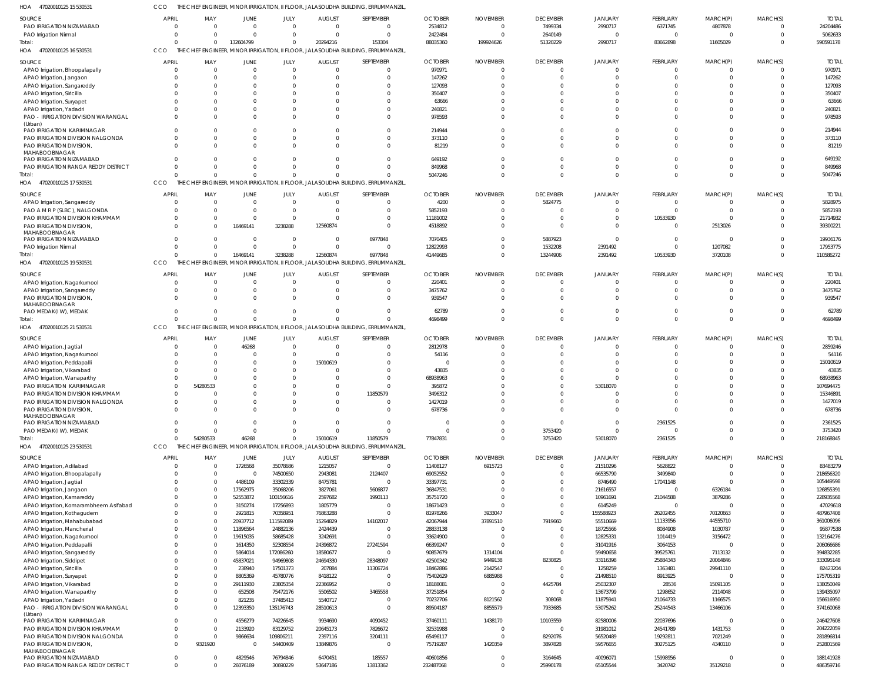HOA 470200101251553 0531 CCO THE CHIEF ENGINEER, MINOR IRRIGATION, II FLOOR, JALASOUDHA BUILDING, ERRUMMANZIL,

| SOURCE | APRIL | MAY | JUNE | JULY | AUGUST | SEPTEMBER | OCTOBER | NOVEMBER | DECEMBER | JANUARY | FEBRUARY | MARCH(P) | MARCH(S) | TOTAL |
|---|---|---|---|---|---|---|---|---|---|---|---|---|---|---|
| PAO IRRIGATION NIZAMABAD | 0 | 0 | 0 | 0 | 0 | 0 | 2534812 | 0 | 7499334 | 2990717 | 6371745 | 4807878 | 0 | 24204486 |
| PAO Irrigation Nirmal | 0 | 0 | 0 | 0 | 0 | 0 | 2422484 | 0 | 2640149 | 0 | 0 | 0 | 0 | 5062633 |
| Total: | 0 | 0 | 132604799 | 0 | 20294216 | 153304 | 88035360 | 199924626 | 51320229 | 2990717 | 83662898 | 11605029 | 0 | 590591178 |

HOA 470200101251653 0531 CCO THE CHIEF ENGINEER, MINOR IRRIGATION, II FLOOR, JALASOUDHA BUILDING, ERRUMMANZIL,

| SOURCE | APRIL | MAY | JUNE | JULY | AUGUST | SEPTEMBER | OCTOBER | NOVEMBER | DECEMBER | JANUARY | FEBRUARY | MARCH(P) | MARCH(S) | TOTAL |
|---|---|---|---|---|---|---|---|---|---|---|---|---|---|---|
| APAO Irrigation, Bhoopalapally | 0 | 0 | 0 | 0 | 0 | 0 | 970971 | 0 | 0 | 0 | 0 | 0 | 0 | 970971 |
| APAO Irrigation, Jangaon | 0 | 0 | 0 | 0 | 0 | 0 | 147262 | 0 | 0 | 0 | 0 | 0 | 0 | 147262 |
| APAO Irrigation, Sangareddy | 0 | 0 | 0 | 0 | 0 | 0 | 127093 | 0 | 0 | 0 | 0 | 0 | 0 | 127093 |
| APAO Irrigation, Siricilla | 0 | 0 | 0 | 0 | 0 | 0 | 350407 | 0 | 0 | 0 | 0 | 0 | 0 | 350407 |
| APAO Irrigation, Suryapet | 0 | 0 | 0 | 0 | 0 | 0 | 63666 | 0 | 0 | 0 | 0 | 0 | 0 | 63666 |
| APAO Irrigation, Yadadri | 0 | 0 | 0 | 0 | 0 | 0 | 240821 | 0 | 0 | 0 | 0 | 0 | 0 | 240821 |
| PAO - IRRIGATION DIVISION WARANGAL (Urban) | 0 | 0 | 0 | 0 | 0 | 0 | 978593 | 0 | 0 | 0 | 0 | 0 | 0 | 978593 |
| PAO IRRIGATION KARIMNAGAR | 0 | 0 | 0 | 0 | 0 | 0 | 214944 | 0 | 0 | 0 | 0 | 0 | 0 | 214944 |
| PAO IRRIGATION DIVISION NALGONDA | 0 | 0 | 0 | 0 | 0 | 0 | 373110 | 0 | 0 | 0 | 0 | 0 | 0 | 373110 |
| PAO IRRIGATION DIVISION, MAHABOOBNAGAR | 0 | 0 | 0 | 0 | 0 | 0 | 81219 | 0 | 0 | 0 | 0 | 0 | 0 | 81219 |
| PAO IRRIGATION NIZAMABAD | 0 | 0 | 0 | 0 | 0 | 0 | 649192 | 0 | 0 | 0 | 0 | 0 | 0 | 649192 |
| PAO IRRIGATION RANGA REDDY DISTRICT | 0 | 0 | 0 | 0 | 0 | 0 | 849968 | 0 | 0 | 0 | 0 | 0 | 0 | 849968 |
| Total: | 0 | 0 | 0 | 0 | 0 | 0 | 5047246 | 0 | 0 | 0 | 0 | 0 | 0 | 5047246 |

HOA 470200101251753 0531 CCO THE CHIEF ENGINEER, MINOR IRRIGATION, II FLOOR, JALASOUDHA BUILDING, ERRUMMANZIL,

| SOURCE | APRIL | MAY | JUNE | JULY | AUGUST | SEPTEMBER | OCTOBER | NOVEMBER | DECEMBER | JANUARY | FEBRUARY | MARCH(P) | MARCH(S) | TOTAL |
|---|---|---|---|---|---|---|---|---|---|---|---|---|---|---|
| APAO Irrigation, Sangareddy | 0 | 0 | 0 | 0 | 0 | 0 | 4200 | 0 | 5824775 | 0 | 0 | 0 | 0 | 5828975 |
| PAO A M R P (SLBC), NALGONDA | 0 | 0 | 0 | 0 | 0 | 0 | 5852193 | 0 | 0 | 0 | 0 | 0 | 0 | 5852193 |
| PAO IRRIGATION DIVISION KHAMMAM | 0 | 0 | 0 | 0 | 0 | 0 | 11181002 | 0 | 0 | 0 | 10533930 | 0 | 0 | 21714932 |
| PAO IRRIGATION DIVISION, MAHABOOBNAGAR | 0 | 0 | 16469141 | 3238288 | 12560874 | 0 | 4518892 | 0 | 0 | 0 | 0 | 2513026 | 0 | 39300221 |
| PAO IRRIGATION NIZAMABAD | 0 | 0 | 0 | 0 | 0 | 6977848 | 7070405 | 0 | 5887923 | 0 | 0 | 0 | 0 | 19936176 |
| PAO Irrigation Nirmal | 0 | 0 | 0 | 0 | 0 | 0 | 12822993 | 0 | 1532208 | 2391492 | 0 | 1207082 | 0 | 17953775 |
| Total: | 0 | 0 | 16469141 | 3238288 | 12560874 | 6977848 | 41449685 | 0 | 13244906 | 2391492 | 10533930 | 3720108 | 0 | 110586272 |

HOA 470200101251953 0531 CCO THE CHIEF ENGINEER, MINOR IRRIGATION, II FLOOR, JALASOUDHA BUILDING, ERRUMMANZIL,

| SOURCE | APRIL | MAY | JUNE | JULY | AUGUST | SEPTEMBER | OCTOBER | NOVEMBER | DECEMBER | JANUARY | FEBRUARY | MARCH(P) | MARCH(S) | TOTAL |
|---|---|---|---|---|---|---|---|---|---|---|---|---|---|---|
| APAO Irrigation, Nagarkurnool | 0 | 0 | 0 | 0 | 0 | 0 | 220401 | 0 | 0 | 0 | 0 | 0 | 0 | 220401 |
| APAO Irrigation, Sangareddy | 0 | 0 | 0 | 0 | 0 | 0 | 3475762 | 0 | 0 | 0 | 0 | 0 | 0 | 3475762 |
| PAO IRRIGATION DIVISION, MAHABOOBNAGAR | 0 | 0 | 0 | 0 | 0 | 0 | 939547 | 0 | 0 | 0 | 0 | 0 | 0 | 939547 |
| PAO MEDAK(IW), MEDAK | 0 | 0 | 0 | 0 | 0 | 0 | 62789 | 0 | 0 | 0 | 0 | 0 | 0 | 62789 |
| Total: | 0 | 0 | 0 | 0 | 0 | 0 | 4698499 | 0 | 0 | 0 | 0 | 0 | 0 | 4698499 |

HOA 470200101252153 0531 CCO THE CHIEF ENGINEER, MINOR IRRIGATION, II FLOOR, JALASOUDHA BUILDING, ERRUMMANZIL,

| SOURCE | APRIL | MAY | JUNE | JULY | AUGUST | SEPTEMBER | OCTOBER | NOVEMBER | DECEMBER | JANUARY | FEBRUARY | MARCH(P) | MARCH(S) | TOTAL |
|---|---|---|---|---|---|---|---|---|---|---|---|---|---|---|
| APAO Irrigation, Jagtial | 0 | 0 | 46268 | 0 | 0 | 0 | 2812978 | 0 | 0 | 0 | 0 | 0 | 0 | 2859246 |
| APAO Irrigation, Nagarkurnool | 0 | 0 | 0 | 0 | 0 | 0 | 54116 | 0 | 0 | 0 | 0 | 0 | 0 | 54116 |
| APAO Irrigation, Peddapalli | 0 | 0 | 0 | 0 | 15010619 | 0 | 0 | 0 | 0 | 0 | 0 | 0 | 0 | 15010619 |
| APAO Irrigation, Vikarabad | 0 | 0 | 0 | 0 | 0 | 0 | 43835 | 0 | 0 | 0 | 0 | 0 | 0 | 43835 |
| APAO Irrigation, Wanaparthy | 0 | 0 | 0 | 0 | 0 | 0 | 68938963 | 0 | 0 | 0 | 0 | 0 | 0 | 68938963 |
| PAO IRRIGATION KARIMNAGAR | 0 | 54280533 | 0 | 0 | 0 | 0 | 395872 | 0 | 0 | 53018070 | 0 | 0 | 0 | 107694475 |
| PAO IRRIGATION DIVISION KHAMMAM | 0 | 0 | 0 | 0 | 0 | 11850579 | 3496312 | 0 | 0 | 0 | 0 | 0 | 0 | 15346891 |
| PAO IRRIGATION DIVISION NALGONDA | 0 | 0 | 0 | 0 | 0 | 0 | 1427019 | 0 | 0 | 0 | 0 | 0 | 0 | 1427019 |
| PAO IRRIGATION DIVISION, MAHABOOBNAGAR | 0 | 0 | 0 | 0 | 0 | 0 | 678736 | 0 | 0 | 0 | 0 | 0 | 0 | 678736 |
| PAO IRRIGATION NIZAMABAD | 0 | 0 | 0 | 0 | 0 | 0 | 0 | 0 | 0 | 0 | 2361525 | 0 | 0 | 2361525 |
| PAO MEDAK(IW), MEDAK | 0 | 0 | 0 | 0 | 0 | 0 | 0 | 0 | 3753420 | 0 | 0 | 0 | 0 | 3753420 |
| Total: | 0 | 54280533 | 46268 | 0 | 15010619 | 11850579 | 77847831 | 0 | 3753420 | 53018070 | 2361525 | 0 | 0 | 218168845 |

HOA 470200101252353 0531 CCO THE CHIEF ENGINEER, MINOR IRRIGATION, II FLOOR, JALASOUDHA BUILDING, ERRUMMANZIL,

| SOURCE | APRIL | MAY | JUNE | JULY | AUGUST | SEPTEMBER | OCTOBER | NOVEMBER | DECEMBER | JANUARY | FEBRUARY | MARCH(P) | MARCH(S) | TOTAL |
|---|---|---|---|---|---|---|---|---|---|---|---|---|---|---|
| APAO Irrigation, Adilabad | 0 | 0 | 1726568 | 35078686 | 1215057 | 0 | 11408127 | 6915723 | 0 | 21510296 | 5628822 | 0 | 0 | 83483279 |
| APAO Irrigation, Bhoopalapally | 0 | 0 | 0 | 74500650 | 2943081 | 2124407 | 69052552 | 0 | 0 | 66535790 | 3499840 | 0 | 0 | 218656320 |
| APAO Irrigation, Jagtial | 0 | 0 | 4486109 | 33302339 | 8475781 | 0 | 33397731 | 0 | 0 | 8746490 | 17041148 | 0 | 0 | 105449598 |
| APAO Irrigation, Jangaon | 0 | 0 | 17562975 | 35068206 | 3827061 | 5606877 | 36847531 | 0 | 0 | 21616557 | 0 | 6326184 | 0 | 126855391 |
| APAO Irrigation, Kamareddy | 0 | 0 | 52553872 | 100156616 | 2597682 | 1990113 | 35751720 | 0 | 0 | 10961691 | 21044588 | 3879286 | 0 | 228935568 |
| APAO Irrigation, Komarambheem Asifabad | 0 | 0 | 3150274 | 17256893 | 1805779 | 0 | 18671423 | 0 | 0 | 6145249 | 0 | 0 | 0 | 47029618 |
| APAO Irrigation, Kothagudem | 0 | 0 | 2921815 | 70358951 | 76863288 | 0 | 81978266 | 3933047 | 0 | 155588923 | 26202455 | 70120663 | 0 | 487967408 |
| APAO Irrigation, Mahabubabad | 0 | 0 | 20937712 | 111592089 | 15294829 | 14102017 | 42067944 | 37891510 | 7919660 | 55510669 | 11133956 | 44555710 | 0 | 361006096 |
| APAO Irrigation, Mancherial | 0 | 0 | 11896564 | 24882136 | 2424439 | 0 | 28833138 | 0 | 0 | 18725566 | 8084908 | 1030787 | 0 | 95877538 |
| APAO Irrigation, Nagarkurnool | 0 | 0 | 19615035 | 58685428 | 3242691 | 0 | 33624900 | 0 | 0 | 12825331 | 1014419 | 3156472 | 0 | 132164276 |
| APAO Irrigation, Peddapalli | 0 | 0 | 1614350 | 52308554 | 24396872 | 27241594 | 66399247 | 0 | 0 | 31041916 | 3064153 | 0 | 0 | 206066686 |
| APAO Irrigation, Sangareddy | 0 | 0 | 5864014 | 172086260 | 18580677 | 0 | 90857679 | 1314104 | 0 | 59490658 | 39525761 | 7113132 | 0 | 394832285 |
| APAO Irrigation, Siddipet | 0 | 0 | 45837021 | 94969808 | 24694330 | 28348097 | 42500342 | 9449138 | 8230825 | 33116398 | 25884343 | 20064846 | 0 | 333095148 |
| APAO Irrigation, Siricilla | 0 | 0 | 238940 | 17501373 | 207884 | 11306724 | 18462886 | 2142547 | 0 | 1258259 | 1363481 | 29941110 | 0 | 82423204 |
| APAO Irrigation, Suryapet | 0 | 0 | 8805369 | 45780776 | 8418122 | 0 | 75402629 | 6885988 | 0 | 21498510 | 8913925 | 0 | 0 | 175705319 |
| APAO Irrigation, Vikarabad | 0 | 0 | 29111930 | 23805354 | 22366952 | 0 | 18188081 | 0 | 4425784 | 25032307 | 28536 | 15091105 | 0 | 138050049 |
| APAO Irrigation, Wanaparthy | 0 | 0 | 652508 | 75472176 | 5506502 | 3465558 | 37251854 | 0 | 0 | 13673799 | 1298652 | 2114048 | 0 | 139435097 |
| APAO Irrigation, Yadadri | 0 | 0 | 821235 | 37485413 | 5540717 | 0 | 70232706 | 8121562 | 308068 | 11875941 | 21064733 | 1166575 | 0 | 156616950 |
| PAO - IRRIGATION DIVISION WARANGAL (Urban) | 0 | 0 | 12393350 | 135176743 | 28510613 | 0 | 89504187 | 8855579 | 7933685 | 53075262 | 25244543 | 13466106 | 0 | 374160068 |
| PAO IRRIGATION KARIMNAGAR | 0 | 0 | 4556279 | 74226645 | 9934690 | 4090452 | 37460111 | 1438170 | 10103559 | 82580006 | 22037696 | 0 | 0 | 246427608 |
| PAO IRRIGATION DIVISION KHAMMAM | 0 | 0 | 2133920 | 83129752 | 20645173 | 7826672 | 32531988 | 0 | 0 | 31981012 | 24541789 | 1431753 | 0 | 204222059 |
| PAO IRRIGATION DIVISION NALGONDA | 0 | 0 | 9866634 | 109806211 | 2397116 | 3204111 | 65496117 | 0 | 8292076 | 56520489 | 19292811 | 7021249 | 0 | 281896814 |
| PAO IRRIGATION DIVISION, MAHABOOBNAGAR | 0 | 9321920 | 0 | 54400409 | 13849876 | 0 | 75719287 | 1420359 | 3897828 | 59576655 | 30275125 | 4340110 | 0 | 252801569 |
| PAO IRRIGATION NIZAMABAD | 0 | 0 | 4829546 | 76794846 | 6470451 | 185557 | 40601856 | 0 | 3164645 | 40096071 | 15998956 | 0 | 0 | 188141928 |
| PAO IRRIGATION RANGA REDDY DISTRICT | 0 | 0 | 26076189 | 30690229 | 53647186 | 13813362 | 232487068 | 0 | 25990178 | 65105544 | 3420742 | 35129218 | 0 | 486359716 |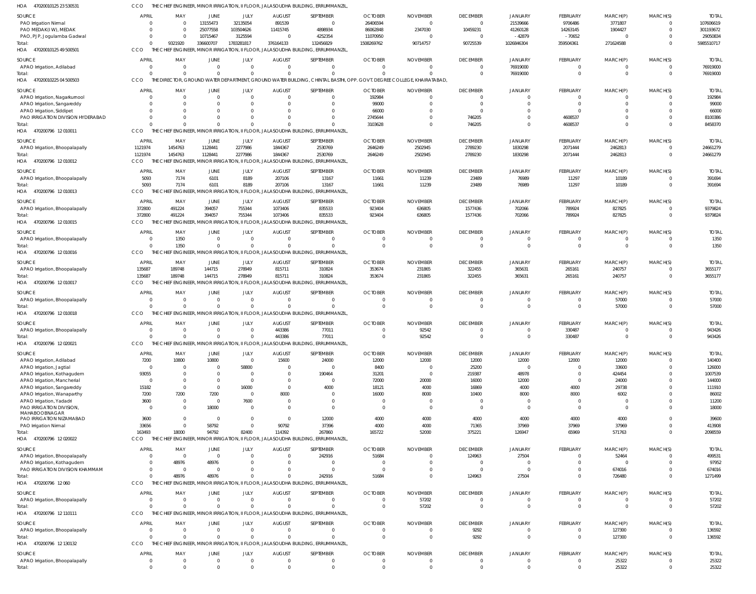HOA 470200101252353053 1 CCO THE CHIEF ENGINEER, MINOR IRRIGATION, II FLOOR, JALASOUDHA BUILDING, ERRUMMANZIL,

| SOURCE | APRIL | MAY | JUNE | JULY | AUGUST | SEPTEMBER | OCTOBER | NOVEMBER | DECEMBER | JANUARY | FEBRUARY | MARCH(P) | MARCH(S) | TOTAL |
|---|---|---|---|---|---|---|---|---|---|---|---|---|---|---|
| PAO Irrigation Nirmal | 0 | 0 | 13155473 | 32135054 | 891539 | 0 | 26406594 | 0 | 0 | 21539666 | 9706486 | 3771807 | 0 | 107606619 |
| PAO MEDAK(IW), MEDAK | 0 | 0 | 25077558 | 103504626 | 11415745 | 4898934 | 86062848 | 2347030 | 10459231 | 41260128 | 14263145 | 1904427 | 0 | 301193672 |
| PAO, PJP, Jogulamba Gadwal | 0 | 0 | 10715467 | 3125594 | 0 | 4252354 | 11070950 | 0 | 0 | -42879 | -70652 | 0 | 0 | 29050834 |
| Total: | 0 | 9321920 | 336600707 | 1783281817 | 376164133 | 132456829 | 1508269762 | 90714757 | 90725539 | 1026846304 | 359504361 | 271624588 | 0 | 5985510717 |

HOA 470200101254950050 1 CCO THE CHIEF ENGINEER, MINOR IRRIGATION, II FLOOR, JALASOUDHA BUILDING, ERRUMMANZIL,

| SOURCE | APRIL | MAY | JUNE | JULY | AUGUST | SEPTEMBER | OCTOBER | NOVEMBER | DECEMBER | JANUARY | FEBRUARY | MARCH(P) | MARCH(S) | TOTAL |
|---|---|---|---|---|---|---|---|---|---|---|---|---|---|---|
| APAO Irrigation, Adilabad | 0 | 0 | 0 | 0 | 0 | 0 | 0 | 0 | 0 | 76919000 | 0 | 0 | 0 | 76919000 |
| Total: | 0 | 0 | 0 | 0 | 0 | 0 | 0 | 0 | 0 | 76919000 | 0 | 0 | 0 | 76919000 |

HOA 470200102250450050 3 CCO THE DIRECTOR, GROUND WATER DEPARTMENT, GROUND WATER BUILDING, CHINTAL BASTHI, OPP. GOVT. DEGREE COLLEGE, KHAIRATABAD,

| SOURCE | APRIL | MAY | JUNE | JULY | AUGUST | SEPTEMBER | OCTOBER | NOVEMBER | DECEMBER | JANUARY | FEBRUARY | MARCH(P) | MARCH(S) | TOTAL |
|---|---|---|---|---|---|---|---|---|---|---|---|---|---|---|
| APAO Irrigation, Nagarkurnool | 0 | 0 | 0 | 0 | 0 | 0 | 192984 | 0 | 0 | 0 | 0 | 0 | 0 | 192984 |
| APAO Irrigation, Sangareddy | 0 | 0 | 0 | 0 | 0 | 0 | 99000 | 0 | 0 | 0 | 0 | 0 | 0 | 99000 |
| APAO Irrigation, Siddipet | 0 | 0 | 0 | 0 | 0 | 0 | 66000 | 0 | 0 | 0 | 0 | 0 | 0 | 66000 |
| PAO IRRIGATION DIVISION HYDERABAD | 0 | 0 | 0 | 0 | 0 | 0 | 2745644 | 0 | 746205 | 0 | 4608537 | 0 | 0 | 8100386 |
| Total: | 0 | 0 | 0 | 0 | 0 | 0 | 3103628 | 0 | 746205 | 0 | 4608537 | 0 | 0 | 8458370 |

HOA 470200796 12 010011 CCO THE CHIEF ENGINEER, MINOR IRRIGATION, II FLOOR, JALASOUDHA BUILDING, ERRUMMANZIL,

| SOURCE | APRIL | MAY | JUNE | JULY | AUGUST | SEPTEMBER | OCTOBER | NOVEMBER | DECEMBER | JANUARY | FEBRUARY | MARCH(P) | MARCH(S) | TOTAL |
|---|---|---|---|---|---|---|---|---|---|---|---|---|---|---|
| APAO Irrigation, Bhoopalapally | 1121974 | 1454763 | 1128441 | 2277986 | 1844367 | 2530769 | 2646249 | 2502945 | 2789230 | 1830298 | 2071444 | 2462813 | 0 | 24661279 |
| Total: | 1121974 | 1454763 | 1128441 | 2277986 | 1844367 | 2530769 | 2646249 | 2502945 | 2789230 | 1830298 | 2071444 | 2462813 | 0 | 24661279 |

HOA 470200796 12 010012 CCO THE CHIEF ENGINEER, MINOR IRRIGATION, II FLOOR, JALASOUDHA BUILDING, ERRUMMANZIL,

| SOURCE | APRIL | MAY | JUNE | JULY | AUGUST | SEPTEMBER | OCTOBER | NOVEMBER | DECEMBER | JANUARY | FEBRUARY | MARCH(P) | MARCH(S) | TOTAL |
|---|---|---|---|---|---|---|---|---|---|---|---|---|---|---|
| APAO Irrigation, Bhoopalapally | 5093 | 7174 | 6101 | 8189 | 207106 | 13167 | 11661 | 11239 | 23489 | 76989 | 11297 | 10189 | 0 | 391694 |
| Total: | 5093 | 7174 | 6101 | 8189 | 207106 | 13167 | 11661 | 11239 | 23489 | 76989 | 11297 | 10189 | 0 | 391694 |

HOA 470200796 12 010013 CCO THE CHIEF ENGINEER, MINOR IRRIGATION, II FLOOR, JALASOUDHA BUILDING, ERRUMMANZIL,

| SOURCE | APRIL | MAY | JUNE | JULY | AUGUST | SEPTEMBER | OCTOBER | NOVEMBER | DECEMBER | JANUARY | FEBRUARY | MARCH(P) | MARCH(S) | TOTAL |
|---|---|---|---|---|---|---|---|---|---|---|---|---|---|---|
| APAO Irrigation, Bhoopalapally | 372800 | 491224 | 394057 | 755344 | 1073406 | 835533 | 923404 | 636805 | 1577436 | 702066 | 789924 | 827825 | 0 | 9379824 |
| Total: | 372800 | 491224 | 394057 | 755344 | 1073406 | 835533 | 923404 | 636805 | 1577436 | 702066 | 789924 | 827825 | 0 | 9379824 |

HOA 470200796 12 010015 CCO THE CHIEF ENGINEER, MINOR IRRIGATION, II FLOOR, JALASOUDHA BUILDING, ERRUMMANZIL,

| SOURCE | APRIL | MAY | JUNE | JULY | AUGUST | SEPTEMBER | OCTOBER | NOVEMBER | DECEMBER | JANUARY | FEBRUARY | MARCH(P) | MARCH(S) | TOTAL |
|---|---|---|---|---|---|---|---|---|---|---|---|---|---|---|
| APAO Irrigation, Bhoopalapally | 0 | 1350 | 0 | 0 | 0 | 0 | 0 | 0 | 0 | 0 | 0 | 0 | 0 | 1350 |
| Total: | 0 | 1350 | 0 | 0 | 0 | 0 | 0 | 0 | 0 | 0 | 0 | 0 | 0 | 1350 |

HOA 470200796 12 010016 CCO THE CHIEF ENGINEER, MINOR IRRIGATION, II FLOOR, JALASOUDHA BUILDING, ERRUMMANZIL,

| SOURCE | APRIL | MAY | JUNE | JULY | AUGUST | SEPTEMBER | OCTOBER | NOVEMBER | DECEMBER | JANUARY | FEBRUARY | MARCH(P) | MARCH(S) | TOTAL |
|---|---|---|---|---|---|---|---|---|---|---|---|---|---|---|
| APAO Irrigation, Bhoopalapally | 135687 | 189748 | 144715 | 278949 | 815711 | 310824 | 353674 | 231865 | 322455 | 365631 | 265161 | 240757 | 0 | 3655177 |
| Total: | 135687 | 189748 | 144715 | 278949 | 815711 | 310824 | 353674 | 231865 | 322455 | 365631 | 265161 | 240757 | 0 | 3655177 |

HOA 470200796 12 010017 CCO THE CHIEF ENGINEER, MINOR IRRIGATION, II FLOOR, JALASOUDHA BUILDING, ERRUMMANZIL,

| SOURCE | APRIL | MAY | JUNE | JULY | AUGUST | SEPTEMBER | OCTOBER | NOVEMBER | DECEMBER | JANUARY | FEBRUARY | MARCH(P) | MARCH(S) | TOTAL |
|---|---|---|---|---|---|---|---|---|---|---|---|---|---|---|
| APAO Irrigation, Bhoopalapally | 0 | 0 | 0 | 0 | 0 | 0 | 0 | 0 | 0 | 0 | 0 | 57000 | 0 | 57000 |
| Total: | 0 | 0 | 0 | 0 | 0 | 0 | 0 | 0 | 0 | 0 | 0 | 57000 | 0 | 57000 |

HOA 470200796 12 010018 CCO THE CHIEF ENGINEER, MINOR IRRIGATION, II FLOOR, JALASOUDHA BUILDING, ERRUMMANZIL,

| SOURCE | APRIL | MAY | JUNE | JULY | AUGUST | SEPTEMBER | OCTOBER | NOVEMBER | DECEMBER | JANUARY | FEBRUARY | MARCH(P) | MARCH(S) | TOTAL |
|---|---|---|---|---|---|---|---|---|---|---|---|---|---|---|
| APAO Irrigation, Bhoopalapally | 0 | 0 | 0 | 0 | 443386 | 77011 | 0 | 92542 | 0 | 0 | 330487 | 0 | 0 | 943426 |
| Total: | 0 | 0 | 0 | 0 | 443386 | 77011 | 0 | 92542 | 0 | 0 | 330487 | 0 | 0 | 943426 |

HOA 470200796 12 020021 CCO THE CHIEF ENGINEER, MINOR IRRIGATION, II FLOOR, JALASOUDHA BUILDING, ERRUMMANZIL,

| SOURCE | APRIL | MAY | JUNE | JULY | AUGUST | SEPTEMBER | OCTOBER | NOVEMBER | DECEMBER | JANUARY | FEBRUARY | MARCH(P) | MARCH(S) | TOTAL |
|---|---|---|---|---|---|---|---|---|---|---|---|---|---|---|
| APAO Irrigation, Adilabad | 7200 | 10800 | 10800 | 0 | 15600 | 24000 | 12000 | 12000 | 12000 | 12000 | 12000 | 12000 | 0 | 140400 |
| APAO Irrigation, Jagtial | 0 | 0 | 0 | 58800 | 0 | 0 | 8400 | 0 | 25200 | 0 | 0 | 33600 | 0 | 126000 |
| APAO Irrigation, Kothagudem | 93055 | 0 | 0 | 0 | 0 | 190464 | 31201 | 0 | 219387 | 48978 | 0 | 424454 | 0 | 1007539 |
| APAO Irrigation, Mancherial | 0 | 0 | 0 | 0 | 0 | 0 | 72000 | 20000 | 16000 | 12000 | 0 | 24000 | 0 | 144000 |
| APAO Irrigation, Sangareddy | 15182 | 0 | 0 | 16000 | 0 | 4000 | 18121 | 4000 | 16869 | 4000 | 4000 | 29738 | 0 | 111910 |
| APAO Irrigation, Wanaparthy | 7200 | 7200 | 7200 | 0 | 8000 | 0 | 16000 | 8000 | 10400 | 8000 | 8000 | 6002 | 0 | 86002 |
| APAO Irrigation, Yadadri | 3600 | 0 | 0 | 7600 | 0 | 0 | 0 | 0 | 0 | 0 | 0 | 0 | 0 | 11200 |
| PAO IRRIGATION DIVISION, MAHABOOBNAGAR | 0 | 0 | 18000 | 0 | 0 | 0 | 0 | 0 | 0 | 0 | 0 | 0 | 0 | 18000 |
| PAO IRRIGATION NIZAMABAD | 3600 | 0 | 0 | 0 | 0 | 12000 | 4000 | 4000 | 4000 | 4000 | 4000 | 4000 | 0 | 39600 |
| PAO Irrigation Nirmal | 33656 | 0 | 58792 | 0 | 90792 | 37396 | 4000 | 4000 | 71365 | 37969 | 37969 | 37969 | 0 | 413908 |
| Total: | 163493 | 18000 | 94792 | 82400 | 114392 | 267860 | 165722 | 52000 | 375221 | 126947 | 65969 | 571763 | 0 | 2098559 |

HOA 470200796 12 020022 CCO THE CHIEF ENGINEER, MINOR IRRIGATION, II FLOOR, JALASOUDHA BUILDING, ERRUMMANZIL,

| SOURCE | APRIL | MAY | JUNE | JULY | AUGUST | SEPTEMBER | OCTOBER | NOVEMBER | DECEMBER | JANUARY | FEBRUARY | MARCH(P) | MARCH(S) | TOTAL |
|---|---|---|---|---|---|---|---|---|---|---|---|---|---|---|
| APAO Irrigation, Bhoopalapally | 0 | 0 | 0 | 0 | 0 | 242916 | 51684 | 0 | 124963 | 27504 | 0 | 52464 | 0 | 499531 |
| APAO Irrigation, Kothagudem | 0 | 48976 | 48976 | 0 | 0 | 0 | 0 | 0 | 0 | 0 | 0 | 0 | 0 | 97952 |
| PAO IRRIGATION DIVISION KHAMMAM | 0 | 0 | 0 | 0 | 0 | 0 | 0 | 0 | 0 | 0 | 0 | 674016 | 0 | 674016 |
| Total: | 0 | 48976 | 48976 | 0 | 0 | 242916 | 51684 | 0 | 124963 | 27504 | 0 | 726480 | 0 | 1271499 |

HOA 470200796 12 060 CCO THE CHIEF ENGINEER, MINOR IRRIGATION, II FLOOR, JALASOUDHA BUILDING, ERRUMMANZIL,

| SOURCE | APRIL | MAY | JUNE | JULY | AUGUST | SEPTEMBER | OCTOBER | NOVEMBER | DECEMBER | JANUARY | FEBRUARY | MARCH(P) | MARCH(S) | TOTAL |
|---|---|---|---|---|---|---|---|---|---|---|---|---|---|---|
| APAO Irrigation, Bhoopalapally | 0 | 0 | 0 | 0 | 0 | 0 | 0 | 57202 | 0 | 0 | 0 | 0 | 0 | 57202 |
| Total: | 0 | 0 | 0 | 0 | 0 | 0 | 0 | 57202 | 0 | 0 | 0 | 0 | 0 | 57202 |

HOA 470200796 12 110111 CCO THE CHIEF ENGINEER, MINOR IRRIGATION, II FLOOR, JALASOUDHA BUILDING, ERRUMMANZIL,

| SOURCE | APRIL | MAY | JUNE | JULY | AUGUST | SEPTEMBER | OCTOBER | NOVEMBER | DECEMBER | JANUARY | FEBRUARY | MARCH(P) | MARCH(S) | TOTAL |
|---|---|---|---|---|---|---|---|---|---|---|---|---|---|---|
| APAO Irrigation, Bhoopalapally | 0 | 0 | 0 | 0 | 0 | 0 | 0 | 0 | 9292 | 0 | 0 | 127300 | 0 | 136592 |
| Total: | 0 | 0 | 0 | 0 | 0 | 0 | 0 | 0 | 9292 | 0 | 0 | 127300 | 0 | 136592 |

HOA 470200796 12 130132 CCO THE CHIEF ENGINEER, MINOR IRRIGATION, II FLOOR, JALASOUDHA BUILDING, ERRUMMANZIL,

| SOURCE | APRIL | MAY | JUNE | JULY | AUGUST | SEPTEMBER | OCTOBER | NOVEMBER | DECEMBER | JANUARY | FEBRUARY | MARCH(P) | MARCH(S) | TOTAL |
|---|---|---|---|---|---|---|---|---|---|---|---|---|---|---|
| APAO Irrigation, Bhoopalapally | 0 | 0 | 0 | 0 | 0 | 0 | 0 | 0 | 0 | 0 | 0 | 25322 | 0 | 25322 |
| Total: | 0 | 0 | 0 | 0 | 0 | 0 | 0 | 0 | 0 | 0 | 0 | 25322 | 0 | 25322 |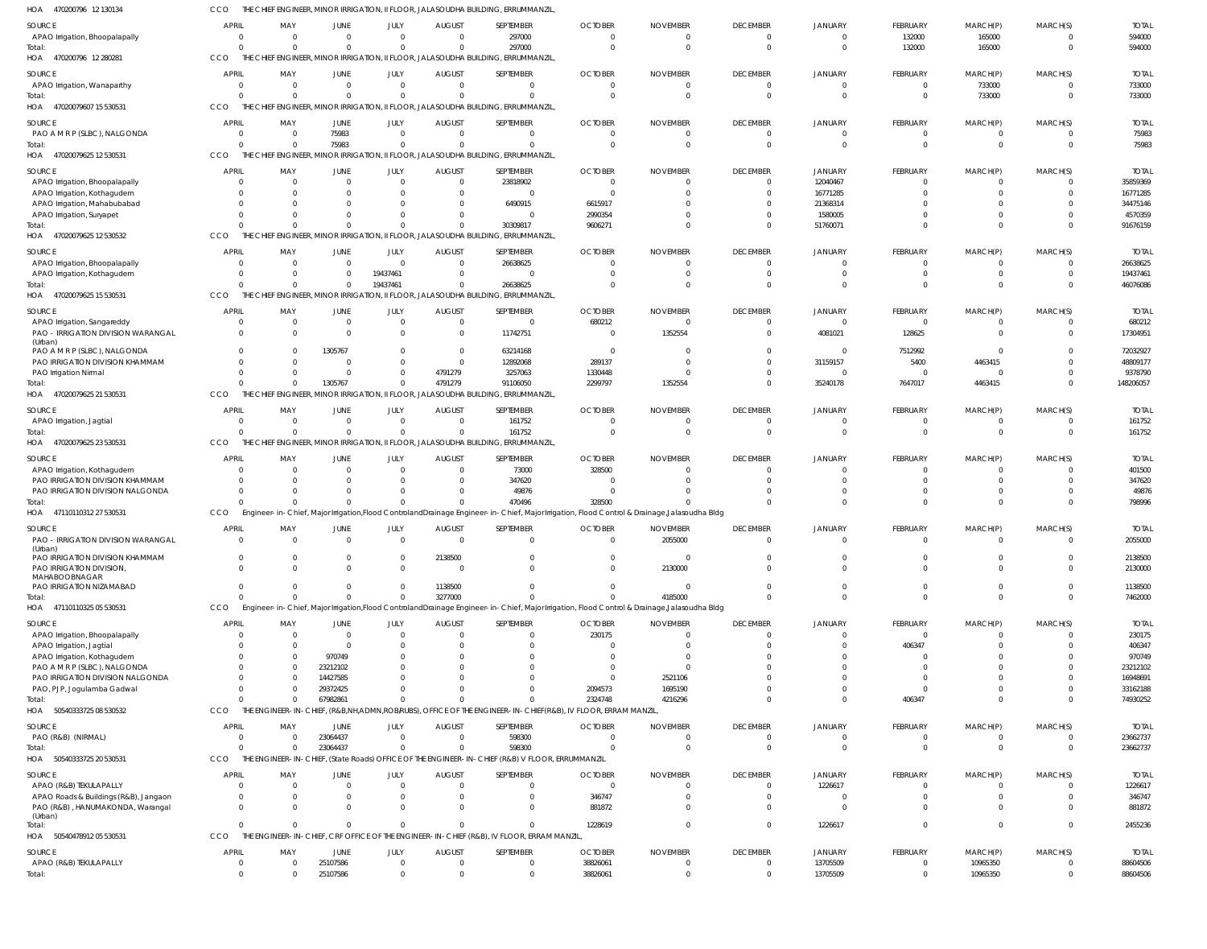HOA 470200796 12 130134 CCO THE CHIEF ENGINEER, MINOR IRRIGATION, II FLOOR, JALASOUDHA BUILDING, ERRUMMANZIL,

| SOURCE | APRIL | MAY | JUNE | JULY | AUGUST | SEPTEMBER | OCTOBER | NOVEMBER | DECEMBER | JANUARY | FEBRUARY | MARCH(P) | MARCH(S) | TOTAL |
|---|---|---|---|---|---|---|---|---|---|---|---|---|---|---|
| APAO Irrigation, Bhoopalapally | 0 | 0 | 0 | 0 | 0 | 297000 | 0 | 0 | 0 | 0 | 132000 | 165000 | 0 | 594000 |
| Total: | 0 | 0 | 0 | 0 | 0 | 297000 | 0 | 0 | 0 | 0 | 132000 | 165000 | 0 | 594000 |

HOA 470200796 12 280281 CCO THE CHIEF ENGINEER, MINOR IRRIGATION, II FLOOR, JALASOUDHA BUILDING, ERRUMMANZIL,

| SOURCE | APRIL | MAY | JUNE | JULY | AUGUST | SEPTEMBER | OCTOBER | NOVEMBER | DECEMBER | JANUARY | FEBRUARY | MARCH(P) | MARCH(S) | TOTAL |
|---|---|---|---|---|---|---|---|---|---|---|---|---|---|---|
| APAO Irrigation, Wanaparthy | 0 | 0 | 0 | 0 | 0 | 0 | 0 | 0 | 0 | 0 | 0 | 733000 | 0 | 733000 |
| Total: | 0 | 0 | 0 | 0 | 0 | 0 | 0 | 0 | 0 | 0 | 0 | 733000 | 0 | 733000 |

HOA 47020079607 15 530531 CCO THE CHIEF ENGINEER, MINOR IRRIGATION, II FLOOR, JALASOUDHA BUILDING, ERRUMMANZIL,

| SOURCE | APRIL | MAY | JUNE | JULY | AUGUST | SEPTEMBER | OCTOBER | NOVEMBER | DECEMBER | JANUARY | FEBRUARY | MARCH(P) | MARCH(S) | TOTAL |
|---|---|---|---|---|---|---|---|---|---|---|---|---|---|---|
| PAO A M R P (SLBC), NALGONDA | 0 | 0 | 75983 | 0 | 0 | 0 | 0 | 0 | 0 | 0 | 0 | 0 | 0 | 75983 |
| Total: | 0 | 0 | 75983 | 0 | 0 | 0 | 0 | 0 | 0 | 0 | 0 | 0 | 0 | 75983 |

HOA 47020079625 12 530531 CCO THE CHIEF ENGINEER, MINOR IRRIGATION, II FLOOR, JALASOUDHA BUILDING, ERRUMMANZIL,

| SOURCE | APRIL | MAY | JUNE | JULY | AUGUST | SEPTEMBER | OCTOBER | NOVEMBER | DECEMBER | JANUARY | FEBRUARY | MARCH(P) | MARCH(S) | TOTAL |
|---|---|---|---|---|---|---|---|---|---|---|---|---|---|---|
| APAO Irrigation, Bhoopalapally | 0 | 0 | 0 | 0 | 0 | 23818902 | 0 | 0 | 0 | 12040467 | 0 | 0 | 0 | 35859369 |
| APAO Irrigation, Kothagudem | 0 | 0 | 0 | 0 | 0 | 0 | 0 | 0 | 0 | 16771285 | 0 | 0 | 0 | 16771285 |
| APAO Irrigation, Mahabubabad | 0 | 0 | 0 | 0 | 0 | 6490915 | 6615917 | 0 | 0 | 21368314 | 0 | 0 | 0 | 34475146 |
| APAO Irrigation, Suryapet | 0 | 0 | 0 | 0 | 0 | 0 | 2990354 | 0 | 0 | 1580005 | 0 | 0 | 0 | 4570359 |
| Total: | 0 | 0 | 0 | 0 | 0 | 30309817 | 9606271 | 0 | 0 | 51760071 | 0 | 0 | 0 | 91676159 |

HOA 47020079625 12 530532 CCO THE CHIEF ENGINEER, MINOR IRRIGATION, II FLOOR, JALASOUDHA BUILDING, ERRUMMANZIL,

| SOURCE | APRIL | MAY | JUNE | JULY | AUGUST | SEPTEMBER | OCTOBER | NOVEMBER | DECEMBER | JANUARY | FEBRUARY | MARCH(P) | MARCH(S) | TOTAL |
|---|---|---|---|---|---|---|---|---|---|---|---|---|---|---|
| APAO Irrigation, Bhoopalapally | 0 | 0 | 0 | 0 | 0 | 26638625 | 0 | 0 | 0 | 0 | 0 | 0 | 0 | 26638625 |
| APAO Irrigation, Kothagudem | 0 | 0 | 0 | 19437461 | 0 | 0 | 0 | 0 | 0 | 0 | 0 | 0 | 0 | 19437461 |
| Total: | 0 | 0 | 0 | 19437461 | 0 | 26638625 | 0 | 0 | 0 | 0 | 0 | 0 | 0 | 46076086 |

HOA 47020079625 15 530531 CCO THE CHIEF ENGINEER, MINOR IRRIGATION, II FLOOR, JALASOUDHA BUILDING, ERRUMMANZIL,

| SOURCE | APRIL | MAY | JUNE | JULY | AUGUST | SEPTEMBER | OCTOBER | NOVEMBER | DECEMBER | JANUARY | FEBRUARY | MARCH(P) | MARCH(S) | TOTAL |
|---|---|---|---|---|---|---|---|---|---|---|---|---|---|---|
| APAO Irrigation, Sangareddy | 0 | 0 | 0 | 0 | 0 | 0 | 680212 | 0 | 0 | 0 | 0 | 0 | 0 | 680212 |
| PAO - IRRIGATION DIVISION WARANGAL (Urban) | 0 | 0 | 0 | 0 | 0 | 11742751 | 0 | 1352554 | 0 | 4081021 | 128625 | 0 | 0 | 17304951 |
| PAO A M R P (SLBC), NALGONDA | 0 | 0 | 1305767 | 0 | 0 | 63214168 | 0 | 0 | 0 | 0 | 7512992 | 0 | 0 | 72032927 |
| PAO IRRIGATION DIVISION KHAMMAM | 0 | 0 | 0 | 0 | 0 | 12892068 | 289137 | 0 | 0 | 31159157 | 5400 | 4463415 | 0 | 48809177 |
| PAO Irrigation Nirmal | 0 | 0 | 0 | 0 | 4791279 | 3257063 | 1330448 | 0 | 0 | 0 | 0 | 0 | 0 | 9378790 |
| Total: | 0 | 0 | 1305767 | 0 | 4791279 | 91106050 | 2299797 | 1352554 | 0 | 35240178 | 7647017 | 4463415 | 0 | 148206057 |

HOA 47020079625 21 530531 CCO THE CHIEF ENGINEER, MINOR IRRIGATION, II FLOOR, JALASOUDHA BUILDING, ERRUMMANZIL,

| SOURCE | APRIL | MAY | JUNE | JULY | AUGUST | SEPTEMBER | OCTOBER | NOVEMBER | DECEMBER | JANUARY | FEBRUARY | MARCH(P) | MARCH(S) | TOTAL |
|---|---|---|---|---|---|---|---|---|---|---|---|---|---|---|
| APAO Irrigation, Jagtial | 0 | 0 | 0 | 0 | 0 | 161752 | 0 | 0 | 0 | 0 | 0 | 0 | 0 | 161752 |
| Total: | 0 | 0 | 0 | 0 | 0 | 161752 | 0 | 0 | 0 | 0 | 0 | 0 | 0 | 161752 |

HOA 47020079625 23 530531 CCO THE CHIEF ENGINEER, MINOR IRRIGATION, II FLOOR, JALASOUDHA BUILDING, ERRUMMANZIL,

| SOURCE | APRIL | MAY | JUNE | JULY | AUGUST | SEPTEMBER | OCTOBER | NOVEMBER | DECEMBER | JANUARY | FEBRUARY | MARCH(P) | MARCH(S) | TOTAL |
|---|---|---|---|---|---|---|---|---|---|---|---|---|---|---|
| APAO Irrigation, Kothagudem | 0 | 0 | 0 | 0 | 0 | 73000 | 328500 | 0 | 0 | 0 | 0 | 0 | 0 | 401500 |
| PAO IRRIGATION DIVISION KHAMMAM | 0 | 0 | 0 | 0 | 0 | 347620 | 0 | 0 | 0 | 0 | 0 | 0 | 0 | 347620 |
| PAO IRRIGATION DIVISION NALGONDA | 0 | 0 | 0 | 0 | 0 | 49876 | 0 | 0 | 0 | 0 | 0 | 0 | 0 | 49876 |
| Total: | 0 | 0 | 0 | 0 | 0 | 470496 | 328500 | 0 | 0 | 0 | 0 | 0 | 0 | 798996 |

HOA 47110110312 27 530531 CCO Engineer-in-Chief, Major Irrigation,Flood Control and Drainage Engineer-in-Chief, Major Irrigation, Flood Control & Drainage,Jalasoudha Bldg

| SOURCE | APRIL | MAY | JUNE | JULY | AUGUST | SEPTEMBER | OCTOBER | NOVEMBER | DECEMBER | JANUARY | FEBRUARY | MARCH(P) | MARCH(S) | TOTAL |
|---|---|---|---|---|---|---|---|---|---|---|---|---|---|---|
| PAO - IRRIGATION DIVISION WARANGAL (Urban) | 0 | 0 | 0 | 0 | 0 | 0 | 0 | 2055000 | 0 | 0 | 0 | 0 | 0 | 2055000 |
| PAO IRRIGATION DIVISION KHAMMAM | 0 | 0 | 0 | 0 | 2138500 | 0 | 0 | 0 | 0 | 0 | 0 | 0 | 0 | 2138500 |
| PAO IRRIGATION DIVISION, MAHABOOBNAGAR | 0 | 0 | 0 | 0 | 0 | 0 | 0 | 2130000 | 0 | 0 | 0 | 0 | 0 | 2130000 |
| PAO IRRIGATION NIZAMABAD | 0 | 0 | 0 | 0 | 1138500 | 0 | 0 | 0 | 0 | 0 | 0 | 0 | 0 | 1138500 |
| Total: | 0 | 0 | 0 | 0 | 3277000 | 0 | 0 | 4185000 | 0 | 0 | 0 | 0 | 0 | 7462000 |

HOA 47110110325 05 530531 CCO Engineer-in-Chief, Major Irrigation,Flood Control and Drainage Engineer-in-Chief, Major Irrigation, Flood Control & Drainage,Jalasoudha Bldg

| SOURCE | APRIL | MAY | JUNE | JULY | AUGUST | SEPTEMBER | OCTOBER | NOVEMBER | DECEMBER | JANUARY | FEBRUARY | MARCH(P) | MARCH(S) | TOTAL |
|---|---|---|---|---|---|---|---|---|---|---|---|---|---|---|
| APAO Irrigation, Bhoopalapally | 0 | 0 | 0 | 0 | 0 | 0 | 230175 | 0 | 0 | 0 | 0 | 0 | 0 | 230175 |
| APAO Irrigation, Jagtial | 0 | 0 | 0 | 0 | 0 | 0 | 0 | 0 | 0 | 0 | 406347 | 0 | 0 | 406347 |
| APAO Irrigation, Kothagudem | 0 | 0 | 970749 | 0 | 0 | 0 | 0 | 0 | 0 | 0 | 0 | 0 | 0 | 970749 |
| PAO A M R P (SLBC), NALGONDA | 0 | 0 | 23212102 | 0 | 0 | 0 | 0 | 0 | 0 | 0 | 0 | 0 | 0 | 23212102 |
| PAO IRRIGATION DIVISION NALGONDA | 0 | 0 | 14427585 | 0 | 0 | 0 | 0 | 2521106 | 0 | 0 | 0 | 0 | 0 | 16948691 |
| PAO, PJP, Jogulamba Gadwal | 0 | 0 | 29372425 | 0 | 0 | 0 | 2094573 | 1695190 | 0 | 0 | 0 | 0 | 0 | 33162188 |
| Total: | 0 | 0 | 67982861 | 0 | 0 | 0 | 2324748 | 4216296 | 0 | 0 | 406347 | 0 | 0 | 74930252 |

HOA 50540333725 08 530532 CCO THE ENGINEER-IN-CHIEF, (R&B,NH,ADMN,ROB/RUBS), OFFICE OF THE ENGINEER-IN-CHIEF(R&B), IV FLOOR, ERRAM MANZIL,

| SOURCE | APRIL | MAY | JUNE | JULY | AUGUST | SEPTEMBER | OCTOBER | NOVEMBER | DECEMBER | JANUARY | FEBRUARY | MARCH(P) | MARCH(S) | TOTAL |
|---|---|---|---|---|---|---|---|---|---|---|---|---|---|---|
| PAO (R&B) (NIRMAL) | 0 | 0 | 23064437 | 0 | 0 | 598300 | 0 | 0 | 0 | 0 | 0 | 0 | 0 | 23662737 |
| Total: | 0 | 0 | 23064437 | 0 | 0 | 598300 | 0 | 0 | 0 | 0 | 0 | 0 | 0 | 23662737 |

HOA 50540333725 20 530531 CCO THE ENGINEER-IN-CHIEF, (State Roads) OFFICE OF THE ENGINEER-IN-CHIEF (R&B) V FLOOR, ERRUMMANZIL

| SOURCE | APRIL | MAY | JUNE | JULY | AUGUST | SEPTEMBER | OCTOBER | NOVEMBER | DECEMBER | JANUARY | FEBRUARY | MARCH(P) | MARCH(S) | TOTAL |
|---|---|---|---|---|---|---|---|---|---|---|---|---|---|---|
| APAO (R&B) TEKULAPALLY | 0 | 0 | 0 | 0 | 0 | 0 | 0 | 0 | 0 | 1226617 | 0 | 0 | 0 | 1226617 |
| APAO Roads & Buildings (R&B), Jangaon | 0 | 0 | 0 | 0 | 0 | 0 | 346747 | 0 | 0 | 0 | 0 | 0 | 0 | 346747 |
| PAO (R&B), HANUMAKONDA, Warangal (Urban) | 0 | 0 | 0 | 0 | 0 | 0 | 881872 | 0 | 0 | 0 | 0 | 0 | 0 | 881872 |
| Total: | 0 | 0 | 0 | 0 | 0 | 0 | 1228619 | 0 | 0 | 1226617 | 0 | 0 | 0 | 2455236 |

HOA 50540478912 05 530531 CCO THE ENGINEER-IN-CHIEF, CRF OFFICE OF THE ENGINEER-IN-CHIEF (R&B), IV FLOOR, ERRAM MANZIL,

| SOURCE | APRIL | MAY | JUNE | JULY | AUGUST | SEPTEMBER | OCTOBER | NOVEMBER | DECEMBER | JANUARY | FEBRUARY | MARCH(P) | MARCH(S) | TOTAL |
|---|---|---|---|---|---|---|---|---|---|---|---|---|---|---|
| APAO (R&B) TEKULAPALLY | 0 | 0 | 25107586 | 0 | 0 | 0 | 38826061 | 0 | 0 | 13705509 | 0 | 10965350 | 0 | 88604506 |
| Total: | 0 | 0 | 25107586 | 0 | 0 | 0 | 38826061 | 0 | 0 | 13705509 | 0 | 10965350 | 0 | 88604506 |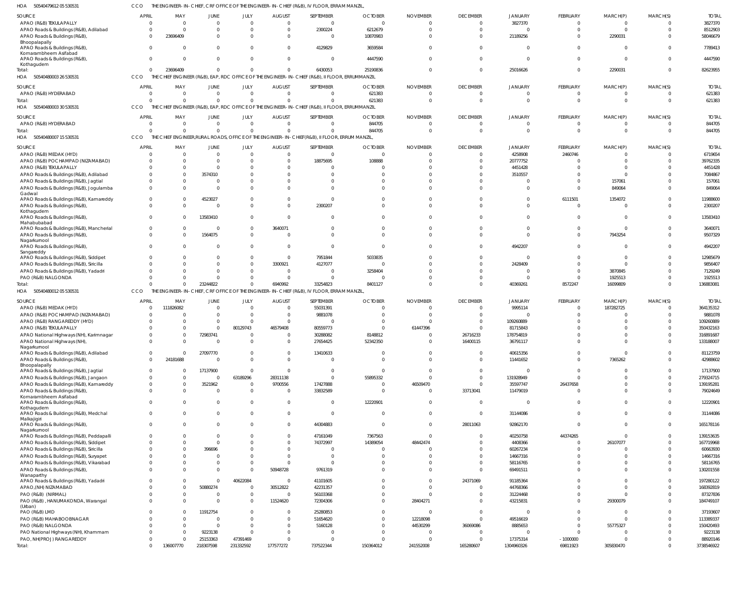HOA 50540479612 05 530531 CCO THE ENGINEER-IN-CHIEF, CRF OFFICE OF THE ENGINEER-IN-CHIEF (R&B), IV FLOOR, ERRAM MANZIL,

| SOURCE | APRIL | MAY | JUNE | JULY | AUGUST | SEPTEMBER | OCTOBER | NOVEMBER | DECEMBER | JANUARY | FEBRUARY | MARCH(P) | MARCH(S) | TOTAL |
|---|---|---|---|---|---|---|---|---|---|---|---|---|---|---|
| APAO (R&B) TEKULAPALLY | 0 | 0 | 0 | 0 | 0 | 0 | 0 | 0 | 0 | 3827370 | 0 | 0 | 0 | 3827370 |
| APAO Roads & Buildings (R&B), Adilabad | 0 | 0 | 0 | 0 | 0 | 2300224 | 6212679 | 0 | 0 | 0 | 0 | 0 | 0 | 8512903 |
| APAO Roads & Buildings (R&B), Bhoopalapally | 0 | 23696409 | 0 | 0 | 0 | 0 | 10870983 | 0 | 0 | 21189256 | 0 | 2290031 | 0 | 58046679 |
| APAO Roads & Buildings (R&B), Komarambheem Asifabad | 0 | 0 | 0 | 0 | 0 | 4129829 | 3659584 | 0 | 0 | 0 | 0 | 0 | 0 | 7789413 |
| APAO Roads & Buildings (R&B), Kothagudem | 0 | 0 | 0 | 0 | 0 | 0 | 4447590 | 0 | 0 | 0 | 0 | 0 | 0 | 4447590 |
| Total: | 0 | 23696409 | 0 | 0 | 0 | 6430053 | 25190836 | 0 | 0 | 25016626 | 0 | 2290031 | 0 | 82623955 |

HOA 50540480003 26 530531 CCO THE CHIEF ENGINEER (R&B), EAP, RDC OFFICE OF THE ENGINEER-IN-CHIEF (R&B), II FLOOR, ERRUMMANZIL

| SOURCE | APRIL | MAY | JUNE | JULY | AUGUST | SEPTEMBER | OCTOBER | NOVEMBER | DECEMBER | JANUARY | FEBRUARY | MARCH(P) | MARCH(S) | TOTAL |
|---|---|---|---|---|---|---|---|---|---|---|---|---|---|---|
| APAO (R&B) HYDERABAD | 0 | 0 | 0 | 0 | 0 | 0 | 621383 | 0 | 0 | 0 | 0 | 0 | 0 | 621383 |
| Total: | 0 | 0 | 0 | 0 | 0 | 0 | 621383 | 0 | 0 | 0 | 0 | 0 | 0 | 621383 |

HOA 50540480003 30 530531 CCO THE CHIEF ENGINEER (R&B), EAP, RDC OFFICE OF THE ENGINEER-IN-CHIEF (R&B), II FLOOR, ERRUMMANZIL

| SOURCE | APRIL | MAY | JUNE | JULY | AUGUST | SEPTEMBER | OCTOBER | NOVEMBER | DECEMBER | JANUARY | FEBRUARY | MARCH(P) | MARCH(S) | TOTAL |
|---|---|---|---|---|---|---|---|---|---|---|---|---|---|---|
| APAO (R&B) HYDERABAD | 0 | 0 | 0 | 0 | 0 | 0 | 844705 | 0 | 0 | 0 | 0 | 0 | 0 | 844705 |
| Total: | 0 | 0 | 0 | 0 | 0 | 0 | 844705 | 0 | 0 | 0 | 0 | 0 | 0 | 844705 |

HOA 50540480007 15 530531 CCO THE CHIEF ENGINEER,RURAL ROADS, OFFICE OF THE ENGINEER-IN-CHIEF(R&B), II FLOOR, ERRUM MANZIL,

| SOURCE | APRIL | MAY | JUNE | JULY | AUGUST | SEPTEMBER | OCTOBER | NOVEMBER | DECEMBER | JANUARY | FEBRUARY | MARCH(P) | MARCH(S) | TOTAL |
|---|---|---|---|---|---|---|---|---|---|---|---|---|---|---|
| APAO (R&B) MEDAK (HYD) | 0 | 0 | 0 | 0 | 0 | 0 | 0 | 0 | 0 | 4258908 | 2460746 | 0 | 0 | 6719654 |
| APAO (R&B) POCHAMPAD (NIZAMABAD) | 0 | 0 | 0 | 0 | 0 | 18875695 | 108888 | 0 | 0 | 20777752 | 0 | 0 | 0 | 39762335 |
| APAO (R&B) TEKULAPALLY | 0 | 0 | 0 | 0 | 0 | 0 | 0 | 0 | 0 | 4451428 | 0 | 0 | 0 | 4451428 |
| APAO Roads & Buildings (R&B), Adilabad | 0 | 0 | 3574310 | 0 | 0 | 0 | 0 | 0 | 0 | 3510557 | 0 | 0 | 0 | 7084867 |
| APAO Roads & Buildings (R&B), Jagtial | 0 | 0 | 0 | 0 | 0 | 0 | 0 | 0 | 0 | 0 | 0 | 157061 | 0 | 157061 |
| APAO Roads & Buildings (R&B), Jogulamba Gadwal | 0 | 0 | 0 | 0 | 0 | 0 | 0 | 0 | 0 | 0 | 0 | 849064 | 0 | 849064 |
| APAO Roads & Buildings (R&B), Kamareddy | 0 | 0 | 4523027 | 0 | 0 | 0 | 0 | 0 | 0 | 0 | 6111501 | 1354072 | 0 | 11988600 |
| APAO Roads & Buildings (R&B), Kothagudem | 0 | 0 | 0 | 0 | 0 | 2300207 | 0 | 0 | 0 | 0 | 0 | 0 | 0 | 2300207 |
| APAO Roads & Buildings (R&B), Mahabubabad | 0 | 0 | 13583410 | 0 | 0 | 0 | 0 | 0 | 0 | 0 | 0 | 0 | 0 | 13583410 |
| APAO Roads & Buildings (R&B), Mancherial | 0 | 0 | 0 | 0 | 3640071 | 0 | 0 | 0 | 0 | 0 | 0 | 0 | 0 | 3640071 |
| APAO Roads & Buildings (R&B), Nagarkurnool | 0 | 0 | 1564075 | 0 | 0 | 0 | 0 | 0 | 0 | 0 | 0 | 7943254 | 0 | 9507329 |
| APAO Roads & Buildings (R&B), Sangareddy | 0 | 0 | 0 | 0 | 0 | 0 | 0 | 0 | 0 | 4942207 | 0 | 0 | 0 | 4942207 |
| APAO Roads & Buildings (R&B), Siddipet | 0 | 0 | 0 | 0 | 0 | 7951844 | 5033835 | 0 | 0 | 0 | 0 | 0 | 0 | 12985679 |
| APAO Roads & Buildings (R&B), Siricilla | 0 | 0 | 0 | 0 | 3300921 | 4127077 | 0 | 0 | 0 | 2428409 | 0 | 0 | 0 | 9856407 |
| APAO Roads & Buildings (R&B), Yadadri | 0 | 0 | 0 | 0 | 0 | 0 | 3258404 | 0 | 0 | 0 | 0 | 3870845 | 0 | 7129249 |
| PAO (R&B) NALGONDA | 0 | 0 | 0 | 0 | 0 | 0 | 0 | 0 | 0 | 0 | 0 | 1925513 | 0 | 1925513 |
| Total: | 0 | 0 | 23244822 | 0 | 6940992 | 33254823 | 8401127 | 0 | 0 | 40369261 | 8572247 | 16099809 | 0 | 136883081 |

HOA 50540480012 05 530531 CCO THE ENGINEER-IN-CHIEF, CRF OFFICE OF THE ENGINEER-IN-CHIEF (R&B), IV FLOOR, ERRAM MANZIL,

| SOURCE | APRIL | MAY | JUNE | JULY | AUGUST | SEPTEMBER | OCTOBER | NOVEMBER | DECEMBER | JANUARY | FEBRUARY | MARCH(P) | MARCH(S) | TOTAL |
|---|---|---|---|---|---|---|---|---|---|---|---|---|---|---|
| APAO (R&B) MEDAK (HYD) | 0 | 111826082 | 0 | 0 | 0 | 55031391 | 0 | 0 | 0 | 9995114 | 0 | 187282725 | 0 | 364135312 |
| APAO (R&B) POCHAMPAD (NIZAMABAD) | 0 | 0 | 0 | 0 | 0 | 9881078 | 0 | 0 | 0 | 0 | 0 | 0 | 0 | 9881078 |
| APAO (R&B) RANGAREDDY (HYD) | 0 | 0 | 0 | 0 | 0 | 0 | 0 | 0 | 0 | 109260889 | 0 | 0 | 0 | 109260889 |
| APAO (R&B) TEKULAPALLY | 0 | 0 | 0 | 80129743 | 46579408 | 80559773 | 0 | 61447396 | 0 | 81715843 | 0 | 0 | 0 | 350432163 |
| APAO National Highways (NH), Karimnagar | 0 | 0 | 72983741 | 0 | 0 | 30288082 | 8148812 | 0 | 26716233 | 178754819 | 0 | 0 | 0 | 316891687 |
| APAO National Highways (NH), Nagarkurnool | 0 | 0 | 0 | 0 | 0 | 27654425 | 52342350 | 0 | 16400115 | 36791117 | 0 | 0 | 0 | 133188007 |
| APAO Roads & Buildings (R&B), Adilabad | 0 | 0 | 27097770 | 0 | 0 | 13410633 | 0 | 0 | 0 | 40615356 | 0 | 0 | 0 | 81123759 |
| APAO Roads & Buildings (R&B), Bhoopalapally | 0 | 24181688 | 0 | 0 | 0 | 0 | 0 | 0 | 0 | 11441652 | 0 | 7365262 | 0 | 42988602 |
| APAO Roads & Buildings (R&B), Jagtial | 0 | 0 | 17137900 | 0 | 0 | 0 | 0 | 0 | 0 | 0 | 0 | 0 | 0 | 17137900 |
| APAO Roads & Buildings (R&B), Jangaon | 0 | 0 | 0 | 63189296 | 28311138 | 0 | 55895332 | 0 | 0 | 131928949 | 0 | 0 | 0 | 279324715 |
| APAO Roads & Buildings (R&B), Kamareddy | 0 | 0 | 3521962 | 0 | 9700556 | 17427888 | 0 | 46509470 | 0 | 35597747 | 26437658 | 0 | 0 | 139195281 |
| APAO Roads & Buildings (R&B), Komarambheem Asifabad | 0 | 0 | 0 | 0 | 0 | 33832589 | 0 | 0 | 33713041 | 11479019 | 0 | 0 | 0 | 79024649 |
| APAO Roads & Buildings (R&B), Kothagudem | 0 | 0 | 0 | 0 | 0 | 0 | 12220901 | 0 | 0 | 0 | 0 | 0 | 0 | 12220901 |
| APAO Roads & Buildings (R&B), Medchal Malkajigiri | 0 | 0 | 0 | 0 | 0 | 0 | 0 | 0 | 0 | 31144086 | 0 | 0 | 0 | 31144086 |
| APAO Roads & Buildings (R&B), Nagarkurnool | 0 | 0 | 0 | 0 | 0 | 44304883 | 0 | 0 | 28011063 | 92862170 | 0 | 0 | 0 | 165178116 |
| APAO Roads & Buildings (R&B), Peddapalli | 0 | 0 | 0 | 0 | 0 | 47161049 | 7367563 | 0 | 0 | 40250758 | 44374265 | 0 | 0 | 139153635 |
| APAO Roads & Buildings (R&B), Siddipet | 0 | 0 | 0 | 0 | 0 | 74372997 | 14389054 | 48442474 | 0 | 4408366 | 0 | 26107077 | 0 | 167719968 |
| APAO Roads & Buildings (R&B), Siricilla | 0 | 0 | 396696 | 0 | 0 | 0 | 0 | 0 | 0 | 60267234 | 0 | 0 | 0 | 60663930 |
| APAO Roads & Buildings (R&B), Suryapet | 0 | 0 | 0 | 0 | 0 | 0 | 0 | 0 | 0 | 14667316 | 0 | 0 | 0 | 14667316 |
| APAO Roads & Buildings (R&B), Vikarabad | 0 | 0 | 0 | 0 | 0 | 0 | 0 | 0 | 0 | 58116765 | 0 | 0 | 0 | 58116765 |
| APAO Roads & Buildings (R&B), Wanaparthy | 0 | 0 | 0 | 0 | 50948728 | 9761319 | 0 | 0 | 0 | 69491511 | 0 | 0 | 0 | 130201558 |
| APAO Roads & Buildings (R&B), Yadadri | 0 | 0 | 0 | 40622084 | 0 | 41101605 | 0 | 0 | 24371069 | 91185364 | 0 | 0 | 0 | 197280122 |
| APAO,(NH) NIZAMABAD | 0 | 0 | 50880274 | 0 | 30512822 | 42231357 | 0 | 0 | 0 | 44768366 | 0 | 0 | 0 | 168392819 |
| PAO (R&B) (NIRMAL) | 0 | 0 | 0 | 0 | 0 | 56103368 | 0 | 0 | 0 | 31224468 | 0 | 0 | 0 | 87327836 |
| PAO (R&B) , HANUMAKONDA, Warangal (Urban) | 0 | 0 | 0 | 0 | 11524620 | 72304306 | 0 | 28404271 | 0 | 43215831 | 0 | 29300079 | 0 | 184749107 |
| PAO (R&B) LMD | 0 | 0 | 11912754 | 0 | 0 | 25280853 | 0 | 0 | 0 | 0 | 0 | 0 | 0 | 37193607 |
| PAO (R&B) MAHABOOBNAGAR | 0 | 0 | 0 | 0 | 0 | 51654620 | 0 | 12218098 | 0 | 49516619 | 0 | 0 | 0 | 113389337 |
| PAO (R&B) NALGONDA | 0 | 0 | 0 | 0 | 0 | 5160128 | 0 | 44530299 | 36069086 | 8885653 | 0 | 55775327 | 0 | 150420493 |
| PAO National Highways (NH), Khammam | 0 | 0 | 9223138 | 0 | 0 | 0 | 0 | 0 | 0 | 0 | 0 | 0 | 0 | 9223138 |
| PAO, NH(PROJ) RANGAREDDY | 0 | 0 | 25153363 | 47391469 | 0 | 0 | 0 | 0 | 0 | 17375314 | -1000000 | 0 | 0 | 88920146 |
| Total: | 0 | 136007770 | 218307598 | 231332592 | 177577272 | 737522344 | 150364012 | 241552008 | 165280607 | 1304960326 | 69811923 | 305830470 | 0 | 3738546922 |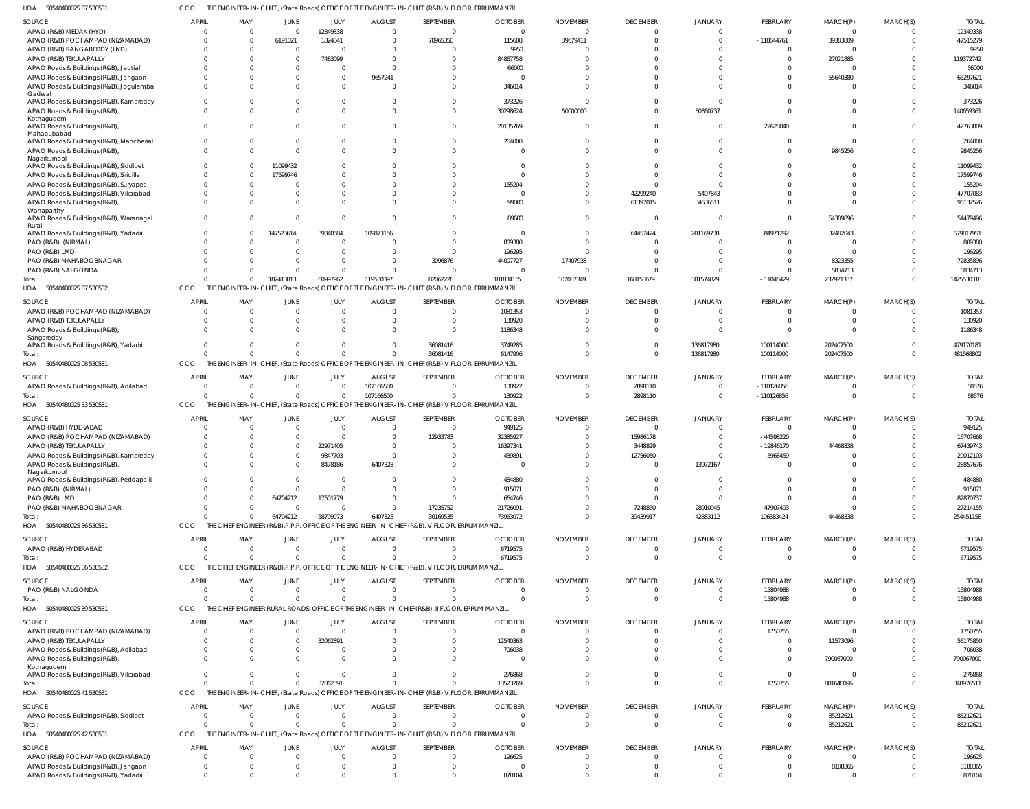HOA 50540480025 07 530531 CCO THE ENGINEER-IN-CHIEF, (State Roads) OFFICE OF THE ENGINEER-IN-CHIEF (R&B) V FLOOR, ERRUMMANZIL

| SOURCE | APRIL | MAY | JUNE | JULY | AUGUST | SEPTEMBER | OCTOBER | NOVEMBER | DECEMBER | JANUARY | FEBRUARY | MARCH(P) | MARCH(S) | TOTAL |
|---|---|---|---|---|---|---|---|---|---|---|---|---|---|---|
| APAO (R&B) MEDAK (HYD) | 0 | 0 | 0 | 12349338 | 0 | 0 | 0 | 0 | 0 | 0 | 0 | 0 | 0 | 12349338 |
| APAO (R&B) POCHAMPAD (NIZAMABAD) | 0 | 0 | 6191021 | 1824841 | 0 | 78965350 | 115608 | 39679411 | 0 | 0 | -118644761 | 39383809 | 0 | 47515279 |
| APAO (R&B) RANGAREDDY (HYD) | 0 | 0 | 0 | 0 | 0 | 0 | 9950 | 0 | 0 | 0 | 0 | 0 | 0 | 9950 |
| APAO (R&B) TEKULAPALLY | 0 | 0 | 0 | 7483099 | 0 | 0 | 84867758 | 0 | 0 | 0 | 0 | 27021885 | 0 | 119372742 |
| APAO Roads & Buildings (R&B), Jagtial | 0 | 0 | 0 | 0 | 0 | 0 | 66000 | 0 | 0 | 0 | 0 | 0 | 0 | 66000 |
| APAO Roads & Buildings (R&B), Jangaon | 0 | 0 | 0 | 0 | 9657241 | 0 | 0 | 0 | 0 | 0 | 0 | 55640380 | 0 | 65297621 |
| APAO Roads & Buildings (R&B), Jogulamba Gadwal | 0 | 0 | 0 | 0 | 0 | 0 | 346014 | 0 | 0 | 0 | 0 | 0 | 0 | 346014 |
| APAO Roads & Buildings (R&B), Kamareddy | 0 | 0 | 0 | 0 | 0 | 0 | 373226 | 0 | 0 | 0 | 0 | 0 | 0 | 373226 |
| APAO Roads & Buildings (R&B), Kothagudem | 0 | 0 | 0 | 0 | 0 | 0 | 30298624 | 50000000 | 0 | 60360737 | 0 | 0 | 0 | 140659361 |
| APAO Roads & Buildings (R&B), Mahabubabad | 0 | 0 | 0 | 0 | 0 | 0 | 20135769 | 0 | 0 | 0 | 22628040 | 0 | 0 | 42763809 |
| APAO Roads & Buildings (R&B), Mancherial | 0 | 0 | 0 | 0 | 0 | 0 | 264000 | 0 | 0 | 0 | 0 | 0 | 0 | 264000 |
| APAO Roads & Buildings (R&B), Nagarkurnool | 0 | 0 | 0 | 0 | 0 | 0 | 0 | 0 | 0 | 0 | 0 | 9845256 | 0 | 9845256 |
| APAO Roads & Buildings (R&B), Siddipet | 0 | 0 | 11099432 | 0 | 0 | 0 | 0 | 0 | 0 | 0 | 0 | 0 | 0 | 11099432 |
| APAO Roads & Buildings (R&B), Siricilla | 0 | 0 | 17599746 | 0 | 0 | 0 | 0 | 0 | 0 | 0 | 0 | 0 | 0 | 17599746 |
| APAO Roads & Buildings (R&B), Suryapet | 0 | 0 | 0 | 0 | 0 | 0 | 155204 | 0 | 0 | 0 | 0 | 0 | 0 | 155204 |
| APAO Roads & Buildings (R&B), Vikarabad | 0 | 0 | 0 | 0 | 0 | 0 | 0 | 0 | 42299240 | 5407843 | 0 | 0 | 0 | 47707083 |
| APAO Roads & Buildings (R&B), Wanaparthy | 0 | 0 | 0 | 0 | 0 | 0 | 99000 | 0 | 61397015 | 34636511 | 0 | 0 | 0 | 96132526 |
| APAO Roads & Buildings (R&B), Waranagal Rural | 0 | 0 | 0 | 0 | 0 | 0 | 89600 | 0 | 0 | 0 | 0 | 54389896 | 0 | 54479496 |
| APAO Roads & Buildings (R&B), Yadadri | 0 | 0 | 147523614 | 39340684 | 109873156 | 0 | 0 | 0 | 64457424 | 201169738 | 84971292 | 32482043 | 0 | 679817951 |
| PAO (R&B) (NIRMAL) | 0 | 0 | 0 | 0 | 0 | 0 | 809380 | 0 | 0 | 0 | 0 | 0 | 0 | 809380 |
| PAO (R&B) LMD | 0 | 0 | 0 | 0 | 0 | 0 | 196295 | 0 | 0 | 0 | 0 | 0 | 0 | 196295 |
| PAO (R&B) MAHABOOBNAGAR | 0 | 0 | 0 | 0 | 0 | 3096876 | 44007727 | 17407938 | 0 | 0 | 0 | 8323355 | 0 | 72835896 |
| PAO (R&B) NALGONDA | 0 | 0 | 0 | 0 | 0 | 0 | 0 | 0 | 0 | 0 | 0 | 5834713 | 0 | 5834713 |
| Total: | 0 | 0 | 182413813 | 60997962 | 119530397 | 82062226 | 181834155 | 107087349 | 168153679 | 301574829 | -11045429 | 232921337 | 0 | 1425530318 |

HOA 50540480025 07 530532 CCO THE ENGINEER-IN-CHIEF, (State Roads) OFFICE OF THE ENGINEER-IN-CHIEF (R&B) V FLOOR, ERRUMMANZIL

| SOURCE | APRIL | MAY | JUNE | JULY | AUGUST | SEPTEMBER | OCTOBER | NOVEMBER | DECEMBER | JANUARY | FEBRUARY | MARCH(P) | MARCH(S) | TOTAL |
|---|---|---|---|---|---|---|---|---|---|---|---|---|---|---|
| APAO (R&B) POCHAMPAD (NIZAMABAD) | 0 | 0 | 0 | 0 | 0 | 0 | 1081353 | 0 | 0 | 0 | 0 | 0 | 0 | 1081353 |
| APAO (R&B) TEKULAPALLY | 0 | 0 | 0 | 0 | 0 | 0 | 130920 | 0 | 0 | 0 | 0 | 0 | 0 | 130920 |
| APAO Roads & Buildings (R&B), Sangareddy | 0 | 0 | 0 | 0 | 0 | 0 | 1186348 | 0 | 0 | 0 | 0 | 0 | 0 | 1186348 |
| APAO Roads & Buildings (R&B), Yadadri | 0 | 0 | 0 | 0 | 0 | 36081416 | 3749285 | 0 | 0 | 136817980 | 100114000 | 202407500 | 0 | 479170181 |
| Total: | 0 | 0 | 0 | 0 | 0 | 36081416 | 6147906 | 0 | 0 | 136817980 | 100114000 | 202407500 | 0 | 481568802 |

HOA 50540480025 08 530531 CCO THE ENGINEER-IN-CHIEF, (State Roads) OFFICE OF THE ENGINEER-IN-CHIEF (R&B) V FLOOR, ERRUMMANZIL

| SOURCE | APRIL | MAY | JUNE | JULY | AUGUST | SEPTEMBER | OCTOBER | NOVEMBER | DECEMBER | JANUARY | FEBRUARY | MARCH(P) | MARCH(S) | TOTAL |
|---|---|---|---|---|---|---|---|---|---|---|---|---|---|---|
| APAO Roads & Buildings (R&B), Adilabad | 0 | 0 | 0 | 0 | 107166500 | 0 | 130922 | 0 | 2898110 | 0 | -110126856 | 0 | 0 | 68676 |
| Total: | 0 | 0 | 0 | 0 | 107166500 | 0 | 130922 | 0 | 2898110 | 0 | -110126856 | 0 | 0 | 68676 |

HOA 50540480025 33 530531 CCO THE ENGINEER-IN-CHIEF, (State Roads) OFFICE OF THE ENGINEER-IN-CHIEF (R&B) V FLOOR, ERRUMMANZIL

| SOURCE | APRIL | MAY | JUNE | JULY | AUGUST | SEPTEMBER | OCTOBER | NOVEMBER | DECEMBER | JANUARY | FEBRUARY | MARCH(P) | MARCH(S) | TOTAL |
|---|---|---|---|---|---|---|---|---|---|---|---|---|---|---|
| APAO (R&B) HYDERABAD | 0 | 0 | 0 | 0 | 0 | 0 | 949125 | 0 | 0 | 0 | 0 | 0 | 0 | 949125 |
| APAO (R&B) POCHAMPAD (NIZAMABAD) | 0 | 0 | 0 | 0 | 0 | 12933783 | 32385927 | 0 | 15986178 | 0 | -44598220 | 0 | 0 | 16707668 |
| APAO (R&B) TEKULAPALLY | 0 | 0 | 0 | 22971405 | 0 | 0 | 16397341 | 0 | 3448829 | 0 | -19846170 | 44468338 | 0 | 67439743 |
| APAO Roads & Buildings (R&B), Kamareddy | 0 | 0 | 0 | 9847703 | 0 | 0 | 439891 | 0 | 12756050 | 0 | 5968459 | 0 | 0 | 29012103 |
| APAO Roads & Buildings (R&B), Nagarkurnool | 0 | 0 | 0 | 8478186 | 6407323 | 0 | 0 | 0 | 0 | 13972167 | 0 | 0 | 0 | 28857676 |
| APAO Roads & Buildings (R&B), Peddapalli | 0 | 0 | 0 | 0 | 0 | 0 | 484880 | 0 | 0 | 0 | 0 | 0 | 0 | 484880 |
| PAO (R&B) (NIRMAL) | 0 | 0 | 0 | 0 | 0 | 0 | 915071 | 0 | 0 | 0 | 0 | 0 | 0 | 915071 |
| PAO (R&B) LMD | 0 | 0 | 64704212 | 17501779 | 0 | 0 | 664746 | 0 | 0 | 0 | 0 | 0 | 0 | 82870737 |
| PAO (R&B) MAHABOOBNAGAR | 0 | 0 | 0 | 0 | 0 | 17235752 | 21726091 | 0 | 7248860 | 28910945 | -47907493 | 0 | 0 | 27214155 |
| Total: | 0 | 0 | 64704212 | 58799073 | 6407323 | 30169535 | 73963072 | 0 | 39439917 | 42883112 | -106383424 | 44468338 | 0 | 254451158 |

HOA 50540480025 36 530531 CCO THE CHIEF ENGINEER (R&B),P.P.P, OFFICE OF THE ENGINEER-IN-CHIEF (R&B), V FLOOR, ERRUM MANZIL,

| SOURCE | APRIL | MAY | JUNE | JULY | AUGUST | SEPTEMBER | OCTOBER | NOVEMBER | DECEMBER | JANUARY | FEBRUARY | MARCH(P) | MARCH(S) | TOTAL |
|---|---|---|---|---|---|---|---|---|---|---|---|---|---|---|
| APAO (R&B) HYDERABAD | 0 | 0 | 0 | 0 | 0 | 0 | 6719575 | 0 | 0 | 0 | 0 | 0 | 0 | 6719575 |
| Total: | 0 | 0 | 0 | 0 | 0 | 0 | 6719575 | 0 | 0 | 0 | 0 | 0 | 0 | 6719575 |

HOA 50540480025 36 530532 CCO THE CHIEF ENGINEER (R&B),P.P.P, OFFICE OF THE ENGINEER-IN-CHIEF (R&B), V FLOOR, ERRUM MANZIL,

| SOURCE | APRIL | MAY | JUNE | JULY | AUGUST | SEPTEMBER | OCTOBER | NOVEMBER | DECEMBER | JANUARY | FEBRUARY | MARCH(P) | MARCH(S) | TOTAL |
|---|---|---|---|---|---|---|---|---|---|---|---|---|---|---|
| PAO (R&B) NALGONDA | 0 | 0 | 0 | 0 | 0 | 0 | 0 | 0 | 0 | 0 | 15804988 | 0 | 0 | 15804988 |
| Total: | 0 | 0 | 0 | 0 | 0 | 0 | 0 | 0 | 0 | 0 | 15804988 | 0 | 0 | 15804988 |

HOA 50540480025 39 530531 CCO THE CHIEF ENGINEER,RURAL ROADS, OFFICE OF THE ENGINEER-IN-CHIEF(R&B), II FLOOR, ERRUM MANZIL,

| SOURCE | APRIL | MAY | JUNE | JULY | AUGUST | SEPTEMBER | OCTOBER | NOVEMBER | DECEMBER | JANUARY | FEBRUARY | MARCH(P) | MARCH(S) | TOTAL |
|---|---|---|---|---|---|---|---|---|---|---|---|---|---|---|
| APAO (R&B) POCHAMPAD (NIZAMABAD) | 0 | 0 | 0 | 0 | 0 | 0 | 0 | 0 | 0 | 0 | 1750755 | 0 | 0 | 1750755 |
| APAO (R&B) TEKULAPALLY | 0 | 0 | 0 | 32062391 | 0 | 0 | 12540363 | 0 | 0 | 0 | 0 | 11573096 | 0 | 56175850 |
| APAO Roads & Buildings (R&B), Adilabad | 0 | 0 | 0 | 0 | 0 | 0 | 706038 | 0 | 0 | 0 | 0 | 0 | 0 | 706038 |
| APAO Roads & Buildings (R&B), Kothagudem | 0 | 0 | 0 | 0 | 0 | 0 | 0 | 0 | 0 | 0 | 0 | 790067000 | 0 | 790067000 |
| APAO Roads & Buildings (R&B), Vikarabad | 0 | 0 | 0 | 0 | 0 | 0 | 276868 | 0 | 0 | 0 | 0 | 0 | 0 | 276868 |
| Total: | 0 | 0 | 0 | 32062391 | 0 | 0 | 13523269 | 0 | 0 | 0 | 1750755 | 801640096 | 0 | 848976511 |

HOA 50540480025 41 530531 CCO THE ENGINEER-IN-CHIEF, (State Roads) OFFICE OF THE ENGINEER-IN-CHIEF (R&B) V FLOOR, ERRUMMANZIL

| SOURCE | APRIL | MAY | JUNE | JULY | AUGUST | SEPTEMBER | OCTOBER | NOVEMBER | DECEMBER | JANUARY | FEBRUARY | MARCH(P) | MARCH(S) | TOTAL |
|---|---|---|---|---|---|---|---|---|---|---|---|---|---|---|
| APAO Roads & Buildings (R&B), Siddipet | 0 | 0 | 0 | 0 | 0 | 0 | 0 | 0 | 0 | 0 | 0 | 85212621 | 0 | 85212621 |
| Total: | 0 | 0 | 0 | 0 | 0 | 0 | 0 | 0 | 0 | 0 | 0 | 85212621 | 0 | 85212621 |

HOA 50540480025 42 530531 CCO THE ENGINEER-IN-CHIEF, (State Roads) OFFICE OF THE ENGINEER-IN-CHIEF (R&B) V FLOOR, ERRUMMANZIL

| SOURCE | APRIL | MAY | JUNE | JULY | AUGUST | SEPTEMBER | OCTOBER | NOVEMBER | DECEMBER | JANUARY | FEBRUARY | MARCH(P) | MARCH(S) | TOTAL |
|---|---|---|---|---|---|---|---|---|---|---|---|---|---|---|
| APAO (R&B) POCHAMPAD (NIZAMABAD) | 0 | 0 | 0 | 0 | 0 | 0 | 196625 | 0 | 0 | 0 | 0 | 0 | 0 | 196625 |
| APAO Roads & Buildings (R&B), Jangaon | 0 | 0 | 0 | 0 | 0 | 0 | 0 | 0 | 0 | 0 | 0 | 8188365 | 0 | 8188365 |
| APAO Roads & Buildings (R&B), Yadadri | 0 | 0 | 0 | 0 | 0 | 0 | 878104 | 0 | 0 | 0 | 0 | 0 | 0 | 878104 |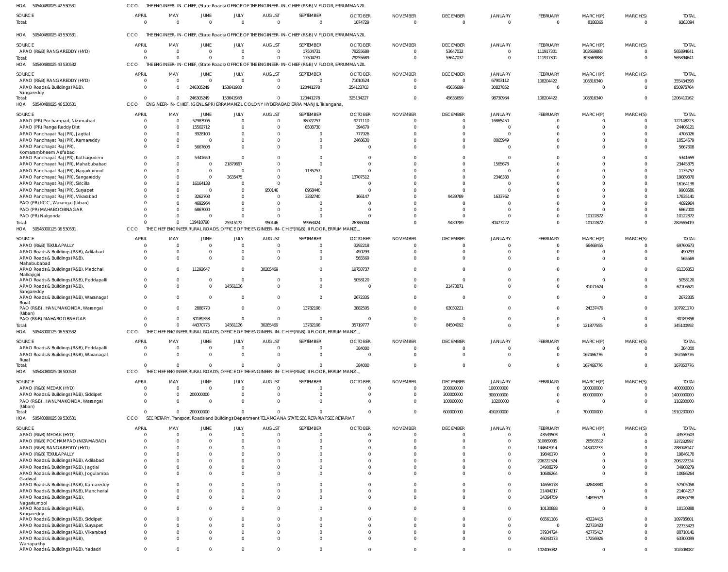HOA 50540480025 42 530531 CCO THE ENGINEER-IN-CHIEF, (State Roads) OFFICE OF THE ENGINEER-IN-CHIEF (R&B) V FLOOR, ERRUMMANZIL

| SOURCE | APRIL | MAY | JUNE | JULY | AUGUST | SEPTEMBER | OCTOBER | NOVEMBER | DECEMBER | JANUARY | FEBRUARY | MARCH(P) | MARCH(S) | TOTAL |
|---|---|---|---|---|---|---|---|---|---|---|---|---|---|---|
| Total: | 0 | 0 | 0 | 0 | 0 | 0 | 1074729 | 0 | 0 | 0 | 0 | 8188365 | 0 | 9263094 |

HOA 50540480025 43 530531 CCO THE ENGINEER-IN-CHIEF, (State Roads) OFFICE OF THE ENGINEER-IN-CHIEF (R&B) V FLOOR, ERRUMMANZIL

| SOURCE | APRIL | MAY | JUNE | JULY | AUGUST | SEPTEMBER | OCTOBER | NOVEMBER | DECEMBER | JANUARY | FEBRUARY | MARCH(P) | MARCH(S) | TOTAL |
|---|---|---|---|---|---|---|---|---|---|---|---|---|---|---|
| APAO (R&B) RANGAREDDY (HYD) | 0 | 0 | 0 | 0 | 0 | 17504731 | 79255689 | 0 | 53647032 | 0 | 111917301 | 303569888 | 0 | 565894641 |
| Total: | 0 | 0 | 0 | 0 | 0 | 17504731 | 79255689 | 0 | 53647032 | 0 | 111917301 | 303569888 | 0 | 565894641 |

HOA 50540480025 43 530532 CCO THE ENGINEER-IN-CHIEF, (State Roads) OFFICE OF THE ENGINEER-IN-CHIEF (R&B) V FLOOR, ERRUMMANZIL

| SOURCE | APRIL | MAY | JUNE | JULY | AUGUST | SEPTEMBER | OCTOBER | NOVEMBER | DECEMBER | JANUARY | FEBRUARY | MARCH(P) | MARCH(S) | TOTAL |
|---|---|---|---|---|---|---|---|---|---|---|---|---|---|---|
| APAO (R&B) RANGAREDDY (HYD) | 0 | 0 | 0 | 0 | 0 | 0 | 71010524 | 0 | 0 | 67903112 | 108204422 | 108316340 | 0 | 355434398 |
| APAO Roads & Buildings (R&B), Sangareddy | 0 | 0 | 246305249 | 153641983 | 0 | 120441278 | 254123703 | 0 | 45635699 | 30827852 | 0 | 0 | 0 | 850975764 |
| Total: | 0 | 0 | 246305249 | 153641983 | 0 | 120441278 | 325134227 | 0 | 45635699 | 98730964 | 108204422 | 108316340 | 0 | 1206410162 |

HOA 50540480025 46 530531 CCO ENGINEER-IN-CHIEF, (GENL.&PR) ERRAMANZIL COLONY HYDERABAD ERRA MANJIL Telangana,

| SOURCE | APRIL | MAY | JUNE | JULY | AUGUST | SEPTEMBER | OCTOBER | NOVEMBER | DECEMBER | JANUARY | FEBRUARY | MARCH(P) | MARCH(S) | TOTAL |
|---|---|---|---|---|---|---|---|---|---|---|---|---|---|---|
| APAO (PR) Pochampad, Nizamabad | 0 | 0 | 57983906 | 0 | 0 | 38027757 | 9271110 | 0 | 0 | 16865450 | 0 | 0 | 0 | 122148223 |
| APAO (PR) Ranga Reddy Dist | 0 | 0 | 15502712 | 0 | 0 | 8508730 | 394679 | 0 | 0 | 0 | 0 | 0 | 0 | 24406121 |
| APAO Panchayat Raj (PR), Jagtial | 0 | 0 | 3928100 | 0 | 0 | 0 | 777926 | 0 | 0 | 0 | 0 | 0 | 0 | 4706026 |
| APAO Panchayat Raj (PR), Kamareddy | 0 | 0 | 0 | 0 | 0 | 0 | 2468630 | 0 | 0 | 8065949 | 0 | 0 | 0 | 10534579 |
| APAO Panchayat Raj (PR), Komarambheem Asifabad | 0 | 0 | 5667608 | 0 | 0 | 0 | 0 | 0 | 0 | 0 | 0 | 0 | 0 | 5667608 |
| APAO Panchayat Raj (PR), Kothagudem | 0 | 0 | 5341659 | 0 | 0 | 0 | 0 | 0 | 0 | 0 | 0 | 0 | 0 | 5341659 |
| APAO Panchayat Raj (PR), Mahabubabad | 0 | 0 | 0 | 21879697 | 0 | 0 | 0 | 0 | 0 | 1565678 | 0 | 0 | 0 | 23445375 |
| APAO Panchayat Raj (PR), Nagarkurnool | 0 | 0 | 0 | 0 | 0 | 1135757 | 0 | 0 | 0 | 0 | 0 | 0 | 0 | 1135757 |
| APAO Panchayat Raj (PR), Sangareddy | 0 | 0 | 0 | 3635475 | 0 | 0 | 13707512 | 0 | 0 | 2346383 | 0 | 0 | 0 | 19689370 |
| APAO Panchayat Raj (PR), Siricilla | 0 | 0 | 16164138 | 0 | 0 | 0 | 0 | 0 | 0 | 0 | 0 | 0 | 0 | 16164138 |
| APAO Panchayat Raj (PR), Suryapet | 0 | 0 | 0 | 0 | 950146 | 8958440 | 0 | 0 | 0 | 0 | 0 | 0 | 0 | 9908586 |
| APAO Panchayat Raj (PR), Vikarabad | 0 | 0 | 3262703 | 0 | 0 | 3332740 | 166147 | 0 | 9439789 | 1633762 | 0 | 0 | 0 | 17835141 |
| PAO (PR) KCC, Warangal (Urban) | 0 | 0 | 4692964 | 0 | 0 | 0 | 0 | 0 | 0 | 0 | 0 | 0 | 0 | 4692964 |
| PAO (PR) MAHABOOBNAGAR | 0 | 0 | 6867000 | 0 | 0 | 0 | 0 | 0 | 0 | 0 | 0 | 0 | 0 | 6867000 |
| PAO (PR) Nalgonda | 0 | 0 | 0 | 0 | 0 | 0 | 0 | 0 | 0 | 0 | 0 | 10122872 | 0 | 10122872 |
| Total: | 0 | 0 | 119410790 | 25515172 | 950146 | 59963424 | 26786004 | 0 | 9439789 | 30477222 | 0 | 10122872 | 0 | 282665419 |

HOA 50548000125 06 530531 CCO THE CHIEF ENGINEER,RURAL ROADS, OFFICE OF THE ENGINEER-IN-CHIEF(R&B), II FLOOR, ERRUM MANZIL,

| SOURCE | APRIL | MAY | JUNE | JULY | AUGUST | SEPTEMBER | OCTOBER | NOVEMBER | DECEMBER | JANUARY | FEBRUARY | MARCH(P) | MARCH(S) | TOTAL |
|---|---|---|---|---|---|---|---|---|---|---|---|---|---|---|
| APAO (R&B) TEKULAPALLY | 0 | 0 | 0 | 0 | 0 | 0 | 3292218 | 0 | 0 | 0 | 0 | 66468455 | 0 | 69760673 |
| APAO Roads & Buildings (R&B), Adilabad | 0 | 0 | 0 | 0 | 0 | 0 | 490293 | 0 | 0 | 0 | 0 | 0 | 0 | 490293 |
| APAO Roads & Buildings (R&B), Mahabubabad | 0 | 0 | 0 | 0 | 0 | 0 | 565569 | 0 | 0 | 0 | 0 | 0 | 0 | 565569 |
| APAO Roads & Buildings (R&B), Medchal Malkajigiri | 0 | 0 | 11292647 | 0 | 30285469 | 0 | 19758737 | 0 | 0 | 0 | 0 | 0 | 0 | 61336853 |
| APAO Roads & Buildings (R&B), Peddapalli | 0 | 0 | 0 | 0 | 0 | 0 | 5058120 | 0 | 0 | 0 | 0 | 0 | 0 | 5058120 |
| APAO Roads & Buildings (R&B), Sangareddy | 0 | 0 | 0 | 14561126 | 0 | 0 | 0 | 0 | 21473871 | 0 | 0 | 31071624 | 0 | 67106621 |
| APAO Roads & Buildings (R&B), Waranagal Rural | 0 | 0 | 0 | 0 | 0 | 0 | 2672335 | 0 | 0 | 0 | 0 | 0 | 0 | 2672335 |
| PAO (R&B) , HANUMAKONDA, Warangal (Urban) | 0 | 0 | 2888770 | 0 | 0 | 13782198 | 3882505 | 0 | 63030221 | 0 | 0 | 24337476 | 0 | 107921170 |
| PAO (R&B) MAHABOOBNAGAR | 0 | 0 | 30189358 | 0 | 0 | 0 | 0 | 0 | 0 | 0 | 0 | 0 | 0 | 30189358 |
| Total: | 0 | 0 | 44370775 | 14561126 | 30285469 | 13782198 | 35719777 | 0 | 84504092 | 0 | 0 | 121877555 | 0 | 345100992 |

HOA 50548000125 06 530532 CCO THE CHIEF ENGINEER,RURAL ROADS, OFFICE OF THE ENGINEER-IN-CHIEF(R&B), II FLOOR, ERRUM MANZIL,

| SOURCE | APRIL | MAY | JUNE | JULY | AUGUST | SEPTEMBER | OCTOBER | NOVEMBER | DECEMBER | JANUARY | FEBRUARY | MARCH(P) | MARCH(S) | TOTAL |
|---|---|---|---|---|---|---|---|---|---|---|---|---|---|---|
| APAO Roads & Buildings (R&B), Peddapalli | 0 | 0 | 0 | 0 | 0 | 0 | 384000 | 0 | 0 | 0 | 0 | 0 | 0 | 384000 |
| APAO Roads & Buildings (R&B), Waranagal Rural | 0 | 0 | 0 | 0 | 0 | 0 | 0 | 0 | 0 | 0 | 0 | 167466776 | 0 | 167466776 |
| Total: | 0 | 0 | 0 | 0 | 0 | 0 | 384000 | 0 | 0 | 0 | 0 | 167466776 | 0 | 167850776 |

HOA 50548080025 08 500503 CCO THE CHIEF ENGINEER,RURAL ROADS, OFFICE OF THE ENGINEER-IN-CHIEF(R&B), II FLOOR, ERRUM MANZIL,

| SOURCE | APRIL | MAY | JUNE | JULY | AUGUST | SEPTEMBER | OCTOBER | NOVEMBER | DECEMBER | JANUARY | FEBRUARY | MARCH(P) | MARCH(S) | TOTAL |
|---|---|---|---|---|---|---|---|---|---|---|---|---|---|---|
| APAO (R&B) MEDAK (HYD) | 0 | 0 | 0 | 0 | 0 | 0 | 0 | 0 | 200000000 | 100000000 | 0 | 100000000 | 0 | 400000000 |
| APAO Roads & Buildings (R&B), Siddipet | 0 | 0 | 200000000 | 0 | 0 | 0 | 0 | 0 | 300000000 | 300000000 | 0 | 600000000 | 0 | 1400000000 |
| PAO (R&B) , HANUMAKONDA, Warangal (Urban) | 0 | 0 | 0 | 0 | 0 | 0 | 0 | 0 | 100000000 | 10200000 | 0 | 0 | 0 | 110200000 |
| Total: | 0 | 0 | 200000000 | 0 | 0 | 0 | 0 | 0 | 600000000 | 410200000 | 0 | 700000000 | 0 | 1910200000 |

HOA 50548080025 09 530531 CCO SECRETARY, Transport, Roads and Buildings Department TELANGANA STATE SECRETARIAT SECRETARIAT

| SOURCE | APRIL | MAY | JUNE | JULY | AUGUST | SEPTEMBER | OCTOBER | NOVEMBER | DECEMBER | JANUARY | FEBRUARY | MARCH(P) | MARCH(S) | TOTAL |
|---|---|---|---|---|---|---|---|---|---|---|---|---|---|---|
| APAO (R&B) MEDAK (HYD) | 0 | 0 | 0 | 0 | 0 | 0 | 0 | 0 | 0 | 0 | 43539503 | 0 | 0 | 43539503 |
| APAO (R&B) POCHAMPAD (NIZAMABAD) | 0 | 0 | 0 | 0 | 0 | 0 | 0 | 0 | 0 | 0 | 310669085 | 26563512 | 0 | 337232597 |
| APAO (R&B) RANGAREDDY (HYD) | 0 | 0 | 0 | 0 | 0 | 0 | 0 | 0 | 0 | 0 | 144643914 | 143402233 | 0 | 288046147 |
| APAO (R&B) TEKULAPALLY | 0 | 0 | 0 | 0 | 0 | 0 | 0 | 0 | 0 | 0 | 19846170 | 0 | 0 | 19846170 |
| APAO Roads & Buildings (R&B), Adilabad | 0 | 0 | 0 | 0 | 0 | 0 | 0 | 0 | 0 | 0 | 206222324 | 0 | 0 | 206222324 |
| APAO Roads & Buildings (R&B), Jagtial | 0 | 0 | 0 | 0 | 0 | 0 | 0 | 0 | 0 | 0 | 34908279 | 0 | 0 | 34908279 |
| APAO Roads & Buildings (R&B), Jogulamba Gadwal | 0 | 0 | 0 | 0 | 0 | 0 | 0 | 0 | 0 | 0 | 10686264 | 0 | 0 | 10686264 |
| APAO Roads & Buildings (R&B), Kamareddy | 0 | 0 | 0 | 0 | 0 | 0 | 0 | 0 | 0 | 0 | 14656178 | 42848880 | 0 | 57505058 |
| APAO Roads & Buildings (R&B), Mancherial | 0 | 0 | 0 | 0 | 0 | 0 | 0 | 0 | 0 | 0 | 21404217 | 0 | 0 | 21404217 |
| APAO Roads & Buildings (R&B), Nagarkurnool | 0 | 0 | 0 | 0 | 0 | 0 | 0 | 0 | 0 | 0 | 34364759 | 14895979 | 0 | 49260738 |
| APAO Roads & Buildings (R&B), Sangareddy | 0 | 0 | 0 | 0 | 0 | 0 | 0 | 0 | 0 | 0 | 10130888 | 0 | 0 | 10130888 |
| APAO Roads & Buildings (R&B), Siddipet | 0 | 0 | 0 | 0 | 0 | 0 | 0 | 0 | 0 | 0 | 66561186 | 43224415 | 0 | 109785601 |
| APAO Roads & Buildings (R&B), Suryapet | 0 | 0 | 0 | 0 | 0 | 0 | 0 | 0 | 0 | 0 | 0 | 22733423 | 0 | 22733423 |
| APAO Roads & Buildings (R&B), Vikarabad | 0 | 0 | 0 | 0 | 0 | 0 | 0 | 0 | 0 | 0 | 37934724 | 42775417 | 0 | 80710141 |
| APAO Roads & Buildings (R&B), Wanaparthy | 0 | 0 | 0 | 0 | 0 | 0 | 0 | 0 | 0 | 0 | 46043173 | 17256926 | 0 | 63300099 |
| APAO Roads & Buildings (R&B), Yadadri | 0 | 0 | 0 | 0 | 0 | 0 | 0 | 0 | 0 | 0 | 102406082 | 0 | 0 | 102406082 |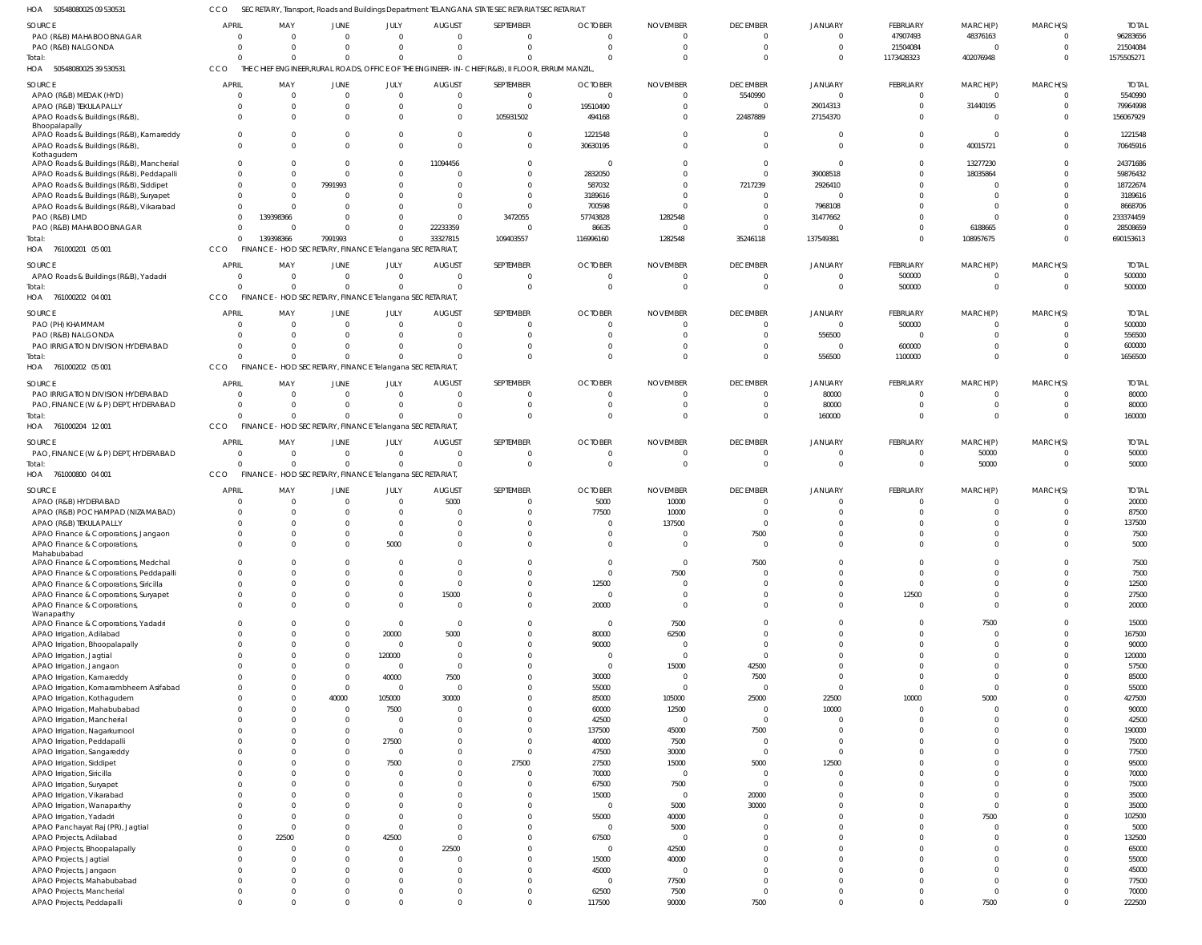HOA 50548080025 09 530531 CCO SECRETARY, Transport, Roads and Buildings Department TELANGANA STATE SECRETARIAT SECRETARIAT

| SOURCE | APRIL | MAY | JUNE | JULY | AUGUST | SEPTEMBER | OCTOBER | NOVEMBER | DECEMBER | JANUARY | FEBRUARY | MARCH(P) | MARCH(S) | TOTAL |
|---|---|---|---|---|---|---|---|---|---|---|---|---|---|---|
| PAO (R&B) MAHABOOBNAGAR | 0 | 0 | 0 | 0 | 0 | 0 | 0 | 0 | 0 | 0 | 47907493 | 48376163 | 0 | 96283656 |
| PAO (R&B) NALGONDA | 0 | 0 | 0 | 0 | 0 | 0 | 0 | 0 | 0 | 0 | 21504084 | 0 | 0 | 21504084 |
| Total: | 0 | 0 | 0 | 0 | 0 | 0 | 0 | 0 | 0 | 0 | 1173428323 | 402076948 | 0 | 1575505271 |

HOA 50548080025 39 530531 CCO THE CHIEF ENGINEER,RURAL ROADS, OFFICE OF THE ENGINEER-IN-CHIEF(R&B), II FLOOR, ERRUM MANZIL,

| SOURCE | APRIL | MAY | JUNE | JULY | AUGUST | SEPTEMBER | OCTOBER | NOVEMBER | DECEMBER | JANUARY | FEBRUARY | MARCH(P) | MARCH(S) | TOTAL |
|---|---|---|---|---|---|---|---|---|---|---|---|---|---|---|
| APAO (R&B) MEDAK (HYD) | 0 | 0 | 0 | 0 | 0 | 0 | 0 | 0 | 5540990 | 0 | 0 | 0 | 0 | 5540990 |
| APAO (R&B) TEKULAPALLY | 0 | 0 | 0 | 0 | 0 | 0 | 19510490 | 0 | 0 | 29014313 | 0 | 31440195 | 0 | 79964998 |
| APAO Roads & Buildings (R&B), Bhoopalapally | 0 | 0 | 0 | 0 | 0 | 105931502 | 494168 | 0 | 22487889 | 27154370 | 0 | 0 | 0 | 156067929 |
| APAO Roads & Buildings (R&B), Kamareddy | 0 | 0 | 0 | 0 | 0 | 0 | 1221548 | 0 | 0 | 0 | 0 | 0 | 0 | 1221548 |
| APAO Roads & Buildings (R&B), Kothagudem | 0 | 0 | 0 | 0 | 0 | 0 | 30630195 | 0 | 0 | 0 | 0 | 40015721 | 0 | 70645916 |
| APAO Roads & Buildings (R&B), Mancherial | 0 | 0 | 0 | 0 | 11094456 | 0 | 0 | 0 | 0 | 0 | 0 | 13277230 | 0 | 24371686 |
| APAO Roads & Buildings (R&B), Peddapalli | 0 | 0 | 0 | 0 | 0 | 0 | 2832050 | 0 | 0 | 39008518 | 0 | 18035864 | 0 | 59876432 |
| APAO Roads & Buildings (R&B), Siddipet | 0 | 0 | 7991993 | 0 | 0 | 0 | 587032 | 0 | 7217239 | 2926410 | 0 | 0 | 0 | 18722674 |
| APAO Roads & Buildings (R&B), Suryapet | 0 | 0 | 0 | 0 | 0 | 0 | 3189616 | 0 | 0 | 0 | 0 | 0 | 0 | 3189616 |
| APAO Roads & Buildings (R&B), Vikarabad | 0 | 0 | 0 | 0 | 0 | 0 | 700598 | 0 | 0 | 7968108 | 0 | 0 | 0 | 8668706 |
| PAO (R&B) LMD | 0 | 139398366 | 0 | 0 | 0 | 3472055 | 57743828 | 1282548 | 0 | 31477662 | 0 | 0 | 0 | 233374459 |
| PAO (R&B) MAHABOOBNAGAR | 0 | 0 | 0 | 0 | 22233359 | 0 | 86635 | 0 | 0 | 0 | 0 | 6188665 | 0 | 28508659 |
| Total: | 0 | 139398366 | 7991993 | 0 | 33327815 | 109403557 | 116996160 | 1282548 | 35246118 | 137549381 | 0 | 108957675 | 0 | 690153613 |

HOA 761000201 05 001 CCO FINANCE - HOD SECRETARY, FINANCE Telangana SECRETARIAT,

| SOURCE | APRIL | MAY | JUNE | JULY | AUGUST | SEPTEMBER | OCTOBER | NOVEMBER | DECEMBER | JANUARY | FEBRUARY | MARCH(P) | MARCH(S) | TOTAL |
|---|---|---|---|---|---|---|---|---|---|---|---|---|---|---|
| APAO Roads & Buildings (R&B), Yadadri | 0 | 0 | 0 | 0 | 0 | 0 | 0 | 0 | 0 | 0 | 500000 | 0 | 0 | 500000 |
| Total: | 0 | 0 | 0 | 0 | 0 | 0 | 0 | 0 | 0 | 0 | 500000 | 0 | 0 | 500000 |

HOA 761000202 04 001 CCO FINANCE - HOD SECRETARY, FINANCE Telangana SECRETARIAT,

| SOURCE | APRIL | MAY | JUNE | JULY | AUGUST | SEPTEMBER | OCTOBER | NOVEMBER | DECEMBER | JANUARY | FEBRUARY | MARCH(P) | MARCH(S) | TOTAL |
|---|---|---|---|---|---|---|---|---|---|---|---|---|---|---|
| PAO (PH) KHAMMAM | 0 | 0 | 0 | 0 | 0 | 0 | 0 | 0 | 0 | 0 | 500000 | 0 | 0 | 500000 |
| PAO (R&B) NALGONDA | 0 | 0 | 0 | 0 | 0 | 0 | 0 | 0 | 0 | 556500 | 0 | 0 | 0 | 556500 |
| PAO IRRIGATION DIVISION HYDERABAD | 0 | 0 | 0 | 0 | 0 | 0 | 0 | 0 | 0 | 0 | 600000 | 0 | 0 | 600000 |
| Total: | 0 | 0 | 0 | 0 | 0 | 0 | 0 | 0 | 0 | 556500 | 1100000 | 0 | 0 | 1656500 |

HOA 761000202 05 001 CCO FINANCE - HOD SECRETARY, FINANCE Telangana SECRETARIAT,

| SOURCE | APRIL | MAY | JUNE | JULY | AUGUST | SEPTEMBER | OCTOBER | NOVEMBER | DECEMBER | JANUARY | FEBRUARY | MARCH(P) | MARCH(S) | TOTAL |
|---|---|---|---|---|---|---|---|---|---|---|---|---|---|---|
| PAO IRRIGATION DIVISION HYDERABAD | 0 | 0 | 0 | 0 | 0 | 0 | 0 | 0 | 0 | 80000 | 0 | 0 | 0 | 80000 |
| PAO, FINANCE (W & P) DEPT, HYDERABAD | 0 | 0 | 0 | 0 | 0 | 0 | 0 | 0 | 0 | 80000 | 0 | 0 | 0 | 80000 |
| Total: | 0 | 0 | 0 | 0 | 0 | 0 | 0 | 0 | 0 | 160000 | 0 | 0 | 0 | 160000 |

HOA 761000204 12 001 CCO FINANCE - HOD SECRETARY, FINANCE Telangana SECRETARIAT,

| SOURCE | APRIL | MAY | JUNE | JULY | AUGUST | SEPTEMBER | OCTOBER | NOVEMBER | DECEMBER | JANUARY | FEBRUARY | MARCH(P) | MARCH(S) | TOTAL |
|---|---|---|---|---|---|---|---|---|---|---|---|---|---|---|
| PAO, FINANCE (W & P) DEPT, HYDERABAD | 0 | 0 | 0 | 0 | 0 | 0 | 0 | 0 | 0 | 0 | 0 | 50000 | 0 | 50000 |
| Total: | 0 | 0 | 0 | 0 | 0 | 0 | 0 | 0 | 0 | 0 | 0 | 50000 | 0 | 50000 |

HOA 761000800 04 001 CCO FINANCE - HOD SECRETARY, FINANCE Telangana SECRETARIAT,

| SOURCE | APRIL | MAY | JUNE | JULY | AUGUST | SEPTEMBER | OCTOBER | NOVEMBER | DECEMBER | JANUARY | FEBRUARY | MARCH(P) | MARCH(S) | TOTAL |
|---|---|---|---|---|---|---|---|---|---|---|---|---|---|---|
| APAO (R&B) HYDERABAD | 0 | 0 | 0 | 0 | 5000 | 0 | 5000 | 10000 | 0 | 0 | 0 | 0 | 0 | 20000 |
| APAO (R&B) POCHAMPAD (NIZAMABAD) | 0 | 0 | 0 | 0 | 0 | 0 | 77500 | 10000 | 0 | 0 | 0 | 0 | 0 | 87500 |
| APAO (R&B) TEKULAPALLY | 0 | 0 | 0 | 0 | 0 | 0 | 0 | 137500 | 0 | 0 | 0 | 0 | 0 | 137500 |
| APAO Finance & Corporations, Jangaon | 0 | 0 | 0 | 0 | 0 | 0 | 0 | 0 | 7500 | 0 | 0 | 0 | 0 | 7500 |
| APAO Finance & Corporations, Mahabubabad | 0 | 0 | 0 | 5000 | 0 | 0 | 0 | 0 | 0 | 0 | 0 | 0 | 0 | 5000 |
| APAO Finance & Corporations, Medchal | 0 | 0 | 0 | 0 | 0 | 0 | 0 | 0 | 7500 | 0 | 0 | 0 | 0 | 7500 |
| APAO Finance & Corporations, Peddapalli | 0 | 0 | 0 | 0 | 0 | 0 | 0 | 7500 | 0 | 0 | 0 | 0 | 0 | 7500 |
| APAO Finance & Corporations, Siricilla | 0 | 0 | 0 | 0 | 0 | 0 | 12500 | 0 | 0 | 0 | 0 | 0 | 0 | 12500 |
| APAO Finance & Corporations, Suryapet | 0 | 0 | 0 | 0 | 15000 | 0 | 0 | 0 | 0 | 0 | 12500 | 0 | 0 | 27500 |
| APAO Finance & Corporations, Wanaparthy | 0 | 0 | 0 | 0 | 0 | 0 | 20000 | 0 | 0 | 0 | 0 | 0 | 0 | 20000 |
| APAO Finance & Corporations, Yadadri | 0 | 0 | 0 | 0 | 0 | 0 | 0 | 7500 | 0 | 0 | 0 | 7500 | 0 | 15000 |
| APAO Irrigation, Adilabad | 0 | 0 | 0 | 20000 | 5000 | 0 | 80000 | 62500 | 0 | 0 | 0 | 0 | 0 | 167500 |
| APAO Irrigation, Bhoopalapally | 0 | 0 | 0 | 0 | 0 | 0 | 90000 | 0 | 0 | 0 | 0 | 0 | 0 | 90000 |
| APAO Irrigation, Jagtial | 0 | 0 | 0 | 120000 | 0 | 0 | 0 | 0 | 0 | 0 | 0 | 0 | 0 | 120000 |
| APAO Irrigation, Jangaon | 0 | 0 | 0 | 0 | 0 | 0 | 0 | 15000 | 42500 | 0 | 0 | 0 | 0 | 57500 |
| APAO Irrigation, Kamareddy | 0 | 0 | 0 | 40000 | 7500 | 0 | 30000 | 0 | 7500 | 0 | 0 | 0 | 0 | 85000 |
| APAO Irrigation, Komarambheem Asifabad | 0 | 0 | 0 | 0 | 0 | 0 | 55000 | 0 | 0 | 0 | 0 | 0 | 0 | 55000 |
| APAO Irrigation, Kothagudem | 0 | 0 | 40000 | 105000 | 30000 | 0 | 85000 | 105000 | 25000 | 22500 | 10000 | 5000 | 0 | 427500 |
| APAO Irrigation, Mahabubabad | 0 | 0 | 0 | 7500 | 0 | 0 | 60000 | 12500 | 0 | 10000 | 0 | 0 | 0 | 90000 |
| APAO Irrigation, Mancherial | 0 | 0 | 0 | 0 | 0 | 0 | 42500 | 0 | 0 | 0 | 0 | 0 | 0 | 42500 |
| APAO Irrigation, Nagarkurnool | 0 | 0 | 0 | 0 | 0 | 0 | 137500 | 45000 | 7500 | 0 | 0 | 0 | 0 | 190000 |
| APAO Irrigation, Peddapalli | 0 | 0 | 0 | 27500 | 0 | 0 | 40000 | 7500 | 0 | 0 | 0 | 0 | 0 | 75000 |
| APAO Irrigation, Sangareddy | 0 | 0 | 0 | 0 | 0 | 0 | 47500 | 30000 | 0 | 0 | 0 | 0 | 0 | 77500 |
| APAO Irrigation, Siddipet | 0 | 0 | 0 | 7500 | 0 | 27500 | 27500 | 15000 | 5000 | 12500 | 0 | 0 | 0 | 95000 |
| APAO Irrigation, Siricilla | 0 | 0 | 0 | 0 | 0 | 0 | 70000 | 0 | 0 | 0 | 0 | 0 | 0 | 70000 |
| APAO Irrigation, Suryapet | 0 | 0 | 0 | 0 | 0 | 0 | 67500 | 7500 | 0 | 0 | 0 | 0 | 0 | 75000 |
| APAO Irrigation, Vikarabad | 0 | 0 | 0 | 0 | 0 | 0 | 15000 | 0 | 20000 | 0 | 0 | 0 | 0 | 35000 |
| APAO Irrigation, Wanaparthy | 0 | 0 | 0 | 0 | 0 | 0 | 0 | 5000 | 30000 | 0 | 0 | 0 | 0 | 35000 |
| APAO Irrigation, Yadadri | 0 | 0 | 0 | 0 | 0 | 0 | 55000 | 40000 | 0 | 0 | 0 | 7500 | 0 | 102500 |
| APAO Panchayat Raj (PR), Jagtial | 0 | 0 | 0 | 0 | 0 | 0 | 0 | 5000 | 0 | 0 | 0 | 0 | 0 | 5000 |
| APAO Projects, Adilabad | 0 | 22500 | 0 | 42500 | 0 | 0 | 67500 | 0 | 0 | 0 | 0 | 0 | 0 | 132500 |
| APAO Projects, Bhoopalapally | 0 | 0 | 0 | 0 | 22500 | 0 | 0 | 42500 | 0 | 0 | 0 | 0 | 0 | 65000 |
| APAO Projects, Jagtial | 0 | 0 | 0 | 0 | 0 | 0 | 15000 | 40000 | 0 | 0 | 0 | 0 | 0 | 55000 |
| APAO Projects, Jangaon | 0 | 0 | 0 | 0 | 0 | 0 | 45000 | 0 | 0 | 0 | 0 | 0 | 0 | 45000 |
| APAO Projects, Mahabubabad | 0 | 0 | 0 | 0 | 0 | 0 | 0 | 77500 | 0 | 0 | 0 | 0 | 0 | 77500 |
| APAO Projects, Mancherial | 0 | 0 | 0 | 0 | 0 | 0 | 62500 | 7500 | 0 | 0 | 0 | 0 | 0 | 70000 |
| APAO Projects, Peddapalli | 0 | 0 | 0 | 0 | 0 | 0 | 117500 | 90000 | 7500 | 0 | 0 | 7500 | 0 | 222500 |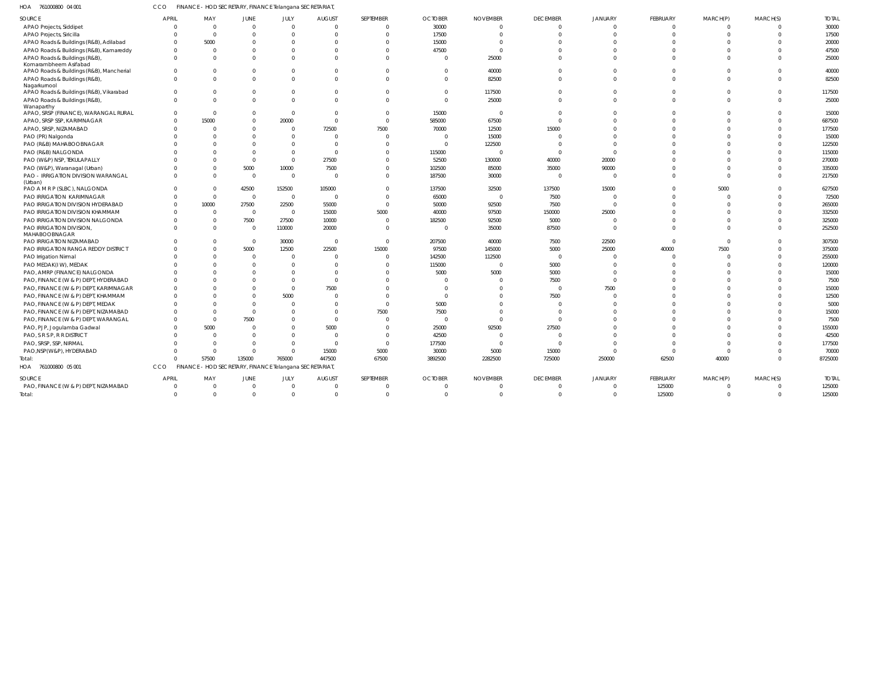HOA 761000800 04 001 CCO FINANCE - HOD SECRETARY, FINANCE Telangana SECRETARIAT,

| SOURCE | APRIL | MAY | JUNE | JULY | AUGUST | SEPTEMBER | OCTOBER | NOVEMBER | DECEMBER | JANUARY | FEBRUARY | MARCH(P) | MARCH(S) | TOTAL |
|---|---|---|---|---|---|---|---|---|---|---|---|---|---|---|
| APAO Projects, Siddipet | 0 | 0 | 0 | 0 | 0 | 0 | 30000 | 0 | 0 | 0 | 0 | 0 | 0 | 30000 |
| APAO Projects, Siricilla | 0 | 0 | 0 | 0 | 0 | 0 | 17500 | 0 | 0 | 0 | 0 | 0 | 0 | 17500 |
| APAO Roads & Buildings (R&B), Adilabad | 0 | 5000 | 0 | 0 | 0 | 0 | 15000 | 0 | 0 | 0 | 0 | 0 | 0 | 20000 |
| APAO Roads & Buildings (R&B), Kamareddy | 0 | 0 | 0 | 0 | 0 | 0 | 47500 | 0 | 0 | 0 | 0 | 0 | 0 | 47500 |
| APAO Roads & Buildings (R&B), Komarambheem Asifabad | 0 | 0 | 0 | 0 | 0 | 0 | 0 | 25000 | 0 | 0 | 0 | 0 | 0 | 25000 |
| APAO Roads & Buildings (R&B), Mancherial | 0 | 0 | 0 | 0 | 0 | 0 | 0 | 40000 | 0 | 0 | 0 | 0 | 0 | 40000 |
| APAO Roads & Buildings (R&B), Nagarkurnool | 0 | 0 | 0 | 0 | 0 | 0 | 0 | 82500 | 0 | 0 | 0 | 0 | 0 | 82500 |
| APAO Roads & Buildings (R&B), Vikarabad | 0 | 0 | 0 | 0 | 0 | 0 | 0 | 117500 | 0 | 0 | 0 | 0 | 0 | 117500 |
| APAO Roads & Buildings (R&B), Wanaparthy | 0 | 0 | 0 | 0 | 0 | 0 | 0 | 25000 | 0 | 0 | 0 | 0 | 0 | 25000 |
| APAO, SRSP (FINANCE), WARANGAL RURAL | 0 | 0 | 0 | 0 | 0 | 0 | 15000 | 0 | 0 | 0 | 0 | 0 | 0 | 15000 |
| APAO, SRSP SSP, KARIMNAGAR | 0 | 15000 | 0 | 20000 | 0 | 0 | 585000 | 67500 | 0 | 0 | 0 | 0 | 0 | 687500 |
| APAO, SRSP, NIZAMABAD | 0 | 0 | 0 | 0 | 72500 | 7500 | 70000 | 12500 | 15000 | 0 | 0 | 0 | 0 | 177500 |
| PAO (PR) Nalgonda | 0 | 0 | 0 | 0 | 0 | 0 | 0 | 15000 | 0 | 0 | 0 | 0 | 0 | 15000 |
| PAO (R&B) MAHABOOBNAGAR | 0 | 0 | 0 | 0 | 0 | 0 | 0 | 122500 | 0 | 0 | 0 | 0 | 0 | 122500 |
| PAO (R&B) NALGONDA | 0 | 0 | 0 | 0 | 0 | 0 | 115000 | 0 | 0 | 0 | 0 | 0 | 0 | 115000 |
| PAO (W&P) NSP, TEKULAPALLY | 0 | 0 | 0 | 0 | 27500 | 0 | 52500 | 130000 | 40000 | 20000 | 0 | 0 | 0 | 270000 |
| PAO (W&P), Waranagal (Urban) | 0 | 0 | 5000 | 10000 | 7500 | 0 | 102500 | 85000 | 35000 | 90000 | 0 | 0 | 0 | 335000 |
| PAO - IRRIGATION DIVISION WARANGAL (Urban) | 0 | 0 | 0 | 0 | 0 | 0 | 187500 | 30000 | 0 | 0 | 0 | 0 | 0 | 217500 |
| PAO A M R P (SLBC), NALGONDA | 0 | 0 | 42500 | 152500 | 105000 | 0 | 137500 | 32500 | 137500 | 15000 | 0 | 5000 | 0 | 627500 |
| PAO IRRIGATION KARIMNAGAR | 0 | 0 | 0 | 0 | 0 | 0 | 65000 | 0 | 7500 | 0 | 0 | 0 | 0 | 72500 |
| PAO IRRIGATION DIVISION HYDERABAD | 0 | 10000 | 27500 | 22500 | 55000 | 0 | 50000 | 92500 | 7500 | 0 | 0 | 0 | 0 | 265000 |
| PAO IRRIGATION DIVISION KHAMMAM | 0 | 0 | 0 | 0 | 15000 | 5000 | 40000 | 97500 | 150000 | 25000 | 0 | 0 | 0 | 332500 |
| PAO IRRIGATION DIVISION NALGONDA | 0 | 0 | 7500 | 27500 | 10000 | 0 | 182500 | 92500 | 5000 | 0 | 0 | 0 | 0 | 325000 |
| PAO IRRIGATION DIVISION, MAHABOOBNAGAR | 0 | 0 | 0 | 110000 | 20000 | 0 | 0 | 35000 | 87500 | 0 | 0 | 0 | 0 | 252500 |
| PAO IRRIGATION NIZAMABAD | 0 | 0 | 0 | 30000 | 0 | 0 | 207500 | 40000 | 7500 | 22500 | 0 | 0 | 0 | 307500 |
| PAO IRRIGATION RANGA REDDY DISTRICT | 0 | 0 | 5000 | 12500 | 22500 | 15000 | 97500 | 145000 | 5000 | 25000 | 40000 | 7500 | 0 | 375000 |
| PAO Irrigation Nirmal | 0 | 0 | 0 | 0 | 0 | 0 | 142500 | 112500 | 0 | 0 | 0 | 0 | 0 | 255000 |
| PAO MEDAK(IW), MEDAK | 0 | 0 | 0 | 0 | 0 | 0 | 115000 | 0 | 5000 | 0 | 0 | 0 | 0 | 120000 |
| PAO, AMRP (FINANCE) NALGONDA | 0 | 0 | 0 | 0 | 0 | 0 | 5000 | 5000 | 5000 | 0 | 0 | 0 | 0 | 15000 |
| PAO, FINANCE (W & P) DEPT, HYDERABAD | 0 | 0 | 0 | 0 | 0 | 0 | 0 | 0 | 7500 | 0 | 0 | 0 | 0 | 7500 |
| PAO, FINANCE (W & P) DEPT, KARIMNAGAR | 0 | 0 | 0 | 0 | 7500 | 0 | 0 | 0 | 0 | 7500 | 0 | 0 | 0 | 15000 |
| PAO, FINANCE (W & P) DEPT, KHAMMAM | 0 | 0 | 0 | 5000 | 0 | 0 | 0 | 0 | 7500 | 0 | 0 | 0 | 0 | 12500 |
| PAO, FINANCE (W & P) DEPT, MEDAK | 0 | 0 | 0 | 0 | 0 | 0 | 5000 | 0 | 0 | 0 | 0 | 0 | 0 | 5000 |
| PAO, FINANCE (W & P) DEPT, NIZAMABAD | 0 | 0 | 0 | 0 | 0 | 7500 | 7500 | 0 | 0 | 0 | 0 | 0 | 0 | 15000 |
| PAO, FINANCE (W & P) DEPT, WARANGAL | 0 | 0 | 7500 | 0 | 0 | 0 | 0 | 0 | 0 | 0 | 0 | 0 | 0 | 7500 |
| PAO, PJP, Jogulamba Gadwal | 0 | 5000 | 0 | 0 | 5000 | 0 | 25000 | 92500 | 27500 | 0 | 0 | 0 | 0 | 155000 |
| PAO, S R S P, R R DISTRICT | 0 | 0 | 0 | 0 | 0 | 0 | 42500 | 0 | 0 | 0 | 0 | 0 | 0 | 42500 |
| PAO, SRSP, SSP, NIRMAL | 0 | 0 | 0 | 0 | 0 | 0 | 177500 | 0 | 0 | 0 | 0 | 0 | 0 | 177500 |
| PAO,NSP(W&P), HYDERABAD | 0 | 0 | 0 | 0 | 15000 | 5000 | 30000 | 5000 | 15000 | 0 | 0 | 0 | 0 | 70000 |
| Total: | 0 | 57500 | 135000 | 765000 | 447500 | 67500 | 3892500 | 2282500 | 725000 | 250000 | 62500 | 40000 | 0 | 8725000 |

HOA 761000800 05 001 CCO FINANCE - HOD SECRETARY, FINANCE Telangana SECRETARIAT,

| SOURCE | APRIL | MAY | JUNE | JULY | AUGUST | SEPTEMBER | OCTOBER | NOVEMBER | DECEMBER | JANUARY | FEBRUARY | MARCH(P) | MARCH(S) | TOTAL |
|---|---|---|---|---|---|---|---|---|---|---|---|---|---|---|
| PAO, FINANCE (W & P) DEPT, NIZAMABAD | 0 | 0 | 0 | 0 | 0 | 0 | 0 | 0 | 0 | 0 | 125000 | 0 | 0 | 125000 |
| Total: | 0 | 0 | 0 | 0 | 0 | 0 | 0 | 0 | 0 | 0 | 125000 | 0 | 0 | 125000 |